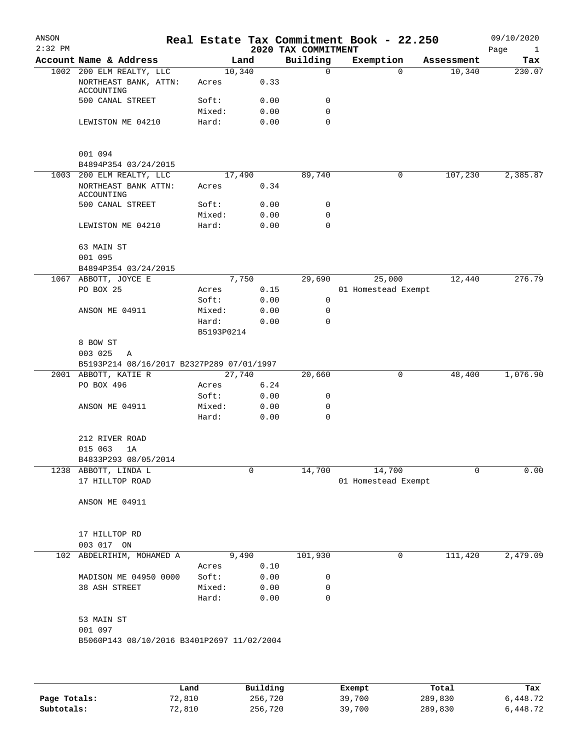# Real Estate Tax Commitment Book - 22.250

ANSON
2:32 PM
2020 TAX COMMITMENT
09/10/2020

| Account | Name & Address | Land | | Building | Exemption | Assessment | Tax |
|---|---|---|---|---|---|---|---|
| 1002 | 200 ELM REALTY, LLC | 10,340 | | 0 | 0 | 10,340 | 230.07 |
| | NORTHEAST BANK, ATTN: ACCOUNTING | Acres | 0.33 | | | | |
| | 500 CANAL STREET | Soft: | 0.00 | 0 | | | |
| | | Mixed: | 0.00 | 0 | | | |
| | LEWISTON ME 04210 | Hard: | 0.00 | 0 | | | |
| | 001 094 | | | | | | |
| | B4894P354 03/24/2015 | | | | | | |
| 1003 | 200 ELM REALTY, LLC | 17,490 | | 89,740 | 0 | 107,230 | 2,385.87 |
| | NORTHEAST BANK ATTN: ACCOUNTING | Acres | 0.34 | | | | |
| | 500 CANAL STREET | Soft: | 0.00 | 0 | | | |
| | | Mixed: | 0.00 | 0 | | | |
| | LEWISTON ME 04210 | Hard: | 0.00 | 0 | | | |
| | 63 MAIN ST | | | | | | |
| | 001 095 | | | | | | |
| | B4894P354 03/24/2015 | | | | | | |
| 1067 | ABBOTT, JOYCE E | 7,750 | | 29,690 | 25,000 | 12,440 | 276.79 |
| | PO BOX 25 | Acres | 0.15 | | 01 Homestead Exempt | | |
| | | Soft: | 0.00 | 0 | | | |
| | ANSON ME 04911 | Mixed: | 0.00 | 0 | | | |
| | | Hard: | 0.00 | 0 | | | |
| | | B5193P0214 | | | | | |
| | 8 BOW ST | | | | | | |
| | 003 025 A | | | | | | |
| | B5193P214 08/16/2017 B2327P289 07/01/1997 | | | | | | |
| 2001 | ABBOTT, KATIE R | 27,740 | | 20,660 | 0 | 48,400 | 1,076.90 |
| | PO BOX 496 | Acres | 6.24 | | | | |
| | | Soft: | 0.00 | 0 | | | |
| | ANSON ME 04911 | Mixed: | 0.00 | 0 | | | |
| | | Hard: | 0.00 | 0 | | | |
| | 212 RIVER ROAD | | | | | | |
| | 015 063 1A | | | | | | |
| | B4833P293 08/05/2014 | | | | | | |
| 1238 | ABBOTT, LINDA L | 0 | | 14,700 | 14,700 | 0 | 0.00 |
| | 17 HILLTOP ROAD | | | | 01 Homestead Exempt | | |
| | ANSON ME 04911 | | | | | | |
| | 17 HILLTOP RD | | | | | | |
| | 003 017 ON | | | | | | |
| 102 | ABDELRIHIM, MOHAMED A | 9,490 | | 101,930 | 0 | 111,420 | 2,479.09 |
| | | Acres | 0.10 | | | | |
| | MADISON ME 04950 0000 | Soft: | 0.00 | 0 | | | |
| | 38 ASH STREET | Mixed: | 0.00 | 0 | | | |
| | | Hard: | 0.00 | 0 | | | |
| | 53 MAIN ST | | | | | | |
| | 001 097 | | | | | | |
| | B5060P143 08/10/2016 B3401P2697 11/02/2004 | | | | | | |

| | Land | Building | Exempt | Total | Tax |
|---|---|---|---|---|---|
| Page Totals: | 72,810 | 256,720 | 39,700 | 289,830 | 6,448.72 |
| Subtotals: | 72,810 | 256,720 | 39,700 | 289,830 | 6,448.72 |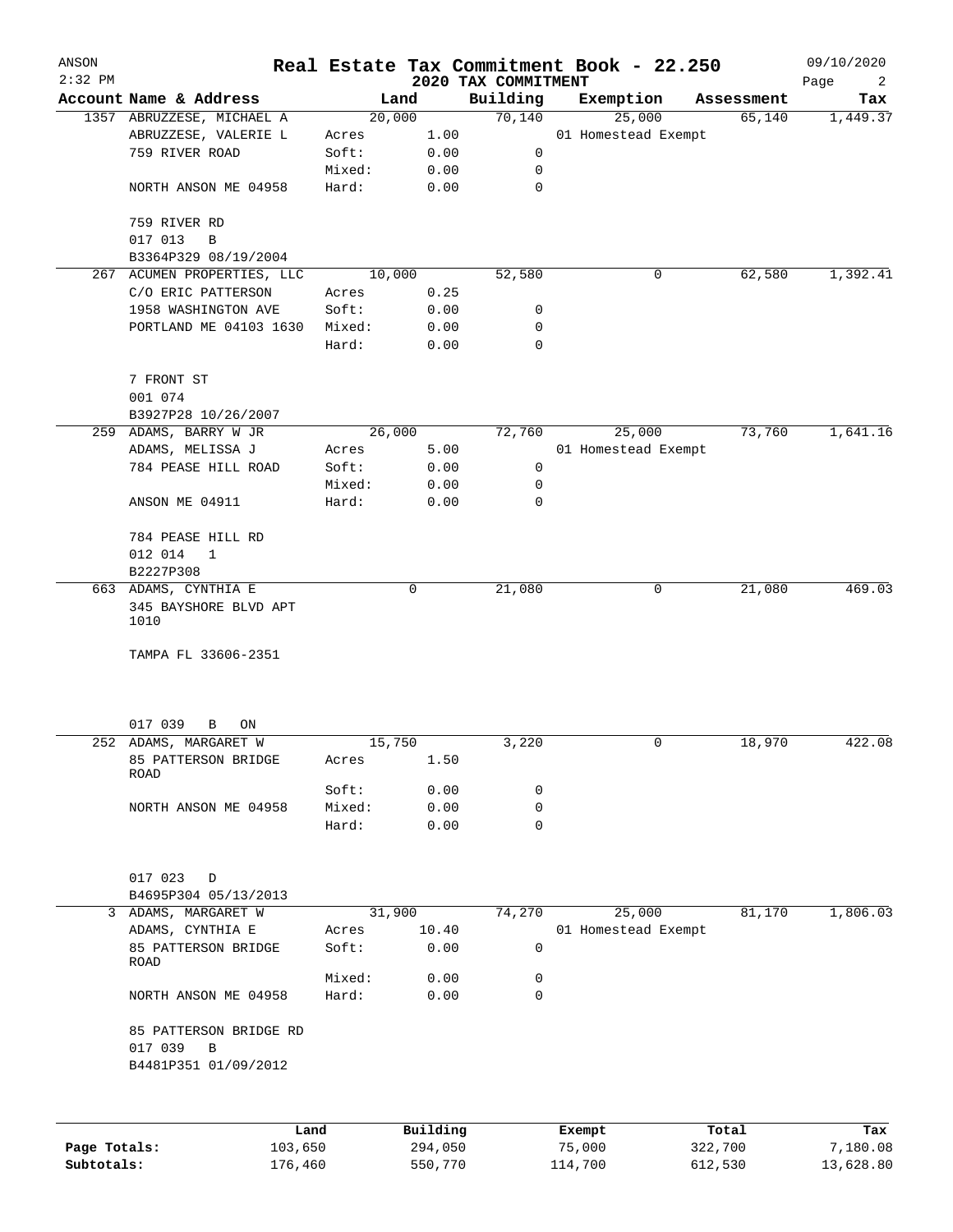ANSON 2:32 PM

# Real Estate Tax Commitment Book - 22.250

## 2020 TAX COMMITMENT

09/10/2020

| Account Name & Address | Land | | Building | Exemption | Assessment | Tax |
|---|---|---|---|---|---|---|
| 1357 ABRUZZESE, MICHAEL A | 20,000 | | 70,140 | 25,000 | 65,140 | 1,449.37 |
| ABRUZZESE, VALERIE L | Acres | 1.00 | | 01 Homestead Exempt | | |
| 759 RIVER ROAD | Soft: | 0.00 | 0 | | | |
| | Mixed: | 0.00 | 0 | | | |
| NORTH ANSON ME 04958 | Hard: | 0.00 | 0 | | | |
| 759 RIVER RD | | | | | | |
| 017 013 B | | | | | | |
| B3364P329 08/19/2004 | | | | | | |
| 267 ACUMEN PROPERTIES, LLC | 10,000 | | 52,580 | 0 | 62,580 | 1,392.41 |
| C/O ERIC PATTERSON | Acres | 0.25 | | | | |
| 1958 WASHINGTON AVE | Soft: | 0.00 | 0 | | | |
| PORTLAND ME 04103 1630 | Mixed: | 0.00 | 0 | | | |
| | Hard: | 0.00 | 0 | | | |
| 7 FRONT ST | | | | | | |
| 001 074 | | | | | | |
| B3927P28 10/26/2007 | | | | | | |
| 259 ADAMS, BARRY W JR | 26,000 | | 72,760 | 25,000 | 73,760 | 1,641.16 |
| ADAMS, MELISSA J | Acres | 5.00 | | 01 Homestead Exempt | | |
| 784 PEASE HILL ROAD | Soft: | 0.00 | 0 | | | |
| | Mixed: | 0.00 | 0 | | | |
| ANSON ME 04911 | Hard: | 0.00 | 0 | | | |
| 784 PEASE HILL RD | | | | | | |
| 012 014 1 | | | | | | |
| B2227P308 | | | | | | |
| 663 ADAMS, CYNTHIA E | 0 | | 21,080 | 0 | 21,080 | 469.03 |
| 345 BAYSHORE BLVD APT 1010 | | | | | | |
| TAMPA FL 33606-2351 | | | | | | |
| 017 039 B ON | | | | | | |
| 252 ADAMS, MARGARET W | 15,750 | | 3,220 | 0 | 18,970 | 422.08 |
| 85 PATTERSON BRIDGE ROAD | Acres | 1.50 | | | | |
| | Soft: | 0.00 | 0 | | | |
| NORTH ANSON ME 04958 | Mixed: | 0.00 | 0 | | | |
| | Hard: | 0.00 | 0 | | | |
| 017 023 D | | | | | | |
| B4695P304 05/13/2013 | | | | | | |
| 3 ADAMS, MARGARET W | 31,900 | | 74,270 | 25,000 | 81,170 | 1,806.03 |
| ADAMS, CYNTHIA E | Acres | 10.40 | | 01 Homestead Exempt | | |
| 85 PATTERSON BRIDGE ROAD | Soft: | 0.00 | 0 | | | |
| | Mixed: | 0.00 | 0 | | | |
| NORTH ANSON ME 04958 | Hard: | 0.00 | 0 | | | |
| 85 PATTERSON BRIDGE RD | | | | | | |
| 017 039 B | | | | | | |
| B4481P351 01/09/2012 | | | | | | |

| | Land | Building | Exempt | Total | Tax |
|---|---|---|---|---|---|
| Page Totals: | 103,650 | 294,050 | 75,000 | 322,700 | 7,180.08 |
| Subtotals: | 176,460 | 550,770 | 114,700 | 612,530 | 13,628.80 |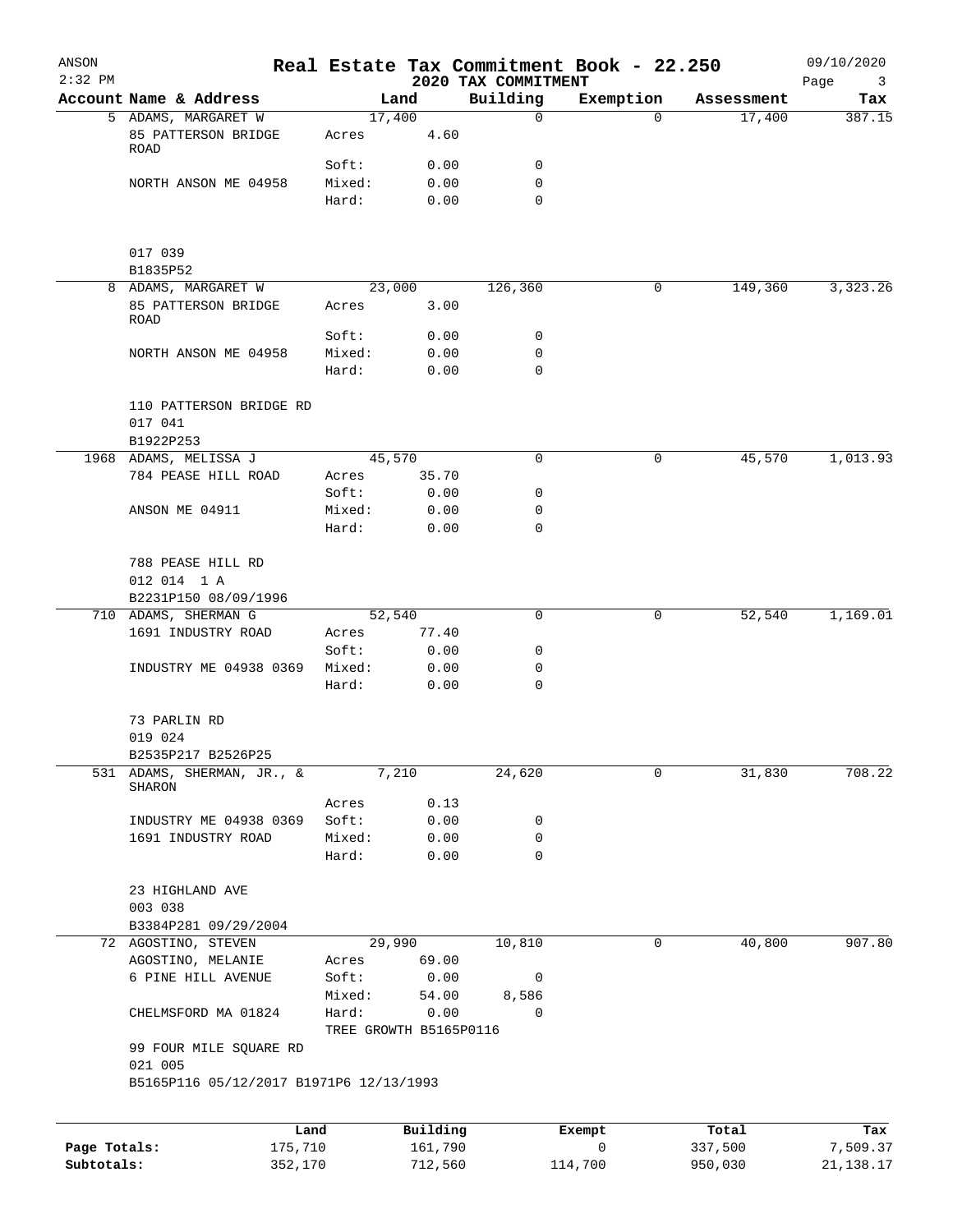# Real Estate Tax Commitment Book - 22.250

ANSON 2:32 PM — 2020 TAX COMMITMENT — 09/10/2020

| Account | Name & Address | Land | | Building | Exemption | Assessment | Tax |
|---|---|---|---|---|---|---|---|
| 5 | ADAMS, MARGARET W | 17,400 | | 0 | 0 | 17,400 | 387.15 |
| | 85 PATTERSON BRIDGE ROAD | Acres | 4.60 | | | | |
| | | Soft: | 0.00 | 0 | | | |
| | NORTH ANSON ME 04958 | Mixed: | 0.00 | 0 | | | |
| | | Hard: | 0.00 | 0 | | | |
| | 017 039 | | | | | | |
| | B1835P52 | | | | | | |
| 8 | ADAMS, MARGARET W | 23,000 | | 126,360 | 0 | 149,360 | 3,323.26 |
| | 85 PATTERSON BRIDGE ROAD | Acres | 3.00 | | | | |
| | | Soft: | 0.00 | 0 | | | |
| | NORTH ANSON ME 04958 | Mixed: | 0.00 | 0 | | | |
| | | Hard: | 0.00 | 0 | | | |
| | 110 PATTERSON BRIDGE RD | | | | | | |
| | 017 041 | | | | | | |
| | B1922P253 | | | | | | |
| 1968 | ADAMS, MELISSA J | 45,570 | | 0 | 0 | 45,570 | 1,013.93 |
| | 784 PEASE HILL ROAD | Acres | 35.70 | | | | |
| | | Soft: | 0.00 | 0 | | | |
| | ANSON ME 04911 | Mixed: | 0.00 | 0 | | | |
| | | Hard: | 0.00 | 0 | | | |
| | 788 PEASE HILL RD | | | | | | |
| | 012 014 1 A | | | | | | |
| | B2231P150 08/09/1996 | | | | | | |
| 710 | ADAMS, SHERMAN G | 52,540 | | 0 | 0 | 52,540 | 1,169.01 |
| | 1691 INDUSTRY ROAD | Acres | 77.40 | | | | |
| | | Soft: | 0.00 | 0 | | | |
| | INDUSTRY ME 04938 0369 | Mixed: | 0.00 | 0 | | | |
| | | Hard: | 0.00 | 0 | | | |
| | 73 PARLIN RD | | | | | | |
| | 019 024 | | | | | | |
| | B2535P217 B2526P25 | | | | | | |
| 531 | ADAMS, SHERMAN, JR., & SHARON | 7,210 | | 24,620 | 0 | 31,830 | 708.22 |
| | | Acres | 0.13 | | | | |
| | INDUSTRY ME 04938 0369 | Soft: | 0.00 | 0 | | | |
| | 1691 INDUSTRY ROAD | Mixed: | 0.00 | 0 | | | |
| | | Hard: | 0.00 | 0 | | | |
| | 23 HIGHLAND AVE | | | | | | |
| | 003 038 | | | | | | |
| | B3384P281 09/29/2004 | | | | | | |
| 72 | AGOSTINO, STEVEN | 29,990 | | 10,810 | 0 | 40,800 | 907.80 |
| | AGOSTINO, MELANIE | Acres | 69.00 | | | | |
| | 6 PINE HILL AVENUE | Soft: | 0.00 | 0 | | | |
| | | Mixed: | 54.00 | 8,586 | | | |
| | CHELMSFORD MA 01824 | Hard: | 0.00 | 0 | | | |
| | | TREE GROWTH B5165P0116 | | | | | |
| | 99 FOUR MILE SQUARE RD | | | | | | |
| | 021 005 | | | | | | |
| | B5165P116 05/12/2017 B1971P6 12/13/1993 | | | | | | |

| | Land | Building | Exempt | Total | Tax |
|---|---|---|---|---|---|
| Page Totals: | 175,710 | 161,790 | 0 | 337,500 | 7,509.37 |
| Subtotals: | 352,170 | 712,560 | 114,700 | 950,030 | 21,138.17 |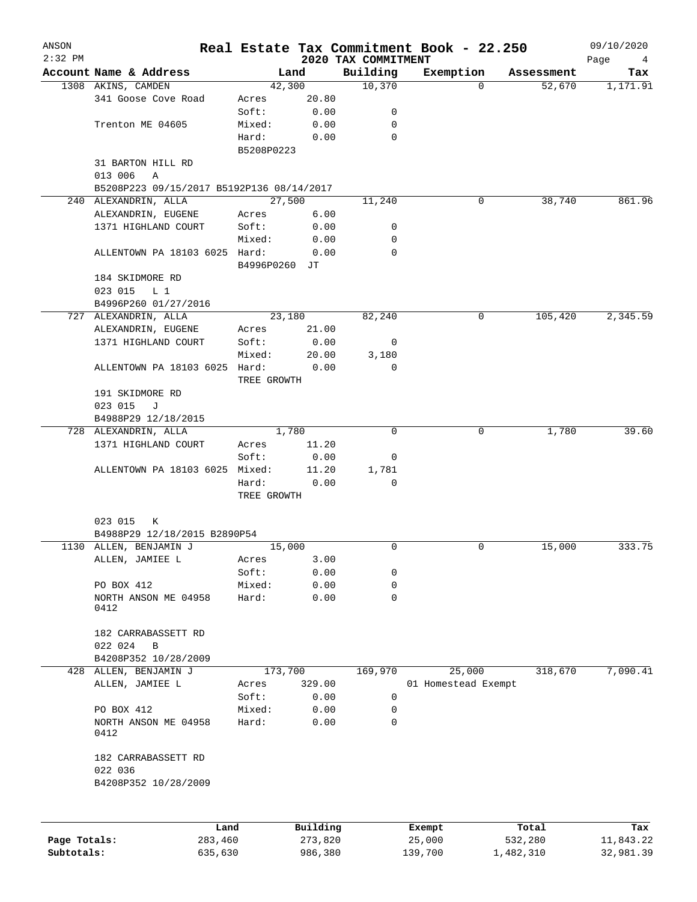ANSON
2:32 PM

# Real Estate Tax Commitment Book - 22.250

09/10/2020

## 2020 TAX COMMITMENT

| Account Name & Address | Land | | Building | Exemption | Assessment | Tax |
|---|---|---|---|---|---|---|
| 1308 AKINS, CAMDEN | 42,300 | | 10,370 | 0 | 52,670 | 1,171.91 |
| 341 Goose Cove Road | Acres | 20.80 | | | | |
| | Soft: | 0.00 | 0 | | | |
| Trenton ME 04605 | Mixed: | 0.00 | 0 | | | |
| | Hard: | 0.00 | 0 | | | |
| | B5208P0223 | | | | | |
| 31 BARTON HILL RD | | | | | | |
| 013 006 A | | | | | | |
| B5208P223 09/15/2017 B5192P136 08/14/2017 | | | | | | |
| 240 ALEXANDRIN, ALLA | 27,500 | | 11,240 | 0 | 38,740 | 861.96 |
| ALEXANDRIN, EUGENE | Acres | 6.00 | | | | |
| 1371 HIGHLAND COURT | Soft: | 0.00 | 0 | | | |
| | Mixed: | 0.00 | 0 | | | |
| ALLENTOWN PA 18103 6025 | Hard: | 0.00 | 0 | | | |
| | B4996P0260 JT | | | | | |
| 184 SKIDMORE RD | | | | | | |
| 023 015 L 1 | | | | | | |
| B4996P260 01/27/2016 | | | | | | |
| 727 ALEXANDRIN, ALLA | 23,180 | | 82,240 | 0 | 105,420 | 2,345.59 |
| ALEXANDRIN, EUGENE | Acres | 21.00 | | | | |
| 1371 HIGHLAND COURT | Soft: | 0.00 | 0 | | | |
| | Mixed: | 20.00 | 3,180 | | | |
| ALLENTOWN PA 18103 6025 | Hard: | 0.00 | 0 | | | |
| | TREE GROWTH | | | | | |
| 191 SKIDMORE RD | | | | | | |
| 023 015 J | | | | | | |
| B4988P29 12/18/2015 | | | | | | |
| 728 ALEXANDRIN, ALLA | 1,780 | | 0 | 0 | 1,780 | 39.60 |
| 1371 HIGHLAND COURT | Acres | 11.20 | | | | |
| | Soft: | 0.00 | 0 | | | |
| ALLENTOWN PA 18103 6025 | Mixed: | 11.20 | 1,781 | | | |
| | Hard: | 0.00 | 0 | | | |
| | TREE GROWTH | | | | | |
| 023 015 K | | | | | | |
| B4988P29 12/18/2015 B2890P54 | | | | | | |
| 1130 ALLEN, BENJAMIN J | 15,000 | | 0 | 0 | 15,000 | 333.75 |
| ALLEN, JAMIEE L | Acres | 3.00 | | | | |
| | Soft: | 0.00 | 0 | | | |
| PO BOX 412 | Mixed: | 0.00 | 0 | | | |
| NORTH ANSON ME 04958 0412 | Hard: | 0.00 | 0 | | | |
| 182 CARRABASSETT RD | | | | | | |
| 022 024 B | | | | | | |
| B4208P352 10/28/2009 | | | | | | |
| 428 ALLEN, BENJAMIN J | 173,700 | | 169,970 | 25,000 | 318,670 | 7,090.41 |
| ALLEN, JAMIEE L | Acres | 329.00 | | 01 Homestead Exempt | | |
| | Soft: | 0.00 | 0 | | | |
| PO BOX 412 | Mixed: | 0.00 | 0 | | | |
| NORTH ANSON ME 04958 0412 | Hard: | 0.00 | 0 | | | |
| 182 CARRABASSETT RD | | | | | | |
| 022 036 | | | | | | |
| B4208P352 10/28/2009 | | | | | | |

| | Land | Building | Exempt | Total | Tax |
|---|---|---|---|---|---|
| Page Totals: | 283,460 | 273,820 | 25,000 | 532,280 | 11,843.22 |
| Subtotals: | 635,630 | 986,380 | 139,700 | 1,482,310 | 32,981.39 |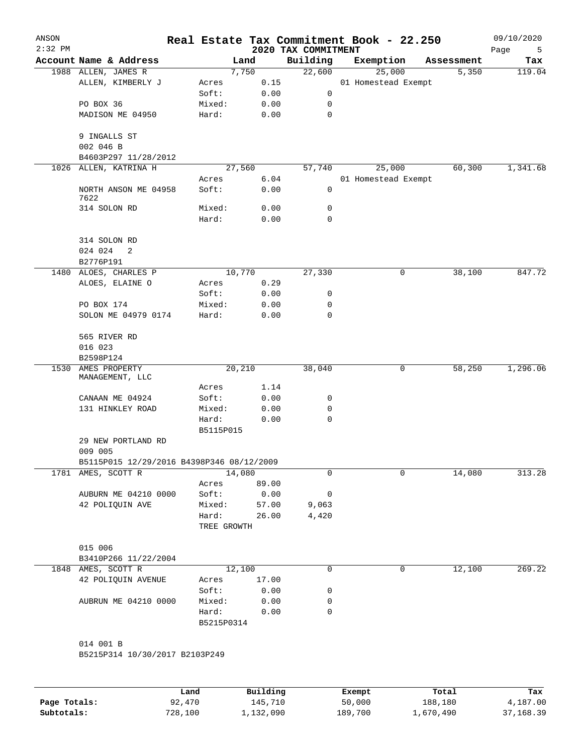ANSON
2:32 PM

# Real Estate Tax Commitment Book - 22.250

## 2020 TAX COMMITMENT

09/10/2020

| Account | Name & Address | | Land | Building | Exemption | Assessment | Tax |
|---|---|---|---|---|---|---|---|
| 1988 | ALLEN, JAMES R | | 7,750 | 22,600 | 25,000 | 5,350 | 119.04 |
| | ALLEN, KIMBERLY J | Acres | 0.15 | | 01 Homestead Exempt | | |
| | | Soft: | 0.00 | 0 | | | |
| | PO BOX 36 | Mixed: | 0.00 | 0 | | | |
| | MADISON ME 04950 | Hard: | 0.00 | 0 | | | |
| | 9 INGALLS ST | | | | | | |
| | 002 046 B | | | | | | |
| | B4603P297 11/28/2012 | | | | | | |
| 1026 | ALLEN, KATRINA H | | 27,560 | 57,740 | 25,000 | 60,300 | 1,341.68 |
| | | Acres | 6.04 | | 01 Homestead Exempt | | |
| | NORTH ANSON ME 04958 7622 | Soft: | 0.00 | 0 | | | |
| | 314 SOLON RD | Mixed: | 0.00 | 0 | | | |
| | | Hard: | 0.00 | 0 | | | |
| | 314 SOLON RD | | | | | | |
| | 024 024 2 | | | | | | |
| | B2776P191 | | | | | | |
| 1480 | ALOES, CHARLES P | | 10,770 | 27,330 | 0 | 38,100 | 847.72 |
| | ALOES, ELAINE O | Acres | 0.29 | | | | |
| | | Soft: | 0.00 | 0 | | | |
| | PO BOX 174 | Mixed: | 0.00 | 0 | | | |
| | SOLON ME 04979 0174 | Hard: | 0.00 | 0 | | | |
| | 565 RIVER RD | | | | | | |
| | 016 023 | | | | | | |
| | B2598P124 | | | | | | |
| 1530 | AMES PROPERTY MANAGEMENT, LLC | | 20,210 | 38,040 | 0 | 58,250 | 1,296.06 |
| | | Acres | 1.14 | | | | |
| | CANAAN ME 04924 | Soft: | 0.00 | 0 | | | |
| | 131 HINKLEY ROAD | Mixed: | 0.00 | 0 | | | |
| | | Hard: | 0.00 | 0 | | | |
| | | B5115P015 | | | | | |
| | 29 NEW PORTLAND RD | | | | | | |
| | 009 005 | | | | | | |
| | B5115P015 12/29/2016 B4398P346 08/12/2009 | | | | | | |
| 1781 | AMES, SCOTT R | | 14,080 | 0 | 0 | 14,080 | 313.28 |
| | | Acres | 89.00 | | | | |
| | AUBURN ME 04210 0000 | Soft: | 0.00 | 0 | | | |
| | 42 POLIQUIN AVE | Mixed: | 57.00 | 9,063 | | | |
| | | Hard: | 26.00 | 4,420 | | | |
| | | TREE GROWTH | | | | | |
| | 015 006 | | | | | | |
| | B3410P266 11/22/2004 | | | | | | |
| 1848 | AMES, SCOTT R | | 12,100 | 0 | 0 | 12,100 | 269.22 |
| | 42 POLIQUIN AVENUE | Acres | 17.00 | | | | |
| | | Soft: | 0.00 | 0 | | | |
| | AUBRUN ME 04210 0000 | Mixed: | 0.00 | 0 | | | |
| | | Hard: | 0.00 | 0 | | | |
| | | B5215P0314 | | | | | |
| | 014 001 B | | | | | | |
| | B5215P314 10/30/2017 B2103P249 | | | | | | |

| | Land | Building | Exempt | Total | Tax |
|---|---|---|---|---|---|
| Page Totals: | 92,470 | 145,710 | 50,000 | 188,180 | 4,187.00 |
| Subtotals: | 728,100 | 1,132,090 | 189,700 | 1,670,490 | 37,168.39 |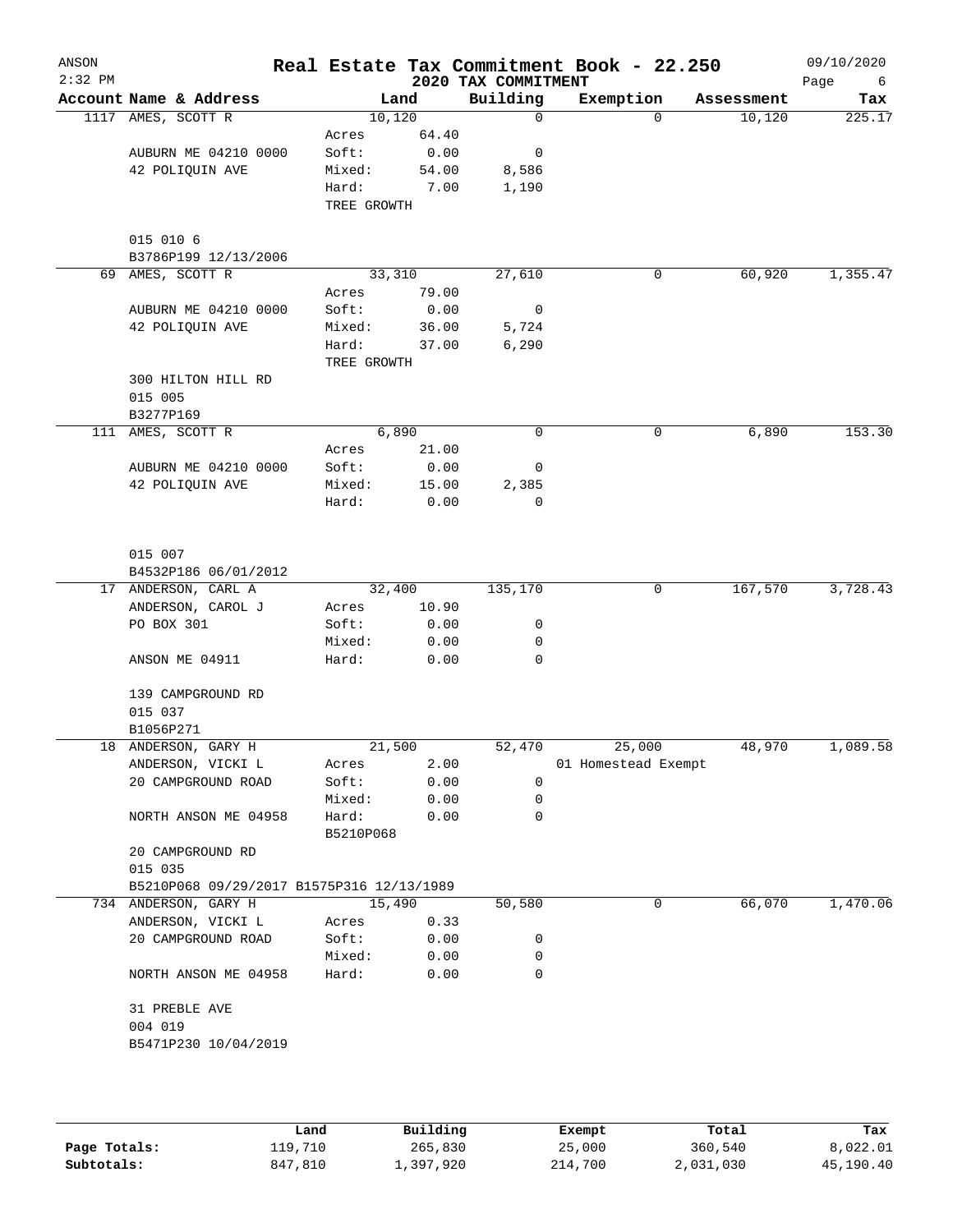ANSON
2:32 PM

# Real Estate Tax Commitment Book - 22.250

## 2020 TAX COMMITMENT

09/10/2020

| Account Name & Address | Land | | Building | Exemption | Assessment | Tax |
|---|---|---|---|---|---|---|
| 1117 AMES, SCOTT R | 10,120 | | 0 | 0 | 10,120 | 225.17 |
| | Acres | 64.40 | | | | |
| AUBURN ME 04210 0000 | Soft: | 0.00 | 0 | | | |
| 42 POLIQUIN AVE | Mixed: | 54.00 | 8,586 | | | |
| | Hard: | 7.00 | 1,190 | | | |
| | TREE GROWTH | | | | | |
| 015 010 6 | | | | | | |
| B3786P199 12/13/2006 | | | | | | |
| 69 AMES, SCOTT R | 33,310 | | 27,610 | 0 | 60,920 | 1,355.47 |
| | Acres | 79.00 | | | | |
| AUBURN ME 04210 0000 | Soft: | 0.00 | 0 | | | |
| 42 POLIQUIN AVE | Mixed: | 36.00 | 5,724 | | | |
| | Hard: | 37.00 | 6,290 | | | |
| | TREE GROWTH | | | | | |
| 300 HILTON HILL RD | | | | | | |
| 015 005 | | | | | | |
| B3277P169 | | | | | | |
| 111 AMES, SCOTT R | 6,890 | | 0 | 0 | 6,890 | 153.30 |
| | Acres | 21.00 | | | | |
| AUBURN ME 04210 0000 | Soft: | 0.00 | 0 | | | |
| 42 POLIQUIN AVE | Mixed: | 15.00 | 2,385 | | | |
| | Hard: | 0.00 | 0 | | | |
| 015 007 | | | | | | |
| B4532P186 06/01/2012 | | | | | | |
| 17 ANDERSON, CARL A | 32,400 | | 135,170 | 0 | 167,570 | 3,728.43 |
| ANDERSON, CAROL J | Acres | 10.90 | | | | |
| PO BOX 301 | Soft: | 0.00 | 0 | | | |
| | Mixed: | 0.00 | 0 | | | |
| ANSON ME 04911 | Hard: | 0.00 | 0 | | | |
| 139 CAMPGROUND RD | | | | | | |
| 015 037 | | | | | | |
| B1056P271 | | | | | | |
| 18 ANDERSON, GARY H | 21,500 | | 52,470 | 25,000 | 48,970 | 1,089.58 |
| ANDERSON, VICKI L | Acres | 2.00 | | 01 Homestead Exempt | | |
| 20 CAMPGROUND ROAD | Soft: | 0.00 | 0 | | | |
| | Mixed: | 0.00 | 0 | | | |
| NORTH ANSON ME 04958 | Hard: | 0.00 | 0 | | | |
| | B5210P068 | | | | | |
| 20 CAMPGROUND RD | | | | | | |
| 015 035 | | | | | | |
| B5210P068 09/29/2017 B1575P316 12/13/1989 | | | | | | |
| 734 ANDERSON, GARY H | 15,490 | | 50,580 | 0 | 66,070 | 1,470.06 |
| ANDERSON, VICKI L | Acres | 0.33 | | | | |
| 20 CAMPGROUND ROAD | Soft: | 0.00 | 0 | | | |
| | Mixed: | 0.00 | 0 | | | |
| NORTH ANSON ME 04958 | Hard: | 0.00 | 0 | | | |
| 31 PREBLE AVE | | | | | | |
| 004 019 | | | | | | |
| B5471P230 10/04/2019 | | | | | | |

| | Land | Building | Exempt | Total | Tax |
|---|---|---|---|---|---|
| Page Totals: | 119,710 | 265,830 | 25,000 | 360,540 | 8,022.01 |
| Subtotals: | 847,810 | 1,397,920 | 214,700 | 2,031,030 | 45,190.40 |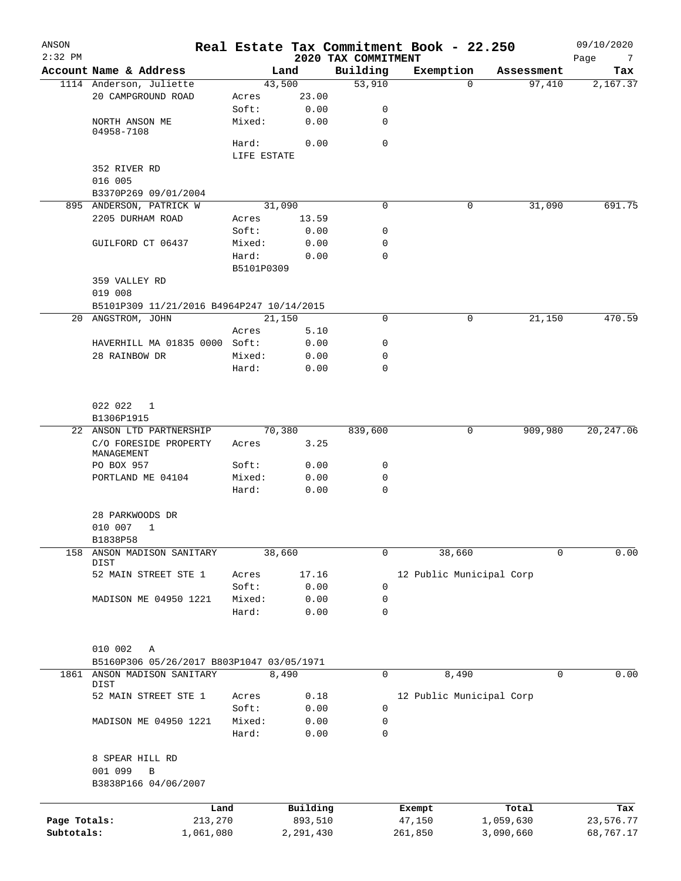# Real Estate Tax Commitment Book - 22.250

ANSON
2:32 PM
2020 TAX COMMITMENT
09/10/2020

| Account | Name & Address | Land | | Building | Exemption | Assessment | Tax |
|---|---|---|---|---|---|---|---|
| 1114 | Anderson, Juliette | 43,500 | | 53,910 | 0 | 97,410 | 2,167.37 |
| | 20 CAMPGROUND ROAD | Acres | 23.00 | | | | |
| | | Soft: | 0.00 | 0 | | | |
| | NORTH ANSON ME 04958-7108 | Mixed: | 0.00 | 0 | | | |
| | | Hard: | 0.00 | 0 | | | |
| | | LIFE ESTATE | | | | | |
| | 352 RIVER RD | | | | | | |
| | 016 005 | | | | | | |
| | B3370P269 09/01/2004 | | | | | | |
| 895 | ANDERSON, PATRICK W | 31,090 | | 0 | 0 | 31,090 | 691.75 |
| | 2205 DURHAM ROAD | Acres | 13.59 | | | | |
| | | Soft: | 0.00 | 0 | | | |
| | GUILFORD CT 06437 | Mixed: | 0.00 | 0 | | | |
| | | Hard: | 0.00 | 0 | | | |
| | | B5101P0309 | | | | | |
| | 359 VALLEY RD | | | | | | |
| | 019 008 | | | | | | |
| | B5101P309 11/21/2016 B4964P247 10/14/2015 | | | | | | |
| 20 | ANGSTROM, JOHN | 21,150 | | 0 | 0 | 21,150 | 470.59 |
| | | Acres | 5.10 | | | | |
| | HAVERHILL MA 01835 0000 | Soft: | 0.00 | 0 | | | |
| | 28 RAINBOW DR | Mixed: | 0.00 | 0 | | | |
| | | Hard: | 0.00 | 0 | | | |
| | 022 022 1 | | | | | | |
| | B1306P1915 | | | | | | |
| 22 | ANSON LTD PARTNERSHIP | 70,380 | | 839,600 | 0 | 909,980 | 20,247.06 |
| | C/O FORESIDE PROPERTY MANAGEMENT | Acres | 3.25 | | | | |
| | PO BOX 957 | Soft: | 0.00 | 0 | | | |
| | PORTLAND ME 04104 | Mixed: | 0.00 | 0 | | | |
| | | Hard: | 0.00 | 0 | | | |
| | 28 PARKWOODS DR | | | | | | |
| | 010 007 1 | | | | | | |
| | B1838P58 | | | | | | |
| 158 | ANSON MADISON SANITARY DIST | 38,660 | | 0 | 38,660 | 0 | 0.00 |
| | 52 MAIN STREET STE 1 | Acres | 17.16 | | 12 Public Municipal Corp | | |
| | | Soft: | 0.00 | 0 | | | |
| | MADISON ME 04950 1221 | Mixed: | 0.00 | 0 | | | |
| | | Hard: | 0.00 | 0 | | | |
| | 010 002 A | | | | | | |
| | B5160P306 05/26/2017 B803P1047 03/05/1971 | | | | | | |
| 1861 | ANSON MADISON SANITARY DIST | 8,490 | | 0 | 8,490 | 0 | 0.00 |
| | 52 MAIN STREET STE 1 | Acres | 0.18 | | 12 Public Municipal Corp | | |
| | | Soft: | 0.00 | 0 | | | |
| | MADISON ME 04950 1221 | Mixed: | 0.00 | 0 | | | |
| | | Hard: | 0.00 | 0 | | | |
| | 8 SPEAR HILL RD | | | | | | |
| | 001 099 B | | | | | | |
| | B3838P166 04/06/2007 | | | | | | |

| | Land | Building | Exempt | Total | Tax |
|---|---|---|---|---|---|
| Page Totals: | 213,270 | 893,510 | 47,150 | 1,059,630 | 23,576.77 |
| Subtotals: | 1,061,080 | 2,291,430 | 261,850 | 3,090,660 | 68,767.17 |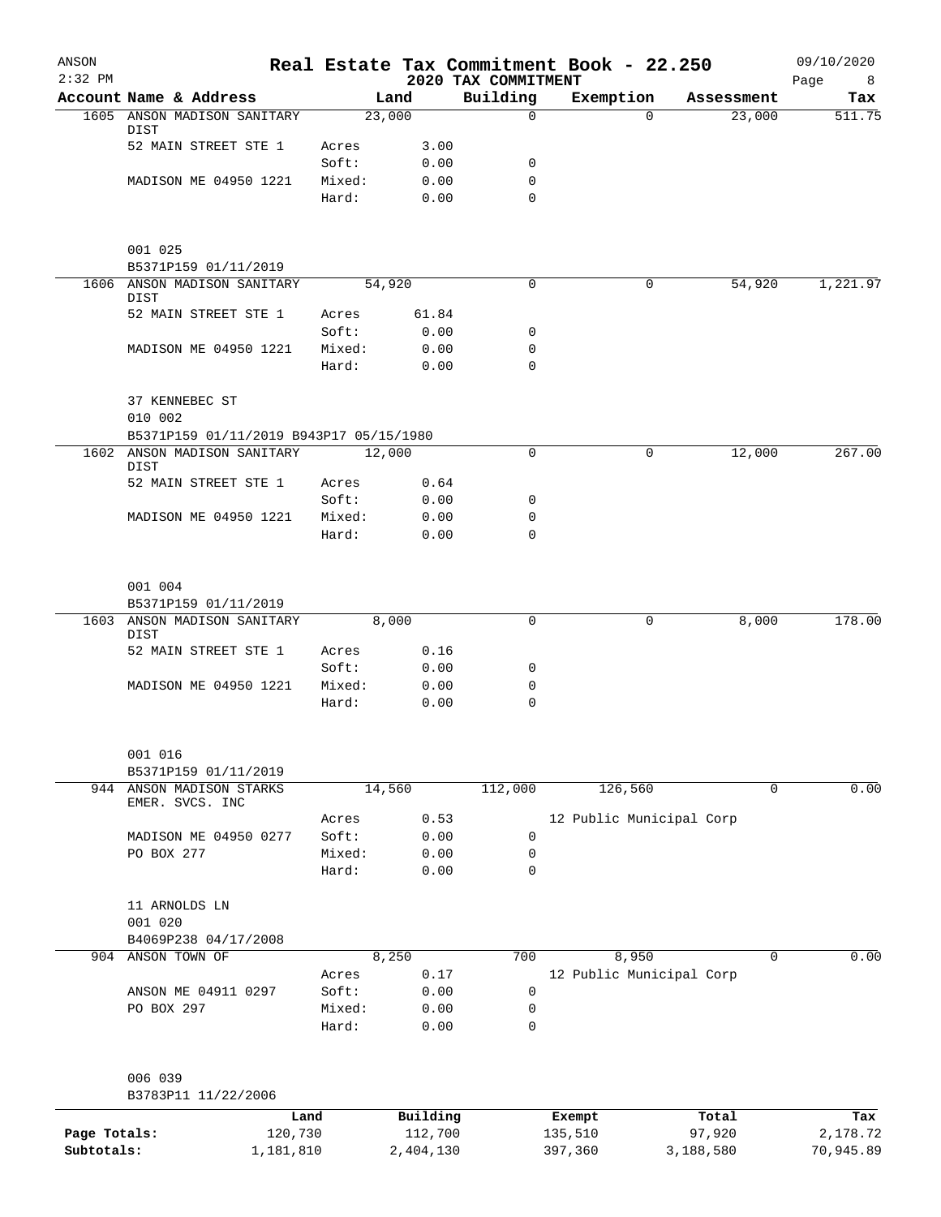# Real Estate Tax Commitment Book - 22.250

ANSON
2:32 PM
2020 TAX COMMITMENT
09/10/2020

| Account | Name & Address | | Land | Building | Exemption | Assessment | Tax |
|---|---|---|---|---|---|---|---|
| 1605 | ANSON MADISON SANITARY DIST | | 23,000 | 0 | 0 | 23,000 | 511.75 |
| | 52 MAIN STREET STE 1 | Acres | 3.00 | | | | |
| | | Soft: | 0.00 | 0 | | | |
| | MADISON ME 04950 1221 | Mixed: | 0.00 | 0 | | | |
| | | Hard: | 0.00 | 0 | | | |
| | 001 025 | | | | | | |
| | B5371P159 01/11/2019 | | | | | | |
| 1606 | ANSON MADISON SANITARY DIST | | 54,920 | 0 | 0 | 54,920 | 1,221.97 |
| | 52 MAIN STREET STE 1 | Acres | 61.84 | | | | |
| | | Soft: | 0.00 | 0 | | | |
| | MADISON ME 04950 1221 | Mixed: | 0.00 | 0 | | | |
| | | Hard: | 0.00 | 0 | | | |
| | 37 KENNEBEC ST | | | | | | |
| | 010 002 | | | | | | |
| | B5371P159 01/11/2019 B943P17 05/15/1980 | | | | | | |
| 1602 | ANSON MADISON SANITARY DIST | | 12,000 | 0 | 0 | 12,000 | 267.00 |
| | 52 MAIN STREET STE 1 | Acres | 0.64 | | | | |
| | | Soft: | 0.00 | 0 | | | |
| | MADISON ME 04950 1221 | Mixed: | 0.00 | 0 | | | |
| | | Hard: | 0.00 | 0 | | | |
| | 001 004 | | | | | | |
| | B5371P159 01/11/2019 | | | | | | |
| 1603 | ANSON MADISON SANITARY DIST | | 8,000 | 0 | 0 | 8,000 | 178.00 |
| | 52 MAIN STREET STE 1 | Acres | 0.16 | | | | |
| | | Soft: | 0.00 | 0 | | | |
| | MADISON ME 04950 1221 | Mixed: | 0.00 | 0 | | | |
| | | Hard: | 0.00 | 0 | | | |
| | 001 016 | | | | | | |
| | B5371P159 01/11/2019 | | | | | | |
| 944 | ANSON MADISON STARKS EMER. SVCS. INC | | 14,560 | 112,000 | 126,560 | 0 | 0.00 |
| | | Acres | 0.53 | | 12 Public Municipal Corp | | |
| | MADISON ME 04950 0277 | Soft: | 0.00 | 0 | | | |
| | PO BOX 277 | Mixed: | 0.00 | 0 | | | |
| | | Hard: | 0.00 | 0 | | | |
| | 11 ARNOLDS LN | | | | | | |
| | 001 020 | | | | | | |
| | B4069P238 04/17/2008 | | | | | | |
| 904 | ANSON TOWN OF | | 8,250 | 700 | 8,950 | 0 | 0.00 |
| | | Acres | 0.17 | | 12 Public Municipal Corp | | |
| | ANSON ME 04911 0297 | Soft: | 0.00 | 0 | | | |
| | PO BOX 297 | Mixed: | 0.00 | 0 | | | |
| | | Hard: | 0.00 | 0 | | | |
| | 006 039 | | | | | | |
| | B3783P11 11/22/2006 | | | | | | |

| | Land | Building | Exempt | Total | Tax |
|---|---|---|---|---|---|
| Page Totals: | 120,730 | 112,700 | 135,510 | 97,920 | 2,178.72 |
| Subtotals: | 1,181,810 | 2,404,130 | 397,360 | 3,188,580 | 70,945.89 |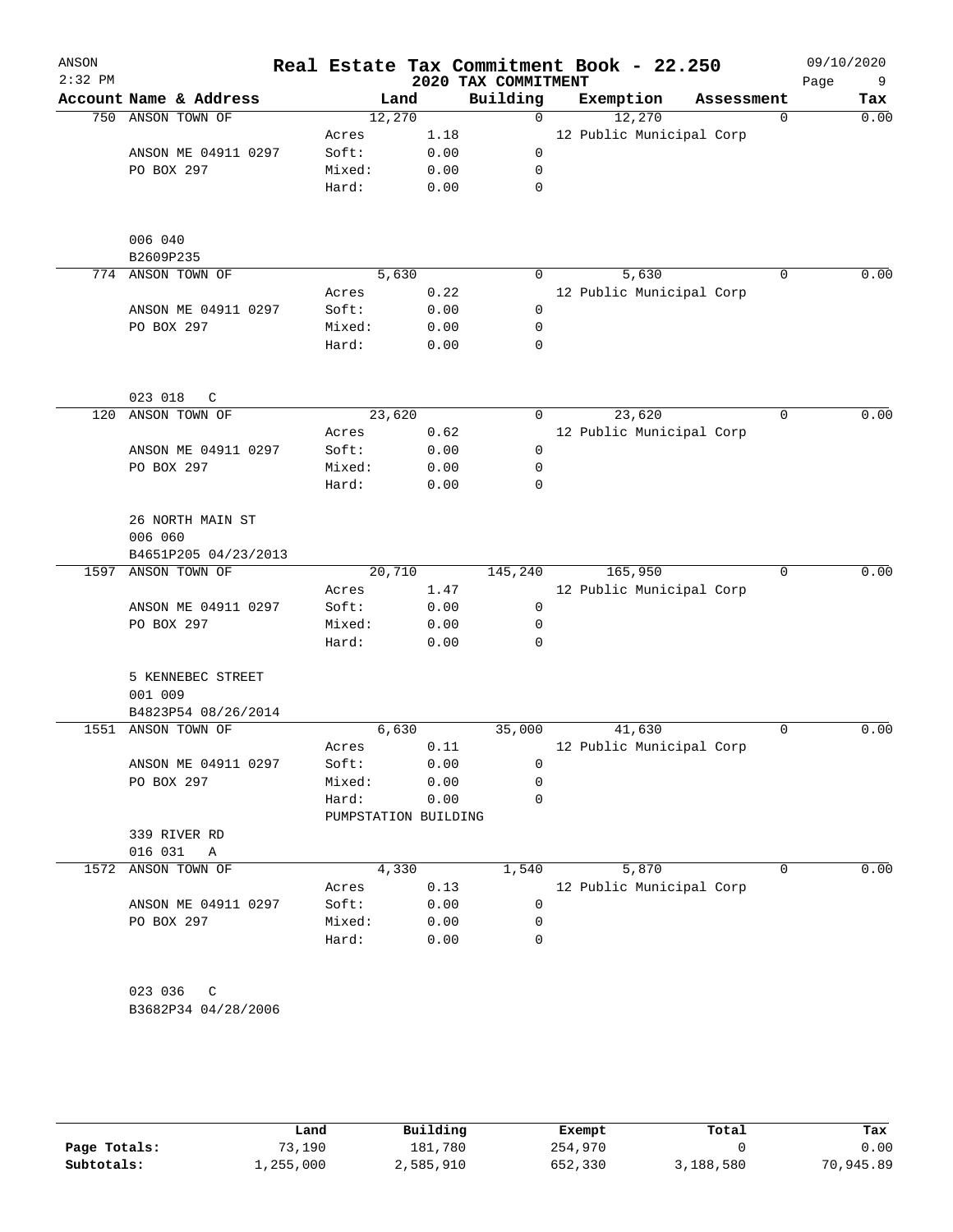# Real Estate Tax Commitment Book - 22.250

ANSON
2:32 PM
09/10/2020

## 2020 TAX COMMITMENT

| Account | Name & Address | Land | | Building | Exemption | Assessment | Tax |
|---|---|---|---|---|---|---|---|
| 750 | ANSON TOWN OF | 12,270 | | 0 | 12,270 | 0 | 0.00 |
| | | Acres | 1.18 | | 12 Public Municipal Corp | | |
| | ANSON ME 04911 0297 | Soft: | 0.00 | 0 | | | |
| | PO BOX 297 | Mixed: | 0.00 | 0 | | | |
| | | Hard: | 0.00 | 0 | | | |
| | 006 040 | | | | | | |
| | B2609P235 | | | | | | |
| 774 | ANSON TOWN OF | 5,630 | | 0 | 5,630 | 0 | 0.00 |
| | | Acres | 0.22 | | 12 Public Municipal Corp | | |
| | ANSON ME 04911 0297 | Soft: | 0.00 | 0 | | | |
| | PO BOX 297 | Mixed: | 0.00 | 0 | | | |
| | | Hard: | 0.00 | 0 | | | |
| | 023 018 C | | | | | | |
| 120 | ANSON TOWN OF | 23,620 | | 0 | 23,620 | 0 | 0.00 |
| | | Acres | 0.62 | | 12 Public Municipal Corp | | |
| | ANSON ME 04911 0297 | Soft: | 0.00 | 0 | | | |
| | PO BOX 297 | Mixed: | 0.00 | 0 | | | |
| | | Hard: | 0.00 | 0 | | | |
| | 26 NORTH MAIN ST | | | | | | |
| | 006 060 | | | | | | |
| | B4651P205 04/23/2013 | | | | | | |
| 1597 | ANSON TOWN OF | 20,710 | | 145,240 | 165,950 | 0 | 0.00 |
| | | Acres | 1.47 | | 12 Public Municipal Corp | | |
| | ANSON ME 04911 0297 | Soft: | 0.00 | 0 | | | |
| | PO BOX 297 | Mixed: | 0.00 | 0 | | | |
| | | Hard: | 0.00 | 0 | | | |
| | 5 KENNEBEC STREET | | | | | | |
| | 001 009 | | | | | | |
| | B4823P54 08/26/2014 | | | | | | |
| 1551 | ANSON TOWN OF | 6,630 | | 35,000 | 41,630 | 0 | 0.00 |
| | | Acres | 0.11 | | 12 Public Municipal Corp | | |
| | ANSON ME 04911 0297 | Soft: | 0.00 | 0 | | | |
| | PO BOX 297 | Mixed: | 0.00 | 0 | | | |
| | | Hard: | 0.00 | 0 | | | |
| | | PUMPSTATION BUILDING | | | | | |
| | 339 RIVER RD | | | | | | |
| | 016 031 A | | | | | | |
| 1572 | ANSON TOWN OF | 4,330 | | 1,540 | 5,870 | 0 | 0.00 |
| | | Acres | 0.13 | | 12 Public Municipal Corp | | |
| | ANSON ME 04911 0297 | Soft: | 0.00 | 0 | | | |
| | PO BOX 297 | Mixed: | 0.00 | 0 | | | |
| | | Hard: | 0.00 | 0 | | | |
| | 023 036 C | | | | | | |
| | B3682P34 04/28/2006 | | | | | | |

| | Land | Building | Exempt | Total | Tax |
|---|---|---|---|---|---|
| Page Totals: | 73,190 | 181,780 | 254,970 | 0 | 0.00 |
| Subtotals: | 1,255,000 | 2,585,910 | 652,330 | 3,188,580 | 70,945.89 |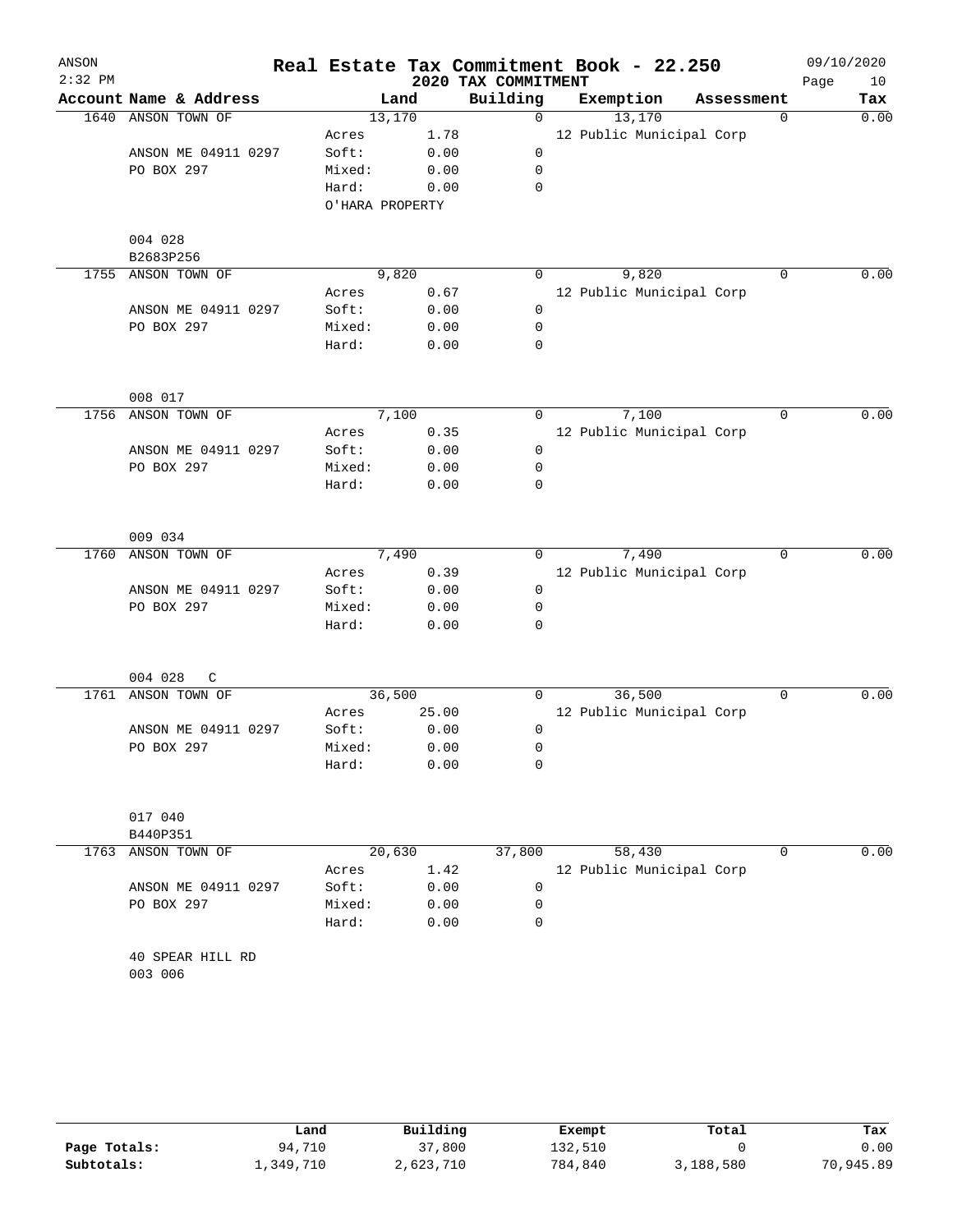# Real Estate Tax Commitment Book - 22.250

ANSON
2:32 PM

2020 TAX COMMITMENT

09/10/2020

| Account | Name & Address | Land | | Building | Exemption | Assessment | Tax |
|---|---|---|---|---|---|---|---|
| 1640 | ANSON TOWN OF | | 13,170 | 0 | 13,170 | 0 | 0.00 |
| | | Acres | 1.78 | | 12 Public Municipal Corp | | |
| | ANSON ME 04911 0297 | Soft: | 0.00 | 0 | | | |
| | PO BOX 297 | Mixed: | 0.00 | 0 | | | |
| | | Hard: | 0.00 | 0 | | | |
| | | O'HARA PROPERTY | | | | | |
| | 004 028 | | | | | | |
| | B2683P256 | | | | | | |
| 1755 | ANSON TOWN OF | | 9,820 | 0 | 9,820 | 0 | 0.00 |
| | | Acres | 0.67 | | 12 Public Municipal Corp | | |
| | ANSON ME 04911 0297 | Soft: | 0.00 | 0 | | | |
| | PO BOX 297 | Mixed: | 0.00 | 0 | | | |
| | | Hard: | 0.00 | 0 | | | |
| | 008 017 | | | | | | |
| 1756 | ANSON TOWN OF | | 7,100 | 0 | 7,100 | 0 | 0.00 |
| | | Acres | 0.35 | | 12 Public Municipal Corp | | |
| | ANSON ME 04911 0297 | Soft: | 0.00 | 0 | | | |
| | PO BOX 297 | Mixed: | 0.00 | 0 | | | |
| | | Hard: | 0.00 | 0 | | | |
| | 009 034 | | | | | | |
| 1760 | ANSON TOWN OF | | 7,490 | 0 | 7,490 | 0 | 0.00 |
| | | Acres | 0.39 | | 12 Public Municipal Corp | | |
| | ANSON ME 04911 0297 | Soft: | 0.00 | 0 | | | |
| | PO BOX 297 | Mixed: | 0.00 | 0 | | | |
| | | Hard: | 0.00 | 0 | | | |
| | 004 028 C | | | | | | |
| 1761 | ANSON TOWN OF | | 36,500 | 0 | 36,500 | 0 | 0.00 |
| | | Acres | 25.00 | | 12 Public Municipal Corp | | |
| | ANSON ME 04911 0297 | Soft: | 0.00 | 0 | | | |
| | PO BOX 297 | Mixed: | 0.00 | 0 | | | |
| | | Hard: | 0.00 | 0 | | | |
| | 017 040 | | | | | | |
| | B440P351 | | | | | | |
| 1763 | ANSON TOWN OF | | 20,630 | 37,800 | 58,430 | 0 | 0.00 |
| | | Acres | 1.42 | | 12 Public Municipal Corp | | |
| | ANSON ME 04911 0297 | Soft: | 0.00 | 0 | | | |
| | PO BOX 297 | Mixed: | 0.00 | 0 | | | |
| | | Hard: | 0.00 | 0 | | | |
| | 40 SPEAR HILL RD | | | | | | |
| | 003 006 | | | | | | |

| | Land | Building | Exempt | Total | Tax |
|---|---|---|---|---|---|
| Page Totals: | 94,710 | 37,800 | 132,510 | 0 | 0.00 |
| Subtotals: | 1,349,710 | 2,623,710 | 784,840 | 3,188,580 | 70,945.89 |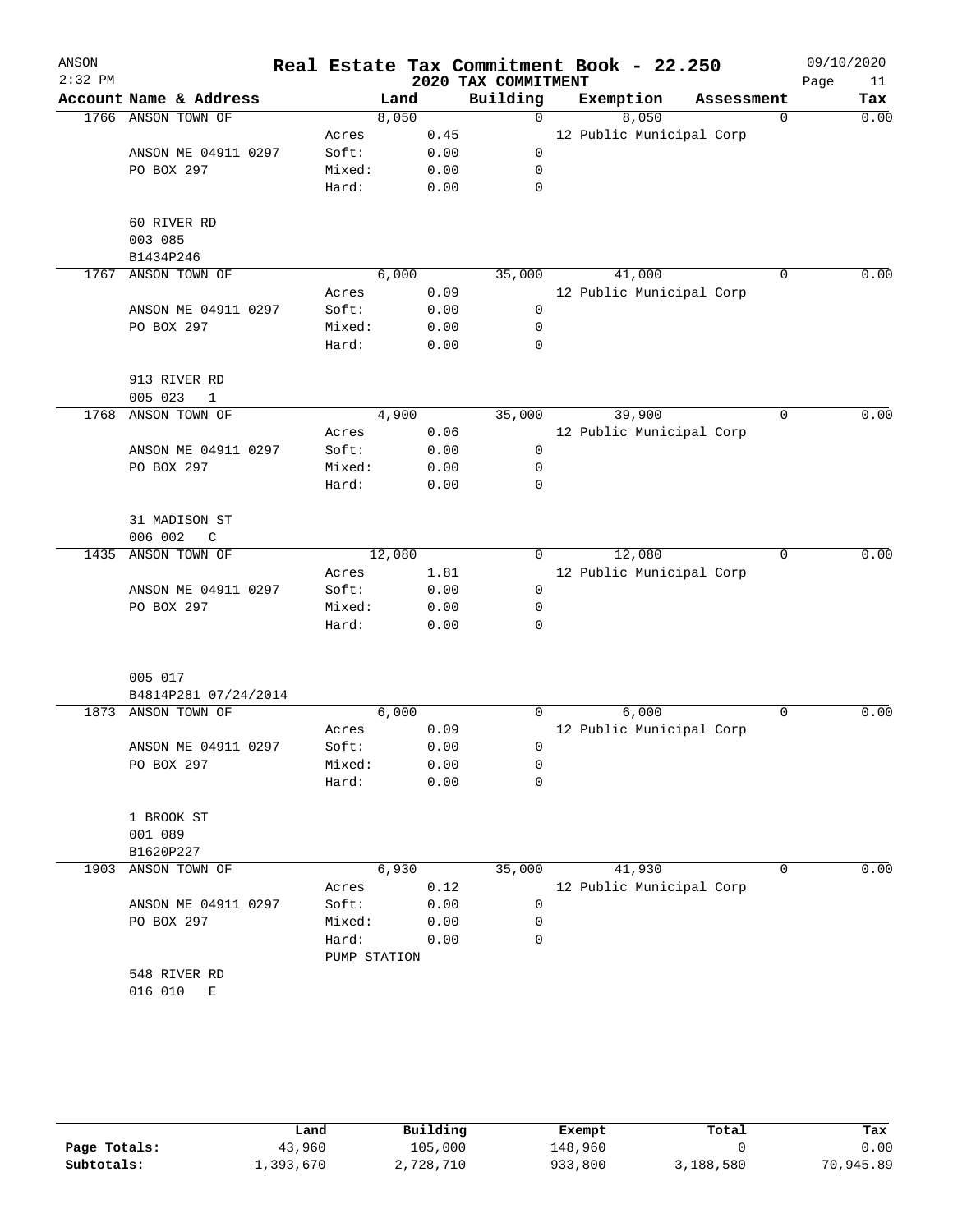# Real Estate Tax Commitment Book - 22.250

ANSON
2:32 PM
2020 TAX COMMITMENT
09/10/2020

| Account | Name & Address | | Land | Building | Exemption | Assessment | Tax |
|---|---|---|---|---|---|---|---|
| 1766 | ANSON TOWN OF | | 8,050 | 0 | 8,050 | 0 | 0.00 |
| | | Acres | 0.45 | | 12 Public Municipal Corp | | |
| | ANSON ME 04911 0297 | Soft: | 0.00 | 0 | | | |
| | PO BOX 297 | Mixed: | 0.00 | 0 | | | |
| | | Hard: | 0.00 | 0 | | | |
| | 60 RIVER RD | | | | | | |
| | 003 085 | | | | | | |
| | B1434P246 | | | | | | |
| 1767 | ANSON TOWN OF | | 6,000 | 35,000 | 41,000 | 0 | 0.00 |
| | | Acres | 0.09 | | 12 Public Municipal Corp | | |
| | ANSON ME 04911 0297 | Soft: | 0.00 | 0 | | | |
| | PO BOX 297 | Mixed: | 0.00 | 0 | | | |
| | | Hard: | 0.00 | 0 | | | |
| | 913 RIVER RD | | | | | | |
| | 005 023 1 | | | | | | |
| 1768 | ANSON TOWN OF | | 4,900 | 35,000 | 39,900 | 0 | 0.00 |
| | | Acres | 0.06 | | 12 Public Municipal Corp | | |
| | ANSON ME 04911 0297 | Soft: | 0.00 | 0 | | | |
| | PO BOX 297 | Mixed: | 0.00 | 0 | | | |
| | | Hard: | 0.00 | 0 | | | |
| | 31 MADISON ST | | | | | | |
| | 006 002 C | | | | | | |
| 1435 | ANSON TOWN OF | | 12,080 | 0 | 12,080 | 0 | 0.00 |
| | | Acres | 1.81 | | 12 Public Municipal Corp | | |
| | ANSON ME 04911 0297 | Soft: | 0.00 | 0 | | | |
| | PO BOX 297 | Mixed: | 0.00 | 0 | | | |
| | | Hard: | 0.00 | 0 | | | |
| | 005 017 | | | | | | |
| | B4814P281 07/24/2014 | | | | | | |
| 1873 | ANSON TOWN OF | | 6,000 | 0 | 6,000 | 0 | 0.00 |
| | | Acres | 0.09 | | 12 Public Municipal Corp | | |
| | ANSON ME 04911 0297 | Soft: | 0.00 | 0 | | | |
| | PO BOX 297 | Mixed: | 0.00 | 0 | | | |
| | | Hard: | 0.00 | 0 | | | |
| | 1 BROOK ST | | | | | | |
| | 001 089 | | | | | | |
| | B1620P227 | | | | | | |
| 1903 | ANSON TOWN OF | | 6,930 | 35,000 | 41,930 | 0 | 0.00 |
| | | Acres | 0.12 | | 12 Public Municipal Corp | | |
| | ANSON ME 04911 0297 | Soft: | 0.00 | 0 | | | |
| | PO BOX 297 | Mixed: | 0.00 | 0 | | | |
| | | Hard: | 0.00 | 0 | | | |
| | | PUMP STATION | | | | | |
| | 548 RIVER RD | | | | | | |
| | 016 010 E | | | | | | |

| | Land | Building | Exempt | Total | Tax |
|---|---|---|---|---|---|
| Page Totals: | 43,960 | 105,000 | 148,960 | 0 | 0.00 |
| Subtotals: | 1,393,670 | 2,728,710 | 933,800 | 3,188,580 | 70,945.89 |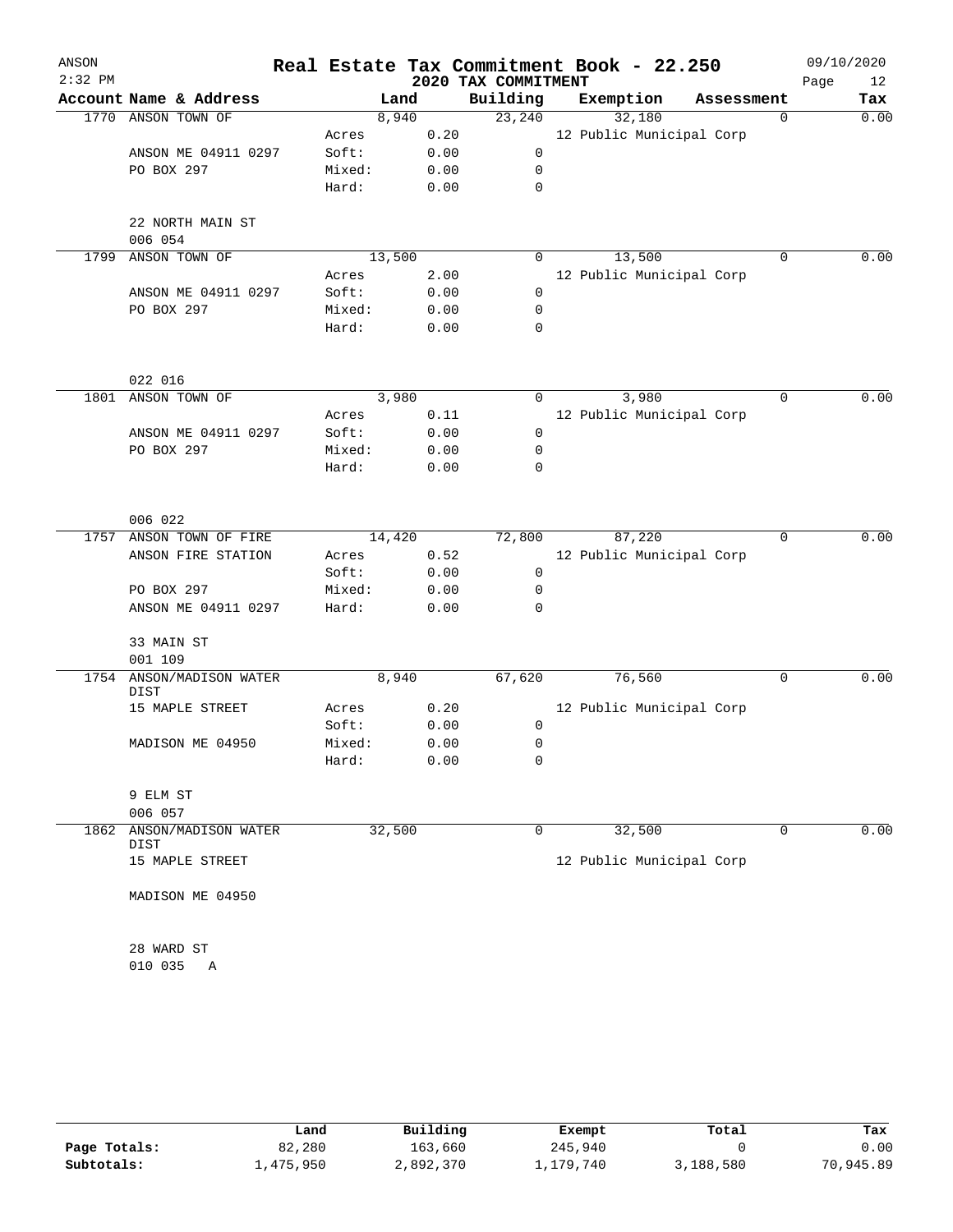# Real Estate Tax Commitment Book - 22.250

ANSON
2:32 PM
2020 TAX COMMITMENT
09/10/2020

| Account | Name & Address | | Land | Building | Exemption | Assessment | Tax |
|---|---|---|---|---|---|---|---|
| 1770 | ANSON TOWN OF | | 8,940 | 23,240 | 32,180 | 0 | 0.00 |
| | | Acres | 0.20 | | 12 Public Municipal Corp | | |
| | ANSON ME 04911 0297 | Soft: | 0.00 | 0 | | | |
| | PO BOX 297 | Mixed: | 0.00 | 0 | | | |
| | | Hard: | 0.00 | 0 | | | |
| | 22 NORTH MAIN ST | | | | | | |
| | 006 054 | | | | | | |
| 1799 | ANSON TOWN OF | | 13,500 | 0 | 13,500 | 0 | 0.00 |
| | | Acres | 2.00 | | 12 Public Municipal Corp | | |
| | ANSON ME 04911 0297 | Soft: | 0.00 | 0 | | | |
| | PO BOX 297 | Mixed: | 0.00 | 0 | | | |
| | | Hard: | 0.00 | 0 | | | |
| | 022 016 | | | | | | |
| 1801 | ANSON TOWN OF | | 3,980 | 0 | 3,980 | 0 | 0.00 |
| | | Acres | 0.11 | | 12 Public Municipal Corp | | |
| | ANSON ME 04911 0297 | Soft: | 0.00 | 0 | | | |
| | PO BOX 297 | Mixed: | 0.00 | 0 | | | |
| | | Hard: | 0.00 | 0 | | | |
| | 006 022 | | | | | | |
| 1757 | ANSON TOWN OF FIRE | | 14,420 | 72,800 | 87,220 | 0 | 0.00 |
| | ANSON FIRE STATION | Acres | 0.52 | | 12 Public Municipal Corp | | |
| | | Soft: | 0.00 | 0 | | | |
| | PO BOX 297 | Mixed: | 0.00 | 0 | | | |
| | ANSON ME 04911 0297 | Hard: | 0.00 | 0 | | | |
| | 33 MAIN ST | | | | | | |
| | 001 109 | | | | | | |
| 1754 | ANSON/MADISON WATER DIST | | 8,940 | 67,620 | 76,560 | 0 | 0.00 |
| | 15 MAPLE STREET | Acres | 0.20 | | 12 Public Municipal Corp | | |
| | | Soft: | 0.00 | 0 | | | |
| | MADISON ME 04950 | Mixed: | 0.00 | 0 | | | |
| | | Hard: | 0.00 | 0 | | | |
| | 9 ELM ST | | | | | | |
| | 006 057 | | | | | | |
| 1862 | ANSON/MADISON WATER DIST | | 32,500 | 0 | 32,500 | 0 | 0.00 |
| | 15 MAPLE STREET | | | | 12 Public Municipal Corp | | |
| | MADISON ME 04950 | | | | | | |
| | 28 WARD ST | | | | | | |
| | 010 035 A | | | | | | |

| | Land | Building | Exempt | Total | Tax |
|---|---|---|---|---|---|
| Page Totals: | 82,280 | 163,660 | 245,940 | 0 | 0.00 |
| Subtotals: | 1,475,950 | 2,892,370 | 1,179,740 | 3,188,580 | 70,945.89 |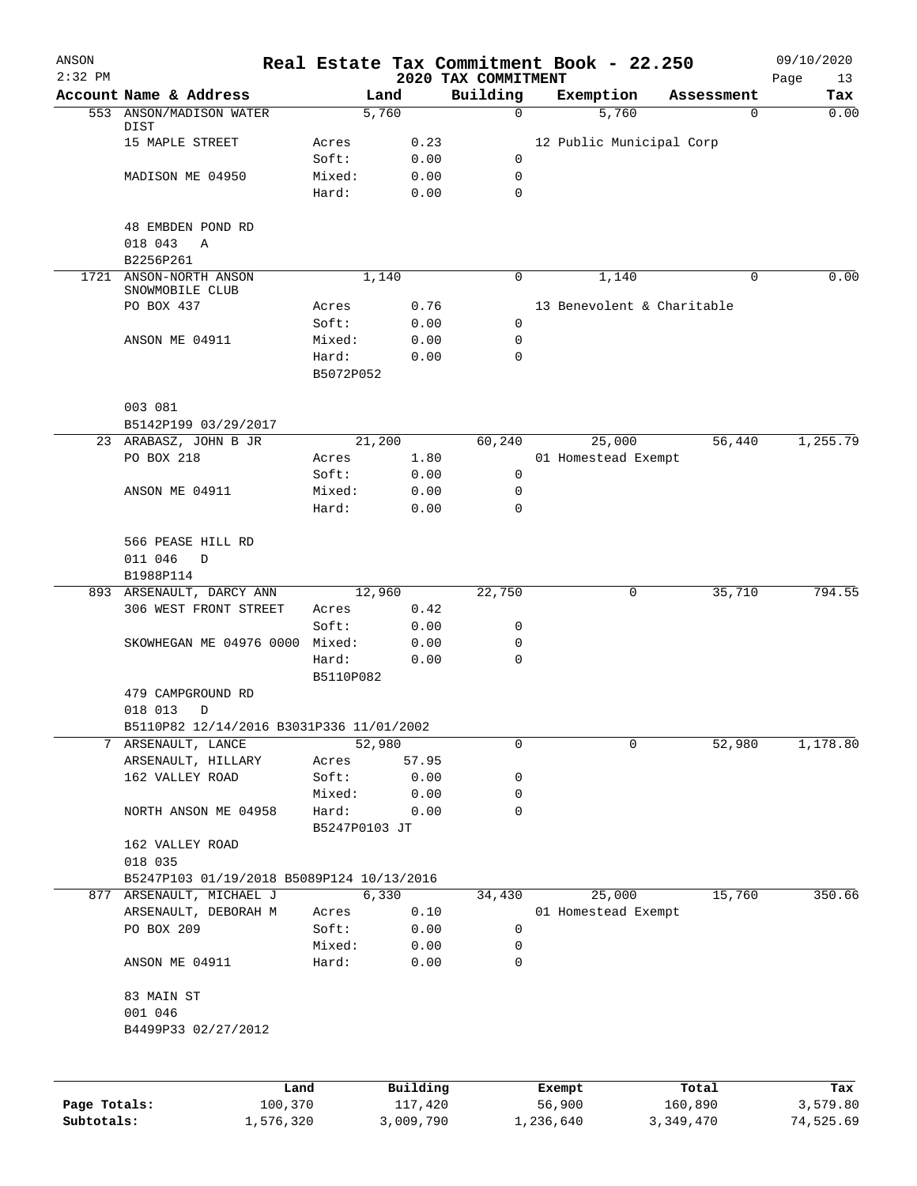# Real Estate Tax Commitment Book - 22.250

ANSON 2:32 PM — 2020 TAX COMMITMENT — 09/10/2020

| Account Name & Address | | Land | Building | Exemption | Assessment | Tax |
|---|---|---|---|---|---|---|
| 553 ANSON/MADISON WATER DIST | | 5,760 | 0 | 5,760 | 0 | 0.00 |
| 15 MAPLE STREET | Acres | 0.23 | | 12 Public Municipal Corp | | |
| | Soft: | 0.00 | 0 | | | |
| MADISON ME 04950 | Mixed: | 0.00 | 0 | | | |
| | Hard: | 0.00 | 0 | | | |
| 48 EMBDEN POND RD | | | | | | |
| 018 043 A | | | | | | |
| B2256P261 | | | | | | |
| 1721 ANSON-NORTH ANSON SNOWMOBILE CLUB | | 1,140 | 0 | 1,140 | 0 | 0.00 |
| PO BOX 437 | Acres | 0.76 | | 13 Benevolent & Charitable | | |
| | Soft: | 0.00 | 0 | | | |
| ANSON ME 04911 | Mixed: | 0.00 | 0 | | | |
| | Hard: | 0.00 | 0 | | | |
| | B5072P052 | | | | | |
| 003 081 | | | | | | |
| B5142P199 03/29/2017 | | | | | | |
| 23 ARABASZ, JOHN B JR | | 21,200 | 60,240 | 25,000 | 56,440 | 1,255.79 |
| PO BOX 218 | Acres | 1.80 | | 01 Homestead Exempt | | |
| | Soft: | 0.00 | 0 | | | |
| ANSON ME 04911 | Mixed: | 0.00 | 0 | | | |
| | Hard: | 0.00 | 0 | | | |
| 566 PEASE HILL RD | | | | | | |
| 011 046 D | | | | | | |
| B1988P114 | | | | | | |
| 893 ARSENAULT, DARCY ANN | | 12,960 | 22,750 | 0 | 35,710 | 794.55 |
| 306 WEST FRONT STREET | Acres | 0.42 | | | | |
| | Soft: | 0.00 | 0 | | | |
| SKOWHEGAN ME 04976 0000 | Mixed: | 0.00 | 0 | | | |
| | Hard: | 0.00 | 0 | | | |
| | B5110P082 | | | | | |
| 479 CAMPGROUND RD | | | | | | |
| 018 013 D | | | | | | |
| B5110P82 12/14/2016 B3031P336 11/01/2002 | | | | | | |
| 7 ARSENAULT, LANCE | | 52,980 | 0 | 0 | 52,980 | 1,178.80 |
| ARSENAULT, HILLARY | Acres | 57.95 | | | | |
| 162 VALLEY ROAD | Soft: | 0.00 | 0 | | | |
| | Mixed: | 0.00 | 0 | | | |
| NORTH ANSON ME 04958 | Hard: | 0.00 | 0 | | | |
| | B5247P0103 JT | | | | | |
| 162 VALLEY ROAD | | | | | | |
| 018 035 | | | | | | |
| B5247P103 01/19/2018 B5089P124 10/13/2016 | | | | | | |
| 877 ARSENAULT, MICHAEL J | | 6,330 | 34,430 | 25,000 | 15,760 | 350.66 |
| ARSENAULT, DEBORAH M | Acres | 0.10 | | 01 Homestead Exempt | | |
| PO BOX 209 | Soft: | 0.00 | 0 | | | |
| | Mixed: | 0.00 | 0 | | | |
| ANSON ME 04911 | Hard: | 0.00 | 0 | | | |
| 83 MAIN ST | | | | | | |
| 001 046 | | | | | | |
| B4499P33 02/27/2012 | | | | | | |

| | Land | Building | Exempt | Total | Tax |
|---|---|---|---|---|---|
| Page Totals: | 100,370 | 117,420 | 56,900 | 160,890 | 3,579.80 |
| Subtotals: | 1,576,320 | 3,009,790 | 1,236,640 | 3,349,470 | 74,525.69 |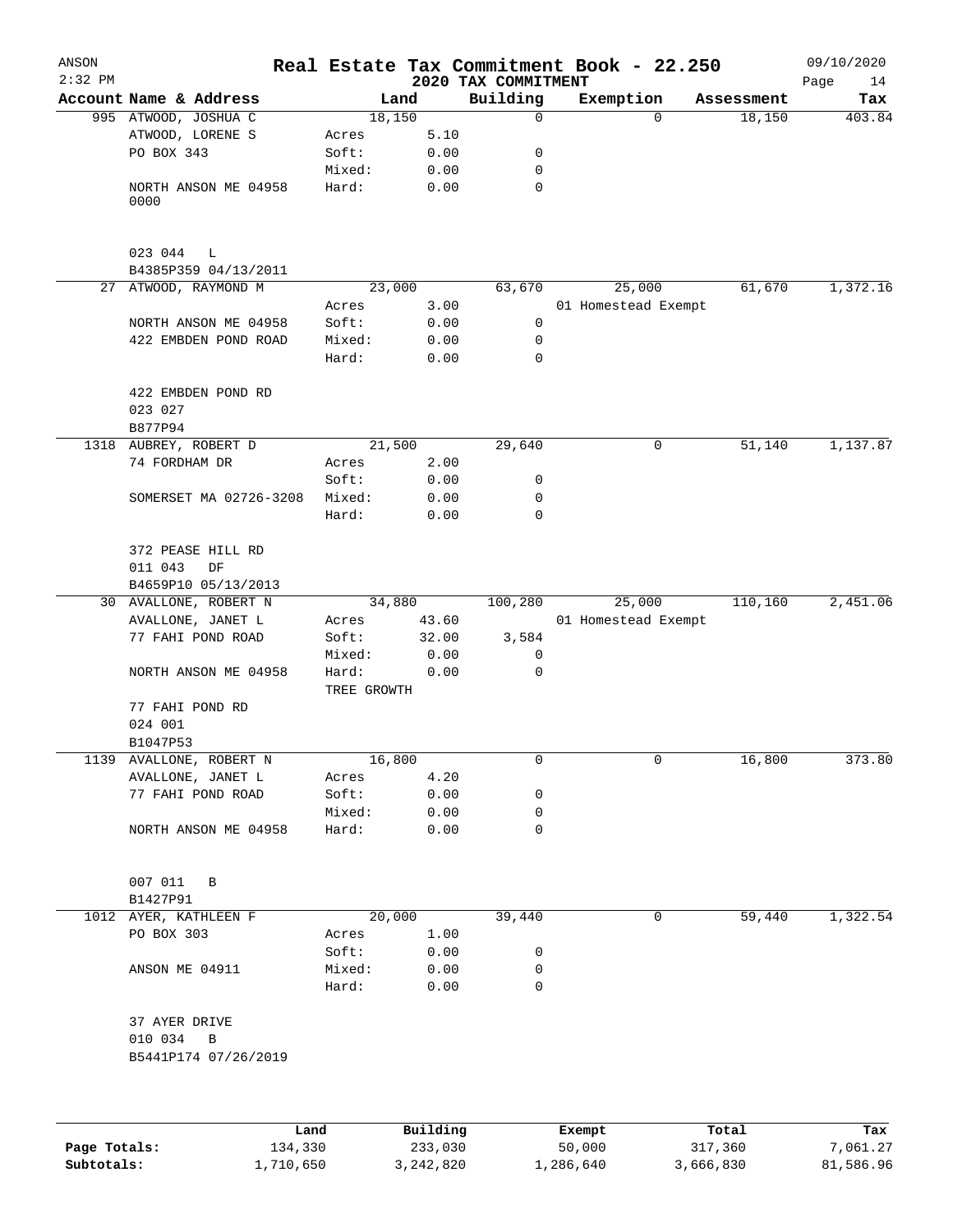# Real Estate Tax Commitment Book - 22.250

ANSON 2:32 PM — 2020 TAX COMMITMENT — 09/10/2020

| Account | Name & Address | | Land | Building | Exemption | Assessment | Tax |
|---|---|---|---|---|---|---|---|
| 995 | ATWOOD, JOSHUA C | | 18,150 | 0 | 0 | 18,150 | 403.84 |
| | ATWOOD, LORENE S | Acres | 5.10 | | | | |
| | PO BOX 343 | Soft: | 0.00 | 0 | | | |
| | | Mixed: | 0.00 | 0 | | | |
| | NORTH ANSON ME 04958 0000 | Hard: | 0.00 | 0 | | | |
| | 023 044 L | | | | | | |
| | B4385P359 04/13/2011 | | | | | | |
| 27 | ATWOOD, RAYMOND M | | 23,000 | 63,670 | 25,000 | 61,670 | 1,372.16 |
| | | Acres | 3.00 | | 01 Homestead Exempt | | |
| | NORTH ANSON ME 04958 | Soft: | 0.00 | 0 | | | |
| | 422 EMBDEN POND ROAD | Mixed: | 0.00 | 0 | | | |
| | | Hard: | 0.00 | 0 | | | |
| | 422 EMBDEN POND RD | | | | | | |
| | 023 027 | | | | | | |
| | B877P94 | | | | | | |
| 1318 | AUBREY, ROBERT D | | 21,500 | 29,640 | 0 | 51,140 | 1,137.87 |
| | 74 FORDHAM DR | Acres | 2.00 | | | | |
| | | Soft: | 0.00 | 0 | | | |
| | SOMERSET MA 02726-3208 | Mixed: | 0.00 | 0 | | | |
| | | Hard: | 0.00 | 0 | | | |
| | 372 PEASE HILL RD | | | | | | |
| | 011 043 DF | | | | | | |
| | B4659P10 05/13/2013 | | | | | | |
| 30 | AVALLONE, ROBERT N | | 34,880 | 100,280 | 25,000 | 110,160 | 2,451.06 |
| | AVALLONE, JANET L | Acres | 43.60 | | 01 Homestead Exempt | | |
| | 77 FAHI POND ROAD | Soft: | 32.00 | 3,584 | | | |
| | | Mixed: | 0.00 | 0 | | | |
| | NORTH ANSON ME 04958 | Hard: | 0.00 | 0 | | | |
| | | TREE GROWTH | | | | | |
| | 77 FAHI POND RD | | | | | | |
| | 024 001 | | | | | | |
| | B1047P53 | | | | | | |
| 1139 | AVALLONE, ROBERT N | | 16,800 | 0 | 0 | 16,800 | 373.80 |
| | AVALLONE, JANET L | Acres | 4.20 | | | | |
| | 77 FAHI POND ROAD | Soft: | 0.00 | 0 | | | |
| | | Mixed: | 0.00 | 0 | | | |
| | NORTH ANSON ME 04958 | Hard: | 0.00 | 0 | | | |
| | 007 011 B | | | | | | |
| | B1427P91 | | | | | | |
| 1012 | AYER, KATHLEEN F | | 20,000 | 39,440 | 0 | 59,440 | 1,322.54 |
| | PO BOX 303 | Acres | 1.00 | | | | |
| | | Soft: | 0.00 | 0 | | | |
| | ANSON ME 04911 | Mixed: | 0.00 | 0 | | | |
| | | Hard: | 0.00 | 0 | | | |
| | 37 AYER DRIVE | | | | | | |
| | 010 034 B | | | | | | |
| | B5441P174 07/26/2019 | | | | | | |

| | Land | Building | Exempt | Total | Tax |
|---|---|---|---|---|---|
| Page Totals: | 134,330 | 233,030 | 50,000 | 317,360 | 7,061.27 |
| Subtotals: | 1,710,650 | 3,242,820 | 1,286,640 | 3,666,830 | 81,586.96 |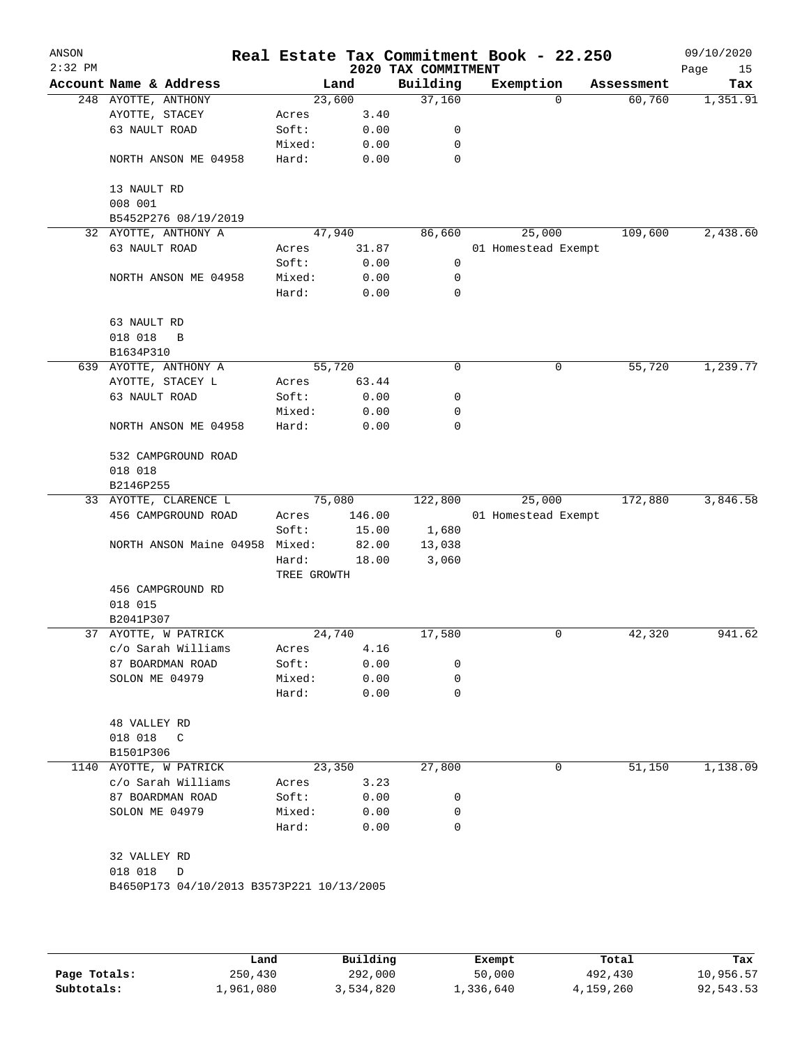# Real Estate Tax Commitment Book - 22.250

ANSON
2:32 PM

2020 TAX COMMITMENT

09/10/2020

| Account | Name & Address | | Land | Building | Exemption | Assessment | Tax |
|---|---|---|---|---|---|---|---|
| 248 | AYOTTE, ANTHONY | | 23,600 | 37,160 | 0 | 60,760 | 1,351.91 |
| | AYOTTE, STACEY | Acres | 3.40 | | | | |
| | 63 NAULT ROAD | Soft: | 0.00 | 0 | | | |
| | | Mixed: | 0.00 | 0 | | | |
| | NORTH ANSON ME 04958 | Hard: | 0.00 | 0 | | | |
| | 13 NAULT RD | | | | | | |
| | 008 001 | | | | | | |
| | B5452P276 08/19/2019 | | | | | | |
| 32 | AYOTTE, ANTHONY A | | 47,940 | 86,660 | 25,000 | 109,600 | 2,438.60 |
| | 63 NAULT ROAD | Acres | 31.87 | | 01 Homestead Exempt | | |
| | | Soft: | 0.00 | 0 | | | |
| | NORTH ANSON ME 04958 | Mixed: | 0.00 | 0 | | | |
| | | Hard: | 0.00 | 0 | | | |
| | 63 NAULT RD | | | | | | |
| | 018 018 B | | | | | | |
| | B1634P310 | | | | | | |
| 639 | AYOTTE, ANTHONY A | | 55,720 | 0 | 0 | 55,720 | 1,239.77 |
| | AYOTTE, STACEY L | Acres | 63.44 | | | | |
| | 63 NAULT ROAD | Soft: | 0.00 | 0 | | | |
| | | Mixed: | 0.00 | 0 | | | |
| | NORTH ANSON ME 04958 | Hard: | 0.00 | 0 | | | |
| | 532 CAMPGROUND ROAD | | | | | | |
| | 018 018 | | | | | | |
| | B2146P255 | | | | | | |
| 33 | AYOTTE, CLARENCE L | | 75,080 | 122,800 | 25,000 | 172,880 | 3,846.58 |
| | 456 CAMPGROUND ROAD | Acres | 146.00 | | 01 Homestead Exempt | | |
| | | Soft: | 15.00 | 1,680 | | | |
| | NORTH ANSON Maine 04958 | Mixed: | 82.00 | 13,038 | | | |
| | | Hard: | 18.00 | 3,060 | | | |
| | | TREE GROWTH | | | | | |
| | 456 CAMPGROUND RD | | | | | | |
| | 018 015 | | | | | | |
| | B2041P307 | | | | | | |
| 37 | AYOTTE, W PATRICK | | 24,740 | 17,580 | 0 | 42,320 | 941.62 |
| | c/o Sarah Williams | Acres | 4.16 | | | | |
| | 87 BOARDMAN ROAD | Soft: | 0.00 | 0 | | | |
| | SOLON ME 04979 | Mixed: | 0.00 | 0 | | | |
| | | Hard: | 0.00 | 0 | | | |
| | 48 VALLEY RD | | | | | | |
| | 018 018 C | | | | | | |
| | B1501P306 | | | | | | |
| 1140 | AYOTTE, W PATRICK | | 23,350 | 27,800 | 0 | 51,150 | 1,138.09 |
| | c/o Sarah Williams | Acres | 3.23 | | | | |
| | 87 BOARDMAN ROAD | Soft: | 0.00 | 0 | | | |
| | SOLON ME 04979 | Mixed: | 0.00 | 0 | | | |
| | | Hard: | 0.00 | 0 | | | |
| | 32 VALLEY RD | | | | | | |
| | 018 018 D | | | | | | |
| | B4650P173 04/10/2013 B3573P221 10/13/2005 | | | | | | |

| | Land | Building | Exempt | Total | Tax |
|---|---|---|---|---|---|
| Page Totals: | 250,430 | 292,000 | 50,000 | 492,430 | 10,956.57 |
| Subtotals: | 1,961,080 | 3,534,820 | 1,336,640 | 4,159,260 | 92,543.53 |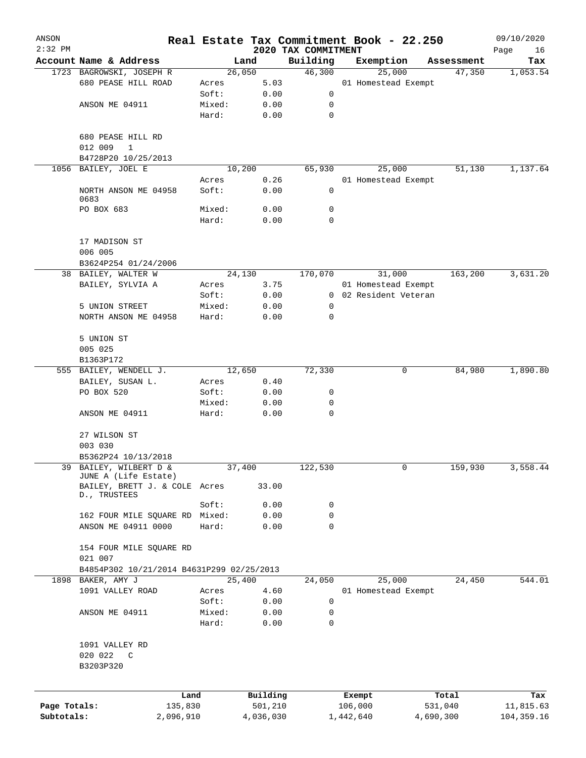ANSON 2:32 PM

# Real Estate Tax Commitment Book - 22.250

## 2020 TAX COMMITMENT

09/10/2020

| Account Name & Address | | Land | Building | Exemption | Assessment | Tax |
|---|---|---|---|---|---|---|
| 1723 BAGROWSKI, JOSEPH R | | 26,050 | 46,300 | 25,000 | 47,350 | 1,053.54 |
| 680 PEASE HILL ROAD | Acres | 5.03 | | 01 Homestead Exempt | | |
| | Soft: | 0.00 | 0 | | | |
| ANSON ME 04911 | Mixed: | 0.00 | 0 | | | |
| | Hard: | 0.00 | 0 | | | |
| 680 PEASE HILL RD | | | | | | |
| 012 009 1 | | | | | | |
| B4728P20 10/25/2013 | | | | | | |
| 1056 BAILEY, JOEL E | | 10,200 | 65,930 | 25,000 | 51,130 | 1,137.64 |
| | Acres | 0.26 | | 01 Homestead Exempt | | |
| NORTH ANSON ME 04958 0683 | Soft: | 0.00 | 0 | | | |
| PO BOX 683 | Mixed: | 0.00 | 0 | | | |
| | Hard: | 0.00 | 0 | | | |
| 17 MADISON ST | | | | | | |
| 006 005 | | | | | | |
| B3624P254 01/24/2006 | | | | | | |
| 38 BAILEY, WALTER W | | 24,130 | 170,070 | 31,000 | 163,200 | 3,631.20 |
| BAILEY, SYLVIA A | Acres | 3.75 | | 01 Homestead Exempt | | |
| | Soft: | 0.00 | 0 | 02 Resident Veteran | | |
| 5 UNION STREET | Mixed: | 0.00 | 0 | | | |
| NORTH ANSON ME 04958 | Hard: | 0.00 | 0 | | | |
| 5 UNION ST | | | | | | |
| 005 025 | | | | | | |
| B1363P172 | | | | | | |
| 555 BAILEY, WENDELL J. | | 12,650 | 72,330 | 0 | 84,980 | 1,890.80 |
| BAILEY, SUSAN L. | Acres | 0.40 | | | | |
| PO BOX 520 | Soft: | 0.00 | 0 | | | |
| | Mixed: | 0.00 | 0 | | | |
| ANSON ME 04911 | Hard: | 0.00 | 0 | | | |
| 27 WILSON ST | | | | | | |
| 003 030 | | | | | | |
| B5362P24 10/13/2018 | | | | | | |
| 39 BAILEY, WILBERT D & JUNE A (Life Estate) | | 37,400 | 122,530 | 0 | 159,930 | 3,558.44 |
| BAILEY, BRETT J. & COLE D., TRUSTEES | Acres | 33.00 | | | | |
| | Soft: | 0.00 | 0 | | | |
| 162 FOUR MILE SQUARE RD | Mixed: | 0.00 | 0 | | | |
| ANSON ME 04911 0000 | Hard: | 0.00 | 0 | | | |
| 154 FOUR MILE SQUARE RD | | | | | | |
| 021 007 | | | | | | |
| B4854P302 10/21/2014 B4631P299 02/25/2013 | | | | | | |
| 1898 BAKER, AMY J | | 25,400 | 24,050 | 25,000 | 24,450 | 544.01 |
| 1091 VALLEY ROAD | Acres | 4.60 | | 01 Homestead Exempt | | |
| | Soft: | 0.00 | 0 | | | |
| ANSON ME 04911 | Mixed: | 0.00 | 0 | | | |
| | Hard: | 0.00 | 0 | | | |
| 1091 VALLEY RD | | | | | | |
| 020 022 C | | | | | | |
| B3203P320 | | | | | | |

| | Land | Building | Exempt | Total | Tax |
|---|---|---|---|---|---|
| Page Totals: | 135,830 | 501,210 | 106,000 | 531,040 | 11,815.63 |
| Subtotals: | 2,096,910 | 4,036,030 | 1,442,640 | 4,690,300 | 104,359.16 |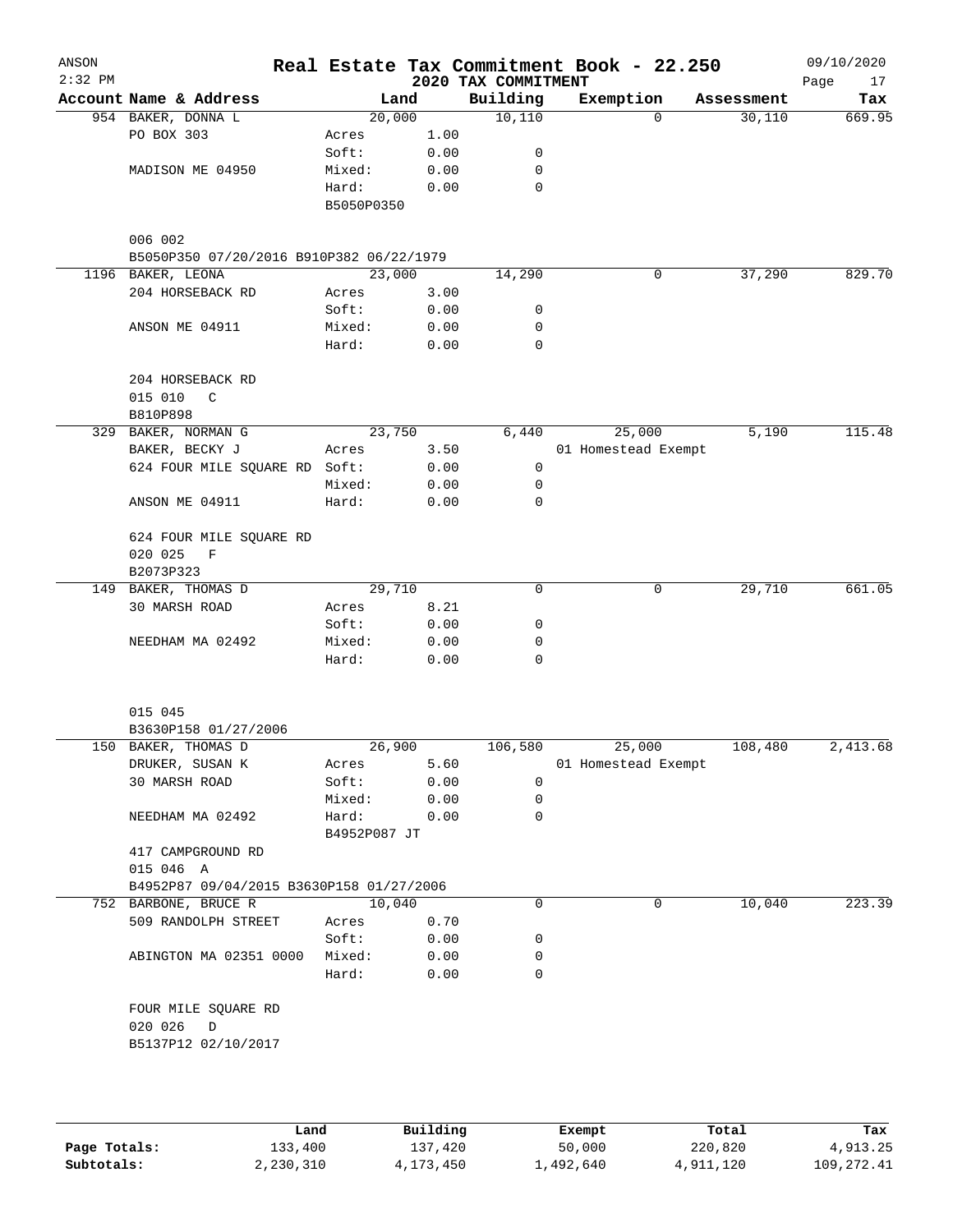ANSON 2:32 PM

# Real Estate Tax Commitment Book - 22.250

## 2020 TAX COMMITMENT

09/10/2020

| Account | Name & Address | Land | | Building | Exemption | Assessment | Tax |
|---|---|---|---|---|---|---|---|
| 954 | BAKER, DONNA L | | 20,000 | 10,110 | 0 | 30,110 | 669.95 |
| | PO BOX 303 | Acres | 1.00 | | | | |
| | | Soft: | 0.00 | 0 | | | |
| | MADISON ME 04950 | Mixed: | 0.00 | 0 | | | |
| | | Hard: | 0.00 | 0 | | | |
| | | B5050P0350 | | | | | |
| | 006 002 | | | | | | |
| | B5050P350 07/20/2016 B910P382 06/22/1979 | | | | | | |
| 1196 | BAKER, LEONA | | 23,000 | 14,290 | 0 | 37,290 | 829.70 |
| | 204 HORSEBACK RD | Acres | 3.00 | | | | |
| | | Soft: | 0.00 | 0 | | | |
| | ANSON ME 04911 | Mixed: | 0.00 | 0 | | | |
| | | Hard: | 0.00 | 0 | | | |
| | 204 HORSEBACK RD | | | | | | |
| | 015 010 C | | | | | | |
| | B810P898 | | | | | | |
| 329 | BAKER, NORMAN G | | 23,750 | 6,440 | 25,000 | 5,190 | 115.48 |
| | BAKER, BECKY J | Acres | 3.50 | | 01 Homestead Exempt | | |
| | 624 FOUR MILE SQUARE RD | Soft: | 0.00 | 0 | | | |
| | | Mixed: | 0.00 | 0 | | | |
| | ANSON ME 04911 | Hard: | 0.00 | 0 | | | |
| | 624 FOUR MILE SQUARE RD | | | | | | |
| | 020 025 F | | | | | | |
| | B2073P323 | | | | | | |
| 149 | BAKER, THOMAS D | | 29,710 | 0 | 0 | 29,710 | 661.05 |
| | 30 MARSH ROAD | Acres | 8.21 | | | | |
| | | Soft: | 0.00 | 0 | | | |
| | NEEDHAM MA 02492 | Mixed: | 0.00 | 0 | | | |
| | | Hard: | 0.00 | 0 | | | |
| | 015 045 | | | | | | |
| | B3630P158 01/27/2006 | | | | | | |
| 150 | BAKER, THOMAS D | | 26,900 | 106,580 | 25,000 | 108,480 | 2,413.68 |
| | DRUKER, SUSAN K | Acres | 5.60 | | 01 Homestead Exempt | | |
| | 30 MARSH ROAD | Soft: | 0.00 | 0 | | | |
| | | Mixed: | 0.00 | 0 | | | |
| | NEEDHAM MA 02492 | Hard: | 0.00 | 0 | | | |
| | | B4952P087 JT | | | | | |
| | 417 CAMPGROUND RD | | | | | | |
| | 015 046 A | | | | | | |
| | B4952P87 09/04/2015 B3630P158 01/27/2006 | | | | | | |
| 752 | BARBONE, BRUCE R | | 10,040 | 0 | 0 | 10,040 | 223.39 |
| | 509 RANDOLPH STREET | Acres | 0.70 | | | | |
| | | Soft: | 0.00 | 0 | | | |
| | ABINGTON MA 02351 0000 | Mixed: | 0.00 | 0 | | | |
| | | Hard: | 0.00 | 0 | | | |
| | FOUR MILE SQUARE RD | | | | | | |
| | 020 026 D | | | | | | |
| | B5137P12 02/10/2017 | | | | | | |

| | Land | Building | Exempt | Total | Tax |
|---|---|---|---|---|---|
| Page Totals: | 133,400 | 137,420 | 50,000 | 220,820 | 4,913.25 |
| Subtotals: | 2,230,310 | 4,173,450 | 1,492,640 | 4,911,120 | 109,272.41 |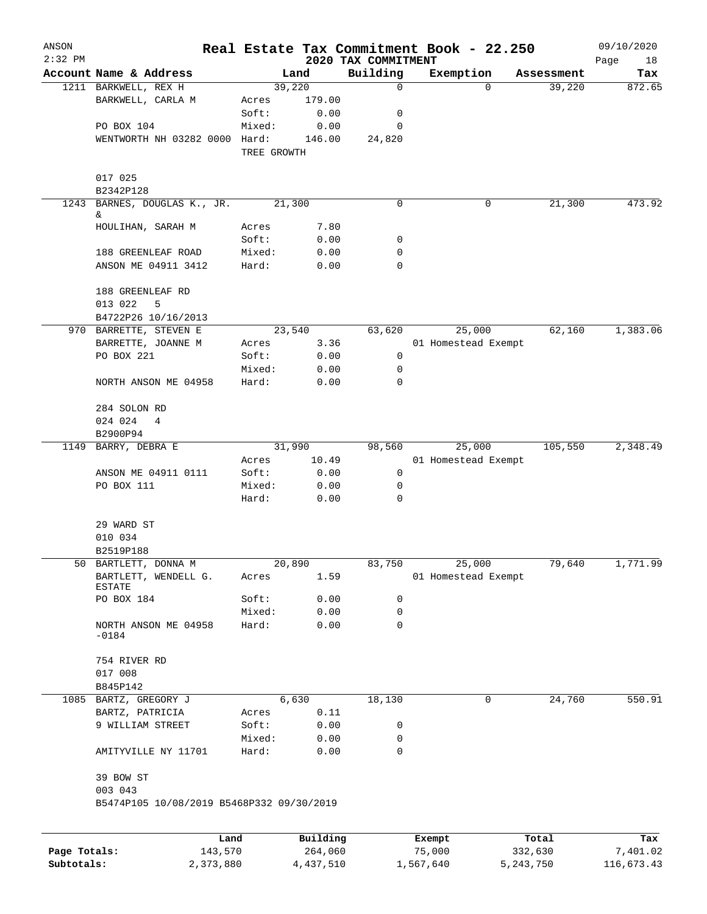ANSON Real Estate Tax Commitment Book - 22.250 09/10/2020
2:32 PM 2020 TAX COMMITMENT

| Account Name & Address | Land | | Building | Exemption | Assessment | Tax |
|---|---|---|---|---|---|---|
| 1211 BARKWELL, REX H | 39,220 | | 0 | 0 | 39,220 | 872.65 |
| BARKWELL, CARLA M | Acres | 179.00 | | | | |
| | Soft: | 0.00 | 0 | | | |
| PO BOX 104 | Mixed: | 0.00 | 0 | | | |
| WENTWORTH NH 03282 0000 | Hard: | 146.00 | 24,820 | | | |
| | TREE GROWTH | | | | | |
| 017 025 | | | | | | |
| B2342P128 | | | | | | |
| 1243 BARNES, DOUGLAS K., JR. & | 21,300 | | 0 | 0 | 21,300 | 473.92 |
| HOULIHAN, SARAH M | Acres | 7.80 | | | | |
| | Soft: | 0.00 | 0 | | | |
| 188 GREENLEAF ROAD | Mixed: | 0.00 | 0 | | | |
| ANSON ME 04911 3412 | Hard: | 0.00 | 0 | | | |
| 188 GREENLEAF RD | | | | | | |
| 013 022 5 | | | | | | |
| B4722P26 10/16/2013 | | | | | | |
| 970 BARRETTE, STEVEN E | 23,540 | | 63,620 | 25,000 | 62,160 | 1,383.06 |
| BARRETTE, JOANNE M | Acres | 3.36 | | 01 Homestead Exempt | | |
| PO BOX 221 | Soft: | 0.00 | 0 | | | |
| | Mixed: | 0.00 | 0 | | | |
| NORTH ANSON ME 04958 | Hard: | 0.00 | 0 | | | |
| 284 SOLON RD | | | | | | |
| 024 024 4 | | | | | | |
| B2900P94 | | | | | | |
| 1149 BARRY, DEBRA E | 31,990 | | 98,560 | 25,000 | 105,550 | 2,348.49 |
| | Acres | 10.49 | | 01 Homestead Exempt | | |
| ANSON ME 04911 0111 | Soft: | 0.00 | 0 | | | |
| PO BOX 111 | Mixed: | 0.00 | 0 | | | |
| | Hard: | 0.00 | 0 | | | |
| 29 WARD ST | | | | | | |
| 010 034 | | | | | | |
| B2519P188 | | | | | | |
| 50 BARTLETT, DONNA M | 20,890 | | 83,750 | 25,000 | 79,640 | 1,771.99 |
| BARTLETT, WENDELL G. ESTATE | Acres | 1.59 | | 01 Homestead Exempt | | |
| PO BOX 184 | Soft: | 0.00 | 0 | | | |
| | Mixed: | 0.00 | 0 | | | |
| NORTH ANSON ME 04958 -0184 | Hard: | 0.00 | 0 | | | |
| 754 RIVER RD | | | | | | |
| 017 008 | | | | | | |
| B845P142 | | | | | | |
| 1085 BARTZ, GREGORY J | 6,630 | | 18,130 | 0 | 24,760 | 550.91 |
| BARTZ, PATRICIA | Acres | 0.11 | | | | |
| 9 WILLIAM STREET | Soft: | 0.00 | 0 | | | |
| | Mixed: | 0.00 | 0 | | | |
| AMITYVILLE NY 11701 | Hard: | 0.00 | 0 | | | |
| 39 BOW ST | | | | | | |
| 003 043 | | | | | | |
| B5474P105 10/08/2019 B5468P332 09/30/2019 | | | | | | |

| | Land | Building | Exempt | Total | Tax |
|---|---|---|---|---|---|
| Page Totals: | 143,570 | 264,060 | 75,000 | 332,630 | 7,401.02 |
| Subtotals: | 2,373,880 | 4,437,510 | 1,567,640 | 5,243,750 | 116,673.43 |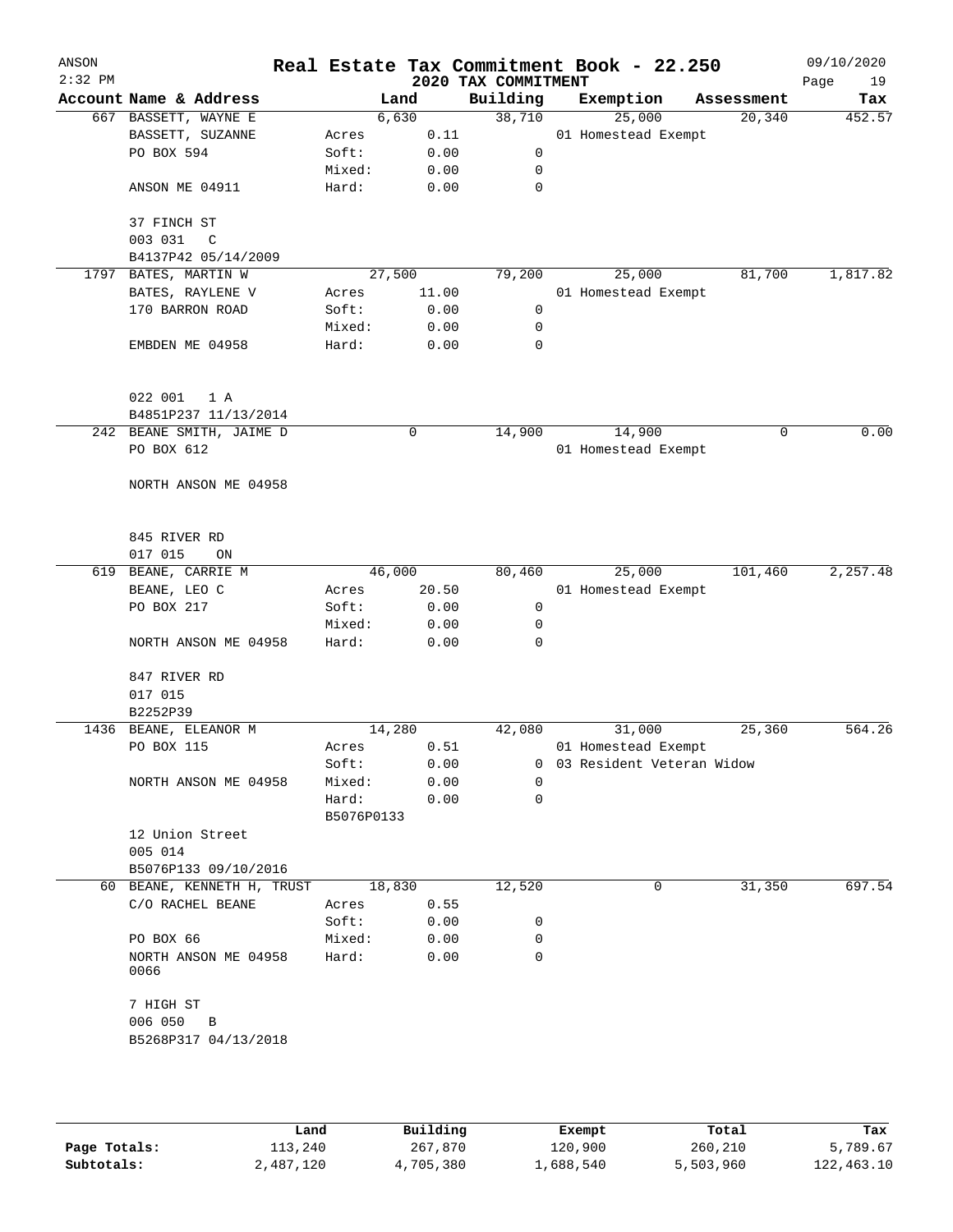# Real Estate Tax Commitment Book - 22.250

ANSON
2:32 PM

2020 TAX COMMITMENT

09/10/2020

| Account | Name & Address | Land | | Building | Exemption | Assessment | Tax |
|---|---|---|---|---|---|---|---|
| 667 | BASSETT, WAYNE E | 6,630 | | 38,710 | 25,000 | 20,340 | 452.57 |
| | BASSETT, SUZANNE | Acres | 0.11 | | 01 Homestead Exempt | | |
| | PO BOX 594 | Soft: | 0.00 | 0 | | | |
| | | Mixed: | 0.00 | 0 | | | |
| | ANSON ME 04911 | Hard: | 0.00 | 0 | | | |
| | 37 FINCH ST | | | | | | |
| | 003 031 C | | | | | | |
| | B4137P42 05/14/2009 | | | | | | |
| 1797 | BATES, MARTIN W | 27,500 | | 79,200 | 25,000 | 81,700 | 1,817.82 |
| | BATES, RAYLENE V | Acres | 11.00 | | 01 Homestead Exempt | | |
| | 170 BARRON ROAD | Soft: | 0.00 | 0 | | | |
| | | Mixed: | 0.00 | 0 | | | |
| | EMBDEN ME 04958 | Hard: | 0.00 | 0 | | | |
| | 022 001 1 A | | | | | | |
| | B4851P237 11/13/2014 | | | | | | |
| 242 | BEANE SMITH, JAIME D | 0 | | 14,900 | 14,900 | 0 | 0.00 |
| | PO BOX 612 | | | | 01 Homestead Exempt | | |
| | NORTH ANSON ME 04958 | | | | | | |
| | 845 RIVER RD | | | | | | |
| | 017 015 ON | | | | | | |
| 619 | BEANE, CARRIE M | 46,000 | | 80,460 | 25,000 | 101,460 | 2,257.48 |
| | BEANE, LEO C | Acres | 20.50 | | 01 Homestead Exempt | | |
| | PO BOX 217 | Soft: | 0.00 | 0 | | | |
| | | Mixed: | 0.00 | 0 | | | |
| | NORTH ANSON ME 04958 | Hard: | 0.00 | 0 | | | |
| | 847 RIVER RD | | | | | | |
| | 017 015 | | | | | | |
| | B2252P39 | | | | | | |
| 1436 | BEANE, ELEANOR M | 14,280 | | 42,080 | 31,000 | 25,360 | 564.26 |
| | PO BOX 115 | Acres | 0.51 | | 01 Homestead Exempt | | |
| | | Soft: | 0.00 | 0 | 03 Resident Veteran Widow | | |
| | NORTH ANSON ME 04958 | Mixed: | 0.00 | 0 | | | |
| | | Hard: | 0.00 | 0 | | | |
| | | B5076P0133 | | | | | |
| | 12 Union Street | | | | | | |
| | 005 014 | | | | | | |
| | B5076P133 09/10/2016 | | | | | | |
| 60 | BEANE, KENNETH H, TRUST | 18,830 | | 12,520 | 0 | 31,350 | 697.54 |
| | C/O RACHEL BEANE | Acres | 0.55 | | | | |
| | | Soft: | 0.00 | 0 | | | |
| | PO BOX 66 | Mixed: | 0.00 | 0 | | | |
| | NORTH ANSON ME 04958 0066 | Hard: | 0.00 | 0 | | | |
| | 7 HIGH ST | | | | | | |
| | 006 050 B | | | | | | |
| | B5268P317 04/13/2018 | | | | | | |

| | Land | Building | Exempt | Total | Tax |
|---|---|---|---|---|---|
| Page Totals: | 113,240 | 267,870 | 120,900 | 260,210 | 5,789.67 |
| Subtotals: | 2,487,120 | 4,705,380 | 1,688,540 | 5,503,960 | 122,463.10 |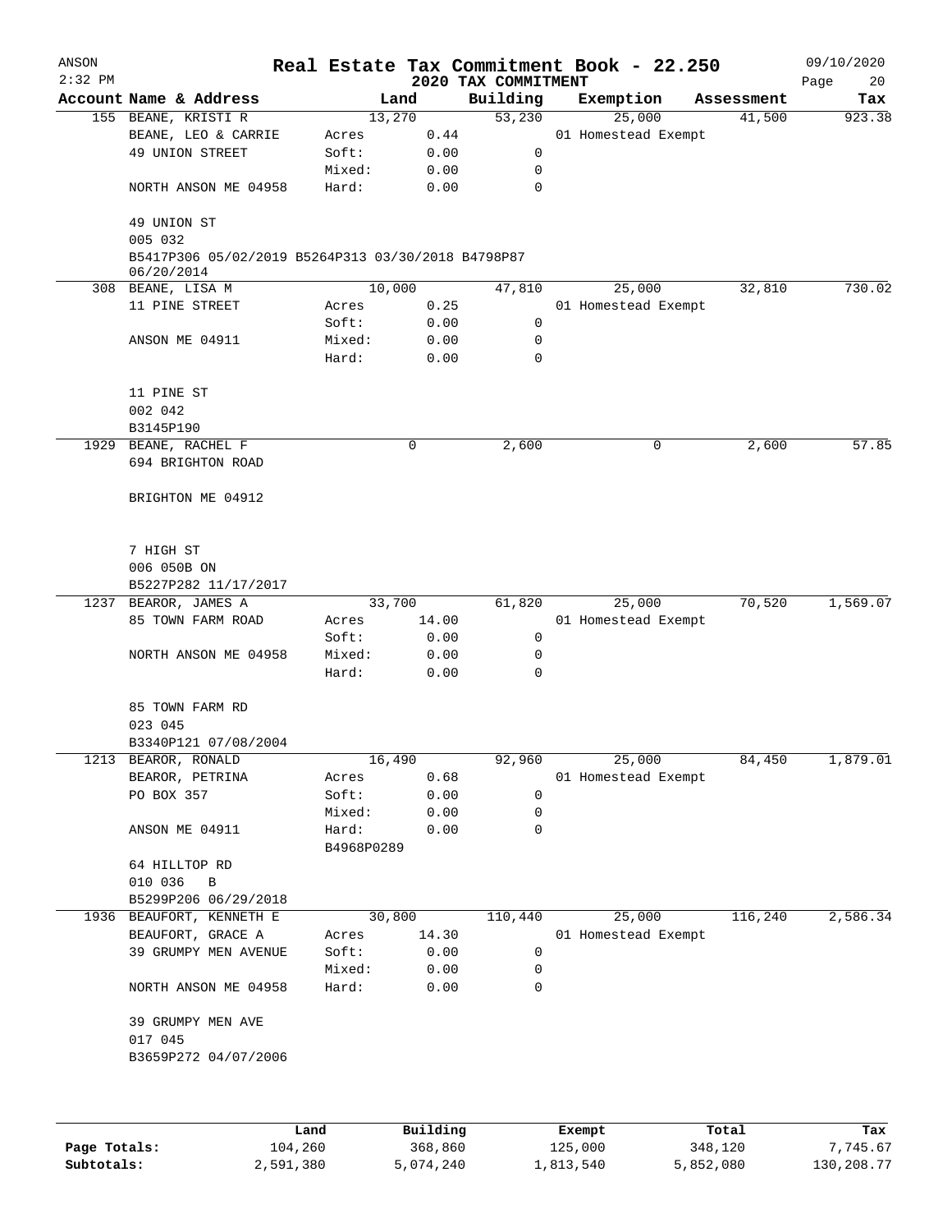# Real Estate Tax Commitment Book - 22.250

ANSON
2:32 PM

## 2020 TAX COMMITMENT

09/10/2020

| Account Name & Address | Land | | Building | Exemption | Assessment | Tax |
|---|---|---|---|---|---|---|
| 155 BEANE, KRISTI R | 13,270 | | 53,230 | 25,000 | 41,500 | 923.38 |
| BEANE, LEO & CARRIE | Acres | 0.44 | | 01 Homestead Exempt | | |
| 49 UNION STREET | Soft: | 0.00 | 0 | | | |
| | Mixed: | 0.00 | 0 | | | |
| NORTH ANSON ME 04958 | Hard: | 0.00 | 0 | | | |
| 49 UNION ST | | | | | | |
| 005 032 | | | | | | |
| B5417P306 05/02/2019 B5264P313 03/30/2018 B4798P87 06/20/2014 | | | | | | |
| 308 BEANE, LISA M | 10,000 | | 47,810 | 25,000 | 32,810 | 730.02 |
| 11 PINE STREET | Acres | 0.25 | | 01 Homestead Exempt | | |
| | Soft: | 0.00 | 0 | | | |
| ANSON ME 04911 | Mixed: | 0.00 | 0 | | | |
| | Hard: | 0.00 | 0 | | | |
| 11 PINE ST | | | | | | |
| 002 042 | | | | | | |
| B3145P190 | | | | | | |
| 1929 BEANE, RACHEL F | 0 | | 2,600 | 0 | 2,600 | 57.85 |
| 694 BRIGHTON ROAD | | | | | | |
| BRIGHTON ME 04912 | | | | | | |
| 7 HIGH ST | | | | | | |
| 006 050B ON | | | | | | |
| B5227P282 11/17/2017 | | | | | | |
| 1237 BEAROR, JAMES A | 33,700 | | 61,820 | 25,000 | 70,520 | 1,569.07 |
| 85 TOWN FARM ROAD | Acres | 14.00 | | 01 Homestead Exempt | | |
| | Soft: | 0.00 | 0 | | | |
| NORTH ANSON ME 04958 | Mixed: | 0.00 | 0 | | | |
| | Hard: | 0.00 | 0 | | | |
| 85 TOWN FARM RD | | | | | | |
| 023 045 | | | | | | |
| B3340P121 07/08/2004 | | | | | | |
| 1213 BEAROR, RONALD | 16,490 | | 92,960 | 25,000 | 84,450 | 1,879.01 |
| BEAROR, PETRINA | Acres | 0.68 | | 01 Homestead Exempt | | |
| PO BOX 357 | Soft: | 0.00 | 0 | | | |
| | Mixed: | 0.00 | 0 | | | |
| ANSON ME 04911 | Hard: | 0.00 | 0 | | | |
| | B4968P0289 | | | | | |
| 64 HILLTOP RD | | | | | | |
| 010 036 B | | | | | | |
| B5299P206 06/29/2018 | | | | | | |
| 1936 BEAUFORT, KENNETH E | 30,800 | | 110,440 | 25,000 | 116,240 | 2,586.34 |
| BEAUFORT, GRACE A | Acres | 14.30 | | 01 Homestead Exempt | | |
| 39 GRUMPY MEN AVENUE | Soft: | 0.00 | 0 | | | |
| | Mixed: | 0.00 | 0 | | | |
| NORTH ANSON ME 04958 | Hard: | 0.00 | 0 | | | |
| 39 GRUMPY MEN AVE | | | | | | |
| 017 045 | | | | | | |
| B3659P272 04/07/2006 | | | | | | |

| | Land | Building | Exempt | Total | Tax |
|---|---|---|---|---|---|
| Page Totals: | 104,260 | 368,860 | 125,000 | 348,120 | 7,745.67 |
| Subtotals: | 2,591,380 | 5,074,240 | 1,813,540 | 5,852,080 | 130,208.77 |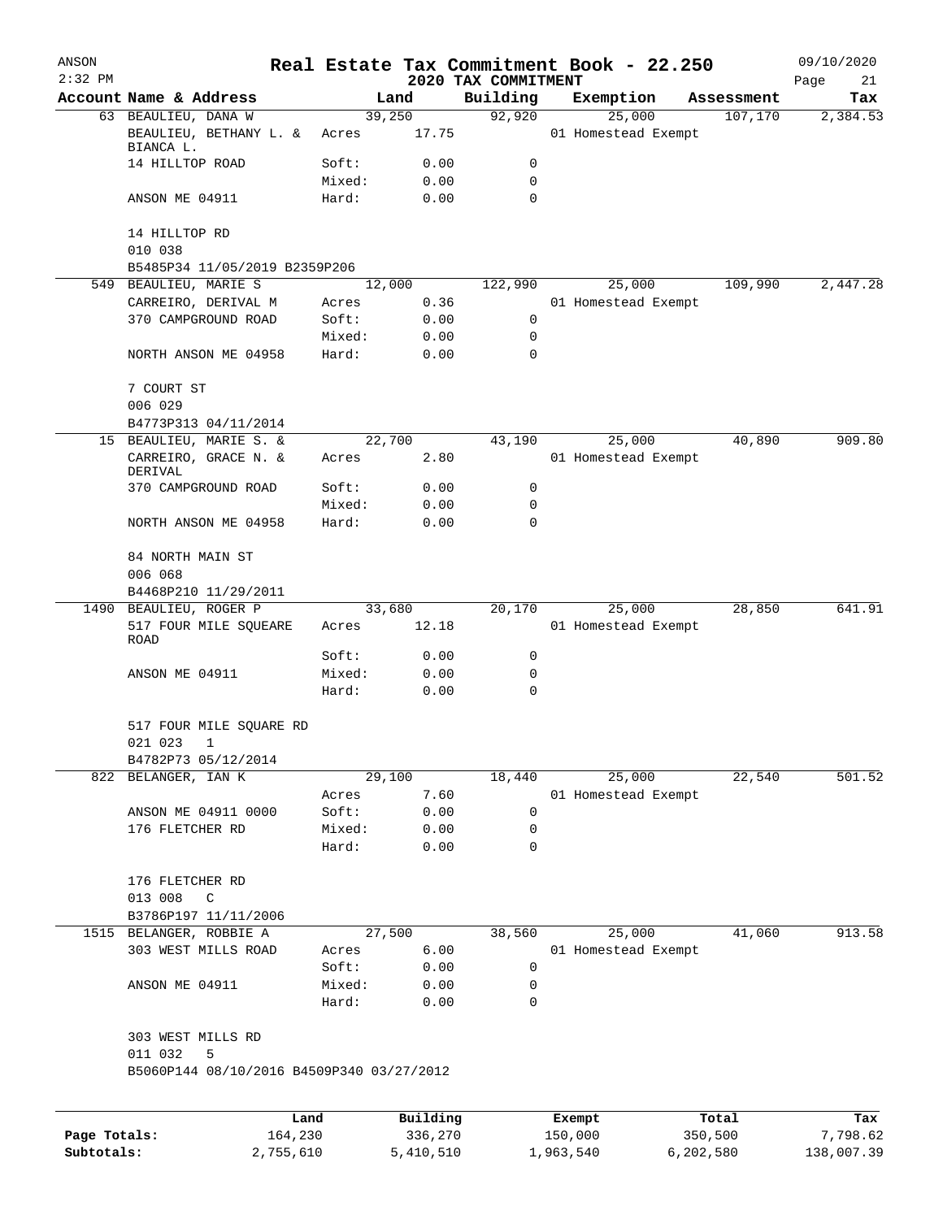# Real Estate Tax Commitment Book - 22.250

ANSON
2:32 PM

2020 TAX COMMITMENT

09/10/2020

| Account | Name & Address | Land | | Building | Exemption | Assessment | Tax |
|---|---|---|---|---|---|---|---|
| 63 | BEAULIEU, DANA W | 39,250 | | 92,920 | 25,000 | 107,170 | 2,384.53 |
| | BEAULIEU, BETHANY L. & BIANCA L. | Acres | 17.75 | | 01 Homestead Exempt | | |
| | 14 HILLTOP ROAD | Soft: | 0.00 | 0 | | | |
| | | Mixed: | 0.00 | 0 | | | |
| | ANSON ME 04911 | Hard: | 0.00 | 0 | | | |
| | 14 HILLTOP RD | | | | | | |
| | 010 038 | | | | | | |
| | B5485P34 11/05/2019 B2359P206 | | | | | | |
| 549 | BEAULIEU, MARIE S | 12,000 | | 122,990 | 25,000 | 109,990 | 2,447.28 |
| | CARREIRO, DERIVAL M | Acres | 0.36 | | 01 Homestead Exempt | | |
| | 370 CAMPGROUND ROAD | Soft: | 0.00 | 0 | | | |
| | | Mixed: | 0.00 | 0 | | | |
| | NORTH ANSON ME 04958 | Hard: | 0.00 | 0 | | | |
| | 7 COURT ST | | | | | | |
| | 006 029 | | | | | | |
| | B4773P313 04/11/2014 | | | | | | |
| 15 | BEAULIEU, MARIE S. & | 22,700 | | 43,190 | 25,000 | 40,890 | 909.80 |
| | CARREIRO, GRACE N. & DERIVAL | Acres | 2.80 | | 01 Homestead Exempt | | |
| | 370 CAMPGROUND ROAD | Soft: | 0.00 | 0 | | | |
| | | Mixed: | 0.00 | 0 | | | |
| | NORTH ANSON ME 04958 | Hard: | 0.00 | 0 | | | |
| | 84 NORTH MAIN ST | | | | | | |
| | 006 068 | | | | | | |
| | B4468P210 11/29/2011 | | | | | | |
| 1490 | BEAULIEU, ROGER P | 33,680 | | 20,170 | 25,000 | 28,850 | 641.91 |
| | 517 FOUR MILE SQUEARE ROAD | Acres | 12.18 | | 01 Homestead Exempt | | |
| | | Soft: | 0.00 | 0 | | | |
| | ANSON ME 04911 | Mixed: | 0.00 | 0 | | | |
| | | Hard: | 0.00 | 0 | | | |
| | 517 FOUR MILE SQUARE RD | | | | | | |
| | 021 023 1 | | | | | | |
| | B4782P73 05/12/2014 | | | | | | |
| 822 | BELANGER, IAN K | 29,100 | | 18,440 | 25,000 | 22,540 | 501.52 |
| | | Acres | 7.60 | | 01 Homestead Exempt | | |
| | ANSON ME 04911 0000 | Soft: | 0.00 | 0 | | | |
| | 176 FLETCHER RD | Mixed: | 0.00 | 0 | | | |
| | | Hard: | 0.00 | 0 | | | |
| | 176 FLETCHER RD | | | | | | |
| | 013 008 C | | | | | | |
| | B3786P197 11/11/2006 | | | | | | |
| 1515 | BELANGER, ROBBIE A | 27,500 | | 38,560 | 25,000 | 41,060 | 913.58 |
| | 303 WEST MILLS ROAD | Acres | 6.00 | | 01 Homestead Exempt | | |
| | | Soft: | 0.00 | 0 | | | |
| | ANSON ME 04911 | Mixed: | 0.00 | 0 | | | |
| | | Hard: | 0.00 | 0 | | | |
| | 303 WEST MILLS RD | | | | | | |
| | 011 032 5 | | | | | | |
| | B5060P144 08/10/2016 B4509P340 03/27/2012 | | | | | | |

| | Land | Building | Exempt | Total | Tax |
|---|---|---|---|---|---|
| Page Totals: | 164,230 | 336,270 | 150,000 | 350,500 | 7,798.62 |
| Subtotals: | 2,755,610 | 5,410,510 | 1,963,540 | 6,202,580 | 138,007.39 |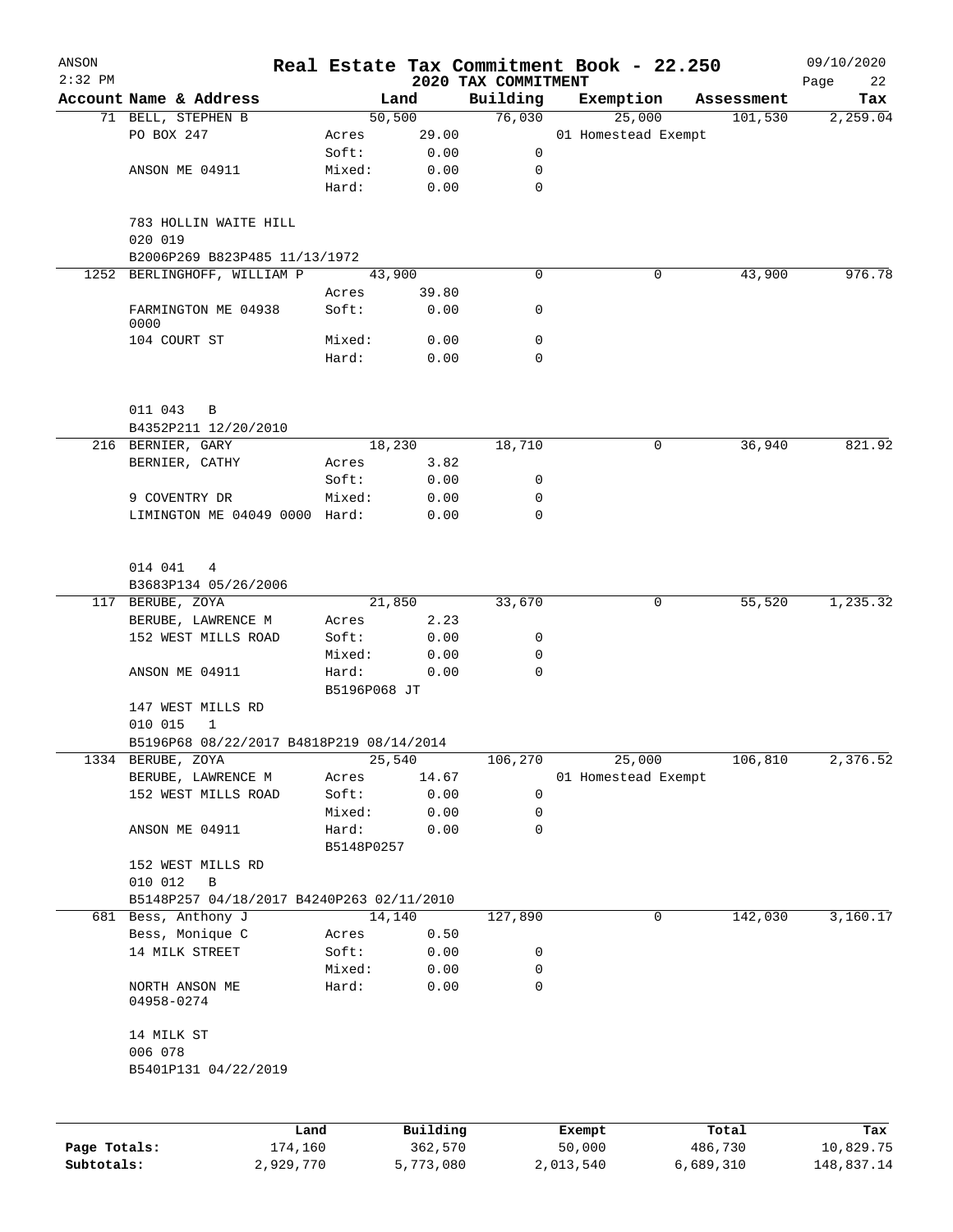# Real Estate Tax Commitment Book - 22.250

ANSON
2:32 PM

2020 TAX COMMITMENT

09/10/2020

| Account Name & Address | Land | | Building | Exemption | Assessment | Tax |
|---|---|---|---|---|---|---|
| 71 BELL, STEPHEN B | 50,500 | | 76,030 | 25,000 | 101,530 | 2,259.04 |
| PO BOX 247 | Acres | 29.00 | | 01 Homestead Exempt | | |
| | Soft: | 0.00 | 0 | | | |
| ANSON ME 04911 | Mixed: | 0.00 | 0 | | | |
| | Hard: | 0.00 | 0 | | | |
| 783 HOLLIN WAITE HILL | | | | | | |
| 020 019 | | | | | | |
| B2006P269 B823P485 11/13/1972 | | | | | | |
| 1252 BERLINGHOFF, WILLIAM P | 43,900 | | 0 | 0 | 43,900 | 976.78 |
| | Acres | 39.80 | | | | |
| FARMINGTON ME 04938 0000 | Soft: | 0.00 | 0 | | | |
| 104 COURT ST | Mixed: | 0.00 | 0 | | | |
| | Hard: | 0.00 | 0 | | | |
| 011 043 B | | | | | | |
| B4352P211 12/20/2010 | | | | | | |
| 216 BERNIER, GARY | 18,230 | | 18,710 | 0 | 36,940 | 821.92 |
| BERNIER, CATHY | Acres | 3.82 | | | | |
| | Soft: | 0.00 | 0 | | | |
| 9 COVENTRY DR | Mixed: | 0.00 | 0 | | | |
| LIMINGTON ME 04049 0000 | Hard: | 0.00 | 0 | | | |
| 014 041 4 | | | | | | |
| B3683P134 05/26/2006 | | | | | | |
| 117 BERUBE, ZOYA | 21,850 | | 33,670 | 0 | 55,520 | 1,235.32 |
| BERUBE, LAWRENCE M | Acres | 2.23 | | | | |
| 152 WEST MILLS ROAD | Soft: | 0.00 | 0 | | | |
| | Mixed: | 0.00 | 0 | | | |
| ANSON ME 04911 | Hard: | 0.00 | 0 | | | |
| | B5196P068 JT | | | | | |
| 147 WEST MILLS RD | | | | | | |
| 010 015 1 | | | | | | |
| B5196P68 08/22/2017 B4818P219 08/14/2014 | | | | | | |
| 1334 BERUBE, ZOYA | 25,540 | | 106,270 | 25,000 | 106,810 | 2,376.52 |
| BERUBE, LAWRENCE M | Acres | 14.67 | | 01 Homestead Exempt | | |
| 152 WEST MILLS ROAD | Soft: | 0.00 | 0 | | | |
| | Mixed: | 0.00 | 0 | | | |
| ANSON ME 04911 | Hard: | 0.00 | 0 | | | |
| | B5148P0257 | | | | | |
| 152 WEST MILLS RD | | | | | | |
| 010 012 B | | | | | | |
| B5148P257 04/18/2017 B4240P263 02/11/2010 | | | | | | |
| 681 Bess, Anthony J | 14,140 | | 127,890 | 0 | 142,030 | 3,160.17 |
| Bess, Monique C | Acres | 0.50 | | | | |
| 14 MILK STREET | Soft: | 0.00 | 0 | | | |
| | Mixed: | 0.00 | 0 | | | |
| NORTH ANSON ME 04958-0274 | Hard: | 0.00 | 0 | | | |
| 14 MILK ST | | | | | | |
| 006 078 | | | | | | |
| B5401P131 04/22/2019 | | | | | | |

| | Land | Building | Exempt | Total | Tax |
|---|---|---|---|---|---|
| Page Totals: | 174,160 | 362,570 | 50,000 | 486,730 | 10,829.75 |
| Subtotals: | 2,929,770 | 5,773,080 | 2,013,540 | 6,689,310 | 148,837.14 |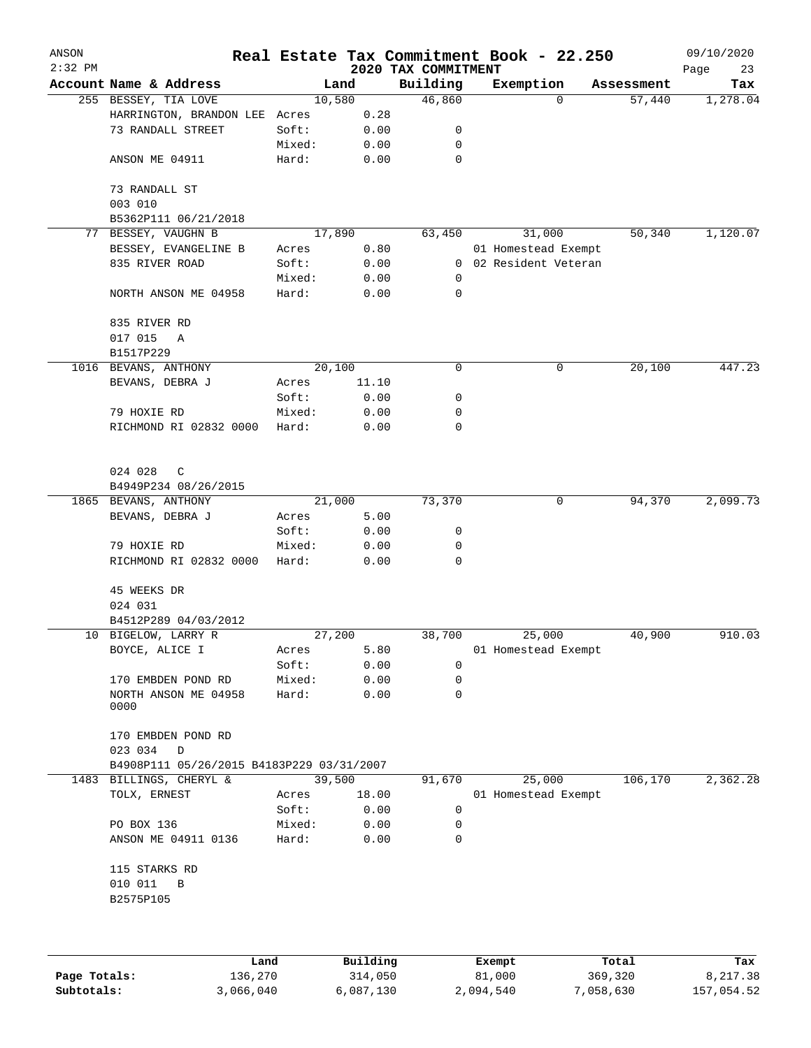# Real Estate Tax Commitment Book - 22.250

ANSON
2:32 PM

2020 TAX COMMITMENT

09/10/2020

| Account Name & Address | Land | | Building | Exemption | Assessment | Tax |
|---|---|---|---|---|---|---|
| 255 BESSEY, TIA LOVE | 10,580 | | 46,860 | 0 | 57,440 | 1,278.04 |
| HARRINGTON, BRANDON LEE | Acres | 0.28 | | | | |
| 73 RANDALL STREET | Soft: | 0.00 | 0 | | | |
| | Mixed: | 0.00 | 0 | | | |
| ANSON ME 04911 | Hard: | 0.00 | 0 | | | |
| 73 RANDALL ST | | | | | | |
| 003 010 | | | | | | |
| B5362P111 06/21/2018 | | | | | | |
| 77 BESSEY, VAUGHN B | 17,890 | | 63,450 | 31,000 | 50,340 | 1,120.07 |
| BESSEY, EVANGELINE B | Acres | 0.80 | | 01 Homestead Exempt | | |
| 835 RIVER ROAD | Soft: | 0.00 | 0 | 02 Resident Veteran | | |
| | Mixed: | 0.00 | 0 | | | |
| NORTH ANSON ME 04958 | Hard: | 0.00 | 0 | | | |
| 835 RIVER RD | | | | | | |
| 017 015 A | | | | | | |
| B1517P229 | | | | | | |
| 1016 BEVANS, ANTHONY | 20,100 | | 0 | 0 | 20,100 | 447.23 |
| BEVANS, DEBRA J | Acres | 11.10 | | | | |
| | Soft: | 0.00 | 0 | | | |
| 79 HOXIE RD | Mixed: | 0.00 | 0 | | | |
| RICHMOND RI 02832 0000 | Hard: | 0.00 | 0 | | | |
| 024 028 C | | | | | | |
| B4949P234 08/26/2015 | | | | | | |
| 1865 BEVANS, ANTHONY | 21,000 | | 73,370 | 0 | 94,370 | 2,099.73 |
| BEVANS, DEBRA J | Acres | 5.00 | | | | |
| | Soft: | 0.00 | 0 | | | |
| 79 HOXIE RD | Mixed: | 0.00 | 0 | | | |
| RICHMOND RI 02832 0000 | Hard: | 0.00 | 0 | | | |
| 45 WEEKS DR | | | | | | |
| 024 031 | | | | | | |
| B4512P289 04/03/2012 | | | | | | |
| 10 BIGELOW, LARRY R | 27,200 | | 38,700 | 25,000 | 40,900 | 910.03 |
| BOYCE, ALICE I | Acres | 5.80 | | 01 Homestead Exempt | | |
| | Soft: | 0.00 | 0 | | | |
| 170 EMBDEN POND RD | Mixed: | 0.00 | 0 | | | |
| NORTH ANSON ME 04958 0000 | Hard: | 0.00 | 0 | | | |
| 170 EMBDEN POND RD | | | | | | |
| 023 034 D | | | | | | |
| B4908P111 05/26/2015 B4183P229 03/31/2007 | | | | | | |
| 1483 BILLINGS, CHERYL & | 39,500 | | 91,670 | 25,000 | 106,170 | 2,362.28 |
| TOLX, ERNEST | Acres | 18.00 | | 01 Homestead Exempt | | |
| | Soft: | 0.00 | 0 | | | |
| PO BOX 136 | Mixed: | 0.00 | 0 | | | |
| ANSON ME 04911 0136 | Hard: | 0.00 | 0 | | | |
| 115 STARKS RD | | | | | | |
| 010 011 B | | | | | | |
| B2575P105 | | | | | | |

| | Land | Building | Exempt | Total | Tax |
|---|---|---|---|---|---|
| Page Totals: | 136,270 | 314,050 | 81,000 | 369,320 | 8,217.38 |
| Subtotals: | 3,066,040 | 6,087,130 | 2,094,540 | 7,058,630 | 157,054.52 |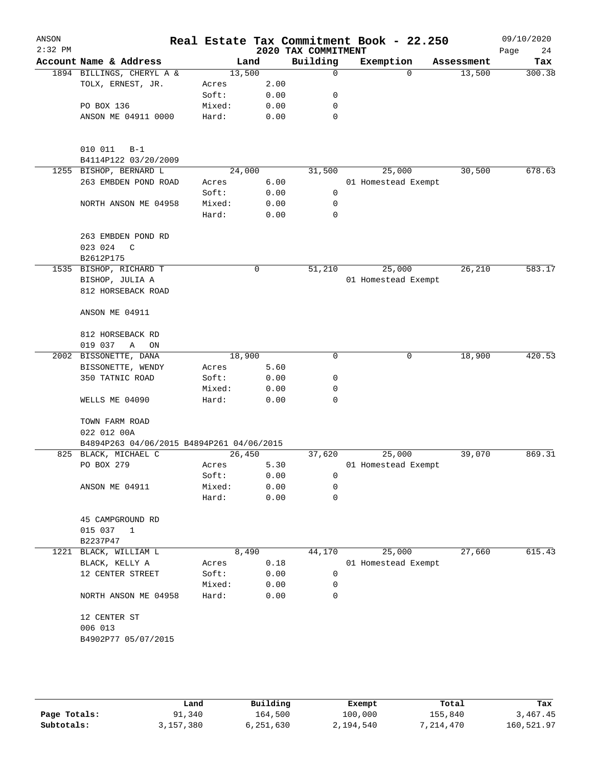# Real Estate Tax Commitment Book - 22.250

ANSON
2:32 PM

2020 TAX COMMITMENT

09/10/2020

| Account Name & Address | Land | | Building | Exemption | Assessment | Tax |
|---|---|---|---|---|---|---|
| 1894 BILLINGS, CHERYL A & | 13,500 | | 0 | 0 | 13,500 | 300.38 |
| TOLX, ERNEST, JR. | Acres | 2.00 | | | | |
| | Soft: | 0.00 | 0 | | | |
| PO BOX 136 | Mixed: | 0.00 | 0 | | | |
| ANSON ME 04911 0000 | Hard: | 0.00 | 0 | | | |
| 010 011 B-1 | | | | | | |
| B4114P122 03/20/2009 | | | | | | |
| 1255 BISHOP, BERNARD L | 24,000 | | 31,500 | 25,000 | 30,500 | 678.63 |
| 263 EMBDEN POND ROAD | Acres | 6.00 | | 01 Homestead Exempt | | |
| | Soft: | 0.00 | 0 | | | |
| NORTH ANSON ME 04958 | Mixed: | 0.00 | 0 | | | |
| | Hard: | 0.00 | 0 | | | |
| 263 EMBDEN POND RD | | | | | | |
| 023 024 C | | | | | | |
| B2612P175 | | | | | | |
| 1535 BISHOP, RICHARD T | 0 | | 51,210 | 25,000 | 26,210 | 583.17 |
| BISHOP, JULIA A | | | | 01 Homestead Exempt | | |
| 812 HORSEBACK ROAD | | | | | | |
| ANSON ME 04911 | | | | | | |
| 812 HORSEBACK RD | | | | | | |
| 019 037 A ON | | | | | | |
| 2002 BISSONETTE, DANA | 18,900 | | 0 | 0 | 18,900 | 420.53 |
| BISSONETTE, WENDY | Acres | 5.60 | | | | |
| 350 TATNIC ROAD | Soft: | 0.00 | 0 | | | |
| | Mixed: | 0.00 | 0 | | | |
| WELLS ME 04090 | Hard: | 0.00 | 0 | | | |
| TOWN FARM ROAD | | | | | | |
| 022 012 00A | | | | | | |
| B4894P263 04/06/2015 B4894P261 04/06/2015 | | | | | | |
| 825 BLACK, MICHAEL C | 26,450 | | 37,620 | 25,000 | 39,070 | 869.31 |
| PO BOX 279 | Acres | 5.30 | | 01 Homestead Exempt | | |
| | Soft: | 0.00 | 0 | | | |
| ANSON ME 04911 | Mixed: | 0.00 | 0 | | | |
| | Hard: | 0.00 | 0 | | | |
| 45 CAMPGROUND RD | | | | | | |
| 015 037 1 | | | | | | |
| B2237P47 | | | | | | |
| 1221 BLACK, WILLIAM L | 8,490 | | 44,170 | 25,000 | 27,660 | 615.43 |
| BLACK, KELLY A | Acres | 0.18 | | 01 Homestead Exempt | | |
| 12 CENTER STREET | Soft: | 0.00 | 0 | | | |
| | Mixed: | 0.00 | 0 | | | |
| NORTH ANSON ME 04958 | Hard: | 0.00 | 0 | | | |
| 12 CENTER ST | | | | | | |
| 006 013 | | | | | | |
| B4902P77 05/07/2015 | | | | | | |

| | Land | Building | Exempt | Total | Tax |
|---|---|---|---|---|---|
| Page Totals: | 91,340 | 164,500 | 100,000 | 155,840 | 3,467.45 |
| Subtotals: | 3,157,380 | 6,251,630 | 2,194,540 | 7,214,470 | 160,521.97 |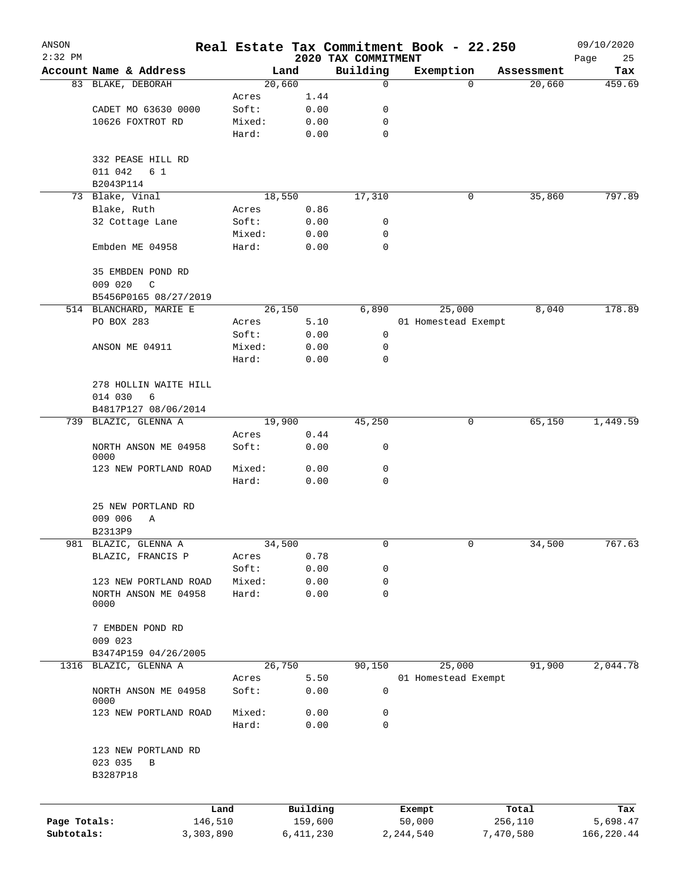# Real Estate Tax Commitment Book - 22.250

ANSON
2:32 PM

2020 TAX COMMITMENT

09/10/2020

| Account Name & Address | | Land | | Building | Exemption | Assessment | Tax |
|---|---|---|---|---|---|---|---|
| 83 BLAKE, DEBORAH | | 20,660 | | 0 | 0 | 20,660 | 459.69 |
| | Acres | | 1.44 | | | | |
| CADET MO 63630 0000 | Soft: | | 0.00 | 0 | | | |
| 10626 FOXTROT RD | Mixed: | | 0.00 | 0 | | | |
| | Hard: | | 0.00 | 0 | | | |
| 332 PEASE HILL RD | | | | | | | |
| 011 042 6 1 | | | | | | | |
| B2043P114 | | | | | | | |
| 73 Blake, Vinal | | 18,550 | | 17,310 | 0 | 35,860 | 797.89 |
| Blake, Ruth | Acres | | 0.86 | | | | |
| 32 Cottage Lane | Soft: | | 0.00 | 0 | | | |
| | Mixed: | | 0.00 | 0 | | | |
| Embden ME 04958 | Hard: | | 0.00 | 0 | | | |
| 35 EMBDEN POND RD | | | | | | | |
| 009 020 C | | | | | | | |
| B5456P0165 08/27/2019 | | | | | | | |
| 514 BLANCHARD, MARIE E | | 26,150 | | 6,890 | 25,000 | 8,040 | 178.89 |
| PO BOX 283 | Acres | | 5.10 | | 01 Homestead Exempt | | |
| | Soft: | | 0.00 | 0 | | | |
| ANSON ME 04911 | Mixed: | | 0.00 | 0 | | | |
| | Hard: | | 0.00 | 0 | | | |
| 278 HOLLIN WAITE HILL | | | | | | | |
| 014 030 6 | | | | | | | |
| B4817P127 08/06/2014 | | | | | | | |
| 739 BLAZIC, GLENNA A | | 19,900 | | 45,250 | 0 | 65,150 | 1,449.59 |
| | Acres | | 0.44 | | | | |
| NORTH ANSON ME 04958 0000 | Soft: | | 0.00 | 0 | | | |
| 123 NEW PORTLAND ROAD | Mixed: | | 0.00 | 0 | | | |
| | Hard: | | 0.00 | 0 | | | |
| 25 NEW PORTLAND RD | | | | | | | |
| 009 006 A | | | | | | | |
| B2313P9 | | | | | | | |
| 981 BLAZIC, GLENNA A | | 34,500 | | 0 | 0 | 34,500 | 767.63 |
| BLAZIC, FRANCIS P | Acres | | 0.78 | | | | |
| | Soft: | | 0.00 | 0 | | | |
| 123 NEW PORTLAND ROAD | Mixed: | | 0.00 | 0 | | | |
| NORTH ANSON ME 04958 0000 | Hard: | | 0.00 | 0 | | | |
| 7 EMBDEN POND RD | | | | | | | |
| 009 023 | | | | | | | |
| B3474P159 04/26/2005 | | | | | | | |
| 1316 BLAZIC, GLENNA A | | 26,750 | | 90,150 | 25,000 | 91,900 | 2,044.78 |
| | Acres | | 5.50 | | 01 Homestead Exempt | | |
| NORTH ANSON ME 04958 0000 | Soft: | | 0.00 | 0 | | | |
| 123 NEW PORTLAND ROAD | Mixed: | | 0.00 | 0 | | | |
| | Hard: | | 0.00 | 0 | | | |
| 123 NEW PORTLAND RD | | | | | | | |
| 023 035 B | | | | | | | |
| B3287P18 | | | | | | | |

| | Land | Building | Exempt | Total | Tax |
|---|---|---|---|---|---|
| Page Totals: | 146,510 | 159,600 | 50,000 | 256,110 | 5,698.47 |
| Subtotals: | 3,303,890 | 6,411,230 | 2,244,540 | 7,470,580 | 166,220.44 |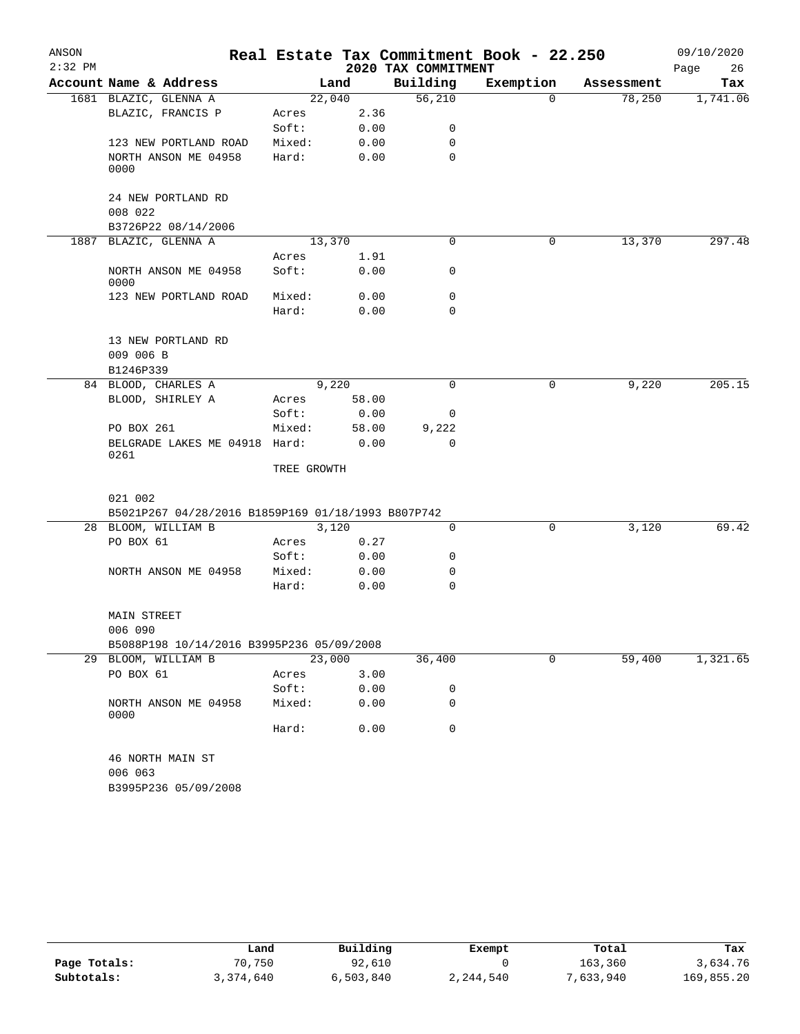ANSON
2:32 PM

# Real Estate Tax Commitment Book - 22.250
## 2020 TAX COMMITMENT

09/10/2020

| Account | Name & Address | | Land | Building | Exemption | Assessment | Tax |
|---|---|---|---|---|---|---|---|
| 1681 | BLAZIC, GLENNA A | | 22,040 | 56,210 | 0 | 78,250 | 1,741.06 |
| | BLAZIC, FRANCIS P | Acres | 2.36 | | | | |
| | | Soft: | 0.00 | 0 | | | |
| | 123 NEW PORTLAND ROAD | Mixed: | 0.00 | 0 | | | |
| | NORTH ANSON ME 04958 0000 | Hard: | 0.00 | 0 | | | |
| | 24 NEW PORTLAND RD | | | | | | |
| | 008 022 | | | | | | |
| | B3726P22 08/14/2006 | | | | | | |
| 1887 | BLAZIC, GLENNA A | | 13,370 | 0 | 0 | 13,370 | 297.48 |
| | | Acres | 1.91 | | | | |
| | NORTH ANSON ME 04958 0000 | Soft: | 0.00 | 0 | | | |
| | 123 NEW PORTLAND ROAD | Mixed: | 0.00 | 0 | | | |
| | | Hard: | 0.00 | 0 | | | |
| | 13 NEW PORTLAND RD | | | | | | |
| | 009 006 B | | | | | | |
| | B1246P339 | | | | | | |
| 84 | BLOOD, CHARLES A | | 9,220 | 0 | 0 | 9,220 | 205.15 |
| | BLOOD, SHIRLEY A | Acres | 58.00 | | | | |
| | | Soft: | 0.00 | 0 | | | |
| | PO BOX 261 | Mixed: | 58.00 | 9,222 | | | |
| | BELGRADE LAKES ME 04918 0261 | Hard: | 0.00 | 0 | | | |
| | | TREE GROWTH | | | | | |
| | 021 002 | | | | | | |
| | B5021P267 04/28/2016 B1859P169 01/18/1993 B807P742 | | | | | | |
| 28 | BLOOM, WILLIAM B | | 3,120 | 0 | 0 | 3,120 | 69.42 |
| | PO BOX 61 | Acres | 0.27 | | | | |
| | | Soft: | 0.00 | 0 | | | |
| | NORTH ANSON ME 04958 | Mixed: | 0.00 | 0 | | | |
| | | Hard: | 0.00 | 0 | | | |
| | MAIN STREET | | | | | | |
| | 006 090 | | | | | | |
| | B5088P198 10/14/2016 B3995P236 05/09/2008 | | | | | | |
| 29 | BLOOM, WILLIAM B | | 23,000 | 36,400 | 0 | 59,400 | 1,321.65 |
| | PO BOX 61 | Acres | 3.00 | | | | |
| | | Soft: | 0.00 | 0 | | | |
| | NORTH ANSON ME 04958 0000 | Mixed: | 0.00 | 0 | | | |
| | | Hard: | 0.00 | 0 | | | |
| | 46 NORTH MAIN ST | | | | | | |
| | 006 063 | | | | | | |
| | B3995P236 05/09/2008 | | | | | | |

| | Land | Building | Exempt | Total | Tax |
|---|---|---|---|---|---|
| Page Totals: | 70,750 | 92,610 | 0 | 163,360 | 3,634.76 |
| Subtotals: | 3,374,640 | 6,503,840 | 2,244,540 | 7,633,940 | 169,855.20 |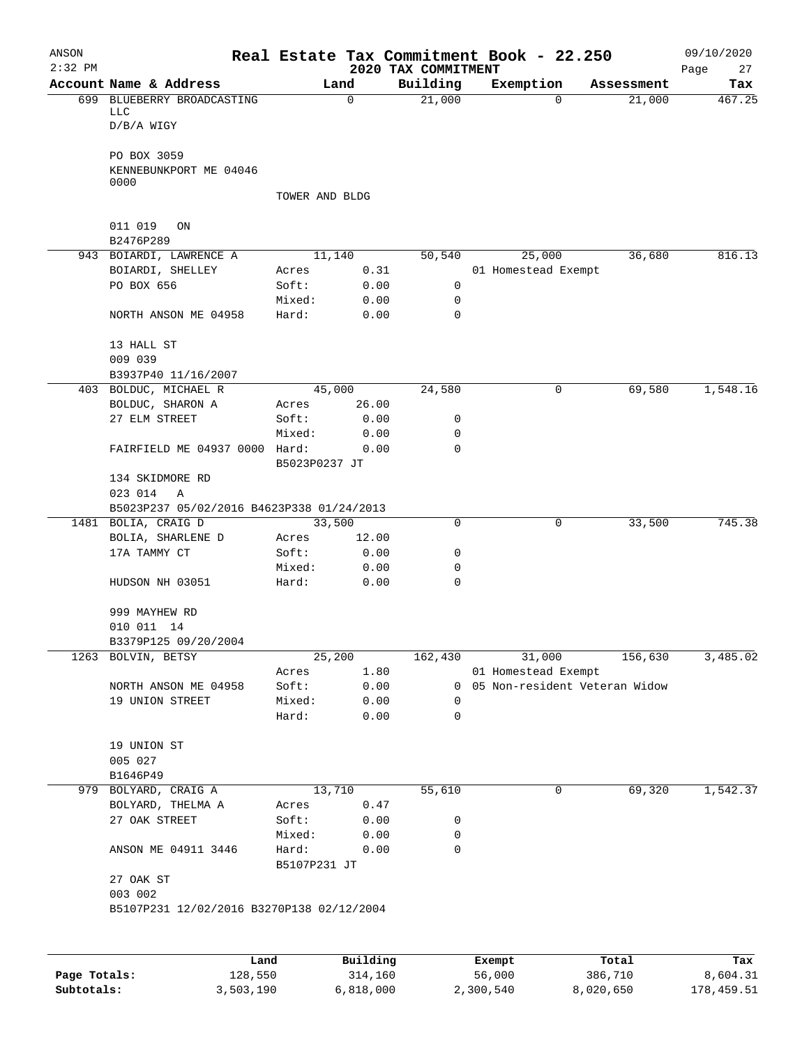ANSON · Real Estate Tax Commitment Book - 22.250 · 09/10/2020
2:32 PM · 2020 TAX COMMITMENT

| Account Name & Address | Land | | Building | Exemption | Assessment | Tax |
|---|---|---|---|---|---|---|
| 699 BLUEBERRY BROADCASTING LLC | | 0 | 21,000 | 0 | 21,000 | 467.25 |
| D/B/A WIGY | | | | | | |
| PO BOX 3059 | | | | | | |
| KENNEBUNKPORT ME 04046 0000 | | | | | | |
| | TOWER AND BLDG | | | | | |
| 011 019 ON | | | | | | |
| B2476P289 | | | | | | |
| 943 BOIARDI, LAWRENCE A | | 11,140 | 50,540 | 25,000 | 36,680 | 816.13 |
| BOIARDI, SHELLEY | Acres | 0.31 | | 01 Homestead Exempt | | |
| PO BOX 656 | Soft: | 0.00 | 0 | | | |
| | Mixed: | 0.00 | 0 | | | |
| NORTH ANSON ME 04958 | Hard: | 0.00 | 0 | | | |
| 13 HALL ST | | | | | | |
| 009 039 | | | | | | |
| B3937P40 11/16/2007 | | | | | | |
| 403 BOLDUC, MICHAEL R | | 45,000 | 24,580 | 0 | 69,580 | 1,548.16 |
| BOLDUC, SHARON A | Acres | 26.00 | | | | |
| 27 ELM STREET | Soft: | 0.00 | 0 | | | |
| | Mixed: | 0.00 | 0 | | | |
| FAIRFIELD ME 04937 0000 | Hard: | 0.00 | 0 | | | |
| | B5023P0237 JT | | | | | |
| 134 SKIDMORE RD | | | | | | |
| 023 014 A | | | | | | |
| B5023P237 05/02/2016 B4623P338 01/24/2013 | | | | | | |
| 1481 BOLIA, CRAIG D | | 33,500 | 0 | 0 | 33,500 | 745.38 |
| BOLIA, SHARLENE D | Acres | 12.00 | | | | |
| 17A TAMMY CT | Soft: | 0.00 | 0 | | | |
| | Mixed: | 0.00 | 0 | | | |
| HUDSON NH 03051 | Hard: | 0.00 | 0 | | | |
| 999 MAYHEW RD | | | | | | |
| 010 011 14 | | | | | | |
| B3379P125 09/20/2004 | | | | | | |
| 1263 BOLVIN, BETSY | | 25,200 | 162,430 | 31,000 | 156,630 | 3,485.02 |
| | Acres | 1.80 | | 01 Homestead Exempt | | |
| NORTH ANSON ME 04958 | Soft: | 0.00 | 0 | 05 Non-resident Veteran Widow | | |
| 19 UNION STREET | Mixed: | 0.00 | 0 | | | |
| | Hard: | 0.00 | 0 | | | |
| 19 UNION ST | | | | | | |
| 005 027 | | | | | | |
| B1646P49 | | | | | | |
| 979 BOLYARD, CRAIG A | | 13,710 | 55,610 | 0 | 69,320 | 1,542.37 |
| BOLYARD, THELMA A | Acres | 0.47 | | | | |
| 27 OAK STREET | Soft: | 0.00 | 0 | | | |
| | Mixed: | 0.00 | 0 | | | |
| ANSON ME 04911 3446 | Hard: | 0.00 | 0 | | | |
| | B5107P231 JT | | | | | |
| 27 OAK ST | | | | | | |
| 003 002 | | | | | | |
| B5107P231 12/02/2016 B3270P138 02/12/2004 | | | | | | |

| | Land | Building | Exempt | Total | Tax |
|---|---|---|---|---|---|
| Page Totals: | 128,550 | 314,160 | 56,000 | 386,710 | 8,604.31 |
| Subtotals: | 3,503,190 | 6,818,000 | 2,300,540 | 8,020,650 | 178,459.51 |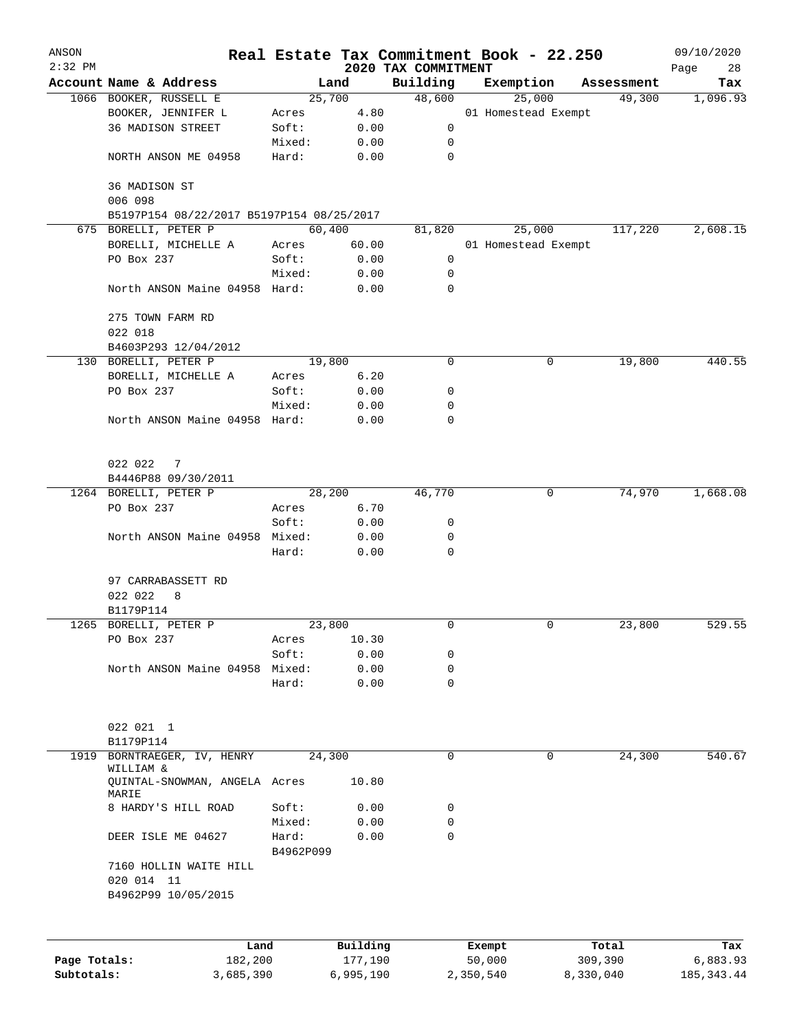# Real Estate Tax Commitment Book - 22.250

ANSON
2:32 PM

2020 TAX COMMITMENT

09/10/2020

| Account | Name & Address | Land | | Building | Exemption | Assessment | Tax |
|---|---|---|---|---|---|---|---|
| 1066 | BOOKER, RUSSELL E | 25,700 | | 48,600 | 25,000 | 49,300 | 1,096.93 |
| | BOOKER, JENNIFER L | Acres | 4.80 | | 01 Homestead Exempt | | |
| | 36 MADISON STREET | Soft: | 0.00 | 0 | | | |
| | | Mixed: | 0.00 | 0 | | | |
| | NORTH ANSON ME 04958 | Hard: | 0.00 | 0 | | | |
| | 36 MADISON ST | | | | | | |
| | 006 098 | | | | | | |
| | B5197P154 08/22/2017 B5197P154 08/25/2017 | | | | | | |
| 675 | BORELLI, PETER P | 60,400 | | 81,820 | 25,000 | 117,220 | 2,608.15 |
| | BORELLI, MICHELLE A | Acres | 60.00 | | 01 Homestead Exempt | | |
| | PO Box 237 | Soft: | 0.00 | 0 | | | |
| | | Mixed: | 0.00 | 0 | | | |
| | North ANSON Maine 04958 | Hard: | 0.00 | 0 | | | |
| | 275 TOWN FARM RD | | | | | | |
| | 022 018 | | | | | | |
| | B4603P293 12/04/2012 | | | | | | |
| 130 | BORELLI, PETER P | 19,800 | | 0 | 0 | 19,800 | 440.55 |
| | BORELLI, MICHELLE A | Acres | 6.20 | | | | |
| | PO Box 237 | Soft: | 0.00 | 0 | | | |
| | | Mixed: | 0.00 | 0 | | | |
| | North ANSON Maine 04958 | Hard: | 0.00 | 0 | | | |
| | 022 022 7 | | | | | | |
| | B4446P88 09/30/2011 | | | | | | |
| 1264 | BORELLI, PETER P | 28,200 | | 46,770 | 0 | 74,970 | 1,668.08 |
| | PO Box 237 | Acres | 6.70 | | | | |
| | | Soft: | 0.00 | 0 | | | |
| | North ANSON Maine 04958 | Mixed: | 0.00 | 0 | | | |
| | | Hard: | 0.00 | 0 | | | |
| | 97 CARRABASSETT RD | | | | | | |
| | 022 022 8 | | | | | | |
| | B1179P114 | | | | | | |
| 1265 | BORELLI, PETER P | 23,800 | | 0 | 0 | 23,800 | 529.55 |
| | PO Box 237 | Acres | 10.30 | | | | |
| | | Soft: | 0.00 | 0 | | | |
| | North ANSON Maine 04958 | Mixed: | 0.00 | 0 | | | |
| | | Hard: | 0.00 | 0 | | | |
| | 022 021 1 | | | | | | |
| | B1179P114 | | | | | | |
| 1919 | BORNTRAEGER, IV, HENRY WILLIAM & | 24,300 | | 0 | 0 | 24,300 | 540.67 |
| | QUINTAL-SNOWMAN, ANGELA MARIE | Acres | 10.80 | | | | |
| | 8 HARDY'S HILL ROAD | Soft: | 0.00 | 0 | | | |
| | | Mixed: | 0.00 | 0 | | | |
| | DEER ISLE ME 04627 | Hard: | 0.00 | 0 | | | |
| | | B4962P099 | | | | | |
| | 7160 HOLLIN WAITE HILL | | | | | | |
| | 020 014 11 | | | | | | |
| | B4962P99 10/05/2015 | | | | | | |

| | Land | Building | Exempt | Total | Tax |
|---|---|---|---|---|---|
| Page Totals: | 182,200 | 177,190 | 50,000 | 309,390 | 6,883.93 |
| Subtotals: | 3,685,390 | 6,995,190 | 2,350,540 | 8,330,040 | 185,343.44 |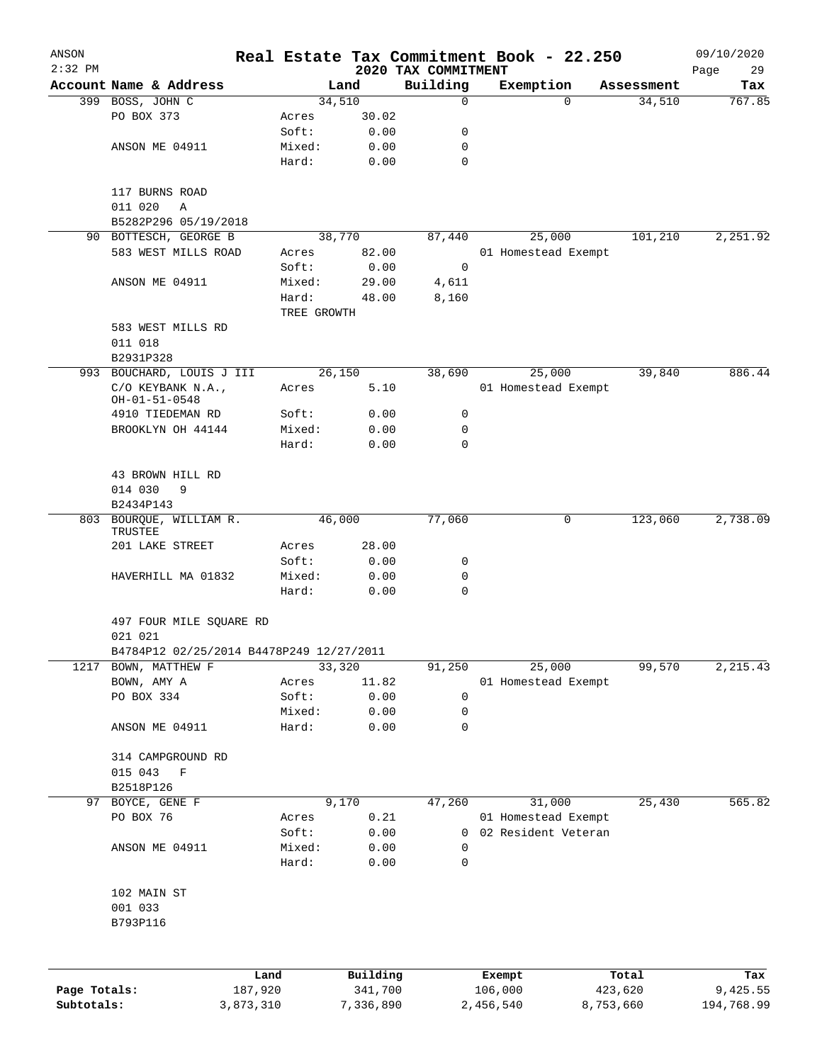# Real Estate Tax Commitment Book - 22.250

ANSON
2:32 PM

2020 TAX COMMITMENT

09/10/2020

| Account | Name & Address | Land | | Building | Exemption | Assessment | Tax |
|---|---|---|---|---|---|---|---|
| 399 | BOSS, JOHN C | 34,510 | | 0 | 0 | 34,510 | 767.85 |
| | PO BOX 373 | Acres | 30.02 | | | | |
| | | Soft: | 0.00 | 0 | | | |
| | ANSON ME 04911 | Mixed: | 0.00 | 0 | | | |
| | | Hard: | 0.00 | 0 | | | |
| | 117 BURNS ROAD | | | | | | |
| | 011 020 A | | | | | | |
| | B5282P296 05/19/2018 | | | | | | |
| 90 | BOTTESCH, GEORGE B | 38,770 | | 87,440 | 25,000 | 101,210 | 2,251.92 |
| | 583 WEST MILLS ROAD | Acres | 82.00 | | 01 Homestead Exempt | | |
| | | Soft: | 0.00 | 0 | | | |
| | ANSON ME 04911 | Mixed: | 29.00 | 4,611 | | | |
| | | Hard: | 48.00 | 8,160 | | | |
| | | TREE GROWTH | | | | | |
| | 583 WEST MILLS RD | | | | | | |
| | 011 018 | | | | | | |
| | B2931P328 | | | | | | |
| 993 | BOUCHARD, LOUIS J III | 26,150 | | 38,690 | 25,000 | 39,840 | 886.44 |
| | C/O KEYBANK N.A., OH-01-51-0548 | Acres | 5.10 | | 01 Homestead Exempt | | |
| | 4910 TIEDEMAN RD | Soft: | 0.00 | 0 | | | |
| | BROOKLYN OH 44144 | Mixed: | 0.00 | 0 | | | |
| | | Hard: | 0.00 | 0 | | | |
| | 43 BROWN HILL RD | | | | | | |
| | 014 030 9 | | | | | | |
| | B2434P143 | | | | | | |
| 803 | BOURQUE, WILLIAM R. TRUSTEE | 46,000 | | 77,060 | 0 | 123,060 | 2,738.09 |
| | 201 LAKE STREET | Acres | 28.00 | | | | |
| | | Soft: | 0.00 | 0 | | | |
| | HAVERHILL MA 01832 | Mixed: | 0.00 | 0 | | | |
| | | Hard: | 0.00 | 0 | | | |
| | 497 FOUR MILE SQUARE RD | | | | | | |
| | 021 021 | | | | | | |
| | B4784P12 02/25/2014 B4478P249 12/27/2011 | | | | | | |
| 1217 | BOWN, MATTHEW F | 33,320 | | 91,250 | 25,000 | 99,570 | 2,215.43 |
| | BOWN, AMY A | Acres | 11.82 | | 01 Homestead Exempt | | |
| | PO BOX 334 | Soft: | 0.00 | 0 | | | |
| | | Mixed: | 0.00 | 0 | | | |
| | ANSON ME 04911 | Hard: | 0.00 | 0 | | | |
| | 314 CAMPGROUND RD | | | | | | |
| | 015 043 F | | | | | | |
| | B2518P126 | | | | | | |
| 97 | BOYCE, GENE F | 9,170 | | 47,260 | 31,000 | 25,430 | 565.82 |
| | PO BOX 76 | Acres | 0.21 | | 01 Homestead Exempt | | |
| | | Soft: | 0.00 | 0 | 02 Resident Veteran | | |
| | ANSON ME 04911 | Mixed: | 0.00 | 0 | | | |
| | | Hard: | 0.00 | 0 | | | |
| | 102 MAIN ST | | | | | | |
| | 001 033 | | | | | | |
| | B793P116 | | | | | | |

| | Land | Building | Exempt | Total | Tax |
|---|---|---|---|---|---|
| Page Totals: | 187,920 | 341,700 | 106,000 | 423,620 | 9,425.55 |
| Subtotals: | 3,873,310 | 7,336,890 | 2,456,540 | 8,753,660 | 194,768.99 |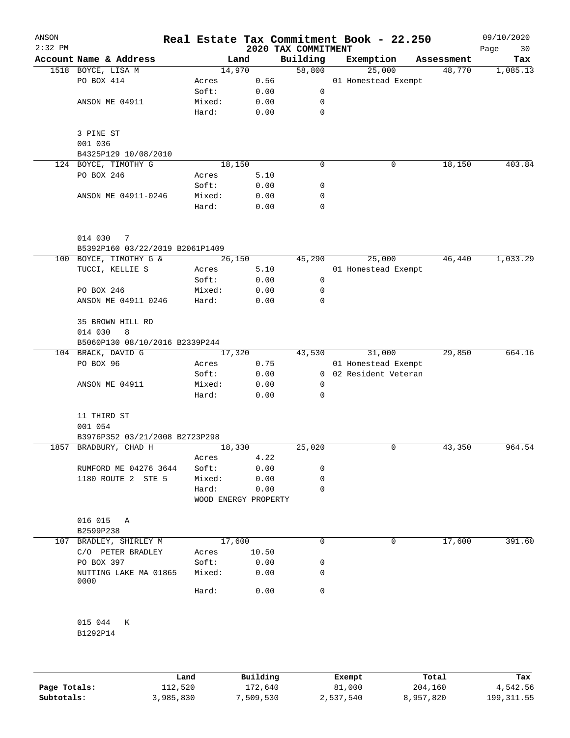ANSON
2:32 PM

# Real Estate Tax Commitment Book - 22.250

## 2020 TAX COMMITMENT

09/10/2020

| Account Name & Address | Land | | Building | Exemption | Assessment | Tax |
|---|---|---|---|---|---|---|
| 1518 BOYCE, LISA M | 14,970 | | 58,800 | 25,000 | 48,770 | 1,085.13 |
| PO BOX 414 | Acres | 0.56 | | 01 Homestead Exempt | | |
| | Soft: | 0.00 | 0 | | | |
| ANSON ME 04911 | Mixed: | 0.00 | 0 | | | |
| | Hard: | 0.00 | 0 | | | |
| 3 PINE ST | | | | | | |
| 001 036 | | | | | | |
| B4325P129 10/08/2010 | | | | | | |
| 124 BOYCE, TIMOTHY G | 18,150 | | 0 | 0 | 18,150 | 403.84 |
| PO BOX 246 | Acres | 5.10 | | | | |
| | Soft: | 0.00 | 0 | | | |
| ANSON ME 04911-0246 | Mixed: | 0.00 | 0 | | | |
| | Hard: | 0.00 | 0 | | | |
| 014 030 7 | | | | | | |
| B5392P160 03/22/2019 B2061P1409 | | | | | | |
| 100 BOYCE, TIMOTHY G & | 26,150 | | 45,290 | 25,000 | 46,440 | 1,033.29 |
| TUCCI, KELLIE S | Acres | 5.10 | | 01 Homestead Exempt | | |
| | Soft: | 0.00 | 0 | | | |
| PO BOX 246 | Mixed: | 0.00 | 0 | | | |
| ANSON ME 04911 0246 | Hard: | 0.00 | 0 | | | |
| 35 BROWN HILL RD | | | | | | |
| 014 030 8 | | | | | | |
| B5060P130 08/10/2016 B2339P244 | | | | | | |
| 104 BRACK, DAVID G | 17,320 | | 43,530 | 31,000 | 29,850 | 664.16 |
| PO BOX 96 | Acres | 0.75 | | 01 Homestead Exempt | | |
| | Soft: | 0.00 | 0 | 02 Resident Veteran | | |
| ANSON ME 04911 | Mixed: | 0.00 | 0 | | | |
| | Hard: | 0.00 | 0 | | | |
| 11 THIRD ST | | | | | | |
| 001 054 | | | | | | |
| B3976P352 03/21/2008 B2723P298 | | | | | | |
| 1857 BRADBURY, CHAD H | 18,330 | | 25,020 | 0 | 43,350 | 964.54 |
| | Acres | 4.22 | | | | |
| RUMFORD ME 04276 3644 | Soft: | 0.00 | 0 | | | |
| 1180 ROUTE 2 STE 5 | Mixed: | 0.00 | 0 | | | |
| | Hard: | 0.00 | 0 | | | |
| | WOOD ENERGY PROPERTY | | | | | |
| 016 015 A | | | | | | |
| B2599P238 | | | | | | |
| 107 BRADLEY, SHIRLEY M | 17,600 | | 0 | 0 | 17,600 | 391.60 |
| C/O PETER BRADLEY | Acres | 10.50 | | | | |
| PO BOX 397 | Soft: | 0.00 | 0 | | | |
| NUTTING LAKE MA 01865 0000 | Mixed: | 0.00 | 0 | | | |
| | Hard: | 0.00 | 0 | | | |
| 015 044 K | | | | | | |
| B1292P14 | | | | | | |

| | Land | Building | Exempt | Total | Tax |
|---|---|---|---|---|---|
| Page Totals: | 112,520 | 172,640 | 81,000 | 204,160 | 4,542.56 |
| Subtotals: | 3,985,830 | 7,509,530 | 2,537,540 | 8,957,820 | 199,311.55 |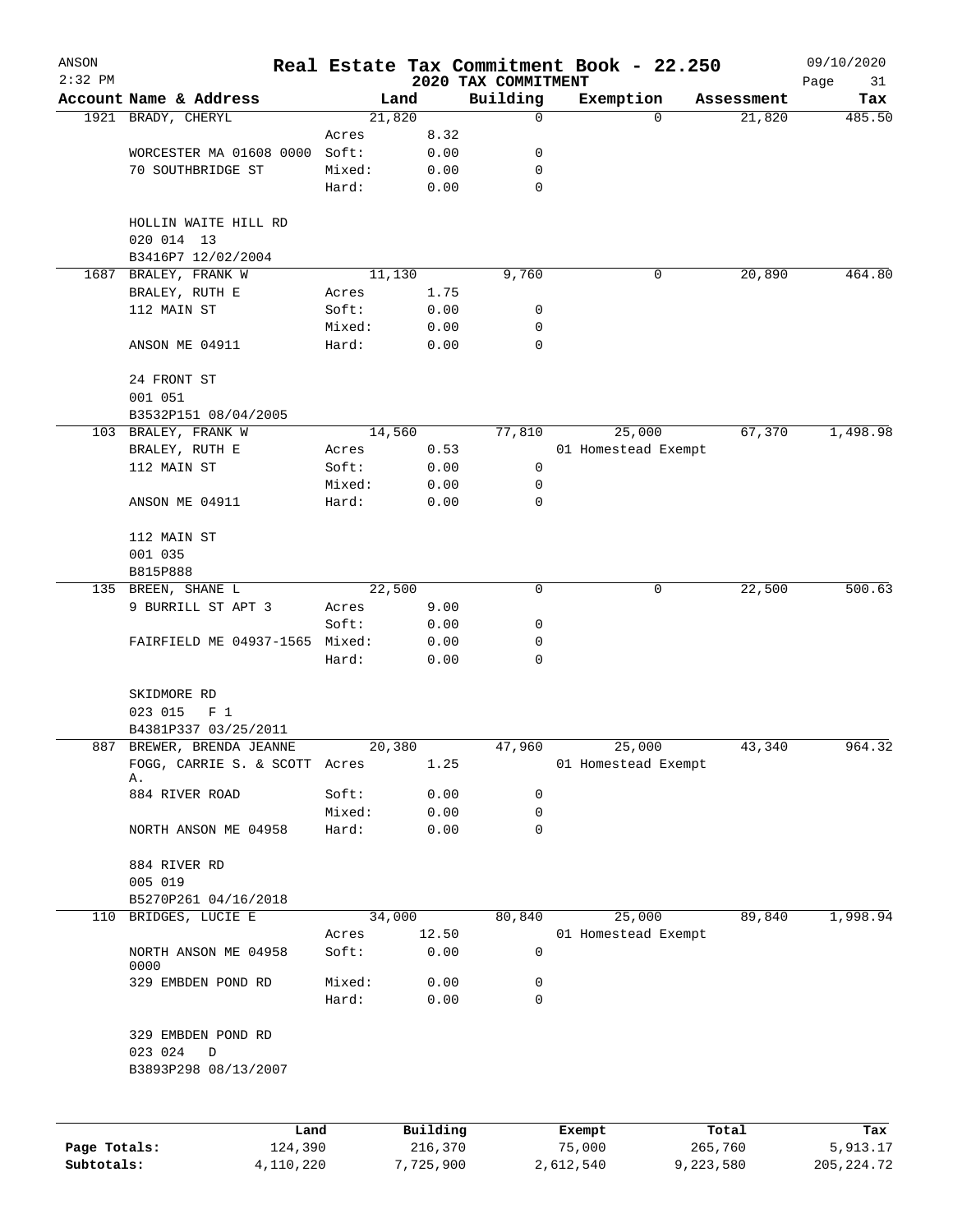# Real Estate Tax Commitment Book - 22.250

ANSON
2:32 PM

2020 TAX COMMITMENT

09/10/2020

| Account Name & Address | | Land | Building | Exemption | Assessment | Tax |
|---|---|---|---|---|---|---|
| 1921 BRADY, CHERYL | | 21,820 | 0 | 0 | 21,820 | 485.50 |
| | Acres | 8.32 | | | | |
| WORCESTER MA 01608 0000 | Soft: | 0.00 | 0 | | | |
| 70 SOUTHBRIDGE ST | Mixed: | 0.00 | 0 | | | |
| | Hard: | 0.00 | 0 | | | |
| HOLLIN WAITE HILL RD | | | | | | |
| 020 014 13 | | | | | | |
| B3416P7 12/02/2004 | | | | | | |
| 1687 BRALEY, FRANK W | | 11,130 | 9,760 | 0 | 20,890 | 464.80 |
| BRALEY, RUTH E | Acres | 1.75 | | | | |
| 112 MAIN ST | Soft: | 0.00 | 0 | | | |
| | Mixed: | 0.00 | 0 | | | |
| ANSON ME 04911 | Hard: | 0.00 | 0 | | | |
| 24 FRONT ST | | | | | | |
| 001 051 | | | | | | |
| B3532P151 08/04/2005 | | | | | | |
| 103 BRALEY, FRANK W | | 14,560 | 77,810 | 25,000 | 67,370 | 1,498.98 |
| BRALEY, RUTH E | Acres | 0.53 | | 01 Homestead Exempt | | |
| 112 MAIN ST | Soft: | 0.00 | 0 | | | |
| | Mixed: | 0.00 | 0 | | | |
| ANSON ME 04911 | Hard: | 0.00 | 0 | | | |
| 112 MAIN ST | | | | | | |
| 001 035 | | | | | | |
| B815P888 | | | | | | |
| 135 BREEN, SHANE L | | 22,500 | 0 | 0 | 22,500 | 500.63 |
| 9 BURRILL ST APT 3 | Acres | 9.00 | | | | |
| | Soft: | 0.00 | 0 | | | |
| FAIRFIELD ME 04937-1565 | Mixed: | 0.00 | 0 | | | |
| | Hard: | 0.00 | 0 | | | |
| SKIDMORE RD | | | | | | |
| 023 015 F 1 | | | | | | |
| B4381P337 03/25/2011 | | | | | | |
| 887 BREWER, BRENDA JEANNE | | 20,380 | 47,960 | 25,000 | 43,340 | 964.32 |
| FOGG, CARRIE S. & SCOTT A. | Acres | 1.25 | | 01 Homestead Exempt | | |
| 884 RIVER ROAD | Soft: | 0.00 | 0 | | | |
| | Mixed: | 0.00 | 0 | | | |
| NORTH ANSON ME 04958 | Hard: | 0.00 | 0 | | | |
| 884 RIVER RD | | | | | | |
| 005 019 | | | | | | |
| B5270P261 04/16/2018 | | | | | | |
| 110 BRIDGES, LUCIE E | | 34,000 | 80,840 | 25,000 | 89,840 | 1,998.94 |
| | Acres | 12.50 | | 01 Homestead Exempt | | |
| NORTH ANSON ME 04958 0000 | Soft: | 0.00 | 0 | | | |
| 329 EMBDEN POND RD | Mixed: | 0.00 | 0 | | | |
| | Hard: | 0.00 | 0 | | | |
| 329 EMBDEN POND RD | | | | | | |
| 023 024 D | | | | | | |
| B3893P298 08/13/2007 | | | | | | |

| | Land | Building | Exempt | Total | Tax |
|---|---|---|---|---|---|
| Page Totals: | 124,390 | 216,370 | 75,000 | 265,760 | 5,913.17 |
| Subtotals: | 4,110,220 | 7,725,900 | 2,612,540 | 9,223,580 | 205,224.72 |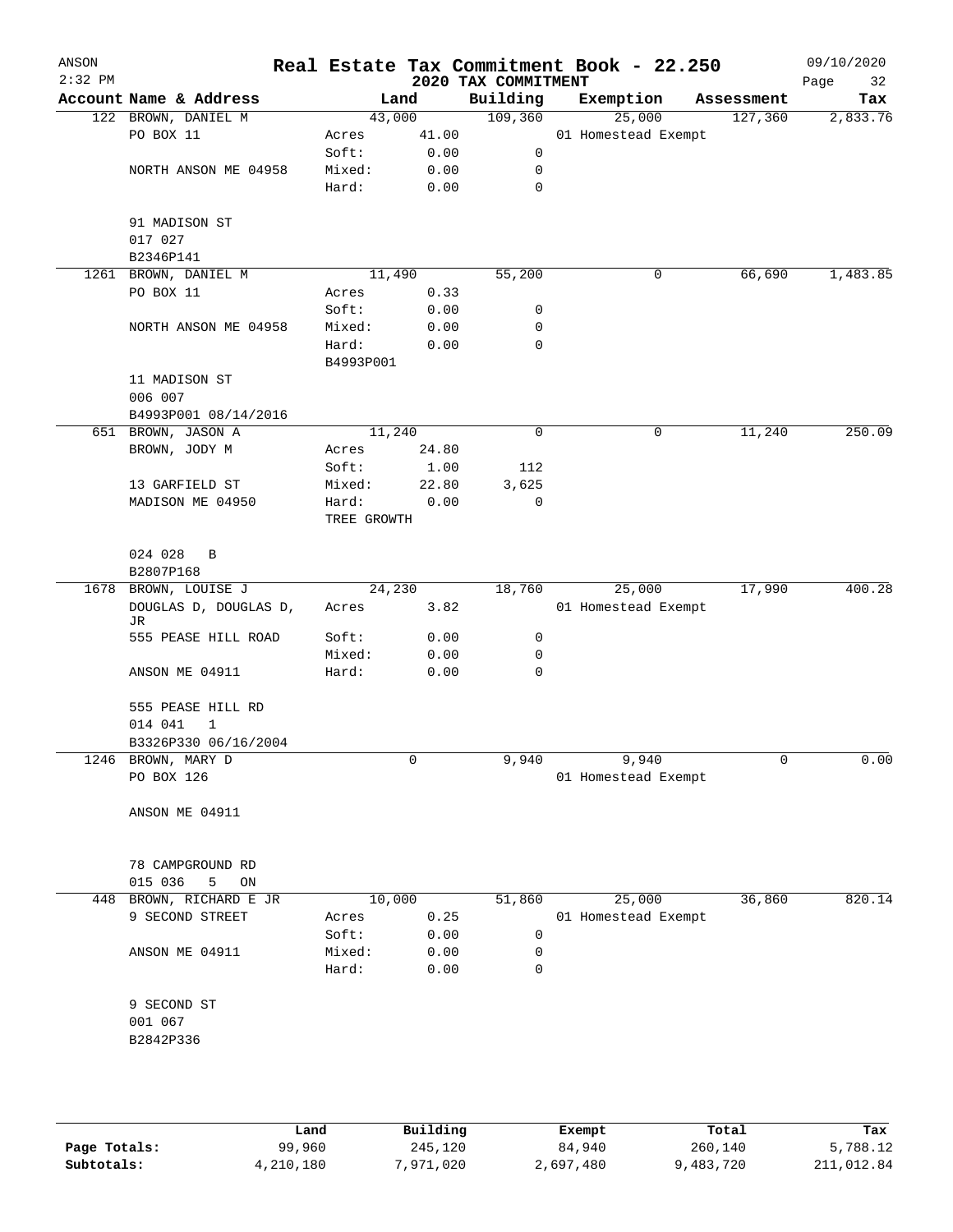ANSON 2:32 PM

# Real Estate Tax Commitment Book - 22.250

## 2020 TAX COMMITMENT

09/10/2020

| Account | Name & Address | Land | | Building | Exemption | Assessment | Tax |
|---|---|---|---|---|---|---|---|
| 122 | BROWN, DANIEL M | | 43,000 | 109,360 | 25,000 | 127,360 | 2,833.76 |
| | PO BOX 11 | Acres | 41.00 | | 01 Homestead Exempt | | |
| | | Soft: | 0.00 | 0 | | | |
| | NORTH ANSON ME 04958 | Mixed: | 0.00 | 0 | | | |
| | | Hard: | 0.00 | 0 | | | |
| | 91 MADISON ST | | | | | | |
| | 017 027 | | | | | | |
| | B2346P141 | | | | | | |
| 1261 | BROWN, DANIEL M | | 11,490 | 55,200 | 0 | 66,690 | 1,483.85 |
| | PO BOX 11 | Acres | 0.33 | | | | |
| | | Soft: | 0.00 | 0 | | | |
| | NORTH ANSON ME 04958 | Mixed: | 0.00 | 0 | | | |
| | | Hard: | 0.00 | 0 | | | |
| | | B4993P001 | | | | | |
| | 11 MADISON ST | | | | | | |
| | 006 007 | | | | | | |
| | B4993P001 08/14/2016 | | | | | | |
| 651 | BROWN, JASON A | | 11,240 | 0 | 0 | 11,240 | 250.09 |
| | BROWN, JODY M | Acres | 24.80 | | | | |
| | | Soft: | 1.00 | 112 | | | |
| | 13 GARFIELD ST | Mixed: | 22.80 | 3,625 | | | |
| | MADISON ME 04950 | Hard: | 0.00 | 0 | | | |
| | | TREE GROWTH | | | | | |
| | 024 028 B | | | | | | |
| | B2807P168 | | | | | | |
| 1678 | BROWN, LOUISE J | | 24,230 | 18,760 | 25,000 | 17,990 | 400.28 |
| | DOUGLAS D, DOUGLAS D, JR | Acres | 3.82 | | 01 Homestead Exempt | | |
| | 555 PEASE HILL ROAD | Soft: | 0.00 | 0 | | | |
| | | Mixed: | 0.00 | 0 | | | |
| | ANSON ME 04911 | Hard: | 0.00 | 0 | | | |
| | 555 PEASE HILL RD | | | | | | |
| | 014 041 1 | | | | | | |
| | B3326P330 06/16/2004 | | | | | | |
| 1246 | BROWN, MARY D | | 0 | 9,940 | 9,940 | 0 | 0.00 |
| | PO BOX 126 | | | | 01 Homestead Exempt | | |
| | ANSON ME 04911 | | | | | | |
| | 78 CAMPGROUND RD | | | | | | |
| | 015 036 5 ON | | | | | | |
| 448 | BROWN, RICHARD E JR | | 10,000 | 51,860 | 25,000 | 36,860 | 820.14 |
| | 9 SECOND STREET | Acres | 0.25 | | 01 Homestead Exempt | | |
| | | Soft: | 0.00 | 0 | | | |
| | ANSON ME 04911 | Mixed: | 0.00 | 0 | | | |
| | | Hard: | 0.00 | 0 | | | |
| | 9 SECOND ST | | | | | | |
| | 001 067 | | | | | | |
| | B2842P336 | | | | | | |

| | Land | Building | Exempt | Total | Tax |
|---|---|---|---|---|---|
| Page Totals: | 99,960 | 245,120 | 84,940 | 260,140 | 5,788.12 |
| Subtotals: | 4,210,180 | 7,971,020 | 2,697,480 | 9,483,720 | 211,012.84 |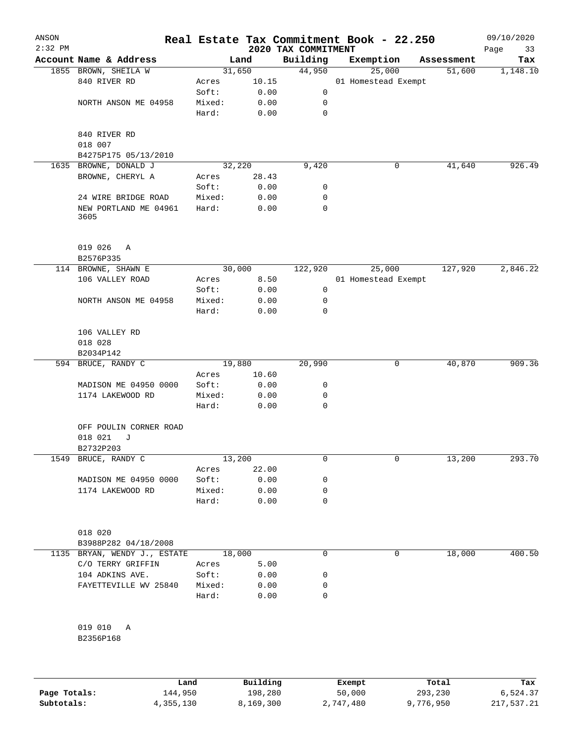ANSON
2:32 PM

# Real Estate Tax Commitment Book - 22.250

## 2020 TAX COMMITMENT

09/10/2020

| Account | Name & Address | | Land | Building | Exemption | Assessment | Tax |
|---|---|---|---|---|---|---|---|
| 1855 | BROWN, SHEILA W | | 31,650 | 44,950 | 25,000 | 51,600 | 1,148.10 |
| | 840 RIVER RD | Acres | 10.15 | | 01 Homestead Exempt | | |
| | | Soft: | 0.00 | 0 | | | |
| | NORTH ANSON ME 04958 | Mixed: | 0.00 | 0 | | | |
| | | Hard: | 0.00 | 0 | | | |
| | 840 RIVER RD | | | | | | |
| | 018 007 | | | | | | |
| | B4275P175 05/13/2010 | | | | | | |
| 1635 | BROWNE, DONALD J | | 32,220 | 9,420 | 0 | 41,640 | 926.49 |
| | BROWNE, CHERYL A | Acres | 28.43 | | | | |
| | | Soft: | 0.00 | 0 | | | |
| | 24 WIRE BRIDGE ROAD | Mixed: | 0.00 | 0 | | | |
| | NEW PORTLAND ME 04961 3605 | Hard: | 0.00 | 0 | | | |
| | 019 026 A | | | | | | |
| | B2576P335 | | | | | | |
| 114 | BROWNE, SHAWN E | | 30,000 | 122,920 | 25,000 | 127,920 | 2,846.22 |
| | 106 VALLEY ROAD | Acres | 8.50 | | 01 Homestead Exempt | | |
| | | Soft: | 0.00 | 0 | | | |
| | NORTH ANSON ME 04958 | Mixed: | 0.00 | 0 | | | |
| | | Hard: | 0.00 | 0 | | | |
| | 106 VALLEY RD | | | | | | |
| | 018 028 | | | | | | |
| | B2034P142 | | | | | | |
| 594 | BRUCE, RANDY C | | 19,880 | 20,990 | 0 | 40,870 | 909.36 |
| | | Acres | 10.60 | | | | |
| | MADISON ME 04950 0000 | Soft: | 0.00 | 0 | | | |
| | 1174 LAKEWOOD RD | Mixed: | 0.00 | 0 | | | |
| | | Hard: | 0.00 | 0 | | | |
| | OFF POULIN CORNER ROAD | | | | | | |
| | 018 021 J | | | | | | |
| | B2732P203 | | | | | | |
| 1549 | BRUCE, RANDY C | | 13,200 | 0 | 0 | 13,200 | 293.70 |
| | | Acres | 22.00 | | | | |
| | MADISON ME 04950 0000 | Soft: | 0.00 | 0 | | | |
| | 1174 LAKEWOOD RD | Mixed: | 0.00 | 0 | | | |
| | | Hard: | 0.00 | 0 | | | |
| | 018 020 | | | | | | |
| | B3988P282 04/18/2008 | | | | | | |
| 1135 | BRYAN, WENDY J., ESTATE | | 18,000 | 0 | 0 | 18,000 | 400.50 |
| | C/O TERRY GRIFFIN | Acres | 5.00 | | | | |
| | 104 ADKINS AVE. | Soft: | 0.00 | 0 | | | |
| | FAYETTEVILLE WV 25840 | Mixed: | 0.00 | 0 | | | |
| | | Hard: | 0.00 | 0 | | | |
| | 019 010 A | | | | | | |
| | B2356P168 | | | | | | |

| | Land | Building | Exempt | Total | Tax |
|---|---|---|---|---|---|
| Page Totals: | 144,950 | 198,280 | 50,000 | 293,230 | 6,524.37 |
| Subtotals: | 4,355,130 | 8,169,300 | 2,747,480 | 9,776,950 | 217,537.21 |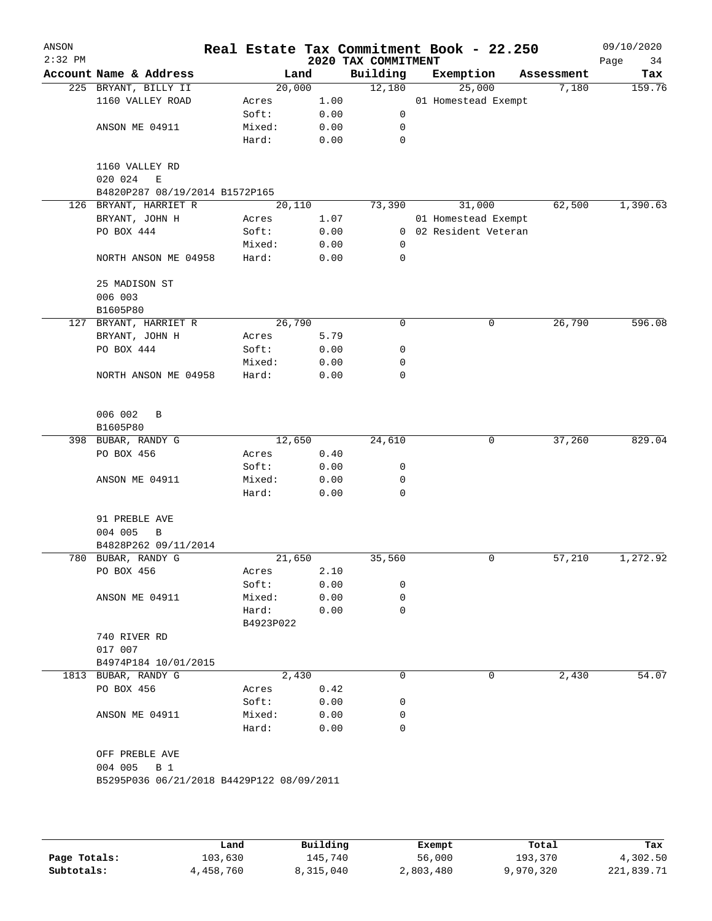ANSON
2:32 PM

# Real Estate Tax Commitment Book - 22.250

## 2020 TAX COMMITMENT

09/10/2020

| Account Name & Address | Land | | Building | Exemption | Assessment | Tax |
|---|---|---|---|---|---|---|
| 225 BRYANT, BILLY II | 20,000 | | 12,180 | 25,000 | 7,180 | 159.76 |
| 1160 VALLEY ROAD | Acres | 1.00 | | 01 Homestead Exempt | | |
| | Soft: | 0.00 | 0 | | | |
| ANSON ME 04911 | Mixed: | 0.00 | 0 | | | |
| | Hard: | 0.00 | 0 | | | |
| 1160 VALLEY RD | | | | | | |
| 020 024 E | | | | | | |
| B4820P287 08/19/2014 B1572P165 | | | | | | |
| 126 BRYANT, HARRIET R | 20,110 | | 73,390 | 31,000 | 62,500 | 1,390.63 |
| BRYANT, JOHN H | Acres | 1.07 | | 01 Homestead Exempt | | |
| PO BOX 444 | Soft: | 0.00 | 0 | 02 Resident Veteran | | |
| | Mixed: | 0.00 | 0 | | | |
| NORTH ANSON ME 04958 | Hard: | 0.00 | 0 | | | |
| 25 MADISON ST | | | | | | |
| 006 003 | | | | | | |
| B1605P80 | | | | | | |
| 127 BRYANT, HARRIET R | 26,790 | | 0 | 0 | 26,790 | 596.08 |
| BRYANT, JOHN H | Acres | 5.79 | | | | |
| PO BOX 444 | Soft: | 0.00 | 0 | | | |
| | Mixed: | 0.00 | 0 | | | |
| NORTH ANSON ME 04958 | Hard: | 0.00 | 0 | | | |
| 006 002 B | | | | | | |
| B1605P80 | | | | | | |
| 398 BUBAR, RANDY G | 12,650 | | 24,610 | 0 | 37,260 | 829.04 |
| PO BOX 456 | Acres | 0.40 | | | | |
| | Soft: | 0.00 | 0 | | | |
| ANSON ME 04911 | Mixed: | 0.00 | 0 | | | |
| | Hard: | 0.00 | 0 | | | |
| 91 PREBLE AVE | | | | | | |
| 004 005 B | | | | | | |
| B4828P262 09/11/2014 | | | | | | |
| 780 BUBAR, RANDY G | 21,650 | | 35,560 | 0 | 57,210 | 1,272.92 |
| PO BOX 456 | Acres | 2.10 | | | | |
| | Soft: | 0.00 | 0 | | | |
| ANSON ME 04911 | Mixed: | 0.00 | 0 | | | |
| | Hard: | 0.00 | 0 | | | |
| | B4923P022 | | | | | |
| 740 RIVER RD | | | | | | |
| 017 007 | | | | | | |
| B4974P184 10/01/2015 | | | | | | |
| 1813 BUBAR, RANDY G | 2,430 | | 0 | 0 | 2,430 | 54.07 |
| PO BOX 456 | Acres | 0.42 | | | | |
| | Soft: | 0.00 | 0 | | | |
| ANSON ME 04911 | Mixed: | 0.00 | 0 | | | |
| | Hard: | 0.00 | 0 | | | |
| OFF PREBLE AVE | | | | | | |
| 004 005 B 1 | | | | | | |
| B5295P036 06/21/2018 B4429P122 08/09/2011 | | | | | | |

| | Land | Building | Exempt | Total | Tax |
|---|---|---|---|---|---|
| Page Totals: | 103,630 | 145,740 | 56,000 | 193,370 | 4,302.50 |
| Subtotals: | 4,458,760 | 8,315,040 | 2,803,480 | 9,970,320 | 221,839.71 |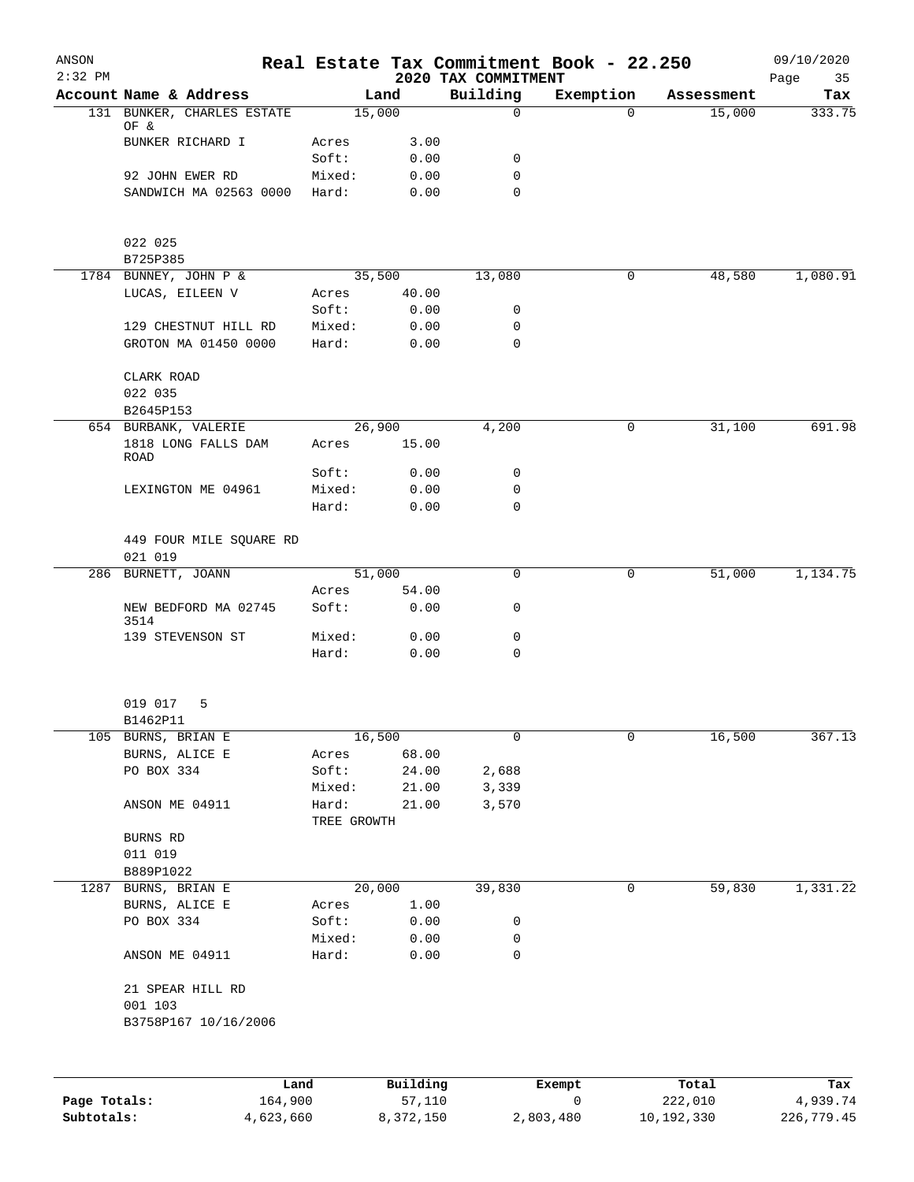ANSON — Real Estate Tax Commitment Book - 22.250 — 2020 TAX COMMITMENT

| Account Name & Address | | Land | Building | Exemption | Assessment | Tax |
|---|---|---|---|---|---|---|
| 131 BUNKER, CHARLES ESTATE OF & | | 15,000 | 0 | 0 | 15,000 | 333.75 |
| BUNKER RICHARD I | Acres | 3.00 | | | | |
| | Soft: | 0.00 | 0 | | | |
| 92 JOHN EWER RD | Mixed: | 0.00 | 0 | | | |
| SANDWICH MA 02563 0000 | Hard: | 0.00 | 0 | | | |
| 022 025 | | | | | | |
| B725P385 | | | | | | |
| 1784 BUNNEY, JOHN P & | | 35,500 | 13,080 | 0 | 48,580 | 1,080.91 |
| LUCAS, EILEEN V | Acres | 40.00 | | | | |
| | Soft: | 0.00 | 0 | | | |
| 129 CHESTNUT HILL RD | Mixed: | 0.00 | 0 | | | |
| GROTON MA 01450 0000 | Hard: | 0.00 | 0 | | | |
| CLARK ROAD | | | | | | |
| 022 035 | | | | | | |
| B2645P153 | | | | | | |
| 654 BURBANK, VALERIE | | 26,900 | 4,200 | 0 | 31,100 | 691.98 |
| 1818 LONG FALLS DAM ROAD | Acres | 15.00 | | | | |
| | Soft: | 0.00 | 0 | | | |
| LEXINGTON ME 04961 | Mixed: | 0.00 | 0 | | | |
| | Hard: | 0.00 | 0 | | | |
| 449 FOUR MILE SQUARE RD | | | | | | |
| 021 019 | | | | | | |
| 286 BURNETT, JOANN | | 51,000 | 0 | 0 | 51,000 | 1,134.75 |
| | Acres | 54.00 | | | | |
| NEW BEDFORD MA 02745 3514 | Soft: | 0.00 | 0 | | | |
| 139 STEVENSON ST | Mixed: | 0.00 | 0 | | | |
| | Hard: | 0.00 | 0 | | | |
| 019 017 5 | | | | | | |
| B1462P11 | | | | | | |
| 105 BURNS, BRIAN E | | 16,500 | 0 | 0 | 16,500 | 367.13 |
| BURNS, ALICE E | Acres | 68.00 | | | | |
| PO BOX 334 | Soft: | 24.00 | 2,688 | | | |
| | Mixed: | 21.00 | 3,339 | | | |
| ANSON ME 04911 | Hard: | 21.00 | 3,570 | | | |
| | TREE GROWTH | | | | | |
| BURNS RD | | | | | | |
| 011 019 | | | | | | |
| B889P1022 | | | | | | |
| 1287 BURNS, BRIAN E | | 20,000 | 39,830 | 0 | 59,830 | 1,331.22 |
| BURNS, ALICE E | Acres | 1.00 | | | | |
| PO BOX 334 | Soft: | 0.00 | 0 | | | |
| | Mixed: | 0.00 | 0 | | | |
| ANSON ME 04911 | Hard: | 0.00 | 0 | | | |
| 21 SPEAR HILL RD | | | | | | |
| 001 103 | | | | | | |
| B3758P167 10/16/2006 | | | | | | |

| | Land | Building | Exempt | Total | Tax |
|---|---|---|---|---|---|
| Page Totals: | 164,900 | 57,110 | 0 | 222,010 | 4,939.74 |
| Subtotals: | 4,623,660 | 8,372,150 | 2,803,480 | 10,192,330 | 226,779.45 |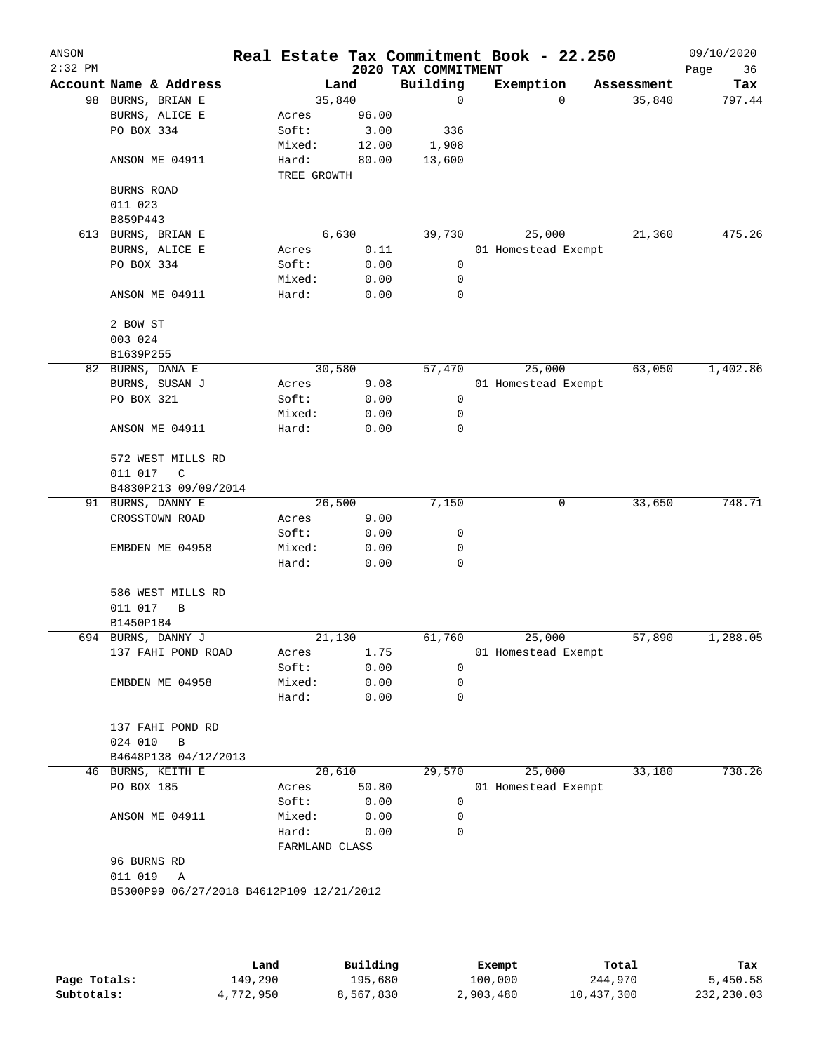ANSON 2:32 PM

# Real Estate Tax Commitment Book - 22.250
## 2020 TAX COMMITMENT

09/10/2020

| Account Name & Address | Land | | Building | Exemption | Assessment | Tax |
|---|---|---|---|---|---|---|
| 98 BURNS, BRIAN E | | 35,840 | 0 | 0 | 35,840 | 797.44 |
| BURNS, ALICE E | Acres | 96.00 | | | | |
| PO BOX 334 | Soft: | 3.00 | 336 | | | |
| | Mixed: | 12.00 | 1,908 | | | |
| ANSON ME 04911 | Hard: | 80.00 | 13,600 | | | |
| | TREE GROWTH | | | | | |
| BURNS ROAD | | | | | | |
| 011 023 | | | | | | |
| B859P443 | | | | | | |
| 613 BURNS, BRIAN E | | 6,630 | 39,730 | 25,000 | 21,360 | 475.26 |
| BURNS, ALICE E | Acres | 0.11 | | 01 Homestead Exempt | | |
| PO BOX 334 | Soft: | 0.00 | 0 | | | |
| | Mixed: | 0.00 | 0 | | | |
| ANSON ME 04911 | Hard: | 0.00 | 0 | | | |
| 2 BOW ST | | | | | | |
| 003 024 | | | | | | |
| B1639P255 | | | | | | |
| 82 BURNS, DANA E | | 30,580 | 57,470 | 25,000 | 63,050 | 1,402.86 |
| BURNS, SUSAN J | Acres | 9.08 | | 01 Homestead Exempt | | |
| PO BOX 321 | Soft: | 0.00 | 0 | | | |
| | Mixed: | 0.00 | 0 | | | |
| ANSON ME 04911 | Hard: | 0.00 | 0 | | | |
| 572 WEST MILLS RD | | | | | | |
| 011 017 C | | | | | | |
| B4830P213 09/09/2014 | | | | | | |
| 91 BURNS, DANNY E | | 26,500 | 7,150 | 0 | 33,650 | 748.71 |
| CROSSTOWN ROAD | Acres | 9.00 | | | | |
| | Soft: | 0.00 | 0 | | | |
| EMBDEN ME 04958 | Mixed: | 0.00 | 0 | | | |
| | Hard: | 0.00 | 0 | | | |
| 586 WEST MILLS RD | | | | | | |
| 011 017 B | | | | | | |
| B1450P184 | | | | | | |
| 694 BURNS, DANNY J | | 21,130 | 61,760 | 25,000 | 57,890 | 1,288.05 |
| 137 FAHI POND ROAD | Acres | 1.75 | | 01 Homestead Exempt | | |
| | Soft: | 0.00 | 0 | | | |
| EMBDEN ME 04958 | Mixed: | 0.00 | 0 | | | |
| | Hard: | 0.00 | 0 | | | |
| 137 FAHI POND RD | | | | | | |
| 024 010 B | | | | | | |
| B4648P138 04/12/2013 | | | | | | |
| 46 BURNS, KEITH E | | 28,610 | 29,570 | 25,000 | 33,180 | 738.26 |
| PO BOX 185 | Acres | 50.80 | | 01 Homestead Exempt | | |
| | Soft: | 0.00 | 0 | | | |
| ANSON ME 04911 | Mixed: | 0.00 | 0 | | | |
| | Hard: | 0.00 | 0 | | | |
| | FARMLAND CLASS | | | | | |
| 96 BURNS RD | | | | | | |
| 011 019 A | | | | | | |
| B5300P99 06/27/2018 B4612P109 12/21/2012 | | | | | | |

| | Land | Building | Exempt | Total | Tax |
|---|---|---|---|---|---|
| Page Totals: | 149,290 | 195,680 | 100,000 | 244,970 | 5,450.58 |
| Subtotals: | 4,772,950 | 8,567,830 | 2,903,480 | 10,437,300 | 232,230.03 |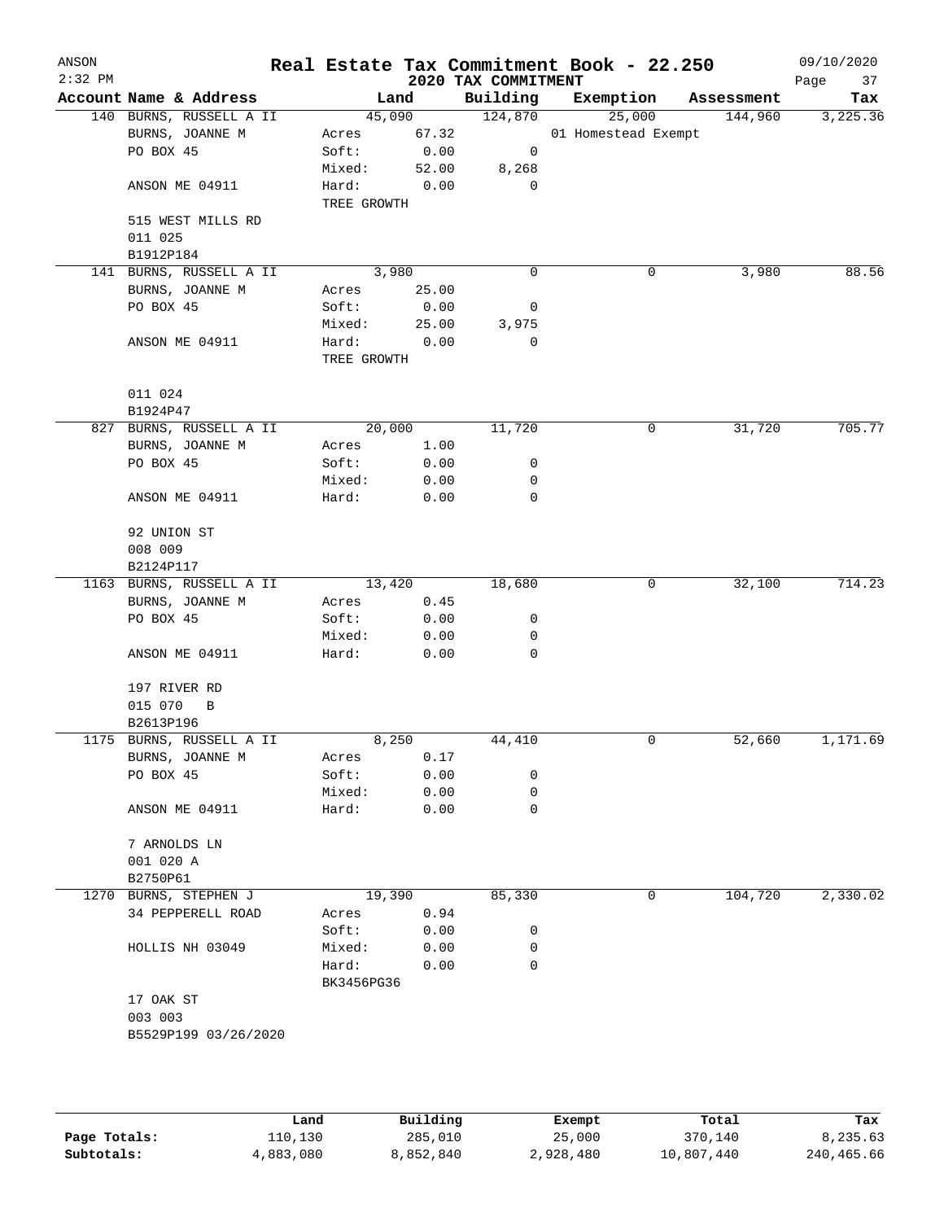ANSON
2:32 PM

# Real Estate Tax Commitment Book - 22.250

09/10/2020

## 2020 TAX COMMITMENT

| Account | Name & Address | Land | | Building | Exemption | Assessment | Tax |
|---|---|---|---|---|---|---|---|
| 140 | BURNS, RUSSELL A II | | 45,090 | 124,870 | 25,000 | 144,960 | 3,225.36 |
| | BURNS, JOANNE M | Acres | 67.32 | | 01 Homestead Exempt | | |
| | PO BOX 45 | Soft: | 0.00 | 0 | | | |
| | | Mixed: | 52.00 | 8,268 | | | |
| | ANSON ME 04911 | Hard: | 0.00 | 0 | | | |
| | | TREE GROWTH | | | | | |
| | 515 WEST MILLS RD | | | | | | |
| | 011 025 | | | | | | |
| | B1912P184 | | | | | | |
| 141 | BURNS, RUSSELL A II | | 3,980 | 0 | 0 | 3,980 | 88.56 |
| | BURNS, JOANNE M | Acres | 25.00 | | | | |
| | PO BOX 45 | Soft: | 0.00 | 0 | | | |
| | | Mixed: | 25.00 | 3,975 | | | |
| | ANSON ME 04911 | Hard: | 0.00 | 0 | | | |
| | | TREE GROWTH | | | | | |
| | 011 024 | | | | | | |
| | B1924P47 | | | | | | |
| 827 | BURNS, RUSSELL A II | | 20,000 | 11,720 | 0 | 31,720 | 705.77 |
| | BURNS, JOANNE M | Acres | 1.00 | | | | |
| | PO BOX 45 | Soft: | 0.00 | 0 | | | |
| | | Mixed: | 0.00 | 0 | | | |
| | ANSON ME 04911 | Hard: | 0.00 | 0 | | | |
| | 92 UNION ST | | | | | | |
| | 008 009 | | | | | | |
| | B2124P117 | | | | | | |
| 1163 | BURNS, RUSSELL A II | | 13,420 | 18,680 | 0 | 32,100 | 714.23 |
| | BURNS, JOANNE M | Acres | 0.45 | | | | |
| | PO BOX 45 | Soft: | 0.00 | 0 | | | |
| | | Mixed: | 0.00 | 0 | | | |
| | ANSON ME 04911 | Hard: | 0.00 | 0 | | | |
| | 197 RIVER RD | | | | | | |
| | 015 070 B | | | | | | |
| | B2613P196 | | | | | | |
| 1175 | BURNS, RUSSELL A II | | 8,250 | 44,410 | 0 | 52,660 | 1,171.69 |
| | BURNS, JOANNE M | Acres | 0.17 | | | | |
| | PO BOX 45 | Soft: | 0.00 | 0 | | | |
| | | Mixed: | 0.00 | 0 | | | |
| | ANSON ME 04911 | Hard: | 0.00 | 0 | | | |
| | 7 ARNOLDS LN | | | | | | |
| | 001 020 A | | | | | | |
| | B2750P61 | | | | | | |
| 1270 | BURNS, STEPHEN J | | 19,390 | 85,330 | 0 | 104,720 | 2,330.02 |
| | 34 PEPPERELL ROAD | Acres | 0.94 | | | | |
| | | Soft: | 0.00 | 0 | | | |
| | HOLLIS NH 03049 | Mixed: | 0.00 | 0 | | | |
| | | Hard: | 0.00 | 0 | | | |
| | | BK3456PG36 | | | | | |
| | 17 OAK ST | | | | | | |
| | 003 003 | | | | | | |
| | B5529P199 03/26/2020 | | | | | | |

| | Land | Building | Exempt | Total | Tax |
|---|---|---|---|---|---|
| Page Totals: | 110,130 | 285,010 | 25,000 | 370,140 | 8,235.63 |
| Subtotals: | 4,883,080 | 8,852,840 | 2,928,480 | 10,807,440 | 240,465.66 |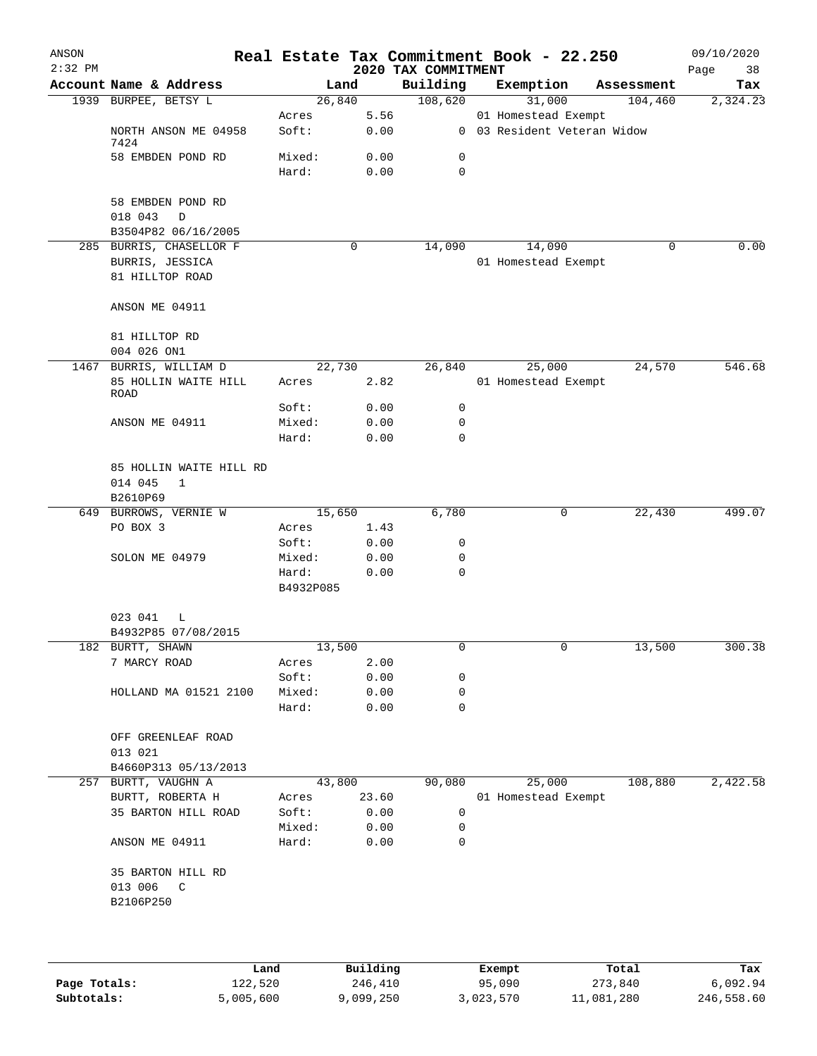# Real Estate Tax Commitment Book - 22.250

ANSON 2:32 PM — 2020 TAX COMMITMENT — 09/10/2020

| Account Name & Address | Land | | Building | Exemption | Assessment | Tax |
|---|---|---|---|---|---|---|
| 1939 BURPEE, BETSY L | 26,840 | | 108,620 | 31,000 | 104,460 | 2,324.23 |
| | Acres | 5.56 | | 01 Homestead Exempt | | |
| NORTH ANSON ME 04958 7424 | Soft: | 0.00 | 0 | 03 Resident Veteran Widow | | |
| 58 EMBDEN POND RD | Mixed: | 0.00 | 0 | | | |
| | Hard: | 0.00 | 0 | | | |
| 58 EMBDEN POND RD | | | | | | |
| 018 043 D | | | | | | |
| B3504P82 06/16/2005 | | | | | | |
| 285 BURRIS, CHASELLOR F | 0 | | 14,090 | 14,090 | 0 | 0.00 |
| BURRIS, JESSICA | | | | 01 Homestead Exempt | | |
| 81 HILLTOP ROAD | | | | | | |
| ANSON ME 04911 | | | | | | |
| 81 HILLTOP RD | | | | | | |
| 004 026 ON1 | | | | | | |
| 1467 BURRIS, WILLIAM D | 22,730 | | 26,840 | 25,000 | 24,570 | 546.68 |
| 85 HOLLIN WAITE HILL ROAD | Acres | 2.82 | | 01 Homestead Exempt | | |
| | Soft: | 0.00 | 0 | | | |
| ANSON ME 04911 | Mixed: | 0.00 | 0 | | | |
| | Hard: | 0.00 | 0 | | | |
| 85 HOLLIN WAITE HILL RD | | | | | | |
| 014 045 1 | | | | | | |
| B2610P69 | | | | | | |
| 649 BURROWS, VERNIE W | 15,650 | | 6,780 | 0 | 22,430 | 499.07 |
| PO BOX 3 | Acres | 1.43 | | | | |
| | Soft: | 0.00 | 0 | | | |
| SOLON ME 04979 | Mixed: | 0.00 | 0 | | | |
| | Hard: | 0.00 | 0 | | | |
| | B4932P085 | | | | | |
| 023 041 L | | | | | | |
| B4932P85 07/08/2015 | | | | | | |
| 182 BURTT, SHAWN | 13,500 | | 0 | 0 | 13,500 | 300.38 |
| 7 MARCY ROAD | Acres | 2.00 | | | | |
| | Soft: | 0.00 | 0 | | | |
| HOLLAND MA 01521 2100 | Mixed: | 0.00 | 0 | | | |
| | Hard: | 0.00 | 0 | | | |
| OFF GREENLEAF ROAD | | | | | | |
| 013 021 | | | | | | |
| B4660P313 05/13/2013 | | | | | | |
| 257 BURTT, VAUGHN A | 43,800 | | 90,080 | 25,000 | 108,880 | 2,422.58 |
| BURTT, ROBERTA H | Acres | 23.60 | | 01 Homestead Exempt | | |
| 35 BARTON HILL ROAD | Soft: | 0.00 | 0 | | | |
| | Mixed: | 0.00 | 0 | | | |
| ANSON ME 04911 | Hard: | 0.00 | 0 | | | |
| 35 BARTON HILL RD | | | | | | |
| 013 006 C | | | | | | |
| B2106P250 | | | | | | |

| | Land | Building | Exempt | Total | Tax |
|---|---|---|---|---|---|
| Page Totals: | 122,520 | 246,410 | 95,090 | 273,840 | 6,092.94 |
| Subtotals: | 5,005,600 | 9,099,250 | 3,023,570 | 11,081,280 | 246,558.60 |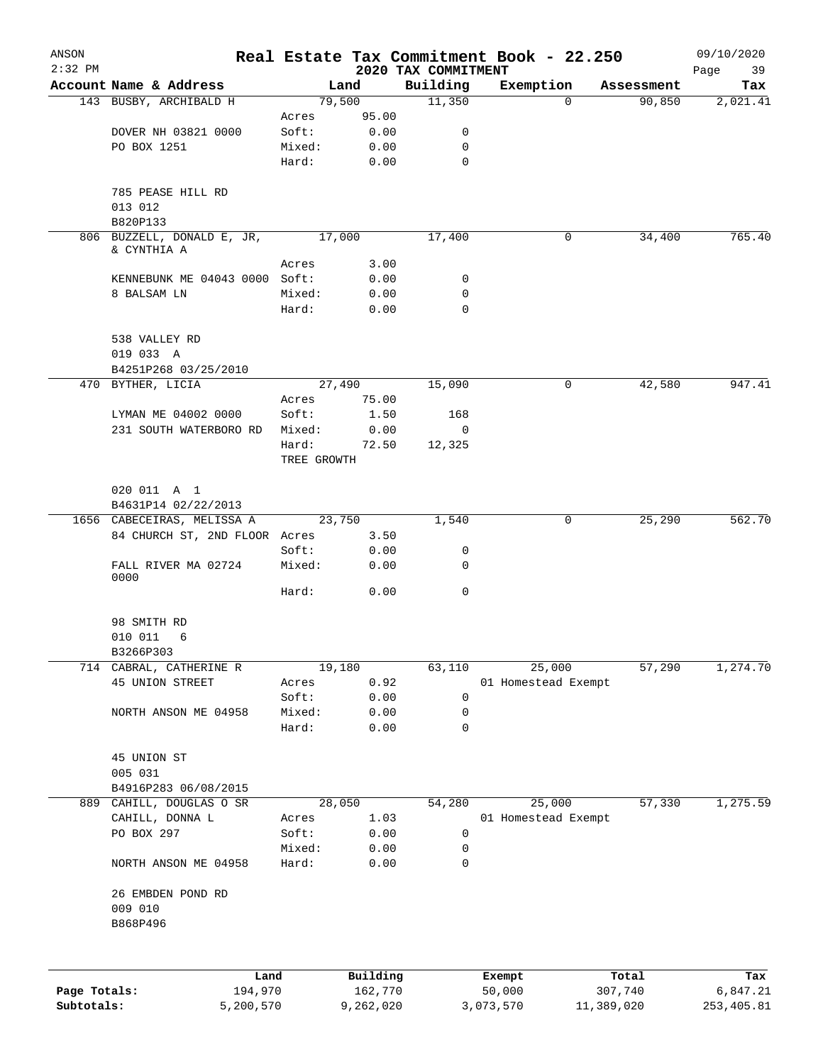ANSON
2:32 PM

# Real Estate Tax Commitment Book - 22.250
## 2020 TAX COMMITMENT

09/10/2020

| Account Name & Address | Land | | Building | Exemption | Assessment | Tax |
|---|---|---|---|---|---|---|
| 143 BUSBY, ARCHIBALD H | 79,500 | | 11,350 | 0 | 90,850 | 2,021.41 |
| | Acres | 95.00 | | | | |
| DOVER NH 03821 0000 | Soft: | 0.00 | 0 | | | |
| PO BOX 1251 | Mixed: | 0.00 | 0 | | | |
| | Hard: | 0.00 | 0 | | | |
| 785 PEASE HILL RD | | | | | | |
| 013 012 | | | | | | |
| B820P133 | | | | | | |
| 806 BUZZELL, DONALD E, JR, & CYNTHIA A | 17,000 | | 17,400 | 0 | 34,400 | 765.40 |
| | Acres | 3.00 | | | | |
| KENNEBUNK ME 04043 0000 | Soft: | 0.00 | 0 | | | |
| 8 BALSAM LN | Mixed: | 0.00 | 0 | | | |
| | Hard: | 0.00 | 0 | | | |
| 538 VALLEY RD | | | | | | |
| 019 033 A | | | | | | |
| B4251P268 03/25/2010 | | | | | | |
| 470 BYTHER, LICIA | 27,490 | | 15,090 | 0 | 42,580 | 947.41 |
| | Acres | 75.00 | | | | |
| LYMAN ME 04002 0000 | Soft: | 1.50 | 168 | | | |
| 231 SOUTH WATERBORO RD | Mixed: | 0.00 | 0 | | | |
| | Hard: | 72.50 | 12,325 | | | |
| | TREE GROWTH | | | | | |
| 020 011 A 1 | | | | | | |
| B4631P14 02/22/2013 | | | | | | |
| 1656 CABECEIRAS, MELISSA A | 23,750 | | 1,540 | 0 | 25,290 | 562.70 |
| 84 CHURCH ST, 2ND FLOOR | Acres | 3.50 | | | | |
| | Soft: | 0.00 | 0 | | | |
| FALL RIVER MA 02724 0000 | Mixed: | 0.00 | 0 | | | |
| | Hard: | 0.00 | 0 | | | |
| 98 SMITH RD | | | | | | |
| 010 011 6 | | | | | | |
| B3266P303 | | | | | | |
| 714 CABRAL, CATHERINE R | 19,180 | | 63,110 | 25,000 | 57,290 | 1,274.70 |
| 45 UNION STREET | Acres | 0.92 | | 01 Homestead Exempt | | |
| | Soft: | 0.00 | 0 | | | |
| NORTH ANSON ME 04958 | Mixed: | 0.00 | 0 | | | |
| | Hard: | 0.00 | 0 | | | |
| 45 UNION ST | | | | | | |
| 005 031 | | | | | | |
| B4916P283 06/08/2015 | | | | | | |
| 889 CAHILL, DOUGLAS O SR | 28,050 | | 54,280 | 25,000 | 57,330 | 1,275.59 |
| CAHILL, DONNA L | Acres | 1.03 | | 01 Homestead Exempt | | |
| PO BOX 297 | Soft: | 0.00 | 0 | | | |
| | Mixed: | 0.00 | 0 | | | |
| NORTH ANSON ME 04958 | Hard: | 0.00 | 0 | | | |
| 26 EMBDEN POND RD | | | | | | |
| 009 010 | | | | | | |
| B868P496 | | | | | | |

| | Land | Building | Exempt | Total | Tax |
|---|---|---|---|---|---|
| Page Totals: | 194,970 | 162,770 | 50,000 | 307,740 | 6,847.21 |
| Subtotals: | 5,200,570 | 9,262,020 | 3,073,570 | 11,389,020 | 253,405.81 |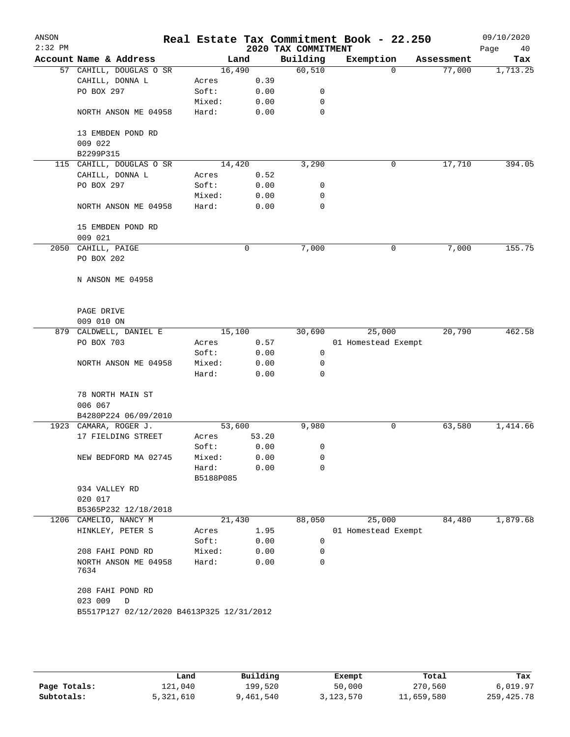# Real Estate Tax Commitment Book - 22.250

ANSON
2:32 PM
2020 TAX COMMITMENT
09/10/2020

| Account Name & Address | Land | | Building | Exemption | Assessment | Tax |
|---|---|---|---|---|---|---|
| 57 CAHILL, DOUGLAS O SR | 16,490 | | 60,510 | 0 | 77,000 | 1,713.25 |
| CAHILL, DONNA L | Acres | 0.39 | | | | |
| PO BOX 297 | Soft: | 0.00 | 0 | | | |
| | Mixed: | 0.00 | 0 | | | |
| NORTH ANSON ME 04958 | Hard: | 0.00 | 0 | | | |
| 13 EMBDEN POND RD | | | | | | |
| 009 022 | | | | | | |
| B2299P315 | | | | | | |
| 115 CAHILL, DOUGLAS O SR | 14,420 | | 3,290 | 0 | 17,710 | 394.05 |
| CAHILL, DONNA L | Acres | 0.52 | | | | |
| PO BOX 297 | Soft: | 0.00 | 0 | | | |
| | Mixed: | 0.00 | 0 | | | |
| NORTH ANSON ME 04958 | Hard: | 0.00 | 0 | | | |
| 15 EMBDEN POND RD | | | | | | |
| 009 021 | | | | | | |
| 2050 CAHILL, PAIGE | 0 | | 7,000 | 0 | 7,000 | 155.75 |
| PO BOX 202 | | | | | | |
| N ANSON ME 04958 | | | | | | |
| PAGE DRIVE | | | | | | |
| 009 010 ON | | | | | | |
| 879 CALDWELL, DANIEL E | 15,100 | | 30,690 | 25,000 | 20,790 | 462.58 |
| PO BOX 703 | Acres | 0.57 | | 01 Homestead Exempt | | |
| | Soft: | 0.00 | 0 | | | |
| NORTH ANSON ME 04958 | Mixed: | 0.00 | 0 | | | |
| | Hard: | 0.00 | 0 | | | |
| 78 NORTH MAIN ST | | | | | | |
| 006 067 | | | | | | |
| B4280P224 06/09/2010 | | | | | | |
| 1923 CAMARA, ROGER J. | 53,600 | | 9,980 | 0 | 63,580 | 1,414.66 |
| 17 FIELDING STREET | Acres | 53.20 | | | | |
| | Soft: | 0.00 | 0 | | | |
| NEW BEDFORD MA 02745 | Mixed: | 0.00 | 0 | | | |
| | Hard: | 0.00 | 0 | | | |
| | B5188P085 | | | | | |
| 934 VALLEY RD | | | | | | |
| 020 017 | | | | | | |
| B5365P232 12/18/2018 | | | | | | |
| 1206 CAMELIO, NANCY M | 21,430 | | 88,050 | 25,000 | 84,480 | 1,879.68 |
| HINKLEY, PETER S | Acres | 1.95 | | 01 Homestead Exempt | | |
| | Soft: | 0.00 | 0 | | | |
| 208 FAHI POND RD | Mixed: | 0.00 | 0 | | | |
| NORTH ANSON ME 04958 7634 | Hard: | 0.00 | 0 | | | |
| 208 FAHI POND RD | | | | | | |
| 023 009 D | | | | | | |
| B5517P127 02/12/2020 B4613P325 12/31/2012 | | | | | | |

| | Land | Building | Exempt | Total | Tax |
|---|---|---|---|---|---|
| Page Totals: | 121,040 | 199,520 | 50,000 | 270,560 | 6,019.97 |
| Subtotals: | 5,321,610 | 9,461,540 | 3,123,570 | 11,659,580 | 259,425.78 |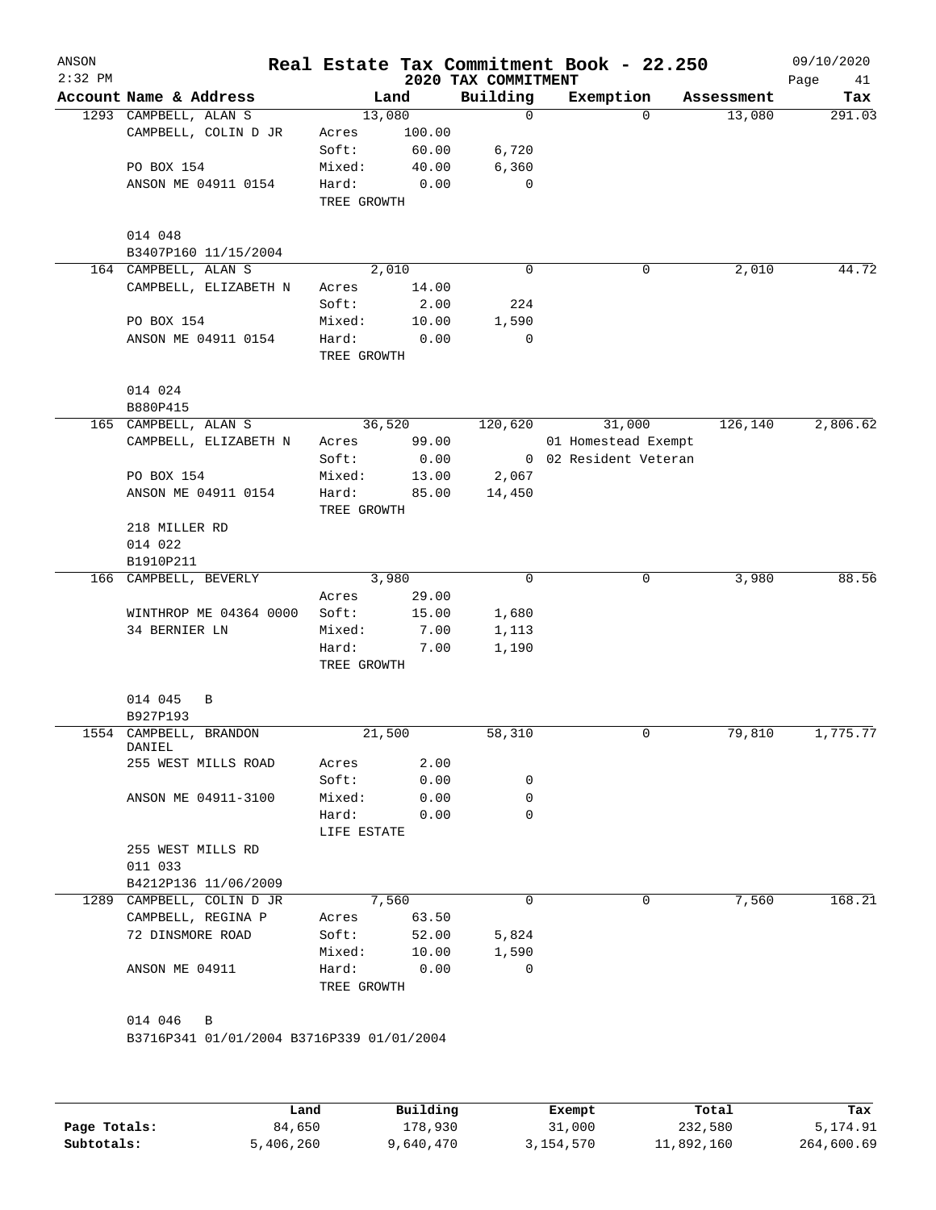ANSON
2:32 PM

# Real Estate Tax Commitment Book - 22.250

09/10/2020

2020 TAX COMMITMENT

| Account Name & Address | Land | | Building | Exemption | Assessment | Tax |
|---|---|---|---|---|---|---|
| 1293 CAMPBELL, ALAN S | 13,080 | | 0 | 0 | 13,080 | 291.03 |
| CAMPBELL, COLIN D JR | Acres | 100.00 | | | | |
| | Soft: | 60.00 | 6,720 | | | |
| PO BOX 154 | Mixed: | 40.00 | 6,360 | | | |
| ANSON ME 04911 0154 | Hard: | 0.00 | 0 | | | |
| | TREE GROWTH | | | | | |
| 014 048 | | | | | | |
| B3407P160 11/15/2004 | | | | | | |
| 164 CAMPBELL, ALAN S | 2,010 | | 0 | 0 | 2,010 | 44.72 |
| CAMPBELL, ELIZABETH N | Acres | 14.00 | | | | |
| | Soft: | 2.00 | 224 | | | |
| PO BOX 154 | Mixed: | 10.00 | 1,590 | | | |
| ANSON ME 04911 0154 | Hard: | 0.00 | 0 | | | |
| | TREE GROWTH | | | | | |
| 014 024 | | | | | | |
| B880P415 | | | | | | |
| 165 CAMPBELL, ALAN S | 36,520 | | 120,620 | 31,000 | 126,140 | 2,806.62 |
| CAMPBELL, ELIZABETH N | Acres | 99.00 | | 01 Homestead Exempt | | |
| | Soft: | 0.00 | 0 | 02 Resident Veteran | | |
| PO BOX 154 | Mixed: | 13.00 | 2,067 | | | |
| ANSON ME 04911 0154 | Hard: | 85.00 | 14,450 | | | |
| | TREE GROWTH | | | | | |
| 218 MILLER RD | | | | | | |
| 014 022 | | | | | | |
| B1910P211 | | | | | | |
| 166 CAMPBELL, BEVERLY | 3,980 | | 0 | 0 | 3,980 | 88.56 |
| | Acres | 29.00 | | | | |
| WINTHROP ME 04364 0000 | Soft: | 15.00 | 1,680 | | | |
| 34 BERNIER LN | Mixed: | 7.00 | 1,113 | | | |
| | Hard: | 7.00 | 1,190 | | | |
| | TREE GROWTH | | | | | |
| 014 045 B | | | | | | |
| B927P193 | | | | | | |
| 1554 CAMPBELL, BRANDON DANIEL | 21,500 | | 58,310 | 0 | 79,810 | 1,775.77 |
| 255 WEST MILLS ROAD | Acres | 2.00 | | | | |
| | Soft: | 0.00 | 0 | | | |
| ANSON ME 04911-3100 | Mixed: | 0.00 | 0 | | | |
| | Hard: | 0.00 | 0 | | | |
| | LIFE ESTATE | | | | | |
| 255 WEST MILLS RD | | | | | | |
| 011 033 | | | | | | |
| B4212P136 11/06/2009 | | | | | | |
| 1289 CAMPBELL, COLIN D JR | 7,560 | | 0 | 0 | 7,560 | 168.21 |
| CAMPBELL, REGINA P | Acres | 63.50 | | | | |
| 72 DINSMORE ROAD | Soft: | 52.00 | 5,824 | | | |
| | Mixed: | 10.00 | 1,590 | | | |
| ANSON ME 04911 | Hard: | 0.00 | 0 | | | |
| | TREE GROWTH | | | | | |
| 014 046 B | | | | | | |
| B3716P341 01/01/2004 B3716P339 01/01/2004 | | | | | | |

| | Land | Building | Exempt | Total | Tax |
|---|---|---|---|---|---|
| Page Totals: | 84,650 | 178,930 | 31,000 | 232,580 | 5,174.91 |
| Subtotals: | 5,406,260 | 9,640,470 | 3,154,570 | 11,892,160 | 264,600.69 |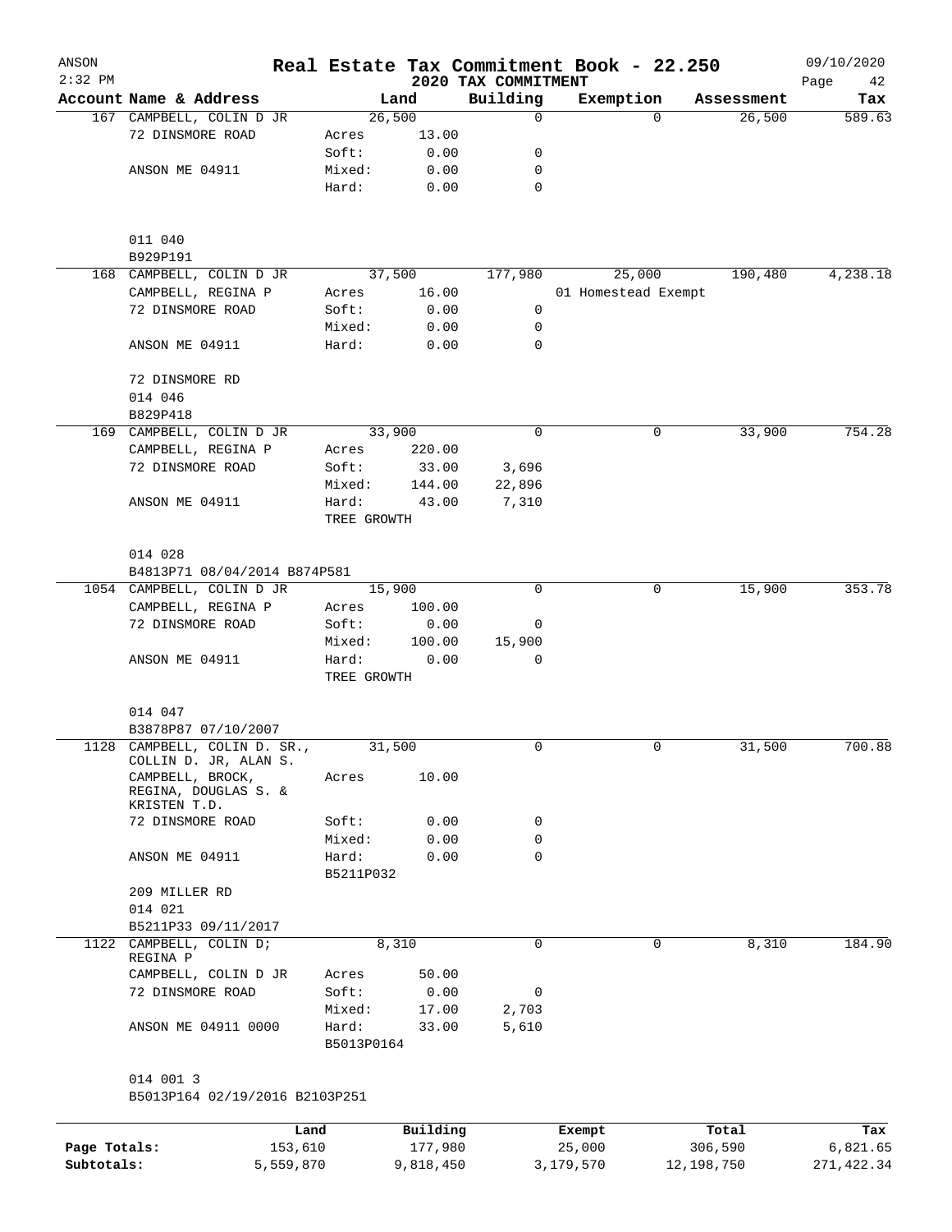# Real Estate Tax Commitment Book - 22.250

ANSON
2:32 PM

2020 TAX COMMITMENT

09/10/2020

| Account | Name & Address | Land | | Building | Exemption | Assessment | Tax |
|---|---|---|---|---|---|---|---|
| 167 | CAMPBELL, COLIN D JR | 26,500 | | 0 | 0 | 26,500 | 589.63 |
| | 72 DINSMORE ROAD | Acres | 13.00 | | | | |
| | | Soft: | 0.00 | 0 | | | |
| | ANSON ME 04911 | Mixed: | 0.00 | 0 | | | |
| | | Hard: | 0.00 | 0 | | | |
| | 011 040 | | | | | | |
| | B929P191 | | | | | | |
| 168 | CAMPBELL, COLIN D JR | 37,500 | | 177,980 | 25,000 | 190,480 | 4,238.18 |
| | CAMPBELL, REGINA P | Acres | 16.00 | | 01 Homestead Exempt | | |
| | 72 DINSMORE ROAD | Soft: | 0.00 | 0 | | | |
| | | Mixed: | 0.00 | 0 | | | |
| | ANSON ME 04911 | Hard: | 0.00 | 0 | | | |
| | 72 DINSMORE RD | | | | | | |
| | 014 046 | | | | | | |
| | B829P418 | | | | | | |
| 169 | CAMPBELL, COLIN D JR | 33,900 | | 0 | 0 | 33,900 | 754.28 |
| | CAMPBELL, REGINA P | Acres | 220.00 | | | | |
| | 72 DINSMORE ROAD | Soft: | 33.00 | 3,696 | | | |
| | | Mixed: | 144.00 | 22,896 | | | |
| | ANSON ME 04911 | Hard: | 43.00 | 7,310 | | | |
| | | TREE GROWTH | | | | | |
| | 014 028 | | | | | | |
| | B4813P71 08/04/2014 B874P581 | | | | | | |
| 1054 | CAMPBELL, COLIN D JR | 15,900 | | 0 | 0 | 15,900 | 353.78 |
| | CAMPBELL, REGINA P | Acres | 100.00 | | | | |
| | 72 DINSMORE ROAD | Soft: | 0.00 | 0 | | | |
| | | Mixed: | 100.00 | 15,900 | | | |
| | ANSON ME 04911 | Hard: | 0.00 | 0 | | | |
| | | TREE GROWTH | | | | | |
| | 014 047 | | | | | | |
| | B3878P87 07/10/2007 | | | | | | |
| 1128 | CAMPBELL, COLIN D. SR., COLLIN D. JR, ALAN S. | 31,500 | | 0 | 0 | 31,500 | 700.88 |
| | CAMPBELL, BROCK, REGINA, DOUGLAS S. & KRISTEN T.D. | Acres | 10.00 | | | | |
| | 72 DINSMORE ROAD | Soft: | 0.00 | 0 | | | |
| | | Mixed: | 0.00 | 0 | | | |
| | ANSON ME 04911 | Hard: | 0.00 | 0 | | | |
| | | B5211P032 | | | | | |
| | 209 MILLER RD | | | | | | |
| | 014 021 | | | | | | |
| | B5211P33 09/11/2017 | | | | | | |
| 1122 | CAMPBELL, COLIN D; REGINA P | 8,310 | | 0 | 0 | 8,310 | 184.90 |
| | CAMPBELL, COLIN D JR | Acres | 50.00 | | | | |
| | 72 DINSMORE ROAD | Soft: | 0.00 | 0 | | | |
| | | Mixed: | 17.00 | 2,703 | | | |
| | ANSON ME 04911 0000 | Hard: | 33.00 | 5,610 | | | |
| | | B5013P0164 | | | | | |
| | 014 001 3 | | | | | | |
| | B5013P164 02/19/2016 B2103P251 | | | | | | |

| | Land | Building | Exempt | Total | Tax |
|---|---|---|---|---|---|
| Page Totals: | 153,610 | 177,980 | 25,000 | 306,590 | 6,821.65 |
| Subtotals: | 5,559,870 | 9,818,450 | 3,179,570 | 12,198,750 | 271,422.34 |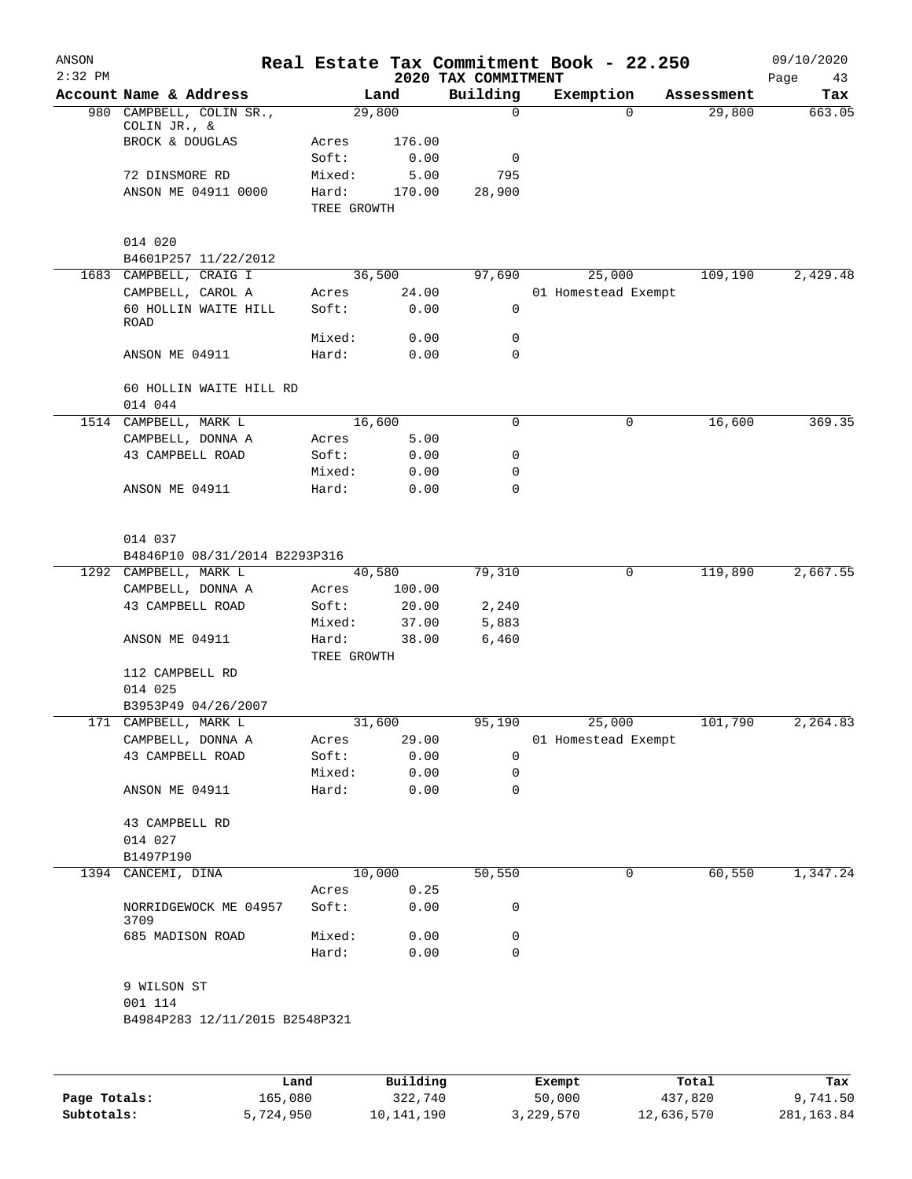# Real Estate Tax Commitment Book - 22.250

ANSON
2:32 PM

2020 TAX COMMITMENT

09/10/2020

| Account | Name & Address | Land | | Building | Exemption | Assessment | Tax |
|---|---|---|---|---|---|---|---|
| 980 | CAMPBELL, COLIN SR., COLIN JR., & | 29,800 | | 0 | 0 | 29,800 | 663.05 |
| | BROCK & DOUGLAS | Acres | 176.00 | | | | |
| | | Soft: | 0.00 | 0 | | | |
| | 72 DINSMORE RD | Mixed: | 5.00 | 795 | | | |
| | ANSON ME 04911 0000 | Hard: | 170.00 | 28,900 | | | |
| | | TREE GROWTH | | | | | |
| | 014 020 | | | | | | |
| | B4601P257 11/22/2012 | | | | | | |
| 1683 | CAMPBELL, CRAIG I | 36,500 | | 97,690 | 25,000 | 109,190 | 2,429.48 |
| | CAMPBELL, CAROL A | Acres | 24.00 | | 01 Homestead Exempt | | |
| | 60 HOLLIN WAITE HILL ROAD | Soft: | 0.00 | 0 | | | |
| | | Mixed: | 0.00 | 0 | | | |
| | ANSON ME 04911 | Hard: | 0.00 | 0 | | | |
| | 60 HOLLIN WAITE HILL RD | | | | | | |
| | 014 044 | | | | | | |
| 1514 | CAMPBELL, MARK L | 16,600 | | 0 | 0 | 16,600 | 369.35 |
| | CAMPBELL, DONNA A | Acres | 5.00 | | | | |
| | 43 CAMPBELL ROAD | Soft: | 0.00 | 0 | | | |
| | | Mixed: | 0.00 | 0 | | | |
| | ANSON ME 04911 | Hard: | 0.00 | 0 | | | |
| | 014 037 | | | | | | |
| | B4846P10 08/31/2014 B2293P316 | | | | | | |
| 1292 | CAMPBELL, MARK L | 40,580 | | 79,310 | 0 | 119,890 | 2,667.55 |
| | CAMPBELL, DONNA A | Acres | 100.00 | | | | |
| | 43 CAMPBELL ROAD | Soft: | 20.00 | 2,240 | | | |
| | | Mixed: | 37.00 | 5,883 | | | |
| | ANSON ME 04911 | Hard: | 38.00 | 6,460 | | | |
| | | TREE GROWTH | | | | | |
| | 112 CAMPBELL RD | | | | | | |
| | 014 025 | | | | | | |
| | B3953P49 04/26/2007 | | | | | | |
| 171 | CAMPBELL, MARK L | 31,600 | | 95,190 | 25,000 | 101,790 | 2,264.83 |
| | CAMPBELL, DONNA A | Acres | 29.00 | | 01 Homestead Exempt | | |
| | 43 CAMPBELL ROAD | Soft: | 0.00 | 0 | | | |
| | | Mixed: | 0.00 | 0 | | | |
| | ANSON ME 04911 | Hard: | 0.00 | 0 | | | |
| | 43 CAMPBELL RD | | | | | | |
| | 014 027 | | | | | | |
| | B1497P190 | | | | | | |
| 1394 | CANCEMI, DINA | 10,000 | | 50,550 | 0 | 60,550 | 1,347.24 |
| | | Acres | 0.25 | | | | |
| | NORRIDGEWOCK ME 04957 3709 | Soft: | 0.00 | 0 | | | |
| | 685 MADISON ROAD | Mixed: | 0.00 | 0 | | | |
| | | Hard: | 0.00 | 0 | | | |
| | 9 WILSON ST | | | | | | |
| | 001 114 | | | | | | |
| | B4984P283 12/11/2015 B2548P321 | | | | | | |

| | Land | Building | Exempt | Total | Tax |
|---|---|---|---|---|---|
| Page Totals: | 165,080 | 322,740 | 50,000 | 437,820 | 9,741.50 |
| Subtotals: | 5,724,950 | 10,141,190 | 3,229,570 | 12,636,570 | 281,163.84 |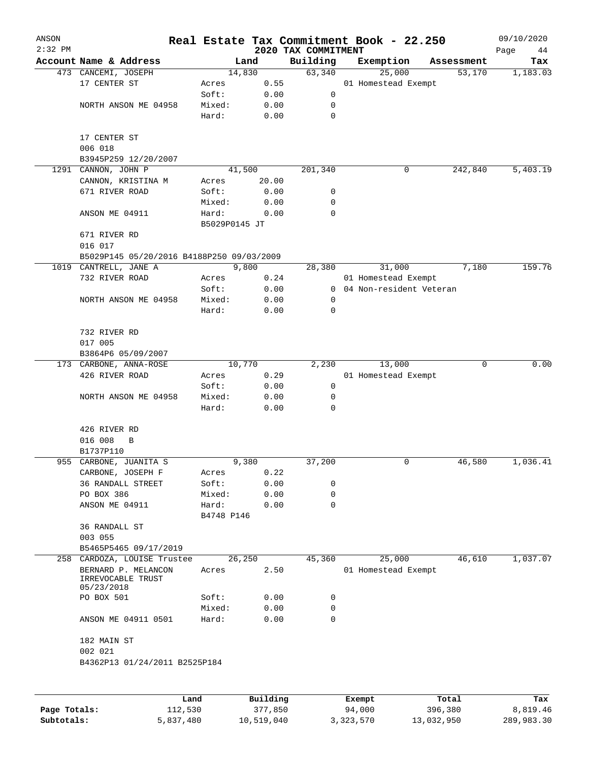# Real Estate Tax Commitment Book - 22.250

ANSON
2020 TAX COMMITMENT
09/10/2020

| Account Name & Address | Land | | Building | Exemption | Assessment | Tax |
|---|---|---|---|---|---|---|
| 473 CANCEMI, JOSEPH | 14,830 | | 63,340 | 25,000 | 53,170 | 1,183.03 |
| 17 CENTER ST | Acres | 0.55 | | 01 Homestead Exempt | | |
| | Soft: | 0.00 | 0 | | | |
| NORTH ANSON ME 04958 | Mixed: | 0.00 | 0 | | | |
| | Hard: | 0.00 | 0 | | | |
| 17 CENTER ST | | | | | | |
| 006 018 | | | | | | |
| B3945P259 12/20/2007 | | | | | | |
| 1291 CANNON, JOHN P | 41,500 | | 201,340 | 0 | 242,840 | 5,403.19 |
| CANNON, KRISTINA M | Acres | 20.00 | | | | |
| 671 RIVER ROAD | Soft: | 0.00 | 0 | | | |
| | Mixed: | 0.00 | 0 | | | |
| ANSON ME 04911 | Hard: | 0.00 | 0 | | | |
| | B5029P0145 JT | | | | | |
| 671 RIVER RD | | | | | | |
| 016 017 | | | | | | |
| B5029P145 05/20/2016 B4188P250 09/03/2009 | | | | | | |
| 1019 CANTRELL, JANE A | 9,800 | | 28,380 | 31,000 | 7,180 | 159.76 |
| 732 RIVER ROAD | Acres | 0.24 | | 01 Homestead Exempt | | |
| | Soft: | 0.00 | 0 | 04 Non-resident Veteran | | |
| NORTH ANSON ME 04958 | Mixed: | 0.00 | 0 | | | |
| | Hard: | 0.00 | 0 | | | |
| 732 RIVER RD | | | | | | |
| 017 005 | | | | | | |
| B3864P6 05/09/2007 | | | | | | |
| 173 CARBONE, ANNA-ROSE | 10,770 | | 2,230 | 13,000 | 0 | 0.00 |
| 426 RIVER ROAD | Acres | 0.29 | | 01 Homestead Exempt | | |
| | Soft: | 0.00 | 0 | | | |
| NORTH ANSON ME 04958 | Mixed: | 0.00 | 0 | | | |
| | Hard: | 0.00 | 0 | | | |
| 426 RIVER RD | | | | | | |
| 016 008 B | | | | | | |
| B1737P110 | | | | | | |
| 955 CARBONE, JUANITA S | 9,380 | | 37,200 | 0 | 46,580 | 1,036.41 |
| CARBONE, JOSEPH F | Acres | 0.22 | | | | |
| 36 RANDALL STREET | Soft: | 0.00 | 0 | | | |
| PO BOX 386 | Mixed: | 0.00 | 0 | | | |
| ANSON ME 04911 | Hard: | 0.00 | 0 | | | |
| | B4748 P146 | | | | | |
| 36 RANDALL ST | | | | | | |
| 003 055 | | | | | | |
| B5465P5465 09/17/2019 | | | | | | |
| 258 CARDOZA, LOUISE Trustee | 26,250 | | 45,360 | 25,000 | 46,610 | 1,037.07 |
| BERNARD P. MELANCON IRREVOCABLE TRUST 05/23/2018 | Acres | 2.50 | | 01 Homestead Exempt | | |
| PO BOX 501 | Soft: | 0.00 | 0 | | | |
| | Mixed: | 0.00 | 0 | | | |
| ANSON ME 04911 0501 | Hard: | 0.00 | 0 | | | |
| 182 MAIN ST | | | | | | |
| 002 021 | | | | | | |
| B4362P13 01/24/2011 B2525P184 | | | | | | |

| | Land | Building | Exempt | Total | Tax |
|---|---|---|---|---|---|
| Page Totals: | 112,530 | 377,850 | 94,000 | 396,380 | 8,819.46 |
| Subtotals: | 5,837,480 | 10,519,040 | 3,323,570 | 13,032,950 | 289,983.30 |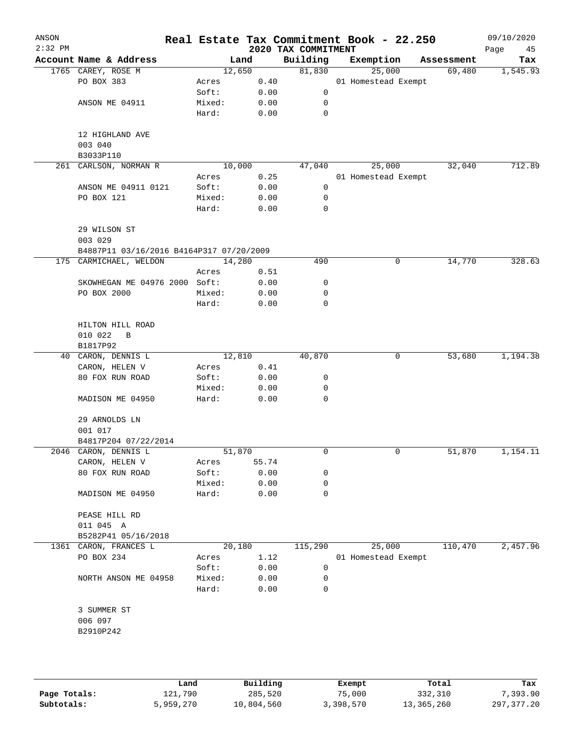# Real Estate Tax Commitment Book - 22.250

ANSON
2:32 PM
2020 TAX COMMITMENT
09/10/2020

| Account Name & Address | | Land | Building | Exemption | Assessment | Tax |
|---|---|---|---|---|---|---|
| 1765 CAREY, ROSE M | | 12,650 | 81,830 | 25,000 | 69,480 | 1,545.93 |
| PO BOX 383 | Acres | 0.40 | | 01 Homestead Exempt | | |
| | Soft: | 0.00 | 0 | | | |
| ANSON ME 04911 | Mixed: | 0.00 | 0 | | | |
| | Hard: | 0.00 | 0 | | | |
| 12 HIGHLAND AVE | | | | | | |
| 003 040 | | | | | | |
| B3033P110 | | | | | | |
| 261 CARLSON, NORMAN R | | 10,000 | 47,040 | 25,000 | 32,040 | 712.89 |
| | Acres | 0.25 | | 01 Homestead Exempt | | |
| ANSON ME 04911 0121 | Soft: | 0.00 | 0 | | | |
| PO BOX 121 | Mixed: | 0.00 | 0 | | | |
| | Hard: | 0.00 | 0 | | | |
| 29 WILSON ST | | | | | | |
| 003 029 | | | | | | |
| B4887P11 03/16/2016 B4164P317 07/20/2009 | | | | | | |
| 175 CARMICHAEL, WELDON | | 14,280 | 490 | 0 | 14,770 | 328.63 |
| | Acres | 0.51 | | | | |
| SKOWHEGAN ME 04976 2000 | Soft: | 0.00 | 0 | | | |
| PO BOX 2000 | Mixed: | 0.00 | 0 | | | |
| | Hard: | 0.00 | 0 | | | |
| HILTON HILL ROAD | | | | | | |
| 010 022 B | | | | | | |
| B1817P92 | | | | | | |
| 40 CARON, DENNIS L | | 12,810 | 40,870 | 0 | 53,680 | 1,194.38 |
| CARON, HELEN V | Acres | 0.41 | | | | |
| 80 FOX RUN ROAD | Soft: | 0.00 | 0 | | | |
| | Mixed: | 0.00 | 0 | | | |
| MADISON ME 04950 | Hard: | 0.00 | 0 | | | |
| 29 ARNOLDS LN | | | | | | |
| 001 017 | | | | | | |
| B4817P204 07/22/2014 | | | | | | |
| 2046 CARON, DENNIS L | | 51,870 | 0 | 0 | 51,870 | 1,154.11 |
| CARON, HELEN V | Acres | 55.74 | | | | |
| 80 FOX RUN ROAD | Soft: | 0.00 | 0 | | | |
| | Mixed: | 0.00 | 0 | | | |
| MADISON ME 04950 | Hard: | 0.00 | 0 | | | |
| PEASE HILL RD | | | | | | |
| 011 045 A | | | | | | |
| B5282P41 05/16/2018 | | | | | | |
| 1361 CARON, FRANCES L | | 20,180 | 115,290 | 25,000 | 110,470 | 2,457.96 |
| PO BOX 234 | Acres | 1.12 | | 01 Homestead Exempt | | |
| | Soft: | 0.00 | 0 | | | |
| NORTH ANSON ME 04958 | Mixed: | 0.00 | 0 | | | |
| | Hard: | 0.00 | 0 | | | |
| 3 SUMMER ST | | | | | | |
| 006 097 | | | | | | |
| B2910P242 | | | | | | |

| | Land | Building | Exempt | Total | Tax |
|---|---|---|---|---|---|
| Page Totals: | 121,790 | 285,520 | 75,000 | 332,310 | 7,393.90 |
| Subtotals: | 5,959,270 | 10,804,560 | 3,398,570 | 13,365,260 | 297,377.20 |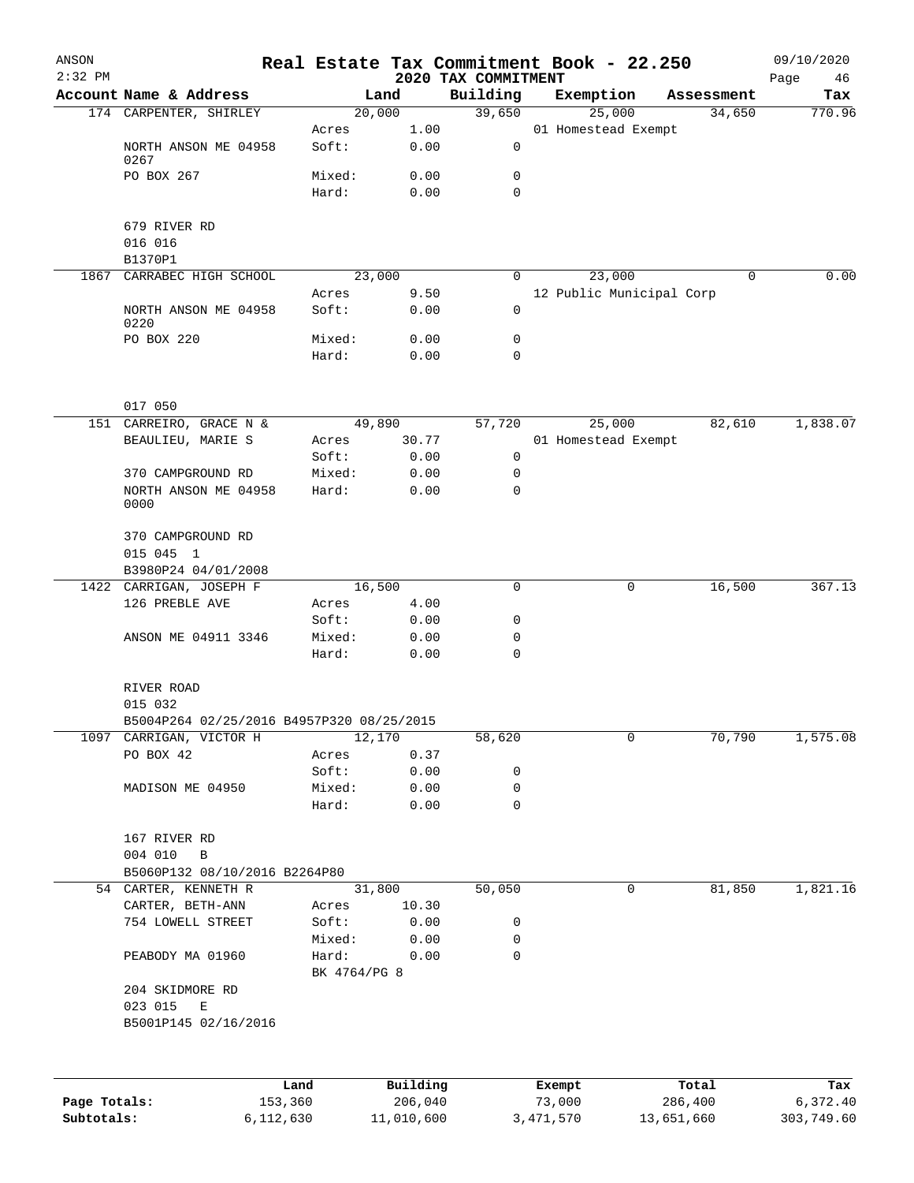ANSON
2:32 PM

# Real Estate Tax Commitment Book - 22.250

## 2020 TAX COMMITMENT

09/10/2020

| Account Name & Address | | Land | Building | Exemption | Assessment | Tax |
|---|---|---|---|---|---|---|
| 174 CARPENTER, SHIRLEY | | 20,000 | 39,650 | 25,000 | 34,650 | 770.96 |
| | Acres | 1.00 | | 01 Homestead Exempt | | |
| NORTH ANSON ME 04958 0267 | Soft: | 0.00 | 0 | | | |
| PO BOX 267 | Mixed: | 0.00 | 0 | | | |
| | Hard: | 0.00 | 0 | | | |
| 679 RIVER RD | | | | | | |
| 016 016 | | | | | | |
| B1370P1 | | | | | | |
| 1867 CARRABEC HIGH SCHOOL | | 23,000 | 0 | 23,000 | 0 | 0.00 |
| | Acres | 9.50 | | 12 Public Municipal Corp | | |
| NORTH ANSON ME 04958 0220 | Soft: | 0.00 | 0 | | | |
| PO BOX 220 | Mixed: | 0.00 | 0 | | | |
| | Hard: | 0.00 | 0 | | | |
| 017 050 | | | | | | |
| 151 CARREIRO, GRACE N & | | 49,890 | 57,720 | 25,000 | 82,610 | 1,838.07 |
| BEAULIEU, MARIE S | Acres | 30.77 | | 01 Homestead Exempt | | |
| | Soft: | 0.00 | 0 | | | |
| 370 CAMPGROUND RD | Mixed: | 0.00 | 0 | | | |
| NORTH ANSON ME 04958 0000 | Hard: | 0.00 | 0 | | | |
| 370 CAMPGROUND RD | | | | | | |
| 015 045 1 | | | | | | |
| B3980P24 04/01/2008 | | | | | | |
| 1422 CARRIGAN, JOSEPH F | | 16,500 | 0 | 0 | 16,500 | 367.13 |
| 126 PREBLE AVE | Acres | 4.00 | | | | |
| | Soft: | 0.00 | 0 | | | |
| ANSON ME 04911 3346 | Mixed: | 0.00 | 0 | | | |
| | Hard: | 0.00 | 0 | | | |
| RIVER ROAD | | | | | | |
| 015 032 | | | | | | |
| B5004P264 02/25/2016 B4957P320 08/25/2015 | | | | | | |
| 1097 CARRIGAN, VICTOR H | | 12,170 | 58,620 | 0 | 70,790 | 1,575.08 |
| PO BOX 42 | Acres | 0.37 | | | | |
| | Soft: | 0.00 | 0 | | | |
| MADISON ME 04950 | Mixed: | 0.00 | 0 | | | |
| | Hard: | 0.00 | 0 | | | |
| 167 RIVER RD | | | | | | |
| 004 010 B | | | | | | |
| B5060P132 08/10/2016 B2264P80 | | | | | | |
| 54 CARTER, KENNETH R | | 31,800 | 50,050 | 0 | 81,850 | 1,821.16 |
| CARTER, BETH-ANN | Acres | 10.30 | | | | |
| 754 LOWELL STREET | Soft: | 0.00 | 0 | | | |
| | Mixed: | 0.00 | 0 | | | |
| PEABODY MA 01960 | Hard: | 0.00 | 0 | | | |
| | BK 4764/PG 8 | | | | | |
| 204 SKIDMORE RD | | | | | | |
| 023 015 E | | | | | | |
| B5001P145 02/16/2016 | | | | | | |

| | Land | Building | Exempt | Total | Tax |
|---|---|---|---|---|---|
| Page Totals: | 153,360 | 206,040 | 73,000 | 286,400 | 6,372.40 |
| Subtotals: | 6,112,630 | 11,010,600 | 3,471,570 | 13,651,660 | 303,749.60 |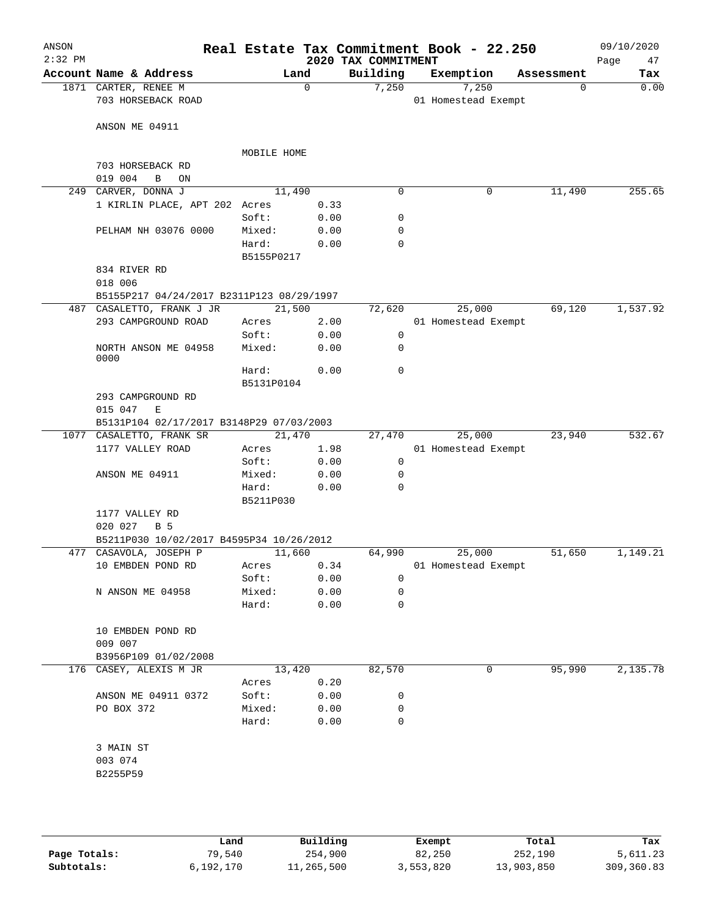# Real Estate Tax Commitment Book - 22.250

ANSON
2:32 PM

2020 TAX COMMITMENT

09/10/2020

| Account | Name & Address | Land | | Building | Exemption | Assessment | Tax |
|---|---|---|---|---|---|---|---|
| 1871 | CARTER, RENEE M | 0 | | 7,250 | 7,250 | 0 | 0.00 |
| | 703 HORSEBACK ROAD | | | | 01 Homestead Exempt | | |
| | ANSON ME 04911 | | | | | | |
| | | MOBILE HOME | | | | | |
| | 703 HORSEBACK RD | | | | | | |
| | 019 004 B ON | | | | | | |
| 249 | CARVER, DONNA J | 11,490 | | 0 | 0 | 11,490 | 255.65 |
| | 1 KIRLIN PLACE, APT 202 | Acres | 0.33 | | | | |
| | | Soft: | 0.00 | 0 | | | |
| | PELHAM NH 03076 0000 | Mixed: | 0.00 | 0 | | | |
| | | Hard: | 0.00 | 0 | | | |
| | | B5155P0217 | | | | | |
| | 834 RIVER RD | | | | | | |
| | 018 006 | | | | | | |
| | B5155P217 04/24/2017 B2311P123 08/29/1997 | | | | | | |
| 487 | CASALETTO, FRANK J JR | 21,500 | | 72,620 | 25,000 | 69,120 | 1,537.92 |
| | 293 CAMPGROUND ROAD | Acres | 2.00 | | 01 Homestead Exempt | | |
| | | Soft: | 0.00 | 0 | | | |
| | NORTH ANSON ME 04958 0000 | Mixed: | 0.00 | 0 | | | |
| | | Hard: | 0.00 | 0 | | | |
| | | B5131P0104 | | | | | |
| | 293 CAMPGROUND RD | | | | | | |
| | 015 047 E | | | | | | |
| | B5131P104 02/17/2017 B3148P29 07/03/2003 | | | | | | |
| 1077 | CASALETTO, FRANK SR | 21,470 | | 27,470 | 25,000 | 23,940 | 532.67 |
| | 1177 VALLEY ROAD | Acres | 1.98 | | 01 Homestead Exempt | | |
| | | Soft: | 0.00 | 0 | | | |
| | ANSON ME 04911 | Mixed: | 0.00 | 0 | | | |
| | | Hard: | 0.00 | 0 | | | |
| | | B5211P030 | | | | | |
| | 1177 VALLEY RD | | | | | | |
| | 020 027 B 5 | | | | | | |
| | B5211P030 10/02/2017 B4595P34 10/26/2012 | | | | | | |
| 477 | CASAVOLA, JOSEPH P | 11,660 | | 64,990 | 25,000 | 51,650 | 1,149.21 |
| | 10 EMBDEN POND RD | Acres | 0.34 | | 01 Homestead Exempt | | |
| | | Soft: | 0.00 | 0 | | | |
| | N ANSON ME 04958 | Mixed: | 0.00 | 0 | | | |
| | | Hard: | 0.00 | 0 | | | |
| | 10 EMBDEN POND RD | | | | | | |
| | 009 007 | | | | | | |
| | B3956P109 01/02/2008 | | | | | | |
| 176 | CASEY, ALEXIS M JR | 13,420 | | 82,570 | 0 | 95,990 | 2,135.78 |
| | | Acres | 0.20 | | | | |
| | ANSON ME 04911 0372 | Soft: | 0.00 | 0 | | | |
| | PO BOX 372 | Mixed: | 0.00 | 0 | | | |
| | | Hard: | 0.00 | 0 | | | |
| | 3 MAIN ST | | | | | | |
| | 003 074 | | | | | | |
| | B2255P59 | | | | | | |

| | Land | Building | Exempt | Total | Tax |
|---|---|---|---|---|---|
| Page Totals: | 79,540 | 254,900 | 82,250 | 252,190 | 5,611.23 |
| Subtotals: | 6,192,170 | 11,265,500 | 3,553,820 | 13,903,850 | 309,360.83 |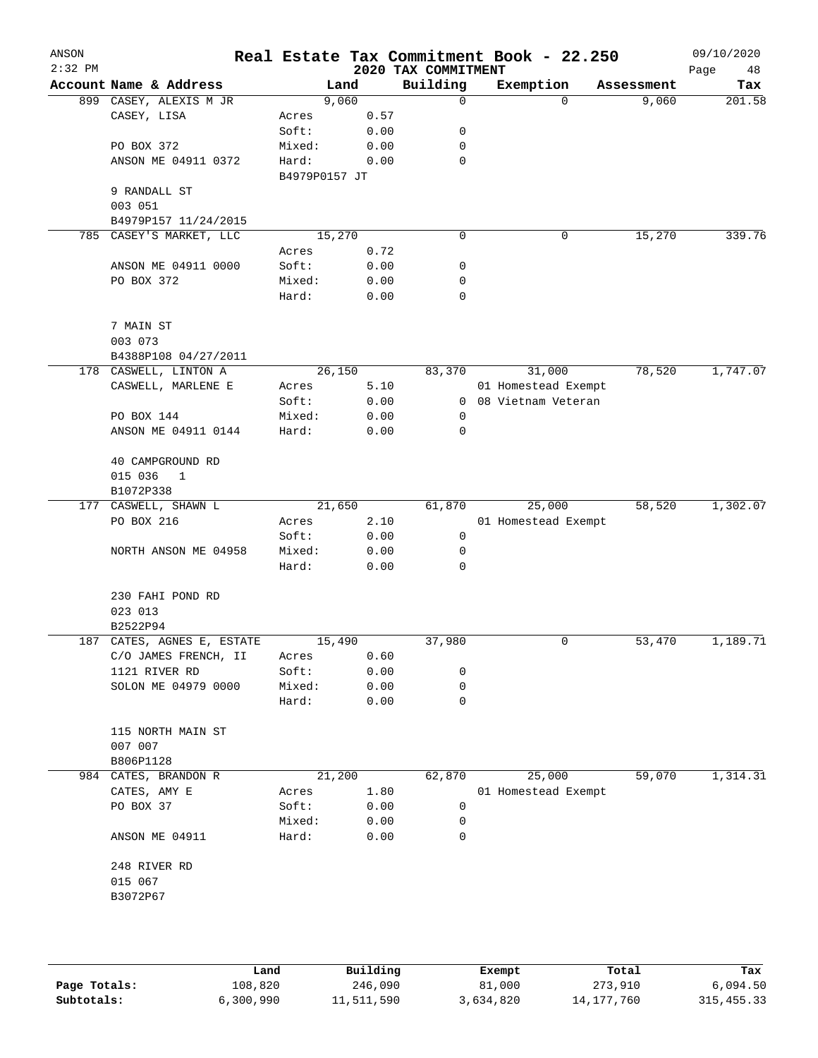ANSON 2:32 PM

# Real Estate Tax Commitment Book - 22.250

## 2020 TAX COMMITMENT

09/10/2020

| Account Name & Address | Land | | Building | Exemption | Assessment | Tax |
|---|---|---|---|---|---|---|
| 899 CASEY, ALEXIS M JR | 9,060 | | 0 | 0 | 9,060 | 201.58 |
| CASEY, LISA | Acres | 0.57 | | | | |
| | Soft: | 0.00 | 0 | | | |
| PO BOX 372 | Mixed: | 0.00 | 0 | | | |
| ANSON ME 04911 0372 | Hard: | 0.00 | 0 | | | |
| | B4979P0157 JT | | | | | |
| 9 RANDALL ST | | | | | | |
| 003 051 | | | | | | |
| B4979P157 11/24/2015 | | | | | | |
| 785 CASEY'S MARKET, LLC | 15,270 | | 0 | 0 | 15,270 | 339.76 |
| | Acres | 0.72 | | | | |
| ANSON ME 04911 0000 | Soft: | 0.00 | 0 | | | |
| PO BOX 372 | Mixed: | 0.00 | 0 | | | |
| | Hard: | 0.00 | 0 | | | |
| 7 MAIN ST | | | | | | |
| 003 073 | | | | | | |
| B4388P108 04/27/2011 | | | | | | |
| 178 CASWELL, LINTON A | 26,150 | | 83,370 | 31,000 | 78,520 | 1,747.07 |
| CASWELL, MARLENE E | Acres | 5.10 | | 01 Homestead Exempt | | |
| | Soft: | 0.00 | 0 | 08 Vietnam Veteran | | |
| PO BOX 144 | Mixed: | 0.00 | 0 | | | |
| ANSON ME 04911 0144 | Hard: | 0.00 | 0 | | | |
| 40 CAMPGROUND RD | | | | | | |
| 015 036 1 | | | | | | |
| B1072P338 | | | | | | |
| 177 CASWELL, SHAWN L | 21,650 | | 61,870 | 25,000 | 58,520 | 1,302.07 |
| PO BOX 216 | Acres | 2.10 | | 01 Homestead Exempt | | |
| | Soft: | 0.00 | 0 | | | |
| NORTH ANSON ME 04958 | Mixed: | 0.00 | 0 | | | |
| | Hard: | 0.00 | 0 | | | |
| 230 FAHI POND RD | | | | | | |
| 023 013 | | | | | | |
| B2522P94 | | | | | | |
| 187 CATES, AGNES E, ESTATE | 15,490 | | 37,980 | 0 | 53,470 | 1,189.71 |
| C/O JAMES FRENCH, II | Acres | 0.60 | | | | |
| 1121 RIVER RD | Soft: | 0.00 | 0 | | | |
| SOLON ME 04979 0000 | Mixed: | 0.00 | 0 | | | |
| | Hard: | 0.00 | 0 | | | |
| 115 NORTH MAIN ST | | | | | | |
| 007 007 | | | | | | |
| B806P1128 | | | | | | |
| 984 CATES, BRANDON R | 21,200 | | 62,870 | 25,000 | 59,070 | 1,314.31 |
| CATES, AMY E | Acres | 1.80 | | 01 Homestead Exempt | | |
| PO BOX 37 | Soft: | 0.00 | 0 | | | |
| | Mixed: | 0.00 | 0 | | | |
| ANSON ME 04911 | Hard: | 0.00 | 0 | | | |
| 248 RIVER RD | | | | | | |
| 015 067 | | | | | | |
| B3072P67 | | | | | | |

| | Land | Building | Exempt | Total | Tax |
|---|---|---|---|---|---|
| Page Totals: | 108,820 | 246,090 | 81,000 | 273,910 | 6,094.50 |
| Subtotals: | 6,300,990 | 11,511,590 | 3,634,820 | 14,177,760 | 315,455.33 |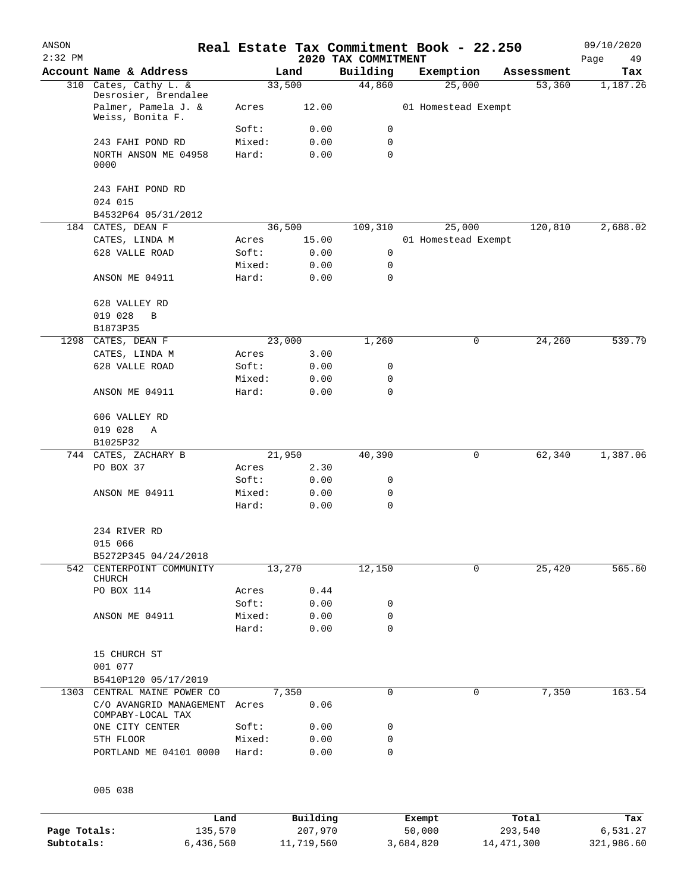ANSON
2:32 PM

# Real Estate Tax Commitment Book - 22.250

## 2020 TAX COMMITMENT

09/10/2020

| Account Name & Address | | Land | Building | Exemption | Assessment | Tax |
|---|---|---|---|---|---|---|
| 310 Cates, Cathy L. & Desrosier, Brendalee | | 33,500 | 44,860 | 25,000 | 53,360 | 1,187.26 |
| Palmer, Pamela J. & Weiss, Bonita F. | Acres | 12.00 | | 01 Homestead Exempt | | |
| | Soft: | 0.00 | 0 | | | |
| 243 FAHI POND RD | Mixed: | 0.00 | 0 | | | |
| NORTH ANSON ME 04958 0000 | Hard: | 0.00 | 0 | | | |
| 243 FAHI POND RD | | | | | | |
| 024 015 | | | | | | |
| B4532P64 05/31/2012 | | | | | | |
| 184 CATES, DEAN F | | 36,500 | 109,310 | 25,000 | 120,810 | 2,688.02 |
| CATES, LINDA M | Acres | 15.00 | | 01 Homestead Exempt | | |
| 628 VALLE ROAD | Soft: | 0.00 | 0 | | | |
| | Mixed: | 0.00 | 0 | | | |
| ANSON ME 04911 | Hard: | 0.00 | 0 | | | |
| 628 VALLEY RD | | | | | | |
| 019 028 B | | | | | | |
| B1873P35 | | | | | | |
| 1298 CATES, DEAN F | | 23,000 | 1,260 | 0 | 24,260 | 539.79 |
| CATES, LINDA M | Acres | 3.00 | | | | |
| 628 VALLE ROAD | Soft: | 0.00 | 0 | | | |
| | Mixed: | 0.00 | 0 | | | |
| ANSON ME 04911 | Hard: | 0.00 | 0 | | | |
| 606 VALLEY RD | | | | | | |
| 019 028 A | | | | | | |
| B1025P32 | | | | | | |
| 744 CATES, ZACHARY B | | 21,950 | 40,390 | 0 | 62,340 | 1,387.06 |
| PO BOX 37 | Acres | 2.30 | | | | |
| | Soft: | 0.00 | 0 | | | |
| ANSON ME 04911 | Mixed: | 0.00 | 0 | | | |
| | Hard: | 0.00 | 0 | | | |
| 234 RIVER RD | | | | | | |
| 015 066 | | | | | | |
| B5272P345 04/24/2018 | | | | | | |
| 542 CENTERPOINT COMMUNITY CHURCH | | 13,270 | 12,150 | 0 | 25,420 | 565.60 |
| PO BOX 114 | Acres | 0.44 | | | | |
| | Soft: | 0.00 | 0 | | | |
| ANSON ME 04911 | Mixed: | 0.00 | 0 | | | |
| | Hard: | 0.00 | 0 | | | |
| 15 CHURCH ST | | | | | | |
| 001 077 | | | | | | |
| B5410P120 05/17/2019 | | | | | | |
| 1303 CENTRAL MAINE POWER CO | | 7,350 | 0 | 0 | 7,350 | 163.54 |
| C/O AVANGRID MANAGEMENT COMPABY-LOCAL TAX | Acres | 0.06 | | | | |
| ONE CITY CENTER | Soft: | 0.00 | 0 | | | |
| 5TH FLOOR | Mixed: | 0.00 | 0 | | | |
| PORTLAND ME 04101 0000 | Hard: | 0.00 | 0 | | | |
| 005 038 | | | | | | |

| | Land | Building | Exempt | Total | Tax |
|---|---|---|---|---|---|
| Page Totals: | 135,570 | 207,970 | 50,000 | 293,540 | 6,531.27 |
| Subtotals: | 6,436,560 | 11,719,560 | 3,684,820 | 14,471,300 | 321,986.60 |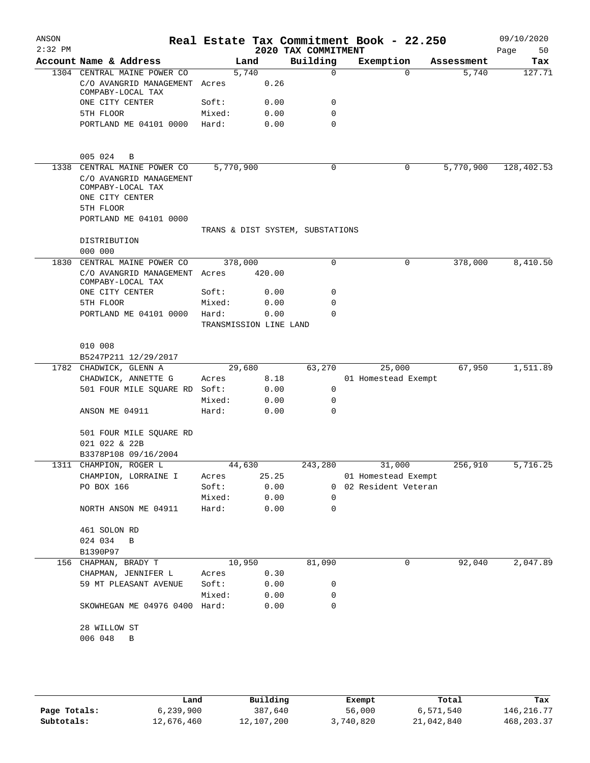# Real Estate Tax Commitment Book - 22.250

ANSON 2:32 PM — 2020 TAX COMMITMENT — 09/10/2020

| Account | Name & Address | Land | | Building | Exemption | Assessment | Tax |
|---|---|---|---|---|---|---|---|
| 1304 | CENTRAL MAINE POWER CO | 5,740 | | 0 | 0 | 5,740 | 127.71 |
| | C/O AVANGRID MANAGEMENT COMPABY-LOCAL TAX | Acres | 0.26 | | | | |
| | ONE CITY CENTER | Soft: | 0.00 | 0 | | | |
| | 5TH FLOOR | Mixed: | 0.00 | 0 | | | |
| | PORTLAND ME 04101 0000 | Hard: | 0.00 | 0 | | | |
| | 005 024 B | | | | | | |
| 1338 | CENTRAL MAINE POWER CO | 5,770,900 | | 0 | 0 | 5,770,900 | 128,402.53 |
| | C/O AVANGRID MANAGEMENT COMPABY-LOCAL TAX | | | | | | |
| | ONE CITY CENTER | | | | | | |
| | 5TH FLOOR | | | | | | |
| | PORTLAND ME 04101 0000 | | | | | | |
| | | TRANS & DIST SYSTEM, SUBSTATIONS | | | | | |
| | DISTRIBUTION | | | | | | |
| | 000 000 | | | | | | |
| 1830 | CENTRAL MAINE POWER CO | 378,000 | | 0 | 0 | 378,000 | 8,410.50 |
| | C/O AVANGRID MANAGEMENT COMPABY-LOCAL TAX | Acres | 420.00 | | | | |
| | ONE CITY CENTER | Soft: | 0.00 | 0 | | | |
| | 5TH FLOOR | Mixed: | 0.00 | 0 | | | |
| | PORTLAND ME 04101 0000 | Hard: | 0.00 | 0 | | | |
| | | TRANSMISSION LINE LAND | | | | | |
| | 010 008 | | | | | | |
| | B5247P211 12/29/2017 | | | | | | |
| 1782 | CHADWICK, GLENN A | 29,680 | | 63,270 | 25,000 | 67,950 | 1,511.89 |
| | CHADWICK, ANNETTE G | Acres | 8.18 | | 01 Homestead Exempt | | |
| | 501 FOUR MILE SQUARE RD | Soft: | 0.00 | 0 | | | |
| | | Mixed: | 0.00 | 0 | | | |
| | ANSON ME 04911 | Hard: | 0.00 | 0 | | | |
| | 501 FOUR MILE SQUARE RD | | | | | | |
| | 021 022 & 22B | | | | | | |
| | B3378P108 09/16/2004 | | | | | | |
| 1311 | CHAMPION, ROGER L | 44,630 | | 243,280 | 31,000 | 256,910 | 5,716.25 |
| | CHAMPION, LORRAINE I | Acres | 25.25 | | 01 Homestead Exempt | | |
| | PO BOX 166 | Soft: | 0.00 | 0 | 02 Resident Veteran | | |
| | | Mixed: | 0.00 | 0 | | | |
| | NORTH ANSON ME 04911 | Hard: | 0.00 | 0 | | | |
| | 461 SOLON RD | | | | | | |
| | 024 034 B | | | | | | |
| | B1390P97 | | | | | | |
| 156 | CHAPMAN, BRADY T | 10,950 | | 81,090 | 0 | 92,040 | 2,047.89 |
| | CHAPMAN, JENNIFER L | Acres | 0.30 | | | | |
| | 59 MT PLEASANT AVENUE | Soft: | 0.00 | 0 | | | |
| | | Mixed: | 0.00 | 0 | | | |
| | SKOWHEGAN ME 04976 0400 | Hard: | 0.00 | 0 | | | |
| | 28 WILLOW ST | | | | | | |
| | 006 048 B | | | | | | |

| | Land | Building | Exempt | Total | Tax |
|---|---|---|---|---|---|
| Page Totals: | 6,239,900 | 387,640 | 56,000 | 6,571,540 | 146,216.77 |
| Subtotals: | 12,676,460 | 12,107,200 | 3,740,820 | 21,042,840 | 468,203.37 |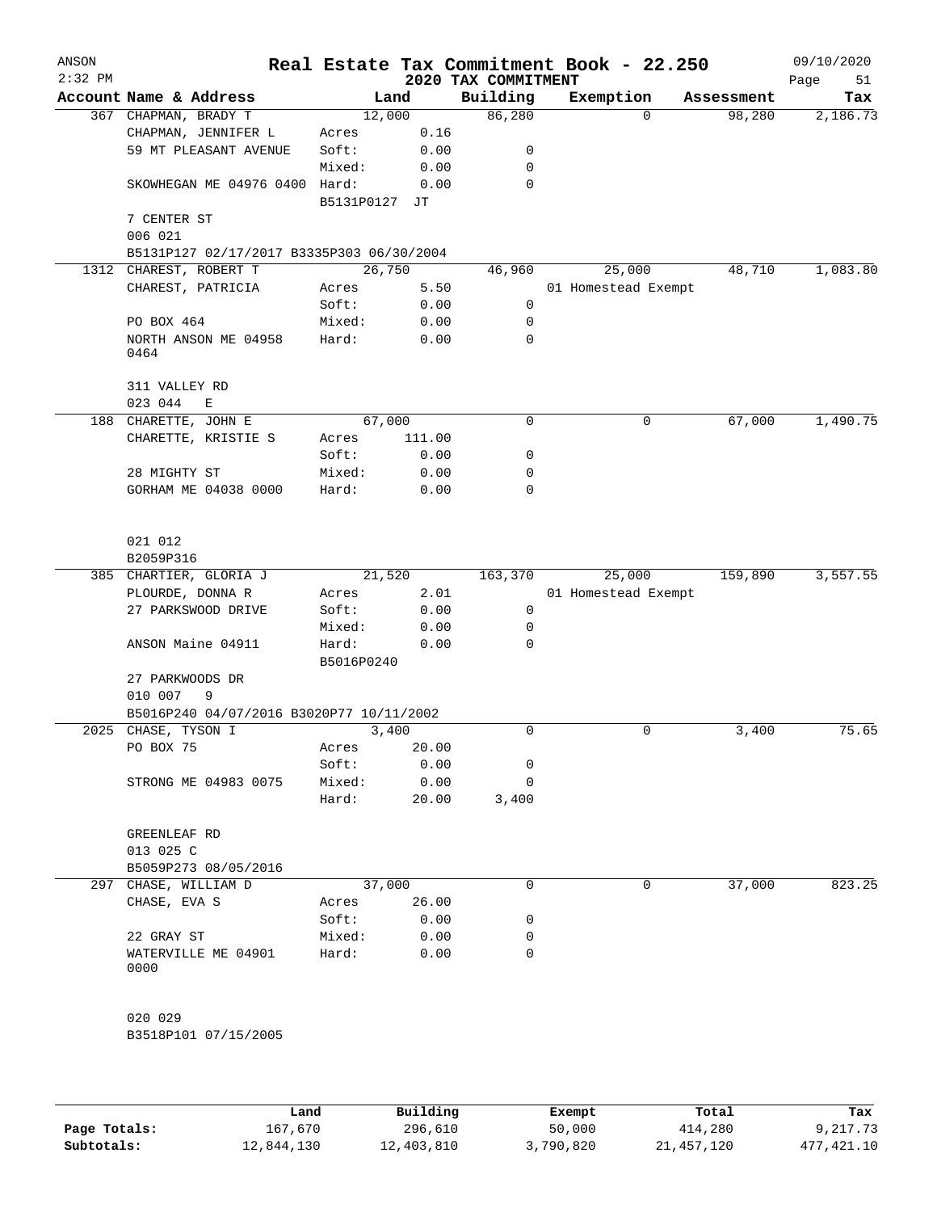# Real Estate Tax Commitment Book - 22.250

ANSON
2:32 PM

## 2020 TAX COMMITMENT

09/10/2020

| Account | Name & Address | Land | | Building | Exemption | Assessment | Tax |
|---|---|---|---|---|---|---|---|
| 367 | CHAPMAN, BRADY T | | 12,000 | 86,280 | 0 | 98,280 | 2,186.73 |
| | CHAPMAN, JENNIFER L | Acres | 0.16 | | | | |
| | 59 MT PLEASANT AVENUE | Soft: | 0.00 | 0 | | | |
| | | Mixed: | 0.00 | 0 | | | |
| | SKOWHEGAN ME 04976 0400 | Hard: | 0.00 | 0 | | | |
| | | B5131P0127 | JT | | | | |
| | 7 CENTER ST | | | | | | |
| | 006 021 | | | | | | |
| | B5131P127 02/17/2017 B3335P303 06/30/2004 | | | | | | |
| 1312 | CHAREST, ROBERT T | | 26,750 | 46,960 | 25,000 | 48,710 | 1,083.80 |
| | CHAREST, PATRICIA | Acres | 5.50 | | 01 Homestead Exempt | | |
| | | Soft: | 0.00 | 0 | | | |
| | PO BOX 464 | Mixed: | 0.00 | 0 | | | |
| | NORTH ANSON ME 04958 0464 | Hard: | 0.00 | 0 | | | |
| | 311 VALLEY RD | | | | | | |
| | 023 044 E | | | | | | |
| 188 | CHARETTE, JOHN E | | 67,000 | 0 | 0 | 67,000 | 1,490.75 |
| | CHARETTE, KRISTIE S | Acres | 111.00 | | | | |
| | | Soft: | 0.00 | 0 | | | |
| | 28 MIGHTY ST | Mixed: | 0.00 | 0 | | | |
| | GORHAM ME 04038 0000 | Hard: | 0.00 | 0 | | | |
| | 021 012 | | | | | | |
| | B2059P316 | | | | | | |
| 385 | CHARTIER, GLORIA J | | 21,520 | 163,370 | 25,000 | 159,890 | 3,557.55 |
| | PLOURDE, DONNA R | Acres | 2.01 | | 01 Homestead Exempt | | |
| | 27 PARKSWOOD DRIVE | Soft: | 0.00 | 0 | | | |
| | | Mixed: | 0.00 | 0 | | | |
| | ANSON Maine 04911 | Hard: | 0.00 | 0 | | | |
| | | B5016P0240 | | | | | |
| | 27 PARKWOODS DR | | | | | | |
| | 010 007 9 | | | | | | |
| | B5016P240 04/07/2016 B3020P77 10/11/2002 | | | | | | |
| 2025 | CHASE, TYSON I | | 3,400 | 0 | 0 | 3,400 | 75.65 |
| | PO BOX 75 | Acres | 20.00 | | | | |
| | | Soft: | 0.00 | 0 | | | |
| | STRONG ME 04983 0075 | Mixed: | 0.00 | 0 | | | |
| | | Hard: | 20.00 | 3,400 | | | |
| | GREENLEAF RD | | | | | | |
| | 013 025 C | | | | | | |
| | B5059P273 08/05/2016 | | | | | | |
| 297 | CHASE, WILLIAM D | | 37,000 | 0 | 0 | 37,000 | 823.25 |
| | CHASE, EVA S | Acres | 26.00 | | | | |
| | | Soft: | 0.00 | 0 | | | |
| | 22 GRAY ST | Mixed: | 0.00 | 0 | | | |
| | WATERVILLE ME 04901 0000 | Hard: | 0.00 | 0 | | | |
| | 020 029 | | | | | | |
| | B3518P101 07/15/2005 | | | | | | |

| | Land | Building | Exempt | Total | Tax |
|---|---|---|---|---|---|
| Page Totals: | 167,670 | 296,610 | 50,000 | 414,280 | 9,217.73 |
| Subtotals: | 12,844,130 | 12,403,810 | 3,790,820 | 21,457,120 | 477,421.10 |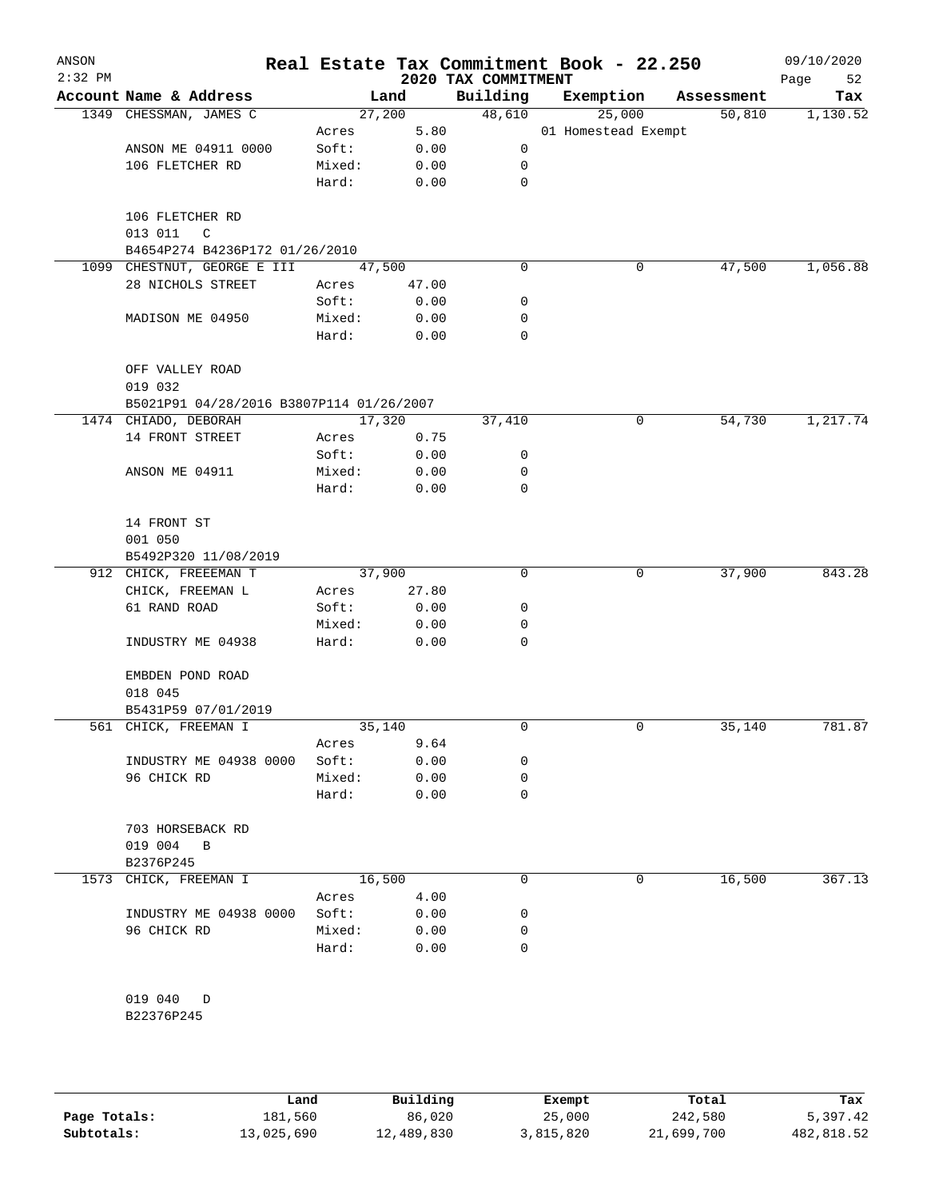# Real Estate Tax Commitment Book - 22.250

ANSON
2:32 PM

2020 TAX COMMITMENT

09/10/2020

| Account Name & Address | | Land | Building | Exemption | Assessment | Tax |
|---|---|---|---|---|---|---|
| 1349 CHESSMAN, JAMES C | | 27,200 | 48,610 | 25,000 | 50,810 | 1,130.52 |
| | Acres | 5.80 | | 01 Homestead Exempt | | |
| ANSON ME 04911 0000 | Soft: | 0.00 | 0 | | | |
| 106 FLETCHER RD | Mixed: | 0.00 | 0 | | | |
| | Hard: | 0.00 | 0 | | | |
| 106 FLETCHER RD | | | | | | |
| 013 011 C | | | | | | |
| B4654P274 B4236P172 01/26/2010 | | | | | | |
| 1099 CHESTNUT, GEORGE E III | | 47,500 | 0 | 0 | 47,500 | 1,056.88 |
| 28 NICHOLS STREET | Acres | 47.00 | | | | |
| | Soft: | 0.00 | 0 | | | |
| MADISON ME 04950 | Mixed: | 0.00 | 0 | | | |
| | Hard: | 0.00 | 0 | | | |
| OFF VALLEY ROAD | | | | | | |
| 019 032 | | | | | | |
| B5021P91 04/28/2016 B3807P114 01/26/2007 | | | | | | |
| 1474 CHIADO, DEBORAH | | 17,320 | 37,410 | 0 | 54,730 | 1,217.74 |
| 14 FRONT STREET | Acres | 0.75 | | | | |
| | Soft: | 0.00 | 0 | | | |
| ANSON ME 04911 | Mixed: | 0.00 | 0 | | | |
| | Hard: | 0.00 | 0 | | | |
| 14 FRONT ST | | | | | | |
| 001 050 | | | | | | |
| B5492P320 11/08/2019 | | | | | | |
| 912 CHICK, FREEEMAN T | | 37,900 | 0 | 0 | 37,900 | 843.28 |
| CHICK, FREEMAN L | Acres | 27.80 | | | | |
| 61 RAND ROAD | Soft: | 0.00 | 0 | | | |
| | Mixed: | 0.00 | 0 | | | |
| INDUSTRY ME 04938 | Hard: | 0.00 | 0 | | | |
| EMBDEN POND ROAD | | | | | | |
| 018 045 | | | | | | |
| B5431P59 07/01/2019 | | | | | | |
| 561 CHICK, FREEMAN I | | 35,140 | 0 | 0 | 35,140 | 781.87 |
| | Acres | 9.64 | | | | |
| INDUSTRY ME 04938 0000 | Soft: | 0.00 | 0 | | | |
| 96 CHICK RD | Mixed: | 0.00 | 0 | | | |
| | Hard: | 0.00 | 0 | | | |
| 703 HORSEBACK RD | | | | | | |
| 019 004 B | | | | | | |
| B2376P245 | | | | | | |
| 1573 CHICK, FREEMAN I | | 16,500 | 0 | 0 | 16,500 | 367.13 |
| | Acres | 4.00 | | | | |
| INDUSTRY ME 04938 0000 | Soft: | 0.00 | 0 | | | |
| 96 CHICK RD | Mixed: | 0.00 | 0 | | | |
| | Hard: | 0.00 | 0 | | | |
| 019 040 D | | | | | | |
| B22376P245 | | | | | | |

| | Land | Building | Exempt | Total | Tax |
|---|---|---|---|---|---|
| Page Totals: | 181,560 | 86,020 | 25,000 | 242,580 | 5,397.42 |
| Subtotals: | 13,025,690 | 12,489,830 | 3,815,820 | 21,699,700 | 482,818.52 |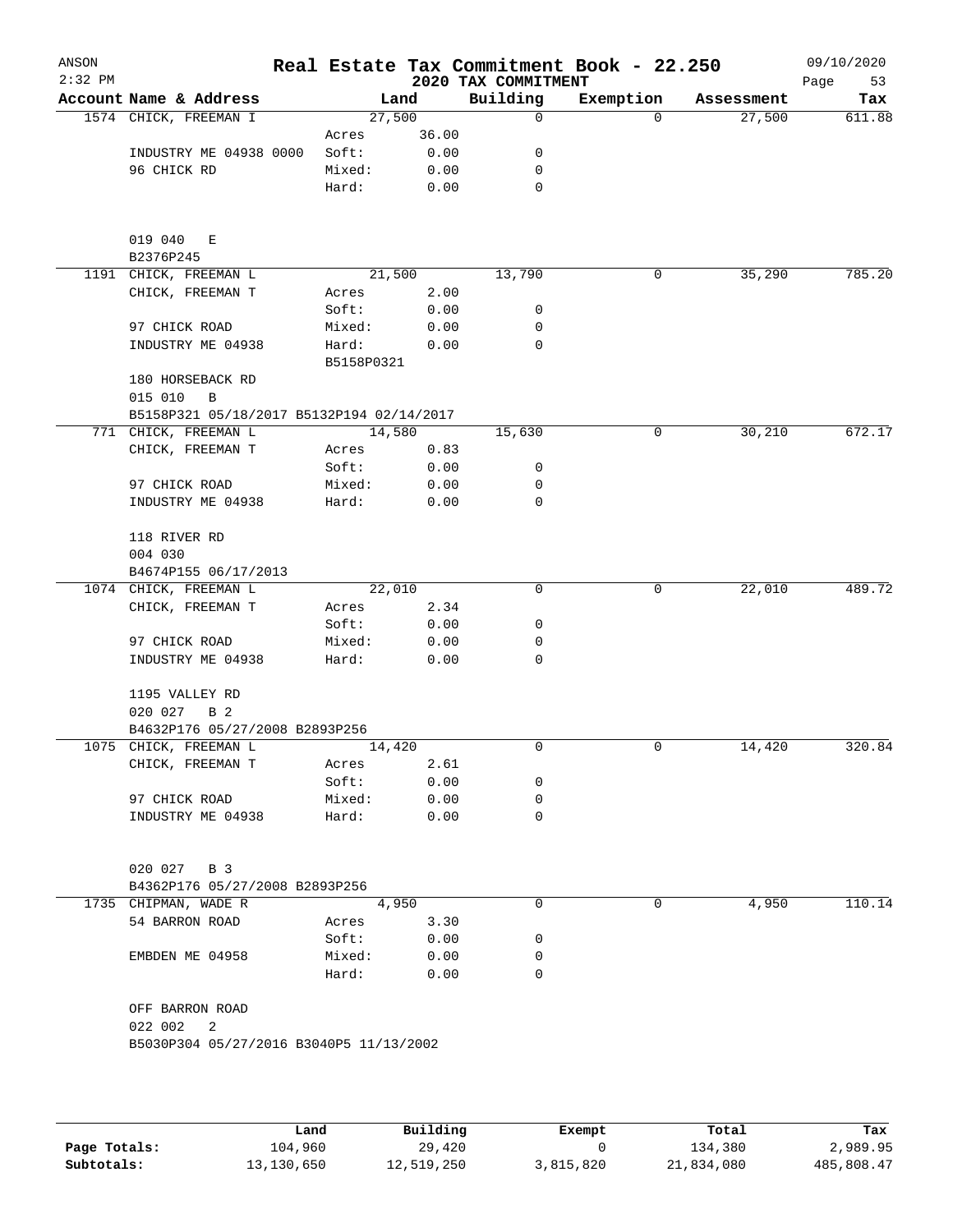ANSON
2:32 PM

# Real Estate Tax Commitment Book - 22.250

2020 TAX COMMITMENT

09/10/2020

| Account Name & Address | Land | | Building | Exemption | Assessment | Tax |
|---|---|---|---|---|---|---|
| 1574 CHICK, FREEMAN I | | 27,500 | 0 | 0 | 27,500 | 611.88 |
| | Acres | 36.00 | | | | |
| INDUSTRY ME 04938 0000 | Soft: | 0.00 | 0 | | | |
| 96 CHICK RD | Mixed: | 0.00 | 0 | | | |
| | Hard: | 0.00 | 0 | | | |
| 019 040 E | | | | | | |
| B2376P245 | | | | | | |
| 1191 CHICK, FREEMAN L | | 21,500 | 13,790 | 0 | 35,290 | 785.20 |
| CHICK, FREEMAN T | Acres | 2.00 | | | | |
| | Soft: | 0.00 | 0 | | | |
| 97 CHICK ROAD | Mixed: | 0.00 | 0 | | | |
| INDUSTRY ME 04938 | Hard: | 0.00 | 0 | | | |
| | B5158P0321 | | | | | |
| 180 HORSEBACK RD | | | | | | |
| 015 010 B | | | | | | |
| B5158P321 05/18/2017 B5132P194 02/14/2017 | | | | | | |
| 771 CHICK, FREEMAN L | | 14,580 | 15,630 | 0 | 30,210 | 672.17 |
| CHICK, FREEMAN T | Acres | 0.83 | | | | |
| | Soft: | 0.00 | 0 | | | |
| 97 CHICK ROAD | Mixed: | 0.00 | 0 | | | |
| INDUSTRY ME 04938 | Hard: | 0.00 | 0 | | | |
| 118 RIVER RD | | | | | | |
| 004 030 | | | | | | |
| B4674P155 06/17/2013 | | | | | | |
| 1074 CHICK, FREEMAN L | | 22,010 | 0 | 0 | 22,010 | 489.72 |
| CHICK, FREEMAN T | Acres | 2.34 | | | | |
| | Soft: | 0.00 | 0 | | | |
| 97 CHICK ROAD | Mixed: | 0.00 | 0 | | | |
| INDUSTRY ME 04938 | Hard: | 0.00 | 0 | | | |
| 1195 VALLEY RD | | | | | | |
| 020 027 B 2 | | | | | | |
| B4632P176 05/27/2008 B2893P256 | | | | | | |
| 1075 CHICK, FREEMAN L | | 14,420 | 0 | 0 | 14,420 | 320.84 |
| CHICK, FREEMAN T | Acres | 2.61 | | | | |
| | Soft: | 0.00 | 0 | | | |
| 97 CHICK ROAD | Mixed: | 0.00 | 0 | | | |
| INDUSTRY ME 04938 | Hard: | 0.00 | 0 | | | |
| 020 027 B 3 | | | | | | |
| B4362P176 05/27/2008 B2893P256 | | | | | | |
| 1735 CHIPMAN, WADE R | | 4,950 | 0 | 0 | 4,950 | 110.14 |
| 54 BARRON ROAD | Acres | 3.30 | | | | |
| | Soft: | 0.00 | 0 | | | |
| EMBDEN ME 04958 | Mixed: | 0.00 | 0 | | | |
| | Hard: | 0.00 | 0 | | | |
| OFF BARRON ROAD | | | | | | |
| 022 002 2 | | | | | | |
| B5030P304 05/27/2016 B3040P5 11/13/2002 | | | | | | |

| | Land | Building | Exempt | Total | Tax |
|---|---|---|---|---|---|
| Page Totals: | 104,960 | 29,420 | 0 | 134,380 | 2,989.95 |
| Subtotals: | 13,130,650 | 12,519,250 | 3,815,820 | 21,834,080 | 485,808.47 |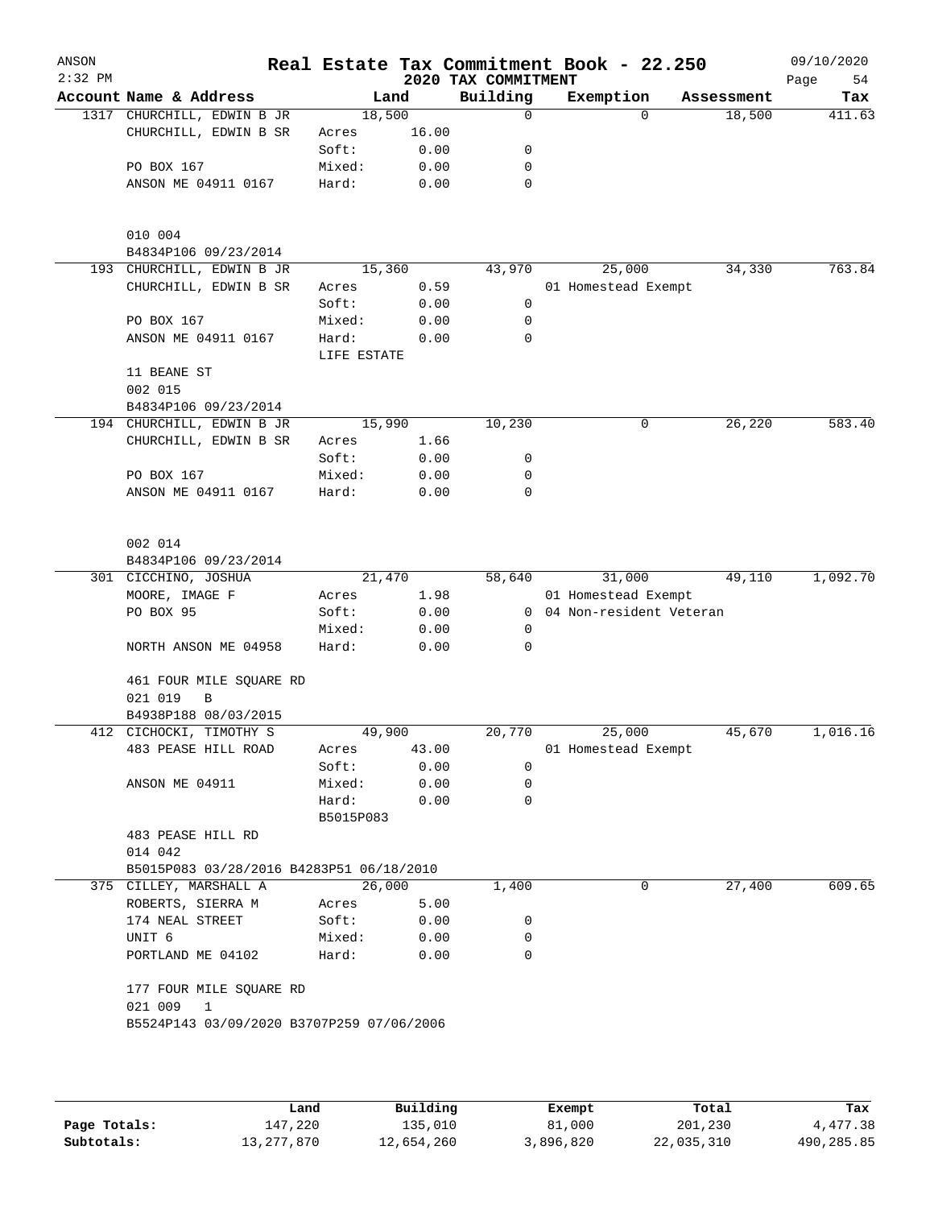# Real Estate Tax Commitment Book - 22.250

ANSON
2:32 PM

2020 TAX COMMITMENT

09/10/2020

| Account Name & Address | Land | | Building | Exemption | Assessment | Tax |
|---|---|---|---|---|---|---|
| 1317 CHURCHILL, EDWIN B JR | 18,500 | | 0 | 0 | 18,500 | 411.63 |
| CHURCHILL, EDWIN B SR | Acres | 16.00 | | | | |
| | Soft: | 0.00 | 0 | | | |
| PO BOX 167 | Mixed: | 0.00 | 0 | | | |
| ANSON ME 04911 0167 | Hard: | 0.00 | 0 | | | |
| 010 004 | | | | | | |
| B4834P106 09/23/2014 | | | | | | |
| 193 CHURCHILL, EDWIN B JR | 15,360 | | 43,970 | 25,000 | 34,330 | 763.84 |
| CHURCHILL, EDWIN B SR | Acres | 0.59 | | 01 Homestead Exempt | | |
| | Soft: | 0.00 | 0 | | | |
| PO BOX 167 | Mixed: | 0.00 | 0 | | | |
| ANSON ME 04911 0167 | Hard: | 0.00 | 0 | | | |
| | LIFE ESTATE | | | | | |
| 11 BEANE ST | | | | | | |
| 002 015 | | | | | | |
| B4834P106 09/23/2014 | | | | | | |
| 194 CHURCHILL, EDWIN B JR | 15,990 | | 10,230 | 0 | 26,220 | 583.40 |
| CHURCHILL, EDWIN B SR | Acres | 1.66 | | | | |
| | Soft: | 0.00 | 0 | | | |
| PO BOX 167 | Mixed: | 0.00 | 0 | | | |
| ANSON ME 04911 0167 | Hard: | 0.00 | 0 | | | |
| 002 014 | | | | | | |
| B4834P106 09/23/2014 | | | | | | |
| 301 CICCHINO, JOSHUA | 21,470 | | 58,640 | 31,000 | 49,110 | 1,092.70 |
| MOORE, IMAGE F | Acres | 1.98 | | 01 Homestead Exempt | | |
| PO BOX 95 | Soft: | 0.00 | 0 | 04 Non-resident Veteran | | |
| | Mixed: | 0.00 | 0 | | | |
| NORTH ANSON ME 04958 | Hard: | 0.00 | 0 | | | |
| 461 FOUR MILE SQUARE RD | | | | | | |
| 021 019 B | | | | | | |
| B4938P188 08/03/2015 | | | | | | |
| 412 CICHOCKI, TIMOTHY S | 49,900 | | 20,770 | 25,000 | 45,670 | 1,016.16 |
| 483 PEASE HILL ROAD | Acres | 43.00 | | 01 Homestead Exempt | | |
| | Soft: | 0.00 | 0 | | | |
| ANSON ME 04911 | Mixed: | 0.00 | 0 | | | |
| | Hard: | 0.00 | 0 | | | |
| | B5015P083 | | | | | |
| 483 PEASE HILL RD | | | | | | |
| 014 042 | | | | | | |
| B5015P083 03/28/2016 B4283P51 06/18/2010 | | | | | | |
| 375 CILLEY, MARSHALL A | 26,000 | | 1,400 | 0 | 27,400 | 609.65 |
| ROBERTS, SIERRA M | Acres | 5.00 | | | | |
| 174 NEAL STREET | Soft: | 0.00 | 0 | | | |
| UNIT 6 | Mixed: | 0.00 | 0 | | | |
| PORTLAND ME 04102 | Hard: | 0.00 | 0 | | | |
| 177 FOUR MILE SQUARE RD | | | | | | |
| 021 009 1 | | | | | | |
| B5524P143 03/09/2020 B3707P259 07/06/2006 | | | | | | |

| | Land | Building | Exempt | Total | Tax |
|---|---|---|---|---|---|
| Page Totals: | 147,220 | 135,010 | 81,000 | 201,230 | 4,477.38 |
| Subtotals: | 13,277,870 | 12,654,260 | 3,896,820 | 22,035,310 | 490,285.85 |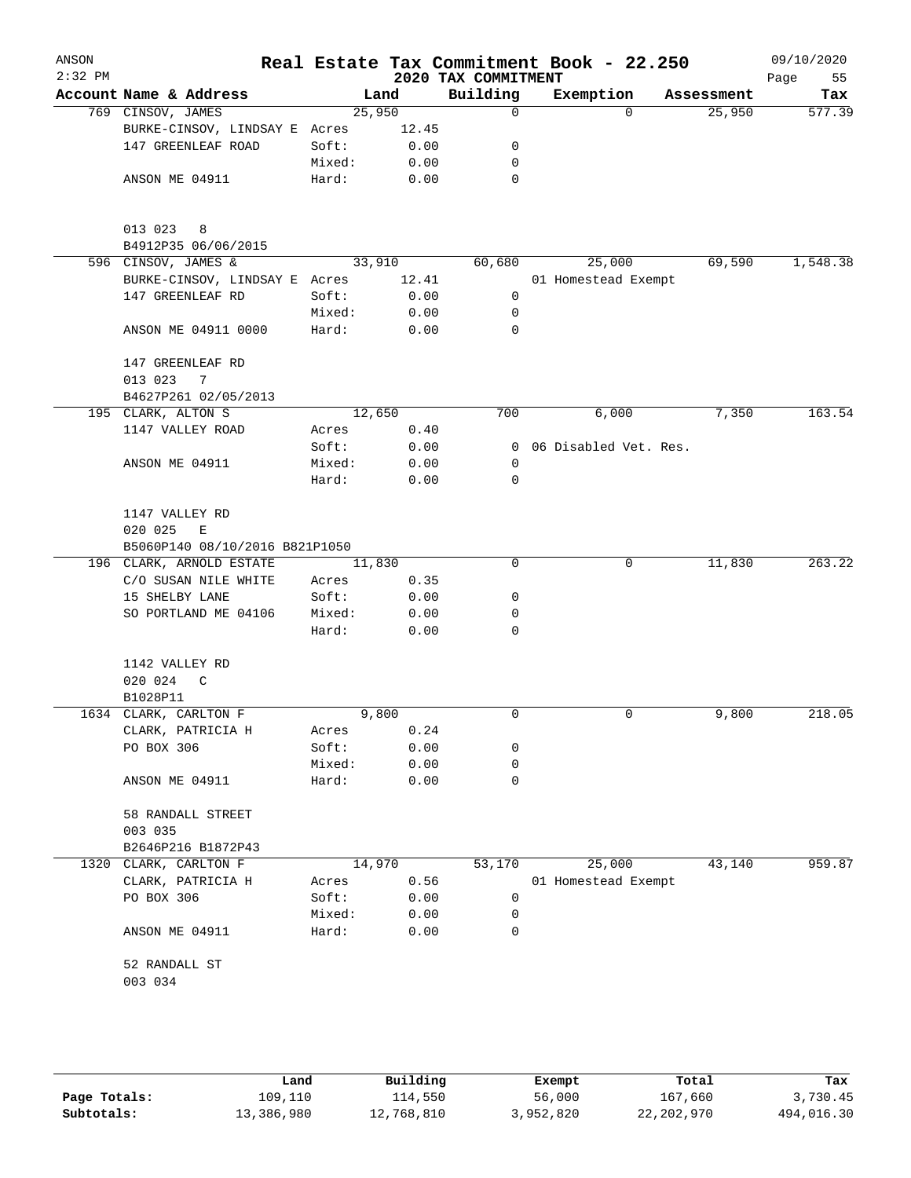# Real Estate Tax Commitment Book - 22.250

ANSON
2:32 PM
2020 TAX COMMITMENT
09/10/2020

| Account Name & Address | Land | | Building | Exemption | Assessment | Tax |
|---|---|---|---|---|---|---|
| 769 CINSOV, JAMES | 25,950 | | 0 | 0 | 25,950 | 577.39 |
| BURKE-CINSOV, LINDSAY E | Acres | 12.45 | | | | |
| 147 GREENLEAF ROAD | Soft: | 0.00 | 0 | | | |
| | Mixed: | 0.00 | 0 | | | |
| ANSON ME 04911 | Hard: | 0.00 | 0 | | | |
| 013 023 8 | | | | | | |
| B4912P35 06/06/2015 | | | | | | |
| 596 CINSOV, JAMES & | 33,910 | | 60,680 | 25,000 | 69,590 | 1,548.38 |
| BURKE-CINSOV, LINDSAY E | Acres | 12.41 | | 01 Homestead Exempt | | |
| 147 GREENLEAF RD | Soft: | 0.00 | 0 | | | |
| | Mixed: | 0.00 | 0 | | | |
| ANSON ME 04911 0000 | Hard: | 0.00 | 0 | | | |
| 147 GREENLEAF RD | | | | | | |
| 013 023 7 | | | | | | |
| B4627P261 02/05/2013 | | | | | | |
| 195 CLARK, ALTON S | 12,650 | | 700 | 6,000 | 7,350 | 163.54 |
| 1147 VALLEY ROAD | Acres | 0.40 | | | | |
| | Soft: | 0.00 | 0 | 06 Disabled Vet. Res. | | |
| ANSON ME 04911 | Mixed: | 0.00 | 0 | | | |
| | Hard: | 0.00 | 0 | | | |
| 1147 VALLEY RD | | | | | | |
| 020 025 E | | | | | | |
| B5060P140 08/10/2016 B821P1050 | | | | | | |
| 196 CLARK, ARNOLD ESTATE | 11,830 | | 0 | 0 | 11,830 | 263.22 |
| C/O SUSAN NILE WHITE | Acres | 0.35 | | | | |
| 15 SHELBY LANE | Soft: | 0.00 | 0 | | | |
| SO PORTLAND ME 04106 | Mixed: | 0.00 | 0 | | | |
| | Hard: | 0.00 | 0 | | | |
| 1142 VALLEY RD | | | | | | |
| 020 024 C | | | | | | |
| B1028P11 | | | | | | |
| 1634 CLARK, CARLTON F | 9,800 | | 0 | 0 | 9,800 | 218.05 |
| CLARK, PATRICIA H | Acres | 0.24 | | | | |
| PO BOX 306 | Soft: | 0.00 | 0 | | | |
| | Mixed: | 0.00 | 0 | | | |
| ANSON ME 04911 | Hard: | 0.00 | 0 | | | |
| 58 RANDALL STREET | | | | | | |
| 003 035 | | | | | | |
| B2646P216 B1872P43 | | | | | | |
| 1320 CLARK, CARLTON F | 14,970 | | 53,170 | 25,000 | 43,140 | 959.87 |
| CLARK, PATRICIA H | Acres | 0.56 | | 01 Homestead Exempt | | |
| PO BOX 306 | Soft: | 0.00 | 0 | | | |
| | Mixed: | 0.00 | 0 | | | |
| ANSON ME 04911 | Hard: | 0.00 | 0 | | | |
| 52 RANDALL ST | | | | | | |
| 003 034 | | | | | | |

| | Land | Building | Exempt | Total | Tax |
|---|---|---|---|---|---|
| Page Totals: | 109,110 | 114,550 | 56,000 | 167,660 | 3,730.45 |
| Subtotals: | 13,386,980 | 12,768,810 | 3,952,820 | 22,202,970 | 494,016.30 |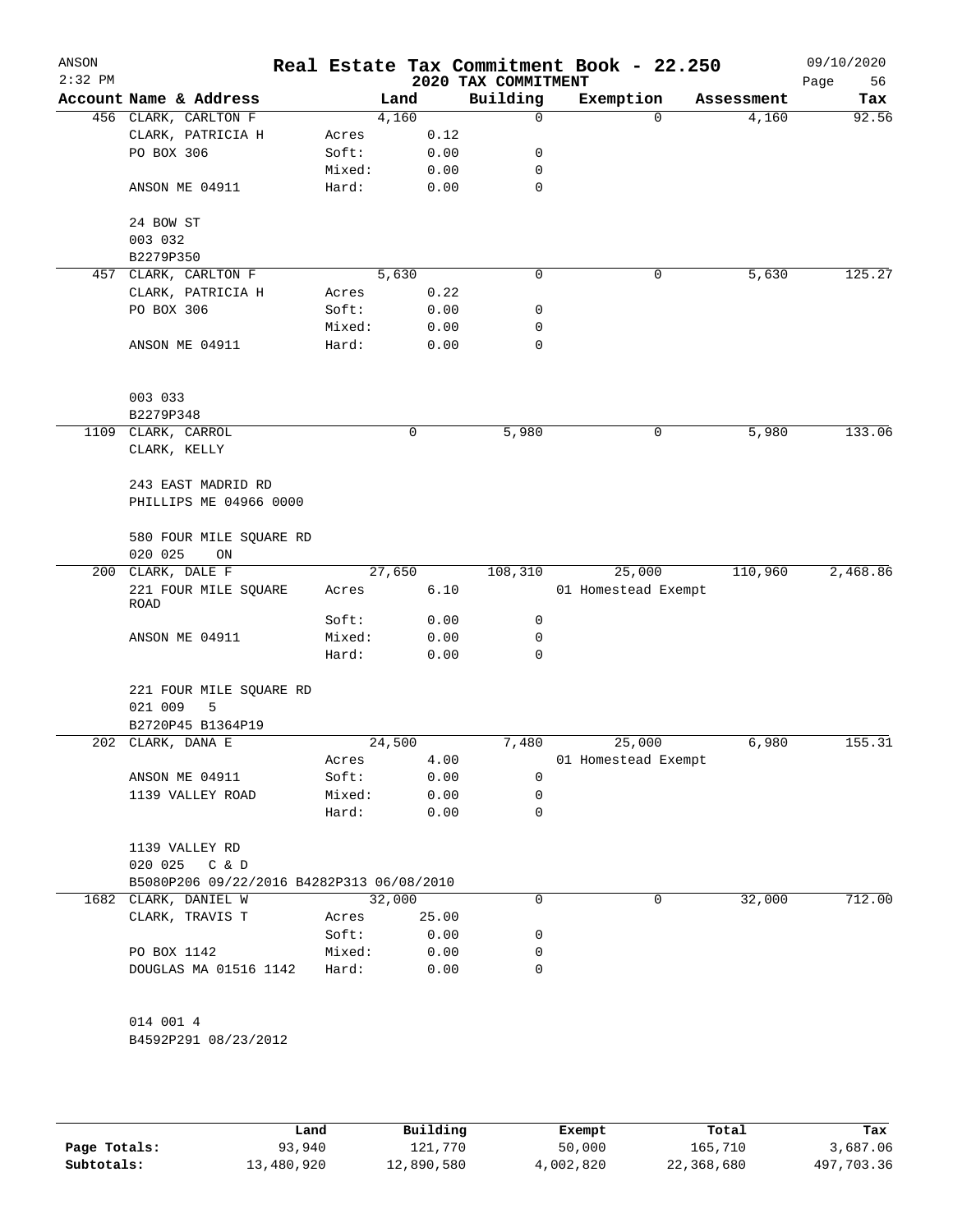# Real Estate Tax Commitment Book - 22.250

ANSON
2:32 PM

2020 TAX COMMITMENT

09/10/2020

| Account | Name & Address | | Land | Building | Exemption | Assessment | Tax |
|---|---|---|---|---|---|---|---|
| 456 | CLARK, CARLTON F | | 4,160 | 0 | 0 | 4,160 | 92.56 |
| | CLARK, PATRICIA H | Acres | 0.12 | | | | |
| | PO BOX 306 | Soft: | 0.00 | 0 | | | |
| | | Mixed: | 0.00 | 0 | | | |
| | ANSON ME 04911 | Hard: | 0.00 | 0 | | | |
| | 24 BOW ST | | | | | | |
| | 003 032 | | | | | | |
| | B2279P350 | | | | | | |
| 457 | CLARK, CARLTON F | | 5,630 | 0 | 0 | 5,630 | 125.27 |
| | CLARK, PATRICIA H | Acres | 0.22 | | | | |
| | PO BOX 306 | Soft: | 0.00 | 0 | | | |
| | | Mixed: | 0.00 | 0 | | | |
| | ANSON ME 04911 | Hard: | 0.00 | 0 | | | |
| | 003 033 | | | | | | |
| | B2279P348 | | | | | | |
| 1109 | CLARK, CARROL | | 0 | 5,980 | 0 | 5,980 | 133.06 |
| | CLARK, KELLY | | | | | | |
| | 243 EAST MADRID RD | | | | | | |
| | PHILLIPS ME 04966 0000 | | | | | | |
| | 580 FOUR MILE SQUARE RD | | | | | | |
| | 020 025 ON | | | | | | |
| 200 | CLARK, DALE F | | 27,650 | 108,310 | 25,000 | 110,960 | 2,468.86 |
| | 221 FOUR MILE SQUARE ROAD | Acres | 6.10 | | 01 Homestead Exempt | | |
| | | Soft: | 0.00 | 0 | | | |
| | ANSON ME 04911 | Mixed: | 0.00 | 0 | | | |
| | | Hard: | 0.00 | 0 | | | |
| | 221 FOUR MILE SQUARE RD | | | | | | |
| | 021 009 5 | | | | | | |
| | B2720P45 B1364P19 | | | | | | |
| 202 | CLARK, DANA E | | 24,500 | 7,480 | 25,000 | 6,980 | 155.31 |
| | | Acres | 4.00 | | 01 Homestead Exempt | | |
| | ANSON ME 04911 | Soft: | 0.00 | 0 | | | |
| | 1139 VALLEY ROAD | Mixed: | 0.00 | 0 | | | |
| | | Hard: | 0.00 | 0 | | | |
| | 1139 VALLEY RD | | | | | | |
| | 020 025 C & D | | | | | | |
| | B5080P206 09/22/2016 B4282P313 06/08/2010 | | | | | | |
| 1682 | CLARK, DANIEL W | | 32,000 | 0 | 0 | 32,000 | 712.00 |
| | CLARK, TRAVIS T | Acres | 25.00 | | | | |
| | | Soft: | 0.00 | 0 | | | |
| | PO BOX 1142 | Mixed: | 0.00 | 0 | | | |
| | DOUGLAS MA 01516 1142 | Hard: | 0.00 | 0 | | | |
| | 014 001 4 | | | | | | |
| | B4592P291 08/23/2012 | | | | | | |

| | Land | Building | Exempt | Total | Tax |
|---|---|---|---|---|---|
| Page Totals: | 93,940 | 121,770 | 50,000 | 165,710 | 3,687.06 |
| Subtotals: | 13,480,920 | 12,890,580 | 4,002,820 | 22,368,680 | 497,703.36 |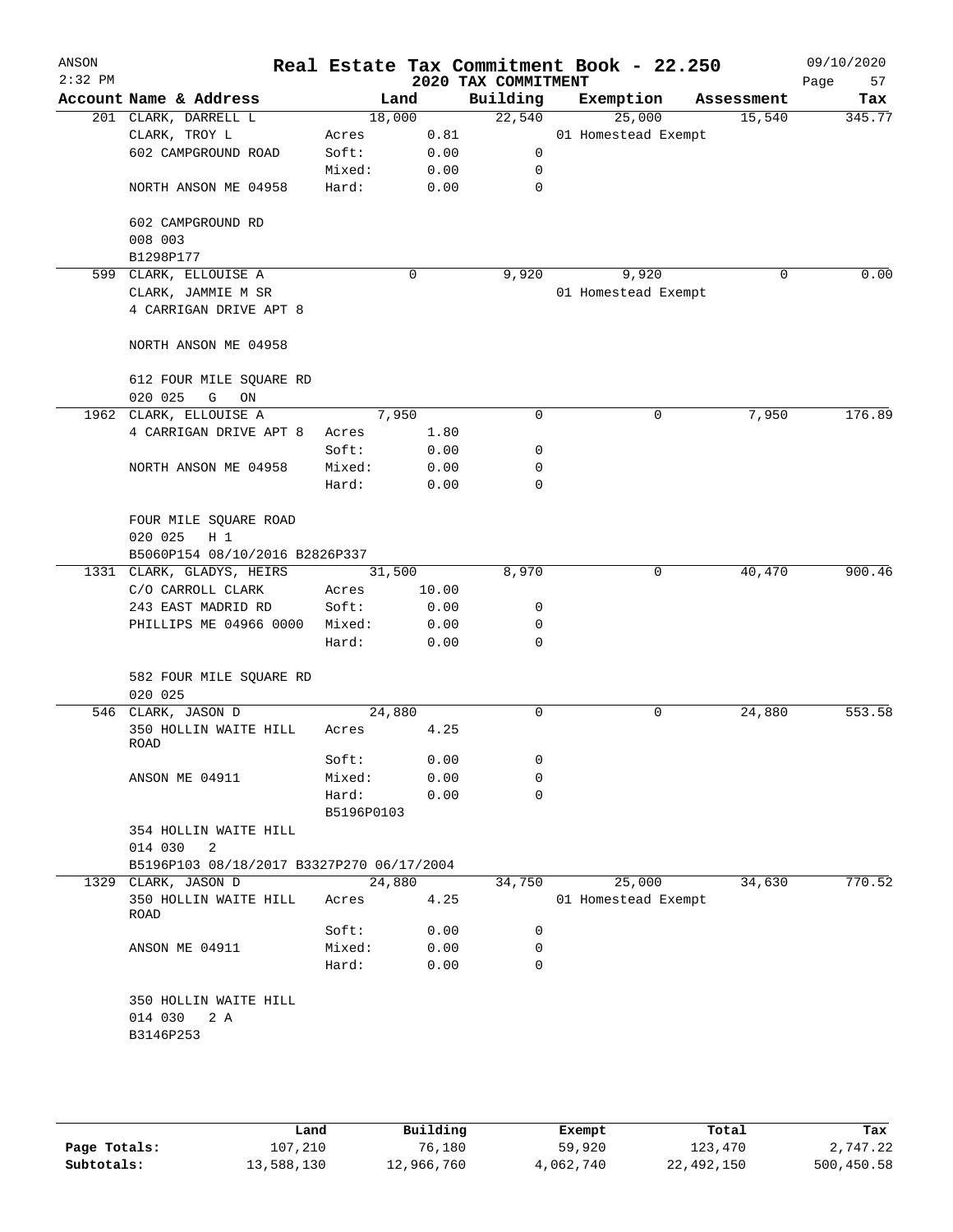# Real Estate Tax Commitment Book - 22.250

ANSON
2:32 PM

2020 TAX COMMITMENT

09/10/2020

| Account | Name & Address | Land | | Building | Exemption | Assessment | Tax |
|---|---|---|---|---|---|---|---|
| 201 | CLARK, DARRELL L | 18,000 | | 22,540 | 25,000 | 15,540 | 345.77 |
| | CLARK, TROY L | Acres | 0.81 | | 01 Homestead Exempt | | |
| | 602 CAMPGROUND ROAD | Soft: | 0.00 | 0 | | | |
| | | Mixed: | 0.00 | 0 | | | |
| | NORTH ANSON ME 04958 | Hard: | 0.00 | 0 | | | |
| | 602 CAMPGROUND RD | | | | | | |
| | 008 003 | | | | | | |
| | B1298P177 | | | | | | |
| 599 | CLARK, ELLOUISE A | 0 | | 9,920 | 9,920 | 0 | 0.00 |
| | CLARK, JAMMIE M SR | | | | 01 Homestead Exempt | | |
| | 4 CARRIGAN DRIVE APT 8 | | | | | | |
| | NORTH ANSON ME 04958 | | | | | | |
| | 612 FOUR MILE SQUARE RD | | | | | | |
| | 020 025 G ON | | | | | | |
| 1962 | CLARK, ELLOUISE A | 7,950 | | 0 | 0 | 7,950 | 176.89 |
| | 4 CARRIGAN DRIVE APT 8 | Acres | 1.80 | | | | |
| | | Soft: | 0.00 | 0 | | | |
| | NORTH ANSON ME 04958 | Mixed: | 0.00 | 0 | | | |
| | | Hard: | 0.00 | 0 | | | |
| | FOUR MILE SQUARE ROAD | | | | | | |
| | 020 025 H 1 | | | | | | |
| | B5060P154 08/10/2016 B2826P337 | | | | | | |
| 1331 | CLARK, GLADYS, HEIRS | 31,500 | | 8,970 | 0 | 40,470 | 900.46 |
| | C/O CARROLL CLARK | Acres | 10.00 | | | | |
| | 243 EAST MADRID RD | Soft: | 0.00 | 0 | | | |
| | PHILLIPS ME 04966 0000 | Mixed: | 0.00 | 0 | | | |
| | | Hard: | 0.00 | 0 | | | |
| | 582 FOUR MILE SQUARE RD | | | | | | |
| | 020 025 | | | | | | |
| 546 | CLARK, JASON D | 24,880 | | 0 | 0 | 24,880 | 553.58 |
| | 350 HOLLIN WAITE HILL ROAD | Acres | 4.25 | | | | |
| | | Soft: | 0.00 | 0 | | | |
| | ANSON ME 04911 | Mixed: | 0.00 | 0 | | | |
| | | Hard: | 0.00 | 0 | | | |
| | | B5196P0103 | | | | | |
| | 354 HOLLIN WAITE HILL | | | | | | |
| | 014 030 2 | | | | | | |
| | B5196P103 08/18/2017 B3327P270 06/17/2004 | | | | | | |
| 1329 | CLARK, JASON D | 24,880 | | 34,750 | 25,000 | 34,630 | 770.52 |
| | 350 HOLLIN WAITE HILL ROAD | Acres | 4.25 | | 01 Homestead Exempt | | |
| | | Soft: | 0.00 | 0 | | | |
| | ANSON ME 04911 | Mixed: | 0.00 | 0 | | | |
| | | Hard: | 0.00 | 0 | | | |
| | 350 HOLLIN WAITE HILL | | | | | | |
| | 014 030 2 A | | | | | | |
| | B3146P253 | | | | | | |

| | Land | Building | Exempt | Total | Tax |
|---|---|---|---|---|---|
| Page Totals: | 107,210 | 76,180 | 59,920 | 123,470 | 2,747.22 |
| Subtotals: | 13,588,130 | 12,966,760 | 4,062,740 | 22,492,150 | 500,450.58 |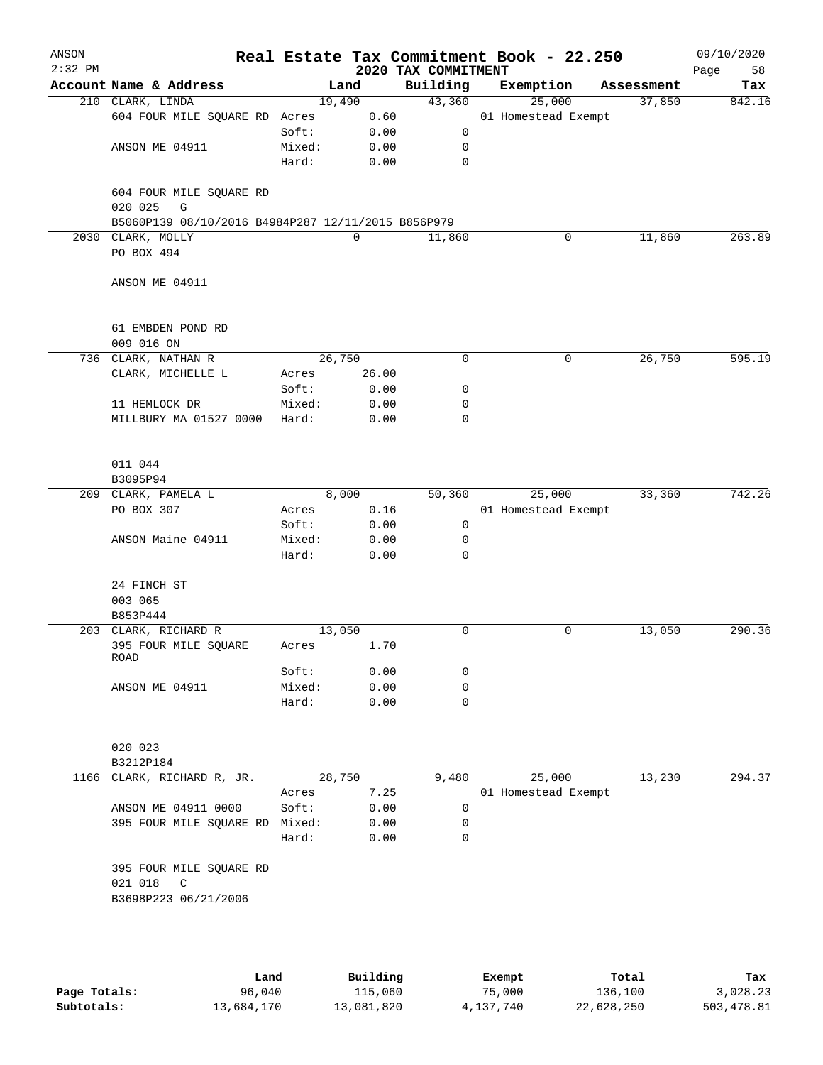ANSON
2:32 PM

# Real Estate Tax Commitment Book - 22.250

## 2020 TAX COMMITMENT

09/10/2020

| Account | Name & Address | | Land | Building | Exemption | Assessment | Tax |
|---|---|---|---|---|---|---|---|
| 210 | CLARK, LINDA | | 19,490 | 43,360 | 25,000 | 37,850 | 842.16 |
| | 604 FOUR MILE SQUARE RD | Acres | 0.60 | | 01 Homestead Exempt | | |
| | | Soft: | 0.00 | 0 | | | |
| | ANSON ME 04911 | Mixed: | 0.00 | 0 | | | |
| | | Hard: | 0.00 | 0 | | | |
| | 604 FOUR MILE SQUARE RD | | | | | | |
| | 020 025 G | | | | | | |
| | B5060P139 08/10/2016 B4984P287 12/11/2015 B856P979 | | | | | | |
| 2030 | CLARK, MOLLY | | 0 | 11,860 | 0 | 11,860 | 263.89 |
| | PO BOX 494 | | | | | | |
| | ANSON ME 04911 | | | | | | |
| | 61 EMBDEN POND RD | | | | | | |
| | 009 016 ON | | | | | | |
| 736 | CLARK, NATHAN R | | 26,750 | 0 | 0 | 26,750 | 595.19 |
| | CLARK, MICHELLE L | Acres | 26.00 | | | | |
| | | Soft: | 0.00 | 0 | | | |
| | 11 HEMLOCK DR | Mixed: | 0.00 | 0 | | | |
| | MILLBURY MA 01527 0000 | Hard: | 0.00 | 0 | | | |
| | 011 044 | | | | | | |
| | B3095P94 | | | | | | |
| 209 | CLARK, PAMELA L | | 8,000 | 50,360 | 25,000 | 33,360 | 742.26 |
| | PO BOX 307 | Acres | 0.16 | | 01 Homestead Exempt | | |
| | | Soft: | 0.00 | 0 | | | |
| | ANSON Maine 04911 | Mixed: | 0.00 | 0 | | | |
| | | Hard: | 0.00 | 0 | | | |
| | 24 FINCH ST | | | | | | |
| | 003 065 | | | | | | |
| | B853P444 | | | | | | |
| 203 | CLARK, RICHARD R | | 13,050 | 0 | 0 | 13,050 | 290.36 |
| | 395 FOUR MILE SQUARE ROAD | Acres | 1.70 | | | | |
| | | Soft: | 0.00 | 0 | | | |
| | ANSON ME 04911 | Mixed: | 0.00 | 0 | | | |
| | | Hard: | 0.00 | 0 | | | |
| | 020 023 | | | | | | |
| | B3212P184 | | | | | | |
| 1166 | CLARK, RICHARD R, JR. | | 28,750 | 9,480 | 25,000 | 13,230 | 294.37 |
| | | Acres | 7.25 | | 01 Homestead Exempt | | |
| | ANSON ME 04911 0000 | Soft: | 0.00 | 0 | | | |
| | 395 FOUR MILE SQUARE RD | Mixed: | 0.00 | 0 | | | |
| | | Hard: | 0.00 | 0 | | | |
| | 395 FOUR MILE SQUARE RD | | | | | | |
| | 021 018 C | | | | | | |
| | B3698P223 06/21/2006 | | | | | | |

| | Land | Building | Exempt | Total | Tax |
|---|---|---|---|---|---|
| Page Totals: | 96,040 | 115,060 | 75,000 | 136,100 | 3,028.23 |
| Subtotals: | 13,684,170 | 13,081,820 | 4,137,740 | 22,628,250 | 503,478.81 |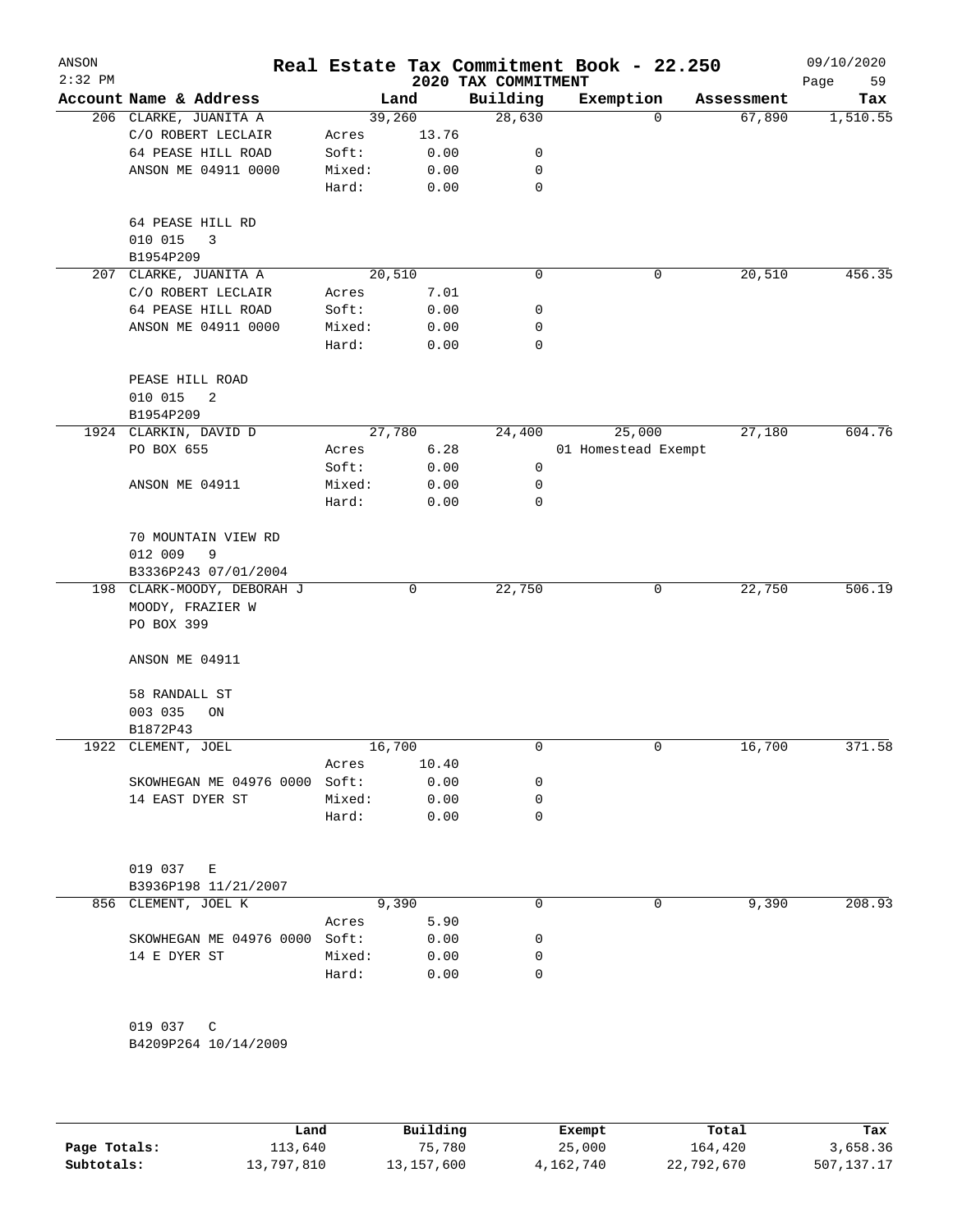ANSON 2:32 PM

# Real Estate Tax Commitment Book - 22.250

## 2020 TAX COMMITMENT

09/10/2020

| Account Name & Address | Land | | Building | Exemption | Assessment | Tax |
|---|---|---|---|---|---|---|
| 206 CLARKE, JUANITA A | 39,260 | | 28,630 | 0 | 67,890 | 1,510.55 |
| C/O ROBERT LECLAIR | Acres | 13.76 | | | | |
| 64 PEASE HILL ROAD | Soft: | 0.00 | 0 | | | |
| ANSON ME 04911 0000 | Mixed: | 0.00 | 0 | | | |
| | Hard: | 0.00 | 0 | | | |
| 64 PEASE HILL RD | | | | | | |
| 010 015 3 | | | | | | |
| B1954P209 | | | | | | |
| 207 CLARKE, JUANITA A | 20,510 | | 0 | 0 | 20,510 | 456.35 |
| C/O ROBERT LECLAIR | Acres | 7.01 | | | | |
| 64 PEASE HILL ROAD | Soft: | 0.00 | 0 | | | |
| ANSON ME 04911 0000 | Mixed: | 0.00 | 0 | | | |
| | Hard: | 0.00 | 0 | | | |
| PEASE HILL ROAD | | | | | | |
| 010 015 2 | | | | | | |
| B1954P209 | | | | | | |
| 1924 CLARKIN, DAVID D | 27,780 | | 24,400 | 25,000 | 27,180 | 604.76 |
| PO BOX 655 | Acres | 6.28 | | 01 Homestead Exempt | | |
| | Soft: | 0.00 | 0 | | | |
| ANSON ME 04911 | Mixed: | 0.00 | 0 | | | |
| | Hard: | 0.00 | 0 | | | |
| 70 MOUNTAIN VIEW RD | | | | | | |
| 012 009 9 | | | | | | |
| B3336P243 07/01/2004 | | | | | | |
| 198 CLARK-MOODY, DEBORAH J | 0 | | 22,750 | 0 | 22,750 | 506.19 |
| MOODY, FRAZIER W | | | | | | |
| PO BOX 399 | | | | | | |
| ANSON ME 04911 | | | | | | |
| 58 RANDALL ST | | | | | | |
| 003 035 ON | | | | | | |
| B1872P43 | | | | | | |
| 1922 CLEMENT, JOEL | 16,700 | | 0 | 0 | 16,700 | 371.58 |
| | Acres | 10.40 | | | | |
| SKOWHEGAN ME 04976 0000 | Soft: | 0.00 | 0 | | | |
| 14 EAST DYER ST | Mixed: | 0.00 | 0 | | | |
| | Hard: | 0.00 | 0 | | | |
| 019 037 E | | | | | | |
| B3936P198 11/21/2007 | | | | | | |
| 856 CLEMENT, JOEL K | 9,390 | | 0 | 0 | 9,390 | 208.93 |
| | Acres | 5.90 | | | | |
| SKOWHEGAN ME 04976 0000 | Soft: | 0.00 | 0 | | | |
| 14 E DYER ST | Mixed: | 0.00 | 0 | | | |
| | Hard: | 0.00 | 0 | | | |
| 019 037 C | | | | | | |
| B4209P264 10/14/2009 | | | | | | |

| | Land | Building | Exempt | Total | Tax |
|---|---|---|---|---|---|
| Page Totals: | 113,640 | 75,780 | 25,000 | 164,420 | 3,658.36 |
| Subtotals: | 13,797,810 | 13,157,600 | 4,162,740 | 22,792,670 | 507,137.17 |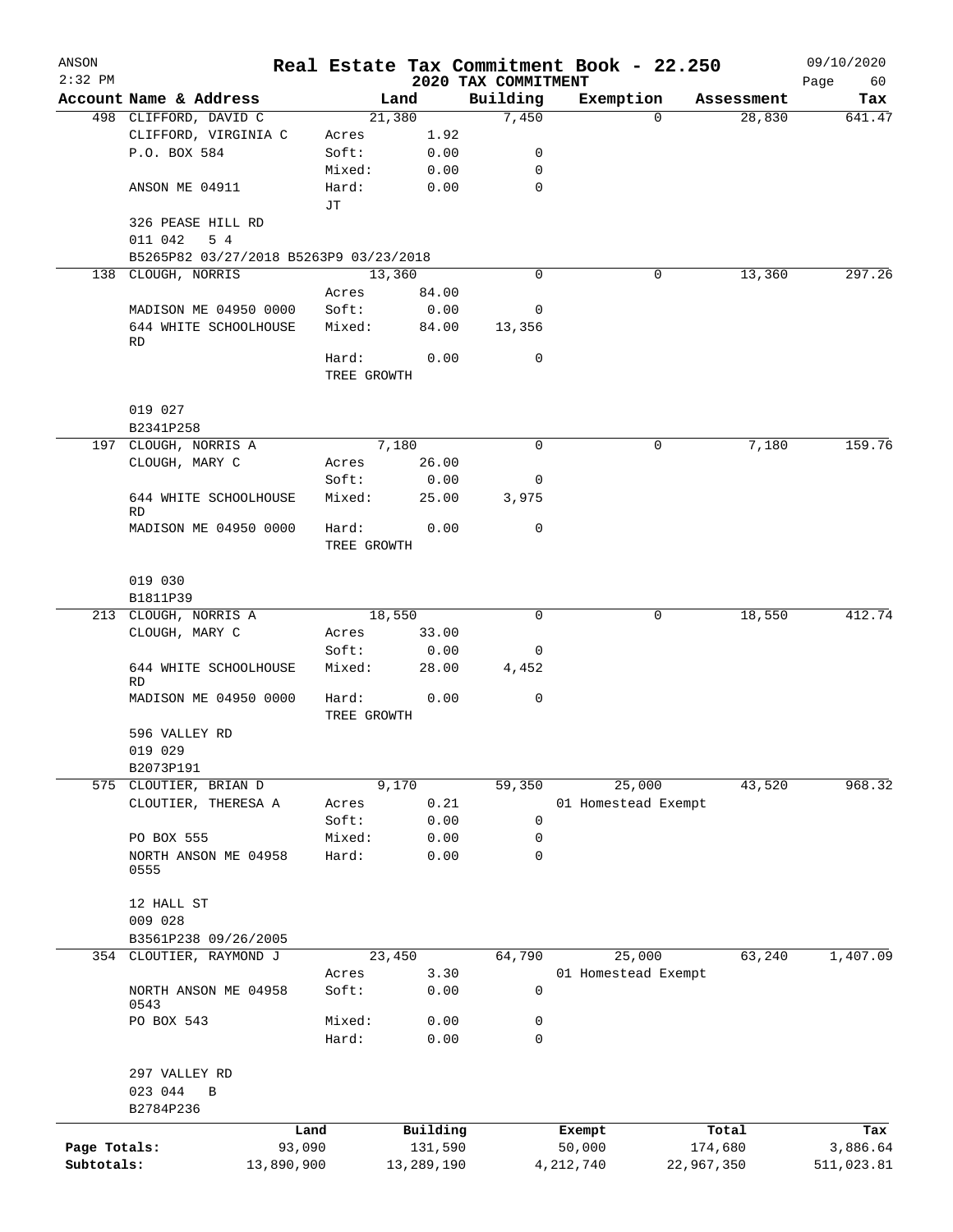ANSON
2:32 PM

# Real Estate Tax Commitment Book - 22.250

## 2020 TAX COMMITMENT

09/10/2020

| Account Name & Address | Land | | Building | Exemption | Assessment | Tax |
|---|---|---|---|---|---|---|
| 498 CLIFFORD, DAVID C | 21,380 | | 7,450 | 0 | 28,830 | 641.47 |
| CLIFFORD, VIRGINIA C | Acres | 1.92 | | | | |
| P.O. BOX 584 | Soft: | 0.00 | 0 | | | |
| | Mixed: | 0.00 | 0 | | | |
| ANSON ME 04911 | Hard: | 0.00 | 0 | | | |
| | JT | | | | | |
| 326 PEASE HILL RD | | | | | | |
| 011 042 5 4 | | | | | | |
| B5265P82 03/27/2018 B5263P9 03/23/2018 | | | | | | |
| 138 CLOUGH, NORRIS | 13,360 | | 0 | 0 | 13,360 | 297.26 |
| | Acres | 84.00 | | | | |
| MADISON ME 04950 0000 | Soft: | 0.00 | 0 | | | |
| 644 WHITE SCHOOLHOUSE RD | Mixed: | 84.00 | 13,356 | | | |
| | Hard: | 0.00 | 0 | | | |
| | TREE GROWTH | | | | | |
| 019 027 | | | | | | |
| B2341P258 | | | | | | |
| 197 CLOUGH, NORRIS A | 7,180 | | 0 | 0 | 7,180 | 159.76 |
| CLOUGH, MARY C | Acres | 26.00 | | | | |
| | Soft: | 0.00 | 0 | | | |
| 644 WHITE SCHOOLHOUSE RD | Mixed: | 25.00 | 3,975 | | | |
| MADISON ME 04950 0000 | Hard: | 0.00 | 0 | | | |
| | TREE GROWTH | | | | | |
| 019 030 | | | | | | |
| B1811P39 | | | | | | |
| 213 CLOUGH, NORRIS A | 18,550 | | 0 | 0 | 18,550 | 412.74 |
| CLOUGH, MARY C | Acres | 33.00 | | | | |
| | Soft: | 0.00 | 0 | | | |
| 644 WHITE SCHOOLHOUSE RD | Mixed: | 28.00 | 4,452 | | | |
| MADISON ME 04950 0000 | Hard: | 0.00 | 0 | | | |
| | TREE GROWTH | | | | | |
| 596 VALLEY RD | | | | | | |
| 019 029 | | | | | | |
| B2073P191 | | | | | | |
| 575 CLOUTIER, BRIAN D | 9,170 | | 59,350 | 25,000 | 43,520 | 968.32 |
| CLOUTIER, THERESA A | Acres | 0.21 | | 01 Homestead Exempt | | |
| | Soft: | 0.00 | 0 | | | |
| PO BOX 555 | Mixed: | 0.00 | 0 | | | |
| NORTH ANSON ME 04958 0555 | Hard: | 0.00 | 0 | | | |
| 12 HALL ST | | | | | | |
| 009 028 | | | | | | |
| B3561P238 09/26/2005 | | | | | | |
| 354 CLOUTIER, RAYMOND J | 23,450 | | 64,790 | 25,000 | 63,240 | 1,407.09 |
| | Acres | 3.30 | | 01 Homestead Exempt | | |
| NORTH ANSON ME 04958 0543 | Soft: | 0.00 | 0 | | | |
| PO BOX 543 | Mixed: | 0.00 | 0 | | | |
| | Hard: | 0.00 | 0 | | | |
| 297 VALLEY RD | | | | | | |
| 023 044 B | | | | | | |
| B2784P236 | | | | | | |

| | Land | Building | Exempt | Total | Tax |
|---|---|---|---|---|---|
| Page Totals: | 93,090 | 131,590 | 50,000 | 174,680 | 3,886.64 |
| Subtotals: | 13,890,900 | 13,289,190 | 4,212,740 | 22,967,350 | 511,023.81 |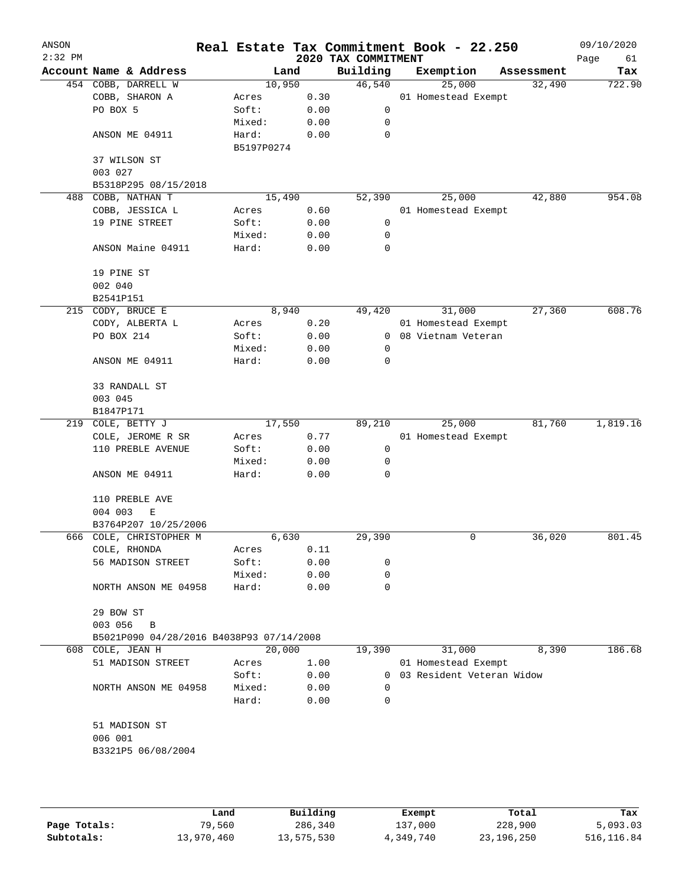# Real Estate Tax Commitment Book - 22.250

ANSON
2:32 PM

2020 TAX COMMITMENT

09/10/2020

| Account Name & Address | Land | | Building | Exemption | Assessment | Tax |
|---|---|---|---|---|---|---|
| 454 COBB, DARRELL W | 10,950 | | 46,540 | 25,000 | 32,490 | 722.90 |
| COBB, SHARON A | Acres | 0.30 | | 01 Homestead Exempt | | |
| PO BOX 5 | Soft: | 0.00 | 0 | | | |
| | Mixed: | 0.00 | 0 | | | |
| ANSON ME 04911 | Hard: | 0.00 | 0 | | | |
| | B5197P0274 | | | | | |
| 37 WILSON ST | | | | | | |
| 003 027 | | | | | | |
| B5318P295 08/15/2018 | | | | | | |
| 488 COBB, NATHAN T | 15,490 | | 52,390 | 25,000 | 42,880 | 954.08 |
| COBB, JESSICA L | Acres | 0.60 | | 01 Homestead Exempt | | |
| 19 PINE STREET | Soft: | 0.00 | 0 | | | |
| | Mixed: | 0.00 | 0 | | | |
| ANSON Maine 04911 | Hard: | 0.00 | 0 | | | |
| 19 PINE ST | | | | | | |
| 002 040 | | | | | | |
| B2541P151 | | | | | | |
| 215 CODY, BRUCE E | 8,940 | | 49,420 | 31,000 | 27,360 | 608.76 |
| CODY, ALBERTA L | Acres | 0.20 | | 01 Homestead Exempt | | |
| PO BOX 214 | Soft: | 0.00 | 0 | 08 Vietnam Veteran | | |
| | Mixed: | 0.00 | 0 | | | |
| ANSON ME 04911 | Hard: | 0.00 | 0 | | | |
| 33 RANDALL ST | | | | | | |
| 003 045 | | | | | | |
| B1847P171 | | | | | | |
| 219 COLE, BETTY J | 17,550 | | 89,210 | 25,000 | 81,760 | 1,819.16 |
| COLE, JEROME R SR | Acres | 0.77 | | 01 Homestead Exempt | | |
| 110 PREBLE AVENUE | Soft: | 0.00 | 0 | | | |
| | Mixed: | 0.00 | 0 | | | |
| ANSON ME 04911 | Hard: | 0.00 | 0 | | | |
| 110 PREBLE AVE | | | | | | |
| 004 003 E | | | | | | |
| B3764P207 10/25/2006 | | | | | | |
| 666 COLE, CHRISTOPHER M | 6,630 | | 29,390 | 0 | 36,020 | 801.45 |
| COLE, RHONDA | Acres | 0.11 | | | | |
| 56 MADISON STREET | Soft: | 0.00 | 0 | | | |
| | Mixed: | 0.00 | 0 | | | |
| NORTH ANSON ME 04958 | Hard: | 0.00 | 0 | | | |
| 29 BOW ST | | | | | | |
| 003 056 B | | | | | | |
| B5021P090 04/28/2016 B4038P93 07/14/2008 | | | | | | |
| 608 COLE, JEAN H | 20,000 | | 19,390 | 31,000 | 8,390 | 186.68 |
| 51 MADISON STREET | Acres | 1.00 | | 01 Homestead Exempt | | |
| | Soft: | 0.00 | 0 | 03 Resident Veteran Widow | | |
| NORTH ANSON ME 04958 | Mixed: | 0.00 | 0 | | | |
| | Hard: | 0.00 | 0 | | | |
| 51 MADISON ST | | | | | | |
| 006 001 | | | | | | |
| B3321P5 06/08/2004 | | | | | | |

| | Land | Building | Exempt | Total | Tax |
|---|---|---|---|---|---|
| Page Totals: | 79,560 | 286,340 | 137,000 | 228,900 | 5,093.03 |
| Subtotals: | 13,970,460 | 13,575,530 | 4,349,740 | 23,196,250 | 516,116.84 |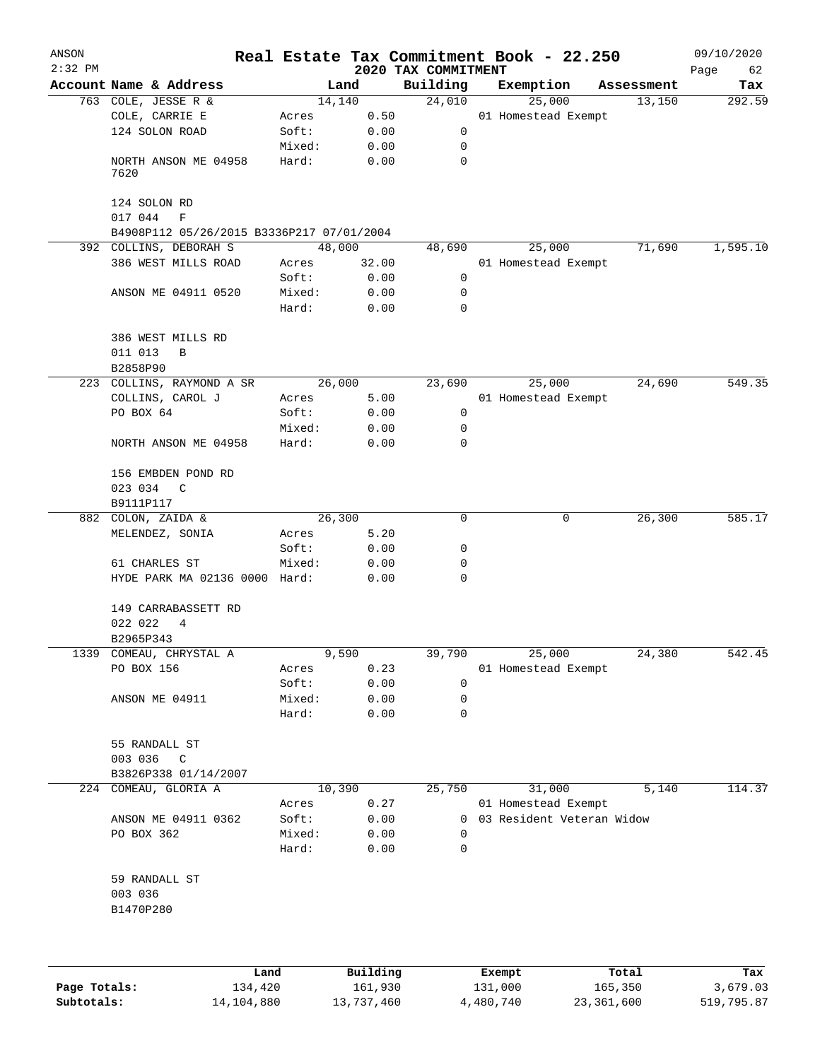# Real Estate Tax Commitment Book - 22.250

ANSON 2:32 PM — 2020 TAX COMMITMENT — 09/10/2020

| Account | Name & Address | Land | | Building | Exemption | Assessment | Tax |
|---|---|---|---|---|---|---|---|
| 763 | COLE, JESSE R & | | 14,140 | 24,010 | 25,000 | 13,150 | 292.59 |
| | COLE, CARRIE E | Acres | 0.50 | | 01 Homestead Exempt | | |
| | 124 SOLON ROAD | Soft: | 0.00 | 0 | | | |
| | | Mixed: | 0.00 | 0 | | | |
| | NORTH ANSON ME 04958 7620 | Hard: | 0.00 | 0 | | | |
| | 124 SOLON RD | | | | | | |
| | 017 044 F | | | | | | |
| | B4908P112 05/26/2015 B3336P217 07/01/2004 | | | | | | |
| 392 | COLLINS, DEBORAH S | | 48,000 | 48,690 | 25,000 | 71,690 | 1,595.10 |
| | 386 WEST MILLS ROAD | Acres | 32.00 | | 01 Homestead Exempt | | |
| | | Soft: | 0.00 | 0 | | | |
| | ANSON ME 04911 0520 | Mixed: | 0.00 | 0 | | | |
| | | Hard: | 0.00 | 0 | | | |
| | 386 WEST MILLS RD | | | | | | |
| | 011 013 B | | | | | | |
| | B2858P90 | | | | | | |
| 223 | COLLINS, RAYMOND A SR | | 26,000 | 23,690 | 25,000 | 24,690 | 549.35 |
| | COLLINS, CAROL J | Acres | 5.00 | | 01 Homestead Exempt | | |
| | PO BOX 64 | Soft: | 0.00 | 0 | | | |
| | | Mixed: | 0.00 | 0 | | | |
| | NORTH ANSON ME 04958 | Hard: | 0.00 | 0 | | | |
| | 156 EMBDEN POND RD | | | | | | |
| | 023 034 C | | | | | | |
| | B9111P117 | | | | | | |
| 882 | COLON, ZAIDA & | | 26,300 | 0 | 0 | 26,300 | 585.17 |
| | MELENDEZ, SONIA | Acres | 5.20 | | | | |
| | | Soft: | 0.00 | 0 | | | |
| | 61 CHARLES ST | Mixed: | 0.00 | 0 | | | |
| | HYDE PARK MA 02136 0000 | Hard: | 0.00 | 0 | | | |
| | 149 CARRABASSETT RD | | | | | | |
| | 022 022 4 | | | | | | |
| | B2965P343 | | | | | | |
| 1339 | COMEAU, CHRYSTAL A | | 9,590 | 39,790 | 25,000 | 24,380 | 542.45 |
| | PO BOX 156 | Acres | 0.23 | | 01 Homestead Exempt | | |
| | | Soft: | 0.00 | 0 | | | |
| | ANSON ME 04911 | Mixed: | 0.00 | 0 | | | |
| | | Hard: | 0.00 | 0 | | | |
| | 55 RANDALL ST | | | | | | |
| | 003 036 C | | | | | | |
| | B3826P338 01/14/2007 | | | | | | |
| 224 | COMEAU, GLORIA A | | 10,390 | 25,750 | 31,000 | 5,140 | 114.37 |
| | | Acres | 0.27 | | 01 Homestead Exempt | | |
| | ANSON ME 04911 0362 | Soft: | 0.00 | 0 | 03 Resident Veteran Widow | | |
| | PO BOX 362 | Mixed: | 0.00 | 0 | | | |
| | | Hard: | 0.00 | 0 | | | |
| | 59 RANDALL ST | | | | | | |
| | 003 036 | | | | | | |
| | B1470P280 | | | | | | |

| | Land | Building | Exempt | Total | Tax |
|---|---|---|---|---|---|
| Page Totals: | 134,420 | 161,930 | 131,000 | 165,350 | 3,679.03 |
| Subtotals: | 14,104,880 | 13,737,460 | 4,480,740 | 23,361,600 | 519,795.87 |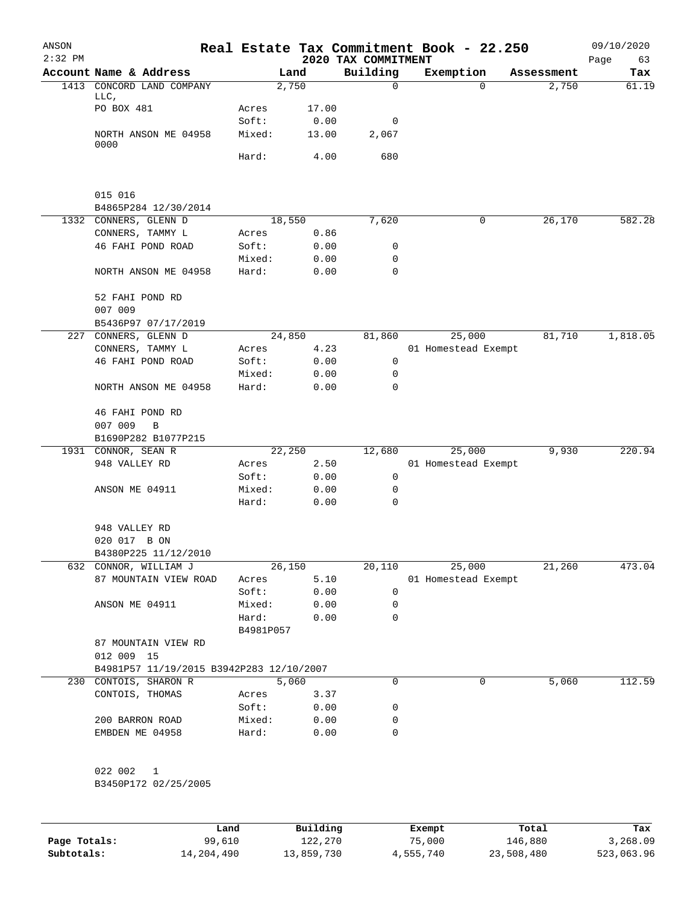# Real Estate Tax Commitment Book - 22.250

ANSON
2:32 PM

2020 TAX COMMITMENT

09/10/2020

| Account Name & Address | | Land | Building | Exemption | Assessment | Tax |
|---|---|---|---|---|---|---|
| 1413 CONCORD LAND COMPANY LLC, | | 2,750 | 0 | 0 | 2,750 | 61.19 |
| PO BOX 481 | Acres | 17.00 | | | | |
| | Soft: | 0.00 | 0 | | | |
| NORTH ANSON ME 04958 0000 | Mixed: | 13.00 | 2,067 | | | |
| | Hard: | 4.00 | 680 | | | |
| 015 016 | | | | | | |
| B4865P284 12/30/2014 | | | | | | |
| 1332 CONNERS, GLENN D | | 18,550 | 7,620 | 0 | 26,170 | 582.28 |
| CONNERS, TAMMY L | Acres | 0.86 | | | | |
| 46 FAHI POND ROAD | Soft: | 0.00 | 0 | | | |
| | Mixed: | 0.00 | 0 | | | |
| NORTH ANSON ME 04958 | Hard: | 0.00 | 0 | | | |
| 52 FAHI POND RD | | | | | | |
| 007 009 | | | | | | |
| B5436P97 07/17/2019 | | | | | | |
| 227 CONNERS, GLENN D | | 24,850 | 81,860 | 25,000 | 81,710 | 1,818.05 |
| CONNERS, TAMMY L | Acres | 4.23 | | 01 Homestead Exempt | | |
| 46 FAHI POND ROAD | Soft: | 0.00 | 0 | | | |
| | Mixed: | 0.00 | 0 | | | |
| NORTH ANSON ME 04958 | Hard: | 0.00 | 0 | | | |
| 46 FAHI POND RD | | | | | | |
| 007 009 B | | | | | | |
| B1690P282 B1077P215 | | | | | | |
| 1931 CONNOR, SEAN R | | 22,250 | 12,680 | 25,000 | 9,930 | 220.94 |
| 948 VALLEY RD | Acres | 2.50 | | 01 Homestead Exempt | | |
| | Soft: | 0.00 | 0 | | | |
| ANSON ME 04911 | Mixed: | 0.00 | 0 | | | |
| | Hard: | 0.00 | 0 | | | |
| 948 VALLEY RD | | | | | | |
| 020 017 B ON | | | | | | |
| B4380P225 11/12/2010 | | | | | | |
| 632 CONNOR, WILLIAM J | | 26,150 | 20,110 | 25,000 | 21,260 | 473.04 |
| 87 MOUNTAIN VIEW ROAD | Acres | 5.10 | | 01 Homestead Exempt | | |
| | Soft: | 0.00 | 0 | | | |
| ANSON ME 04911 | Mixed: | 0.00 | 0 | | | |
| | Hard: | 0.00 | 0 | | | |
| | B4981P057 | | | | | |
| 87 MOUNTAIN VIEW RD | | | | | | |
| 012 009 15 | | | | | | |
| B4981P57 11/19/2015 B3942P283 12/10/2007 | | | | | | |
| 230 CONTOIS, SHARON R | | 5,060 | 0 | 0 | 5,060 | 112.59 |
| CONTOIS, THOMAS | Acres | 3.37 | | | | |
| | Soft: | 0.00 | 0 | | | |
| 200 BARRON ROAD | Mixed: | 0.00 | 0 | | | |
| EMBDEN ME 04958 | Hard: | 0.00 | 0 | | | |
| 022 002 1 | | | | | | |
| B3450P172 02/25/2005 | | | | | | |

| | Land | Building | Exempt | Total | Tax |
|---|---|---|---|---|---|
| Page Totals: | 99,610 | 122,270 | 75,000 | 146,880 | 3,268.09 |
| Subtotals: | 14,204,490 | 13,859,730 | 4,555,740 | 23,508,480 | 523,063.96 |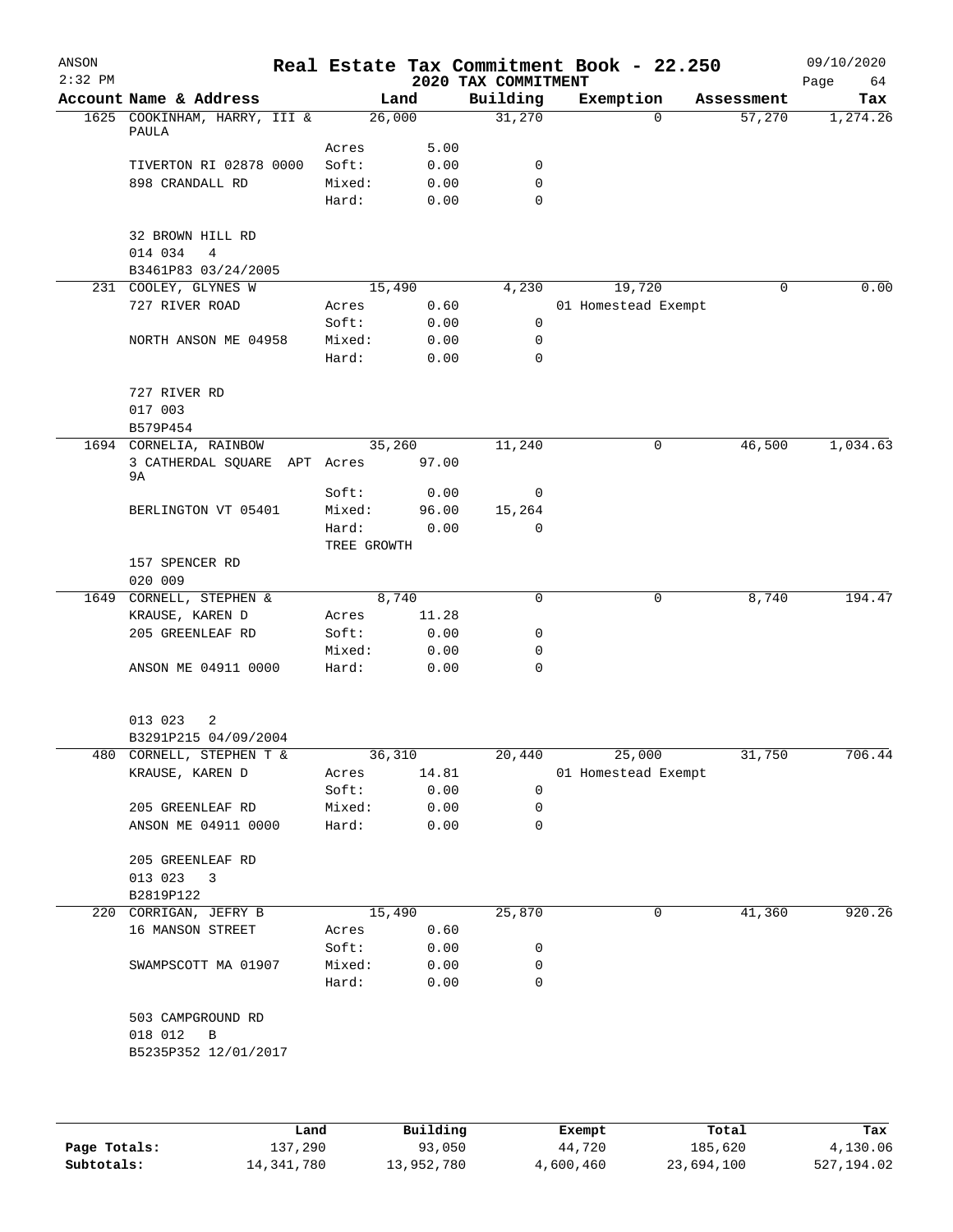# Real Estate Tax Commitment Book - 22.250

ANSON 2:32 PM — 2020 TAX COMMITMENT — 09/10/2020

| Account Name & Address | Land | | Building | Exemption | Assessment | Tax |
|---|---|---|---|---|---|---|
| 1625 COOKINHAM, HARRY, III & PAULA | | 26,000 | 31,270 | 0 | 57,270 | 1,274.26 |
| | Acres | 5.00 | | | | |
| TIVERTON RI 02878 0000 | Soft: | 0.00 | 0 | | | |
| 898 CRANDALL RD | Mixed: | 0.00 | 0 | | | |
| | Hard: | 0.00 | 0 | | | |
| 32 BROWN HILL RD | | | | | | |
| 014 034 4 | | | | | | |
| B3461P83 03/24/2005 | | | | | | |
| 231 COOLEY, GLYNES W | | 15,490 | 4,230 | 19,720 | 0 | 0.00 |
| 727 RIVER ROAD | Acres | 0.60 | | 01 Homestead Exempt | | |
| | Soft: | 0.00 | 0 | | | |
| NORTH ANSON ME 04958 | Mixed: | 0.00 | 0 | | | |
| | Hard: | 0.00 | 0 | | | |
| 727 RIVER RD | | | | | | |
| 017 003 | | | | | | |
| B579P454 | | | | | | |
| 1694 CORNELIA, RAINBOW | | 35,260 | 11,240 | 0 | 46,500 | 1,034.63 |
| 3 CATHERDAL SQUARE APT 9A | Acres | 97.00 | | | | |
| | Soft: | 0.00 | 0 | | | |
| BERLINGTON VT 05401 | Mixed: | 96.00 | 15,264 | | | |
| | Hard: | 0.00 | 0 | | | |
| | TREE GROWTH | | | | | |
| 157 SPENCER RD | | | | | | |
| 020 009 | | | | | | |
| 1649 CORNELL, STEPHEN & | | 8,740 | 0 | 0 | 8,740 | 194.47 |
| KRAUSE, KAREN D | Acres | 11.28 | | | | |
| 205 GREENLEAF RD | Soft: | 0.00 | 0 | | | |
| | Mixed: | 0.00 | 0 | | | |
| ANSON ME 04911 0000 | Hard: | 0.00 | 0 | | | |
| 013 023 2 | | | | | | |
| B3291P215 04/09/2004 | | | | | | |
| 480 CORNELL, STEPHEN T & | | 36,310 | 20,440 | 25,000 | 31,750 | 706.44 |
| KRAUSE, KAREN D | Acres | 14.81 | | 01 Homestead Exempt | | |
| | Soft: | 0.00 | 0 | | | |
| 205 GREENLEAF RD | Mixed: | 0.00 | 0 | | | |
| ANSON ME 04911 0000 | Hard: | 0.00 | 0 | | | |
| 205 GREENLEAF RD | | | | | | |
| 013 023 3 | | | | | | |
| B2819P122 | | | | | | |
| 220 CORRIGAN, JEFRY B | | 15,490 | 25,870 | 0 | 41,360 | 920.26 |
| 16 MANSON STREET | Acres | 0.60 | | | | |
| | Soft: | 0.00 | 0 | | | |
| SWAMPSCOTT MA 01907 | Mixed: | 0.00 | 0 | | | |
| | Hard: | 0.00 | 0 | | | |
| 503 CAMPGROUND RD | | | | | | |
| 018 012 B | | | | | | |
| B5235P352 12/01/2017 | | | | | | |

| | Land | Building | Exempt | Total | Tax |
|---|---|---|---|---|---|
| Page Totals: | 137,290 | 93,050 | 44,720 | 185,620 | 4,130.06 |
| Subtotals: | 14,341,780 | 13,952,780 | 4,600,460 | 23,694,100 | 527,194.02 |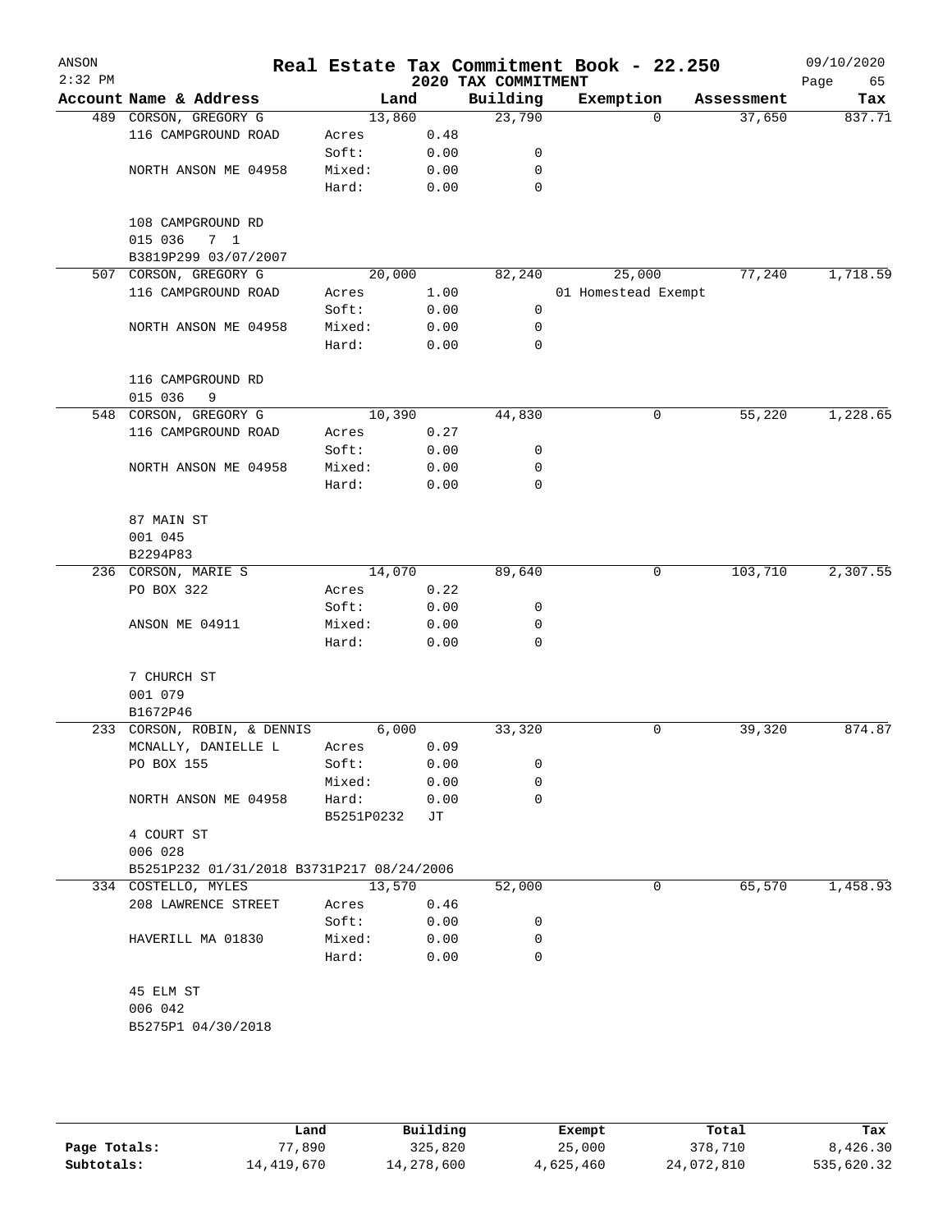# Real Estate Tax Commitment Book - 22.250

ANSON 2:32 PM — 2020 TAX COMMITMENT — 09/10/2020

| Account Name & Address | Land | | Building | Exemption | Assessment | Tax |
|---|---|---|---|---|---|---|
| 489 CORSON, GREGORY G | 13,860 | | 23,790 | 0 | 37,650 | 837.71 |
| 116 CAMPGROUND ROAD | Acres | 0.48 | | | | |
| | Soft: | 0.00 | 0 | | | |
| NORTH ANSON ME 04958 | Mixed: | 0.00 | 0 | | | |
| | Hard: | 0.00 | 0 | | | |
| 108 CAMPGROUND RD | | | | | | |
| 015 036 7 1 | | | | | | |
| B3819P299 03/07/2007 | | | | | | |
| 507 CORSON, GREGORY G | 20,000 | | 82,240 | 25,000 | 77,240 | 1,718.59 |
| 116 CAMPGROUND ROAD | Acres | 1.00 | | 01 Homestead Exempt | | |
| | Soft: | 0.00 | 0 | | | |
| NORTH ANSON ME 04958 | Mixed: | 0.00 | 0 | | | |
| | Hard: | 0.00 | 0 | | | |
| 116 CAMPGROUND RD | | | | | | |
| 015 036 9 | | | | | | |
| 548 CORSON, GREGORY G | 10,390 | | 44,830 | 0 | 55,220 | 1,228.65 |
| 116 CAMPGROUND ROAD | Acres | 0.27 | | | | |
| | Soft: | 0.00 | 0 | | | |
| NORTH ANSON ME 04958 | Mixed: | 0.00 | 0 | | | |
| | Hard: | 0.00 | 0 | | | |
| 87 MAIN ST | | | | | | |
| 001 045 | | | | | | |
| B2294P83 | | | | | | |
| 236 CORSON, MARIE S | 14,070 | | 89,640 | 0 | 103,710 | 2,307.55 |
| PO BOX 322 | Acres | 0.22 | | | | |
| | Soft: | 0.00 | 0 | | | |
| ANSON ME 04911 | Mixed: | 0.00 | 0 | | | |
| | Hard: | 0.00 | 0 | | | |
| 7 CHURCH ST | | | | | | |
| 001 079 | | | | | | |
| B1672P46 | | | | | | |
| 233 CORSON, ROBIN, & DENNIS | 6,000 | | 33,320 | 0 | 39,320 | 874.87 |
| MCNALLY, DANIELLE L | Acres | 0.09 | | | | |
| PO BOX 155 | Soft: | 0.00 | 0 | | | |
| | Mixed: | 0.00 | 0 | | | |
| NORTH ANSON ME 04958 | Hard: | 0.00 | 0 | | | |
| | B5251P0232 | JT | | | | |
| 4 COURT ST | | | | | | |
| 006 028 | | | | | | |
| B5251P232 01/31/2018 B3731P217 08/24/2006 | | | | | | |
| 334 COSTELLO, MYLES | 13,570 | | 52,000 | 0 | 65,570 | 1,458.93 |
| 208 LAWRENCE STREET | Acres | 0.46 | | | | |
| | Soft: | 0.00 | 0 | | | |
| HAVERILL MA 01830 | Mixed: | 0.00 | 0 | | | |
| | Hard: | 0.00 | 0 | | | |
| 45 ELM ST | | | | | | |
| 006 042 | | | | | | |
| B5275P1 04/30/2018 | | | | | | |

| | Land | Building | Exempt | Total | Tax |
|---|---|---|---|---|---|
| Page Totals: | 77,890 | 325,820 | 25,000 | 378,710 | 8,426.30 |
| Subtotals: | 14,419,670 | 14,278,600 | 4,625,460 | 24,072,810 | 535,620.32 |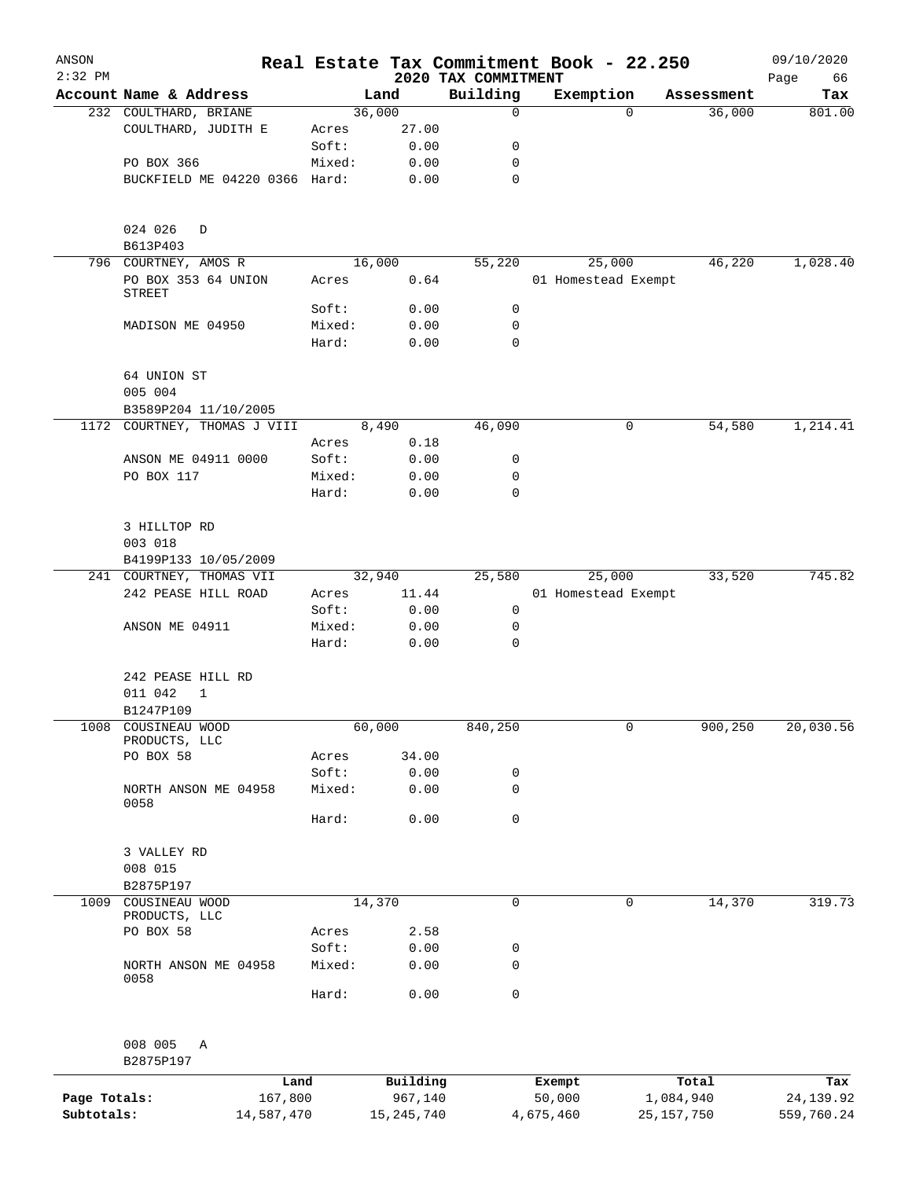# Real Estate Tax Commitment Book - 22.250

ANSON
2:32 PM
2020 TAX COMMITMENT
09/10/2020
Page 66

| Account Name & Address | | Land | Building | Exemption | Assessment | Tax |
|---|---|---|---|---|---|---|
| 232 COULTHARD, BRIANE | | 36,000 | 0 | 0 | 36,000 | 801.00 |
| COULTHARD, JUDITH E | Acres | 27.00 | | | | |
| | Soft: | 0.00 | 0 | | | |
| PO BOX 366 | Mixed: | 0.00 | 0 | | | |
| BUCKFIELD ME 04220 0366 | Hard: | 0.00 | 0 | | | |
| 024 026 D | | | | | | |
| B613P403 | | | | | | |
| 796 COURTNEY, AMOS R | | 16,000 | 55,220 | 25,000 | 46,220 | 1,028.40 |
| PO BOX 353 64 UNION STREET | Acres | 0.64 | | 01 Homestead Exempt | | |
| | Soft: | 0.00 | 0 | | | |
| MADISON ME 04950 | Mixed: | 0.00 | 0 | | | |
| | Hard: | 0.00 | 0 | | | |
| 64 UNION ST | | | | | | |
| 005 004 | | | | | | |
| B3589P204 11/10/2005 | | | | | | |
| 1172 COURTNEY, THOMAS J VIII | | 8,490 | 46,090 | 0 | 54,580 | 1,214.41 |
| | Acres | 0.18 | | | | |
| ANSON ME 04911 0000 | Soft: | 0.00 | 0 | | | |
| PO BOX 117 | Mixed: | 0.00 | 0 | | | |
| | Hard: | 0.00 | 0 | | | |
| 3 HILLTOP RD | | | | | | |
| 003 018 | | | | | | |
| B4199P133 10/05/2009 | | | | | | |
| 241 COURTNEY, THOMAS VII | | 32,940 | 25,580 | 25,000 | 33,520 | 745.82 |
| 242 PEASE HILL ROAD | Acres | 11.44 | | 01 Homestead Exempt | | |
| | Soft: | 0.00 | 0 | | | |
| ANSON ME 04911 | Mixed: | 0.00 | 0 | | | |
| | Hard: | 0.00 | 0 | | | |
| 242 PEASE HILL RD | | | | | | |
| 011 042 1 | | | | | | |
| B1247P109 | | | | | | |
| 1008 COUSINEAU WOOD PRODUCTS, LLC | | 60,000 | 840,250 | 0 | 900,250 | 20,030.56 |
| PO BOX 58 | Acres | 34.00 | | | | |
| | Soft: | 0.00 | 0 | | | |
| NORTH ANSON ME 04958 0058 | Mixed: | 0.00 | 0 | | | |
| | Hard: | 0.00 | 0 | | | |
| 3 VALLEY RD | | | | | | |
| 008 015 | | | | | | |
| B2875P197 | | | | | | |
| 1009 COUSINEAU WOOD PRODUCTS, LLC | | 14,370 | 0 | 0 | 14,370 | 319.73 |
| PO BOX 58 | Acres | 2.58 | | | | |
| | Soft: | 0.00 | 0 | | | |
| NORTH ANSON ME 04958 0058 | Mixed: | 0.00 | 0 | | | |
| | Hard: | 0.00 | 0 | | | |
| 008 005 A | | | | | | |
| B2875P197 | | | | | | |

| | Land | Building | Exempt | Total | Tax |
|---|---|---|---|---|---|
| Page Totals: | 167,800 | 967,140 | 50,000 | 1,084,940 | 24,139.92 |
| Subtotals: | 14,587,470 | 15,245,740 | 4,675,460 | 25,157,750 | 559,760.24 |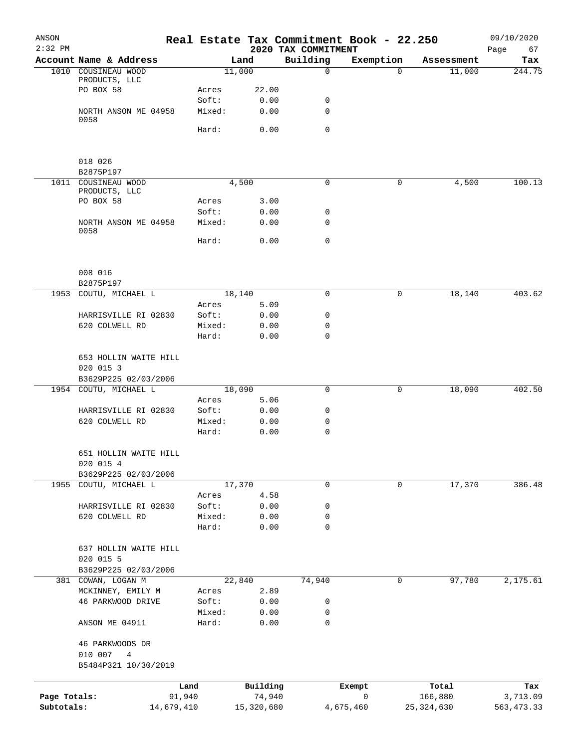# Real Estate Tax Commitment Book - 22.250

ANSON 2:32 PM — 2020 TAX COMMITMENT — 09/10/2020

| Account Name & Address | | Land | Building | Exemption | Assessment | Tax |
|---|---|---|---|---|---|---|
| 1010 COUSINEAU WOOD PRODUCTS, LLC | | 11,000 | 0 | 0 | 11,000 | 244.75 |
| PO BOX 58 | Acres | 22.00 | | | | |
| | Soft: | 0.00 | 0 | | | |
| NORTH ANSON ME 04958 0058 | Mixed: | 0.00 | 0 | | | |
| | Hard: | 0.00 | 0 | | | |
| 018 026 | | | | | | |
| B2875P197 | | | | | | |
| 1011 COUSINEAU WOOD PRODUCTS, LLC | | 4,500 | 0 | 0 | 4,500 | 100.13 |
| PO BOX 58 | Acres | 3.00 | | | | |
| | Soft: | 0.00 | 0 | | | |
| NORTH ANSON ME 04958 0058 | Mixed: | 0.00 | 0 | | | |
| | Hard: | 0.00 | 0 | | | |
| 008 016 | | | | | | |
| B2875P197 | | | | | | |
| 1953 COUTU, MICHAEL L | | 18,140 | 0 | 0 | 18,140 | 403.62 |
| | Acres | 5.09 | | | | |
| HARRISVILLE RI 02830 | Soft: | 0.00 | 0 | | | |
| 620 COLWELL RD | Mixed: | 0.00 | 0 | | | |
| | Hard: | 0.00 | 0 | | | |
| 653 HOLLIN WAITE HILL | | | | | | |
| 020 015 3 | | | | | | |
| B3629P225 02/03/2006 | | | | | | |
| 1954 COUTU, MICHAEL L | | 18,090 | 0 | 0 | 18,090 | 402.50 |
| | Acres | 5.06 | | | | |
| HARRISVILLE RI 02830 | Soft: | 0.00 | 0 | | | |
| 620 COLWELL RD | Mixed: | 0.00 | 0 | | | |
| | Hard: | 0.00 | 0 | | | |
| 651 HOLLIN WAITE HILL | | | | | | |
| 020 015 4 | | | | | | |
| B3629P225 02/03/2006 | | | | | | |
| 1955 COUTU, MICHAEL L | | 17,370 | 0 | 0 | 17,370 | 386.48 |
| | Acres | 4.58 | | | | |
| HARRISVILLE RI 02830 | Soft: | 0.00 | 0 | | | |
| 620 COLWELL RD | Mixed: | 0.00 | 0 | | | |
| | Hard: | 0.00 | 0 | | | |
| 637 HOLLIN WAITE HILL | | | | | | |
| 020 015 5 | | | | | | |
| B3629P225 02/03/2006 | | | | | | |
| 381 COWAN, LOGAN M | | 22,840 | 74,940 | 0 | 97,780 | 2,175.61 |
| MCKINNEY, EMILY M | Acres | 2.89 | | | | |
| 46 PARKWOOD DRIVE | Soft: | 0.00 | 0 | | | |
| | Mixed: | 0.00 | 0 | | | |
| ANSON ME 04911 | Hard: | 0.00 | 0 | | | |
| 46 PARKWOODS DR | | | | | | |
| 010 007 4 | | | | | | |
| B5484P321 10/30/2019 | | | | | | |

| | Land | Building | Exempt | Total | Tax |
|---|---|---|---|---|---|
| Page Totals: | 91,940 | 74,940 | 0 | 166,880 | 3,713.09 |
| Subtotals: | 14,679,410 | 15,320,680 | 4,675,460 | 25,324,630 | 563,473.33 |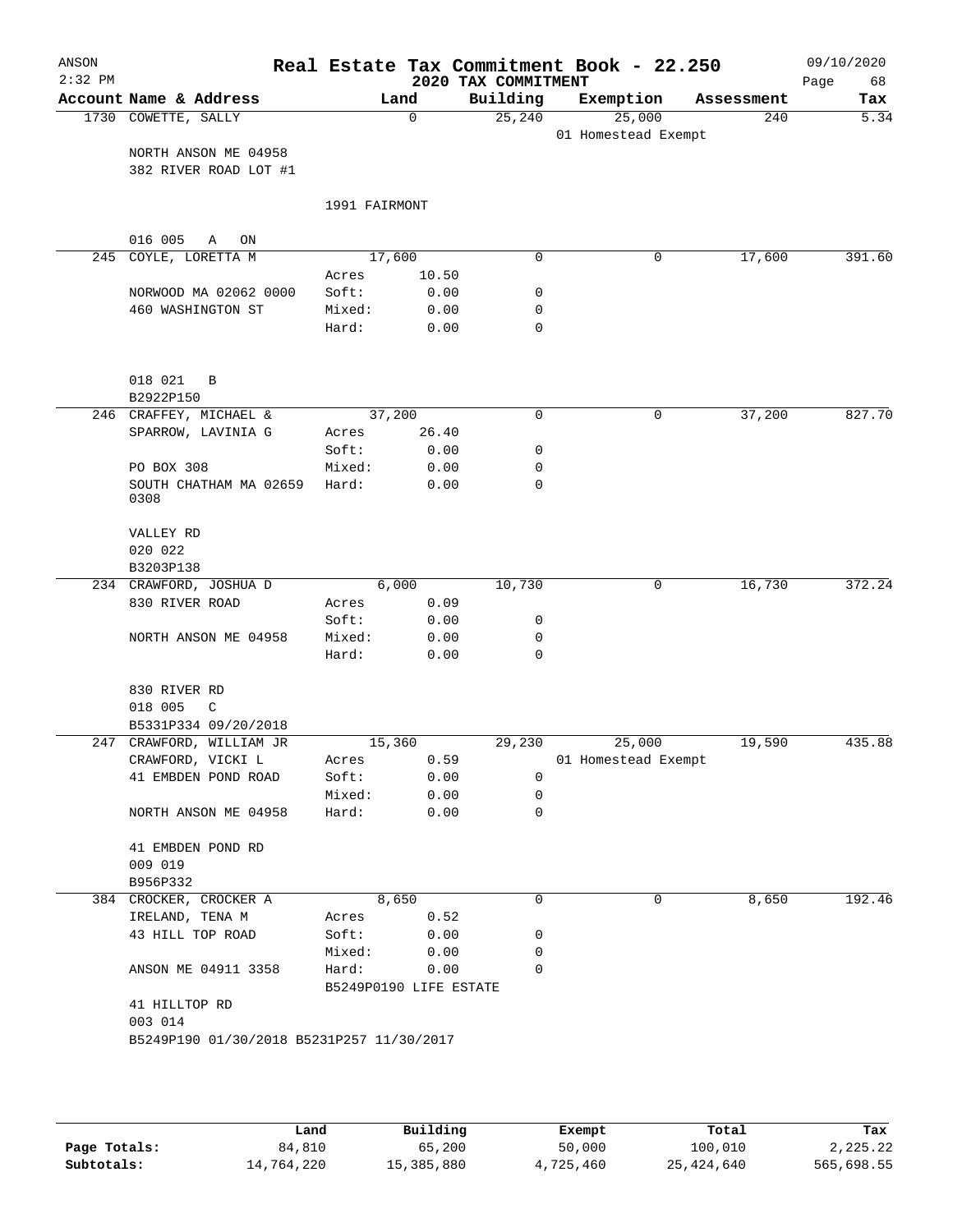ANSON
2:32 PM

# Real Estate Tax Commitment Book - 22.250

## 2020 TAX COMMITMENT

09/10/2020

| Account Name & Address | Land | | Building | Exemption | Assessment | Tax |
|---|---|---|---|---|---|---|
| 1730 COWETTE, SALLY | 0 | | 25,240 | 25,000 | 240 | 5.34 |
| | | | | 01 Homestead Exempt | | |
| NORTH ANSON ME 04958 | | | | | | |
| 382 RIVER ROAD LOT #1 | | | | | | |
| | 1991 FAIRMONT | | | | | |
| 016 005 A ON | | | | | | |
| 245 COYLE, LORETTA M | 17,600 | | 0 | 0 | 17,600 | 391.60 |
| | Acres | 10.50 | | | | |
| NORWOOD MA 02062 0000 | Soft: | 0.00 | 0 | | | |
| 460 WASHINGTON ST | Mixed: | 0.00 | 0 | | | |
| | Hard: | 0.00 | 0 | | | |
| 018 021 B | | | | | | |
| B2922P150 | | | | | | |
| 246 CRAFFEY, MICHAEL & | 37,200 | | 0 | 0 | 37,200 | 827.70 |
| SPARROW, LAVINIA G | Acres | 26.40 | | | | |
| | Soft: | 0.00 | 0 | | | |
| PO BOX 308 | Mixed: | 0.00 | 0 | | | |
| SOUTH CHATHAM MA 02659 0308 | Hard: | 0.00 | 0 | | | |
| VALLEY RD | | | | | | |
| 020 022 | | | | | | |
| B3203P138 | | | | | | |
| 234 CRAWFORD, JOSHUA D | 6,000 | | 10,730 | 0 | 16,730 | 372.24 |
| 830 RIVER ROAD | Acres | 0.09 | | | | |
| | Soft: | 0.00 | 0 | | | |
| NORTH ANSON ME 04958 | Mixed: | 0.00 | 0 | | | |
| | Hard: | 0.00 | 0 | | | |
| 830 RIVER RD | | | | | | |
| 018 005 C | | | | | | |
| B5331P334 09/20/2018 | | | | | | |
| 247 CRAWFORD, WILLIAM JR | 15,360 | | 29,230 | 25,000 | 19,590 | 435.88 |
| CRAWFORD, VICKI L | Acres | 0.59 | | 01 Homestead Exempt | | |
| 41 EMBDEN POND ROAD | Soft: | 0.00 | 0 | | | |
| | Mixed: | 0.00 | 0 | | | |
| NORTH ANSON ME 04958 | Hard: | 0.00 | 0 | | | |
| 41 EMBDEN POND RD | | | | | | |
| 009 019 | | | | | | |
| B956P332 | | | | | | |
| 384 CROCKER, CROCKER A | 8,650 | | 0 | 0 | 8,650 | 192.46 |
| IRELAND, TENA M | Acres | 0.52 | | | | |
| 43 HILL TOP ROAD | Soft: | 0.00 | 0 | | | |
| | Mixed: | 0.00 | 0 | | | |
| ANSON ME 04911 3358 | Hard: | 0.00 | 0 | | | |
| | B5249P0190 LIFE ESTATE | | | | | |
| 41 HILLTOP RD | | | | | | |
| 003 014 | | | | | | |
| B5249P190 01/30/2018 B5231P257 11/30/2017 | | | | | | |

| | Land | Building | Exempt | Total | Tax |
|---|---|---|---|---|---|
| Page Totals: | 84,810 | 65,200 | 50,000 | 100,010 | 2,225.22 |
| Subtotals: | 14,764,220 | 15,385,880 | 4,725,460 | 25,424,640 | 565,698.55 |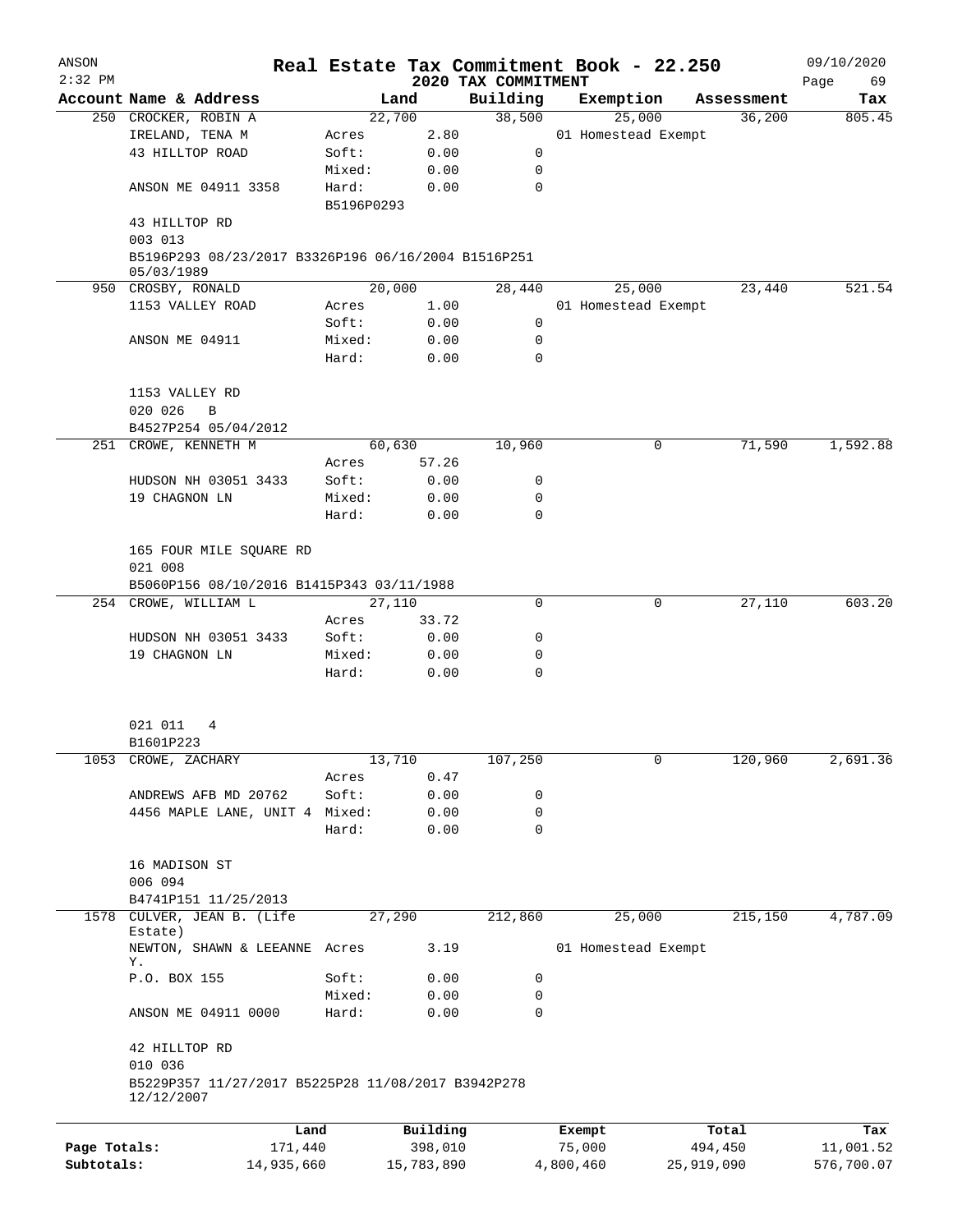# Real Estate Tax Commitment Book - 22.250

ANSON 2:32 PM — 2020 TAX COMMITMENT — 09/10/2020

| Account Name & Address | Land | | Building | Exemption | Assessment | Tax |
|---|---|---|---|---|---|---|
| 250 CROCKER, ROBIN A | 22,700 | | 38,500 | 25,000 | 36,200 | 805.45 |
| IRELAND, TENA M | Acres | 2.80 | | 01 Homestead Exempt | | |
| 43 HILLTOP ROAD | Soft: | 0.00 | 0 | | | |
| | Mixed: | 0.00 | 0 | | | |
| ANSON ME 04911 3358 | Hard: | 0.00 | 0 | | | |
| | B5196P0293 | | | | | |
| 43 HILLTOP RD | | | | | | |
| 003 013 | | | | | | |
| B5196P293 08/23/2017 B3326P196 06/16/2004 B1516P251 05/03/1989 | | | | | | |
| 950 CROSBY, RONALD | 20,000 | | 28,440 | 25,000 | 23,440 | 521.54 |
| 1153 VALLEY ROAD | Acres | 1.00 | | 01 Homestead Exempt | | |
| | Soft: | 0.00 | 0 | | | |
| ANSON ME 04911 | Mixed: | 0.00 | 0 | | | |
| | Hard: | 0.00 | 0 | | | |
| 1153 VALLEY RD | | | | | | |
| 020 026 B | | | | | | |
| B4527P254 05/04/2012 | | | | | | |
| 251 CROWE, KENNETH M | 60,630 | | 10,960 | 0 | 71,590 | 1,592.88 |
| | Acres | 57.26 | | | | |
| HUDSON NH 03051 3433 | Soft: | 0.00 | 0 | | | |
| 19 CHAGNON LN | Mixed: | 0.00 | 0 | | | |
| | Hard: | 0.00 | 0 | | | |
| 165 FOUR MILE SQUARE RD | | | | | | |
| 021 008 | | | | | | |
| B5060P156 08/10/2016 B1415P343 03/11/1988 | | | | | | |
| 254 CROWE, WILLIAM L | 27,110 | | 0 | 0 | 27,110 | 603.20 |
| | Acres | 33.72 | | | | |
| HUDSON NH 03051 3433 | Soft: | 0.00 | 0 | | | |
| 19 CHAGNON LN | Mixed: | 0.00 | 0 | | | |
| | Hard: | 0.00 | 0 | | | |
| 021 011 4 | | | | | | |
| B1601P223 | | | | | | |
| 1053 CROWE, ZACHARY | 13,710 | | 107,250 | 0 | 120,960 | 2,691.36 |
| | Acres | 0.47 | | | | |
| ANDREWS AFB MD 20762 | Soft: | 0.00 | 0 | | | |
| 4456 MAPLE LANE, UNIT 4 | Mixed: | 0.00 | 0 | | | |
| | Hard: | 0.00 | 0 | | | |
| 16 MADISON ST | | | | | | |
| 006 094 | | | | | | |
| B4741P151 11/25/2013 | | | | | | |
| 1578 CULVER, JEAN B. (Life Estate) | 27,290 | | 212,860 | 25,000 | 215,150 | 4,787.09 |
| NEWTON, SHAWN & LEEANNE Y. | Acres | 3.19 | | 01 Homestead Exempt | | |
| P.O. BOX 155 | Soft: | 0.00 | 0 | | | |
| | Mixed: | 0.00 | 0 | | | |
| ANSON ME 04911 0000 | Hard: | 0.00 | 0 | | | |
| 42 HILLTOP RD | | | | | | |
| 010 036 | | | | | | |
| B5229P357 11/27/2017 B5225P28 11/08/2017 B3942P278 12/12/2007 | | | | | | |

| | Land | Building | Exempt | Total | Tax |
|---|---|---|---|---|---|
| Page Totals: | 171,440 | 398,010 | 75,000 | 494,450 | 11,001.52 |
| Subtotals: | 14,935,660 | 15,783,890 | 4,800,460 | 25,919,090 | 576,700.07 |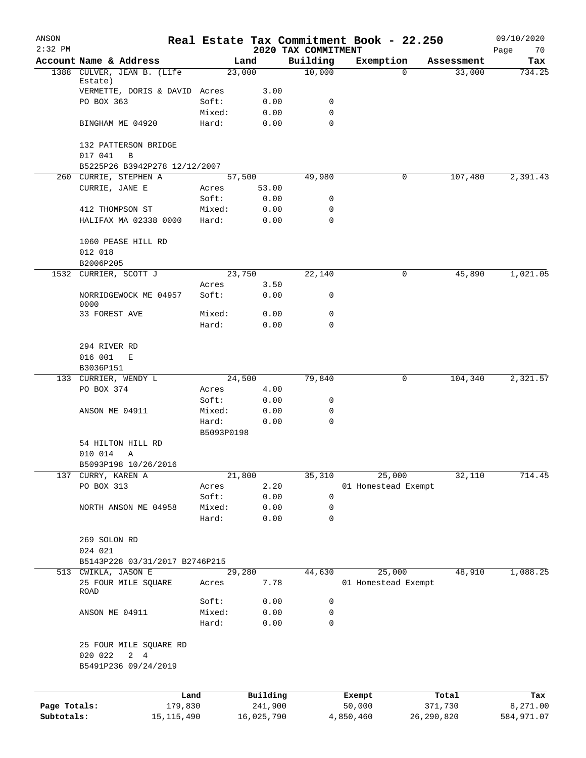# Real Estate Tax Commitment Book - 22.250

## 2020 TAX COMMITMENT

ANSON 2:32 PM — 09/10/2020

| Account Name & Address | | Land | Building | Exemption | Assessment | Tax |
|---|---|---|---|---|---|---|
| 1388 CULVER, JEAN B. (Life Estate) | | 23,000 | 10,000 | 0 | 33,000 | 734.25 |
| VERMETTE, DORIS & DAVID | Acres | 3.00 | | | | |
| PO BOX 363 | Soft: | 0.00 | 0 | | | |
| | Mixed: | 0.00 | 0 | | | |
| BINGHAM ME 04920 | Hard: | 0.00 | 0 | | | |
| 132 PATTERSON BRIDGE | | | | | | |
| 017 041 B | | | | | | |
| B5225P26 B3942P278 12/12/2007 | | | | | | |
| 260 CURRIE, STEPHEN A | | 57,500 | 49,980 | 0 | 107,480 | 2,391.43 |
| CURRIE, JANE E | Acres | 53.00 | | | | |
| | Soft: | 0.00 | 0 | | | |
| 412 THOMPSON ST | Mixed: | 0.00 | 0 | | | |
| HALIFAX MA 02338 0000 | Hard: | 0.00 | 0 | | | |
| 1060 PEASE HILL RD | | | | | | |
| 012 018 | | | | | | |
| B2006P205 | | | | | | |
| 1532 CURRIER, SCOTT J | | 23,750 | 22,140 | 0 | 45,890 | 1,021.05 |
| | Acres | 3.50 | | | | |
| NORRIDGEWOCK ME 04957 0000 | Soft: | 0.00 | 0 | | | |
| 33 FOREST AVE | Mixed: | 0.00 | 0 | | | |
| | Hard: | 0.00 | 0 | | | |
| 294 RIVER RD | | | | | | |
| 016 001 E | | | | | | |
| B3036P151 | | | | | | |
| 133 CURRIER, WENDY L | | 24,500 | 79,840 | 0 | 104,340 | 2,321.57 |
| PO BOX 374 | Acres | 4.00 | | | | |
| | Soft: | 0.00 | 0 | | | |
| ANSON ME 04911 | Mixed: | 0.00 | 0 | | | |
| | Hard: | 0.00 | 0 | | | |
| | B5093P0198 | | | | | |
| 54 HILTON HILL RD | | | | | | |
| 010 014 A | | | | | | |
| B5093P198 10/26/2016 | | | | | | |
| 137 CURRY, KAREN A | | 21,800 | 35,310 | 25,000 | 32,110 | 714.45 |
| PO BOX 313 | Acres | 2.20 | | 01 Homestead Exempt | | |
| | Soft: | 0.00 | 0 | | | |
| NORTH ANSON ME 04958 | Mixed: | 0.00 | 0 | | | |
| | Hard: | 0.00 | 0 | | | |
| 269 SOLON RD | | | | | | |
| 024 021 | | | | | | |
| B5143P228 03/31/2017 B2746P215 | | | | | | |
| 513 CWIKLA, JASON E | | 29,280 | 44,630 | 25,000 | 48,910 | 1,088.25 |
| 25 FOUR MILE SQUARE ROAD | Acres | 7.78 | | 01 Homestead Exempt | | |
| | Soft: | 0.00 | 0 | | | |
| ANSON ME 04911 | Mixed: | 0.00 | 0 | | | |
| | Hard: | 0.00 | 0 | | | |
| 25 FOUR MILE SQUARE RD | | | | | | |
| 020 022 2 4 | | | | | | |
| B5491P236 09/24/2019 | | | | | | |

| | Land | Building | Exempt | Total | Tax |
|---|---|---|---|---|---|
| Page Totals: | 179,830 | 241,900 | 50,000 | 371,730 | 8,271.00 |
| Subtotals: | 15,115,490 | 16,025,790 | 4,850,460 | 26,290,820 | 584,971.07 |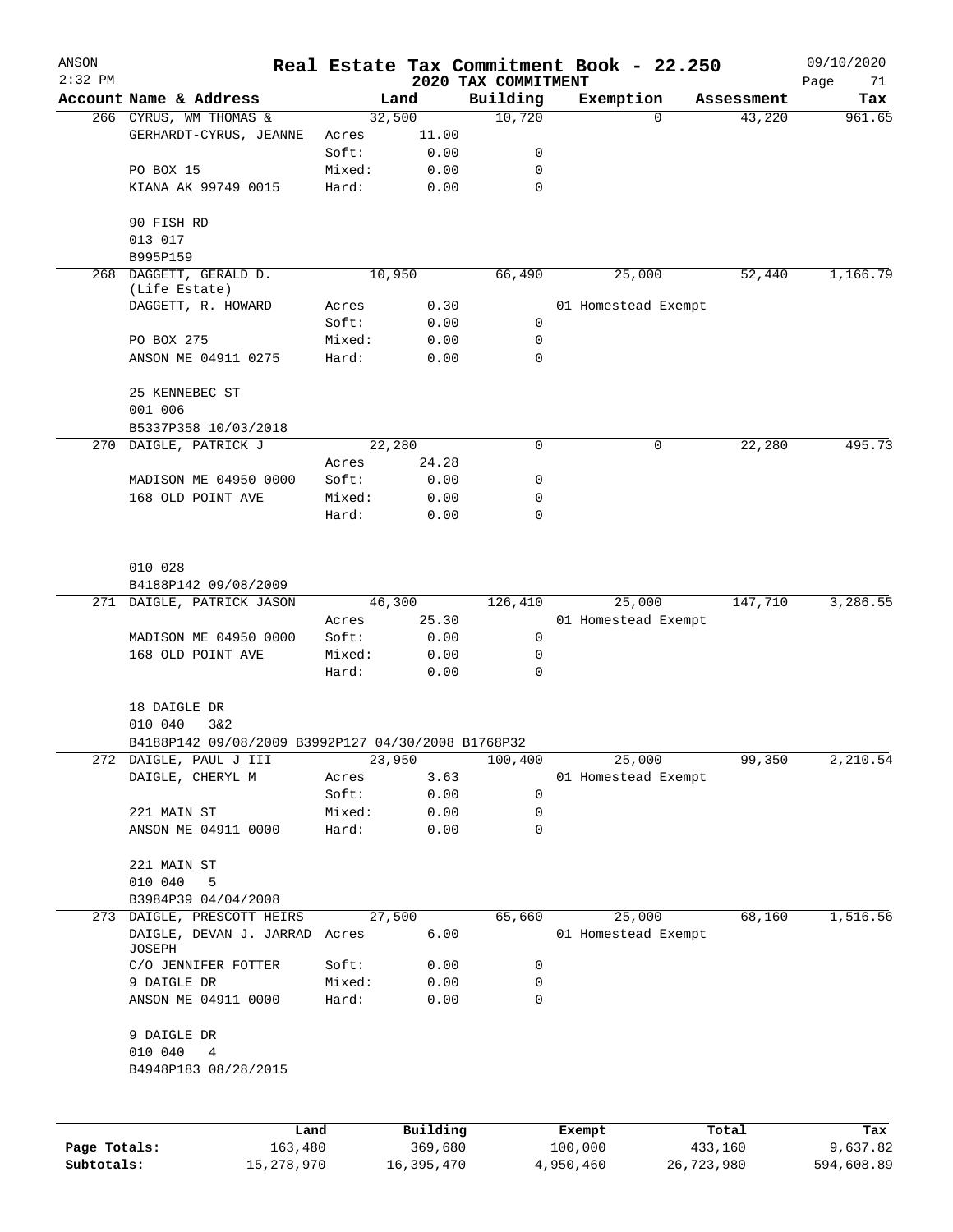# Real Estate Tax Commitment Book - 22.250

ANSON
2:32 PM
2020 TAX COMMITMENT
09/10/2020

| Account Name & Address | | Land | Building | Exemption | Assessment | Tax |
|---|---|---|---|---|---|---|
| 266 CYRUS, WM THOMAS & | | 32,500 | 10,720 | 0 | 43,220 | 961.65 |
| GERHARDT-CYRUS, JEANNE | Acres | 11.00 | | | | |
| | Soft: | 0.00 | 0 | | | |
| PO BOX 15 | Mixed: | 0.00 | 0 | | | |
| KIANA AK 99749 0015 | Hard: | 0.00 | 0 | | | |
| 90 FISH RD | | | | | | |
| 013 017 | | | | | | |
| B995P159 | | | | | | |
| 268 DAGGETT, GERALD D. (Life Estate) | | 10,950 | 66,490 | 25,000 | 52,440 | 1,166.79 |
| DAGGETT, R. HOWARD | Acres | 0.30 | | 01 Homestead Exempt | | |
| | Soft: | 0.00 | 0 | | | |
| PO BOX 275 | Mixed: | 0.00 | 0 | | | |
| ANSON ME 04911 0275 | Hard: | 0.00 | 0 | | | |
| 25 KENNEBEC ST | | | | | | |
| 001 006 | | | | | | |
| B5337P358 10/03/2018 | | | | | | |
| 270 DAIGLE, PATRICK J | | 22,280 | 0 | 0 | 22,280 | 495.73 |
| | Acres | 24.28 | | | | |
| MADISON ME 04950 0000 | Soft: | 0.00 | 0 | | | |
| 168 OLD POINT AVE | Mixed: | 0.00 | 0 | | | |
| | Hard: | 0.00 | 0 | | | |
| 010 028 | | | | | | |
| B4188P142 09/08/2009 | | | | | | |
| 271 DAIGLE, PATRICK JASON | | 46,300 | 126,410 | 25,000 | 147,710 | 3,286.55 |
| | Acres | 25.30 | | 01 Homestead Exempt | | |
| MADISON ME 04950 0000 | Soft: | 0.00 | 0 | | | |
| 168 OLD POINT AVE | Mixed: | 0.00 | 0 | | | |
| | Hard: | 0.00 | 0 | | | |
| 18 DAIGLE DR | | | | | | |
| 010 040 3&2 | | | | | | |
| B4188P142 09/08/2009 B3992P127 04/30/2008 B1768P32 | | | | | | |
| 272 DAIGLE, PAUL J III | | 23,950 | 100,400 | 25,000 | 99,350 | 2,210.54 |
| DAIGLE, CHERYL M | Acres | 3.63 | | 01 Homestead Exempt | | |
| | Soft: | 0.00 | 0 | | | |
| 221 MAIN ST | Mixed: | 0.00 | 0 | | | |
| ANSON ME 04911 0000 | Hard: | 0.00 | 0 | | | |
| 221 MAIN ST | | | | | | |
| 010 040 5 | | | | | | |
| B3984P39 04/04/2008 | | | | | | |
| 273 DAIGLE, PRESCOTT HEIRS | | 27,500 | 65,660 | 25,000 | 68,160 | 1,516.56 |
| DAIGLE, DEVAN J. JARRAD JOSEPH | Acres | 6.00 | | 01 Homestead Exempt | | |
| C/O JENNIFER FOTTER | Soft: | 0.00 | 0 | | | |
| 9 DAIGLE DR | Mixed: | 0.00 | 0 | | | |
| ANSON ME 04911 0000 | Hard: | 0.00 | 0 | | | |
| 9 DAIGLE DR | | | | | | |
| 010 040 4 | | | | | | |
| B4948P183 08/28/2015 | | | | | | |

| | Land | Building | Exempt | Total | Tax |
|---|---|---|---|---|---|
| Page Totals: | 163,480 | 369,680 | 100,000 | 433,160 | 9,637.82 |
| Subtotals: | 15,278,970 | 16,395,470 | 4,950,460 | 26,723,980 | 594,608.89 |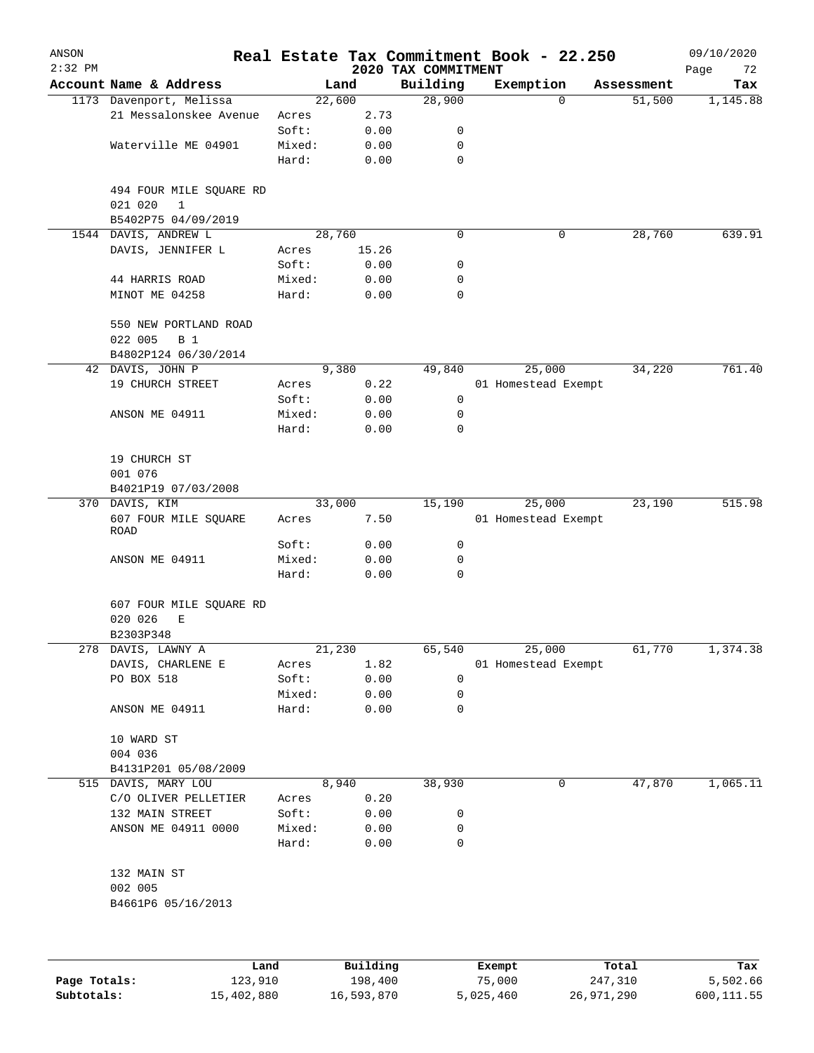# Real Estate Tax Commitment Book - 22.250

## 2020 TAX COMMITMENT

ANSON
2:32 PM
09/10/2020

| Account | Name & Address | | Land | Building | Exemption | Assessment | Tax |
|---|---|---|---|---|---|---|---|
| 1173 | Davenport, Melissa | | 22,600 | 28,900 | 0 | 51,500 | 1,145.88 |
| | 21 Messalonskee Avenue | Acres | 2.73 | | | | |
| | | Soft: | 0.00 | 0 | | | |
| | Waterville ME 04901 | Mixed: | 0.00 | 0 | | | |
| | | Hard: | 0.00 | 0 | | | |
| | 494 FOUR MILE SQUARE RD | | | | | | |
| | 021 020 1 | | | | | | |
| | B5402P75 04/09/2019 | | | | | | |
| 1544 | DAVIS, ANDREW L | | 28,760 | 0 | 0 | 28,760 | 639.91 |
| | DAVIS, JENNIFER L | Acres | 15.26 | | | | |
| | | Soft: | 0.00 | 0 | | | |
| | 44 HARRIS ROAD | Mixed: | 0.00 | 0 | | | |
| | MINOT ME 04258 | Hard: | 0.00 | 0 | | | |
| | 550 NEW PORTLAND ROAD | | | | | | |
| | 022 005 B 1 | | | | | | |
| | B4802P124 06/30/2014 | | | | | | |
| 42 | DAVIS, JOHN P | | 9,380 | 49,840 | 25,000 | 34,220 | 761.40 |
| | 19 CHURCH STREET | Acres | 0.22 | | 01 Homestead Exempt | | |
| | | Soft: | 0.00 | 0 | | | |
| | ANSON ME 04911 | Mixed: | 0.00 | 0 | | | |
| | | Hard: | 0.00 | 0 | | | |
| | 19 CHURCH ST | | | | | | |
| | 001 076 | | | | | | |
| | B4021P19 07/03/2008 | | | | | | |
| 370 | DAVIS, KIM | | 33,000 | 15,190 | 25,000 | 23,190 | 515.98 |
| | 607 FOUR MILE SQUARE ROAD | Acres | 7.50 | | 01 Homestead Exempt | | |
| | | Soft: | 0.00 | 0 | | | |
| | ANSON ME 04911 | Mixed: | 0.00 | 0 | | | |
| | | Hard: | 0.00 | 0 | | | |
| | 607 FOUR MILE SQUARE RD | | | | | | |
| | 020 026 E | | | | | | |
| | B2303P348 | | | | | | |
| 278 | DAVIS, LAWNY A | | 21,230 | 65,540 | 25,000 | 61,770 | 1,374.38 |
| | DAVIS, CHARLENE E | Acres | 1.82 | | 01 Homestead Exempt | | |
| | PO BOX 518 | Soft: | 0.00 | 0 | | | |
| | | Mixed: | 0.00 | 0 | | | |
| | ANSON ME 04911 | Hard: | 0.00 | 0 | | | |
| | 10 WARD ST | | | | | | |
| | 004 036 | | | | | | |
| | B4131P201 05/08/2009 | | | | | | |
| 515 | DAVIS, MARY LOU | | 8,940 | 38,930 | 0 | 47,870 | 1,065.11 |
| | C/O OLIVER PELLETIER | Acres | 0.20 | | | | |
| | 132 MAIN STREET | Soft: | 0.00 | 0 | | | |
| | ANSON ME 04911 0000 | Mixed: | 0.00 | 0 | | | |
| | | Hard: | 0.00 | 0 | | | |
| | 132 MAIN ST | | | | | | |
| | 002 005 | | | | | | |
| | B4661P6 05/16/2013 | | | | | | |

| | Land | Building | Exempt | Total | Tax |
|---|---|---|---|---|---|
| Page Totals: | 123,910 | 198,400 | 75,000 | 247,310 | 5,502.66 |
| Subtotals: | 15,402,880 | 16,593,870 | 5,025,460 | 26,971,290 | 600,111.55 |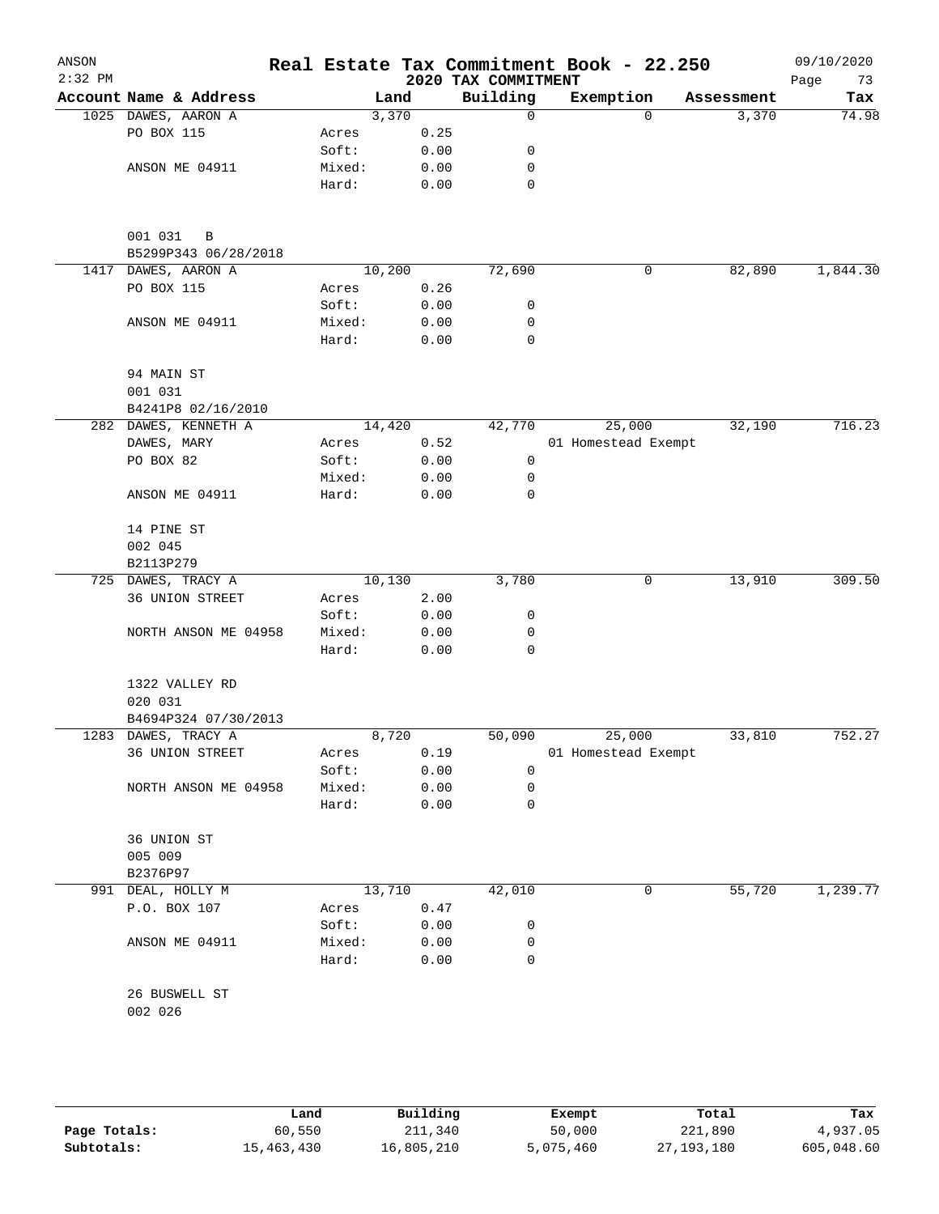# Real Estate Tax Commitment Book - 22.250

ANSON 2:32 PM — 2020 TAX COMMITMENT — 09/10/2020

| Account Name & Address | Land | | Building | Exemption | Assessment | Tax |
|---|---|---|---|---|---|---|
| 1025 DAWES, AARON A | 3,370 | | 0 | 0 | 3,370 | 74.98 |
| PO BOX 115 | Acres | 0.25 | | | | |
| | Soft: | 0.00 | 0 | | | |
| ANSON ME 04911 | Mixed: | 0.00 | 0 | | | |
| | Hard: | 0.00 | 0 | | | |
| 001 031 B | | | | | | |
| B5299P343 06/28/2018 | | | | | | |
| 1417 DAWES, AARON A | 10,200 | | 72,690 | 0 | 82,890 | 1,844.30 |
| PO BOX 115 | Acres | 0.26 | | | | |
| | Soft: | 0.00 | 0 | | | |
| ANSON ME 04911 | Mixed: | 0.00 | 0 | | | |
| | Hard: | 0.00 | 0 | | | |
| 94 MAIN ST | | | | | | |
| 001 031 | | | | | | |
| B4241P8 02/16/2010 | | | | | | |
| 282 DAWES, KENNETH A | 14,420 | | 42,770 | 25,000 | 32,190 | 716.23 |
| DAWES, MARY | Acres | 0.52 | | 01 Homestead Exempt | | |
| PO BOX 82 | Soft: | 0.00 | 0 | | | |
| | Mixed: | 0.00 | 0 | | | |
| ANSON ME 04911 | Hard: | 0.00 | 0 | | | |
| 14 PINE ST | | | | | | |
| 002 045 | | | | | | |
| B2113P279 | | | | | | |
| 725 DAWES, TRACY A | 10,130 | | 3,780 | 0 | 13,910 | 309.50 |
| 36 UNION STREET | Acres | 2.00 | | | | |
| | Soft: | 0.00 | 0 | | | |
| NORTH ANSON ME 04958 | Mixed: | 0.00 | 0 | | | |
| | Hard: | 0.00 | 0 | | | |
| 1322 VALLEY RD | | | | | | |
| 020 031 | | | | | | |
| B4694P324 07/30/2013 | | | | | | |
| 1283 DAWES, TRACY A | 8,720 | | 50,090 | 25,000 | 33,810 | 752.27 |
| 36 UNION STREET | Acres | 0.19 | | 01 Homestead Exempt | | |
| | Soft: | 0.00 | 0 | | | |
| NORTH ANSON ME 04958 | Mixed: | 0.00 | 0 | | | |
| | Hard: | 0.00 | 0 | | | |
| 36 UNION ST | | | | | | |
| 005 009 | | | | | | |
| B2376P97 | | | | | | |
| 991 DEAL, HOLLY M | 13,710 | | 42,010 | 0 | 55,720 | 1,239.77 |
| P.O. BOX 107 | Acres | 0.47 | | | | |
| | Soft: | 0.00 | 0 | | | |
| ANSON ME 04911 | Mixed: | 0.00 | 0 | | | |
| | Hard: | 0.00 | 0 | | | |
| 26 BUSWELL ST | | | | | | |
| 002 026 | | | | | | |

| | Land | Building | Exempt | Total | Tax |
|---|---|---|---|---|---|
| Page Totals: | 60,550 | 211,340 | 50,000 | 221,890 | 4,937.05 |
| Subtotals: | 15,463,430 | 16,805,210 | 5,075,460 | 27,193,180 | 605,048.60 |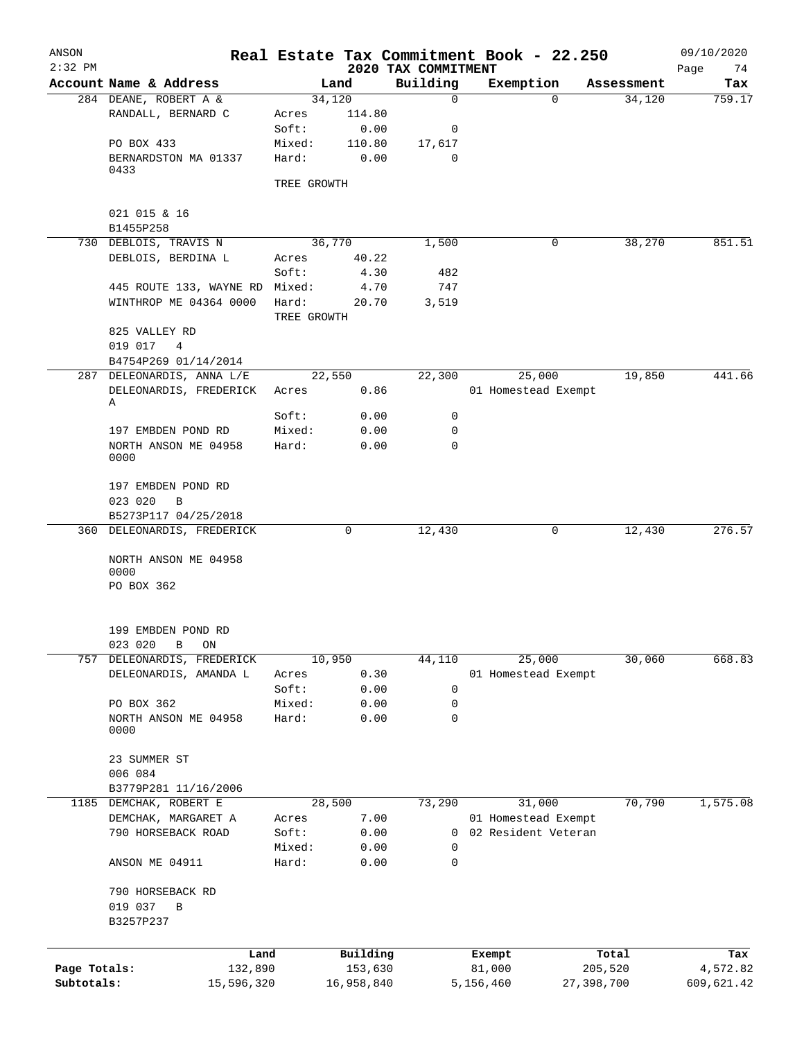# Real Estate Tax Commitment Book - 22.250

ANSON
2:32 PM

## 2020 TAX COMMITMENT

09/10/2020
Page 74

| Account Name & Address | Land | | Building | Exemption | Assessment | Tax |
|---|---|---|---|---|---|---|
| 284 DEANE, ROBERT A & | 34,120 | | 0 | 0 | 34,120 | 759.17 |
| RANDALL, BERNARD C | Acres | 114.80 | | | | |
| | Soft: | 0.00 | 0 | | | |
| PO BOX 433 | Mixed: | 110.80 | 17,617 | | | |
| BERNARDSTON MA 01337 0433 | Hard: | 0.00 | 0 | | | |
| | TREE GROWTH | | | | | |
| 021 015 & 16 | | | | | | |
| B1455P258 | | | | | | |
| 730 DEBLOIS, TRAVIS N | 36,770 | | 1,500 | 0 | 38,270 | 851.51 |
| DEBLOIS, BERDINA L | Acres | 40.22 | | | | |
| | Soft: | 4.30 | 482 | | | |
| 445 ROUTE 133, WAYNE RD | Mixed: | 4.70 | 747 | | | |
| WINTHROP ME 04364 0000 | Hard: | 20.70 | 3,519 | | | |
| | TREE GROWTH | | | | | |
| 825 VALLEY RD | | | | | | |
| 019 017 4 | | | | | | |
| B4754P269 01/14/2014 | | | | | | |
| 287 DELEONARDIS, ANNA L/E | 22,550 | | 22,300 | 25,000 | 19,850 | 441.66 |
| DELEONARDIS, FREDERICK A | Acres | 0.86 | | 01 Homestead Exempt | | |
| | Soft: | 0.00 | 0 | | | |
| 197 EMBDEN POND RD | Mixed: | 0.00 | 0 | | | |
| NORTH ANSON ME 04958 0000 | Hard: | 0.00 | 0 | | | |
| 197 EMBDEN POND RD | | | | | | |
| 023 020 B | | | | | | |
| B5273P117 04/25/2018 | | | | | | |
| 360 DELEONARDIS, FREDERICK | 0 | | 12,430 | 0 | 12,430 | 276.57 |
| NORTH ANSON ME 04958 0000 | | | | | | |
| PO BOX 362 | | | | | | |
| 199 EMBDEN POND RD | | | | | | |
| 023 020 B ON | | | | | | |
| 757 DELEONARDIS, FREDERICK | 10,950 | | 44,110 | 25,000 | 30,060 | 668.83 |
| DELEONARDIS, AMANDA L | Acres | 0.30 | | 01 Homestead Exempt | | |
| | Soft: | 0.00 | 0 | | | |
| PO BOX 362 | Mixed: | 0.00 | 0 | | | |
| NORTH ANSON ME 04958 0000 | Hard: | 0.00 | 0 | | | |
| 23 SUMMER ST | | | | | | |
| 006 084 | | | | | | |
| B3779P281 11/16/2006 | | | | | | |
| 1185 DEMCHAK, ROBERT E | 28,500 | | 73,290 | 31,000 | 70,790 | 1,575.08 |
| DEMCHAK, MARGARET A | Acres | 7.00 | | 01 Homestead Exempt | | |
| 790 HORSEBACK ROAD | Soft: | 0.00 | 0 | 02 Resident Veteran | | |
| | Mixed: | 0.00 | 0 | | | |
| ANSON ME 04911 | Hard: | 0.00 | 0 | | | |
| 790 HORSEBACK RD | | | | | | |
| 019 037 B | | | | | | |
| B3257P237 | | | | | | |

| | Land | Building | Exempt | Total | Tax |
|---|---|---|---|---|---|
| Page Totals: | 132,890 | 153,630 | 81,000 | 205,520 | 4,572.82 |
| Subtotals: | 15,596,320 | 16,958,840 | 5,156,460 | 27,398,700 | 609,621.42 |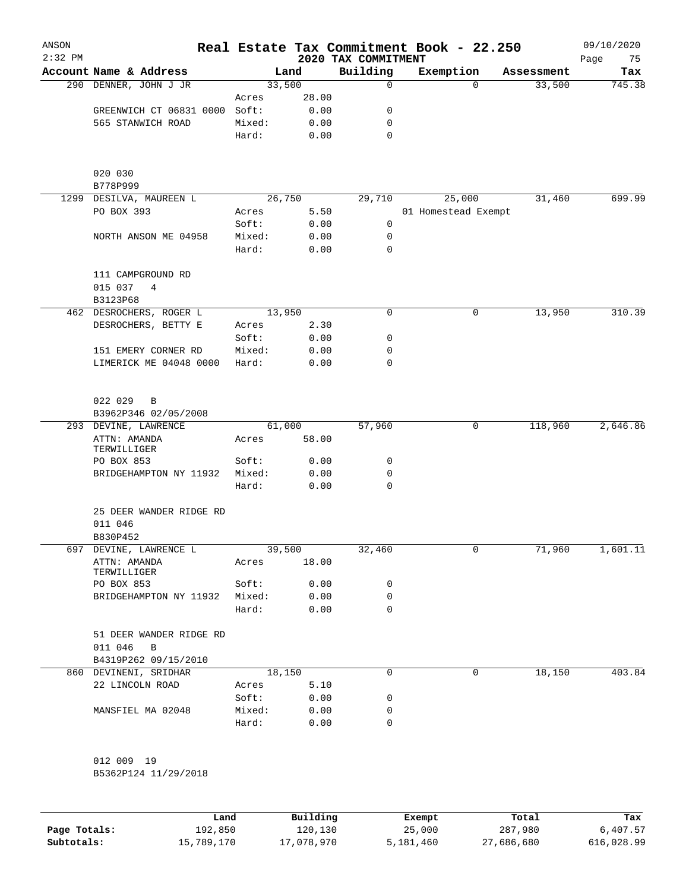# Real Estate Tax Commitment Book - 22.250

ANSON
2:32 PM

2020 TAX COMMITMENT

09/10/2020

| Account | Name & Address | | Land | Building | Exemption | Assessment | Tax |
|---|---|---|---|---|---|---|---|
| 290 | DENNER, JOHN J JR | | 33,500 | 0 | 0 | 33,500 | 745.38 |
| | | Acres | 28.00 | | | | |
| | GREENWICH CT 06831 0000 | Soft: | 0.00 | 0 | | | |
| | 565 STANWICH ROAD | Mixed: | 0.00 | 0 | | | |
| | | Hard: | 0.00 | 0 | | | |
| | 020 030 | | | | | | |
| | B778P999 | | | | | | |
| 1299 | DESILVA, MAUREEN L | | 26,750 | 29,710 | 25,000 | 31,460 | 699.99 |
| | PO BOX 393 | Acres | 5.50 | | 01 Homestead Exempt | | |
| | | Soft: | 0.00 | 0 | | | |
| | NORTH ANSON ME 04958 | Mixed: | 0.00 | 0 | | | |
| | | Hard: | 0.00 | 0 | | | |
| | 111 CAMPGROUND RD | | | | | | |
| | 015 037 4 | | | | | | |
| | B3123P68 | | | | | | |
| 462 | DESROCHERS, ROGER L | | 13,950 | 0 | 0 | 13,950 | 310.39 |
| | DESROCHERS, BETTY E | Acres | 2.30 | | | | |
| | | Soft: | 0.00 | 0 | | | |
| | 151 EMERY CORNER RD | Mixed: | 0.00 | 0 | | | |
| | LIMERICK ME 04048 0000 | Hard: | 0.00 | 0 | | | |
| | 022 029 B | | | | | | |
| | B3962P346 02/05/2008 | | | | | | |
| 293 | DEVINE, LAWRENCE | | 61,000 | 57,960 | 0 | 118,960 | 2,646.86 |
| | ATTN: AMANDA TERWILLIGER | Acres | 58.00 | | | | |
| | PO BOX 853 | Soft: | 0.00 | 0 | | | |
| | BRIDGEHAMPTON NY 11932 | Mixed: | 0.00 | 0 | | | |
| | | Hard: | 0.00 | 0 | | | |
| | 25 DEER WANDER RIDGE RD | | | | | | |
| | 011 046 | | | | | | |
| | B830P452 | | | | | | |
| 697 | DEVINE, LAWRENCE L | | 39,500 | 32,460 | 0 | 71,960 | 1,601.11 |
| | ATTN: AMANDA TERWILLIGER | Acres | 18.00 | | | | |
| | PO BOX 853 | Soft: | 0.00 | 0 | | | |
| | BRIDGEHAMPTON NY 11932 | Mixed: | 0.00 | 0 | | | |
| | | Hard: | 0.00 | 0 | | | |
| | 51 DEER WANDER RIDGE RD | | | | | | |
| | 011 046 B | | | | | | |
| | B4319P262 09/15/2010 | | | | | | |
| 860 | DEVINENI, SRIDHAR | | 18,150 | 0 | 0 | 18,150 | 403.84 |
| | 22 LINCOLN ROAD | Acres | 5.10 | | | | |
| | | Soft: | 0.00 | 0 | | | |
| | MANSFIEL MA 02048 | Mixed: | 0.00 | 0 | | | |
| | | Hard: | 0.00 | 0 | | | |
| | 012 009 19 | | | | | | |
| | B5362P124 11/29/2018 | | | | | | |

| | Land | Building | Exempt | Total | Tax |
|---|---|---|---|---|---|
| Page Totals: | 192,850 | 120,130 | 25,000 | 287,980 | 6,407.57 |
| Subtotals: | 15,789,170 | 17,078,970 | 5,181,460 | 27,686,680 | 616,028.99 |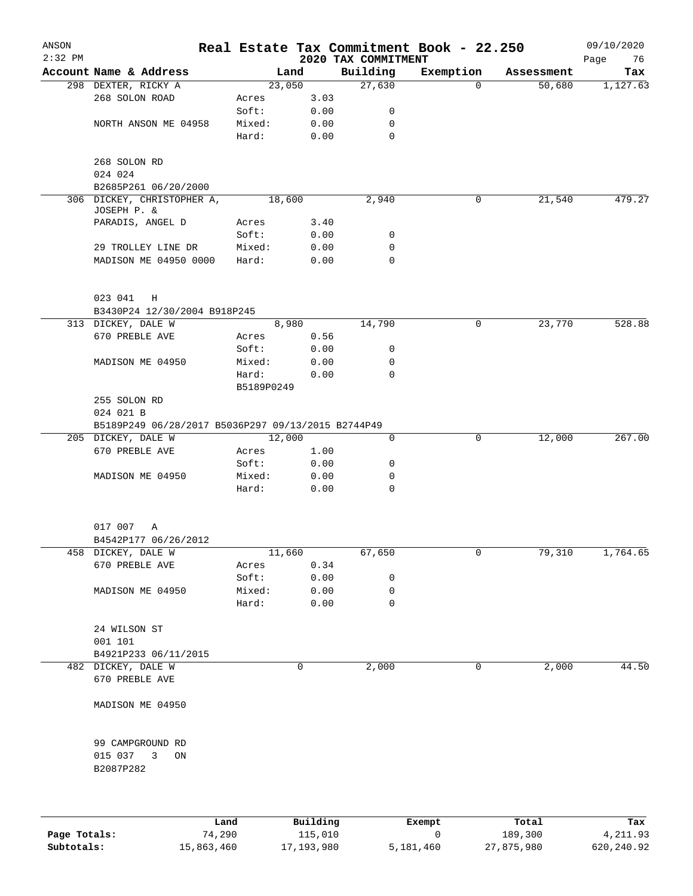ANSON
2:32 PM

# Real Estate Tax Commitment Book - 22.250

## 2020 TAX COMMITMENT

09/10/2020

| Account Name & Address | | Land | Building | Exemption | Assessment | Tax |
|---|---|---|---|---|---|---|
| 298 DEXTER, RICKY A | | 23,050 | 27,630 | 0 | 50,680 | 1,127.63 |
| 268 SOLON ROAD | Acres | 3.03 | | | | |
| | Soft: | 0.00 | 0 | | | |
| NORTH ANSON ME 04958 | Mixed: | 0.00 | 0 | | | |
| | Hard: | 0.00 | 0 | | | |
| 268 SOLON RD | | | | | | |
| 024 024 | | | | | | |
| B2685P261 06/20/2000 | | | | | | |
| 306 DICKEY, CHRISTOPHER A, JOSEPH P. & | | 18,600 | 2,940 | 0 | 21,540 | 479.27 |
| PARADIS, ANGEL D | Acres | 3.40 | | | | |
| | Soft: | 0.00 | 0 | | | |
| 29 TROLLEY LINE DR | Mixed: | 0.00 | 0 | | | |
| MADISON ME 04950 0000 | Hard: | 0.00 | 0 | | | |
| 023 041 H | | | | | | |
| B3430P24 12/30/2004 B918P245 | | | | | | |
| 313 DICKEY, DALE W | | 8,980 | 14,790 | 0 | 23,770 | 528.88 |
| 670 PREBLE AVE | Acres | 0.56 | | | | |
| | Soft: | 0.00 | 0 | | | |
| MADISON ME 04950 | Mixed: | 0.00 | 0 | | | |
| | Hard: | 0.00 | 0 | | | |
| | B5189P0249 | | | | | |
| 255 SOLON RD | | | | | | |
| 024 021 B | | | | | | |
| B5189P249 06/28/2017 B5036P297 09/13/2015 B2744P49 | | | | | | |
| 205 DICKEY, DALE W | | 12,000 | 0 | 0 | 12,000 | 267.00 |
| 670 PREBLE AVE | Acres | 1.00 | | | | |
| | Soft: | 0.00 | 0 | | | |
| MADISON ME 04950 | Mixed: | 0.00 | 0 | | | |
| | Hard: | 0.00 | 0 | | | |
| 017 007 A | | | | | | |
| B4542P177 06/26/2012 | | | | | | |
| 458 DICKEY, DALE W | | 11,660 | 67,650 | 0 | 79,310 | 1,764.65 |
| 670 PREBLE AVE | Acres | 0.34 | | | | |
| | Soft: | 0.00 | 0 | | | |
| MADISON ME 04950 | Mixed: | 0.00 | 0 | | | |
| | Hard: | 0.00 | 0 | | | |
| 24 WILSON ST | | | | | | |
| 001 101 | | | | | | |
| B4921P233 06/11/2015 | | | | | | |
| 482 DICKEY, DALE W | | 0 | 2,000 | 0 | 2,000 | 44.50 |
| 670 PREBLE AVE | | | | | | |
| MADISON ME 04950 | | | | | | |
| 99 CAMPGROUND RD | | | | | | |
| 015 037 3 ON | | | | | | |
| B2087P282 | | | | | | |

| | Land | Building | Exempt | Total | Tax |
|---|---|---|---|---|---|
| Page Totals: | 74,290 | 115,010 | 0 | 189,300 | 4,211.93 |
| Subtotals: | 15,863,460 | 17,193,980 | 5,181,460 | 27,875,980 | 620,240.92 |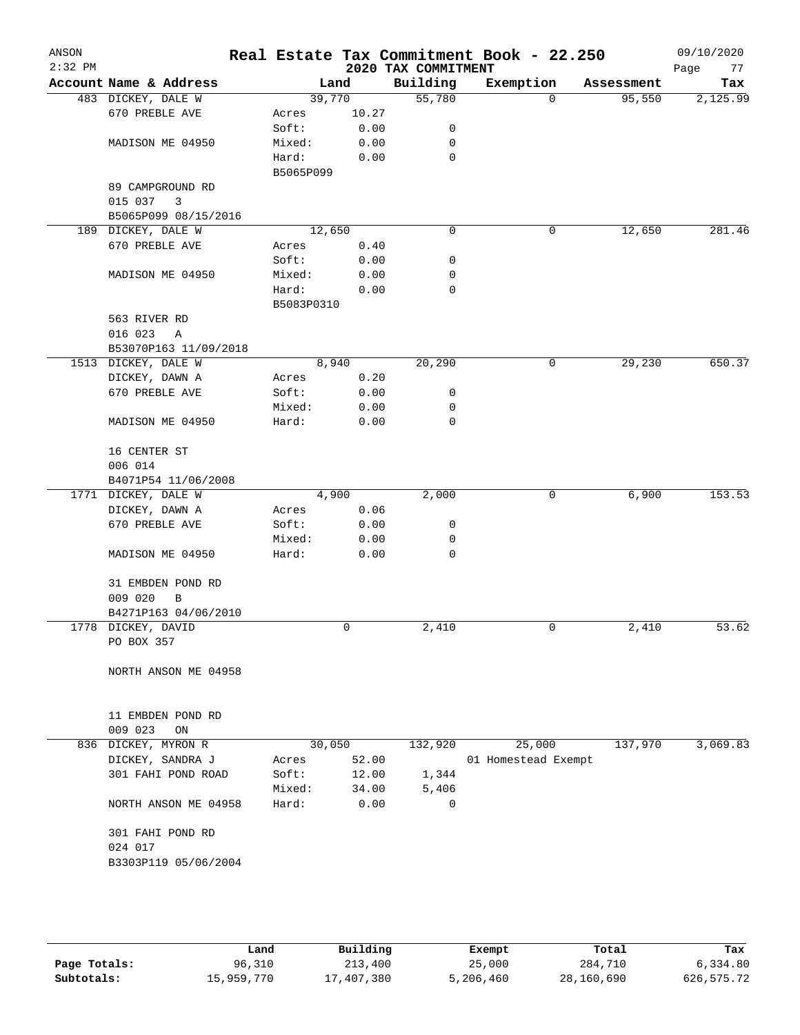# Real Estate Tax Commitment Book - 22.250

ANSON
2:32 PM

2020 TAX COMMITMENT

09/10/2020

| Account Name & Address | Land | | Building | Exemption | Assessment | Tax |
|---|---|---|---|---|---|---|
| 483 DICKEY, DALE W | 39,770 | | 55,780 | 0 | 95,550 | 2,125.99 |
| 670 PREBLE AVE | Acres | 10.27 | | | | |
| | Soft: | 0.00 | 0 | | | |
| MADISON ME 04950 | Mixed: | 0.00 | 0 | | | |
| | Hard: | 0.00 | 0 | | | |
| | B5065P099 | | | | | |
| 89 CAMPGROUND RD | | | | | | |
| 015 037 3 | | | | | | |
| B5065P099 08/15/2016 | | | | | | |
| 189 DICKEY, DALE W | 12,650 | | 0 | 0 | 12,650 | 281.46 |
| 670 PREBLE AVE | Acres | 0.40 | | | | |
| | Soft: | 0.00 | 0 | | | |
| MADISON ME 04950 | Mixed: | 0.00 | 0 | | | |
| | Hard: | 0.00 | 0 | | | |
| | B5083P0310 | | | | | |
| 563 RIVER RD | | | | | | |
| 016 023 A | | | | | | |
| B53070P163 11/09/2018 | | | | | | |
| 1513 DICKEY, DALE W | 8,940 | | 20,290 | 0 | 29,230 | 650.37 |
| DICKEY, DAWN A | Acres | 0.20 | | | | |
| 670 PREBLE AVE | Soft: | 0.00 | 0 | | | |
| | Mixed: | 0.00 | 0 | | | |
| MADISON ME 04950 | Hard: | 0.00 | 0 | | | |
| 16 CENTER ST | | | | | | |
| 006 014 | | | | | | |
| B4071P54 11/06/2008 | | | | | | |
| 1771 DICKEY, DALE W | 4,900 | | 2,000 | 0 | 6,900 | 153.53 |
| DICKEY, DAWN A | Acres | 0.06 | | | | |
| 670 PREBLE AVE | Soft: | 0.00 | 0 | | | |
| | Mixed: | 0.00 | 0 | | | |
| MADISON ME 04950 | Hard: | 0.00 | 0 | | | |
| 31 EMBDEN POND RD | | | | | | |
| 009 020 B | | | | | | |
| B4271P163 04/06/2010 | | | | | | |
| 1778 DICKEY, DAVID | 0 | | 2,410 | 0 | 2,410 | 53.62 |
| PO BOX 357 | | | | | | |
| NORTH ANSON ME 04958 | | | | | | |
| 11 EMBDEN POND RD | | | | | | |
| 009 023 ON | | | | | | |
| 836 DICKEY, MYRON R | 30,050 | | 132,920 | 25,000 | 137,970 | 3,069.83 |
| DICKEY, SANDRA J | Acres | 52.00 | | 01 Homestead Exempt | | |
| 301 FAHI POND ROAD | Soft: | 12.00 | 1,344 | | | |
| | Mixed: | 34.00 | 5,406 | | | |
| NORTH ANSON ME 04958 | Hard: | 0.00 | 0 | | | |
| 301 FAHI POND RD | | | | | | |
| 024 017 | | | | | | |
| B3303P119 05/06/2004 | | | | | | |

| | Land | Building | Exempt | Total | Tax |
|---|---|---|---|---|---|
| Page Totals: | 96,310 | 213,400 | 25,000 | 284,710 | 6,334.80 |
| Subtotals: | 15,959,770 | 17,407,380 | 5,206,460 | 28,160,690 | 626,575.72 |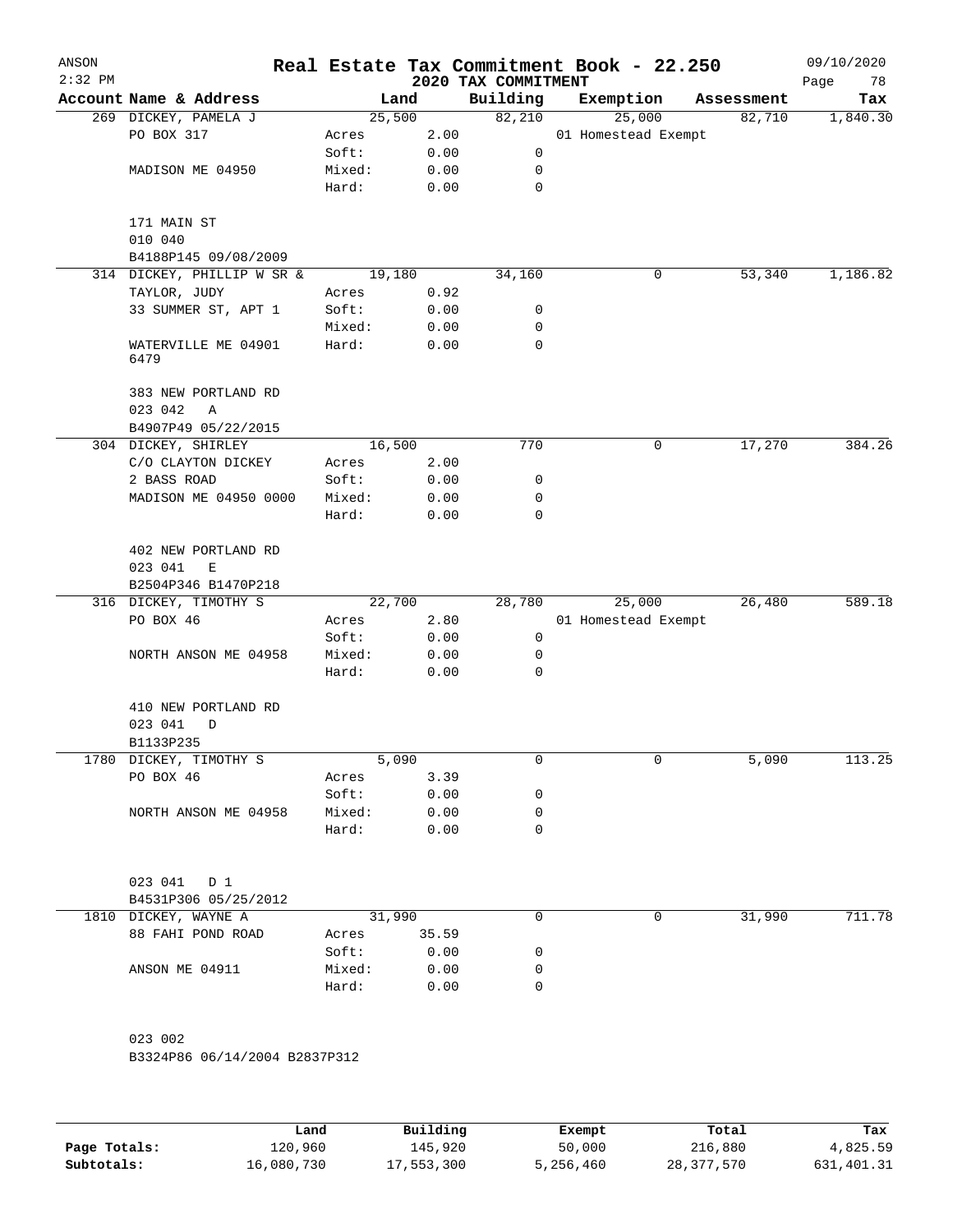# Real Estate Tax Commitment Book - 22.250

ANSON 2:32 PM — 2020 TAX COMMITMENT — 09/10/2020

| Account | Name & Address | | Land | Building | Exemption | Assessment | Tax |
|---|---|---|---|---|---|---|---|
| 269 | DICKEY, PAMELA J | | 25,500 | 82,210 | 25,000 | 82,710 | 1,840.30 |
| | PO BOX 317 | Acres | 2.00 | | 01 Homestead Exempt | | |
| | | Soft: | 0.00 | 0 | | | |
| | MADISON ME 04950 | Mixed: | 0.00 | 0 | | | |
| | | Hard: | 0.00 | 0 | | | |
| | 171 MAIN ST | | | | | | |
| | 010 040 | | | | | | |
| | B4188P145 09/08/2009 | | | | | | |
| 314 | DICKEY, PHILLIP W SR & | | 19,180 | 34,160 | 0 | 53,340 | 1,186.82 |
| | TAYLOR, JUDY | Acres | 0.92 | | | | |
| | 33 SUMMER ST, APT 1 | Soft: | 0.00 | 0 | | | |
| | | Mixed: | 0.00 | 0 | | | |
| | WATERVILLE ME 04901 6479 | Hard: | 0.00 | 0 | | | |
| | 383 NEW PORTLAND RD | | | | | | |
| | 023 042 A | | | | | | |
| | B4907P49 05/22/2015 | | | | | | |
| 304 | DICKEY, SHIRLEY | | 16,500 | 770 | 0 | 17,270 | 384.26 |
| | C/O CLAYTON DICKEY | Acres | 2.00 | | | | |
| | 2 BASS ROAD | Soft: | 0.00 | 0 | | | |
| | MADISON ME 04950 0000 | Mixed: | 0.00 | 0 | | | |
| | | Hard: | 0.00 | 0 | | | |
| | 402 NEW PORTLAND RD | | | | | | |
| | 023 041 E | | | | | | |
| | B2504P346 B1470P218 | | | | | | |
| 316 | DICKEY, TIMOTHY S | | 22,700 | 28,780 | 25,000 | 26,480 | 589.18 |
| | PO BOX 46 | Acres | 2.80 | | 01 Homestead Exempt | | |
| | | Soft: | 0.00 | 0 | | | |
| | NORTH ANSON ME 04958 | Mixed: | 0.00 | 0 | | | |
| | | Hard: | 0.00 | 0 | | | |
| | 410 NEW PORTLAND RD | | | | | | |
| | 023 041 D | | | | | | |
| | B1133P235 | | | | | | |
| 1780 | DICKEY, TIMOTHY S | | 5,090 | 0 | 0 | 5,090 | 113.25 |
| | PO BOX 46 | Acres | 3.39 | | | | |
| | | Soft: | 0.00 | 0 | | | |
| | NORTH ANSON ME 04958 | Mixed: | 0.00 | 0 | | | |
| | | Hard: | 0.00 | 0 | | | |
| | 023 041 D 1 | | | | | | |
| | B4531P306 05/25/2012 | | | | | | |
| 1810 | DICKEY, WAYNE A | | 31,990 | 0 | 0 | 31,990 | 711.78 |
| | 88 FAHI POND ROAD | Acres | 35.59 | | | | |
| | | Soft: | 0.00 | 0 | | | |
| | ANSON ME 04911 | Mixed: | 0.00 | 0 | | | |
| | | Hard: | 0.00 | 0 | | | |
| | 023 002 | | | | | | |
| | B3324P86 06/14/2004 B2837P312 | | | | | | |

| | Land | Building | Exempt | Total | Tax |
|---|---|---|---|---|---|
| Page Totals: | 120,960 | 145,920 | 50,000 | 216,880 | 4,825.59 |
| Subtotals: | 16,080,730 | 17,553,300 | 5,256,460 | 28,377,570 | 631,401.31 |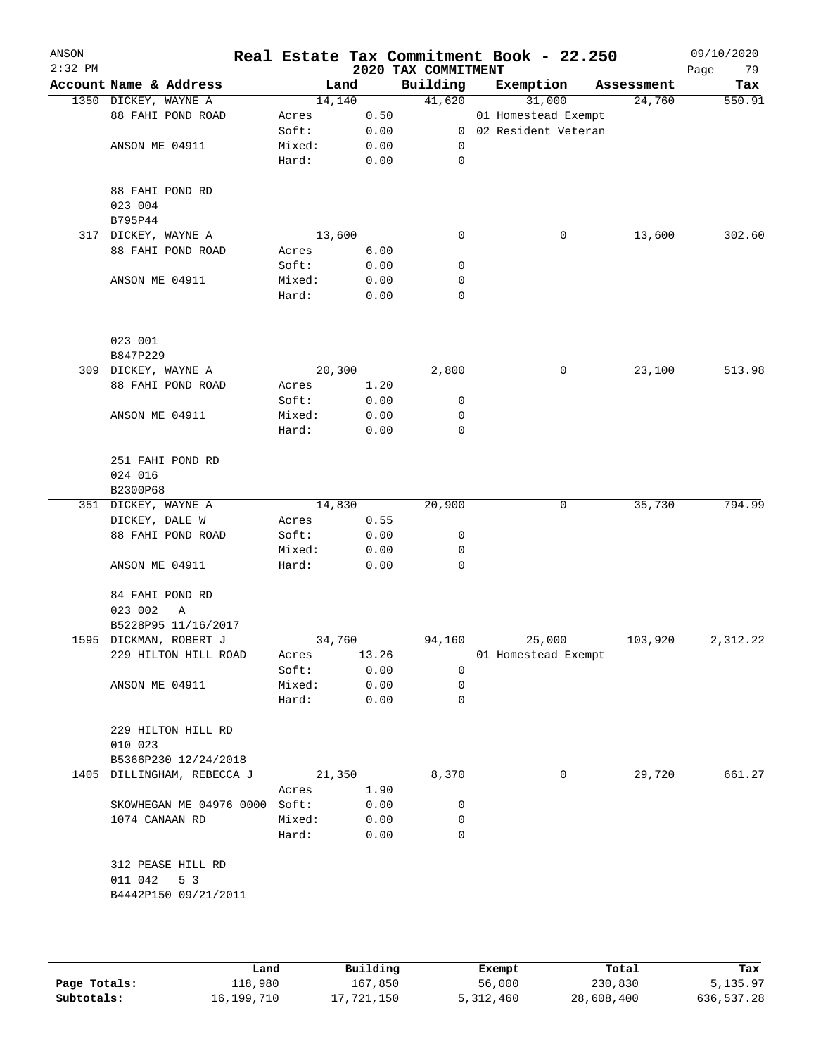ANSON 2:32 PM

# Real Estate Tax Commitment Book - 22.250

## 2020 TAX COMMITMENT

09/10/2020 Page 79

| Account Name & Address | | Land | Building | Exemption | Assessment | Tax |
|---|---|---|---|---|---|---|
| 1350 DICKEY, WAYNE A | | 14,140 | 41,620 | 31,000 | 24,760 | 550.91 |
| 88 FAHI POND ROAD | Acres | 0.50 | | 01 Homestead Exempt | | |
| | Soft: | 0.00 | 0 | 02 Resident Veteran | | |
| ANSON ME 04911 | Mixed: | 0.00 | 0 | | | |
| | Hard: | 0.00 | 0 | | | |
| 88 FAHI POND RD | | | | | | |
| 023 004 | | | | | | |
| B795P44 | | | | | | |
| 317 DICKEY, WAYNE A | | 13,600 | 0 | 0 | 13,600 | 302.60 |
| 88 FAHI POND ROAD | Acres | 6.00 | | | | |
| | Soft: | 0.00 | 0 | | | |
| ANSON ME 04911 | Mixed: | 0.00 | 0 | | | |
| | Hard: | 0.00 | 0 | | | |
| 023 001 | | | | | | |
| B847P229 | | | | | | |
| 309 DICKEY, WAYNE A | | 20,300 | 2,800 | 0 | 23,100 | 513.98 |
| 88 FAHI POND ROAD | Acres | 1.20 | | | | |
| | Soft: | 0.00 | 0 | | | |
| ANSON ME 04911 | Mixed: | 0.00 | 0 | | | |
| | Hard: | 0.00 | 0 | | | |
| 251 FAHI POND RD | | | | | | |
| 024 016 | | | | | | |
| B2300P68 | | | | | | |
| 351 DICKEY, WAYNE A | | 14,830 | 20,900 | 0 | 35,730 | 794.99 |
| DICKEY, DALE W | Acres | 0.55 | | | | |
| 88 FAHI POND ROAD | Soft: | 0.00 | 0 | | | |
| | Mixed: | 0.00 | 0 | | | |
| ANSON ME 04911 | Hard: | 0.00 | 0 | | | |
| 84 FAHI POND RD | | | | | | |
| 023 002 A | | | | | | |
| B5228P95 11/16/2017 | | | | | | |
| 1595 DICKMAN, ROBERT J | | 34,760 | 94,160 | 25,000 | 103,920 | 2,312.22 |
| 229 HILTON HILL ROAD | Acres | 13.26 | | 01 Homestead Exempt | | |
| | Soft: | 0.00 | 0 | | | |
| ANSON ME 04911 | Mixed: | 0.00 | 0 | | | |
| | Hard: | 0.00 | 0 | | | |
| 229 HILTON HILL RD | | | | | | |
| 010 023 | | | | | | |
| B5366P230 12/24/2018 | | | | | | |
| 1405 DILLINGHAM, REBECCA J | | 21,350 | 8,370 | 0 | 29,720 | 661.27 |
| | Acres | 1.90 | | | | |
| SKOWHEGAN ME 04976 0000 | Soft: | 0.00 | 0 | | | |
| 1074 CANAAN RD | Mixed: | 0.00 | 0 | | | |
| | Hard: | 0.00 | 0 | | | |
| 312 PEASE HILL RD | | | | | | |
| 011 042 5 3 | | | | | | |
| B4442P150 09/21/2011 | | | | | | |

| | Land | Building | Exempt | Total | Tax |
|---|---|---|---|---|---|
| Page Totals: | 118,980 | 167,850 | 56,000 | 230,830 | 5,135.97 |
| Subtotals: | 16,199,710 | 17,721,150 | 5,312,460 | 28,608,400 | 636,537.28 |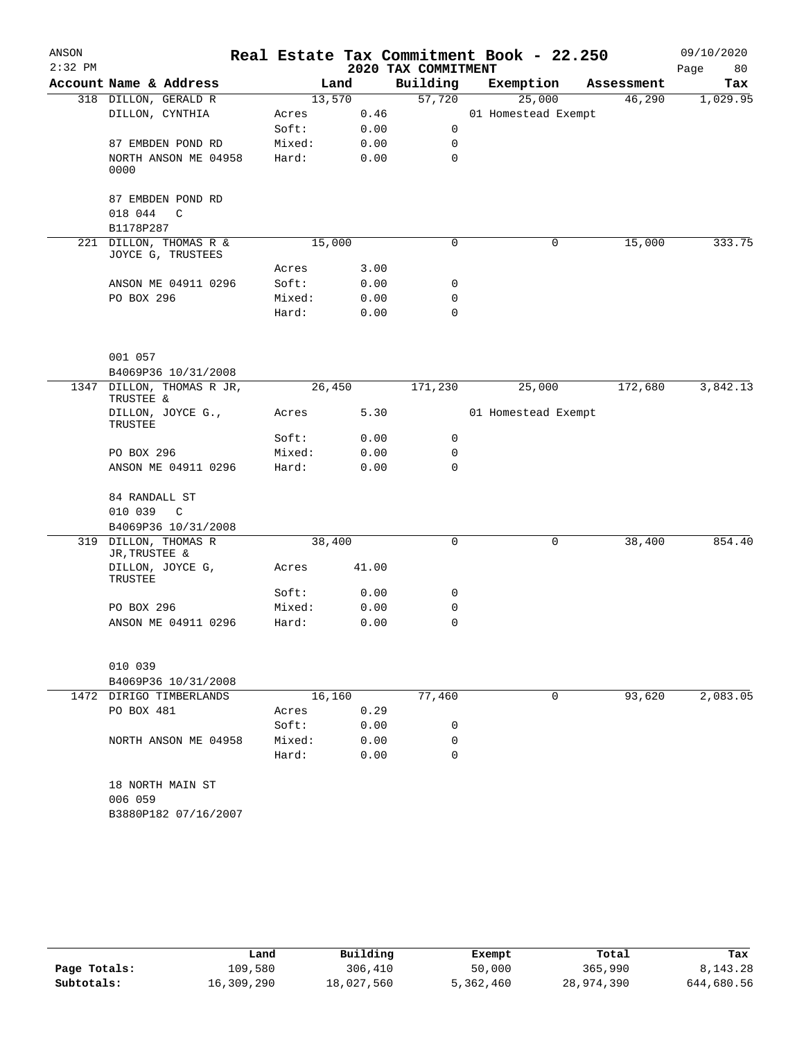# Real Estate Tax Commitment Book - 22.250

ANSON
2:32 PM

2020 TAX COMMITMENT

09/10/2020

| Account Name & Address | Land | | Building | Exemption | Assessment | Tax |
|---|---|---|---|---|---|---|
| 318 DILLON, GERALD R | 13,570 | | 57,720 | 25,000 | 46,290 | 1,029.95 |
| DILLON, CYNTHIA | Acres | 0.46 | | 01 Homestead Exempt | | |
| | Soft: | 0.00 | 0 | | | |
| 87 EMBDEN POND RD | Mixed: | 0.00 | 0 | | | |
| NORTH ANSON ME 04958 0000 | Hard: | 0.00 | 0 | | | |
| 87 EMBDEN POND RD | | | | | | |
| 018 044 C | | | | | | |
| B1178P287 | | | | | | |
| 221 DILLON, THOMAS R & JOYCE G, TRUSTEES | 15,000 | | 0 | 0 | 15,000 | 333.75 |
| | Acres | 3.00 | | | | |
| ANSON ME 04911 0296 | Soft: | 0.00 | 0 | | | |
| PO BOX 296 | Mixed: | 0.00 | 0 | | | |
| | Hard: | 0.00 | 0 | | | |
| 001 057 | | | | | | |
| B4069P36 10/31/2008 | | | | | | |
| 1347 DILLON, THOMAS R JR, TRUSTEE & | 26,450 | | 171,230 | 25,000 | 172,680 | 3,842.13 |
| DILLON, JOYCE G., TRUSTEE | Acres | 5.30 | | 01 Homestead Exempt | | |
| | Soft: | 0.00 | 0 | | | |
| PO BOX 296 | Mixed: | 0.00 | 0 | | | |
| ANSON ME 04911 0296 | Hard: | 0.00 | 0 | | | |
| 84 RANDALL ST | | | | | | |
| 010 039 C | | | | | | |
| B4069P36 10/31/2008 | | | | | | |
| 319 DILLON, THOMAS R JR,TRUSTEE & | 38,400 | | 0 | 0 | 38,400 | 854.40 |
| DILLON, JOYCE G, TRUSTEE | Acres | 41.00 | | | | |
| | Soft: | 0.00 | 0 | | | |
| PO BOX 296 | Mixed: | 0.00 | 0 | | | |
| ANSON ME 04911 0296 | Hard: | 0.00 | 0 | | | |
| 010 039 | | | | | | |
| B4069P36 10/31/2008 | | | | | | |
| 1472 DIRIGO TIMBERLANDS | 16,160 | | 77,460 | 0 | 93,620 | 2,083.05 |
| PO BOX 481 | Acres | 0.29 | | | | |
| | Soft: | 0.00 | 0 | | | |
| NORTH ANSON ME 04958 | Mixed: | 0.00 | 0 | | | |
| | Hard: | 0.00 | 0 | | | |
| 18 NORTH MAIN ST | | | | | | |
| 006 059 | | | | | | |
| B3880P182 07/16/2007 | | | | | | |

| | Land | Building | Exempt | Total | Tax |
|---|---|---|---|---|---|
| Page Totals: | 109,580 | 306,410 | 50,000 | 365,990 | 8,143.28 |
| Subtotals: | 16,309,290 | 18,027,560 | 5,362,460 | 28,974,390 | 644,680.56 |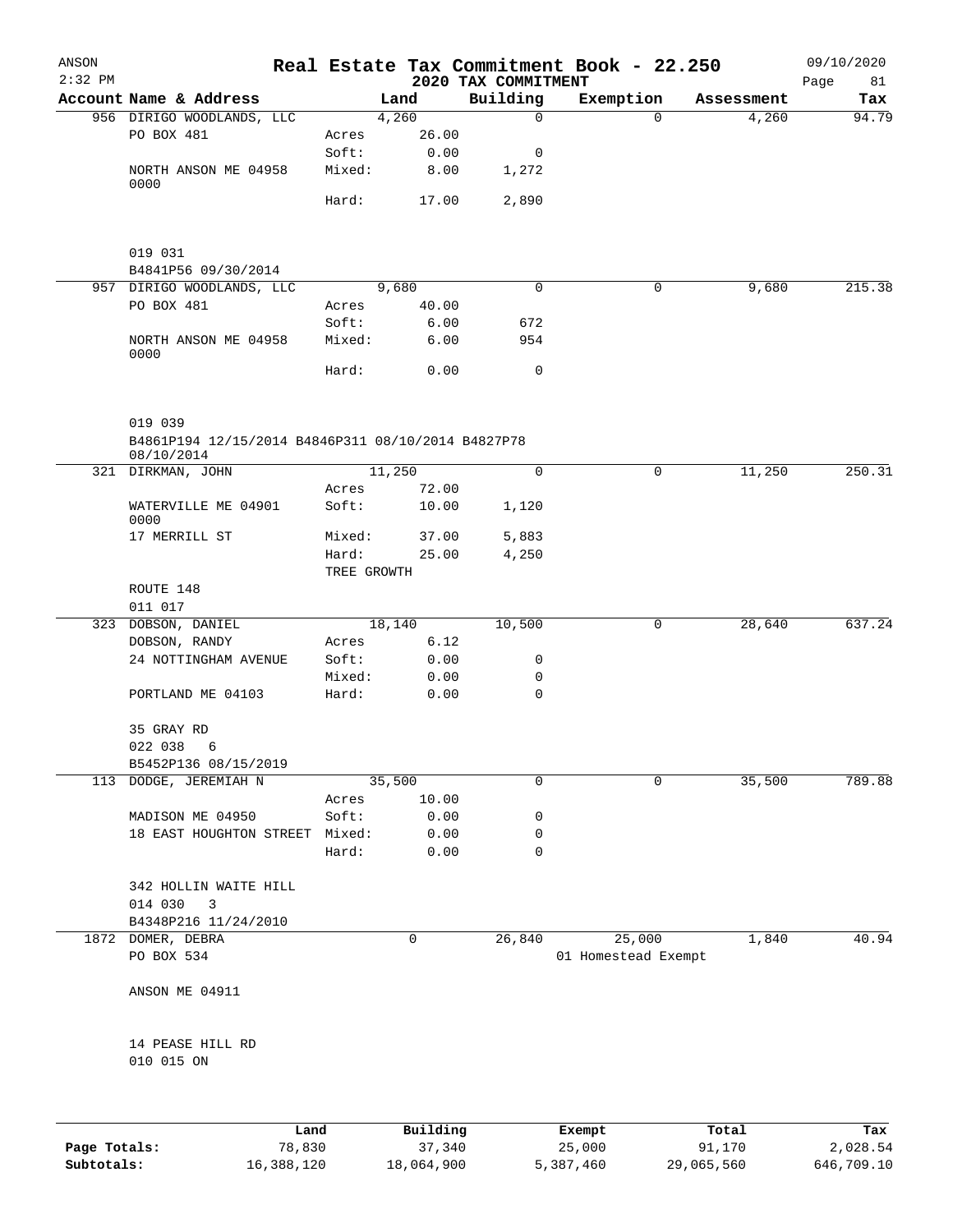# Real Estate Tax Commitment Book - 22.250

ANSON 2:32 PM — 2020 TAX COMMITMENT — 09/10/2020

| Account Name & Address | Land | | Building | Exemption | Assessment | Tax |
|---|---|---|---|---|---|---|
| 956 DIRIGO WOODLANDS, LLC | 4,260 | | 0 | 0 | 4,260 | 94.79 |
| PO BOX 481 | Acres | 26.00 | | | | |
| | Soft: | 0.00 | 0 | | | |
| NORTH ANSON ME 04958 0000 | Mixed: | 8.00 | 1,272 | | | |
| | Hard: | 17.00 | 2,890 | | | |
| 019 031 | | | | | | |
| B4841P56 09/30/2014 | | | | | | |
| 957 DIRIGO WOODLANDS, LLC | 9,680 | | 0 | 0 | 9,680 | 215.38 |
| PO BOX 481 | Acres | 40.00 | | | | |
| | Soft: | 6.00 | 672 | | | |
| NORTH ANSON ME 04958 0000 | Mixed: | 6.00 | 954 | | | |
| | Hard: | 0.00 | 0 | | | |
| 019 039 | | | | | | |
| B4861P194 12/15/2014 B4846P311 08/10/2014 B4827P78 08/10/2014 | | | | | | |
| 321 DIRKMAN, JOHN | 11,250 | | 0 | 0 | 11,250 | 250.31 |
| | Acres | 72.00 | | | | |
| WATERVILLE ME 04901 0000 | Soft: | 10.00 | 1,120 | | | |
| 17 MERRILL ST | Mixed: | 37.00 | 5,883 | | | |
| | Hard: | 25.00 | 4,250 | | | |
| | TREE GROWTH | | | | | |
| ROUTE 148 | | | | | | |
| 011 017 | | | | | | |
| 323 DOBSON, DANIEL | 18,140 | | 10,500 | 0 | 28,640 | 637.24 |
| DOBSON, RANDY | Acres | 6.12 | | | | |
| 24 NOTTINGHAM AVENUE | Soft: | 0.00 | 0 | | | |
| | Mixed: | 0.00 | 0 | | | |
| PORTLAND ME 04103 | Hard: | 0.00 | 0 | | | |
| 35 GRAY RD | | | | | | |
| 022 038 6 | | | | | | |
| B5452P136 08/15/2019 | | | | | | |
| 113 DODGE, JEREMIAH N | 35,500 | | 0 | 0 | 35,500 | 789.88 |
| | Acres | 10.00 | | | | |
| MADISON ME 04950 | Soft: | 0.00 | 0 | | | |
| 18 EAST HOUGHTON STREET | Mixed: | 0.00 | 0 | | | |
| | Hard: | 0.00 | 0 | | | |
| 342 HOLLIN WAITE HILL | | | | | | |
| 014 030 3 | | | | | | |
| B4348P216 11/24/2010 | | | | | | |
| 1872 DOMER, DEBRA | 0 | | 26,840 | 25,000 | 1,840 | 40.94 |
| PO BOX 534 | | | | 01 Homestead Exempt | | |
| ANSON ME 04911 | | | | | | |
| 14 PEASE HILL RD | | | | | | |
| 010 015 ON | | | | | | |

| | Land | Building | Exempt | Total | Tax |
|---|---|---|---|---|---|
| Page Totals: | 78,830 | 37,340 | 25,000 | 91,170 | 2,028.54 |
| Subtotals: | 16,388,120 | 18,064,900 | 5,387,460 | 29,065,560 | 646,709.10 |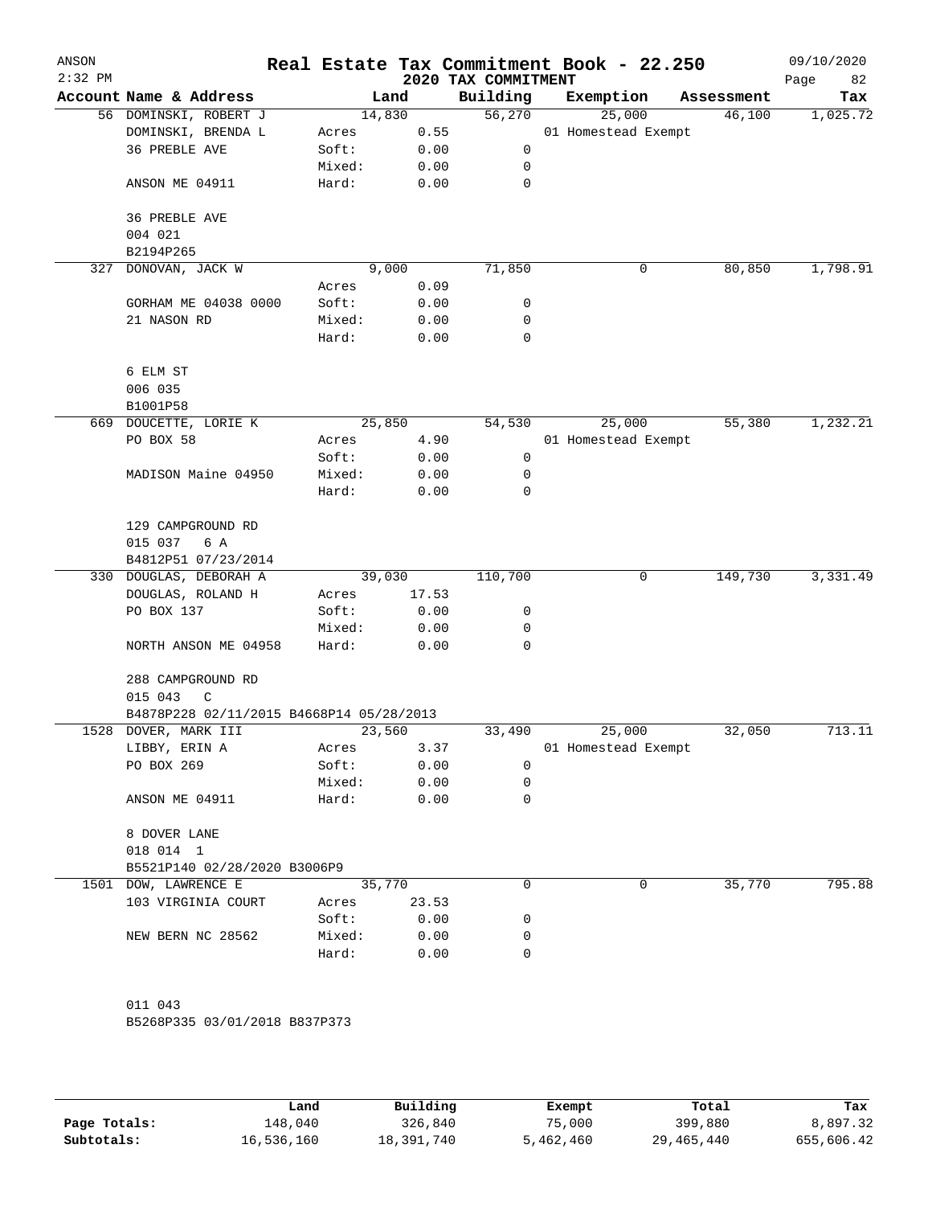ANSON
2:32 PM

# Real Estate Tax Commitment Book - 22.250

## 2020 TAX COMMITMENT

09/10/2020
Page 82

| Account Name & Address | Land | | Building | Exemption | Assessment | Tax |
|---|---|---|---|---|---|---|
| 56 DOMINSKI, ROBERT J | 14,830 | | 56,270 | 25,000 | 46,100 | 1,025.72 |
| DOMINSKI, BRENDA L | Acres | 0.55 | | 01 Homestead Exempt | | |
| 36 PREBLE AVE | Soft: | 0.00 | 0 | | | |
| | Mixed: | 0.00 | 0 | | | |
| ANSON ME 04911 | Hard: | 0.00 | 0 | | | |
| 36 PREBLE AVE | | | | | | |
| 004 021 | | | | | | |
| B2194P265 | | | | | | |
| 327 DONOVAN, JACK W | 9,000 | | 71,850 | 0 | 80,850 | 1,798.91 |
| | Acres | 0.09 | | | | |
| GORHAM ME 04038 0000 | Soft: | 0.00 | 0 | | | |
| 21 NASON RD | Mixed: | 0.00 | 0 | | | |
| | Hard: | 0.00 | 0 | | | |
| 6 ELM ST | | | | | | |
| 006 035 | | | | | | |
| B1001P58 | | | | | | |
| 669 DOUCETTE, LORIE K | 25,850 | | 54,530 | 25,000 | 55,380 | 1,232.21 |
| PO BOX 58 | Acres | 4.90 | | 01 Homestead Exempt | | |
| | Soft: | 0.00 | 0 | | | |
| MADISON Maine 04950 | Mixed: | 0.00 | 0 | | | |
| | Hard: | 0.00 | 0 | | | |
| 129 CAMPGROUND RD | | | | | | |
| 015 037 6 A | | | | | | |
| B4812P51 07/23/2014 | | | | | | |
| 330 DOUGLAS, DEBORAH A | 39,030 | | 110,700 | 0 | 149,730 | 3,331.49 |
| DOUGLAS, ROLAND H | Acres | 17.53 | | | | |
| PO BOX 137 | Soft: | 0.00 | 0 | | | |
| | Mixed: | 0.00 | 0 | | | |
| NORTH ANSON ME 04958 | Hard: | 0.00 | 0 | | | |
| 288 CAMPGROUND RD | | | | | | |
| 015 043 C | | | | | | |
| B4878P228 02/11/2015 B4668P14 05/28/2013 | | | | | | |
| 1528 DOVER, MARK III | 23,560 | | 33,490 | 25,000 | 32,050 | 713.11 |
| LIBBY, ERIN A | Acres | 3.37 | | 01 Homestead Exempt | | |
| PO BOX 269 | Soft: | 0.00 | 0 | | | |
| | Mixed: | 0.00 | 0 | | | |
| ANSON ME 04911 | Hard: | 0.00 | 0 | | | |
| 8 DOVER LANE | | | | | | |
| 018 014 1 | | | | | | |
| B5521P140 02/28/2020 B3006P9 | | | | | | |
| 1501 DOW, LAWRENCE E | 35,770 | | 0 | 0 | 35,770 | 795.88 |
| 103 VIRGINIA COURT | Acres | 23.53 | | | | |
| | Soft: | 0.00 | 0 | | | |
| NEW BERN NC 28562 | Mixed: | 0.00 | 0 | | | |
| | Hard: | 0.00 | 0 | | | |
| 011 043 | | | | | | |
| B5268P335 03/01/2018 B837P373 | | | | | | |

| | Land | Building | Exempt | Total | Tax |
|---|---|---|---|---|---|
| Page Totals: | 148,040 | 326,840 | 75,000 | 399,880 | 8,897.32 |
| Subtotals: | 16,536,160 | 18,391,740 | 5,462,460 | 29,465,440 | 655,606.42 |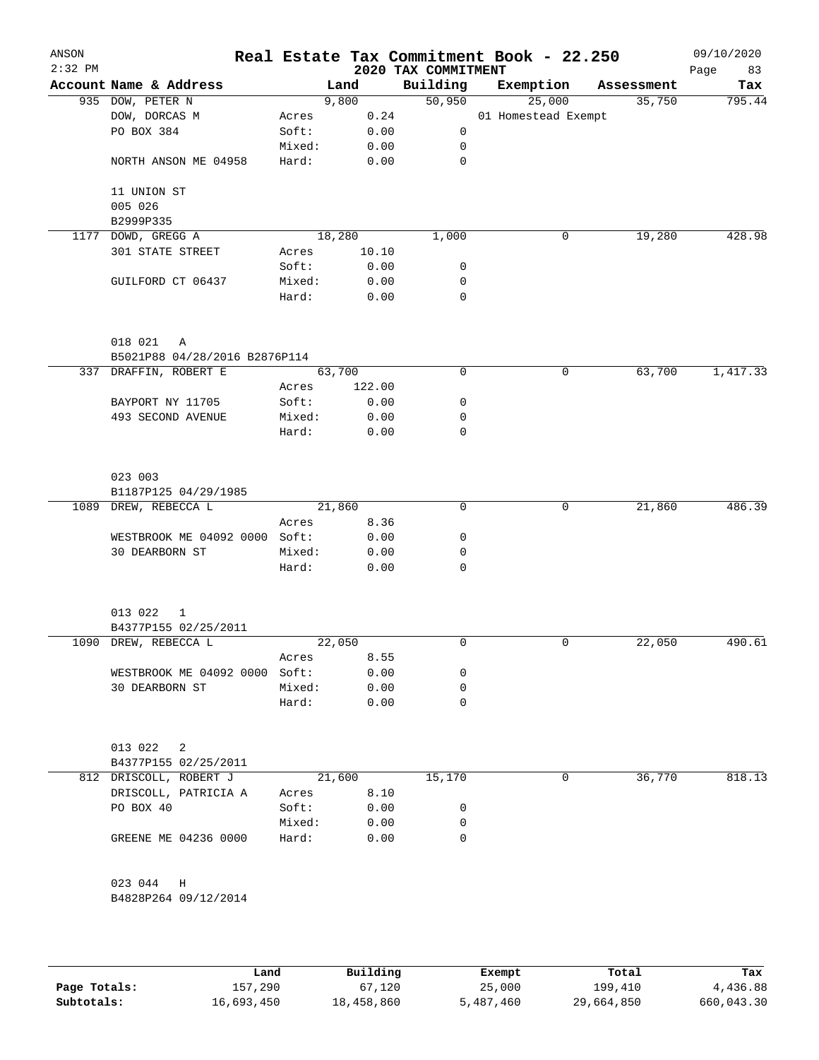# Real Estate Tax Commitment Book - 22.250

ANSON
2:32 PM

2020 TAX COMMITMENT

09/10/2020

| Account Name & Address | | Land | Building | Exemption | Assessment | Tax |
|---|---|---|---|---|---|---|
| 935 DOW, PETER N | | 9,800 | 50,950 | 25,000 | 35,750 | 795.44 |
| DOW, DORCAS M | Acres | 0.24 | | 01 Homestead Exempt | | |
| PO BOX 384 | Soft: | 0.00 | 0 | | | |
| | Mixed: | 0.00 | 0 | | | |
| NORTH ANSON ME 04958 | Hard: | 0.00 | 0 | | | |
| 11 UNION ST | | | | | | |
| 005 026 | | | | | | |
| B2999P335 | | | | | | |
| 1177 DOWD, GREGG A | | 18,280 | 1,000 | 0 | 19,280 | 428.98 |
| 301 STATE STREET | Acres | 10.10 | | | | |
| | Soft: | 0.00 | 0 | | | |
| GUILFORD CT 06437 | Mixed: | 0.00 | 0 | | | |
| | Hard: | 0.00 | 0 | | | |
| 018 021 A | | | | | | |
| B5021P88 04/28/2016 B2876P114 | | | | | | |
| 337 DRAFFIN, ROBERT E | | 63,700 | 0 | 0 | 63,700 | 1,417.33 |
| | Acres | 122.00 | | | | |
| BAYPORT NY 11705 | Soft: | 0.00 | 0 | | | |
| 493 SECOND AVENUE | Mixed: | 0.00 | 0 | | | |
| | Hard: | 0.00 | 0 | | | |
| 023 003 | | | | | | |
| B1187P125 04/29/1985 | | | | | | |
| 1089 DREW, REBECCA L | | 21,860 | 0 | 0 | 21,860 | 486.39 |
| | Acres | 8.36 | | | | |
| WESTBROOK ME 04092 0000 | Soft: | 0.00 | 0 | | | |
| 30 DEARBORN ST | Mixed: | 0.00 | 0 | | | |
| | Hard: | 0.00 | 0 | | | |
| 013 022 1 | | | | | | |
| B4377P155 02/25/2011 | | | | | | |
| 1090 DREW, REBECCA L | | 22,050 | 0 | 0 | 22,050 | 490.61 |
| | Acres | 8.55 | | | | |
| WESTBROOK ME 04092 0000 | Soft: | 0.00 | 0 | | | |
| 30 DEARBORN ST | Mixed: | 0.00 | 0 | | | |
| | Hard: | 0.00 | 0 | | | |
| 013 022 2 | | | | | | |
| B4377P155 02/25/2011 | | | | | | |
| 812 DRISCOLL, ROBERT J | | 21,600 | 15,170 | 0 | 36,770 | 818.13 |
| DRISCOLL, PATRICIA A | Acres | 8.10 | | | | |
| PO BOX 40 | Soft: | 0.00 | 0 | | | |
| | Mixed: | 0.00 | 0 | | | |
| GREENE ME 04236 0000 | Hard: | 0.00 | 0 | | | |
| 023 044 H | | | | | | |
| B4828P264 09/12/2014 | | | | | | |

| | Land | Building | Exempt | Total | Tax |
|---|---|---|---|---|---|
| Page Totals: | 157,290 | 67,120 | 25,000 | 199,410 | 4,436.88 |
| Subtotals: | 16,693,450 | 18,458,860 | 5,487,460 | 29,664,850 | 660,043.30 |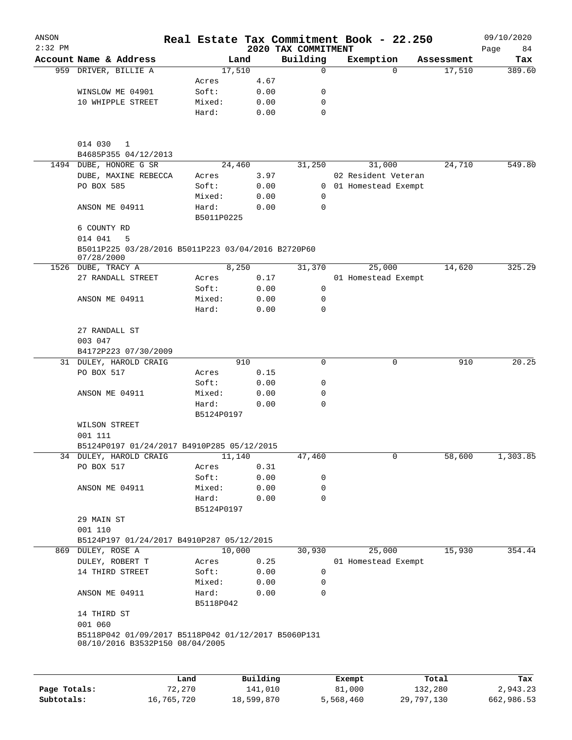# Real Estate Tax Commitment Book - 22.250

ANSON
2:32 PM

2020 TAX COMMITMENT

09/10/2020

| Account Name & Address | Land | | Building | Exemption | Assessment | Tax |
|---|---|---|---|---|---|---|
| 959 DRIVER, BILLIE A | 17,510 | | 0 | 0 | 17,510 | 389.60 |
| | Acres | 4.67 | | | | |
| WINSLOW ME 04901 | Soft: | 0.00 | 0 | | | |
| 10 WHIPPLE STREET | Mixed: | 0.00 | 0 | | | |
| | Hard: | 0.00 | 0 | | | |
| 014 030 1 | | | | | | |
| B4685P355 04/12/2013 | | | | | | |
| 1494 DUBE, HONORE G SR | 24,460 | | 31,250 | 31,000 | 24,710 | 549.80 |
| DUBE, MAXINE REBECCA | Acres | 3.97 | | 02 Resident Veteran | | |
| PO BOX 585 | Soft: | 0.00 | 0 | 01 Homestead Exempt | | |
| | Mixed: | 0.00 | 0 | | | |
| ANSON ME 04911 | Hard: | 0.00 | 0 | | | |
| | B5011P0225 | | | | | |
| 6 COUNTY RD | | | | | | |
| 014 041 5 | | | | | | |
| B5011P225 03/28/2016 B5011P223 03/04/2016 B2720P60 07/28/2000 | | | | | | |
| 1526 DUBE, TRACY A | 8,250 | | 31,370 | 25,000 | 14,620 | 325.29 |
| 27 RANDALL STREET | Acres | 0.17 | | 01 Homestead Exempt | | |
| | Soft: | 0.00 | 0 | | | |
| ANSON ME 04911 | Mixed: | 0.00 | 0 | | | |
| | Hard: | 0.00 | 0 | | | |
| 27 RANDALL ST | | | | | | |
| 003 047 | | | | | | |
| B4172P223 07/30/2009 | | | | | | |
| 31 DULEY, HAROLD CRAIG | 910 | | 0 | 0 | 910 | 20.25 |
| PO BOX 517 | Acres | 0.15 | | | | |
| | Soft: | 0.00 | 0 | | | |
| ANSON ME 04911 | Mixed: | 0.00 | 0 | | | |
| | Hard: | 0.00 | 0 | | | |
| | B5124P0197 | | | | | |
| WILSON STREET | | | | | | |
| 001 111 | | | | | | |
| B5124P0197 01/24/2017 B4910P285 05/12/2015 | | | | | | |
| 34 DULEY, HAROLD CRAIG | 11,140 | | 47,460 | 0 | 58,600 | 1,303.85 |
| PO BOX 517 | Acres | 0.31 | | | | |
| | Soft: | 0.00 | 0 | | | |
| ANSON ME 04911 | Mixed: | 0.00 | 0 | | | |
| | Hard: | 0.00 | 0 | | | |
| | B5124P0197 | | | | | |
| 29 MAIN ST | | | | | | |
| 001 110 | | | | | | |
| B5124P197 01/24/2017 B4910P287 05/12/2015 | | | | | | |
| 869 DULEY, ROSE A | 10,000 | | 30,930 | 25,000 | 15,930 | 354.44 |
| DULEY, ROBERT T | Acres | 0.25 | | 01 Homestead Exempt | | |
| 14 THIRD STREET | Soft: | 0.00 | 0 | | | |
| | Mixed: | 0.00 | 0 | | | |
| ANSON ME 04911 | Hard: | 0.00 | 0 | | | |
| | B5118P042 | | | | | |
| 14 THIRD ST | | | | | | |
| 001 060 | | | | | | |
| B5118P042 01/09/2017 B5118P042 01/12/2017 B5060P131 08/10/2016 B3532P150 08/04/2005 | | | | | | |

| | Land | Building | Exempt | Total | Tax |
|---|---|---|---|---|---|
| Page Totals: | 72,270 | 141,010 | 81,000 | 132,280 | 2,943.23 |
| Subtotals: | 16,765,720 | 18,599,870 | 5,568,460 | 29,797,130 | 662,986.53 |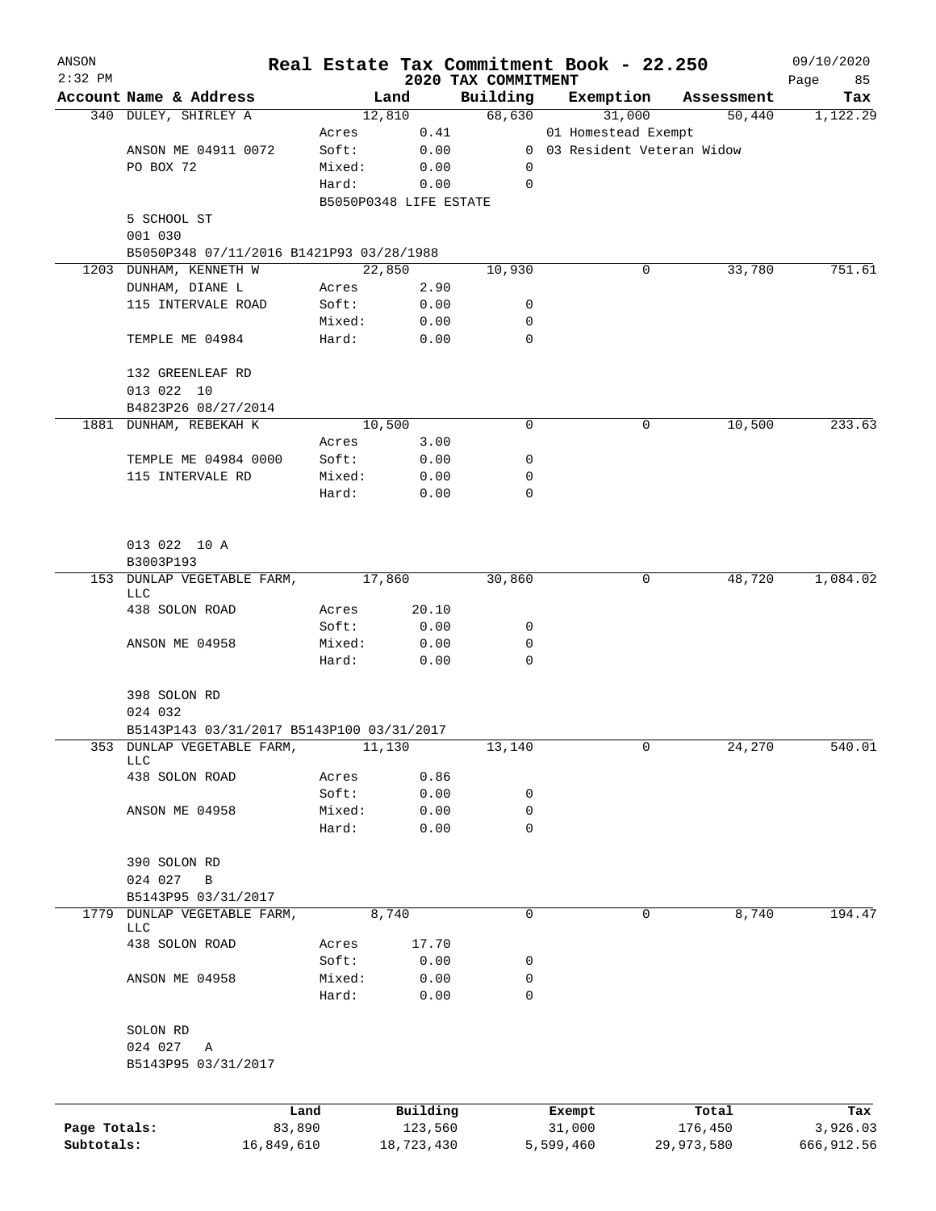# Real Estate Tax Commitment Book - 22.250

ANSON 2:32 PM — 2020 TAX COMMITMENT — 09/10/2020

| Account Name & Address | | Land | Building | Exemption | Assessment | Tax |
|---|---|---|---|---|---|---|
| 340 DULEY, SHIRLEY A | | 12,810 | 68,630 | 31,000 | 50,440 | 1,122.29 |
| | Acres | 0.41 | | 01 Homestead Exempt | | |
| ANSON ME 04911 0072 | Soft: | 0.00 | 0 | 03 Resident Veteran Widow | | |
| PO BOX 72 | Mixed: | 0.00 | 0 | | | |
| | Hard: | 0.00 | 0 | | | |
| | B5050P0348 LIFE ESTATE | | | | | |
| 5 SCHOOL ST | | | | | | |
| 001 030 | | | | | | |
| B5050P348 07/11/2016 B1421P93 03/28/1988 | | | | | | |
| 1203 DUNHAM, KENNETH W | | 22,850 | 10,930 | 0 | 33,780 | 751.61 |
| DUNHAM, DIANE L | Acres | 2.90 | | | | |
| 115 INTERVALE ROAD | Soft: | 0.00 | 0 | | | |
| | Mixed: | 0.00 | 0 | | | |
| TEMPLE ME 04984 | Hard: | 0.00 | 0 | | | |
| 132 GREENLEAF RD | | | | | | |
| 013 022 10 | | | | | | |
| B4823P26 08/27/2014 | | | | | | |
| 1881 DUNHAM, REBEKAH K | | 10,500 | 0 | 0 | 10,500 | 233.63 |
| | Acres | 3.00 | | | | |
| TEMPLE ME 04984 0000 | Soft: | 0.00 | 0 | | | |
| 115 INTERVALE RD | Mixed: | 0.00 | 0 | | | |
| | Hard: | 0.00 | 0 | | | |
| 013 022 10 A | | | | | | |
| B3003P193 | | | | | | |
| 153 DUNLAP VEGETABLE FARM, LLC | | 17,860 | 30,860 | 0 | 48,720 | 1,084.02 |
| 438 SOLON ROAD | Acres | 20.10 | | | | |
| | Soft: | 0.00 | 0 | | | |
| ANSON ME 04958 | Mixed: | 0.00 | 0 | | | |
| | Hard: | 0.00 | 0 | | | |
| 398 SOLON RD | | | | | | |
| 024 032 | | | | | | |
| B5143P143 03/31/2017 B5143P100 03/31/2017 | | | | | | |
| 353 DUNLAP VEGETABLE FARM, LLC | | 11,130 | 13,140 | 0 | 24,270 | 540.01 |
| 438 SOLON ROAD | Acres | 0.86 | | | | |
| | Soft: | 0.00 | 0 | | | |
| ANSON ME 04958 | Mixed: | 0.00 | 0 | | | |
| | Hard: | 0.00 | 0 | | | |
| 390 SOLON RD | | | | | | |
| 024 027 B | | | | | | |
| B5143P95 03/31/2017 | | | | | | |
| 1779 DUNLAP VEGETABLE FARM, LLC | | 8,740 | 0 | 0 | 8,740 | 194.47 |
| 438 SOLON ROAD | Acres | 17.70 | | | | |
| | Soft: | 0.00 | 0 | | | |
| ANSON ME 04958 | Mixed: | 0.00 | 0 | | | |
| | Hard: | 0.00 | 0 | | | |
| SOLON RD | | | | | | |
| 024 027 A | | | | | | |
| B5143P95 03/31/2017 | | | | | | |

| | Land | Building | Exempt | Total | Tax |
|---|---|---|---|---|---|
| Page Totals: | 83,890 | 123,560 | 31,000 | 176,450 | 3,926.03 |
| Subtotals: | 16,849,610 | 18,723,430 | 5,599,460 | 29,973,580 | 666,912.56 |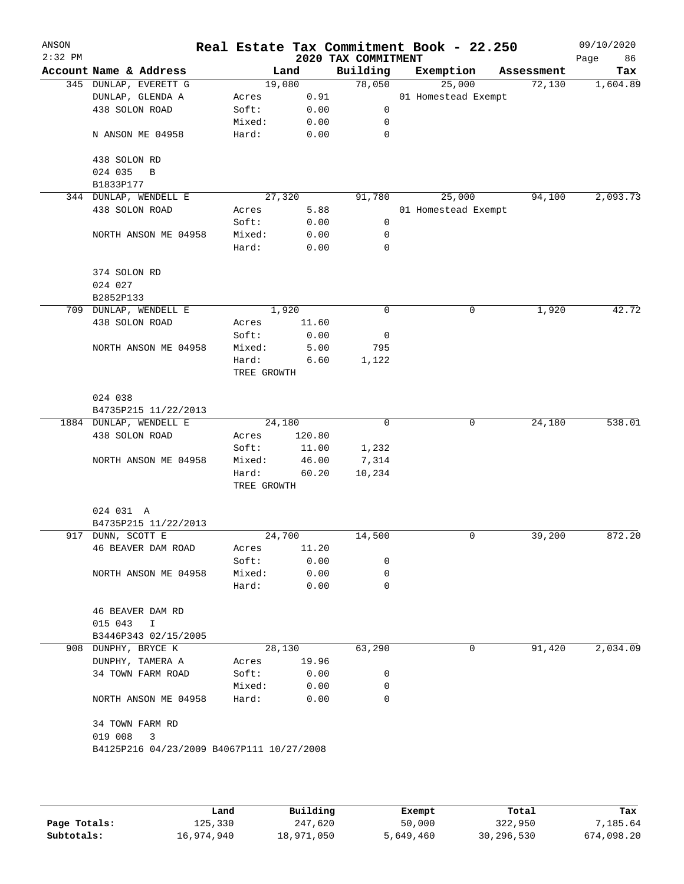# Real Estate Tax Commitment Book - 22.250

ANSON
2:32 PM

2020 TAX COMMITMENT

09/10/2020

| Account Name & Address | | Land | Building | Exemption | Assessment | Tax |
|---|---|---|---|---|---|---|
| 345 DUNLAP, EVERETT G | | 19,080 | 78,050 | 25,000 | 72,130 | 1,604.89 |
| DUNLAP, GLENDA A | Acres | 0.91 | | 01 Homestead Exempt | | |
| 438 SOLON ROAD | Soft: | 0.00 | 0 | | | |
| | Mixed: | 0.00 | 0 | | | |
| N ANSON ME 04958 | Hard: | 0.00 | 0 | | | |
| 438 SOLON RD | | | | | | |
| 024 035 B | | | | | | |
| B1833P177 | | | | | | |
| 344 DUNLAP, WENDELL E | | 27,320 | 91,780 | 25,000 | 94,100 | 2,093.73 |
| 438 SOLON ROAD | Acres | 5.88 | | 01 Homestead Exempt | | |
| | Soft: | 0.00 | 0 | | | |
| NORTH ANSON ME 04958 | Mixed: | 0.00 | 0 | | | |
| | Hard: | 0.00 | 0 | | | |
| 374 SOLON RD | | | | | | |
| 024 027 | | | | | | |
| B2852P133 | | | | | | |
| 709 DUNLAP, WENDELL E | | 1,920 | 0 | 0 | 1,920 | 42.72 |
| 438 SOLON ROAD | Acres | 11.60 | | | | |
| | Soft: | 0.00 | 0 | | | |
| NORTH ANSON ME 04958 | Mixed: | 5.00 | 795 | | | |
| | Hard: | 6.60 | 1,122 | | | |
| | TREE GROWTH | | | | | |
| 024 038 | | | | | | |
| B4735P215 11/22/2013 | | | | | | |
| 1884 DUNLAP, WENDELL E | | 24,180 | 0 | 0 | 24,180 | 538.01 |
| 438 SOLON ROAD | Acres | 120.80 | | | | |
| | Soft: | 11.00 | 1,232 | | | |
| NORTH ANSON ME 04958 | Mixed: | 46.00 | 7,314 | | | |
| | Hard: | 60.20 | 10,234 | | | |
| | TREE GROWTH | | | | | |
| 024 031 A | | | | | | |
| B4735P215 11/22/2013 | | | | | | |
| 917 DUNN, SCOTT E | | 24,700 | 14,500 | 0 | 39,200 | 872.20 |
| 46 BEAVER DAM ROAD | Acres | 11.20 | | | | |
| | Soft: | 0.00 | 0 | | | |
| NORTH ANSON ME 04958 | Mixed: | 0.00 | 0 | | | |
| | Hard: | 0.00 | 0 | | | |
| 46 BEAVER DAM RD | | | | | | |
| 015 043 I | | | | | | |
| B3446P343 02/15/2005 | | | | | | |
| 908 DUNPHY, BRYCE K | | 28,130 | 63,290 | 0 | 91,420 | 2,034.09 |
| DUNPHY, TAMERA A | Acres | 19.96 | | | | |
| 34 TOWN FARM ROAD | Soft: | 0.00 | 0 | | | |
| | Mixed: | 0.00 | 0 | | | |
| NORTH ANSON ME 04958 | Hard: | 0.00 | 0 | | | |
| 34 TOWN FARM RD | | | | | | |
| 019 008 3 | | | | | | |
| B4125P216 04/23/2009 B4067P111 10/27/2008 | | | | | | |

| | Land | Building | Exempt | Total | Tax |
|---|---|---|---|---|---|
| Page Totals: | 125,330 | 247,620 | 50,000 | 322,950 | 7,185.64 |
| Subtotals: | 16,974,940 | 18,971,050 | 5,649,460 | 30,296,530 | 674,098.20 |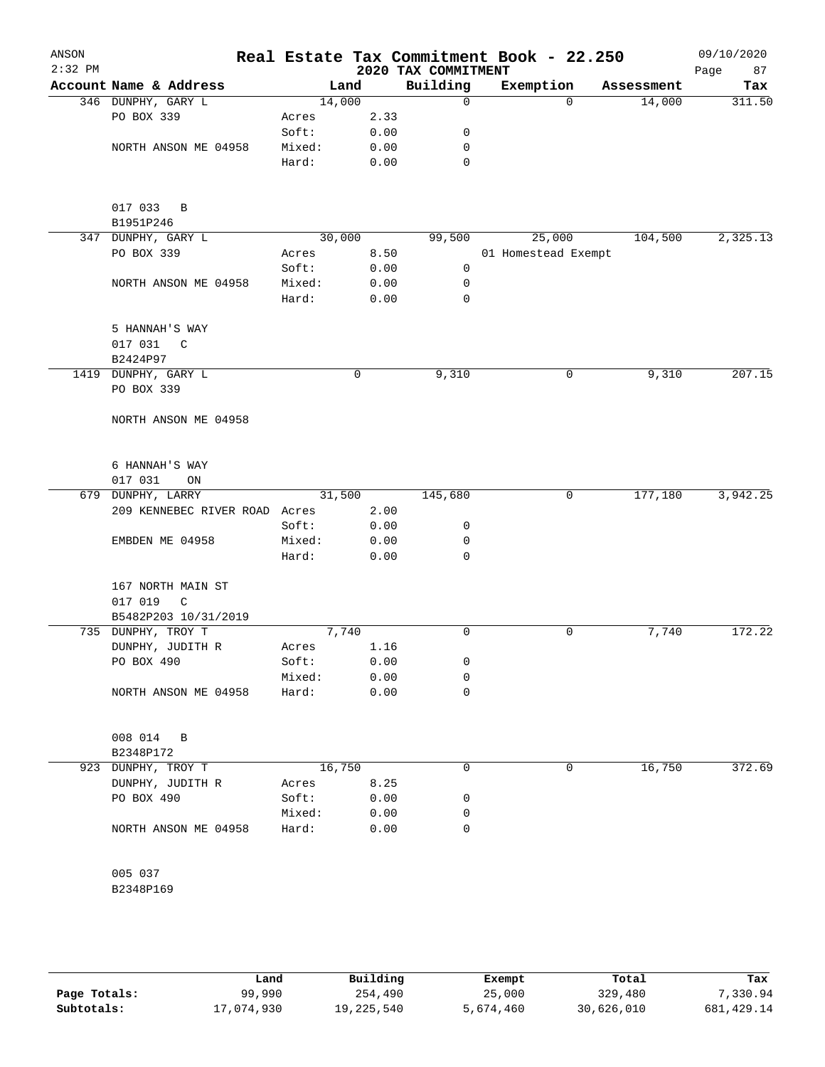# Real Estate Tax Commitment Book - 22.250

ANSON 2:32 PM — 2020 TAX COMMITMENT — 09/10/2020

| Account | Name & Address | | Land | Building | Exemption | Assessment | Tax |
|---|---|---|---|---|---|---|---|
| 346 | DUNPHY, GARY L | | 14,000 | 0 | 0 | 14,000 | 311.50 |
| | PO BOX 339 | Acres | 2.33 | | | | |
| | | Soft: | 0.00 | 0 | | | |
| | NORTH ANSON ME 04958 | Mixed: | 0.00 | 0 | | | |
| | | Hard: | 0.00 | 0 | | | |
| | 017 033 B | | | | | | |
| | B1951P246 | | | | | | |
| 347 | DUNPHY, GARY L | | 30,000 | 99,500 | 25,000 | 104,500 | 2,325.13 |
| | PO BOX 339 | Acres | 8.50 | | 01 Homestead Exempt | | |
| | | Soft: | 0.00 | 0 | | | |
| | NORTH ANSON ME 04958 | Mixed: | 0.00 | 0 | | | |
| | | Hard: | 0.00 | 0 | | | |
| | 5 HANNAH'S WAY | | | | | | |
| | 017 031 C | | | | | | |
| | B2424P97 | | | | | | |
| 1419 | DUNPHY, GARY L | | 0 | 9,310 | 0 | 9,310 | 207.15 |
| | PO BOX 339 | | | | | | |
| | NORTH ANSON ME 04958 | | | | | | |
| | 6 HANNAH'S WAY | | | | | | |
| | 017 031 ON | | | | | | |
| 679 | DUNPHY, LARRY | | 31,500 | 145,680 | 0 | 177,180 | 3,942.25 |
| | 209 KENNEBEC RIVER ROAD | Acres | 2.00 | | | | |
| | | Soft: | 0.00 | 0 | | | |
| | EMBDEN ME 04958 | Mixed: | 0.00 | 0 | | | |
| | | Hard: | 0.00 | 0 | | | |
| | 167 NORTH MAIN ST | | | | | | |
| | 017 019 C | | | | | | |
| | B5482P203 10/31/2019 | | | | | | |
| 735 | DUNPHY, TROY T | | 7,740 | 0 | 0 | 7,740 | 172.22 |
| | DUNPHY, JUDITH R | Acres | 1.16 | | | | |
| | PO BOX 490 | Soft: | 0.00 | 0 | | | |
| | | Mixed: | 0.00 | 0 | | | |
| | NORTH ANSON ME 04958 | Hard: | 0.00 | 0 | | | |
| | 008 014 B | | | | | | |
| | B2348P172 | | | | | | |
| 923 | DUNPHY, TROY T | | 16,750 | 0 | 0 | 16,750 | 372.69 |
| | DUNPHY, JUDITH R | Acres | 8.25 | | | | |
| | PO BOX 490 | Soft: | 0.00 | 0 | | | |
| | | Mixed: | 0.00 | 0 | | | |
| | NORTH ANSON ME 04958 | Hard: | 0.00 | 0 | | | |
| | 005 037 | | | | | | |
| | B2348P169 | | | | | | |

| | Land | Building | Exempt | Total | Tax |
|---|---|---|---|---|---|
| Page Totals: | 99,990 | 254,490 | 25,000 | 329,480 | 7,330.94 |
| Subtotals: | 17,074,930 | 19,225,540 | 5,674,460 | 30,626,010 | 681,429.14 |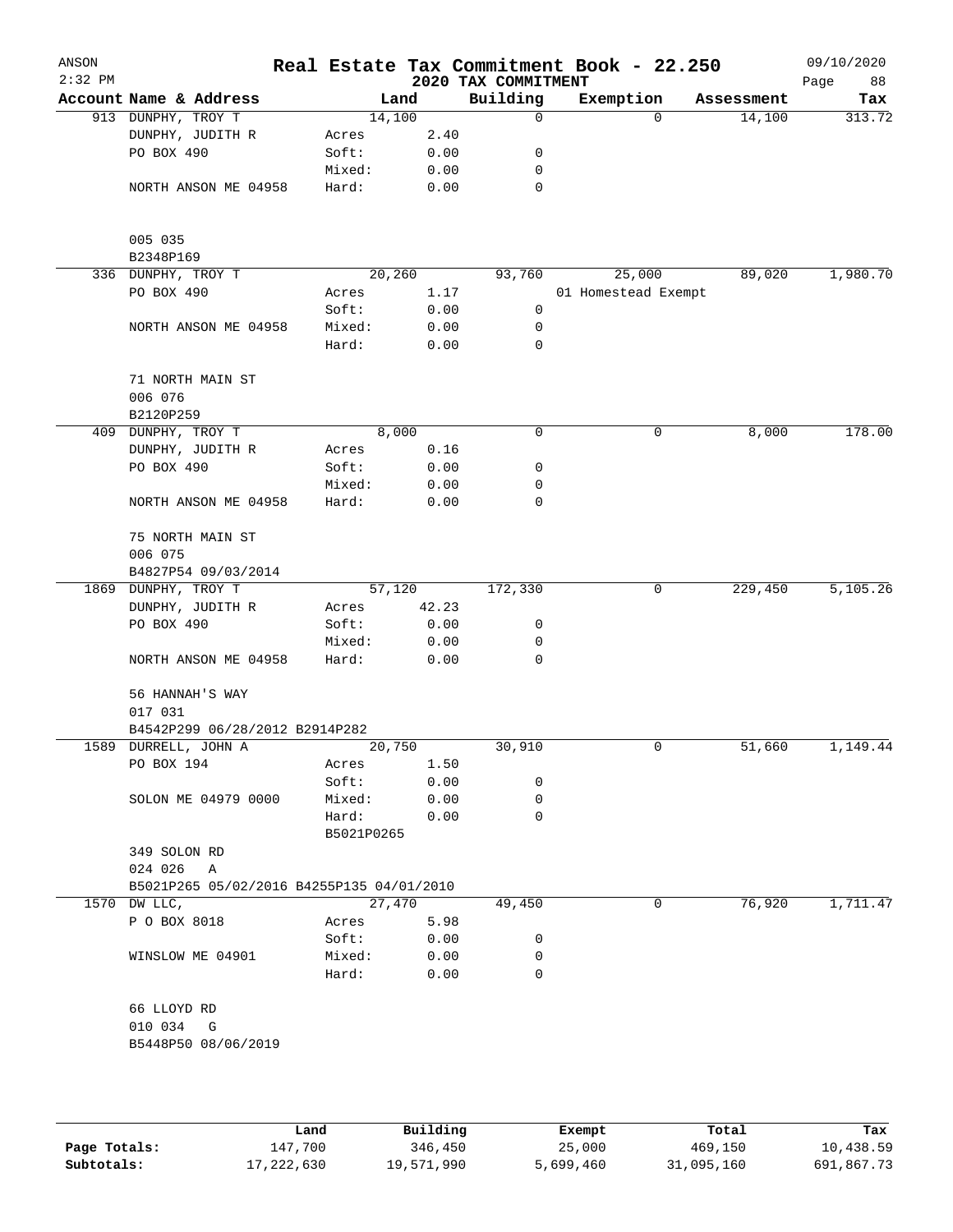ANSON
2:32 PM

# Real Estate Tax Commitment Book - 22.250

## 2020 TAX COMMITMENT

09/10/2020

| Account Name & Address | Land | | Building | Exemption | Assessment | Tax |
|---|---|---|---|---|---|---|
| 913 DUNPHY, TROY T | 14,100 | | 0 | 0 | 14,100 | 313.72 |
| DUNPHY, JUDITH R | Acres | 2.40 | | | | |
| PO BOX 490 | Soft: | 0.00 | 0 | | | |
| | Mixed: | 0.00 | 0 | | | |
| NORTH ANSON ME 04958 | Hard: | 0.00 | 0 | | | |
| 005 035 | | | | | | |
| B2348P169 | | | | | | |
| 336 DUNPHY, TROY T | 20,260 | | 93,760 | 25,000 | 89,020 | 1,980.70 |
| PO BOX 490 | Acres | 1.17 | | 01 Homestead Exempt | | |
| | Soft: | 0.00 | 0 | | | |
| NORTH ANSON ME 04958 | Mixed: | 0.00 | 0 | | | |
| | Hard: | 0.00 | 0 | | | |
| 71 NORTH MAIN ST | | | | | | |
| 006 076 | | | | | | |
| B2120P259 | | | | | | |
| 409 DUNPHY, TROY T | 8,000 | | 0 | 0 | 8,000 | 178.00 |
| DUNPHY, JUDITH R | Acres | 0.16 | | | | |
| PO BOX 490 | Soft: | 0.00 | 0 | | | |
| | Mixed: | 0.00 | 0 | | | |
| NORTH ANSON ME 04958 | Hard: | 0.00 | 0 | | | |
| 75 NORTH MAIN ST | | | | | | |
| 006 075 | | | | | | |
| B4827P54 09/03/2014 | | | | | | |
| 1869 DUNPHY, TROY T | 57,120 | | 172,330 | 0 | 229,450 | 5,105.26 |
| DUNPHY, JUDITH R | Acres | 42.23 | | | | |
| PO BOX 490 | Soft: | 0.00 | 0 | | | |
| | Mixed: | 0.00 | 0 | | | |
| NORTH ANSON ME 04958 | Hard: | 0.00 | 0 | | | |
| 56 HANNAH'S WAY | | | | | | |
| 017 031 | | | | | | |
| B4542P299 06/28/2012 B2914P282 | | | | | | |
| 1589 DURRELL, JOHN A | 20,750 | | 30,910 | 0 | 51,660 | 1,149.44 |
| PO BOX 194 | Acres | 1.50 | | | | |
| | Soft: | 0.00 | 0 | | | |
| SOLON ME 04979 0000 | Mixed: | 0.00 | 0 | | | |
| | Hard: | 0.00 | 0 | | | |
| | B5021P0265 | | | | | |
| 349 SOLON RD | | | | | | |
| 024 026 A | | | | | | |
| B5021P265 05/02/2016 B4255P135 04/01/2010 | | | | | | |
| 1570 DW LLC, | 27,470 | | 49,450 | 0 | 76,920 | 1,711.47 |
| P O BOX 8018 | Acres | 5.98 | | | | |
| | Soft: | 0.00 | 0 | | | |
| WINSLOW ME 04901 | Mixed: | 0.00 | 0 | | | |
| | Hard: | 0.00 | 0 | | | |
| 66 LLOYD RD | | | | | | |
| 010 034 G | | | | | | |
| B5448P50 08/06/2019 | | | | | | |

| | Land | Building | Exempt | Total | Tax |
|---|---|---|---|---|---|
| Page Totals: | 147,700 | 346,450 | 25,000 | 469,150 | 10,438.59 |
| Subtotals: | 17,222,630 | 19,571,990 | 5,699,460 | 31,095,160 | 691,867.73 |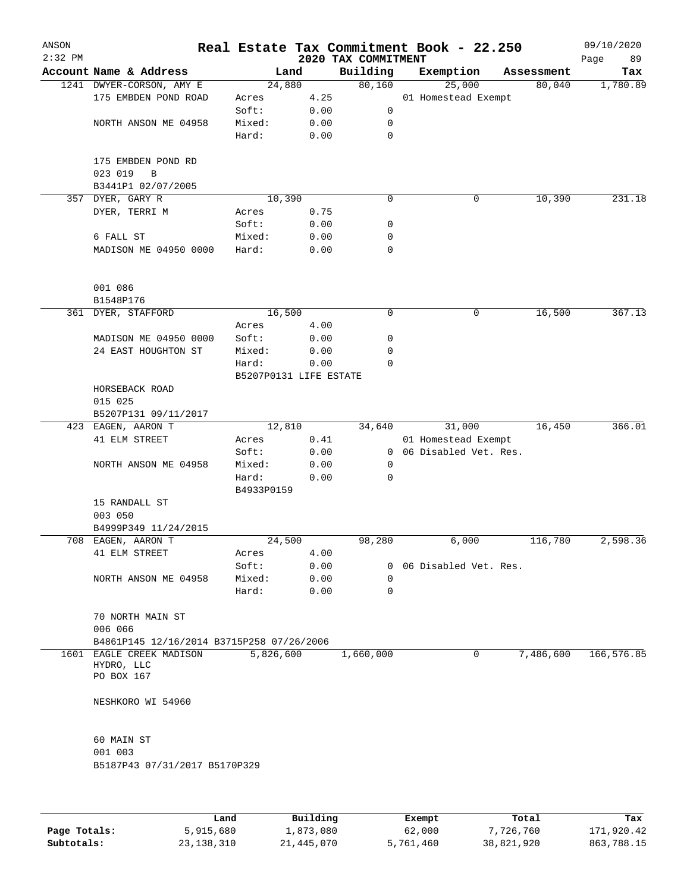ANSON — Real Estate Tax Commitment Book - 22.250 — 09/10/2020
2:32 PM — 2020 TAX COMMITMENT

| Account Name & Address | Land | | Building | Exemption | Assessment | Tax |
|---|---|---|---|---|---|---|
| 1241 DWYER-CORSON, AMY E | 24,880 | | 80,160 | 25,000 | 80,040 | 1,780.89 |
| 175 EMBDEN POND ROAD | Acres | 4.25 | | 01 Homestead Exempt | | |
| | Soft: | 0.00 | 0 | | | |
| NORTH ANSON ME 04958 | Mixed: | 0.00 | 0 | | | |
| | Hard: | 0.00 | 0 | | | |
| 175 EMBDEN POND RD | | | | | | |
| 023 019 B | | | | | | |
| B3441P1 02/07/2005 | | | | | | |
| 357 DYER, GARY R | 10,390 | | 0 | 0 | 10,390 | 231.18 |
| DYER, TERRI M | Acres | 0.75 | | | | |
| | Soft: | 0.00 | 0 | | | |
| 6 FALL ST | Mixed: | 0.00 | 0 | | | |
| MADISON ME 04950 0000 | Hard: | 0.00 | 0 | | | |
| 001 086 | | | | | | |
| B1548P176 | | | | | | |
| 361 DYER, STAFFORD | 16,500 | | 0 | 0 | 16,500 | 367.13 |
| | Acres | 4.00 | | | | |
| MADISON ME 04950 0000 | Soft: | 0.00 | 0 | | | |
| 24 EAST HOUGHTON ST | Mixed: | 0.00 | 0 | | | |
| | Hard: | 0.00 | 0 | | | |
| | B5207P0131 LIFE ESTATE | | | | | |
| HORSEBACK ROAD | | | | | | |
| 015 025 | | | | | | |
| B5207P131 09/11/2017 | | | | | | |
| 423 EAGEN, AARON T | 12,810 | | 34,640 | 31,000 | 16,450 | 366.01 |
| 41 ELM STREET | Acres | 0.41 | | 01 Homestead Exempt | | |
| | Soft: | 0.00 | 0 | 06 Disabled Vet. Res. | | |
| NORTH ANSON ME 04958 | Mixed: | 0.00 | 0 | | | |
| | Hard: | 0.00 | 0 | | | |
| | B4933P0159 | | | | | |
| 15 RANDALL ST | | | | | | |
| 003 050 | | | | | | |
| B4999P349 11/24/2015 | | | | | | |
| 708 EAGEN, AARON T | 24,500 | | 98,280 | 6,000 | 116,780 | 2,598.36 |
| 41 ELM STREET | Acres | 4.00 | | | | |
| | Soft: | 0.00 | 0 | 06 Disabled Vet. Res. | | |
| NORTH ANSON ME 04958 | Mixed: | 0.00 | 0 | | | |
| | Hard: | 0.00 | 0 | | | |
| 70 NORTH MAIN ST | | | | | | |
| 006 066 | | | | | | |
| B4861P145 12/16/2014 B3715P258 07/26/2006 | | | | | | |
| 1601 EAGLE CREEK MADISON HYDRO, LLC | 5,826,600 | | 1,660,000 | 0 | 7,486,600 | 166,576.85 |
| PO BOX 167 | | | | | | |
| NESHKORO WI 54960 | | | | | | |
| 60 MAIN ST | | | | | | |
| 001 003 | | | | | | |
| B5187P43 07/31/2017 B5170P329 | | | | | | |

| | Land | Building | Exempt | Total | Tax |
|---|---|---|---|---|---|
| Page Totals: | 5,915,680 | 1,873,080 | 62,000 | 7,726,760 | 171,920.42 |
| Subtotals: | 23,138,310 | 21,445,070 | 5,761,460 | 38,821,920 | 863,788.15 |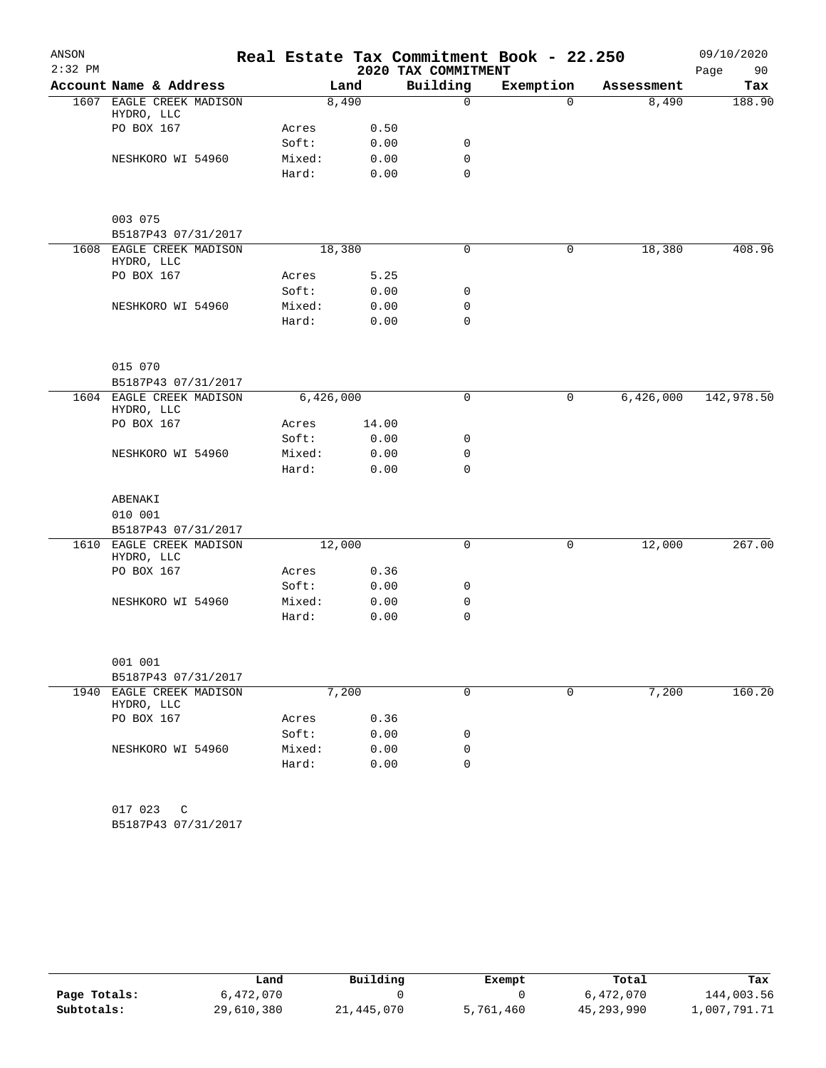# Real Estate Tax Commitment Book - 22.250

ANSON 2:32 PM — 2020 TAX COMMITMENT — 09/10/2020

| Account Name & Address | Land | | Building | Exemption | Assessment | Tax |
|---|---|---|---|---|---|---|
| 1607 EAGLE CREEK MADISON HYDRO, LLC | 8,490 | | 0 | 0 | 8,490 | 188.90 |
| PO BOX 167 | Acres | 0.50 | | | | |
| | Soft: | 0.00 | 0 | | | |
| NESHKORO WI 54960 | Mixed: | 0.00 | 0 | | | |
| | Hard: | 0.00 | 0 | | | |
| 003 075 | | | | | | |
| B5187P43 07/31/2017 | | | | | | |
| 1608 EAGLE CREEK MADISON HYDRO, LLC | 18,380 | | 0 | 0 | 18,380 | 408.96 |
| PO BOX 167 | Acres | 5.25 | | | | |
| | Soft: | 0.00 | 0 | | | |
| NESHKORO WI 54960 | Mixed: | 0.00 | 0 | | | |
| | Hard: | 0.00 | 0 | | | |
| 015 070 | | | | | | |
| B5187P43 07/31/2017 | | | | | | |
| 1604 EAGLE CREEK MADISON HYDRO, LLC | 6,426,000 | | 0 | 0 | 6,426,000 | 142,978.50 |
| PO BOX 167 | Acres | 14.00 | | | | |
| | Soft: | 0.00 | 0 | | | |
| NESHKORO WI 54960 | Mixed: | 0.00 | 0 | | | |
| | Hard: | 0.00 | 0 | | | |
| ABENAKI | | | | | | |
| 010 001 | | | | | | |
| B5187P43 07/31/2017 | | | | | | |
| 1610 EAGLE CREEK MADISON HYDRO, LLC | 12,000 | | 0 | 0 | 12,000 | 267.00 |
| PO BOX 167 | Acres | 0.36 | | | | |
| | Soft: | 0.00 | 0 | | | |
| NESHKORO WI 54960 | Mixed: | 0.00 | 0 | | | |
| | Hard: | 0.00 | 0 | | | |
| 001 001 | | | | | | |
| B5187P43 07/31/2017 | | | | | | |
| 1940 EAGLE CREEK MADISON HYDRO, LLC | 7,200 | | 0 | 0 | 7,200 | 160.20 |
| PO BOX 167 | Acres | 0.36 | | | | |
| | Soft: | 0.00 | 0 | | | |
| NESHKORO WI 54960 | Mixed: | 0.00 | 0 | | | |
| | Hard: | 0.00 | 0 | | | |
| 017 023 C | | | | | | |
| B5187P43 07/31/2017 | | | | | | |

| | Land | Building | Exempt | Total | Tax |
|---|---|---|---|---|---|
| Page Totals: | 6,472,070 | 0 | 0 | 6,472,070 | 144,003.56 |
| Subtotals: | 29,610,380 | 21,445,070 | 5,761,460 | 45,293,990 | 1,007,791.71 |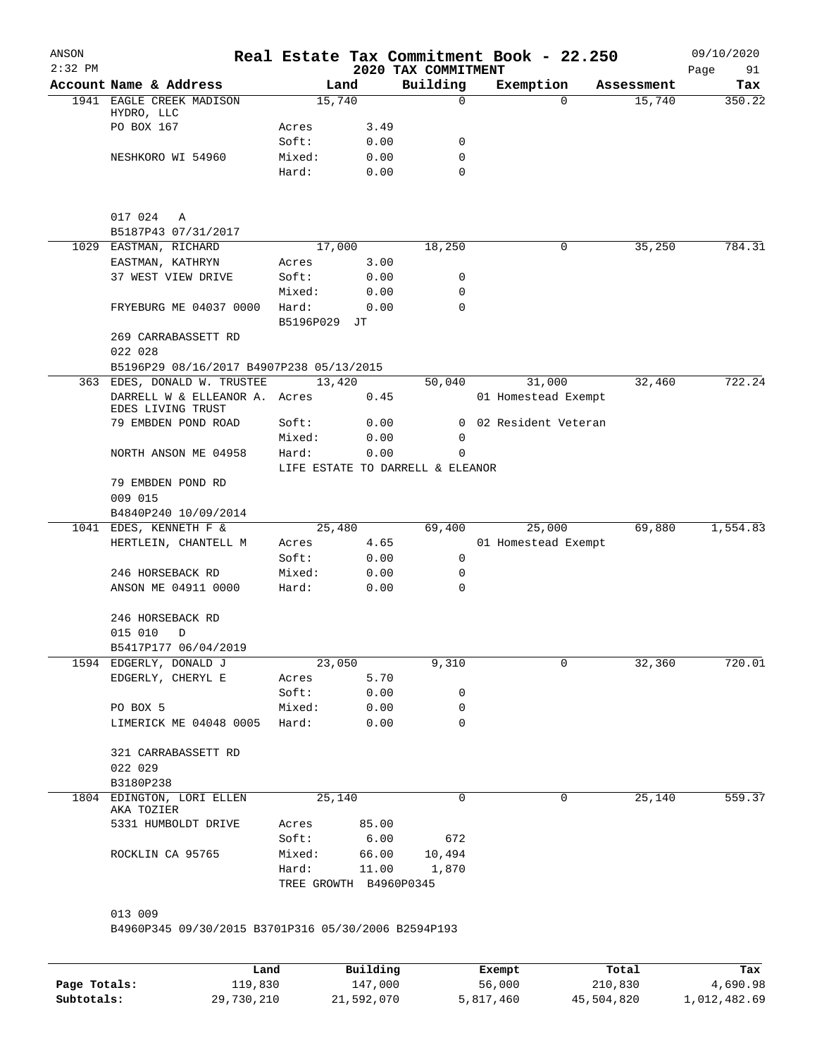# Real Estate Tax Commitment Book - 22.250

ANSON
2:32 PM
2020 TAX COMMITMENT
09/10/2020

| Account Name & Address | Land | | Building | Exemption | Assessment | Tax |
|---|---|---|---|---|---|---|
| 1941 EAGLE CREEK MADISON HYDRO, LLC | 15,740 | | 0 | 0 | 15,740 | 350.22 |
| PO BOX 167 | Acres | 3.49 | | | | |
| | Soft: | 0.00 | 0 | | | |
| NESHKORO WI 54960 | Mixed: | 0.00 | 0 | | | |
| | Hard: | 0.00 | 0 | | | |
| 017 024 A | | | | | | |
| B5187P43 07/31/2017 | | | | | | |
| 1029 EASTMAN, RICHARD | 17,000 | | 18,250 | 0 | 35,250 | 784.31 |
| EASTMAN, KATHRYN | Acres | 3.00 | | | | |
| 37 WEST VIEW DRIVE | Soft: | 0.00 | 0 | | | |
| | Mixed: | 0.00 | 0 | | | |
| FRYEBURG ME 04037 0000 | Hard: | 0.00 | 0 | | | |
| | B5196P029 JT | | | | | |
| 269 CARRABASSETT RD | | | | | | |
| 022 028 | | | | | | |
| B5196P29 08/16/2017 B4907P238 05/13/2015 | | | | | | |
| 363 EDES, DONALD W. TRUSTEE | 13,420 | | 50,040 | 31,000 | 32,460 | 722.24 |
| DARRELL W & ELLEANOR A. EDES LIVING TRUST | Acres | 0.45 | | 01 Homestead Exempt | | |
| 79 EMBDEN POND ROAD | Soft: | 0.00 | 0 | 02 Resident Veteran | | |
| | Mixed: | 0.00 | 0 | | | |
| NORTH ANSON ME 04958 | Hard: | 0.00 | 0 | | | |
| | LIFE ESTATE TO DARRELL & ELEANOR | | | | | |
| 79 EMBDEN POND RD | | | | | | |
| 009 015 | | | | | | |
| B4840P240 10/09/2014 | | | | | | |
| 1041 EDES, KENNETH F & | 25,480 | | 69,400 | 25,000 | 69,880 | 1,554.83 |
| HERTLEIN, CHANTELL M | Acres | 4.65 | | 01 Homestead Exempt | | |
| | Soft: | 0.00 | 0 | | | |
| 246 HORSEBACK RD | Mixed: | 0.00 | 0 | | | |
| ANSON ME 04911 0000 | Hard: | 0.00 | 0 | | | |
| 246 HORSEBACK RD | | | | | | |
| 015 010 D | | | | | | |
| B5417P177 06/04/2019 | | | | | | |
| 1594 EDGERLY, DONALD J | 23,050 | | 9,310 | 0 | 32,360 | 720.01 |
| EDGERLY, CHERYL E | Acres | 5.70 | | | | |
| | Soft: | 0.00 | 0 | | | |
| PO BOX 5 | Mixed: | 0.00 | 0 | | | |
| LIMERICK ME 04048 0005 | Hard: | 0.00 | 0 | | | |
| 321 CARRABASSETT RD | | | | | | |
| 022 029 | | | | | | |
| B3180P238 | | | | | | |
| 1804 EDINGTON, LORI ELLEN AKA TOZIER | 25,140 | | 0 | 0 | 25,140 | 559.37 |
| 5331 HUMBOLDT DRIVE | Acres | 85.00 | | | | |
| | Soft: | 6.00 | 672 | | | |
| ROCKLIN CA 95765 | Mixed: | 66.00 | 10,494 | | | |
| | Hard: | 11.00 | 1,870 | | | |
| | TREE GROWTH B4960P0345 | | | | | |
| 013 009 | | | | | | |
| B4960P345 09/30/2015 B3701P316 05/30/2006 B2594P193 | | | | | | |

| | Land | Building | Exempt | Total | Tax |
|---|---|---|---|---|---|
| Page Totals: | 119,830 | 147,000 | 56,000 | 210,830 | 4,690.98 |
| Subtotals: | 29,730,210 | 21,592,070 | 5,817,460 | 45,504,820 | 1,012,482.69 |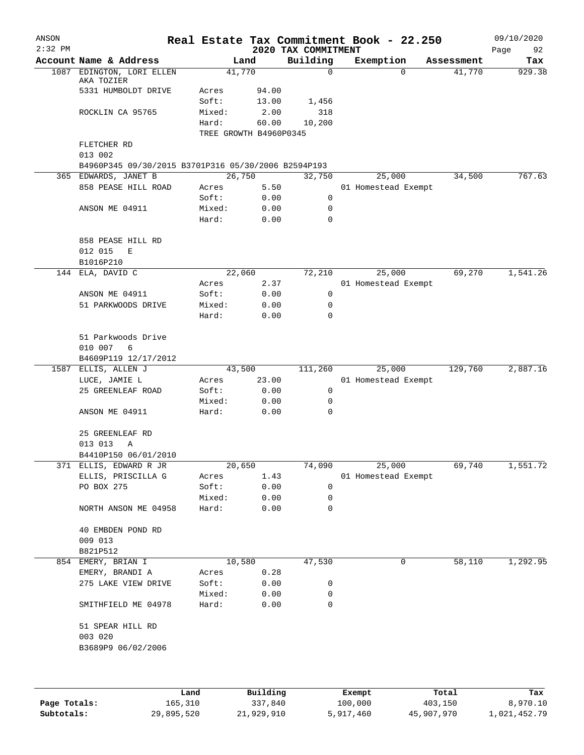# Real Estate Tax Commitment Book - 22.250

## 2020 TAX COMMITMENT

ANSON 2:32 PM — 09/10/2020

| Account Name & Address | Land | Building | Exemption | Assessment | Tax |
|---|---|---|---|---|---|
| 1087 EDINGTON, LORI ELLEN | 41,770 | 0 | 0 | 41,770 | 929.38 |
| AKA TOZIER | | | | | |
| 5331 HUMBOLDT DRIVE | Acres 94.00 | | | | |
| | Soft: 13.00 | 1,456 | | | |
| ROCKLIN CA 95765 | Mixed: 2.00 | 318 | | | |
| | Hard: 60.00 | 10,200 | | | |
| | TREE GROWTH B4960P0345 | | | | |
| FLETCHER RD | | | | | |
| 013 002 | | | | | |
| B4960P345 09/30/2015 B3701P316 05/30/2006 B2594P193 | | | | | |
| 365 EDWARDS, JANET B | 26,750 | 32,750 | 25,000 | 34,500 | 767.63 |
| 858 PEASE HILL ROAD | Acres 5.50 | | 01 Homestead Exempt | | |
| | Soft: 0.00 | 0 | | | |
| ANSON ME 04911 | Mixed: 0.00 | 0 | | | |
| | Hard: 0.00 | 0 | | | |
| 858 PEASE HILL RD | | | | | |
| 012 015 E | | | | | |
| B1016P210 | | | | | |
| 144 ELA, DAVID C | 22,060 | 72,210 | 25,000 | 69,270 | 1,541.26 |
| | Acres 2.37 | | 01 Homestead Exempt | | |
| ANSON ME 04911 | Soft: 0.00 | 0 | | | |
| 51 PARKWOODS DRIVE | Mixed: 0.00 | 0 | | | |
| | Hard: 0.00 | 0 | | | |
| 51 Parkwoods Drive | | | | | |
| 010 007 6 | | | | | |
| B4609P119 12/17/2012 | | | | | |
| 1587 ELLIS, ALLEN J | 43,500 | 111,260 | 25,000 | 129,760 | 2,887.16 |
| LUCE, JAMIE L | Acres 23.00 | | 01 Homestead Exempt | | |
| 25 GREENLEAF ROAD | Soft: 0.00 | 0 | | | |
| | Mixed: 0.00 | 0 | | | |
| ANSON ME 04911 | Hard: 0.00 | 0 | | | |
| 25 GREENLEAF RD | | | | | |
| 013 013 A | | | | | |
| B4410P150 06/01/2010 | | | | | |
| 371 ELLIS, EDWARD R JR | 20,650 | 74,090 | 25,000 | 69,740 | 1,551.72 |
| ELLIS, PRISCILLA G | Acres 1.43 | | 01 Homestead Exempt | | |
| PO BOX 275 | Soft: 0.00 | 0 | | | |
| | Mixed: 0.00 | 0 | | | |
| NORTH ANSON ME 04958 | Hard: 0.00 | 0 | | | |
| 40 EMBDEN POND RD | | | | | |
| 009 013 | | | | | |
| B821P512 | | | | | |
| 854 EMERY, BRIAN I | 10,580 | 47,530 | 0 | 58,110 | 1,292.95 |
| EMERY, BRANDI A | Acres 0.28 | | | | |
| 275 LAKE VIEW DRIVE | Soft: 0.00 | 0 | | | |
| | Mixed: 0.00 | 0 | | | |
| SMITHFIELD ME 04978 | Hard: 0.00 | 0 | | | |
| 51 SPEAR HILL RD | | | | | |
| 003 020 | | | | | |
| B3689P9 06/02/2006 | | | | | |

| | Land | Building | Exempt | Total | Tax |
|---|---|---|---|---|---|
| Page Totals: | 165,310 | 337,840 | 100,000 | 403,150 | 8,970.10 |
| Subtotals: | 29,895,520 | 21,929,910 | 5,917,460 | 45,907,970 | 1,021,452.79 |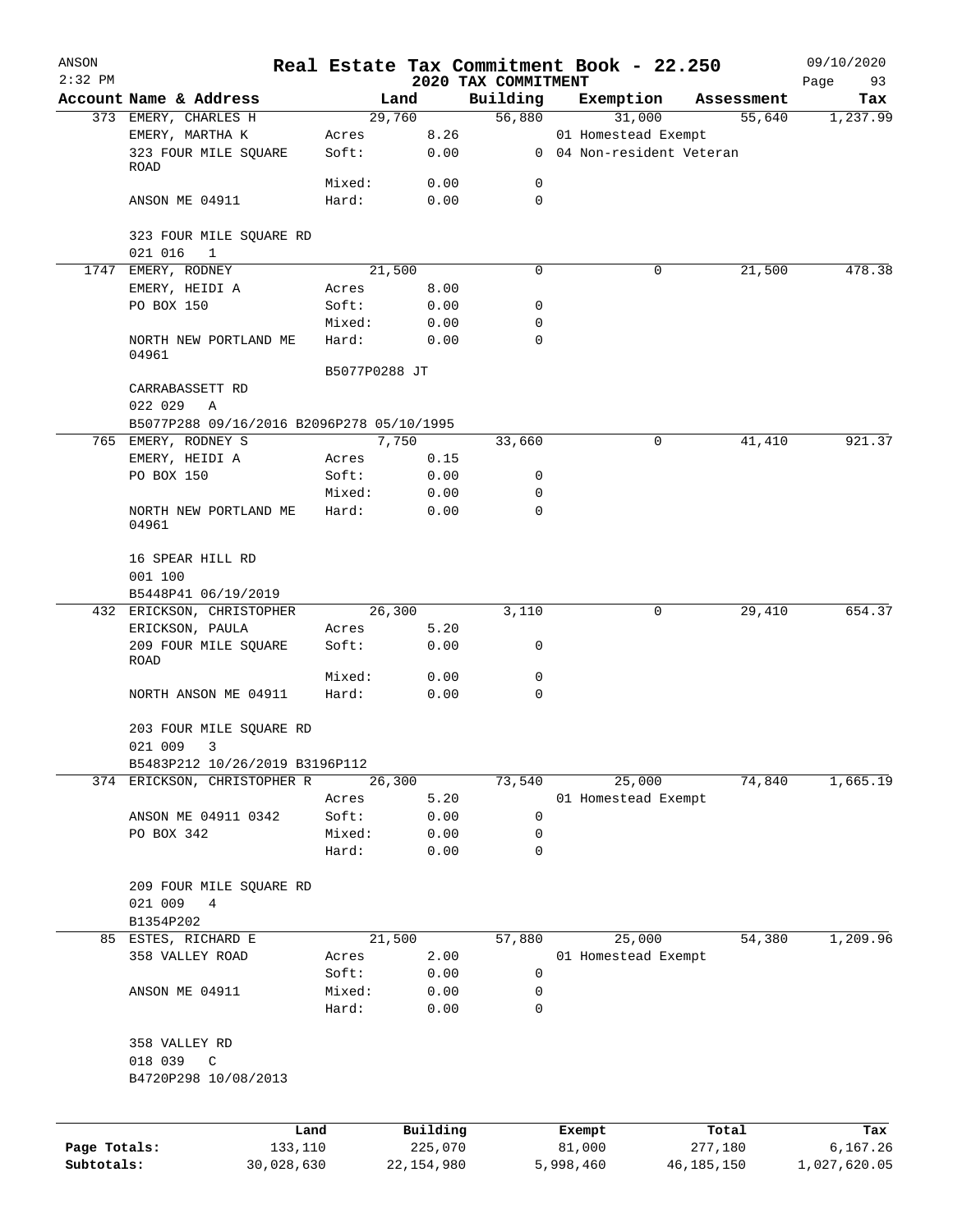# Real Estate Tax Commitment Book - 22.250

ANSON
2:32 PM

2020 TAX COMMITMENT

09/10/2020

| Account Name & Address | Land | | Building | Exemption | Assessment | Tax |
|---|---|---|---|---|---|---|
| 373 EMERY, CHARLES H | 29,760 | | 56,880 | 31,000 | 55,640 | 1,237.99 |
| EMERY, MARTHA K | Acres | 8.26 | | 01 Homestead Exempt | | |
| 323 FOUR MILE SQUARE ROAD | Soft: | 0.00 | 0 | 04 Non-resident Veteran | | |
| | Mixed: | 0.00 | 0 | | | |
| ANSON ME 04911 | Hard: | 0.00 | 0 | | | |
| 323 FOUR MILE SQUARE RD | | | | | | |
| 021 016 1 | | | | | | |
| 1747 EMERY, RODNEY | 21,500 | | 0 | 0 | 21,500 | 478.38 |
| EMERY, HEIDI A | Acres | 8.00 | | | | |
| PO BOX 150 | Soft: | 0.00 | 0 | | | |
| | Mixed: | 0.00 | 0 | | | |
| NORTH NEW PORTLAND ME 04961 | Hard: | 0.00 | 0 | | | |
| | B5077P0288 JT | | | | | |
| CARRABASSETT RD | | | | | | |
| 022 029 A | | | | | | |
| B5077P288 09/16/2016 B2096P278 05/10/1995 | | | | | | |
| 765 EMERY, RODNEY S | 7,750 | | 33,660 | 0 | 41,410 | 921.37 |
| EMERY, HEIDI A | Acres | 0.15 | | | | |
| PO BOX 150 | Soft: | 0.00 | 0 | | | |
| | Mixed: | 0.00 | 0 | | | |
| NORTH NEW PORTLAND ME 04961 | Hard: | 0.00 | 0 | | | |
| 16 SPEAR HILL RD | | | | | | |
| 001 100 | | | | | | |
| B5448P41 06/19/2019 | | | | | | |
| 432 ERICKSON, CHRISTOPHER | 26,300 | | 3,110 | 0 | 29,410 | 654.37 |
| ERICKSON, PAULA | Acres | 5.20 | | | | |
| 209 FOUR MILE SQUARE ROAD | Soft: | 0.00 | 0 | | | |
| | Mixed: | 0.00 | 0 | | | |
| NORTH ANSON ME 04911 | Hard: | 0.00 | 0 | | | |
| 203 FOUR MILE SQUARE RD | | | | | | |
| 021 009 3 | | | | | | |
| B5483P212 10/26/2019 B3196P112 | | | | | | |
| 374 ERICKSON, CHRISTOPHER R | 26,300 | | 73,540 | 25,000 | 74,840 | 1,665.19 |
| | Acres | 5.20 | | 01 Homestead Exempt | | |
| ANSON ME 04911 0342 | Soft: | 0.00 | 0 | | | |
| PO BOX 342 | Mixed: | 0.00 | 0 | | | |
| | Hard: | 0.00 | 0 | | | |
| 209 FOUR MILE SQUARE RD | | | | | | |
| 021 009 4 | | | | | | |
| B1354P202 | | | | | | |
| 85 ESTES, RICHARD E | 21,500 | | 57,880 | 25,000 | 54,380 | 1,209.96 |
| 358 VALLEY ROAD | Acres | 2.00 | | 01 Homestead Exempt | | |
| | Soft: | 0.00 | 0 | | | |
| ANSON ME 04911 | Mixed: | 0.00 | 0 | | | |
| | Hard: | 0.00 | 0 | | | |
| 358 VALLEY RD | | | | | | |
| 018 039 C | | | | | | |
| B4720P298 10/08/2013 | | | | | | |

| | Land | Building | Exempt | Total | Tax |
|---|---|---|---|---|---|
| Page Totals: | 133,110 | 225,070 | 81,000 | 277,180 | 6,167.26 |
| Subtotals: | 30,028,630 | 22,154,980 | 5,998,460 | 46,185,150 | 1,027,620.05 |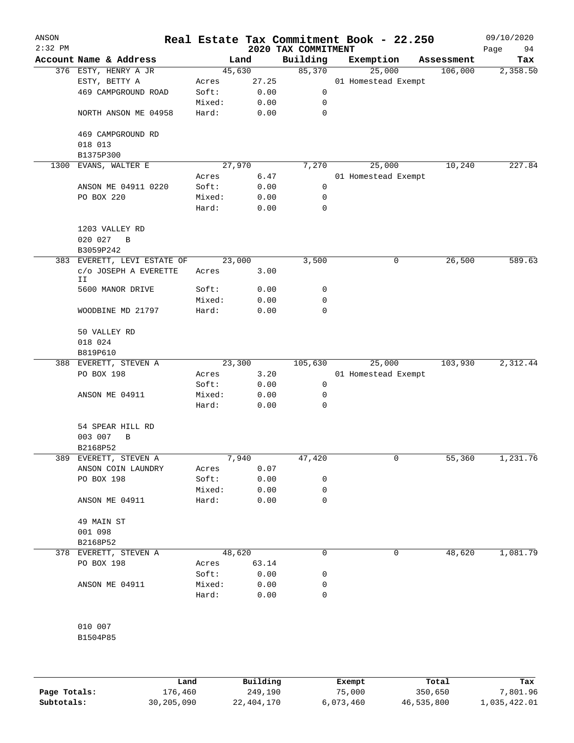# Real Estate Tax Commitment Book - 22.250

ANSON
2:32 PM

2020 TAX COMMITMENT

09/10/2020

| Account | Name & Address | | Land | Building | Exemption | Assessment | Tax |
|---|---|---|---|---|---|---|---|
| 376 | ESTY, HENRY A JR | | 45,630 | 85,370 | 25,000 | 106,000 | 2,358.50 |
| | ESTY, BETTY A | Acres | 27.25 | | 01 Homestead Exempt | | |
| | 469 CAMPGROUND ROAD | Soft: | 0.00 | 0 | | | |
| | | Mixed: | 0.00 | 0 | | | |
| | NORTH ANSON ME 04958 | Hard: | 0.00 | 0 | | | |
| | 469 CAMPGROUND RD | | | | | | |
| | 018 013 | | | | | | |
| | B1375P300 | | | | | | |
| 1300 | EVANS, WALTER E | | 27,970 | 7,270 | 25,000 | 10,240 | 227.84 |
| | | Acres | 6.47 | | 01 Homestead Exempt | | |
| | ANSON ME 04911 0220 | Soft: | 0.00 | 0 | | | |
| | PO BOX 220 | Mixed: | 0.00 | 0 | | | |
| | | Hard: | 0.00 | 0 | | | |
| | 1203 VALLEY RD | | | | | | |
| | 020 027 B | | | | | | |
| | B3059P242 | | | | | | |
| 383 | EVERETT, LEVI ESTATE OF | | 23,000 | 3,500 | 0 | 26,500 | 589.63 |
| | c/o JOSEPH A EVERETTE II | Acres | 3.00 | | | | |
| | 5600 MANOR DRIVE | Soft: | 0.00 | 0 | | | |
| | | Mixed: | 0.00 | 0 | | | |
| | WOODBINE MD 21797 | Hard: | 0.00 | 0 | | | |
| | 50 VALLEY RD | | | | | | |
| | 018 024 | | | | | | |
| | B819P610 | | | | | | |
| 388 | EVERETT, STEVEN A | | 23,300 | 105,630 | 25,000 | 103,930 | 2,312.44 |
| | PO BOX 198 | Acres | 3.20 | | 01 Homestead Exempt | | |
| | | Soft: | 0.00 | 0 | | | |
| | ANSON ME 04911 | Mixed: | 0.00 | 0 | | | |
| | | Hard: | 0.00 | 0 | | | |
| | 54 SPEAR HILL RD | | | | | | |
| | 003 007 B | | | | | | |
| | B2168P52 | | | | | | |
| 389 | EVERETT, STEVEN A | | 7,940 | 47,420 | 0 | 55,360 | 1,231.76 |
| | ANSON COIN LAUNDRY | Acres | 0.07 | | | | |
| | PO BOX 198 | Soft: | 0.00 | 0 | | | |
| | | Mixed: | 0.00 | 0 | | | |
| | ANSON ME 04911 | Hard: | 0.00 | 0 | | | |
| | 49 MAIN ST | | | | | | |
| | 001 098 | | | | | | |
| | B2168P52 | | | | | | |
| 378 | EVERETT, STEVEN A | | 48,620 | 0 | 0 | 48,620 | 1,081.79 |
| | PO BOX 198 | Acres | 63.14 | | | | |
| | | Soft: | 0.00 | 0 | | | |
| | ANSON ME 04911 | Mixed: | 0.00 | 0 | | | |
| | | Hard: | 0.00 | 0 | | | |
| | 010 007 | | | | | | |
| | B1504P85 | | | | | | |

| | Land | Building | Exempt | Total | Tax |
|---|---|---|---|---|---|
| Page Totals: | 176,460 | 249,190 | 75,000 | 350,650 | 7,801.96 |
| Subtotals: | 30,205,090 | 22,404,170 | 6,073,460 | 46,535,800 | 1,035,422.01 |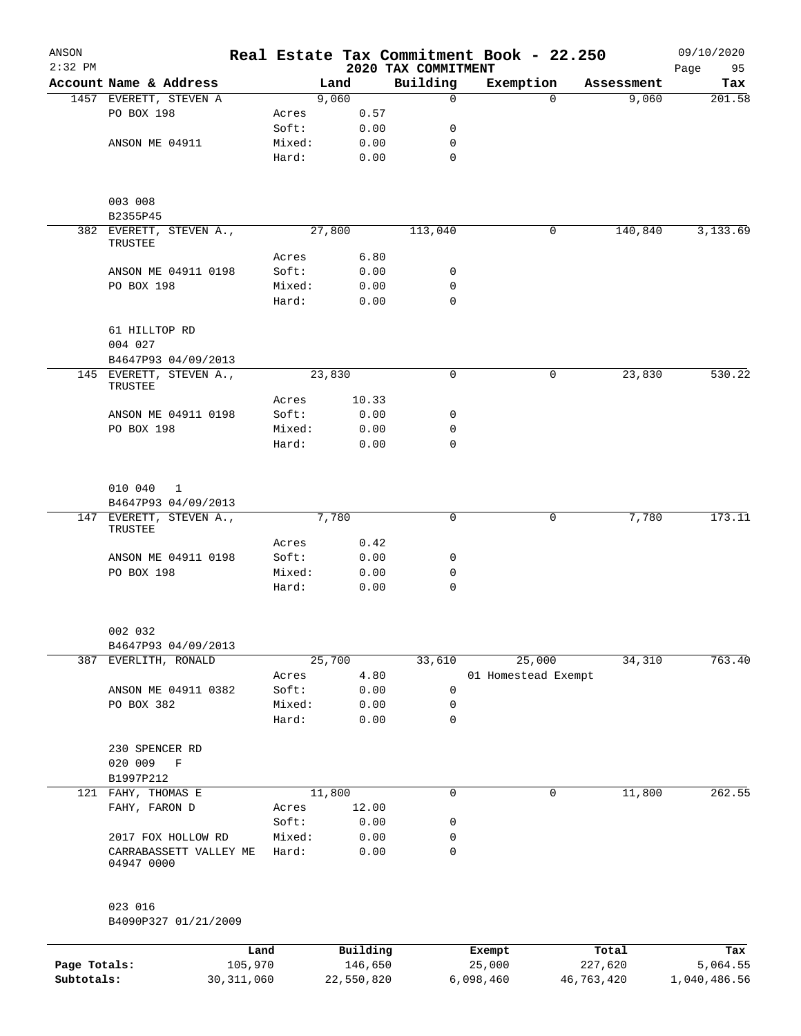# Real Estate Tax Commitment Book - 22.250

ANSON 2:32 PM — 2020 TAX COMMITMENT — 09/10/2020

| Account Name & Address | Land | | Building | Exemption | Assessment | Tax |
|---|---|---|---|---|---|---|
| 1457 EVERETT, STEVEN A | 9,060 | | 0 | 0 | 9,060 | 201.58 |
| PO BOX 198 | Acres | 0.57 | | | | |
| | Soft: | 0.00 | 0 | | | |
| ANSON ME 04911 | Mixed: | 0.00 | 0 | | | |
| | Hard: | 0.00 | 0 | | | |
| 003 008 | | | | | | |
| B2355P45 | | | | | | |
| 382 EVERETT, STEVEN A., TRUSTEE | 27,800 | | 113,040 | 0 | 140,840 | 3,133.69 |
| | Acres | 6.80 | | | | |
| ANSON ME 04911 0198 | Soft: | 0.00 | 0 | | | |
| PO BOX 198 | Mixed: | 0.00 | 0 | | | |
| | Hard: | 0.00 | 0 | | | |
| 61 HILLTOP RD | | | | | | |
| 004 027 | | | | | | |
| B4647P93 04/09/2013 | | | | | | |
| 145 EVERETT, STEVEN A., TRUSTEE | 23,830 | | 0 | 0 | 23,830 | 530.22 |
| | Acres | 10.33 | | | | |
| ANSON ME 04911 0198 | Soft: | 0.00 | 0 | | | |
| PO BOX 198 | Mixed: | 0.00 | 0 | | | |
| | Hard: | 0.00 | 0 | | | |
| 010 040 1 | | | | | | |
| B4647P93 04/09/2013 | | | | | | |
| 147 EVERETT, STEVEN A., TRUSTEE | 7,780 | | 0 | 0 | 7,780 | 173.11 |
| | Acres | 0.42 | | | | |
| ANSON ME 04911 0198 | Soft: | 0.00 | 0 | | | |
| PO BOX 198 | Mixed: | 0.00 | 0 | | | |
| | Hard: | 0.00 | 0 | | | |
| 002 032 | | | | | | |
| B4647P93 04/09/2013 | | | | | | |
| 387 EVERLITH, RONALD | 25,700 | | 33,610 | 25,000 | 34,310 | 763.40 |
| | Acres | 4.80 | | 01 Homestead Exempt | | |
| ANSON ME 04911 0382 | Soft: | 0.00 | 0 | | | |
| PO BOX 382 | Mixed: | 0.00 | 0 | | | |
| | Hard: | 0.00 | 0 | | | |
| 230 SPENCER RD | | | | | | |
| 020 009 F | | | | | | |
| B1997P212 | | | | | | |
| 121 FAHY, THOMAS E | 11,800 | | 0 | 0 | 11,800 | 262.55 |
| FAHY, FARON D | Acres | 12.00 | | | | |
| | Soft: | 0.00 | 0 | | | |
| 2017 FOX HOLLOW RD | Mixed: | 0.00 | 0 | | | |
| CARRABASSETT VALLEY ME 04947 0000 | Hard: | 0.00 | 0 | | | |
| 023 016 | | | | | | |
| B4090P327 01/21/2009 | | | | | | |

| | Land | Building | Exempt | Total | Tax |
|---|---|---|---|---|---|
| Page Totals: | 105,970 | 146,650 | 25,000 | 227,620 | 5,064.55 |
| Subtotals: | 30,311,060 | 22,550,820 | 6,098,460 | 46,763,420 | 1,040,486.56 |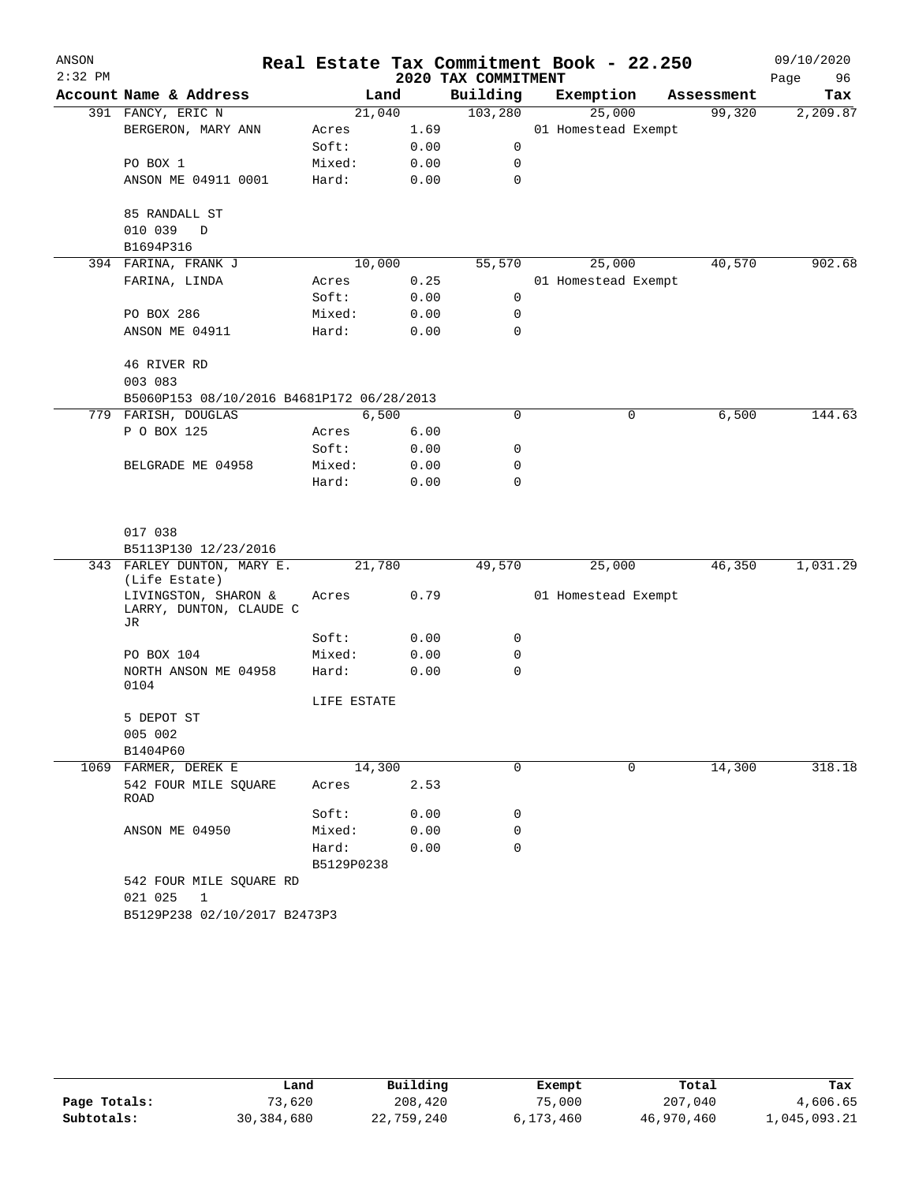# Real Estate Tax Commitment Book - 22.250

ANSON 2:32 PM — 2020 TAX COMMITMENT — 09/10/2020

| Account Name & Address | Land | | Building | Exemption | Assessment | Tax |
|---|---|---|---|---|---|---|
| 391 FANCY, ERIC N | 21,040 | | 103,280 | 25,000 | 99,320 | 2,209.87 |
| BERGERON, MARY ANN | Acres | 1.69 | | 01 Homestead Exempt | | |
| | Soft: | 0.00 | 0 | | | |
| PO BOX 1 | Mixed: | 0.00 | 0 | | | |
| ANSON ME 04911 0001 | Hard: | 0.00 | 0 | | | |
| 85 RANDALL ST | | | | | | |
| 010 039 D | | | | | | |
| B1694P316 | | | | | | |
| 394 FARINA, FRANK J | 10,000 | | 55,570 | 25,000 | 40,570 | 902.68 |
| FARINA, LINDA | Acres | 0.25 | | 01 Homestead Exempt | | |
| | Soft: | 0.00 | 0 | | | |
| PO BOX 286 | Mixed: | 0.00 | 0 | | | |
| ANSON ME 04911 | Hard: | 0.00 | 0 | | | |
| 46 RIVER RD | | | | | | |
| 003 083 | | | | | | |
| B5060P153 08/10/2016 B4681P172 06/28/2013 | | | | | | |
| 779 FARISH, DOUGLAS | 6,500 | | 0 | 0 | 6,500 | 144.63 |
| P O BOX 125 | Acres | 6.00 | | | | |
| | Soft: | 0.00 | 0 | | | |
| BELGRADE ME 04958 | Mixed: | 0.00 | 0 | | | |
| | Hard: | 0.00 | 0 | | | |
| 017 038 | | | | | | |
| B5113P130 12/23/2016 | | | | | | |
| 343 FARLEY DUNTON, MARY E. (Life Estate) | 21,780 | | 49,570 | 25,000 | 46,350 | 1,031.29 |
| LIVINGSTON, SHARON & LARRY, DUNTON, CLAUDE C JR | Acres | 0.79 | | 01 Homestead Exempt | | |
| | Soft: | 0.00 | 0 | | | |
| PO BOX 104 | Mixed: | 0.00 | 0 | | | |
| NORTH ANSON ME 04958 0104 | Hard: | 0.00 | 0 | | | |
| | LIFE ESTATE | | | | | |
| 5 DEPOT ST | | | | | | |
| 005 002 | | | | | | |
| B1404P60 | | | | | | |
| 1069 FARMER, DEREK E | 14,300 | | 0 | 0 | 14,300 | 318.18 |
| 542 FOUR MILE SQUARE ROAD | Acres | 2.53 | | | | |
| | Soft: | 0.00 | 0 | | | |
| ANSON ME 04950 | Mixed: | 0.00 | 0 | | | |
| | Hard: | 0.00 | 0 | | | |
| | B5129P0238 | | | | | |
| 542 FOUR MILE SQUARE RD | | | | | | |
| 021 025 1 | | | | | | |
| B5129P238 02/10/2017 B2473P3 | | | | | | |

| | Land | Building | Exempt | Total | Tax |
|---|---|---|---|---|---|
| Page Totals: | 73,620 | 208,420 | 75,000 | 207,040 | 4,606.65 |
| Subtotals: | 30,384,680 | 22,759,240 | 6,173,460 | 46,970,460 | 1,045,093.21 |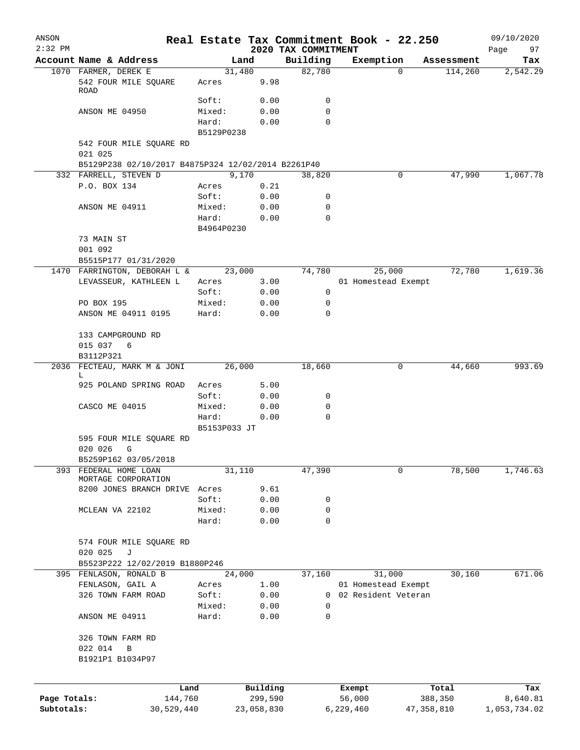# Real Estate Tax Commitment Book - 22.250

ANSON
2:32 PM
2020 TAX COMMITMENT
09/10/2020

| Account Name & Address | Land | | Building | Exemption | Assessment | Tax |
|---|---|---|---|---|---|---|
| 1070 FARMER, DEREK E | 31,480 | | 82,780 | 0 | 114,260 | 2,542.29 |
| 542 FOUR MILE SQUARE ROAD | Acres | 9.98 | | | | |
| | Soft: | 0.00 | 0 | | | |
| ANSON ME 04950 | Mixed: | 0.00 | 0 | | | |
| | Hard: | 0.00 | 0 | | | |
| | B5129P0238 | | | | | |
| 542 FOUR MILE SQUARE RD | | | | | | |
| 021 025 | | | | | | |
| B5129P238 02/10/2017 B4875P324 12/02/2014 B2261P40 | | | | | | |
| 332 FARRELL, STEVEN D | 9,170 | | 38,820 | 0 | 47,990 | 1,067.78 |
| P.O. BOX 134 | Acres | 0.21 | | | | |
| | Soft: | 0.00 | 0 | | | |
| ANSON ME 04911 | Mixed: | 0.00 | 0 | | | |
| | Hard: | 0.00 | 0 | | | |
| | B4964P0230 | | | | | |
| 73 MAIN ST | | | | | | |
| 001 092 | | | | | | |
| B5515P177 01/31/2020 | | | | | | |
| 1470 FARRINGTON, DEBORAH L & | 23,000 | | 74,780 | 25,000 | 72,780 | 1,619.36 |
| LEVASSEUR, KATHLEEN L | Acres | 3.00 | | 01 Homestead Exempt | | |
| | Soft: | 0.00 | 0 | | | |
| PO BOX 195 | Mixed: | 0.00 | 0 | | | |
| ANSON ME 04911 0195 | Hard: | 0.00 | 0 | | | |
| 133 CAMPGROUND RD | | | | | | |
| 015 037 6 | | | | | | |
| B3112P321 | | | | | | |
| 2036 FECTEAU, MARK M & JONI L | 26,000 | | 18,660 | 0 | 44,660 | 993.69 |
| 925 POLAND SPRING ROAD | Acres | 5.00 | | | | |
| | Soft: | 0.00 | 0 | | | |
| CASCO ME 04015 | Mixed: | 0.00 | 0 | | | |
| | Hard: | 0.00 | 0 | | | |
| | B5153P033 JT | | | | | |
| 595 FOUR MILE SQUARE RD | | | | | | |
| 020 026 G | | | | | | |
| B5259P162 03/05/2018 | | | | | | |
| 393 FEDERAL HOME LOAN MORTAGE CORPORATION | 31,110 | | 47,390 | 0 | 78,500 | 1,746.63 |
| 8200 JONES BRANCH DRIVE | Acres | 9.61 | | | | |
| | Soft: | 0.00 | 0 | | | |
| MCLEAN VA 22102 | Mixed: | 0.00 | 0 | | | |
| | Hard: | 0.00 | 0 | | | |
| 574 FOUR MILE SQUARE RD | | | | | | |
| 020 025 J | | | | | | |
| B5523P222 12/02/2019 B1880P246 | | | | | | |
| 395 FENLASON, RONALD B | 24,000 | | 37,160 | 31,000 | 30,160 | 671.06 |
| FENLASON, GAIL A | Acres | 1.00 | | 01 Homestead Exempt | | |
| 326 TOWN FARM ROAD | Soft: | 0.00 | 0 | 02 Resident Veteran | | |
| | Mixed: | 0.00 | 0 | | | |
| ANSON ME 04911 | Hard: | 0.00 | 0 | | | |
| 326 TOWN FARM RD | | | | | | |
| 022 014 B | | | | | | |
| B1921P1 B1034P97 | | | | | | |

| | Land | Building | Exempt | Total | Tax |
|---|---|---|---|---|---|
| Page Totals: | 144,760 | 299,590 | 56,000 | 388,350 | 8,640.81 |
| Subtotals: | 30,529,440 | 23,058,830 | 6,229,460 | 47,358,810 | 1,053,734.02 |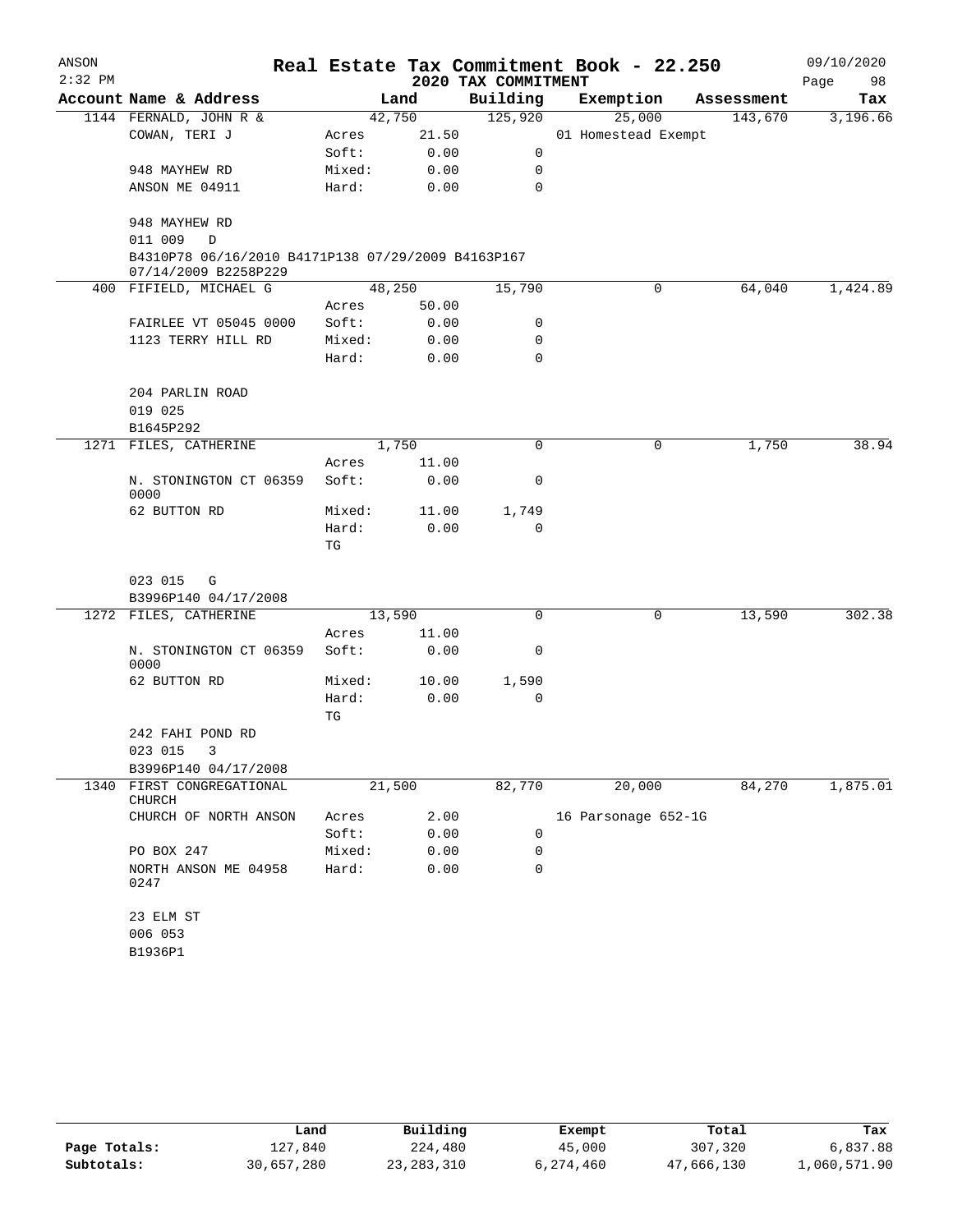# Real Estate Tax Commitment Book - 22.250

ANSON 2:32 PM — 2020 TAX COMMITMENT — 09/10/2020

| Account Name & Address | Land | | Building | Exemption | Assessment | Tax |
|---|---|---|---|---|---|---|
| 1144 FERNALD, JOHN R & | 42,750 | | 125,920 | 25,000 | 143,670 | 3,196.66 |
| COWAN, TERI J | Acres | 21.50 | | 01 Homestead Exempt | | |
| | Soft: | 0.00 | 0 | | | |
| 948 MAYHEW RD | Mixed: | 0.00 | 0 | | | |
| ANSON ME 04911 | Hard: | 0.00 | 0 | | | |
| 948 MAYHEW RD | | | | | | |
| 011 009 D | | | | | | |
| B4310P78 06/16/2010 B4171P138 07/29/2009 B4163P167 07/14/2009 B2258P229 | | | | | | |
| 400 FIFIELD, MICHAEL G | 48,250 | | 15,790 | 0 | 64,040 | 1,424.89 |
| | Acres | 50.00 | | | | |
| FAIRLEE VT 05045 0000 | Soft: | 0.00 | 0 | | | |
| 1123 TERRY HILL RD | Mixed: | 0.00 | 0 | | | |
| | Hard: | 0.00 | 0 | | | |
| 204 PARLIN ROAD | | | | | | |
| 019 025 | | | | | | |
| B1645P292 | | | | | | |
| 1271 FILES, CATHERINE | 1,750 | | 0 | 0 | 1,750 | 38.94 |
| | Acres | 11.00 | | | | |
| N. STONINGTON CT 06359 0000 | Soft: | 0.00 | 0 | | | |
| 62 BUTTON RD | Mixed: | 11.00 | 1,749 | | | |
| | Hard: | 0.00 | 0 | | | |
| | TG | | | | | |
| 023 015 G | | | | | | |
| B3996P140 04/17/2008 | | | | | | |
| 1272 FILES, CATHERINE | 13,590 | | 0 | 0 | 13,590 | 302.38 |
| | Acres | 11.00 | | | | |
| N. STONINGTON CT 06359 0000 | Soft: | 0.00 | 0 | | | |
| 62 BUTTON RD | Mixed: | 10.00 | 1,590 | | | |
| | Hard: | 0.00 | 0 | | | |
| | TG | | | | | |
| 242 FAHI POND RD | | | | | | |
| 023 015 3 | | | | | | |
| B3996P140 04/17/2008 | | | | | | |
| 1340 FIRST CONGREGATIONAL CHURCH | 21,500 | | 82,770 | 20,000 | 84,270 | 1,875.01 |
| CHURCH OF NORTH ANSON | Acres | 2.00 | | 16 Parsonage 652-1G | | |
| | Soft: | 0.00 | 0 | | | |
| PO BOX 247 | Mixed: | 0.00 | 0 | | | |
| NORTH ANSON ME 04958 0247 | Hard: | 0.00 | 0 | | | |
| 23 ELM ST | | | | | | |
| 006 053 | | | | | | |
| B1936P1 | | | | | | |

| | Land | Building | Exempt | Total | Tax |
|---|---|---|---|---|---|
| Page Totals: | 127,840 | 224,480 | 45,000 | 307,320 | 6,837.88 |
| Subtotals: | 30,657,280 | 23,283,310 | 6,274,460 | 47,666,130 | 1,060,571.90 |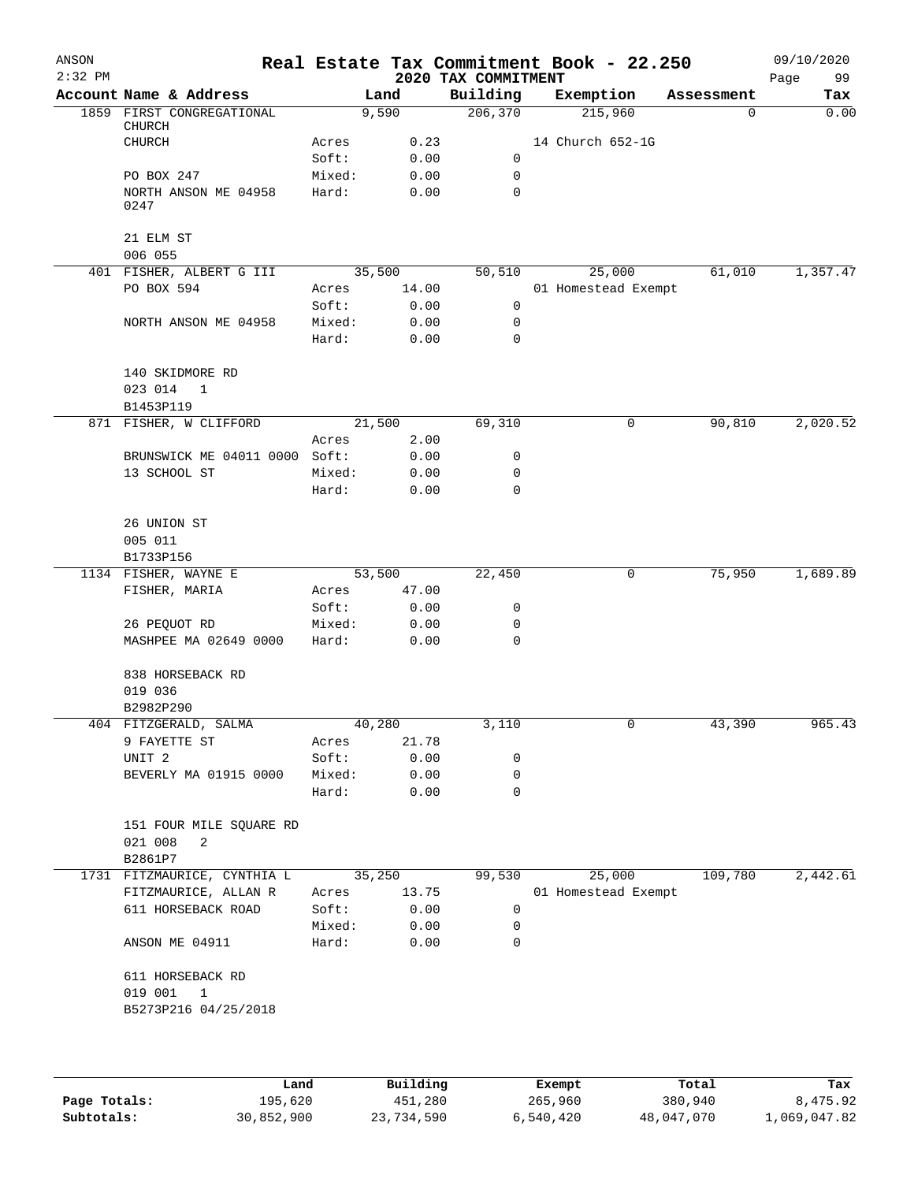# Real Estate Tax Commitment Book - 22.250

ANSON
2:32 PM

2020 TAX COMMITMENT

09/10/2020

| Account | Name & Address | | Land | Building | Exemption | Assessment | Tax |
|---|---|---|---|---|---|---|---|
| 1859 | FIRST CONGREGATIONAL CHURCH | | 9,590 | 206,370 | 215,960 | 0 | 0.00 |
| | CHURCH | Acres | 0.23 | | 14 Church 652-1G | | |
| | | Soft: | 0.00 | 0 | | | |
| | PO BOX 247 | Mixed: | 0.00 | 0 | | | |
| | NORTH ANSON ME 04958 0247 | Hard: | 0.00 | 0 | | | |
| | 21 ELM ST | | | | | | |
| | 006 055 | | | | | | |
| 401 | FISHER, ALBERT G III | | 35,500 | 50,510 | 25,000 | 61,010 | 1,357.47 |
| | PO BOX 594 | Acres | 14.00 | | 01 Homestead Exempt | | |
| | | Soft: | 0.00 | 0 | | | |
| | NORTH ANSON ME 04958 | Mixed: | 0.00 | 0 | | | |
| | | Hard: | 0.00 | 0 | | | |
| | 140 SKIDMORE RD | | | | | | |
| | 023 014 1 | | | | | | |
| | B1453P119 | | | | | | |
| 871 | FISHER, W CLIFFORD | | 21,500 | 69,310 | 0 | 90,810 | 2,020.52 |
| | | Acres | 2.00 | | | | |
| | BRUNSWICK ME 04011 0000 | Soft: | 0.00 | 0 | | | |
| | 13 SCHOOL ST | Mixed: | 0.00 | 0 | | | |
| | | Hard: | 0.00 | 0 | | | |
| | 26 UNION ST | | | | | | |
| | 005 011 | | | | | | |
| | B1733P156 | | | | | | |
| 1134 | FISHER, WAYNE E | | 53,500 | 22,450 | 0 | 75,950 | 1,689.89 |
| | FISHER, MARIA | Acres | 47.00 | | | | |
| | | Soft: | 0.00 | 0 | | | |
| | 26 PEQUOT RD | Mixed: | 0.00 | 0 | | | |
| | MASHPEE MA 02649 0000 | Hard: | 0.00 | 0 | | | |
| | 838 HORSEBACK RD | | | | | | |
| | 019 036 | | | | | | |
| | B2982P290 | | | | | | |
| 404 | FITZGERALD, SALMA | | 40,280 | 3,110 | 0 | 43,390 | 965.43 |
| | 9 FAYETTE ST | Acres | 21.78 | | | | |
| | UNIT 2 | Soft: | 0.00 | 0 | | | |
| | BEVERLY MA 01915 0000 | Mixed: | 0.00 | 0 | | | |
| | | Hard: | 0.00 | 0 | | | |
| | 151 FOUR MILE SQUARE RD | | | | | | |
| | 021 008 2 | | | | | | |
| | B2861P7 | | | | | | |
| 1731 | FITZMAURICE, CYNTHIA L | | 35,250 | 99,530 | 25,000 | 109,780 | 2,442.61 |
| | FITZMAURICE, ALLAN R | Acres | 13.75 | | 01 Homestead Exempt | | |
| | 611 HORSEBACK ROAD | Soft: | 0.00 | 0 | | | |
| | | Mixed: | 0.00 | 0 | | | |
| | ANSON ME 04911 | Hard: | 0.00 | 0 | | | |
| | 611 HORSEBACK RD | | | | | | |
| | 019 001 1 | | | | | | |
| | B5273P216 04/25/2018 | | | | | | |

| | Land | Building | Exempt | Total | Tax |
|---|---|---|---|---|---|
| Page Totals: | 195,620 | 451,280 | 265,960 | 380,940 | 8,475.92 |
| Subtotals: | 30,852,900 | 23,734,590 | 6,540,420 | 48,047,070 | 1,069,047.82 |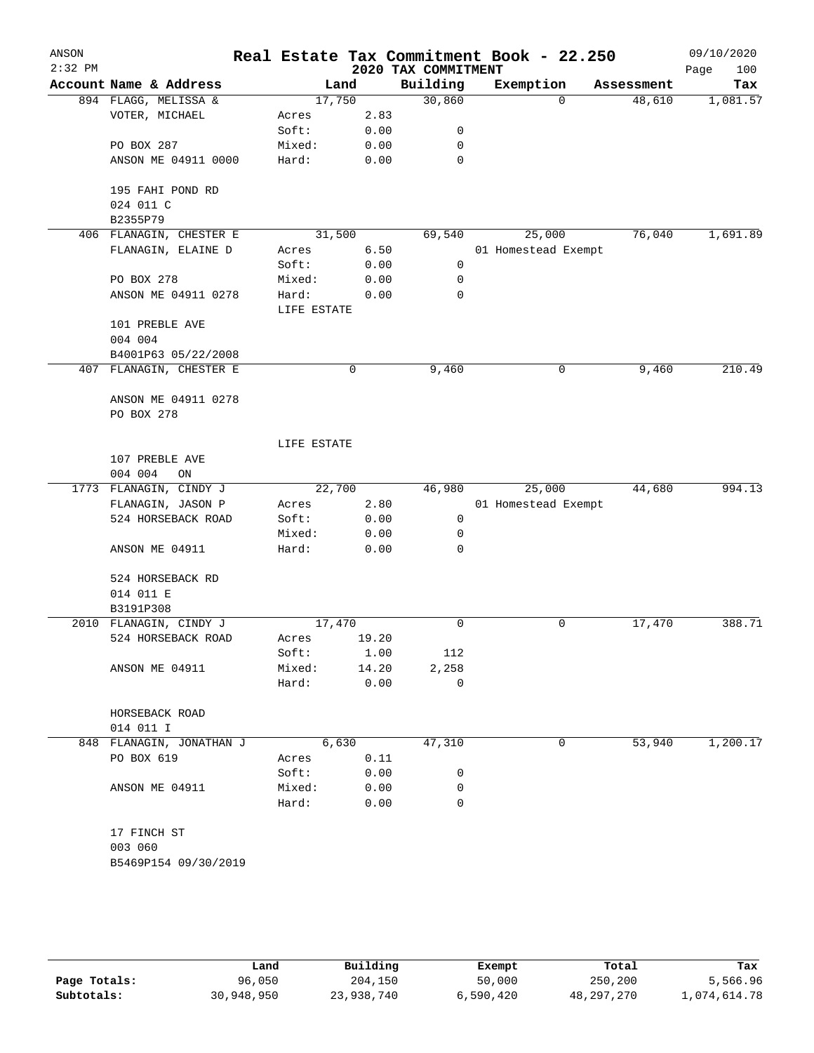ANSON — Real Estate Tax Commitment Book - 22.250 — 09/10/2020
2:32 PM — 2020 TAX COMMITMENT

| Account Name & Address | Land | | Building | Exemption | Assessment | Tax |
|---|---|---|---|---|---|---|
| 894 FLAGG, MELISSA & | 17,750 | | 30,860 | 0 | 48,610 | 1,081.57 |
| VOTER, MICHAEL | Acres | 2.83 | | | | |
| | Soft: | 0.00 | 0 | | | |
| PO BOX 287 | Mixed: | 0.00 | 0 | | | |
| ANSON ME 04911 0000 | Hard: | 0.00 | 0 | | | |
| 195 FAHI POND RD | | | | | | |
| 024 011 C | | | | | | |
| B2355P79 | | | | | | |
| 406 FLANAGIN, CHESTER E | 31,500 | | 69,540 | 25,000 | 76,040 | 1,691.89 |
| FLANAGIN, ELAINE D | Acres | 6.50 | | 01 Homestead Exempt | | |
| | Soft: | 0.00 | 0 | | | |
| PO BOX 278 | Mixed: | 0.00 | 0 | | | |
| ANSON ME 04911 0278 | Hard: | 0.00 | 0 | | | |
| | LIFE ESTATE | | | | | |
| 101 PREBLE AVE | | | | | | |
| 004 004 | | | | | | |
| B4001P63 05/22/2008 | | | | | | |
| 407 FLANAGIN, CHESTER E | 0 | | 9,460 | 0 | 9,460 | 210.49 |
| ANSON ME 04911 0278 | | | | | | |
| PO BOX 278 | | | | | | |
| | LIFE ESTATE | | | | | |
| 107 PREBLE AVE | | | | | | |
| 004 004 ON | | | | | | |
| 1773 FLANAGIN, CINDY J | 22,700 | | 46,980 | 25,000 | 44,680 | 994.13 |
| FLANAGIN, JASON P | Acres | 2.80 | | 01 Homestead Exempt | | |
| 524 HORSEBACK ROAD | Soft: | 0.00 | 0 | | | |
| | Mixed: | 0.00 | 0 | | | |
| ANSON ME 04911 | Hard: | 0.00 | 0 | | | |
| 524 HORSEBACK RD | | | | | | |
| 014 011 E | | | | | | |
| B3191P308 | | | | | | |
| 2010 FLANAGIN, CINDY J | 17,470 | | 0 | 0 | 17,470 | 388.71 |
| 524 HORSEBACK ROAD | Acres | 19.20 | | | | |
| | Soft: | 1.00 | 112 | | | |
| ANSON ME 04911 | Mixed: | 14.20 | 2,258 | | | |
| | Hard: | 0.00 | 0 | | | |
| HORSEBACK ROAD | | | | | | |
| 014 011 I | | | | | | |
| 848 FLANAGIN, JONATHAN J | 6,630 | | 47,310 | 0 | 53,940 | 1,200.17 |
| PO BOX 619 | Acres | 0.11 | | | | |
| | Soft: | 0.00 | 0 | | | |
| ANSON ME 04911 | Mixed: | 0.00 | 0 | | | |
| | Hard: | 0.00 | 0 | | | |
| 17 FINCH ST | | | | | | |
| 003 060 | | | | | | |
| B5469P154 09/30/2019 | | | | | | |

| | Land | Building | Exempt | Total | Tax |
|---|---|---|---|---|---|
| Page Totals: | 96,050 | 204,150 | 50,000 | 250,200 | 5,566.96 |
| Subtotals: | 30,948,950 | 23,938,740 | 6,590,420 | 48,297,270 | 1,074,614.78 |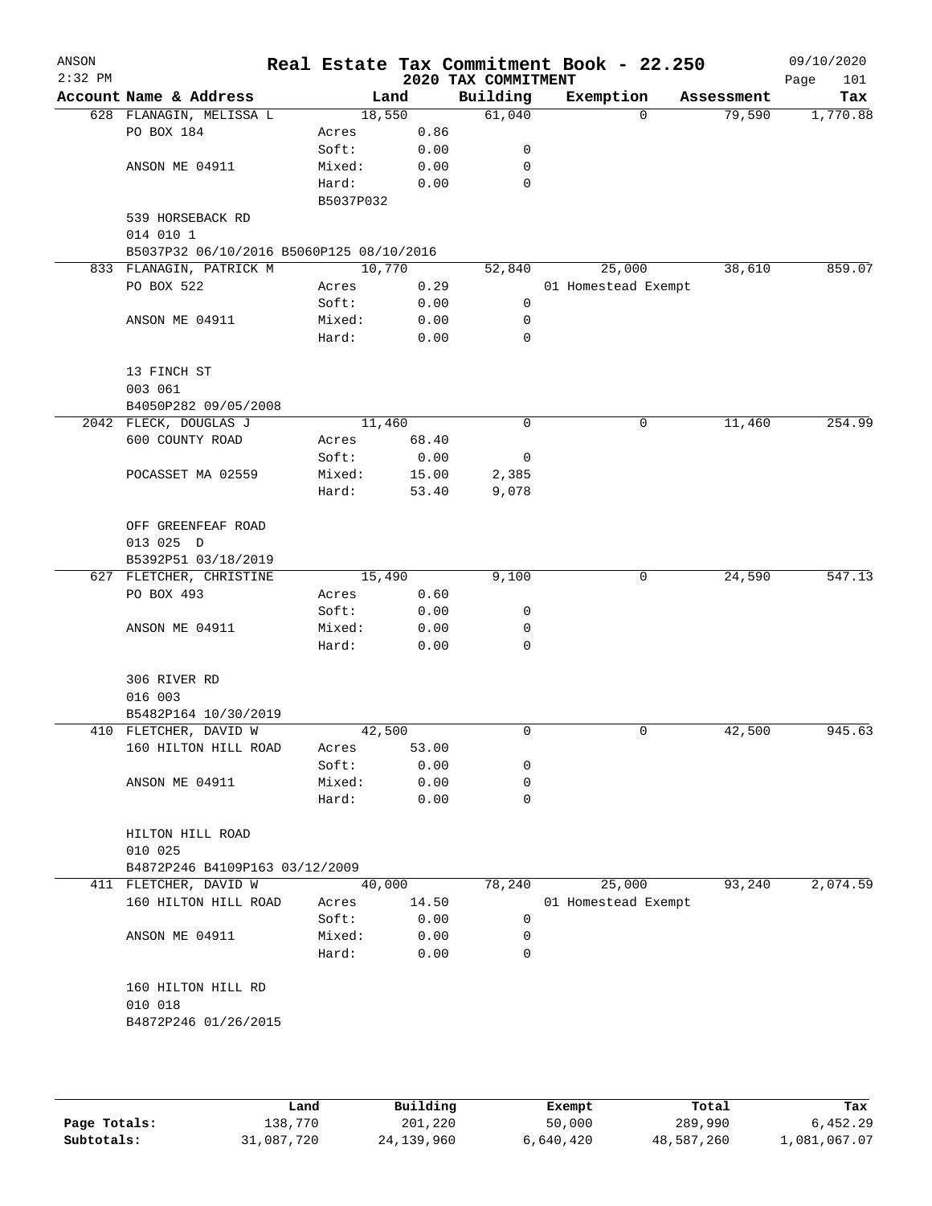# Real Estate Tax Commitment Book - 22.250

ANSON
2:32 PM
2020 TAX COMMITMENT
09/10/2020
Page 101

| Account Name & Address | | Land | Building | Exemption | Assessment | Tax |
|---|---|---|---|---|---|---|
| 628 FLANAGIN, MELISSA L | | 18,550 | 61,040 | 0 | 79,590 | 1,770.88 |
| PO BOX 184 | Acres | 0.86 | | | | |
| | Soft: | 0.00 | 0 | | | |
| ANSON ME 04911 | Mixed: | 0.00 | 0 | | | |
| | Hard: | 0.00 | 0 | | | |
| | B5037P032 | | | | | |
| 539 HORSEBACK RD | | | | | | |
| 014 010 1 | | | | | | |
| B5037P32 06/10/2016 B5060P125 08/10/2016 | | | | | | |
| 833 FLANAGIN, PATRICK M | | 10,770 | 52,840 | 25,000 | 38,610 | 859.07 |
| PO BOX 522 | Acres | 0.29 | | 01 Homestead Exempt | | |
| | Soft: | 0.00 | 0 | | | |
| ANSON ME 04911 | Mixed: | 0.00 | 0 | | | |
| | Hard: | 0.00 | 0 | | | |
| 13 FINCH ST | | | | | | |
| 003 061 | | | | | | |
| B4050P282 09/05/2008 | | | | | | |
| 2042 FLECK, DOUGLAS J | | 11,460 | 0 | 0 | 11,460 | 254.99 |
| 600 COUNTY ROAD | Acres | 68.40 | | | | |
| | Soft: | 0.00 | 0 | | | |
| POCASSET MA 02559 | Mixed: | 15.00 | 2,385 | | | |
| | Hard: | 53.40 | 9,078 | | | |
| OFF GREENFEAF ROAD | | | | | | |
| 013 025 D | | | | | | |
| B5392P51 03/18/2019 | | | | | | |
| 627 FLETCHER, CHRISTINE | | 15,490 | 9,100 | 0 | 24,590 | 547.13 |
| PO BOX 493 | Acres | 0.60 | | | | |
| | Soft: | 0.00 | 0 | | | |
| ANSON ME 04911 | Mixed: | 0.00 | 0 | | | |
| | Hard: | 0.00 | 0 | | | |
| 306 RIVER RD | | | | | | |
| 016 003 | | | | | | |
| B5482P164 10/30/2019 | | | | | | |
| 410 FLETCHER, DAVID W | | 42,500 | 0 | 0 | 42,500 | 945.63 |
| 160 HILTON HILL ROAD | Acres | 53.00 | | | | |
| | Soft: | 0.00 | 0 | | | |
| ANSON ME 04911 | Mixed: | 0.00 | 0 | | | |
| | Hard: | 0.00 | 0 | | | |
| HILTON HILL ROAD | | | | | | |
| 010 025 | | | | | | |
| B4872P246 B4109P163 03/12/2009 | | | | | | |
| 411 FLETCHER, DAVID W | | 40,000 | 78,240 | 25,000 | 93,240 | 2,074.59 |
| 160 HILTON HILL ROAD | Acres | 14.50 | | 01 Homestead Exempt | | |
| | Soft: | 0.00 | 0 | | | |
| ANSON ME 04911 | Mixed: | 0.00 | 0 | | | |
| | Hard: | 0.00 | 0 | | | |
| 160 HILTON HILL RD | | | | | | |
| 010 018 | | | | | | |
| B4872P246 01/26/2015 | | | | | | |

| | Land | Building | Exempt | Total | Tax |
|---|---|---|---|---|---|
| Page Totals: | 138,770 | 201,220 | 50,000 | 289,990 | 6,452.29 |
| Subtotals: | 31,087,720 | 24,139,960 | 6,640,420 | 48,587,260 | 1,081,067.07 |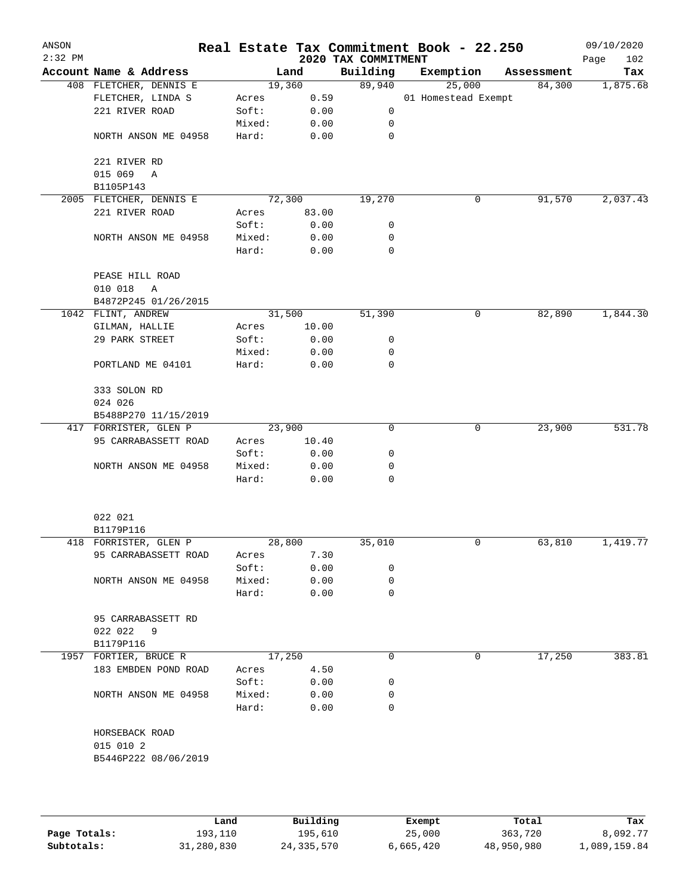ANSON
2:32 PM

# Real Estate Tax Commitment Book - 22.250

## 2020 TAX COMMITMENT

09/10/2020

| Account | Name & Address | | Land | Building | Exemption | Assessment | Tax |
|---|---|---|---|---|---|---|---|
| 408 | FLETCHER, DENNIS E | | 19,360 | 89,940 | 25,000 | 84,300 | 1,875.68 |
| | FLETCHER, LINDA S | Acres | 0.59 | | 01 Homestead Exempt | | |
| | 221 RIVER ROAD | Soft: | 0.00 | 0 | | | |
| | | Mixed: | 0.00 | 0 | | | |
| | NORTH ANSON ME 04958 | Hard: | 0.00 | 0 | | | |
| | 221 RIVER RD | | | | | | |
| | 015 069 A | | | | | | |
| | B1105P143 | | | | | | |
| 2005 | FLETCHER, DENNIS E | | 72,300 | 19,270 | 0 | 91,570 | 2,037.43 |
| | 221 RIVER ROAD | Acres | 83.00 | | | | |
| | | Soft: | 0.00 | 0 | | | |
| | NORTH ANSON ME 04958 | Mixed: | 0.00 | 0 | | | |
| | | Hard: | 0.00 | 0 | | | |
| | PEASE HILL ROAD | | | | | | |
| | 010 018 A | | | | | | |
| | B4872P245 01/26/2015 | | | | | | |
| 1042 | FLINT, ANDREW | | 31,500 | 51,390 | 0 | 82,890 | 1,844.30 |
| | GILMAN, HALLIE | Acres | 10.00 | | | | |
| | 29 PARK STREET | Soft: | 0.00 | 0 | | | |
| | | Mixed: | 0.00 | 0 | | | |
| | PORTLAND ME 04101 | Hard: | 0.00 | 0 | | | |
| | 333 SOLON RD | | | | | | |
| | 024 026 | | | | | | |
| | B5488P270 11/15/2019 | | | | | | |
| 417 | FORRISTER, GLEN P | | 23,900 | 0 | 0 | 23,900 | 531.78 |
| | 95 CARRABASSETT ROAD | Acres | 10.40 | | | | |
| | | Soft: | 0.00 | 0 | | | |
| | NORTH ANSON ME 04958 | Mixed: | 0.00 | 0 | | | |
| | | Hard: | 0.00 | 0 | | | |
| | 022 021 | | | | | | |
| | B1179P116 | | | | | | |
| 418 | FORRISTER, GLEN P | | 28,800 | 35,010 | 0 | 63,810 | 1,419.77 |
| | 95 CARRABASSETT ROAD | Acres | 7.30 | | | | |
| | | Soft: | 0.00 | 0 | | | |
| | NORTH ANSON ME 04958 | Mixed: | 0.00 | 0 | | | |
| | | Hard: | 0.00 | 0 | | | |
| | 95 CARRABASSETT RD | | | | | | |
| | 022 022 9 | | | | | | |
| | B1179P116 | | | | | | |
| 1957 | FORTIER, BRUCE R | | 17,250 | 0 | 0 | 17,250 | 383.81 |
| | 183 EMBDEN POND ROAD | Acres | 4.50 | | | | |
| | | Soft: | 0.00 | 0 | | | |
| | NORTH ANSON ME 04958 | Mixed: | 0.00 | 0 | | | |
| | | Hard: | 0.00 | 0 | | | |
| | HORSEBACK ROAD | | | | | | |
| | 015 010 2 | | | | | | |
| | B5446P222 08/06/2019 | | | | | | |

| | Land | Building | Exempt | Total | Tax |
|---|---|---|---|---|---|
| Page Totals: | 193,110 | 195,610 | 25,000 | 363,720 | 8,092.77 |
| Subtotals: | 31,280,830 | 24,335,570 | 6,665,420 | 48,950,980 | 1,089,159.84 |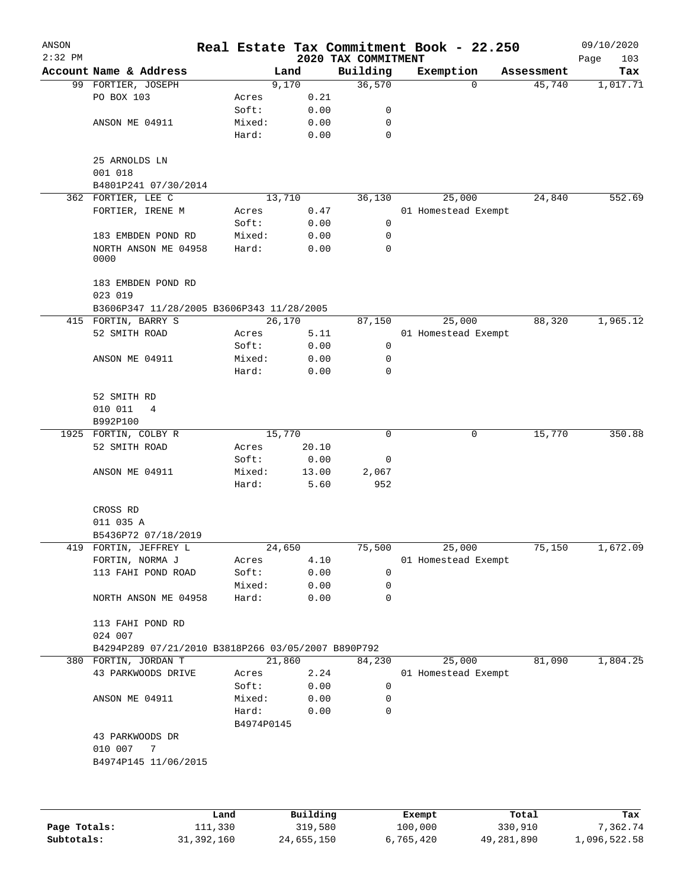# Real Estate Tax Commitment Book - 22.250

ANSON 2:32 PM — 2020 TAX COMMITMENT — 09/10/2020

| Account | Name & Address | | Land | Building | Exemption | Assessment | Tax |
|---|---|---|---|---|---|---|---|
| 99 | FORTIER, JOSEPH | | 9,170 | 36,570 | 0 | 45,740 | 1,017.71 |
| | PO BOX 103 | Acres | 0.21 | | | | |
| | | Soft: | 0.00 | 0 | | | |
| | ANSON ME 04911 | Mixed: | 0.00 | 0 | | | |
| | | Hard: | 0.00 | 0 | | | |
| | 25 ARNOLDS LN | | | | | | |
| | 001 018 | | | | | | |
| | B4801P241 07/30/2014 | | | | | | |
| 362 | FORTIER, LEE C | | 13,710 | 36,130 | 25,000 | 24,840 | 552.69 |
| | FORTIER, IRENE M | Acres | 0.47 | | 01 Homestead Exempt | | |
| | | Soft: | 0.00 | 0 | | | |
| | 183 EMBDEN POND RD | Mixed: | 0.00 | 0 | | | |
| | NORTH ANSON ME 04958 0000 | Hard: | 0.00 | 0 | | | |
| | 183 EMBDEN POND RD | | | | | | |
| | 023 019 | | | | | | |
| | B3606P347 11/28/2005 B3606P343 11/28/2005 | | | | | | |
| 415 | FORTIN, BARRY S | | 26,170 | 87,150 | 25,000 | 88,320 | 1,965.12 |
| | 52 SMITH ROAD | Acres | 5.11 | | 01 Homestead Exempt | | |
| | | Soft: | 0.00 | 0 | | | |
| | ANSON ME 04911 | Mixed: | 0.00 | 0 | | | |
| | | Hard: | 0.00 | 0 | | | |
| | 52 SMITH RD | | | | | | |
| | 010 011 4 | | | | | | |
| | B992P100 | | | | | | |
| 1925 | FORTIN, COLBY R | | 15,770 | 0 | 0 | 15,770 | 350.88 |
| | 52 SMITH ROAD | Acres | 20.10 | | | | |
| | | Soft: | 0.00 | 0 | | | |
| | ANSON ME 04911 | Mixed: | 13.00 | 2,067 | | | |
| | | Hard: | 5.60 | 952 | | | |
| | CROSS RD | | | | | | |
| | 011 035 A | | | | | | |
| | B5436P72 07/18/2019 | | | | | | |
| 419 | FORTIN, JEFFREY L | | 24,650 | 75,500 | 25,000 | 75,150 | 1,672.09 |
| | FORTIN, NORMA J | Acres | 4.10 | | 01 Homestead Exempt | | |
| | 113 FAHI POND ROAD | Soft: | 0.00 | 0 | | | |
| | | Mixed: | 0.00 | 0 | | | |
| | NORTH ANSON ME 04958 | Hard: | 0.00 | 0 | | | |
| | 113 FAHI POND RD | | | | | | |
| | 024 007 | | | | | | |
| | B4294P289 07/21/2010 B3818P266 03/05/2007 B890P792 | | | | | | |
| 380 | FORTIN, JORDAN T | | 21,860 | 84,230 | 25,000 | 81,090 | 1,804.25 |
| | 43 PARKWOODS DRIVE | Acres | 2.24 | | 01 Homestead Exempt | | |
| | | Soft: | 0.00 | 0 | | | |
| | ANSON ME 04911 | Mixed: | 0.00 | 0 | | | |
| | | Hard: | 0.00 | 0 | | | |
| | | B4974P0145 | | | | | |
| | 43 PARKWOODS DR | | | | | | |
| | 010 007 7 | | | | | | |
| | B4974P145 11/06/2015 | | | | | | |

| | Land | Building | Exempt | Total | Tax |
|---|---|---|---|---|---|
| Page Totals: | 111,330 | 319,580 | 100,000 | 330,910 | 7,362.74 |
| Subtotals: | 31,392,160 | 24,655,150 | 6,765,420 | 49,281,890 | 1,096,522.58 |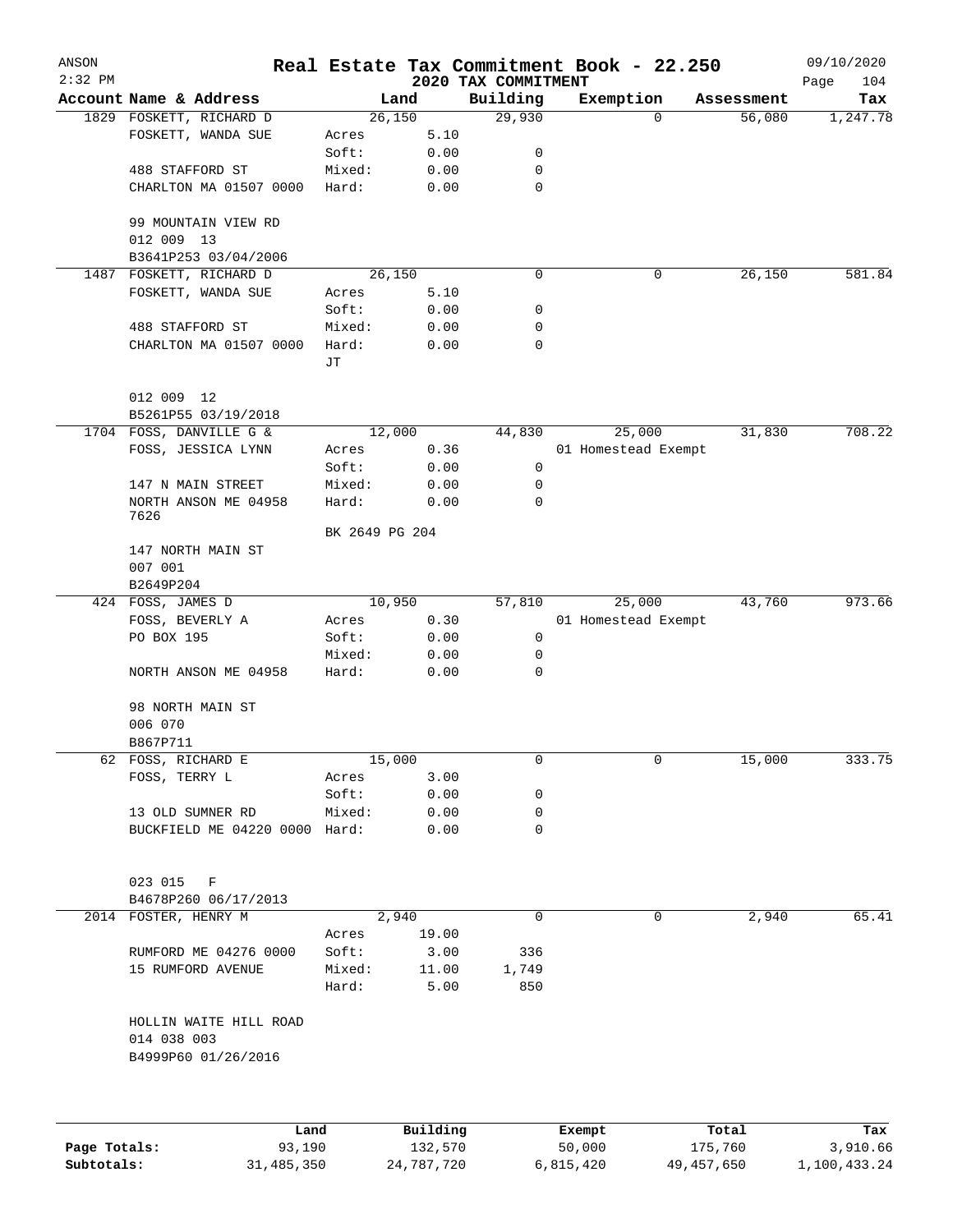# Real Estate Tax Commitment Book - 22.250

ANSON 2:32 PM — 2020 TAX COMMITMENT — 09/10/2020

| Account | Name & Address | Land | | Building | Exemption | Assessment | Tax |
|---|---|---|---|---|---|---|---|
| 1829 | FOSKETT, RICHARD D | | 26,150 | 29,930 | 0 | 56,080 | 1,247.78 |
| | FOSKETT, WANDA SUE | Acres | 5.10 | | | | |
| | | Soft: | 0.00 | 0 | | | |
| | 488 STAFFORD ST | Mixed: | 0.00 | 0 | | | |
| | CHARLTON MA 01507 0000 | Hard: | 0.00 | 0 | | | |
| | 99 MOUNTAIN VIEW RD | | | | | | |
| | 012 009 13 | | | | | | |
| | B3641P253 03/04/2006 | | | | | | |
| 1487 | FOSKETT, RICHARD D | | 26,150 | 0 | 0 | 26,150 | 581.84 |
| | FOSKETT, WANDA SUE | Acres | 5.10 | | | | |
| | | Soft: | 0.00 | 0 | | | |
| | 488 STAFFORD ST | Mixed: | 0.00 | 0 | | | |
| | CHARLTON MA 01507 0000 | Hard: | 0.00 | 0 | | | |
| | | JT | | | | | |
| | 012 009 12 | | | | | | |
| | B5261P55 03/19/2018 | | | | | | |
| 1704 | FOSS, DANVILLE G & | | 12,000 | 44,830 | 25,000 | 31,830 | 708.22 |
| | FOSS, JESSICA LYNN | Acres | 0.36 | | 01 Homestead Exempt | | |
| | | Soft: | 0.00 | 0 | | | |
| | 147 N MAIN STREET | Mixed: | 0.00 | 0 | | | |
| | NORTH ANSON ME 04958 7626 | Hard: | 0.00 | 0 | | | |
| | | BK 2649 PG 204 | | | | | |
| | 147 NORTH MAIN ST | | | | | | |
| | 007 001 | | | | | | |
| | B2649P204 | | | | | | |
| 424 | FOSS, JAMES D | | 10,950 | 57,810 | 25,000 | 43,760 | 973.66 |
| | FOSS, BEVERLY A | Acres | 0.30 | | 01 Homestead Exempt | | |
| | PO BOX 195 | Soft: | 0.00 | 0 | | | |
| | | Mixed: | 0.00 | 0 | | | |
| | NORTH ANSON ME 04958 | Hard: | 0.00 | 0 | | | |
| | 98 NORTH MAIN ST | | | | | | |
| | 006 070 | | | | | | |
| | B867P711 | | | | | | |
| 62 | FOSS, RICHARD E | | 15,000 | 0 | 0 | 15,000 | 333.75 |
| | FOSS, TERRY L | Acres | 3.00 | | | | |
| | | Soft: | 0.00 | 0 | | | |
| | 13 OLD SUMNER RD | Mixed: | 0.00 | 0 | | | |
| | BUCKFIELD ME 04220 0000 | Hard: | 0.00 | 0 | | | |
| | 023 015 F | | | | | | |
| | B4678P260 06/17/2013 | | | | | | |
| 2014 | FOSTER, HENRY M | | 2,940 | 0 | 0 | 2,940 | 65.41 |
| | | Acres | 19.00 | | | | |
| | RUMFORD ME 04276 0000 | Soft: | 3.00 | 336 | | | |
| | 15 RUMFORD AVENUE | Mixed: | 11.00 | 1,749 | | | |
| | | Hard: | 5.00 | 850 | | | |
| | HOLLIN WAITE HILL ROAD | | | | | | |
| | 014 038 003 | | | | | | |
| | B4999P60 01/26/2016 | | | | | | |

| | Land | Building | Exempt | Total | Tax |
|---|---|---|---|---|---|
| Page Totals: | 93,190 | 132,570 | 50,000 | 175,760 | 3,910.66 |
| Subtotals: | 31,485,350 | 24,787,720 | 6,815,420 | 49,457,650 | 1,100,433.24 |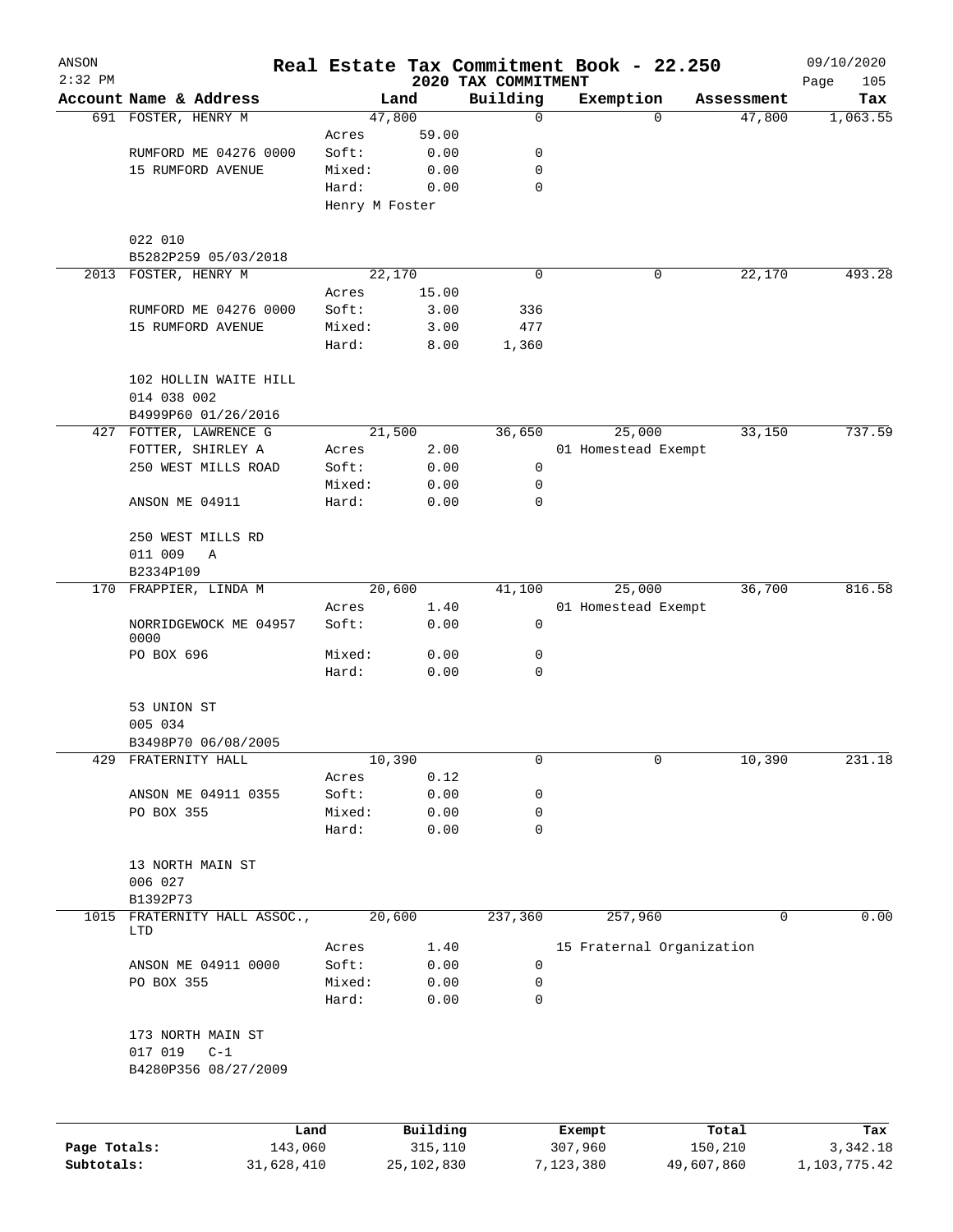ANSON 2:32 PM

# Real Estate Tax Commitment Book - 22.250

## 2020 TAX COMMITMENT

09/10/2020 Page 105

| Account Name & Address | Land | | Building | Exemption | Assessment | Tax |
|---|---|---|---|---|---|---|
| 691 FOSTER, HENRY M | 47,800 | | 0 | 0 | 47,800 | 1,063.55 |
| | Acres | 59.00 | | | | |
| RUMFORD ME 04276 0000 | Soft: | 0.00 | 0 | | | |
| 15 RUMFORD AVENUE | Mixed: | 0.00 | 0 | | | |
| | Hard: | 0.00 | 0 | | | |
| | Henry M Foster | | | | | |
| 022 010 | | | | | | |
| B5282P259 05/03/2018 | | | | | | |
| 2013 FOSTER, HENRY M | 22,170 | | 0 | 0 | 22,170 | 493.28 |
| | Acres | 15.00 | | | | |
| RUMFORD ME 04276 0000 | Soft: | 3.00 | 336 | | | |
| 15 RUMFORD AVENUE | Mixed: | 3.00 | 477 | | | |
| | Hard: | 8.00 | 1,360 | | | |
| 102 HOLLIN WAITE HILL | | | | | | |
| 014 038 002 | | | | | | |
| B4999P60 01/26/2016 | | | | | | |
| 427 FOTTER, LAWRENCE G | 21,500 | | 36,650 | 25,000 | 33,150 | 737.59 |
| FOTTER, SHIRLEY A | Acres | 2.00 | | 01 Homestead Exempt | | |
| 250 WEST MILLS ROAD | Soft: | 0.00 | 0 | | | |
| | Mixed: | 0.00 | 0 | | | |
| ANSON ME 04911 | Hard: | 0.00 | 0 | | | |
| 250 WEST MILLS RD | | | | | | |
| 011 009 A | | | | | | |
| B2334P109 | | | | | | |
| 170 FRAPPIER, LINDA M | 20,600 | | 41,100 | 25,000 | 36,700 | 816.58 |
| | Acres | 1.40 | | 01 Homestead Exempt | | |
| NORRIDGEWOCK ME 04957 0000 | Soft: | 0.00 | 0 | | | |
| PO BOX 696 | Mixed: | 0.00 | 0 | | | |
| | Hard: | 0.00 | 0 | | | |
| 53 UNION ST | | | | | | |
| 005 034 | | | | | | |
| B3498P70 06/08/2005 | | | | | | |
| 429 FRATERNITY HALL | 10,390 | | 0 | 0 | 10,390 | 231.18 |
| | Acres | 0.12 | | | | |
| ANSON ME 04911 0355 | Soft: | 0.00 | 0 | | | |
| PO BOX 355 | Mixed: | 0.00 | 0 | | | |
| | Hard: | 0.00 | 0 | | | |
| 13 NORTH MAIN ST | | | | | | |
| 006 027 | | | | | | |
| B1392P73 | | | | | | |
| 1015 FRATERNITY HALL ASSOC., LTD | 20,600 | | 237,360 | 257,960 | 0 | 0.00 |
| | Acres | 1.40 | | 15 Fraternal Organization | | |
| ANSON ME 04911 0000 | Soft: | 0.00 | 0 | | | |
| PO BOX 355 | Mixed: | 0.00 | 0 | | | |
| | Hard: | 0.00 | 0 | | | |
| 173 NORTH MAIN ST | | | | | | |
| 017 019 C-1 | | | | | | |
| B4280P356 08/27/2009 | | | | | | |

| | Land | Building | Exempt | Total | Tax |
|---|---|---|---|---|---|
| Page Totals: | 143,060 | 315,110 | 307,960 | 150,210 | 3,342.18 |
| Subtotals: | 31,628,410 | 25,102,830 | 7,123,380 | 49,607,860 | 1,103,775.42 |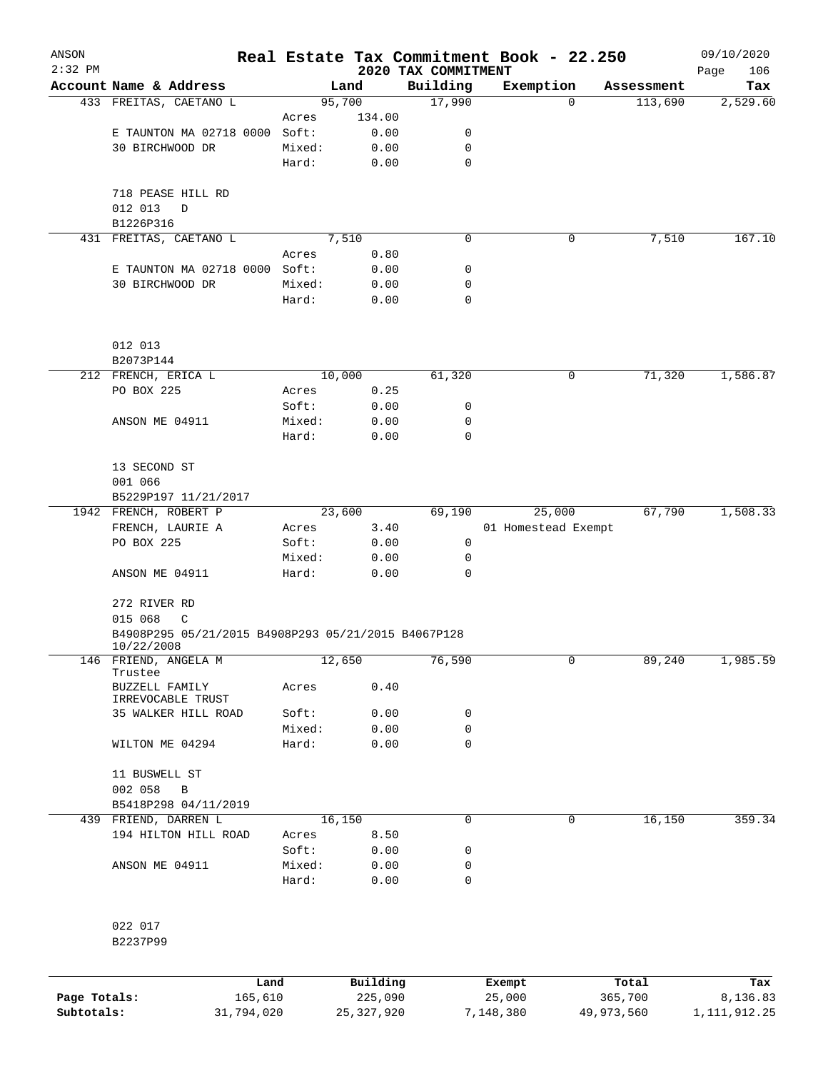# Real Estate Tax Commitment Book - 22.250

ANSON
2:32 PM

2020 TAX COMMITMENT

09/10/2020

| Account Name & Address | | Land | Building | Exemption | Assessment | Tax |
|---|---|---|---|---|---|---|
| 433 FREITAS, CAETANO L | | 95,700 | 17,990 | 0 | 113,690 | 2,529.60 |
| | Acres | 134.00 | | | | |
| E TAUNTON MA 02718 0000 | Soft: | 0.00 | 0 | | | |
| 30 BIRCHWOOD DR | Mixed: | 0.00 | 0 | | | |
| | Hard: | 0.00 | 0 | | | |
| 718 PEASE HILL RD | | | | | | |
| 012 013 D | | | | | | |
| B1226P316 | | | | | | |
| 431 FREITAS, CAETANO L | | 7,510 | 0 | 0 | 7,510 | 167.10 |
| | Acres | 0.80 | | | | |
| E TAUNTON MA 02718 0000 | Soft: | 0.00 | 0 | | | |
| 30 BIRCHWOOD DR | Mixed: | 0.00 | 0 | | | |
| | Hard: | 0.00 | 0 | | | |
| 012 013 | | | | | | |
| B2073P144 | | | | | | |
| 212 FRENCH, ERICA L | | 10,000 | 61,320 | 0 | 71,320 | 1,586.87 |
| PO BOX 225 | Acres | 0.25 | | | | |
| | Soft: | 0.00 | 0 | | | |
| ANSON ME 04911 | Mixed: | 0.00 | 0 | | | |
| | Hard: | 0.00 | 0 | | | |
| 13 SECOND ST | | | | | | |
| 001 066 | | | | | | |
| B5229P197 11/21/2017 | | | | | | |
| 1942 FRENCH, ROBERT P | | 23,600 | 69,190 | 25,000 | 67,790 | 1,508.33 |
| FRENCH, LAURIE A | Acres | 3.40 | | 01 Homestead Exempt | | |
| PO BOX 225 | Soft: | 0.00 | 0 | | | |
| | Mixed: | 0.00 | 0 | | | |
| ANSON ME 04911 | Hard: | 0.00 | 0 | | | |
| 272 RIVER RD | | | | | | |
| 015 068 C | | | | | | |
| B4908P295 05/21/2015 B4908P293 05/21/2015 B4067P128 10/22/2008 | | | | | | |
| 146 FRIEND, ANGELA M Trustee | | 12,650 | 76,590 | 0 | 89,240 | 1,985.59 |
| BUZZELL FAMILY IRREVOCABLE TRUST | Acres | 0.40 | | | | |
| 35 WALKER HILL ROAD | Soft: | 0.00 | 0 | | | |
| | Mixed: | 0.00 | 0 | | | |
| WILTON ME 04294 | Hard: | 0.00 | 0 | | | |
| 11 BUSWELL ST | | | | | | |
| 002 058 B | | | | | | |
| B5418P298 04/11/2019 | | | | | | |
| 439 FRIEND, DARREN L | | 16,150 | 0 | 0 | 16,150 | 359.34 |
| 194 HILTON HILL ROAD | Acres | 8.50 | | | | |
| | Soft: | 0.00 | 0 | | | |
| ANSON ME 04911 | Mixed: | 0.00 | 0 | | | |
| | Hard: | 0.00 | 0 | | | |
| 022 017 | | | | | | |
| B2237P99 | | | | | | |

| | Land | Building | Exempt | Total | Tax |
|---|---|---|---|---|---|
| Page Totals: | 165,610 | 225,090 | 25,000 | 365,700 | 8,136.83 |
| Subtotals: | 31,794,020 | 25,327,920 | 7,148,380 | 49,973,560 | 1,111,912.25 |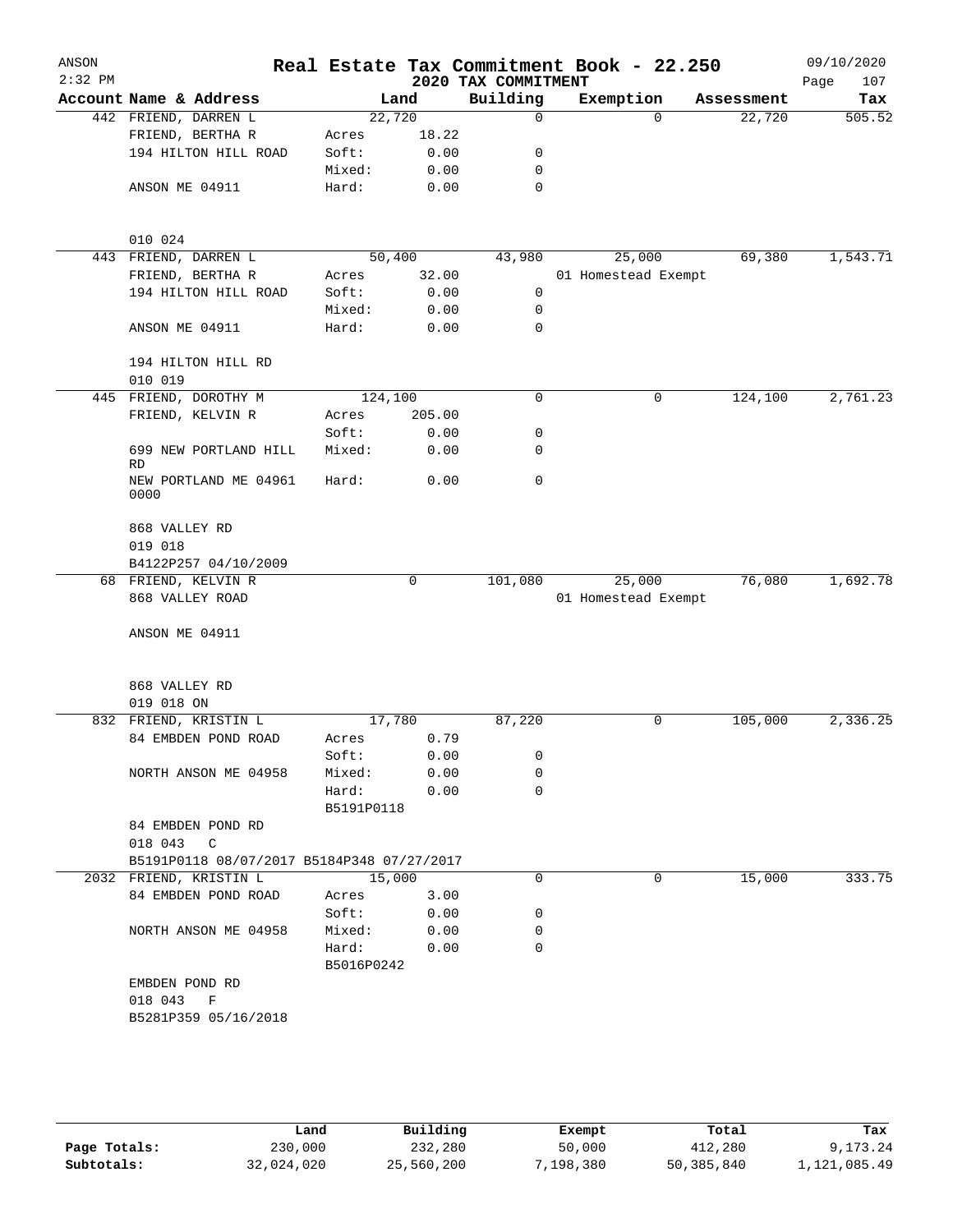# Real Estate Tax Commitment Book - 22.250

ANSON
2:32 PM
2020 TAX COMMITMENT
09/10/2020

| Account Name & Address | Land | | Building | Exemption | Assessment | Tax |
|---|---|---|---|---|---|---|
| 442 FRIEND, DARREN L | 22,720 | | 0 | 0 | 22,720 | 505.52 |
| FRIEND, BERTHA R | Acres | 18.22 | | | | |
| 194 HILTON HILL ROAD | Soft: | 0.00 | 0 | | | |
| | Mixed: | 0.00 | 0 | | | |
| ANSON ME 04911 | Hard: | 0.00 | 0 | | | |
| 010 024 | | | | | | |
| 443 FRIEND, DARREN L | 50,400 | | 43,980 | 25,000 | 69,380 | 1,543.71 |
| FRIEND, BERTHA R | Acres | 32.00 | | 01 Homestead Exempt | | |
| 194 HILTON HILL ROAD | Soft: | 0.00 | 0 | | | |
| | Mixed: | 0.00 | 0 | | | |
| ANSON ME 04911 | Hard: | 0.00 | 0 | | | |
| 194 HILTON HILL RD | | | | | | |
| 010 019 | | | | | | |
| 445 FRIEND, DOROTHY M | 124,100 | | 0 | 0 | 124,100 | 2,761.23 |
| FRIEND, KELVIN R | Acres | 205.00 | | | | |
| | Soft: | 0.00 | 0 | | | |
| 699 NEW PORTLAND HILL RD | Mixed: | 0.00 | 0 | | | |
| NEW PORTLAND ME 04961 0000 | Hard: | 0.00 | 0 | | | |
| 868 VALLEY RD | | | | | | |
| 019 018 | | | | | | |
| B4122P257 04/10/2009 | | | | | | |
| 68 FRIEND, KELVIN R | 0 | | 101,080 | 25,000 | 76,080 | 1,692.78 |
| 868 VALLEY ROAD | | | | 01 Homestead Exempt | | |
| ANSON ME 04911 | | | | | | |
| 868 VALLEY RD | | | | | | |
| 019 018 ON | | | | | | |
| 832 FRIEND, KRISTIN L | 17,780 | | 87,220 | 0 | 105,000 | 2,336.25 |
| 84 EMBDEN POND ROAD | Acres | 0.79 | | | | |
| | Soft: | 0.00 | 0 | | | |
| NORTH ANSON ME 04958 | Mixed: | 0.00 | 0 | | | |
| | Hard: | 0.00 | 0 | | | |
| | B5191P0118 | | | | | |
| 84 EMBDEN POND RD | | | | | | |
| 018 043 C | | | | | | |
| B5191P0118 08/07/2017 B5184P348 07/27/2017 | | | | | | |
| 2032 FRIEND, KRISTIN L | 15,000 | | 0 | 0 | 15,000 | 333.75 |
| 84 EMBDEN POND ROAD | Acres | 3.00 | | | | |
| | Soft: | 0.00 | 0 | | | |
| NORTH ANSON ME 04958 | Mixed: | 0.00 | 0 | | | |
| | Hard: | 0.00 | 0 | | | |
| | B5016P0242 | | | | | |
| EMBDEN POND RD | | | | | | |
| 018 043 F | | | | | | |
| B5281P359 05/16/2018 | | | | | | |

| | Land | Building | Exempt | Total | Tax |
|---|---|---|---|---|---|
| Page Totals: | 230,000 | 232,280 | 50,000 | 412,280 | 9,173.24 |
| Subtotals: | 32,024,020 | 25,560,200 | 7,198,380 | 50,385,840 | 1,121,085.49 |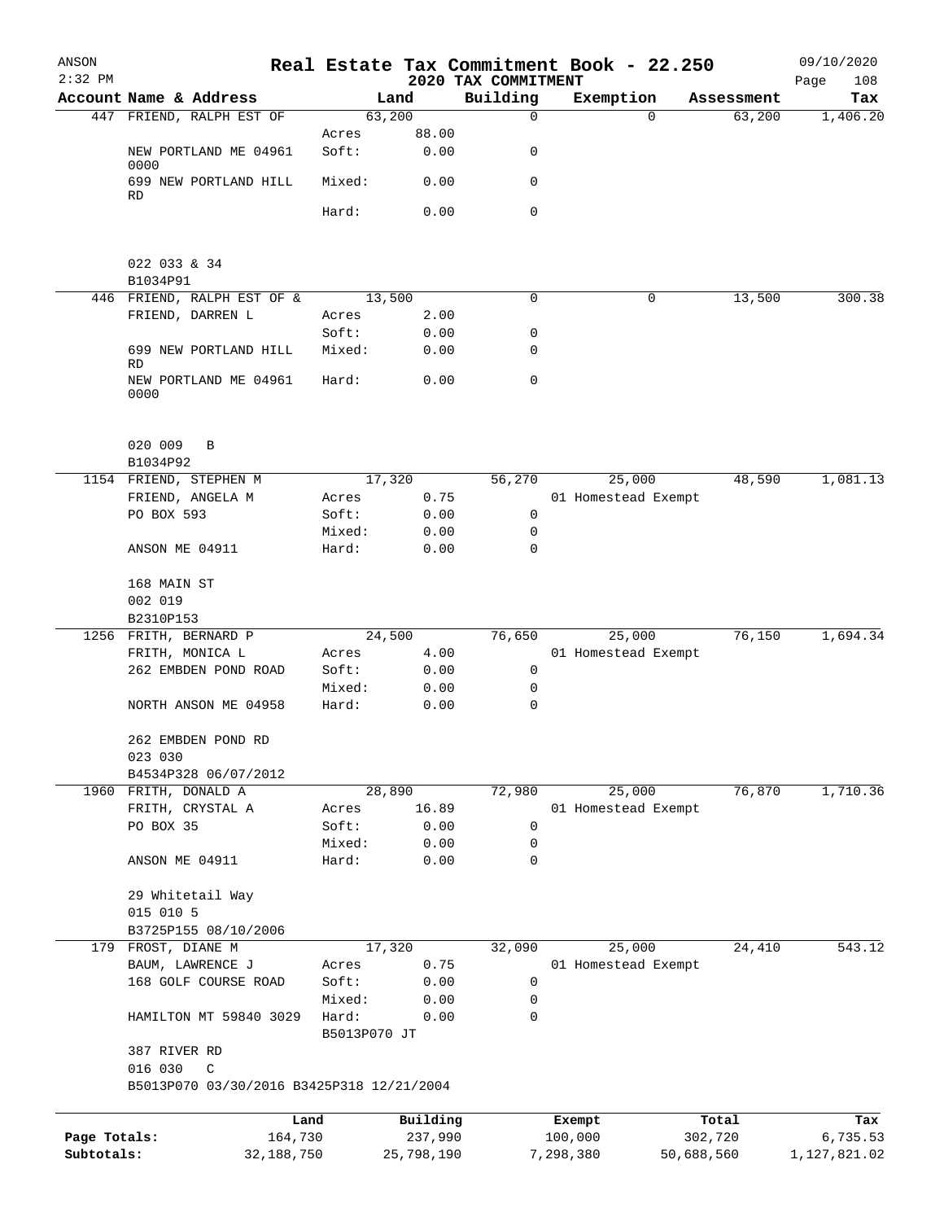ANSON
2:32 PM

# Real Estate Tax Commitment Book - 22.250

## 2020 TAX COMMITMENT

09/10/2020

| Account Name & Address | Land | | Building | Exemption | Assessment | Tax |
|---|---|---|---|---|---|---|
| 447 FRIEND, RALPH EST OF | 63,200 | | 0 | 0 | 63,200 | 1,406.20 |
| | Acres | 88.00 | | | | |
| NEW PORTLAND ME 04961 0000 | Soft: | 0.00 | 0 | | | |
| 699 NEW PORTLAND HILL RD | Mixed: | 0.00 | 0 | | | |
| | Hard: | 0.00 | 0 | | | |
| 022 033 & 34 | | | | | | |
| B1034P91 | | | | | | |
| 446 FRIEND, RALPH EST OF & | 13,500 | | 0 | 0 | 13,500 | 300.38 |
| FRIEND, DARREN L | Acres | 2.00 | | | | |
| | Soft: | 0.00 | 0 | | | |
| 699 NEW PORTLAND HILL RD | Mixed: | 0.00 | 0 | | | |
| NEW PORTLAND ME 04961 0000 | Hard: | 0.00 | 0 | | | |
| 020 009 B | | | | | | |
| B1034P92 | | | | | | |
| 1154 FRIEND, STEPHEN M | 17,320 | | 56,270 | 25,000 | 48,590 | 1,081.13 |
| FRIEND, ANGELA M | Acres | 0.75 | | 01 Homestead Exempt | | |
| PO BOX 593 | Soft: | 0.00 | 0 | | | |
| | Mixed: | 0.00 | 0 | | | |
| ANSON ME 04911 | Hard: | 0.00 | 0 | | | |
| 168 MAIN ST | | | | | | |
| 002 019 | | | | | | |
| B2310P153 | | | | | | |
| 1256 FRITH, BERNARD P | 24,500 | | 76,650 | 25,000 | 76,150 | 1,694.34 |
| FRITH, MONICA L | Acres | 4.00 | | 01 Homestead Exempt | | |
| 262 EMBDEN POND ROAD | Soft: | 0.00 | 0 | | | |
| | Mixed: | 0.00 | 0 | | | |
| NORTH ANSON ME 04958 | Hard: | 0.00 | 0 | | | |
| 262 EMBDEN POND RD | | | | | | |
| 023 030 | | | | | | |
| B4534P328 06/07/2012 | | | | | | |
| 1960 FRITH, DONALD A | 28,890 | | 72,980 | 25,000 | 76,870 | 1,710.36 |
| FRITH, CRYSTAL A | Acres | 16.89 | | 01 Homestead Exempt | | |
| PO BOX 35 | Soft: | 0.00 | 0 | | | |
| | Mixed: | 0.00 | 0 | | | |
| ANSON ME 04911 | Hard: | 0.00 | 0 | | | |
| 29 Whitetail Way | | | | | | |
| 015 010 5 | | | | | | |
| B3725P155 08/10/2006 | | | | | | |
| 179 FROST, DIANE M | 17,320 | | 32,090 | 25,000 | 24,410 | 543.12 |
| BAUM, LAWRENCE J | Acres | 0.75 | | 01 Homestead Exempt | | |
| 168 GOLF COURSE ROAD | Soft: | 0.00 | 0 | | | |
| | Mixed: | 0.00 | 0 | | | |
| HAMILTON MT 59840 3029 | Hard: | 0.00 | 0 | | | |
| | B5013P070 JT | | | | | |
| 387 RIVER RD | | | | | | |
| 016 030 C | | | | | | |
| B5013P070 03/30/2016 B3425P318 12/21/2004 | | | | | | |

| | Land | Building | Exempt | Total | Tax |
|---|---|---|---|---|---|
| Page Totals: | 164,730 | 237,990 | 100,000 | 302,720 | 6,735.53 |
| Subtotals: | 32,188,750 | 25,798,190 | 7,298,380 | 50,688,560 | 1,127,821.02 |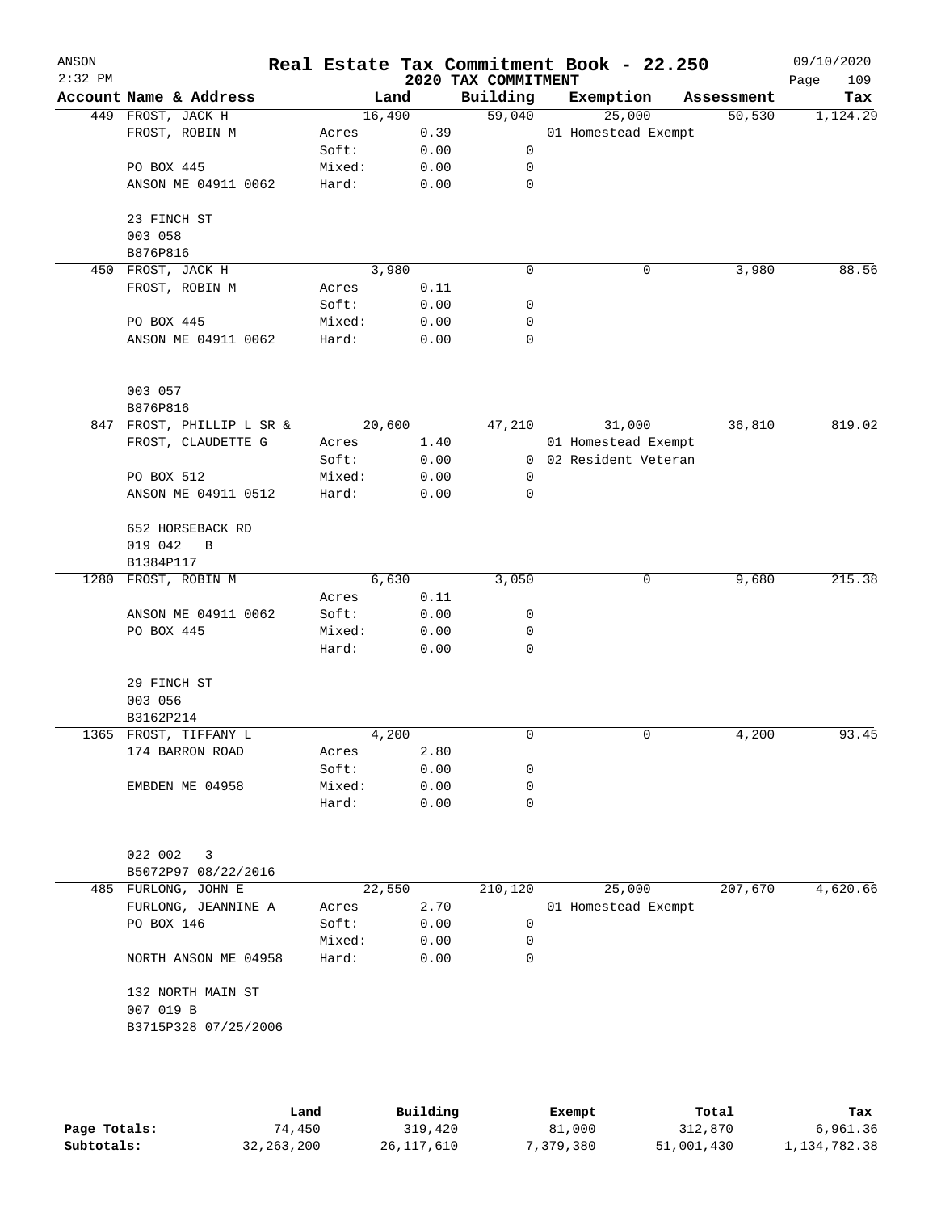# Real Estate Tax Commitment Book - 22.250

ANSON
2:32 PM

2020 TAX COMMITMENT

09/10/2020
Page 109

| Account Name & Address | | Land | Building | Exemption | Assessment | Tax |
|---|---|---|---|---|---|---|
| 449 FROST, JACK H | | 16,490 | 59,040 | 25,000 | 50,530 | 1,124.29 |
| FROST, ROBIN M | Acres | 0.39 | | 01 Homestead Exempt | | |
| | Soft: | 0.00 | 0 | | | |
| PO BOX 445 | Mixed: | 0.00 | 0 | | | |
| ANSON ME 04911 0062 | Hard: | 0.00 | 0 | | | |
| 23 FINCH ST | | | | | | |
| 003 058 | | | | | | |
| B876P816 | | | | | | |
| 450 FROST, JACK H | | 3,980 | 0 | 0 | 3,980 | 88.56 |
| FROST, ROBIN M | Acres | 0.11 | | | | |
| | Soft: | 0.00 | 0 | | | |
| PO BOX 445 | Mixed: | 0.00 | 0 | | | |
| ANSON ME 04911 0062 | Hard: | 0.00 | 0 | | | |
| 003 057 | | | | | | |
| B876P816 | | | | | | |
| 847 FROST, PHILLIP L SR & | | 20,600 | 47,210 | 31,000 | 36,810 | 819.02 |
| FROST, CLAUDETTE G | Acres | 1.40 | | 01 Homestead Exempt | | |
| | Soft: | 0.00 | 0 | 02 Resident Veteran | | |
| PO BOX 512 | Mixed: | 0.00 | 0 | | | |
| ANSON ME 04911 0512 | Hard: | 0.00 | 0 | | | |
| 652 HORSEBACK RD | | | | | | |
| 019 042 B | | | | | | |
| B1384P117 | | | | | | |
| 1280 FROST, ROBIN M | | 6,630 | 3,050 | 0 | 9,680 | 215.38 |
| | Acres | 0.11 | | | | |
| ANSON ME 04911 0062 | Soft: | 0.00 | 0 | | | |
| PO BOX 445 | Mixed: | 0.00 | 0 | | | |
| | Hard: | 0.00 | 0 | | | |
| 29 FINCH ST | | | | | | |
| 003 056 | | | | | | |
| B3162P214 | | | | | | |
| 1365 FROST, TIFFANY L | | 4,200 | 0 | 0 | 4,200 | 93.45 |
| 174 BARRON ROAD | Acres | 2.80 | | | | |
| | Soft: | 0.00 | 0 | | | |
| EMBDEN ME 04958 | Mixed: | 0.00 | 0 | | | |
| | Hard: | 0.00 | 0 | | | |
| 022 002 3 | | | | | | |
| B5072P97 08/22/2016 | | | | | | |
| 485 FURLONG, JOHN E | | 22,550 | 210,120 | 25,000 | 207,670 | 4,620.66 |
| FURLONG, JEANNINE A | Acres | 2.70 | | 01 Homestead Exempt | | |
| PO BOX 146 | Soft: | 0.00 | 0 | | | |
| | Mixed: | 0.00 | 0 | | | |
| NORTH ANSON ME 04958 | Hard: | 0.00 | 0 | | | |
| 132 NORTH MAIN ST | | | | | | |
| 007 019 B | | | | | | |
| B3715P328 07/25/2006 | | | | | | |

| | Land | Building | Exempt | Total | Tax |
|---|---|---|---|---|---|
| Page Totals: | 74,450 | 319,420 | 81,000 | 312,870 | 6,961.36 |
| Subtotals: | 32,263,200 | 26,117,610 | 7,379,380 | 51,001,430 | 1,134,782.38 |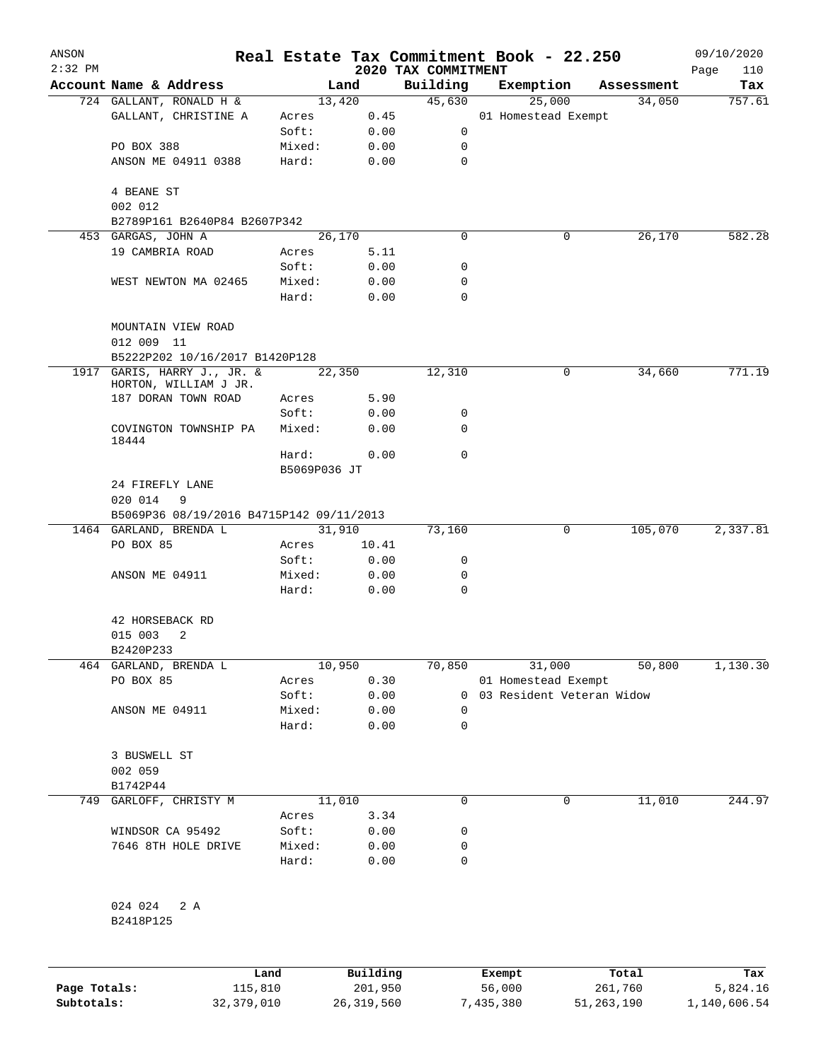# Real Estate Tax Commitment Book - 22.250

ANSON
2:32 PM

2020 TAX COMMITMENT

09/10/2020

| Account Name & Address | Land | | Building | Exemption | Assessment | Tax |
|---|---|---|---|---|---|---|
| 724 GALLANT, RONALD H & | 13,420 | | 45,630 | 25,000 | 34,050 | 757.61 |
| GALLANT, CHRISTINE A | Acres | 0.45 | | 01 Homestead Exempt | | |
| | Soft: | 0.00 | 0 | | | |
| PO BOX 388 | Mixed: | 0.00 | 0 | | | |
| ANSON ME 04911 0388 | Hard: | 0.00 | 0 | | | |
| 4 BEANE ST | | | | | | |
| 002 012 | | | | | | |
| B2789P161 B2640P84 B2607P342 | | | | | | |
| 453 GARGAS, JOHN A | 26,170 | | 0 | 0 | 26,170 | 582.28 |
| 19 CAMBRIA ROAD | Acres | 5.11 | | | | |
| | Soft: | 0.00 | 0 | | | |
| WEST NEWTON MA 02465 | Mixed: | 0.00 | 0 | | | |
| | Hard: | 0.00 | 0 | | | |
| MOUNTAIN VIEW ROAD | | | | | | |
| 012 009 11 | | | | | | |
| B5222P202 10/16/2017 B1420P128 | | | | | | |
| 1917 GARIS, HARRY J., JR. & HORTON, WILLIAM J JR. | 22,350 | | 12,310 | 0 | 34,660 | 771.19 |
| 187 DORAN TOWN ROAD | Acres | 5.90 | | | | |
| | Soft: | 0.00 | 0 | | | |
| COVINGTON TOWNSHIP PA 18444 | Mixed: | 0.00 | 0 | | | |
| | Hard: | 0.00 | 0 | | | |
| | B5069P036 JT | | | | | |
| 24 FIREFLY LANE | | | | | | |
| 020 014 9 | | | | | | |
| B5069P36 08/19/2016 B4715P142 09/11/2013 | | | | | | |
| 1464 GARLAND, BRENDA L | 31,910 | | 73,160 | 0 | 105,070 | 2,337.81 |
| PO BOX 85 | Acres | 10.41 | | | | |
| | Soft: | 0.00 | 0 | | | |
| ANSON ME 04911 | Mixed: | 0.00 | 0 | | | |
| | Hard: | 0.00 | 0 | | | |
| 42 HORSEBACK RD | | | | | | |
| 015 003 2 | | | | | | |
| B2420P233 | | | | | | |
| 464 GARLAND, BRENDA L | 10,950 | | 70,850 | 31,000 | 50,800 | 1,130.30 |
| PO BOX 85 | Acres | 0.30 | | 01 Homestead Exempt | | |
| | Soft: | 0.00 | 0 | 03 Resident Veteran Widow | | |
| ANSON ME 04911 | Mixed: | 0.00 | 0 | | | |
| | Hard: | 0.00 | 0 | | | |
| 3 BUSWELL ST | | | | | | |
| 002 059 | | | | | | |
| B1742P44 | | | | | | |
| 749 GARLOFF, CHRISTY M | 11,010 | | 0 | 0 | 11,010 | 244.97 |
| | Acres | 3.34 | | | | |
| WINDSOR CA 95492 | Soft: | 0.00 | 0 | | | |
| 7646 8TH HOLE DRIVE | Mixed: | 0.00 | 0 | | | |
| | Hard: | 0.00 | 0 | | | |
| 024 024 2 A | | | | | | |
| B2418P125 | | | | | | |

| | Land | Building | Exempt | Total | Tax |
|---|---|---|---|---|---|
| Page Totals: | 115,810 | 201,950 | 56,000 | 261,760 | 5,824.16 |
| Subtotals: | 32,379,010 | 26,319,560 | 7,435,380 | 51,263,190 | 1,140,606.54 |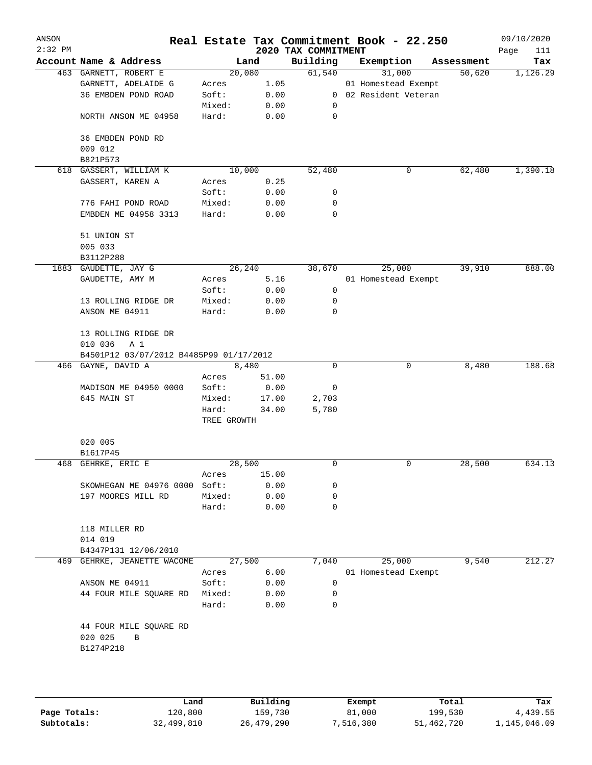ANSON
2:32 PM

# Real Estate Tax Commitment Book - 22.250

## 2020 TAX COMMITMENT

09/10/2020

| Account Name & Address | Land | | Building | Exemption | Assessment | Tax |
|---|---|---|---|---|---|---|
| 463 GARNETT, ROBERT E | 20,080 | | 61,540 | 31,000 | 50,620 | 1,126.29 |
| GARNETT, ADELAIDE G | Acres | 1.05 | | 01 Homestead Exempt | | |
| 36 EMBDEN POND ROAD | Soft: | 0.00 | 0 | 02 Resident Veteran | | |
| | Mixed: | 0.00 | 0 | | | |
| NORTH ANSON ME 04958 | Hard: | 0.00 | 0 | | | |
| 36 EMBDEN POND RD | | | | | | |
| 009 012 | | | | | | |
| B821P573 | | | | | | |
| 618 GASSERT, WILLIAM K | 10,000 | | 52,480 | 0 | 62,480 | 1,390.18 |
| GASSERT, KAREN A | Acres | 0.25 | | | | |
| | Soft: | 0.00 | 0 | | | |
| 776 FAHI POND ROAD | Mixed: | 0.00 | 0 | | | |
| EMBDEN ME 04958 3313 | Hard: | 0.00 | 0 | | | |
| 51 UNION ST | | | | | | |
| 005 033 | | | | | | |
| B3112P288 | | | | | | |
| 1883 GAUDETTE, JAY G | 26,240 | | 38,670 | 25,000 | 39,910 | 888.00 |
| GAUDETTE, AMY M | Acres | 5.16 | | 01 Homestead Exempt | | |
| | Soft: | 0.00 | 0 | | | |
| 13 ROLLING RIDGE DR | Mixed: | 0.00 | 0 | | | |
| ANSON ME 04911 | Hard: | 0.00 | 0 | | | |
| 13 ROLLING RIDGE DR | | | | | | |
| 010 036 A 1 | | | | | | |
| B4501P12 03/07/2012 B4485P99 01/17/2012 | | | | | | |
| 466 GAYNE, DAVID A | 8,480 | | 0 | 0 | 8,480 | 188.68 |
| | Acres | 51.00 | | | | |
| MADISON ME 04950 0000 | Soft: | 0.00 | 0 | | | |
| 645 MAIN ST | Mixed: | 17.00 | 2,703 | | | |
| | Hard: | 34.00 | 5,780 | | | |
| | TREE GROWTH | | | | | |
| 020 005 | | | | | | |
| B1617P45 | | | | | | |
| 468 GEHRKE, ERIC E | 28,500 | | 0 | 0 | 28,500 | 634.13 |
| | Acres | 15.00 | | | | |
| SKOWHEGAN ME 04976 0000 | Soft: | 0.00 | 0 | | | |
| 197 MOORES MILL RD | Mixed: | 0.00 | 0 | | | |
| | Hard: | 0.00 | 0 | | | |
| 118 MILLER RD | | | | | | |
| 014 019 | | | | | | |
| B4347P131 12/06/2010 | | | | | | |
| 469 GEHRKE, JEANETTE WACOME | 27,500 | | 7,040 | 25,000 | 9,540 | 212.27 |
| | Acres | 6.00 | | 01 Homestead Exempt | | |
| ANSON ME 04911 | Soft: | 0.00 | 0 | | | |
| 44 FOUR MILE SQUARE RD | Mixed: | 0.00 | 0 | | | |
| | Hard: | 0.00 | 0 | | | |
| 44 FOUR MILE SQUARE RD | | | | | | |
| 020 025 B | | | | | | |
| B1274P218 | | | | | | |

| | Land | Building | Exempt | Total | Tax |
|---|---|---|---|---|---|
| Page Totals: | 120,800 | 159,730 | 81,000 | 199,530 | 4,439.55 |
| Subtotals: | 32,499,810 | 26,479,290 | 7,516,380 | 51,462,720 | 1,145,046.09 |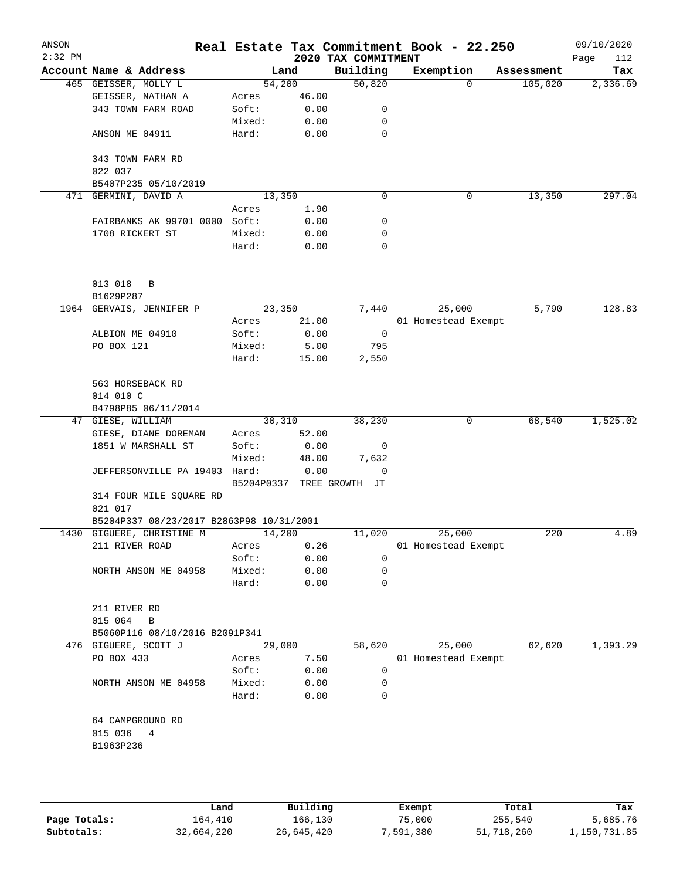# Real Estate Tax Commitment Book - 22.250

ANSON
2:32 PM

2020 TAX COMMITMENT

09/10/2020

| Account | Name & Address | Land | | Building | Exemption | Assessment | Tax |
|---|---|---|---|---|---|---|---|
| 465 | GEISSER, MOLLY L | 54,200 | | 50,820 | 0 | 105,020 | 2,336.69 |
| | GEISSER, NATHAN A | Acres | 46.00 | | | | |
| | 343 TOWN FARM ROAD | Soft: | 0.00 | 0 | | | |
| | | Mixed: | 0.00 | 0 | | | |
| | ANSON ME 04911 | Hard: | 0.00 | 0 | | | |
| | 343 TOWN FARM RD | | | | | | |
| | 022 037 | | | | | | |
| | B5407P235 05/10/2019 | | | | | | |
| 471 | GERMINI, DAVID A | 13,350 | | 0 | 0 | 13,350 | 297.04 |
| | | Acres | 1.90 | | | | |
| | FAIRBANKS AK 99701 0000 | Soft: | 0.00 | 0 | | | |
| | 1708 RICKERT ST | Mixed: | 0.00 | 0 | | | |
| | | Hard: | 0.00 | 0 | | | |
| | 013 018 B | | | | | | |
| | B1629P287 | | | | | | |
| 1964 | GERVAIS, JENNIFER P | 23,350 | | 7,440 | 25,000 | 5,790 | 128.83 |
| | | Acres | 21.00 | | 01 Homestead Exempt | | |
| | ALBION ME 04910 | Soft: | 0.00 | 0 | | | |
| | PO BOX 121 | Mixed: | 5.00 | 795 | | | |
| | | Hard: | 15.00 | 2,550 | | | |
| | 563 HORSEBACK RD | | | | | | |
| | 014 010 C | | | | | | |
| | B4798P85 06/11/2014 | | | | | | |
| 47 | GIESE, WILLIAM | 30,310 | | 38,230 | 0 | 68,540 | 1,525.02 |
| | GIESE, DIANE DOREMAN | Acres | 52.00 | | | | |
| | 1851 W MARSHALL ST | Soft: | 0.00 | 0 | | | |
| | | Mixed: | 48.00 | 7,632 | | | |
| | JEFFERSONVILLE PA 19403 | Hard: | 0.00 | 0 | | | |
| | | B5204P0337 | TREE GROWTH | JT | | | |
| | 314 FOUR MILE SQUARE RD | | | | | | |
| | 021 017 | | | | | | |
| | B5204P337 08/23/2017 B2863P98 10/31/2001 | | | | | | |
| 1430 | GIGUERE, CHRISTINE M | 14,200 | | 11,020 | 25,000 | 220 | 4.89 |
| | 211 RIVER ROAD | Acres | 0.26 | | 01 Homestead Exempt | | |
| | | Soft: | 0.00 | 0 | | | |
| | NORTH ANSON ME 04958 | Mixed: | 0.00 | 0 | | | |
| | | Hard: | 0.00 | 0 | | | |
| | 211 RIVER RD | | | | | | |
| | 015 064 B | | | | | | |
| | B5060P116 08/10/2016 B2091P341 | | | | | | |
| 476 | GIGUERE, SCOTT J | 29,000 | | 58,620 | 25,000 | 62,620 | 1,393.29 |
| | PO BOX 433 | Acres | 7.50 | | 01 Homestead Exempt | | |
| | | Soft: | 0.00 | 0 | | | |
| | NORTH ANSON ME 04958 | Mixed: | 0.00 | 0 | | | |
| | | Hard: | 0.00 | 0 | | | |
| | 64 CAMPGROUND RD | | | | | | |
| | 015 036 4 | | | | | | |
| | B1963P236 | | | | | | |

| | Land | Building | Exempt | Total | Tax |
|---|---|---|---|---|---|
| Page Totals: | 164,410 | 166,130 | 75,000 | 255,540 | 5,685.76 |
| Subtotals: | 32,664,220 | 26,645,420 | 7,591,380 | 51,718,260 | 1,150,731.85 |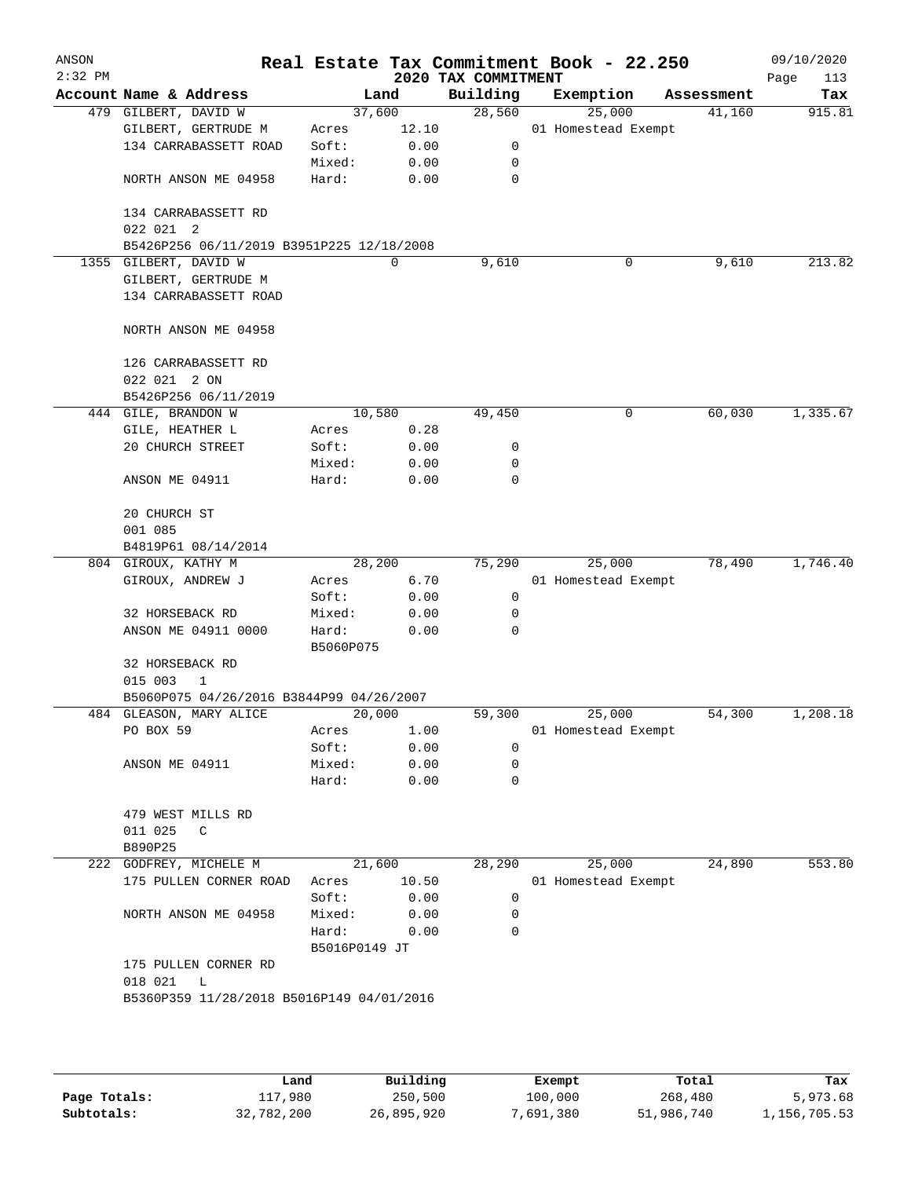ANSON
2:32 PM

# Real Estate Tax Commitment Book - 22.250

## 2020 TAX COMMITMENT

09/10/2020

| Account Name & Address | Land | | Building | Exemption | Assessment | Tax |
|---|---|---|---|---|---|---|
| 479 GILBERT, DAVID W | 37,600 | | 28,560 | 25,000 | 41,160 | 915.81 |
| GILBERT, GERTRUDE M | Acres | 12.10 | | 01 Homestead Exempt | | |
| 134 CARRABASSETT ROAD | Soft: | 0.00 | 0 | | | |
| | Mixed: | 0.00 | 0 | | | |
| NORTH ANSON ME 04958 | Hard: | 0.00 | 0 | | | |
| 134 CARRABASSETT RD | | | | | | |
| 022 021 2 | | | | | | |
| B5426P256 06/11/2019 B3951P225 12/18/2008 | | | | | | |
| 1355 GILBERT, DAVID W | 0 | | 9,610 | 0 | 9,610 | 213.82 |
| GILBERT, GERTRUDE M | | | | | | |
| 134 CARRABASSETT ROAD | | | | | | |
| NORTH ANSON ME 04958 | | | | | | |
| 126 CARRABASSETT RD | | | | | | |
| 022 021 2 ON | | | | | | |
| B5426P256 06/11/2019 | | | | | | |
| 444 GILE, BRANDON W | 10,580 | | 49,450 | 0 | 60,030 | 1,335.67 |
| GILE, HEATHER L | Acres | 0.28 | | | | |
| 20 CHURCH STREET | Soft: | 0.00 | 0 | | | |
| | Mixed: | 0.00 | 0 | | | |
| ANSON ME 04911 | Hard: | 0.00 | 0 | | | |
| 20 CHURCH ST | | | | | | |
| 001 085 | | | | | | |
| B4819P61 08/14/2014 | | | | | | |
| 804 GIROUX, KATHY M | 28,200 | | 75,290 | 25,000 | 78,490 | 1,746.40 |
| GIROUX, ANDREW J | Acres | 6.70 | | 01 Homestead Exempt | | |
| | Soft: | 0.00 | 0 | | | |
| 32 HORSEBACK RD | Mixed: | 0.00 | 0 | | | |
| ANSON ME 04911 0000 | Hard: | 0.00 | 0 | | | |
| | B5060P075 | | | | | |
| 32 HORSEBACK RD | | | | | | |
| 015 003 1 | | | | | | |
| B5060P075 04/26/2016 B3844P99 04/26/2007 | | | | | | |
| 484 GLEASON, MARY ALICE | 20,000 | | 59,300 | 25,000 | 54,300 | 1,208.18 |
| PO BOX 59 | Acres | 1.00 | | 01 Homestead Exempt | | |
| | Soft: | 0.00 | 0 | | | |
| ANSON ME 04911 | Mixed: | 0.00 | 0 | | | |
| | Hard: | 0.00 | 0 | | | |
| 479 WEST MILLS RD | | | | | | |
| 011 025 C | | | | | | |
| B890P25 | | | | | | |
| 222 GODFREY, MICHELE M | 21,600 | | 28,290 | 25,000 | 24,890 | 553.80 |
| 175 PULLEN CORNER ROAD | Acres | 10.50 | | 01 Homestead Exempt | | |
| | Soft: | 0.00 | 0 | | | |
| NORTH ANSON ME 04958 | Mixed: | 0.00 | 0 | | | |
| | Hard: | 0.00 | 0 | | | |
| | B5016P0149 JT | | | | | |
| 175 PULLEN CORNER RD | | | | | | |
| 018 021 L | | | | | | |
| B5360P359 11/28/2018 B5016P149 04/01/2016 | | | | | | |

| | Land | Building | Exempt | Total | Tax |
|---|---|---|---|---|---|
| Page Totals: | 117,980 | 250,500 | 100,000 | 268,480 | 5,973.68 |
| Subtotals: | 32,782,200 | 26,895,920 | 7,691,380 | 51,986,740 | 1,156,705.53 |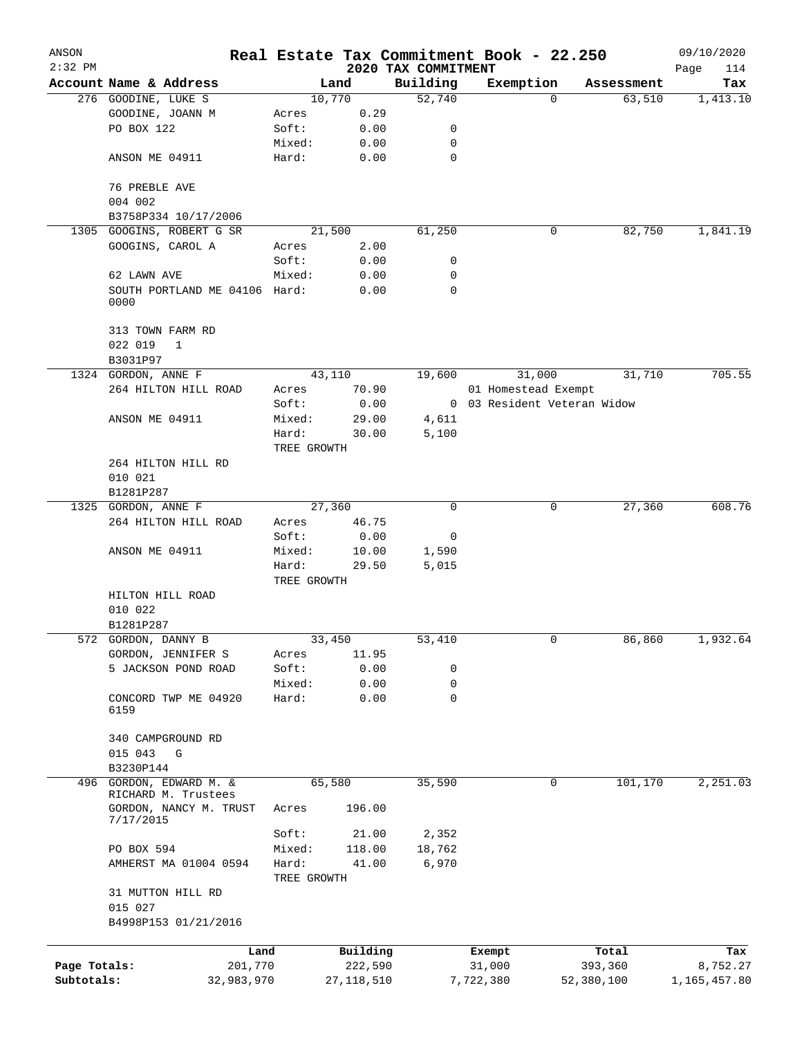# Real Estate Tax Commitment Book - 22.250

ANSON 2:32 PM — 2020 TAX COMMITMENT — 09/10/2020

| Account Name & Address | Land | | Building | Exemption | Assessment | Tax |
|---|---|---|---|---|---|---|
| 276 GOODINE, LUKE S | 10,770 | | 52,740 | 0 | 63,510 | 1,413.10 |
| GOODINE, JOANN M | Acres | 0.29 | | | | |
| PO BOX 122 | Soft: | 0.00 | 0 | | | |
| | Mixed: | 0.00 | 0 | | | |
| ANSON ME 04911 | Hard: | 0.00 | 0 | | | |
| 76 PREBLE AVE | | | | | | |
| 004 002 | | | | | | |
| B3758P334 10/17/2006 | | | | | | |
| 1305 GOOGINS, ROBERT G SR | 21,500 | | 61,250 | 0 | 82,750 | 1,841.19 |
| GOOGINS, CAROL A | Acres | 2.00 | | | | |
| | Soft: | 0.00 | 0 | | | |
| 62 LAWN AVE | Mixed: | 0.00 | 0 | | | |
| SOUTH PORTLAND ME 04106 0000 | Hard: | 0.00 | 0 | | | |
| 313 TOWN FARM RD | | | | | | |
| 022 019 1 | | | | | | |
| B3031P97 | | | | | | |
| 1324 GORDON, ANNE F | 43,110 | | 19,600 | 31,000 | 31,710 | 705.55 |
| 264 HILTON HILL ROAD | Acres | 70.90 | | 01 Homestead Exempt | | |
| | Soft: | 0.00 | 0 | 03 Resident Veteran Widow | | |
| ANSON ME 04911 | Mixed: | 29.00 | 4,611 | | | |
| | Hard: | 30.00 | 5,100 | | | |
| | TREE GROWTH | | | | | |
| 264 HILTON HILL RD | | | | | | |
| 010 021 | | | | | | |
| B1281P287 | | | | | | |
| 1325 GORDON, ANNE F | 27,360 | | 0 | 0 | 27,360 | 608.76 |
| 264 HILTON HILL ROAD | Acres | 46.75 | | | | |
| | Soft: | 0.00 | 0 | | | |
| ANSON ME 04911 | Mixed: | 10.00 | 1,590 | | | |
| | Hard: | 29.50 | 5,015 | | | |
| | TREE GROWTH | | | | | |
| HILTON HILL ROAD | | | | | | |
| 010 022 | | | | | | |
| B1281P287 | | | | | | |
| 572 GORDON, DANNY B | 33,450 | | 53,410 | 0 | 86,860 | 1,932.64 |
| GORDON, JENNIFER S | Acres | 11.95 | | | | |
| 5 JACKSON POND ROAD | Soft: | 0.00 | 0 | | | |
| | Mixed: | 0.00 | 0 | | | |
| CONCORD TWP ME 04920 6159 | Hard: | 0.00 | 0 | | | |
| 340 CAMPGROUND RD | | | | | | |
| 015 043 G | | | | | | |
| B3230P144 | | | | | | |
| 496 GORDON, EDWARD M. & RICHARD M. Trustees | 65,580 | | 35,590 | 0 | 101,170 | 2,251.03 |
| GORDON, NANCY M. TRUST 7/17/2015 | Acres | 196.00 | | | | |
| | Soft: | 21.00 | 2,352 | | | |
| PO BOX 594 | Mixed: | 118.00 | 18,762 | | | |
| AMHERST MA 01004 0594 | Hard: | 41.00 | 6,970 | | | |
| | TREE GROWTH | | | | | |
| 31 MUTTON HILL RD | | | | | | |
| 015 027 | | | | | | |
| B4998P153 01/21/2016 | | | | | | |

| | Land | Building | Exempt | Total | Tax |
|---|---|---|---|---|---|
| Page Totals: | 201,770 | 222,590 | 31,000 | 393,360 | 8,752.27 |
| Subtotals: | 32,983,970 | 27,118,510 | 7,722,380 | 52,380,100 | 1,165,457.80 |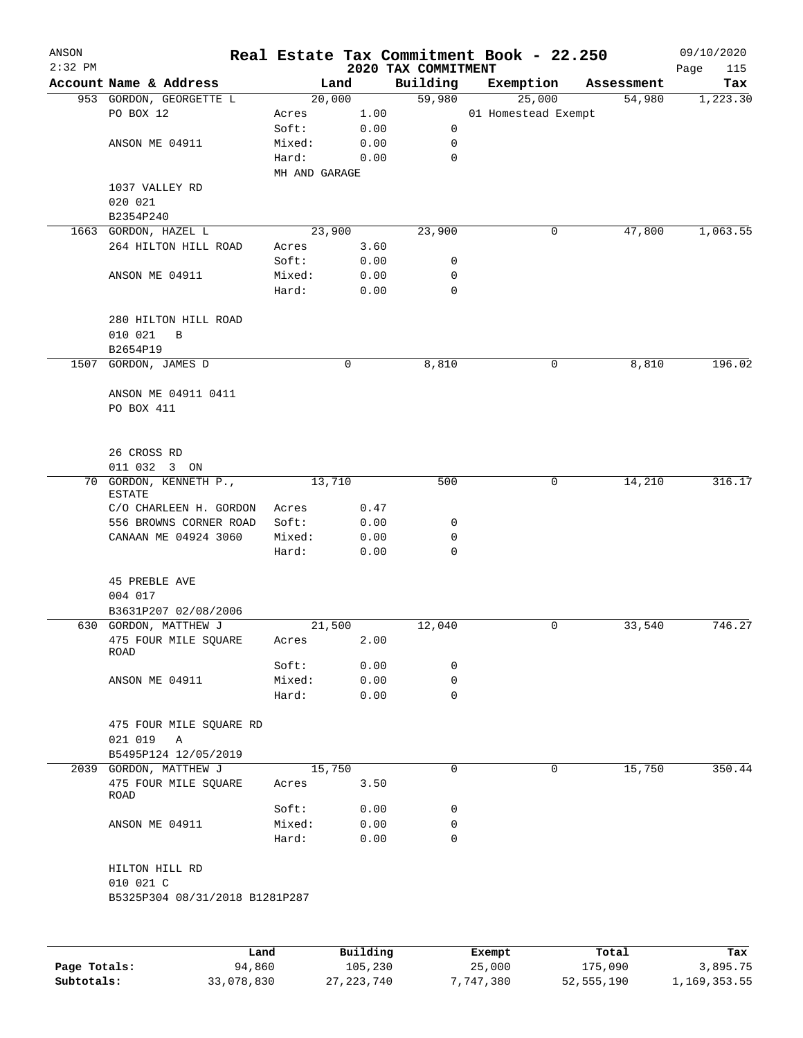# Real Estate Tax Commitment Book - 22.250

ANSON
2:32 PM

2020 TAX COMMITMENT

09/10/2020

| Account Name & Address | Land | | Building | Exemption | Assessment | Tax |
|---|---|---|---|---|---|---|
| 953 GORDON, GEORGETTE L | 20,000 | | 59,980 | 25,000 | 54,980 | 1,223.30 |
| PO BOX 12 | Acres | 1.00 | | 01 Homestead Exempt | | |
| | Soft: | 0.00 | 0 | | | |
| ANSON ME 04911 | Mixed: | 0.00 | 0 | | | |
| | Hard: | 0.00 | 0 | | | |
| | MH AND GARAGE | | | | | |
| 1037 VALLEY RD | | | | | | |
| 020 021 | | | | | | |
| B2354P240 | | | | | | |
| 1663 GORDON, HAZEL L | 23,900 | | 23,900 | 0 | 47,800 | 1,063.55 |
| 264 HILTON HILL ROAD | Acres | 3.60 | | | | |
| | Soft: | 0.00 | 0 | | | |
| ANSON ME 04911 | Mixed: | 0.00 | 0 | | | |
| | Hard: | 0.00 | 0 | | | |
| 280 HILTON HILL ROAD | | | | | | |
| 010 021 B | | | | | | |
| B2654P19 | | | | | | |
| 1507 GORDON, JAMES D | 0 | | 8,810 | 0 | 8,810 | 196.02 |
| ANSON ME 04911 0411 | | | | | | |
| PO BOX 411 | | | | | | |
| 26 CROSS RD | | | | | | |
| 011 032 3 ON | | | | | | |
| 70 GORDON, KENNETH P., ESTATE | 13,710 | | 500 | 0 | 14,210 | 316.17 |
| C/O CHARLEEN H. GORDON | Acres | 0.47 | | | | |
| 556 BROWNS CORNER ROAD | Soft: | 0.00 | 0 | | | |
| CANAAN ME 04924 3060 | Mixed: | 0.00 | 0 | | | |
| | Hard: | 0.00 | 0 | | | |
| 45 PREBLE AVE | | | | | | |
| 004 017 | | | | | | |
| B3631P207 02/08/2006 | | | | | | |
| 630 GORDON, MATTHEW J | 21,500 | | 12,040 | 0 | 33,540 | 746.27 |
| 475 FOUR MILE SQUARE ROAD | Acres | 2.00 | | | | |
| | Soft: | 0.00 | 0 | | | |
| ANSON ME 04911 | Mixed: | 0.00 | 0 | | | |
| | Hard: | 0.00 | 0 | | | |
| 475 FOUR MILE SQUARE RD | | | | | | |
| 021 019 A | | | | | | |
| B5495P124 12/05/2019 | | | | | | |
| 2039 GORDON, MATTHEW J | 15,750 | | 0 | 0 | 15,750 | 350.44 |
| 475 FOUR MILE SQUARE ROAD | Acres | 3.50 | | | | |
| | Soft: | 0.00 | 0 | | | |
| ANSON ME 04911 | Mixed: | 0.00 | 0 | | | |
| | Hard: | 0.00 | 0 | | | |
| HILTON HILL RD | | | | | | |
| 010 021 C | | | | | | |
| B5325P304 08/31/2018 B1281P287 | | | | | | |

| | Land | Building | Exempt | Total | Tax |
|---|---|---|---|---|---|
| Page Totals: | 94,860 | 105,230 | 25,000 | 175,090 | 3,895.75 |
| Subtotals: | 33,078,830 | 27,223,740 | 7,747,380 | 52,555,190 | 1,169,353.55 |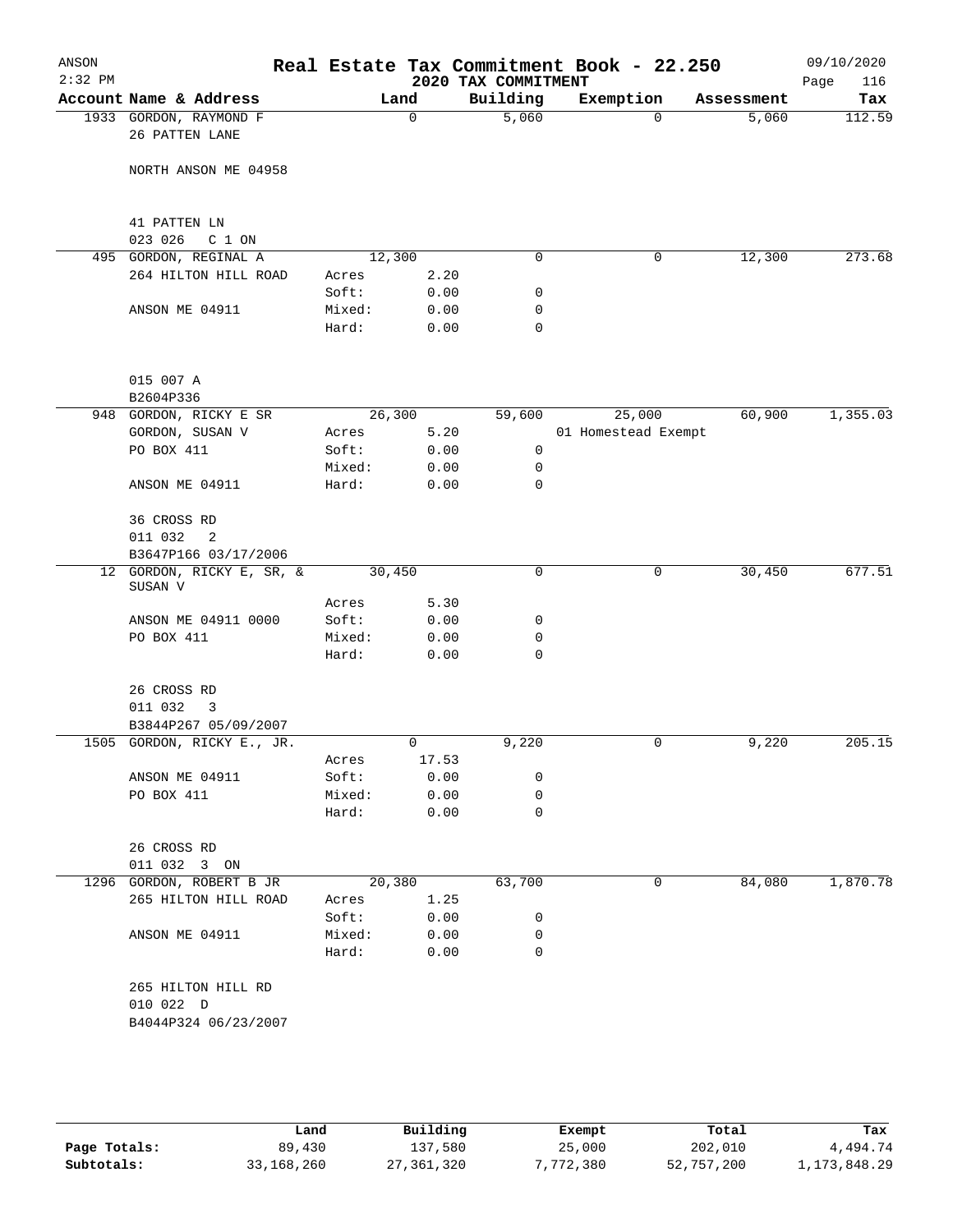# Real Estate Tax Commitment Book - 22.250

ANSON 2:32 PM — 2020 TAX COMMITMENT — 09/10/2020

| Account Name & Address | Land | | Building | Exemption | Assessment | Tax |
|---|---|---|---|---|---|---|
| 1933 GORDON, RAYMOND F | | 0 | 5,060 | 0 | 5,060 | 112.59 |
| 26 PATTEN LANE | | | | | | |
| NORTH ANSON ME 04958 | | | | | | |
| 41 PATTEN LN | | | | | | |
| 023 026 C 1 ON | | | | | | |
| 495 GORDON, REGINAL A | | 12,300 | 0 | 0 | 12,300 | 273.68 |
| 264 HILTON HILL ROAD | Acres | 2.20 | | | | |
| | Soft: | 0.00 | 0 | | | |
| ANSON ME 04911 | Mixed: | 0.00 | 0 | | | |
| | Hard: | 0.00 | 0 | | | |
| 015 007 A | | | | | | |
| B2604P336 | | | | | | |
| 948 GORDON, RICKY E SR | | 26,300 | 59,600 | 25,000 | 60,900 | 1,355.03 |
| GORDON, SUSAN V | Acres | 5.20 | | 01 Homestead Exempt | | |
| PO BOX 411 | Soft: | 0.00 | 0 | | | |
| | Mixed: | 0.00 | 0 | | | |
| ANSON ME 04911 | Hard: | 0.00 | 0 | | | |
| 36 CROSS RD | | | | | | |
| 011 032 2 | | | | | | |
| B3647P166 03/17/2006 | | | | | | |
| 12 GORDON, RICKY E, SR, & SUSAN V | | 30,450 | 0 | 0 | 30,450 | 677.51 |
| | Acres | 5.30 | | | | |
| ANSON ME 04911 0000 | Soft: | 0.00 | 0 | | | |
| PO BOX 411 | Mixed: | 0.00 | 0 | | | |
| | Hard: | 0.00 | 0 | | | |
| 26 CROSS RD | | | | | | |
| 011 032 3 | | | | | | |
| B3844P267 05/09/2007 | | | | | | |
| 1505 GORDON, RICKY E., JR. | | 0 | 9,220 | 0 | 9,220 | 205.15 |
| | Acres | 17.53 | | | | |
| ANSON ME 04911 | Soft: | 0.00 | 0 | | | |
| PO BOX 411 | Mixed: | 0.00 | 0 | | | |
| | Hard: | 0.00 | 0 | | | |
| 26 CROSS RD | | | | | | |
| 011 032 3 ON | | | | | | |
| 1296 GORDON, ROBERT B JR | | 20,380 | 63,700 | 0 | 84,080 | 1,870.78 |
| 265 HILTON HILL ROAD | Acres | 1.25 | | | | |
| | Soft: | 0.00 | 0 | | | |
| ANSON ME 04911 | Mixed: | 0.00 | 0 | | | |
| | Hard: | 0.00 | 0 | | | |
| 265 HILTON HILL RD | | | | | | |
| 010 022 D | | | | | | |
| B4044P324 06/23/2007 | | | | | | |

| | Land | Building | Exempt | Total | Tax |
|---|---|---|---|---|---|
| Page Totals: | 89,430 | 137,580 | 25,000 | 202,010 | 4,494.74 |
| Subtotals: | 33,168,260 | 27,361,320 | 7,772,380 | 52,757,200 | 1,173,848.29 |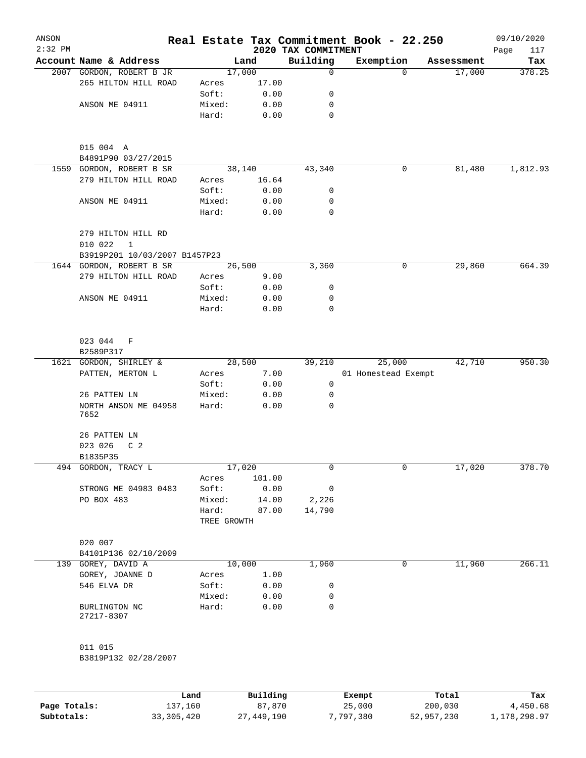# Real Estate Tax Commitment Book - 22.250

ANSON
2:32 PM
2020 TAX COMMITMENT
09/10/2020

| Account Name & Address | | Land | Building | Exemption | Assessment | Tax |
|---|---|---|---|---|---|---|
| 2007 GORDON, ROBERT B JR | | 17,000 | 0 | 0 | 17,000 | 378.25 |
| 265 HILTON HILL ROAD | Acres | 17.00 | | | | |
| | Soft: | 0.00 | 0 | | | |
| ANSON ME 04911 | Mixed: | 0.00 | 0 | | | |
| | Hard: | 0.00 | 0 | | | |
| 015 004 A | | | | | | |
| B4891P90 03/27/2015 | | | | | | |
| 1559 GORDON, ROBERT B SR | | 38,140 | 43,340 | 0 | 81,480 | 1,812.93 |
| 279 HILTON HILL ROAD | Acres | 16.64 | | | | |
| | Soft: | 0.00 | 0 | | | |
| ANSON ME 04911 | Mixed: | 0.00 | 0 | | | |
| | Hard: | 0.00 | 0 | | | |
| 279 HILTON HILL RD | | | | | | |
| 010 022 1 | | | | | | |
| B3919P201 10/03/2007 B1457P23 | | | | | | |
| 1644 GORDON, ROBERT B SR | | 26,500 | 3,360 | 0 | 29,860 | 664.39 |
| 279 HILTON HILL ROAD | Acres | 9.00 | | | | |
| | Soft: | 0.00 | 0 | | | |
| ANSON ME 04911 | Mixed: | 0.00 | 0 | | | |
| | Hard: | 0.00 | 0 | | | |
| 023 044 F | | | | | | |
| B2589P317 | | | | | | |
| 1621 GORDON, SHIRLEY & | | 28,500 | 39,210 | 25,000 | 42,710 | 950.30 |
| PATTEN, MERTON L | Acres | 7.00 | | 01 Homestead Exempt | | |
| | Soft: | 0.00 | 0 | | | |
| 26 PATTEN LN | Mixed: | 0.00 | 0 | | | |
| NORTH ANSON ME 04958 7652 | Hard: | 0.00 | 0 | | | |
| 26 PATTEN LN | | | | | | |
| 023 026 C 2 | | | | | | |
| B1835P35 | | | | | | |
| 494 GORDON, TRACY L | | 17,020 | 0 | 0 | 17,020 | 378.70 |
| | Acres | 101.00 | | | | |
| STRONG ME 04983 0483 | Soft: | 0.00 | 0 | | | |
| PO BOX 483 | Mixed: | 14.00 | 2,226 | | | |
| | Hard: | 87.00 | 14,790 | | | |
| | TREE GROWTH | | | | | |
| 020 007 | | | | | | |
| B4101P136 02/10/2009 | | | | | | |
| 139 GOREY, DAVID A | | 10,000 | 1,960 | 0 | 11,960 | 266.11 |
| GOREY, JOANNE D | Acres | 1.00 | | | | |
| 546 ELVA DR | Soft: | 0.00 | 0 | | | |
| | Mixed: | 0.00 | 0 | | | |
| BURLINGTON NC 27217-8307 | Hard: | 0.00 | 0 | | | |
| 011 015 | | | | | | |
| B3819P132 02/28/2007 | | | | | | |

| | Land | Building | Exempt | Total | Tax |
|---|---|---|---|---|---|
| Page Totals: | 137,160 | 87,870 | 25,000 | 200,030 | 4,450.68 |
| Subtotals: | 33,305,420 | 27,449,190 | 7,797,380 | 52,957,230 | 1,178,298.97 |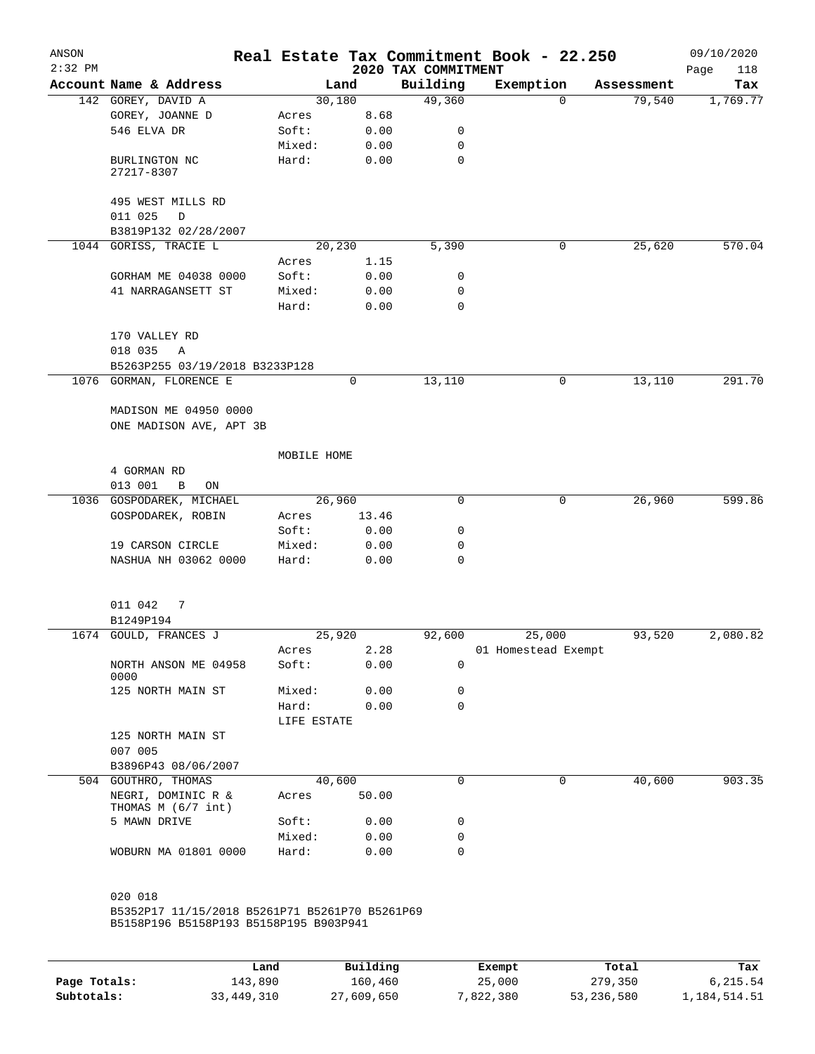# Real Estate Tax Commitment Book - 22.250

## 2020 TAX COMMITMENT

ANSON 2:32 PM — 09/10/2020

| Account Name & Address | Land | | Building | Exemption | Assessment | Tax |
|---|---|---|---|---|---|---|
| 142 GOREY, DAVID A | | 30,180 | 49,360 | 0 | 79,540 | 1,769.77 |
| GOREY, JOANNE D | Acres | 8.68 | | | | |
| 546 ELVA DR | Soft: | 0.00 | 0 | | | |
| | Mixed: | 0.00 | 0 | | | |
| BURLINGTON NC 27217-8307 | Hard: | 0.00 | 0 | | | |
| 495 WEST MILLS RD | | | | | | |
| 011 025 D | | | | | | |
| B3819P132 02/28/2007 | | | | | | |
| 1044 GORISS, TRACIE L | | 20,230 | 5,390 | 0 | 25,620 | 570.04 |
| | Acres | 1.15 | | | | |
| GORHAM ME 04038 0000 | Soft: | 0.00 | 0 | | | |
| 41 NARRAGANSETT ST | Mixed: | 0.00 | 0 | | | |
| | Hard: | 0.00 | 0 | | | |
| 170 VALLEY RD | | | | | | |
| 018 035 A | | | | | | |
| B5263P255 03/19/2018 B3233P128 | | | | | | |
| 1076 GORMAN, FLORENCE E | | 0 | 13,110 | 0 | 13,110 | 291.70 |
| MADISON ME 04950 0000 | | | | | | |
| ONE MADISON AVE, APT 3B | | | | | | |
| | MOBILE HOME | | | | | |
| 4 GORMAN RD | | | | | | |
| 013 001 B ON | | | | | | |
| 1036 GOSPODAREK, MICHAEL | | 26,960 | 0 | 0 | 26,960 | 599.86 |
| GOSPODAREK, ROBIN | Acres | 13.46 | | | | |
| | Soft: | 0.00 | 0 | | | |
| 19 CARSON CIRCLE | Mixed: | 0.00 | 0 | | | |
| NASHUA NH 03062 0000 | Hard: | 0.00 | 0 | | | |
| 011 042 7 | | | | | | |
| B1249P194 | | | | | | |
| 1674 GOULD, FRANCES J | | 25,920 | 92,600 | 25,000 | 93,520 | 2,080.82 |
| | Acres | 2.28 | | 01 Homestead Exempt | | |
| NORTH ANSON ME 04958 0000 | Soft: | 0.00 | 0 | | | |
| 125 NORTH MAIN ST | Mixed: | 0.00 | 0 | | | |
| | Hard: | 0.00 | 0 | | | |
| | LIFE ESTATE | | | | | |
| 125 NORTH MAIN ST | | | | | | |
| 007 005 | | | | | | |
| B3896P43 08/06/2007 | | | | | | |
| 504 GOUTHRO, THOMAS | | 40,600 | 0 | 0 | 40,600 | 903.35 |
| NEGRI, DOMINIC R & THOMAS M (6/7 int) | Acres | 50.00 | | | | |
| 5 MAWN DRIVE | Soft: | 0.00 | 0 | | | |
| | Mixed: | 0.00 | 0 | | | |
| WOBURN MA 01801 0000 | Hard: | 0.00 | 0 | | | |
| 020 018 | | | | | | |
| B5352P17 11/15/2018 B5261P71 B5261P70 B5261P69 B5158P196 B5158P193 B5158P195 B903P941 | | | | | | |

| | Land | Building | Exempt | Total | Tax |
|---|---|---|---|---|---|
| Page Totals: | 143,890 | 160,460 | 25,000 | 279,350 | 6,215.54 |
| Subtotals: | 33,449,310 | 27,609,650 | 7,822,380 | 53,236,580 | 1,184,514.51 |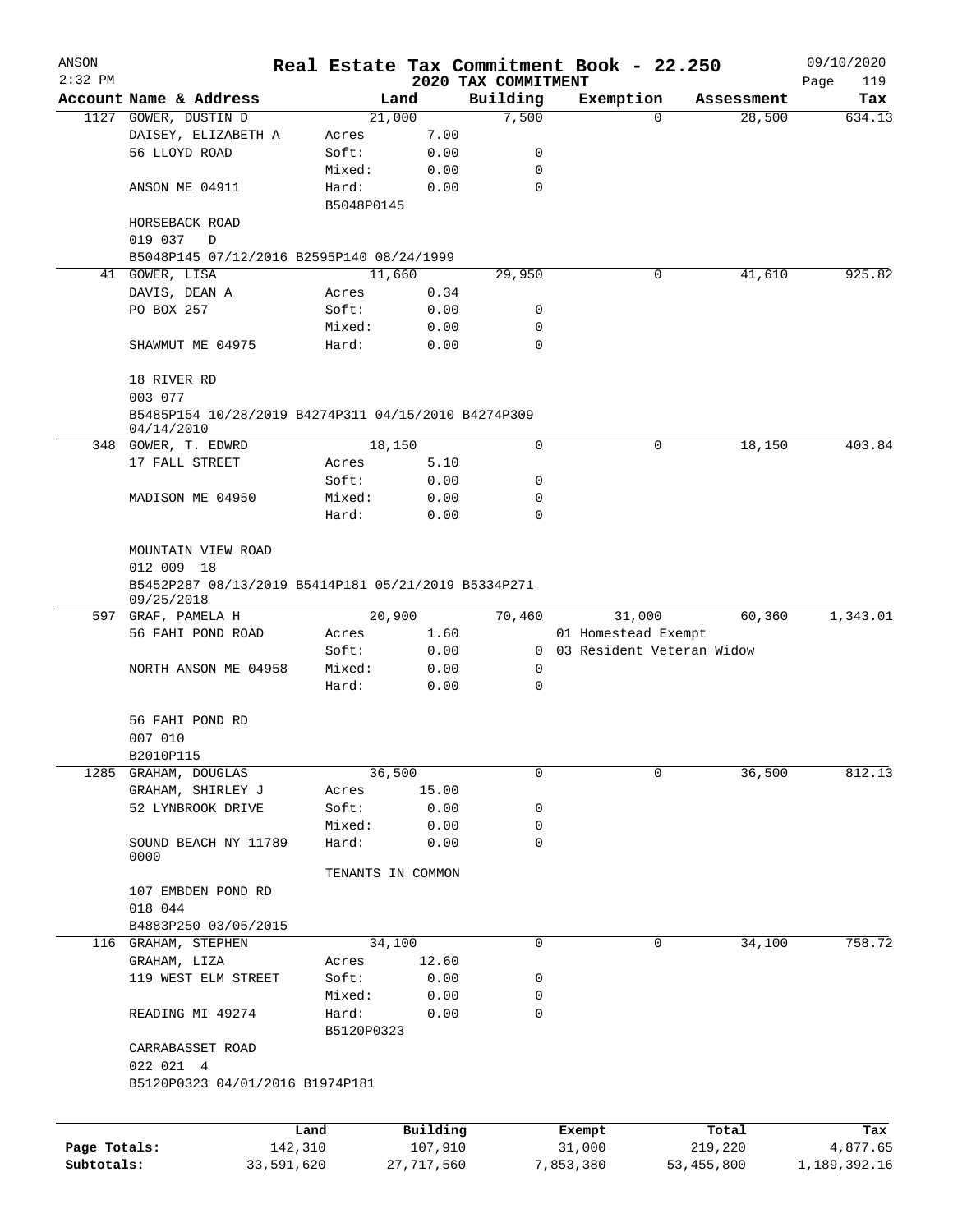ANSON — Real Estate Tax Commitment Book - 22.250 — 09/10/2020

2:32 PM — 2020 TAX COMMITMENT

| Account Name & Address | Land | | Building | Exemption | Assessment | Tax |
|---|---|---|---|---|---|---|
| 1127 GOWER, DUSTIN D | 21,000 | | 7,500 | 0 | 28,500 | 634.13 |
| DAISEY, ELIZABETH A | Acres | 7.00 | | | | |
| 56 LLOYD ROAD | Soft: | 0.00 | 0 | | | |
| | Mixed: | 0.00 | 0 | | | |
| ANSON ME 04911 | Hard: | 0.00 | 0 | | | |
| | B5048P0145 | | | | | |
| HORSEBACK ROAD | | | | | | |
| 019 037 D | | | | | | |
| B5048P145 07/12/2016 B2595P140 08/24/1999 | | | | | | |
| 41 GOWER, LISA | 11,660 | | 29,950 | 0 | 41,610 | 925.82 |
| DAVIS, DEAN A | Acres | 0.34 | | | | |
| PO BOX 257 | Soft: | 0.00 | 0 | | | |
| | Mixed: | 0.00 | 0 | | | |
| SHAWMUT ME 04975 | Hard: | 0.00 | 0 | | | |
| 18 RIVER RD | | | | | | |
| 003 077 | | | | | | |
| B5485P154 10/28/2019 B4274P311 04/15/2010 B4274P309 04/14/2010 | | | | | | |
| 348 GOWER, T. EDWRD | 18,150 | | 0 | 0 | 18,150 | 403.84 |
| 17 FALL STREET | Acres | 5.10 | | | | |
| | Soft: | 0.00 | 0 | | | |
| MADISON ME 04950 | Mixed: | 0.00 | 0 | | | |
| | Hard: | 0.00 | 0 | | | |
| MOUNTAIN VIEW ROAD | | | | | | |
| 012 009 18 | | | | | | |
| B5452P287 08/13/2019 B5414P181 05/21/2019 B5334P271 09/25/2018 | | | | | | |
| 597 GRAF, PAMELA H | 20,900 | | 70,460 | 31,000 | 60,360 | 1,343.01 |
| 56 FAHI POND ROAD | Acres | 1.60 | | 01 Homestead Exempt | | |
| | Soft: | 0.00 | 0 | 03 Resident Veteran Widow | | |
| NORTH ANSON ME 04958 | Mixed: | 0.00 | 0 | | | |
| | Hard: | 0.00 | 0 | | | |
| 56 FAHI POND RD | | | | | | |
| 007 010 | | | | | | |
| B2010P115 | | | | | | |
| 1285 GRAHAM, DOUGLAS | 36,500 | | 0 | 0 | 36,500 | 812.13 |
| GRAHAM, SHIRLEY J | Acres | 15.00 | | | | |
| 52 LYNBROOK DRIVE | Soft: | 0.00 | 0 | | | |
| | Mixed: | 0.00 | 0 | | | |
| SOUND BEACH NY 11789 0000 | Hard: | 0.00 | 0 | | | |
| | TENANTS IN COMMON | | | | | |
| 107 EMBDEN POND RD | | | | | | |
| 018 044 | | | | | | |
| B4883P250 03/05/2015 | | | | | | |
| 116 GRAHAM, STEPHEN | 34,100 | | 0 | 0 | 34,100 | 758.72 |
| GRAHAM, LIZA | Acres | 12.60 | | | | |
| 119 WEST ELM STREET | Soft: | 0.00 | 0 | | | |
| | Mixed: | 0.00 | 0 | | | |
| READING MI 49274 | Hard: | 0.00 | 0 | | | |
| | B5120P0323 | | | | | |
| CARRABASSET ROAD | | | | | | |
| 022 021 4 | | | | | | |
| B5120P0323 04/01/2016 B1974P181 | | | | | | |

| | Land | Building | Exempt | Total | Tax |
|---|---|---|---|---|---|
| Page Totals: | 142,310 | 107,910 | 31,000 | 219,220 | 4,877.65 |
| Subtotals: | 33,591,620 | 27,717,560 | 7,853,380 | 53,455,800 | 1,189,392.16 |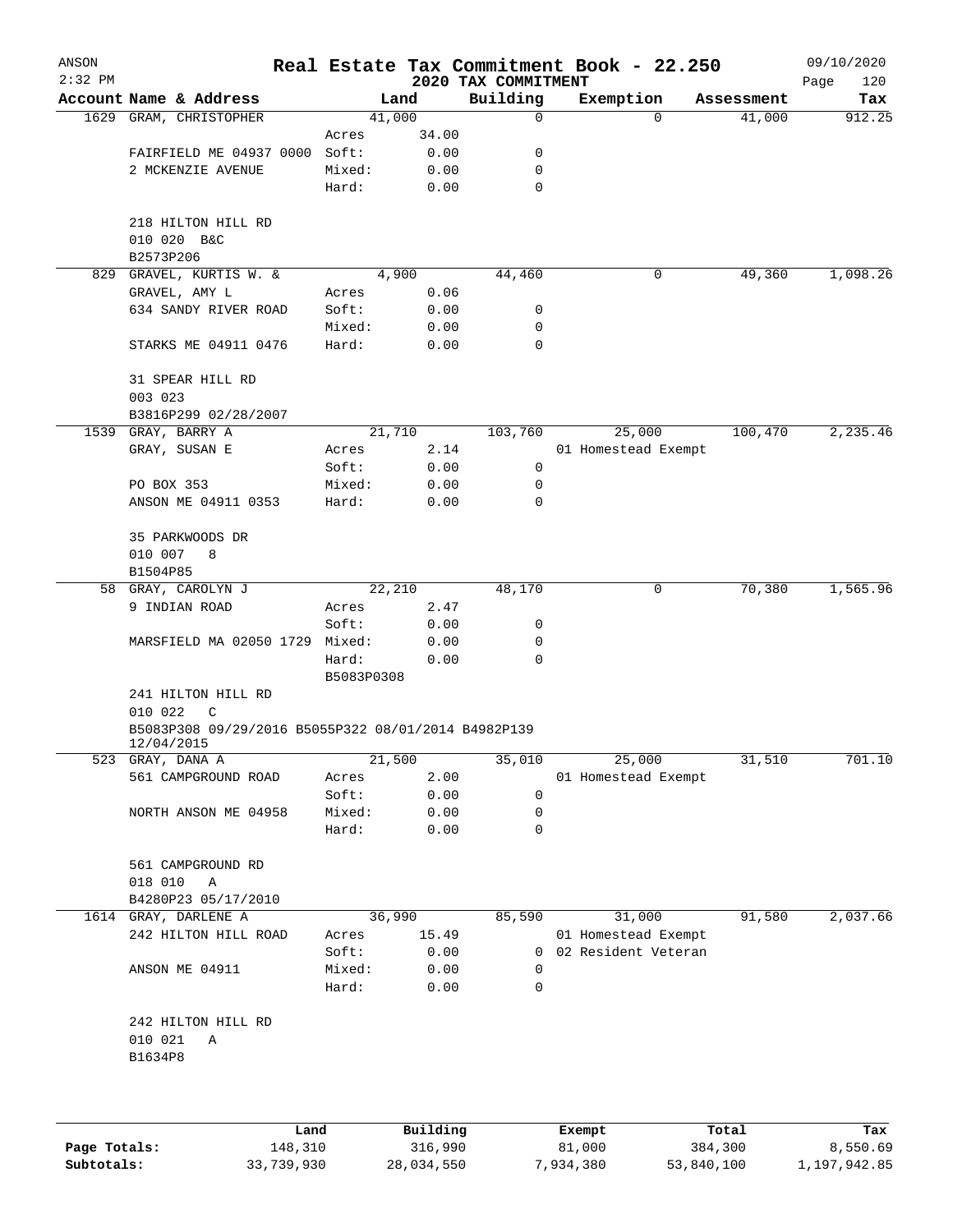# Real Estate Tax Commitment Book - 22.250

ANSON
2:32 PM

## 2020 TAX COMMITMENT

09/10/2020

| Account Name & Address | | Land | Building | Exemption | Assessment | Tax |
|---|---|---|---|---|---|---|
| 1629 GRAM, CHRISTOPHER | | 41,000 | 0 | 0 | 41,000 | 912.25 |
| | Acres | 34.00 | | | | |
| FAIRFIELD ME 04937 0000 | Soft: | 0.00 | 0 | | | |
| 2 MCKENZIE AVENUE | Mixed: | 0.00 | 0 | | | |
| | Hard: | 0.00 | 0 | | | |
| 218 HILTON HILL RD | | | | | | |
| 010 020 B&C | | | | | | |
| B2573P206 | | | | | | |
| 829 GRAVEL, KURTIS W. & | | 4,900 | 44,460 | 0 | 49,360 | 1,098.26 |
| GRAVEL, AMY L | Acres | 0.06 | | | | |
| 634 SANDY RIVER ROAD | Soft: | 0.00 | 0 | | | |
| | Mixed: | 0.00 | 0 | | | |
| STARKS ME 04911 0476 | Hard: | 0.00 | 0 | | | |
| 31 SPEAR HILL RD | | | | | | |
| 003 023 | | | | | | |
| B3816P299 02/28/2007 | | | | | | |
| 1539 GRAY, BARRY A | | 21,710 | 103,760 | 25,000 | 100,470 | 2,235.46 |
| GRAY, SUSAN E | Acres | 2.14 | | 01 Homestead Exempt | | |
| | Soft: | 0.00 | 0 | | | |
| PO BOX 353 | Mixed: | 0.00 | 0 | | | |
| ANSON ME 04911 0353 | Hard: | 0.00 | 0 | | | |
| 35 PARKWOODS DR | | | | | | |
| 010 007 8 | | | | | | |
| B1504P85 | | | | | | |
| 58 GRAY, CAROLYN J | | 22,210 | 48,170 | 0 | 70,380 | 1,565.96 |
| 9 INDIAN ROAD | Acres | 2.47 | | | | |
| | Soft: | 0.00 | 0 | | | |
| MARSFIELD MA 02050 1729 | Mixed: | 0.00 | 0 | | | |
| | Hard: | 0.00 | 0 | | | |
| | B5083P0308 | | | | | |
| 241 HILTON HILL RD | | | | | | |
| 010 022 C | | | | | | |
| B5083P308 09/29/2016 B5055P322 08/01/2014 B4982P139 12/04/2015 | | | | | | |
| 523 GRAY, DANA A | | 21,500 | 35,010 | 25,000 | 31,510 | 701.10 |
| 561 CAMPGROUND ROAD | Acres | 2.00 | | 01 Homestead Exempt | | |
| | Soft: | 0.00 | 0 | | | |
| NORTH ANSON ME 04958 | Mixed: | 0.00 | 0 | | | |
| | Hard: | 0.00 | 0 | | | |
| 561 CAMPGROUND RD | | | | | | |
| 018 010 A | | | | | | |
| B4280P23 05/17/2010 | | | | | | |
| 1614 GRAY, DARLENE A | | 36,990 | 85,590 | 31,000 | 91,580 | 2,037.66 |
| 242 HILTON HILL ROAD | Acres | 15.49 | | 01 Homestead Exempt | | |
| | Soft: | 0.00 | 0 | 02 Resident Veteran | | |
| ANSON ME 04911 | Mixed: | 0.00 | 0 | | | |
| | Hard: | 0.00 | 0 | | | |
| 242 HILTON HILL RD | | | | | | |
| 010 021 A | | | | | | |
| B1634P8 | | | | | | |

| | Land | Building | Exempt | Total | Tax |
|---|---|---|---|---|---|
| Page Totals: | 148,310 | 316,990 | 81,000 | 384,300 | 8,550.69 |
| Subtotals: | 33,739,930 | 28,034,550 | 7,934,380 | 53,840,100 | 1,197,942.85 |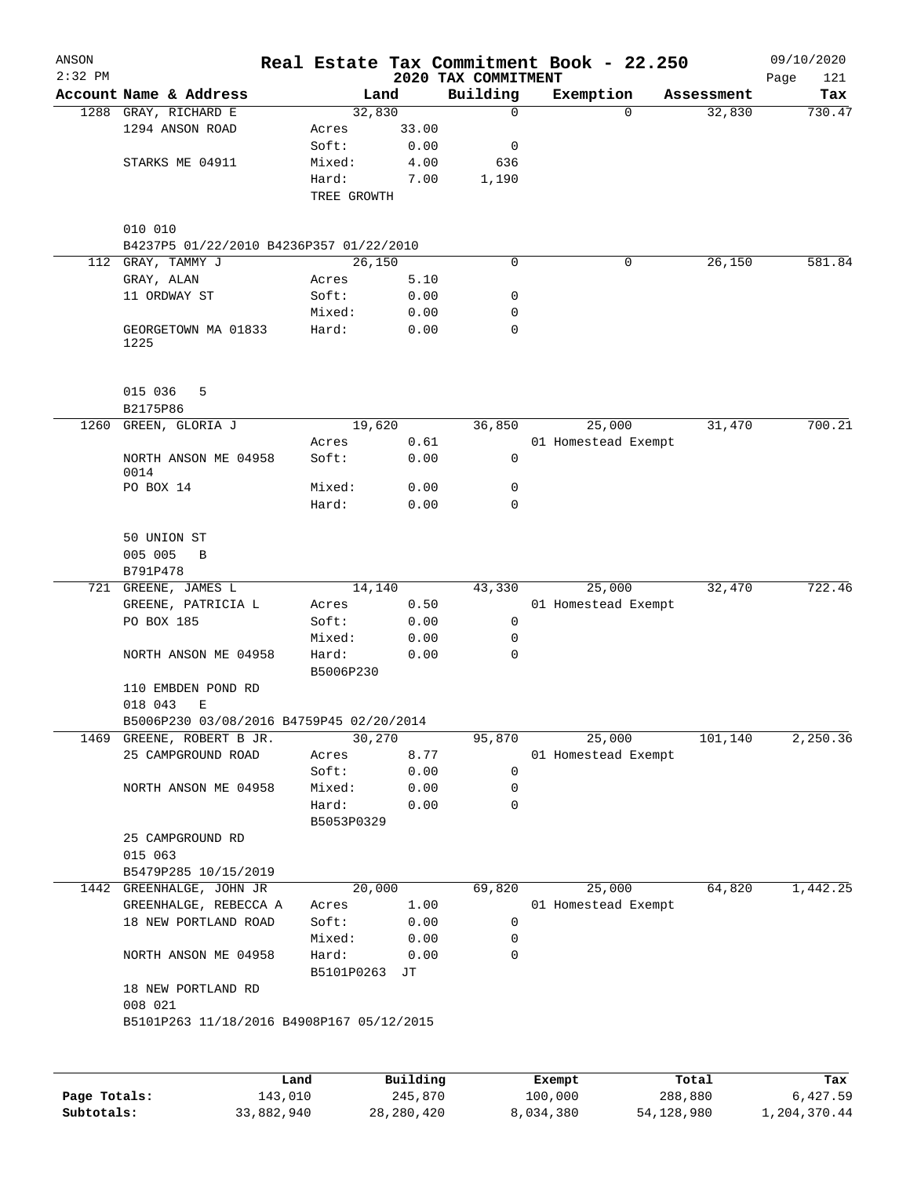# Real Estate Tax Commitment Book - 22.250

ANSON
2:32 PM
2020 TAX COMMITMENT
09/10/2020

| Account | Name & Address | Land | | Building | Exemption | Assessment | Tax |
|---|---|---|---|---|---|---|---|
| 1288 | GRAY, RICHARD E | 32,830 | | 0 | 0 | 32,830 | 730.47 |
| | 1294 ANSON ROAD | Acres | 33.00 | | | | |
| | | Soft: | 0.00 | 0 | | | |
| | STARKS ME 04911 | Mixed: | 4.00 | 636 | | | |
| | | Hard: | 7.00 | 1,190 | | | |
| | | TREE GROWTH | | | | | |
| | 010 010 | | | | | | |
| | B4237P5 01/22/2010 B4236P357 01/22/2010 | | | | | | |
| 112 | GRAY, TAMMY J | 26,150 | | 0 | 0 | 26,150 | 581.84 |
| | GRAY, ALAN | Acres | 5.10 | | | | |
| | 11 ORDWAY ST | Soft: | 0.00 | 0 | | | |
| | | Mixed: | 0.00 | 0 | | | |
| | GEORGETOWN MA 01833 1225 | Hard: | 0.00 | 0 | | | |
| | 015 036 5 | | | | | | |
| | B2175P86 | | | | | | |
| 1260 | GREEN, GLORIA J | 19,620 | | 36,850 | 25,000 | 31,470 | 700.21 |
| | | Acres | 0.61 | | 01 Homestead Exempt | | |
| | NORTH ANSON ME 04958 0014 | Soft: | 0.00 | 0 | | | |
| | PO BOX 14 | Mixed: | 0.00 | 0 | | | |
| | | Hard: | 0.00 | 0 | | | |
| | 50 UNION ST | | | | | | |
| | 005 005 B | | | | | | |
| | B791P478 | | | | | | |
| 721 | GREENE, JAMES L | 14,140 | | 43,330 | 25,000 | 32,470 | 722.46 |
| | GREENE, PATRICIA L | Acres | 0.50 | | 01 Homestead Exempt | | |
| | PO BOX 185 | Soft: | 0.00 | 0 | | | |
| | | Mixed: | 0.00 | 0 | | | |
| | NORTH ANSON ME 04958 | Hard: | 0.00 | 0 | | | |
| | | B5006P230 | | | | | |
| | 110 EMBDEN POND RD | | | | | | |
| | 018 043 E | | | | | | |
| | B5006P230 03/08/2016 B4759P45 02/20/2014 | | | | | | |
| 1469 | GREENE, ROBERT B JR. | 30,270 | | 95,870 | 25,000 | 101,140 | 2,250.36 |
| | 25 CAMPGROUND ROAD | Acres | 8.77 | | 01 Homestead Exempt | | |
| | | Soft: | 0.00 | 0 | | | |
| | NORTH ANSON ME 04958 | Mixed: | 0.00 | 0 | | | |
| | | Hard: | 0.00 | 0 | | | |
| | | B5053P0329 | | | | | |
| | 25 CAMPGROUND RD | | | | | | |
| | 015 063 | | | | | | |
| | B5479P285 10/15/2019 | | | | | | |
| 1442 | GREENHALGE, JOHN JR | 20,000 | | 69,820 | 25,000 | 64,820 | 1,442.25 |
| | GREENHALGE, REBECCA A | Acres | 1.00 | | 01 Homestead Exempt | | |
| | 18 NEW PORTLAND ROAD | Soft: | 0.00 | 0 | | | |
| | | Mixed: | 0.00 | 0 | | | |
| | NORTH ANSON ME 04958 | Hard: | 0.00 | 0 | | | |
| | | B5101P0263 JT | | | | | |
| | 18 NEW PORTLAND RD | | | | | | |
| | 008 021 | | | | | | |
| | B5101P263 11/18/2016 B4908P167 05/12/2015 | | | | | | |

| | Land | Building | Exempt | Total | Tax |
|---|---|---|---|---|---|
| Page Totals: | 143,010 | 245,870 | 100,000 | 288,880 | 6,427.59 |
| Subtotals: | 33,882,940 | 28,280,420 | 8,034,380 | 54,128,980 | 1,204,370.44 |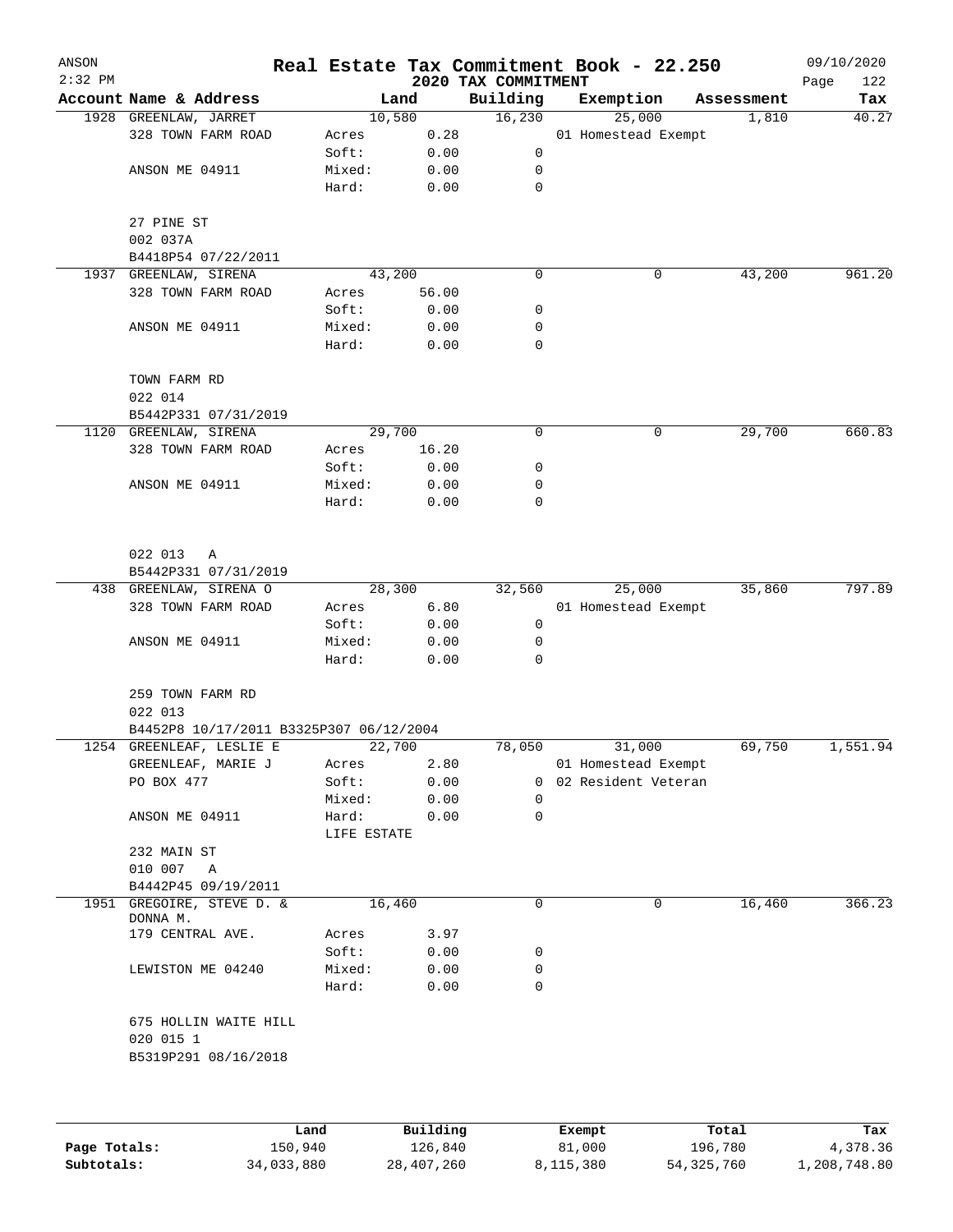# Real Estate Tax Commitment Book - 22.250

ANSON
2:32 PM

2020 TAX COMMITMENT

09/10/2020

| Account Name & Address | | Land | Building | Exemption | Assessment | Tax |
|---|---|---|---|---|---|---|
| 1928 GREENLAW, JARRET | | 10,580 | 16,230 | 25,000 | 1,810 | 40.27 |
| 328 TOWN FARM ROAD | Acres | 0.28 | | 01 Homestead Exempt | | |
| | Soft: | 0.00 | 0 | | | |
| ANSON ME 04911 | Mixed: | 0.00 | 0 | | | |
| | Hard: | 0.00 | 0 | | | |
| 27 PINE ST | | | | | | |
| 002 037A | | | | | | |
| B4418P54 07/22/2011 | | | | | | |
| 1937 GREENLAW, SIRENA | | 43,200 | 0 | 0 | 43,200 | 961.20 |
| 328 TOWN FARM ROAD | Acres | 56.00 | | | | |
| | Soft: | 0.00 | 0 | | | |
| ANSON ME 04911 | Mixed: | 0.00 | 0 | | | |
| | Hard: | 0.00 | 0 | | | |
| TOWN FARM RD | | | | | | |
| 022 014 | | | | | | |
| B5442P331 07/31/2019 | | | | | | |
| 1120 GREENLAW, SIRENA | | 29,700 | 0 | 0 | 29,700 | 660.83 |
| 328 TOWN FARM ROAD | Acres | 16.20 | | | | |
| | Soft: | 0.00 | 0 | | | |
| ANSON ME 04911 | Mixed: | 0.00 | 0 | | | |
| | Hard: | 0.00 | 0 | | | |
| 022 013 A | | | | | | |
| B5442P331 07/31/2019 | | | | | | |
| 438 GREENLAW, SIRENA O | | 28,300 | 32,560 | 25,000 | 35,860 | 797.89 |
| 328 TOWN FARM ROAD | Acres | 6.80 | | 01 Homestead Exempt | | |
| | Soft: | 0.00 | 0 | | | |
| ANSON ME 04911 | Mixed: | 0.00 | 0 | | | |
| | Hard: | 0.00 | 0 | | | |
| 259 TOWN FARM RD | | | | | | |
| 022 013 | | | | | | |
| B4452P8 10/17/2011 B3325P307 06/12/2004 | | | | | | |
| 1254 GREENLEAF, LESLIE E | | 22,700 | 78,050 | 31,000 | 69,750 | 1,551.94 |
| GREENLEAF, MARIE J | Acres | 2.80 | | 01 Homestead Exempt | | |
| PO BOX 477 | Soft: | 0.00 | 0 | 02 Resident Veteran | | |
| | Mixed: | 0.00 | 0 | | | |
| ANSON ME 04911 | Hard: | 0.00 | 0 | | | |
| | LIFE ESTATE | | | | | |
| 232 MAIN ST | | | | | | |
| 010 007 A | | | | | | |
| B4442P45 09/19/2011 | | | | | | |
| 1951 GREGOIRE, STEVE D. & DONNA M. | | 16,460 | 0 | 0 | 16,460 | 366.23 |
| 179 CENTRAL AVE. | Acres | 3.97 | | | | |
| | Soft: | 0.00 | 0 | | | |
| LEWISTON ME 04240 | Mixed: | 0.00 | 0 | | | |
| | Hard: | 0.00 | 0 | | | |
| 675 HOLLIN WAITE HILL | | | | | | |
| 020 015 1 | | | | | | |
| B5319P291 08/16/2018 | | | | | | |

| | Land | Building | Exempt | Total | Tax |
|---|---|---|---|---|---|
| Page Totals: | 150,940 | 126,840 | 81,000 | 196,780 | 4,378.36 |
| Subtotals: | 34,033,880 | 28,407,260 | 8,115,380 | 54,325,760 | 1,208,748.80 |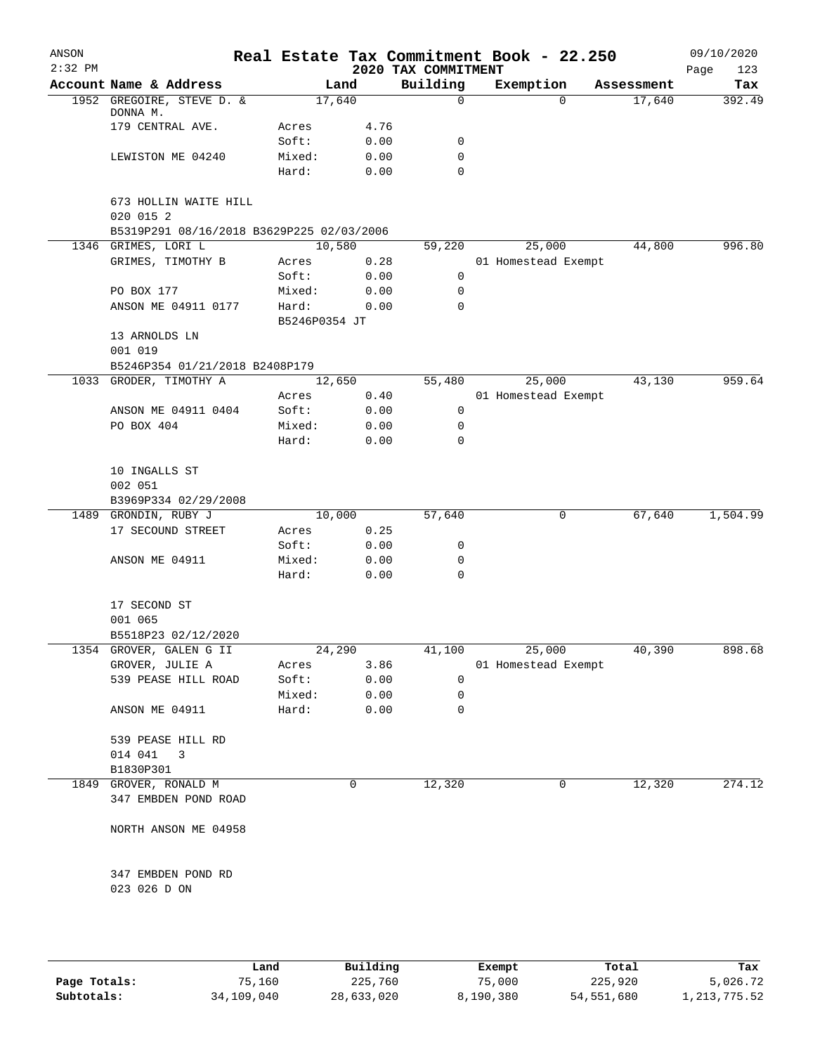# Real Estate Tax Commitment Book - 22.250

ANSON 2:32 PM — 2020 TAX COMMITMENT — 09/10/2020

| Account Name & Address | Land | | Building | Exemption | Assessment | Tax |
|---|---|---|---|---|---|---|
| 1952 GREGOIRE, STEVE D. & DONNA M. | 17,640 | | 0 | 0 | 17,640 | 392.49 |
| 179 CENTRAL AVE. | Acres | 4.76 | | | | |
| | Soft: | 0.00 | 0 | | | |
| LEWISTON ME 04240 | Mixed: | 0.00 | 0 | | | |
| | Hard: | 0.00 | 0 | | | |
| 673 HOLLIN WAITE HILL | | | | | | |
| 020 015 2 | | | | | | |
| B5319P291 08/16/2018 B3629P225 02/03/2006 | | | | | | |
| 1346 GRIMES, LORI L | 10,580 | | 59,220 | 25,000 | 44,800 | 996.80 |
| GRIMES, TIMOTHY B | Acres | 0.28 | | 01 Homestead Exempt | | |
| | Soft: | 0.00 | 0 | | | |
| PO BOX 177 | Mixed: | 0.00 | 0 | | | |
| ANSON ME 04911 0177 | Hard: | 0.00 | 0 | | | |
| | B5246P0354 JT | | | | | |
| 13 ARNOLDS LN | | | | | | |
| 001 019 | | | | | | |
| B5246P354 01/21/2018 B2408P179 | | | | | | |
| 1033 GRODER, TIMOTHY A | 12,650 | | 55,480 | 25,000 | 43,130 | 959.64 |
| | Acres | 0.40 | | 01 Homestead Exempt | | |
| ANSON ME 04911 0404 | Soft: | 0.00 | 0 | | | |
| PO BOX 404 | Mixed: | 0.00 | 0 | | | |
| | Hard: | 0.00 | 0 | | | |
| 10 INGALLS ST | | | | | | |
| 002 051 | | | | | | |
| B3969P334 02/29/2008 | | | | | | |
| 1489 GRONDIN, RUBY J | 10,000 | | 57,640 | 0 | 67,640 | 1,504.99 |
| 17 SECOUND STREET | Acres | 0.25 | | | | |
| | Soft: | 0.00 | 0 | | | |
| ANSON ME 04911 | Mixed: | 0.00 | 0 | | | |
| | Hard: | 0.00 | 0 | | | |
| 17 SECOND ST | | | | | | |
| 001 065 | | | | | | |
| B5518P23 02/12/2020 | | | | | | |
| 1354 GROVER, GALEN G II | 24,290 | | 41,100 | 25,000 | 40,390 | 898.68 |
| GROVER, JULIE A | Acres | 3.86 | | 01 Homestead Exempt | | |
| 539 PEASE HILL ROAD | Soft: | 0.00 | 0 | | | |
| | Mixed: | 0.00 | 0 | | | |
| ANSON ME 04911 | Hard: | 0.00 | 0 | | | |
| 539 PEASE HILL RD | | | | | | |
| 014 041 3 | | | | | | |
| B1830P301 | | | | | | |
| 1849 GROVER, RONALD M | 0 | | 12,320 | 0 | 12,320 | 274.12 |
| 347 EMBDEN POND ROAD | | | | | | |
| NORTH ANSON ME 04958 | | | | | | |
| 347 EMBDEN POND RD | | | | | | |
| 023 026 D ON | | | | | | |

| | Land | Building | Exempt | Total | Tax |
|---|---|---|---|---|---|
| Page Totals: | 75,160 | 225,760 | 75,000 | 225,920 | 5,026.72 |
| Subtotals: | 34,109,040 | 28,633,020 | 8,190,380 | 54,551,680 | 1,213,775.52 |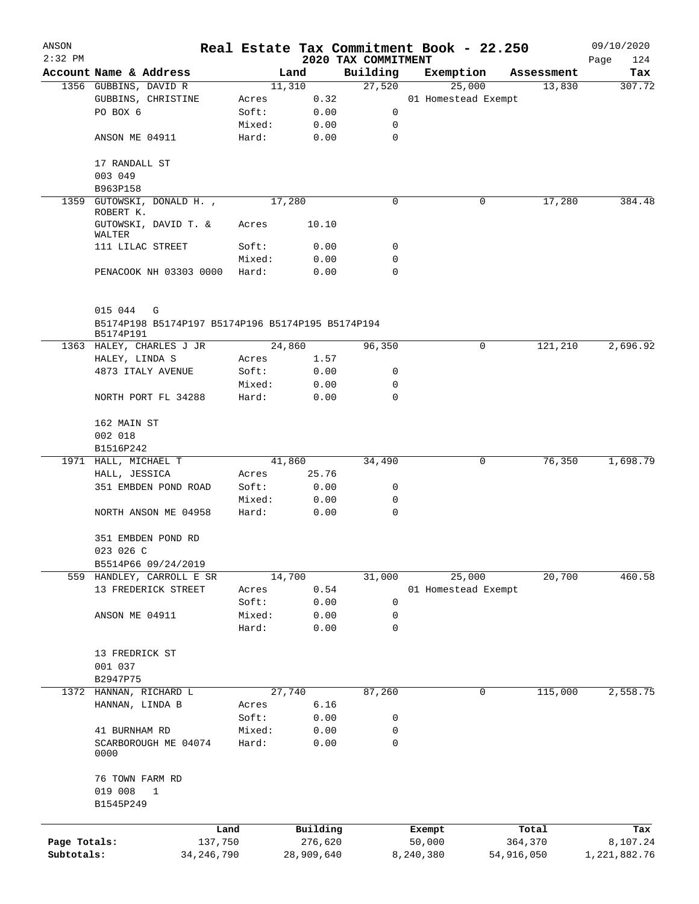# ANSON — Real Estate Tax Commitment Book - 22.250

2:32 PM — 2020 TAX COMMITMENT — 09/10/2020

| Account Name & Address | Land | | Building | Exemption | Assessment | Tax |
|---|---|---|---|---|---|---|
| 1356 GUBBINS, DAVID R | 11,310 | | 27,520 | 25,000 | 13,830 | 307.72 |
| GUBBINS, CHRISTINE | Acres | 0.32 | | 01 Homestead Exempt | | |
| PO BOX 6 | Soft: | 0.00 | 0 | | | |
| | Mixed: | 0.00 | 0 | | | |
| ANSON ME 04911 | Hard: | 0.00 | 0 | | | |
| 17 RANDALL ST | | | | | | |
| 003 049 | | | | | | |
| B963P158 | | | | | | |
| 1359 GUTOWSKI, DONALD H. , ROBERT K. | 17,280 | | 0 | 0 | 17,280 | 384.48 |
| GUTOWSKI, DAVID T. & WALTER | Acres | 10.10 | | | | |
| 111 LILAC STREET | Soft: | 0.00 | 0 | | | |
| | Mixed: | 0.00 | 0 | | | |
| PENACOOK NH 03303 0000 | Hard: | 0.00 | 0 | | | |
| 015 044 G | | | | | | |
| B5174P198 B5174P197 B5174P196 B5174P195 B5174P194 B5174P191 | | | | | | |
| 1363 HALEY, CHARLES J JR | 24,860 | | 96,350 | 0 | 121,210 | 2,696.92 |
| HALEY, LINDA S | Acres | 1.57 | | | | |
| 4873 ITALY AVENUE | Soft: | 0.00 | 0 | | | |
| | Mixed: | 0.00 | 0 | | | |
| NORTH PORT FL 34288 | Hard: | 0.00 | 0 | | | |
| 162 MAIN ST | | | | | | |
| 002 018 | | | | | | |
| B1516P242 | | | | | | |
| 1971 HALL, MICHAEL T | 41,860 | | 34,490 | 0 | 76,350 | 1,698.79 |
| HALL, JESSICA | Acres | 25.76 | | | | |
| 351 EMBDEN POND ROAD | Soft: | 0.00 | 0 | | | |
| | Mixed: | 0.00 | 0 | | | |
| NORTH ANSON ME 04958 | Hard: | 0.00 | 0 | | | |
| 351 EMBDEN POND RD | | | | | | |
| 023 026 C | | | | | | |
| B5514P66 09/24/2019 | | | | | | |
| 559 HANDLEY, CARROLL E SR | 14,700 | | 31,000 | 25,000 | 20,700 | 460.58 |
| 13 FREDERICK STREET | Acres | 0.54 | | 01 Homestead Exempt | | |
| | Soft: | 0.00 | 0 | | | |
| ANSON ME 04911 | Mixed: | 0.00 | 0 | | | |
| | Hard: | 0.00 | 0 | | | |
| 13 FREDRICK ST | | | | | | |
| 001 037 | | | | | | |
| B2947P75 | | | | | | |
| 1372 HANNAN, RICHARD L | 27,740 | | 87,260 | 0 | 115,000 | 2,558.75 |
| HANNAN, LINDA B | Acres | 6.16 | | | | |
| | Soft: | 0.00 | 0 | | | |
| 41 BURNHAM RD | Mixed: | 0.00 | 0 | | | |
| SCARBOROUGH ME 04074 0000 | Hard: | 0.00 | 0 | | | |
| 76 TOWN FARM RD | | | | | | |
| 019 008 1 | | | | | | |
| B1545P249 | | | | | | |

| | Land | Building | Exempt | Total | Tax |
|---|---|---|---|---|---|
| Page Totals: | 137,750 | 276,620 | 50,000 | 364,370 | 8,107.24 |
| Subtotals: | 34,246,790 | 28,909,640 | 8,240,380 | 54,916,050 | 1,221,882.76 |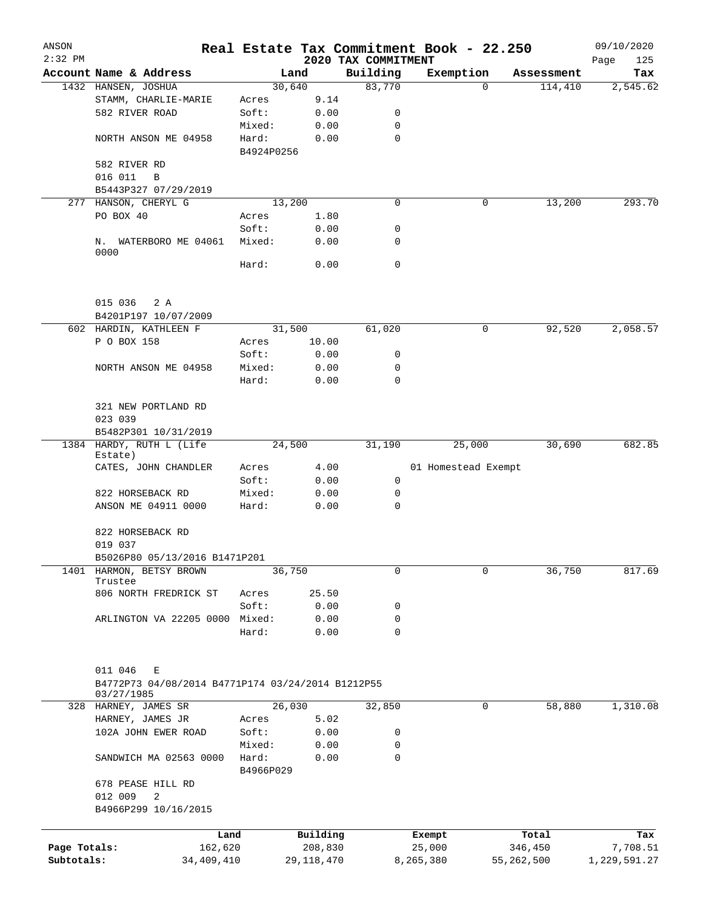# Real Estate Tax Commitment Book - 22.250

ANSON 2:32 PM — 2020 TAX COMMITMENT — 09/10/2020

| Account | Name & Address | Land | | Building | Exemption | Assessment | Tax |
|---|---|---|---|---|---|---|---|
| 1432 | HANSEN, JOSHUA | 30,640 | | 83,770 | 0 | 114,410 | 2,545.62 |
| | STAMM, CHARLIE-MARIE | Acres | 9.14 | | | | |
| | 582 RIVER ROAD | Soft: | 0.00 | 0 | | | |
| | | Mixed: | 0.00 | 0 | | | |
| | NORTH ANSON ME 04958 | Hard: | 0.00 | 0 | | | |
| | | B4924P0256 | | | | | |
| | 582 RIVER RD | | | | | | |
| | 016 011 B | | | | | | |
| | B5443P327 07/29/2019 | | | | | | |
| 277 | HANSON, CHERYL G | 13,200 | | 0 | 0 | 13,200 | 293.70 |
| | PO BOX 40 | Acres | 1.80 | | | | |
| | | Soft: | 0.00 | 0 | | | |
| | N. WATERBORO ME 04061 0000 | Mixed: | 0.00 | 0 | | | |
| | | Hard: | 0.00 | 0 | | | |
| | 015 036 2 A | | | | | | |
| | B4201P197 10/07/2009 | | | | | | |
| 602 | HARDIN, KATHLEEN F | 31,500 | | 61,020 | 0 | 92,520 | 2,058.57 |
| | P O BOX 158 | Acres | 10.00 | | | | |
| | | Soft: | 0.00 | 0 | | | |
| | NORTH ANSON ME 04958 | Mixed: | 0.00 | 0 | | | |
| | | Hard: | 0.00 | 0 | | | |
| | 321 NEW PORTLAND RD | | | | | | |
| | 023 039 | | | | | | |
| | B5482P301 10/31/2019 | | | | | | |
| 1384 | HARDY, RUTH L (Life Estate) | 24,500 | | 31,190 | 25,000 | 30,690 | 682.85 |
| | CATES, JOHN CHANDLER | Acres | 4.00 | | 01 Homestead Exempt | | |
| | | Soft: | 0.00 | 0 | | | |
| | 822 HORSEBACK RD | Mixed: | 0.00 | 0 | | | |
| | ANSON ME 04911 0000 | Hard: | 0.00 | 0 | | | |
| | 822 HORSEBACK RD | | | | | | |
| | 019 037 | | | | | | |
| | B5026P80 05/13/2016 B1471P201 | | | | | | |
| 1401 | HARMON, BETSY BROWN Trustee | 36,750 | | 0 | 0 | 36,750 | 817.69 |
| | 806 NORTH FREDRICK ST | Acres | 25.50 | | | | |
| | | Soft: | 0.00 | 0 | | | |
| | ARLINGTON VA 22205 0000 | Mixed: | 0.00 | 0 | | | |
| | | Hard: | 0.00 | 0 | | | |
| | 011 046 E | | | | | | |
| | B4772P73 04/08/2014 B4771P174 03/24/2014 B1212P55 03/27/1985 | | | | | | |
| 328 | HARNEY, JAMES SR | 26,030 | | 32,850 | 0 | 58,880 | 1,310.08 |
| | HARNEY, JAMES JR | Acres | 5.02 | | | | |
| | 102A JOHN EWER ROAD | Soft: | 0.00 | 0 | | | |
| | | Mixed: | 0.00 | 0 | | | |
| | SANDWICH MA 02563 0000 | Hard: | 0.00 | 0 | | | |
| | | B4966P029 | | | | | |
| | 678 PEASE HILL RD | | | | | | |
| | 012 009 2 | | | | | | |
| | B4966P299 10/16/2015 | | | | | | |

| | Land | Building | Exempt | Total | Tax |
|---|---|---|---|---|---|
| Page Totals: | 162,620 | 208,830 | 25,000 | 346,450 | 7,708.51 |
| Subtotals: | 34,409,410 | 29,118,470 | 8,265,380 | 55,262,500 | 1,229,591.27 |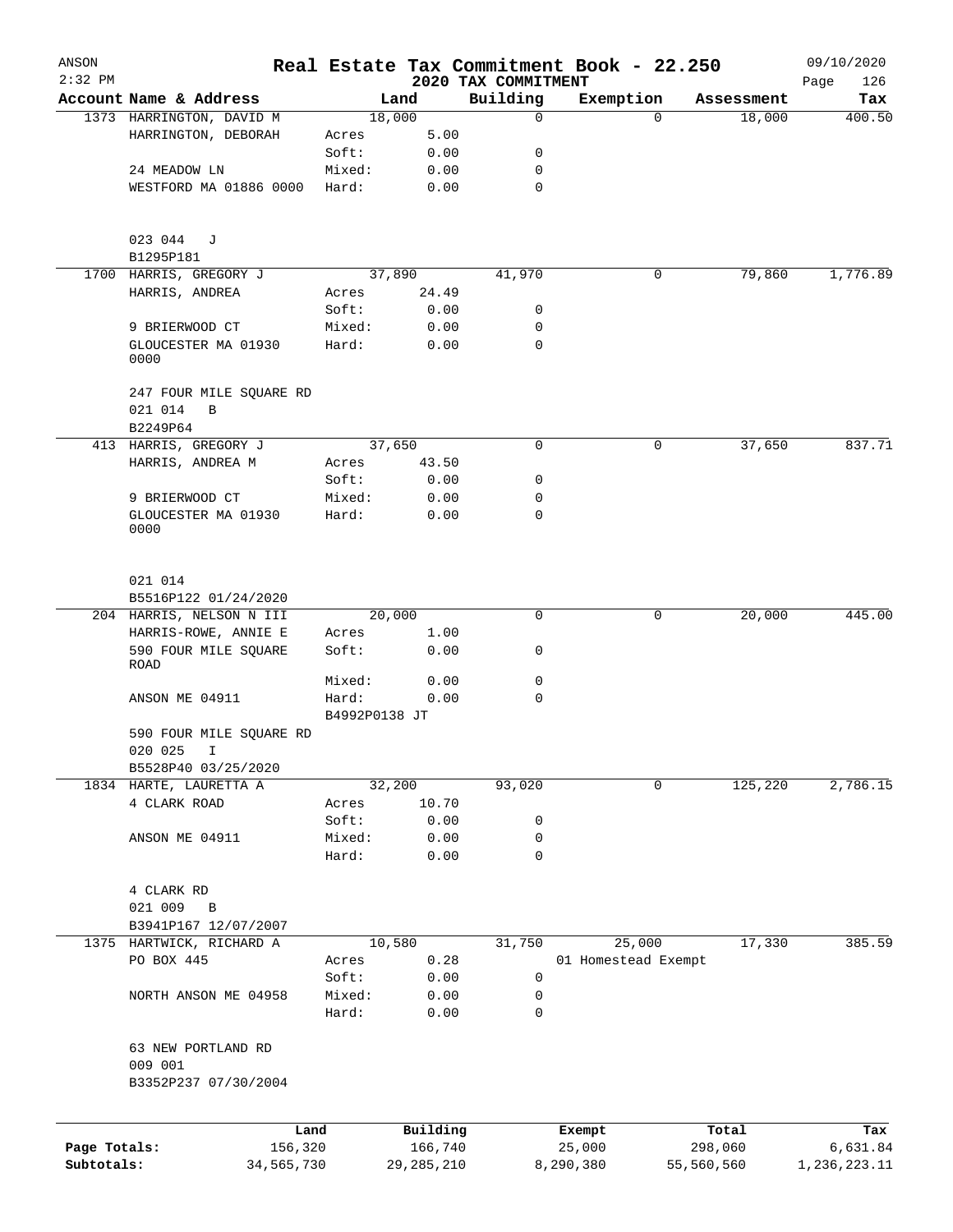# Real Estate Tax Commitment Book - 22.250

ANSON 2:32 PM — 2020 TAX COMMITMENT — 09/10/2020

| Account | Name & Address | Land | | Building | Exemption | Assessment | Tax |
|---|---|---|---|---|---|---|---|
| 1373 | HARRINGTON, DAVID M | 18,000 | | 0 | 0 | 18,000 | 400.50 |
| | HARRINGTON, DEBORAH | Acres | 5.00 | | | | |
| | | Soft: | 0.00 | 0 | | | |
| | 24 MEADOW LN | Mixed: | 0.00 | 0 | | | |
| | WESTFORD MA 01886 0000 | Hard: | 0.00 | 0 | | | |
| | 023 044 J | | | | | | |
| | B1295P181 | | | | | | |
| 1700 | HARRIS, GREGORY J | 37,890 | | 41,970 | 0 | 79,860 | 1,776.89 |
| | HARRIS, ANDREA | Acres | 24.49 | | | | |
| | | Soft: | 0.00 | 0 | | | |
| | 9 BRIERWOOD CT | Mixed: | 0.00 | 0 | | | |
| | GLOUCESTER MA 01930 0000 | Hard: | 0.00 | 0 | | | |
| | 247 FOUR MILE SQUARE RD | | | | | | |
| | 021 014 B | | | | | | |
| | B2249P64 | | | | | | |
| 413 | HARRIS, GREGORY J | 37,650 | | 0 | 0 | 37,650 | 837.71 |
| | HARRIS, ANDREA M | Acres | 43.50 | | | | |
| | | Soft: | 0.00 | 0 | | | |
| | 9 BRIERWOOD CT | Mixed: | 0.00 | 0 | | | |
| | GLOUCESTER MA 01930 0000 | Hard: | 0.00 | 0 | | | |
| | 021 014 | | | | | | |
| | B5516P122 01/24/2020 | | | | | | |
| 204 | HARRIS, NELSON N III | 20,000 | | 0 | 0 | 20,000 | 445.00 |
| | HARRIS-ROWE, ANNIE E | Acres | 1.00 | | | | |
| | 590 FOUR MILE SQUARE ROAD | Soft: | 0.00 | 0 | | | |
| | | Mixed: | 0.00 | 0 | | | |
| | ANSON ME 04911 | Hard: | 0.00 | 0 | | | |
| | | B4992P0138 JT | | | | | |
| | 590 FOUR MILE SQUARE RD | | | | | | |
| | 020 025 I | | | | | | |
| | B5528P40 03/25/2020 | | | | | | |
| 1834 | HARTE, LAURETTA A | 32,200 | | 93,020 | 0 | 125,220 | 2,786.15 |
| | 4 CLARK ROAD | Acres | 10.70 | | | | |
| | | Soft: | 0.00 | 0 | | | |
| | ANSON ME 04911 | Mixed: | 0.00 | 0 | | | |
| | | Hard: | 0.00 | 0 | | | |
| | 4 CLARK RD | | | | | | |
| | 021 009 B | | | | | | |
| | B3941P167 12/07/2007 | | | | | | |
| 1375 | HARTWICK, RICHARD A | 10,580 | | 31,750 | 25,000 | 17,330 | 385.59 |
| | PO BOX 445 | Acres | 0.28 | | 01 Homestead Exempt | | |
| | | Soft: | 0.00 | 0 | | | |
| | NORTH ANSON ME 04958 | Mixed: | 0.00 | 0 | | | |
| | | Hard: | 0.00 | 0 | | | |
| | 63 NEW PORTLAND RD | | | | | | |
| | 009 001 | | | | | | |
| | B3352P237 07/30/2004 | | | | | | |

| | Land | Building | Exempt | Total | Tax |
|---|---|---|---|---|---|
| Page Totals: | 156,320 | 166,740 | 25,000 | 298,060 | 6,631.84 |
| Subtotals: | 34,565,730 | 29,285,210 | 8,290,380 | 55,560,560 | 1,236,223.11 |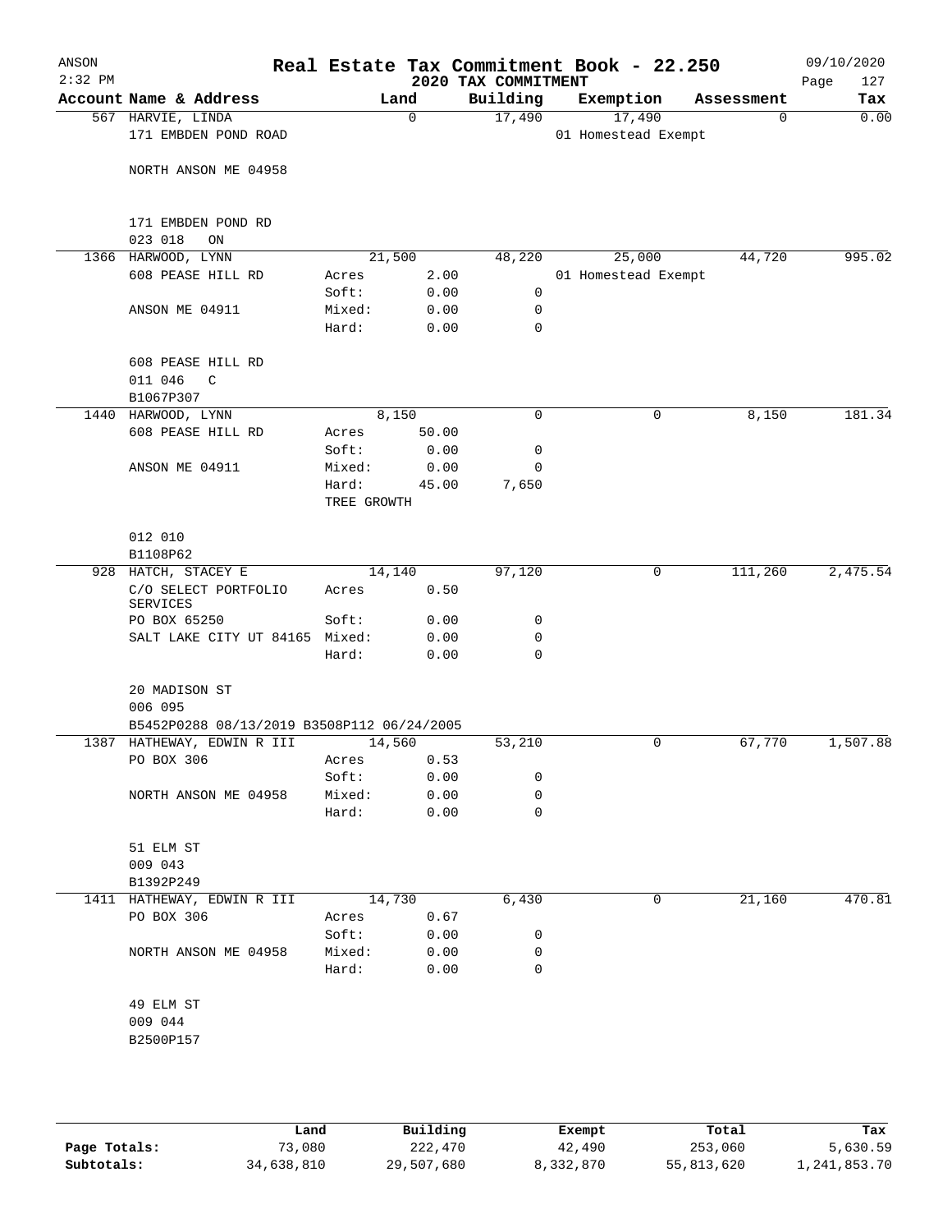# Real Estate Tax Commitment Book - 22.250

ANSON 2:32 PM — 2020 TAX COMMITMENT — 09/10/2020

| Account Name & Address | Land | | Building | Exemption | Assessment | Tax |
|---|---|---|---|---|---|---|
| 567 HARVIE, LINDA | 0 | | 17,490 | 17,490 | 0 | 0.00 |
| 171 EMBDEN POND ROAD | | | | 01 Homestead Exempt | | |
| NORTH ANSON ME 04958 | | | | | | |
| 171 EMBDEN POND RD | | | | | | |
| 023 018 ON | | | | | | |
| 1366 HARWOOD, LYNN | 21,500 | | 48,220 | 25,000 | 44,720 | 995.02 |
| 608 PEASE HILL RD | Acres | 2.00 | | 01 Homestead Exempt | | |
| | Soft: | 0.00 | 0 | | | |
| ANSON ME 04911 | Mixed: | 0.00 | 0 | | | |
| | Hard: | 0.00 | 0 | | | |
| 608 PEASE HILL RD | | | | | | |
| 011 046 C | | | | | | |
| B1067P307 | | | | | | |
| 1440 HARWOOD, LYNN | 8,150 | | 0 | 0 | 8,150 | 181.34 |
| 608 PEASE HILL RD | Acres | 50.00 | | | | |
| | Soft: | 0.00 | 0 | | | |
| ANSON ME 04911 | Mixed: | 0.00 | 0 | | | |
| | Hard: | 45.00 | 7,650 | | | |
| | TREE GROWTH | | | | | |
| 012 010 | | | | | | |
| B1108P62 | | | | | | |
| 928 HATCH, STACEY E | 14,140 | | 97,120 | 0 | 111,260 | 2,475.54 |
| C/O SELECT PORTFOLIO SERVICES | Acres | 0.50 | | | | |
| PO BOX 65250 | Soft: | 0.00 | 0 | | | |
| SALT LAKE CITY UT 84165 | Mixed: | 0.00 | 0 | | | |
| | Hard: | 0.00 | 0 | | | |
| 20 MADISON ST | | | | | | |
| 006 095 | | | | | | |
| B5452P0288 08/13/2019 B3508P112 06/24/2005 | | | | | | |
| 1387 HATHEWAY, EDWIN R III | 14,560 | | 53,210 | 0 | 67,770 | 1,507.88 |
| PO BOX 306 | Acres | 0.53 | | | | |
| | Soft: | 0.00 | 0 | | | |
| NORTH ANSON ME 04958 | Mixed: | 0.00 | 0 | | | |
| | Hard: | 0.00 | 0 | | | |
| 51 ELM ST | | | | | | |
| 009 043 | | | | | | |
| B1392P249 | | | | | | |
| 1411 HATHEWAY, EDWIN R III | 14,730 | | 6,430 | 0 | 21,160 | 470.81 |
| PO BOX 306 | Acres | 0.67 | | | | |
| | Soft: | 0.00 | 0 | | | |
| NORTH ANSON ME 04958 | Mixed: | 0.00 | 0 | | | |
| | Hard: | 0.00 | 0 | | | |
| 49 ELM ST | | | | | | |
| 009 044 | | | | | | |
| B2500P157 | | | | | | |

| | Land | Building | Exempt | Total | Tax |
|---|---|---|---|---|---|
| Page Totals: | 73,080 | 222,470 | 42,490 | 253,060 | 5,630.59 |
| Subtotals: | 34,638,810 | 29,507,680 | 8,332,870 | 55,813,620 | 1,241,853.70 |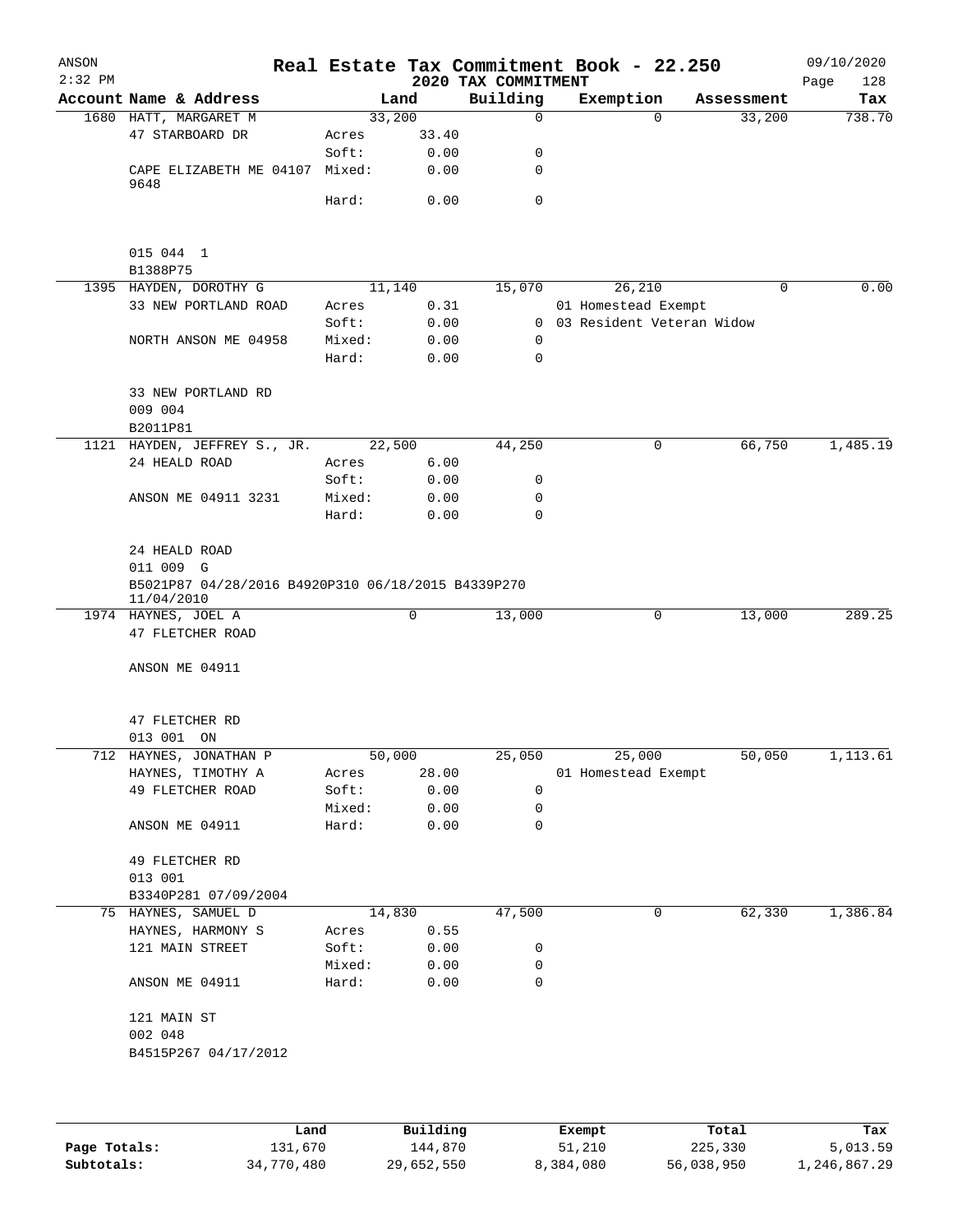# Real Estate Tax Commitment Book - 22.250

ANSON
2:32 PM

## 2020 TAX COMMITMENT

09/10/2020

| Account | Name & Address | Land | | Building | Exemption | Assessment | Tax |
|---|---|---|---|---|---|---|---|
| 1680 | HATT, MARGARET M | 33,200 | | 0 | 0 | 33,200 | 738.70 |
| | 47 STARBOARD DR | Acres | 33.40 | | | | |
| | | Soft: | 0.00 | 0 | | | |
| | CAPE ELIZABETH ME 04107 9648 | Mixed: | 0.00 | 0 | | | |
| | | Hard: | 0.00 | 0 | | | |
| | 015 044 1 | | | | | | |
| | B1388P75 | | | | | | |
| 1395 | HAYDEN, DOROTHY G | 11,140 | | 15,070 | 26,210 | 0 | 0.00 |
| | 33 NEW PORTLAND ROAD | Acres | 0.31 | | 01 Homestead Exempt | | |
| | | Soft: | 0.00 | 0 | 03 Resident Veteran Widow | | |
| | NORTH ANSON ME 04958 | Mixed: | 0.00 | 0 | | | |
| | | Hard: | 0.00 | 0 | | | |
| | 33 NEW PORTLAND RD | | | | | | |
| | 009 004 | | | | | | |
| | B2011P81 | | | | | | |
| 1121 | HAYDEN, JEFFREY S., JR. | 22,500 | | 44,250 | 0 | 66,750 | 1,485.19 |
| | 24 HEALD ROAD | Acres | 6.00 | | | | |
| | | Soft: | 0.00 | 0 | | | |
| | ANSON ME 04911 3231 | Mixed: | 0.00 | 0 | | | |
| | | Hard: | 0.00 | 0 | | | |
| | 24 HEALD ROAD | | | | | | |
| | 011 009 G | | | | | | |
| | B5021P87 04/28/2016 B4920P310 06/18/2015 B4339P270 11/04/2010 | | | | | | |
| 1974 | HAYNES, JOEL A | 0 | | 13,000 | 0 | 13,000 | 289.25 |
| | 47 FLETCHER ROAD | | | | | | |
| | ANSON ME 04911 | | | | | | |
| | 47 FLETCHER RD | | | | | | |
| | 013 001 ON | | | | | | |
| 712 | HAYNES, JONATHAN P | 50,000 | | 25,050 | 25,000 | 50,050 | 1,113.61 |
| | HAYNES, TIMOTHY A | Acres | 28.00 | | 01 Homestead Exempt | | |
| | 49 FLETCHER ROAD | Soft: | 0.00 | 0 | | | |
| | | Mixed: | 0.00 | 0 | | | |
| | ANSON ME 04911 | Hard: | 0.00 | 0 | | | |
| | 49 FLETCHER RD | | | | | | |
| | 013 001 | | | | | | |
| | B3340P281 07/09/2004 | | | | | | |
| 75 | HAYNES, SAMUEL D | 14,830 | | 47,500 | 0 | 62,330 | 1,386.84 |
| | HAYNES, HARMONY S | Acres | 0.55 | | | | |
| | 121 MAIN STREET | Soft: | 0.00 | 0 | | | |
| | | Mixed: | 0.00 | 0 | | | |
| | ANSON ME 04911 | Hard: | 0.00 | 0 | | | |
| | 121 MAIN ST | | | | | | |
| | 002 048 | | | | | | |
| | B4515P267 04/17/2012 | | | | | | |

| | Land | Building | Exempt | Total | Tax |
|---|---|---|---|---|---|
| Page Totals: | 131,670 | 144,870 | 51,210 | 225,330 | 5,013.59 |
| Subtotals: | 34,770,480 | 29,652,550 | 8,384,080 | 56,038,950 | 1,246,867.29 |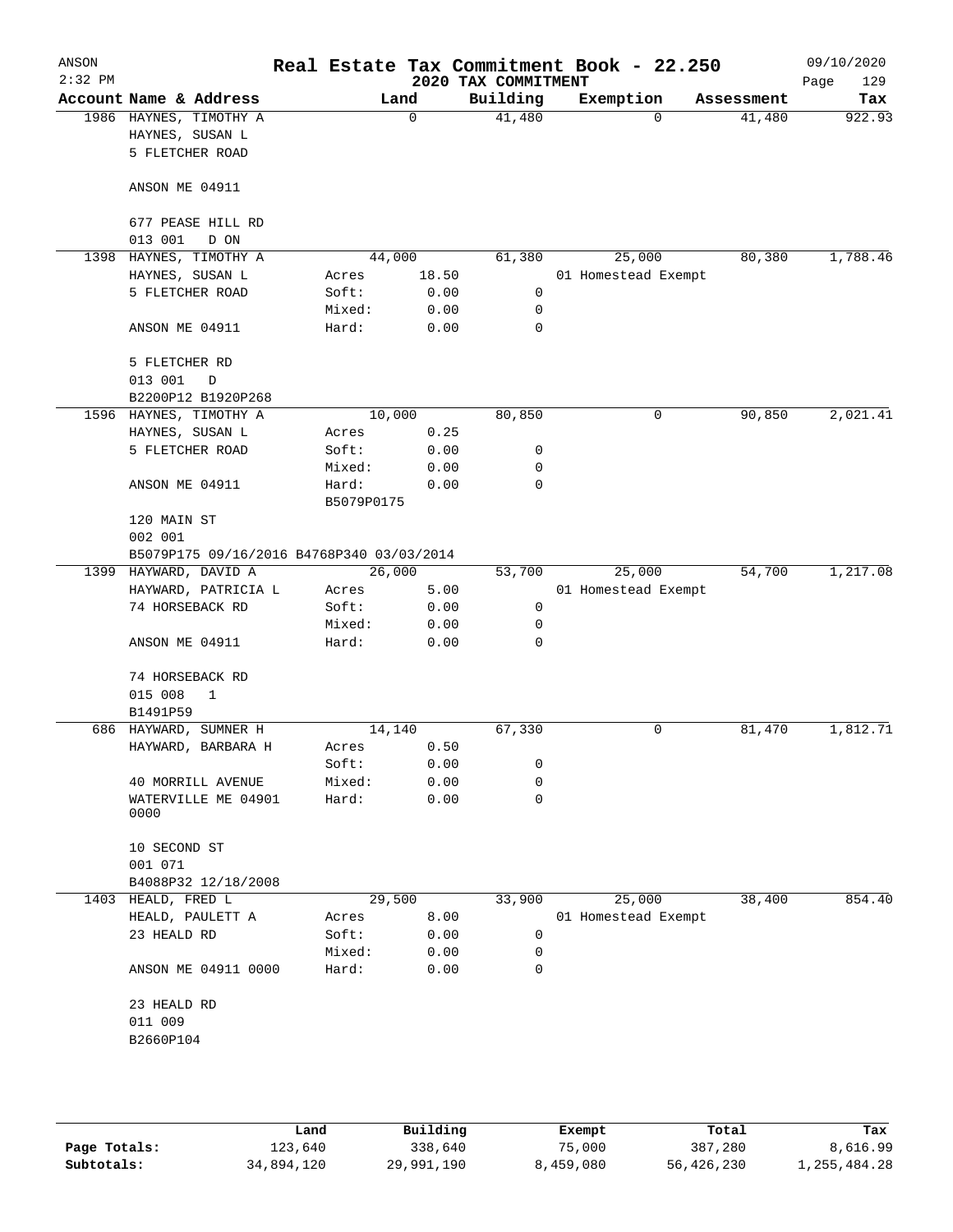ANSON
2:32 PM

# Real Estate Tax Commitment Book - 22.250

## 2020 TAX COMMITMENT

09/10/2020

| Account | Name & Address | Land | | Building | Exemption | Assessment | Tax |
|---|---|---|---|---|---|---|---|
| 1986 | HAYNES, TIMOTHY A | 0 | | 41,480 | 0 | 41,480 | 922.93 |
| | HAYNES, SUSAN L | | | | | | |
| | 5 FLETCHER ROAD | | | | | | |
| | ANSON ME 04911 | | | | | | |
| | 677 PEASE HILL RD | | | | | | |
| | 013 001 D ON | | | | | | |
| 1398 | HAYNES, TIMOTHY A | 44,000 | | 61,380 | 25,000 | 80,380 | 1,788.46 |
| | HAYNES, SUSAN L | Acres | 18.50 | | 01 Homestead Exempt | | |
| | 5 FLETCHER ROAD | Soft: | 0.00 | 0 | | | |
| | | Mixed: | 0.00 | 0 | | | |
| | ANSON ME 04911 | Hard: | 0.00 | 0 | | | |
| | 5 FLETCHER RD | | | | | | |
| | 013 001 D | | | | | | |
| | B2200P12 B1920P268 | | | | | | |
| 1596 | HAYNES, TIMOTHY A | 10,000 | | 80,850 | 0 | 90,850 | 2,021.41 |
| | HAYNES, SUSAN L | Acres | 0.25 | | | | |
| | 5 FLETCHER ROAD | Soft: | 0.00 | 0 | | | |
| | | Mixed: | 0.00 | 0 | | | |
| | ANSON ME 04911 | Hard: | 0.00 | 0 | | | |
| | | B5079P0175 | | | | | |
| | 120 MAIN ST | | | | | | |
| | 002 001 | | | | | | |
| | B5079P175 09/16/2016 B4768P340 03/03/2014 | | | | | | |
| 1399 | HAYWARD, DAVID A | 26,000 | | 53,700 | 25,000 | 54,700 | 1,217.08 |
| | HAYWARD, PATRICIA L | Acres | 5.00 | | 01 Homestead Exempt | | |
| | 74 HORSEBACK RD | Soft: | 0.00 | 0 | | | |
| | | Mixed: | 0.00 | 0 | | | |
| | ANSON ME 04911 | Hard: | 0.00 | 0 | | | |
| | 74 HORSEBACK RD | | | | | | |
| | 015 008 1 | | | | | | |
| | B1491P59 | | | | | | |
| 686 | HAYWARD, SUMNER H | 14,140 | | 67,330 | 0 | 81,470 | 1,812.71 |
| | HAYWARD, BARBARA H | Acres | 0.50 | | | | |
| | | Soft: | 0.00 | 0 | | | |
| | 40 MORRILL AVENUE | Mixed: | 0.00 | 0 | | | |
| | WATERVILLE ME 04901 0000 | Hard: | 0.00 | 0 | | | |
| | 10 SECOND ST | | | | | | |
| | 001 071 | | | | | | |
| | B4088P32 12/18/2008 | | | | | | |
| 1403 | HEALD, FRED L | 29,500 | | 33,900 | 25,000 | 38,400 | 854.40 |
| | HEALD, PAULETT A | Acres | 8.00 | | 01 Homestead Exempt | | |
| | 23 HEALD RD | Soft: | 0.00 | 0 | | | |
| | | Mixed: | 0.00 | 0 | | | |
| | ANSON ME 04911 0000 | Hard: | 0.00 | 0 | | | |
| | 23 HEALD RD | | | | | | |
| | 011 009 | | | | | | |
| | B2660P104 | | | | | | |

| | Land | Building | Exempt | Total | Tax |
|---|---|---|---|---|---|
| Page Totals: | 123,640 | 338,640 | 75,000 | 387,280 | 8,616.99 |
| Subtotals: | 34,894,120 | 29,991,190 | 8,459,080 | 56,426,230 | 1,255,484.28 |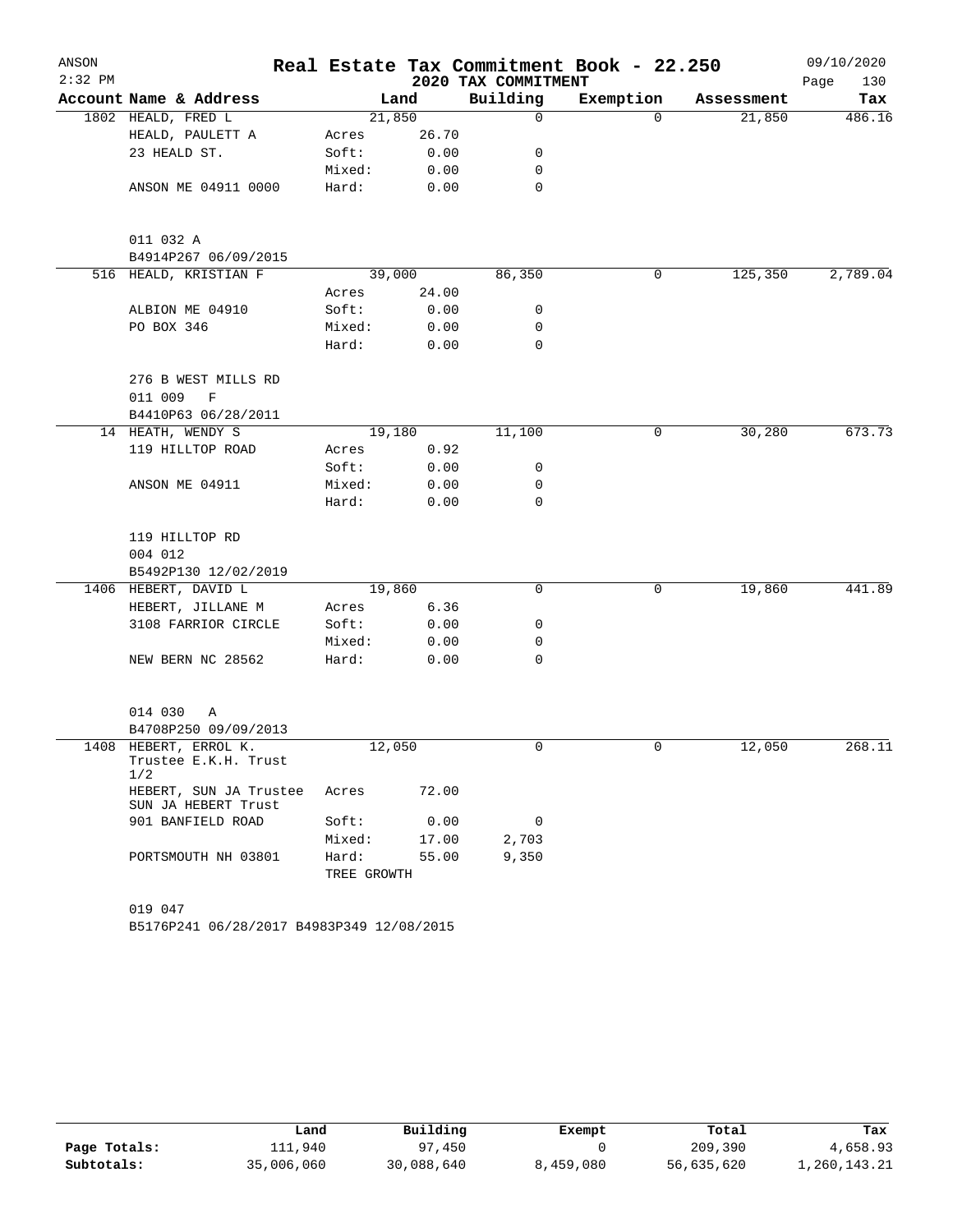# Real Estate Tax Commitment Book - 22.250

ANSON
2:32 PM

2020 TAX COMMITMENT

09/10/2020

| Account Name & Address | | Land | Building | Exemption | Assessment | Tax |
|---|---|---|---|---|---|---|
| 1802 HEALD, FRED L | | 21,850 | 0 | 0 | 21,850 | 486.16 |
| HEALD, PAULETT A | Acres | 26.70 | | | | |
| 23 HEALD ST. | Soft: | 0.00 | 0 | | | |
| | Mixed: | 0.00 | 0 | | | |
| ANSON ME 04911 0000 | Hard: | 0.00 | 0 | | | |
| 011 032 A | | | | | | |
| B4914P267 06/09/2015 | | | | | | |
| 516 HEALD, KRISTIAN F | | 39,000 | 86,350 | 0 | 125,350 | 2,789.04 |
| | Acres | 24.00 | | | | |
| ALBION ME 04910 | Soft: | 0.00 | 0 | | | |
| PO BOX 346 | Mixed: | 0.00 | 0 | | | |
| | Hard: | 0.00 | 0 | | | |
| 276 B WEST MILLS RD | | | | | | |
| 011 009 F | | | | | | |
| B4410P63 06/28/2011 | | | | | | |
| 14 HEATH, WENDY S | | 19,180 | 11,100 | 0 | 30,280 | 673.73 |
| 119 HILLTOP ROAD | Acres | 0.92 | | | | |
| | Soft: | 0.00 | 0 | | | |
| ANSON ME 04911 | Mixed: | 0.00 | 0 | | | |
| | Hard: | 0.00 | 0 | | | |
| 119 HILLTOP RD | | | | | | |
| 004 012 | | | | | | |
| B5492P130 12/02/2019 | | | | | | |
| 1406 HEBERT, DAVID L | | 19,860 | 0 | 0 | 19,860 | 441.89 |
| HEBERT, JILLANE M | Acres | 6.36 | | | | |
| 3108 FARRIOR CIRCLE | Soft: | 0.00 | 0 | | | |
| | Mixed: | 0.00 | 0 | | | |
| NEW BERN NC 28562 | Hard: | 0.00 | 0 | | | |
| 014 030 A | | | | | | |
| B4708P250 09/09/2013 | | | | | | |
| 1408 HEBERT, ERROL K. Trustee E.K.H. Trust 1/2 | | 12,050 | 0 | 0 | 12,050 | 268.11 |
| HEBERT, SUN JA Trustee SUN JA HEBERT Trust | Acres | 72.00 | | | | |
| 901 BANFIELD ROAD | Soft: | 0.00 | 0 | | | |
| | Mixed: | 17.00 | 2,703 | | | |
| PORTSMOUTH NH 03801 | Hard: | 55.00 | 9,350 | | | |
| | TREE GROWTH | | | | | |
| 019 047 | | | | | | |
| B5176P241 06/28/2017 B4983P349 12/08/2015 | | | | | | |

| | Land | Building | Exempt | Total | Tax |
|---|---|---|---|---|---|
| Page Totals: | 111,940 | 97,450 | 0 | 209,390 | 4,658.93 |
| Subtotals: | 35,006,060 | 30,088,640 | 8,459,080 | 56,635,620 | 1,260,143.21 |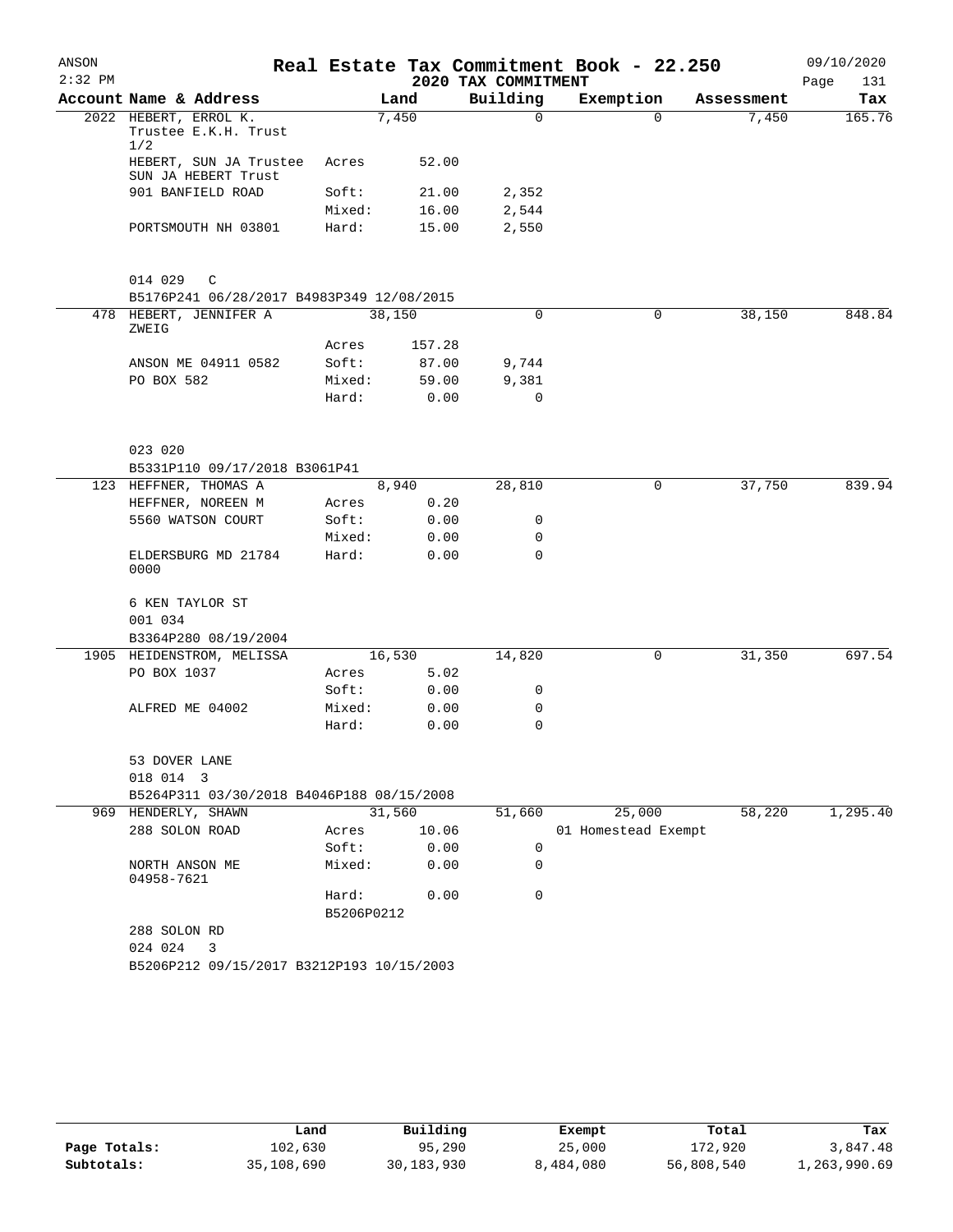ANSON 2:32 PM

# Real Estate Tax Commitment Book - 22.250

## 2020 TAX COMMITMENT

09/10/2020

| Account Name & Address | | Land | Building | Exemption | Assessment | Tax |
|---|---|---|---|---|---|---|
| 2022 HEBERT, ERROL K. Trustee E.K.H. Trust 1/2 | | 7,450 | 0 | 0 | 7,450 | 165.76 |
| HEBERT, SUN JA Trustee SUN JA HEBERT Trust | Acres | 52.00 | | | | |
| 901 BANFIELD ROAD | Soft: | 21.00 | 2,352 | | | |
| | Mixed: | 16.00 | 2,544 | | | |
| PORTSMOUTH NH 03801 | Hard: | 15.00 | 2,550 | | | |
| 014 029 C | | | | | | |
| B5176P241 06/28/2017 B4983P349 12/08/2015 | | | | | | |
| 478 HEBERT, JENNIFER A ZWEIG | | 38,150 | 0 | 0 | 38,150 | 848.84 |
| | Acres | 157.28 | | | | |
| ANSON ME 04911 0582 | Soft: | 87.00 | 9,744 | | | |
| PO BOX 582 | Mixed: | 59.00 | 9,381 | | | |
| | Hard: | 0.00 | 0 | | | |
| 023 020 | | | | | | |
| B5331P110 09/17/2018 B3061P41 | | | | | | |
| 123 HEFFNER, THOMAS A | | 8,940 | 28,810 | 0 | 37,750 | 839.94 |
| HEFFNER, NOREEN M | Acres | 0.20 | | | | |
| 5560 WATSON COURT | Soft: | 0.00 | 0 | | | |
| | Mixed: | 0.00 | 0 | | | |
| ELDERSBURG MD 21784 0000 | Hard: | 0.00 | 0 | | | |
| 6 KEN TAYLOR ST | | | | | | |
| 001 034 | | | | | | |
| B3364P280 08/19/2004 | | | | | | |
| 1905 HEIDENSTROM, MELISSA | | 16,530 | 14,820 | 0 | 31,350 | 697.54 |
| PO BOX 1037 | Acres | 5.02 | | | | |
| | Soft: | 0.00 | 0 | | | |
| ALFRED ME 04002 | Mixed: | 0.00 | 0 | | | |
| | Hard: | 0.00 | 0 | | | |
| 53 DOVER LANE | | | | | | |
| 018 014 3 | | | | | | |
| B5264P311 03/30/2018 B4046P188 08/15/2008 | | | | | | |
| 969 HENDERLY, SHAWN | | 31,560 | 51,660 | 25,000 | 58,220 | 1,295.40 |
| 288 SOLON ROAD | Acres | 10.06 | | 01 Homestead Exempt | | |
| | Soft: | 0.00 | 0 | | | |
| NORTH ANSON ME 04958-7621 | Mixed: | 0.00 | 0 | | | |
| | Hard: | 0.00 | 0 | | | |
| | B5206P0212 | | | | | |
| 288 SOLON RD | | | | | | |
| 024 024 3 | | | | | | |
| B5206P212 09/15/2017 B3212P193 10/15/2003 | | | | | | |

| | Land | Building | Exempt | Total | Tax |
|---|---|---|---|---|---|
| Page Totals: | 102,630 | 95,290 | 25,000 | 172,920 | 3,847.48 |
| Subtotals: | 35,108,690 | 30,183,930 | 8,484,080 | 56,808,540 | 1,263,990.69 |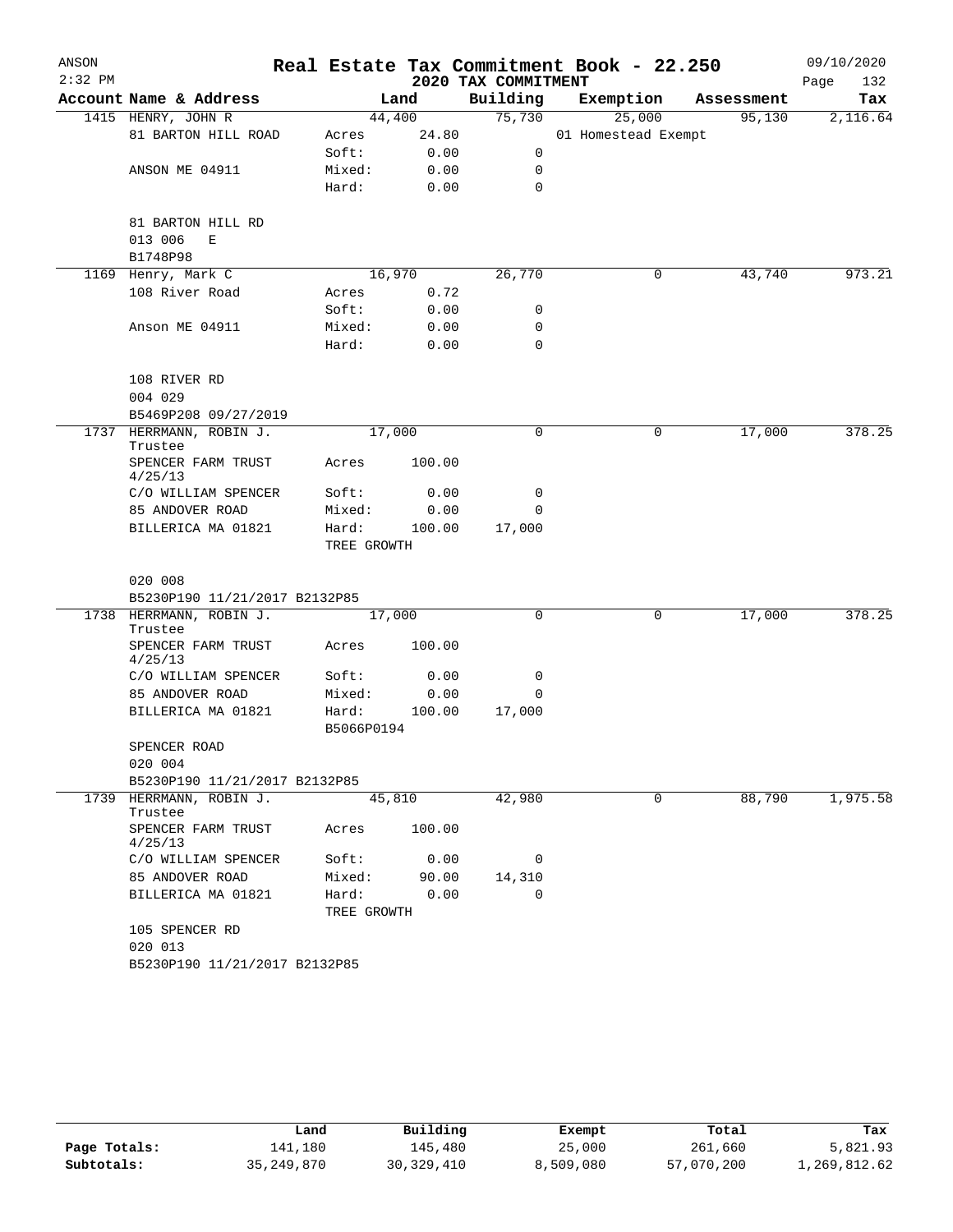# Real Estate Tax Commitment Book - 22.250

ANSON
2:32 PM

## 2020 TAX COMMITMENT

09/10/2020

| Account Name & Address | Land | | Building | Exemption | Assessment | Tax |
|---|---|---|---|---|---|---|
| 1415 HENRY, JOHN R | 44,400 | | 75,730 | 25,000 | 95,130 | 2,116.64 |
| 81 BARTON HILL ROAD | Acres | 24.80 | | 01 Homestead Exempt | | |
| | Soft: | 0.00 | 0 | | | |
| ANSON ME 04911 | Mixed: | 0.00 | 0 | | | |
| | Hard: | 0.00 | 0 | | | |
| 81 BARTON HILL RD | | | | | | |
| 013 006 E | | | | | | |
| B1748P98 | | | | | | |
| 1169 Henry, Mark C | 16,970 | | 26,770 | 0 | 43,740 | 973.21 |
| 108 River Road | Acres | 0.72 | | | | |
| | Soft: | 0.00 | 0 | | | |
| Anson ME 04911 | Mixed: | 0.00 | 0 | | | |
| | Hard: | 0.00 | 0 | | | |
| 108 RIVER RD | | | | | | |
| 004 029 | | | | | | |
| B5469P208 09/27/2019 | | | | | | |
| 1737 HERRMANN, ROBIN J. Trustee | 17,000 | | 0 | 0 | 17,000 | 378.25 |
| SPENCER FARM TRUST 4/25/13 | Acres | 100.00 | | | | |
| C/O WILLIAM SPENCER | Soft: | 0.00 | 0 | | | |
| 85 ANDOVER ROAD | Mixed: | 0.00 | 0 | | | |
| BILLERICA MA 01821 | Hard: | 100.00 | 17,000 | | | |
| | TREE GROWTH | | | | | |
| 020 008 | | | | | | |
| B5230P190 11/21/2017 B2132P85 | | | | | | |
| 1738 HERRMANN, ROBIN J. Trustee | 17,000 | | 0 | 0 | 17,000 | 378.25 |
| SPENCER FARM TRUST 4/25/13 | Acres | 100.00 | | | | |
| C/O WILLIAM SPENCER | Soft: | 0.00 | 0 | | | |
| 85 ANDOVER ROAD | Mixed: | 0.00 | 0 | | | |
| BILLERICA MA 01821 | Hard: | 100.00 | 17,000 | | | |
| | B5066P0194 | | | | | |
| SPENCER ROAD | | | | | | |
| 020 004 | | | | | | |
| B5230P190 11/21/2017 B2132P85 | | | | | | |
| 1739 HERRMANN, ROBIN J. Trustee | 45,810 | | 42,980 | 0 | 88,790 | 1,975.58 |
| SPENCER FARM TRUST 4/25/13 | Acres | 100.00 | | | | |
| C/O WILLIAM SPENCER | Soft: | 0.00 | 0 | | | |
| 85 ANDOVER ROAD | Mixed: | 90.00 | 14,310 | | | |
| BILLERICA MA 01821 | Hard: | 0.00 | 0 | | | |
| | TREE GROWTH | | | | | |
| 105 SPENCER RD | | | | | | |
| 020 013 | | | | | | |
| B5230P190 11/21/2017 B2132P85 | | | | | | |

| | Land | Building | Exempt | Total | Tax |
|---|---|---|---|---|---|
| Page Totals: | 141,180 | 145,480 | 25,000 | 261,660 | 5,821.93 |
| Subtotals: | 35,249,870 | 30,329,410 | 8,509,080 | 57,070,200 | 1,269,812.62 |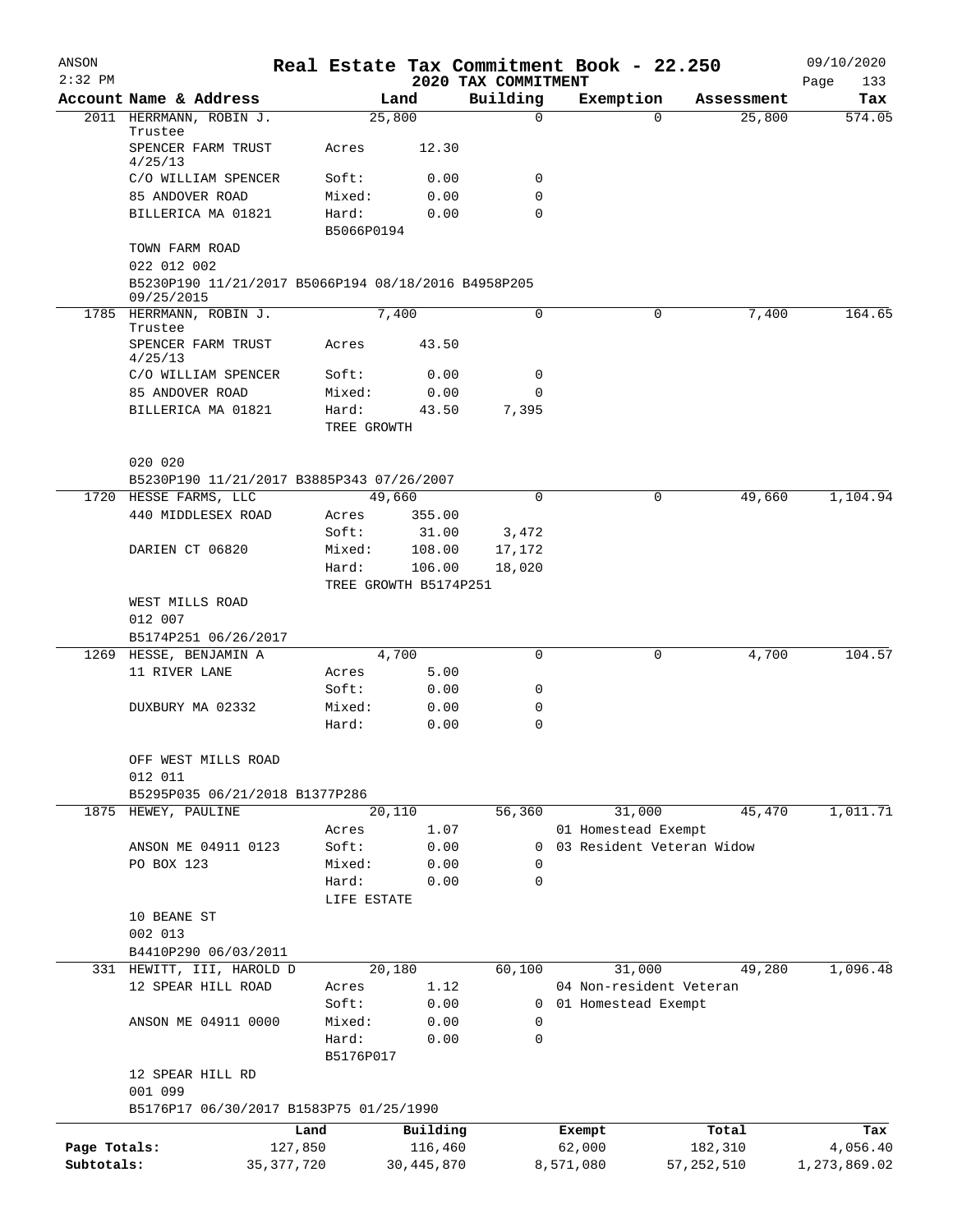# Real Estate Tax Commitment Book - 22.250

ANSON
2:32 PM

2020 TAX COMMITMENT

09/10/2020

| Account Name & Address | Land | | Building | Exemption | Assessment | Tax |
|---|---|---|---|---|---|---|
| 2011 HERRMANN, ROBIN J. Trustee | 25,800 | | 0 | 0 | 25,800 | 574.05 |
| SPENCER FARM TRUST 4/25/13 | Acres | 12.30 | | | | |
| C/O WILLIAM SPENCER | Soft: | 0.00 | 0 | | | |
| 85 ANDOVER ROAD | Mixed: | 0.00 | 0 | | | |
| BILLERICA MA 01821 | Hard: | 0.00 | 0 | | | |
| | B5066P0194 | | | | | |
| TOWN FARM ROAD | | | | | | |
| 022 012 002 | | | | | | |
| B5230P190 11/21/2017 B5066P194 08/18/2016 B4958P205 09/25/2015 | | | | | | |
| 1785 HERRMANN, ROBIN J. Trustee | 7,400 | | 0 | 0 | 7,400 | 164.65 |
| SPENCER FARM TRUST 4/25/13 | Acres | 43.50 | | | | |
| C/O WILLIAM SPENCER | Soft: | 0.00 | 0 | | | |
| 85 ANDOVER ROAD | Mixed: | 0.00 | 0 | | | |
| BILLERICA MA 01821 | Hard: | 43.50 | 7,395 | | | |
| | TREE GROWTH | | | | | |
| 020 020 | | | | | | |
| B5230P190 11/21/2017 B3885P343 07/26/2007 | | | | | | |
| 1720 HESSE FARMS, LLC | 49,660 | | 0 | 0 | 49,660 | 1,104.94 |
| 440 MIDDLESEX ROAD | Acres | 355.00 | | | | |
| | Soft: | 31.00 | 3,472 | | | |
| DARIEN CT 06820 | Mixed: | 108.00 | 17,172 | | | |
| | Hard: | 106.00 | 18,020 | | | |
| | TREE GROWTH B5174P251 | | | | | |
| WEST MILLS ROAD | | | | | | |
| 012 007 | | | | | | |
| B5174P251 06/26/2017 | | | | | | |
| 1269 HESSE, BENJAMIN A | 4,700 | | 0 | 0 | 4,700 | 104.57 |
| 11 RIVER LANE | Acres | 5.00 | | | | |
| | Soft: | 0.00 | 0 | | | |
| DUXBURY MA 02332 | Mixed: | 0.00 | 0 | | | |
| | Hard: | 0.00 | 0 | | | |
| OFF WEST MILLS ROAD | | | | | | |
| 012 011 | | | | | | |
| B5295P035 06/21/2018 B1377P286 | | | | | | |
| 1875 HEWEY, PAULINE | 20,110 | | 56,360 | 31,000 | 45,470 | 1,011.71 |
| | Acres | 1.07 | | 01 Homestead Exempt | | |
| ANSON ME 04911 0123 | Soft: | 0.00 | 0 | 03 Resident Veteran Widow | | |
| PO BOX 123 | Mixed: | 0.00 | 0 | | | |
| | Hard: | 0.00 | 0 | | | |
| | LIFE ESTATE | | | | | |
| 10 BEANE ST | | | | | | |
| 002 013 | | | | | | |
| B4410P290 06/03/2011 | | | | | | |
| 331 HEWITT, III, HAROLD D | 20,180 | | 60,100 | 31,000 | 49,280 | 1,096.48 |
| 12 SPEAR HILL ROAD | Acres | 1.12 | | 04 Non-resident Veteran | | |
| | Soft: | 0.00 | 0 | 01 Homestead Exempt | | |
| ANSON ME 04911 0000 | Mixed: | 0.00 | 0 | | | |
| | Hard: | 0.00 | 0 | | | |
| | B5176P017 | | | | | |
| 12 SPEAR HILL RD | | | | | | |
| 001 099 | | | | | | |
| B5176P17 06/30/2017 B1583P75 01/25/1990 | | | | | | |

| | Land | Building | Exempt | Total | Tax |
|---|---|---|---|---|---|
| Page Totals: | 127,850 | 116,460 | 62,000 | 182,310 | 4,056.40 |
| Subtotals: | 35,377,720 | 30,445,870 | 8,571,080 | 57,252,510 | 1,273,869.02 |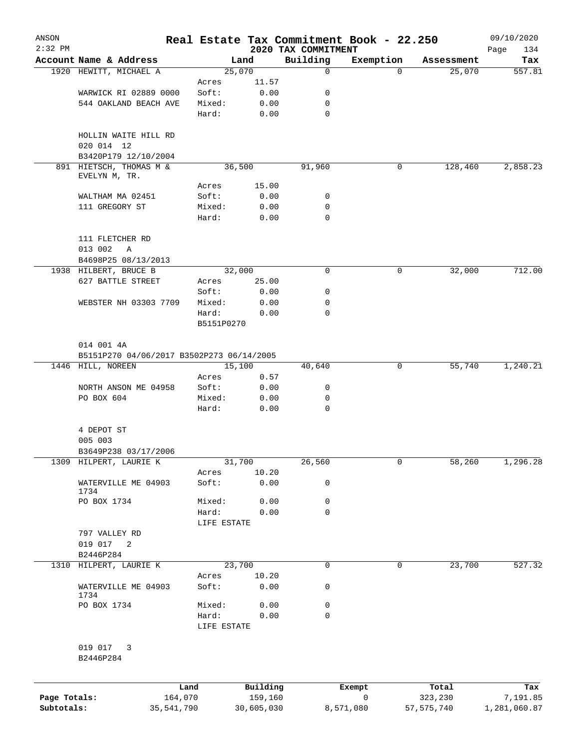# Real Estate Tax Commitment Book - 22.250

ANSON 2:32 PM — 2020 TAX COMMITMENT — 09/10/2020

| Account Name & Address | Land | | Building | Exemption | Assessment | Tax |
|---|---|---|---|---|---|---|
| 1920 HEWITT, MICHAEL A | 25,070 | | 0 | 0 | 25,070 | 557.81 |
| | Acres | 11.57 | | | | |
| WARWICK RI 02889 0000 | Soft: | 0.00 | 0 | | | |
| 544 OAKLAND BEACH AVE | Mixed: | 0.00 | 0 | | | |
| | Hard: | 0.00 | 0 | | | |
| HOLLIN WAITE HILL RD | | | | | | |
| 020 014 12 | | | | | | |
| B3420P179 12/10/2004 | | | | | | |
| 891 HIETSCH, THOMAS M & EVELYN M, TR. | 36,500 | | 91,960 | 0 | 128,460 | 2,858.23 |
| | Acres | 15.00 | | | | |
| WALTHAM MA 02451 | Soft: | 0.00 | 0 | | | |
| 111 GREGORY ST | Mixed: | 0.00 | 0 | | | |
| | Hard: | 0.00 | 0 | | | |
| 111 FLETCHER RD | | | | | | |
| 013 002 A | | | | | | |
| B4698P25 08/13/2013 | | | | | | |
| 1938 HILBERT, BRUCE B | 32,000 | | 0 | 0 | 32,000 | 712.00 |
| 627 BATTLE STREET | Acres | 25.00 | | | | |
| | Soft: | 0.00 | 0 | | | |
| WEBSTER NH 03303 7709 | Mixed: | 0.00 | 0 | | | |
| | Hard: | 0.00 | 0 | | | |
| | B5151P0270 | | | | | |
| 014 001 4A | | | | | | |
| B5151P270 04/06/2017 B3502P273 06/14/2005 | | | | | | |
| 1446 HILL, NOREEN | 15,100 | | 40,640 | 0 | 55,740 | 1,240.21 |
| | Acres | 0.57 | | | | |
| NORTH ANSON ME 04958 | Soft: | 0.00 | 0 | | | |
| PO BOX 604 | Mixed: | 0.00 | 0 | | | |
| | Hard: | 0.00 | 0 | | | |
| 4 DEPOT ST | | | | | | |
| 005 003 | | | | | | |
| B3649P238 03/17/2006 | | | | | | |
| 1309 HILPERT, LAURIE K | 31,700 | | 26,560 | 0 | 58,260 | 1,296.28 |
| | Acres | 10.20 | | | | |
| WATERVILLE ME 04903 1734 | Soft: | 0.00 | 0 | | | |
| PO BOX 1734 | Mixed: | 0.00 | 0 | | | |
| | Hard: | 0.00 | 0 | | | |
| | LIFE ESTATE | | | | | |
| 797 VALLEY RD | | | | | | |
| 019 017 2 | | | | | | |
| B2446P284 | | | | | | |
| 1310 HILPERT, LAURIE K | 23,700 | | 0 | 0 | 23,700 | 527.32 |
| | Acres | 10.20 | | | | |
| WATERVILLE ME 04903 1734 | Soft: | 0.00 | 0 | | | |
| PO BOX 1734 | Mixed: | 0.00 | 0 | | | |
| | Hard: | 0.00 | 0 | | | |
| | LIFE ESTATE | | | | | |
| 019 017 3 | | | | | | |
| B2446P284 | | | | | | |

| | Land | Building | Exempt | Total | Tax |
|---|---|---|---|---|---|
| Page Totals: | 164,070 | 159,160 | 0 | 323,230 | 7,191.85 |
| Subtotals: | 35,541,790 | 30,605,030 | 8,571,080 | 57,575,740 | 1,281,060.87 |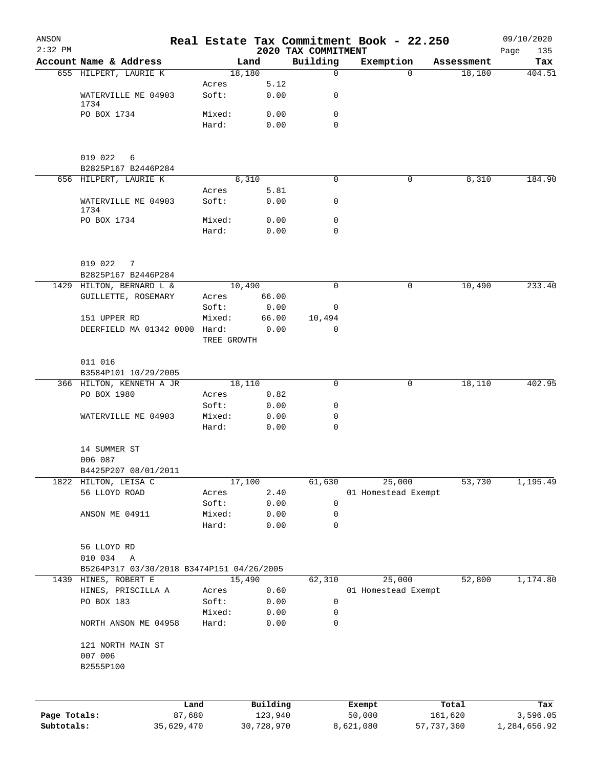ANSON
2:32 PM

# Real Estate Tax Commitment Book - 22.250

2020 TAX COMMITMENT

09/10/2020

| Account Name & Address | Land | | Building | Exemption | Assessment | Tax |
|---|---|---|---|---|---|---|
| 655 HILPERT, LAURIE K | 18,180 | | 0 | 0 | 18,180 | 404.51 |
| | Acres | 5.12 | | | | |
| WATERVILLE ME 04903 1734 | Soft: | 0.00 | 0 | | | |
| PO BOX 1734 | Mixed: | 0.00 | 0 | | | |
| | Hard: | 0.00 | 0 | | | |
| 019 022 6 | | | | | | |
| B2825P167 B2446P284 | | | | | | |
| 656 HILPERT, LAURIE K | 8,310 | | 0 | 0 | 8,310 | 184.90 |
| | Acres | 5.81 | | | | |
| WATERVILLE ME 04903 1734 | Soft: | 0.00 | 0 | | | |
| PO BOX 1734 | Mixed: | 0.00 | 0 | | | |
| | Hard: | 0.00 | 0 | | | |
| 019 022 7 | | | | | | |
| B2825P167 B2446P284 | | | | | | |
| 1429 HILTON, BERNARD L & | 10,490 | | 0 | 0 | 10,490 | 233.40 |
| GUILLETTE, ROSEMARY | Acres | 66.00 | | | | |
| | Soft: | 0.00 | 0 | | | |
| 151 UPPER RD | Mixed: | 66.00 | 10,494 | | | |
| DEERFIELD MA 01342 0000 | Hard: | 0.00 | 0 | | | |
| | TREE GROWTH | | | | | |
| 011 016 | | | | | | |
| B3584P101 10/29/2005 | | | | | | |
| 366 HILTON, KENNETH A JR | 18,110 | | 0 | 0 | 18,110 | 402.95 |
| PO BOX 1980 | Acres | 0.82 | | | | |
| | Soft: | 0.00 | 0 | | | |
| WATERVILLE ME 04903 | Mixed: | 0.00 | 0 | | | |
| | Hard: | 0.00 | 0 | | | |
| 14 SUMMER ST | | | | | | |
| 006 087 | | | | | | |
| B4425P207 08/01/2011 | | | | | | |
| 1822 HILTON, LEISA C | 17,100 | | 61,630 | 25,000 | 53,730 | 1,195.49 |
| 56 LLOYD ROAD | Acres | 2.40 | | 01 Homestead Exempt | | |
| | Soft: | 0.00 | 0 | | | |
| ANSON ME 04911 | Mixed: | 0.00 | 0 | | | |
| | Hard: | 0.00 | 0 | | | |
| 56 LLOYD RD | | | | | | |
| 010 034 A | | | | | | |
| B5264P317 03/30/2018 B3474P151 04/26/2005 | | | | | | |
| 1439 HINES, ROBERT E | 15,490 | | 62,310 | 25,000 | 52,800 | 1,174.80 |
| HINES, PRISCILLA A | Acres | 0.60 | | 01 Homestead Exempt | | |
| PO BOX 183 | Soft: | 0.00 | 0 | | | |
| | Mixed: | 0.00 | 0 | | | |
| NORTH ANSON ME 04958 | Hard: | 0.00 | 0 | | | |
| 121 NORTH MAIN ST | | | | | | |
| 007 006 | | | | | | |
| B2555P100 | | | | | | |

| | Land | Building | Exempt | Total | Tax |
|---|---|---|---|---|---|
| Page Totals: | 87,680 | 123,940 | 50,000 | 161,620 | 3,596.05 |
| Subtotals: | 35,629,470 | 30,728,970 | 8,621,080 | 57,737,360 | 1,284,656.92 |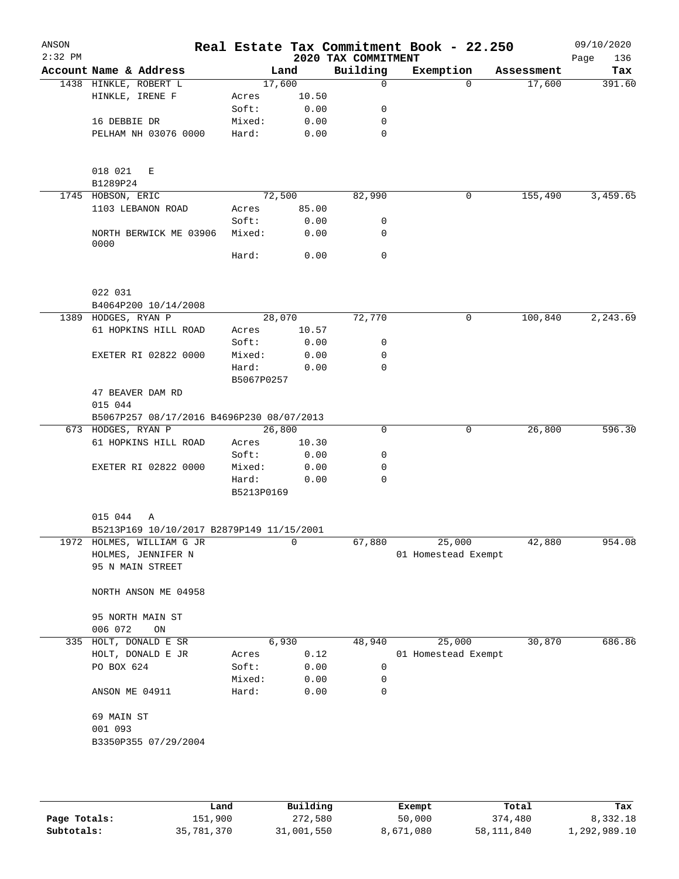# Real Estate Tax Commitment Book - 22.250

ANSON
2:32 PM
2020 TAX COMMITMENT
09/10/2020

| Account | Name & Address | | Land | Building | Exemption | Assessment | Tax |
|---|---|---|---|---|---|---|---|
| 1438 | HINKLE, ROBERT L | | 17,600 | 0 | 0 | 17,600 | 391.60 |
| | HINKLE, IRENE F | Acres | 10.50 | | | | |
| | | Soft: | 0.00 | 0 | | | |
| | 16 DEBBIE DR | Mixed: | 0.00 | 0 | | | |
| | PELHAM NH 03076 0000 | Hard: | 0.00 | 0 | | | |
| | 018 021 E | | | | | | |
| | B1289P24 | | | | | | |
| 1745 | HOBSON, ERIC | | 72,500 | 82,990 | 0 | 155,490 | 3,459.65 |
| | 1103 LEBANON ROAD | Acres | 85.00 | | | | |
| | | Soft: | 0.00 | 0 | | | |
| | NORTH BERWICK ME 03906 0000 | Mixed: | 0.00 | 0 | | | |
| | | Hard: | 0.00 | 0 | | | |
| | 022 031 | | | | | | |
| | B4064P200 10/14/2008 | | | | | | |
| 1389 | HODGES, RYAN P | | 28,070 | 72,770 | 0 | 100,840 | 2,243.69 |
| | 61 HOPKINS HILL ROAD | Acres | 10.57 | | | | |
| | | Soft: | 0.00 | 0 | | | |
| | EXETER RI 02822 0000 | Mixed: | 0.00 | 0 | | | |
| | | Hard: | 0.00 | 0 | | | |
| | | B5067P0257 | | | | | |
| | 47 BEAVER DAM RD | | | | | | |
| | 015 044 | | | | | | |
| | B5067P257 08/17/2016 B4696P230 08/07/2013 | | | | | | |
| 673 | HODGES, RYAN P | | 26,800 | 0 | 0 | 26,800 | 596.30 |
| | 61 HOPKINS HILL ROAD | Acres | 10.30 | | | | |
| | | Soft: | 0.00 | 0 | | | |
| | EXETER RI 02822 0000 | Mixed: | 0.00 | 0 | | | |
| | | Hard: | 0.00 | 0 | | | |
| | | B5213P0169 | | | | | |
| | 015 044 A | | | | | | |
| | B5213P169 10/10/2017 B2879P149 11/15/2001 | | | | | | |
| 1972 | HOLMES, WILLIAM G JR | | 0 | 67,880 | 25,000 | 42,880 | 954.08 |
| | HOLMES, JENNIFER N | | | | 01 Homestead Exempt | | |
| | 95 N MAIN STREET | | | | | | |
| | NORTH ANSON ME 04958 | | | | | | |
| | 95 NORTH MAIN ST | | | | | | |
| | 006 072 ON | | | | | | |
| 335 | HOLT, DONALD E SR | | 6,930 | 48,940 | 25,000 | 30,870 | 686.86 |
| | HOLT, DONALD E JR | Acres | 0.12 | | 01 Homestead Exempt | | |
| | PO BOX 624 | Soft: | 0.00 | 0 | | | |
| | | Mixed: | 0.00 | 0 | | | |
| | ANSON ME 04911 | Hard: | 0.00 | 0 | | | |
| | 69 MAIN ST | | | | | | |
| | 001 093 | | | | | | |
| | B3350P355 07/29/2004 | | | | | | |

| | Land | Building | Exempt | Total | Tax |
|---|---|---|---|---|---|
| Page Totals: | 151,900 | 272,580 | 50,000 | 374,480 | 8,332.18 |
| Subtotals: | 35,781,370 | 31,001,550 | 8,671,080 | 58,111,840 | 1,292,989.10 |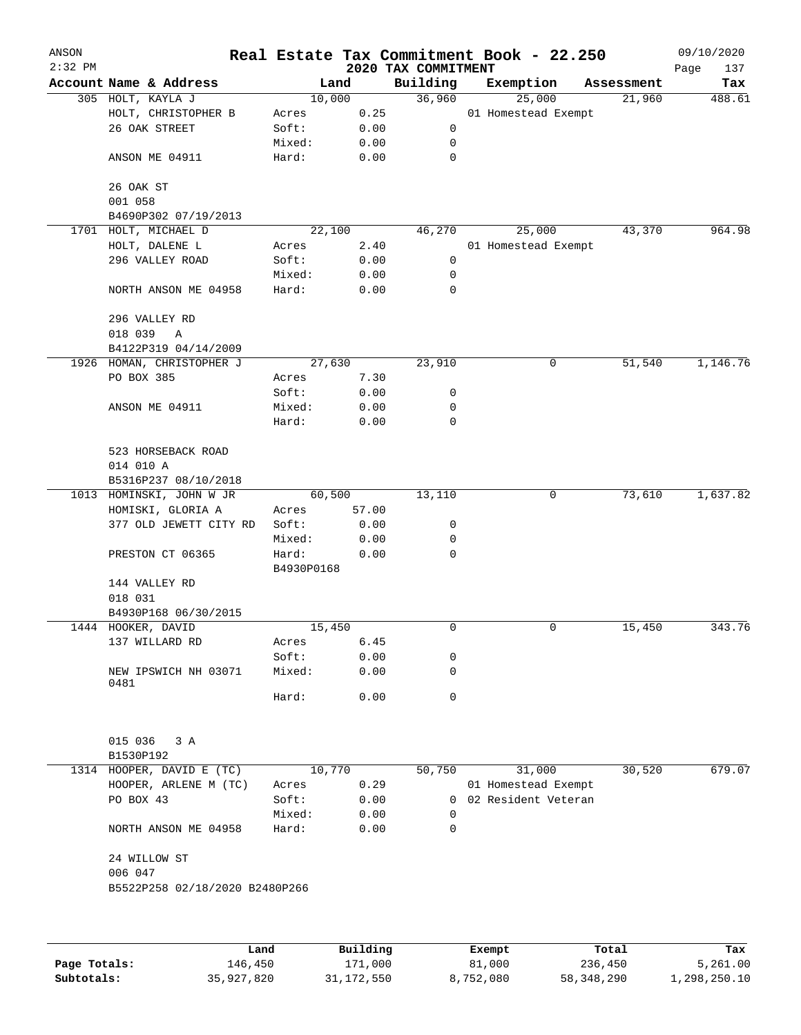ANSON
2:32 PM

# Real Estate Tax Commitment Book - 22.250

## 2020 TAX COMMITMENT

09/10/2020

| Account | Name & Address | Land | | Building | Exemption | Assessment | Tax |
|---|---|---|---|---|---|---|---|
| 305 | HOLT, KAYLA J | | 10,000 | 36,960 | 25,000 | 21,960 | 488.61 |
| | HOLT, CHRISTOPHER B | Acres | 0.25 | | 01 Homestead Exempt | | |
| | 26 OAK STREET | Soft: | 0.00 | 0 | | | |
| | | Mixed: | 0.00 | 0 | | | |
| | ANSON ME 04911 | Hard: | 0.00 | 0 | | | |
| | 26 OAK ST | | | | | | |
| | 001 058 | | | | | | |
| | B4690P302 07/19/2013 | | | | | | |
| 1701 | HOLT, MICHAEL D | | 22,100 | 46,270 | 25,000 | 43,370 | 964.98 |
| | HOLT, DALENE L | Acres | 2.40 | | 01 Homestead Exempt | | |
| | 296 VALLEY ROAD | Soft: | 0.00 | 0 | | | |
| | | Mixed: | 0.00 | 0 | | | |
| | NORTH ANSON ME 04958 | Hard: | 0.00 | 0 | | | |
| | 296 VALLEY RD | | | | | | |
| | 018 039 A | | | | | | |
| | B4122P319 04/14/2009 | | | | | | |
| 1926 | HOMAN, CHRISTOPHER J | | 27,630 | 23,910 | 0 | 51,540 | 1,146.76 |
| | PO BOX 385 | Acres | 7.30 | | | | |
| | | Soft: | 0.00 | 0 | | | |
| | ANSON ME 04911 | Mixed: | 0.00 | 0 | | | |
| | | Hard: | 0.00 | 0 | | | |
| | 523 HORSEBACK ROAD | | | | | | |
| | 014 010 A | | | | | | |
| | B5316P237 08/10/2018 | | | | | | |
| 1013 | HOMINSKI, JOHN W JR | | 60,500 | 13,110 | 0 | 73,610 | 1,637.82 |
| | HOMISKI, GLORIA A | Acres | 57.00 | | | | |
| | 377 OLD JEWETT CITY RD | Soft: | 0.00 | 0 | | | |
| | | Mixed: | 0.00 | 0 | | | |
| | PRESTON CT 06365 | Hard: | 0.00 | 0 | | | |
| | | B4930P0168 | | | | | |
| | 144 VALLEY RD | | | | | | |
| | 018 031 | | | | | | |
| | B4930P168 06/30/2015 | | | | | | |
| 1444 | HOOKER, DAVID | | 15,450 | 0 | 0 | 15,450 | 343.76 |
| | 137 WILLARD RD | Acres | 6.45 | | | | |
| | | Soft: | 0.00 | 0 | | | |
| | NEW IPSWICH NH 03071 0481 | Mixed: | 0.00 | 0 | | | |
| | | Hard: | 0.00 | 0 | | | |
| | 015 036 3 A | | | | | | |
| | B1530P192 | | | | | | |
| 1314 | HOOPER, DAVID E (TC) | | 10,770 | 50,750 | 31,000 | 30,520 | 679.07 |
| | HOOPER, ARLENE M (TC) | Acres | 0.29 | | 01 Homestead Exempt | | |
| | PO BOX 43 | Soft: | 0.00 | 0 | 02 Resident Veteran | | |
| | | Mixed: | 0.00 | 0 | | | |
| | NORTH ANSON ME 04958 | Hard: | 0.00 | 0 | | | |
| | 24 WILLOW ST | | | | | | |
| | 006 047 | | | | | | |
| | B5522P258 02/18/2020 B2480P266 | | | | | | |

| | Land | Building | Exempt | Total | Tax |
|---|---|---|---|---|---|
| Page Totals: | 146,450 | 171,000 | 81,000 | 236,450 | 5,261.00 |
| Subtotals: | 35,927,820 | 31,172,550 | 8,752,080 | 58,348,290 | 1,298,250.10 |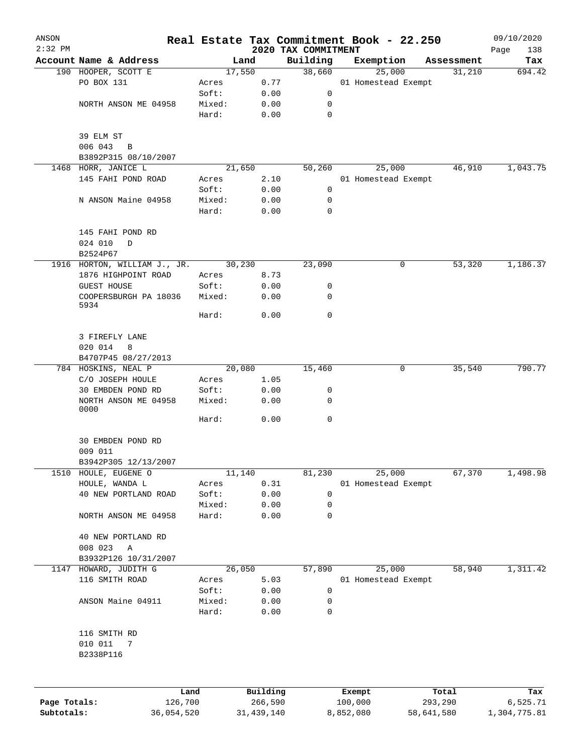ANSON 2:32 PM

# Real Estate Tax Commitment Book - 22.250

## 2020 TAX COMMITMENT

09/10/2020 Page 138

| Account Name & Address | | Land | | Building | Exemption | Assessment | Tax |
|---|---|---|---|---|---|---|---|
| 190 HOOPER, SCOTT E | | 17,550 | | 38,660 | 25,000 | 31,210 | 694.42 |
| PO BOX 131 | Acres | | 0.77 | | 01 Homestead Exempt | | |
| | Soft: | | 0.00 | 0 | | | |
| NORTH ANSON ME 04958 | Mixed: | | 0.00 | 0 | | | |
| | Hard: | | 0.00 | 0 | | | |
| 39 ELM ST | | | | | | | |
| 006 043 B | | | | | | | |
| B3892P315 08/10/2007 | | | | | | | |
| 1468 HORR, JANICE L | | 21,650 | | 50,260 | 25,000 | 46,910 | 1,043.75 |
| 145 FAHI POND ROAD | Acres | | 2.10 | | 01 Homestead Exempt | | |
| | Soft: | | 0.00 | 0 | | | |
| N ANSON Maine 04958 | Mixed: | | 0.00 | 0 | | | |
| | Hard: | | 0.00 | 0 | | | |
| 145 FAHI POND RD | | | | | | | |
| 024 010 D | | | | | | | |
| B2524P67 | | | | | | | |
| 1916 HORTON, WILLIAM J., JR. | | 30,230 | | 23,090 | 0 | 53,320 | 1,186.37 |
| 1876 HIGHPOINT ROAD | Acres | | 8.73 | | | | |
| GUEST HOUSE | Soft: | | 0.00 | 0 | | | |
| COOPERSBURGH PA 18036 5934 | Mixed: | | 0.00 | 0 | | | |
| | Hard: | | 0.00 | 0 | | | |
| 3 FIREFLY LANE | | | | | | | |
| 020 014 8 | | | | | | | |
| B4707P45 08/27/2013 | | | | | | | |
| 784 HOSKINS, NEAL P | | 20,080 | | 15,460 | 0 | 35,540 | 790.77 |
| C/O JOSEPH HOULE | Acres | | 1.05 | | | | |
| 30 EMBDEN POND RD | Soft: | | 0.00 | 0 | | | |
| NORTH ANSON ME 04958 0000 | Mixed: | | 0.00 | 0 | | | |
| | Hard: | | 0.00 | 0 | | | |
| 30 EMBDEN POND RD | | | | | | | |
| 009 011 | | | | | | | |
| B3942P305 12/13/2007 | | | | | | | |
| 1510 HOULE, EUGENE O | | 11,140 | | 81,230 | 25,000 | 67,370 | 1,498.98 |
| HOULE, WANDA L | Acres | | 0.31 | | 01 Homestead Exempt | | |
| 40 NEW PORTLAND ROAD | Soft: | | 0.00 | 0 | | | |
| | Mixed: | | 0.00 | 0 | | | |
| NORTH ANSON ME 04958 | Hard: | | 0.00 | 0 | | | |
| 40 NEW PORTLAND RD | | | | | | | |
| 008 023 A | | | | | | | |
| B3932P126 10/31/2007 | | | | | | | |
| 1147 HOWARD, JUDITH G | | 26,050 | | 57,890 | 25,000 | 58,940 | 1,311.42 |
| 116 SMITH ROAD | Acres | | 5.03 | | 01 Homestead Exempt | | |
| | Soft: | | 0.00 | 0 | | | |
| ANSON Maine 04911 | Mixed: | | 0.00 | 0 | | | |
| | Hard: | | 0.00 | 0 | | | |
| 116 SMITH RD | | | | | | | |
| 010 011 7 | | | | | | | |
| B2338P116 | | | | | | | |

| | Land | Building | Exempt | Total | Tax |
|---|---|---|---|---|---|
| Page Totals: | 126,700 | 266,590 | 100,000 | 293,290 | 6,525.71 |
| Subtotals: | 36,054,520 | 31,439,140 | 8,852,080 | 58,641,580 | 1,304,775.81 |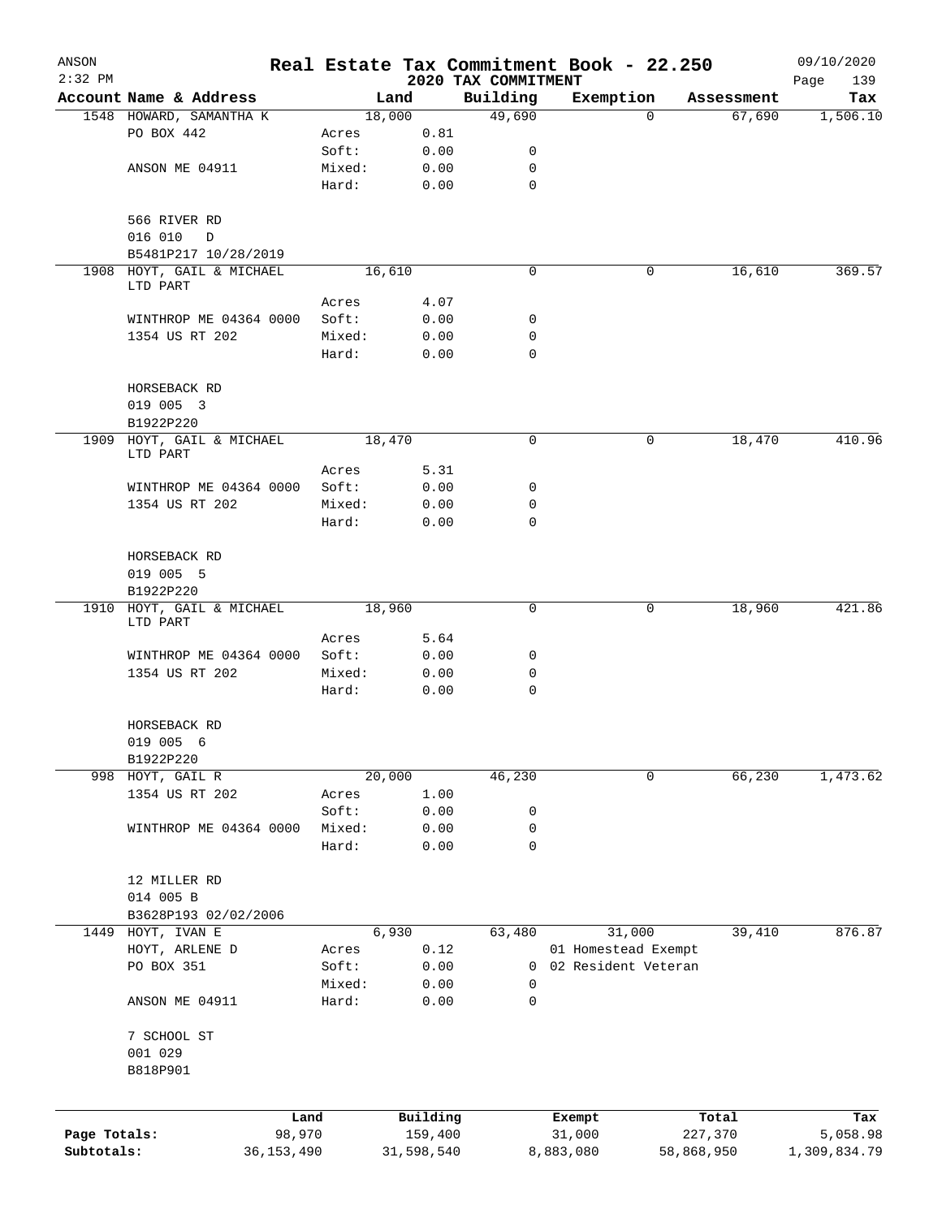ANSON
2:32 PM

# Real Estate Tax Commitment Book - 22.250

2020 TAX COMMITMENT

09/10/2020

| Account | Name & Address | | Land | | Building | Exemption | Assessment | Tax |
|---|---|---|---|---|---|---|---|---|
| 1548 | HOWARD, SAMANTHA K | | 18,000 | | 49,690 | 0 | 67,690 | 1,506.10 |
| | PO BOX 442 | Acres | 0.81 | | | | | |
| | | Soft: | 0.00 | | 0 | | | |
| | ANSON ME 04911 | Mixed: | 0.00 | | 0 | | | |
| | | Hard: | 0.00 | | 0 | | | |
| | 566 RIVER RD | | | | | | | |
| | 016 010 D | | | | | | | |
| | B5481P217 10/28/2019 | | | | | | | |
| 1908 | HOYT, GAIL & MICHAEL LTD PART | | 16,610 | | 0 | 0 | 16,610 | 369.57 |
| | | Acres | 4.07 | | | | | |
| | WINTHROP ME 04364 0000 | Soft: | 0.00 | | 0 | | | |
| | 1354 US RT 202 | Mixed: | 0.00 | | 0 | | | |
| | | Hard: | 0.00 | | 0 | | | |
| | HORSEBACK RD | | | | | | | |
| | 019 005 3 | | | | | | | |
| | B1922P220 | | | | | | | |
| 1909 | HOYT, GAIL & MICHAEL LTD PART | | 18,470 | | 0 | 0 | 18,470 | 410.96 |
| | | Acres | 5.31 | | | | | |
| | WINTHROP ME 04364 0000 | Soft: | 0.00 | | 0 | | | |
| | 1354 US RT 202 | Mixed: | 0.00 | | 0 | | | |
| | | Hard: | 0.00 | | 0 | | | |
| | HORSEBACK RD | | | | | | | |
| | 019 005 5 | | | | | | | |
| | B1922P220 | | | | | | | |
| 1910 | HOYT, GAIL & MICHAEL LTD PART | | 18,960 | | 0 | 0 | 18,960 | 421.86 |
| | | Acres | 5.64 | | | | | |
| | WINTHROP ME 04364 0000 | Soft: | 0.00 | | 0 | | | |
| | 1354 US RT 202 | Mixed: | 0.00 | | 0 | | | |
| | | Hard: | 0.00 | | 0 | | | |
| | HORSEBACK RD | | | | | | | |
| | 019 005 6 | | | | | | | |
| | B1922P220 | | | | | | | |
| 998 | HOYT, GAIL R | | 20,000 | | 46,230 | 0 | 66,230 | 1,473.62 |
| | 1354 US RT 202 | Acres | 1.00 | | | | | |
| | | Soft: | 0.00 | | 0 | | | |
| | WINTHROP ME 04364 0000 | Mixed: | 0.00 | | 0 | | | |
| | | Hard: | 0.00 | | 0 | | | |
| | 12 MILLER RD | | | | | | | |
| | 014 005 B | | | | | | | |
| | B3628P193 02/02/2006 | | | | | | | |
| 1449 | HOYT, IVAN E | | 6,930 | | 63,480 | 31,000 | 39,410 | 876.87 |
| | HOYT, ARLENE D | Acres | 0.12 | | | 01 Homestead Exempt | | |
| | PO BOX 351 | Soft: | 0.00 | | 0 | 02 Resident Veteran | | |
| | | Mixed: | 0.00 | | 0 | | | |
| | ANSON ME 04911 | Hard: | 0.00 | | 0 | | | |
| | 7 SCHOOL ST | | | | | | | |
| | 001 029 | | | | | | | |
| | B818P901 | | | | | | | |

| | Land | Building | Exempt | Total | Tax |
|---|---|---|---|---|---|
| Page Totals: | 98,970 | 159,400 | 31,000 | 227,370 | 5,058.98 |
| Subtotals: | 36,153,490 | 31,598,540 | 8,883,080 | 58,868,950 | 1,309,834.79 |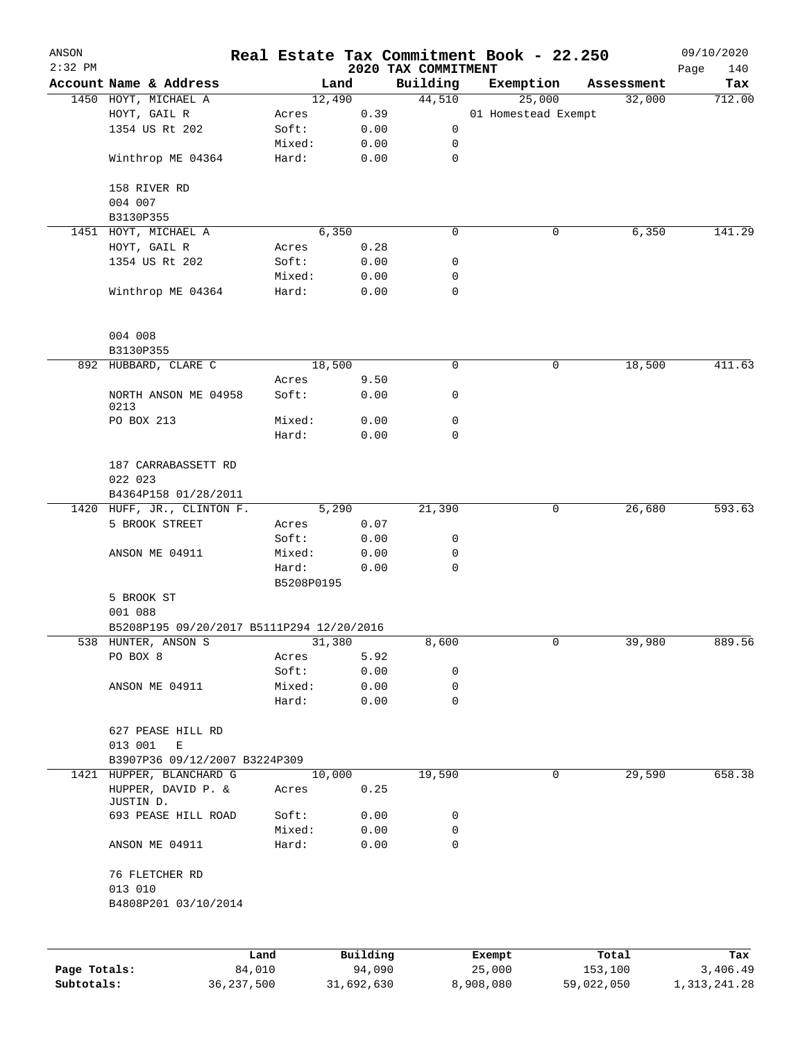# Real Estate Tax Commitment Book - 22.250

ANSON 2:32 PM — 2020 TAX COMMITMENT — 09/10/2020

| Account Name & Address | | Land | Building | Exemption | Assessment | Tax |
|---|---|---|---|---|---|---|
| 1450 HOYT, MICHAEL A | | 12,490 | 44,510 | 25,000 | 32,000 | 712.00 |
| HOYT, GAIL R | Acres | 0.39 | | 01 Homestead Exempt | | |
| 1354 US Rt 202 | Soft: | 0.00 | 0 | | | |
| | Mixed: | 0.00 | 0 | | | |
| Winthrop ME 04364 | Hard: | 0.00 | 0 | | | |
| 158 RIVER RD | | | | | | |
| 004 007 | | | | | | |
| B3130P355 | | | | | | |
| 1451 HOYT, MICHAEL A | | 6,350 | 0 | 0 | 6,350 | 141.29 |
| HOYT, GAIL R | Acres | 0.28 | | | | |
| 1354 US Rt 202 | Soft: | 0.00 | 0 | | | |
| | Mixed: | 0.00 | 0 | | | |
| Winthrop ME 04364 | Hard: | 0.00 | 0 | | | |
| 004 008 | | | | | | |
| B3130P355 | | | | | | |
| 892 HUBBARD, CLARE C | | 18,500 | 0 | 0 | 18,500 | 411.63 |
| | Acres | 9.50 | | | | |
| NORTH ANSON ME 04958 0213 | Soft: | 0.00 | 0 | | | |
| PO BOX 213 | Mixed: | 0.00 | 0 | | | |
| | Hard: | 0.00 | 0 | | | |
| 187 CARRABASSETT RD | | | | | | |
| 022 023 | | | | | | |
| B4364P158 01/28/2011 | | | | | | |
| 1420 HUFF, JR., CLINTON F. | | 5,290 | 21,390 | 0 | 26,680 | 593.63 |
| 5 BROOK STREET | Acres | 0.07 | | | | |
| | Soft: | 0.00 | 0 | | | |
| ANSON ME 04911 | Mixed: | 0.00 | 0 | | | |
| | Hard: | 0.00 | 0 | | | |
| | B5208P0195 | | | | | |
| 5 BROOK ST | | | | | | |
| 001 088 | | | | | | |
| B5208P195 09/20/2017 B5111P294 12/20/2016 | | | | | | |
| 538 HUNTER, ANSON S | | 31,380 | 8,600 | 0 | 39,980 | 889.56 |
| PO BOX 8 | Acres | 5.92 | | | | |
| | Soft: | 0.00 | 0 | | | |
| ANSON ME 04911 | Mixed: | 0.00 | 0 | | | |
| | Hard: | 0.00 | 0 | | | |
| 627 PEASE HILL RD | | | | | | |
| 013 001 E | | | | | | |
| B3907P36 09/12/2007 B3224P309 | | | | | | |
| 1421 HUPPER, BLANCHARD G | | 10,000 | 19,590 | 0 | 29,590 | 658.38 |
| HUPPER, DAVID P. & JUSTIN D. | Acres | 0.25 | | | | |
| 693 PEASE HILL ROAD | Soft: | 0.00 | 0 | | | |
| | Mixed: | 0.00 | 0 | | | |
| ANSON ME 04911 | Hard: | 0.00 | 0 | | | |
| 76 FLETCHER RD | | | | | | |
| 013 010 | | | | | | |
| B4808P201 03/10/2014 | | | | | | |

| | Land | Building | Exempt | Total | Tax |
|---|---|---|---|---|---|
| Page Totals: | 84,010 | 94,090 | 25,000 | 153,100 | 3,406.49 |
| Subtotals: | 36,237,500 | 31,692,630 | 8,908,080 | 59,022,050 | 1,313,241.28 |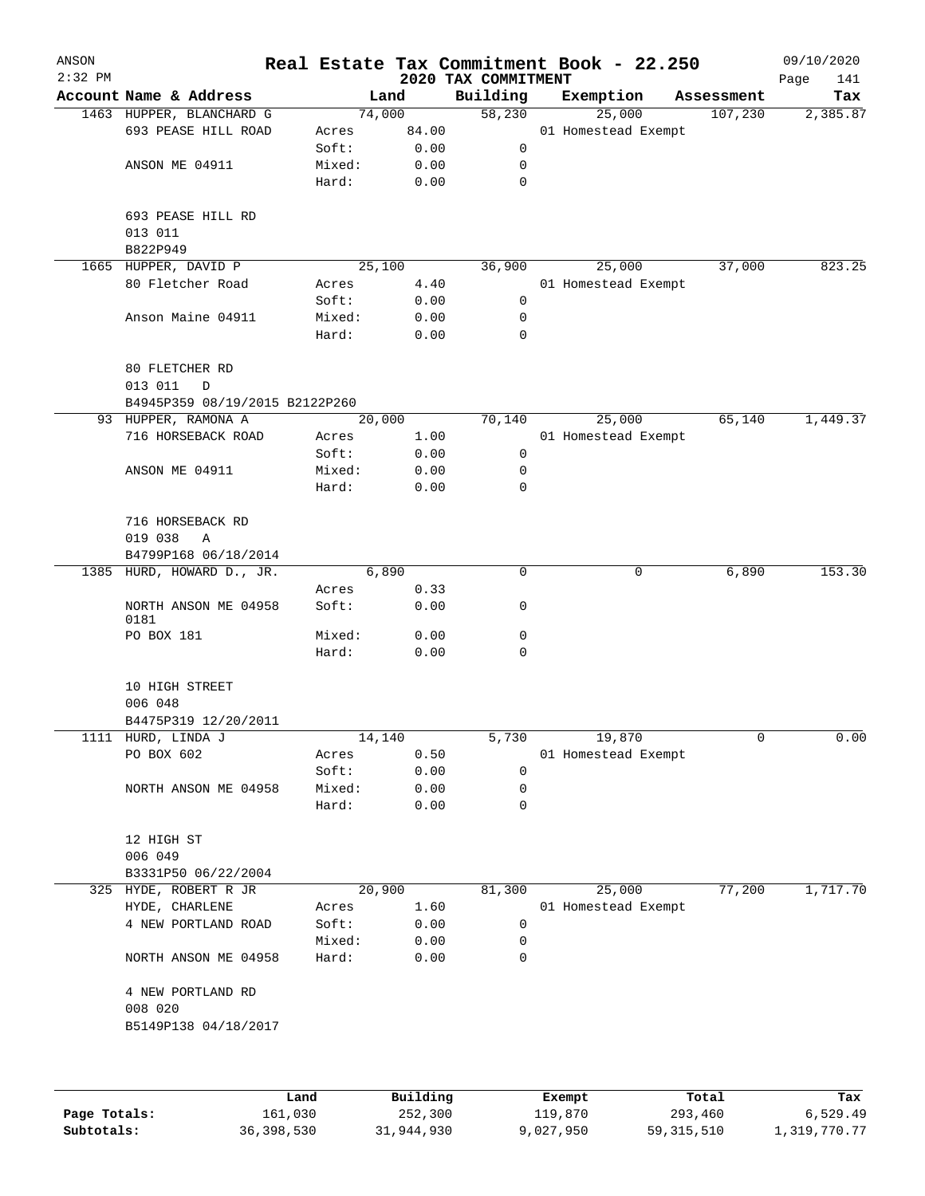ANSON
2:32 PM

# Real Estate Tax Commitment Book - 22.250

## 2020 TAX COMMITMENT

09/10/2020

| Account Name & Address | | Land | Building | Exemption | Assessment | Tax |
|---|---|---|---|---|---|---|
| 1463 HUPPER, BLANCHARD G | | 74,000 | 58,230 | 25,000 | 107,230 | 2,385.87 |
| 693 PEASE HILL ROAD | Acres | 84.00 | | 01 Homestead Exempt | | |
| | Soft: | 0.00 | 0 | | | |
| ANSON ME 04911 | Mixed: | 0.00 | 0 | | | |
| | Hard: | 0.00 | 0 | | | |
| 693 PEASE HILL RD | | | | | | |
| 013 011 | | | | | | |
| B822P949 | | | | | | |
| 1665 HUPPER, DAVID P | | 25,100 | 36,900 | 25,000 | 37,000 | 823.25 |
| 80 Fletcher Road | Acres | 4.40 | | 01 Homestead Exempt | | |
| | Soft: | 0.00 | 0 | | | |
| Anson Maine 04911 | Mixed: | 0.00 | 0 | | | |
| | Hard: | 0.00 | 0 | | | |
| 80 FLETCHER RD | | | | | | |
| 013 011 D | | | | | | |
| B4945P359 08/19/2015 B2122P260 | | | | | | |
| 93 HUPPER, RAMONA A | | 20,000 | 70,140 | 25,000 | 65,140 | 1,449.37 |
| 716 HORSEBACK ROAD | Acres | 1.00 | | 01 Homestead Exempt | | |
| | Soft: | 0.00 | 0 | | | |
| ANSON ME 04911 | Mixed: | 0.00 | 0 | | | |
| | Hard: | 0.00 | 0 | | | |
| 716 HORSEBACK RD | | | | | | |
| 019 038 A | | | | | | |
| B4799P168 06/18/2014 | | | | | | |
| 1385 HURD, HOWARD D., JR. | | 6,890 | 0 | 0 | 6,890 | 153.30 |
| | Acres | 0.33 | | | | |
| NORTH ANSON ME 04958 0181 | Soft: | 0.00 | 0 | | | |
| PO BOX 181 | Mixed: | 0.00 | 0 | | | |
| | Hard: | 0.00 | 0 | | | |
| 10 HIGH STREET | | | | | | |
| 006 048 | | | | | | |
| B4475P319 12/20/2011 | | | | | | |
| 1111 HURD, LINDA J | | 14,140 | 5,730 | 19,870 | 0 | 0.00 |
| PO BOX 602 | Acres | 0.50 | | 01 Homestead Exempt | | |
| | Soft: | 0.00 | 0 | | | |
| NORTH ANSON ME 04958 | Mixed: | 0.00 | 0 | | | |
| | Hard: | 0.00 | 0 | | | |
| 12 HIGH ST | | | | | | |
| 006 049 | | | | | | |
| B3331P50 06/22/2004 | | | | | | |
| 325 HYDE, ROBERT R JR | | 20,900 | 81,300 | 25,000 | 77,200 | 1,717.70 |
| HYDE, CHARLENE | Acres | 1.60 | | 01 Homestead Exempt | | |
| 4 NEW PORTLAND ROAD | Soft: | 0.00 | 0 | | | |
| | Mixed: | 0.00 | 0 | | | |
| NORTH ANSON ME 04958 | Hard: | 0.00 | 0 | | | |
| 4 NEW PORTLAND RD | | | | | | |
| 008 020 | | | | | | |
| B5149P138 04/18/2017 | | | | | | |

| | Land | Building | Exempt | Total | Tax |
|---|---|---|---|---|---|
| Page Totals: | 161,030 | 252,300 | 119,870 | 293,460 | 6,529.49 |
| Subtotals: | 36,398,530 | 31,944,930 | 9,027,950 | 59,315,510 | 1,319,770.77 |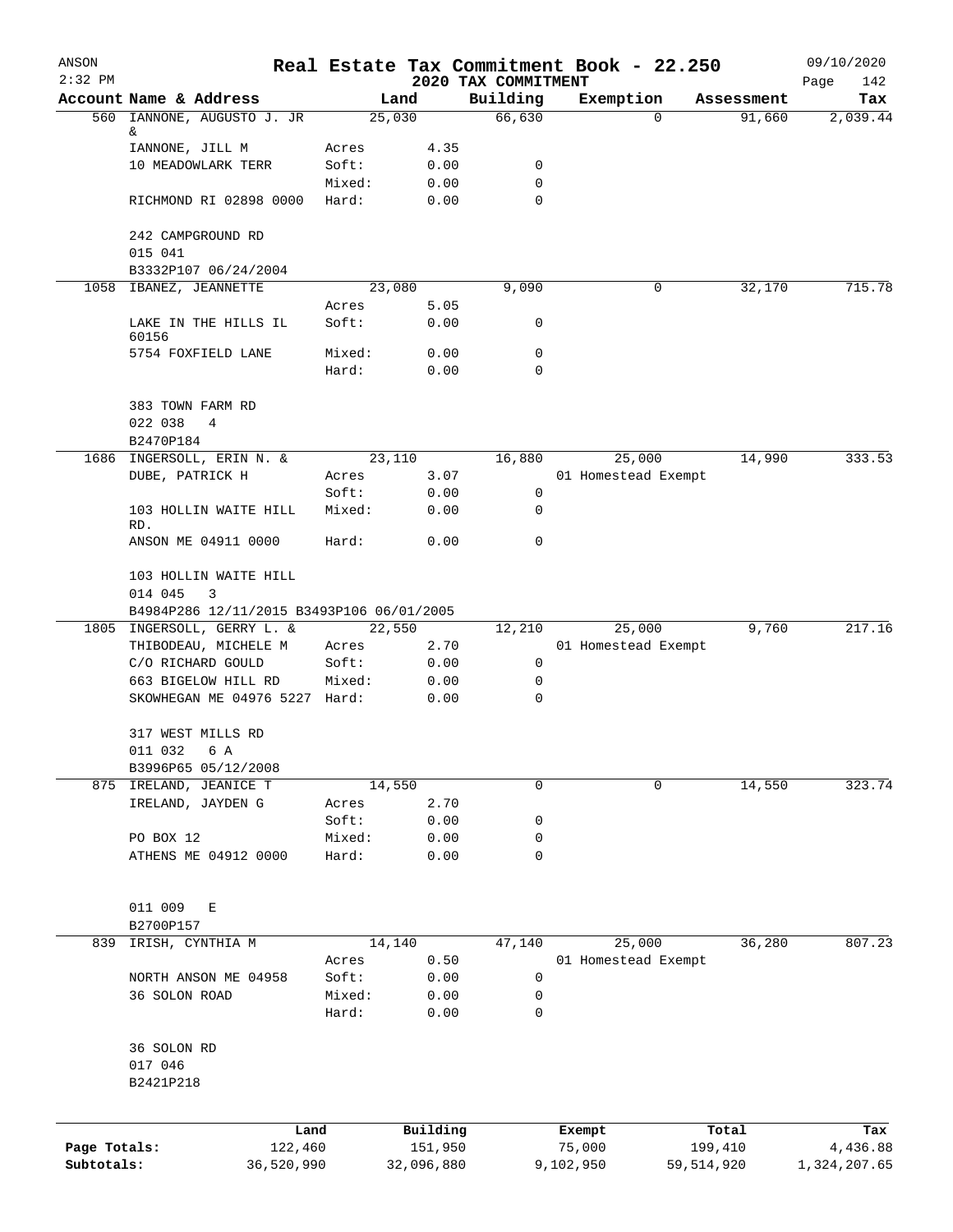# Real Estate Tax Commitment Book - 22.250

ANSON 2:32 PM — 2020 TAX COMMITMENT — 09/10/2020

| Account | Name & Address | Land | | Building | Exemption | Assessment | Tax |
|---|---|---|---|---|---|---|---|
| 560 | IANNONE, AUGUSTO J. JR & | 25,030 | | 66,630 | 0 | 91,660 | 2,039.44 |
| | IANNONE, JILL M | Acres | 4.35 | | | | |
| | 10 MEADOWLARK TERR | Soft: | 0.00 | 0 | | | |
| | | Mixed: | 0.00 | 0 | | | |
| | RICHMOND RI 02898 0000 | Hard: | 0.00 | 0 | | | |
| | 242 CAMPGROUND RD | | | | | | |
| | 015 041 | | | | | | |
| | B3332P107 06/24/2004 | | | | | | |
| 1058 | IBANEZ, JEANNETTE | 23,080 | | 9,090 | 0 | 32,170 | 715.78 |
| | | Acres | 5.05 | | | | |
| | LAKE IN THE HILLS IL 60156 | Soft: | 0.00 | 0 | | | |
| | 5754 FOXFIELD LANE | Mixed: | 0.00 | 0 | | | |
| | | Hard: | 0.00 | 0 | | | |
| | 383 TOWN FARM RD | | | | | | |
| | 022 038 4 | | | | | | |
| | B2470P184 | | | | | | |
| 1686 | INGERSOLL, ERIN N. & | 23,110 | | 16,880 | 25,000 | 14,990 | 333.53 |
| | DUBE, PATRICK H | Acres | 3.07 | | 01 Homestead Exempt | | |
| | | Soft: | 0.00 | 0 | | | |
| | 103 HOLLIN WAITE HILL RD. | Mixed: | 0.00 | 0 | | | |
| | ANSON ME 04911 0000 | Hard: | 0.00 | 0 | | | |
| | 103 HOLLIN WAITE HILL | | | | | | |
| | 014 045 3 | | | | | | |
| | B4984P286 12/11/2015 B3493P106 06/01/2005 | | | | | | |
| 1805 | INGERSOLL, GERRY L. & | 22,550 | | 12,210 | 25,000 | 9,760 | 217.16 |
| | THIBODEAU, MICHELE M | Acres | 2.70 | | 01 Homestead Exempt | | |
| | C/O RICHARD GOULD | Soft: | 0.00 | 0 | | | |
| | 663 BIGELOW HILL RD | Mixed: | 0.00 | 0 | | | |
| | SKOWHEGAN ME 04976 5227 | Hard: | 0.00 | 0 | | | |
| | 317 WEST MILLS RD | | | | | | |
| | 011 032 6 A | | | | | | |
| | B3996P65 05/12/2008 | | | | | | |
| 875 | IRELAND, JEANICE T | 14,550 | | 0 | 0 | 14,550 | 323.74 |
| | IRELAND, JAYDEN G | Acres | 2.70 | | | | |
| | | Soft: | 0.00 | 0 | | | |
| | PO BOX 12 | Mixed: | 0.00 | 0 | | | |
| | ATHENS ME 04912 0000 | Hard: | 0.00 | 0 | | | |
| | 011 009 E | | | | | | |
| | B2700P157 | | | | | | |
| 839 | IRISH, CYNTHIA M | 14,140 | | 47,140 | 25,000 | 36,280 | 807.23 |
| | | Acres | 0.50 | | 01 Homestead Exempt | | |
| | NORTH ANSON ME 04958 | Soft: | 0.00 | 0 | | | |
| | 36 SOLON ROAD | Mixed: | 0.00 | 0 | | | |
| | | Hard: | 0.00 | 0 | | | |
| | 36 SOLON RD | | | | | | |
| | 017 046 | | | | | | |
| | B2421P218 | | | | | | |

| | Land | Building | Exempt | Total | Tax |
|---|---|---|---|---|---|
| Page Totals: | 122,460 | 151,950 | 75,000 | 199,410 | 4,436.88 |
| Subtotals: | 36,520,990 | 32,096,880 | 9,102,950 | 59,514,920 | 1,324,207.65 |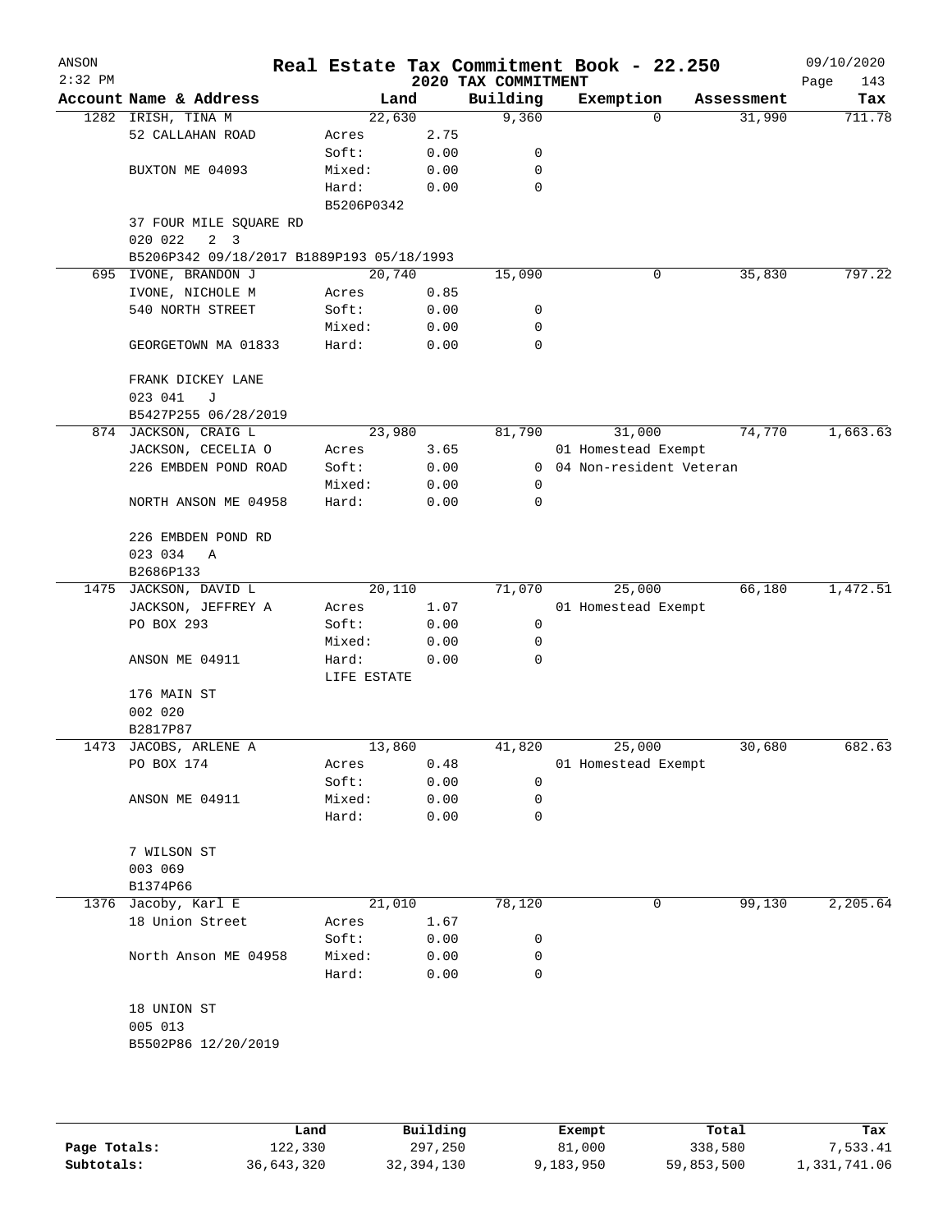# Real Estate Tax Commitment Book - 22.250

ANSON
2:32 PM

2020 TAX COMMITMENT

09/10/2020

| Account Name & Address | Land | | Building | Exemption | Assessment | Tax |
|---|---|---|---|---|---|---|
| 1282 IRISH, TINA M | 22,630 | | 9,360 | 0 | 31,990 | 711.78 |
| 52 CALLAHAN ROAD | Acres | 2.75 | | | | |
| | Soft: | 0.00 | 0 | | | |
| BUXTON ME 04093 | Mixed: | 0.00 | 0 | | | |
| | Hard: | 0.00 | 0 | | | |
| | B5206P0342 | | | | | |
| 37 FOUR MILE SQUARE RD | | | | | | |
| 020 022 2 3 | | | | | | |
| B5206P342 09/18/2017 B1889P193 05/18/1993 | | | | | | |
| 695 IVONE, BRANDON J | 20,740 | | 15,090 | 0 | 35,830 | 797.22 |
| IVONE, NICHOLE M | Acres | 0.85 | | | | |
| 540 NORTH STREET | Soft: | 0.00 | 0 | | | |
| | Mixed: | 0.00 | 0 | | | |
| GEORGETOWN MA 01833 | Hard: | 0.00 | 0 | | | |
| FRANK DICKEY LANE | | | | | | |
| 023 041 J | | | | | | |
| B5427P255 06/28/2019 | | | | | | |
| 874 JACKSON, CRAIG L | 23,980 | | 81,790 | 31,000 | 74,770 | 1,663.63 |
| JACKSON, CECELIA O | Acres | 3.65 | | 01 Homestead Exempt | | |
| 226 EMBDEN POND ROAD | Soft: | 0.00 | 0 | 04 Non-resident Veteran | | |
| | Mixed: | 0.00 | 0 | | | |
| NORTH ANSON ME 04958 | Hard: | 0.00 | 0 | | | |
| 226 EMBDEN POND RD | | | | | | |
| 023 034 A | | | | | | |
| B2686P133 | | | | | | |
| 1475 JACKSON, DAVID L | 20,110 | | 71,070 | 25,000 | 66,180 | 1,472.51 |
| JACKSON, JEFFREY A | Acres | 1.07 | | 01 Homestead Exempt | | |
| PO BOX 293 | Soft: | 0.00 | 0 | | | |
| | Mixed: | 0.00 | 0 | | | |
| ANSON ME 04911 | Hard: | 0.00 | 0 | | | |
| | LIFE ESTATE | | | | | |
| 176 MAIN ST | | | | | | |
| 002 020 | | | | | | |
| B2817P87 | | | | | | |
| 1473 JACOBS, ARLENE A | 13,860 | | 41,820 | 25,000 | 30,680 | 682.63 |
| PO BOX 174 | Acres | 0.48 | | 01 Homestead Exempt | | |
| | Soft: | 0.00 | 0 | | | |
| ANSON ME 04911 | Mixed: | 0.00 | 0 | | | |
| | Hard: | 0.00 | 0 | | | |
| 7 WILSON ST | | | | | | |
| 003 069 | | | | | | |
| B1374P66 | | | | | | |
| 1376 Jacoby, Karl E | 21,010 | | 78,120 | 0 | 99,130 | 2,205.64 |
| 18 Union Street | Acres | 1.67 | | | | |
| | Soft: | 0.00 | 0 | | | |
| North Anson ME 04958 | Mixed: | 0.00 | 0 | | | |
| | Hard: | 0.00 | 0 | | | |
| 18 UNION ST | | | | | | |
| 005 013 | | | | | | |
| B5502P86 12/20/2019 | | | | | | |

| | Land | Building | Exempt | Total | Tax |
|---|---|---|---|---|---|
| Page Totals: | 122,330 | 297,250 | 81,000 | 338,580 | 7,533.41 |
| Subtotals: | 36,643,320 | 32,394,130 | 9,183,950 | 59,853,500 | 1,331,741.06 |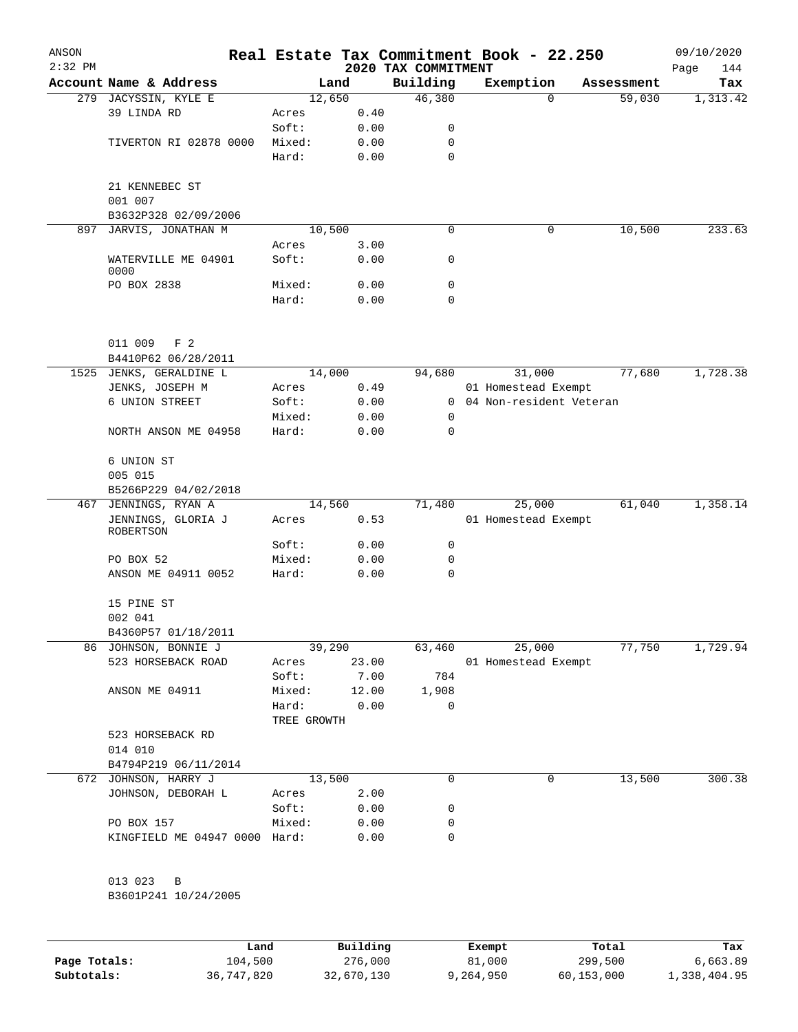# Real Estate Tax Commitment Book - 22.250

ANSON
2:32 PM

2020 TAX COMMITMENT

09/10/2020

| Account | Name & Address | Land | | Building | Exemption | Assessment | Tax |
|---|---|---|---|---|---|---|---|
| 279 | JACYSSIN, KYLE E | 12,650 | | 46,380 | 0 | 59,030 | 1,313.42 |
| | 39 LINDA RD | Acres | 0.40 | | | | |
| | | Soft: | 0.00 | 0 | | | |
| | TIVERTON RI 02878 0000 | Mixed: | 0.00 | 0 | | | |
| | | Hard: | 0.00 | 0 | | | |
| | 21 KENNEBEC ST | | | | | | |
| | 001 007 | | | | | | |
| | B3632P328 02/09/2006 | | | | | | |
| 897 | JARVIS, JONATHAN M | 10,500 | | 0 | 0 | 10,500 | 233.63 |
| | | Acres | 3.00 | | | | |
| | WATERVILLE ME 04901 0000 | Soft: | 0.00 | 0 | | | |
| | PO BOX 2838 | Mixed: | 0.00 | 0 | | | |
| | | Hard: | 0.00 | 0 | | | |
| | 011 009 F 2 | | | | | | |
| | B4410P62 06/28/2011 | | | | | | |
| 1525 | JENKS, GERALDINE L | 14,000 | | 94,680 | 31,000 | 77,680 | 1,728.38 |
| | JENKS, JOSEPH M | Acres | 0.49 | | 01 Homestead Exempt | | |
| | 6 UNION STREET | Soft: | 0.00 | 0 | 04 Non-resident Veteran | | |
| | | Mixed: | 0.00 | 0 | | | |
| | NORTH ANSON ME 04958 | Hard: | 0.00 | 0 | | | |
| | 6 UNION ST | | | | | | |
| | 005 015 | | | | | | |
| | B5266P229 04/02/2018 | | | | | | |
| 467 | JENNINGS, RYAN A | 14,560 | | 71,480 | 25,000 | 61,040 | 1,358.14 |
| | JENNINGS, GLORIA J ROBERTSON | Acres | 0.53 | | 01 Homestead Exempt | | |
| | | Soft: | 0.00 | 0 | | | |
| | PO BOX 52 | Mixed: | 0.00 | 0 | | | |
| | ANSON ME 04911 0052 | Hard: | 0.00 | 0 | | | |
| | 15 PINE ST | | | | | | |
| | 002 041 | | | | | | |
| | B4360P57 01/18/2011 | | | | | | |
| 86 | JOHNSON, BONNIE J | 39,290 | | 63,460 | 25,000 | 77,750 | 1,729.94 |
| | 523 HORSEBACK ROAD | Acres | 23.00 | | 01 Homestead Exempt | | |
| | | Soft: | 7.00 | 784 | | | |
| | ANSON ME 04911 | Mixed: | 12.00 | 1,908 | | | |
| | | Hard: | 0.00 | 0 | | | |
| | | TREE GROWTH | | | | | |
| | 523 HORSEBACK RD | | | | | | |
| | 014 010 | | | | | | |
| | B4794P219 06/11/2014 | | | | | | |
| 672 | JOHNSON, HARRY J | 13,500 | | 0 | 0 | 13,500 | 300.38 |
| | JOHNSON, DEBORAH L | Acres | 2.00 | | | | |
| | | Soft: | 0.00 | 0 | | | |
| | PO BOX 157 | Mixed: | 0.00 | 0 | | | |
| | KINGFIELD ME 04947 0000 | Hard: | 0.00 | 0 | | | |
| | 013 023 B | | | | | | |
| | B3601P241 10/24/2005 | | | | | | |

| | Land | Building | Exempt | Total | Tax |
|---|---|---|---|---|---|
| Page Totals: | 104,500 | 276,000 | 81,000 | 299,500 | 6,663.89 |
| Subtotals: | 36,747,820 | 32,670,130 | 9,264,950 | 60,153,000 | 1,338,404.95 |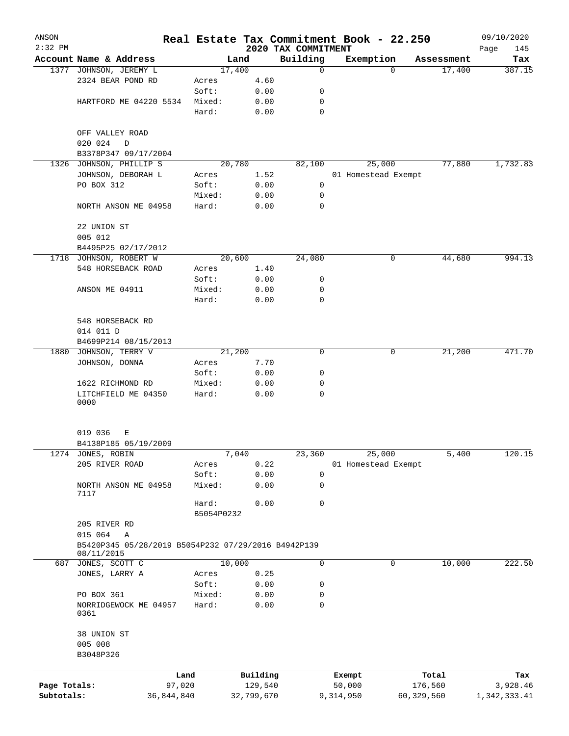ANSON
2:32 PM

# Real Estate Tax Commitment Book - 22.250

2020 TAX COMMITMENT

09/10/2020

| Account | Name & Address | | Land | Building | Exemption | Assessment | Tax |
|---|---|---|---|---|---|---|---|
| 1377 | JOHNSON, JEREMY L | | 17,400 | 0 | 0 | 17,400 | 387.15 |
| | 2324 BEAR POND RD | Acres | 4.60 | | | | |
| | | Soft: | 0.00 | 0 | | | |
| | HARTFORD ME 04220 5534 | Mixed: | 0.00 | 0 | | | |
| | | Hard: | 0.00 | 0 | | | |
| | OFF VALLEY ROAD | | | | | | |
| | 020 024 D | | | | | | |
| | B3378P347 09/17/2004 | | | | | | |
| 1326 | JOHNSON, PHILLIP S | | 20,780 | 82,100 | 25,000 | 77,880 | 1,732.83 |
| | JOHNSON, DEBORAH L | Acres | 1.52 | | 01 Homestead Exempt | | |
| | PO BOX 312 | Soft: | 0.00 | 0 | | | |
| | | Mixed: | 0.00 | 0 | | | |
| | NORTH ANSON ME 04958 | Hard: | 0.00 | 0 | | | |
| | 22 UNION ST | | | | | | |
| | 005 012 | | | | | | |
| | B4495P25 02/17/2012 | | | | | | |
| 1718 | JOHNSON, ROBERT W | | 20,600 | 24,080 | 0 | 44,680 | 994.13 |
| | 548 HORSEBACK ROAD | Acres | 1.40 | | | | |
| | | Soft: | 0.00 | 0 | | | |
| | ANSON ME 04911 | Mixed: | 0.00 | 0 | | | |
| | | Hard: | 0.00 | 0 | | | |
| | 548 HORSEBACK RD | | | | | | |
| | 014 011 D | | | | | | |
| | B4699P214 08/15/2013 | | | | | | |
| 1880 | JOHNSON, TERRY V | | 21,200 | 0 | 0 | 21,200 | 471.70 |
| | JOHNSON, DONNA | Acres | 7.70 | | | | |
| | | Soft: | 0.00 | 0 | | | |
| | 1622 RICHMOND RD | Mixed: | 0.00 | 0 | | | |
| | LITCHFIELD ME 04350 0000 | Hard: | 0.00 | 0 | | | |
| | 019 036 E | | | | | | |
| | B4138P185 05/19/2009 | | | | | | |
| 1274 | JONES, ROBIN | | 7,040 | 23,360 | 25,000 | 5,400 | 120.15 |
| | 205 RIVER ROAD | Acres | 0.22 | | 01 Homestead Exempt | | |
| | | Soft: | 0.00 | 0 | | | |
| | NORTH ANSON ME 04958 7117 | Mixed: | 0.00 | 0 | | | |
| | | Hard: | 0.00 | 0 | | | |
| | | B5054P0232 | | | | | |
| | 205 RIVER RD | | | | | | |
| | 015 064 A | | | | | | |
| | B5420P345 05/28/2019 B5054P232 07/29/2016 B4942P139 08/11/2015 | | | | | | |
| 687 | JONES, SCOTT C | | 10,000 | 0 | 0 | 10,000 | 222.50 |
| | JONES, LARRY A | Acres | 0.25 | | | | |
| | | Soft: | 0.00 | 0 | | | |
| | PO BOX 361 | Mixed: | 0.00 | 0 | | | |
| | NORRIDGEWOCK ME 04957 0361 | Hard: | 0.00 | 0 | | | |
| | 38 UNION ST | | | | | | |
| | 005 008 | | | | | | |
| | B3048P326 | | | | | | |

| | Land | Building | Exempt | Total | Tax |
|---|---|---|---|---|---|
| Page Totals: | 97,020 | 129,540 | 50,000 | 176,560 | 3,928.46 |
| Subtotals: | 36,844,840 | 32,799,670 | 9,314,950 | 60,329,560 | 1,342,333.41 |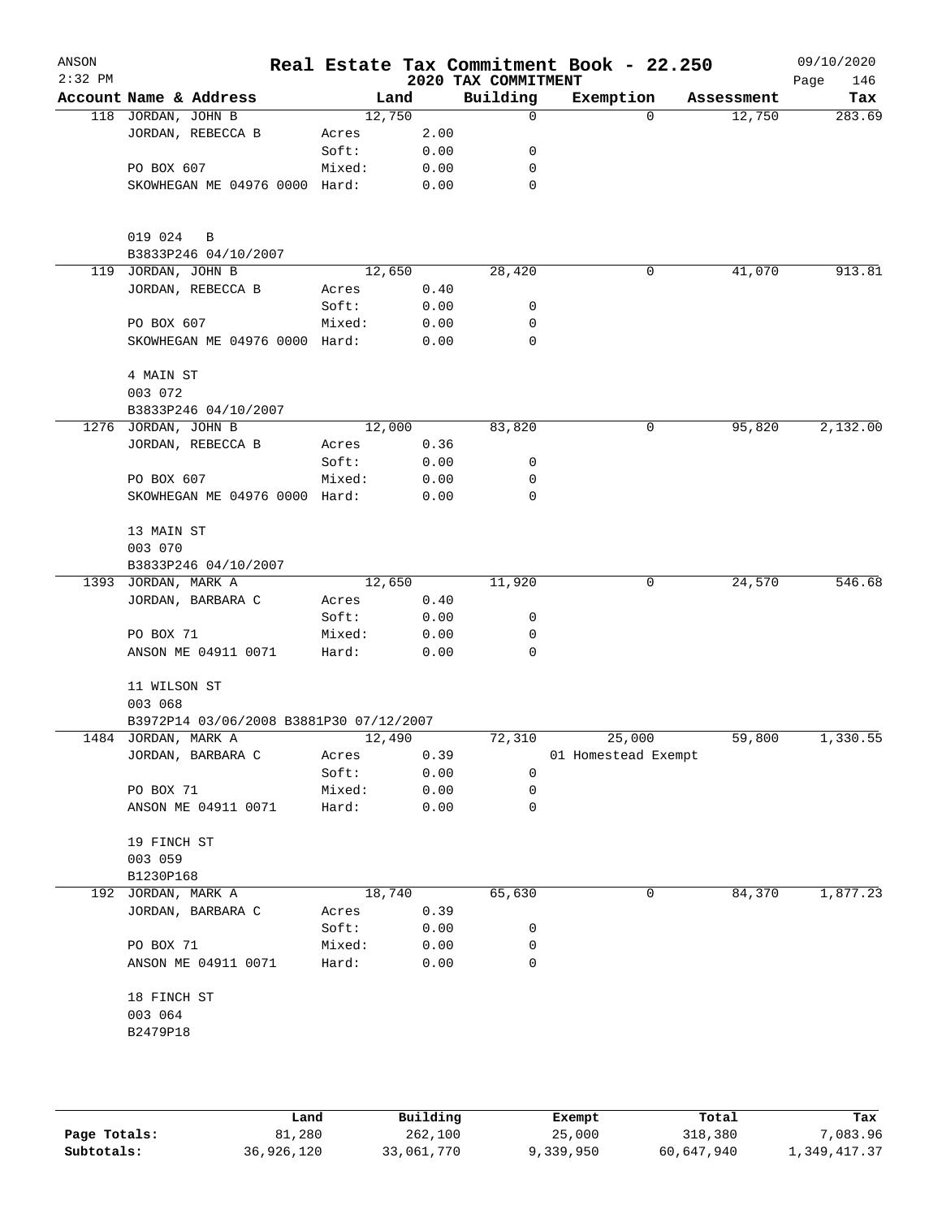# Real Estate Tax Commitment Book - 22.250

ANSON 2:32 PM — 2020 TAX COMMITMENT — 09/10/2020

| Account Name & Address | | Land | Building | Exemption | Assessment | Tax |
|---|---|---|---|---|---|---|
| 118 JORDAN, JOHN B | | 12,750 | 0 | 0 | 12,750 | 283.69 |
| JORDAN, REBECCA B | Acres | 2.00 | | | | |
| | Soft: | 0.00 | 0 | | | |
| PO BOX 607 | Mixed: | 0.00 | 0 | | | |
| SKOWHEGAN ME 04976 0000 | Hard: | 0.00 | 0 | | | |
| 019 024 B | | | | | | |
| B3833P246 04/10/2007 | | | | | | |
| 119 JORDAN, JOHN B | | 12,650 | 28,420 | 0 | 41,070 | 913.81 |
| JORDAN, REBECCA B | Acres | 0.40 | | | | |
| | Soft: | 0.00 | 0 | | | |
| PO BOX 607 | Mixed: | 0.00 | 0 | | | |
| SKOWHEGAN ME 04976 0000 | Hard: | 0.00 | 0 | | | |
| 4 MAIN ST | | | | | | |
| 003 072 | | | | | | |
| B3833P246 04/10/2007 | | | | | | |
| 1276 JORDAN, JOHN B | | 12,000 | 83,820 | 0 | 95,820 | 2,132.00 |
| JORDAN, REBECCA B | Acres | 0.36 | | | | |
| | Soft: | 0.00 | 0 | | | |
| PO BOX 607 | Mixed: | 0.00 | 0 | | | |
| SKOWHEGAN ME 04976 0000 | Hard: | 0.00 | 0 | | | |
| 13 MAIN ST | | | | | | |
| 003 070 | | | | | | |
| B3833P246 04/10/2007 | | | | | | |
| 1393 JORDAN, MARK A | | 12,650 | 11,920 | 0 | 24,570 | 546.68 |
| JORDAN, BARBARA C | Acres | 0.40 | | | | |
| | Soft: | 0.00 | 0 | | | |
| PO BOX 71 | Mixed: | 0.00 | 0 | | | |
| ANSON ME 04911 0071 | Hard: | 0.00 | 0 | | | |
| 11 WILSON ST | | | | | | |
| 003 068 | | | | | | |
| B3972P14 03/06/2008 B3881P30 07/12/2007 | | | | | | |
| 1484 JORDAN, MARK A | | 12,490 | 72,310 | 25,000 | 59,800 | 1,330.55 |
| JORDAN, BARBARA C | Acres | 0.39 | | 01 Homestead Exempt | | |
| | Soft: | 0.00 | 0 | | | |
| PO BOX 71 | Mixed: | 0.00 | 0 | | | |
| ANSON ME 04911 0071 | Hard: | 0.00 | 0 | | | |
| 19 FINCH ST | | | | | | |
| 003 059 | | | | | | |
| B1230P168 | | | | | | |
| 192 JORDAN, MARK A | | 18,740 | 65,630 | 0 | 84,370 | 1,877.23 |
| JORDAN, BARBARA C | Acres | 0.39 | | | | |
| | Soft: | 0.00 | 0 | | | |
| PO BOX 71 | Mixed: | 0.00 | 0 | | | |
| ANSON ME 04911 0071 | Hard: | 0.00 | 0 | | | |
| 18 FINCH ST | | | | | | |
| 003 064 | | | | | | |
| B2479P18 | | | | | | |

| | Land | Building | Exempt | Total | Tax |
|---|---|---|---|---|---|
| Page Totals: | 81,280 | 262,100 | 25,000 | 318,380 | 7,083.96 |
| Subtotals: | 36,926,120 | 33,061,770 | 9,339,950 | 60,647,940 | 1,349,417.37 |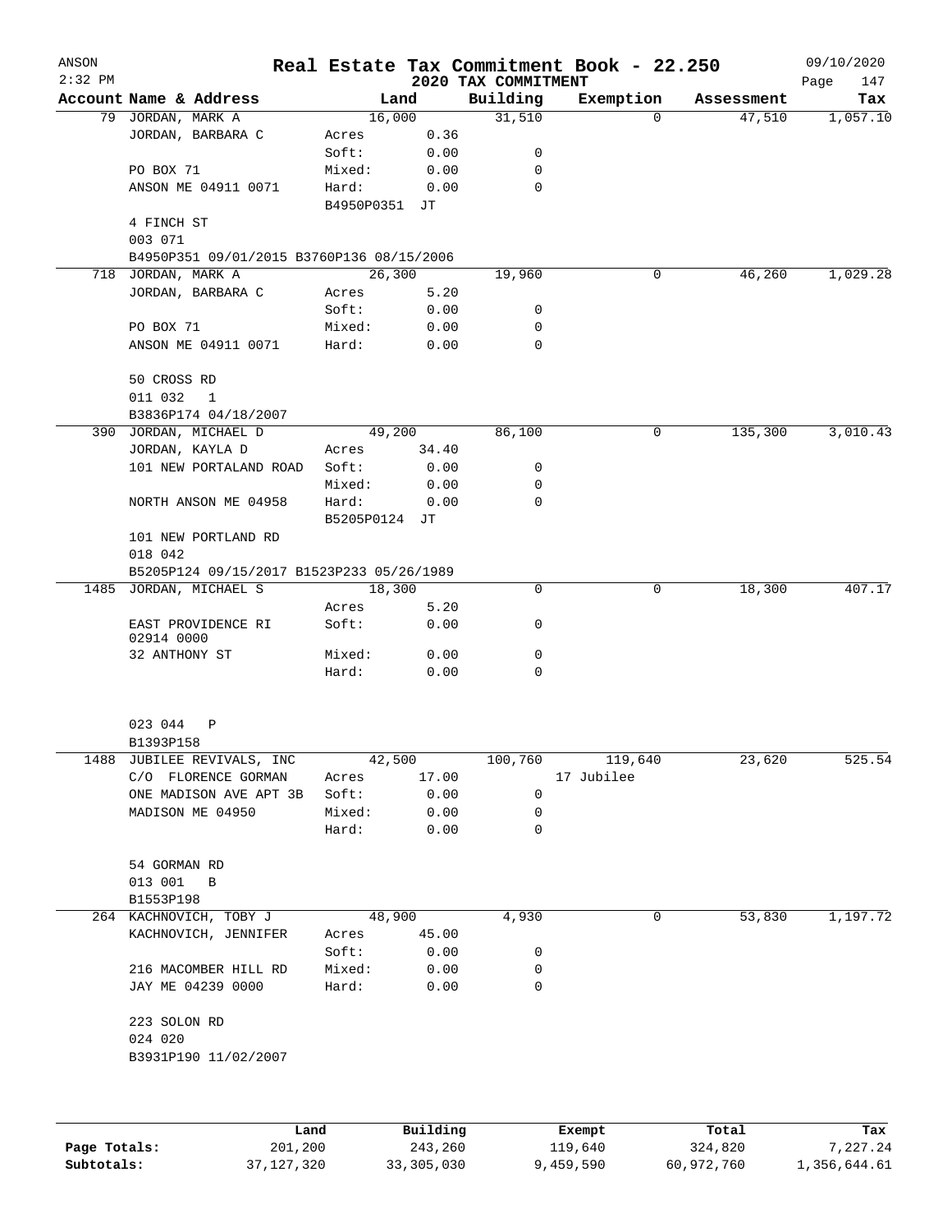ANSON 2:32 PM

# Real Estate Tax Commitment Book - 22.250

## 2020 TAX COMMITMENT

09/10/2020 Page 147

| Account Name & Address | Land | | Building | Exemption | Assessment | Tax |
|---|---|---|---|---|---|---|
| 79 JORDAN, MARK A | 16,000 | | 31,510 | 0 | 47,510 | 1,057.10 |
| JORDAN, BARBARA C | Acres | 0.36 | | | | |
| | Soft: | 0.00 | 0 | | | |
| PO BOX 71 | Mixed: | 0.00 | 0 | | | |
| ANSON ME 04911 0071 | Hard: | 0.00 | 0 | | | |
| | B4950P0351 | JT | | | | |
| 4 FINCH ST | | | | | | |
| 003 071 | | | | | | |
| B4950P351 09/01/2015 B3760P136 08/15/2006 | | | | | | |
| 718 JORDAN, MARK A | 26,300 | | 19,960 | 0 | 46,260 | 1,029.28 |
| JORDAN, BARBARA C | Acres | 5.20 | | | | |
| | Soft: | 0.00 | 0 | | | |
| PO BOX 71 | Mixed: | 0.00 | 0 | | | |
| ANSON ME 04911 0071 | Hard: | 0.00 | 0 | | | |
| 50 CROSS RD | | | | | | |
| 011 032 1 | | | | | | |
| B3836P174 04/18/2007 | | | | | | |
| 390 JORDAN, MICHAEL D | 49,200 | | 86,100 | 0 | 135,300 | 3,010.43 |
| JORDAN, KAYLA D | Acres | 34.40 | | | | |
| 101 NEW PORTALAND ROAD | Soft: | 0.00 | 0 | | | |
| | Mixed: | 0.00 | 0 | | | |
| NORTH ANSON ME 04958 | Hard: | 0.00 | 0 | | | |
| | B5205P0124 | JT | | | | |
| 101 NEW PORTLAND RD | | | | | | |
| 018 042 | | | | | | |
| B5205P124 09/15/2017 B1523P233 05/26/1989 | | | | | | |
| 1485 JORDAN, MICHAEL S | 18,300 | | 0 | 0 | 18,300 | 407.17 |
| | Acres | 5.20 | | | | |
| EAST PROVIDENCE RI 02914 0000 | Soft: | 0.00 | 0 | | | |
| 32 ANTHONY ST | Mixed: | 0.00 | 0 | | | |
| | Hard: | 0.00 | 0 | | | |
| 023 044 P | | | | | | |
| B1393P158 | | | | | | |
| 1488 JUBILEE REVIVALS, INC | 42,500 | | 100,760 | 119,640 | 23,620 | 525.54 |
| C/O FLORENCE GORMAN | Acres | 17.00 | | 17 Jubilee | | |
| ONE MADISON AVE APT 3B | Soft: | 0.00 | 0 | | | |
| MADISON ME 04950 | Mixed: | 0.00 | 0 | | | |
| | Hard: | 0.00 | 0 | | | |
| 54 GORMAN RD | | | | | | |
| 013 001 B | | | | | | |
| B1553P198 | | | | | | |
| 264 KACHNOVICH, TOBY J | 48,900 | | 4,930 | 0 | 53,830 | 1,197.72 |
| KACHNOVICH, JENNIFER | Acres | 45.00 | | | | |
| | Soft: | 0.00 | 0 | | | |
| 216 MACOMBER HILL RD | Mixed: | 0.00 | 0 | | | |
| JAY ME 04239 0000 | Hard: | 0.00 | 0 | | | |
| 223 SOLON RD | | | | | | |
| 024 020 | | | | | | |
| B3931P190 11/02/2007 | | | | | | |

| | Land | Building | Exempt | Total | Tax |
|---|---|---|---|---|---|
| Page Totals: | 201,200 | 243,260 | 119,640 | 324,820 | 7,227.24 |
| Subtotals: | 37,127,320 | 33,305,030 | 9,459,590 | 60,972,760 | 1,356,644.61 |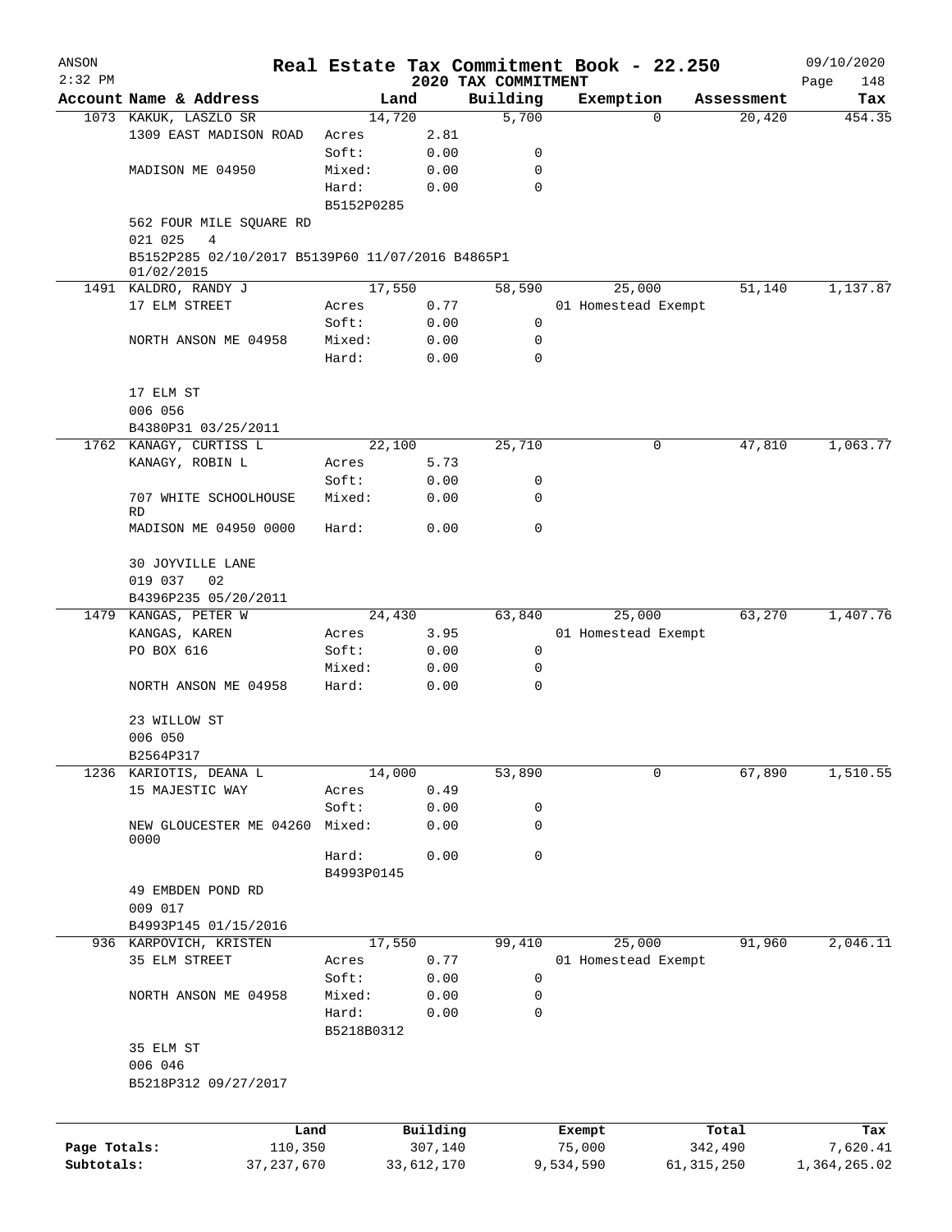ANSON
2:32 PM

# Real Estate Tax Commitment Book - 22.250

2020 TAX COMMITMENT

09/10/2020

| Account Name & Address | Land | | Building | Exemption | Assessment | Tax |
|---|---|---|---|---|---|---|
| 1073 KAKUK, LASZLO SR | 14,720 | | 5,700 | 0 | 20,420 | 454.35 |
| 1309 EAST MADISON ROAD | Acres | 2.81 | | | | |
| | Soft: | 0.00 | 0 | | | |
| MADISON ME 04950 | Mixed: | 0.00 | 0 | | | |
| | Hard: | 0.00 | 0 | | | |
| | B5152P0285 | | | | | |
| 562 FOUR MILE SQUARE RD | | | | | | |
| 021 025 4 | | | | | | |
| B5152P285 02/10/2017 B5139P60 11/07/2016 B4865P1 01/02/2015 | | | | | | |
| 1491 KALDRO, RANDY J | 17,550 | | 58,590 | 25,000 | 51,140 | 1,137.87 |
| 17 ELM STREET | Acres | 0.77 | | 01 Homestead Exempt | | |
| | Soft: | 0.00 | 0 | | | |
| NORTH ANSON ME 04958 | Mixed: | 0.00 | 0 | | | |
| | Hard: | 0.00 | 0 | | | |
| 17 ELM ST | | | | | | |
| 006 056 | | | | | | |
| B4380P31 03/25/2011 | | | | | | |
| 1762 KANAGY, CURTISS L | 22,100 | | 25,710 | 0 | 47,810 | 1,063.77 |
| KANAGY, ROBIN L | Acres | 5.73 | | | | |
| | Soft: | 0.00 | 0 | | | |
| 707 WHITE SCHOOLHOUSE RD | Mixed: | 0.00 | 0 | | | |
| MADISON ME 04950 0000 | Hard: | 0.00 | 0 | | | |
| 30 JOYVILLE LANE | | | | | | |
| 019 037 02 | | | | | | |
| B4396P235 05/20/2011 | | | | | | |
| 1479 KANGAS, PETER W | 24,430 | | 63,840 | 25,000 | 63,270 | 1,407.76 |
| KANGAS, KAREN | Acres | 3.95 | | 01 Homestead Exempt | | |
| PO BOX 616 | Soft: | 0.00 | 0 | | | |
| | Mixed: | 0.00 | 0 | | | |
| NORTH ANSON ME 04958 | Hard: | 0.00 | 0 | | | |
| 23 WILLOW ST | | | | | | |
| 006 050 | | | | | | |
| B2564P317 | | | | | | |
| 1236 KARIOTIS, DEANA L | 14,000 | | 53,890 | 0 | 67,890 | 1,510.55 |
| 15 MAJESTIC WAY | Acres | 0.49 | | | | |
| | Soft: | 0.00 | 0 | | | |
| NEW GLOUCESTER ME 04260 0000 | Mixed: | 0.00 | 0 | | | |
| | Hard: | 0.00 | 0 | | | |
| | B4993P0145 | | | | | |
| 49 EMBDEN POND RD | | | | | | |
| 009 017 | | | | | | |
| B4993P145 01/15/2016 | | | | | | |
| 936 KARPOVICH, KRISTEN | 17,550 | | 99,410 | 25,000 | 91,960 | 2,046.11 |
| 35 ELM STREET | Acres | 0.77 | | 01 Homestead Exempt | | |
| | Soft: | 0.00 | 0 | | | |
| NORTH ANSON ME 04958 | Mixed: | 0.00 | 0 | | | |
| | Hard: | 0.00 | 0 | | | |
| | B5218B0312 | | | | | |
| 35 ELM ST | | | | | | |
| 006 046 | | | | | | |
| B5218P312 09/27/2017 | | | | | | |

| | Land | Building | Exempt | Total | Tax |
|---|---|---|---|---|---|
| Page Totals: | 110,350 | 307,140 | 75,000 | 342,490 | 7,620.41 |
| Subtotals: | 37,237,670 | 33,612,170 | 9,534,590 | 61,315,250 | 1,364,265.02 |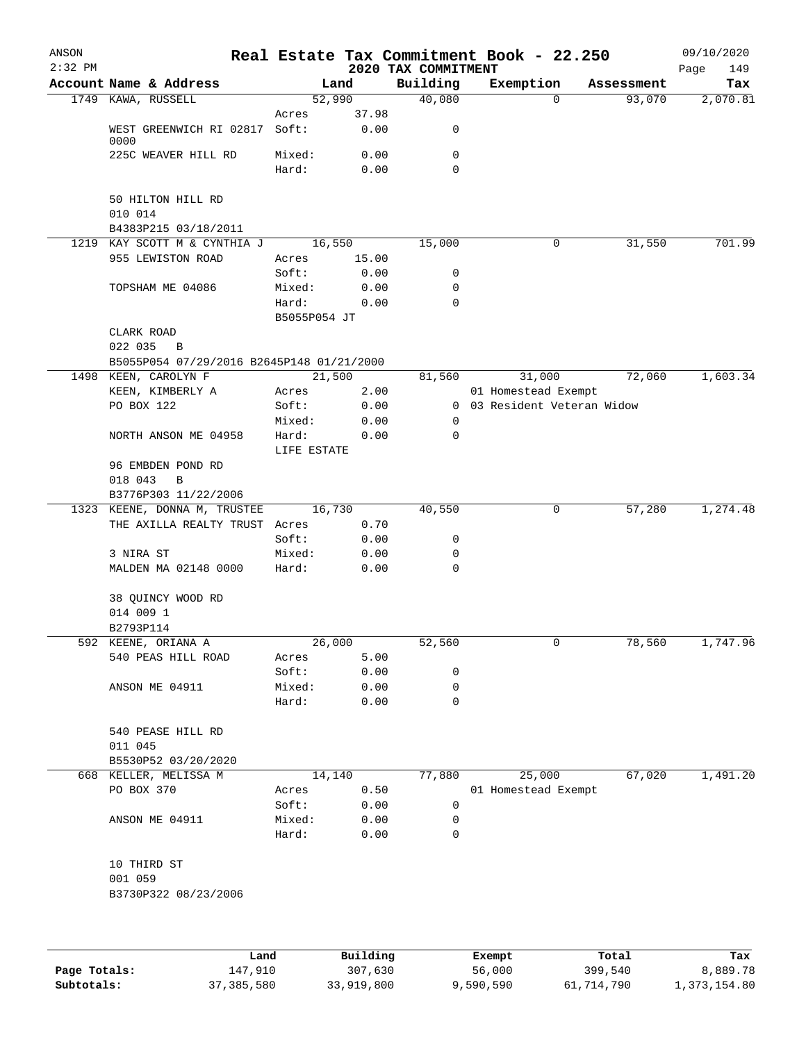ANSON 2:32 PM

# Real Estate Tax Commitment Book - 22.250

2020 TAX COMMITMENT

09/10/2020

| Account Name & Address | Land | | Building | Exemption | Assessment | Tax |
|---|---|---|---|---|---|---|
| 1749 KAWA, RUSSELL | 52,990 | | 40,080 | 0 | 93,070 | 2,070.81 |
| | Acres | 37.98 | | | | |
| WEST GREENWICH RI 02817 0000 | Soft: | 0.00 | 0 | | | |
| 225C WEAVER HILL RD | Mixed: | 0.00 | 0 | | | |
| | Hard: | 0.00 | 0 | | | |
| 50 HILTON HILL RD | | | | | | |
| 010 014 | | | | | | |
| B4383P215 03/18/2011 | | | | | | |
| 1219 KAY SCOTT M & CYNTHIA J | 16,550 | | 15,000 | 0 | 31,550 | 701.99 |
| 955 LEWISTON ROAD | Acres | 15.00 | | | | |
| | Soft: | 0.00 | 0 | | | |
| TOPSHAM ME 04086 | Mixed: | 0.00 | 0 | | | |
| | Hard: | 0.00 | 0 | | | |
| | B5055P054 JT | | | | | |
| CLARK ROAD | | | | | | |
| 022 035 B | | | | | | |
| B5055P054 07/29/2016 B2645P148 01/21/2000 | | | | | | |
| 1498 KEEN, CAROLYN F | 21,500 | | 81,560 | 31,000 | 72,060 | 1,603.34 |
| KEEN, KIMBERLY A | Acres | 2.00 | | 01 Homestead Exempt | | |
| PO BOX 122 | Soft: | 0.00 | 0 | 03 Resident Veteran Widow | | |
| | Mixed: | 0.00 | 0 | | | |
| NORTH ANSON ME 04958 | Hard: | 0.00 | 0 | | | |
| | LIFE ESTATE | | | | | |
| 96 EMBDEN POND RD | | | | | | |
| 018 043 B | | | | | | |
| B3776P303 11/22/2006 | | | | | | |
| 1323 KEENE, DONNA M, TRUSTEE | 16,730 | | 40,550 | 0 | 57,280 | 1,274.48 |
| THE AXILLA REALTY TRUST | Acres | 0.70 | | | | |
| | Soft: | 0.00 | 0 | | | |
| 3 NIRA ST | Mixed: | 0.00 | 0 | | | |
| MALDEN MA 02148 0000 | Hard: | 0.00 | 0 | | | |
| 38 QUINCY WOOD RD | | | | | | |
| 014 009 1 | | | | | | |
| B2793P114 | | | | | | |
| 592 KEENE, ORIANA A | 26,000 | | 52,560 | 0 | 78,560 | 1,747.96 |
| 540 PEAS HILL ROAD | Acres | 5.00 | | | | |
| | Soft: | 0.00 | 0 | | | |
| ANSON ME 04911 | Mixed: | 0.00 | 0 | | | |
| | Hard: | 0.00 | 0 | | | |
| 540 PEASE HILL RD | | | | | | |
| 011 045 | | | | | | |
| B5530P52 03/20/2020 | | | | | | |
| 668 KELLER, MELISSA M | 14,140 | | 77,880 | 25,000 | 67,020 | 1,491.20 |
| PO BOX 370 | Acres | 0.50 | | 01 Homestead Exempt | | |
| | Soft: | 0.00 | 0 | | | |
| ANSON ME 04911 | Mixed: | 0.00 | 0 | | | |
| | Hard: | 0.00 | 0 | | | |
| 10 THIRD ST | | | | | | |
| 001 059 | | | | | | |
| B3730P322 08/23/2006 | | | | | | |

| | Land | Building | Exempt | Total | Tax |
|---|---|---|---|---|---|
| Page Totals: | 147,910 | 307,630 | 56,000 | 399,540 | 8,889.78 |
| Subtotals: | 37,385,580 | 33,919,800 | 9,590,590 | 61,714,790 | 1,373,154.80 |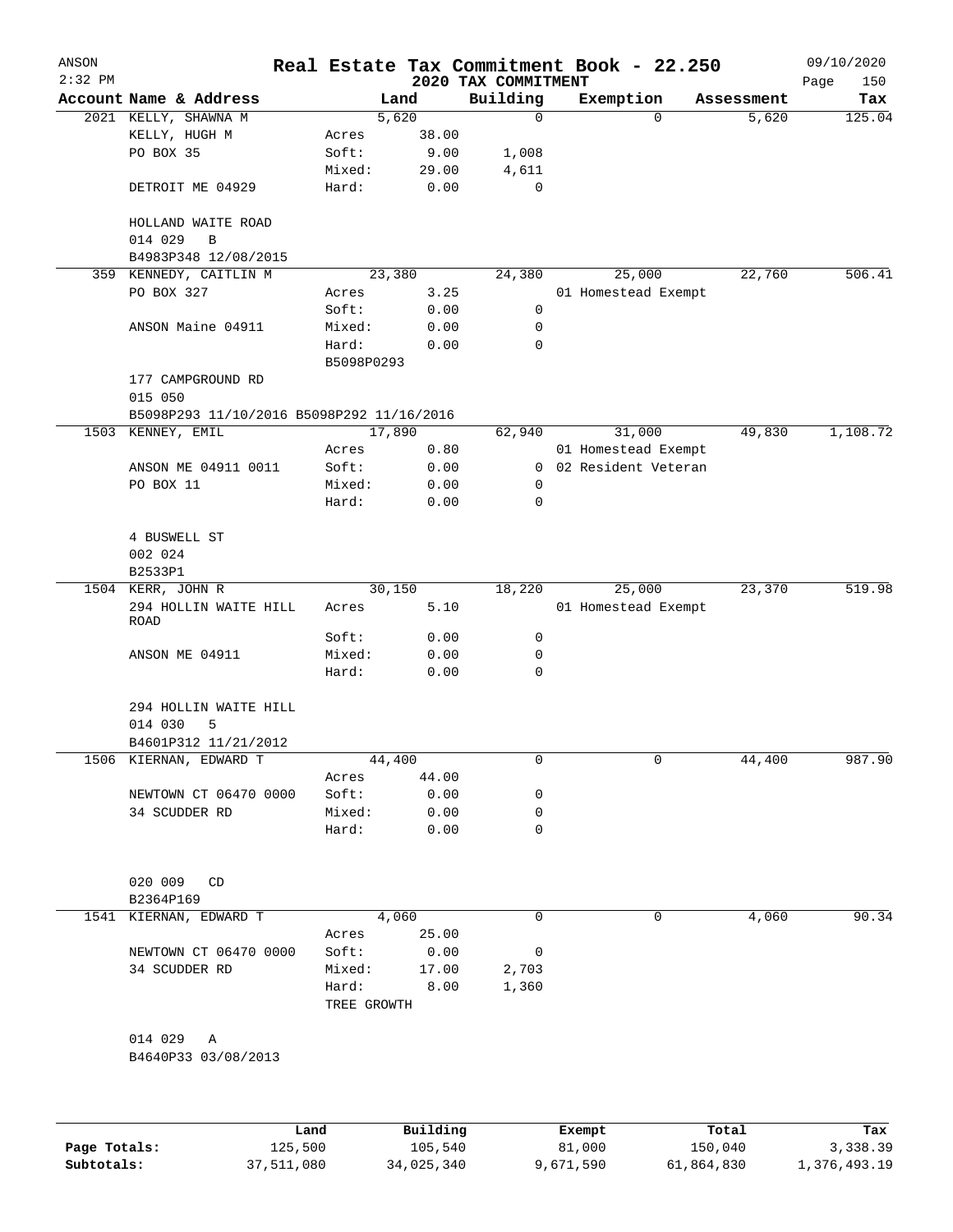ANSON
2:32 PM

# Real Estate Tax Commitment Book - 22.250

## 2020 TAX COMMITMENT

09/10/2020

| Account Name & Address | | Land | Building | Exemption | Assessment | Tax |
|---|---|---|---|---|---|---|
| 2021 KELLY, SHAWNA M | | 5,620 | 0 | 0 | 5,620 | 125.04 |
| KELLY, HUGH M | Acres | 38.00 | | | | |
| PO BOX 35 | Soft: | 9.00 | 1,008 | | | |
| | Mixed: | 29.00 | 4,611 | | | |
| DETROIT ME 04929 | Hard: | 0.00 | 0 | | | |
| HOLLAND WAITE ROAD | | | | | | |
| 014 029 B | | | | | | |
| B4983P348 12/08/2015 | | | | | | |
| 359 KENNEDY, CAITLIN M | | 23,380 | 24,380 | 25,000 | 22,760 | 506.41 |
| PO BOX 327 | Acres | 3.25 | | 01 Homestead Exempt | | |
| | Soft: | 0.00 | 0 | | | |
| ANSON Maine 04911 | Mixed: | 0.00 | 0 | | | |
| | Hard: | 0.00 | 0 | | | |
| | B5098P0293 | | | | | |
| 177 CAMPGROUND RD | | | | | | |
| 015 050 | | | | | | |
| B5098P293 11/10/2016 B5098P292 11/16/2016 | | | | | | |
| 1503 KENNEY, EMIL | | 17,890 | 62,940 | 31,000 | 49,830 | 1,108.72 |
| | Acres | 0.80 | | 01 Homestead Exempt | | |
| ANSON ME 04911 0011 | Soft: | 0.00 | 0 | 02 Resident Veteran | | |
| PO BOX 11 | Mixed: | 0.00 | 0 | | | |
| | Hard: | 0.00 | 0 | | | |
| 4 BUSWELL ST | | | | | | |
| 002 024 | | | | | | |
| B2533P1 | | | | | | |
| 1504 KERR, JOHN R | | 30,150 | 18,220 | 25,000 | 23,370 | 519.98 |
| 294 HOLLIN WAITE HILL ROAD | Acres | 5.10 | | 01 Homestead Exempt | | |
| | Soft: | 0.00 | 0 | | | |
| ANSON ME 04911 | Mixed: | 0.00 | 0 | | | |
| | Hard: | 0.00 | 0 | | | |
| 294 HOLLIN WAITE HILL | | | | | | |
| 014 030 5 | | | | | | |
| B4601P312 11/21/2012 | | | | | | |
| 1506 KIERNAN, EDWARD T | | 44,400 | 0 | 0 | 44,400 | 987.90 |
| | Acres | 44.00 | | | | |
| NEWTOWN CT 06470 0000 | Soft: | 0.00 | 0 | | | |
| 34 SCUDDER RD | Mixed: | 0.00 | 0 | | | |
| | Hard: | 0.00 | 0 | | | |
| 020 009 CD | | | | | | |
| B2364P169 | | | | | | |
| 1541 KIERNAN, EDWARD T | | 4,060 | 0 | 0 | 4,060 | 90.34 |
| | Acres | 25.00 | | | | |
| NEWTOWN CT 06470 0000 | Soft: | 0.00 | 0 | | | |
| 34 SCUDDER RD | Mixed: | 17.00 | 2,703 | | | |
| | Hard: | 8.00 | 1,360 | | | |
| | TREE GROWTH | | | | | |
| 014 029 A | | | | | | |
| B4640P33 03/08/2013 | | | | | | |

| | Land | Building | Exempt | Total | Tax |
|---|---|---|---|---|---|
| Page Totals: | 125,500 | 105,540 | 81,000 | 150,040 | 3,338.39 |
| Subtotals: | 37,511,080 | 34,025,340 | 9,671,590 | 61,864,830 | 1,376,493.19 |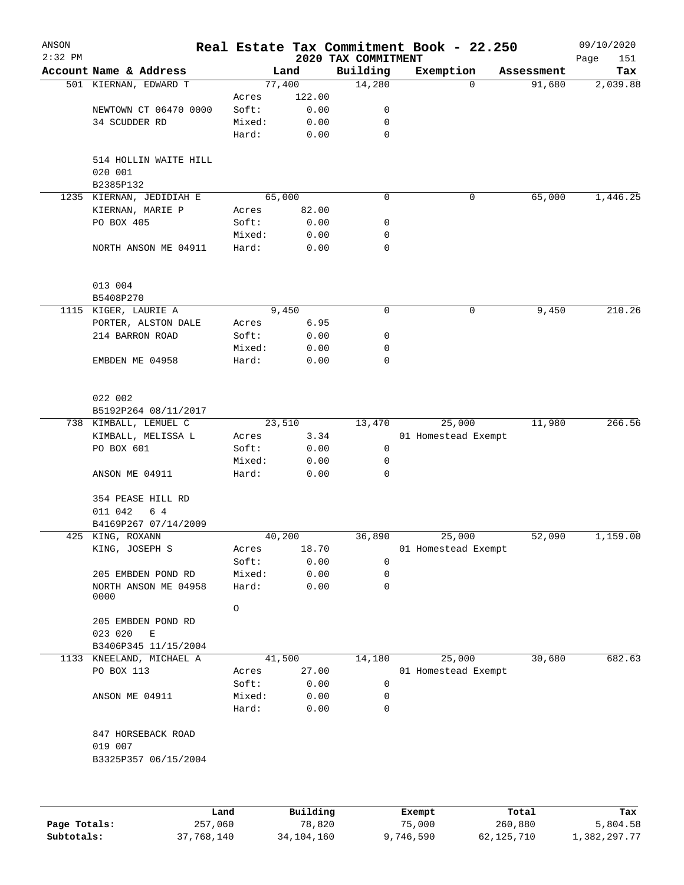ANSON
2:32 PM

# Real Estate Tax Commitment Book - 22.250

## 2020 TAX COMMITMENT

09/10/2020

| Account | Name & Address | | Land | Building | Exemption | Assessment | Tax |
|---|---|---|---|---|---|---|---|
| 501 | KIERNAN, EDWARD T | | 77,400 | 14,280 | 0 | 91,680 | 2,039.88 |
| | | Acres | 122.00 | | | | |
| | NEWTOWN CT 06470 0000 | Soft: | 0.00 | 0 | | | |
| | 34 SCUDDER RD | Mixed: | 0.00 | 0 | | | |
| | | Hard: | 0.00 | 0 | | | |
| | 514 HOLLIN WAITE HILL | | | | | | |
| | 020 001 | | | | | | |
| | B2385P132 | | | | | | |
| 1235 | KIERNAN, JEDIDIAH E | | 65,000 | 0 | 0 | 65,000 | 1,446.25 |
| | KIERNAN, MARIE P | Acres | 82.00 | | | | |
| | PO BOX 405 | Soft: | 0.00 | 0 | | | |
| | | Mixed: | 0.00 | 0 | | | |
| | NORTH ANSON ME 04911 | Hard: | 0.00 | 0 | | | |
| | 013 004 | | | | | | |
| | B5408P270 | | | | | | |
| 1115 | KIGER, LAURIE A | | 9,450 | 0 | 0 | 9,450 | 210.26 |
| | PORTER, ALSTON DALE | Acres | 6.95 | | | | |
| | 214 BARRON ROAD | Soft: | 0.00 | 0 | | | |
| | | Mixed: | 0.00 | 0 | | | |
| | EMBDEN ME 04958 | Hard: | 0.00 | 0 | | | |
| | 022 002 | | | | | | |
| | B5192P264 08/11/2017 | | | | | | |
| 738 | KIMBALL, LEMUEL C | | 23,510 | 13,470 | 25,000 | 11,980 | 266.56 |
| | KIMBALL, MELISSA L | Acres | 3.34 | | 01 Homestead Exempt | | |
| | PO BOX 601 | Soft: | 0.00 | 0 | | | |
| | | Mixed: | 0.00 | 0 | | | |
| | ANSON ME 04911 | Hard: | 0.00 | 0 | | | |
| | 354 PEASE HILL RD | | | | | | |
| | 011 042 6 4 | | | | | | |
| | B4169P267 07/14/2009 | | | | | | |
| 425 | KING, ROXANN | | 40,200 | 36,890 | 25,000 | 52,090 | 1,159.00 |
| | KING, JOSEPH S | Acres | 18.70 | | 01 Homestead Exempt | | |
| | | Soft: | 0.00 | 0 | | | |
| | 205 EMBDEN POND RD | Mixed: | 0.00 | 0 | | | |
| | NORTH ANSON ME 04958 0000 | Hard: | 0.00 | 0 | | | |
| | | O | | | | | |
| | 205 EMBDEN POND RD | | | | | | |
| | 023 020 E | | | | | | |
| | B3406P345 11/15/2004 | | | | | | |
| 1133 | KNEELAND, MICHAEL A | | 41,500 | 14,180 | 25,000 | 30,680 | 682.63 |
| | PO BOX 113 | Acres | 27.00 | | 01 Homestead Exempt | | |
| | | Soft: | 0.00 | 0 | | | |
| | ANSON ME 04911 | Mixed: | 0.00 | 0 | | | |
| | | Hard: | 0.00 | 0 | | | |
| | 847 HORSEBACK ROAD | | | | | | |
| | 019 007 | | | | | | |
| | B3325P357 06/15/2004 | | | | | | |

| | Land | Building | Exempt | Total | Tax |
|---|---|---|---|---|---|
| Page Totals: | 257,060 | 78,820 | 75,000 | 260,880 | 5,804.58 |
| Subtotals: | 37,768,140 | 34,104,160 | 9,746,590 | 62,125,710 | 1,382,297.77 |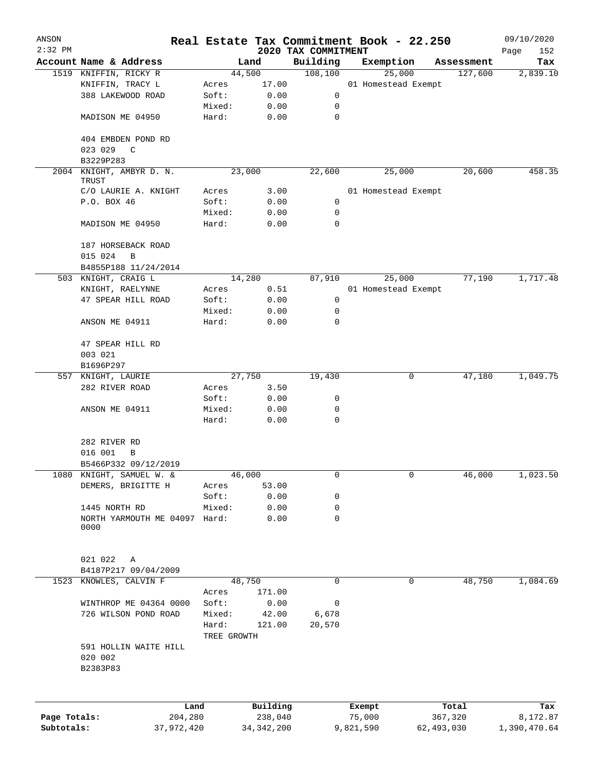ANSON
2:32 PM

# Real Estate Tax Commitment Book - 22.250

## 2020 TAX COMMITMENT

09/10/2020

| Account Name & Address | | Land | Building | Exemption | Assessment | Tax |
|---|---|---|---|---|---|---|
| 1519 KNIFFIN, RICKY R | | 44,500 | 108,100 | 25,000 | 127,600 | 2,839.10 |
| KNIFFIN, TRACY L | Acres | 17.00 | | 01 Homestead Exempt | | |
| 388 LAKEWOOD ROAD | Soft: | 0.00 | 0 | | | |
| | Mixed: | 0.00 | 0 | | | |
| MADISON ME 04950 | Hard: | 0.00 | 0 | | | |
| 404 EMBDEN POND RD | | | | | | |
| 023 029 C | | | | | | |
| B3229P283 | | | | | | |
| 2004 KNIGHT, AMBYR D. N. TRUST | | 23,000 | 22,600 | 25,000 | 20,600 | 458.35 |
| C/O LAURIE A. KNIGHT | Acres | 3.00 | | 01 Homestead Exempt | | |
| P.O. BOX 46 | Soft: | 0.00 | 0 | | | |
| | Mixed: | 0.00 | 0 | | | |
| MADISON ME 04950 | Hard: | 0.00 | 0 | | | |
| 187 HORSEBACK ROAD | | | | | | |
| 015 024 B | | | | | | |
| B4855P188 11/24/2014 | | | | | | |
| 503 KNIGHT, CRAIG L | | 14,280 | 87,910 | 25,000 | 77,190 | 1,717.48 |
| KNIGHT, RAELYNNE | Acres | 0.51 | | 01 Homestead Exempt | | |
| 47 SPEAR HILL ROAD | Soft: | 0.00 | 0 | | | |
| | Mixed: | 0.00 | 0 | | | |
| ANSON ME 04911 | Hard: | 0.00 | 0 | | | |
| 47 SPEAR HILL RD | | | | | | |
| 003 021 | | | | | | |
| B1696P297 | | | | | | |
| 557 KNIGHT, LAURIE | | 27,750 | 19,430 | 0 | 47,180 | 1,049.75 |
| 282 RIVER ROAD | Acres | 3.50 | | | | |
| | Soft: | 0.00 | 0 | | | |
| ANSON ME 04911 | Mixed: | 0.00 | 0 | | | |
| | Hard: | 0.00 | 0 | | | |
| 282 RIVER RD | | | | | | |
| 016 001 B | | | | | | |
| B5466P332 09/12/2019 | | | | | | |
| 1080 KNIGHT, SAMUEL W. & | | 46,000 | 0 | 0 | 46,000 | 1,023.50 |
| DEMERS, BRIGITTE H | Acres | 53.00 | | | | |
| | Soft: | 0.00 | 0 | | | |
| 1445 NORTH RD | Mixed: | 0.00 | 0 | | | |
| NORTH YARMOUTH ME 04097 0000 | Hard: | 0.00 | 0 | | | |
| 021 022 A | | | | | | |
| B4187P217 09/04/2009 | | | | | | |
| 1523 KNOWLES, CALVIN F | | 48,750 | 0 | 0 | 48,750 | 1,084.69 |
| | Acres | 171.00 | | | | |
| WINTHROP ME 04364 0000 | Soft: | 0.00 | 0 | | | |
| 726 WILSON POND ROAD | Mixed: | 42.00 | 6,678 | | | |
| | Hard: | 121.00 | 20,570 | | | |
| | TREE GROWTH | | | | | |
| 591 HOLLIN WAITE HILL | | | | | | |
| 020 002 | | | | | | |
| B2383P83 | | | | | | |

| | Land | Building | Exempt | Total | Tax |
|---|---|---|---|---|---|
| Page Totals: | 204,280 | 238,040 | 75,000 | 367,320 | 8,172.87 |
| Subtotals: | 37,972,420 | 34,342,200 | 9,821,590 | 62,493,030 | 1,390,470.64 |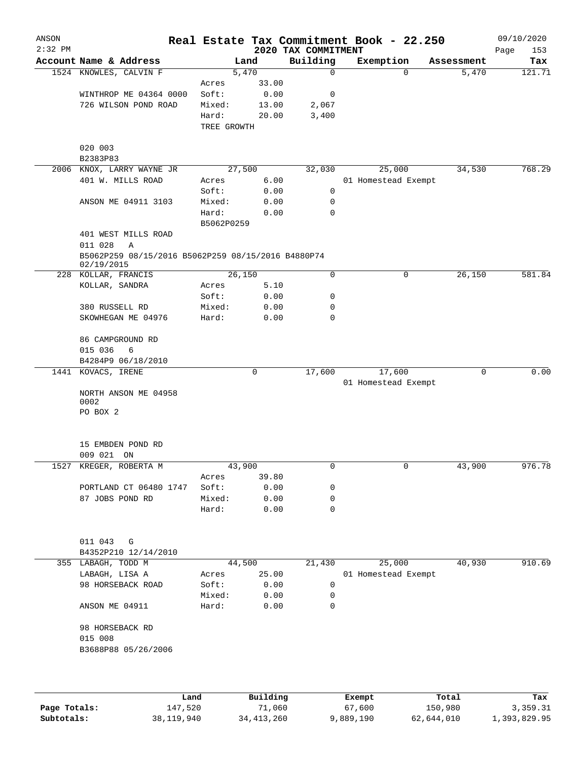ANSON
2:32 PM

# Real Estate Tax Commitment Book - 22.250

## 2020 TAX COMMITMENT

09/10/2020

| Account | Name & Address | Land | | Building | Exemption | Assessment | Tax |
|---|---|---|---|---|---|---|---|
| 1524 | KNOWLES, CALVIN F | | 5,470 | 0 | 0 | 5,470 | 121.71 |
| | | Acres | 33.00 | | | | |
| | WINTHROP ME 04364 0000 | Soft: | 0.00 | 0 | | | |
| | 726 WILSON POND ROAD | Mixed: | 13.00 | 2,067 | | | |
| | | Hard: | 20.00 | 3,400 | | | |
| | | TREE GROWTH | | | | | |
| | 020 003 | | | | | | |
| | B2383P83 | | | | | | |
| 2006 | KNOX, LARRY WAYNE JR | | 27,500 | 32,030 | 25,000 | 34,530 | 768.29 |
| | 401 W. MILLS ROAD | Acres | 6.00 | | 01 Homestead Exempt | | |
| | | Soft: | 0.00 | 0 | | | |
| | ANSON ME 04911 3103 | Mixed: | 0.00 | 0 | | | |
| | | Hard: | 0.00 | 0 | | | |
| | | B5062P0259 | | | | | |
| | 401 WEST MILLS ROAD | | | | | | |
| | 011 028 A | | | | | | |
| | B5062P259 08/15/2016 B5062P259 08/15/2016 B4880P74 02/19/2015 | | | | | | |
| 228 | KOLLAR, FRANCIS | | 26,150 | 0 | 0 | 26,150 | 581.84 |
| | KOLLAR, SANDRA | Acres | 5.10 | | | | |
| | | Soft: | 0.00 | 0 | | | |
| | 380 RUSSELL RD | Mixed: | 0.00 | 0 | | | |
| | SKOWHEGAN ME 04976 | Hard: | 0.00 | 0 | | | |
| | 86 CAMPGROUND RD | | | | | | |
| | 015 036 6 | | | | | | |
| | B4284P9 06/18/2010 | | | | | | |
| 1441 | KOVACS, IRENE | | 0 | 17,600 | 17,600 | 0 | 0.00 |
| | | | | | 01 Homestead Exempt | | |
| | NORTH ANSON ME 04958 0002 | | | | | | |
| | PO BOX 2 | | | | | | |
| | 15 EMBDEN POND RD | | | | | | |
| | 009 021 ON | | | | | | |
| 1527 | KREGER, ROBERTA M | | 43,900 | 0 | 0 | 43,900 | 976.78 |
| | | Acres | 39.80 | | | | |
| | PORTLAND CT 06480 1747 | Soft: | 0.00 | 0 | | | |
| | 87 JOBS POND RD | Mixed: | 0.00 | 0 | | | |
| | | Hard: | 0.00 | 0 | | | |
| | 011 043 G | | | | | | |
| | B4352P210 12/14/2010 | | | | | | |
| 355 | LABAGH, TODD M | | 44,500 | 21,430 | 25,000 | 40,930 | 910.69 |
| | LABAGH, LISA A | Acres | 25.00 | | 01 Homestead Exempt | | |
| | 98 HORSEBACK ROAD | Soft: | 0.00 | 0 | | | |
| | | Mixed: | 0.00 | 0 | | | |
| | ANSON ME 04911 | Hard: | 0.00 | 0 | | | |
| | 98 HORSEBACK RD | | | | | | |
| | 015 008 | | | | | | |
| | B3688P88 05/26/2006 | | | | | | |

| | Land | Building | Exempt | Total | Tax |
|---|---|---|---|---|---|
| Page Totals: | 147,520 | 71,060 | 67,600 | 150,980 | 3,359.31 |
| Subtotals: | 38,119,940 | 34,413,260 | 9,889,190 | 62,644,010 | 1,393,829.95 |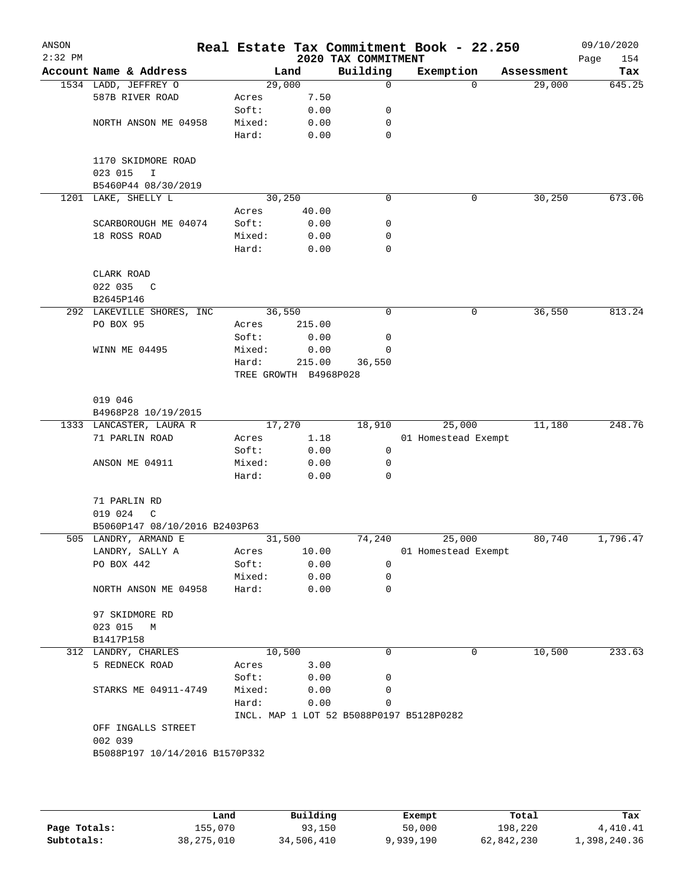# Real Estate Tax Commitment Book - 22.250

ANSON 2:32 PM — 2020 TAX COMMITMENT — 09/10/2020

| Account Name & Address | | Land | Building | Exemption | Assessment | Tax |
|---|---|---|---|---|---|---|
| 1534 LADD, JEFFREY O | | 29,000 | 0 | 0 | 29,000 | 645.25 |
| 587B RIVER ROAD | Acres | 7.50 | | | | |
| | Soft: | 0.00 | 0 | | | |
| NORTH ANSON ME 04958 | Mixed: | 0.00 | 0 | | | |
| | Hard: | 0.00 | 0 | | | |
| 1170 SKIDMORE ROAD | | | | | | |
| 023 015 I | | | | | | |
| B5460P44 08/30/2019 | | | | | | |
| 1201 LAKE, SHELLY L | | 30,250 | 0 | 0 | 30,250 | 673.06 |
| | Acres | 40.00 | | | | |
| SCARBOROUGH ME 04074 | Soft: | 0.00 | 0 | | | |
| 18 ROSS ROAD | Mixed: | 0.00 | 0 | | | |
| | Hard: | 0.00 | 0 | | | |
| CLARK ROAD | | | | | | |
| 022 035 C | | | | | | |
| B2645P146 | | | | | | |
| 292 LAKEVILLE SHORES, INC | | 36,550 | 0 | 0 | 36,550 | 813.24 |
| PO BOX 95 | Acres | 215.00 | | | | |
| | Soft: | 0.00 | 0 | | | |
| WINN ME 04495 | Mixed: | 0.00 | 0 | | | |
| | Hard: | 215.00 | 36,550 | | | |
| | TREE GROWTH B4968P028 | | | | | |
| 019 046 | | | | | | |
| B4968P28 10/19/2015 | | | | | | |
| 1333 LANCASTER, LAURA R | | 17,270 | 18,910 | 25,000 | 11,180 | 248.76 |
| 71 PARLIN ROAD | Acres | 1.18 | | 01 Homestead Exempt | | |
| | Soft: | 0.00 | 0 | | | |
| ANSON ME 04911 | Mixed: | 0.00 | 0 | | | |
| | Hard: | 0.00 | 0 | | | |
| 71 PARLIN RD | | | | | | |
| 019 024 C | | | | | | |
| B5060P147 08/10/2016 B2403P63 | | | | | | |
| 505 LANDRY, ARMAND E | | 31,500 | 74,240 | 25,000 | 80,740 | 1,796.47 |
| LANDRY, SALLY A | Acres | 10.00 | | 01 Homestead Exempt | | |
| PO BOX 442 | Soft: | 0.00 | 0 | | | |
| | Mixed: | 0.00 | 0 | | | |
| NORTH ANSON ME 04958 | Hard: | 0.00 | 0 | | | |
| 97 SKIDMORE RD | | | | | | |
| 023 015 M | | | | | | |
| B1417P158 | | | | | | |
| 312 LANDRY, CHARLES | | 10,500 | 0 | 0 | 10,500 | 233.63 |
| 5 REDNECK ROAD | Acres | 3.00 | | | | |
| | Soft: | 0.00 | 0 | | | |
| STARKS ME 04911-4749 | Mixed: | 0.00 | 0 | | | |
| | Hard: | 0.00 | 0 | | | |
| | INCL. MAP 1 LOT 52 B5088P0197 B5128P0282 | | | | | |
| OFF INGALLS STREET | | | | | | |
| 002 039 | | | | | | |
| B5088P197 10/14/2016 B1570P332 | | | | | | |

| | Land | Building | Exempt | Total | Tax |
|---|---|---|---|---|---|
| Page Totals: | 155,070 | 93,150 | 50,000 | 198,220 | 4,410.41 |
| Subtotals: | 38,275,010 | 34,506,410 | 9,939,190 | 62,842,230 | 1,398,240.36 |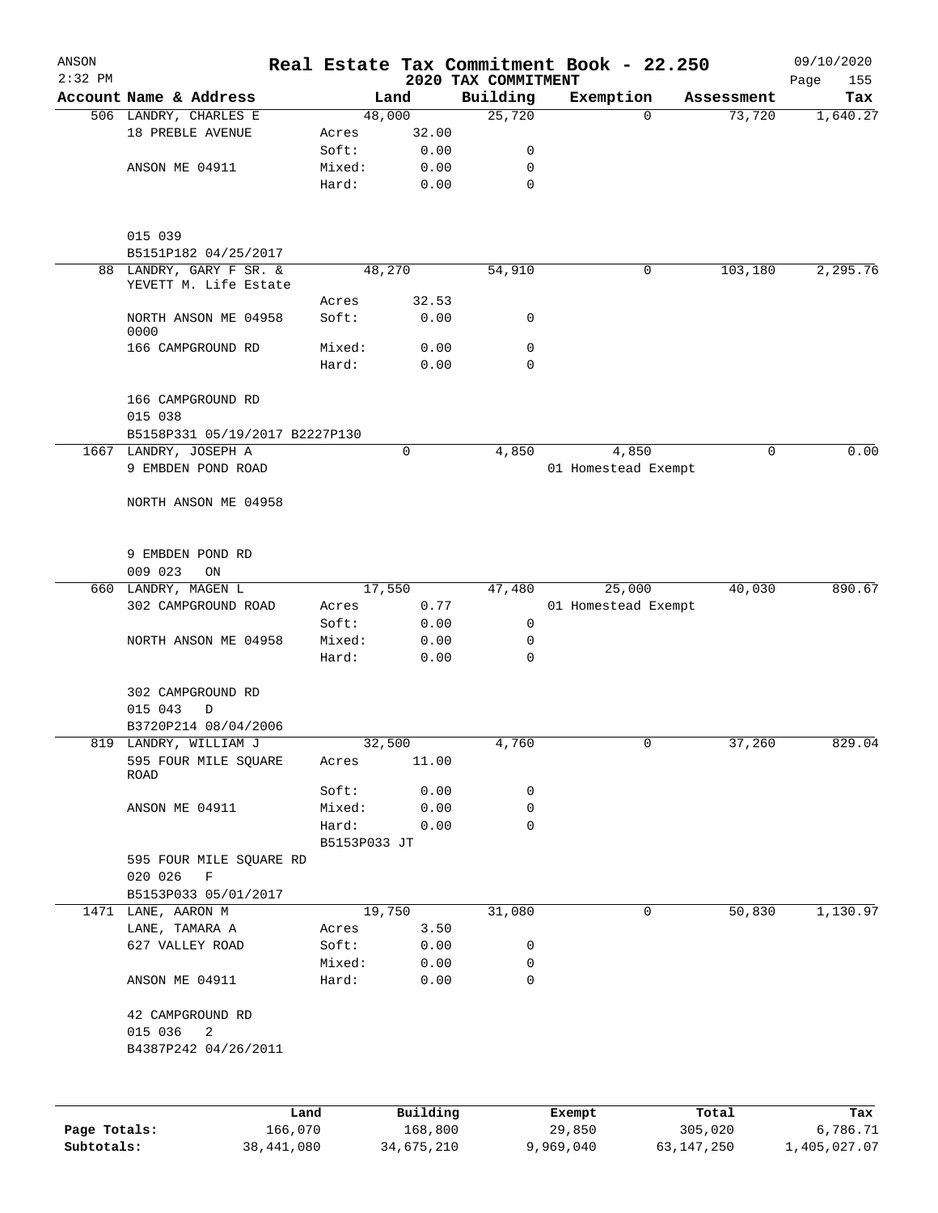# Real Estate Tax Commitment Book - 22.250

ANSON
2:32 PM

## 2020 TAX COMMITMENT

09/10/2020

| Account Name & Address | | Land | Building | Exemption | Assessment | Tax |
|---|---|---|---|---|---|---|
| 506 LANDRY, CHARLES E | | 48,000 | 25,720 | 0 | 73,720 | 1,640.27 |
| 18 PREBLE AVENUE | Acres | 32.00 | | | | |
| | Soft: | 0.00 | 0 | | | |
| ANSON ME 04911 | Mixed: | 0.00 | 0 | | | |
| | Hard: | 0.00 | 0 | | | |
| 015 039 | | | | | | |
| B5151P182 04/25/2017 | | | | | | |
| 88 LANDRY, GARY F SR. & YEVETT M. Life Estate | | 48,270 | 54,910 | 0 | 103,180 | 2,295.76 |
| | Acres | 32.53 | | | | |
| NORTH ANSON ME 04958 0000 | Soft: | 0.00 | 0 | | | |
| 166 CAMPGROUND RD | Mixed: | 0.00 | 0 | | | |
| | Hard: | 0.00 | 0 | | | |
| 166 CAMPGROUND RD | | | | | | |
| 015 038 | | | | | | |
| B5158P331 05/19/2017 B2227P130 | | | | | | |
| 1667 LANDRY, JOSEPH A | | 0 | 4,850 | 4,850 | 0 | 0.00 |
| 9 EMBDEN POND ROAD | | | | 01 Homestead Exempt | | |
| NORTH ANSON ME 04958 | | | | | | |
| 9 EMBDEN POND RD | | | | | | |
| 009 023 ON | | | | | | |
| 660 LANDRY, MAGEN L | | 17,550 | 47,480 | 25,000 | 40,030 | 890.67 |
| 302 CAMPGROUND ROAD | Acres | 0.77 | | 01 Homestead Exempt | | |
| | Soft: | 0.00 | 0 | | | |
| NORTH ANSON ME 04958 | Mixed: | 0.00 | 0 | | | |
| | Hard: | 0.00 | 0 | | | |
| 302 CAMPGROUND RD | | | | | | |
| 015 043 D | | | | | | |
| B3720P214 08/04/2006 | | | | | | |
| 819 LANDRY, WILLIAM J | | 32,500 | 4,760 | 0 | 37,260 | 829.04 |
| 595 FOUR MILE SQUARE ROAD | Acres | 11.00 | | | | |
| | Soft: | 0.00 | 0 | | | |
| ANSON ME 04911 | Mixed: | 0.00 | 0 | | | |
| | Hard: | 0.00 | 0 | | | |
| | B5153P033 JT | | | | | |
| 595 FOUR MILE SQUARE RD | | | | | | |
| 020 026 F | | | | | | |
| B5153P033 05/01/2017 | | | | | | |
| 1471 LANE, AARON M | | 19,750 | 31,080 | 0 | 50,830 | 1,130.97 |
| LANE, TAMARA A | Acres | 3.50 | | | | |
| 627 VALLEY ROAD | Soft: | 0.00 | 0 | | | |
| | Mixed: | 0.00 | 0 | | | |
| ANSON ME 04911 | Hard: | 0.00 | 0 | | | |
| 42 CAMPGROUND RD | | | | | | |
| 015 036 2 | | | | | | |
| B4387P242 04/26/2011 | | | | | | |

| | Land | Building | Exempt | Total | Tax |
|---|---|---|---|---|---|
| Page Totals: | 166,070 | 168,800 | 29,850 | 305,020 | 6,786.71 |
| Subtotals: | 38,441,080 | 34,675,210 | 9,969,040 | 63,147,250 | 1,405,027.07 |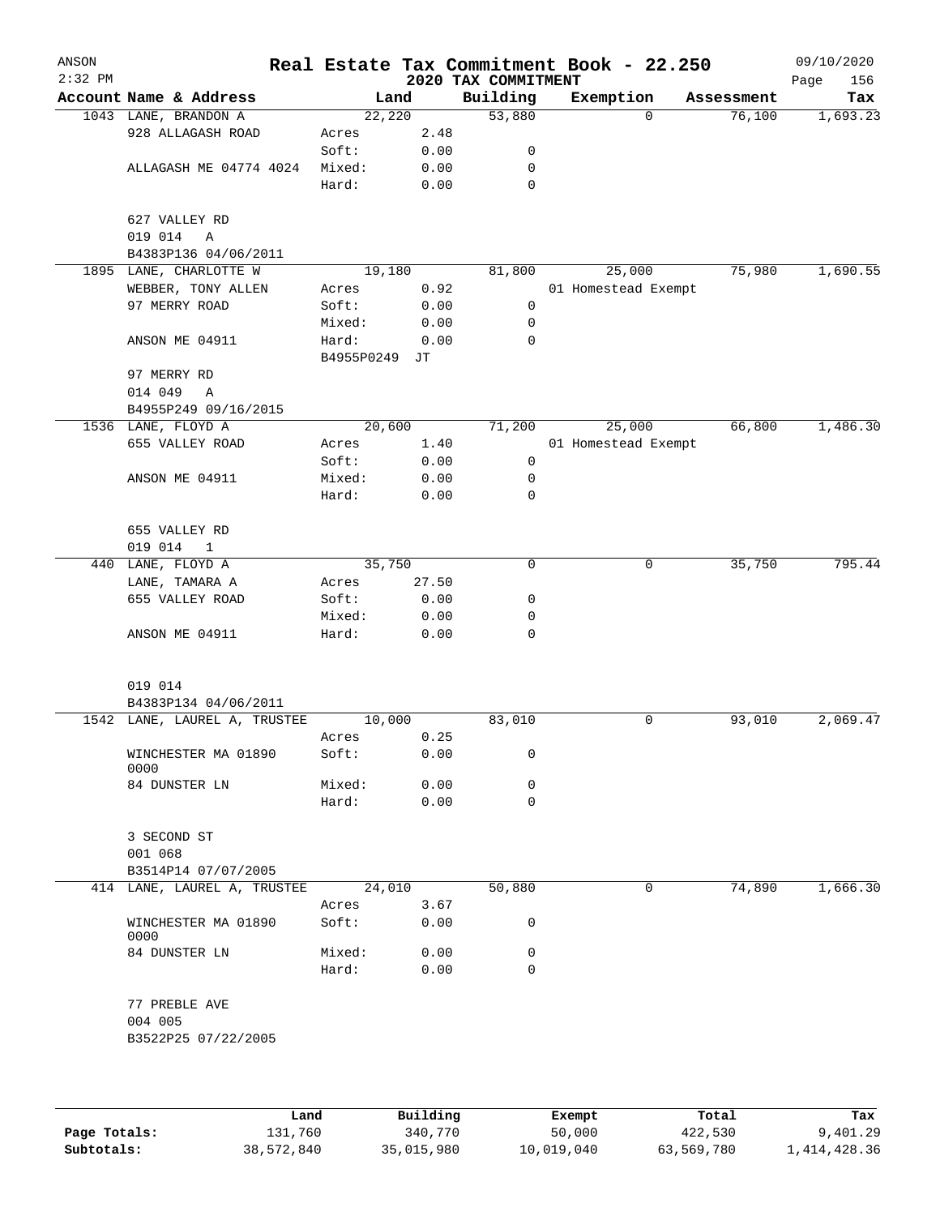ANSON
2:32 PM

# Real Estate Tax Commitment Book - 22.250

## 2020 TAX COMMITMENT

09/10/2020

| Account | Name & Address | Land | | Building | Exemption | Assessment | Tax |
|---|---|---|---|---|---|---|---|
| 1043 | LANE, BRANDON A | 22,220 | | 53,880 | 0 | 76,100 | 1,693.23 |
| | 928 ALLAGASH ROAD | Acres | 2.48 | | | | |
| | | Soft: | 0.00 | 0 | | | |
| | ALLAGASH ME 04774 4024 | Mixed: | 0.00 | 0 | | | |
| | | Hard: | 0.00 | 0 | | | |
| | 627 VALLEY RD | | | | | | |
| | 019 014 A | | | | | | |
| | B4383P136 04/06/2011 | | | | | | |
| 1895 | LANE, CHARLOTTE W | 19,180 | | 81,800 | 25,000 | 75,980 | 1,690.55 |
| | WEBBER, TONY ALLEN | Acres | 0.92 | | 01 Homestead Exempt | | |
| | 97 MERRY ROAD | Soft: | 0.00 | 0 | | | |
| | | Mixed: | 0.00 | 0 | | | |
| | ANSON ME 04911 | Hard: | 0.00 | 0 | | | |
| | | B4955P0249 JT | | | | | |
| | 97 MERRY RD | | | | | | |
| | 014 049 A | | | | | | |
| | B4955P249 09/16/2015 | | | | | | |
| 1536 | LANE, FLOYD A | 20,600 | | 71,200 | 25,000 | 66,800 | 1,486.30 |
| | 655 VALLEY ROAD | Acres | 1.40 | | 01 Homestead Exempt | | |
| | | Soft: | 0.00 | 0 | | | |
| | ANSON ME 04911 | Mixed: | 0.00 | 0 | | | |
| | | Hard: | 0.00 | 0 | | | |
| | 655 VALLEY RD | | | | | | |
| | 019 014 1 | | | | | | |
| 440 | LANE, FLOYD A | 35,750 | | 0 | 0 | 35,750 | 795.44 |
| | LANE, TAMARA A | Acres | 27.50 | | | | |
| | 655 VALLEY ROAD | Soft: | 0.00 | 0 | | | |
| | | Mixed: | 0.00 | 0 | | | |
| | ANSON ME 04911 | Hard: | 0.00 | 0 | | | |
| | 019 014 | | | | | | |
| | B4383P134 04/06/2011 | | | | | | |
| 1542 | LANE, LAUREL A, TRUSTEE | 10,000 | | 83,010 | 0 | 93,010 | 2,069.47 |
| | | Acres | 0.25 | | | | |
| | WINCHESTER MA 01890 0000 | Soft: | 0.00 | 0 | | | |
| | 84 DUNSTER LN | Mixed: | 0.00 | 0 | | | |
| | | Hard: | 0.00 | 0 | | | |
| | 3 SECOND ST | | | | | | |
| | 001 068 | | | | | | |
| | B3514P14 07/07/2005 | | | | | | |
| 414 | LANE, LAUREL A, TRUSTEE | 24,010 | | 50,880 | 0 | 74,890 | 1,666.30 |
| | | Acres | 3.67 | | | | |
| | WINCHESTER MA 01890 0000 | Soft: | 0.00 | 0 | | | |
| | 84 DUNSTER LN | Mixed: | 0.00 | 0 | | | |
| | | Hard: | 0.00 | 0 | | | |
| | 77 PREBLE AVE | | | | | | |
| | 004 005 | | | | | | |
| | B3522P25 07/22/2005 | | | | | | |

| | Land | Building | Exempt | Total | Tax |
|---|---|---|---|---|---|
| Page Totals: | 131,760 | 340,770 | 50,000 | 422,530 | 9,401.29 |
| Subtotals: | 38,572,840 | 35,015,980 | 10,019,040 | 63,569,780 | 1,414,428.36 |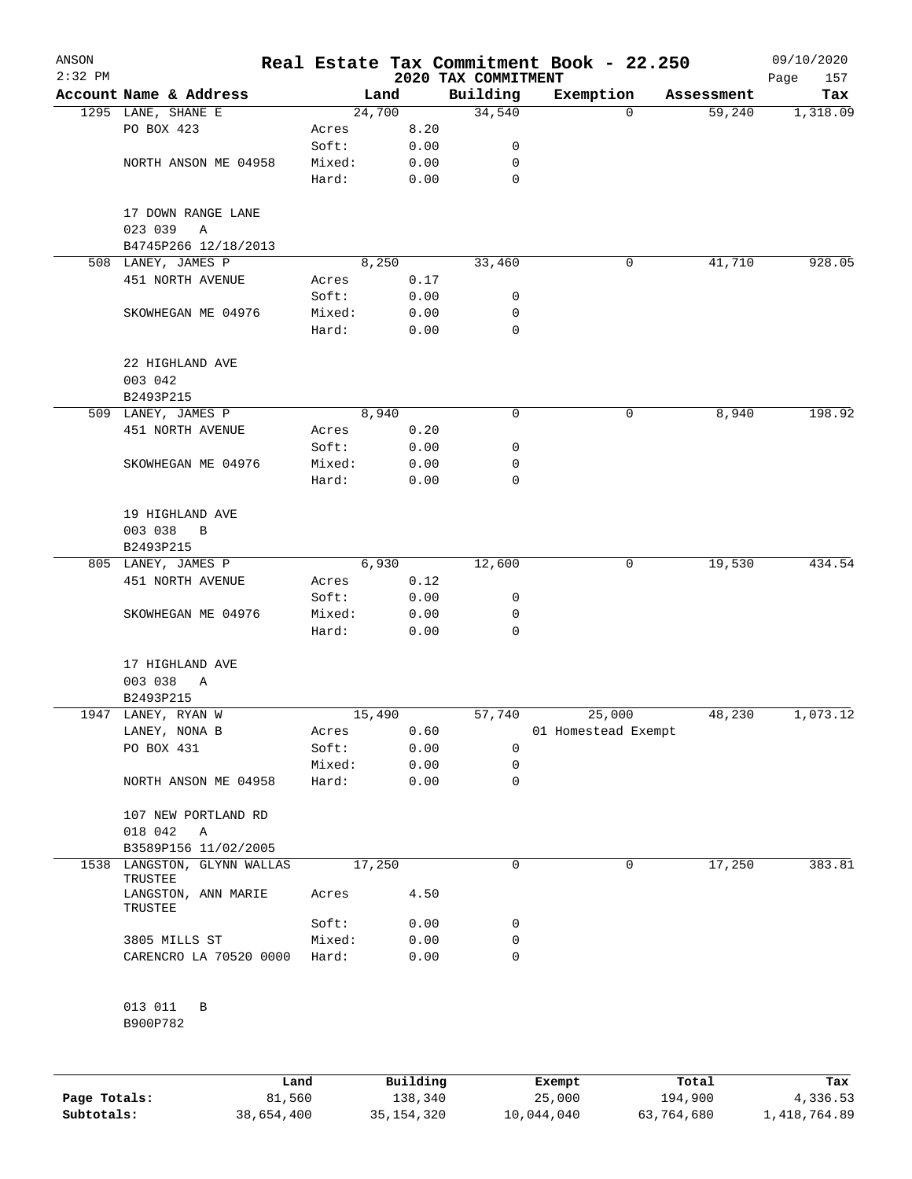ANSON 2:32 PM

# Real Estate Tax Commitment Book - 22.250

## 2020 TAX COMMITMENT

09/10/2020

| Account Name & Address | | Land | Building | Exemption | Assessment | Tax |
|---|---|---|---|---|---|---|
| 1295 LANE, SHANE E | | 24,700 | 34,540 | 0 | 59,240 | 1,318.09 |
| PO BOX 423 | Acres | 8.20 | | | | |
| | Soft: | 0.00 | 0 | | | |
| NORTH ANSON ME 04958 | Mixed: | 0.00 | 0 | | | |
| | Hard: | 0.00 | 0 | | | |
| 17 DOWN RANGE LANE | | | | | | |
| 023 039 A | | | | | | |
| B4745P266 12/18/2013 | | | | | | |
| 508 LANEY, JAMES P | | 8,250 | 33,460 | 0 | 41,710 | 928.05 |
| 451 NORTH AVENUE | Acres | 0.17 | | | | |
| | Soft: | 0.00 | 0 | | | |
| SKOWHEGAN ME 04976 | Mixed: | 0.00 | 0 | | | |
| | Hard: | 0.00 | 0 | | | |
| 22 HIGHLAND AVE | | | | | | |
| 003 042 | | | | | | |
| B2493P215 | | | | | | |
| 509 LANEY, JAMES P | | 8,940 | 0 | 0 | 8,940 | 198.92 |
| 451 NORTH AVENUE | Acres | 0.20 | | | | |
| | Soft: | 0.00 | 0 | | | |
| SKOWHEGAN ME 04976 | Mixed: | 0.00 | 0 | | | |
| | Hard: | 0.00 | 0 | | | |
| 19 HIGHLAND AVE | | | | | | |
| 003 038 B | | | | | | |
| B2493P215 | | | | | | |
| 805 LANEY, JAMES P | | 6,930 | 12,600 | 0 | 19,530 | 434.54 |
| 451 NORTH AVENUE | Acres | 0.12 | | | | |
| | Soft: | 0.00 | 0 | | | |
| SKOWHEGAN ME 04976 | Mixed: | 0.00 | 0 | | | |
| | Hard: | 0.00 | 0 | | | |
| 17 HIGHLAND AVE | | | | | | |
| 003 038 A | | | | | | |
| B2493P215 | | | | | | |
| 1947 LANEY, RYAN W | | 15,490 | 57,740 | 25,000 | 48,230 | 1,073.12 |
| LANEY, NONA B | Acres | 0.60 | | 01 Homestead Exempt | | |
| PO BOX 431 | Soft: | 0.00 | 0 | | | |
| | Mixed: | 0.00 | 0 | | | |
| NORTH ANSON ME 04958 | Hard: | 0.00 | 0 | | | |
| 107 NEW PORTLAND RD | | | | | | |
| 018 042 A | | | | | | |
| B3589P156 11/02/2005 | | | | | | |
| 1538 LANGSTON, GLYNN WALLAS TRUSTEE | | 17,250 | 0 | 0 | 17,250 | 383.81 |
| LANGSTON, ANN MARIE TRUSTEE | Acres | 4.50 | | | | |
| | Soft: | 0.00 | 0 | | | |
| 3805 MILLS ST | Mixed: | 0.00 | 0 | | | |
| CARENCRO LA 70520 0000 | Hard: | 0.00 | 0 | | | |
| 013 011 B | | | | | | |
| B900P782 | | | | | | |

| | Land | Building | Exempt | Total | Tax |
|---|---|---|---|---|---|
| Page Totals: | 81,560 | 138,340 | 25,000 | 194,900 | 4,336.53 |
| Subtotals: | 38,654,400 | 35,154,320 | 10,044,040 | 63,764,680 | 1,418,764.89 |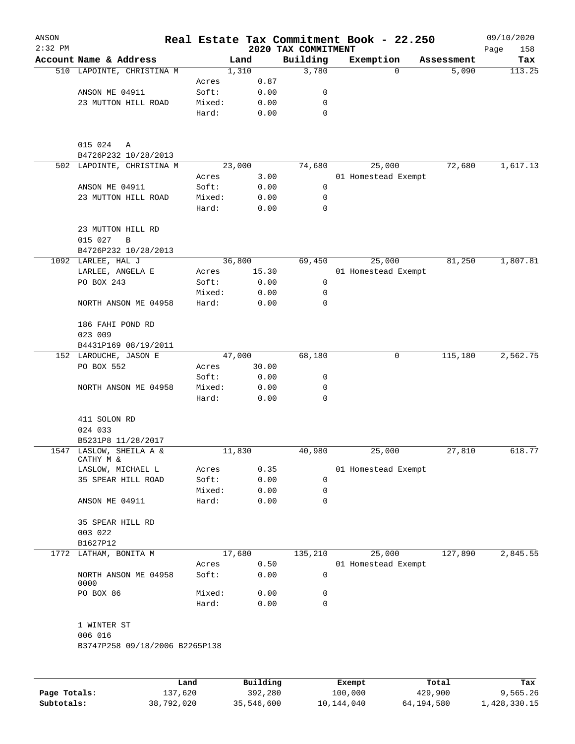ANSON
2:32 PM

# Real Estate Tax Commitment Book - 22.250
## 2020 TAX COMMITMENT

09/10/2020

| Account Name & Address | | Land | Building | Exemption | Assessment | Tax |
|---|---|---|---|---|---|---|
| 510 LAPOINTE, CHRISTINA M | | 1,310 | 3,780 | 0 | 5,090 | 113.25 |
| | Acres | 0.87 | | | | |
| ANSON ME 04911 | Soft: | 0.00 | 0 | | | |
| 23 MUTTON HILL ROAD | Mixed: | 0.00 | 0 | | | |
| | Hard: | 0.00 | 0 | | | |
| 015 024 A | | | | | | |
| B4726P232 10/28/2013 | | | | | | |
| 502 LAPOINTE, CHRISTINA M | | 23,000 | 74,680 | 25,000 | 72,680 | 1,617.13 |
| | Acres | 3.00 | | 01 Homestead Exempt | | |
| ANSON ME 04911 | Soft: | 0.00 | 0 | | | |
| 23 MUTTON HILL ROAD | Mixed: | 0.00 | 0 | | | |
| | Hard: | 0.00 | 0 | | | |
| 23 MUTTON HILL RD | | | | | | |
| 015 027 B | | | | | | |
| B4726P232 10/28/2013 | | | | | | |
| 1092 LARLEE, HAL J | | 36,800 | 69,450 | 25,000 | 81,250 | 1,807.81 |
| LARLEE, ANGELA E | Acres | 15.30 | | 01 Homestead Exempt | | |
| PO BOX 243 | Soft: | 0.00 | 0 | | | |
| | Mixed: | 0.00 | 0 | | | |
| NORTH ANSON ME 04958 | Hard: | 0.00 | 0 | | | |
| 186 FAHI POND RD | | | | | | |
| 023 009 | | | | | | |
| B4431P169 08/19/2011 | | | | | | |
| 152 LAROUCHE, JASON E | | 47,000 | 68,180 | 0 | 115,180 | 2,562.75 |
| PO BOX 552 | Acres | 30.00 | | | | |
| | Soft: | 0.00 | 0 | | | |
| NORTH ANSON ME 04958 | Mixed: | 0.00 | 0 | | | |
| | Hard: | 0.00 | 0 | | | |
| 411 SOLON RD | | | | | | |
| 024 033 | | | | | | |
| B5231P8 11/28/2017 | | | | | | |
| 1547 LASLOW, SHEILA A & CATHY M & | | 11,830 | 40,980 | 25,000 | 27,810 | 618.77 |
| LASLOW, MICHAEL L | Acres | 0.35 | | 01 Homestead Exempt | | |
| 35 SPEAR HILL ROAD | Soft: | 0.00 | 0 | | | |
| | Mixed: | 0.00 | 0 | | | |
| ANSON ME 04911 | Hard: | 0.00 | 0 | | | |
| 35 SPEAR HILL RD | | | | | | |
| 003 022 | | | | | | |
| B1627P12 | | | | | | |
| 1772 LATHAM, BONITA M | | 17,680 | 135,210 | 25,000 | 127,890 | 2,845.55 |
| | Acres | 0.50 | | 01 Homestead Exempt | | |
| NORTH ANSON ME 04958 0000 | Soft: | 0.00 | 0 | | | |
| PO BOX 86 | Mixed: | 0.00 | 0 | | | |
| | Hard: | 0.00 | 0 | | | |
| 1 WINTER ST | | | | | | |
| 006 016 | | | | | | |
| B3747P258 09/18/2006 B2265P138 | | | | | | |

| | Land | Building | Exempt | Total | Tax |
|---|---|---|---|---|---|
| Page Totals: | 137,620 | 392,280 | 100,000 | 429,900 | 9,565.26 |
| Subtotals: | 38,792,020 | 35,546,600 | 10,144,040 | 64,194,580 | 1,428,330.15 |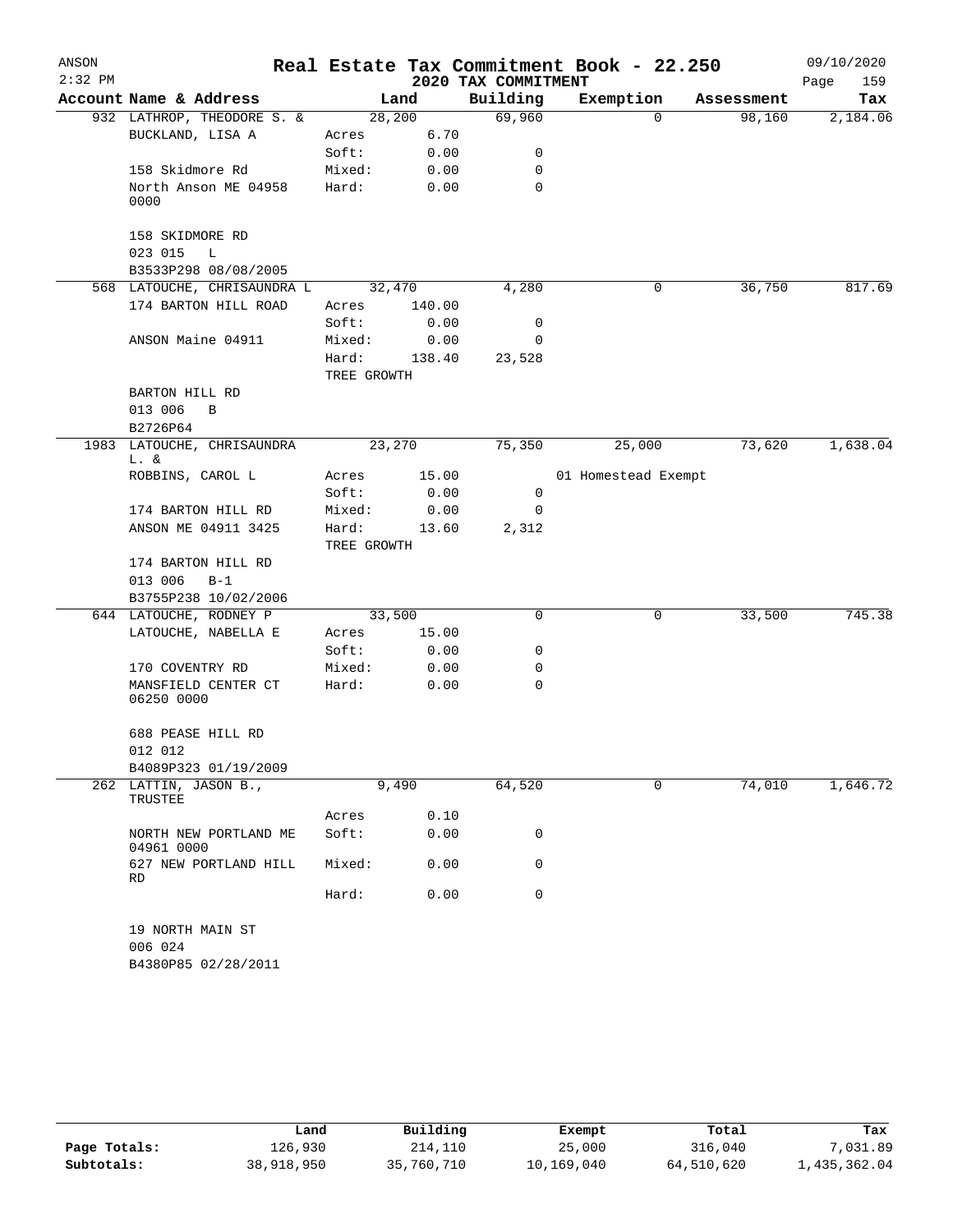# Real Estate Tax Commitment Book - 22.250

ANSON
2:32 PM

2020 TAX COMMITMENT

09/10/2020

| Account Name & Address | Land | | Building | Exemption | Assessment | Tax |
|---|---|---|---|---|---|---|
| 932 LATHROP, THEODORE S. & | 28,200 | | 69,960 | 0 | 98,160 | 2,184.06 |
| BUCKLAND, LISA A | Acres | 6.70 | | | | |
| | Soft: | 0.00 | 0 | | | |
| 158 Skidmore Rd | Mixed: | 0.00 | 0 | | | |
| North Anson ME 04958 0000 | Hard: | 0.00 | 0 | | | |
| 158 SKIDMORE RD | | | | | | |
| 023 015 L | | | | | | |
| B3533P298 08/08/2005 | | | | | | |
| 568 LATOUCHE, CHRISAUNDRA L | 32,470 | | 4,280 | 0 | 36,750 | 817.69 |
| 174 BARTON HILL ROAD | Acres | 140.00 | | | | |
| | Soft: | 0.00 | 0 | | | |
| ANSON Maine 04911 | Mixed: | 0.00 | 0 | | | |
| | Hard: | 138.40 | 23,528 | | | |
| | TREE GROWTH | | | | | |
| BARTON HILL RD | | | | | | |
| 013 006 B | | | | | | |
| B2726P64 | | | | | | |
| 1983 LATOUCHE, CHRISAUNDRA L. & | 23,270 | | 75,350 | 25,000 | 73,620 | 1,638.04 |
| ROBBINS, CAROL L | Acres | 15.00 | | 01 Homestead Exempt | | |
| | Soft: | 0.00 | 0 | | | |
| 174 BARTON HILL RD | Mixed: | 0.00 | 0 | | | |
| ANSON ME 04911 3425 | Hard: | 13.60 | 2,312 | | | |
| | TREE GROWTH | | | | | |
| 174 BARTON HILL RD | | | | | | |
| 013 006 B-1 | | | | | | |
| B3755P238 10/02/2006 | | | | | | |
| 644 LATOUCHE, RODNEY P | 33,500 | | 0 | 0 | 33,500 | 745.38 |
| LATOUCHE, NABELLA E | Acres | 15.00 | | | | |
| | Soft: | 0.00 | 0 | | | |
| 170 COVENTRY RD | Mixed: | 0.00 | 0 | | | |
| MANSFIELD CENTER CT 06250 0000 | Hard: | 0.00 | 0 | | | |
| 688 PEASE HILL RD | | | | | | |
| 012 012 | | | | | | |
| B4089P323 01/19/2009 | | | | | | |
| 262 LATTIN, JASON B., TRUSTEE | 9,490 | | 64,520 | 0 | 74,010 | 1,646.72 |
| | Acres | 0.10 | | | | |
| NORTH NEW PORTLAND ME 04961 0000 | Soft: | 0.00 | 0 | | | |
| 627 NEW PORTLAND HILL RD | Mixed: | 0.00 | 0 | | | |
| | Hard: | 0.00 | 0 | | | |
| 19 NORTH MAIN ST | | | | | | |
| 006 024 | | | | | | |
| B4380P85 02/28/2011 | | | | | | |

| | Land | Building | Exempt | Total | Tax |
|---|---|---|---|---|---|
| Page Totals: | 126,930 | 214,110 | 25,000 | 316,040 | 7,031.89 |
| Subtotals: | 38,918,950 | 35,760,710 | 10,169,040 | 64,510,620 | 1,435,362.04 |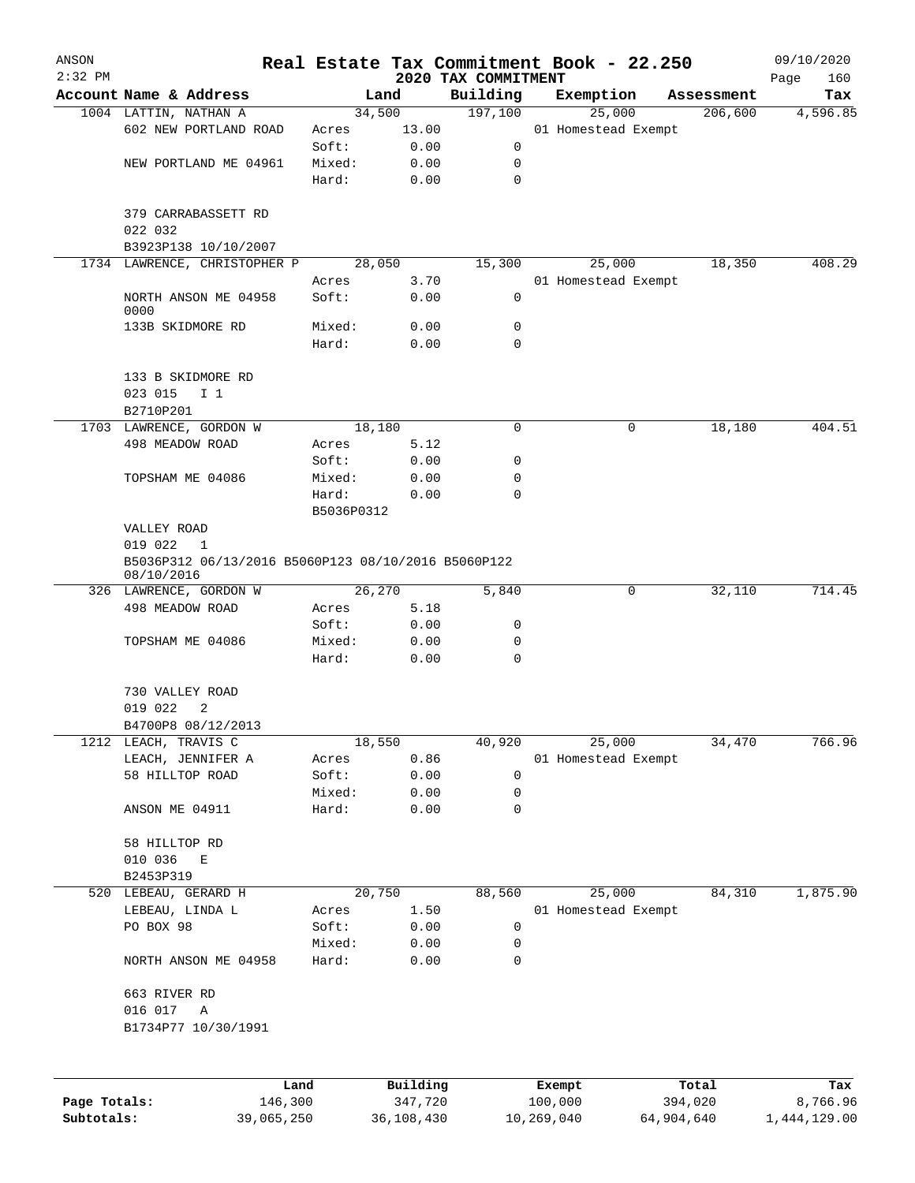# Real Estate Tax Commitment Book - 22.250

## 2020 TAX COMMITMENT

ANSON 2:32 PM — 09/10/2020

| Account Name & Address | Land | | Building | Exemption | Assessment | Tax |
|---|---|---|---|---|---|---|
| 1004 LATTIN, NATHAN A | 34,500 | | 197,100 | 25,000 | 206,600 | 4,596.85 |
| 602 NEW PORTLAND ROAD | Acres | 13.00 | | 01 Homestead Exempt | | |
| | Soft: | 0.00 | 0 | | | |
| NEW PORTLAND ME 04961 | Mixed: | 0.00 | 0 | | | |
| | Hard: | 0.00 | 0 | | | |
| 379 CARRABASSETT RD | | | | | | |
| 022 032 | | | | | | |
| B3923P138 10/10/2007 | | | | | | |
| 1734 LAWRENCE, CHRISTOPHER P | 28,050 | | 15,300 | 25,000 | 18,350 | 408.29 |
| | Acres | 3.70 | | 01 Homestead Exempt | | |
| NORTH ANSON ME 04958 0000 | Soft: | 0.00 | 0 | | | |
| 133B SKIDMORE RD | Mixed: | 0.00 | 0 | | | |
| | Hard: | 0.00 | 0 | | | |
| 133 B SKIDMORE RD | | | | | | |
| 023 015 I 1 | | | | | | |
| B2710P201 | | | | | | |
| 1703 LAWRENCE, GORDON W | 18,180 | | 0 | 0 | 18,180 | 404.51 |
| 498 MEADOW ROAD | Acres | 5.12 | | | | |
| | Soft: | 0.00 | 0 | | | |
| TOPSHAM ME 04086 | Mixed: | 0.00 | 0 | | | |
| | Hard: | 0.00 | 0 | | | |
| | B5036P0312 | | | | | |
| VALLEY ROAD | | | | | | |
| 019 022 1 | | | | | | |
| B5036P312 06/13/2016 B5060P123 08/10/2016 B5060P122 08/10/2016 | | | | | | |
| 326 LAWRENCE, GORDON W | 26,270 | | 5,840 | 0 | 32,110 | 714.45 |
| 498 MEADOW ROAD | Acres | 5.18 | | | | |
| | Soft: | 0.00 | 0 | | | |
| TOPSHAM ME 04086 | Mixed: | 0.00 | 0 | | | |
| | Hard: | 0.00 | 0 | | | |
| 730 VALLEY ROAD | | | | | | |
| 019 022 2 | | | | | | |
| B4700P8 08/12/2013 | | | | | | |
| 1212 LEACH, TRAVIS C | 18,550 | | 40,920 | 25,000 | 34,470 | 766.96 |
| LEACH, JENNIFER A | Acres | 0.86 | | 01 Homestead Exempt | | |
| 58 HILLTOP ROAD | Soft: | 0.00 | 0 | | | |
| | Mixed: | 0.00 | 0 | | | |
| ANSON ME 04911 | Hard: | 0.00 | 0 | | | |
| 58 HILLTOP RD | | | | | | |
| 010 036 E | | | | | | |
| B2453P319 | | | | | | |
| 520 LEBEAU, GERARD H | 20,750 | | 88,560 | 25,000 | 84,310 | 1,875.90 |
| LEBEAU, LINDA L | Acres | 1.50 | | 01 Homestead Exempt | | |
| PO BOX 98 | Soft: | 0.00 | 0 | | | |
| | Mixed: | 0.00 | 0 | | | |
| NORTH ANSON ME 04958 | Hard: | 0.00 | 0 | | | |
| 663 RIVER RD | | | | | | |
| 016 017 A | | | | | | |
| B1734P77 10/30/1991 | | | | | | |

| | Land | Building | Exempt | Total | Tax |
|---|---|---|---|---|---|
| Page Totals: | 146,300 | 347,720 | 100,000 | 394,020 | 8,766.96 |
| Subtotals: | 39,065,250 | 36,108,430 | 10,269,040 | 64,904,640 | 1,444,129.00 |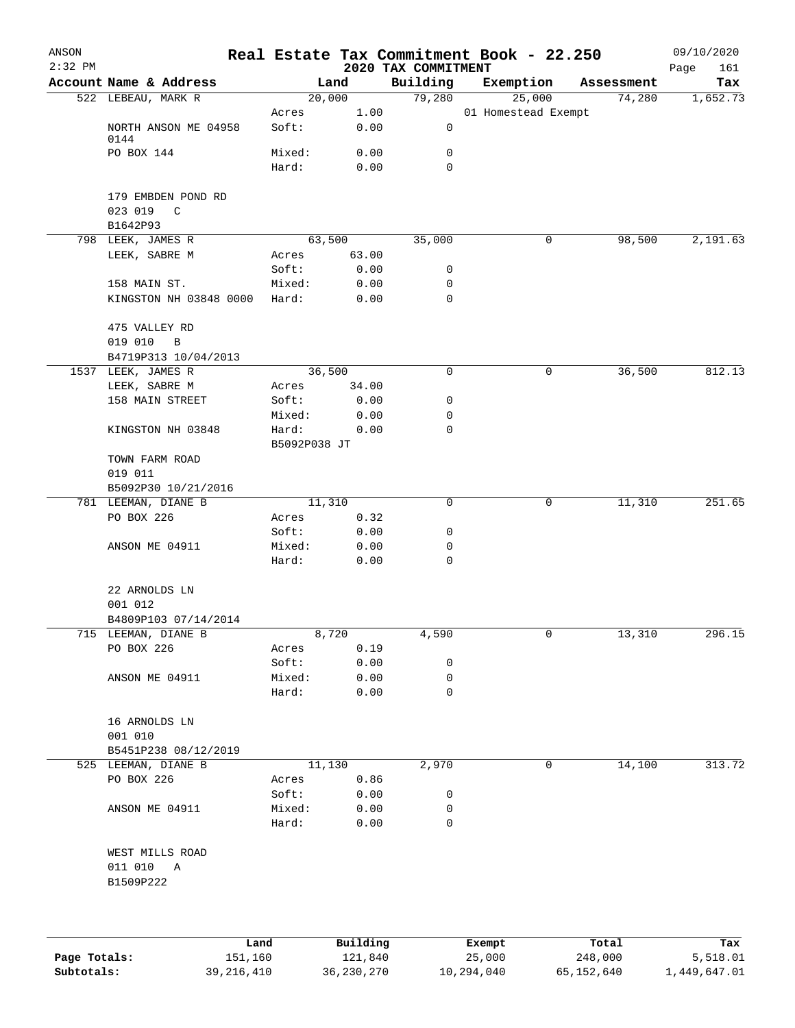# Real Estate Tax Commitment Book - 22.250

ANSON 2:32 PM — 2020 TAX COMMITMENT — 09/10/2020

| Account Name & Address | Land | | Building | Exemption | Assessment | Tax |
|---|---|---|---|---|---|---|
| 522 LEBEAU, MARK R | 20,000 | | 79,280 | 25,000 | 74,280 | 1,652.73 |
| | Acres | 1.00 | | 01 Homestead Exempt | | |
| NORTH ANSON ME 04958 0144 | Soft: | 0.00 | 0 | | | |
| PO BOX 144 | Mixed: | 0.00 | 0 | | | |
| | Hard: | 0.00 | 0 | | | |
| 179 EMBDEN POND RD | | | | | | |
| 023 019 C | | | | | | |
| B1642P93 | | | | | | |
| 798 LEEK, JAMES R | 63,500 | | 35,000 | 0 | 98,500 | 2,191.63 |
| LEEK, SABRE M | Acres | 63.00 | | | | |
| | Soft: | 0.00 | 0 | | | |
| 158 MAIN ST. | Mixed: | 0.00 | 0 | | | |
| KINGSTON NH 03848 0000 | Hard: | 0.00 | 0 | | | |
| 475 VALLEY RD | | | | | | |
| 019 010 B | | | | | | |
| B4719P313 10/04/2013 | | | | | | |
| 1537 LEEK, JAMES R | 36,500 | | 0 | 0 | 36,500 | 812.13 |
| LEEK, SABRE M | Acres | 34.00 | | | | |
| 158 MAIN STREET | Soft: | 0.00 | 0 | | | |
| | Mixed: | 0.00 | 0 | | | |
| KINGSTON NH 03848 | Hard: | 0.00 | 0 | | | |
| | B5092P038 JT | | | | | |
| TOWN FARM ROAD | | | | | | |
| 019 011 | | | | | | |
| B5092P30 10/21/2016 | | | | | | |
| 781 LEEMAN, DIANE B | 11,310 | | 0 | 0 | 11,310 | 251.65 |
| PO BOX 226 | Acres | 0.32 | | | | |
| | Soft: | 0.00 | 0 | | | |
| ANSON ME 04911 | Mixed: | 0.00 | 0 | | | |
| | Hard: | 0.00 | 0 | | | |
| 22 ARNOLDS LN | | | | | | |
| 001 012 | | | | | | |
| B4809P103 07/14/2014 | | | | | | |
| 715 LEEMAN, DIANE B | 8,720 | | 4,590 | 0 | 13,310 | 296.15 |
| PO BOX 226 | Acres | 0.19 | | | | |
| | Soft: | 0.00 | 0 | | | |
| ANSON ME 04911 | Mixed: | 0.00 | 0 | | | |
| | Hard: | 0.00 | 0 | | | |
| 16 ARNOLDS LN | | | | | | |
| 001 010 | | | | | | |
| B5451P238 08/12/2019 | | | | | | |
| 525 LEEMAN, DIANE B | 11,130 | | 2,970 | 0 | 14,100 | 313.72 |
| PO BOX 226 | Acres | 0.86 | | | | |
| | Soft: | 0.00 | 0 | | | |
| ANSON ME 04911 | Mixed: | 0.00 | 0 | | | |
| | Hard: | 0.00 | 0 | | | |
| WEST MILLS ROAD | | | | | | |
| 011 010 A | | | | | | |
| B1509P222 | | | | | | |

| | Land | Building | Exempt | Total | Tax |
|---|---|---|---|---|---|
| Page Totals: | 151,160 | 121,840 | 25,000 | 248,000 | 5,518.01 |
| Subtotals: | 39,216,410 | 36,230,270 | 10,294,040 | 65,152,640 | 1,449,647.01 |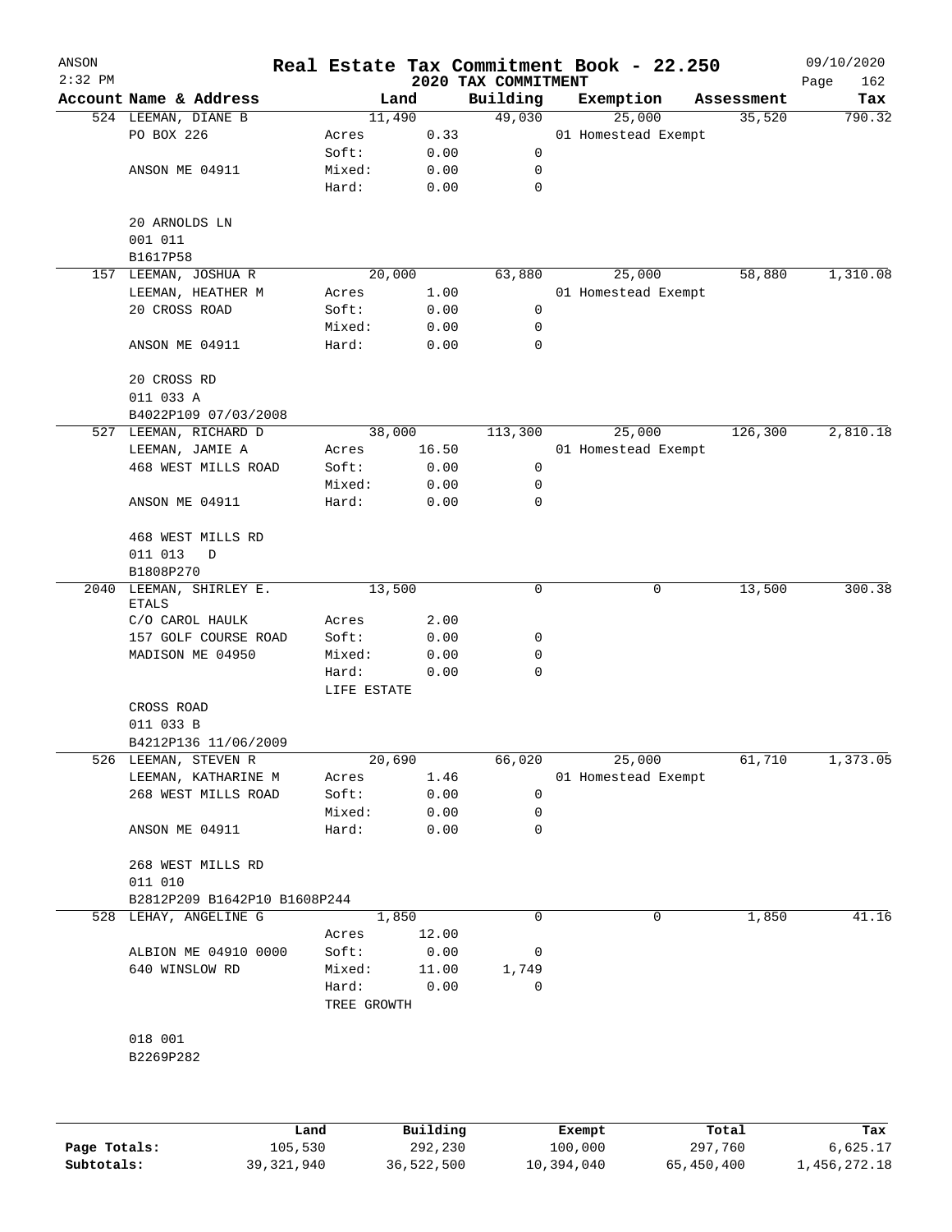ANSON 2:32 PM

# Real Estate Tax Commitment Book - 22.250

2020 TAX COMMITMENT

09/10/2020

| Account Name & Address | Land | | Building | Exemption | Assessment | Tax |
|---|---|---|---|---|---|---|
| 524 LEEMAN, DIANE B | 11,490 | | 49,030 | 25,000 | 35,520 | 790.32 |
| PO BOX 226 | Acres | 0.33 | | 01 Homestead Exempt | | |
| | Soft: | 0.00 | 0 | | | |
| ANSON ME 04911 | Mixed: | 0.00 | 0 | | | |
| | Hard: | 0.00 | 0 | | | |
| 20 ARNOLDS LN | | | | | | |
| 001 011 | | | | | | |
| B1617P58 | | | | | | |
| 157 LEEMAN, JOSHUA R | 20,000 | | 63,880 | 25,000 | 58,880 | 1,310.08 |
| LEEMAN, HEATHER M | Acres | 1.00 | | 01 Homestead Exempt | | |
| 20 CROSS ROAD | Soft: | 0.00 | 0 | | | |
| | Mixed: | 0.00 | 0 | | | |
| ANSON ME 04911 | Hard: | 0.00 | 0 | | | |
| 20 CROSS RD | | | | | | |
| 011 033 A | | | | | | |
| B4022P109 07/03/2008 | | | | | | |
| 527 LEEMAN, RICHARD D | 38,000 | | 113,300 | 25,000 | 126,300 | 2,810.18 |
| LEEMAN, JAMIE A | Acres | 16.50 | | 01 Homestead Exempt | | |
| 468 WEST MILLS ROAD | Soft: | 0.00 | 0 | | | |
| | Mixed: | 0.00 | 0 | | | |
| ANSON ME 04911 | Hard: | 0.00 | 0 | | | |
| 468 WEST MILLS RD | | | | | | |
| 011 013 D | | | | | | |
| B1808P270 | | | | | | |
| 2040 LEEMAN, SHIRLEY E. ETALS | 13,500 | | 0 | 0 | 13,500 | 300.38 |
| C/O CAROL HAULK | Acres | 2.00 | | | | |
| 157 GOLF COURSE ROAD | Soft: | 0.00 | 0 | | | |
| MADISON ME 04950 | Mixed: | 0.00 | 0 | | | |
| | Hard: | 0.00 | 0 | | | |
| | LIFE ESTATE | | | | | |
| CROSS ROAD | | | | | | |
| 011 033 B | | | | | | |
| B4212P136 11/06/2009 | | | | | | |
| 526 LEEMAN, STEVEN R | 20,690 | | 66,020 | 25,000 | 61,710 | 1,373.05 |
| LEEMAN, KATHARINE M | Acres | 1.46 | | 01 Homestead Exempt | | |
| 268 WEST MILLS ROAD | Soft: | 0.00 | 0 | | | |
| | Mixed: | 0.00 | 0 | | | |
| ANSON ME 04911 | Hard: | 0.00 | 0 | | | |
| 268 WEST MILLS RD | | | | | | |
| 011 010 | | | | | | |
| B2812P209 B1642P10 B1608P244 | | | | | | |
| 528 LEHAY, ANGELINE G | 1,850 | | 0 | 0 | 1,850 | 41.16 |
| | Acres | 12.00 | | | | |
| ALBION ME 04910 0000 | Soft: | 0.00 | 0 | | | |
| 640 WINSLOW RD | Mixed: | 11.00 | 1,749 | | | |
| | Hard: | 0.00 | 0 | | | |
| | TREE GROWTH | | | | | |
| 018 001 | | | | | | |
| B2269P282 | | | | | | |

| | Land | Building | Exempt | Total | Tax |
|---|---|---|---|---|---|
| Page Totals: | 105,530 | 292,230 | 100,000 | 297,760 | 6,625.17 |
| Subtotals: | 39,321,940 | 36,522,500 | 10,394,040 | 65,450,400 | 1,456,272.18 |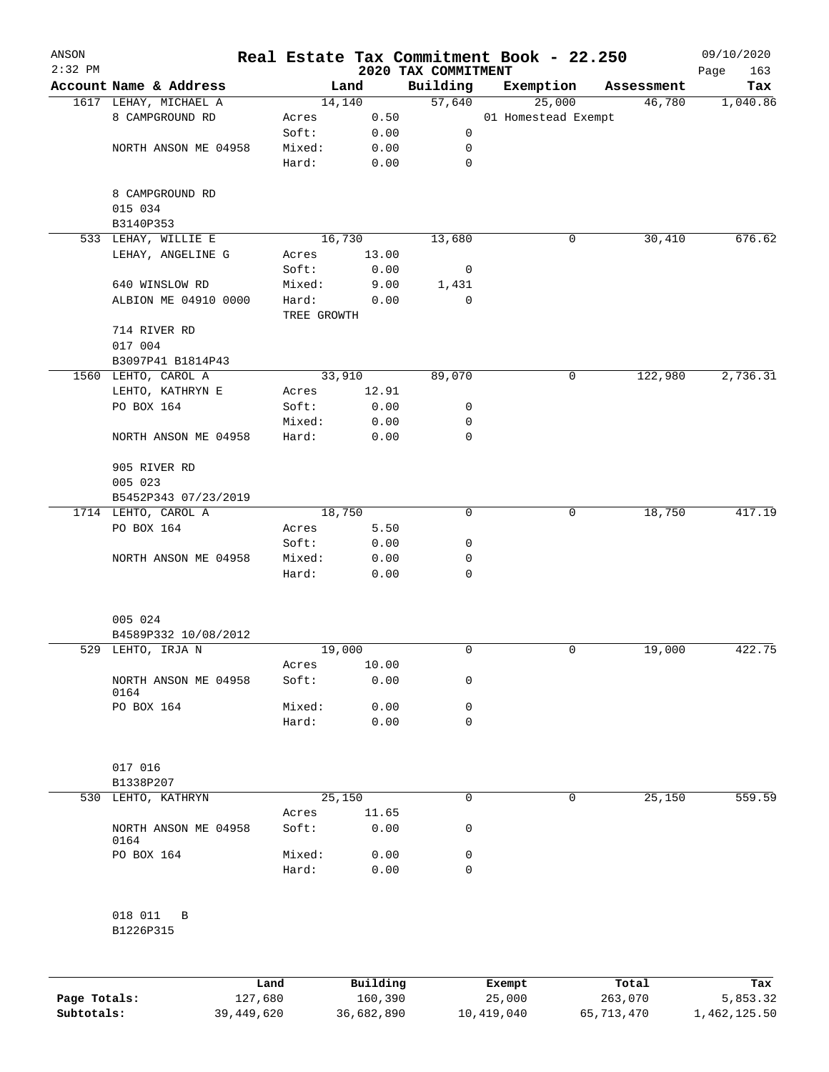ANSON
2:32 PM

# Real Estate Tax Commitment Book - 22.250

## 2020 TAX COMMITMENT

09/10/2020

| Account Name & Address | Land | | Building | Exemption | Assessment | Tax |
|---|---|---|---|---|---|---|
| 1617 LEHAY, MICHAEL A | 14,140 | | 57,640 | 25,000 | 46,780 | 1,040.86 |
| 8 CAMPGROUND RD | Acres | 0.50 | | 01 Homestead Exempt | | |
| | Soft: | 0.00 | 0 | | | |
| NORTH ANSON ME 04958 | Mixed: | 0.00 | 0 | | | |
| | Hard: | 0.00 | 0 | | | |
| 8 CAMPGROUND RD | | | | | | |
| 015 034 | | | | | | |
| B3140P353 | | | | | | |
| 533 LEHAY, WILLIE E | 16,730 | | 13,680 | 0 | 30,410 | 676.62 |
| LEHAY, ANGELINE G | Acres | 13.00 | | | | |
| | Soft: | 0.00 | 0 | | | |
| 640 WINSLOW RD | Mixed: | 9.00 | 1,431 | | | |
| ALBION ME 04910 0000 | Hard: | 0.00 | 0 | | | |
| | TREE GROWTH | | | | | |
| 714 RIVER RD | | | | | | |
| 017 004 | | | | | | |
| B3097P41 B1814P43 | | | | | | |
| 1560 LEHTO, CAROL A | 33,910 | | 89,070 | 0 | 122,980 | 2,736.31 |
| LEHTO, KATHRYN E | Acres | 12.91 | | | | |
| PO BOX 164 | Soft: | 0.00 | 0 | | | |
| | Mixed: | 0.00 | 0 | | | |
| NORTH ANSON ME 04958 | Hard: | 0.00 | 0 | | | |
| 905 RIVER RD | | | | | | |
| 005 023 | | | | | | |
| B5452P343 07/23/2019 | | | | | | |
| 1714 LEHTO, CAROL A | 18,750 | | 0 | 0 | 18,750 | 417.19 |
| PO BOX 164 | Acres | 5.50 | | | | |
| | Soft: | 0.00 | 0 | | | |
| NORTH ANSON ME 04958 | Mixed: | 0.00 | 0 | | | |
| | Hard: | 0.00 | 0 | | | |
| 005 024 | | | | | | |
| B4589P332 10/08/2012 | | | | | | |
| 529 LEHTO, IRJA N | 19,000 | | 0 | 0 | 19,000 | 422.75 |
| | Acres | 10.00 | | | | |
| NORTH ANSON ME 04958 0164 | Soft: | 0.00 | 0 | | | |
| PO BOX 164 | Mixed: | 0.00 | 0 | | | |
| | Hard: | 0.00 | 0 | | | |
| 017 016 | | | | | | |
| B1338P207 | | | | | | |
| 530 LEHTO, KATHRYN | 25,150 | | 0 | 0 | 25,150 | 559.59 |
| | Acres | 11.65 | | | | |
| NORTH ANSON ME 04958 0164 | Soft: | 0.00 | 0 | | | |
| PO BOX 164 | Mixed: | 0.00 | 0 | | | |
| | Hard: | 0.00 | 0 | | | |
| 018 011 B | | | | | | |
| B1226P315 | | | | | | |

| | Land | Building | Exempt | Total | Tax |
|---|---|---|---|---|---|
| Page Totals: | 127,680 | 160,390 | 25,000 | 263,070 | 5,853.32 |
| Subtotals: | 39,449,620 | 36,682,890 | 10,419,040 | 65,713,470 | 1,462,125.50 |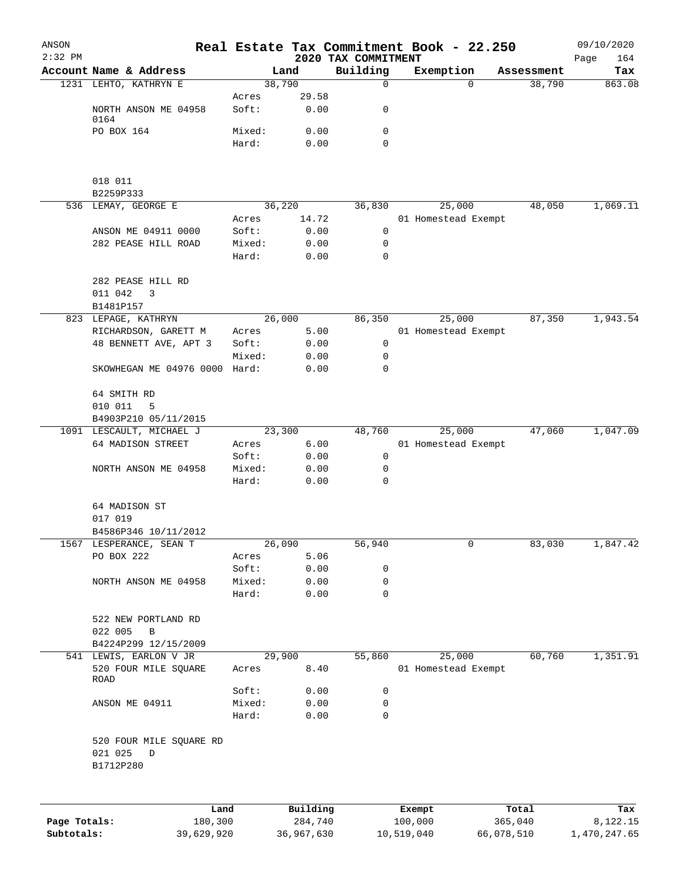# Real Estate Tax Commitment Book - 22.250

ANSON
2:32 PM

2020 TAX COMMITMENT

09/10/2020

| Account Name & Address | | Land | Building | Exemption | Assessment | Tax |
|---|---|---|---|---|---|---|
| 1231 LEHTO, KATHRYN E | | 38,790 | 0 | 0 | 38,790 | 863.08 |
| | Acres | 29.58 | | | | |
| NORTH ANSON ME 04958 0164 | Soft: | 0.00 | 0 | | | |
| PO BOX 164 | Mixed: | 0.00 | 0 | | | |
| | Hard: | 0.00 | 0 | | | |
| 018 011 | | | | | | |
| B2259P333 | | | | | | |
| 536 LEMAY, GEORGE E | | 36,220 | 36,830 | 25,000 | 48,050 | 1,069.11 |
| | Acres | 14.72 | | 01 Homestead Exempt | | |
| ANSON ME 04911 0000 | Soft: | 0.00 | 0 | | | |
| 282 PEASE HILL ROAD | Mixed: | 0.00 | 0 | | | |
| | Hard: | 0.00 | 0 | | | |
| 282 PEASE HILL RD | | | | | | |
| 011 042 3 | | | | | | |
| B1481P157 | | | | | | |
| 823 LEPAGE, KATHRYN | | 26,000 | 86,350 | 25,000 | 87,350 | 1,943.54 |
| RICHARDSON, GARETT M | Acres | 5.00 | | 01 Homestead Exempt | | |
| 48 BENNETT AVE, APT 3 | Soft: | 0.00 | 0 | | | |
| | Mixed: | 0.00 | 0 | | | |
| SKOWHEGAN ME 04976 0000 | Hard: | 0.00 | 0 | | | |
| 64 SMITH RD | | | | | | |
| 010 011 5 | | | | | | |
| B4903P210 05/11/2015 | | | | | | |
| 1091 LESCAULT, MICHAEL J | | 23,300 | 48,760 | 25,000 | 47,060 | 1,047.09 |
| 64 MADISON STREET | Acres | 6.00 | | 01 Homestead Exempt | | |
| | Soft: | 0.00 | 0 | | | |
| NORTH ANSON ME 04958 | Mixed: | 0.00 | 0 | | | |
| | Hard: | 0.00 | 0 | | | |
| 64 MADISON ST | | | | | | |
| 017 019 | | | | | | |
| B4586P346 10/11/2012 | | | | | | |
| 1567 LESPERANCE, SEAN T | | 26,090 | 56,940 | 0 | 83,030 | 1,847.42 |
| PO BOX 222 | Acres | 5.06 | | | | |
| | Soft: | 0.00 | 0 | | | |
| NORTH ANSON ME 04958 | Mixed: | 0.00 | 0 | | | |
| | Hard: | 0.00 | 0 | | | |
| 522 NEW PORTLAND RD | | | | | | |
| 022 005 B | | | | | | |
| B4224P299 12/15/2009 | | | | | | |
| 541 LEWIS, EARLON V JR | | 29,900 | 55,860 | 25,000 | 60,760 | 1,351.91 |
| 520 FOUR MILE SQUARE ROAD | Acres | 8.40 | | 01 Homestead Exempt | | |
| | Soft: | 0.00 | 0 | | | |
| ANSON ME 04911 | Mixed: | 0.00 | 0 | | | |
| | Hard: | 0.00 | 0 | | | |
| 520 FOUR MILE SQUARE RD | | | | | | |
| 021 025 D | | | | | | |
| B1712P280 | | | | | | |

| | Land | Building | Exempt | Total | Tax |
|---|---|---|---|---|---|
| Page Totals: | 180,300 | 284,740 | 100,000 | 365,040 | 8,122.15 |
| Subtotals: | 39,629,920 | 36,967,630 | 10,519,040 | 66,078,510 | 1,470,247.65 |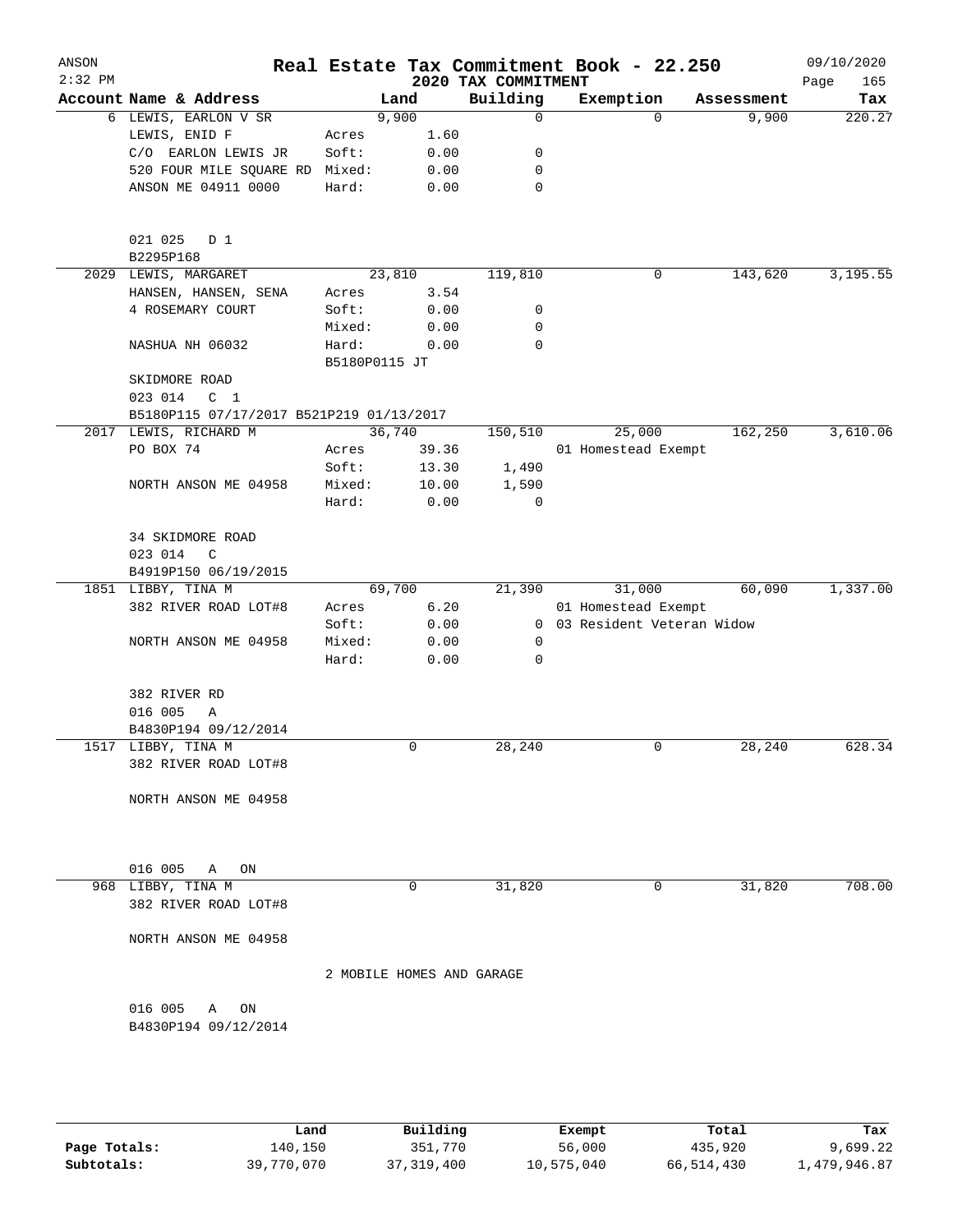ANSON
2:32 PM

# Real Estate Tax Commitment Book - 22.250

## 2020 TAX COMMITMENT

09/10/2020

| Account | Name & Address | Land | | Building | Exemption | Assessment | Tax |
|---|---|---|---|---|---|---|---|
| 6 | LEWIS, EARLON V SR | | 9,900 | 0 | 0 | 9,900 | 220.27 |
| | LEWIS, ENID F | Acres | 1.60 | | | | |
| | C/O EARLON LEWIS JR | Soft: | 0.00 | 0 | | | |
| | 520 FOUR MILE SQUARE RD | Mixed: | 0.00 | 0 | | | |
| | ANSON ME 04911 0000 | Hard: | 0.00 | 0 | | | |
| | 021 025 D 1 | | | | | | |
| | B2295P168 | | | | | | |
| 2029 | LEWIS, MARGARET | | 23,810 | 119,810 | 0 | 143,620 | 3,195.55 |
| | HANSEN, HANSEN, SENA | Acres | 3.54 | | | | |
| | 4 ROSEMARY COURT | Soft: | 0.00 | 0 | | | |
| | | Mixed: | 0.00 | 0 | | | |
| | NASHUA NH 06032 | Hard: | 0.00 | 0 | | | |
| | | B5180P0115 JT | | | | | |
| | SKIDMORE ROAD | | | | | | |
| | 023 014 C 1 | | | | | | |
| | B5180P115 07/17/2017 B521P219 01/13/2017 | | | | | | |
| 2017 | LEWIS, RICHARD M | | 36,740 | 150,510 | 25,000 | 162,250 | 3,610.06 |
| | PO BOX 74 | Acres | 39.36 | | 01 Homestead Exempt | | |
| | | Soft: | 13.30 | 1,490 | | | |
| | NORTH ANSON ME 04958 | Mixed: | 10.00 | 1,590 | | | |
| | | Hard: | 0.00 | 0 | | | |
| | 34 SKIDMORE ROAD | | | | | | |
| | 023 014 C | | | | | | |
| | B4919P150 06/19/2015 | | | | | | |
| 1851 | LIBBY, TINA M | | 69,700 | 21,390 | 31,000 | 60,090 | 1,337.00 |
| | 382 RIVER ROAD LOT#8 | Acres | 6.20 | | 01 Homestead Exempt | | |
| | | Soft: | 0.00 | 0 | 03 Resident Veteran Widow | | |
| | NORTH ANSON ME 04958 | Mixed: | 0.00 | 0 | | | |
| | | Hard: | 0.00 | 0 | | | |
| | 382 RIVER RD | | | | | | |
| | 016 005 A | | | | | | |
| | B4830P194 09/12/2014 | | | | | | |
| 1517 | LIBBY, TINA M | | 0 | 28,240 | 0 | 28,240 | 628.34 |
| | 382 RIVER ROAD LOT#8 | | | | | | |
| | NORTH ANSON ME 04958 | | | | | | |
| | 016 005 A ON | | | | | | |
| 968 | LIBBY, TINA M | | 0 | 31,820 | 0 | 31,820 | 708.00 |
| | 382 RIVER ROAD LOT#8 | | | | | | |
| | NORTH ANSON ME 04958 | | | | | | |
| | | 2 MOBILE HOMES AND GARAGE | | | | | |
| | 016 005 A ON | | | | | | |
| | B4830P194 09/12/2014 | | | | | | |

| | Land | Building | Exempt | Total | Tax |
|---|---|---|---|---|---|
| Page Totals: | 140,150 | 351,770 | 56,000 | 435,920 | 9,699.22 |
| Subtotals: | 39,770,070 | 37,319,400 | 10,575,040 | 66,514,430 | 1,479,946.87 |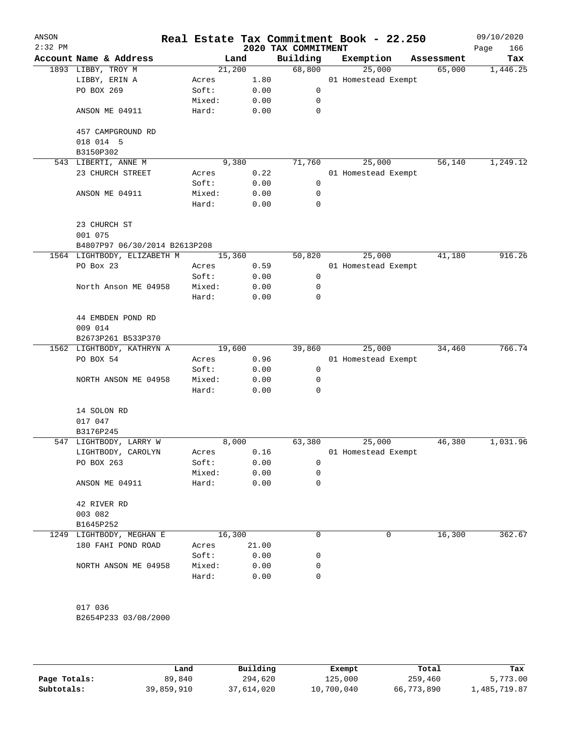# Real Estate Tax Commitment Book - 22.250

ANSON
2:32 PM

## 2020 TAX COMMITMENT

09/10/2020

| Account Name & Address | Land | | Building | Exemption | Assessment | Tax |
|---|---|---|---|---|---|---|
| 1893 LIBBY, TROY M | 21,200 | | 68,800 | 25,000 | 65,000 | 1,446.25 |
| LIBBY, ERIN A | Acres | 1.80 | | 01 Homestead Exempt | | |
| PO BOX 269 | Soft: | 0.00 | 0 | | | |
| | Mixed: | 0.00 | 0 | | | |
| ANSON ME 04911 | Hard: | 0.00 | 0 | | | |
| 457 CAMPGROUND RD | | | | | | |
| 018 014 5 | | | | | | |
| B3150P302 | | | | | | |
| 543 LIBERTI, ANNE M | 9,380 | | 71,760 | 25,000 | 56,140 | 1,249.12 |
| 23 CHURCH STREET | Acres | 0.22 | | 01 Homestead Exempt | | |
| | Soft: | 0.00 | 0 | | | |
| ANSON ME 04911 | Mixed: | 0.00 | 0 | | | |
| | Hard: | 0.00 | 0 | | | |
| 23 CHURCH ST | | | | | | |
| 001 075 | | | | | | |
| B4807P97 06/30/2014 B2613P208 | | | | | | |
| 1564 LIGHTBODY, ELIZABETH M | 15,360 | | 50,820 | 25,000 | 41,180 | 916.26 |
| PO Box 23 | Acres | 0.59 | | 01 Homestead Exempt | | |
| | Soft: | 0.00 | 0 | | | |
| North Anson ME 04958 | Mixed: | 0.00 | 0 | | | |
| | Hard: | 0.00 | 0 | | | |
| 44 EMBDEN POND RD | | | | | | |
| 009 014 | | | | | | |
| B2673P261 B533P370 | | | | | | |
| 1562 LIGHTBODY, KATHRYN A | 19,600 | | 39,860 | 25,000 | 34,460 | 766.74 |
| PO BOX 54 | Acres | 0.96 | | 01 Homestead Exempt | | |
| | Soft: | 0.00 | 0 | | | |
| NORTH ANSON ME 04958 | Mixed: | 0.00 | 0 | | | |
| | Hard: | 0.00 | 0 | | | |
| 14 SOLON RD | | | | | | |
| 017 047 | | | | | | |
| B3176P245 | | | | | | |
| 547 LIGHTBODY, LARRY W | 8,000 | | 63,380 | 25,000 | 46,380 | 1,031.96 |
| LIGHTBODY, CAROLYN | Acres | 0.16 | | 01 Homestead Exempt | | |
| PO BOX 263 | Soft: | 0.00 | 0 | | | |
| | Mixed: | 0.00 | 0 | | | |
| ANSON ME 04911 | Hard: | 0.00 | 0 | | | |
| 42 RIVER RD | | | | | | |
| 003 082 | | | | | | |
| B1645P252 | | | | | | |
| 1249 LIGHTBODY, MEGHAN E | 16,300 | | 0 | 0 | 16,300 | 362.67 |
| 180 FAHI POND ROAD | Acres | 21.00 | | | | |
| | Soft: | 0.00 | 0 | | | |
| NORTH ANSON ME 04958 | Mixed: | 0.00 | 0 | | | |
| | Hard: | 0.00 | 0 | | | |
| 017 036 | | | | | | |
| B2654P233 03/08/2000 | | | | | | |

| | Land | Building | Exempt | Total | Tax |
|---|---|---|---|---|---|
| Page Totals: | 89,840 | 294,620 | 125,000 | 259,460 | 5,773.00 |
| Subtotals: | 39,859,910 | 37,614,020 | 10,700,040 | 66,773,890 | 1,485,719.87 |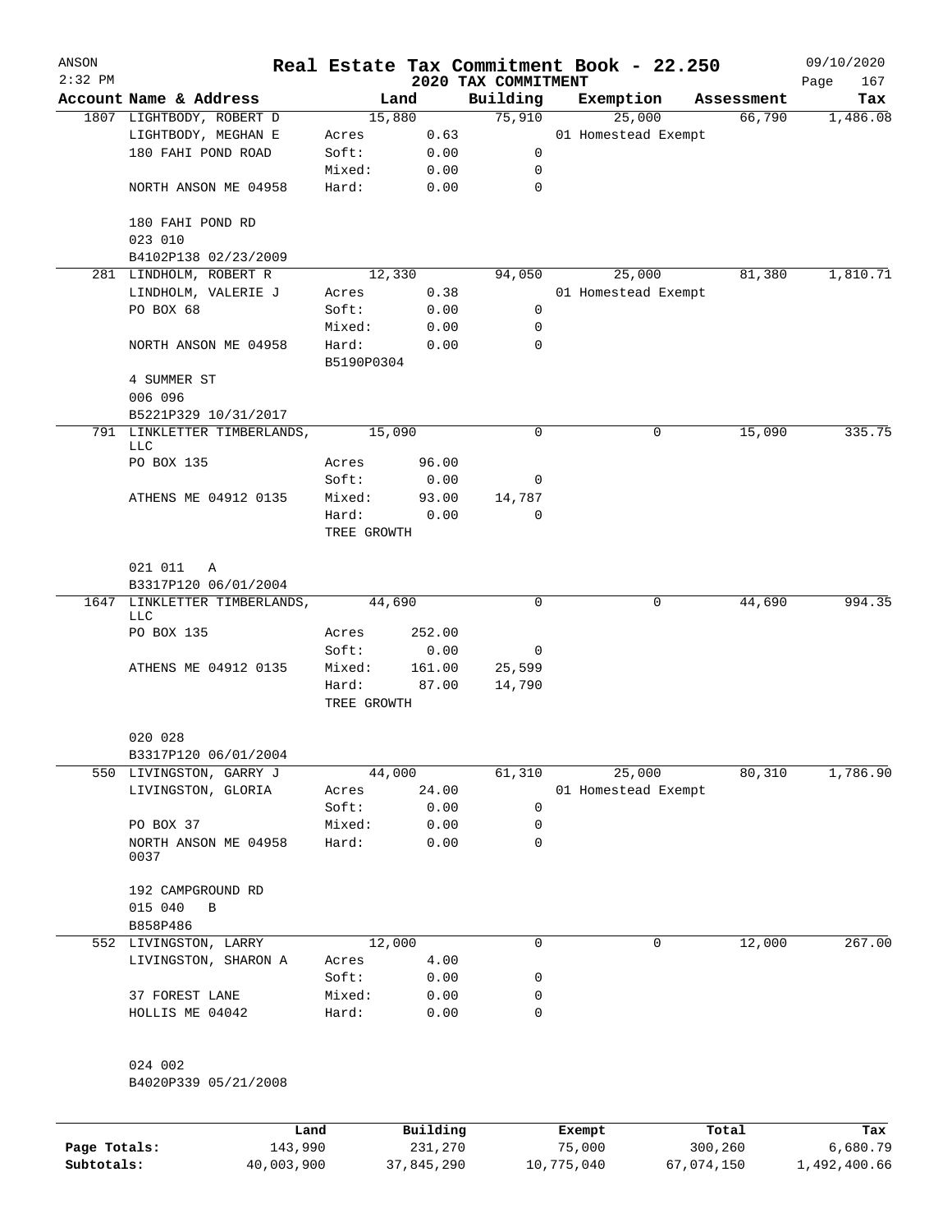# Real Estate Tax Commitment Book - 22.250

ANSON 2:32 PM — 2020 TAX COMMITMENT — 09/10/2020

| Account | Name & Address | Land | | Building | Exemption | Assessment | Tax |
|---|---|---|---|---|---|---|---|
| 1807 | LIGHTBODY, ROBERT D | 15,880 | | 75,910 | 25,000 | 66,790 | 1,486.08 |
| | LIGHTBODY, MEGHAN E | Acres | 0.63 | | 01 Homestead Exempt | | |
| | 180 FAHI POND ROAD | Soft: | 0.00 | 0 | | | |
| | | Mixed: | 0.00 | 0 | | | |
| | NORTH ANSON ME 04958 | Hard: | 0.00 | 0 | | | |
| | 180 FAHI POND RD | | | | | | |
| | 023 010 | | | | | | |
| | B4102P138 02/23/2009 | | | | | | |
| 281 | LINDHOLM, ROBERT R | 12,330 | | 94,050 | 25,000 | 81,380 | 1,810.71 |
| | LINDHOLM, VALERIE J | Acres | 0.38 | | 01 Homestead Exempt | | |
| | PO BOX 68 | Soft: | 0.00 | 0 | | | |
| | | Mixed: | 0.00 | 0 | | | |
| | NORTH ANSON ME 04958 | Hard: | 0.00 | 0 | | | |
| | | B5190P0304 | | | | | |
| | 4 SUMMER ST | | | | | | |
| | 006 096 | | | | | | |
| | B5221P329 10/31/2017 | | | | | | |
| 791 | LINKLETTER TIMBERLANDS, LLC | 15,090 | | 0 | 0 | 15,090 | 335.75 |
| | PO BOX 135 | Acres | 96.00 | | | | |
| | | Soft: | 0.00 | 0 | | | |
| | ATHENS ME 04912 0135 | Mixed: | 93.00 | 14,787 | | | |
| | | Hard: | 0.00 | 0 | | | |
| | | TREE GROWTH | | | | | |
| | 021 011 A | | | | | | |
| | B3317P120 06/01/2004 | | | | | | |
| 1647 | LINKLETTER TIMBERLANDS, LLC | 44,690 | | 0 | 0 | 44,690 | 994.35 |
| | PO BOX 135 | Acres | 252.00 | | | | |
| | | Soft: | 0.00 | 0 | | | |
| | ATHENS ME 04912 0135 | Mixed: | 161.00 | 25,599 | | | |
| | | Hard: | 87.00 | 14,790 | | | |
| | | TREE GROWTH | | | | | |
| | 020 028 | | | | | | |
| | B3317P120 06/01/2004 | | | | | | |
| 550 | LIVINGSTON, GARRY J | 44,000 | | 61,310 | 25,000 | 80,310 | 1,786.90 |
| | LIVINGSTON, GLORIA | Acres | 24.00 | | 01 Homestead Exempt | | |
| | | Soft: | 0.00 | 0 | | | |
| | PO BOX 37 | Mixed: | 0.00 | 0 | | | |
| | NORTH ANSON ME 04958 0037 | Hard: | 0.00 | 0 | | | |
| | 192 CAMPGROUND RD | | | | | | |
| | 015 040 B | | | | | | |
| | B858P486 | | | | | | |
| 552 | LIVINGSTON, LARRY | 12,000 | | 0 | 0 | 12,000 | 267.00 |
| | LIVINGSTON, SHARON A | Acres | 4.00 | | | | |
| | | Soft: | 0.00 | 0 | | | |
| | 37 FOREST LANE | Mixed: | 0.00 | 0 | | | |
| | HOLLIS ME 04042 | Hard: | 0.00 | 0 | | | |
| | 024 002 | | | | | | |
| | B4020P339 05/21/2008 | | | | | | |

| | Land | Building | Exempt | Total | Tax |
|---|---|---|---|---|---|
| Page Totals: | 143,990 | 231,270 | 75,000 | 300,260 | 6,680.79 |
| Subtotals: | 40,003,900 | 37,845,290 | 10,775,040 | 67,074,150 | 1,492,400.66 |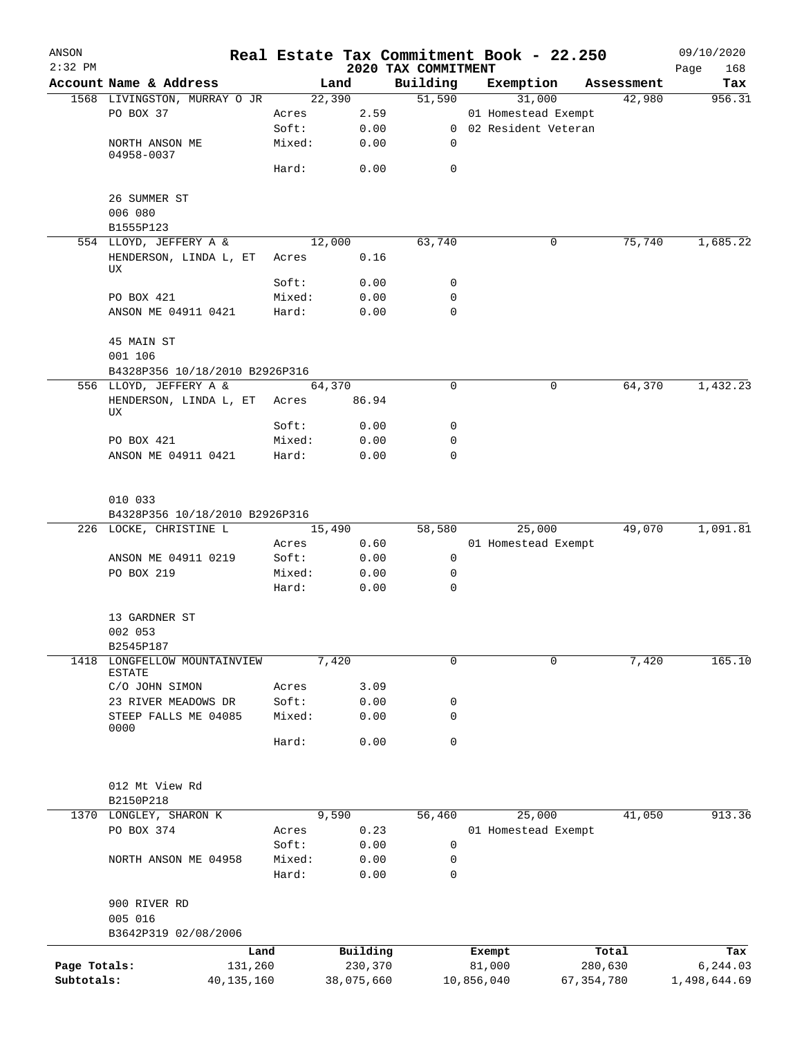ANSON
2:32 PM

# Real Estate Tax Commitment Book - 22.250

2020 TAX COMMITMENT

09/10/2020

| Account Name & Address | | Land | Building | Exemption | Assessment | Tax |
|---|---|---|---|---|---|---|
| 1568 LIVINGSTON, MURRAY O JR | | 22,390 | 51,590 | 31,000 | 42,980 | 956.31 |
| PO BOX 37 | Acres | 2.59 | | 01 Homestead Exempt | | |
| | Soft: | 0.00 | 0 | 02 Resident Veteran | | |
| NORTH ANSON ME 04958-0037 | Mixed: | 0.00 | 0 | | | |
| | Hard: | 0.00 | 0 | | | |
| 26 SUMMER ST | | | | | | |
| 006 080 | | | | | | |
| B1555P123 | | | | | | |
| 554 LLOYD, JEFFERY A & | | 12,000 | 63,740 | 0 | 75,740 | 1,685.22 |
| HENDERSON, LINDA L, ET UX | Acres | 0.16 | | | | |
| | Soft: | 0.00 | 0 | | | |
| PO BOX 421 | Mixed: | 0.00 | 0 | | | |
| ANSON ME 04911 0421 | Hard: | 0.00 | 0 | | | |
| 45 MAIN ST | | | | | | |
| 001 106 | | | | | | |
| B4328P356 10/18/2010 B2926P316 | | | | | | |
| 556 LLOYD, JEFFERY A & | | 64,370 | 0 | 0 | 64,370 | 1,432.23 |
| HENDERSON, LINDA L, ET UX | Acres | 86.94 | | | | |
| | Soft: | 0.00 | 0 | | | |
| PO BOX 421 | Mixed: | 0.00 | 0 | | | |
| ANSON ME 04911 0421 | Hard: | 0.00 | 0 | | | |
| 010 033 | | | | | | |
| B4328P356 10/18/2010 B2926P316 | | | | | | |
| 226 LOCKE, CHRISTINE L | | 15,490 | 58,580 | 25,000 | 49,070 | 1,091.81 |
| | Acres | 0.60 | | 01 Homestead Exempt | | |
| ANSON ME 04911 0219 | Soft: | 0.00 | 0 | | | |
| PO BOX 219 | Mixed: | 0.00 | 0 | | | |
| | Hard: | 0.00 | 0 | | | |
| 13 GARDNER ST | | | | | | |
| 002 053 | | | | | | |
| B2545P187 | | | | | | |
| 1418 LONGFELLOW MOUNTAINVIEW ESTATE | | 7,420 | 0 | 0 | 7,420 | 165.10 |
| C/O JOHN SIMON | Acres | 3.09 | | | | |
| 23 RIVER MEADOWS DR | Soft: | 0.00 | 0 | | | |
| STEEP FALLS ME 04085 0000 | Mixed: | 0.00 | 0 | | | |
| | Hard: | 0.00 | 0 | | | |
| 012 Mt View Rd | | | | | | |
| B2150P218 | | | | | | |
| 1370 LONGLEY, SHARON K | | 9,590 | 56,460 | 25,000 | 41,050 | 913.36 |
| PO BOX 374 | Acres | 0.23 | | 01 Homestead Exempt | | |
| | Soft: | 0.00 | 0 | | | |
| NORTH ANSON ME 04958 | Mixed: | 0.00 | 0 | | | |
| | Hard: | 0.00 | 0 | | | |
| 900 RIVER RD | | | | | | |
| 005 016 | | | | | | |
| B3642P319 02/08/2006 | | | | | | |

| | Land | Building | Exempt | Total | Tax |
|---|---|---|---|---|---|
| Page Totals: | 131,260 | 230,370 | 81,000 | 280,630 | 6,244.03 |
| Subtotals: | 40,135,160 | 38,075,660 | 10,856,040 | 67,354,780 | 1,498,644.69 |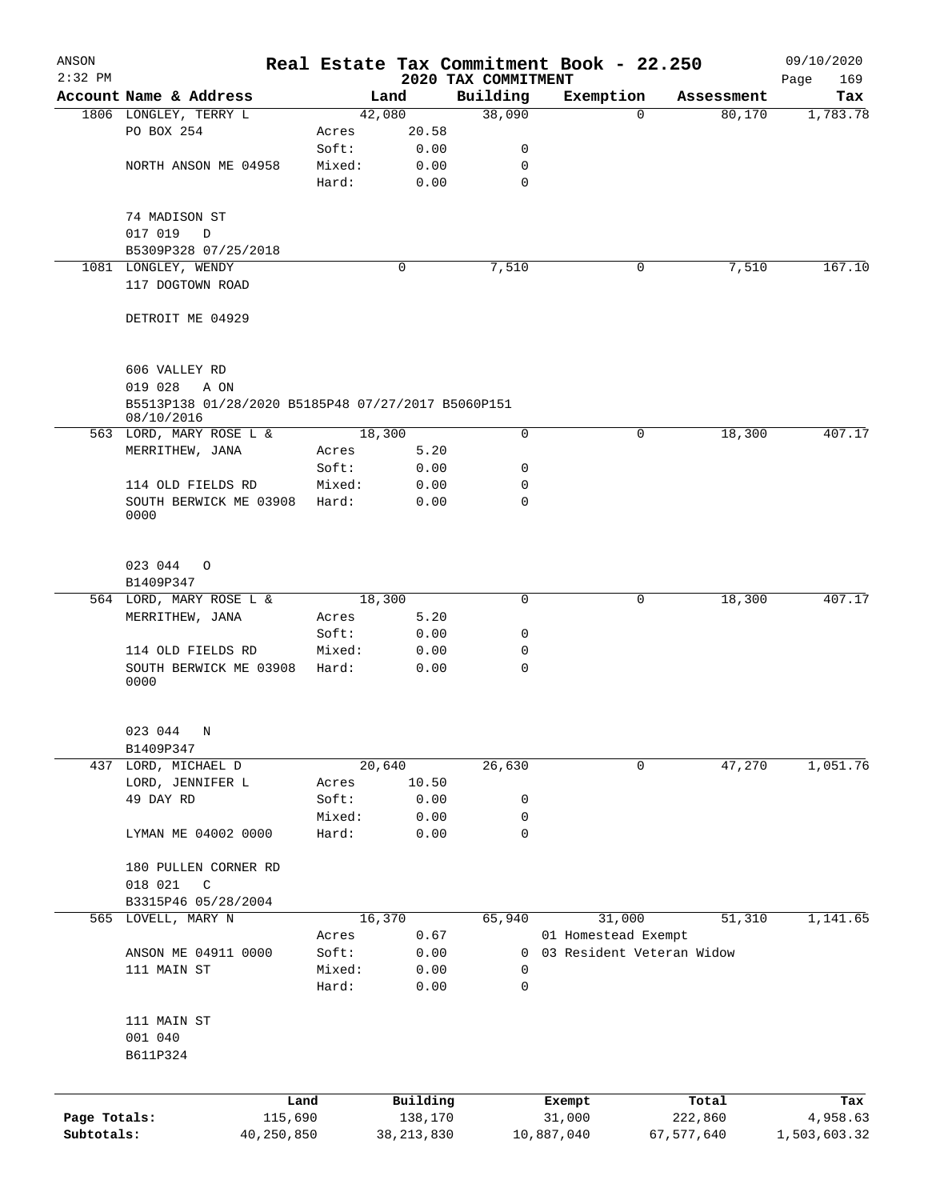# Real Estate Tax Commitment Book - 22.250

ANSON
2:32 PM

2020 TAX COMMITMENT

09/10/2020

| Account Name & Address | Land | | Building | Exemption | Assessment | Tax |
|---|---|---|---|---|---|---|
| 1806 LONGLEY, TERRY L | 42,080 | | 38,090 | 0 | 80,170 | 1,783.78 |
| PO BOX 254 | Acres | 20.58 | | | | |
| | Soft: | 0.00 | 0 | | | |
| NORTH ANSON ME 04958 | Mixed: | 0.00 | 0 | | | |
| | Hard: | 0.00 | 0 | | | |
| 74 MADISON ST | | | | | | |
| 017 019 D | | | | | | |
| B5309P328 07/25/2018 | | | | | | |
| 1081 LONGLEY, WENDY | 0 | | 7,510 | 0 | 7,510 | 167.10 |
| 117 DOGTOWN ROAD | | | | | | |
| DETROIT ME 04929 | | | | | | |
| 606 VALLEY RD | | | | | | |
| 019 028 A ON | | | | | | |
| B5513P138 01/28/2020 B5185P48 07/27/2017 B5060P151 08/10/2016 | | | | | | |
| 563 LORD, MARY ROSE L & | 18,300 | | 0 | 0 | 18,300 | 407.17 |
| MERRITHEW, JANA | Acres | 5.20 | | | | |
| | Soft: | 0.00 | 0 | | | |
| 114 OLD FIELDS RD | Mixed: | 0.00 | 0 | | | |
| SOUTH BERWICK ME 03908 0000 | Hard: | 0.00 | 0 | | | |
| 023 044 O | | | | | | |
| B1409P347 | | | | | | |
| 564 LORD, MARY ROSE L & | 18,300 | | 0 | 0 | 18,300 | 407.17 |
| MERRITHEW, JANA | Acres | 5.20 | | | | |
| | Soft: | 0.00 | 0 | | | |
| 114 OLD FIELDS RD | Mixed: | 0.00 | 0 | | | |
| SOUTH BERWICK ME 03908 0000 | Hard: | 0.00 | 0 | | | |
| 023 044 N | | | | | | |
| B1409P347 | | | | | | |
| 437 LORD, MICHAEL D | 20,640 | | 26,630 | 0 | 47,270 | 1,051.76 |
| LORD, JENNIFER L | Acres | 10.50 | | | | |
| 49 DAY RD | Soft: | 0.00 | 0 | | | |
| | Mixed: | 0.00 | 0 | | | |
| LYMAN ME 04002 0000 | Hard: | 0.00 | 0 | | | |
| 180 PULLEN CORNER RD | | | | | | |
| 018 021 C | | | | | | |
| B3315P46 05/28/2004 | | | | | | |
| 565 LOVELL, MARY N | 16,370 | | 65,940 | 31,000 | 51,310 | 1,141.65 |
| | Acres | 0.67 | | 01 Homestead Exempt | | |
| ANSON ME 04911 0000 | Soft: | 0.00 | 0 | 03 Resident Veteran Widow | | |
| 111 MAIN ST | Mixed: | 0.00 | 0 | | | |
| | Hard: | 0.00 | 0 | | | |
| 111 MAIN ST | | | | | | |
| 001 040 | | | | | | |
| B611P324 | | | | | | |

| | Land | Building | Exempt | Total | Tax |
|---|---|---|---|---|---|
| Page Totals: | 115,690 | 138,170 | 31,000 | 222,860 | 4,958.63 |
| Subtotals: | 40,250,850 | 38,213,830 | 10,887,040 | 67,577,640 | 1,503,603.32 |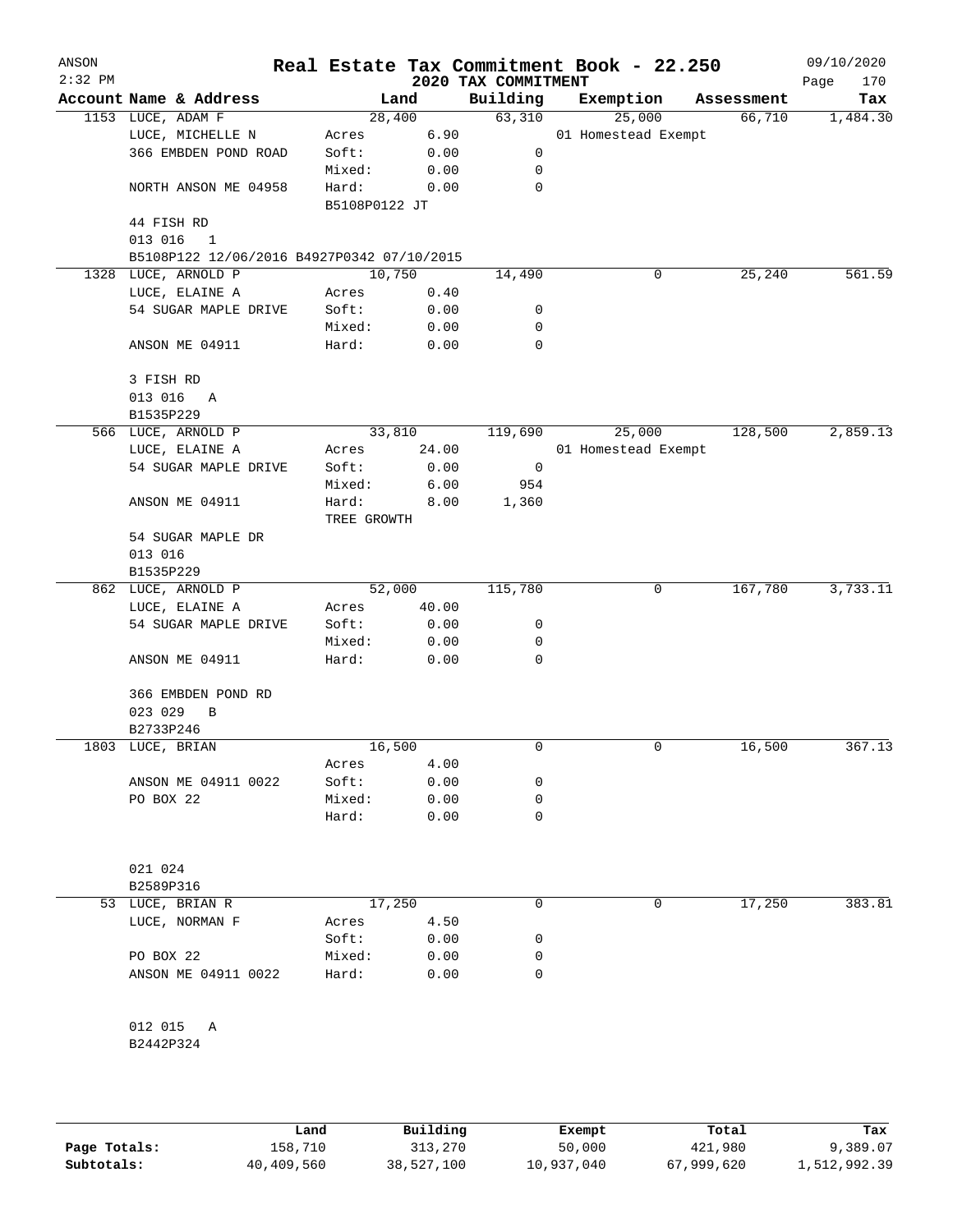ANSON
2:32 PM

# Real Estate Tax Commitment Book - 22.250

## 2020 TAX COMMITMENT

09/10/2020

| Account | Name & Address | | Land | Building | Exemption | Assessment | Tax |
|---|---|---|---|---|---|---|---|
| 1153 | LUCE, ADAM F | | 28,400 | 63,310 | 25,000 | 66,710 | 1,484.30 |
| | LUCE, MICHELLE N | Acres | 6.90 | | 01 Homestead Exempt | | |
| | 366 EMBDEN POND ROAD | Soft: | 0.00 | 0 | | | |
| | | Mixed: | 0.00 | 0 | | | |
| | NORTH ANSON ME 04958 | Hard: | 0.00 | 0 | | | |
| | | B5108P0122 JT | | | | | |
| | 44 FISH RD | | | | | | |
| | 013 016 1 | | | | | | |
| | B5108P122 12/06/2016 B4927P0342 07/10/2015 | | | | | | |
| 1328 | LUCE, ARNOLD P | | 10,750 | 14,490 | 0 | 25,240 | 561.59 |
| | LUCE, ELAINE A | Acres | 0.40 | | | | |
| | 54 SUGAR MAPLE DRIVE | Soft: | 0.00 | 0 | | | |
| | | Mixed: | 0.00 | 0 | | | |
| | ANSON ME 04911 | Hard: | 0.00 | 0 | | | |
| | 3 FISH RD | | | | | | |
| | 013 016 A | | | | | | |
| | B1535P229 | | | | | | |
| 566 | LUCE, ARNOLD P | | 33,810 | 119,690 | 25,000 | 128,500 | 2,859.13 |
| | LUCE, ELAINE A | Acres | 24.00 | | 01 Homestead Exempt | | |
| | 54 SUGAR MAPLE DRIVE | Soft: | 0.00 | 0 | | | |
| | | Mixed: | 6.00 | 954 | | | |
| | ANSON ME 04911 | Hard: | 8.00 | 1,360 | | | |
| | | TREE GROWTH | | | | | |
| | 54 SUGAR MAPLE DR | | | | | | |
| | 013 016 | | | | | | |
| | B1535P229 | | | | | | |
| 862 | LUCE, ARNOLD P | | 52,000 | 115,780 | 0 | 167,780 | 3,733.11 |
| | LUCE, ELAINE A | Acres | 40.00 | | | | |
| | 54 SUGAR MAPLE DRIVE | Soft: | 0.00 | 0 | | | |
| | | Mixed: | 0.00 | 0 | | | |
| | ANSON ME 04911 | Hard: | 0.00 | 0 | | | |
| | 366 EMBDEN POND RD | | | | | | |
| | 023 029 B | | | | | | |
| | B2733P246 | | | | | | |
| 1803 | LUCE, BRIAN | | 16,500 | 0 | 0 | 16,500 | 367.13 |
| | | Acres | 4.00 | | | | |
| | ANSON ME 04911 0022 | Soft: | 0.00 | 0 | | | |
| | PO BOX 22 | Mixed: | 0.00 | 0 | | | |
| | | Hard: | 0.00 | 0 | | | |
| | 021 024 | | | | | | |
| | B2589P316 | | | | | | |
| 53 | LUCE, BRIAN R | | 17,250 | 0 | 0 | 17,250 | 383.81 |
| | LUCE, NORMAN F | Acres | 4.50 | | | | |
| | | Soft: | 0.00 | 0 | | | |
| | PO BOX 22 | Mixed: | 0.00 | 0 | | | |
| | ANSON ME 04911 0022 | Hard: | 0.00 | 0 | | | |
| | 012 015 A | | | | | | |
| | B2442P324 | | | | | | |

| | Land | Building | Exempt | Total | Tax |
|---|---|---|---|---|---|
| Page Totals: | 158,710 | 313,270 | 50,000 | 421,980 | 9,389.07 |
| Subtotals: | 40,409,560 | 38,527,100 | 10,937,040 | 67,999,620 | 1,512,992.39 |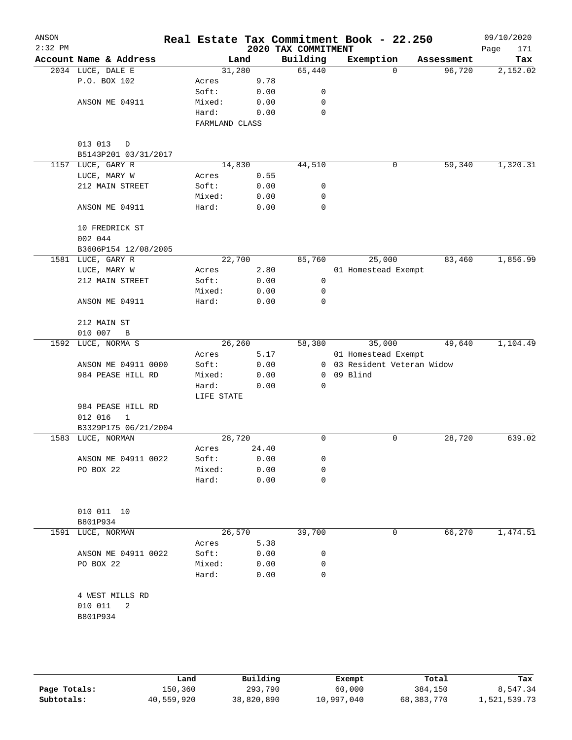ANSON 2:32 PM

# Real Estate Tax Commitment Book - 22.250

## 2020 TAX COMMITMENT

09/10/2020 Page 171

| Account Name & Address | Land | | Building | Exemption | Assessment | Tax |
|---|---|---|---|---|---|---|
| 2034 LUCE, DALE E | 31,280 | | 65,440 | 0 | 96,720 | 2,152.02 |
| P.O. BOX 102 | Acres | 9.78 | | | | |
| | Soft: | 0.00 | 0 | | | |
| ANSON ME 04911 | Mixed: | 0.00 | 0 | | | |
| | Hard: | 0.00 | 0 | | | |
| | FARMLAND CLASS | | | | | |
| 013 013 D | | | | | | |
| B5143P201 03/31/2017 | | | | | | |
| 1157 LUCE, GARY R | 14,830 | | 44,510 | 0 | 59,340 | 1,320.31 |
| LUCE, MARY W | Acres | 0.55 | | | | |
| 212 MAIN STREET | Soft: | 0.00 | 0 | | | |
| | Mixed: | 0.00 | 0 | | | |
| ANSON ME 04911 | Hard: | 0.00 | 0 | | | |
| 10 FREDRICK ST | | | | | | |
| 002 044 | | | | | | |
| B3606P154 12/08/2005 | | | | | | |
| 1581 LUCE, GARY R | 22,700 | | 85,760 | 25,000 | 83,460 | 1,856.99 |
| LUCE, MARY W | Acres | 2.80 | | 01 Homestead Exempt | | |
| 212 MAIN STREET | Soft: | 0.00 | 0 | | | |
| | Mixed: | 0.00 | 0 | | | |
| ANSON ME 04911 | Hard: | 0.00 | 0 | | | |
| 212 MAIN ST | | | | | | |
| 010 007 B | | | | | | |
| 1592 LUCE, NORMA S | 26,260 | | 58,380 | 35,000 | 49,640 | 1,104.49 |
| | Acres | 5.17 | | 01 Homestead Exempt | | |
| ANSON ME 04911 0000 | Soft: | 0.00 | 0 | 03 Resident Veteran Widow | | |
| 984 PEASE HILL RD | Mixed: | 0.00 | 0 | 09 Blind | | |
| | Hard: | 0.00 | 0 | | | |
| | LIFE STATE | | | | | |
| 984 PEASE HILL RD | | | | | | |
| 012 016 1 | | | | | | |
| B3329P175 06/21/2004 | | | | | | |
| 1583 LUCE, NORMAN | 28,720 | | 0 | 0 | 28,720 | 639.02 |
| | Acres | 24.40 | | | | |
| ANSON ME 04911 0022 | Soft: | 0.00 | 0 | | | |
| PO BOX 22 | Mixed: | 0.00 | 0 | | | |
| | Hard: | 0.00 | 0 | | | |
| 010 011 10 | | | | | | |
| B801P934 | | | | | | |
| 1591 LUCE, NORMAN | 26,570 | | 39,700 | 0 | 66,270 | 1,474.51 |
| | Acres | 5.38 | | | | |
| ANSON ME 04911 0022 | Soft: | 0.00 | 0 | | | |
| PO BOX 22 | Mixed: | 0.00 | 0 | | | |
| | Hard: | 0.00 | 0 | | | |
| 4 WEST MILLS RD | | | | | | |
| 010 011 2 | | | | | | |
| B801P934 | | | | | | |

| | Land | Building | Exempt | Total | Tax |
|---|---|---|---|---|---|
| Page Totals: | 150,360 | 293,790 | 60,000 | 384,150 | 8,547.34 |
| Subtotals: | 40,559,920 | 38,820,890 | 10,997,040 | 68,383,770 | 1,521,539.73 |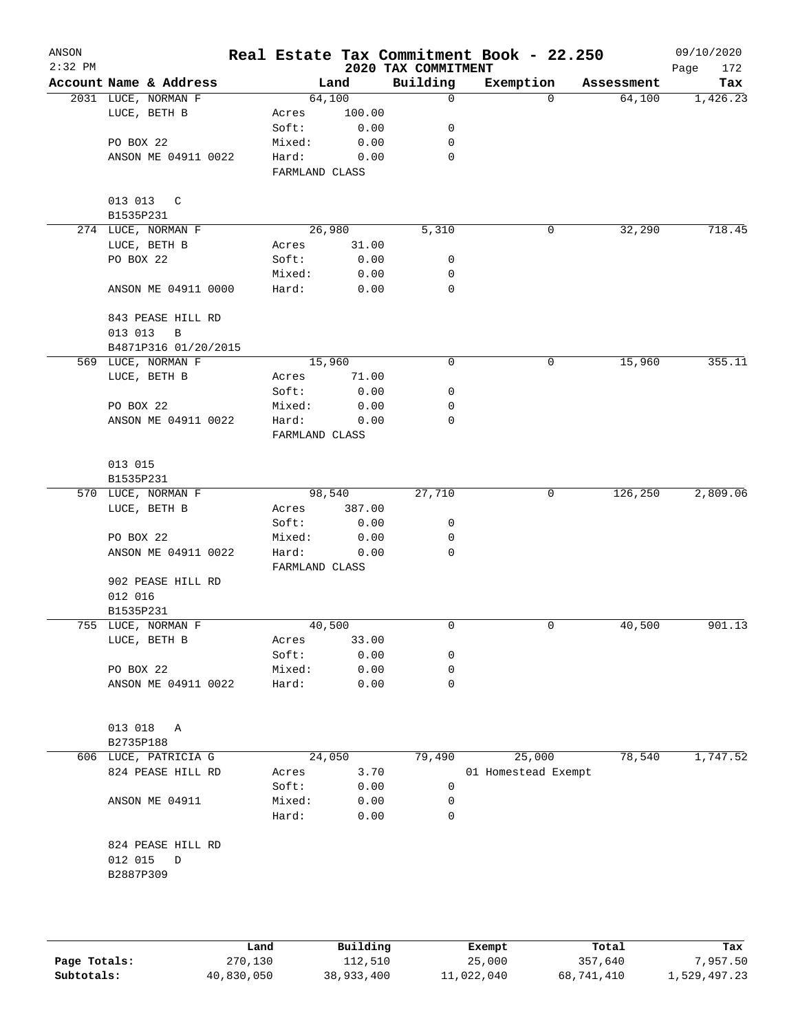ANSON
2:32 PM

# Real Estate Tax Commitment Book - 22.250

## 2020 TAX COMMITMENT

09/10/2020

| Account | Name & Address | Land | | Building | Exemption | Assessment | Tax |
|---|---|---|---|---|---|---|---|
| 2031 | LUCE, NORMAN F | 64,100 | | 0 | 0 | 64,100 | 1,426.23 |
| | LUCE, BETH B | Acres | 100.00 | | | | |
| | | Soft: | 0.00 | 0 | | | |
| | PO BOX 22 | Mixed: | 0.00 | 0 | | | |
| | ANSON ME 04911 0022 | Hard: | 0.00 | 0 | | | |
| | | FARMLAND CLASS | | | | | |
| | 013 013 C | | | | | | |
| | B1535P231 | | | | | | |
| 274 | LUCE, NORMAN F | 26,980 | | 5,310 | 0 | 32,290 | 718.45 |
| | LUCE, BETH B | Acres | 31.00 | | | | |
| | PO BOX 22 | Soft: | 0.00 | 0 | | | |
| | | Mixed: | 0.00 | 0 | | | |
| | ANSON ME 04911 0000 | Hard: | 0.00 | 0 | | | |
| | 843 PEASE HILL RD | | | | | | |
| | 013 013 B | | | | | | |
| | B4871P316 01/20/2015 | | | | | | |
| 569 | LUCE, NORMAN F | 15,960 | | 0 | 0 | 15,960 | 355.11 |
| | LUCE, BETH B | Acres | 71.00 | | | | |
| | | Soft: | 0.00 | 0 | | | |
| | PO BOX 22 | Mixed: | 0.00 | 0 | | | |
| | ANSON ME 04911 0022 | Hard: | 0.00 | 0 | | | |
| | | FARMLAND CLASS | | | | | |
| | 013 015 | | | | | | |
| | B1535P231 | | | | | | |
| 570 | LUCE, NORMAN F | 98,540 | | 27,710 | 0 | 126,250 | 2,809.06 |
| | LUCE, BETH B | Acres | 387.00 | | | | |
| | | Soft: | 0.00 | 0 | | | |
| | PO BOX 22 | Mixed: | 0.00 | 0 | | | |
| | ANSON ME 04911 0022 | Hard: | 0.00 | 0 | | | |
| | | FARMLAND CLASS | | | | | |
| | 902 PEASE HILL RD | | | | | | |
| | 012 016 | | | | | | |
| | B1535P231 | | | | | | |
| 755 | LUCE, NORMAN F | 40,500 | | 0 | 0 | 40,500 | 901.13 |
| | LUCE, BETH B | Acres | 33.00 | | | | |
| | | Soft: | 0.00 | 0 | | | |
| | PO BOX 22 | Mixed: | 0.00 | 0 | | | |
| | ANSON ME 04911 0022 | Hard: | 0.00 | 0 | | | |
| | 013 018 A | | | | | | |
| | B2735P188 | | | | | | |
| 606 | LUCE, PATRICIA G | 24,050 | | 79,490 | 25,000 | 78,540 | 1,747.52 |
| | 824 PEASE HILL RD | Acres | 3.70 | | 01 Homestead Exempt | | |
| | | Soft: | 0.00 | 0 | | | |
| | ANSON ME 04911 | Mixed: | 0.00 | 0 | | | |
| | | Hard: | 0.00 | 0 | | | |
| | 824 PEASE HILL RD | | | | | | |
| | 012 015 D | | | | | | |
| | B2887P309 | | | | | | |

| | Land | Building | Exempt | Total | Tax |
|---|---|---|---|---|---|
| Page Totals: | 270,130 | 112,510 | 25,000 | 357,640 | 7,957.50 |
| Subtotals: | 40,830,050 | 38,933,400 | 11,022,040 | 68,741,410 | 1,529,497.23 |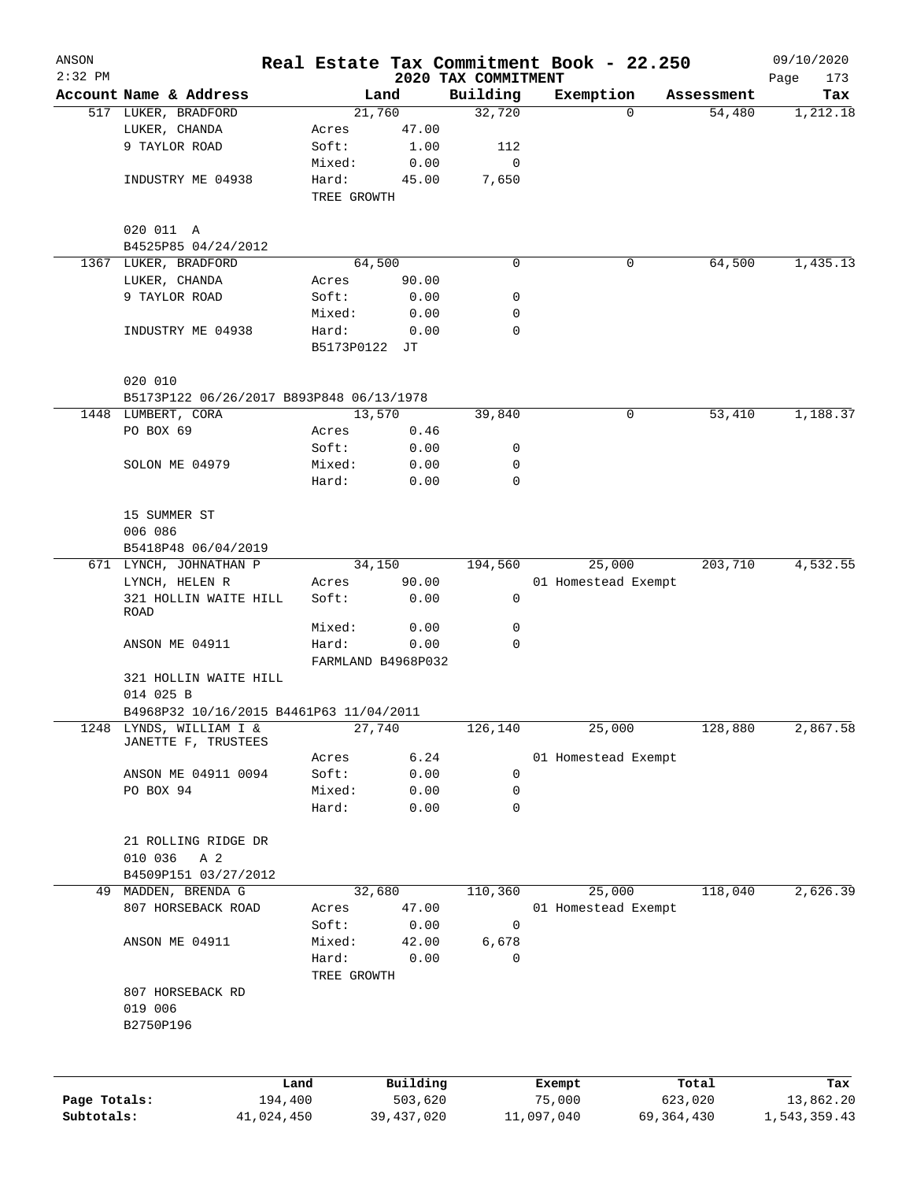# Real Estate Tax Commitment Book - 22.250

ANSON 2:32 PM — 2020 TAX COMMITMENT — 09/10/2020

| Account | Name & Address | | Land | Building | Exemption | Assessment | Tax |
|---|---|---|---|---|---|---|---|
| 517 | LUKER, BRADFORD | | 21,760 | 32,720 | 0 | 54,480 | 1,212.18 |
| | LUKER, CHANDA | Acres | 47.00 | | | | |
| | 9 TAYLOR ROAD | Soft: | 1.00 | 112 | | | |
| | | Mixed: | 0.00 | 0 | | | |
| | INDUSTRY ME 04938 | Hard: | 45.00 | 7,650 | | | |
| | | TREE GROWTH | | | | | |
| | 020 011 A | | | | | | |
| | B4525P85 04/24/2012 | | | | | | |
| 1367 | LUKER, BRADFORD | | 64,500 | 0 | 0 | 64,500 | 1,435.13 |
| | LUKER, CHANDA | Acres | 90.00 | | | | |
| | 9 TAYLOR ROAD | Soft: | 0.00 | 0 | | | |
| | | Mixed: | 0.00 | 0 | | | |
| | INDUSTRY ME 04938 | Hard: | 0.00 | 0 | | | |
| | | B5173P0122 JT | | | | | |
| | 020 010 | | | | | | |
| | B5173P122 06/26/2017 B893P848 06/13/1978 | | | | | | |
| 1448 | LUMBERT, CORA | | 13,570 | 39,840 | 0 | 53,410 | 1,188.37 |
| | PO BOX 69 | Acres | 0.46 | | | | |
| | | Soft: | 0.00 | 0 | | | |
| | SOLON ME 04979 | Mixed: | 0.00 | 0 | | | |
| | | Hard: | 0.00 | 0 | | | |
| | 15 SUMMER ST | | | | | | |
| | 006 086 | | | | | | |
| | B5418P48 06/04/2019 | | | | | | |
| 671 | LYNCH, JOHNATHAN P | | 34,150 | 194,560 | 25,000 | 203,710 | 4,532.55 |
| | LYNCH, HELEN R | Acres | 90.00 | | 01 Homestead Exempt | | |
| | 321 HOLLIN WAITE HILL ROAD | Soft: | 0.00 | 0 | | | |
| | | Mixed: | 0.00 | 0 | | | |
| | ANSON ME 04911 | Hard: | 0.00 | 0 | | | |
| | | FARMLAND B4968P032 | | | | | |
| | 321 HOLLIN WAITE HILL | | | | | | |
| | 014 025 B | | | | | | |
| | B4968P32 10/16/2015 B4461P63 11/04/2011 | | | | | | |
| 1248 | LYNDS, WILLIAM I & JANETTE F, TRUSTEES | | 27,740 | 126,140 | 25,000 | 128,880 | 2,867.58 |
| | | Acres | 6.24 | | 01 Homestead Exempt | | |
| | ANSON ME 04911 0094 | Soft: | 0.00 | 0 | | | |
| | PO BOX 94 | Mixed: | 0.00 | 0 | | | |
| | | Hard: | 0.00 | 0 | | | |
| | 21 ROLLING RIDGE DR | | | | | | |
| | 010 036 A 2 | | | | | | |
| | B4509P151 03/27/2012 | | | | | | |
| 49 | MADDEN, BRENDA G | | 32,680 | 110,360 | 25,000 | 118,040 | 2,626.39 |
| | 807 HORSEBACK ROAD | Acres | 47.00 | | 01 Homestead Exempt | | |
| | | Soft: | 0.00 | 0 | | | |
| | ANSON ME 04911 | Mixed: | 42.00 | 6,678 | | | |
| | | Hard: | 0.00 | 0 | | | |
| | | TREE GROWTH | | | | | |
| | 807 HORSEBACK RD | | | | | | |
| | 019 006 | | | | | | |
| | B2750P196 | | | | | | |

| | Land | Building | Exempt | Total | Tax |
|---|---|---|---|---|---|
| Page Totals: | 194,400 | 503,620 | 75,000 | 623,020 | 13,862.20 |
| Subtotals: | 41,024,450 | 39,437,020 | 11,097,040 | 69,364,430 | 1,543,359.43 |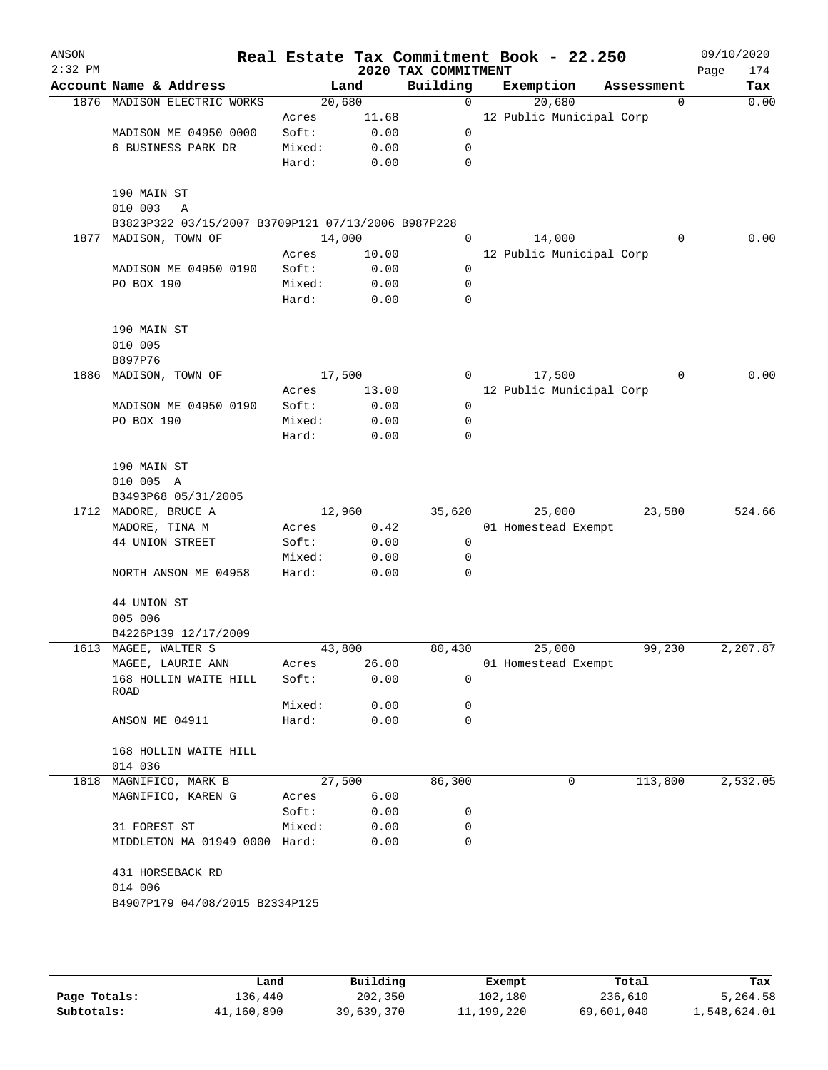# Real Estate Tax Commitment Book - 22.250

ANSON 2:32 PM — 2020 TAX COMMITMENT — 09/10/2020

| Account Name & Address | | Land | Building | Exemption | Assessment | Tax |
|---|---|---|---|---|---|---|
| 1876 MADISON ELECTRIC WORKS | | 20,680 | 0 | 20,680 | 0 | 0.00 |
| | Acres | 11.68 | | 12 Public Municipal Corp | | |
| MADISON ME 04950 0000 | Soft: | 0.00 | 0 | | | |
| 6 BUSINESS PARK DR | Mixed: | 0.00 | 0 | | | |
| | Hard: | 0.00 | 0 | | | |
| 190 MAIN ST | | | | | | |
| 010 003 A | | | | | | |
| B3823P322 03/15/2007 B3709P121 07/13/2006 B987P228 | | | | | | |
| 1877 MADISON, TOWN OF | | 14,000 | 0 | 14,000 | 0 | 0.00 |
| | Acres | 10.00 | | 12 Public Municipal Corp | | |
| MADISON ME 04950 0190 | Soft: | 0.00 | 0 | | | |
| PO BOX 190 | Mixed: | 0.00 | 0 | | | |
| | Hard: | 0.00 | 0 | | | |
| 190 MAIN ST | | | | | | |
| 010 005 | | | | | | |
| B897P76 | | | | | | |
| 1886 MADISON, TOWN OF | | 17,500 | 0 | 17,500 | 0 | 0.00 |
| | Acres | 13.00 | | 12 Public Municipal Corp | | |
| MADISON ME 04950 0190 | Soft: | 0.00 | 0 | | | |
| PO BOX 190 | Mixed: | 0.00 | 0 | | | |
| | Hard: | 0.00 | 0 | | | |
| 190 MAIN ST | | | | | | |
| 010 005 A | | | | | | |
| B3493P68 05/31/2005 | | | | | | |
| 1712 MADORE, BRUCE A | | 12,960 | 35,620 | 25,000 | 23,580 | 524.66 |
| MADORE, TINA M | Acres | 0.42 | | 01 Homestead Exempt | | |
| 44 UNION STREET | Soft: | 0.00 | 0 | | | |
| | Mixed: | 0.00 | 0 | | | |
| NORTH ANSON ME 04958 | Hard: | 0.00 | 0 | | | |
| 44 UNION ST | | | | | | |
| 005 006 | | | | | | |
| B4226P139 12/17/2009 | | | | | | |
| 1613 MAGEE, WALTER S | | 43,800 | 80,430 | 25,000 | 99,230 | 2,207.87 |
| MAGEE, LAURIE ANN | Acres | 26.00 | | 01 Homestead Exempt | | |
| 168 HOLLIN WAITE HILL ROAD | Soft: | 0.00 | 0 | | | |
| | Mixed: | 0.00 | 0 | | | |
| ANSON ME 04911 | Hard: | 0.00 | 0 | | | |
| 168 HOLLIN WAITE HILL | | | | | | |
| 014 036 | | | | | | |
| 1818 MAGNIFICO, MARK B | | 27,500 | 86,300 | 0 | 113,800 | 2,532.05 |
| MAGNIFICO, KAREN G | Acres | 6.00 | | | | |
| | Soft: | 0.00 | 0 | | | |
| 31 FOREST ST | Mixed: | 0.00 | 0 | | | |
| MIDDLETON MA 01949 0000 | Hard: | 0.00 | 0 | | | |
| 431 HORSEBACK RD | | | | | | |
| 014 006 | | | | | | |
| B4907P179 04/08/2015 B2334P125 | | | | | | |

| | Land | Building | Exempt | Total | Tax |
|---|---|---|---|---|---|
| Page Totals: | 136,440 | 202,350 | 102,180 | 236,610 | 5,264.58 |
| Subtotals: | 41,160,890 | 39,639,370 | 11,199,220 | 69,601,040 | 1,548,624.01 |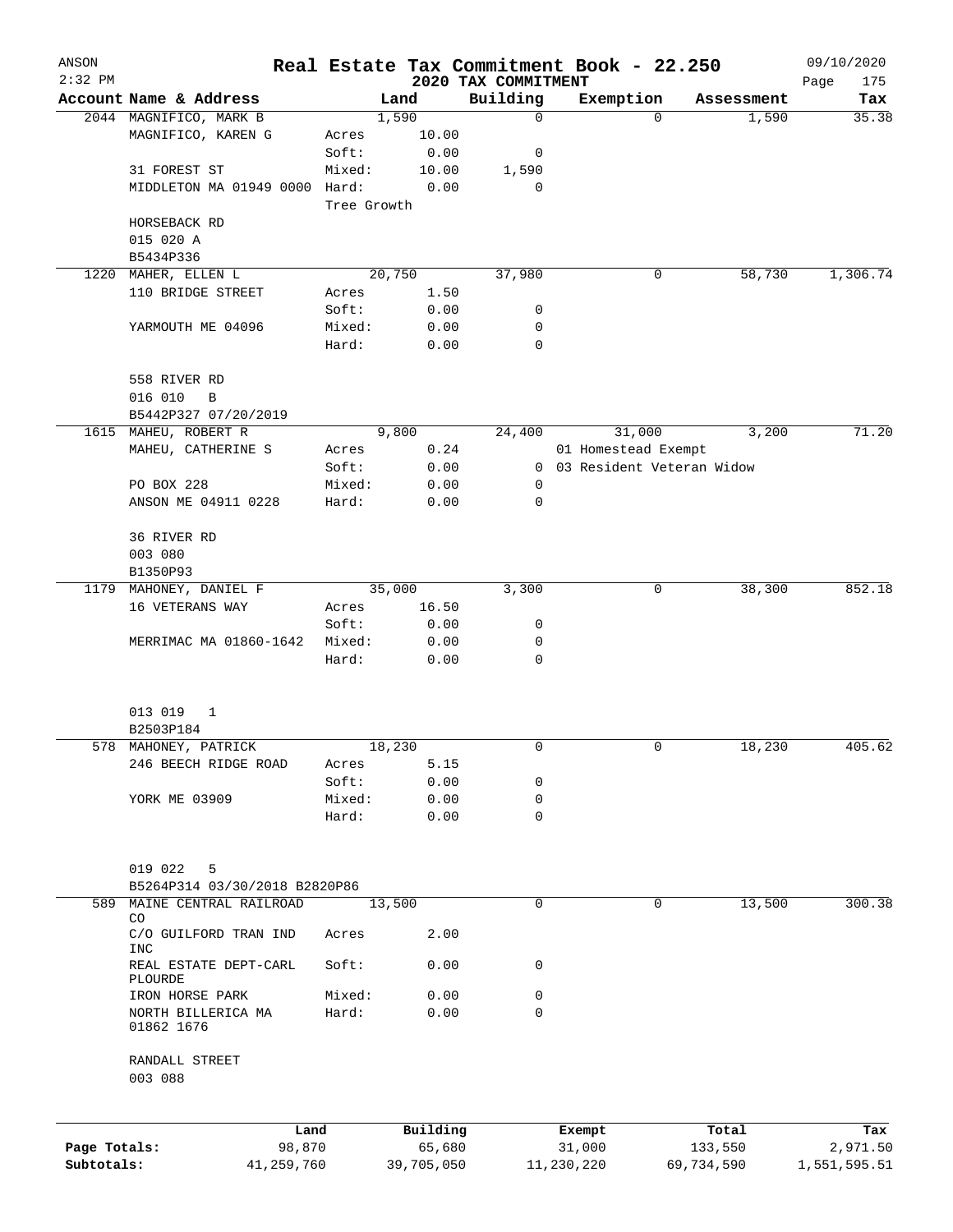# Real Estate Tax Commitment Book - 22.250

ANSON
2:32 PM

2020 TAX COMMITMENT

09/10/2020

| Account | Name & Address | | Land | Building | Exemption | Assessment | Tax |
|---|---|---|---|---|---|---|---|
| 2044 | MAGNIFICO, MARK B | | 1,590 | 0 | 0 | 1,590 | 35.38 |
| | MAGNIFICO, KAREN G | Acres | 10.00 | | | | |
| | | Soft: | 0.00 | 0 | | | |
| | 31 FOREST ST | Mixed: | 10.00 | 1,590 | | | |
| | MIDDLETON MA 01949 0000 | Hard: | 0.00 | 0 | | | |
| | | Tree Growth | | | | | |
| | HORSEBACK RD | | | | | | |
| | 015 020 A | | | | | | |
| | B5434P336 | | | | | | |
| 1220 | MAHER, ELLEN L | | 20,750 | 37,980 | 0 | 58,730 | 1,306.74 |
| | 110 BRIDGE STREET | Acres | 1.50 | | | | |
| | | Soft: | 0.00 | 0 | | | |
| | YARMOUTH ME 04096 | Mixed: | 0.00 | 0 | | | |
| | | Hard: | 0.00 | 0 | | | |
| | 558 RIVER RD | | | | | | |
| | 016 010 B | | | | | | |
| | B5442P327 07/20/2019 | | | | | | |
| 1615 | MAHEU, ROBERT R | | 9,800 | 24,400 | 31,000 | 3,200 | 71.20 |
| | MAHEU, CATHERINE S | Acres | 0.24 | | 01 Homestead Exempt | | |
| | | Soft: | 0.00 | 0 | 03 Resident Veteran Widow | | |
| | PO BOX 228 | Mixed: | 0.00 | 0 | | | |
| | ANSON ME 04911 0228 | Hard: | 0.00 | 0 | | | |
| | 36 RIVER RD | | | | | | |
| | 003 080 | | | | | | |
| | B1350P93 | | | | | | |
| 1179 | MAHONEY, DANIEL F | | 35,000 | 3,300 | 0 | 38,300 | 852.18 |
| | 16 VETERANS WAY | Acres | 16.50 | | | | |
| | | Soft: | 0.00 | 0 | | | |
| | MERRIMAC MA 01860-1642 | Mixed: | 0.00 | 0 | | | |
| | | Hard: | 0.00 | 0 | | | |
| | 013 019 1 | | | | | | |
| | B2503P184 | | | | | | |
| 578 | MAHONEY, PATRICK | | 18,230 | 0 | 0 | 18,230 | 405.62 |
| | 246 BEECH RIDGE ROAD | Acres | 5.15 | | | | |
| | | Soft: | 0.00 | 0 | | | |
| | YORK ME 03909 | Mixed: | 0.00 | 0 | | | |
| | | Hard: | 0.00 | 0 | | | |
| | 019 022 5 | | | | | | |
| | B5264P314 03/30/2018 B2820P86 | | | | | | |
| 589 | MAINE CENTRAL RAILROAD CO | | 13,500 | 0 | 0 | 13,500 | 300.38 |
| | C/O GUILFORD TRAN IND INC | Acres | 2.00 | | | | |
| | REAL ESTATE DEPT-CARL PLOURDE | Soft: | 0.00 | 0 | | | |
| | IRON HORSE PARK | Mixed: | 0.00 | 0 | | | |
| | NORTH BILLERICA MA 01862 1676 | Hard: | 0.00 | 0 | | | |
| | RANDALL STREET | | | | | | |
| | 003 088 | | | | | | |

| | Land | Building | Exempt | Total | Tax |
|---|---|---|---|---|---|
| Page Totals: | 98,870 | 65,680 | 31,000 | 133,550 | 2,971.50 |
| Subtotals: | 41,259,760 | 39,705,050 | 11,230,220 | 69,734,590 | 1,551,595.51 |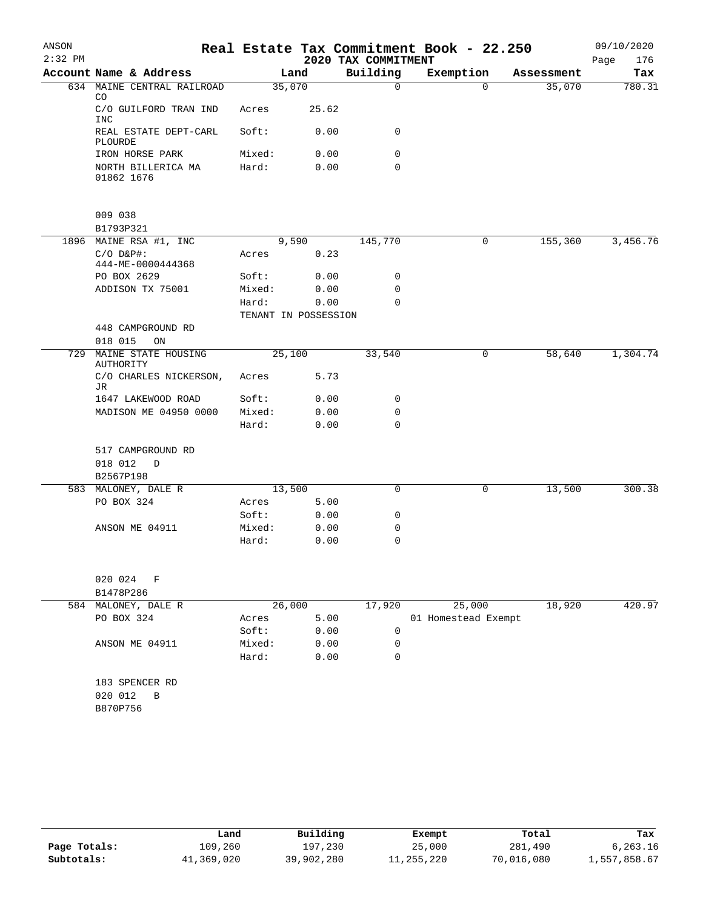# Real Estate Tax Commitment Book - 22.250

ANSON 2:32 PM — 2020 TAX COMMITMENT — 09/10/2020

| Account | Name & Address | Land | | Building | Exemption | Assessment | Tax |
|---|---|---|---|---|---|---|---|
| 634 | MAINE CENTRAL RAILROAD CO | | 35,070 | 0 | 0 | 35,070 | 780.31 |
| | C/O GUILFORD TRAN IND INC | Acres | 25.62 | | | | |
| | REAL ESTATE DEPT-CARL PLOURDE | Soft: | 0.00 | 0 | | | |
| | IRON HORSE PARK | Mixed: | 0.00 | 0 | | | |
| | NORTH BILLERICA MA 01862 1676 | Hard: | 0.00 | 0 | | | |
| | 009 038 | | | | | | |
| | B1793P321 | | | | | | |
| 1896 | MAINE RSA #1, INC | | 9,590 | 145,770 | 0 | 155,360 | 3,456.76 |
| | C/O D&P#: 444-ME-0000444368 | Acres | 0.23 | | | | |
| | PO BOX 2629 | Soft: | 0.00 | 0 | | | |
| | ADDISON TX 75001 | Mixed: | 0.00 | 0 | | | |
| | | Hard: | 0.00 | 0 | | | |
| | | TENANT IN POSSESSION | | | | | |
| | 448 CAMPGROUND RD | | | | | | |
| | 018 015 ON | | | | | | |
| 729 | MAINE STATE HOUSING AUTHORITY | | 25,100 | 33,540 | 0 | 58,640 | 1,304.74 |
| | C/O CHARLES NICKERSON, JR | Acres | 5.73 | | | | |
| | 1647 LAKEWOOD ROAD | Soft: | 0.00 | 0 | | | |
| | MADISON ME 04950 0000 | Mixed: | 0.00 | 0 | | | |
| | | Hard: | 0.00 | 0 | | | |
| | 517 CAMPGROUND RD | | | | | | |
| | 018 012 D | | | | | | |
| | B2567P198 | | | | | | |
| 583 | MALONEY, DALE R | | 13,500 | 0 | 0 | 13,500 | 300.38 |
| | PO BOX 324 | Acres | 5.00 | | | | |
| | | Soft: | 0.00 | 0 | | | |
| | ANSON ME 04911 | Mixed: | 0.00 | 0 | | | |
| | | Hard: | 0.00 | 0 | | | |
| | 020 024 F | | | | | | |
| | B1478P286 | | | | | | |
| 584 | MALONEY, DALE R | | 26,000 | 17,920 | 25,000 | 18,920 | 420.97 |
| | PO BOX 324 | Acres | 5.00 | | 01 Homestead Exempt | | |
| | | Soft: | 0.00 | 0 | | | |
| | ANSON ME 04911 | Mixed: | 0.00 | 0 | | | |
| | | Hard: | 0.00 | 0 | | | |
| | 183 SPENCER RD | | | | | | |
| | 020 012 B | | | | | | |
| | B870P756 | | | | | | |

| | Land | Building | Exempt | Total | Tax |
|---|---|---|---|---|---|
| Page Totals: | 109,260 | 197,230 | 25,000 | 281,490 | 6,263.16 |
| Subtotals: | 41,369,020 | 39,902,280 | 11,255,220 | 70,016,080 | 1,557,858.67 |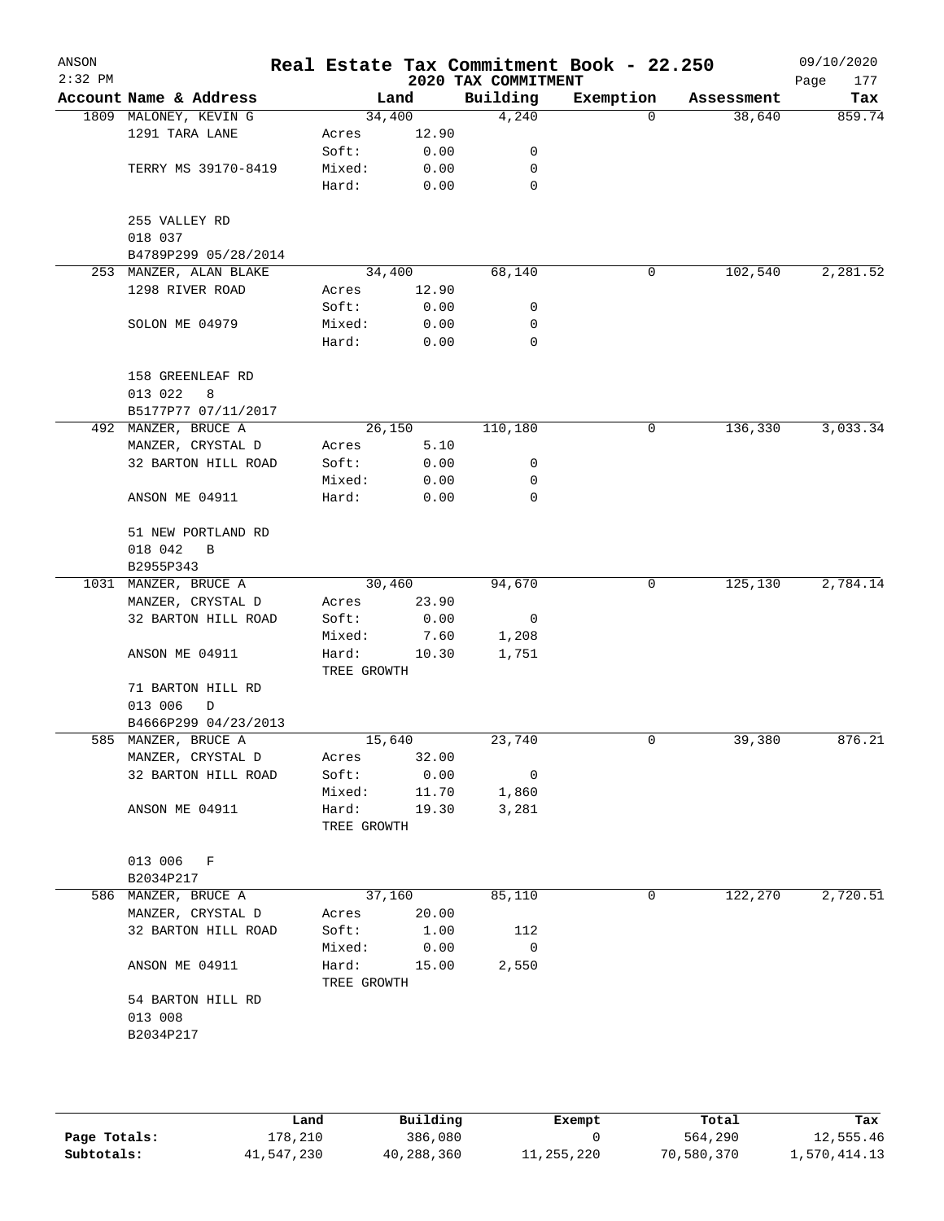ANSON 2:32 PM

# Real Estate Tax Commitment Book - 22.250

## 2020 TAX COMMITMENT

09/10/2020

| Account Name & Address | Land | | Building | Exemption | Assessment | Tax |
|---|---|---|---|---|---|---|
| 1809 MALONEY, KEVIN G | 34,400 | | 4,240 | 0 | 38,640 | 859.74 |
| 1291 TARA LANE | Acres | 12.90 | | | | |
| | Soft: | 0.00 | 0 | | | |
| TERRY MS 39170-8419 | Mixed: | 0.00 | 0 | | | |
| | Hard: | 0.00 | 0 | | | |
| 255 VALLEY RD | | | | | | |
| 018 037 | | | | | | |
| B4789P299 05/28/2014 | | | | | | |
| 253 MANZER, ALAN BLAKE | 34,400 | | 68,140 | 0 | 102,540 | 2,281.52 |
| 1298 RIVER ROAD | Acres | 12.90 | | | | |
| | Soft: | 0.00 | 0 | | | |
| SOLON ME 04979 | Mixed: | 0.00 | 0 | | | |
| | Hard: | 0.00 | 0 | | | |
| 158 GREENLEAF RD | | | | | | |
| 013 022 8 | | | | | | |
| B5177P77 07/11/2017 | | | | | | |
| 492 MANZER, BRUCE A | 26,150 | | 110,180 | 0 | 136,330 | 3,033.34 |
| MANZER, CRYSTAL D | Acres | 5.10 | | | | |
| 32 BARTON HILL ROAD | Soft: | 0.00 | 0 | | | |
| | Mixed: | 0.00 | 0 | | | |
| ANSON ME 04911 | Hard: | 0.00 | 0 | | | |
| 51 NEW PORTLAND RD | | | | | | |
| 018 042 B | | | | | | |
| B2955P343 | | | | | | |
| 1031 MANZER, BRUCE A | 30,460 | | 94,670 | 0 | 125,130 | 2,784.14 |
| MANZER, CRYSTAL D | Acres | 23.90 | | | | |
| 32 BARTON HILL ROAD | Soft: | 0.00 | 0 | | | |
| | Mixed: | 7.60 | 1,208 | | | |
| ANSON ME 04911 | Hard: | 10.30 | 1,751 | | | |
| | TREE GROWTH | | | | | |
| 71 BARTON HILL RD | | | | | | |
| 013 006 D | | | | | | |
| B4666P299 04/23/2013 | | | | | | |
| 585 MANZER, BRUCE A | 15,640 | | 23,740 | 0 | 39,380 | 876.21 |
| MANZER, CRYSTAL D | Acres | 32.00 | | | | |
| 32 BARTON HILL ROAD | Soft: | 0.00 | 0 | | | |
| | Mixed: | 11.70 | 1,860 | | | |
| ANSON ME 04911 | Hard: | 19.30 | 3,281 | | | |
| | TREE GROWTH | | | | | |
| 013 006 F | | | | | | |
| B2034P217 | | | | | | |
| 586 MANZER, BRUCE A | 37,160 | | 85,110 | 0 | 122,270 | 2,720.51 |
| MANZER, CRYSTAL D | Acres | 20.00 | | | | |
| 32 BARTON HILL ROAD | Soft: | 1.00 | 112 | | | |
| | Mixed: | 0.00 | 0 | | | |
| ANSON ME 04911 | Hard: | 15.00 | 2,550 | | | |
| | TREE GROWTH | | | | | |
| 54 BARTON HILL RD | | | | | | |
| 013 008 | | | | | | |
| B2034P217 | | | | | | |

| | Land | Building | Exempt | Total | Tax |
|---|---|---|---|---|---|
| Page Totals: | 178,210 | 386,080 | 0 | 564,290 | 12,555.46 |
| Subtotals: | 41,547,230 | 40,288,360 | 11,255,220 | 70,580,370 | 1,570,414.13 |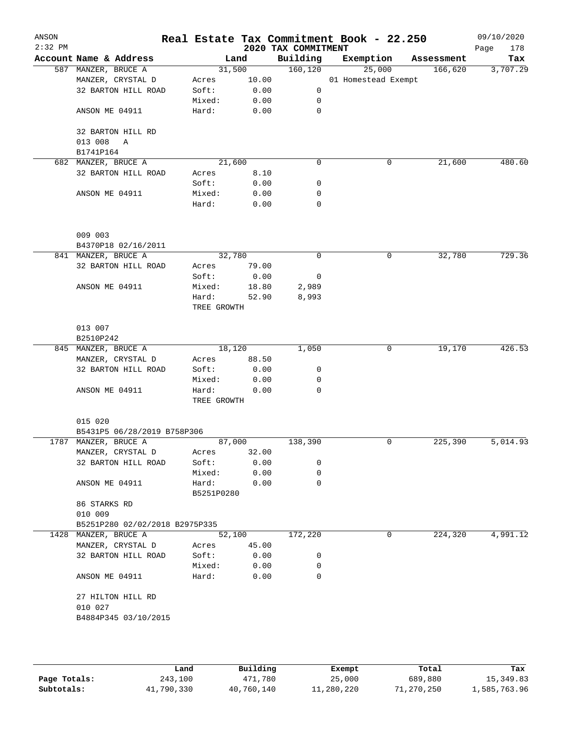# Real Estate Tax Commitment Book - 22.250

ANSON 2:32 PM — 2020 TAX COMMITMENT — 09/10/2020

| Account Name & Address | Land | | Building | Exemption | Assessment | Tax |
|---|---|---|---|---|---|---|
| 587 MANZER, BRUCE A | | 31,500 | 160,120 | 25,000 | 166,620 | 3,707.29 |
| MANZER, CRYSTAL D | Acres | 10.00 | | 01 Homestead Exempt | | |
| 32 BARTON HILL ROAD | Soft: | 0.00 | 0 | | | |
| | Mixed: | 0.00 | 0 | | | |
| ANSON ME 04911 | Hard: | 0.00 | 0 | | | |
| 32 BARTON HILL RD | | | | | | |
| 013 008 A | | | | | | |
| B1741P164 | | | | | | |
| 682 MANZER, BRUCE A | | 21,600 | 0 | 0 | 21,600 | 480.60 |
| 32 BARTON HILL ROAD | Acres | 8.10 | | | | |
| | Soft: | 0.00 | 0 | | | |
| ANSON ME 04911 | Mixed: | 0.00 | 0 | | | |
| | Hard: | 0.00 | 0 | | | |
| 009 003 | | | | | | |
| B4370P18 02/16/2011 | | | | | | |
| 841 MANZER, BRUCE A | | 32,780 | 0 | 0 | 32,780 | 729.36 |
| 32 BARTON HILL ROAD | Acres | 79.00 | | | | |
| | Soft: | 0.00 | 0 | | | |
| ANSON ME 04911 | Mixed: | 18.80 | 2,989 | | | |
| | Hard: | 52.90 | 8,993 | | | |
| | TREE GROWTH | | | | | |
| 013 007 | | | | | | |
| B2510P242 | | | | | | |
| 845 MANZER, BRUCE A | | 18,120 | 1,050 | 0 | 19,170 | 426.53 |
| MANZER, CRYSTAL D | Acres | 88.50 | | | | |
| 32 BARTON HILL ROAD | Soft: | 0.00 | 0 | | | |
| | Mixed: | 0.00 | 0 | | | |
| ANSON ME 04911 | Hard: | 0.00 | 0 | | | |
| | TREE GROWTH | | | | | |
| 015 020 | | | | | | |
| B5431P5 06/28/2019 B758P306 | | | | | | |
| 1787 MANZER, BRUCE A | | 87,000 | 138,390 | 0 | 225,390 | 5,014.93 |
| MANZER, CRYSTAL D | Acres | 32.00 | | | | |
| 32 BARTON HILL ROAD | Soft: | 0.00 | 0 | | | |
| | Mixed: | 0.00 | 0 | | | |
| ANSON ME 04911 | Hard: | 0.00 | 0 | | | |
| | B5251P0280 | | | | | |
| 86 STARKS RD | | | | | | |
| 010 009 | | | | | | |
| B5251P280 02/02/2018 B2975P335 | | | | | | |
| 1428 MANZER, BRUCE A | | 52,100 | 172,220 | 0 | 224,320 | 4,991.12 |
| MANZER, CRYSTAL D | Acres | 45.00 | | | | |
| 32 BARTON HILL ROAD | Soft: | 0.00 | 0 | | | |
| | Mixed: | 0.00 | 0 | | | |
| ANSON ME 04911 | Hard: | 0.00 | 0 | | | |
| 27 HILTON HILL RD | | | | | | |
| 010 027 | | | | | | |
| B4884P345 03/10/2015 | | | | | | |

| | Land | Building | Exempt | Total | Tax |
|---|---|---|---|---|---|
| Page Totals: | 243,100 | 471,780 | 25,000 | 689,880 | 15,349.83 |
| Subtotals: | 41,790,330 | 40,760,140 | 11,280,220 | 71,270,250 | 1,585,763.96 |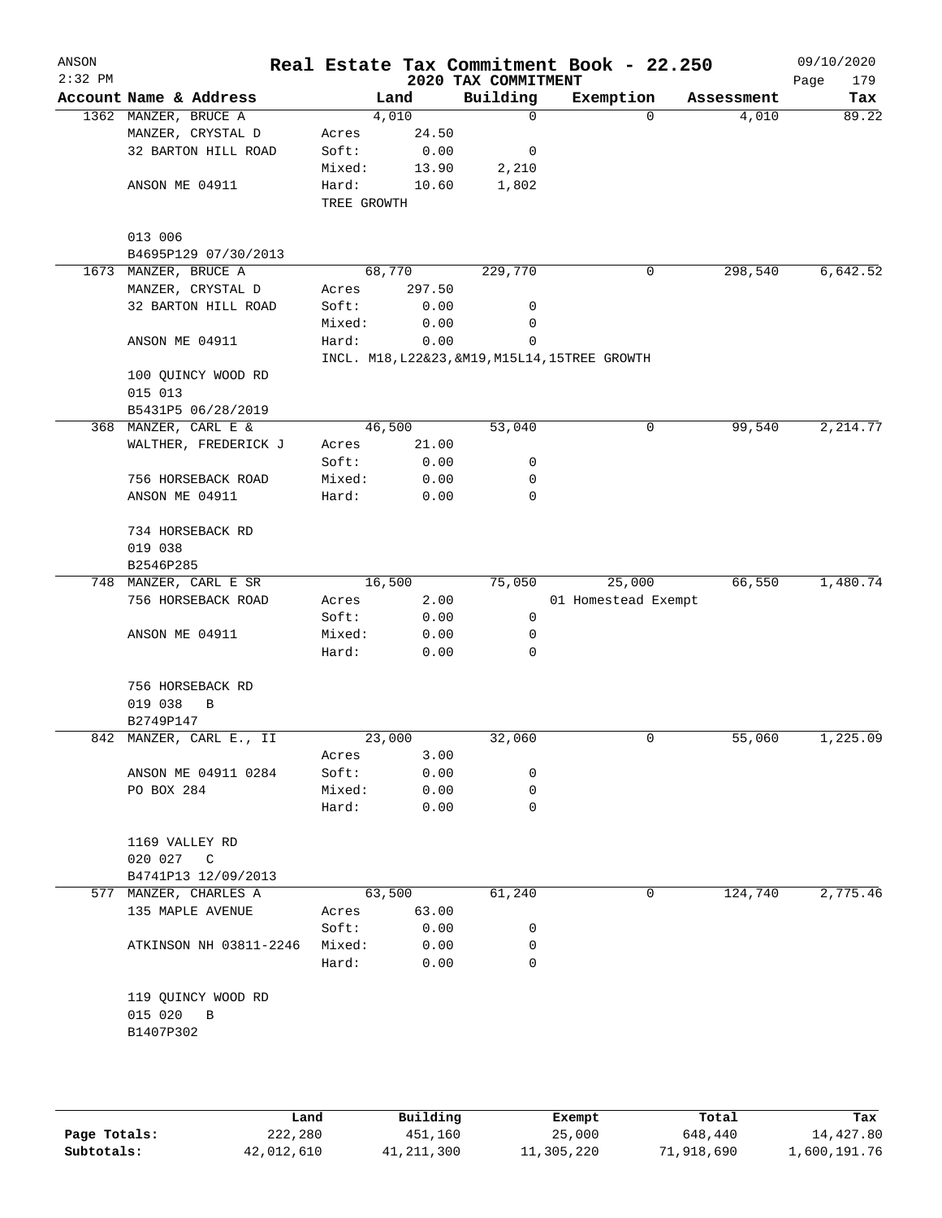# Real Estate Tax Commitment Book - 22.250

ANSON 2:32 PM — 2020 TAX COMMITMENT — 09/10/2020

| Account | Name & Address | Land | | Building | Exemption | Assessment | Tax |
|---|---|---|---|---|---|---|---|
| 1362 | MANZER, BRUCE A | | 4,010 | 0 | 0 | 4,010 | 89.22 |
| | MANZER, CRYSTAL D | Acres | 24.50 | | | | |
| | 32 BARTON HILL ROAD | Soft: | 0.00 | 0 | | | |
| | | Mixed: | 13.90 | 2,210 | | | |
| | ANSON ME 04911 | Hard: | 10.60 | 1,802 | | | |
| | | TREE GROWTH | | | | | |
| | 013 006 | | | | | | |
| | B4695P129 07/30/2013 | | | | | | |
| 1673 | MANZER, BRUCE A | | 68,770 | 229,770 | 0 | 298,540 | 6,642.52 |
| | MANZER, CRYSTAL D | Acres | 297.50 | | | | |
| | 32 BARTON HILL ROAD | Soft: | 0.00 | 0 | | | |
| | | Mixed: | 0.00 | 0 | | | |
| | ANSON ME 04911 | Hard: | 0.00 | 0 | | | |
| | | INCL. M18,L22&23,&M19,M15L14,15TREE GROWTH | | | | | |
| | 100 QUINCY WOOD RD | | | | | | |
| | 015 013 | | | | | | |
| | B5431P5 06/28/2019 | | | | | | |
| 368 | MANZER, CARL E & | | 46,500 | 53,040 | 0 | 99,540 | 2,214.77 |
| | WALTHER, FREDERICK J | Acres | 21.00 | | | | |
| | | Soft: | 0.00 | 0 | | | |
| | 756 HORSEBACK ROAD | Mixed: | 0.00 | 0 | | | |
| | ANSON ME 04911 | Hard: | 0.00 | 0 | | | |
| | 734 HORSEBACK RD | | | | | | |
| | 019 038 | | | | | | |
| | B2546P285 | | | | | | |
| 748 | MANZER, CARL E SR | | 16,500 | 75,050 | 25,000 | 66,550 | 1,480.74 |
| | 756 HORSEBACK ROAD | Acres | 2.00 | | 01 Homestead Exempt | | |
| | | Soft: | 0.00 | 0 | | | |
| | ANSON ME 04911 | Mixed: | 0.00 | 0 | | | |
| | | Hard: | 0.00 | 0 | | | |
| | 756 HORSEBACK RD | | | | | | |
| | 019 038 B | | | | | | |
| | B2749P147 | | | | | | |
| 842 | MANZER, CARL E., II | | 23,000 | 32,060 | 0 | 55,060 | 1,225.09 |
| | | Acres | 3.00 | | | | |
| | ANSON ME 04911 0284 | Soft: | 0.00 | 0 | | | |
| | PO BOX 284 | Mixed: | 0.00 | 0 | | | |
| | | Hard: | 0.00 | 0 | | | |
| | 1169 VALLEY RD | | | | | | |
| | 020 027 C | | | | | | |
| | B4741P13 12/09/2013 | | | | | | |
| 577 | MANZER, CHARLES A | | 63,500 | 61,240 | 0 | 124,740 | 2,775.46 |
| | 135 MAPLE AVENUE | Acres | 63.00 | | | | |
| | | Soft: | 0.00 | 0 | | | |
| | ATKINSON NH 03811-2246 | Mixed: | 0.00 | 0 | | | |
| | | Hard: | 0.00 | 0 | | | |
| | 119 QUINCY WOOD RD | | | | | | |
| | 015 020 B | | | | | | |
| | B1407P302 | | | | | | |

| | Land | Building | Exempt | Total | Tax |
|---|---|---|---|---|---|
| Page Totals: | 222,280 | 451,160 | 25,000 | 648,440 | 14,427.80 |
| Subtotals: | 42,012,610 | 41,211,300 | 11,305,220 | 71,918,690 | 1,600,191.76 |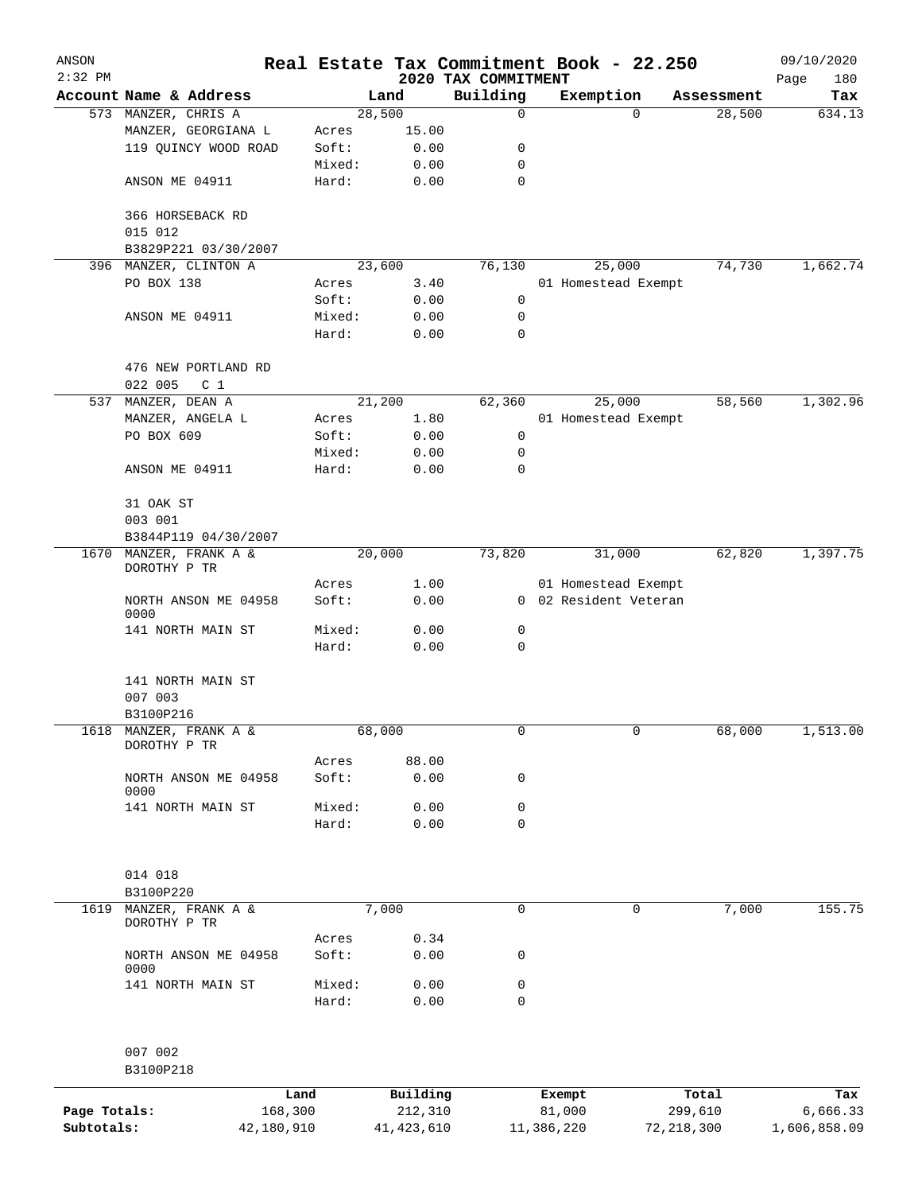ANSON
2:32 PM

# Real Estate Tax Commitment Book - 22.250

## 2020 TAX COMMITMENT

09/10/2020

| Account | Name & Address | | Land | Building | Exemption | Assessment | Tax |
|---|---|---|---|---|---|---|---|
| 573 | MANZER, CHRIS A | | 28,500 | 0 | 0 | 28,500 | 634.13 |
| | MANZER, GEORGIANA L | Acres | 15.00 | | | | |
| | 119 QUINCY WOOD ROAD | Soft: | 0.00 | 0 | | | |
| | | Mixed: | 0.00 | 0 | | | |
| | ANSON ME 04911 | Hard: | 0.00 | 0 | | | |
| | 366 HORSEBACK RD | | | | | | |
| | 015 012 | | | | | | |
| | B3829P221 03/30/2007 | | | | | | |
| 396 | MANZER, CLINTON A | | 23,600 | 76,130 | 25,000 | 74,730 | 1,662.74 |
| | PO BOX 138 | Acres | 3.40 | | 01 Homestead Exempt | | |
| | | Soft: | 0.00 | 0 | | | |
| | ANSON ME 04911 | Mixed: | 0.00 | 0 | | | |
| | | Hard: | 0.00 | 0 | | | |
| | 476 NEW PORTLAND RD | | | | | | |
| | 022 005 C 1 | | | | | | |
| 537 | MANZER, DEAN A | | 21,200 | 62,360 | 25,000 | 58,560 | 1,302.96 |
| | MANZER, ANGELA L | Acres | 1.80 | | 01 Homestead Exempt | | |
| | PO BOX 609 | Soft: | 0.00 | 0 | | | |
| | | Mixed: | 0.00 | 0 | | | |
| | ANSON ME 04911 | Hard: | 0.00 | 0 | | | |
| | 31 OAK ST | | | | | | |
| | 003 001 | | | | | | |
| | B3844P119 04/30/2007 | | | | | | |
| 1670 | MANZER, FRANK A & DOROTHY P TR | | 20,000 | 73,820 | 31,000 | 62,820 | 1,397.75 |
| | | Acres | 1.00 | | 01 Homestead Exempt | | |
| | NORTH ANSON ME 04958 0000 | Soft: | 0.00 | 0 | 02 Resident Veteran | | |
| | 141 NORTH MAIN ST | Mixed: | 0.00 | 0 | | | |
| | | Hard: | 0.00 | 0 | | | |
| | 141 NORTH MAIN ST | | | | | | |
| | 007 003 | | | | | | |
| | B3100P216 | | | | | | |
| 1618 | MANZER, FRANK A & DOROTHY P TR | | 68,000 | 0 | 0 | 68,000 | 1,513.00 |
| | | Acres | 88.00 | | | | |
| | NORTH ANSON ME 04958 0000 | Soft: | 0.00 | 0 | | | |
| | 141 NORTH MAIN ST | Mixed: | 0.00 | 0 | | | |
| | | Hard: | 0.00 | 0 | | | |
| | 014 018 | | | | | | |
| | B3100P220 | | | | | | |
| 1619 | MANZER, FRANK A & DOROTHY P TR | | 7,000 | 0 | 0 | 7,000 | 155.75 |
| | | Acres | 0.34 | | | | |
| | NORTH ANSON ME 04958 0000 | Soft: | 0.00 | 0 | | | |
| | 141 NORTH MAIN ST | Mixed: | 0.00 | 0 | | | |
| | | Hard: | 0.00 | 0 | | | |
| | 007 002 | | | | | | |
| | B3100P218 | | | | | | |

| | Land | Building | Exempt | Total | Tax |
|---|---|---|---|---|---|
| Page Totals: | 168,300 | 212,310 | 81,000 | 299,610 | 6,666.33 |
| Subtotals: | 42,180,910 | 41,423,610 | 11,386,220 | 72,218,300 | 1,606,858.09 |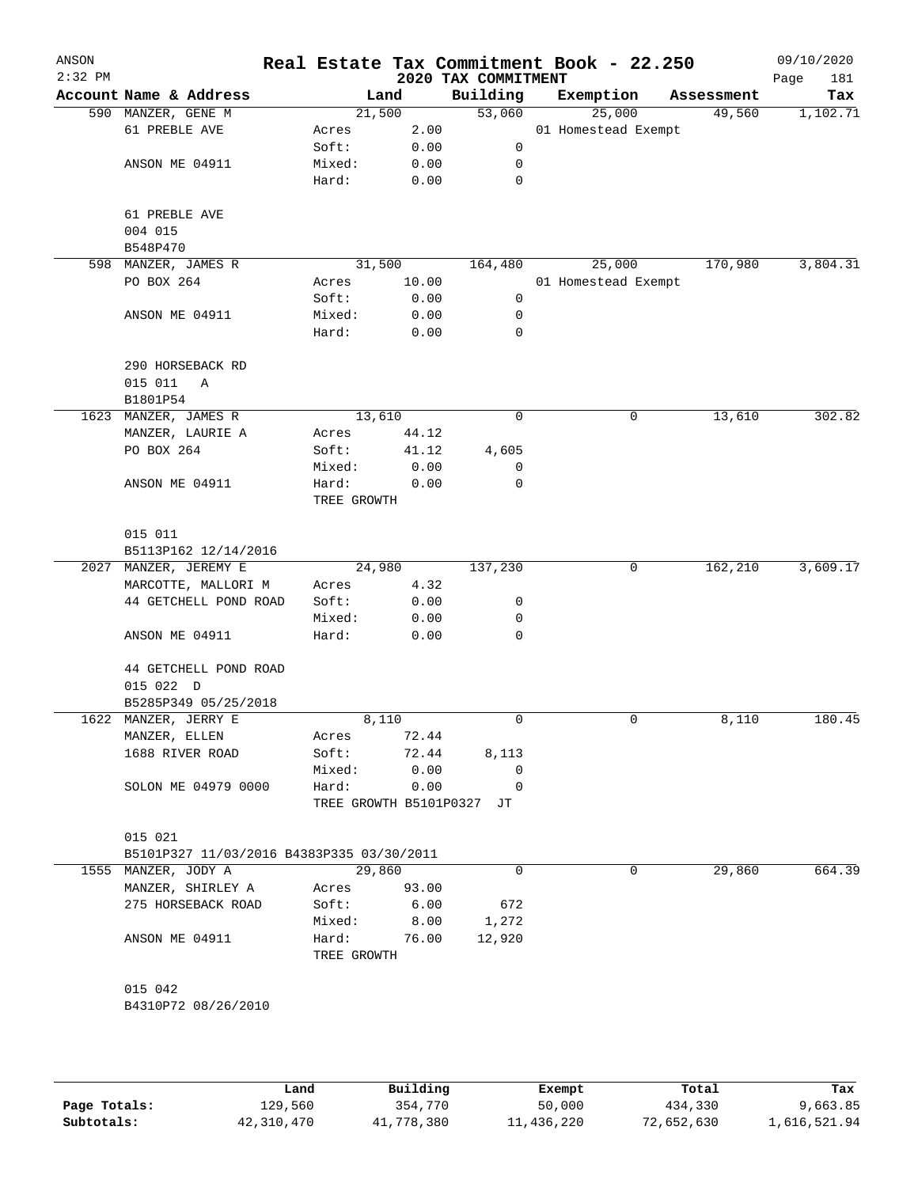# Real Estate Tax Commitment Book - 22.250

ANSON 2:32 PM — 2020 TAX COMMITMENT — 09/10/2020

| Account Name & Address | Land | | Building | Exemption | Assessment | Tax |
|---|---|---|---|---|---|---|
| 590 MANZER, GENE M | 21,500 | | 53,060 | 25,000 | 49,560 | 1,102.71 |
| 61 PREBLE AVE | Acres | 2.00 | | 01 Homestead Exempt | | |
| | Soft: | 0.00 | 0 | | | |
| ANSON ME 04911 | Mixed: | 0.00 | 0 | | | |
| | Hard: | 0.00 | 0 | | | |
| 61 PREBLE AVE | | | | | | |
| 004 015 | | | | | | |
| B548P470 | | | | | | |
| 598 MANZER, JAMES R | 31,500 | | 164,480 | 25,000 | 170,980 | 3,804.31 |
| PO BOX 264 | Acres | 10.00 | | 01 Homestead Exempt | | |
| | Soft: | 0.00 | 0 | | | |
| ANSON ME 04911 | Mixed: | 0.00 | 0 | | | |
| | Hard: | 0.00 | 0 | | | |
| 290 HORSEBACK RD | | | | | | |
| 015 011 A | | | | | | |
| B1801P54 | | | | | | |
| 1623 MANZER, JAMES R | 13,610 | | 0 | 0 | 13,610 | 302.82 |
| MANZER, LAURIE A | Acres | 44.12 | | | | |
| PO BOX 264 | Soft: | 41.12 | 4,605 | | | |
| | Mixed: | 0.00 | 0 | | | |
| ANSON ME 04911 | Hard: | 0.00 | 0 | | | |
| | TREE GROWTH | | | | | |
| 015 011 | | | | | | |
| B5113P162 12/14/2016 | | | | | | |
| 2027 MANZER, JEREMY E | 24,980 | | 137,230 | 0 | 162,210 | 3,609.17 |
| MARCOTTE, MALLORI M | Acres | 4.32 | | | | |
| 44 GETCHELL POND ROAD | Soft: | 0.00 | 0 | | | |
| | Mixed: | 0.00 | 0 | | | |
| ANSON ME 04911 | Hard: | 0.00 | 0 | | | |
| 44 GETCHELL POND ROAD | | | | | | |
| 015 022 D | | | | | | |
| B5285P349 05/25/2018 | | | | | | |
| 1622 MANZER, JERRY E | 8,110 | | 0 | 0 | 8,110 | 180.45 |
| MANZER, ELLEN | Acres | 72.44 | | | | |
| 1688 RIVER ROAD | Soft: | 72.44 | 8,113 | | | |
| | Mixed: | 0.00 | 0 | | | |
| SOLON ME 04979 0000 | Hard: | 0.00 | 0 | | | |
| | TREE GROWTH B5101P0327 JT | | | | | |
| 015 021 | | | | | | |
| B5101P327 11/03/2016 B4383P335 03/30/2011 | | | | | | |
| 1555 MANZER, JODY A | 29,860 | | 0 | 0 | 29,860 | 664.39 |
| MANZER, SHIRLEY A | Acres | 93.00 | | | | |
| 275 HORSEBACK ROAD | Soft: | 6.00 | 672 | | | |
| | Mixed: | 8.00 | 1,272 | | | |
| ANSON ME 04911 | Hard: | 76.00 | 12,920 | | | |
| | TREE GROWTH | | | | | |
| 015 042 | | | | | | |
| B4310P72 08/26/2010 | | | | | | |

| | Land | Building | Exempt | Total | Tax |
|---|---|---|---|---|---|
| Page Totals: | 129,560 | 354,770 | 50,000 | 434,330 | 9,663.85 |
| Subtotals: | 42,310,470 | 41,778,380 | 11,436,220 | 72,652,630 | 1,616,521.94 |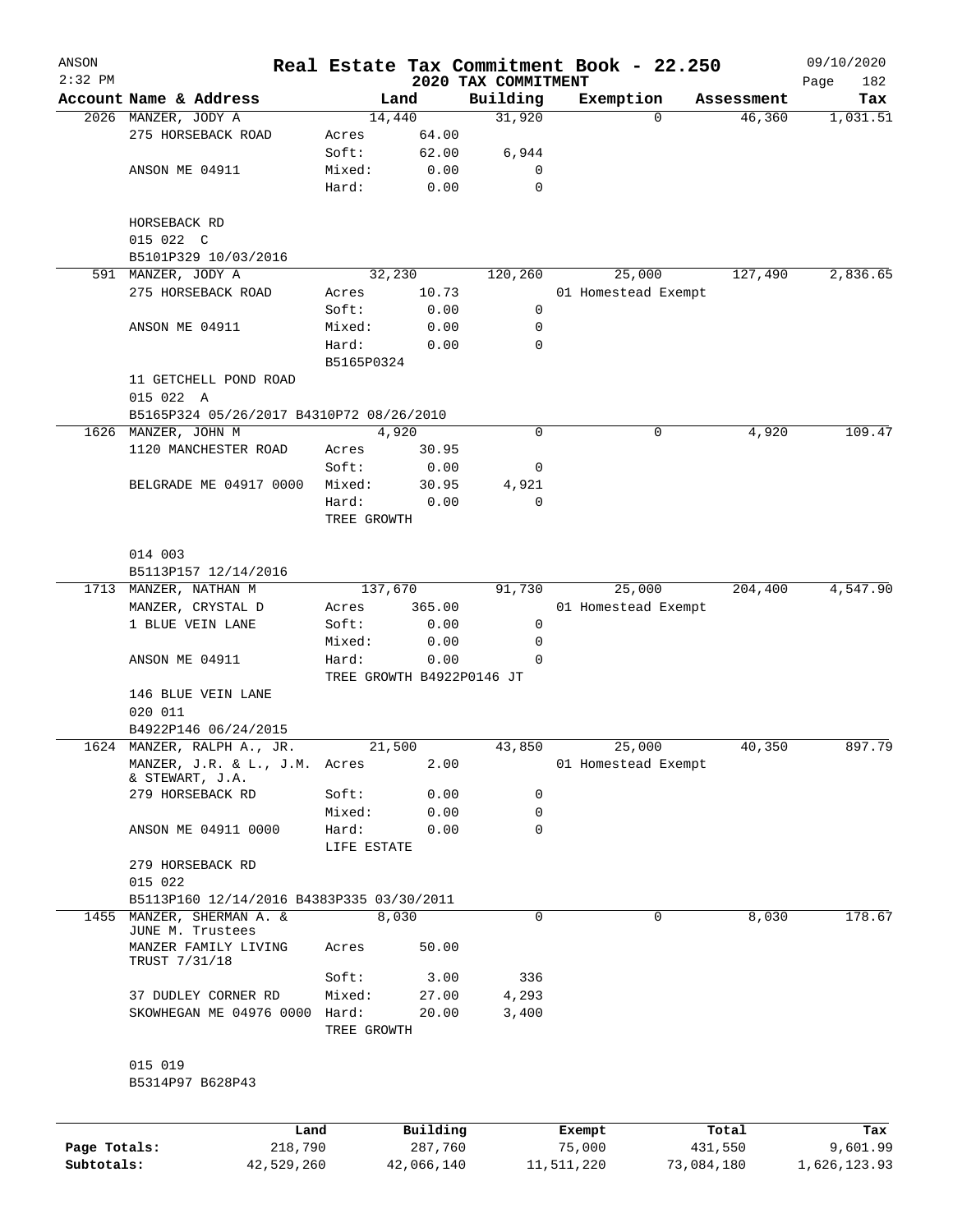ANSON
2:32 PM

# Real Estate Tax Commitment Book - 22.250

## 2020 TAX COMMITMENT

09/10/2020

| Account Name & Address | Land | | Building | Exemption | Assessment | Tax |
|---|---|---|---|---|---|---|
| 2026 MANZER, JODY A | 14,440 | | 31,920 | 0 | 46,360 | 1,031.51 |
| 275 HORSEBACK ROAD | Acres | 64.00 | | | | |
| | Soft: | 62.00 | 6,944 | | | |
| ANSON ME 04911 | Mixed: | 0.00 | 0 | | | |
| | Hard: | 0.00 | 0 | | | |
| HORSEBACK RD | | | | | | |
| 015 022 C | | | | | | |
| B5101P329 10/03/2016 | | | | | | |
| 591 MANZER, JODY A | 32,230 | | 120,260 | 25,000 | 127,490 | 2,836.65 |
| 275 HORSEBACK ROAD | Acres | 10.73 | | 01 Homestead Exempt | | |
| | Soft: | 0.00 | 0 | | | |
| ANSON ME 04911 | Mixed: | 0.00 | 0 | | | |
| | Hard: | 0.00 | 0 | | | |
| | B5165P0324 | | | | | |
| 11 GETCHELL POND ROAD | | | | | | |
| 015 022 A | | | | | | |
| B5165P324 05/26/2017 B4310P72 08/26/2010 | | | | | | |
| 1626 MANZER, JOHN M | 4,920 | | 0 | 0 | 4,920 | 109.47 |
| 1120 MANCHESTER ROAD | Acres | 30.95 | | | | |
| | Soft: | 0.00 | 0 | | | |
| BELGRADE ME 04917 0000 | Mixed: | 30.95 | 4,921 | | | |
| | Hard: | 0.00 | 0 | | | |
| | TREE GROWTH | | | | | |
| 014 003 | | | | | | |
| B5113P157 12/14/2016 | | | | | | |
| 1713 MANZER, NATHAN M | 137,670 | | 91,730 | 25,000 | 204,400 | 4,547.90 |
| MANZER, CRYSTAL D | Acres | 365.00 | | 01 Homestead Exempt | | |
| 1 BLUE VEIN LANE | Soft: | 0.00 | 0 | | | |
| | Mixed: | 0.00 | 0 | | | |
| ANSON ME 04911 | Hard: | 0.00 | 0 | | | |
| | TREE GROWTH B4922P0146 JT | | | | | |
| 146 BLUE VEIN LANE | | | | | | |
| 020 011 | | | | | | |
| B4922P146 06/24/2015 | | | | | | |
| 1624 MANZER, RALPH A., JR. | 21,500 | | 43,850 | 25,000 | 40,350 | 897.79 |
| MANZER, J.R. & L., J.M. & STEWART, J.A. | Acres | 2.00 | | 01 Homestead Exempt | | |
| 279 HORSEBACK RD | Soft: | 0.00 | 0 | | | |
| | Mixed: | 0.00 | 0 | | | |
| ANSON ME 04911 0000 | Hard: | 0.00 | 0 | | | |
| | LIFE ESTATE | | | | | |
| 279 HORSEBACK RD | | | | | | |
| 015 022 | | | | | | |
| B5113P160 12/14/2016 B4383P335 03/30/2011 | | | | | | |
| 1455 MANZER, SHERMAN A. & JUNE M. Trustees | 8,030 | | 0 | 0 | 8,030 | 178.67 |
| MANZER FAMILY LIVING TRUST 7/31/18 | Acres | 50.00 | | | | |
| | Soft: | 3.00 | 336 | | | |
| 37 DUDLEY CORNER RD | Mixed: | 27.00 | 4,293 | | | |
| SKOWHEGAN ME 04976 0000 | Hard: | 20.00 | 3,400 | | | |
| | TREE GROWTH | | | | | |
| 015 019 | | | | | | |
| B5314P97 B628P43 | | | | | | |

| | Land | Building | Exempt | Total | Tax |
|---|---|---|---|---|---|
| Page Totals: | 218,790 | 287,760 | 75,000 | 431,550 | 9,601.99 |
| Subtotals: | 42,529,260 | 42,066,140 | 11,511,220 | 73,084,180 | 1,626,123.93 |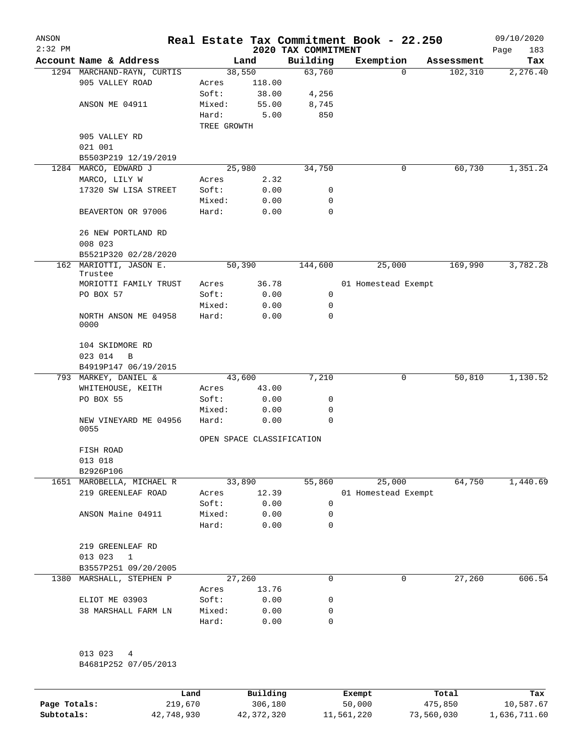ANSON 2:32 PM

# Real Estate Tax Commitment Book - 22.250

2020 TAX COMMITMENT

09/10/2020

| Account Name & Address | Land | | Building | Exemption | Assessment | Tax |
|---|---|---|---|---|---|---|
| 1294 MARCHAND-RAYN, CURTIS | 38,550 | | 63,760 | 0 | 102,310 | 2,276.40 |
| 905 VALLEY ROAD | Acres | 118.00 | | | | |
| | Soft: | 38.00 | 4,256 | | | |
| ANSON ME 04911 | Mixed: | 55.00 | 8,745 | | | |
| | Hard: | 5.00 | 850 | | | |
| | TREE GROWTH | | | | | |
| 905 VALLEY RD | | | | | | |
| 021 001 | | | | | | |
| B5503P219 12/19/2019 | | | | | | |
| 1284 MARCO, EDWARD J | 25,980 | | 34,750 | 0 | 60,730 | 1,351.24 |
| MARCO, LILY W | Acres | 2.32 | | | | |
| 17320 SW LISA STREET | Soft: | 0.00 | 0 | | | |
| | Mixed: | 0.00 | 0 | | | |
| BEAVERTON OR 97006 | Hard: | 0.00 | 0 | | | |
| 26 NEW PORTLAND RD | | | | | | |
| 008 023 | | | | | | |
| B5521P320 02/28/2020 | | | | | | |
| 162 MARIOTTI, JASON E. Trustee | 50,390 | | 144,600 | 25,000 | 169,990 | 3,782.28 |
| MORIOTTI FAMILY TRUST | Acres | 36.78 | | 01 Homestead Exempt | | |
| PO BOX 57 | Soft: | 0.00 | 0 | | | |
| | Mixed: | 0.00 | 0 | | | |
| NORTH ANSON ME 04958 0000 | Hard: | 0.00 | 0 | | | |
| 104 SKIDMORE RD | | | | | | |
| 023 014 B | | | | | | |
| B4919P147 06/19/2015 | | | | | | |
| 793 MARKEY, DANIEL & | 43,600 | | 7,210 | 0 | 50,810 | 1,130.52 |
| WHITEHOUSE, KEITH | Acres | 43.00 | | | | |
| PO BOX 55 | Soft: | 0.00 | 0 | | | |
| | Mixed: | 0.00 | 0 | | | |
| NEW VINEYARD ME 04956 0055 | Hard: | 0.00 | 0 | | | |
| | OPEN SPACE CLASSIFICATION | | | | | |
| FISH ROAD | | | | | | |
| 013 018 | | | | | | |
| B2926P106 | | | | | | |
| 1651 MAROBELLA, MICHAEL R | 33,890 | | 55,860 | 25,000 | 64,750 | 1,440.69 |
| 219 GREENLEAF ROAD | Acres | 12.39 | | 01 Homestead Exempt | | |
| | Soft: | 0.00 | 0 | | | |
| ANSON Maine 04911 | Mixed: | 0.00 | 0 | | | |
| | Hard: | 0.00 | 0 | | | |
| 219 GREENLEAF RD | | | | | | |
| 013 023 1 | | | | | | |
| B3557P251 09/20/2005 | | | | | | |
| 1380 MARSHALL, STEPHEN P | 27,260 | | 0 | 0 | 27,260 | 606.54 |
| | Acres | 13.76 | | | | |
| ELIOT ME 03903 | Soft: | 0.00 | 0 | | | |
| 38 MARSHALL FARM LN | Mixed: | 0.00 | 0 | | | |
| | Hard: | 0.00 | 0 | | | |
| 013 023 4 | | | | | | |
| B4681P252 07/05/2013 | | | | | | |

| | Land | Building | Exempt | Total | Tax |
|---|---|---|---|---|---|
| Page Totals: | 219,670 | 306,180 | 50,000 | 475,850 | 10,587.67 |
| Subtotals: | 42,748,930 | 42,372,320 | 11,561,220 | 73,560,030 | 1,636,711.60 |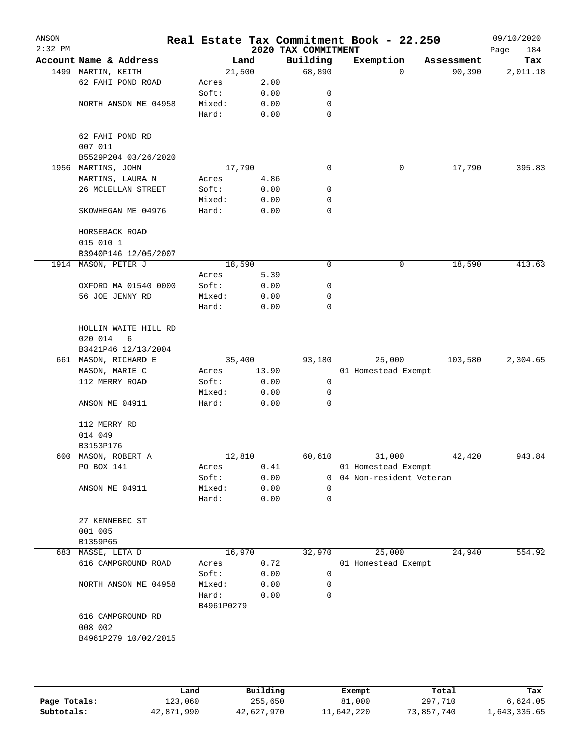ANSON
2:32 PM

# Real Estate Tax Commitment Book - 22.250

## 2020 TAX COMMITMENT

09/10/2020

| Account | Name & Address | Land | | Building | Exemption | Assessment | Tax |
|---|---|---|---|---|---|---|---|
| 1499 | MARTIN, KEITH | 21,500 | | 68,890 | 0 | 90,390 | 2,011.18 |
| | 62 FAHI POND ROAD | Acres | 2.00 | | | | |
| | | Soft: | 0.00 | 0 | | | |
| | NORTH ANSON ME 04958 | Mixed: | 0.00 | 0 | | | |
| | | Hard: | 0.00 | 0 | | | |
| | 62 FAHI POND RD | | | | | | |
| | 007 011 | | | | | | |
| | B5529P204 03/26/2020 | | | | | | |
| 1956 | MARTINS, JOHN | 17,790 | | 0 | 0 | 17,790 | 395.83 |
| | MARTINS, LAURA N | Acres | 4.86 | | | | |
| | 26 MCLELLAN STREET | Soft: | 0.00 | 0 | | | |
| | | Mixed: | 0.00 | 0 | | | |
| | SKOWHEGAN ME 04976 | Hard: | 0.00 | 0 | | | |
| | HORSEBACK ROAD | | | | | | |
| | 015 010 1 | | | | | | |
| | B3940P146 12/05/2007 | | | | | | |
| 1914 | MASON, PETER J | 18,590 | | 0 | 0 | 18,590 | 413.63 |
| | | Acres | 5.39 | | | | |
| | OXFORD MA 01540 0000 | Soft: | 0.00 | 0 | | | |
| | 56 JOE JENNY RD | Mixed: | 0.00 | 0 | | | |
| | | Hard: | 0.00 | 0 | | | |
| | HOLLIN WAITE HILL RD | | | | | | |
| | 020 014 6 | | | | | | |
| | B3421P46 12/13/2004 | | | | | | |
| 661 | MASON, RICHARD E | 35,400 | | 93,180 | 25,000 | 103,580 | 2,304.65 |
| | MASON, MARIE C | Acres | 13.90 | | 01 Homestead Exempt | | |
| | 112 MERRY ROAD | Soft: | 0.00 | 0 | | | |
| | | Mixed: | 0.00 | 0 | | | |
| | ANSON ME 04911 | Hard: | 0.00 | 0 | | | |
| | 112 MERRY RD | | | | | | |
| | 014 049 | | | | | | |
| | B3153P176 | | | | | | |
| 600 | MASON, ROBERT A | 12,810 | | 60,610 | 31,000 | 42,420 | 943.84 |
| | PO BOX 141 | Acres | 0.41 | | 01 Homestead Exempt | | |
| | | Soft: | 0.00 | 0 | 04 Non-resident Veteran | | |
| | ANSON ME 04911 | Mixed: | 0.00 | 0 | | | |
| | | Hard: | 0.00 | 0 | | | |
| | 27 KENNEBEC ST | | | | | | |
| | 001 005 | | | | | | |
| | B1359P65 | | | | | | |
| 683 | MASSE, LETA D | 16,970 | | 32,970 | 25,000 | 24,940 | 554.92 |
| | 616 CAMPGROUND ROAD | Acres | 0.72 | | 01 Homestead Exempt | | |
| | | Soft: | 0.00 | 0 | | | |
| | NORTH ANSON ME 04958 | Mixed: | 0.00 | 0 | | | |
| | | Hard: | 0.00 | 0 | | | |
| | | B4961P0279 | | | | | |
| | 616 CAMPGROUND RD | | | | | | |
| | 008 002 | | | | | | |
| | B4961P279 10/02/2015 | | | | | | |

| | Land | Building | Exempt | Total | Tax |
|---|---|---|---|---|---|
| Page Totals: | 123,060 | 255,650 | 81,000 | 297,710 | 6,624.05 |
| Subtotals: | 42,871,990 | 42,627,970 | 11,642,220 | 73,857,740 | 1,643,335.65 |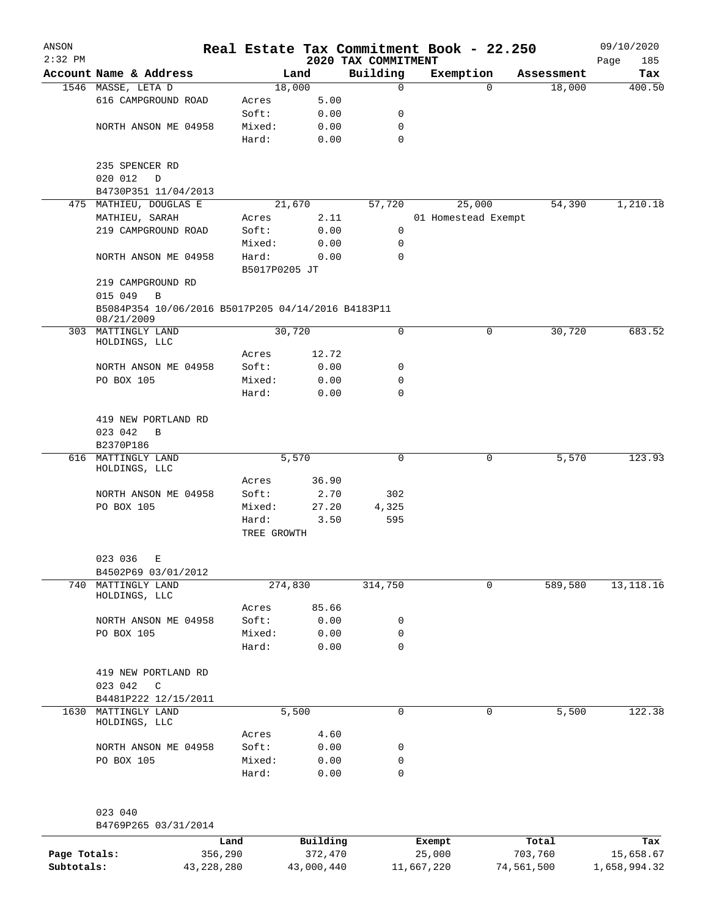# Real Estate Tax Commitment Book - 22.250

ANSON
2:32 PM

2020 TAX COMMITMENT

09/10/2020

| Account Name & Address | Land | | Building | Exemption | Assessment | Tax |
|---|---|---|---|---|---|---|
| 1546 MASSE, LETA D | 18,000 | | 0 | 0 | 18,000 | 400.50 |
| 616 CAMPGROUND ROAD | Acres | 5.00 | | | | |
| | Soft: | 0.00 | 0 | | | |
| NORTH ANSON ME 04958 | Mixed: | 0.00 | 0 | | | |
| | Hard: | 0.00 | 0 | | | |
| 235 SPENCER RD | | | | | | |
| 020 012 D | | | | | | |
| B4730P351 11/04/2013 | | | | | | |
| 475 MATHIEU, DOUGLAS E | 21,670 | | 57,720 | 25,000 | 54,390 | 1,210.18 |
| MATHIEU, SARAH | Acres | 2.11 | | 01 Homestead Exempt | | |
| 219 CAMPGROUND ROAD | Soft: | 0.00 | 0 | | | |
| | Mixed: | 0.00 | 0 | | | |
| NORTH ANSON ME 04958 | Hard: | 0.00 | 0 | | | |
| | B5017P0205 JT | | | | | |
| 219 CAMPGROUND RD | | | | | | |
| 015 049 B | | | | | | |
| B5084P354 10/06/2016 B5017P205 04/14/2016 B4183P11 08/21/2009 | | | | | | |
| 303 MATTINGLY LAND HOLDINGS, LLC | 30,720 | | 0 | 0 | 30,720 | 683.52 |
| | Acres | 12.72 | | | | |
| NORTH ANSON ME 04958 | Soft: | 0.00 | 0 | | | |
| PO BOX 105 | Mixed: | 0.00 | 0 | | | |
| | Hard: | 0.00 | 0 | | | |
| 419 NEW PORTLAND RD | | | | | | |
| 023 042 B | | | | | | |
| B2370P186 | | | | | | |
| 616 MATTINGLY LAND HOLDINGS, LLC | 5,570 | | 0 | 0 | 5,570 | 123.93 |
| | Acres | 36.90 | | | | |
| NORTH ANSON ME 04958 | Soft: | 2.70 | 302 | | | |
| PO BOX 105 | Mixed: | 27.20 | 4,325 | | | |
| | Hard: | 3.50 | 595 | | | |
| | TREE GROWTH | | | | | |
| 023 036 E | | | | | | |
| B4502P69 03/01/2012 | | | | | | |
| 740 MATTINGLY LAND HOLDINGS, LLC | 274,830 | | 314,750 | 0 | 589,580 | 13,118.16 |
| | Acres | 85.66 | | | | |
| NORTH ANSON ME 04958 | Soft: | 0.00 | 0 | | | |
| PO BOX 105 | Mixed: | 0.00 | 0 | | | |
| | Hard: | 0.00 | 0 | | | |
| 419 NEW PORTLAND RD | | | | | | |
| 023 042 C | | | | | | |
| B4481P222 12/15/2011 | | | | | | |
| 1630 MATTINGLY LAND HOLDINGS, LLC | 5,500 | | 0 | 0 | 5,500 | 122.38 |
| | Acres | 4.60 | | | | |
| NORTH ANSON ME 04958 | Soft: | 0.00 | 0 | | | |
| PO BOX 105 | Mixed: | 0.00 | 0 | | | |
| | Hard: | 0.00 | 0 | | | |
| 023 040 | | | | | | |
| B4769P265 03/31/2014 | | | | | | |

| | Land | Building | Exempt | Total | Tax |
|---|---|---|---|---|---|
| Page Totals: | 356,290 | 372,470 | 25,000 | 703,760 | 15,658.67 |
| Subtotals: | 43,228,280 | 43,000,440 | 11,667,220 | 74,561,500 | 1,658,994.32 |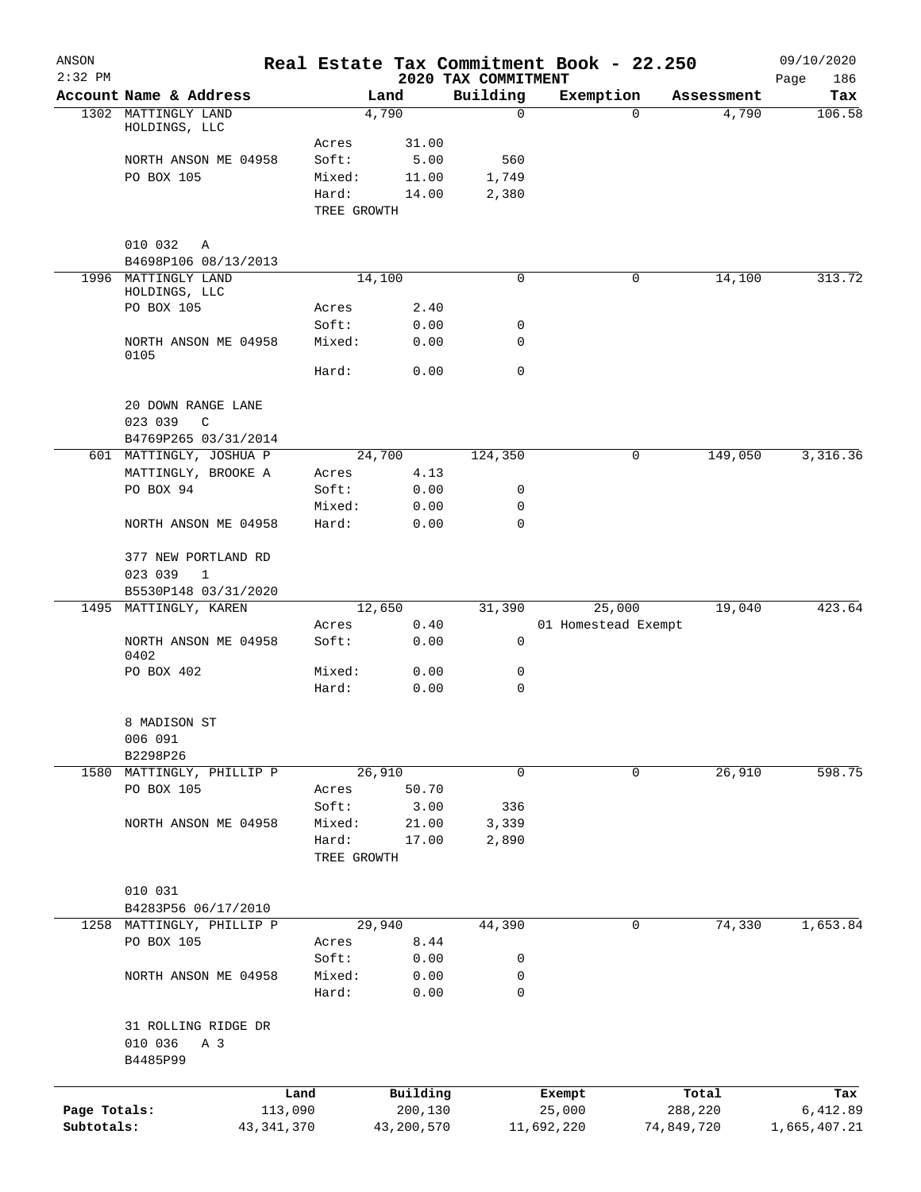ANSON
2:32 PM

# Real Estate Tax Commitment Book - 22.250

## 2020 TAX COMMITMENT

09/10/2020

| Account | Name & Address | Land | | Building | Exemption | Assessment | Tax |
|---|---|---|---|---|---|---|---|
| 1302 | MATTINGLY LAND HOLDINGS, LLC | 4,790 | | 0 | 0 | 4,790 | 106.58 |
| | | Acres | 31.00 | | | | |
| | NORTH ANSON ME 04958 | Soft: | 5.00 | 560 | | | |
| | PO BOX 105 | Mixed: | 11.00 | 1,749 | | | |
| | | Hard: | 14.00 | 2,380 | | | |
| | | TREE GROWTH | | | | | |
| | 010 032 A | | | | | | |
| | B4698P106 08/13/2013 | | | | | | |
| 1996 | MATTINGLY LAND HOLDINGS, LLC | 14,100 | | 0 | 0 | 14,100 | 313.72 |
| | PO BOX 105 | Acres | 2.40 | | | | |
| | | Soft: | 0.00 | 0 | | | |
| | NORTH ANSON ME 04958 0105 | Mixed: | 0.00 | 0 | | | |
| | | Hard: | 0.00 | 0 | | | |
| | 20 DOWN RANGE LANE | | | | | | |
| | 023 039 C | | | | | | |
| | B4769P265 03/31/2014 | | | | | | |
| 601 | MATTINGLY, JOSHUA P | 24,700 | | 124,350 | 0 | 149,050 | 3,316.36 |
| | MATTINGLY, BROOKE A | Acres | 4.13 | | | | |
| | PO BOX 94 | Soft: | 0.00 | 0 | | | |
| | | Mixed: | 0.00 | 0 | | | |
| | NORTH ANSON ME 04958 | Hard: | 0.00 | 0 | | | |
| | 377 NEW PORTLAND RD | | | | | | |
| | 023 039 1 | | | | | | |
| | B5530P148 03/31/2020 | | | | | | |
| 1495 | MATTINGLY, KAREN | 12,650 | | 31,390 | 25,000 | 19,040 | 423.64 |
| | | Acres | 0.40 | | 01 Homestead Exempt | | |
| | NORTH ANSON ME 04958 0402 | Soft: | 0.00 | 0 | | | |
| | PO BOX 402 | Mixed: | 0.00 | 0 | | | |
| | | Hard: | 0.00 | 0 | | | |
| | 8 MADISON ST | | | | | | |
| | 006 091 | | | | | | |
| | B2298P26 | | | | | | |
| 1580 | MATTINGLY, PHILLIP P | 26,910 | | 0 | 0 | 26,910 | 598.75 |
| | PO BOX 105 | Acres | 50.70 | | | | |
| | | Soft: | 3.00 | 336 | | | |
| | NORTH ANSON ME 04958 | Mixed: | 21.00 | 3,339 | | | |
| | | Hard: | 17.00 | 2,890 | | | |
| | | TREE GROWTH | | | | | |
| | 010 031 | | | | | | |
| | B4283P56 06/17/2010 | | | | | | |
| 1258 | MATTINGLY, PHILLIP P | 29,940 | | 44,390 | 0 | 74,330 | 1,653.84 |
| | PO BOX 105 | Acres | 8.44 | | | | |
| | | Soft: | 0.00 | 0 | | | |
| | NORTH ANSON ME 04958 | Mixed: | 0.00 | 0 | | | |
| | | Hard: | 0.00 | 0 | | | |
| | 31 ROLLING RIDGE DR | | | | | | |
| | 010 036 A 3 | | | | | | |
| | B4485P99 | | | | | | |

| | Land | Building | Exempt | Total | Tax |
|---|---|---|---|---|---|
| Page Totals: | 113,090 | 200,130 | 25,000 | 288,220 | 6,412.89 |
| Subtotals: | 43,341,370 | 43,200,570 | 11,692,220 | 74,849,720 | 1,665,407.21 |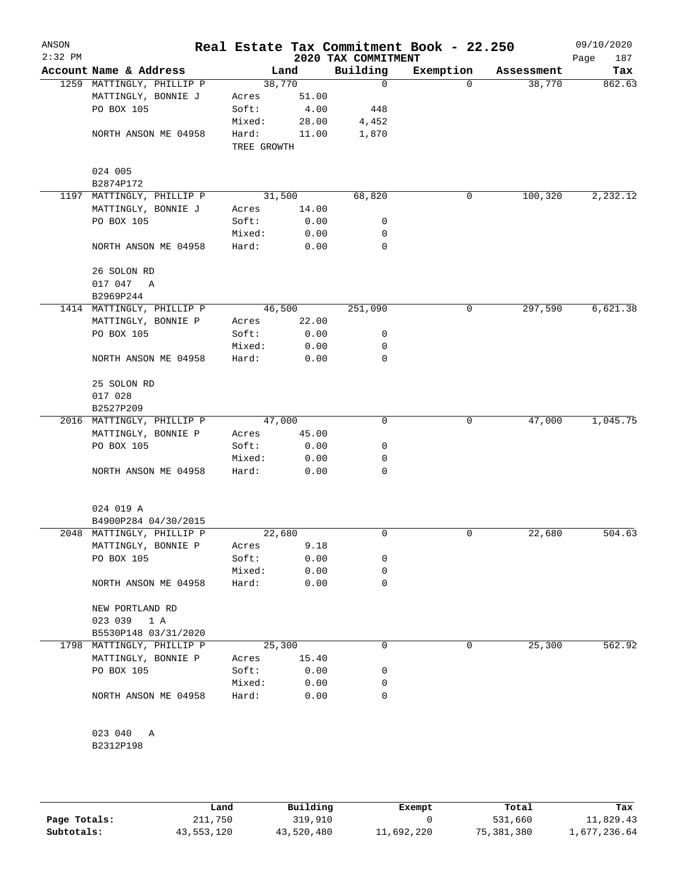# Real Estate Tax Commitment Book - 22.250

ANSON
2:32 PM

2020 TAX COMMITMENT

09/10/2020

| Account Name & Address | Land | | Building | Exemption | Assessment | Tax |
|---|---|---|---|---|---|---|
| 1259 MATTINGLY, PHILLIP P | 38,770 | | 0 | 0 | 38,770 | 862.63 |
| MATTINGLY, BONNIE J | Acres | 51.00 | | | | |
| PO BOX 105 | Soft: | 4.00 | 448 | | | |
| | Mixed: | 28.00 | 4,452 | | | |
| NORTH ANSON ME 04958 | Hard: | 11.00 | 1,870 | | | |
| | TREE GROWTH | | | | | |
| 024 005 | | | | | | |
| B2874P172 | | | | | | |
| 1197 MATTINGLY, PHILLIP P | 31,500 | | 68,820 | 0 | 100,320 | 2,232.12 |
| MATTINGLY, BONNIE J | Acres | 14.00 | | | | |
| PO BOX 105 | Soft: | 0.00 | 0 | | | |
| | Mixed: | 0.00 | 0 | | | |
| NORTH ANSON ME 04958 | Hard: | 0.00 | 0 | | | |
| 26 SOLON RD | | | | | | |
| 017 047 A | | | | | | |
| B2969P244 | | | | | | |
| 1414 MATTINGLY, PHILLIP P | 46,500 | | 251,090 | 0 | 297,590 | 6,621.38 |
| MATTINGLY, BONNIE P | Acres | 22.00 | | | | |
| PO BOX 105 | Soft: | 0.00 | 0 | | | |
| | Mixed: | 0.00 | 0 | | | |
| NORTH ANSON ME 04958 | Hard: | 0.00 | 0 | | | |
| 25 SOLON RD | | | | | | |
| 017 028 | | | | | | |
| B2527P209 | | | | | | |
| 2016 MATTINGLY, PHILLIP P | 47,000 | | 0 | 0 | 47,000 | 1,045.75 |
| MATTINGLY, BONNIE P | Acres | 45.00 | | | | |
| PO BOX 105 | Soft: | 0.00 | 0 | | | |
| | Mixed: | 0.00 | 0 | | | |
| NORTH ANSON ME 04958 | Hard: | 0.00 | 0 | | | |
| 024 019 A | | | | | | |
| B4900P284 04/30/2015 | | | | | | |
| 2048 MATTINGLY, PHILLIP P | 22,680 | | 0 | 0 | 22,680 | 504.63 |
| MATTINGLY, BONNIE P | Acres | 9.18 | | | | |
| PO BOX 105 | Soft: | 0.00 | 0 | | | |
| | Mixed: | 0.00 | 0 | | | |
| NORTH ANSON ME 04958 | Hard: | 0.00 | 0 | | | |
| NEW PORTLAND RD | | | | | | |
| 023 039 1 A | | | | | | |
| B5530P148 03/31/2020 | | | | | | |
| 1798 MATTINGLY, PHILLIP P | 25,300 | | 0 | 0 | 25,300 | 562.92 |
| MATTINGLY, BONNIE P | Acres | 15.40 | | | | |
| PO BOX 105 | Soft: | 0.00 | 0 | | | |
| | Mixed: | 0.00 | 0 | | | |
| NORTH ANSON ME 04958 | Hard: | 0.00 | 0 | | | |
| 023 040 A | | | | | | |
| B2312P198 | | | | | | |

| | Land | Building | Exempt | Total | Tax |
|---|---|---|---|---|---|
| Page Totals: | 211,750 | 319,910 | 0 | 531,660 | 11,829.43 |
| Subtotals: | 43,553,120 | 43,520,480 | 11,692,220 | 75,381,380 | 1,677,236.64 |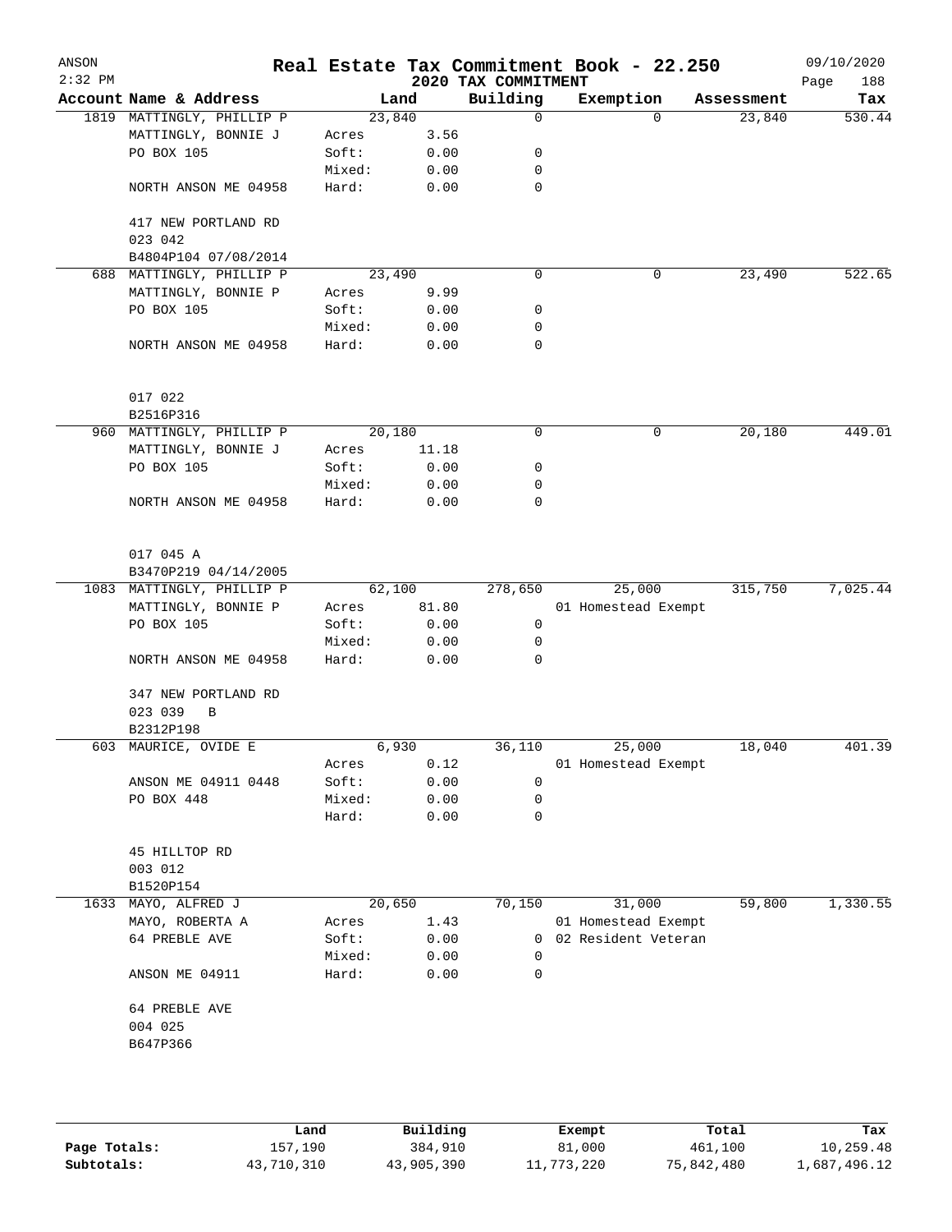# Real Estate Tax Commitment Book - 22.250

ANSON
2:32 PM

2020 TAX COMMITMENT

09/10/2020

| Account Name & Address | | Land | Building | Exemption | Assessment | Tax |
|---|---|---|---|---|---|---|
| 1819 MATTINGLY, PHILLIP P | | 23,840 | 0 | 0 | 23,840 | 530.44 |
| MATTINGLY, BONNIE J | Acres | 3.56 | | | | |
| PO BOX 105 | Soft: | 0.00 | 0 | | | |
| | Mixed: | 0.00 | 0 | | | |
| NORTH ANSON ME 04958 | Hard: | 0.00 | 0 | | | |
| 417 NEW PORTLAND RD | | | | | | |
| 023 042 | | | | | | |
| B4804P104 07/08/2014 | | | | | | |
| 688 MATTINGLY, PHILLIP P | | 23,490 | 0 | 0 | 23,490 | 522.65 |
| MATTINGLY, BONNIE P | Acres | 9.99 | | | | |
| PO BOX 105 | Soft: | 0.00 | 0 | | | |
| | Mixed: | 0.00 | 0 | | | |
| NORTH ANSON ME 04958 | Hard: | 0.00 | 0 | | | |
| 017 022 | | | | | | |
| B2516P316 | | | | | | |
| 960 MATTINGLY, PHILLIP P | | 20,180 | 0 | 0 | 20,180 | 449.01 |
| MATTINGLY, BONNIE J | Acres | 11.18 | | | | |
| PO BOX 105 | Soft: | 0.00 | 0 | | | |
| | Mixed: | 0.00 | 0 | | | |
| NORTH ANSON ME 04958 | Hard: | 0.00 | 0 | | | |
| 017 045 A | | | | | | |
| B3470P219 04/14/2005 | | | | | | |
| 1083 MATTINGLY, PHILLIP P | | 62,100 | 278,650 | 25,000 | 315,750 | 7,025.44 |
| MATTINGLY, BONNIE P | Acres | 81.80 | | 01 Homestead Exempt | | |
| PO BOX 105 | Soft: | 0.00 | 0 | | | |
| | Mixed: | 0.00 | 0 | | | |
| NORTH ANSON ME 04958 | Hard: | 0.00 | 0 | | | |
| 347 NEW PORTLAND RD | | | | | | |
| 023 039 B | | | | | | |
| B2312P198 | | | | | | |
| 603 MAURICE, OVIDE E | | 6,930 | 36,110 | 25,000 | 18,040 | 401.39 |
| | Acres | 0.12 | | 01 Homestead Exempt | | |
| ANSON ME 04911 0448 | Soft: | 0.00 | 0 | | | |
| PO BOX 448 | Mixed: | 0.00 | 0 | | | |
| | Hard: | 0.00 | 0 | | | |
| 45 HILLTOP RD | | | | | | |
| 003 012 | | | | | | |
| B1520P154 | | | | | | |
| 1633 MAYO, ALFRED J | | 20,650 | 70,150 | 31,000 | 59,800 | 1,330.55 |
| MAYO, ROBERTA A | Acres | 1.43 | | 01 Homestead Exempt | | |
| 64 PREBLE AVE | Soft: | 0.00 | 0 | 02 Resident Veteran | | |
| | Mixed: | 0.00 | 0 | | | |
| ANSON ME 04911 | Hard: | 0.00 | 0 | | | |
| 64 PREBLE AVE | | | | | | |
| 004 025 | | | | | | |
| B647P366 | | | | | | |

| | Land | Building | Exempt | Total | Tax |
|---|---|---|---|---|---|
| Page Totals: | 157,190 | 384,910 | 81,000 | 461,100 | 10,259.48 |
| Subtotals: | 43,710,310 | 43,905,390 | 11,773,220 | 75,842,480 | 1,687,496.12 |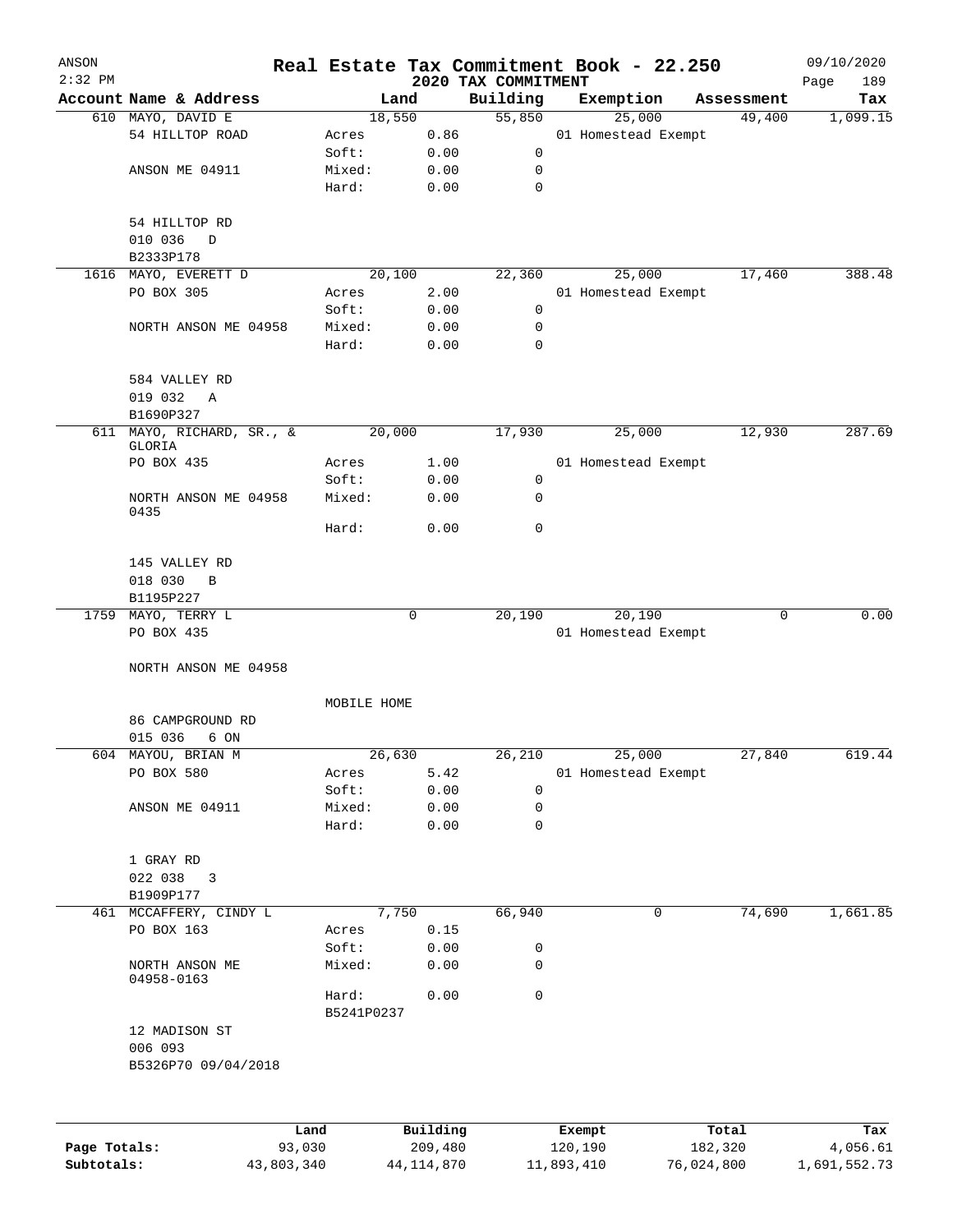ANSON
2:32 PM

# Real Estate Tax Commitment Book - 22.250
## 2020 TAX COMMITMENT

09/10/2020

| Account | Name & Address | Land | | Building | Exemption | Assessment | Tax |
|---|---|---|---|---|---|---|---|
| 610 | MAYO, DAVID E | 18,550 | | 55,850 | 25,000 | 49,400 | 1,099.15 |
| | 54 HILLTOP ROAD | Acres | 0.86 | | 01 Homestead Exempt | | |
| | | Soft: | 0.00 | 0 | | | |
| | ANSON ME 04911 | Mixed: | 0.00 | 0 | | | |
| | | Hard: | 0.00 | 0 | | | |
| | 54 HILLTOP RD | | | | | | |
| | 010 036 D | | | | | | |
| | B2333P178 | | | | | | |
| 1616 | MAYO, EVERETT D | 20,100 | | 22,360 | 25,000 | 17,460 | 388.48 |
| | PO BOX 305 | Acres | 2.00 | | 01 Homestead Exempt | | |
| | | Soft: | 0.00 | 0 | | | |
| | NORTH ANSON ME 04958 | Mixed: | 0.00 | 0 | | | |
| | | Hard: | 0.00 | 0 | | | |
| | 584 VALLEY RD | | | | | | |
| | 019 032 A | | | | | | |
| | B1690P327 | | | | | | |
| 611 | MAYO, RICHARD, SR., & GLORIA | 20,000 | | 17,930 | 25,000 | 12,930 | 287.69 |
| | PO BOX 435 | Acres | 1.00 | | 01 Homestead Exempt | | |
| | | Soft: | 0.00 | 0 | | | |
| | NORTH ANSON ME 04958 0435 | Mixed: | 0.00 | 0 | | | |
| | | Hard: | 0.00 | 0 | | | |
| | 145 VALLEY RD | | | | | | |
| | 018 030 B | | | | | | |
| | B1195P227 | | | | | | |
| 1759 | MAYO, TERRY L | 0 | | 20,190 | 20,190 | 0 | 0.00 |
| | PO BOX 435 | | | | 01 Homestead Exempt | | |
| | NORTH ANSON ME 04958 | | | | | | |
| | | MOBILE HOME | | | | | |
| | 86 CAMPGROUND RD | | | | | | |
| | 015 036 6 ON | | | | | | |
| 604 | MAYOU, BRIAN M | 26,630 | | 26,210 | 25,000 | 27,840 | 619.44 |
| | PO BOX 580 | Acres | 5.42 | | 01 Homestead Exempt | | |
| | | Soft: | 0.00 | 0 | | | |
| | ANSON ME 04911 | Mixed: | 0.00 | 0 | | | |
| | | Hard: | 0.00 | 0 | | | |
| | 1 GRAY RD | | | | | | |
| | 022 038 3 | | | | | | |
| | B1909P177 | | | | | | |
| 461 | MCCAFFERY, CINDY L | 7,750 | | 66,940 | 0 | 74,690 | 1,661.85 |
| | PO BOX 163 | Acres | 0.15 | | | | |
| | | Soft: | 0.00 | 0 | | | |
| | NORTH ANSON ME 04958-0163 | Mixed: | 0.00 | 0 | | | |
| | | Hard: | 0.00 | 0 | | | |
| | | B5241P0237 | | | | | |
| | 12 MADISON ST | | | | | | |
| | 006 093 | | | | | | |
| | B5326P70 09/04/2018 | | | | | | |

| | Land | Building | Exempt | Total | Tax |
|---|---|---|---|---|---|
| Page Totals: | 93,030 | 209,480 | 120,190 | 182,320 | 4,056.61 |
| Subtotals: | 43,803,340 | 44,114,870 | 11,893,410 | 76,024,800 | 1,691,552.73 |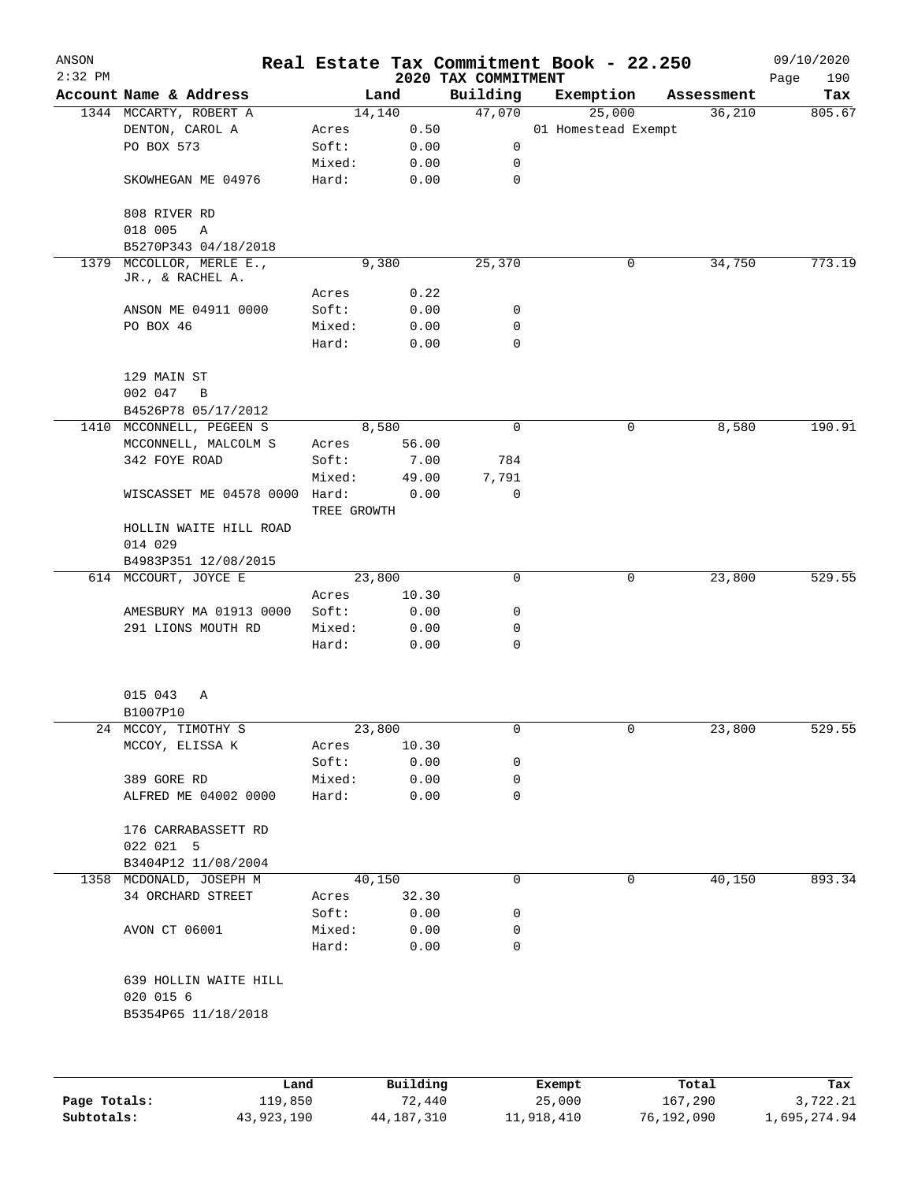ANSON 2:32 PM

# Real Estate Tax Commitment Book - 22.250

## 2020 TAX COMMITMENT

09/10/2020

| Account Name & Address | Land | | Building | Exemption | Assessment | Tax |
|---|---|---|---|---|---|---|
| 1344 MCCARTY, ROBERT A | 14,140 | | 47,070 | 25,000 | 36,210 | 805.67 |
| DENTON, CAROL A | Acres | 0.50 | | 01 Homestead Exempt | | |
| PO BOX 573 | Soft: | 0.00 | 0 | | | |
| | Mixed: | 0.00 | 0 | | | |
| SKOWHEGAN ME 04976 | Hard: | 0.00 | 0 | | | |
| 808 RIVER RD | | | | | | |
| 018 005 A | | | | | | |
| B5270P343 04/18/2018 | | | | | | |
| 1379 MCCOLLOR, MERLE E., JR., & RACHEL A. | 9,380 | | 25,370 | 0 | 34,750 | 773.19 |
| | Acres | 0.22 | | | | |
| ANSON ME 04911 0000 | Soft: | 0.00 | 0 | | | |
| PO BOX 46 | Mixed: | 0.00 | 0 | | | |
| | Hard: | 0.00 | 0 | | | |
| 129 MAIN ST | | | | | | |
| 002 047 B | | | | | | |
| B4526P78 05/17/2012 | | | | | | |
| 1410 MCCONNELL, PEGEEN S | 8,580 | | 0 | 0 | 8,580 | 190.91 |
| MCCONNELL, MALCOLM S | Acres | 56.00 | | | | |
| 342 FOYE ROAD | Soft: | 7.00 | 784 | | | |
| | Mixed: | 49.00 | 7,791 | | | |
| WISCASSET ME 04578 0000 | Hard: | 0.00 | 0 | | | |
| | TREE GROWTH | | | | | |
| HOLLIN WAITE HILL ROAD | | | | | | |
| 014 029 | | | | | | |
| B4983P351 12/08/2015 | | | | | | |
| 614 MCCOURT, JOYCE E | 23,800 | | 0 | 0 | 23,800 | 529.55 |
| | Acres | 10.30 | | | | |
| AMESBURY MA 01913 0000 | Soft: | 0.00 | 0 | | | |
| 291 LIONS MOUTH RD | Mixed: | 0.00 | 0 | | | |
| | Hard: | 0.00 | 0 | | | |
| 015 043 A | | | | | | |
| B1007P10 | | | | | | |
| 24 MCCOY, TIMOTHY S | 23,800 | | 0 | 0 | 23,800 | 529.55 |
| MCCOY, ELISSA K | Acres | 10.30 | | | | |
| | Soft: | 0.00 | 0 | | | |
| 389 GORE RD | Mixed: | 0.00 | 0 | | | |
| ALFRED ME 04002 0000 | Hard: | 0.00 | 0 | | | |
| 176 CARRABASSETT RD | | | | | | |
| 022 021 5 | | | | | | |
| B3404P12 11/08/2004 | | | | | | |
| 1358 MCDONALD, JOSEPH M | 40,150 | | 0 | 0 | 40,150 | 893.34 |
| 34 ORCHARD STREET | Acres | 32.30 | | | | |
| | Soft: | 0.00 | 0 | | | |
| AVON CT 06001 | Mixed: | 0.00 | 0 | | | |
| | Hard: | 0.00 | 0 | | | |
| 639 HOLLIN WAITE HILL | | | | | | |
| 020 015 6 | | | | | | |
| B5354P65 11/18/2018 | | | | | | |

| | Land | Building | Exempt | Total | Tax |
|---|---|---|---|---|---|
| Page Totals: | 119,850 | 72,440 | 25,000 | 167,290 | 3,722.21 |
| Subtotals: | 43,923,190 | 44,187,310 | 11,918,410 | 76,192,090 | 1,695,274.94 |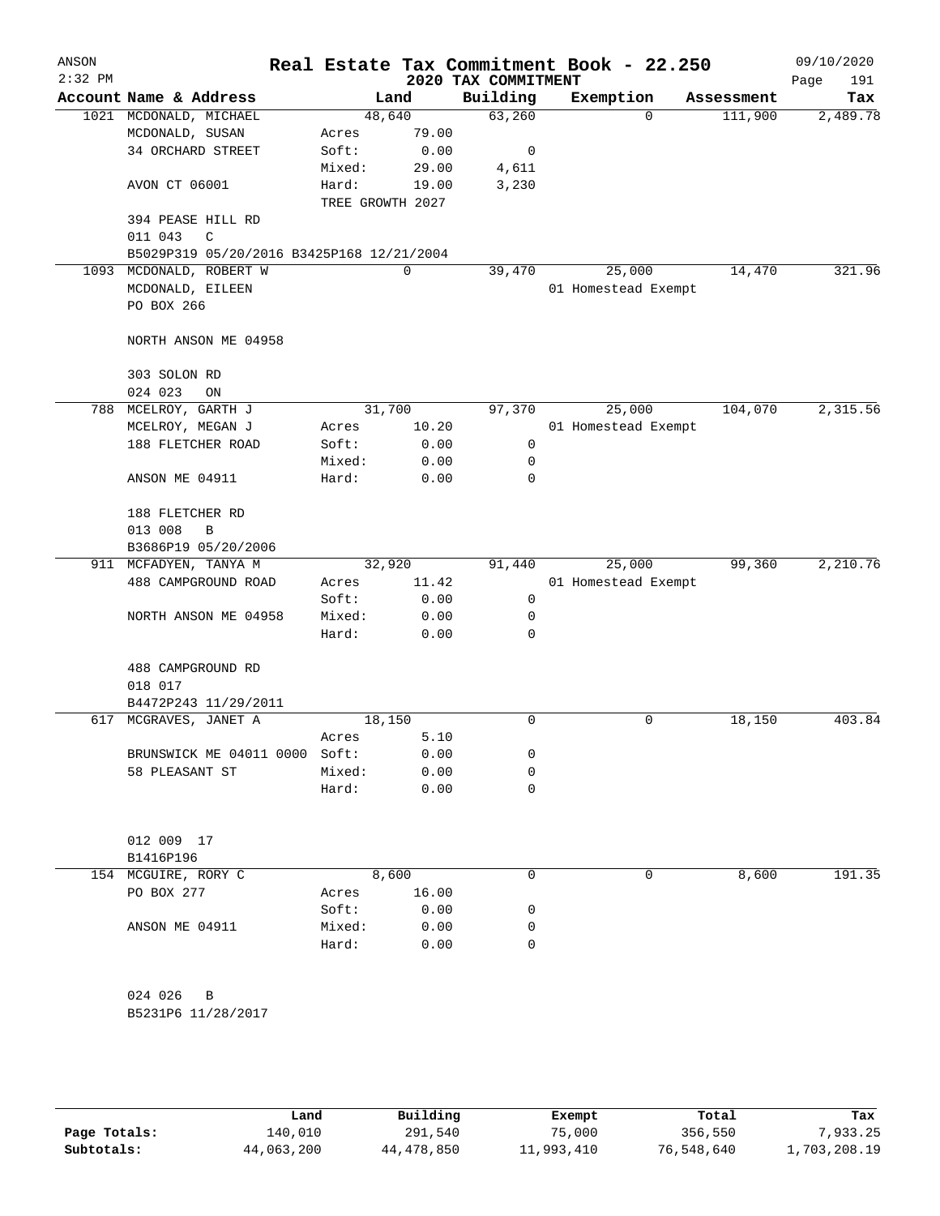ANSON
2:32 PM

# Real Estate Tax Commitment Book - 22.250
## 2020 TAX COMMITMENT

09/10/2020

| Account | Name & Address | Land | | Building | Exemption | Assessment | Tax |
|---|---|---|---|---|---|---|---|
| 1021 | MCDONALD, MICHAEL | 48,640 | | 63,260 | 0 | 111,900 | 2,489.78 |
| | MCDONALD, SUSAN | Acres | 79.00 | | | | |
| | 34 ORCHARD STREET | Soft: | 0.00 | 0 | | | |
| | | Mixed: | 29.00 | 4,611 | | | |
| | AVON CT 06001 | Hard: | 19.00 | 3,230 | | | |
| | | TREE GROWTH 2027 | | | | | |
| | 394 PEASE HILL RD | | | | | | |
| | 011 043 C | | | | | | |
| | B5029P319 05/20/2016 B3425P168 12/21/2004 | | | | | | |
| 1093 | MCDONALD, ROBERT W | 0 | | 39,470 | 25,000 | 14,470 | 321.96 |
| | MCDONALD, EILEEN | | | | 01 Homestead Exempt | | |
| | PO BOX 266 | | | | | | |
| | NORTH ANSON ME 04958 | | | | | | |
| | 303 SOLON RD | | | | | | |
| | 024 023 ON | | | | | | |
| 788 | MCELROY, GARTH J | 31,700 | | 97,370 | 25,000 | 104,070 | 2,315.56 |
| | MCELROY, MEGAN J | Acres | 10.20 | | 01 Homestead Exempt | | |
| | 188 FLETCHER ROAD | Soft: | 0.00 | 0 | | | |
| | | Mixed: | 0.00 | 0 | | | |
| | ANSON ME 04911 | Hard: | 0.00 | 0 | | | |
| | 188 FLETCHER RD | | | | | | |
| | 013 008 B | | | | | | |
| | B3686P19 05/20/2006 | | | | | | |
| 911 | MCFADYEN, TANYA M | 32,920 | | 91,440 | 25,000 | 99,360 | 2,210.76 |
| | 488 CAMPGROUND ROAD | Acres | 11.42 | | 01 Homestead Exempt | | |
| | | Soft: | 0.00 | 0 | | | |
| | NORTH ANSON ME 04958 | Mixed: | 0.00 | 0 | | | |
| | | Hard: | 0.00 | 0 | | | |
| | 488 CAMPGROUND RD | | | | | | |
| | 018 017 | | | | | | |
| | B4472P243 11/29/2011 | | | | | | |
| 617 | MCGRAVES, JANET A | 18,150 | | 0 | 0 | 18,150 | 403.84 |
| | | Acres | 5.10 | | | | |
| | BRUNSWICK ME 04011 0000 | Soft: | 0.00 | 0 | | | |
| | 58 PLEASANT ST | Mixed: | 0.00 | 0 | | | |
| | | Hard: | 0.00 | 0 | | | |
| | 012 009 17 | | | | | | |
| | B1416P196 | | | | | | |
| 154 | MCGUIRE, RORY C | 8,600 | | 0 | 0 | 8,600 | 191.35 |
| | PO BOX 277 | Acres | 16.00 | | | | |
| | | Soft: | 0.00 | 0 | | | |
| | ANSON ME 04911 | Mixed: | 0.00 | 0 | | | |
| | | Hard: | 0.00 | 0 | | | |
| | 024 026 B | | | | | | |
| | B5231P6 11/28/2017 | | | | | | |

| | Land | Building | Exempt | Total | Tax |
|---|---|---|---|---|---|
| Page Totals: | 140,010 | 291,540 | 75,000 | 356,550 | 7,933.25 |
| Subtotals: | 44,063,200 | 44,478,850 | 11,993,410 | 76,548,640 | 1,703,208.19 |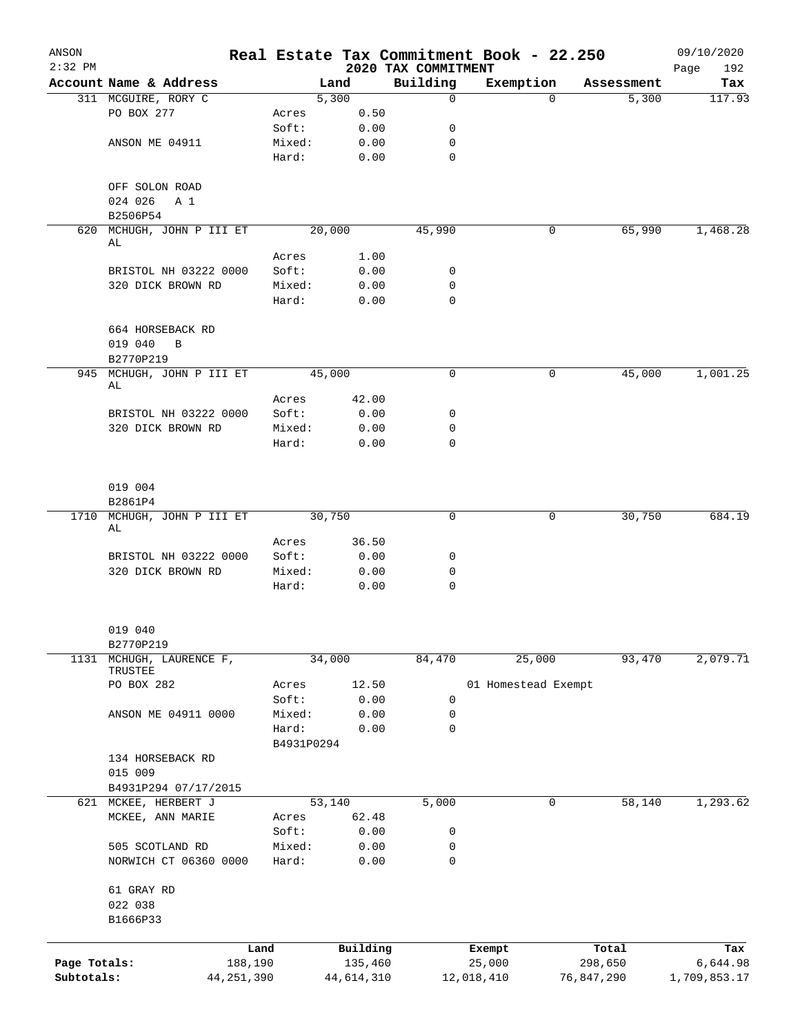# Real Estate Tax Commitment Book - 22.250

ANSON
2:32 PM

## 2020 TAX COMMITMENT

09/10/2020

| Account | Name & Address | | Land | Building | Exemption | Assessment | Tax |
|---|---|---|---|---|---|---|---|
| 311 | MCGUIRE, RORY C | | 5,300 | 0 | 0 | 5,300 | 117.93 |
| | PO BOX 277 | Acres | 0.50 | | | | |
| | | Soft: | 0.00 | 0 | | | |
| | ANSON ME 04911 | Mixed: | 0.00 | 0 | | | |
| | | Hard: | 0.00 | 0 | | | |
| | OFF SOLON ROAD | | | | | | |
| | 024 026 A 1 | | | | | | |
| | B2506P54 | | | | | | |
| 620 | MCHUGH, JOHN P III ET AL | | 20,000 | 45,990 | 0 | 65,990 | 1,468.28 |
| | | Acres | 1.00 | | | | |
| | BRISTOL NH 03222 0000 | Soft: | 0.00 | 0 | | | |
| | 320 DICK BROWN RD | Mixed: | 0.00 | 0 | | | |
| | | Hard: | 0.00 | 0 | | | |
| | 664 HORSEBACK RD | | | | | | |
| | 019 040 B | | | | | | |
| | B2770P219 | | | | | | |
| 945 | MCHUGH, JOHN P III ET AL | | 45,000 | 0 | 0 | 45,000 | 1,001.25 |
| | | Acres | 42.00 | | | | |
| | BRISTOL NH 03222 0000 | Soft: | 0.00 | 0 | | | |
| | 320 DICK BROWN RD | Mixed: | 0.00 | 0 | | | |
| | | Hard: | 0.00 | 0 | | | |
| | 019 004 | | | | | | |
| | B2861P4 | | | | | | |
| 1710 | MCHUGH, JOHN P III ET AL | | 30,750 | 0 | 0 | 30,750 | 684.19 |
| | | Acres | 36.50 | | | | |
| | BRISTOL NH 03222 0000 | Soft: | 0.00 | 0 | | | |
| | 320 DICK BROWN RD | Mixed: | 0.00 | 0 | | | |
| | | Hard: | 0.00 | 0 | | | |
| | 019 040 | | | | | | |
| | B2770P219 | | | | | | |
| 1131 | MCHUGH, LAURENCE F, TRUSTEE | | 34,000 | 84,470 | 25,000 | 93,470 | 2,079.71 |
| | PO BOX 282 | Acres | 12.50 | | 01 Homestead Exempt | | |
| | | Soft: | 0.00 | 0 | | | |
| | ANSON ME 04911 0000 | Mixed: | 0.00 | 0 | | | |
| | | Hard: | 0.00 | 0 | | | |
| | | B4931P0294 | | | | | |
| | 134 HORSEBACK RD | | | | | | |
| | 015 009 | | | | | | |
| | B4931P294 07/17/2015 | | | | | | |
| 621 | MCKEE, HERBERT J | | 53,140 | 5,000 | 0 | 58,140 | 1,293.62 |
| | MCKEE, ANN MARIE | Acres | 62.48 | | | | |
| | | Soft: | 0.00 | 0 | | | |
| | 505 SCOTLAND RD | Mixed: | 0.00 | 0 | | | |
| | NORWICH CT 06360 0000 | Hard: | 0.00 | 0 | | | |
| | 61 GRAY RD | | | | | | |
| | 022 038 | | | | | | |
| | B1666P33 | | | | | | |

| | Land | Building | Exempt | Total | Tax |
|---|---|---|---|---|---|
| Page Totals: | 188,190 | 135,460 | 25,000 | 298,650 | 6,644.98 |
| Subtotals: | 44,251,390 | 44,614,310 | 12,018,410 | 76,847,290 | 1,709,853.17 |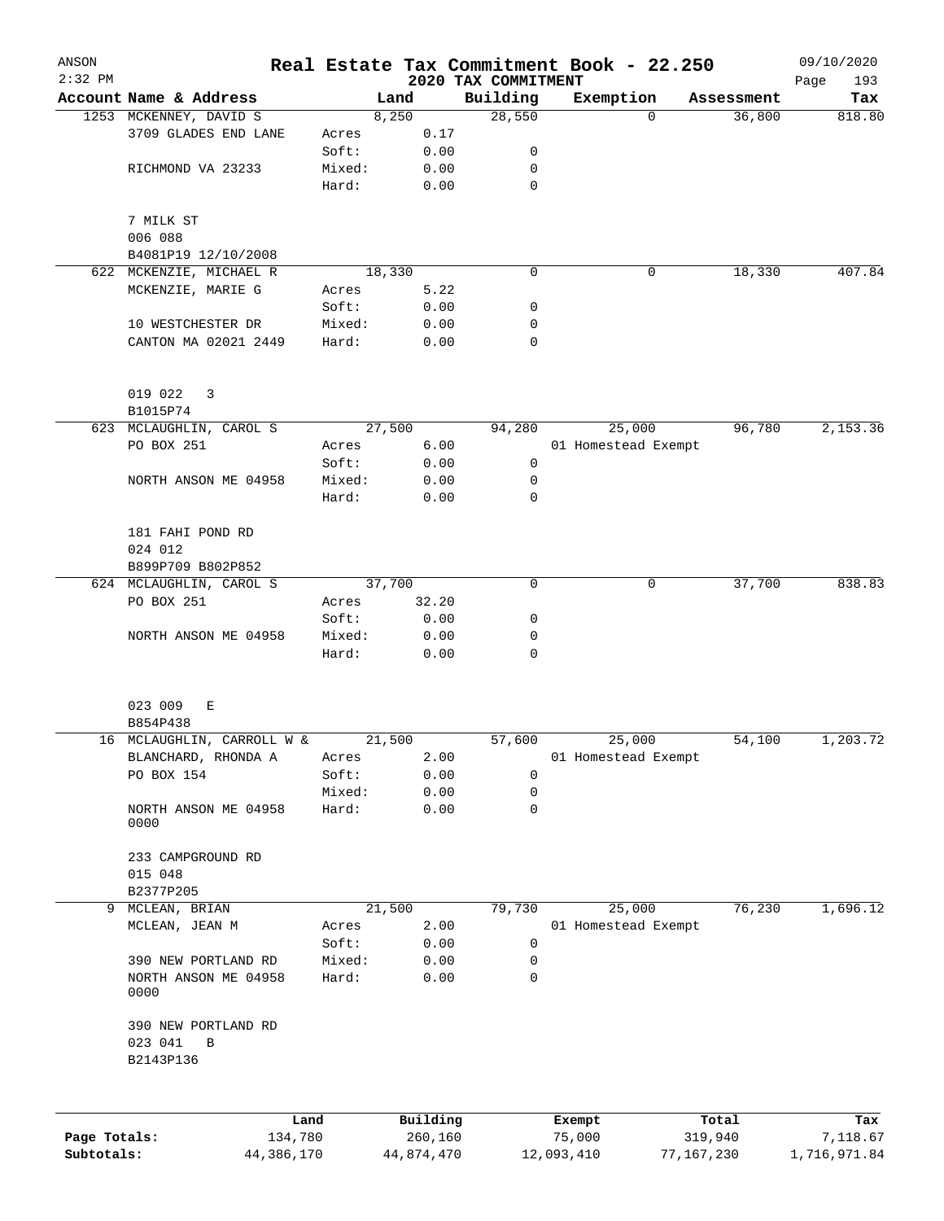ANSON
2:32 PM

# Real Estate Tax Commitment Book - 22.250

## 2020 TAX COMMITMENT

09/10/2020

| Account | Name & Address | | Land | Building | Exemption | Assessment | Tax |
|---|---|---|---|---|---|---|---|
| 1253 | MCKENNEY, DAVID S | | 8,250 | 28,550 | 0 | 36,800 | 818.80 |
| | 3709 GLADES END LANE | Acres | 0.17 | | | | |
| | | Soft: | 0.00 | 0 | | | |
| | RICHMOND VA 23233 | Mixed: | 0.00 | 0 | | | |
| | | Hard: | 0.00 | 0 | | | |
| | 7 MILK ST | | | | | | |
| | 006 088 | | | | | | |
| | B4081P19 12/10/2008 | | | | | | |
| 622 | MCKENZIE, MICHAEL R | | 18,330 | 0 | 0 | 18,330 | 407.84 |
| | MCKENZIE, MARIE G | Acres | 5.22 | | | | |
| | | Soft: | 0.00 | 0 | | | |
| | 10 WESTCHESTER DR | Mixed: | 0.00 | 0 | | | |
| | CANTON MA 02021 2449 | Hard: | 0.00 | 0 | | | |
| | 019 022 3 | | | | | | |
| | B1015P74 | | | | | | |
| 623 | MCLAUGHLIN, CAROL S | | 27,500 | 94,280 | 25,000 | 96,780 | 2,153.36 |
| | PO BOX 251 | Acres | 6.00 | | 01 Homestead Exempt | | |
| | | Soft: | 0.00 | 0 | | | |
| | NORTH ANSON ME 04958 | Mixed: | 0.00 | 0 | | | |
| | | Hard: | 0.00 | 0 | | | |
| | 181 FAHI POND RD | | | | | | |
| | 024 012 | | | | | | |
| | B899P709 B802P852 | | | | | | |
| 624 | MCLAUGHLIN, CAROL S | | 37,700 | 0 | 0 | 37,700 | 838.83 |
| | PO BOX 251 | Acres | 32.20 | | | | |
| | | Soft: | 0.00 | 0 | | | |
| | NORTH ANSON ME 04958 | Mixed: | 0.00 | 0 | | | |
| | | Hard: | 0.00 | 0 | | | |
| | 023 009 E | | | | | | |
| | B854P438 | | | | | | |
| 16 | MCLAUGHLIN, CARROLL W & | | 21,500 | 57,600 | 25,000 | 54,100 | 1,203.72 |
| | BLANCHARD, RHONDA A | Acres | 2.00 | | 01 Homestead Exempt | | |
| | PO BOX 154 | Soft: | 0.00 | 0 | | | |
| | | Mixed: | 0.00 | 0 | | | |
| | NORTH ANSON ME 04958 0000 | Hard: | 0.00 | 0 | | | |
| | 233 CAMPGROUND RD | | | | | | |
| | 015 048 | | | | | | |
| | B2377P205 | | | | | | |
| 9 | MCLEAN, BRIAN | | 21,500 | 79,730 | 25,000 | 76,230 | 1,696.12 |
| | MCLEAN, JEAN M | Acres | 2.00 | | 01 Homestead Exempt | | |
| | | Soft: | 0.00 | 0 | | | |
| | 390 NEW PORTLAND RD | Mixed: | 0.00 | 0 | | | |
| | NORTH ANSON ME 04958 0000 | Hard: | 0.00 | 0 | | | |
| | 390 NEW PORTLAND RD | | | | | | |
| | 023 041 B | | | | | | |
| | B2143P136 | | | | | | |

| | Land | Building | Exempt | Total | Tax |
|---|---|---|---|---|---|
| Page Totals: | 134,780 | 260,160 | 75,000 | 319,940 | 7,118.67 |
| Subtotals: | 44,386,170 | 44,874,470 | 12,093,410 | 77,167,230 | 1,716,971.84 |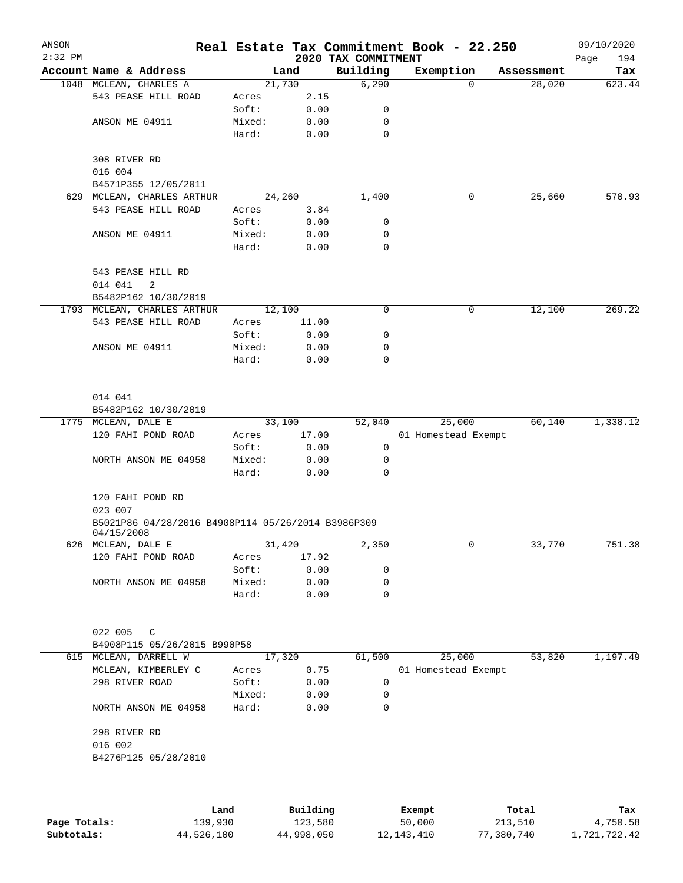# Real Estate Tax Commitment Book - 22.250

ANSON
2:32 PM

2020 TAX COMMITMENT

09/10/2020

| Account Name & Address | | Land | Building | Exemption | Assessment | Tax |
|---|---|---|---|---|---|---|
| 1048 MCLEAN, CHARLES A | | 21,730 | 6,290 | 0 | 28,020 | 623.44 |
| 543 PEASE HILL ROAD | Acres | 2.15 | | | | |
| | Soft: | 0.00 | 0 | | | |
| ANSON ME 04911 | Mixed: | 0.00 | 0 | | | |
| | Hard: | 0.00 | 0 | | | |
| 308 RIVER RD | | | | | | |
| 016 004 | | | | | | |
| B4571P355 12/05/2011 | | | | | | |
| 629 MCLEAN, CHARLES ARTHUR | | 24,260 | 1,400 | 0 | 25,660 | 570.93 |
| 543 PEASE HILL ROAD | Acres | 3.84 | | | | |
| | Soft: | 0.00 | 0 | | | |
| ANSON ME 04911 | Mixed: | 0.00 | 0 | | | |
| | Hard: | 0.00 | 0 | | | |
| 543 PEASE HILL RD | | | | | | |
| 014 041 2 | | | | | | |
| B5482P162 10/30/2019 | | | | | | |
| 1793 MCLEAN, CHARLES ARTHUR | | 12,100 | 0 | 0 | 12,100 | 269.22 |
| 543 PEASE HILL ROAD | Acres | 11.00 | | | | |
| | Soft: | 0.00 | 0 | | | |
| ANSON ME 04911 | Mixed: | 0.00 | 0 | | | |
| | Hard: | 0.00 | 0 | | | |
| 014 041 | | | | | | |
| B5482P162 10/30/2019 | | | | | | |
| 1775 MCLEAN, DALE E | | 33,100 | 52,040 | 25,000 | 60,140 | 1,338.12 |
| 120 FAHI POND ROAD | Acres | 17.00 | | 01 Homestead Exempt | | |
| | Soft: | 0.00 | 0 | | | |
| NORTH ANSON ME 04958 | Mixed: | 0.00 | 0 | | | |
| | Hard: | 0.00 | 0 | | | |
| 120 FAHI POND RD | | | | | | |
| 023 007 | | | | | | |
| B5021P86 04/28/2016 B4908P114 05/26/2014 B3986P309 04/15/2008 | | | | | | |
| 626 MCLEAN, DALE E | | 31,420 | 2,350 | 0 | 33,770 | 751.38 |
| 120 FAHI POND ROAD | Acres | 17.92 | | | | |
| | Soft: | 0.00 | 0 | | | |
| NORTH ANSON ME 04958 | Mixed: | 0.00 | 0 | | | |
| | Hard: | 0.00 | 0 | | | |
| 022 005 C | | | | | | |
| B4908P115 05/26/2015 B990P58 | | | | | | |
| 615 MCLEAN, DARRELL W | | 17,320 | 61,500 | 25,000 | 53,820 | 1,197.49 |
| MCLEAN, KIMBERLEY C | Acres | 0.75 | | 01 Homestead Exempt | | |
| 298 RIVER ROAD | Soft: | 0.00 | 0 | | | |
| | Mixed: | 0.00 | 0 | | | |
| NORTH ANSON ME 04958 | Hard: | 0.00 | 0 | | | |
| 298 RIVER RD | | | | | | |
| 016 002 | | | | | | |
| B4276P125 05/28/2010 | | | | | | |

| | Land | Building | Exempt | Total | Tax |
|---|---|---|---|---|---|
| Page Totals: | 139,930 | 123,580 | 50,000 | 213,510 | 4,750.58 |
| Subtotals: | 44,526,100 | 44,998,050 | 12,143,410 | 77,380,740 | 1,721,722.42 |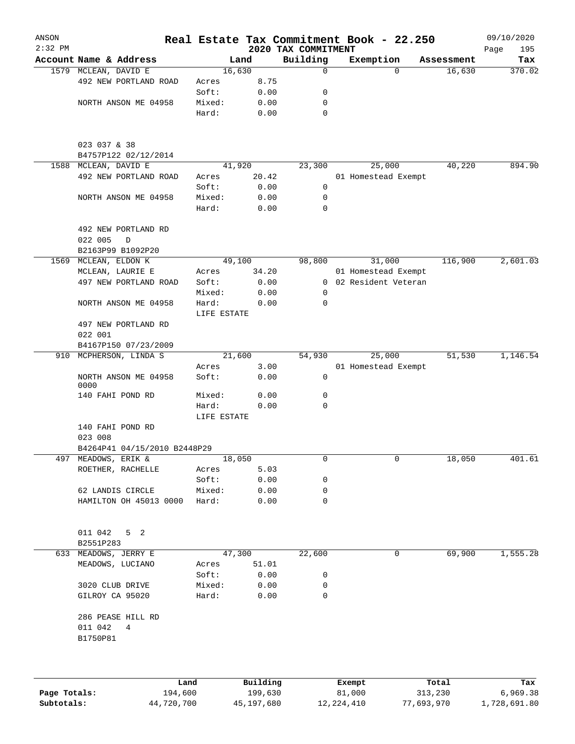ANSON
2:32 PM

# Real Estate Tax Commitment Book - 22.250

## 2020 TAX COMMITMENT

09/10/2020

| Account Name & Address | Land | | Building | Exemption | Assessment | Tax |
|---|---|---|---|---|---|---|
| 1579 MCLEAN, DAVID E | 16,630 | | 0 | 0 | 16,630 | 370.02 |
| 492 NEW PORTLAND ROAD | Acres | 8.75 | | | | |
| | Soft: | 0.00 | 0 | | | |
| NORTH ANSON ME 04958 | Mixed: | 0.00 | 0 | | | |
| | Hard: | 0.00 | 0 | | | |
| 023 037 & 38 | | | | | | |
| B4757P122 02/12/2014 | | | | | | |
| 1588 MCLEAN, DAVID E | 41,920 | | 23,300 | 25,000 | 40,220 | 894.90 |
| 492 NEW PORTLAND ROAD | Acres | 20.42 | | 01 Homestead Exempt | | |
| | Soft: | 0.00 | 0 | | | |
| NORTH ANSON ME 04958 | Mixed: | 0.00 | 0 | | | |
| | Hard: | 0.00 | 0 | | | |
| 492 NEW PORTLAND RD | | | | | | |
| 022 005 D | | | | | | |
| B2163P99 B1092P20 | | | | | | |
| 1569 MCLEAN, ELDON K | 49,100 | | 98,800 | 31,000 | 116,900 | 2,601.03 |
| MCLEAN, LAURIE E | Acres | 34.20 | | 01 Homestead Exempt | | |
| 497 NEW PORTLAND ROAD | Soft: | 0.00 | 0 | 02 Resident Veteran | | |
| | Mixed: | 0.00 | 0 | | | |
| NORTH ANSON ME 04958 | Hard: | 0.00 | 0 | | | |
| | LIFE ESTATE | | | | | |
| 497 NEW PORTLAND RD | | | | | | |
| 022 001 | | | | | | |
| B4167P150 07/23/2009 | | | | | | |
| 910 MCPHERSON, LINDA S | 21,600 | | 54,930 | 25,000 | 51,530 | 1,146.54 |
| | Acres | 3.00 | | 01 Homestead Exempt | | |
| NORTH ANSON ME 04958 0000 | Soft: | 0.00 | 0 | | | |
| 140 FAHI POND RD | Mixed: | 0.00 | 0 | | | |
| | Hard: | 0.00 | 0 | | | |
| | LIFE ESTATE | | | | | |
| 140 FAHI POND RD | | | | | | |
| 023 008 | | | | | | |
| B4264P41 04/15/2010 B2448P29 | | | | | | |
| 497 MEADOWS, ERIK & | 18,050 | | 0 | 0 | 18,050 | 401.61 |
| ROETHER, RACHELLE | Acres | 5.03 | | | | |
| | Soft: | 0.00 | 0 | | | |
| 62 LANDIS CIRCLE | Mixed: | 0.00 | 0 | | | |
| HAMILTON OH 45013 0000 | Hard: | 0.00 | 0 | | | |
| 011 042 5 2 | | | | | | |
| B2551P283 | | | | | | |
| 633 MEADOWS, JERRY E | 47,300 | | 22,600 | 0 | 69,900 | 1,555.28 |
| MEADOWS, LUCIANO | Acres | 51.01 | | | | |
| | Soft: | 0.00 | 0 | | | |
| 3020 CLUB DRIVE | Mixed: | 0.00 | 0 | | | |
| GILROY CA 95020 | Hard: | 0.00 | 0 | | | |
| 286 PEASE HILL RD | | | | | | |
| 011 042 4 | | | | | | |
| B1750P81 | | | | | | |

| | Land | Building | Exempt | Total | Tax |
|---|---|---|---|---|---|
| Page Totals: | 194,600 | 199,630 | 81,000 | 313,230 | 6,969.38 |
| Subtotals: | 44,720,700 | 45,197,680 | 12,224,410 | 77,693,970 | 1,728,691.80 |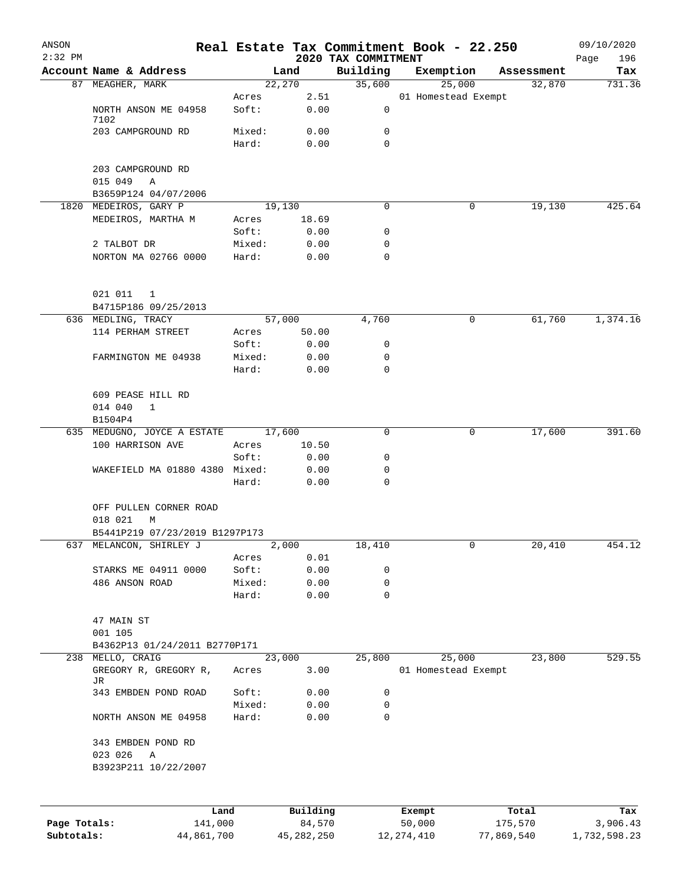# Real Estate Tax Commitment Book - 22.250

ANSON 2:32 PM — 2020 TAX COMMITMENT — 09/10/2020

| Account | Name & Address | | Land | Building | Exemption | Assessment | Tax |
|---|---|---|---|---|---|---|---|
| 87 | MEAGHER, MARK | | 22,270 | 35,600 | 25,000 | 32,870 | 731.36 |
| | | Acres | 2.51 | | 01 Homestead Exempt | | |
| | NORTH ANSON ME 04958 7102 | Soft: | 0.00 | 0 | | | |
| | 203 CAMPGROUND RD | Mixed: | 0.00 | 0 | | | |
| | | Hard: | 0.00 | 0 | | | |
| | 203 CAMPGROUND RD | | | | | | |
| | 015 049 A | | | | | | |
| | B3659P124 04/07/2006 | | | | | | |
| 1820 | MEDEIROS, GARY P | | 19,130 | 0 | 0 | 19,130 | 425.64 |
| | MEDEIROS, MARTHA M | Acres | 18.69 | | | | |
| | | Soft: | 0.00 | 0 | | | |
| | 2 TALBOT DR | Mixed: | 0.00 | 0 | | | |
| | NORTON MA 02766 0000 | Hard: | 0.00 | 0 | | | |
| | 021 011 1 | | | | | | |
| | B4715P186 09/25/2013 | | | | | | |
| 636 | MEDLING, TRACY | | 57,000 | 4,760 | 0 | 61,760 | 1,374.16 |
| | 114 PERHAM STREET | Acres | 50.00 | | | | |
| | | Soft: | 0.00 | 0 | | | |
| | FARMINGTON ME 04938 | Mixed: | 0.00 | 0 | | | |
| | | Hard: | 0.00 | 0 | | | |
| | 609 PEASE HILL RD | | | | | | |
| | 014 040 1 | | | | | | |
| | B1504P4 | | | | | | |
| 635 | MEDUGNO, JOYCE A ESTATE | | 17,600 | 0 | 0 | 17,600 | 391.60 |
| | 100 HARRISON AVE | Acres | 10.50 | | | | |
| | | Soft: | 0.00 | 0 | | | |
| | WAKEFIELD MA 01880 4380 | Mixed: | 0.00 | 0 | | | |
| | | Hard: | 0.00 | 0 | | | |
| | OFF PULLEN CORNER ROAD | | | | | | |
| | 018 021 M | | | | | | |
| | B5441P219 07/23/2019 B1297P173 | | | | | | |
| 637 | MELANCON, SHIRLEY J | | 2,000 | 18,410 | 0 | 20,410 | 454.12 |
| | | Acres | 0.01 | | | | |
| | STARKS ME 04911 0000 | Soft: | 0.00 | 0 | | | |
| | 486 ANSON ROAD | Mixed: | 0.00 | 0 | | | |
| | | Hard: | 0.00 | 0 | | | |
| | 47 MAIN ST | | | | | | |
| | 001 105 | | | | | | |
| | B4362P13 01/24/2011 B2770P171 | | | | | | |
| 238 | MELLO, CRAIG | | 23,000 | 25,800 | 25,000 | 23,800 | 529.55 |
| | GREGORY R, GREGORY R, JR | Acres | 3.00 | | 01 Homestead Exempt | | |
| | 343 EMBDEN POND ROAD | Soft: | 0.00 | 0 | | | |
| | | Mixed: | 0.00 | 0 | | | |
| | NORTH ANSON ME 04958 | Hard: | 0.00 | 0 | | | |
| | 343 EMBDEN POND RD | | | | | | |
| | 023 026 A | | | | | | |
| | B3923P211 10/22/2007 | | | | | | |

| | Land | Building | Exempt | Total | Tax |
|---|---|---|---|---|---|
| Page Totals: | 141,000 | 84,570 | 50,000 | 175,570 | 3,906.43 |
| Subtotals: | 44,861,700 | 45,282,250 | 12,274,410 | 77,869,540 | 1,732,598.23 |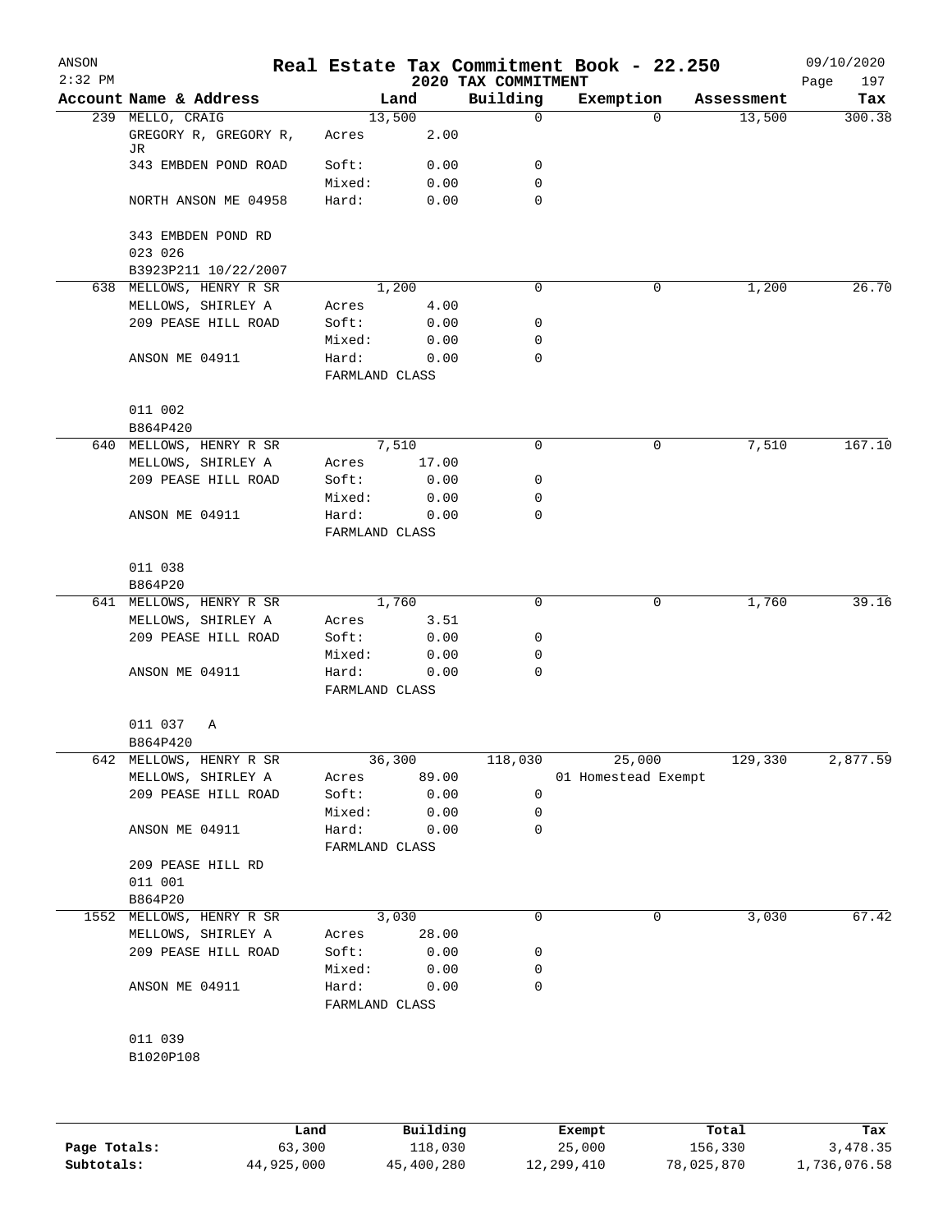ANSON 2:32 PM

# Real Estate Tax Commitment Book - 22.250

09/10/2020

2020 TAX COMMITMENT

| Account | Name & Address | Land | | Building | Exemption | Assessment | Tax |
|---|---|---|---|---|---|---|---|
| 239 | MELLO, CRAIG | 13,500 | | 0 | 0 | 13,500 | 300.38 |
| | GREGORY R, GREGORY R, JR | Acres | 2.00 | | | | |
| | 343 EMBDEN POND ROAD | Soft: | 0.00 | 0 | | | |
| | | Mixed: | 0.00 | 0 | | | |
| | NORTH ANSON ME 04958 | Hard: | 0.00 | 0 | | | |
| | 343 EMBDEN POND RD | | | | | | |
| | 023 026 | | | | | | |
| | B3923P211 10/22/2007 | | | | | | |
| 638 | MELLOWS, HENRY R SR | 1,200 | | 0 | 0 | 1,200 | 26.70 |
| | MELLOWS, SHIRLEY A | Acres | 4.00 | | | | |
| | 209 PEASE HILL ROAD | Soft: | 0.00 | 0 | | | |
| | | Mixed: | 0.00 | 0 | | | |
| | ANSON ME 04911 | Hard: | 0.00 | 0 | | | |
| | | FARMLAND CLASS | | | | | |
| | 011 002 | | | | | | |
| | B864P420 | | | | | | |
| 640 | MELLOWS, HENRY R SR | 7,510 | | 0 | 0 | 7,510 | 167.10 |
| | MELLOWS, SHIRLEY A | Acres | 17.00 | | | | |
| | 209 PEASE HILL ROAD | Soft: | 0.00 | 0 | | | |
| | | Mixed: | 0.00 | 0 | | | |
| | ANSON ME 04911 | Hard: | 0.00 | 0 | | | |
| | | FARMLAND CLASS | | | | | |
| | 011 038 | | | | | | |
| | B864P20 | | | | | | |
| 641 | MELLOWS, HENRY R SR | 1,760 | | 0 | 0 | 1,760 | 39.16 |
| | MELLOWS, SHIRLEY A | Acres | 3.51 | | | | |
| | 209 PEASE HILL ROAD | Soft: | 0.00 | 0 | | | |
| | | Mixed: | 0.00 | 0 | | | |
| | ANSON ME 04911 | Hard: | 0.00 | 0 | | | |
| | | FARMLAND CLASS | | | | | |
| | 011 037 A | | | | | | |
| | B864P420 | | | | | | |
| 642 | MELLOWS, HENRY R SR | 36,300 | | 118,030 | 25,000 | 129,330 | 2,877.59 |
| | MELLOWS, SHIRLEY A | Acres | 89.00 | | 01 Homestead Exempt | | |
| | 209 PEASE HILL ROAD | Soft: | 0.00 | 0 | | | |
| | | Mixed: | 0.00 | 0 | | | |
| | ANSON ME 04911 | Hard: | 0.00 | 0 | | | |
| | | FARMLAND CLASS | | | | | |
| | 209 PEASE HILL RD | | | | | | |
| | 011 001 | | | | | | |
| | B864P20 | | | | | | |
| 1552 | MELLOWS, HENRY R SR | 3,030 | | 0 | 0 | 3,030 | 67.42 |
| | MELLOWS, SHIRLEY A | Acres | 28.00 | | | | |
| | 209 PEASE HILL ROAD | Soft: | 0.00 | 0 | | | |
| | | Mixed: | 0.00 | 0 | | | |
| | ANSON ME 04911 | Hard: | 0.00 | 0 | | | |
| | | FARMLAND CLASS | | | | | |
| | 011 039 | | | | | | |
| | B1020P108 | | | | | | |

| | Land | Building | Exempt | Total | Tax |
|---|---|---|---|---|---|
| Page Totals: | 63,300 | 118,030 | 25,000 | 156,330 | 3,478.35 |
| Subtotals: | 44,925,000 | 45,400,280 | 12,299,410 | 78,025,870 | 1,736,076.58 |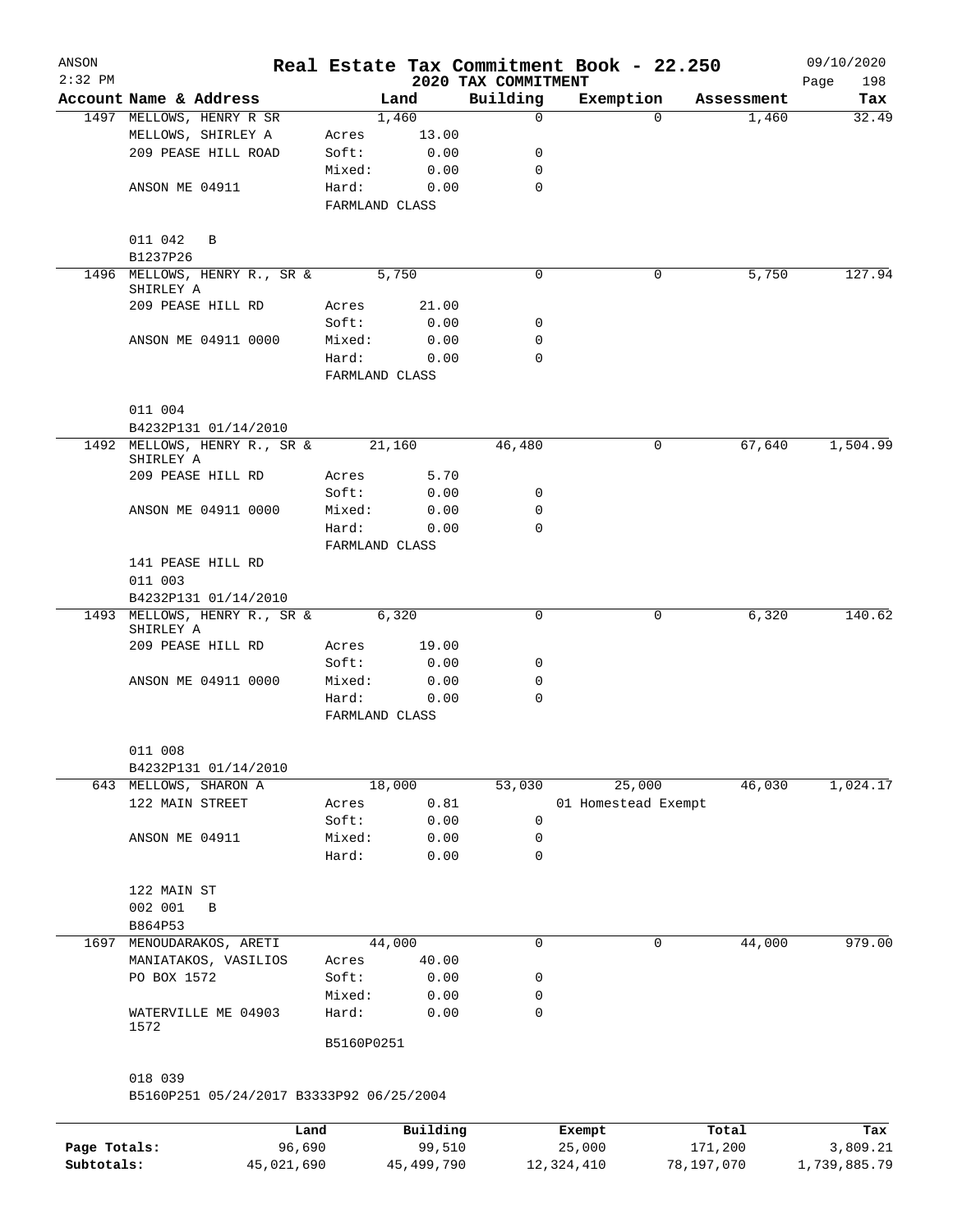# Real Estate Tax Commitment Book - 22.250

ANSON 2:32 PM — 2020 TAX COMMITMENT — 09/10/2020

| Account Name & Address | Land | | Building | Exemption | Assessment | Tax |
|---|---|---|---|---|---|---|
| 1497 MELLOWS, HENRY R SR | 1,460 | | 0 | 0 | 1,460 | 32.49 |
| MELLOWS, SHIRLEY A | Acres | 13.00 | | | | |
| 209 PEASE HILL ROAD | Soft: | 0.00 | 0 | | | |
| | Mixed: | 0.00 | 0 | | | |
| ANSON ME 04911 | Hard: | 0.00 | 0 | | | |
| | FARMLAND CLASS | | | | | |
| 011 042 B | | | | | | |
| B1237P26 | | | | | | |
| 1496 MELLOWS, HENRY R., SR & SHIRLEY A | 5,750 | | 0 | 0 | 5,750 | 127.94 |
| 209 PEASE HILL RD | Acres | 21.00 | | | | |
| | Soft: | 0.00 | 0 | | | |
| ANSON ME 04911 0000 | Mixed: | 0.00 | 0 | | | |
| | Hard: | 0.00 | 0 | | | |
| | FARMLAND CLASS | | | | | |
| 011 004 | | | | | | |
| B4232P131 01/14/2010 | | | | | | |
| 1492 MELLOWS, HENRY R., SR & SHIRLEY A | 21,160 | | 46,480 | 0 | 67,640 | 1,504.99 |
| 209 PEASE HILL RD | Acres | 5.70 | | | | |
| | Soft: | 0.00 | 0 | | | |
| ANSON ME 04911 0000 | Mixed: | 0.00 | 0 | | | |
| | Hard: | 0.00 | 0 | | | |
| | FARMLAND CLASS | | | | | |
| 141 PEASE HILL RD | | | | | | |
| 011 003 | | | | | | |
| B4232P131 01/14/2010 | | | | | | |
| 1493 MELLOWS, HENRY R., SR & SHIRLEY A | 6,320 | | 0 | 0 | 6,320 | 140.62 |
| 209 PEASE HILL RD | Acres | 19.00 | | | | |
| | Soft: | 0.00 | 0 | | | |
| ANSON ME 04911 0000 | Mixed: | 0.00 | 0 | | | |
| | Hard: | 0.00 | 0 | | | |
| | FARMLAND CLASS | | | | | |
| 011 008 | | | | | | |
| B4232P131 01/14/2010 | | | | | | |
| 643 MELLOWS, SHARON A | 18,000 | | 53,030 | 25,000 | 46,030 | 1,024.17 |
| 122 MAIN STREET | Acres | 0.81 | | 01 Homestead Exempt | | |
| | Soft: | 0.00 | 0 | | | |
| ANSON ME 04911 | Mixed: | 0.00 | 0 | | | |
| | Hard: | 0.00 | 0 | | | |
| 122 MAIN ST | | | | | | |
| 002 001 B | | | | | | |
| B864P53 | | | | | | |
| 1697 MENOUDARAKOS, ARETI | 44,000 | | 0 | 0 | 44,000 | 979.00 |
| MANIATAKOS, VASILIOS | Acres | 40.00 | | | | |
| PO BOX 1572 | Soft: | 0.00 | 0 | | | |
| | Mixed: | 0.00 | 0 | | | |
| WATERVILLE ME 04903 1572 | Hard: | 0.00 | 0 | | | |
| | B5160P0251 | | | | | |
| 018 039 | | | | | | |
| B5160P251 05/24/2017 B3333P92 06/25/2004 | | | | | | |

| | Land | Building | Exempt | Total | Tax |
|---|---|---|---|---|---|
| Page Totals: | 96,690 | 99,510 | 25,000 | 171,200 | 3,809.21 |
| Subtotals: | 45,021,690 | 45,499,790 | 12,324,410 | 78,197,070 | 1,739,885.79 |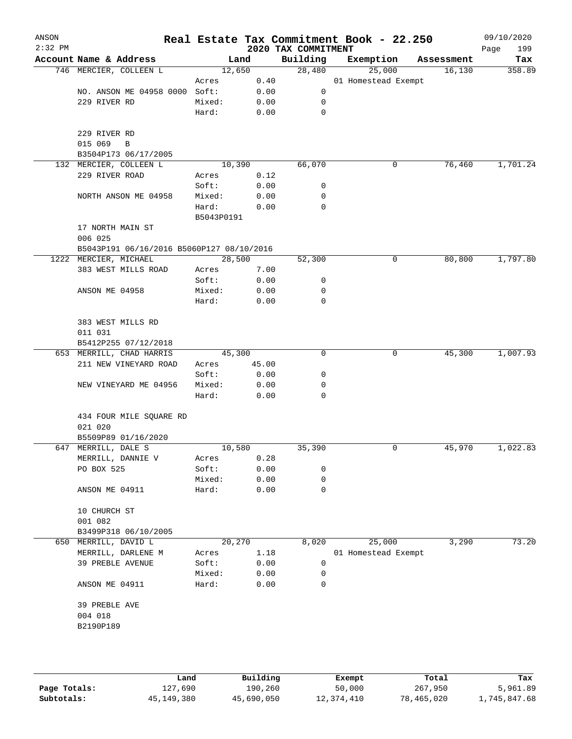ANSON
2:32 PM

# Real Estate Tax Commitment Book - 22.250

## 2020 TAX COMMITMENT

09/10/2020

| Account Name & Address | | Land | | Building | Exemption | Assessment | Tax |
|---|---|---|---|---|---|---|---|
| 746 MERCIER, COLLEEN L | | 12,650 | | 28,480 | 25,000 | 16,130 | 358.89 |
| | Acres | | 0.40 | | 01 Homestead Exempt | | |
| NO. ANSON ME 04958 0000 | Soft: | | 0.00 | 0 | | | |
| 229 RIVER RD | Mixed: | | 0.00 | 0 | | | |
| | Hard: | | 0.00 | 0 | | | |
| 229 RIVER RD | | | | | | | |
| 015 069 B | | | | | | | |
| B3504P173 06/17/2005 | | | | | | | |
| 132 MERCIER, COLLEEN L | | 10,390 | | 66,070 | 0 | 76,460 | 1,701.24 |
| 229 RIVER ROAD | Acres | | 0.12 | | | | |
| | Soft: | | 0.00 | 0 | | | |
| NORTH ANSON ME 04958 | Mixed: | | 0.00 | 0 | | | |
| | Hard: | | 0.00 | 0 | | | |
| | B5043P0191 | | | | | | |
| 17 NORTH MAIN ST | | | | | | | |
| 006 025 | | | | | | | |
| B5043P191 06/16/2016 B5060P127 08/10/2016 | | | | | | | |
| 1222 MERCIER, MICHAEL | | 28,500 | | 52,300 | 0 | 80,800 | 1,797.80 |
| 383 WEST MILLS ROAD | Acres | | 7.00 | | | | |
| | Soft: | | 0.00 | 0 | | | |
| ANSON ME 04958 | Mixed: | | 0.00 | 0 | | | |
| | Hard: | | 0.00 | 0 | | | |
| 383 WEST MILLS RD | | | | | | | |
| 011 031 | | | | | | | |
| B5412P255 07/12/2018 | | | | | | | |
| 653 MERRILL, CHAD HARRIS | | 45,300 | | 0 | 0 | 45,300 | 1,007.93 |
| 211 NEW VINEYARD ROAD | Acres | | 45.00 | | | | |
| | Soft: | | 0.00 | 0 | | | |
| NEW VINEYARD ME 04956 | Mixed: | | 0.00 | 0 | | | |
| | Hard: | | 0.00 | 0 | | | |
| 434 FOUR MILE SQUARE RD | | | | | | | |
| 021 020 | | | | | | | |
| B5509P89 01/16/2020 | | | | | | | |
| 647 MERRILL, DALE S | | 10,580 | | 35,390 | 0 | 45,970 | 1,022.83 |
| MERRILL, DANNIE V | Acres | | 0.28 | | | | |
| PO BOX 525 | Soft: | | 0.00 | 0 | | | |
| | Mixed: | | 0.00 | 0 | | | |
| ANSON ME 04911 | Hard: | | 0.00 | 0 | | | |
| 10 CHURCH ST | | | | | | | |
| 001 082 | | | | | | | |
| B3499P318 06/10/2005 | | | | | | | |
| 650 MERRILL, DAVID L | | 20,270 | | 8,020 | 25,000 | 3,290 | 73.20 |
| MERRILL, DARLENE M | Acres | | 1.18 | | 01 Homestead Exempt | | |
| 39 PREBLE AVENUE | Soft: | | 0.00 | 0 | | | |
| | Mixed: | | 0.00 | 0 | | | |
| ANSON ME 04911 | Hard: | | 0.00 | 0 | | | |
| 39 PREBLE AVE | | | | | | | |
| 004 018 | | | | | | | |
| B2190P189 | | | | | | | |

| | Land | Building | Exempt | Total | Tax |
|---|---|---|---|---|---|
| Page Totals: | 127,690 | 190,260 | 50,000 | 267,950 | 5,961.89 |
| Subtotals: | 45,149,380 | 45,690,050 | 12,374,410 | 78,465,020 | 1,745,847.68 |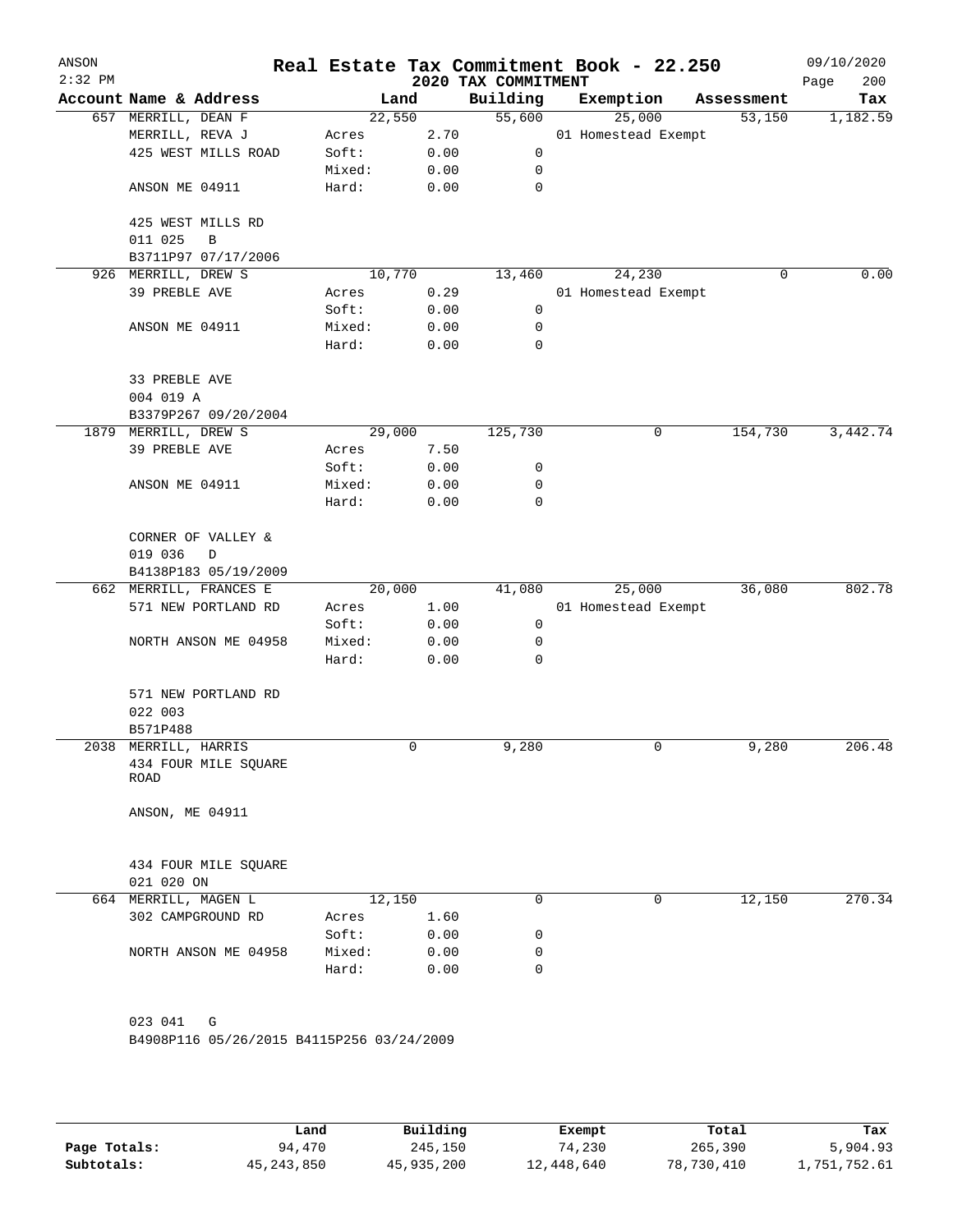# Real Estate Tax Commitment Book - 22.250

ANSON
2:32 PM

2020 TAX COMMITMENT

09/10/2020

| Account Name & Address | Land | | Building | Exemption | Assessment | Tax |
|---|---|---|---|---|---|---|
| 657 MERRILL, DEAN F | 22,550 | | 55,600 | 25,000 | 53,150 | 1,182.59 |
| MERRILL, REVA J | Acres | 2.70 | | 01 Homestead Exempt | | |
| 425 WEST MILLS ROAD | Soft: | 0.00 | 0 | | | |
| | Mixed: | 0.00 | 0 | | | |
| ANSON ME 04911 | Hard: | 0.00 | 0 | | | |
| 425 WEST MILLS RD | | | | | | |
| 011 025 B | | | | | | |
| B3711P97 07/17/2006 | | | | | | |
| 926 MERRILL, DREW S | 10,770 | | 13,460 | 24,230 | 0 | 0.00 |
| 39 PREBLE AVE | Acres | 0.29 | | 01 Homestead Exempt | | |
| | Soft: | 0.00 | 0 | | | |
| ANSON ME 04911 | Mixed: | 0.00 | 0 | | | |
| | Hard: | 0.00 | 0 | | | |
| 33 PREBLE AVE | | | | | | |
| 004 019 A | | | | | | |
| B3379P267 09/20/2004 | | | | | | |
| 1879 MERRILL, DREW S | 29,000 | | 125,730 | 0 | 154,730 | 3,442.74 |
| 39 PREBLE AVE | Acres | 7.50 | | | | |
| | Soft: | 0.00 | 0 | | | |
| ANSON ME 04911 | Mixed: | 0.00 | 0 | | | |
| | Hard: | 0.00 | 0 | | | |
| CORNER OF VALLEY & | | | | | | |
| 019 036 D | | | | | | |
| B4138P183 05/19/2009 | | | | | | |
| 662 MERRILL, FRANCES E | 20,000 | | 41,080 | 25,000 | 36,080 | 802.78 |
| 571 NEW PORTLAND RD | Acres | 1.00 | | 01 Homestead Exempt | | |
| | Soft: | 0.00 | 0 | | | |
| NORTH ANSON ME 04958 | Mixed: | 0.00 | 0 | | | |
| | Hard: | 0.00 | 0 | | | |
| 571 NEW PORTLAND RD | | | | | | |
| 022 003 | | | | | | |
| B571P488 | | | | | | |
| 2038 MERRILL, HARRIS | 0 | | 9,280 | 0 | 9,280 | 206.48 |
| 434 FOUR MILE SQUARE ROAD | | | | | | |
| ANSON, ME 04911 | | | | | | |
| 434 FOUR MILE SQUARE | | | | | | |
| 021 020 ON | | | | | | |
| 664 MERRILL, MAGEN L | 12,150 | | 0 | 0 | 12,150 | 270.34 |
| 302 CAMPGROUND RD | Acres | 1.60 | | | | |
| | Soft: | 0.00 | 0 | | | |
| NORTH ANSON ME 04958 | Mixed: | 0.00 | 0 | | | |
| | Hard: | 0.00 | 0 | | | |
| 023 041 G | | | | | | |
| B4908P116 05/26/2015 B4115P256 03/24/2009 | | | | | | |

| | Land | Building | Exempt | Total | Tax |
|---|---|---|---|---|---|
| Page Totals: | 94,470 | 245,150 | 74,230 | 265,390 | 5,904.93 |
| Subtotals: | 45,243,850 | 45,935,200 | 12,448,640 | 78,730,410 | 1,751,752.61 |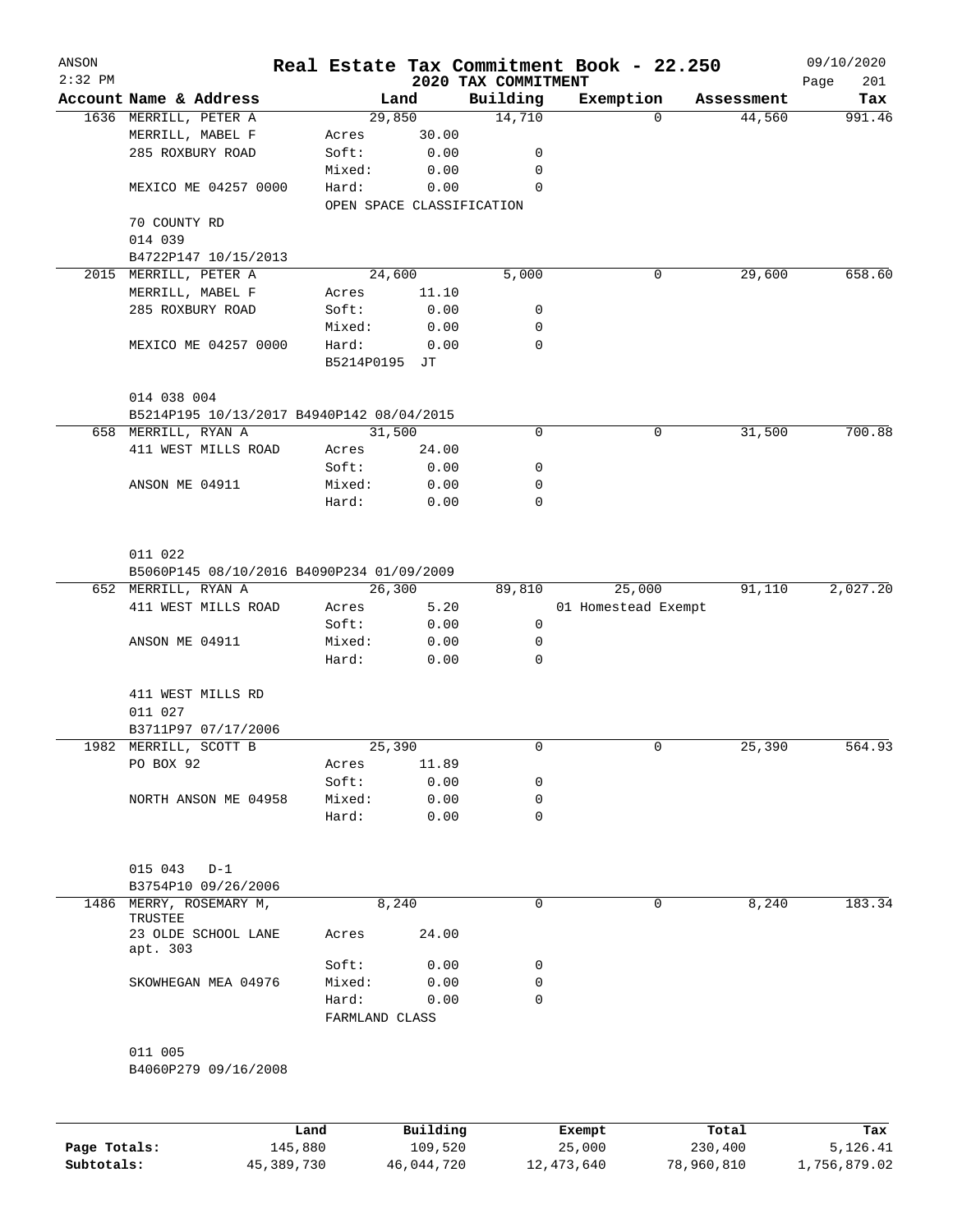ANSON 2:32 PM

# Real Estate Tax Commitment Book - 22.250

2020 TAX COMMITMENT

09/10/2020

| Account Name & Address | Land | | Building | Exemption | Assessment | Tax |
|---|---|---|---|---|---|---|
| 1636 MERRILL, PETER A | 29,850 | | 14,710 | 0 | 44,560 | 991.46 |
| MERRILL, MABEL F | Acres | 30.00 | | | | |
| 285 ROXBURY ROAD | Soft: | 0.00 | 0 | | | |
| | Mixed: | 0.00 | 0 | | | |
| MEXICO ME 04257 0000 | Hard: | 0.00 | 0 | | | |
| | OPEN SPACE CLASSIFICATION | | | | | |
| 70 COUNTY RD | | | | | | |
| 014 039 | | | | | | |
| B4722P147 10/15/2013 | | | | | | |
| 2015 MERRILL, PETER A | 24,600 | | 5,000 | 0 | 29,600 | 658.60 |
| MERRILL, MABEL F | Acres | 11.10 | | | | |
| 285 ROXBURY ROAD | Soft: | 0.00 | 0 | | | |
| | Mixed: | 0.00 | 0 | | | |
| MEXICO ME 04257 0000 | Hard: | 0.00 | 0 | | | |
| | B5214P0195 JT | | | | | |
| 014 038 004 | | | | | | |
| B5214P195 10/13/2017 B4940P142 08/04/2015 | | | | | | |
| 658 MERRILL, RYAN A | 31,500 | | 0 | 0 | 31,500 | 700.88 |
| 411 WEST MILLS ROAD | Acres | 24.00 | | | | |
| | Soft: | 0.00 | 0 | | | |
| ANSON ME 04911 | Mixed: | 0.00 | 0 | | | |
| | Hard: | 0.00 | 0 | | | |
| 011 022 | | | | | | |
| B5060P145 08/10/2016 B4090P234 01/09/2009 | | | | | | |
| 652 MERRILL, RYAN A | 26,300 | | 89,810 | 25,000 | 91,110 | 2,027.20 |
| 411 WEST MILLS ROAD | Acres | 5.20 | | 01 Homestead Exempt | | |
| | Soft: | 0.00 | 0 | | | |
| ANSON ME 04911 | Mixed: | 0.00 | 0 | | | |
| | Hard: | 0.00 | 0 | | | |
| 411 WEST MILLS RD | | | | | | |
| 011 027 | | | | | | |
| B3711P97 07/17/2006 | | | | | | |
| 1982 MERRILL, SCOTT B | 25,390 | | 0 | 0 | 25,390 | 564.93 |
| PO BOX 92 | Acres | 11.89 | | | | |
| | Soft: | 0.00 | 0 | | | |
| NORTH ANSON ME 04958 | Mixed: | 0.00 | 0 | | | |
| | Hard: | 0.00 | 0 | | | |
| 015 043 D-1 | | | | | | |
| B3754P10 09/26/2006 | | | | | | |
| 1486 MERRY, ROSEMARY M, TRUSTEE | 8,240 | | 0 | 0 | 8,240 | 183.34 |
| 23 OLDE SCHOOL LANE apt. 303 | Acres | 24.00 | | | | |
| | Soft: | 0.00 | 0 | | | |
| SKOWHEGAN MEA 04976 | Mixed: | 0.00 | 0 | | | |
| | Hard: | 0.00 | 0 | | | |
| | FARMLAND CLASS | | | | | |
| 011 005 | | | | | | |
| B4060P279 09/16/2008 | | | | | | |

| | Land | Building | Exempt | Total | Tax |
|---|---|---|---|---|---|
| Page Totals: | 145,880 | 109,520 | 25,000 | 230,400 | 5,126.41 |
| Subtotals: | 45,389,730 | 46,044,720 | 12,473,640 | 78,960,810 | 1,756,879.02 |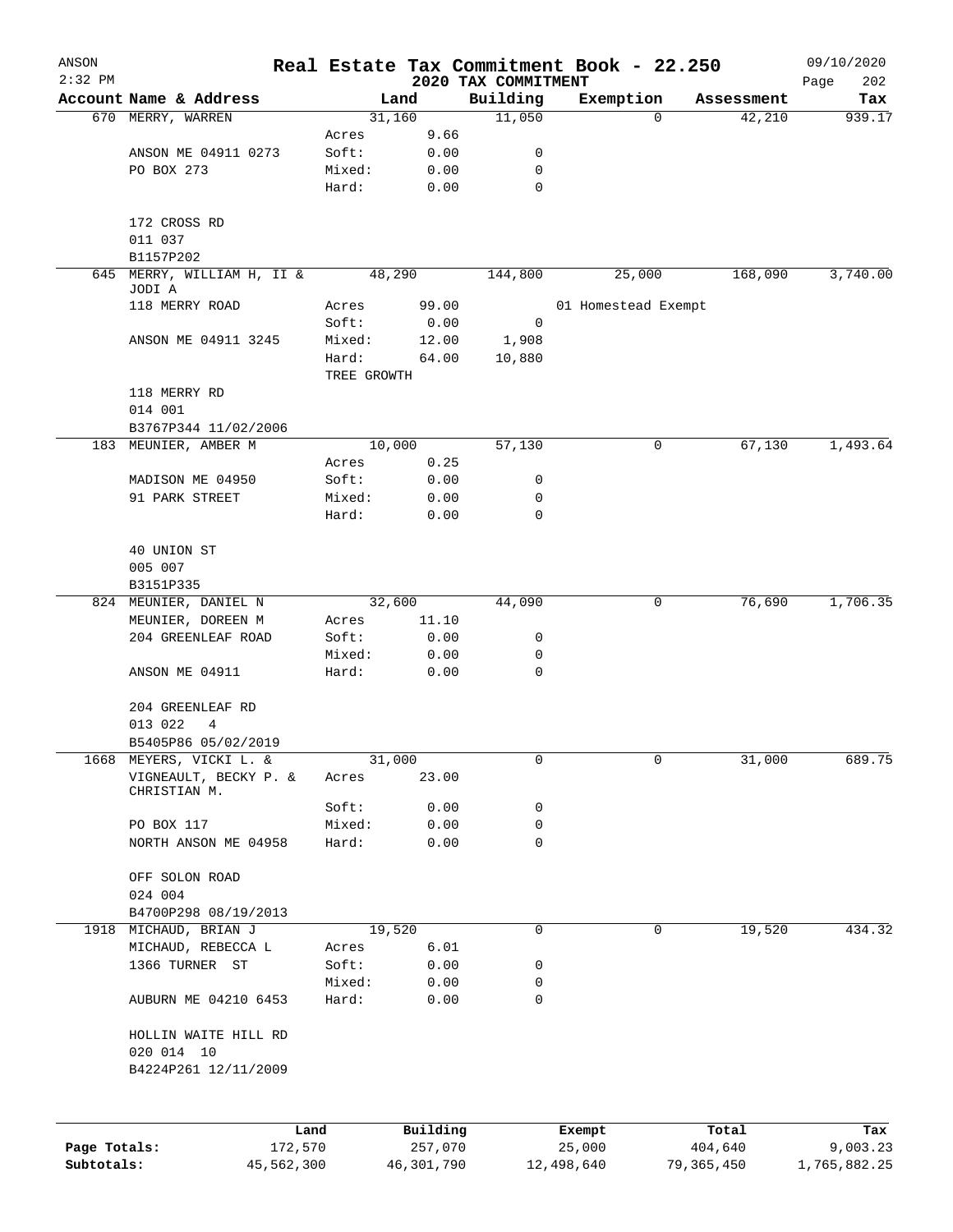# Real Estate Tax Commitment Book - 22.250

ANSON
2:32 PM

2020 TAX COMMITMENT

09/10/2020

| Account Name & Address | Land | | Building | Exemption | Assessment | Tax |
|---|---|---|---|---|---|---|
| 670 MERRY, WARREN | 31,160 | | 11,050 | 0 | 42,210 | 939.17 |
| | Acres | 9.66 | | | | |
| ANSON ME 04911 0273 | Soft: | 0.00 | 0 | | | |
| PO BOX 273 | Mixed: | 0.00 | 0 | | | |
| | Hard: | 0.00 | 0 | | | |
| 172 CROSS RD | | | | | | |
| 011 037 | | | | | | |
| B1157P202 | | | | | | |
| 645 MERRY, WILLIAM H, II & JODI A | 48,290 | | 144,800 | 25,000 | 168,090 | 3,740.00 |
| 118 MERRY ROAD | Acres | 99.00 | | 01 Homestead Exempt | | |
| | Soft: | 0.00 | 0 | | | |
| ANSON ME 04911 3245 | Mixed: | 12.00 | 1,908 | | | |
| | Hard: | 64.00 | 10,880 | | | |
| | TREE GROWTH | | | | | |
| 118 MERRY RD | | | | | | |
| 014 001 | | | | | | |
| B3767P344 11/02/2006 | | | | | | |
| 183 MEUNIER, AMBER M | 10,000 | | 57,130 | 0 | 67,130 | 1,493.64 |
| | Acres | 0.25 | | | | |
| MADISON ME 04950 | Soft: | 0.00 | 0 | | | |
| 91 PARK STREET | Mixed: | 0.00 | 0 | | | |
| | Hard: | 0.00 | 0 | | | |
| 40 UNION ST | | | | | | |
| 005 007 | | | | | | |
| B3151P335 | | | | | | |
| 824 MEUNIER, DANIEL N | 32,600 | | 44,090 | 0 | 76,690 | 1,706.35 |
| MEUNIER, DOREEN M | Acres | 11.10 | | | | |
| 204 GREENLEAF ROAD | Soft: | 0.00 | 0 | | | |
| | Mixed: | 0.00 | 0 | | | |
| ANSON ME 04911 | Hard: | 0.00 | 0 | | | |
| 204 GREENLEAF RD | | | | | | |
| 013 022 4 | | | | | | |
| B5405P86 05/02/2019 | | | | | | |
| 1668 MEYERS, VICKI L. & | 31,000 | | 0 | 0 | 31,000 | 689.75 |
| VIGNEAULT, BECKY P. & CHRISTIAN M. | Acres | 23.00 | | | | |
| | Soft: | 0.00 | 0 | | | |
| PO BOX 117 | Mixed: | 0.00 | 0 | | | |
| NORTH ANSON ME 04958 | Hard: | 0.00 | 0 | | | |
| OFF SOLON ROAD | | | | | | |
| 024 004 | | | | | | |
| B4700P298 08/19/2013 | | | | | | |
| 1918 MICHAUD, BRIAN J | 19,520 | | 0 | 0 | 19,520 | 434.32 |
| MICHAUD, REBECCA L | Acres | 6.01 | | | | |
| 1366 TURNER ST | Soft: | 0.00 | 0 | | | |
| | Mixed: | 0.00 | 0 | | | |
| AUBURN ME 04210 6453 | Hard: | 0.00 | 0 | | | |
| HOLLIN WAITE HILL RD | | | | | | |
| 020 014 10 | | | | | | |
| B4224P261 12/11/2009 | | | | | | |

| | Land | Building | Exempt | Total | Tax |
|---|---|---|---|---|---|
| Page Totals: | 172,570 | 257,070 | 25,000 | 404,640 | 9,003.23 |
| Subtotals: | 45,562,300 | 46,301,790 | 12,498,640 | 79,365,450 | 1,765,882.25 |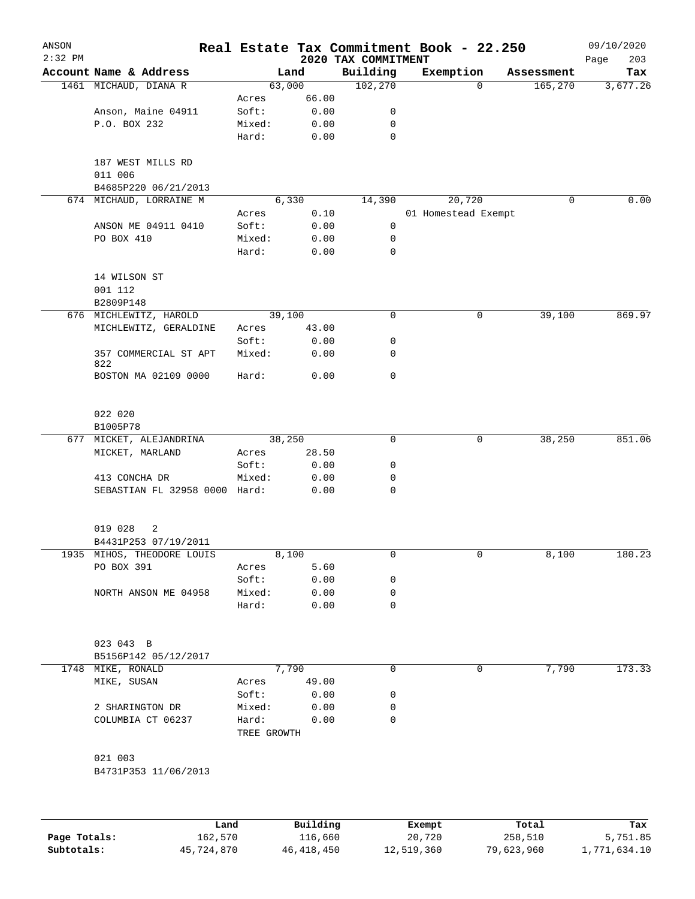ANSON
2:32 PM

# Real Estate Tax Commitment Book - 22.250

## 2020 TAX COMMITMENT

09/10/2020

| Account Name & Address | | Land | Building | Exemption | Assessment | Tax |
|---|---|---|---|---|---|---|
| 1461 MICHAUD, DIANA R | | 63,000 | 102,270 | 0 | 165,270 | 3,677.26 |
| | Acres | 66.00 | | | | |
| Anson, Maine 04911 | Soft: | 0.00 | 0 | | | |
| P.O. BOX 232 | Mixed: | 0.00 | 0 | | | |
| | Hard: | 0.00 | 0 | | | |
| 187 WEST MILLS RD | | | | | | |
| 011 006 | | | | | | |
| B4685P220 06/21/2013 | | | | | | |
| 674 MICHAUD, LORRAINE M | | 6,330 | 14,390 | 20,720 | 0 | 0.00 |
| | Acres | 0.10 | | 01 Homestead Exempt | | |
| ANSON ME 04911 0410 | Soft: | 0.00 | 0 | | | |
| PO BOX 410 | Mixed: | 0.00 | 0 | | | |
| | Hard: | 0.00 | 0 | | | |
| 14 WILSON ST | | | | | | |
| 001 112 | | | | | | |
| B2809P148 | | | | | | |
| 676 MICHLEWITZ, HAROLD | | 39,100 | 0 | 0 | 39,100 | 869.97 |
| MICHLEWITZ, GERALDINE | Acres | 43.00 | | | | |
| | Soft: | 0.00 | 0 | | | |
| 357 COMMERCIAL ST APT 822 | Mixed: | 0.00 | 0 | | | |
| BOSTON MA 02109 0000 | Hard: | 0.00 | 0 | | | |
| 022 020 | | | | | | |
| B1005P78 | | | | | | |
| 677 MICKET, ALEJANDRINA | | 38,250 | 0 | 0 | 38,250 | 851.06 |
| MICKET, MARLAND | Acres | 28.50 | | | | |
| | Soft: | 0.00 | 0 | | | |
| 413 CONCHA DR | Mixed: | 0.00 | 0 | | | |
| SEBASTIAN FL 32958 0000 | Hard: | 0.00 | 0 | | | |
| 019 028 2 | | | | | | |
| B4431P253 07/19/2011 | | | | | | |
| 1935 MIHOS, THEODORE LOUIS | | 8,100 | 0 | 0 | 8,100 | 180.23 |
| PO BOX 391 | Acres | 5.60 | | | | |
| | Soft: | 0.00 | 0 | | | |
| NORTH ANSON ME 04958 | Mixed: | 0.00 | 0 | | | |
| | Hard: | 0.00 | 0 | | | |
| 023 043 B | | | | | | |
| B5156P142 05/12/2017 | | | | | | |
| 1748 MIKE, RONALD | | 7,790 | 0 | 0 | 7,790 | 173.33 |
| MIKE, SUSAN | Acres | 49.00 | | | | |
| | Soft: | 0.00 | 0 | | | |
| 2 SHARINGTON DR | Mixed: | 0.00 | 0 | | | |
| COLUMBIA CT 06237 | Hard: | 0.00 | 0 | | | |
| | TREE GROWTH | | | | | |
| 021 003 | | | | | | |
| B4731P353 11/06/2013 | | | | | | |

| | Land | Building | Exempt | Total | Tax |
|---|---|---|---|---|---|
| Page Totals: | 162,570 | 116,660 | 20,720 | 258,510 | 5,751.85 |
| Subtotals: | 45,724,870 | 46,418,450 | 12,519,360 | 79,623,960 | 1,771,634.10 |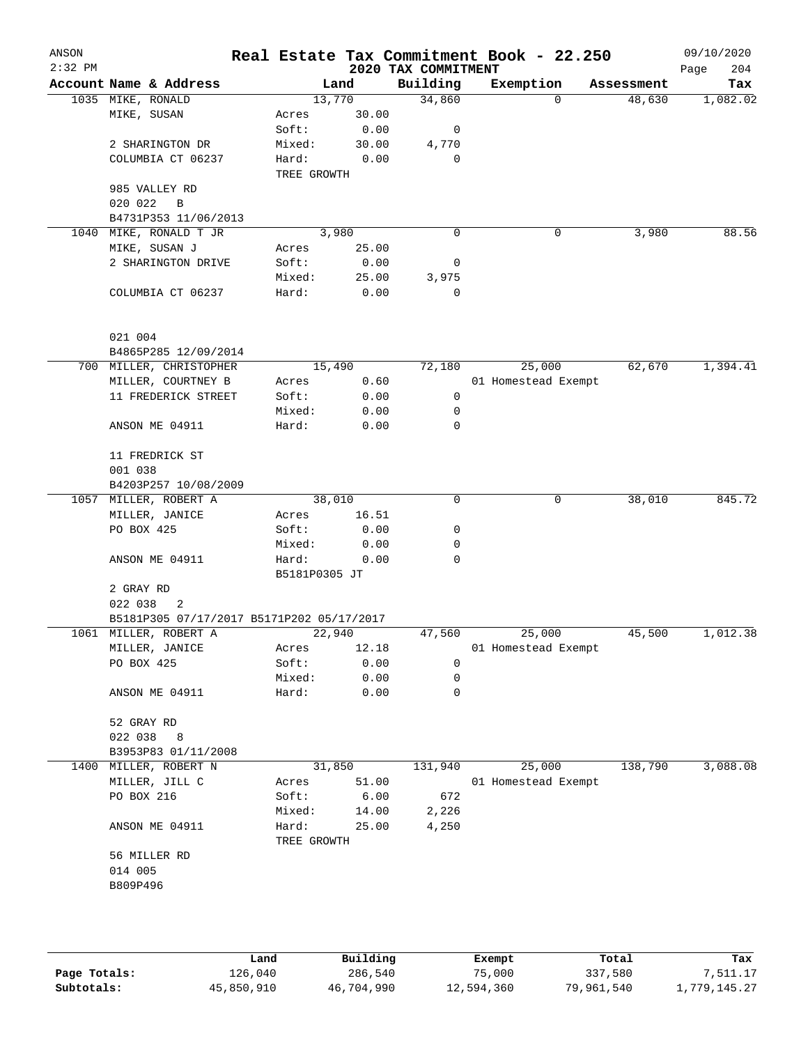# Real Estate Tax Commitment Book - 22.250

ANSON 2:32 PM — 2020 TAX COMMITMENT — 09/10/2020

| Account Name & Address | Land | | Building | Exemption | Assessment | Tax |
|---|---|---|---|---|---|---|
| 1035 MIKE, RONALD | 13,770 | | 34,860 | 0 | 48,630 | 1,082.02 |
| MIKE, SUSAN | Acres | 30.00 | | | | |
| | Soft: | 0.00 | 0 | | | |
| 2 SHARINGTON DR | Mixed: | 30.00 | 4,770 | | | |
| COLUMBIA CT 06237 | Hard: | 0.00 | 0 | | | |
| | TREE GROWTH | | | | | |
| 985 VALLEY RD | | | | | | |
| 020 022 B | | | | | | |
| B4731P353 11/06/2013 | | | | | | |
| 1040 MIKE, RONALD T JR | 3,980 | | 0 | 0 | 3,980 | 88.56 |
| MIKE, SUSAN J | Acres | 25.00 | | | | |
| 2 SHARINGTON DRIVE | Soft: | 0.00 | 0 | | | |
| | Mixed: | 25.00 | 3,975 | | | |
| COLUMBIA CT 06237 | Hard: | 0.00 | 0 | | | |
| 021 004 | | | | | | |
| B4865P285 12/09/2014 | | | | | | |
| 700 MILLER, CHRISTOPHER | 15,490 | | 72,180 | 25,000 | 62,670 | 1,394.41 |
| MILLER, COURTNEY B | Acres | 0.60 | | 01 Homestead Exempt | | |
| 11 FREDERICK STREET | Soft: | 0.00 | 0 | | | |
| | Mixed: | 0.00 | 0 | | | |
| ANSON ME 04911 | Hard: | 0.00 | 0 | | | |
| 11 FREDRICK ST | | | | | | |
| 001 038 | | | | | | |
| B4203P257 10/08/2009 | | | | | | |
| 1057 MILLER, ROBERT A | 38,010 | | 0 | 0 | 38,010 | 845.72 |
| MILLER, JANICE | Acres | 16.51 | | | | |
| PO BOX 425 | Soft: | 0.00 | 0 | | | |
| | Mixed: | 0.00 | 0 | | | |
| ANSON ME 04911 | Hard: | 0.00 | 0 | | | |
| | B5181P0305 JT | | | | | |
| 2 GRAY RD | | | | | | |
| 022 038 2 | | | | | | |
| B5181P305 07/17/2017 B5171P202 05/17/2017 | | | | | | |
| 1061 MILLER, ROBERT A | 22,940 | | 47,560 | 25,000 | 45,500 | 1,012.38 |
| MILLER, JANICE | Acres | 12.18 | | 01 Homestead Exempt | | |
| PO BOX 425 | Soft: | 0.00 | 0 | | | |
| | Mixed: | 0.00 | 0 | | | |
| ANSON ME 04911 | Hard: | 0.00 | 0 | | | |
| 52 GRAY RD | | | | | | |
| 022 038 8 | | | | | | |
| B3953P83 01/11/2008 | | | | | | |
| 1400 MILLER, ROBERT N | 31,850 | | 131,940 | 25,000 | 138,790 | 3,088.08 |
| MILLER, JILL C | Acres | 51.00 | | 01 Homestead Exempt | | |
| PO BOX 216 | Soft: | 6.00 | 672 | | | |
| | Mixed: | 14.00 | 2,226 | | | |
| ANSON ME 04911 | Hard: | 25.00 | 4,250 | | | |
| | TREE GROWTH | | | | | |
| 56 MILLER RD | | | | | | |
| 014 005 | | | | | | |
| B809P496 | | | | | | |

| | Land | Building | Exempt | Total | Tax |
|---|---|---|---|---|---|
| Page Totals: | 126,040 | 286,540 | 75,000 | 337,580 | 7,511.17 |
| Subtotals: | 45,850,910 | 46,704,990 | 12,594,360 | 79,961,540 | 1,779,145.27 |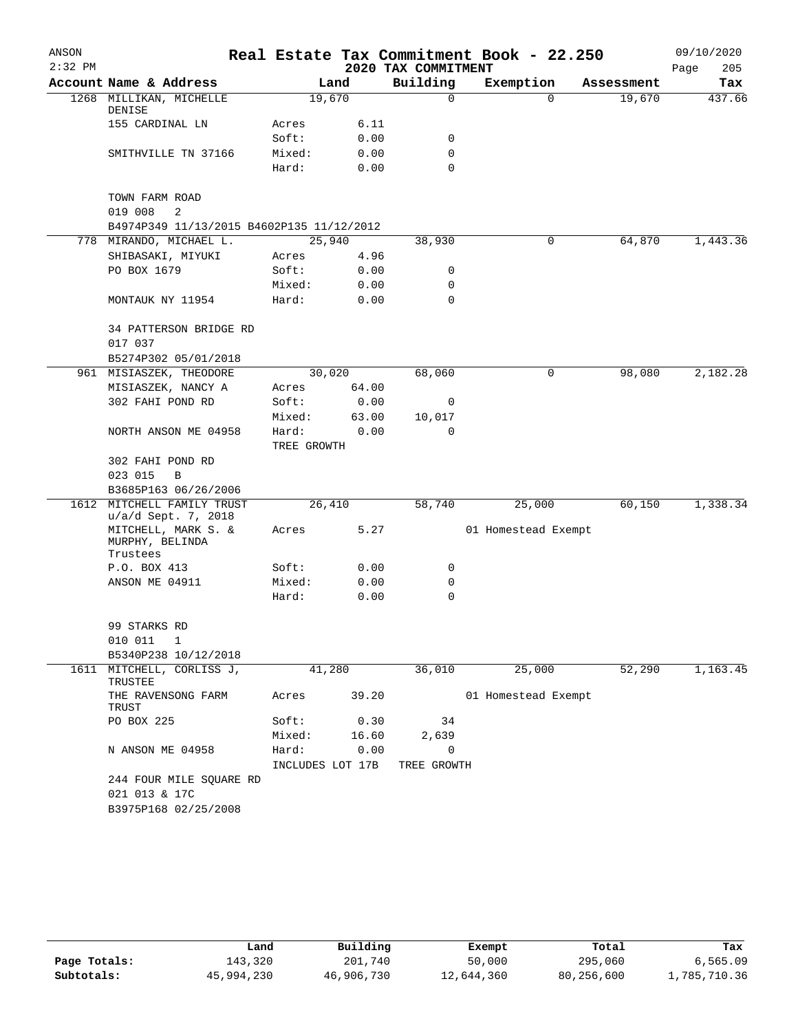ANSON
2:32 PM

# Real Estate Tax Commitment Book - 22.250

## 2020 TAX COMMITMENT

09/10/2020

| Account Name & Address | Land | | Building | Exemption | Assessment | Tax |
|---|---|---|---|---|---|---|
| 1268 MILLIKAN, MICHELLE DENISE | 19,670 | | 0 | 0 | 19,670 | 437.66 |
| 155 CARDINAL LN | Acres | 6.11 | | | | |
| | Soft: | 0.00 | 0 | | | |
| SMITHVILLE TN 37166 | Mixed: | 0.00 | 0 | | | |
| | Hard: | 0.00 | 0 | | | |
| TOWN FARM ROAD | | | | | | |
| 019 008 2 | | | | | | |
| B4974P349 11/13/2015 B4602P135 11/12/2012 | | | | | | |
| 778 MIRANDO, MICHAEL L. | 25,940 | | 38,930 | 0 | 64,870 | 1,443.36 |
| SHIBASAKI, MIYUKI | Acres | 4.96 | | | | |
| PO BOX 1679 | Soft: | 0.00 | 0 | | | |
| | Mixed: | 0.00 | 0 | | | |
| MONTAUK NY 11954 | Hard: | 0.00 | 0 | | | |
| 34 PATTERSON BRIDGE RD | | | | | | |
| 017 037 | | | | | | |
| B5274P302 05/01/2018 | | | | | | |
| 961 MISIASZEK, THEODORE | 30,020 | | 68,060 | 0 | 98,080 | 2,182.28 |
| MISIASZEK, NANCY A | Acres | 64.00 | | | | |
| 302 FAHI POND RD | Soft: | 0.00 | 0 | | | |
| | Mixed: | 63.00 | 10,017 | | | |
| NORTH ANSON ME 04958 | Hard: | 0.00 | 0 | | | |
| | TREE GROWTH | | | | | |
| 302 FAHI POND RD | | | | | | |
| 023 015 B | | | | | | |
| B3685P163 06/26/2006 | | | | | | |
| 1612 MITCHELL FAMILY TRUST u/a/d Sept. 7, 2018 | 26,410 | | 58,740 | 25,000 | 60,150 | 1,338.34 |
| MITCHELL, MARK S. & MURPHY, BELINDA Trustees | Acres | 5.27 | | 01 Homestead Exempt | | |
| P.O. BOX 413 | Soft: | 0.00 | 0 | | | |
| ANSON ME 04911 | Mixed: | 0.00 | 0 | | | |
| | Hard: | 0.00 | 0 | | | |
| 99 STARKS RD | | | | | | |
| 010 011 1 | | | | | | |
| B5340P238 10/12/2018 | | | | | | |
| 1611 MITCHELL, CORLISS J, TRUSTEE | 41,280 | | 36,010 | 25,000 | 52,290 | 1,163.45 |
| THE RAVENSONG FARM TRUST | Acres | 39.20 | | 01 Homestead Exempt | | |
| PO BOX 225 | Soft: | 0.30 | 34 | | | |
| | Mixed: | 16.60 | 2,639 | | | |
| N ANSON ME 04958 | Hard: | 0.00 | 0 | | | |
| | INCLUDES LOT 17B | | TREE GROWTH | | | |
| 244 FOUR MILE SQUARE RD | | | | | | |
| 021 013 & 17C | | | | | | |
| B3975P168 02/25/2008 | | | | | | |

| | Land | Building | Exempt | Total | Tax |
|---|---|---|---|---|---|
| Page Totals: | 143,320 | 201,740 | 50,000 | 295,060 | 6,565.09 |
| Subtotals: | 45,994,230 | 46,906,730 | 12,644,360 | 80,256,600 | 1,785,710.36 |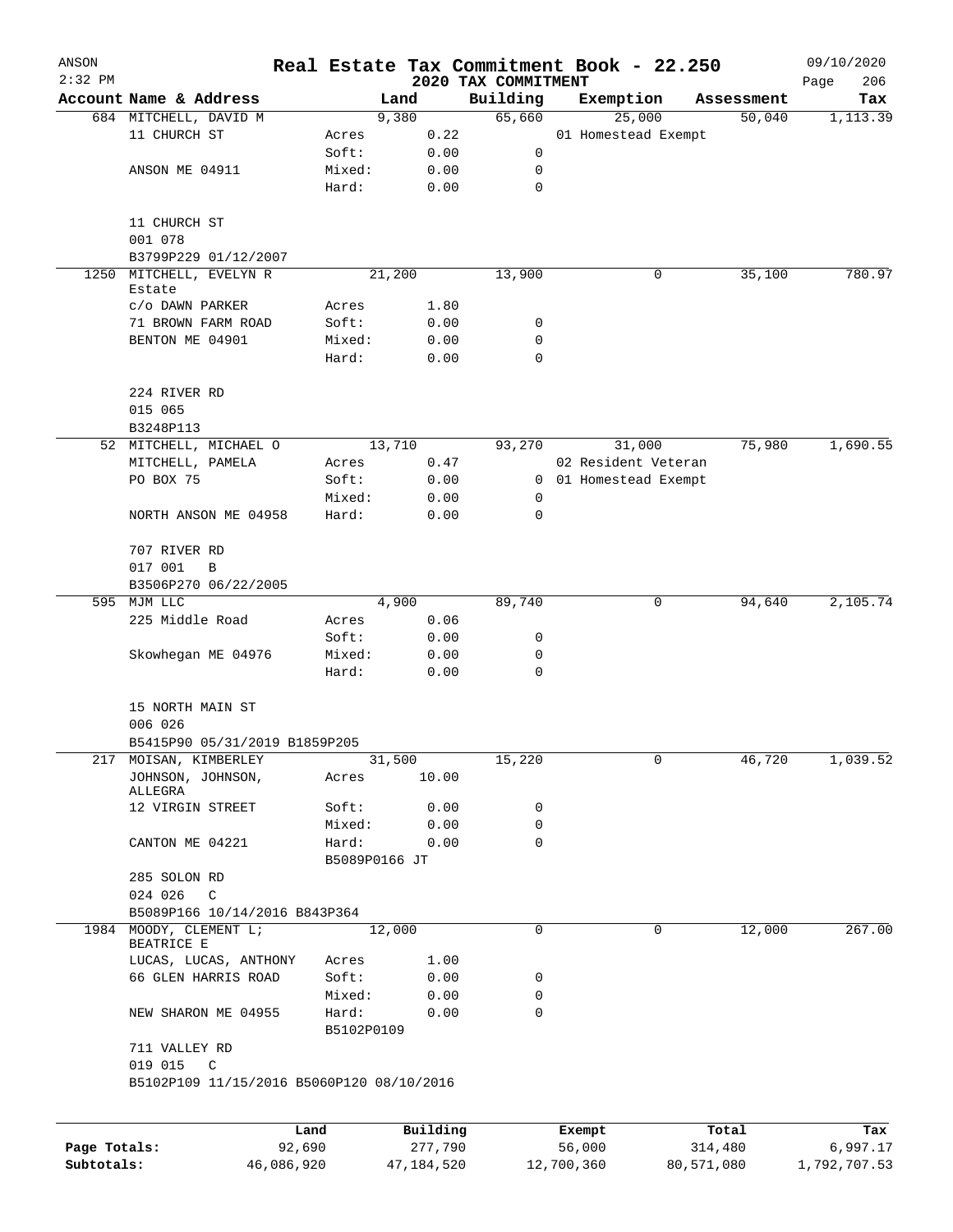ANSON 2:32 PM

# Real Estate Tax Commitment Book - 22.250

09/10/2020

## 2020 TAX COMMITMENT

| Account Name & Address | | Land | Building | Exemption | Assessment | Tax |
|---|---|---|---|---|---|---|
| 684 MITCHELL, DAVID M | | 9,380 | 65,660 | 25,000 | 50,040 | 1,113.39 |
| 11 CHURCH ST | Acres | 0.22 | | 01 Homestead Exempt | | |
| | Soft: | 0.00 | 0 | | | |
| ANSON ME 04911 | Mixed: | 0.00 | 0 | | | |
| | Hard: | 0.00 | 0 | | | |
| 11 CHURCH ST | | | | | | |
| 001 078 | | | | | | |
| B3799P229 01/12/2007 | | | | | | |
| 1250 MITCHELL, EVELYN R Estate | | 21,200 | 13,900 | 0 | 35,100 | 780.97 |
| c/o DAWN PARKER | Acres | 1.80 | | | | |
| 71 BROWN FARM ROAD | Soft: | 0.00 | 0 | | | |
| BENTON ME 04901 | Mixed: | 0.00 | 0 | | | |
| | Hard: | 0.00 | 0 | | | |
| 224 RIVER RD | | | | | | |
| 015 065 | | | | | | |
| B3248P113 | | | | | | |
| 52 MITCHELL, MICHAEL O | | 13,710 | 93,270 | 31,000 | 75,980 | 1,690.55 |
| MITCHELL, PAMELA | Acres | 0.47 | | 02 Resident Veteran | | |
| PO BOX 75 | Soft: | 0.00 | 0 | 01 Homestead Exempt | | |
| | Mixed: | 0.00 | 0 | | | |
| NORTH ANSON ME 04958 | Hard: | 0.00 | 0 | | | |
| 707 RIVER RD | | | | | | |
| 017 001 B | | | | | | |
| B3506P270 06/22/2005 | | | | | | |
| 595 MJM LLC | | 4,900 | 89,740 | 0 | 94,640 | 2,105.74 |
| 225 Middle Road | Acres | 0.06 | | | | |
| | Soft: | 0.00 | 0 | | | |
| Skowhegan ME 04976 | Mixed: | 0.00 | 0 | | | |
| | Hard: | 0.00 | 0 | | | |
| 15 NORTH MAIN ST | | | | | | |
| 006 026 | | | | | | |
| B5415P90 05/31/2019 B1859P205 | | | | | | |
| 217 MOISAN, KIMBERLEY | | 31,500 | 15,220 | 0 | 46,720 | 1,039.52 |
| JOHNSON, JOHNSON, ALLEGRA | Acres | 10.00 | | | | |
| 12 VIRGIN STREET | Soft: | 0.00 | 0 | | | |
| | Mixed: | 0.00 | 0 | | | |
| CANTON ME 04221 | Hard: | 0.00 | 0 | | | |
| | B5089P0166 JT | | | | | |
| 285 SOLON RD | | | | | | |
| 024 026 C | | | | | | |
| B5089P166 10/14/2016 B843P364 | | | | | | |
| 1984 MOODY, CLEMENT L; BEATRICE E | | 12,000 | 0 | 0 | 12,000 | 267.00 |
| LUCAS, LUCAS, ANTHONY | Acres | 1.00 | | | | |
| 66 GLEN HARRIS ROAD | Soft: | 0.00 | 0 | | | |
| | Mixed: | 0.00 | 0 | | | |
| NEW SHARON ME 04955 | Hard: | 0.00 | 0 | | | |
| | B5102P0109 | | | | | |
| 711 VALLEY RD | | | | | | |
| 019 015 C | | | | | | |
| B5102P109 11/15/2016 B5060P120 08/10/2016 | | | | | | |

| | Land | Building | Exempt | Total | Tax |
|---|---|---|---|---|---|
| Page Totals: | 92,690 | 277,790 | 56,000 | 314,480 | 6,997.17 |
| Subtotals: | 46,086,920 | 47,184,520 | 12,700,360 | 80,571,080 | 1,792,707.53 |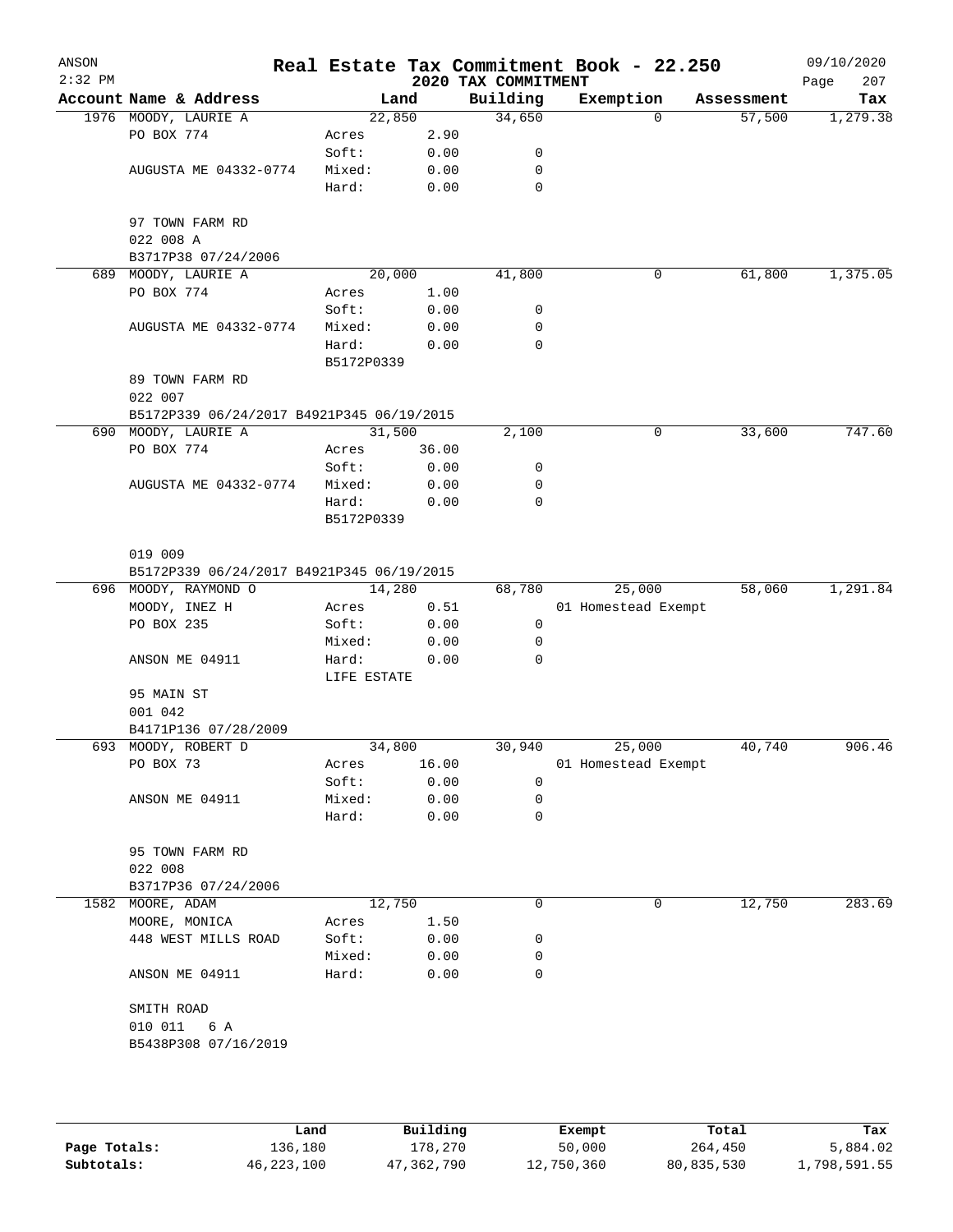ANSON
2:32 PM

# Real Estate Tax Commitment Book - 22.250

## 2020 TAX COMMITMENT

09/10/2020

| Account | Name & Address | Land | | Building | Exemption | Assessment | Tax |
|---|---|---|---|---|---|---|---|
| 1976 | MOODY, LAURIE A | | 22,850 | 34,650 | 0 | 57,500 | 1,279.38 |
| | PO BOX 774 | Acres | 2.90 | | | | |
| | | Soft: | 0.00 | 0 | | | |
| | AUGUSTA ME 04332-0774 | Mixed: | 0.00 | 0 | | | |
| | | Hard: | 0.00 | 0 | | | |
| | 97 TOWN FARM RD | | | | | | |
| | 022 008 A | | | | | | |
| | B3717P38 07/24/2006 | | | | | | |
| 689 | MOODY, LAURIE A | | 20,000 | 41,800 | 0 | 61,800 | 1,375.05 |
| | PO BOX 774 | Acres | 1.00 | | | | |
| | | Soft: | 0.00 | 0 | | | |
| | AUGUSTA ME 04332-0774 | Mixed: | 0.00 | 0 | | | |
| | | Hard: | 0.00 | 0 | | | |
| | | B5172P0339 | | | | | |
| | 89 TOWN FARM RD | | | | | | |
| | 022 007 | | | | | | |
| | B5172P339 06/24/2017 B4921P345 06/19/2015 | | | | | | |
| 690 | MOODY, LAURIE A | | 31,500 | 2,100 | 0 | 33,600 | 747.60 |
| | PO BOX 774 | Acres | 36.00 | | | | |
| | | Soft: | 0.00 | 0 | | | |
| | AUGUSTA ME 04332-0774 | Mixed: | 0.00 | 0 | | | |
| | | Hard: | 0.00 | 0 | | | |
| | | B5172P0339 | | | | | |
| | 019 009 | | | | | | |
| | B5172P339 06/24/2017 B4921P345 06/19/2015 | | | | | | |
| 696 | MOODY, RAYMOND O | | 14,280 | 68,780 | 25,000 | 58,060 | 1,291.84 |
| | MOODY, INEZ H | Acres | 0.51 | | 01 Homestead Exempt | | |
| | PO BOX 235 | Soft: | 0.00 | 0 | | | |
| | | Mixed: | 0.00 | 0 | | | |
| | ANSON ME 04911 | Hard: | 0.00 | 0 | | | |
| | | LIFE ESTATE | | | | | |
| | 95 MAIN ST | | | | | | |
| | 001 042 | | | | | | |
| | B4171P136 07/28/2009 | | | | | | |
| 693 | MOODY, ROBERT D | | 34,800 | 30,940 | 25,000 | 40,740 | 906.46 |
| | PO BOX 73 | Acres | 16.00 | | 01 Homestead Exempt | | |
| | | Soft: | 0.00 | 0 | | | |
| | ANSON ME 04911 | Mixed: | 0.00 | 0 | | | |
| | | Hard: | 0.00 | 0 | | | |
| | 95 TOWN FARM RD | | | | | | |
| | 022 008 | | | | | | |
| | B3717P36 07/24/2006 | | | | | | |
| 1582 | MOORE, ADAM | | 12,750 | 0 | 0 | 12,750 | 283.69 |
| | MOORE, MONICA | Acres | 1.50 | | | | |
| | 448 WEST MILLS ROAD | Soft: | 0.00 | 0 | | | |
| | | Mixed: | 0.00 | 0 | | | |
| | ANSON ME 04911 | Hard: | 0.00 | 0 | | | |
| | SMITH ROAD | | | | | | |
| | 010 011 6 A | | | | | | |
| | B5438P308 07/16/2019 | | | | | | |

| | Land | Building | Exempt | Total | Tax |
|---|---|---|---|---|---|
| Page Totals: | 136,180 | 178,270 | 50,000 | 264,450 | 5,884.02 |
| Subtotals: | 46,223,100 | 47,362,790 | 12,750,360 | 80,835,530 | 1,798,591.55 |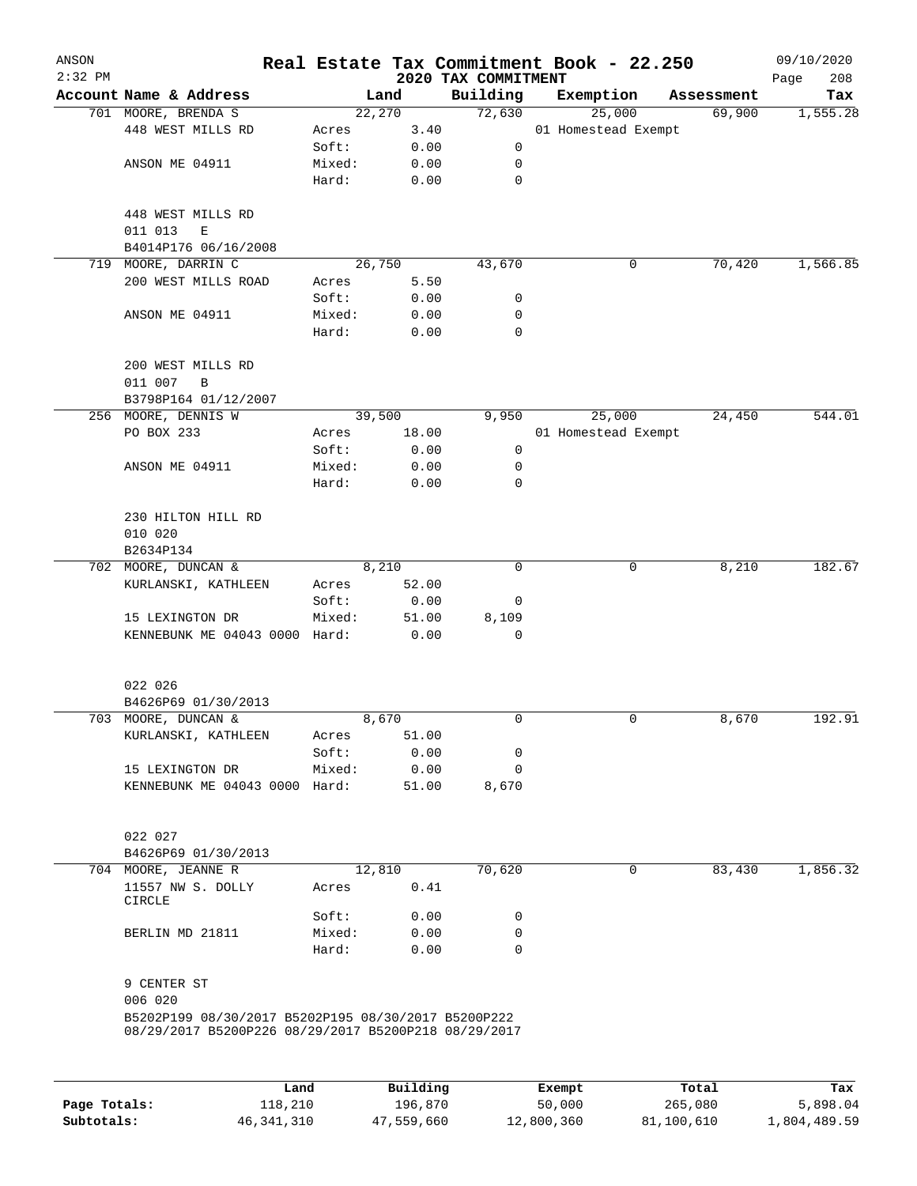# Real Estate Tax Commitment Book - 22.250

ANSON
2:32 PM

2020 TAX COMMITMENT

09/10/2020

| Account Name & Address | | Land | Building | Exemption | Assessment | Tax |
|---|---|---|---|---|---|---|
| 701 MOORE, BRENDA S | | 22,270 | 72,630 | 25,000 | 69,900 | 1,555.28 |
| 448 WEST MILLS RD | Acres | 3.40 | | 01 Homestead Exempt | | |
| | Soft: | 0.00 | 0 | | | |
| ANSON ME 04911 | Mixed: | 0.00 | 0 | | | |
| | Hard: | 0.00 | 0 | | | |
| 448 WEST MILLS RD | | | | | | |
| 011 013 E | | | | | | |
| B4014P176 06/16/2008 | | | | | | |
| 719 MOORE, DARRIN C | | 26,750 | 43,670 | 0 | 70,420 | 1,566.85 |
| 200 WEST MILLS ROAD | Acres | 5.50 | | | | |
| | Soft: | 0.00 | 0 | | | |
| ANSON ME 04911 | Mixed: | 0.00 | 0 | | | |
| | Hard: | 0.00 | 0 | | | |
| 200 WEST MILLS RD | | | | | | |
| 011 007 B | | | | | | |
| B3798P164 01/12/2007 | | | | | | |
| 256 MOORE, DENNIS W | | 39,500 | 9,950 | 25,000 | 24,450 | 544.01 |
| PO BOX 233 | Acres | 18.00 | | 01 Homestead Exempt | | |
| | Soft: | 0.00 | 0 | | | |
| ANSON ME 04911 | Mixed: | 0.00 | 0 | | | |
| | Hard: | 0.00 | 0 | | | |
| 230 HILTON HILL RD | | | | | | |
| 010 020 | | | | | | |
| B2634P134 | | | | | | |
| 702 MOORE, DUNCAN & | | 8,210 | 0 | 0 | 8,210 | 182.67 |
| KURLANSKI, KATHLEEN | Acres | 52.00 | | | | |
| | Soft: | 0.00 | 0 | | | |
| 15 LEXINGTON DR | Mixed: | 51.00 | 8,109 | | | |
| KENNEBUNK ME 04043 0000 | Hard: | 0.00 | 0 | | | |
| 022 026 | | | | | | |
| B4626P69 01/30/2013 | | | | | | |
| 703 MOORE, DUNCAN & | | 8,670 | 0 | 0 | 8,670 | 192.91 |
| KURLANSKI, KATHLEEN | Acres | 51.00 | | | | |
| | Soft: | 0.00 | 0 | | | |
| 15 LEXINGTON DR | Mixed: | 0.00 | 0 | | | |
| KENNEBUNK ME 04043 0000 | Hard: | 51.00 | 8,670 | | | |
| 022 027 | | | | | | |
| B4626P69 01/30/2013 | | | | | | |
| 704 MOORE, JEANNE R | | 12,810 | 70,620 | 0 | 83,430 | 1,856.32 |
| 11557 NW S. DOLLY CIRCLE | Acres | 0.41 | | | | |
| | Soft: | 0.00 | 0 | | | |
| BERLIN MD 21811 | Mixed: | 0.00 | 0 | | | |
| | Hard: | 0.00 | 0 | | | |
| 9 CENTER ST | | | | | | |
| 006 020 | | | | | | |
| B5202P199 08/30/2017 B5202P195 08/30/2017 B5200P222 08/29/2017 B5200P226 08/29/2017 B5200P218 08/29/2017 | | | | | | |

| | Land | Building | Exempt | Total | Tax |
|---|---|---|---|---|---|
| Page Totals: | 118,210 | 196,870 | 50,000 | 265,080 | 5,898.04 |
| Subtotals: | 46,341,310 | 47,559,660 | 12,800,360 | 81,100,610 | 1,804,489.59 |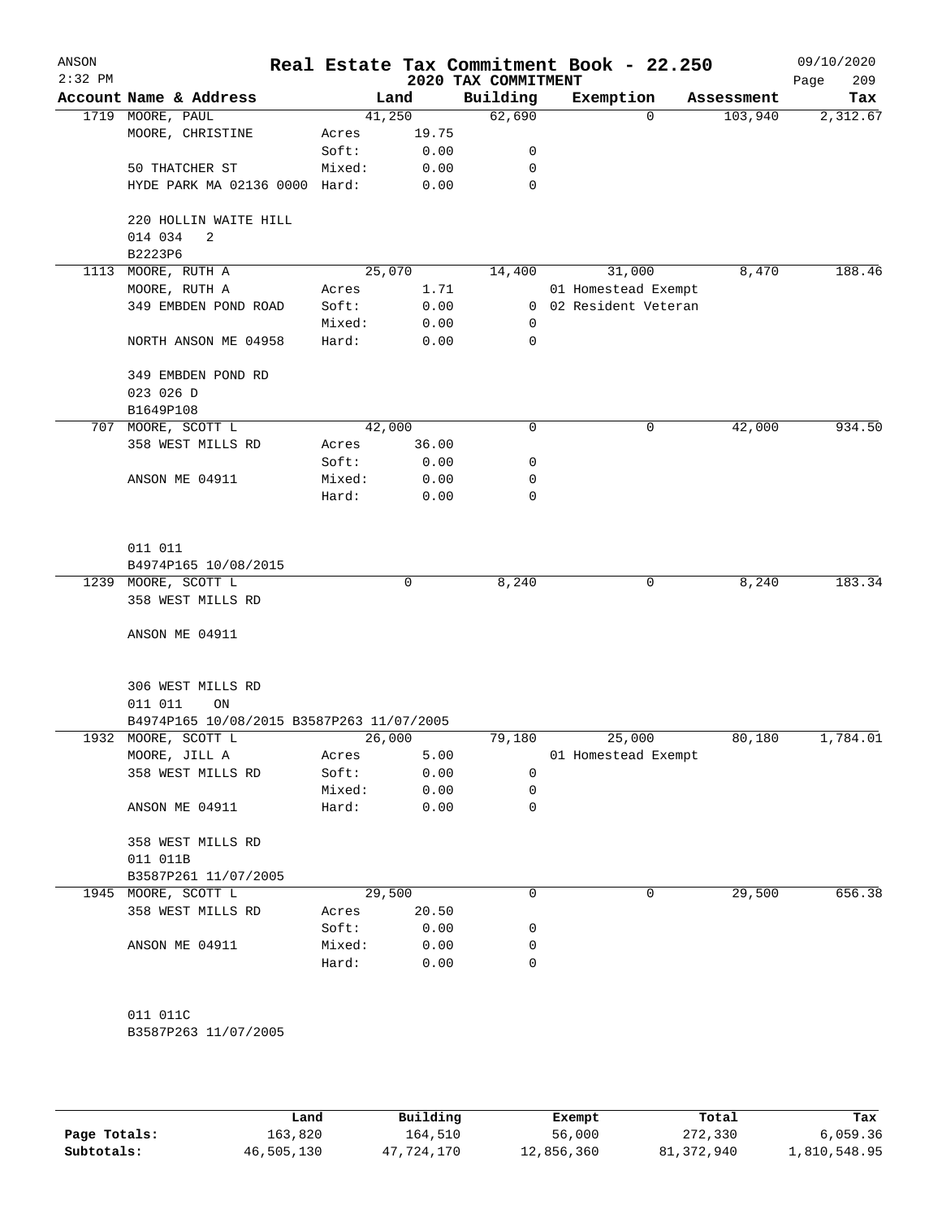# Real Estate Tax Commitment Book - 22.250

ANSON
2:32 PM

2020 TAX COMMITMENT

09/10/2020

| Account Name & Address | | Land | Building | Exemption | Assessment | Tax |
|---|---|---|---|---|---|---|
| 1719 MOORE, PAUL | | 41,250 | 62,690 | 0 | 103,940 | 2,312.67 |
| MOORE, CHRISTINE | Acres | 19.75 | | | | |
| | Soft: | 0.00 | 0 | | | |
| 50 THATCHER ST | Mixed: | 0.00 | 0 | | | |
| HYDE PARK MA 02136 0000 | Hard: | 0.00 | 0 | | | |
| 220 HOLLIN WAITE HILL | | | | | | |
| 014 034 2 | | | | | | |
| B2223P6 | | | | | | |
| 1113 MOORE, RUTH A | | 25,070 | 14,400 | 31,000 | 8,470 | 188.46 |
| MOORE, RUTH A | Acres | 1.71 | | 01 Homestead Exempt | | |
| 349 EMBDEN POND ROAD | Soft: | 0.00 | 0 | 02 Resident Veteran | | |
| | Mixed: | 0.00 | 0 | | | |
| NORTH ANSON ME 04958 | Hard: | 0.00 | 0 | | | |
| 349 EMBDEN POND RD | | | | | | |
| 023 026 D | | | | | | |
| B1649P108 | | | | | | |
| 707 MOORE, SCOTT L | | 42,000 | 0 | 0 | 42,000 | 934.50 |
| 358 WEST MILLS RD | Acres | 36.00 | | | | |
| | Soft: | 0.00 | 0 | | | |
| ANSON ME 04911 | Mixed: | 0.00 | 0 | | | |
| | Hard: | 0.00 | 0 | | | |
| 011 011 | | | | | | |
| B4974P165 10/08/2015 | | | | | | |
| 1239 MOORE, SCOTT L | | 0 | 8,240 | 0 | 8,240 | 183.34 |
| 358 WEST MILLS RD | | | | | | |
| ANSON ME 04911 | | | | | | |
| 306 WEST MILLS RD | | | | | | |
| 011 011 ON | | | | | | |
| B4974P165 10/08/2015 B3587P263 11/07/2005 | | | | | | |
| 1932 MOORE, SCOTT L | | 26,000 | 79,180 | 25,000 | 80,180 | 1,784.01 |
| MOORE, JILL A | Acres | 5.00 | | 01 Homestead Exempt | | |
| 358 WEST MILLS RD | Soft: | 0.00 | 0 | | | |
| | Mixed: | 0.00 | 0 | | | |
| ANSON ME 04911 | Hard: | 0.00 | 0 | | | |
| 358 WEST MILLS RD | | | | | | |
| 011 011B | | | | | | |
| B3587P261 11/07/2005 | | | | | | |
| 1945 MOORE, SCOTT L | | 29,500 | 0 | 0 | 29,500 | 656.38 |
| 358 WEST MILLS RD | Acres | 20.50 | | | | |
| | Soft: | 0.00 | 0 | | | |
| ANSON ME 04911 | Mixed: | 0.00 | 0 | | | |
| | Hard: | 0.00 | 0 | | | |
| 011 011C | | | | | | |
| B3587P263 11/07/2005 | | | | | | |

| | Land | Building | Exempt | Total | Tax |
|---|---|---|---|---|---|
| Page Totals: | 163,820 | 164,510 | 56,000 | 272,330 | 6,059.36 |
| Subtotals: | 46,505,130 | 47,724,170 | 12,856,360 | 81,372,940 | 1,810,548.95 |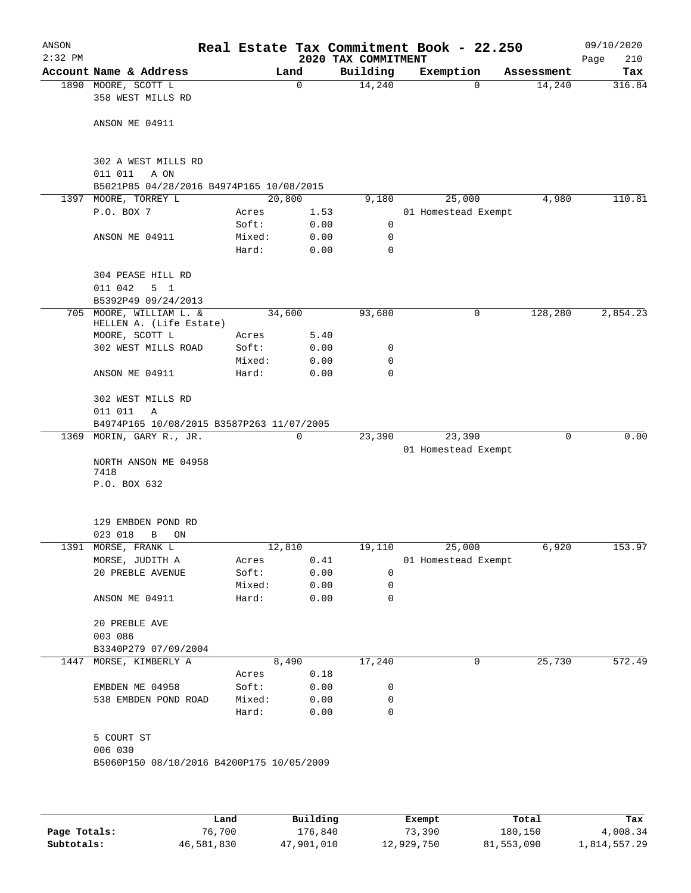# Real Estate Tax Commitment Book - 22.250

ANSON 2:32 PM — 2020 TAX COMMITMENT — 09/10/2020

| Account | Name & Address | Land | | Building | Exemption | Assessment | Tax |
|---|---|---|---|---|---|---|---|
| 1890 | MOORE, SCOTT L | | 0 | 14,240 | 0 | 14,240 | 316.84 |
| | 358 WEST MILLS RD | | | | | | |
| | ANSON ME 04911 | | | | | | |
| | 302 A WEST MILLS RD | | | | | | |
| | 011 011 A ON | | | | | | |
| | B5021P85 04/28/2016 B4974P165 10/08/2015 | | | | | | |
| 1397 | MOORE, TORREY L | | 20,800 | 9,180 | 25,000 | 4,980 | 110.81 |
| | P.O. BOX 7 | Acres | 1.53 | | 01 Homestead Exempt | | |
| | | Soft: | 0.00 | 0 | | | |
| | ANSON ME 04911 | Mixed: | 0.00 | 0 | | | |
| | | Hard: | 0.00 | 0 | | | |
| | 304 PEASE HILL RD | | | | | | |
| | 011 042 5 1 | | | | | | |
| | B5392P49 09/24/2013 | | | | | | |
| 705 | MOORE, WILLIAM L. & HELLEN A. (Life Estate) | | 34,600 | 93,680 | 0 | 128,280 | 2,854.23 |
| | MOORE, SCOTT L | Acres | 5.40 | | | | |
| | 302 WEST MILLS ROAD | Soft: | 0.00 | 0 | | | |
| | | Mixed: | 0.00 | 0 | | | |
| | ANSON ME 04911 | Hard: | 0.00 | 0 | | | |
| | 302 WEST MILLS RD | | | | | | |
| | 011 011 A | | | | | | |
| | B4974P165 10/08/2015 B3587P263 11/07/2005 | | | | | | |
| 1369 | MORIN, GARY R., JR. | | 0 | 23,390 | 23,390 | 0 | 0.00 |
| | | | | | 01 Homestead Exempt | | |
| | NORTH ANSON ME 04958 7418 | | | | | | |
| | P.O. BOX 632 | | | | | | |
| | 129 EMBDEN POND RD | | | | | | |
| | 023 018 B ON | | | | | | |
| 1391 | MORSE, FRANK L | | 12,810 | 19,110 | 25,000 | 6,920 | 153.97 |
| | MORSE, JUDITH A | Acres | 0.41 | | 01 Homestead Exempt | | |
| | 20 PREBLE AVENUE | Soft: | 0.00 | 0 | | | |
| | | Mixed: | 0.00 | 0 | | | |
| | ANSON ME 04911 | Hard: | 0.00 | 0 | | | |
| | 20 PREBLE AVE | | | | | | |
| | 003 086 | | | | | | |
| | B3340P279 07/09/2004 | | | | | | |
| 1447 | MORSE, KIMBERLY A | | 8,490 | 17,240 | 0 | 25,730 | 572.49 |
| | | Acres | 0.18 | | | | |
| | EMBDEN ME 04958 | Soft: | 0.00 | 0 | | | |
| | 538 EMBDEN POND ROAD | Mixed: | 0.00 | 0 | | | |
| | | Hard: | 0.00 | 0 | | | |
| | 5 COURT ST | | | | | | |
| | 006 030 | | | | | | |
| | B5060P150 08/10/2016 B4200P175 10/05/2009 | | | | | | |

| | Land | Building | Exempt | Total | Tax |
|---|---|---|---|---|---|
| Page Totals: | 76,700 | 176,840 | 73,390 | 180,150 | 4,008.34 |
| Subtotals: | 46,581,830 | 47,901,010 | 12,929,750 | 81,553,090 | 1,814,557.29 |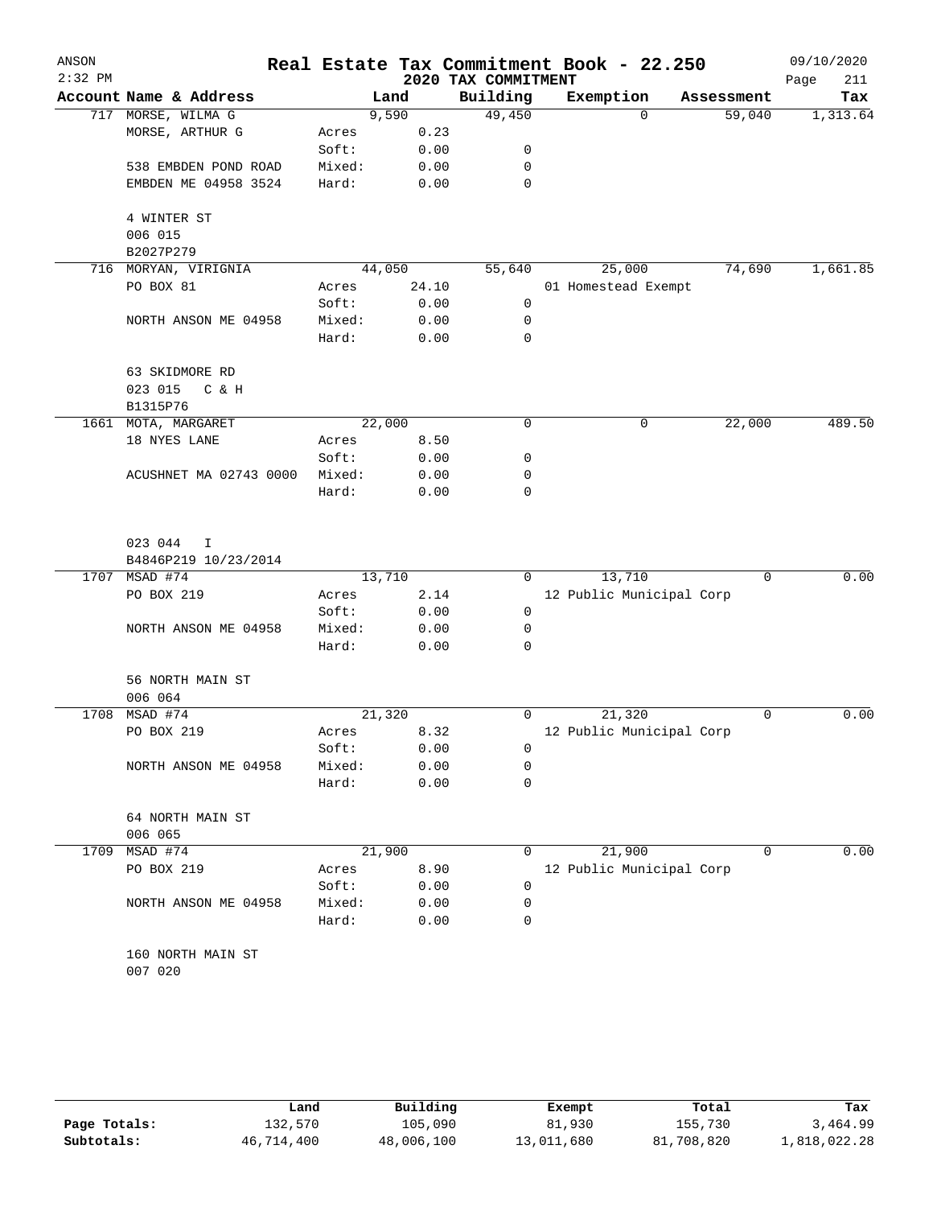# Real Estate Tax Commitment Book - 22.250

ANSON 2:32 PM — 2020 TAX COMMITMENT — 09/10/2020

| Account Name & Address | | Land | Building | Exemption | Assessment | Tax |
|---|---|---|---|---|---|---|
| 717 MORSE, WILMA G | | 9,590 | 49,450 | 0 | 59,040 | 1,313.64 |
| MORSE, ARTHUR G | Acres | 0.23 | | | | |
| | Soft: | 0.00 | 0 | | | |
| 538 EMBDEN POND ROAD | Mixed: | 0.00 | 0 | | | |
| EMBDEN ME 04958 3524 | Hard: | 0.00 | 0 | | | |
| 4 WINTER ST | | | | | | |
| 006 015 | | | | | | |
| B2027P279 | | | | | | |
| 716 MORYAN, VIRIGNIA | | 44,050 | 55,640 | 25,000 | 74,690 | 1,661.85 |
| PO BOX 81 | Acres | 24.10 | | 01 Homestead Exempt | | |
| | Soft: | 0.00 | 0 | | | |
| NORTH ANSON ME 04958 | Mixed: | 0.00 | 0 | | | |
| | Hard: | 0.00 | 0 | | | |
| 63 SKIDMORE RD | | | | | | |
| 023 015 C & H | | | | | | |
| B1315P76 | | | | | | |
| 1661 MOTA, MARGARET | | 22,000 | 0 | 0 | 22,000 | 489.50 |
| 18 NYES LANE | Acres | 8.50 | | | | |
| | Soft: | 0.00 | 0 | | | |
| ACUSHNET MA 02743 0000 | Mixed: | 0.00 | 0 | | | |
| | Hard: | 0.00 | 0 | | | |
| 023 044 I | | | | | | |
| B4846P219 10/23/2014 | | | | | | |
| 1707 MSAD #74 | | 13,710 | 0 | 13,710 | 0 | 0.00 |
| PO BOX 219 | Acres | 2.14 | | 12 Public Municipal Corp | | |
| | Soft: | 0.00 | 0 | | | |
| NORTH ANSON ME 04958 | Mixed: | 0.00 | 0 | | | |
| | Hard: | 0.00 | 0 | | | |
| 56 NORTH MAIN ST | | | | | | |
| 006 064 | | | | | | |
| 1708 MSAD #74 | | 21,320 | 0 | 21,320 | 0 | 0.00 |
| PO BOX 219 | Acres | 8.32 | | 12 Public Municipal Corp | | |
| | Soft: | 0.00 | 0 | | | |
| NORTH ANSON ME 04958 | Mixed: | 0.00 | 0 | | | |
| | Hard: | 0.00 | 0 | | | |
| 64 NORTH MAIN ST | | | | | | |
| 006 065 | | | | | | |
| 1709 MSAD #74 | | 21,900 | 0 | 21,900 | 0 | 0.00 |
| PO BOX 219 | Acres | 8.90 | | 12 Public Municipal Corp | | |
| | Soft: | 0.00 | 0 | | | |
| NORTH ANSON ME 04958 | Mixed: | 0.00 | 0 | | | |
| | Hard: | 0.00 | 0 | | | |
| 160 NORTH MAIN ST | | | | | | |
| 007 020 | | | | | | |

| | Land | Building | Exempt | Total | Tax |
|---|---|---|---|---|---|
| Page Totals: | 132,570 | 105,090 | 81,930 | 155,730 | 3,464.99 |
| Subtotals: | 46,714,400 | 48,006,100 | 13,011,680 | 81,708,820 | 1,818,022.28 |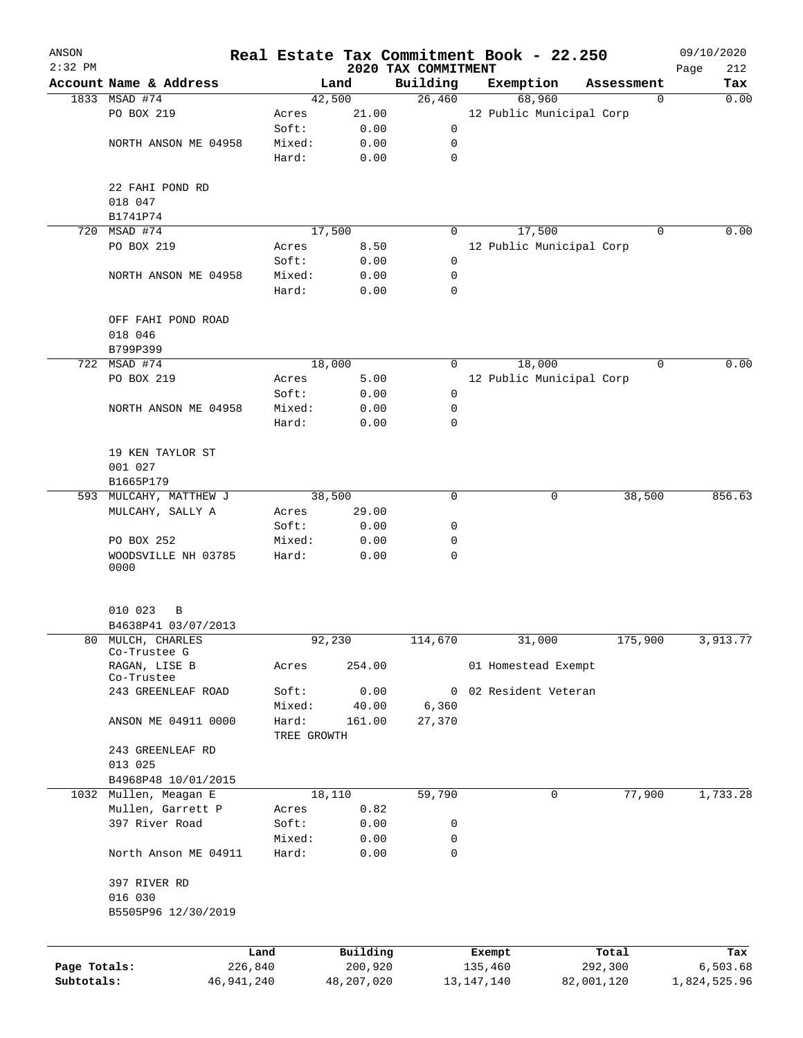# Real Estate Tax Commitment Book - 22.250

ANSON 2:32 PM — 2020 TAX COMMITMENT — 09/10/2020

| Account | Name & Address | Land | | Building | Exemption | Assessment | Tax |
|---|---|---|---|---|---|---|---|
| 1833 | MSAD #74 | 42,500 | | 26,460 | 68,960 | 0 | 0.00 |
| | PO BOX 219 | Acres | 21.00 | | 12 Public Municipal Corp | | |
| | | Soft: | 0.00 | 0 | | | |
| | NORTH ANSON ME 04958 | Mixed: | 0.00 | 0 | | | |
| | | Hard: | 0.00 | 0 | | | |
| | 22 FAHI POND RD | | | | | | |
| | 018 047 | | | | | | |
| | B1741P74 | | | | | | |
| 720 | MSAD #74 | 17,500 | | 0 | 17,500 | 0 | 0.00 |
| | PO BOX 219 | Acres | 8.50 | | 12 Public Municipal Corp | | |
| | | Soft: | 0.00 | 0 | | | |
| | NORTH ANSON ME 04958 | Mixed: | 0.00 | 0 | | | |
| | | Hard: | 0.00 | 0 | | | |
| | OFF FAHI POND ROAD | | | | | | |
| | 018 046 | | | | | | |
| | B799P399 | | | | | | |
| 722 | MSAD #74 | 18,000 | | 0 | 18,000 | 0 | 0.00 |
| | PO BOX 219 | Acres | 5.00 | | 12 Public Municipal Corp | | |
| | | Soft: | 0.00 | 0 | | | |
| | NORTH ANSON ME 04958 | Mixed: | 0.00 | 0 | | | |
| | | Hard: | 0.00 | 0 | | | |
| | 19 KEN TAYLOR ST | | | | | | |
| | 001 027 | | | | | | |
| | B1665P179 | | | | | | |
| 593 | MULCAHY, MATTHEW J | 38,500 | | 0 | 0 | 38,500 | 856.63 |
| | MULCAHY, SALLY A | Acres | 29.00 | | | | |
| | | Soft: | 0.00 | 0 | | | |
| | PO BOX 252 | Mixed: | 0.00 | 0 | | | |
| | WOODSVILLE NH 03785 0000 | Hard: | 0.00 | 0 | | | |
| | 010 023 B | | | | | | |
| | B4638P41 03/07/2013 | | | | | | |
| 80 | MULCH, CHARLES Co-Trustee G | 92,230 | | 114,670 | 31,000 | 175,900 | 3,913.77 |
| | RAGAN, LISE B Co-Trustee | Acres | 254.00 | | 01 Homestead Exempt | | |
| | 243 GREENLEAF ROAD | Soft: | 0.00 | 0 | 02 Resident Veteran | | |
| | | Mixed: | 40.00 | 6,360 | | | |
| | ANSON ME 04911 0000 | Hard: | 161.00 | 27,370 | | | |
| | | TREE GROWTH | | | | | |
| | 243 GREENLEAF RD | | | | | | |
| | 013 025 | | | | | | |
| | B4968P48 10/01/2015 | | | | | | |
| 1032 | Mullen, Meagan E | 18,110 | | 59,790 | 0 | 77,900 | 1,733.28 |
| | Mullen, Garrett P | Acres | 0.82 | | | | |
| | 397 River Road | Soft: | 0.00 | 0 | | | |
| | | Mixed: | 0.00 | 0 | | | |
| | North Anson ME 04911 | Hard: | 0.00 | 0 | | | |
| | 397 RIVER RD | | | | | | |
| | 016 030 | | | | | | |
| | B5505P96 12/30/2019 | | | | | | |

| | Land | Building | Exempt | Total | Tax |
|---|---|---|---|---|---|
| Page Totals: | 226,840 | 200,920 | 135,460 | 292,300 | 6,503.68 |
| Subtotals: | 46,941,240 | 48,207,020 | 13,147,140 | 82,001,120 | 1,824,525.96 |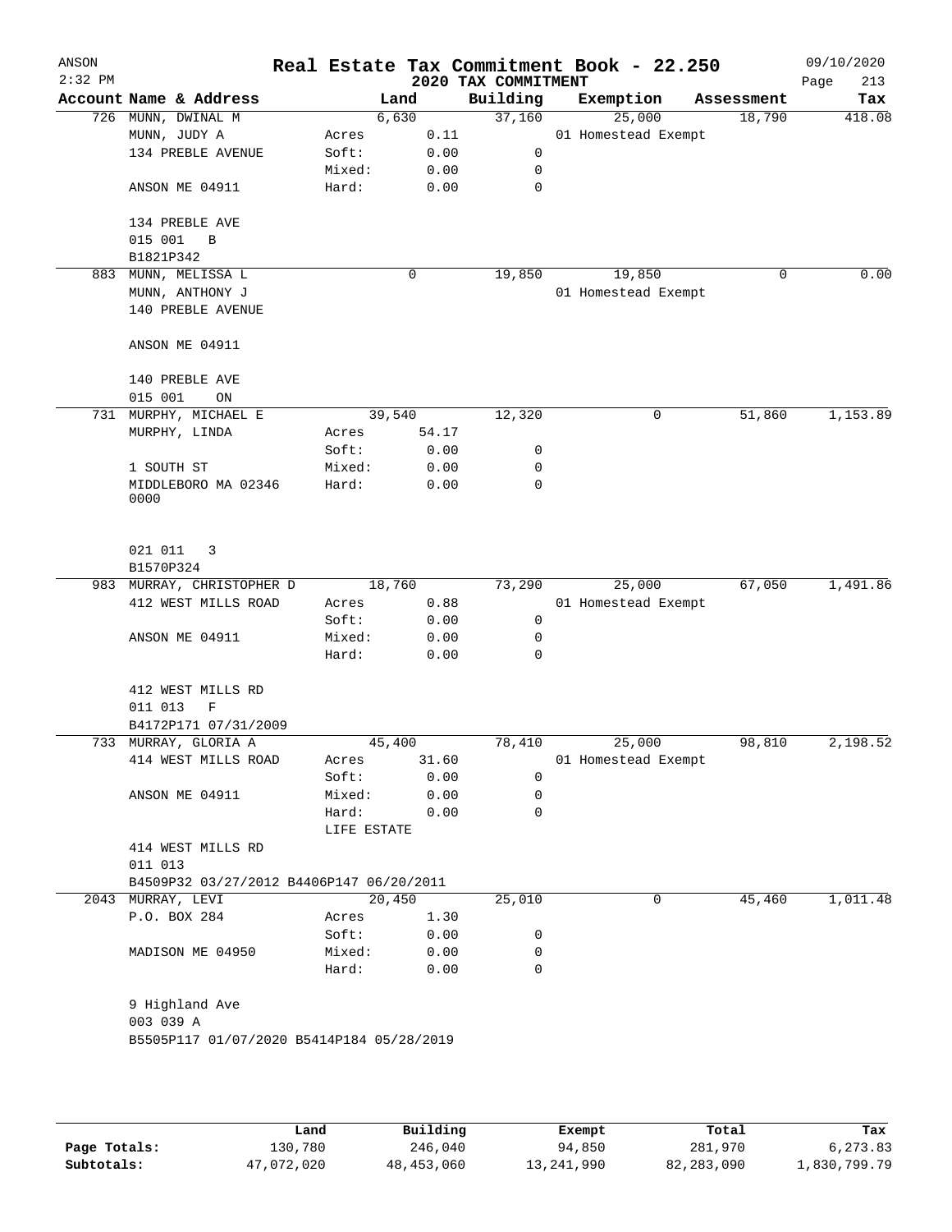ANSON 2:32 PM

# Real Estate Tax Commitment Book - 22.250

## 2020 TAX COMMITMENT

09/10/2020

| Account Name & Address | Land | | Building | Exemption | Assessment | Tax |
|---|---|---|---|---|---|---|
| 726 MUNN, DWINAL M | | 6,630 | 37,160 | 25,000 | 18,790 | 418.08 |
| MUNN, JUDY A | Acres | 0.11 | | 01 Homestead Exempt | | |
| 134 PREBLE AVENUE | Soft: | 0.00 | 0 | | | |
| | Mixed: | 0.00 | 0 | | | |
| ANSON ME 04911 | Hard: | 0.00 | 0 | | | |
| 134 PREBLE AVE | | | | | | |
| 015 001 B | | | | | | |
| B1821P342 | | | | | | |
| 883 MUNN, MELISSA L | | 0 | 19,850 | 19,850 | 0 | 0.00 |
| MUNN, ANTHONY J | | | | 01 Homestead Exempt | | |
| 140 PREBLE AVENUE | | | | | | |
| ANSON ME 04911 | | | | | | |
| 140 PREBLE AVE | | | | | | |
| 015 001 ON | | | | | | |
| 731 MURPHY, MICHAEL E | | 39,540 | 12,320 | 0 | 51,860 | 1,153.89 |
| MURPHY, LINDA | Acres | 54.17 | | | | |
| | Soft: | 0.00 | 0 | | | |
| 1 SOUTH ST | Mixed: | 0.00 | 0 | | | |
| MIDDLEBORO MA 02346 0000 | Hard: | 0.00 | 0 | | | |
| 021 011 3 | | | | | | |
| B1570P324 | | | | | | |
| 983 MURRAY, CHRISTOPHER D | | 18,760 | 73,290 | 25,000 | 67,050 | 1,491.86 |
| 412 WEST MILLS ROAD | Acres | 0.88 | | 01 Homestead Exempt | | |
| | Soft: | 0.00 | 0 | | | |
| ANSON ME 04911 | Mixed: | 0.00 | 0 | | | |
| | Hard: | 0.00 | 0 | | | |
| 412 WEST MILLS RD | | | | | | |
| 011 013 F | | | | | | |
| B4172P171 07/31/2009 | | | | | | |
| 733 MURRAY, GLORIA A | | 45,400 | 78,410 | 25,000 | 98,810 | 2,198.52 |
| 414 WEST MILLS ROAD | Acres | 31.60 | | 01 Homestead Exempt | | |
| | Soft: | 0.00 | 0 | | | |
| ANSON ME 04911 | Mixed: | 0.00 | 0 | | | |
| | Hard: | 0.00 | 0 | | | |
| | LIFE ESTATE | | | | | |
| 414 WEST MILLS RD | | | | | | |
| 011 013 | | | | | | |
| B4509P32 03/27/2012 B4406P147 06/20/2011 | | | | | | |
| 2043 MURRAY, LEVI | | 20,450 | 25,010 | 0 | 45,460 | 1,011.48 |
| P.O. BOX 284 | Acres | 1.30 | | | | |
| | Soft: | 0.00 | 0 | | | |
| MADISON ME 04950 | Mixed: | 0.00 | 0 | | | |
| | Hard: | 0.00 | 0 | | | |
| 9 Highland Ave | | | | | | |
| 003 039 A | | | | | | |
| B5505P117 01/07/2020 B5414P184 05/28/2019 | | | | | | |

| | Land | Building | Exempt | Total | Tax |
|---|---|---|---|---|---|
| Page Totals: | 130,780 | 246,040 | 94,850 | 281,970 | 6,273.83 |
| Subtotals: | 47,072,020 | 48,453,060 | 13,241,990 | 82,283,090 | 1,830,799.79 |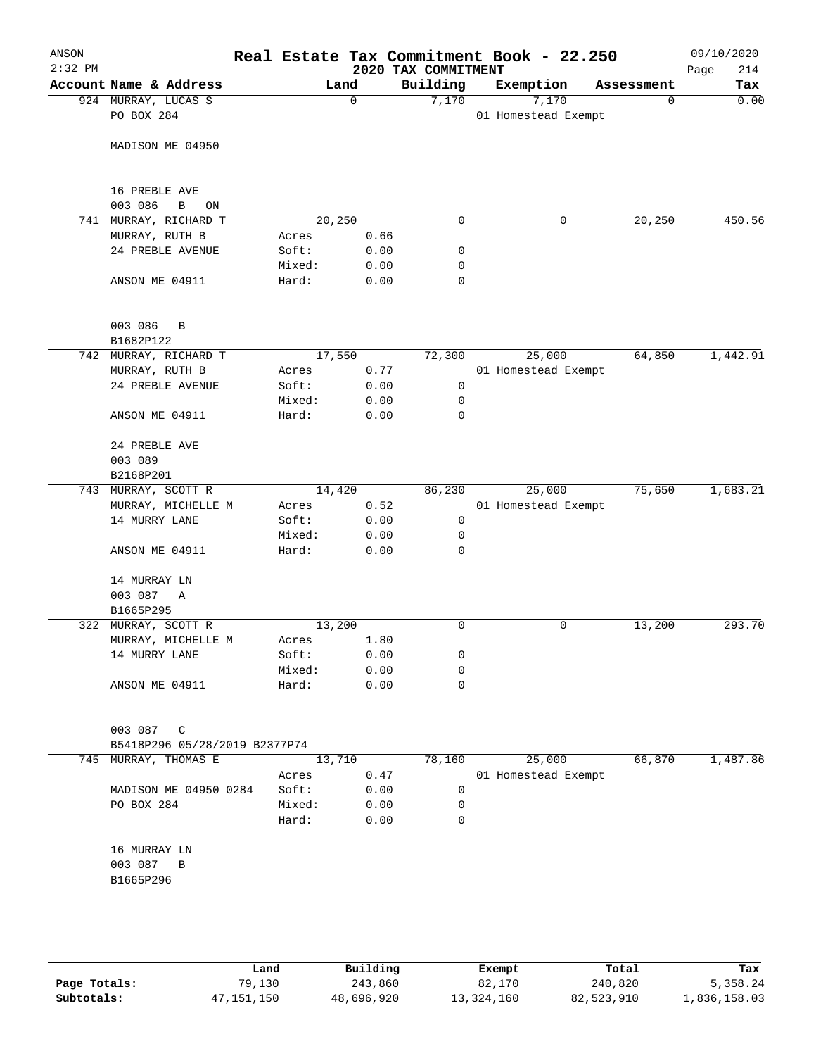# Real Estate Tax Commitment Book - 22.250

ANSON
2:32 PM
09/10/2020

## 2020 TAX COMMITMENT

| Account Name & Address | Land | | Building | Exemption | Assessment | Tax |
|---|---|---|---|---|---|---|
| 924 MURRAY, LUCAS S | | 0 | 7,170 | 7,170 | 0 | 0.00 |
| PO BOX 284 | | | | 01 Homestead Exempt | | |
| MADISON ME 04950 | | | | | | |
| 16 PREBLE AVE | | | | | | |
| 003 086 B ON | | | | | | |
| 741 MURRAY, RICHARD T | | 20,250 | 0 | 0 | 20,250 | 450.56 |
| MURRAY, RUTH B | Acres | 0.66 | | | | |
| 24 PREBLE AVENUE | Soft: | 0.00 | 0 | | | |
| | Mixed: | 0.00 | 0 | | | |
| ANSON ME 04911 | Hard: | 0.00 | 0 | | | |
| 003 086 B | | | | | | |
| B1682P122 | | | | | | |
| 742 MURRAY, RICHARD T | | 17,550 | 72,300 | 25,000 | 64,850 | 1,442.91 |
| MURRAY, RUTH B | Acres | 0.77 | | 01 Homestead Exempt | | |
| 24 PREBLE AVENUE | Soft: | 0.00 | 0 | | | |
| | Mixed: | 0.00 | 0 | | | |
| ANSON ME 04911 | Hard: | 0.00 | 0 | | | |
| 24 PREBLE AVE | | | | | | |
| 003 089 | | | | | | |
| B2168P201 | | | | | | |
| 743 MURRAY, SCOTT R | | 14,420 | 86,230 | 25,000 | 75,650 | 1,683.21 |
| MURRAY, MICHELLE M | Acres | 0.52 | | 01 Homestead Exempt | | |
| 14 MURRY LANE | Soft: | 0.00 | 0 | | | |
| | Mixed: | 0.00 | 0 | | | |
| ANSON ME 04911 | Hard: | 0.00 | 0 | | | |
| 14 MURRAY LN | | | | | | |
| 003 087 A | | | | | | |
| B1665P295 | | | | | | |
| 322 MURRAY, SCOTT R | | 13,200 | 0 | 0 | 13,200 | 293.70 |
| MURRAY, MICHELLE M | Acres | 1.80 | | | | |
| 14 MURRY LANE | Soft: | 0.00 | 0 | | | |
| | Mixed: | 0.00 | 0 | | | |
| ANSON ME 04911 | Hard: | 0.00 | 0 | | | |
| 003 087 C | | | | | | |
| B5418P296 05/28/2019 B2377P74 | | | | | | |
| 745 MURRAY, THOMAS E | | 13,710 | 78,160 | 25,000 | 66,870 | 1,487.86 |
| | Acres | 0.47 | | 01 Homestead Exempt | | |
| MADISON ME 04950 0284 | Soft: | 0.00 | 0 | | | |
| PO BOX 284 | Mixed: | 0.00 | 0 | | | |
| | Hard: | 0.00 | 0 | | | |
| 16 MURRAY LN | | | | | | |
| 003 087 B | | | | | | |
| B1665P296 | | | | | | |

| | Land | Building | Exempt | Total | Tax |
|---|---|---|---|---|---|
| Page Totals: | 79,130 | 243,860 | 82,170 | 240,820 | 5,358.24 |
| Subtotals: | 47,151,150 | 48,696,920 | 13,324,160 | 82,523,910 | 1,836,158.03 |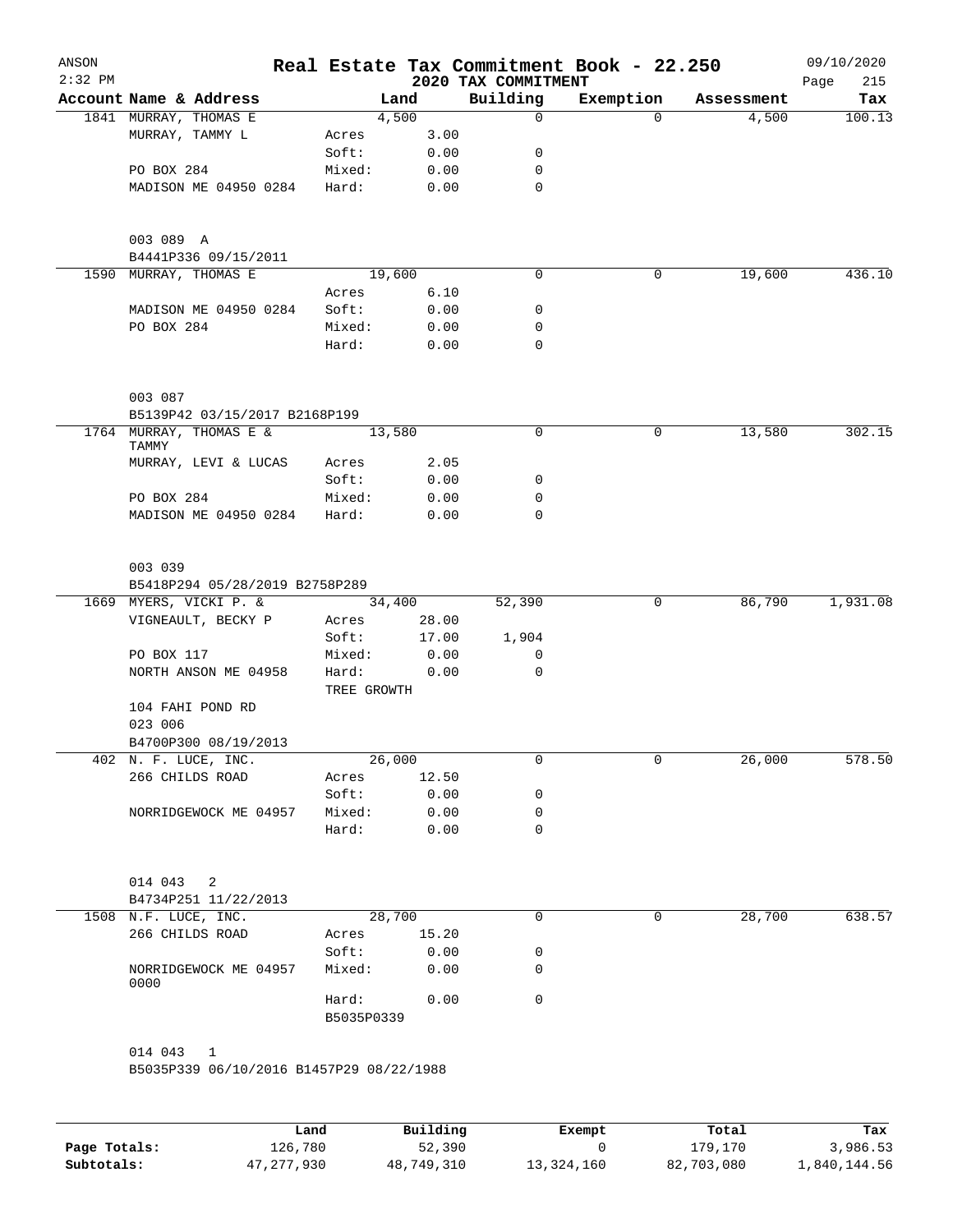ANSON 2:32 PM

# Real Estate Tax Commitment Book - 22.250

## 2020 TAX COMMITMENT

09/10/2020 Page 215

| Account | Name & Address | | Land | Building | Exemption | Assessment | Tax |
|---|---|---|---|---|---|---|---|
| 1841 | MURRAY, THOMAS E | | 4,500 | 0 | 0 | 4,500 | 100.13 |
| | MURRAY, TAMMY L | Acres | 3.00 | | | | |
| | | Soft: | 0.00 | 0 | | | |
| | PO BOX 284 | Mixed: | 0.00 | 0 | | | |
| | MADISON ME 04950 0284 | Hard: | 0.00 | 0 | | | |
| | 003 089 A | | | | | | |
| | B4441P336 09/15/2011 | | | | | | |
| 1590 | MURRAY, THOMAS E | | 19,600 | 0 | 0 | 19,600 | 436.10 |
| | | Acres | 6.10 | | | | |
| | MADISON ME 04950 0284 | Soft: | 0.00 | 0 | | | |
| | PO BOX 284 | Mixed: | 0.00 | 0 | | | |
| | | Hard: | 0.00 | 0 | | | |
| | 003 087 | | | | | | |
| | B5139P42 03/15/2017 B2168P199 | | | | | | |
| 1764 | MURRAY, THOMAS E & TAMMY | | 13,580 | 0 | 0 | 13,580 | 302.15 |
| | MURRAY, LEVI & LUCAS | Acres | 2.05 | | | | |
| | | Soft: | 0.00 | 0 | | | |
| | PO BOX 284 | Mixed: | 0.00 | 0 | | | |
| | MADISON ME 04950 0284 | Hard: | 0.00 | 0 | | | |
| | 003 039 | | | | | | |
| | B5418P294 05/28/2019 B2758P289 | | | | | | |
| 1669 | MYERS, VICKI P. & | | 34,400 | 52,390 | 0 | 86,790 | 1,931.08 |
| | VIGNEAULT, BECKY P | Acres | 28.00 | | | | |
| | | Soft: | 17.00 | 1,904 | | | |
| | PO BOX 117 | Mixed: | 0.00 | 0 | | | |
| | NORTH ANSON ME 04958 | Hard: | 0.00 | 0 | | | |
| | | TREE GROWTH | | | | | |
| | 104 FAHI POND RD | | | | | | |
| | 023 006 | | | | | | |
| | B4700P300 08/19/2013 | | | | | | |
| 402 | N. F. LUCE, INC. | | 26,000 | 0 | 0 | 26,000 | 578.50 |
| | 266 CHILDS ROAD | Acres | 12.50 | | | | |
| | | Soft: | 0.00 | 0 | | | |
| | NORRIDGEWOCK ME 04957 | Mixed: | 0.00 | 0 | | | |
| | | Hard: | 0.00 | 0 | | | |
| | 014 043 2 | | | | | | |
| | B4734P251 11/22/2013 | | | | | | |
| 1508 | N.F. LUCE, INC. | | 28,700 | 0 | 0 | 28,700 | 638.57 |
| | 266 CHILDS ROAD | Acres | 15.20 | | | | |
| | | Soft: | 0.00 | 0 | | | |
| | NORRIDGEWOCK ME 04957 0000 | Mixed: | 0.00 | 0 | | | |
| | | Hard: | 0.00 | 0 | | | |
| | | B5035P0339 | | | | | |
| | 014 043 1 | | | | | | |
| | B5035P339 06/10/2016 B1457P29 08/22/1988 | | | | | | |

| | Land | Building | Exempt | Total | Tax |
|---|---|---|---|---|---|
| Page Totals: | 126,780 | 52,390 | 0 | 179,170 | 3,986.53 |
| Subtotals: | 47,277,930 | 48,749,310 | 13,324,160 | 82,703,080 | 1,840,144.56 |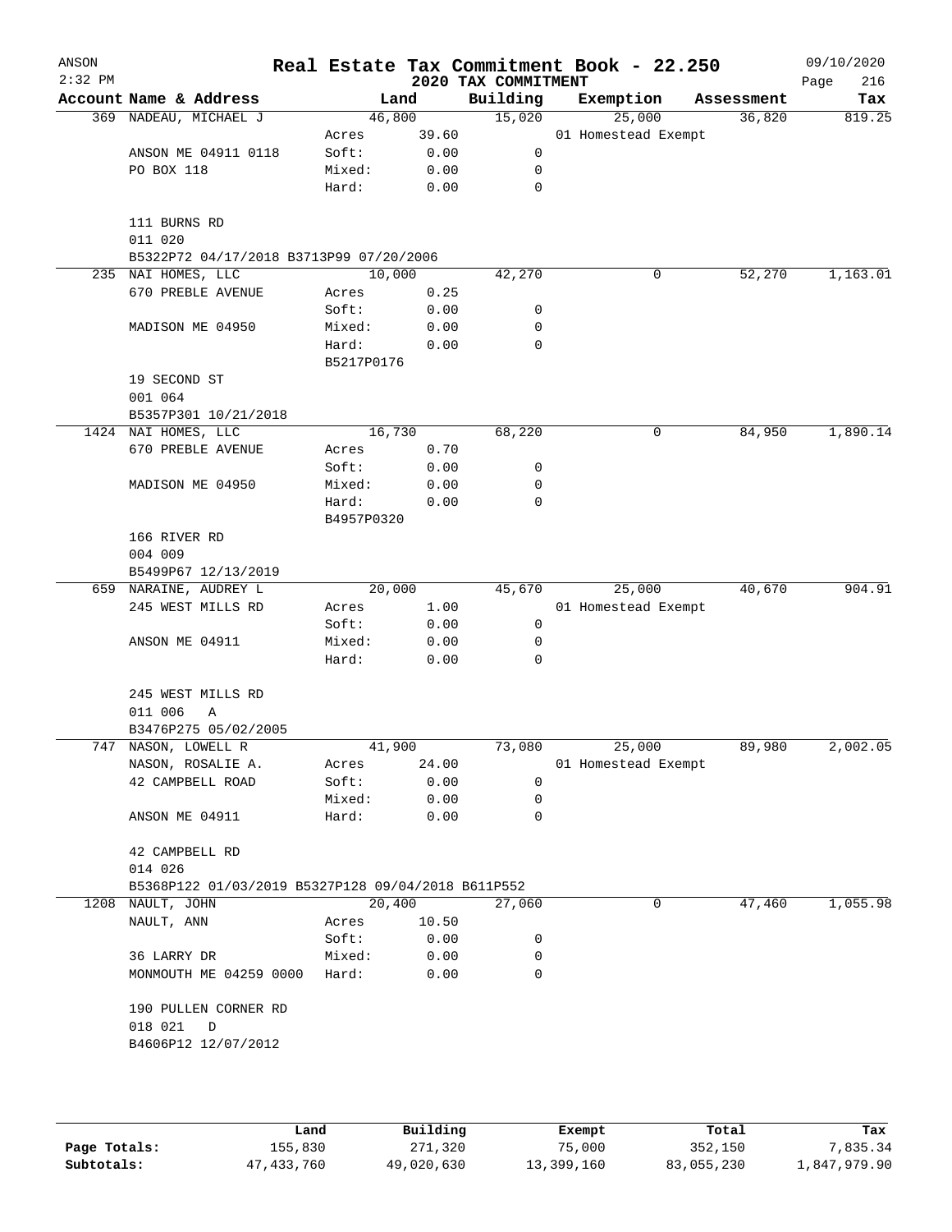ANSON 2:32 PM

# Real Estate Tax Commitment Book - 22.250

## 2020 TAX COMMITMENT

09/10/2020

| Account Name & Address | | Land | Building | Exemption | Assessment | Tax |
|---|---|---|---|---|---|---|
| 369 NADEAU, MICHAEL J | | 46,800 | 15,020 | 25,000 | 36,820 | 819.25 |
| | Acres | 39.60 | | 01 Homestead Exempt | | |
| ANSON ME 04911 0118 | Soft: | 0.00 | 0 | | | |
| PO BOX 118 | Mixed: | 0.00 | 0 | | | |
| | Hard: | 0.00 | 0 | | | |
| 111 BURNS RD | | | | | | |
| 011 020 | | | | | | |
| B5322P72 04/17/2018 B3713P99 07/20/2006 | | | | | | |
| 235 NAI HOMES, LLC | | 10,000 | 42,270 | 0 | 52,270 | 1,163.01 |
| 670 PREBLE AVENUE | Acres | 0.25 | | | | |
| | Soft: | 0.00 | 0 | | | |
| MADISON ME 04950 | Mixed: | 0.00 | 0 | | | |
| | Hard: | 0.00 | 0 | | | |
| | B5217P0176 | | | | | |
| 19 SECOND ST | | | | | | |
| 001 064 | | | | | | |
| B5357P301 10/21/2018 | | | | | | |
| 1424 NAI HOMES, LLC | | 16,730 | 68,220 | 0 | 84,950 | 1,890.14 |
| 670 PREBLE AVENUE | Acres | 0.70 | | | | |
| | Soft: | 0.00 | 0 | | | |
| MADISON ME 04950 | Mixed: | 0.00 | 0 | | | |
| | Hard: | 0.00 | 0 | | | |
| | B4957P0320 | | | | | |
| 166 RIVER RD | | | | | | |
| 004 009 | | | | | | |
| B5499P67 12/13/2019 | | | | | | |
| 659 NARAINE, AUDREY L | | 20,000 | 45,670 | 25,000 | 40,670 | 904.91 |
| 245 WEST MILLS RD | Acres | 1.00 | | 01 Homestead Exempt | | |
| | Soft: | 0.00 | 0 | | | |
| ANSON ME 04911 | Mixed: | 0.00 | 0 | | | |
| | Hard: | 0.00 | 0 | | | |
| 245 WEST MILLS RD | | | | | | |
| 011 006 A | | | | | | |
| B3476P275 05/02/2005 | | | | | | |
| 747 NASON, LOWELL R | | 41,900 | 73,080 | 25,000 | 89,980 | 2,002.05 |
| NASON, ROSALIE A. | Acres | 24.00 | | 01 Homestead Exempt | | |
| 42 CAMPBELL ROAD | Soft: | 0.00 | 0 | | | |
| | Mixed: | 0.00 | 0 | | | |
| ANSON ME 04911 | Hard: | 0.00 | 0 | | | |
| 42 CAMPBELL RD | | | | | | |
| 014 026 | | | | | | |
| B5368P122 01/03/2019 B5327P128 09/04/2018 B611P552 | | | | | | |
| 1208 NAULT, JOHN | | 20,400 | 27,060 | 0 | 47,460 | 1,055.98 |
| NAULT, ANN | Acres | 10.50 | | | | |
| | Soft: | 0.00 | 0 | | | |
| 36 LARRY DR | Mixed: | 0.00 | 0 | | | |
| MONMOUTH ME 04259 0000 | Hard: | 0.00 | 0 | | | |
| 190 PULLEN CORNER RD | | | | | | |
| 018 021 D | | | | | | |
| B4606P12 12/07/2012 | | | | | | |

| | Land | Building | Exempt | Total | Tax |
|---|---|---|---|---|---|
| Page Totals: | 155,830 | 271,320 | 75,000 | 352,150 | 7,835.34 |
| Subtotals: | 47,433,760 | 49,020,630 | 13,399,160 | 83,055,230 | 1,847,979.90 |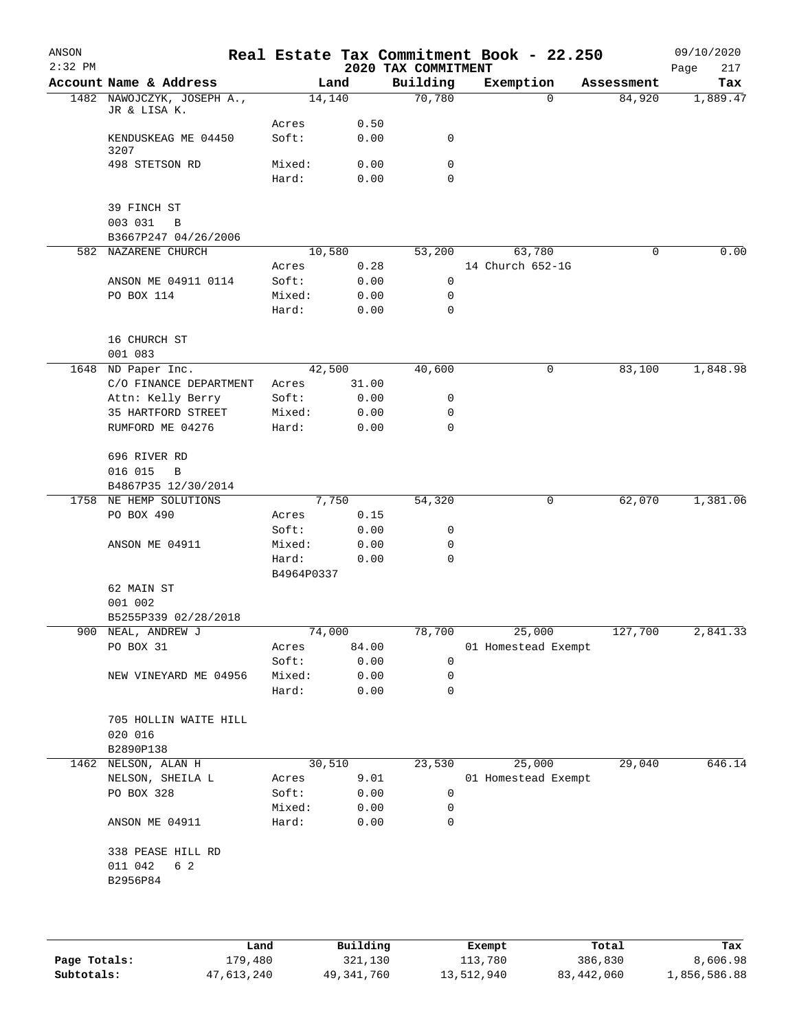# Real Estate Tax Commitment Book - 22.250

ANSON 2:32 PM — 2020 TAX COMMITMENT — 09/10/2020

| Account Name & Address | Land | | Building | Exemption | Assessment | Tax |
|---|---|---|---|---|---|---|
| 1482 NAWOJCZYK, JOSEPH A., JR & LISA K. | 14,140 | | 70,780 | 0 | 84,920 | 1,889.47 |
| | Acres | 0.50 | | | | |
| KENDUSKEAG ME 04450 3207 | Soft: | 0.00 | 0 | | | |
| 498 STETSON RD | Mixed: | 0.00 | 0 | | | |
| | Hard: | 0.00 | 0 | | | |
| 39 FINCH ST | | | | | | |
| 003 031 B | | | | | | |
| B3667P247 04/26/2006 | | | | | | |
| 582 NAZARENE CHURCH | 10,580 | | 53,200 | 63,780 | 0 | 0.00 |
| | Acres | 0.28 | | 14 Church 652-1G | | |
| ANSON ME 04911 0114 | Soft: | 0.00 | 0 | | | |
| PO BOX 114 | Mixed: | 0.00 | 0 | | | |
| | Hard: | 0.00 | 0 | | | |
| 16 CHURCH ST | | | | | | |
| 001 083 | | | | | | |
| 1648 ND Paper Inc. | 42,500 | | 40,600 | 0 | 83,100 | 1,848.98 |
| C/O FINANCE DEPARTMENT | Acres | 31.00 | | | | |
| Attn: Kelly Berry | Soft: | 0.00 | 0 | | | |
| 35 HARTFORD STREET | Mixed: | 0.00 | 0 | | | |
| RUMFORD ME 04276 | Hard: | 0.00 | 0 | | | |
| 696 RIVER RD | | | | | | |
| 016 015 B | | | | | | |
| B4867P35 12/30/2014 | | | | | | |
| 1758 NE HEMP SOLUTIONS | 7,750 | | 54,320 | 0 | 62,070 | 1,381.06 |
| PO BOX 490 | Acres | 0.15 | | | | |
| | Soft: | 0.00 | 0 | | | |
| ANSON ME 04911 | Mixed: | 0.00 | 0 | | | |
| | Hard: | 0.00 | 0 | | | |
| | B4964P0337 | | | | | |
| 62 MAIN ST | | | | | | |
| 001 002 | | | | | | |
| B5255P339 02/28/2018 | | | | | | |
| 900 NEAL, ANDREW J | 74,000 | | 78,700 | 25,000 | 127,700 | 2,841.33 |
| PO BOX 31 | Acres | 84.00 | | 01 Homestead Exempt | | |
| | Soft: | 0.00 | 0 | | | |
| NEW VINEYARD ME 04956 | Mixed: | 0.00 | 0 | | | |
| | Hard: | 0.00 | 0 | | | |
| 705 HOLLIN WAITE HILL | | | | | | |
| 020 016 | | | | | | |
| B2890P138 | | | | | | |
| 1462 NELSON, ALAN H | 30,510 | | 23,530 | 25,000 | 29,040 | 646.14 |
| NELSON, SHEILA L | Acres | 9.01 | | 01 Homestead Exempt | | |
| PO BOX 328 | Soft: | 0.00 | 0 | | | |
| | Mixed: | 0.00 | 0 | | | |
| ANSON ME 04911 | Hard: | 0.00 | 0 | | | |
| 338 PEASE HILL RD | | | | | | |
| 011 042 6 2 | | | | | | |
| B2956P84 | | | | | | |

| | Land | Building | Exempt | Total | Tax |
|---|---|---|---|---|---|
| Page Totals: | 179,480 | 321,130 | 113,780 | 386,830 | 8,606.98 |
| Subtotals: | 47,613,240 | 49,341,760 | 13,512,940 | 83,442,060 | 1,856,586.88 |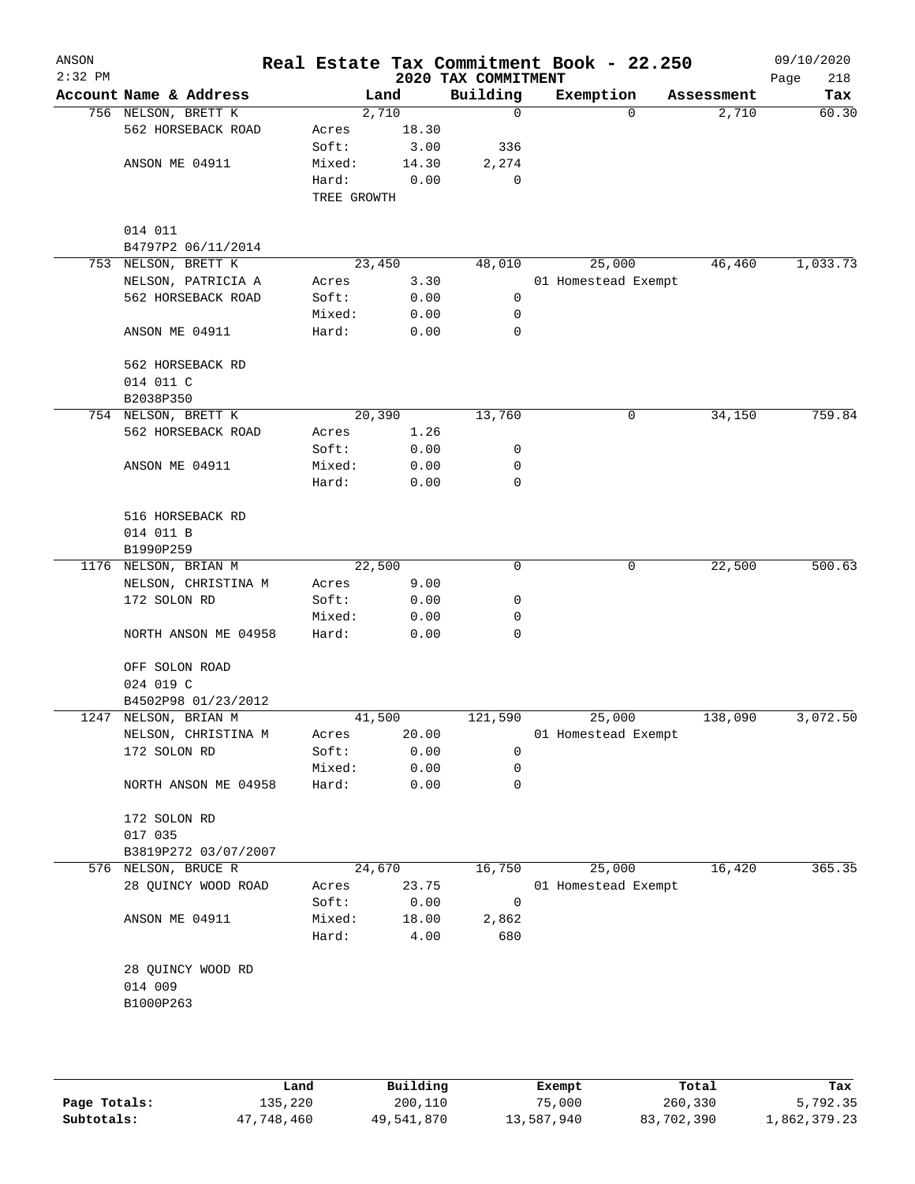# Real Estate Tax Commitment Book - 22.250

ANSON
2:32 PM

2020 TAX COMMITMENT

09/10/2020

| Account | Name & Address | | Land | Building | Exemption | Assessment | Tax |
|---|---|---|---|---|---|---|---|
| 756 | NELSON, BRETT K | | 2,710 | 0 | 0 | 2,710 | 60.30 |
| | 562 HORSEBACK ROAD | Acres | 18.30 | | | | |
| | | Soft: | 3.00 | 336 | | | |
| | ANSON ME 04911 | Mixed: | 14.30 | 2,274 | | | |
| | | Hard: | 0.00 | 0 | | | |
| | | TREE GROWTH | | | | | |
| | 014 011 | | | | | | |
| | B4797P2 06/11/2014 | | | | | | |
| 753 | NELSON, BRETT K | | 23,450 | 48,010 | 25,000 | 46,460 | 1,033.73 |
| | NELSON, PATRICIA A | Acres | 3.30 | | 01 Homestead Exempt | | |
| | 562 HORSEBACK ROAD | Soft: | 0.00 | 0 | | | |
| | | Mixed: | 0.00 | 0 | | | |
| | ANSON ME 04911 | Hard: | 0.00 | 0 | | | |
| | 562 HORSEBACK RD | | | | | | |
| | 014 011 C | | | | | | |
| | B2038P350 | | | | | | |
| 754 | NELSON, BRETT K | | 20,390 | 13,760 | 0 | 34,150 | 759.84 |
| | 562 HORSEBACK ROAD | Acres | 1.26 | | | | |
| | | Soft: | 0.00 | 0 | | | |
| | ANSON ME 04911 | Mixed: | 0.00 | 0 | | | |
| | | Hard: | 0.00 | 0 | | | |
| | 516 HORSEBACK RD | | | | | | |
| | 014 011 B | | | | | | |
| | B1990P259 | | | | | | |
| 1176 | NELSON, BRIAN M | | 22,500 | 0 | 0 | 22,500 | 500.63 |
| | NELSON, CHRISTINA M | Acres | 9.00 | | | | |
| | 172 SOLON RD | Soft: | 0.00 | 0 | | | |
| | | Mixed: | 0.00 | 0 | | | |
| | NORTH ANSON ME 04958 | Hard: | 0.00 | 0 | | | |
| | OFF SOLON ROAD | | | | | | |
| | 024 019 C | | | | | | |
| | B4502P98 01/23/2012 | | | | | | |
| 1247 | NELSON, BRIAN M | | 41,500 | 121,590 | 25,000 | 138,090 | 3,072.50 |
| | NELSON, CHRISTINA M | Acres | 20.00 | | 01 Homestead Exempt | | |
| | 172 SOLON RD | Soft: | 0.00 | 0 | | | |
| | | Mixed: | 0.00 | 0 | | | |
| | NORTH ANSON ME 04958 | Hard: | 0.00 | 0 | | | |
| | 172 SOLON RD | | | | | | |
| | 017 035 | | | | | | |
| | B3819P272 03/07/2007 | | | | | | |
| 576 | NELSON, BRUCE R | | 24,670 | 16,750 | 25,000 | 16,420 | 365.35 |
| | 28 QUINCY WOOD ROAD | Acres | 23.75 | | 01 Homestead Exempt | | |
| | | Soft: | 0.00 | 0 | | | |
| | ANSON ME 04911 | Mixed: | 18.00 | 2,862 | | | |
| | | Hard: | 4.00 | 680 | | | |
| | 28 QUINCY WOOD RD | | | | | | |
| | 014 009 | | | | | | |
| | B1000P263 | | | | | | |

| | Land | Building | Exempt | Total | Tax |
|---|---|---|---|---|---|
| Page Totals: | 135,220 | 200,110 | 75,000 | 260,330 | 5,792.35 |
| Subtotals: | 47,748,460 | 49,541,870 | 13,587,940 | 83,702,390 | 1,862,379.23 |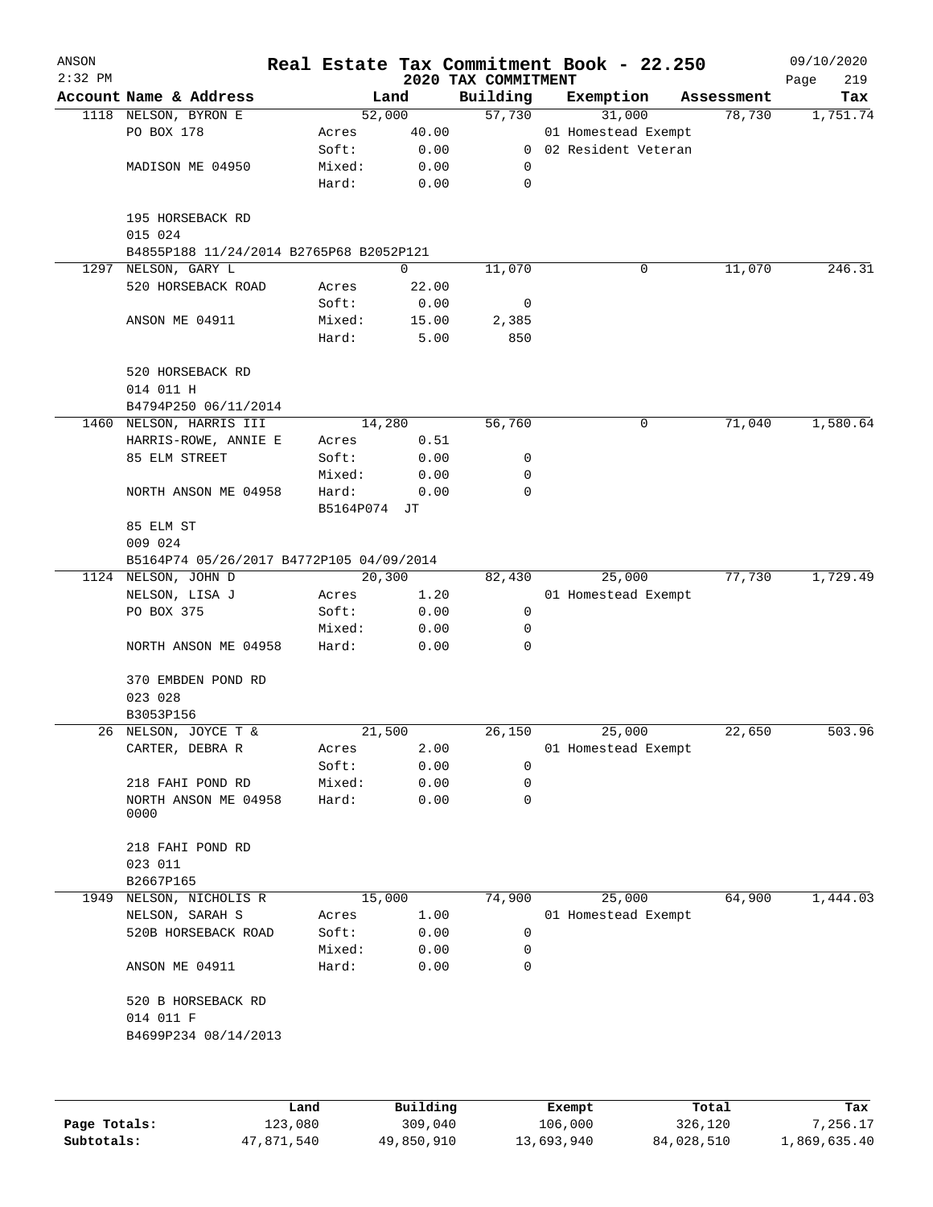ANSON
2:32 PM

# Real Estate Tax Commitment Book - 22.250
## 2020 TAX COMMITMENT

09/10/2020

| Account Name & Address | Land | | Building | Exemption | Assessment | Tax |
|---|---|---|---|---|---|---|
| 1118 NELSON, BYRON E | 52,000 | | 57,730 | 31,000 | 78,730 | 1,751.74 |
| PO BOX 178 | Acres | 40.00 | | 01 Homestead Exempt | | |
| | Soft: | 0.00 | 0 | 02 Resident Veteran | | |
| MADISON ME 04950 | Mixed: | 0.00 | 0 | | | |
| | Hard: | 0.00 | 0 | | | |
| 195 HORSEBACK RD | | | | | | |
| 015 024 | | | | | | |
| B4855P188 11/24/2014 B2765P68 B2052P121 | | | | | | |
| 1297 NELSON, GARY L | 0 | | 11,070 | 0 | 11,070 | 246.31 |
| 520 HORSEBACK ROAD | Acres | 22.00 | | | | |
| | Soft: | 0.00 | 0 | | | |
| ANSON ME 04911 | Mixed: | 15.00 | 2,385 | | | |
| | Hard: | 5.00 | 850 | | | |
| 520 HORSEBACK RD | | | | | | |
| 014 011 H | | | | | | |
| B4794P250 06/11/2014 | | | | | | |
| 1460 NELSON, HARRIS III | 14,280 | | 56,760 | 0 | 71,040 | 1,580.64 |
| HARRIS-ROWE, ANNIE E | Acres | 0.51 | | | | |
| 85 ELM STREET | Soft: | 0.00 | 0 | | | |
| | Mixed: | 0.00 | 0 | | | |
| NORTH ANSON ME 04958 | Hard: | 0.00 | 0 | | | |
| | B5164P074 JT | | | | | |
| 85 ELM ST | | | | | | |
| 009 024 | | | | | | |
| B5164P74 05/26/2017 B4772P105 04/09/2014 | | | | | | |
| 1124 NELSON, JOHN D | 20,300 | | 82,430 | 25,000 | 77,730 | 1,729.49 |
| NELSON, LISA J | Acres | 1.20 | | 01 Homestead Exempt | | |
| PO BOX 375 | Soft: | 0.00 | 0 | | | |
| | Mixed: | 0.00 | 0 | | | |
| NORTH ANSON ME 04958 | Hard: | 0.00 | 0 | | | |
| 370 EMBDEN POND RD | | | | | | |
| 023 028 | | | | | | |
| B3053P156 | | | | | | |
| 26 NELSON, JOYCE T & | 21,500 | | 26,150 | 25,000 | 22,650 | 503.96 |
| CARTER, DEBRA R | Acres | 2.00 | | 01 Homestead Exempt | | |
| | Soft: | 0.00 | 0 | | | |
| 218 FAHI POND RD | Mixed: | 0.00 | 0 | | | |
| NORTH ANSON ME 04958 0000 | Hard: | 0.00 | 0 | | | |
| 218 FAHI POND RD | | | | | | |
| 023 011 | | | | | | |
| B2667P165 | | | | | | |
| 1949 NELSON, NICHOLIS R | 15,000 | | 74,900 | 25,000 | 64,900 | 1,444.03 |
| NELSON, SARAH S | Acres | 1.00 | | 01 Homestead Exempt | | |
| 520B HORSEBACK ROAD | Soft: | 0.00 | 0 | | | |
| | Mixed: | 0.00 | 0 | | | |
| ANSON ME 04911 | Hard: | 0.00 | 0 | | | |
| 520 B HORSEBACK RD | | | | | | |
| 014 011 F | | | | | | |
| B4699P234 08/14/2013 | | | | | | |

| | Land | Building | Exempt | Total | Tax |
|---|---|---|---|---|---|
| Page Totals: | 123,080 | 309,040 | 106,000 | 326,120 | 7,256.17 |
| Subtotals: | 47,871,540 | 49,850,910 | 13,693,940 | 84,028,510 | 1,869,635.40 |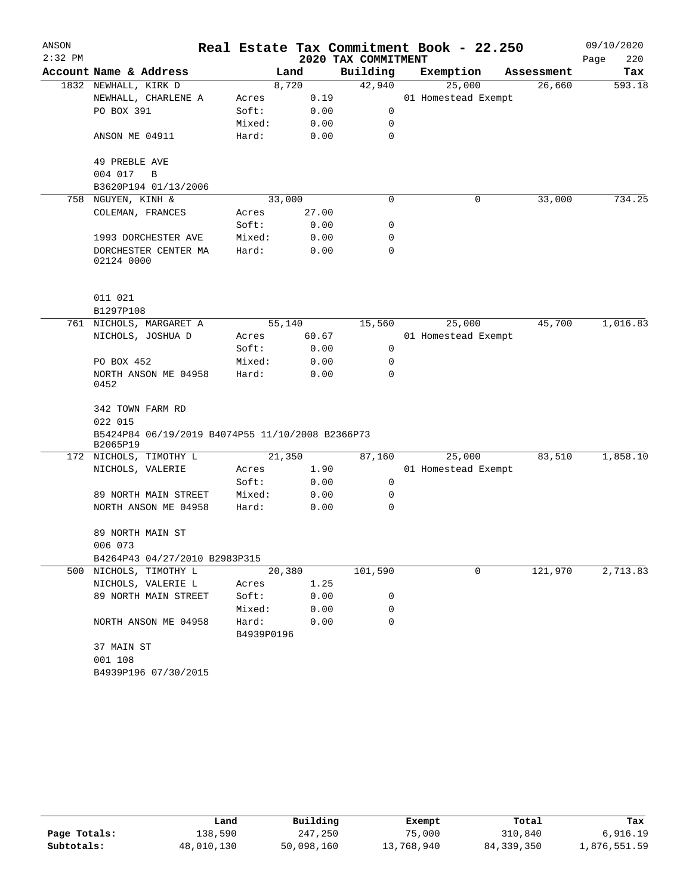ANSON 2:32 PM

# Real Estate Tax Commitment Book - 22.250

## 2020 TAX COMMITMENT

09/10/2020

| Account | Name & Address | | Land | Building | Exemption | Assessment | Tax |
|---|---|---|---|---|---|---|---|
| 1832 | NEWHALL, KIRK D | | 8,720 | 42,940 | 25,000 | 26,660 | 593.18 |
| | NEWHALL, CHARLENE A | Acres | 0.19 | | 01 Homestead Exempt | | |
| | PO BOX 391 | Soft: | 0.00 | 0 | | | |
| | | Mixed: | 0.00 | 0 | | | |
| | ANSON ME 04911 | Hard: | 0.00 | 0 | | | |
| | 49 PREBLE AVE | | | | | | |
| | 004 017 B | | | | | | |
| | B3620P194 01/13/2006 | | | | | | |
| 758 | NGUYEN, KINH & | | 33,000 | 0 | 0 | 33,000 | 734.25 |
| | COLEMAN, FRANCES | Acres | 27.00 | | | | |
| | | Soft: | 0.00 | 0 | | | |
| | 1993 DORCHESTER AVE | Mixed: | 0.00 | 0 | | | |
| | DORCHESTER CENTER MA 02124 0000 | Hard: | 0.00 | 0 | | | |
| | 011 021 | | | | | | |
| | B1297P108 | | | | | | |
| 761 | NICHOLS, MARGARET A | | 55,140 | 15,560 | 25,000 | 45,700 | 1,016.83 |
| | NICHOLS, JOSHUA D | Acres | 60.67 | | 01 Homestead Exempt | | |
| | | Soft: | 0.00 | 0 | | | |
| | PO BOX 452 | Mixed: | 0.00 | 0 | | | |
| | NORTH ANSON ME 04958 0452 | Hard: | 0.00 | 0 | | | |
| | 342 TOWN FARM RD | | | | | | |
| | 022 015 | | | | | | |
| | B5424P84 06/19/2019 B4074P55 11/10/2008 B2366P73 B2065P19 | | | | | | |
| 172 | NICHOLS, TIMOTHY L | | 21,350 | 87,160 | 25,000 | 83,510 | 1,858.10 |
| | NICHOLS, VALERIE | Acres | 1.90 | | 01 Homestead Exempt | | |
| | | Soft: | 0.00 | 0 | | | |
| | 89 NORTH MAIN STREET | Mixed: | 0.00 | 0 | | | |
| | NORTH ANSON ME 04958 | Hard: | 0.00 | 0 | | | |
| | 89 NORTH MAIN ST | | | | | | |
| | 006 073 | | | | | | |
| | B4264P43 04/27/2010 B2983P315 | | | | | | |
| 500 | NICHOLS, TIMOTHY L | | 20,380 | 101,590 | 0 | 121,970 | 2,713.83 |
| | NICHOLS, VALERIE L | Acres | 1.25 | | | | |
| | 89 NORTH MAIN STREET | Soft: | 0.00 | 0 | | | |
| | | Mixed: | 0.00 | 0 | | | |
| | NORTH ANSON ME 04958 | Hard: | 0.00 | 0 | | | |
| | | B4939P0196 | | | | | |
| | 37 MAIN ST | | | | | | |
| | 001 108 | | | | | | |
| | B4939P196 07/30/2015 | | | | | | |

| | Land | Building | Exempt | Total | Tax |
|---|---|---|---|---|---|
| Page Totals: | 138,590 | 247,250 | 75,000 | 310,840 | 6,916.19 |
| Subtotals: | 48,010,130 | 50,098,160 | 13,768,940 | 84,339,350 | 1,876,551.59 |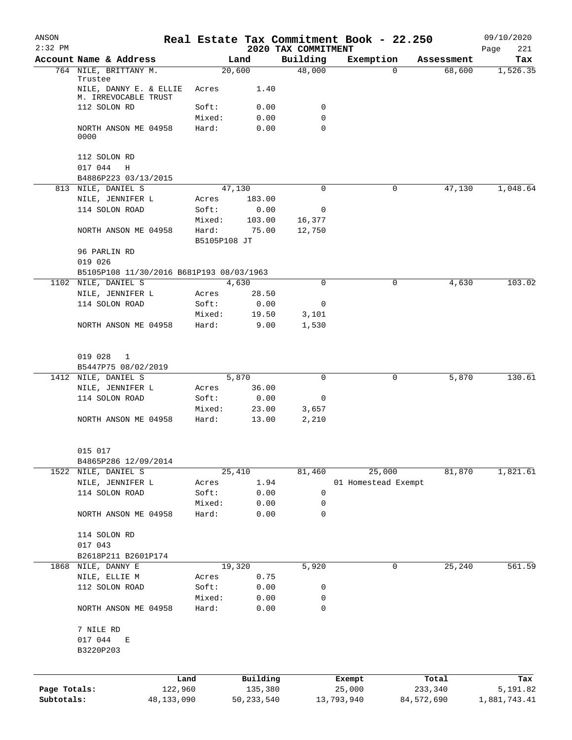# Real Estate Tax Commitment Book - 22.250

## 2020 TAX COMMITMENT

ANSON
2:32 PM
09/10/2020

| Account Name & Address | Land | | Building | Exemption | Assessment | Tax |
|---|---|---|---|---|---|---|
| 764 NILE, BRITTANY M. Trustee | 20,600 | | 48,000 | 0 | 68,600 | 1,526.35 |
| NILE, DANNY E. & ELLIE M. IRREVOCABLE TRUST | Acres | 1.40 | | | | |
| 112 SOLON RD | Soft: | 0.00 | 0 | | | |
| | Mixed: | 0.00 | 0 | | | |
| NORTH ANSON ME 04958 0000 | Hard: | 0.00 | 0 | | | |
| 112 SOLON RD | | | | | | |
| 017 044 H | | | | | | |
| B4886P223 03/13/2015 | | | | | | |
| 813 NILE, DANIEL S | 47,130 | | 0 | 0 | 47,130 | 1,048.64 |
| NILE, JENNIFER L | Acres | 183.00 | | | | |
| 114 SOLON ROAD | Soft: | 0.00 | 0 | | | |
| | Mixed: | 103.00 | 16,377 | | | |
| NORTH ANSON ME 04958 | Hard: | 75.00 | 12,750 | | | |
| | B5105P108 JT | | | | | |
| 96 PARLIN RD | | | | | | |
| 019 026 | | | | | | |
| B5105P108 11/30/2016 B681P193 08/03/1963 | | | | | | |
| 1102 NILE, DANIEL S | 4,630 | | 0 | 0 | 4,630 | 103.02 |
| NILE, JENNIFER L | Acres | 28.50 | | | | |
| 114 SOLON ROAD | Soft: | 0.00 | 0 | | | |
| | Mixed: | 19.50 | 3,101 | | | |
| NORTH ANSON ME 04958 | Hard: | 9.00 | 1,530 | | | |
| 019 028 1 | | | | | | |
| B5447P75 08/02/2019 | | | | | | |
| 1412 NILE, DANIEL S | 5,870 | | 0 | 0 | 5,870 | 130.61 |
| NILE, JENNIFER L | Acres | 36.00 | | | | |
| 114 SOLON ROAD | Soft: | 0.00 | 0 | | | |
| | Mixed: | 23.00 | 3,657 | | | |
| NORTH ANSON ME 04958 | Hard: | 13.00 | 2,210 | | | |
| 015 017 | | | | | | |
| B4865P286 12/09/2014 | | | | | | |
| 1522 NILE, DANIEL S | 25,410 | | 81,460 | 25,000 | 81,870 | 1,821.61 |
| NILE, JENNIFER L | Acres | 1.94 | | 01 Homestead Exempt | | |
| 114 SOLON ROAD | Soft: | 0.00 | 0 | | | |
| | Mixed: | 0.00 | 0 | | | |
| NORTH ANSON ME 04958 | Hard: | 0.00 | 0 | | | |
| 114 SOLON RD | | | | | | |
| 017 043 | | | | | | |
| B2618P211 B2601P174 | | | | | | |
| 1868 NILE, DANNY E | 19,320 | | 5,920 | 0 | 25,240 | 561.59 |
| NILE, ELLIE M | Acres | 0.75 | | | | |
| 112 SOLON ROAD | Soft: | 0.00 | 0 | | | |
| | Mixed: | 0.00 | 0 | | | |
| NORTH ANSON ME 04958 | Hard: | 0.00 | 0 | | | |
| 7 NILE RD | | | | | | |
| 017 044 E | | | | | | |
| B3220P203 | | | | | | |

| | Land | Building | Exempt | Total | Tax |
|---|---|---|---|---|---|
| Page Totals: | 122,960 | 135,380 | 25,000 | 233,340 | 5,191.82 |
| Subtotals: | 48,133,090 | 50,233,540 | 13,793,940 | 84,572,690 | 1,881,743.41 |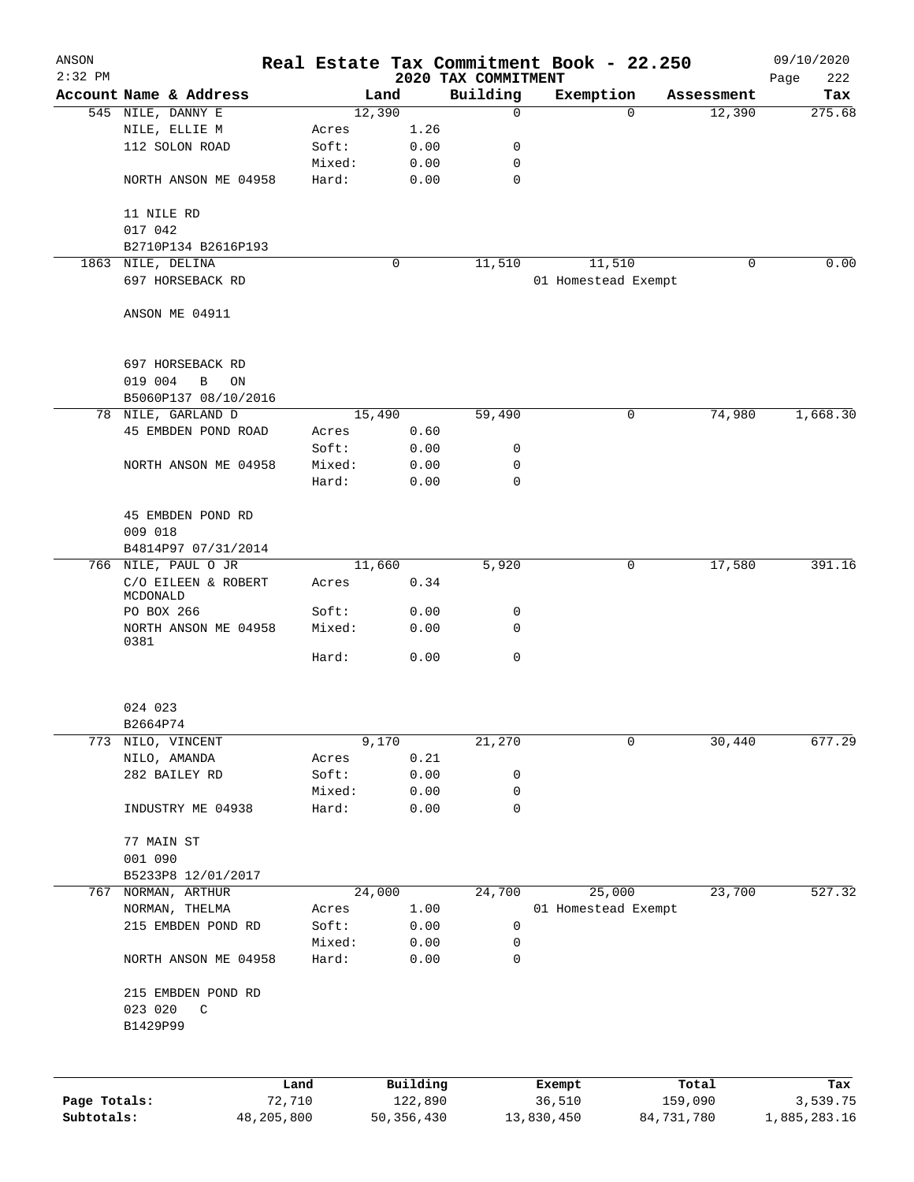# Real Estate Tax Commitment Book - 22.250

ANSON
2:32 PM

2020 TAX COMMITMENT

09/10/2020
Page 222

| Account Name & Address | | Land | Building | Exemption | Assessment | Tax |
|---|---|---|---|---|---|---|
| 545 NILE, DANNY E | | 12,390 | 0 | 0 | 12,390 | 275.68 |
| NILE, ELLIE M | Acres | 1.26 | | | | |
| 112 SOLON ROAD | Soft: | 0.00 | 0 | | | |
| | Mixed: | 0.00 | 0 | | | |
| NORTH ANSON ME 04958 | Hard: | 0.00 | 0 | | | |
| 11 NILE RD | | | | | | |
| 017 042 | | | | | | |
| B2710P134 B2616P193 | | | | | | |
| 1863 NILE, DELINA | | 0 | 11,510 | 11,510 | 0 | 0.00 |
| 697 HORSEBACK RD | | | | 01 Homestead Exempt | | |
| ANSON ME 04911 | | | | | | |
| 697 HORSEBACK RD | | | | | | |
| 019 004 B ON | | | | | | |
| B5060P137 08/10/2016 | | | | | | |
| 78 NILE, GARLAND D | | 15,490 | 59,490 | 0 | 74,980 | 1,668.30 |
| 45 EMBDEN POND ROAD | Acres | 0.60 | | | | |
| | Soft: | 0.00 | 0 | | | |
| NORTH ANSON ME 04958 | Mixed: | 0.00 | 0 | | | |
| | Hard: | 0.00 | 0 | | | |
| 45 EMBDEN POND RD | | | | | | |
| 009 018 | | | | | | |
| B4814P97 07/31/2014 | | | | | | |
| 766 NILE, PAUL O JR | | 11,660 | 5,920 | 0 | 17,580 | 391.16 |
| C/O EILEEN & ROBERT MCDONALD | Acres | 0.34 | | | | |
| PO BOX 266 | Soft: | 0.00 | 0 | | | |
| NORTH ANSON ME 04958 0381 | Mixed: | 0.00 | 0 | | | |
| | Hard: | 0.00 | 0 | | | |
| 024 023 | | | | | | |
| B2664P74 | | | | | | |
| 773 NILO, VINCENT | | 9,170 | 21,270 | 0 | 30,440 | 677.29 |
| NILO, AMANDA | Acres | 0.21 | | | | |
| 282 BAILEY RD | Soft: | 0.00 | 0 | | | |
| | Mixed: | 0.00 | 0 | | | |
| INDUSTRY ME 04938 | Hard: | 0.00 | 0 | | | |
| 77 MAIN ST | | | | | | |
| 001 090 | | | | | | |
| B5233P8 12/01/2017 | | | | | | |
| 767 NORMAN, ARTHUR | | 24,000 | 24,700 | 25,000 | 23,700 | 527.32 |
| NORMAN, THELMA | Acres | 1.00 | | 01 Homestead Exempt | | |
| 215 EMBDEN POND RD | Soft: | 0.00 | 0 | | | |
| | Mixed: | 0.00 | 0 | | | |
| NORTH ANSON ME 04958 | Hard: | 0.00 | 0 | | | |
| 215 EMBDEN POND RD | | | | | | |
| 023 020 C | | | | | | |
| B1429P99 | | | | | | |

| | Land | Building | Exempt | Total | Tax |
|---|---|---|---|---|---|
| Page Totals: | 72,710 | 122,890 | 36,510 | 159,090 | 3,539.75 |
| Subtotals: | 48,205,800 | 50,356,430 | 13,830,450 | 84,731,780 | 1,885,283.16 |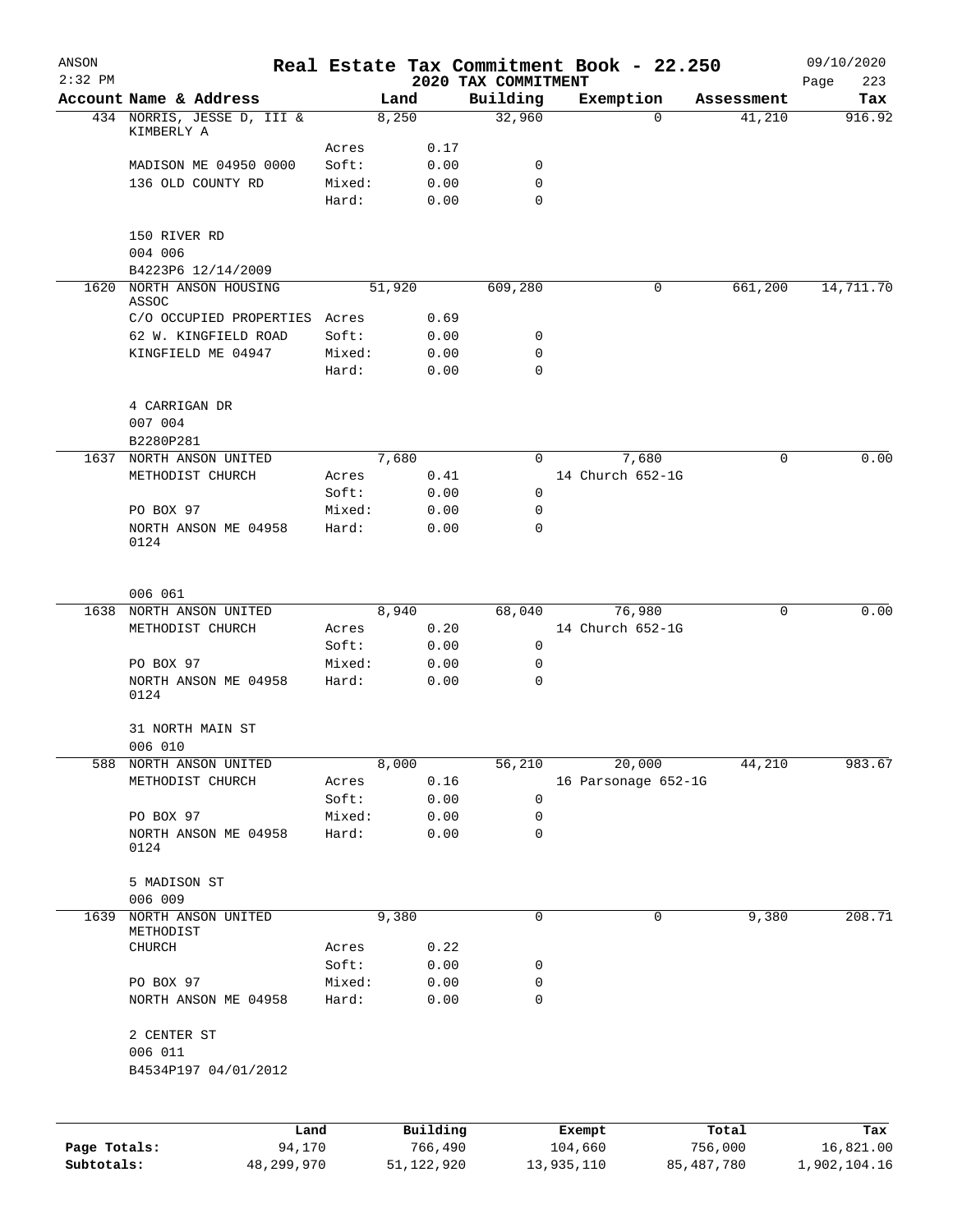ANSON 2:32 PM

# Real Estate Tax Commitment Book - 22.250

## 2020 TAX COMMITMENT

09/10/2020

| Account Name & Address | | Land | Building | Exemption | Assessment | Tax |
|---|---|---|---|---|---|---|
| 434 NORRIS, JESSE D, III & KIMBERLY A | | 8,250 | 32,960 | 0 | 41,210 | 916.92 |
| | Acres | 0.17 | | | | |
| MADISON ME 04950 0000 | Soft: | 0.00 | 0 | | | |
| 136 OLD COUNTY RD | Mixed: | 0.00 | 0 | | | |
| | Hard: | 0.00 | 0 | | | |
| 150 RIVER RD | | | | | | |
| 004 006 | | | | | | |
| B4223P6 12/14/2009 | | | | | | |
| 1620 NORTH ANSON HOUSING ASSOC | | 51,920 | 609,280 | 0 | 661,200 | 14,711.70 |
| C/O OCCUPIED PROPERTIES | Acres | 0.69 | | | | |
| 62 W. KINGFIELD ROAD | Soft: | 0.00 | 0 | | | |
| KINGFIELD ME 04947 | Mixed: | 0.00 | 0 | | | |
| | Hard: | 0.00 | 0 | | | |
| 4 CARRIGAN DR | | | | | | |
| 007 004 | | | | | | |
| B2280P281 | | | | | | |
| 1637 NORTH ANSON UNITED | | 7,680 | 0 | 7,680 | 0 | 0.00 |
| METHODIST CHURCH | Acres | 0.41 | | 14 Church 652-1G | | |
| | Soft: | 0.00 | 0 | | | |
| PO BOX 97 | Mixed: | 0.00 | 0 | | | |
| NORTH ANSON ME 04958 0124 | Hard: | 0.00 | 0 | | | |
| 006 061 | | | | | | |
| 1638 NORTH ANSON UNITED | | 8,940 | 68,040 | 76,980 | 0 | 0.00 |
| METHODIST CHURCH | Acres | 0.20 | | 14 Church 652-1G | | |
| | Soft: | 0.00 | 0 | | | |
| PO BOX 97 | Mixed: | 0.00 | 0 | | | |
| NORTH ANSON ME 04958 0124 | Hard: | 0.00 | 0 | | | |
| 31 NORTH MAIN ST | | | | | | |
| 006 010 | | | | | | |
| 588 NORTH ANSON UNITED | | 8,000 | 56,210 | 20,000 | 44,210 | 983.67 |
| METHODIST CHURCH | Acres | 0.16 | | 16 Parsonage 652-1G | | |
| | Soft: | 0.00 | 0 | | | |
| PO BOX 97 | Mixed: | 0.00 | 0 | | | |
| NORTH ANSON ME 04958 0124 | Hard: | 0.00 | 0 | | | |
| 5 MADISON ST | | | | | | |
| 006 009 | | | | | | |
| 1639 NORTH ANSON UNITED METHODIST CHURCH | | 9,380 | 0 | 0 | 9,380 | 208.71 |
| | Acres | 0.22 | | | | |
| | Soft: | 0.00 | 0 | | | |
| PO BOX 97 | Mixed: | 0.00 | 0 | | | |
| NORTH ANSON ME 04958 | Hard: | 0.00 | 0 | | | |
| 2 CENTER ST | | | | | | |
| 006 011 | | | | | | |
| B4534P197 04/01/2012 | | | | | | |

| | Land | Building | Exempt | Total | Tax |
|---|---|---|---|---|---|
| Page Totals: | 94,170 | 766,490 | 104,660 | 756,000 | 16,821.00 |
| Subtotals: | 48,299,970 | 51,122,920 | 13,935,110 | 85,487,780 | 1,902,104.16 |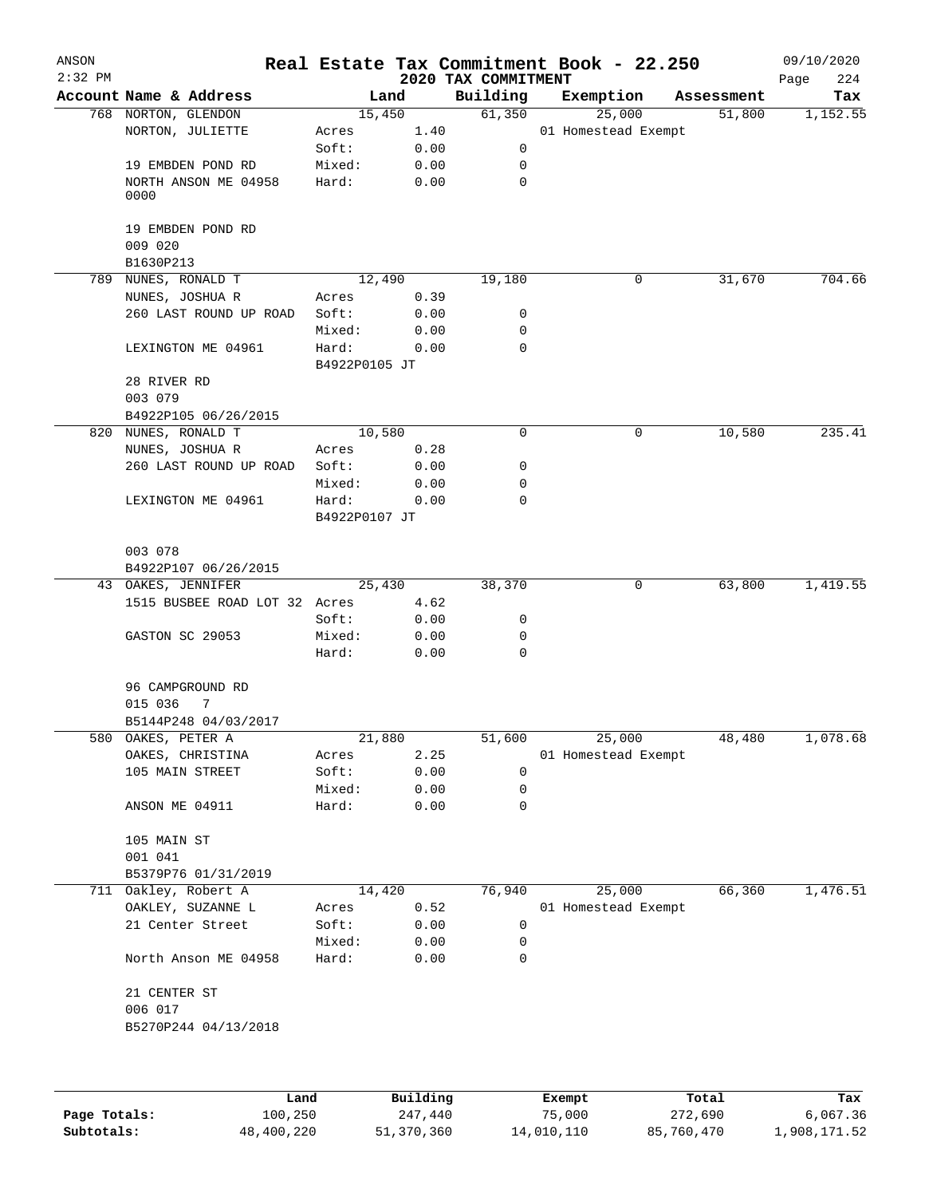# Real Estate Tax Commitment Book - 22.250

ANSON
2:32 PM

2020 TAX COMMITMENT

09/10/2020

| Account Name & Address | Land | | Building | Exemption | Assessment | Tax |
|---|---|---|---|---|---|---|
| 768 NORTON, GLENDON | 15,450 | | 61,350 | 25,000 | 51,800 | 1,152.55 |
| NORTON, JULIETTE | Acres | 1.40 | | 01 Homestead Exempt | | |
| | Soft: | 0.00 | 0 | | | |
| 19 EMBDEN POND RD | Mixed: | 0.00 | 0 | | | |
| NORTH ANSON ME 04958 0000 | Hard: | 0.00 | 0 | | | |
| 19 EMBDEN POND RD | | | | | | |
| 009 020 | | | | | | |
| B1630P213 | | | | | | |
| 789 NUNES, RONALD T | 12,490 | | 19,180 | 0 | 31,670 | 704.66 |
| NUNES, JOSHUA R | Acres | 0.39 | | | | |
| 260 LAST ROUND UP ROAD | Soft: | 0.00 | 0 | | | |
| | Mixed: | 0.00 | 0 | | | |
| LEXINGTON ME 04961 | Hard: | 0.00 | 0 | | | |
| | B4922P0105 JT | | | | | |
| 28 RIVER RD | | | | | | |
| 003 079 | | | | | | |
| B4922P105 06/26/2015 | | | | | | |
| 820 NUNES, RONALD T | 10,580 | | 0 | 0 | 10,580 | 235.41 |
| NUNES, JOSHUA R | Acres | 0.28 | | | | |
| 260 LAST ROUND UP ROAD | Soft: | 0.00 | 0 | | | |
| | Mixed: | 0.00 | 0 | | | |
| LEXINGTON ME 04961 | Hard: | 0.00 | 0 | | | |
| | B4922P0107 JT | | | | | |
| 003 078 | | | | | | |
| B4922P107 06/26/2015 | | | | | | |
| 43 OAKES, JENNIFER | 25,430 | | 38,370 | 0 | 63,800 | 1,419.55 |
| 1515 BUSBEE ROAD LOT 32 | Acres | 4.62 | | | | |
| | Soft: | 0.00 | 0 | | | |
| GASTON SC 29053 | Mixed: | 0.00 | 0 | | | |
| | Hard: | 0.00 | 0 | | | |
| 96 CAMPGROUND RD | | | | | | |
| 015 036 7 | | | | | | |
| B5144P248 04/03/2017 | | | | | | |
| 580 OAKES, PETER A | 21,880 | | 51,600 | 25,000 | 48,480 | 1,078.68 |
| OAKES, CHRISTINA | Acres | 2.25 | | 01 Homestead Exempt | | |
| 105 MAIN STREET | Soft: | 0.00 | 0 | | | |
| | Mixed: | 0.00 | 0 | | | |
| ANSON ME 04911 | Hard: | 0.00 | 0 | | | |
| 105 MAIN ST | | | | | | |
| 001 041 | | | | | | |
| B5379P76 01/31/2019 | | | | | | |
| 711 Oakley, Robert A | 14,420 | | 76,940 | 25,000 | 66,360 | 1,476.51 |
| OAKLEY, SUZANNE L | Acres | 0.52 | | 01 Homestead Exempt | | |
| 21 Center Street | Soft: | 0.00 | 0 | | | |
| | Mixed: | 0.00 | 0 | | | |
| North Anson ME 04958 | Hard: | 0.00 | 0 | | | |
| 21 CENTER ST | | | | | | |
| 006 017 | | | | | | |
| B5270P244 04/13/2018 | | | | | | |

| | Land | Building | Exempt | Total | Tax |
|---|---|---|---|---|---|
| Page Totals: | 100,250 | 247,440 | 75,000 | 272,690 | 6,067.36 |
| Subtotals: | 48,400,220 | 51,370,360 | 14,010,110 | 85,760,470 | 1,908,171.52 |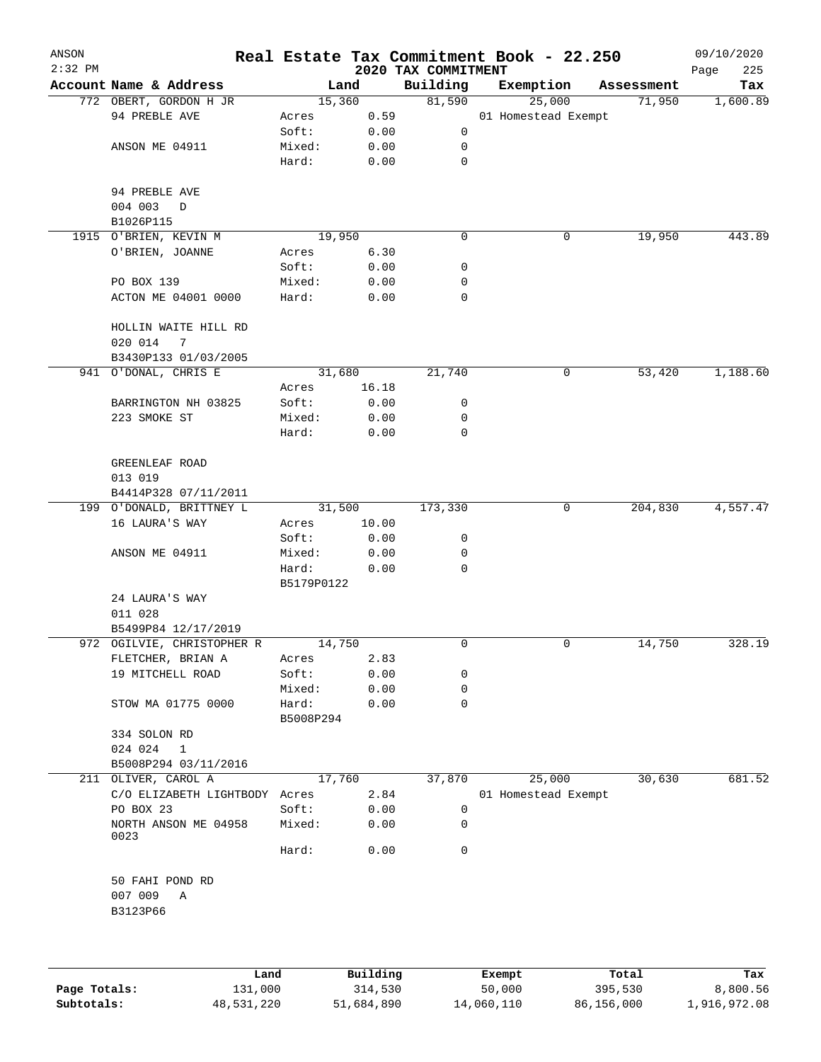# Real Estate Tax Commitment Book - 22.250

ANSON
2:32 PM

## 2020 TAX COMMITMENT

09/10/2020

| Account | Name & Address | | Land | Building | Exemption | Assessment | Tax |
|---|---|---|---|---|---|---|---|
| 772 | OBERT, GORDON H JR | | 15,360 | 81,590 | 25,000 | 71,950 | 1,600.89 |
| | 94 PREBLE AVE | Acres | 0.59 | | 01 Homestead Exempt | | |
| | | Soft: | 0.00 | 0 | | | |
| | ANSON ME 04911 | Mixed: | 0.00 | 0 | | | |
| | | Hard: | 0.00 | 0 | | | |
| | 94 PREBLE AVE | | | | | | |
| | 004 003 D | | | | | | |
| | B1026P115 | | | | | | |
| 1915 | O'BRIEN, KEVIN M | | 19,950 | 0 | 0 | 19,950 | 443.89 |
| | O'BRIEN, JOANNE | Acres | 6.30 | | | | |
| | | Soft: | 0.00 | 0 | | | |
| | PO BOX 139 | Mixed: | 0.00 | 0 | | | |
| | ACTON ME 04001 0000 | Hard: | 0.00 | 0 | | | |
| | HOLLIN WAITE HILL RD | | | | | | |
| | 020 014 7 | | | | | | |
| | B3430P133 01/03/2005 | | | | | | |
| 941 | O'DONAL, CHRIS E | | 31,680 | 21,740 | 0 | 53,420 | 1,188.60 |
| | | Acres | 16.18 | | | | |
| | BARRINGTON NH 03825 | Soft: | 0.00 | 0 | | | |
| | 223 SMOKE ST | Mixed: | 0.00 | 0 | | | |
| | | Hard: | 0.00 | 0 | | | |
| | GREENLEAF ROAD | | | | | | |
| | 013 019 | | | | | | |
| | B4414P328 07/11/2011 | | | | | | |
| 199 | O'DONALD, BRITTNEY L | | 31,500 | 173,330 | 0 | 204,830 | 4,557.47 |
| | 16 LAURA'S WAY | Acres | 10.00 | | | | |
| | | Soft: | 0.00 | 0 | | | |
| | ANSON ME 04911 | Mixed: | 0.00 | 0 | | | |
| | | Hard: | 0.00 | 0 | | | |
| | | B5179P0122 | | | | | |
| | 24 LAURA'S WAY | | | | | | |
| | 011 028 | | | | | | |
| | B5499P84 12/17/2019 | | | | | | |
| 972 | OGILVIE, CHRISTOPHER R | | 14,750 | 0 | 0 | 14,750 | 328.19 |
| | FLETCHER, BRIAN A | Acres | 2.83 | | | | |
| | 19 MITCHELL ROAD | Soft: | 0.00 | 0 | | | |
| | | Mixed: | 0.00 | 0 | | | |
| | STOW MA 01775 0000 | Hard: | 0.00 | 0 | | | |
| | | B5008P294 | | | | | |
| | 334 SOLON RD | | | | | | |
| | 024 024 1 | | | | | | |
| | B5008P294 03/11/2016 | | | | | | |
| 211 | OLIVER, CAROL A | | 17,760 | 37,870 | 25,000 | 30,630 | 681.52 |
| | C/O ELIZABETH LIGHTBODY | Acres | 2.84 | | 01 Homestead Exempt | | |
| | PO BOX 23 | Soft: | 0.00 | 0 | | | |
| | NORTH ANSON ME 04958 0023 | Mixed: | 0.00 | 0 | | | |
| | | Hard: | 0.00 | 0 | | | |
| | 50 FAHI POND RD | | | | | | |
| | 007 009 A | | | | | | |
| | B3123P66 | | | | | | |

| | Land | Building | Exempt | Total | Tax |
|---|---|---|---|---|---|
| Page Totals: | 131,000 | 314,530 | 50,000 | 395,530 | 8,800.56 |
| Subtotals: | 48,531,220 | 51,684,890 | 14,060,110 | 86,156,000 | 1,916,972.08 |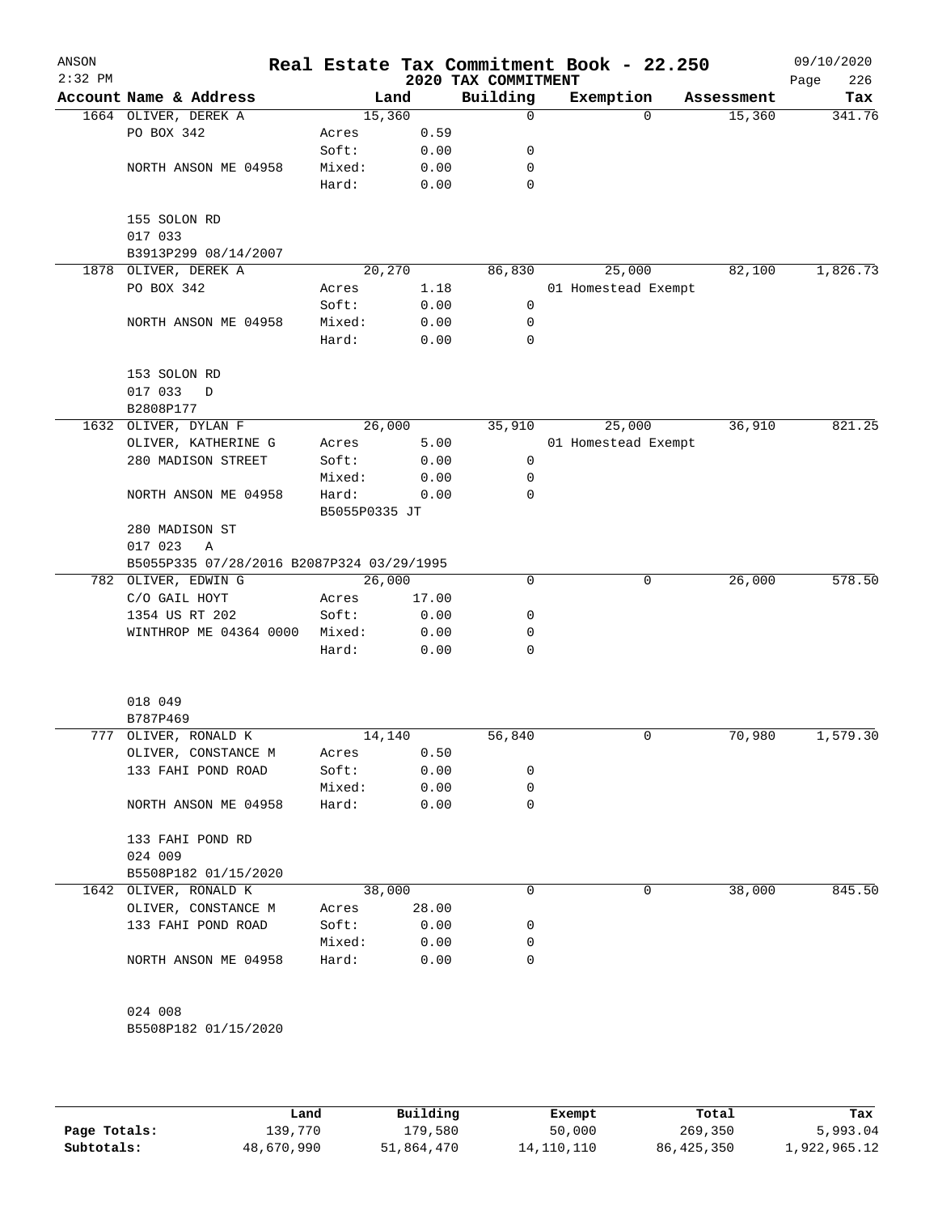# Real Estate Tax Commitment Book - 22.250

ANSON 2:32 PM — 2020 TAX COMMITMENT — 09/10/2020

| Account Name & Address | | Land | Building | Exemption | Assessment | Tax |
|---|---|---|---|---|---|---|
| 1664 OLIVER, DEREK A | | 15,360 | 0 | 0 | 15,360 | 341.76 |
| PO BOX 342 | Acres | 0.59 | | | | |
| | Soft: | 0.00 | 0 | | | |
| NORTH ANSON ME 04958 | Mixed: | 0.00 | 0 | | | |
| | Hard: | 0.00 | 0 | | | |
| 155 SOLON RD | | | | | | |
| 017 033 | | | | | | |
| B3913P299 08/14/2007 | | | | | | |
| 1878 OLIVER, DEREK A | | 20,270 | 86,830 | 25,000 | 82,100 | 1,826.73 |
| PO BOX 342 | Acres | 1.18 | | 01 Homestead Exempt | | |
| | Soft: | 0.00 | 0 | | | |
| NORTH ANSON ME 04958 | Mixed: | 0.00 | 0 | | | |
| | Hard: | 0.00 | 0 | | | |
| 153 SOLON RD | | | | | | |
| 017 033 D | | | | | | |
| B2808P177 | | | | | | |
| 1632 OLIVER, DYLAN F | | 26,000 | 35,910 | 25,000 | 36,910 | 821.25 |
| OLIVER, KATHERINE G | Acres | 5.00 | | 01 Homestead Exempt | | |
| 280 MADISON STREET | Soft: | 0.00 | 0 | | | |
| | Mixed: | 0.00 | 0 | | | |
| NORTH ANSON ME 04958 | Hard: | 0.00 | 0 | | | |
| | B5055P0335 JT | | | | | |
| 280 MADISON ST | | | | | | |
| 017 023 A | | | | | | |
| B5055P335 07/28/2016 B2087P324 03/29/1995 | | | | | | |
| 782 OLIVER, EDWIN G | | 26,000 | 0 | 0 | 26,000 | 578.50 |
| C/O GAIL HOYT | Acres | 17.00 | | | | |
| 1354 US RT 202 | Soft: | 0.00 | 0 | | | |
| WINTHROP ME 04364 0000 | Mixed: | 0.00 | 0 | | | |
| | Hard: | 0.00 | 0 | | | |
| 018 049 | | | | | | |
| B787P469 | | | | | | |
| 777 OLIVER, RONALD K | | 14,140 | 56,840 | 0 | 70,980 | 1,579.30 |
| OLIVER, CONSTANCE M | Acres | 0.50 | | | | |
| 133 FAHI POND ROAD | Soft: | 0.00 | 0 | | | |
| | Mixed: | 0.00 | 0 | | | |
| NORTH ANSON ME 04958 | Hard: | 0.00 | 0 | | | |
| 133 FAHI POND RD | | | | | | |
| 024 009 | | | | | | |
| B5508P182 01/15/2020 | | | | | | |
| 1642 OLIVER, RONALD K | | 38,000 | 0 | 0 | 38,000 | 845.50 |
| OLIVER, CONSTANCE M | Acres | 28.00 | | | | |
| 133 FAHI POND ROAD | Soft: | 0.00 | 0 | | | |
| | Mixed: | 0.00 | 0 | | | |
| NORTH ANSON ME 04958 | Hard: | 0.00 | 0 | | | |
| 024 008 | | | | | | |
| B5508P182 01/15/2020 | | | | | | |

| | Land | Building | Exempt | Total | Tax |
|---|---|---|---|---|---|
| Page Totals: | 139,770 | 179,580 | 50,000 | 269,350 | 5,993.04 |
| Subtotals: | 48,670,990 | 51,864,470 | 14,110,110 | 86,425,350 | 1,922,965.12 |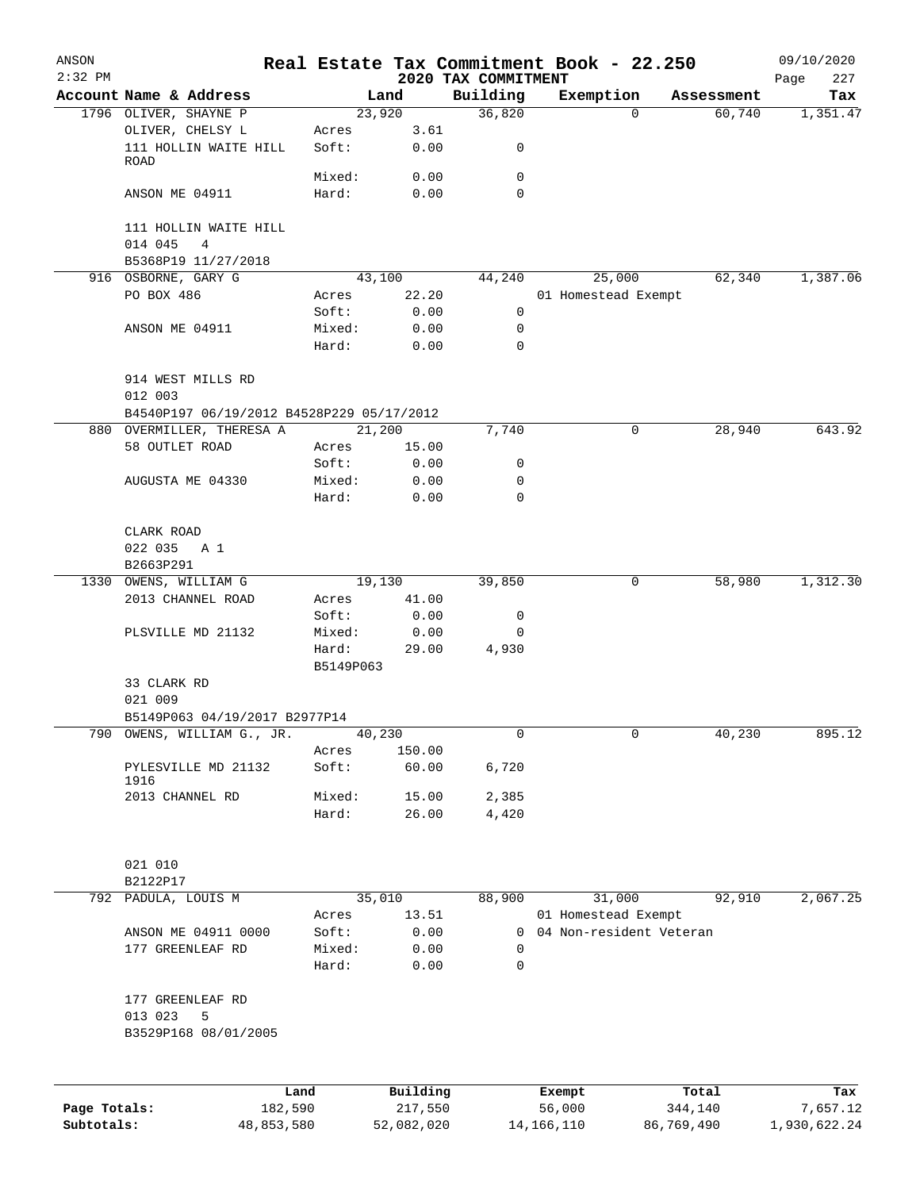# Real Estate Tax Commitment Book - 22.250

ANSON
2:32 PM

2020 TAX COMMITMENT

09/10/2020

| Account Name & Address | | Land | Building | Exemption | Assessment | Tax |
|---|---|---|---|---|---|---|
| 1796 OLIVER, SHAYNE P | | 23,920 | 36,820 | 0 | 60,740 | 1,351.47 |
| OLIVER, CHELSY L | Acres | 3.61 | | | | |
| 111 HOLLIN WAITE HILL ROAD | Soft: | 0.00 | 0 | | | |
| | Mixed: | 0.00 | 0 | | | |
| ANSON ME 04911 | Hard: | 0.00 | 0 | | | |
| 111 HOLLIN WAITE HILL | | | | | | |
| 014 045 4 | | | | | | |
| B5368P19 11/27/2018 | | | | | | |
| 916 OSBORNE, GARY G | | 43,100 | 44,240 | 25,000 | 62,340 | 1,387.06 |
| PO BOX 486 | Acres | 22.20 | | 01 Homestead Exempt | | |
| | Soft: | 0.00 | 0 | | | |
| ANSON ME 04911 | Mixed: | 0.00 | 0 | | | |
| | Hard: | 0.00 | 0 | | | |
| 914 WEST MILLS RD | | | | | | |
| 012 003 | | | | | | |
| B4540P197 06/19/2012 B4528P229 05/17/2012 | | | | | | |
| 880 OVERMILLER, THERESA A | | 21,200 | 7,740 | 0 | 28,940 | 643.92 |
| 58 OUTLET ROAD | Acres | 15.00 | | | | |
| | Soft: | 0.00 | 0 | | | |
| AUGUSTA ME 04330 | Mixed: | 0.00 | 0 | | | |
| | Hard: | 0.00 | 0 | | | |
| CLARK ROAD | | | | | | |
| 022 035 A 1 | | | | | | |
| B2663P291 | | | | | | |
| 1330 OWENS, WILLIAM G | | 19,130 | 39,850 | 0 | 58,980 | 1,312.30 |
| 2013 CHANNEL ROAD | Acres | 41.00 | | | | |
| | Soft: | 0.00 | 0 | | | |
| PLSVILLE MD 21132 | Mixed: | 0.00 | 0 | | | |
| | Hard: | 29.00 | 4,930 | | | |
| | B5149P063 | | | | | |
| 33 CLARK RD | | | | | | |
| 021 009 | | | | | | |
| B5149P063 04/19/2017 B2977P14 | | | | | | |
| 790 OWENS, WILLIAM G., JR. | | 40,230 | 0 | 0 | 40,230 | 895.12 |
| | Acres | 150.00 | | | | |
| PYLESVILLE MD 21132 1916 | Soft: | 60.00 | 6,720 | | | |
| 2013 CHANNEL RD | Mixed: | 15.00 | 2,385 | | | |
| | Hard: | 26.00 | 4,420 | | | |
| 021 010 | | | | | | |
| B2122P17 | | | | | | |
| 792 PADULA, LOUIS M | | 35,010 | 88,900 | 31,000 | 92,910 | 2,067.25 |
| | Acres | 13.51 | | 01 Homestead Exempt | | |
| ANSON ME 04911 0000 | Soft: | 0.00 | 0 | 04 Non-resident Veteran | | |
| 177 GREENLEAF RD | Mixed: | 0.00 | 0 | | | |
| | Hard: | 0.00 | 0 | | | |
| 177 GREENLEAF RD | | | | | | |
| 013 023 5 | | | | | | |
| B3529P168 08/01/2005 | | | | | | |

| | Land | Building | Exempt | Total | Tax |
|---|---|---|---|---|---|
| Page Totals: | 182,590 | 217,550 | 56,000 | 344,140 | 7,657.12 |
| Subtotals: | 48,853,580 | 52,082,020 | 14,166,110 | 86,769,490 | 1,930,622.24 |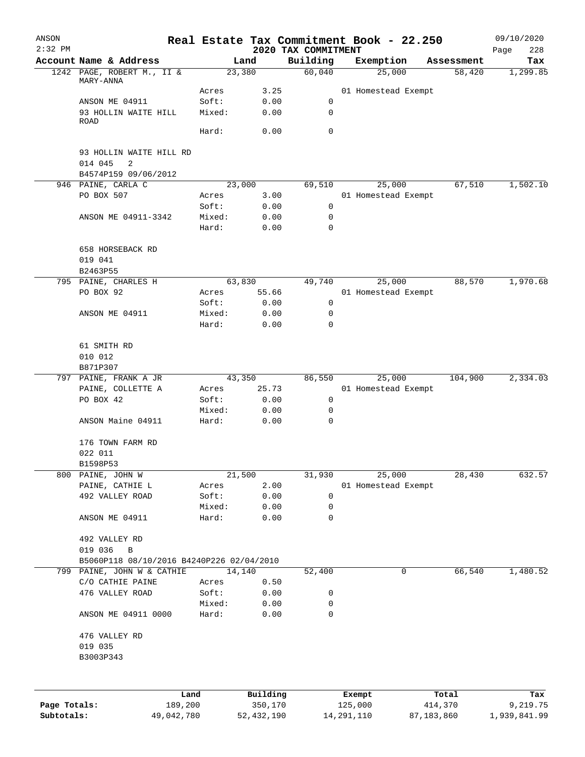# Real Estate Tax Commitment Book - 22.250

## 2020 TAX COMMITMENT

ANSON 2:32 PM — 09/10/2020

| Account | Name & Address | | Land | Building | Exemption | Assessment | Tax |
|---|---|---|---|---|---|---|---|
| 1242 | PAGE, ROBERT M., II & MARY-ANNA | | 23,380 | 60,040 | 25,000 | 58,420 | 1,299.85 |
| | | Acres | 3.25 | | 01 Homestead Exempt | | |
| | ANSON ME 04911 | Soft: | 0.00 | 0 | | | |
| | 93 HOLLIN WAITE HILL ROAD | Mixed: | 0.00 | 0 | | | |
| | | Hard: | 0.00 | 0 | | | |
| | 93 HOLLIN WAITE HILL RD | | | | | | |
| | 014 045 2 | | | | | | |
| | B4574P159 09/06/2012 | | | | | | |
| 946 | PAINE, CARLA C | | 23,000 | 69,510 | 25,000 | 67,510 | 1,502.10 |
| | PO BOX 507 | Acres | 3.00 | | 01 Homestead Exempt | | |
| | | Soft: | 0.00 | 0 | | | |
| | ANSON ME 04911-3342 | Mixed: | 0.00 | 0 | | | |
| | | Hard: | 0.00 | 0 | | | |
| | 658 HORSEBACK RD | | | | | | |
| | 019 041 | | | | | | |
| | B2463P55 | | | | | | |
| 795 | PAINE, CHARLES H | | 63,830 | 49,740 | 25,000 | 88,570 | 1,970.68 |
| | PO BOX 92 | Acres | 55.66 | | 01 Homestead Exempt | | |
| | | Soft: | 0.00 | 0 | | | |
| | ANSON ME 04911 | Mixed: | 0.00 | 0 | | | |
| | | Hard: | 0.00 | 0 | | | |
| | 61 SMITH RD | | | | | | |
| | 010 012 | | | | | | |
| | B871P307 | | | | | | |
| 797 | PAINE, FRANK A JR | | 43,350 | 86,550 | 25,000 | 104,900 | 2,334.03 |
| | PAINE, COLLETTE A | Acres | 25.73 | | 01 Homestead Exempt | | |
| | PO BOX 42 | Soft: | 0.00 | 0 | | | |
| | | Mixed: | 0.00 | 0 | | | |
| | ANSON Maine 04911 | Hard: | 0.00 | 0 | | | |
| | 176 TOWN FARM RD | | | | | | |
| | 022 011 | | | | | | |
| | B1598P53 | | | | | | |
| 800 | PAINE, JOHN W | | 21,500 | 31,930 | 25,000 | 28,430 | 632.57 |
| | PAINE, CATHIE L | Acres | 2.00 | | 01 Homestead Exempt | | |
| | 492 VALLEY ROAD | Soft: | 0.00 | 0 | | | |
| | | Mixed: | 0.00 | 0 | | | |
| | ANSON ME 04911 | Hard: | 0.00 | 0 | | | |
| | 492 VALLEY RD | | | | | | |
| | 019 036 B | | | | | | |
| | B5060P118 08/10/2016 B4240P226 02/04/2010 | | | | | | |
| 799 | PAINE, JOHN W & CATHIE | | 14,140 | 52,400 | 0 | 66,540 | 1,480.52 |
| | C/O CATHIE PAINE | Acres | 0.50 | | | | |
| | 476 VALLEY ROAD | Soft: | 0.00 | 0 | | | |
| | | Mixed: | 0.00 | 0 | | | |
| | ANSON ME 04911 0000 | Hard: | 0.00 | 0 | | | |
| | 476 VALLEY RD | | | | | | |
| | 019 035 | | | | | | |
| | B3003P343 | | | | | | |

| | Land | Building | Exempt | Total | Tax |
|---|---|---|---|---|---|
| Page Totals: | 189,200 | 350,170 | 125,000 | 414,370 | 9,219.75 |
| Subtotals: | 49,042,780 | 52,432,190 | 14,291,110 | 87,183,860 | 1,939,841.99 |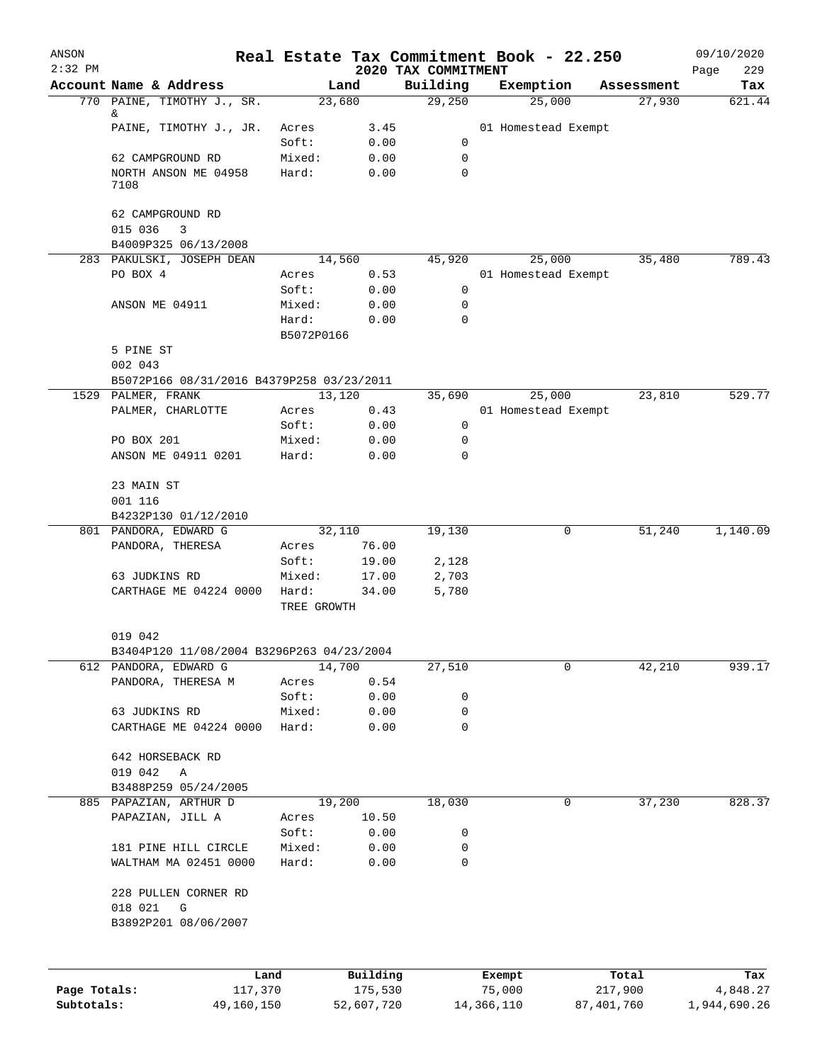ANSON 2:32 PM

# Real Estate Tax Commitment Book - 22.250

## 2020 TAX COMMITMENT

09/10/2020

| Account Name & Address | Land | | Building | Exemption | Assessment | Tax |
|---|---|---|---|---|---|---|
| 770 PAINE, TIMOTHY J., SR. & | 23,680 | | 29,250 | 25,000 | 27,930 | 621.44 |
| PAINE, TIMOTHY J., JR. | Acres | 3.45 | | 01 Homestead Exempt | | |
| | Soft: | 0.00 | 0 | | | |
| 62 CAMPGROUND RD | Mixed: | 0.00 | 0 | | | |
| NORTH ANSON ME 04958 7108 | Hard: | 0.00 | 0 | | | |
| 62 CAMPGROUND RD | | | | | | |
| 015 036 3 | | | | | | |
| B4009P325 06/13/2008 | | | | | | |
| 283 PAKULSKI, JOSEPH DEAN | 14,560 | | 45,920 | 25,000 | 35,480 | 789.43 |
| PO BOX 4 | Acres | 0.53 | | 01 Homestead Exempt | | |
| | Soft: | 0.00 | 0 | | | |
| ANSON ME 04911 | Mixed: | 0.00 | 0 | | | |
| | Hard: | 0.00 | 0 | | | |
| | B5072P0166 | | | | | |
| 5 PINE ST | | | | | | |
| 002 043 | | | | | | |
| B5072P166 08/31/2016 B4379P258 03/23/2011 | | | | | | |
| 1529 PALMER, FRANK | 13,120 | | 35,690 | 25,000 | 23,810 | 529.77 |
| PALMER, CHARLOTTE | Acres | 0.43 | | 01 Homestead Exempt | | |
| | Soft: | 0.00 | 0 | | | |
| PO BOX 201 | Mixed: | 0.00 | 0 | | | |
| ANSON ME 04911 0201 | Hard: | 0.00 | 0 | | | |
| 23 MAIN ST | | | | | | |
| 001 116 | | | | | | |
| B4232P130 01/12/2010 | | | | | | |
| 801 PANDORA, EDWARD G | 32,110 | | 19,130 | 0 | 51,240 | 1,140.09 |
| PANDORA, THERESA | Acres | 76.00 | | | | |
| | Soft: | 19.00 | 2,128 | | | |
| 63 JUDKINS RD | Mixed: | 17.00 | 2,703 | | | |
| CARTHAGE ME 04224 0000 | Hard: | 34.00 | 5,780 | | | |
| | TREE GROWTH | | | | | |
| 019 042 | | | | | | |
| B3404P120 11/08/2004 B3296P263 04/23/2004 | | | | | | |
| 612 PANDORA, EDWARD G | 14,700 | | 27,510 | 0 | 42,210 | 939.17 |
| PANDORA, THERESA M | Acres | 0.54 | | | | |
| | Soft: | 0.00 | 0 | | | |
| 63 JUDKINS RD | Mixed: | 0.00 | 0 | | | |
| CARTHAGE ME 04224 0000 | Hard: | 0.00 | 0 | | | |
| 642 HORSEBACK RD | | | | | | |
| 019 042 A | | | | | | |
| B3488P259 05/24/2005 | | | | | | |
| 885 PAPAZIAN, ARTHUR D | 19,200 | | 18,030 | 0 | 37,230 | 828.37 |
| PAPAZIAN, JILL A | Acres | 10.50 | | | | |
| | Soft: | 0.00 | 0 | | | |
| 181 PINE HILL CIRCLE | Mixed: | 0.00 | 0 | | | |
| WALTHAM MA 02451 0000 | Hard: | 0.00 | 0 | | | |
| 228 PULLEN CORNER RD | | | | | | |
| 018 021 G | | | | | | |
| B3892P201 08/06/2007 | | | | | | |

| | Land | Building | Exempt | Total | Tax |
|---|---|---|---|---|---|
| Page Totals: | 117,370 | 175,530 | 75,000 | 217,900 | 4,848.27 |
| Subtotals: | 49,160,150 | 52,607,720 | 14,366,110 | 87,401,760 | 1,944,690.26 |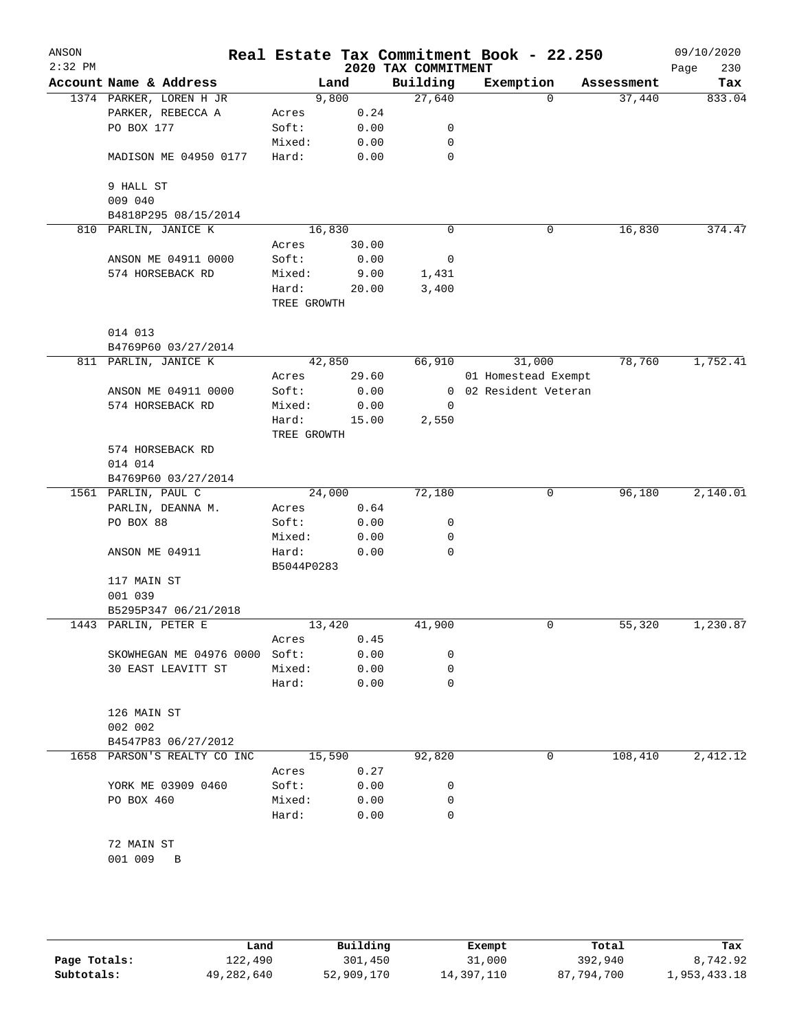# Real Estate Tax Commitment Book - 22.250

ANSON 2:32 PM — 2020 TAX COMMITMENT — 09/10/2020

| Account Name & Address | | Land | Building | Exemption | Assessment | Tax |
|---|---|---|---|---|---|---|
| 1374 PARKER, LOREN H JR | | 9,800 | 27,640 | 0 | 37,440 | 833.04 |
| PARKER, REBECCA A | Acres | 0.24 | | | | |
| PO BOX 177 | Soft: | 0.00 | 0 | | | |
| | Mixed: | 0.00 | 0 | | | |
| MADISON ME 04950 0177 | Hard: | 0.00 | 0 | | | |
| 9 HALL ST | | | | | | |
| 009 040 | | | | | | |
| B4818P295 08/15/2014 | | | | | | |
| 810 PARLIN, JANICE K | | 16,830 | 0 | 0 | 16,830 | 374.47 |
| | Acres | 30.00 | | | | |
| ANSON ME 04911 0000 | Soft: | 0.00 | 0 | | | |
| 574 HORSEBACK RD | Mixed: | 9.00 | 1,431 | | | |
| | Hard: | 20.00 | 3,400 | | | |
| | TREE GROWTH | | | | | |
| 014 013 | | | | | | |
| B4769P60 03/27/2014 | | | | | | |
| 811 PARLIN, JANICE K | | 42,850 | 66,910 | 31,000 | 78,760 | 1,752.41 |
| | Acres | 29.60 | | 01 Homestead Exempt | | |
| ANSON ME 04911 0000 | Soft: | 0.00 | 0 | 02 Resident Veteran | | |
| 574 HORSEBACK RD | Mixed: | 0.00 | 0 | | | |
| | Hard: | 15.00 | 2,550 | | | |
| | TREE GROWTH | | | | | |
| 574 HORSEBACK RD | | | | | | |
| 014 014 | | | | | | |
| B4769P60 03/27/2014 | | | | | | |
| 1561 PARLIN, PAUL C | | 24,000 | 72,180 | 0 | 96,180 | 2,140.01 |
| PARLIN, DEANNA M. | Acres | 0.64 | | | | |
| PO BOX 88 | Soft: | 0.00 | 0 | | | |
| | Mixed: | 0.00 | 0 | | | |
| ANSON ME 04911 | Hard: | 0.00 | 0 | | | |
| | B5044P0283 | | | | | |
| 117 MAIN ST | | | | | | |
| 001 039 | | | | | | |
| B5295P347 06/21/2018 | | | | | | |
| 1443 PARLIN, PETER E | | 13,420 | 41,900 | 0 | 55,320 | 1,230.87 |
| | Acres | 0.45 | | | | |
| SKOWHEGAN ME 04976 0000 | Soft: | 0.00 | 0 | | | |
| 30 EAST LEAVITT ST | Mixed: | 0.00 | 0 | | | |
| | Hard: | 0.00 | 0 | | | |
| 126 MAIN ST | | | | | | |
| 002 002 | | | | | | |
| B4547P83 06/27/2012 | | | | | | |
| 1658 PARSON'S REALTY CO INC | | 15,590 | 92,820 | 0 | 108,410 | 2,412.12 |
| | Acres | 0.27 | | | | |
| YORK ME 03909 0460 | Soft: | 0.00 | 0 | | | |
| PO BOX 460 | Mixed: | 0.00 | 0 | | | |
| | Hard: | 0.00 | 0 | | | |
| 72 MAIN ST | | | | | | |
| 001 009 B | | | | | | |

| | Land | Building | Exempt | Total | Tax |
|---|---|---|---|---|---|
| Page Totals: | 122,490 | 301,450 | 31,000 | 392,940 | 8,742.92 |
| Subtotals: | 49,282,640 | 52,909,170 | 14,397,110 | 87,794,700 | 1,953,433.18 |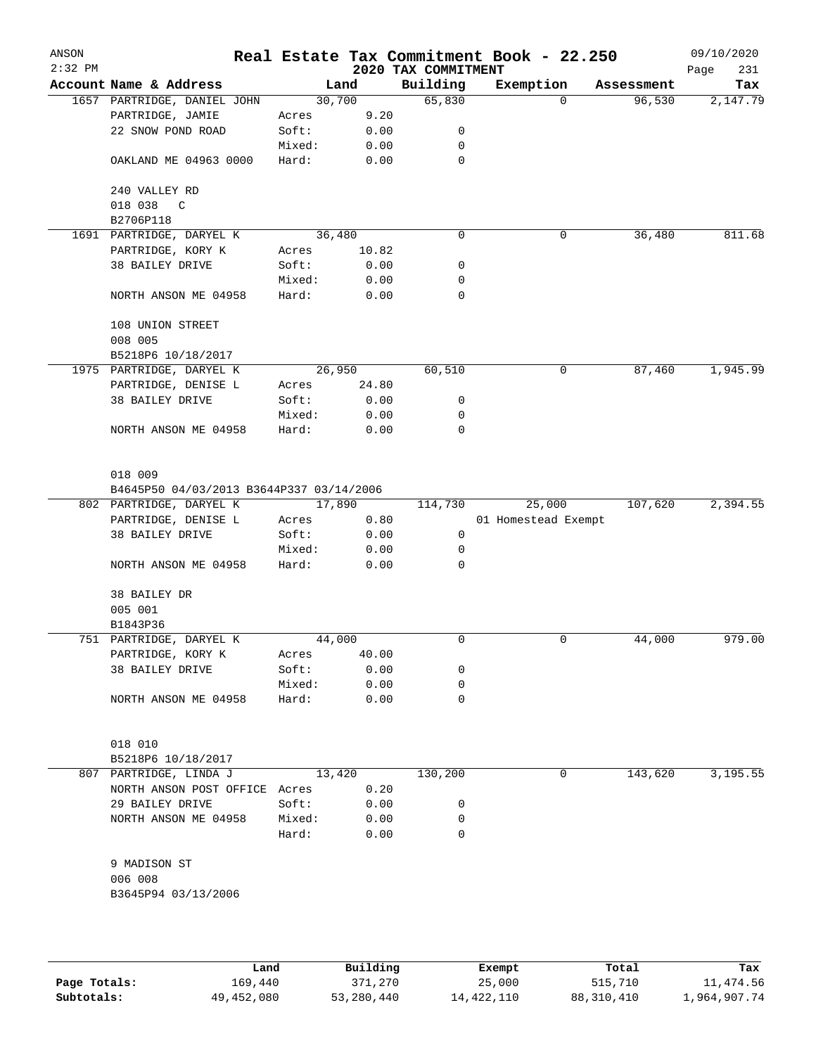ANSON
2:32 PM

# Real Estate Tax Commitment Book - 22.250

## 2020 TAX COMMITMENT

09/10/2020

| Account Name & Address | | Land | Building | Exemption | Assessment | Tax |
|---|---|---|---|---|---|---|
| 1657 PARTRIDGE, DANIEL JOHN | | 30,700 | 65,830 | 0 | 96,530 | 2,147.79 |
| PARTRIDGE, JAMIE | Acres | 9.20 | | | | |
| 22 SNOW POND ROAD | Soft: | 0.00 | 0 | | | |
| | Mixed: | 0.00 | 0 | | | |
| OAKLAND ME 04963 0000 | Hard: | 0.00 | 0 | | | |
| 240 VALLEY RD | | | | | | |
| 018 038 C | | | | | | |
| B2706P118 | | | | | | |
| 1691 PARTRIDGE, DARYEL K | | 36,480 | 0 | 0 | 36,480 | 811.68 |
| PARTRIDGE, KORY K | Acres | 10.82 | | | | |
| 38 BAILEY DRIVE | Soft: | 0.00 | 0 | | | |
| | Mixed: | 0.00 | 0 | | | |
| NORTH ANSON ME 04958 | Hard: | 0.00 | 0 | | | |
| 108 UNION STREET | | | | | | |
| 008 005 | | | | | | |
| B5218P6 10/18/2017 | | | | | | |
| 1975 PARTRIDGE, DARYEL K | | 26,950 | 60,510 | 0 | 87,460 | 1,945.99 |
| PARTRIDGE, DENISE L | Acres | 24.80 | | | | |
| 38 BAILEY DRIVE | Soft: | 0.00 | 0 | | | |
| | Mixed: | 0.00 | 0 | | | |
| NORTH ANSON ME 04958 | Hard: | 0.00 | 0 | | | |
| 018 009 | | | | | | |
| B4645P50 04/03/2013 B3644P337 03/14/2006 | | | | | | |
| 802 PARTRIDGE, DARYEL K | | 17,890 | 114,730 | 25,000 | 107,620 | 2,394.55 |
| PARTRIDGE, DENISE L | Acres | 0.80 | | 01 Homestead Exempt | | |
| 38 BAILEY DRIVE | Soft: | 0.00 | 0 | | | |
| | Mixed: | 0.00 | 0 | | | |
| NORTH ANSON ME 04958 | Hard: | 0.00 | 0 | | | |
| 38 BAILEY DR | | | | | | |
| 005 001 | | | | | | |
| B1843P36 | | | | | | |
| 751 PARTRIDGE, DARYEL K | | 44,000 | 0 | 0 | 44,000 | 979.00 |
| PARTRIDGE, KORY K | Acres | 40.00 | | | | |
| 38 BAILEY DRIVE | Soft: | 0.00 | 0 | | | |
| | Mixed: | 0.00 | 0 | | | |
| NORTH ANSON ME 04958 | Hard: | 0.00 | 0 | | | |
| 018 010 | | | | | | |
| B5218P6 10/18/2017 | | | | | | |
| 807 PARTRIDGE, LINDA J | | 13,420 | 130,200 | 0 | 143,620 | 3,195.55 |
| NORTH ANSON POST OFFICE | Acres | 0.20 | | | | |
| 29 BAILEY DRIVE | Soft: | 0.00 | 0 | | | |
| NORTH ANSON ME 04958 | Mixed: | 0.00 | 0 | | | |
| | Hard: | 0.00 | 0 | | | |
| 9 MADISON ST | | | | | | |
| 006 008 | | | | | | |
| B3645P94 03/13/2006 | | | | | | |

| | Land | Building | Exempt | Total | Tax |
|---|---|---|---|---|---|
| Page Totals: | 169,440 | 371,270 | 25,000 | 515,710 | 11,474.56 |
| Subtotals: | 49,452,080 | 53,280,440 | 14,422,110 | 88,310,410 | 1,964,907.74 |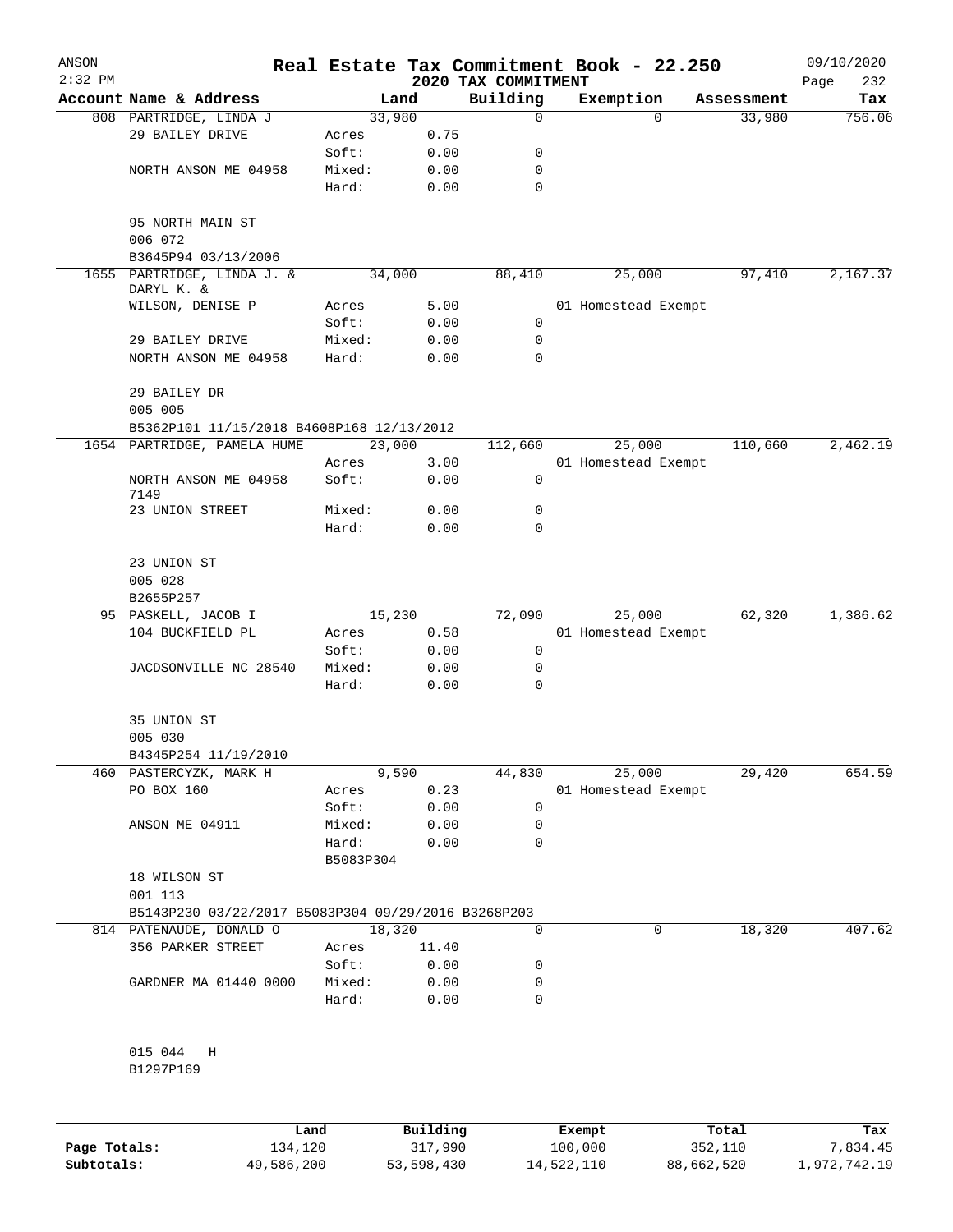ANSON
2:32 PM

# Real Estate Tax Commitment Book - 22.250
## 2020 TAX COMMITMENT

09/10/2020

| Account | Name & Address | | Land | Building | Exemption | Assessment | Tax |
|---|---|---|---|---|---|---|---|
| 808 | PARTRIDGE, LINDA J | | 33,980 | 0 | 0 | 33,980 | 756.06 |
| | 29 BAILEY DRIVE | Acres | 0.75 | | | | |
| | | Soft: | 0.00 | 0 | | | |
| | NORTH ANSON ME 04958 | Mixed: | 0.00 | 0 | | | |
| | | Hard: | 0.00 | 0 | | | |
| | 95 NORTH MAIN ST | | | | | | |
| | 006 072 | | | | | | |
| | B3645P94 03/13/2006 | | | | | | |
| 1655 | PARTRIDGE, LINDA J. & DARYL K. & | | 34,000 | 88,410 | 25,000 | 97,410 | 2,167.37 |
| | WILSON, DENISE P | Acres | 5.00 | | 01 Homestead Exempt | | |
| | | Soft: | 0.00 | 0 | | | |
| | 29 BAILEY DRIVE | Mixed: | 0.00 | 0 | | | |
| | NORTH ANSON ME 04958 | Hard: | 0.00 | 0 | | | |
| | 29 BAILEY DR | | | | | | |
| | 005 005 | | | | | | |
| | B5362P101 11/15/2018 B4608P168 12/13/2012 | | | | | | |
| 1654 | PARTRIDGE, PAMELA HUME | | 23,000 | 112,660 | 25,000 | 110,660 | 2,462.19 |
| | | Acres | 3.00 | | 01 Homestead Exempt | | |
| | NORTH ANSON ME 04958 7149 | Soft: | 0.00 | 0 | | | |
| | 23 UNION STREET | Mixed: | 0.00 | 0 | | | |
| | | Hard: | 0.00 | 0 | | | |
| | 23 UNION ST | | | | | | |
| | 005 028 | | | | | | |
| | B2655P257 | | | | | | |
| 95 | PASKELL, JACOB I | | 15,230 | 72,090 | 25,000 | 62,320 | 1,386.62 |
| | 104 BUCKFIELD PL | Acres | 0.58 | | 01 Homestead Exempt | | |
| | | Soft: | 0.00 | 0 | | | |
| | JACDSONVILLE NC 28540 | Mixed: | 0.00 | 0 | | | |
| | | Hard: | 0.00 | 0 | | | |
| | 35 UNION ST | | | | | | |
| | 005 030 | | | | | | |
| | B4345P254 11/19/2010 | | | | | | |
| 460 | PASTERCYZK, MARK H | | 9,590 | 44,830 | 25,000 | 29,420 | 654.59 |
| | PO BOX 160 | Acres | 0.23 | | 01 Homestead Exempt | | |
| | | Soft: | 0.00 | 0 | | | |
| | ANSON ME 04911 | Mixed: | 0.00 | 0 | | | |
| | | Hard: | 0.00 | 0 | | | |
| | | B5083P304 | | | | | |
| | 18 WILSON ST | | | | | | |
| | 001 113 | | | | | | |
| | B5143P230 03/22/2017 B5083P304 09/29/2016 B3268P203 | | | | | | |
| 814 | PATENAUDE, DONALD O | | 18,320 | 0 | 0 | 18,320 | 407.62 |
| | 356 PARKER STREET | Acres | 11.40 | | | | |
| | | Soft: | 0.00 | 0 | | | |
| | GARDNER MA 01440 0000 | Mixed: | 0.00 | 0 | | | |
| | | Hard: | 0.00 | 0 | | | |
| | 015 044 H | | | | | | |
| | B1297P169 | | | | | | |

| | Land | Building | Exempt | Total | Tax |
|---|---|---|---|---|---|
| Page Totals: | 134,120 | 317,990 | 100,000 | 352,110 | 7,834.45 |
| Subtotals: | 49,586,200 | 53,598,430 | 14,522,110 | 88,662,520 | 1,972,742.19 |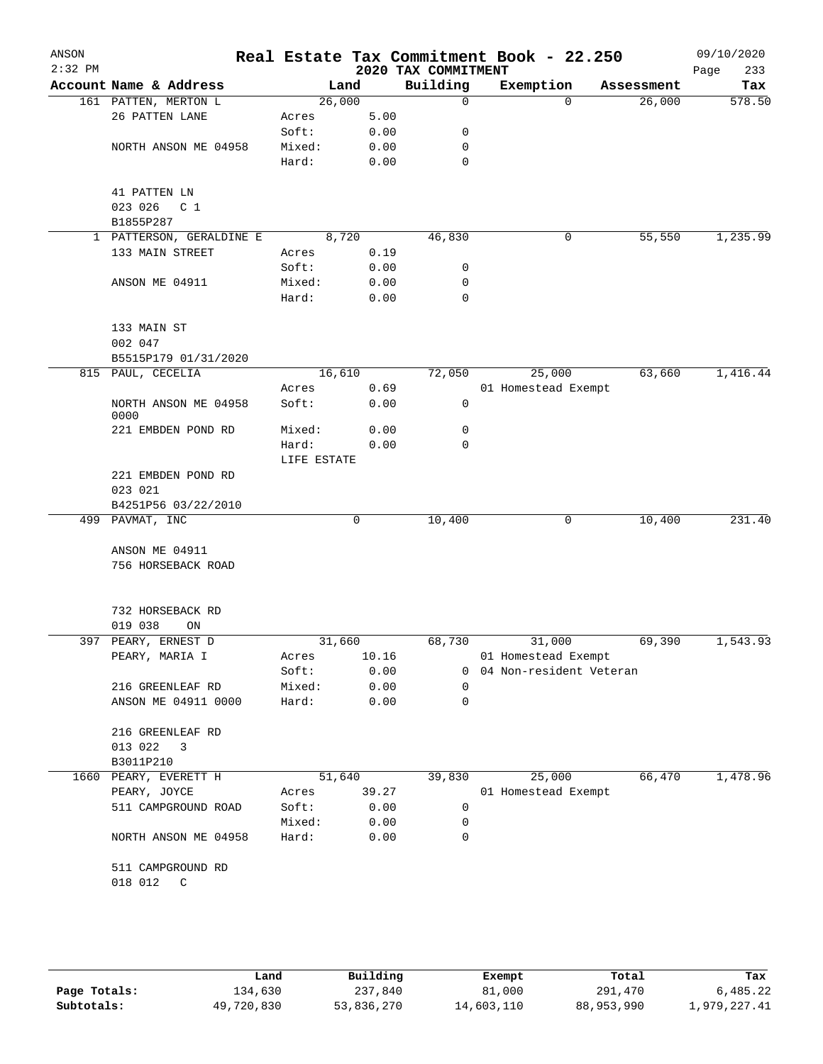# Real Estate Tax Commitment Book - 22.250

ANSON
2:32 PM

## 2020 TAX COMMITMENT

09/10/2020

| Account | Name & Address | Land | | Building | Exemption | Assessment | Tax |
|---|---|---|---|---|---|---|---|
| 161 | PATTEN, MERTON L | 26,000 | | 0 | 0 | 26,000 | 578.50 |
| | 26 PATTEN LANE | Acres | 5.00 | | | | |
| | | Soft: | 0.00 | 0 | | | |
| | NORTH ANSON ME 04958 | Mixed: | 0.00 | 0 | | | |
| | | Hard: | 0.00 | 0 | | | |
| | 41 PATTEN LN | | | | | | |
| | 023 026 C 1 | | | | | | |
| | B1855P287 | | | | | | |
| 1 | PATTERSON, GERALDINE E | 8,720 | | 46,830 | 0 | 55,550 | 1,235.99 |
| | 133 MAIN STREET | Acres | 0.19 | | | | |
| | | Soft: | 0.00 | 0 | | | |
| | ANSON ME 04911 | Mixed: | 0.00 | 0 | | | |
| | | Hard: | 0.00 | 0 | | | |
| | 133 MAIN ST | | | | | | |
| | 002 047 | | | | | | |
| | B5515P179 01/31/2020 | | | | | | |
| 815 | PAUL, CECELIA | 16,610 | | 72,050 | 25,000 | 63,660 | 1,416.44 |
| | | Acres | 0.69 | | 01 Homestead Exempt | | |
| | NORTH ANSON ME 04958 0000 | Soft: | 0.00 | 0 | | | |
| | 221 EMBDEN POND RD | Mixed: | 0.00 | 0 | | | |
| | | Hard: | 0.00 | 0 | | | |
| | | LIFE ESTATE | | | | | |
| | 221 EMBDEN POND RD | | | | | | |
| | 023 021 | | | | | | |
| | B4251P56 03/22/2010 | | | | | | |
| 499 | PAVMAT, INC | 0 | | 10,400 | 0 | 10,400 | 231.40 |
| | ANSON ME 04911 | | | | | | |
| | 756 HORSEBACK ROAD | | | | | | |
| | 732 HORSEBACK RD | | | | | | |
| | 019 038 ON | | | | | | |
| 397 | PEARY, ERNEST D | 31,660 | | 68,730 | 31,000 | 69,390 | 1,543.93 |
| | PEARY, MARIA I | Acres | 10.16 | | 01 Homestead Exempt | | |
| | | Soft: | 0.00 | 0 | 04 Non-resident Veteran | | |
| | 216 GREENLEAF RD | Mixed: | 0.00 | 0 | | | |
| | ANSON ME 04911 0000 | Hard: | 0.00 | 0 | | | |
| | 216 GREENLEAF RD | | | | | | |
| | 013 022 3 | | | | | | |
| | B3011P210 | | | | | | |
| 1660 | PEARY, EVERETT H | 51,640 | | 39,830 | 25,000 | 66,470 | 1,478.96 |
| | PEARY, JOYCE | Acres | 39.27 | | 01 Homestead Exempt | | |
| | 511 CAMPGROUND ROAD | Soft: | 0.00 | 0 | | | |
| | | Mixed: | 0.00 | 0 | | | |
| | NORTH ANSON ME 04958 | Hard: | 0.00 | 0 | | | |
| | 511 CAMPGROUND RD | | | | | | |
| | 018 012 C | | | | | | |

| | Land | Building | Exempt | Total | Tax |
|---|---|---|---|---|---|
| Page Totals: | 134,630 | 237,840 | 81,000 | 291,470 | 6,485.22 |
| Subtotals: | 49,720,830 | 53,836,270 | 14,603,110 | 88,953,990 | 1,979,227.41 |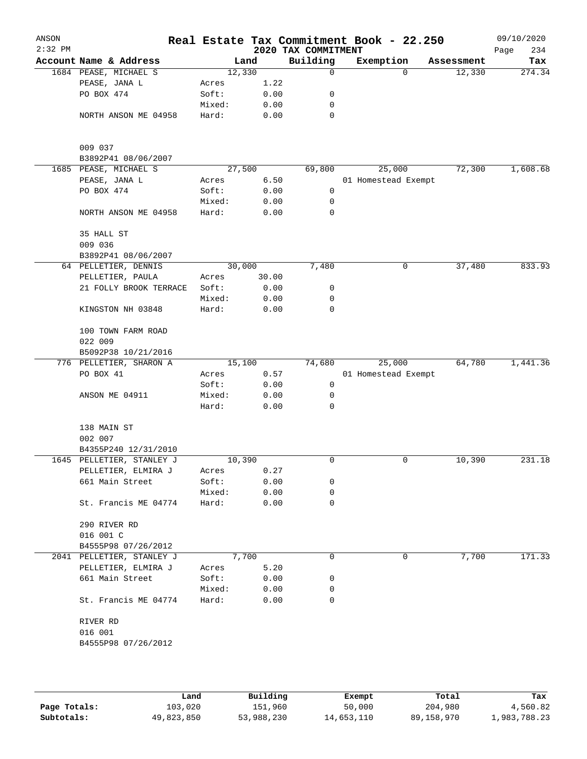# Real Estate Tax Commitment Book - 22.250

ANSON
2:32 PM

2020 TAX COMMITMENT

09/10/2020

| Account | Name & Address | | Land | Building | Exemption | Assessment | Tax |
|---|---|---|---|---|---|---|---|
| 1684 | PEASE, MICHAEL S | | 12,330 | 0 | 0 | 12,330 | 274.34 |
| | PEASE, JANA L | Acres | 1.22 | | | | |
| | PO BOX 474 | Soft: | 0.00 | 0 | | | |
| | | Mixed: | 0.00 | 0 | | | |
| | NORTH ANSON ME 04958 | Hard: | 0.00 | 0 | | | |
| | 009 037 | | | | | | |
| | B3892P41 08/06/2007 | | | | | | |
| 1685 | PEASE, MICHAEL S | | 27,500 | 69,800 | 25,000 | 72,300 | 1,608.68 |
| | PEASE, JANA L | Acres | 6.50 | | 01 Homestead Exempt | | |
| | PO BOX 474 | Soft: | 0.00 | 0 | | | |
| | | Mixed: | 0.00 | 0 | | | |
| | NORTH ANSON ME 04958 | Hard: | 0.00 | 0 | | | |
| | 35 HALL ST | | | | | | |
| | 009 036 | | | | | | |
| | B3892P41 08/06/2007 | | | | | | |
| 64 | PELLETIER, DENNIS | | 30,000 | 7,480 | 0 | 37,480 | 833.93 |
| | PELLETIER, PAULA | Acres | 30.00 | | | | |
| | 21 FOLLY BROOK TERRACE | Soft: | 0.00 | 0 | | | |
| | | Mixed: | 0.00 | 0 | | | |
| | KINGSTON NH 03848 | Hard: | 0.00 | 0 | | | |
| | 100 TOWN FARM ROAD | | | | | | |
| | 022 009 | | | | | | |
| | B5092P38 10/21/2016 | | | | | | |
| 776 | PELLETIER, SHARON A | | 15,100 | 74,680 | 25,000 | 64,780 | 1,441.36 |
| | PO BOX 41 | Acres | 0.57 | | 01 Homestead Exempt | | |
| | | Soft: | 0.00 | 0 | | | |
| | ANSON ME 04911 | Mixed: | 0.00 | 0 | | | |
| | | Hard: | 0.00 | 0 | | | |
| | 138 MAIN ST | | | | | | |
| | 002 007 | | | | | | |
| | B4355P240 12/31/2010 | | | | | | |
| 1645 | PELLETIER, STANLEY J | | 10,390 | 0 | 0 | 10,390 | 231.18 |
| | PELLETIER, ELMIRA J | Acres | 0.27 | | | | |
| | 661 Main Street | Soft: | 0.00 | 0 | | | |
| | | Mixed: | 0.00 | 0 | | | |
| | St. Francis ME 04774 | Hard: | 0.00 | 0 | | | |
| | 290 RIVER RD | | | | | | |
| | 016 001 C | | | | | | |
| | B4555P98 07/26/2012 | | | | | | |
| 2041 | PELLETIER, STANLEY J | | 7,700 | 0 | 0 | 7,700 | 171.33 |
| | PELLETIER, ELMIRA J | Acres | 5.20 | | | | |
| | 661 Main Street | Soft: | 0.00 | 0 | | | |
| | | Mixed: | 0.00 | 0 | | | |
| | St. Francis ME 04774 | Hard: | 0.00 | 0 | | | |
| | RIVER RD | | | | | | |
| | 016 001 | | | | | | |
| | B4555P98 07/26/2012 | | | | | | |

| | Land | Building | Exempt | Total | Tax |
|---|---|---|---|---|---|
| Page Totals: | 103,020 | 151,960 | 50,000 | 204,980 | 4,560.82 |
| Subtotals: | 49,823,850 | 53,988,230 | 14,653,110 | 89,158,970 | 1,983,788.23 |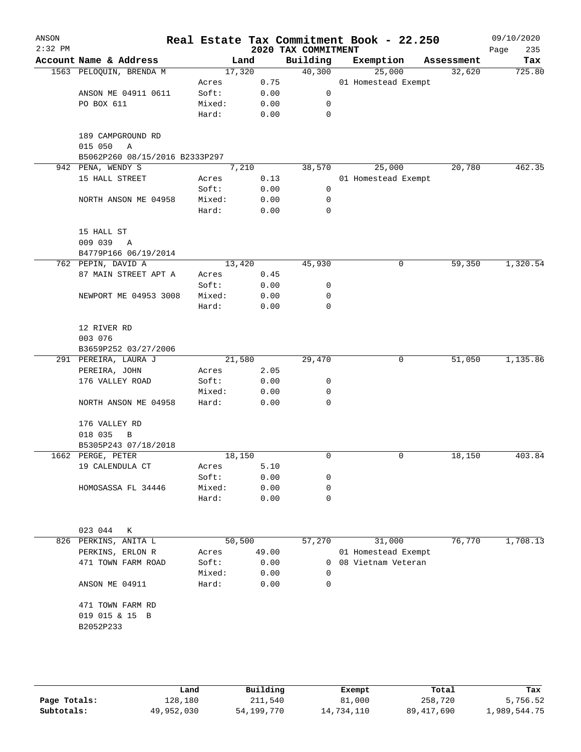# ANSON — Real Estate Tax Commitment Book - 22.250

2:32 PM — 2020 TAX COMMITMENT — 09/10/2020

| Account Name & Address | | Land | Building | Exemption | Assessment | Tax |
|---|---|---|---|---|---|---|
| 1563 PELOQUIN, BRENDA M | | 17,320 | 40,300 | 25,000 | 32,620 | 725.80 |
| | Acres | 0.75 | | 01 Homestead Exempt | | |
| ANSON ME 04911 0611 | Soft: | 0.00 | 0 | | | |
| PO BOX 611 | Mixed: | 0.00 | 0 | | | |
| | Hard: | 0.00 | 0 | | | |
| 189 CAMPGROUND RD | | | | | | |
| 015 050 A | | | | | | |
| B5062P260 08/15/2016 B2333P297 | | | | | | |
| 942 PENA, WENDY S | | 7,210 | 38,570 | 25,000 | 20,780 | 462.35 |
| 15 HALL STREET | Acres | 0.13 | | 01 Homestead Exempt | | |
| | Soft: | 0.00 | 0 | | | |
| NORTH ANSON ME 04958 | Mixed: | 0.00 | 0 | | | |
| | Hard: | 0.00 | 0 | | | |
| 15 HALL ST | | | | | | |
| 009 039 A | | | | | | |
| B4779P166 06/19/2014 | | | | | | |
| 762 PEPIN, DAVID A | | 13,420 | 45,930 | 0 | 59,350 | 1,320.54 |
| 87 MAIN STREET APT A | Acres | 0.45 | | | | |
| | Soft: | 0.00 | 0 | | | |
| NEWPORT ME 04953 3008 | Mixed: | 0.00 | 0 | | | |
| | Hard: | 0.00 | 0 | | | |
| 12 RIVER RD | | | | | | |
| 003 076 | | | | | | |
| B3659P252 03/27/2006 | | | | | | |
| 291 PEREIRA, LAURA J | | 21,580 | 29,470 | 0 | 51,050 | 1,135.86 |
| PEREIRA, JOHN | Acres | 2.05 | | | | |
| 176 VALLEY ROAD | Soft: | 0.00 | 0 | | | |
| | Mixed: | 0.00 | 0 | | | |
| NORTH ANSON ME 04958 | Hard: | 0.00 | 0 | | | |
| 176 VALLEY RD | | | | | | |
| 018 035 B | | | | | | |
| B5305P243 07/18/2018 | | | | | | |
| 1662 PERGE, PETER | | 18,150 | 0 | 0 | 18,150 | 403.84 |
| 19 CALENDULA CT | Acres | 5.10 | | | | |
| | Soft: | 0.00 | 0 | | | |
| HOMOSASSA FL 34446 | Mixed: | 0.00 | 0 | | | |
| | Hard: | 0.00 | 0 | | | |
| 023 044 K | | | | | | |
| 826 PERKINS, ANITA L | | 50,500 | 57,270 | 31,000 | 76,770 | 1,708.13 |
| PERKINS, ERLON R | Acres | 49.00 | | 01 Homestead Exempt | | |
| 471 TOWN FARM ROAD | Soft: | 0.00 | 0 | 08 Vietnam Veteran | | |
| | Mixed: | 0.00 | 0 | | | |
| ANSON ME 04911 | Hard: | 0.00 | 0 | | | |
| 471 TOWN FARM RD | | | | | | |
| 019 015 & 15 B | | | | | | |
| B2052P233 | | | | | | |

| | Land | Building | Exempt | Total | Tax |
|---|---|---|---|---|---|
| Page Totals: | 128,180 | 211,540 | 81,000 | 258,720 | 5,756.52 |
| Subtotals: | 49,952,030 | 54,199,770 | 14,734,110 | 89,417,690 | 1,989,544.75 |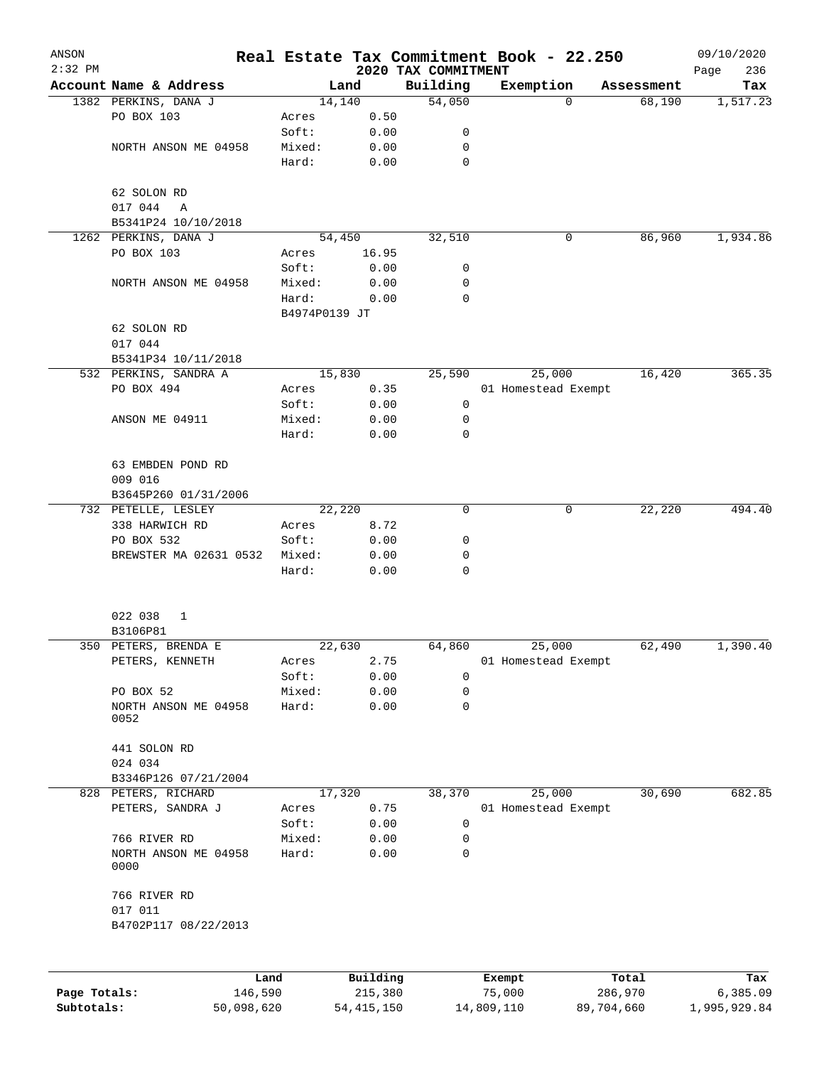# Real Estate Tax Commitment Book - 22.250

ANSON 2:32 PM — 2020 TAX COMMITMENT — 09/10/2020

| Account Name & Address | | Land | | Building | Exemption | Assessment | Tax |
|---|---|---|---|---|---|---|---|
| 1382 PERKINS, DANA J | | 14,140 | | 54,050 | 0 | 68,190 | 1,517.23 |
| PO BOX 103 | Acres | | 0.50 | | | | |
| | Soft: | | 0.00 | 0 | | | |
| NORTH ANSON ME 04958 | Mixed: | | 0.00 | 0 | | | |
| | Hard: | | 0.00 | 0 | | | |
| 62 SOLON RD | | | | | | | |
| 017 044 A | | | | | | | |
| B5341P24 10/10/2018 | | | | | | | |
| 1262 PERKINS, DANA J | | 54,450 | | 32,510 | 0 | 86,960 | 1,934.86 |
| PO BOX 103 | Acres | | 16.95 | | | | |
| | Soft: | | 0.00 | 0 | | | |
| NORTH ANSON ME 04958 | Mixed: | | 0.00 | 0 | | | |
| | Hard: | | 0.00 | 0 | | | |
| | B4974P0139 JT | | | | | | |
| 62 SOLON RD | | | | | | | |
| 017 044 | | | | | | | |
| B5341P34 10/11/2018 | | | | | | | |
| 532 PERKINS, SANDRA A | | 15,830 | | 25,590 | 25,000 | 16,420 | 365.35 |
| PO BOX 494 | Acres | | 0.35 | | 01 Homestead Exempt | | |
| | Soft: | | 0.00 | 0 | | | |
| ANSON ME 04911 | Mixed: | | 0.00 | 0 | | | |
| | Hard: | | 0.00 | 0 | | | |
| 63 EMBDEN POND RD | | | | | | | |
| 009 016 | | | | | | | |
| B3645P260 01/31/2006 | | | | | | | |
| 732 PETELLE, LESLEY | | 22,220 | | 0 | 0 | 22,220 | 494.40 |
| 338 HARWICH RD | Acres | | 8.72 | | | | |
| PO BOX 532 | Soft: | | 0.00 | 0 | | | |
| BREWSTER MA 02631 0532 | Mixed: | | 0.00 | 0 | | | |
| | Hard: | | 0.00 | 0 | | | |
| 022 038 1 | | | | | | | |
| B3106P81 | | | | | | | |
| 350 PETERS, BRENDA E | | 22,630 | | 64,860 | 25,000 | 62,490 | 1,390.40 |
| PETERS, KENNETH | Acres | | 2.75 | | 01 Homestead Exempt | | |
| | Soft: | | 0.00 | 0 | | | |
| PO BOX 52 | Mixed: | | 0.00 | 0 | | | |
| NORTH ANSON ME 04958 0052 | Hard: | | 0.00 | 0 | | | |
| 441 SOLON RD | | | | | | | |
| 024 034 | | | | | | | |
| B3346P126 07/21/2004 | | | | | | | |
| 828 PETERS, RICHARD | | 17,320 | | 38,370 | 25,000 | 30,690 | 682.85 |
| PETERS, SANDRA J | Acres | | 0.75 | | 01 Homestead Exempt | | |
| | Soft: | | 0.00 | 0 | | | |
| 766 RIVER RD | Mixed: | | 0.00 | 0 | | | |
| NORTH ANSON ME 04958 0000 | Hard: | | 0.00 | 0 | | | |
| 766 RIVER RD | | | | | | | |
| 017 011 | | | | | | | |
| B4702P117 08/22/2013 | | | | | | | |

| | Land | Building | Exempt | Total | Tax |
|---|---|---|---|---|---|
| Page Totals: | 146,590 | 215,380 | 75,000 | 286,970 | 6,385.09 |
| Subtotals: | 50,098,620 | 54,415,150 | 14,809,110 | 89,704,660 | 1,995,929.84 |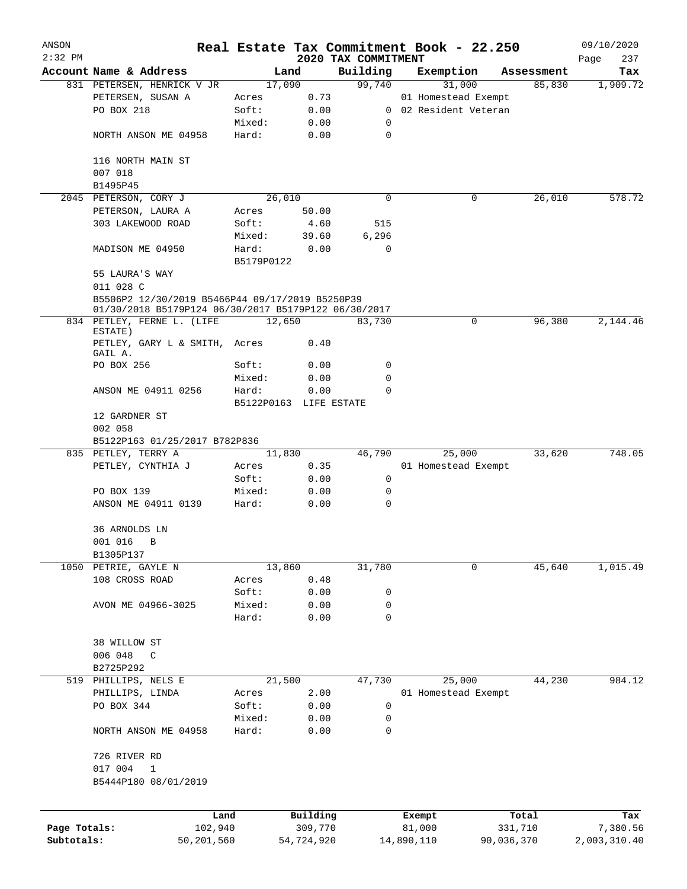# Real Estate Tax Commitment Book - 22.250

ANSON 2:32 PM — 2020 TAX COMMITMENT — 09/10/2020

| Account Name & Address | Land | | Building | Exemption | Assessment | Tax |
|---|---|---|---|---|---|---|
| 831 PETERSEN, HENRICK V JR | 17,090 | | 99,740 | 31,000 | 85,830 | 1,909.72 |
| PETERSEN, SUSAN A | Acres | 0.73 | | 01 Homestead Exempt | | |
| PO BOX 218 | Soft: | 0.00 | 0 | 02 Resident Veteran | | |
| | Mixed: | 0.00 | 0 | | | |
| NORTH ANSON ME 04958 | Hard: | 0.00 | 0 | | | |
| 116 NORTH MAIN ST | | | | | | |
| 007 018 | | | | | | |
| B1495P45 | | | | | | |
| 2045 PETERSON, CORY J | 26,010 | | 0 | 0 | 26,010 | 578.72 |
| PETERSON, LAURA A | Acres | 50.00 | | | | |
| 303 LAKEWOOD ROAD | Soft: | 4.60 | 515 | | | |
| | Mixed: | 39.60 | 6,296 | | | |
| MADISON ME 04950 | Hard: | 0.00 | 0 | | | |
| | B5179P0122 | | | | | |
| 55 LAURA'S WAY | | | | | | |
| 011 028 C | | | | | | |
| B5506P2 12/30/2019 B5466P44 09/17/2019 B5250P39 01/30/2018 B5179P124 06/30/2017 B5179P122 06/30/2017 | | | | | | |
| 834 PETLEY, FERNE L. (LIFE ESTATE) | 12,650 | | 83,730 | 0 | 96,380 | 2,144.46 |
| PETLEY, GARY L & SMITH, GAIL A. | Acres | 0.40 | | | | |
| PO BOX 256 | Soft: | 0.00 | 0 | | | |
| | Mixed: | 0.00 | 0 | | | |
| ANSON ME 04911 0256 | Hard: | 0.00 | 0 | | | |
| | B5122P0163 LIFE ESTATE | | | | | |
| 12 GARDNER ST | | | | | | |
| 002 058 | | | | | | |
| B5122P163 01/25/2017 B782P836 | | | | | | |
| 835 PETLEY, TERRY A | 11,830 | | 46,790 | 25,000 | 33,620 | 748.05 |
| PETLEY, CYNTHIA J | Acres | 0.35 | | 01 Homestead Exempt | | |
| | Soft: | 0.00 | 0 | | | |
| PO BOX 139 | Mixed: | 0.00 | 0 | | | |
| ANSON ME 04911 0139 | Hard: | 0.00 | 0 | | | |
| 36 ARNOLDS LN | | | | | | |
| 001 016 B | | | | | | |
| B1305P137 | | | | | | |
| 1050 PETRIE, GAYLE N | 13,860 | | 31,780 | 0 | 45,640 | 1,015.49 |
| 108 CROSS ROAD | Acres | 0.48 | | | | |
| | Soft: | 0.00 | 0 | | | |
| AVON ME 04966-3025 | Mixed: | 0.00 | 0 | | | |
| | Hard: | 0.00 | 0 | | | |
| 38 WILLOW ST | | | | | | |
| 006 048 C | | | | | | |
| B2725P292 | | | | | | |
| 519 PHILLIPS, NELS E | 21,500 | | 47,730 | 25,000 | 44,230 | 984.12 |
| PHILLIPS, LINDA | Acres | 2.00 | | 01 Homestead Exempt | | |
| PO BOX 344 | Soft: | 0.00 | 0 | | | |
| | Mixed: | 0.00 | 0 | | | |
| NORTH ANSON ME 04958 | Hard: | 0.00 | 0 | | | |
| 726 RIVER RD | | | | | | |
| 017 004 1 | | | | | | |
| B5444P180 08/01/2019 | | | | | | |

| | Land | Building | Exempt | Total | Tax |
|---|---|---|---|---|---|
| Page Totals: | 102,940 | 309,770 | 81,000 | 331,710 | 7,380.56 |
| Subtotals: | 50,201,560 | 54,724,920 | 14,890,110 | 90,036,370 | 2,003,310.40 |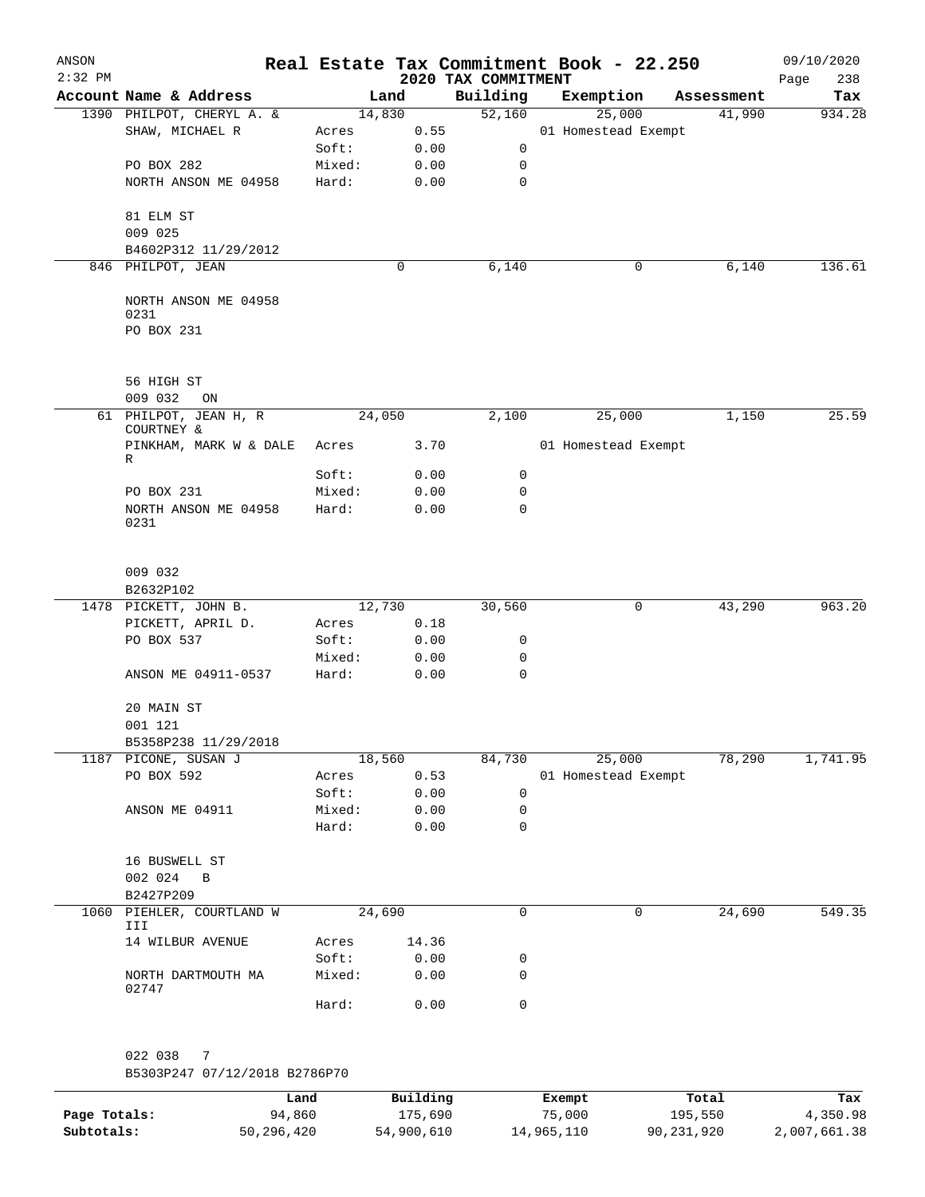ANSON 2:32 PM

# Real Estate Tax Commitment Book - 22.250

2020 TAX COMMITMENT

09/10/2020

| Account | Name & Address | Land | | Building | Exemption | Assessment | Tax |
|---|---|---|---|---|---|---|---|
| 1390 | PHILPOT, CHERYL A. & | 14,830 | | 52,160 | 25,000 | 41,990 | 934.28 |
| | SHAW, MICHAEL R | Acres | 0.55 | | 01 Homestead Exempt | | |
| | | Soft: | 0.00 | 0 | | | |
| | PO BOX 282 | Mixed: | 0.00 | 0 | | | |
| | NORTH ANSON ME 04958 | Hard: | 0.00 | 0 | | | |
| | 81 ELM ST | | | | | | |
| | 009 025 | | | | | | |
| | B4602P312 11/29/2012 | | | | | | |
| 846 | PHILPOT, JEAN | 0 | | 6,140 | 0 | 6,140 | 136.61 |
| | NORTH ANSON ME 04958 0231 | | | | | | |
| | PO BOX 231 | | | | | | |
| | 56 HIGH ST | | | | | | |
| | 009 032 ON | | | | | | |
| 61 | PHILPOT, JEAN H, R COURTNEY & | 24,050 | | 2,100 | 25,000 | 1,150 | 25.59 |
| | PINKHAM, MARK W & DALE R | Acres | 3.70 | | 01 Homestead Exempt | | |
| | | Soft: | 0.00 | 0 | | | |
| | PO BOX 231 | Mixed: | 0.00 | 0 | | | |
| | NORTH ANSON ME 04958 0231 | Hard: | 0.00 | 0 | | | |
| | 009 032 | | | | | | |
| | B2632P102 | | | | | | |
| 1478 | PICKETT, JOHN B. | 12,730 | | 30,560 | 0 | 43,290 | 963.20 |
| | PICKETT, APRIL D. | Acres | 0.18 | | | | |
| | PO BOX 537 | Soft: | 0.00 | 0 | | | |
| | | Mixed: | 0.00 | 0 | | | |
| | ANSON ME 04911-0537 | Hard: | 0.00 | 0 | | | |
| | 20 MAIN ST | | | | | | |
| | 001 121 | | | | | | |
| | B5358P238 11/29/2018 | | | | | | |
| 1187 | PICONE, SUSAN J | 18,560 | | 84,730 | 25,000 | 78,290 | 1,741.95 |
| | PO BOX 592 | Acres | 0.53 | | 01 Homestead Exempt | | |
| | | Soft: | 0.00 | 0 | | | |
| | ANSON ME 04911 | Mixed: | 0.00 | 0 | | | |
| | | Hard: | 0.00 | 0 | | | |
| | 16 BUSWELL ST | | | | | | |
| | 002 024 B | | | | | | |
| | B2427P209 | | | | | | |
| 1060 | PIEHLER, COURTLAND W III | 24,690 | | 0 | 0 | 24,690 | 549.35 |
| | 14 WILBUR AVENUE | Acres | 14.36 | | | | |
| | | Soft: | 0.00 | 0 | | | |
| | NORTH DARTMOUTH MA 02747 | Mixed: | 0.00 | 0 | | | |
| | | Hard: | 0.00 | 0 | | | |
| | 022 038 7 | | | | | | |
| | B5303P247 07/12/2018 B2786P70 | | | | | | |

| | Land | Building | Exempt | Total | Tax |
|---|---|---|---|---|---|
| Page Totals: | 94,860 | 175,690 | 75,000 | 195,550 | 4,350.98 |
| Subtotals: | 50,296,420 | 54,900,610 | 14,965,110 | 90,231,920 | 2,007,661.38 |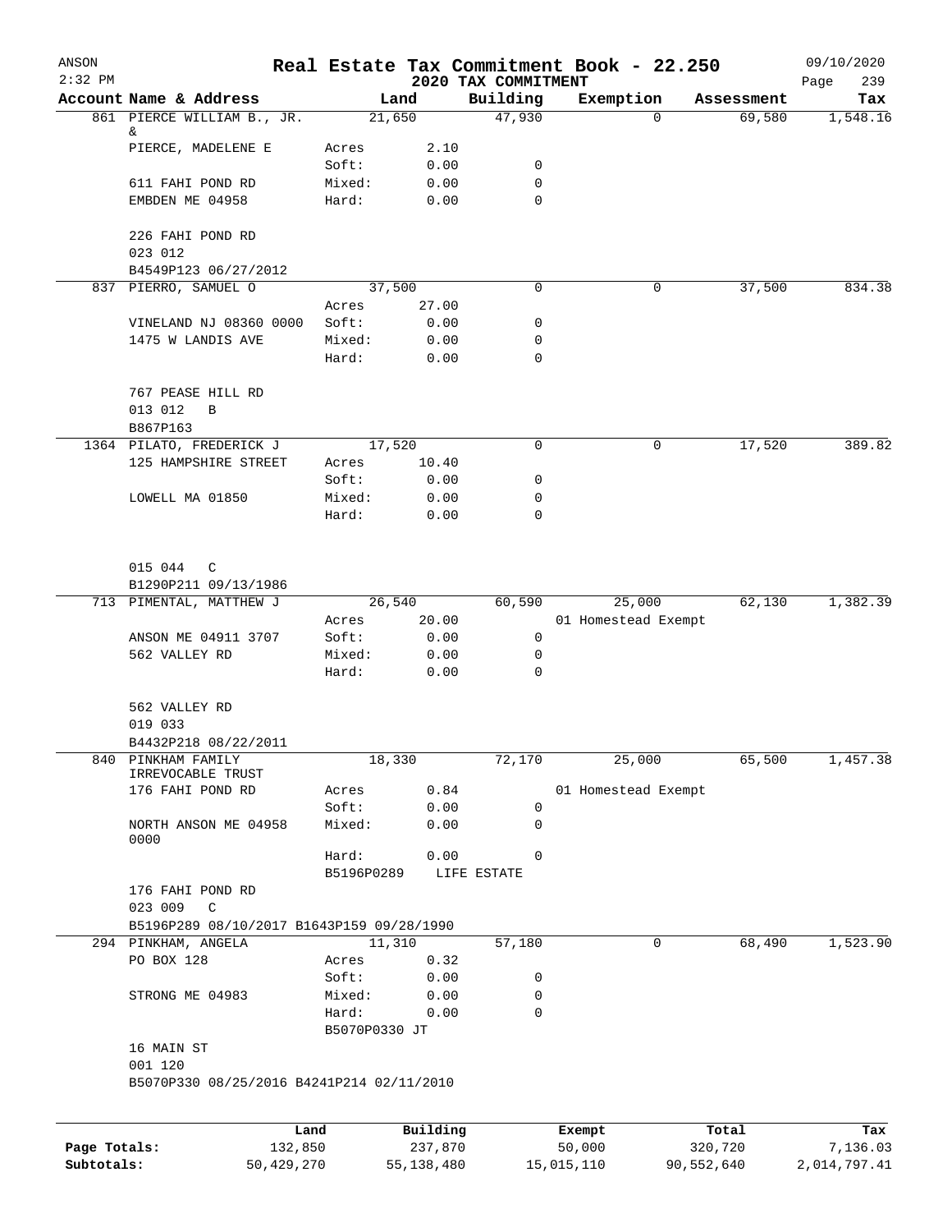ANSON

2:32 PM

# Real Estate Tax Commitment Book - 22.250

## 2020 TAX COMMITMENT

09/10/2020

| Account Name & Address | Land | | Building | Exemption | Assessment | Tax |
|---|---|---|---|---|---|---|
| 861 PIERCE WILLIAM B., JR. & | 21,650 | | 47,930 | 0 | 69,580 | 1,548.16 |
| PIERCE, MADELENE E | Acres | 2.10 | | | | |
| | Soft: | 0.00 | 0 | | | |
| 611 FAHI POND RD | Mixed: | 0.00 | 0 | | | |
| EMBDEN ME 04958 | Hard: | 0.00 | 0 | | | |
| 226 FAHI POND RD | | | | | | |
| 023 012 | | | | | | |
| B4549P123 06/27/2012 | | | | | | |
| 837 PIERRO, SAMUEL O | 37,500 | | 0 | 0 | 37,500 | 834.38 |
| | Acres | 27.00 | | | | |
| VINELAND NJ 08360 0000 | Soft: | 0.00 | 0 | | | |
| 1475 W LANDIS AVE | Mixed: | 0.00 | 0 | | | |
| | Hard: | 0.00 | 0 | | | |
| 767 PEASE HILL RD | | | | | | |
| 013 012 B | | | | | | |
| B867P163 | | | | | | |
| 1364 PILATO, FREDERICK J | 17,520 | | 0 | 0 | 17,520 | 389.82 |
| 125 HAMPSHIRE STREET | Acres | 10.40 | | | | |
| | Soft: | 0.00 | 0 | | | |
| LOWELL MA 01850 | Mixed: | 0.00 | 0 | | | |
| | Hard: | 0.00 | 0 | | | |
| 015 044 C | | | | | | |
| B1290P211 09/13/1986 | | | | | | |
| 713 PIMENTAL, MATTHEW J | 26,540 | | 60,590 | 25,000 | 62,130 | 1,382.39 |
| | Acres | 20.00 | | 01 Homestead Exempt | | |
| ANSON ME 04911 3707 | Soft: | 0.00 | 0 | | | |
| 562 VALLEY RD | Mixed: | 0.00 | 0 | | | |
| | Hard: | 0.00 | 0 | | | |
| 562 VALLEY RD | | | | | | |
| 019 033 | | | | | | |
| B4432P218 08/22/2011 | | | | | | |
| 840 PINKHAM FAMILY IRREVOCABLE TRUST | 18,330 | | 72,170 | 25,000 | 65,500 | 1,457.38 |
| 176 FAHI POND RD | Acres | 0.84 | | 01 Homestead Exempt | | |
| | Soft: | 0.00 | 0 | | | |
| NORTH ANSON ME 04958 0000 | Mixed: | 0.00 | 0 | | | |
| | Hard: | 0.00 | 0 | | | |
| | B5196P0289 | LIFE ESTATE | | | | |
| 176 FAHI POND RD | | | | | | |
| 023 009 C | | | | | | |
| B5196P289 08/10/2017 B1643P159 09/28/1990 | | | | | | |
| 294 PINKHAM, ANGELA | 11,310 | | 57,180 | 0 | 68,490 | 1,523.90 |
| PO BOX 128 | Acres | 0.32 | | | | |
| | Soft: | 0.00 | 0 | | | |
| STRONG ME 04983 | Mixed: | 0.00 | 0 | | | |
| | Hard: | 0.00 | 0 | | | |
| | B5070P0330 JT | | | | | |
| 16 MAIN ST | | | | | | |
| 001 120 | | | | | | |
| B5070P330 08/25/2016 B4241P214 02/11/2010 | | | | | | |

| | Land | Building | Exempt | Total | Tax |
|---|---|---|---|---|---|
| Page Totals: | 132,850 | 237,870 | 50,000 | 320,720 | 7,136.03 |
| Subtotals: | 50,429,270 | 55,138,480 | 15,015,110 | 90,552,640 | 2,014,797.41 |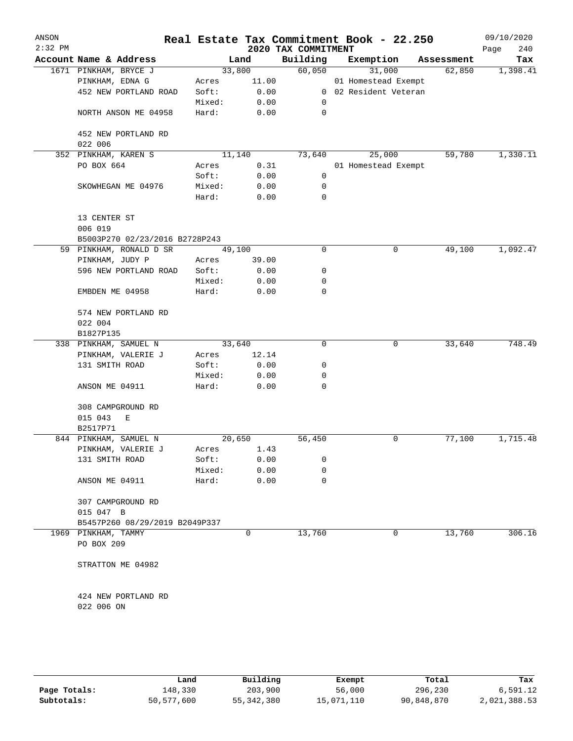# Real Estate Tax Commitment Book - 22.250

ANSON
2:32 PM

2020 TAX COMMITMENT

09/10/2020

| Account | Name & Address | | Land | Building | Exemption | Assessment | Tax |
|---|---|---|---|---|---|---|---|
| 1671 | PINKHAM, BRYCE J | | 33,800 | 60,050 | 31,000 | 62,850 | 1,398.41 |
| | PINKHAM, EDNA G | Acres | 11.00 | | 01 Homestead Exempt | | |
| | 452 NEW PORTLAND ROAD | Soft: | 0.00 | 0 | 02 Resident Veteran | | |
| | | Mixed: | 0.00 | 0 | | | |
| | NORTH ANSON ME 04958 | Hard: | 0.00 | 0 | | | |
| | 452 NEW PORTLAND RD | | | | | | |
| | 022 006 | | | | | | |
| 352 | PINKHAM, KAREN S | | 11,140 | 73,640 | 25,000 | 59,780 | 1,330.11 |
| | PO BOX 664 | Acres | 0.31 | | 01 Homestead Exempt | | |
| | | Soft: | 0.00 | 0 | | | |
| | SKOWHEGAN ME 04976 | Mixed: | 0.00 | 0 | | | |
| | | Hard: | 0.00 | 0 | | | |
| | 13 CENTER ST | | | | | | |
| | 006 019 | | | | | | |
| | B5003P270 02/23/2016 B2728P243 | | | | | | |
| 59 | PINKHAM, RONALD D SR | | 49,100 | 0 | 0 | 49,100 | 1,092.47 |
| | PINKHAM, JUDY P | Acres | 39.00 | | | | |
| | 596 NEW PORTLAND ROAD | Soft: | 0.00 | 0 | | | |
| | | Mixed: | 0.00 | 0 | | | |
| | EMBDEN ME 04958 | Hard: | 0.00 | 0 | | | |
| | 574 NEW PORTLAND RD | | | | | | |
| | 022 004 | | | | | | |
| | B1827P135 | | | | | | |
| 338 | PINKHAM, SAMUEL N | | 33,640 | 0 | 0 | 33,640 | 748.49 |
| | PINKHAM, VALERIE J | Acres | 12.14 | | | | |
| | 131 SMITH ROAD | Soft: | 0.00 | 0 | | | |
| | | Mixed: | 0.00 | 0 | | | |
| | ANSON ME 04911 | Hard: | 0.00 | 0 | | | |
| | 308 CAMPGROUND RD | | | | | | |
| | 015 043 E | | | | | | |
| | B2517P71 | | | | | | |
| 844 | PINKHAM, SAMUEL N | | 20,650 | 56,450 | 0 | 77,100 | 1,715.48 |
| | PINKHAM, VALERIE J | Acres | 1.43 | | | | |
| | 131 SMITH ROAD | Soft: | 0.00 | 0 | | | |
| | | Mixed: | 0.00 | 0 | | | |
| | ANSON ME 04911 | Hard: | 0.00 | 0 | | | |
| | 307 CAMPGROUND RD | | | | | | |
| | 015 047 B | | | | | | |
| | B5457P260 08/29/2019 B2049P337 | | | | | | |
| 1969 | PINKHAM, TAMMY | | 0 | 13,760 | 0 | 13,760 | 306.16 |
| | PO BOX 209 | | | | | | |
| | STRATTON ME 04982 | | | | | | |
| | 424 NEW PORTLAND RD | | | | | | |
| | 022 006 ON | | | | | | |

| | Land | Building | Exempt | Total | Tax |
|---|---|---|---|---|---|
| Page Totals: | 148,330 | 203,900 | 56,000 | 296,230 | 6,591.12 |
| Subtotals: | 50,577,600 | 55,342,380 | 15,071,110 | 90,848,870 | 2,021,388.53 |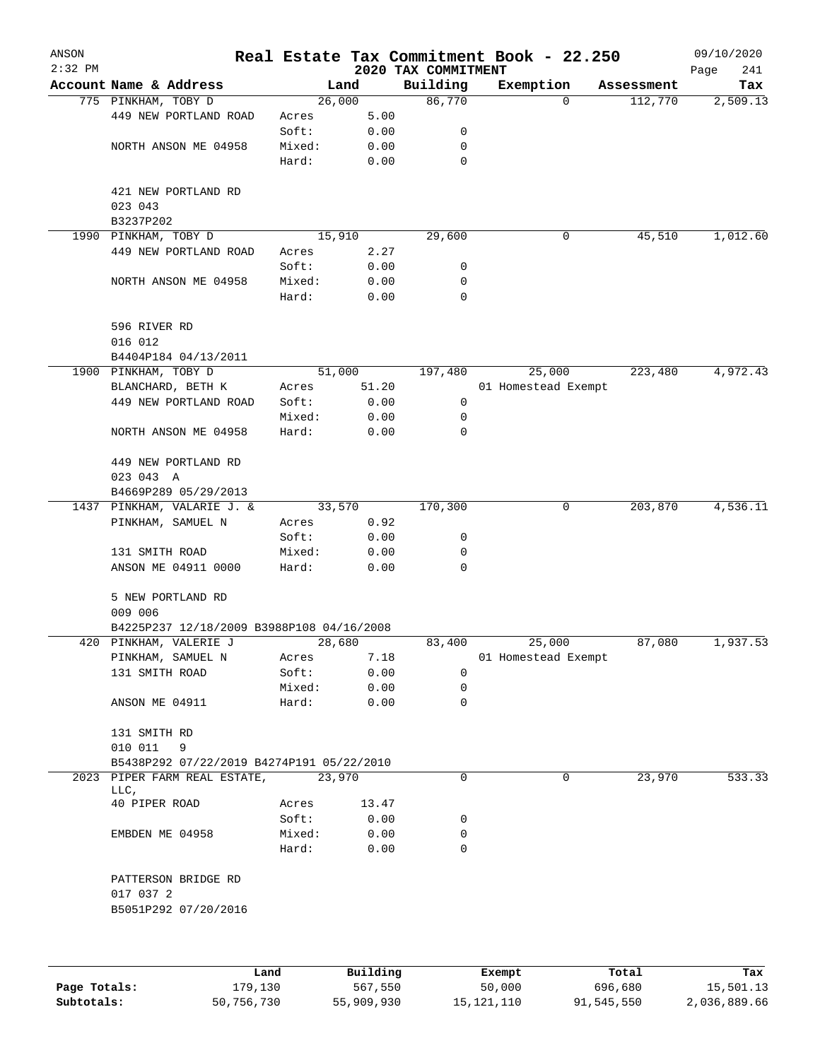# Real Estate Tax Commitment Book - 22.250

ANSON
2:32 PM

2020 TAX COMMITMENT

09/10/2020

| Account Name & Address | Land | | Building | Exemption | Assessment | Tax |
|---|---|---|---|---|---|---|
| 775 PINKHAM, TOBY D | 26,000 | | 86,770 | 0 | 112,770 | 2,509.13 |
| 449 NEW PORTLAND ROAD | Acres | 5.00 | | | | |
| | Soft: | 0.00 | 0 | | | |
| NORTH ANSON ME 04958 | Mixed: | 0.00 | 0 | | | |
| | Hard: | 0.00 | 0 | | | |
| 421 NEW PORTLAND RD | | | | | | |
| 023 043 | | | | | | |
| B3237P202 | | | | | | |
| 1990 PINKHAM, TOBY D | 15,910 | | 29,600 | 0 | 45,510 | 1,012.60 |
| 449 NEW PORTLAND ROAD | Acres | 2.27 | | | | |
| | Soft: | 0.00 | 0 | | | |
| NORTH ANSON ME 04958 | Mixed: | 0.00 | 0 | | | |
| | Hard: | 0.00 | 0 | | | |
| 596 RIVER RD | | | | | | |
| 016 012 | | | | | | |
| B4404P184 04/13/2011 | | | | | | |
| 1900 PINKHAM, TOBY D | 51,000 | | 197,480 | 25,000 | 223,480 | 4,972.43 |
| BLANCHARD, BETH K | Acres | 51.20 | | 01 Homestead Exempt | | |
| 449 NEW PORTLAND ROAD | Soft: | 0.00 | 0 | | | |
| | Mixed: | 0.00 | 0 | | | |
| NORTH ANSON ME 04958 | Hard: | 0.00 | 0 | | | |
| 449 NEW PORTLAND RD | | | | | | |
| 023 043 A | | | | | | |
| B4669P289 05/29/2013 | | | | | | |
| 1437 PINKHAM, VALARIE J. & | 33,570 | | 170,300 | 0 | 203,870 | 4,536.11 |
| PINKHAM, SAMUEL N | Acres | 0.92 | | | | |
| | Soft: | 0.00 | 0 | | | |
| 131 SMITH ROAD | Mixed: | 0.00 | 0 | | | |
| ANSON ME 04911 0000 | Hard: | 0.00 | 0 | | | |
| 5 NEW PORTLAND RD | | | | | | |
| 009 006 | | | | | | |
| B4225P237 12/18/2009 B3988P108 04/16/2008 | | | | | | |
| 420 PINKHAM, VALERIE J | 28,680 | | 83,400 | 25,000 | 87,080 | 1,937.53 |
| PINKHAM, SAMUEL N | Acres | 7.18 | | 01 Homestead Exempt | | |
| 131 SMITH ROAD | Soft: | 0.00 | 0 | | | |
| | Mixed: | 0.00 | 0 | | | |
| ANSON ME 04911 | Hard: | 0.00 | 0 | | | |
| 131 SMITH RD | | | | | | |
| 010 011 9 | | | | | | |
| B5438P292 07/22/2019 B4274P191 05/22/2010 | | | | | | |
| 2023 PIPER FARM REAL ESTATE, LLC, | 23,970 | | 0 | 0 | 23,970 | 533.33 |
| 40 PIPER ROAD | Acres | 13.47 | | | | |
| | Soft: | 0.00 | 0 | | | |
| EMBDEN ME 04958 | Mixed: | 0.00 | 0 | | | |
| | Hard: | 0.00 | 0 | | | |
| PATTERSON BRIDGE RD | | | | | | |
| 017 037 2 | | | | | | |
| B5051P292 07/20/2016 | | | | | | |

| | Land | Building | Exempt | Total | Tax |
|---|---|---|---|---|---|
| Page Totals: | 179,130 | 567,550 | 50,000 | 696,680 | 15,501.13 |
| Subtotals: | 50,756,730 | 55,909,930 | 15,121,110 | 91,545,550 | 2,036,889.66 |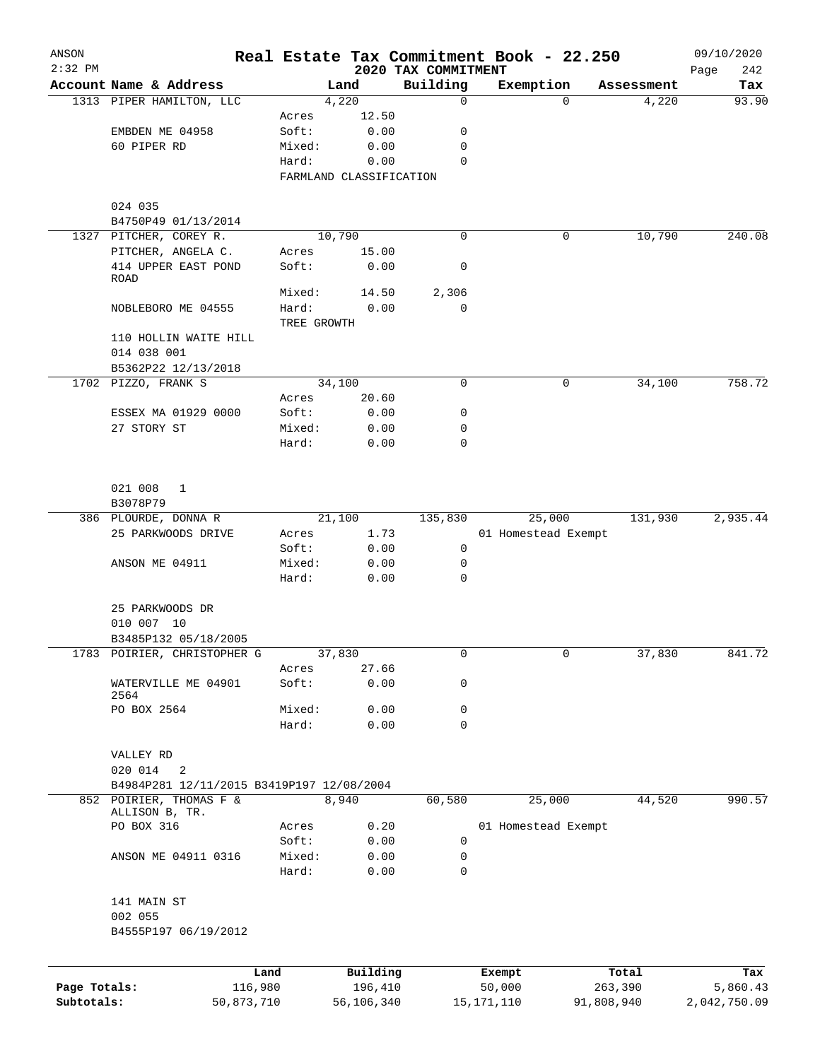# Real Estate Tax Commitment Book - 22.250

ANSON 2:32 PM — 2020 TAX COMMITMENT — 09/10/2020

| Account Name & Address | Land | | Building | Exemption | Assessment | Tax |
|---|---|---|---|---|---|---|
| 1313 PIPER HAMILTON, LLC | 4,220 | | 0 | 0 | 4,220 | 93.90 |
| | Acres | 12.50 | | | | |
| EMBDEN ME 04958 | Soft: | 0.00 | 0 | | | |
| 60 PIPER RD | Mixed: | 0.00 | 0 | | | |
| | Hard: | 0.00 | 0 | | | |
| | FARMLAND CLASSIFICATION | | | | | |
| 024 035 | | | | | | |
| B4750P49 01/13/2014 | | | | | | |
| 1327 PITCHER, COREY R. | 10,790 | | 0 | 0 | 10,790 | 240.08 |
| PITCHER, ANGELA C. | Acres | 15.00 | | | | |
| 414 UPPER EAST POND ROAD | Soft: | 0.00 | 0 | | | |
| | Mixed: | 14.50 | 2,306 | | | |
| NOBLEBORO ME 04555 | Hard: | 0.00 | 0 | | | |
| | TREE GROWTH | | | | | |
| 110 HOLLIN WAITE HILL | | | | | | |
| 014 038 001 | | | | | | |
| B5362P22 12/13/2018 | | | | | | |
| 1702 PIZZO, FRANK S | 34,100 | | 0 | 0 | 34,100 | 758.72 |
| | Acres | 20.60 | | | | |
| ESSEX MA 01929 0000 | Soft: | 0.00 | 0 | | | |
| 27 STORY ST | Mixed: | 0.00 | 0 | | | |
| | Hard: | 0.00 | 0 | | | |
| 021 008 1 | | | | | | |
| B3078P79 | | | | | | |
| 386 PLOURDE, DONNA R | 21,100 | | 135,830 | 25,000 | 131,930 | 2,935.44 |
| 25 PARKWOODS DRIVE | Acres | 1.73 | | 01 Homestead Exempt | | |
| | Soft: | 0.00 | 0 | | | |
| ANSON ME 04911 | Mixed: | 0.00 | 0 | | | |
| | Hard: | 0.00 | 0 | | | |
| 25 PARKWOODS DR | | | | | | |
| 010 007 10 | | | | | | |
| B3485P132 05/18/2005 | | | | | | |
| 1783 POIRIER, CHRISTOPHER G | 37,830 | | 0 | 0 | 37,830 | 841.72 |
| | Acres | 27.66 | | | | |
| WATERVILLE ME 04901 2564 | Soft: | 0.00 | 0 | | | |
| PO BOX 2564 | Mixed: | 0.00 | 0 | | | |
| | Hard: | 0.00 | 0 | | | |
| VALLEY RD | | | | | | |
| 020 014 2 | | | | | | |
| B4984P281 12/11/2015 B3419P197 12/08/2004 | | | | | | |
| 852 POIRIER, THOMAS F & ALLISON B, TR. | 8,940 | | 60,580 | 25,000 | 44,520 | 990.57 |
| PO BOX 316 | Acres | 0.20 | | 01 Homestead Exempt | | |
| | Soft: | 0.00 | 0 | | | |
| ANSON ME 04911 0316 | Mixed: | 0.00 | 0 | | | |
| | Hard: | 0.00 | 0 | | | |
| 141 MAIN ST | | | | | | |
| 002 055 | | | | | | |
| B4555P197 06/19/2012 | | | | | | |

| | Land | Building | Exempt | Total | Tax |
|---|---|---|---|---|---|
| Page Totals: | 116,980 | 196,410 | 50,000 | 263,390 | 5,860.43 |
| Subtotals: | 50,873,710 | 56,106,340 | 15,171,110 | 91,808,940 | 2,042,750.09 |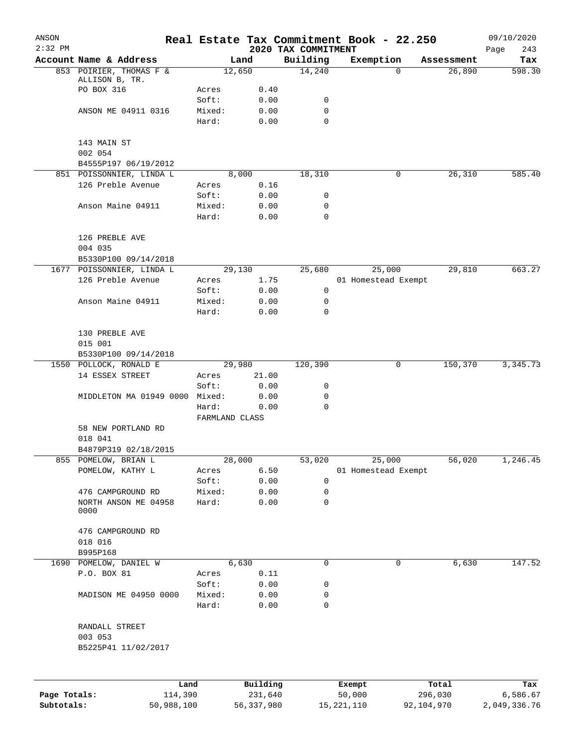# Real Estate Tax Commitment Book - 22.250

ANSON
2:32 PM

2020 TAX COMMITMENT

09/10/2020

| Account | Name & Address | Land | | Building | Exemption | Assessment | Tax |
|---|---|---|---|---|---|---|---|
| 853 | POIRIER, THOMAS F & | 12,650 | | 14,240 | 0 | 26,890 | 598.30 |
| | ALLISON B, TR. | | | | | | |
| | PO BOX 316 | Acres | 0.40 | | | | |
| | | Soft: | 0.00 | 0 | | | |
| | ANSON ME 04911 0316 | Mixed: | 0.00 | 0 | | | |
| | | Hard: | 0.00 | 0 | | | |
| | 143 MAIN ST | | | | | | |
| | 002 054 | | | | | | |
| | B4555P197 06/19/2012 | | | | | | |
| 851 | POISSONNIER, LINDA L | 8,000 | | 18,310 | 0 | 26,310 | 585.40 |
| | 126 Preble Avenue | Acres | 0.16 | | | | |
| | | Soft: | 0.00 | 0 | | | |
| | Anson Maine 04911 | Mixed: | 0.00 | 0 | | | |
| | | Hard: | 0.00 | 0 | | | |
| | 126 PREBLE AVE | | | | | | |
| | 004 035 | | | | | | |
| | B5330P100 09/14/2018 | | | | | | |
| 1677 | POISSONNIER, LINDA L | 29,130 | | 25,680 | 25,000 | 29,810 | 663.27 |
| | 126 Preble Avenue | Acres | 1.75 | | 01 Homestead Exempt | | |
| | | Soft: | 0.00 | 0 | | | |
| | Anson Maine 04911 | Mixed: | 0.00 | 0 | | | |
| | | Hard: | 0.00 | 0 | | | |
| | 130 PREBLE AVE | | | | | | |
| | 015 001 | | | | | | |
| | B5330P100 09/14/2018 | | | | | | |
| 1550 | POLLOCK, RONALD E | 29,980 | | 120,390 | 0 | 150,370 | 3,345.73 |
| | 14 ESSEX STREET | Acres | 21.00 | | | | |
| | | Soft: | 0.00 | 0 | | | |
| | MIDDLETON MA 01949 0000 | Mixed: | 0.00 | 0 | | | |
| | | Hard: | 0.00 | 0 | | | |
| | | FARMLAND CLASS | | | | | |
| | 58 NEW PORTLAND RD | | | | | | |
| | 018 041 | | | | | | |
| | B4879P319 02/18/2015 | | | | | | |
| 855 | POMELOW, BRIAN L | 28,000 | | 53,020 | 25,000 | 56,020 | 1,246.45 |
| | POMELOW, KATHY L | Acres | 6.50 | | 01 Homestead Exempt | | |
| | | Soft: | 0.00 | 0 | | | |
| | 476 CAMPGROUND RD | Mixed: | 0.00 | 0 | | | |
| | NORTH ANSON ME 04958 0000 | Hard: | 0.00 | 0 | | | |
| | 476 CAMPGROUND RD | | | | | | |
| | 018 016 | | | | | | |
| | B995P168 | | | | | | |
| 1690 | POMELOW, DANIEL W | 6,630 | | 0 | 0 | 6,630 | 147.52 |
| | P.O. BOX 81 | Acres | 0.11 | | | | |
| | | Soft: | 0.00 | 0 | | | |
| | MADISON ME 04950 0000 | Mixed: | 0.00 | 0 | | | |
| | | Hard: | 0.00 | 0 | | | |
| | RANDALL STREET | | | | | | |
| | 003 053 | | | | | | |
| | B5225P41 11/02/2017 | | | | | | |

| | Land | Building | Exempt | Total | Tax |
|---|---|---|---|---|---|
| Page Totals: | 114,390 | 231,640 | 50,000 | 296,030 | 6,586.67 |
| Subtotals: | 50,988,100 | 56,337,980 | 15,221,110 | 92,104,970 | 2,049,336.76 |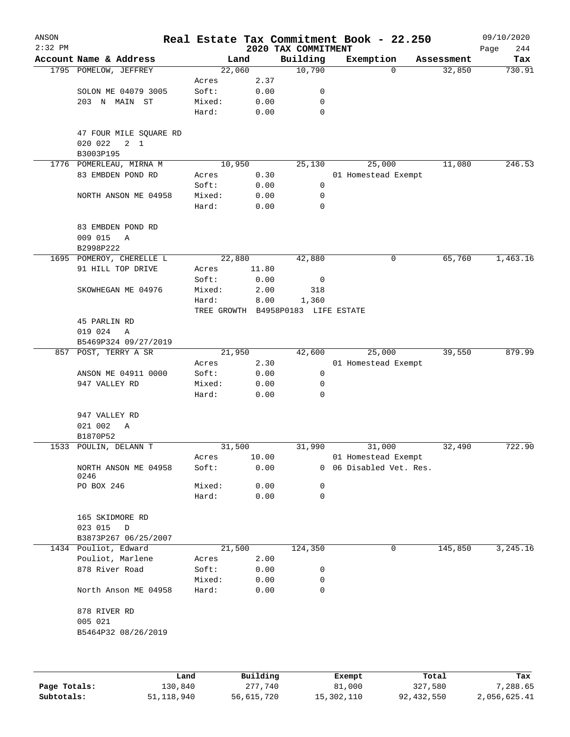ANSON 2:32 PM

# Real Estate Tax Commitment Book - 22.250

## 2020 TAX COMMITMENT

09/10/2020

| Account Name & Address | | Land | Building | Exemption | Assessment | Tax |
|---|---|---|---|---|---|---|
| 1795 POMELOW, JEFFREY | | 22,060 | 10,790 | 0 | 32,850 | 730.91 |
| | Acres | 2.37 | | | | |
| SOLON ME 04079 3005 | Soft: | 0.00 | 0 | | | |
| 203 N MAIN ST | Mixed: | 0.00 | 0 | | | |
| | Hard: | 0.00 | 0 | | | |
| 47 FOUR MILE SQUARE RD | | | | | | |
| 020 022 2 1 | | | | | | |
| B3003P195 | | | | | | |
| 1776 POMERLEAU, MIRNA M | | 10,950 | 25,130 | 25,000 | 11,080 | 246.53 |
| 83 EMBDEN POND RD | Acres | 0.30 | | 01 Homestead Exempt | | |
| | Soft: | 0.00 | 0 | | | |
| NORTH ANSON ME 04958 | Mixed: | 0.00 | 0 | | | |
| | Hard: | 0.00 | 0 | | | |
| 83 EMBDEN POND RD | | | | | | |
| 009 015 A | | | | | | |
| B2998P222 | | | | | | |
| 1695 POMEROY, CHERELLE L | | 22,880 | 42,880 | 0 | 65,760 | 1,463.16 |
| 91 HILL TOP DRIVE | Acres | 11.80 | | | | |
| | Soft: | 0.00 | 0 | | | |
| SKOWHEGAN ME 04976 | Mixed: | 2.00 | 318 | | | |
| | Hard: | 8.00 | 1,360 | | | |
| | TREE GROWTH | B4958P0183 | LIFE ESTATE | | | |
| 45 PARLIN RD | | | | | | |
| 019 024 A | | | | | | |
| B5469P324 09/27/2019 | | | | | | |
| 857 POST, TERRY A SR | | 21,950 | 42,600 | 25,000 | 39,550 | 879.99 |
| | Acres | 2.30 | | 01 Homestead Exempt | | |
| ANSON ME 04911 0000 | Soft: | 0.00 | 0 | | | |
| 947 VALLEY RD | Mixed: | 0.00 | 0 | | | |
| | Hard: | 0.00 | 0 | | | |
| 947 VALLEY RD | | | | | | |
| 021 002 A | | | | | | |
| B1870P52 | | | | | | |
| 1533 POULIN, DELANN T | | 31,500 | 31,990 | 31,000 | 32,490 | 722.90 |
| | Acres | 10.00 | | 01 Homestead Exempt | | |
| NORTH ANSON ME 04958 0246 | Soft: | 0.00 | 0 | 06 Disabled Vet. Res. | | |
| PO BOX 246 | Mixed: | 0.00 | 0 | | | |
| | Hard: | 0.00 | 0 | | | |
| 165 SKIDMORE RD | | | | | | |
| 023 015 D | | | | | | |
| B3873P267 06/25/2007 | | | | | | |
| 1434 Pouliot, Edward | | 21,500 | 124,350 | 0 | 145,850 | 3,245.16 |
| Pouliot, Marlene | Acres | 2.00 | | | | |
| 878 River Road | Soft: | 0.00 | 0 | | | |
| | Mixed: | 0.00 | 0 | | | |
| North Anson ME 04958 | Hard: | 0.00 | 0 | | | |
| 878 RIVER RD | | | | | | |
| 005 021 | | | | | | |
| B5464P32 08/26/2019 | | | | | | |

| | Land | Building | Exempt | Total | Tax |
|---|---|---|---|---|---|
| Page Totals: | 130,840 | 277,740 | 81,000 | 327,580 | 7,288.65 |
| Subtotals: | 51,118,940 | 56,615,720 | 15,302,110 | 92,432,550 | 2,056,625.41 |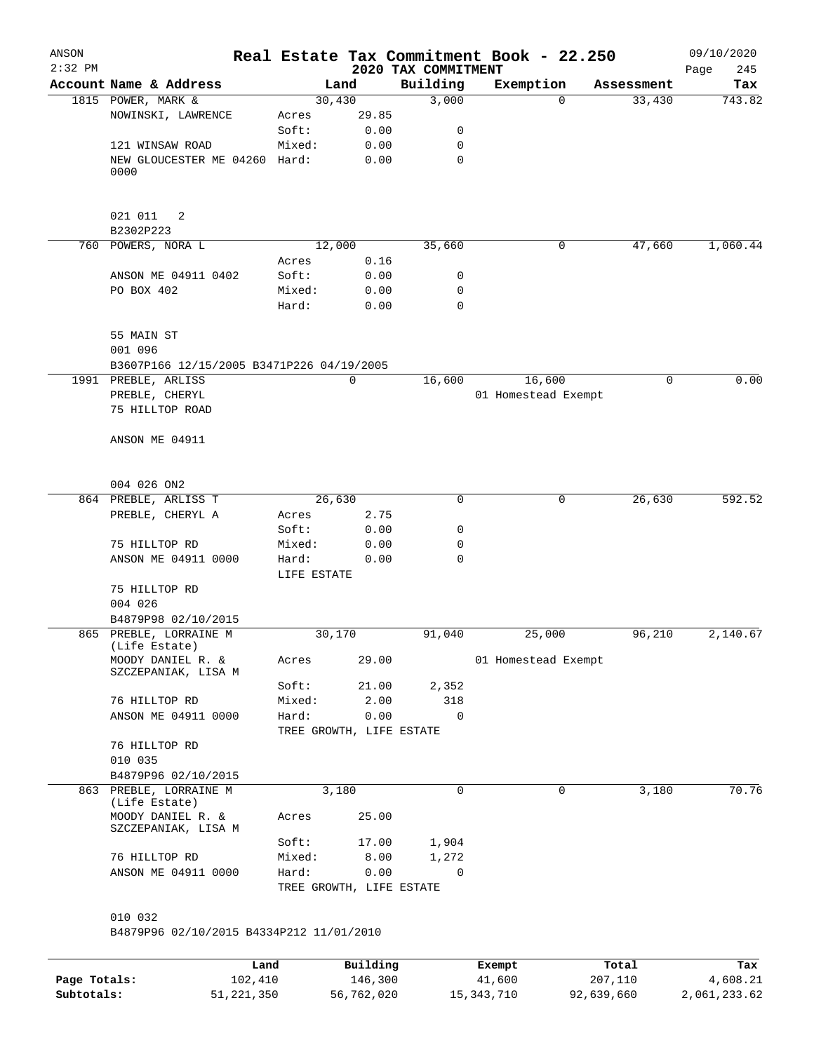ANSON
2:32 PM

# Real Estate Tax Commitment Book - 22.250

## 2020 TAX COMMITMENT

09/10/2020

| Account | Name & Address | | Land | Building | Exemption | Assessment | Tax |
|---|---|---|---|---|---|---|---|
| 1815 | POWER, MARK & | | 30,430 | 3,000 | 0 | 33,430 | 743.82 |
| | NOWINSKI, LAWRENCE | Acres | 29.85 | | | | |
| | | Soft: | 0.00 | 0 | | | |
| | 121 WINSAW ROAD | Mixed: | 0.00 | 0 | | | |
| | NEW GLOUCESTER ME 04260 0000 | Hard: | 0.00 | 0 | | | |
| | 021 011 2 | | | | | | |
| | B2302P223 | | | | | | |
| 760 | POWERS, NORA L | | 12,000 | 35,660 | 0 | 47,660 | 1,060.44 |
| | | Acres | 0.16 | | | | |
| | ANSON ME 04911 0402 | Soft: | 0.00 | 0 | | | |
| | PO BOX 402 | Mixed: | 0.00 | 0 | | | |
| | | Hard: | 0.00 | 0 | | | |
| | 55 MAIN ST | | | | | | |
| | 001 096 | | | | | | |
| | B3607P166 12/15/2005 B3471P226 04/19/2005 | | | | | | |
| 1991 | PREBLE, ARLISS | | 0 | 16,600 | 16,600 | 0 | 0.00 |
| | PREBLE, CHERYL | | | | 01 Homestead Exempt | | |
| | 75 HILLTOP ROAD | | | | | | |
| | ANSON ME 04911 | | | | | | |
| | 004 026 ON2 | | | | | | |
| 864 | PREBLE, ARLISS T | | 26,630 | 0 | 0 | 26,630 | 592.52 |
| | PREBLE, CHERYL A | Acres | 2.75 | | | | |
| | | Soft: | 0.00 | 0 | | | |
| | 75 HILLTOP RD | Mixed: | 0.00 | 0 | | | |
| | ANSON ME 04911 0000 | Hard: | 0.00 | 0 | | | |
| | | LIFE ESTATE | | | | | |
| | 75 HILLTOP RD | | | | | | |
| | 004 026 | | | | | | |
| | B4879P98 02/10/2015 | | | | | | |
| 865 | PREBLE, LORRAINE M (Life Estate) | | 30,170 | 91,040 | 25,000 | 96,210 | 2,140.67 |
| | MOODY DANIEL R. & SZCZEPANIAK, LISA M | Acres | 29.00 | | 01 Homestead Exempt | | |
| | | Soft: | 21.00 | 2,352 | | | |
| | 76 HILLTOP RD | Mixed: | 2.00 | 318 | | | |
| | ANSON ME 04911 0000 | Hard: | 0.00 | 0 | | | |
| | | TREE GROWTH, LIFE ESTATE | | | | | |
| | 76 HILLTOP RD | | | | | | |
| | 010 035 | | | | | | |
| | B4879P96 02/10/2015 | | | | | | |
| 863 | PREBLE, LORRAINE M (Life Estate) | | 3,180 | 0 | 0 | 3,180 | 70.76 |
| | MOODY DANIEL R. & SZCZEPANIAK, LISA M | Acres | 25.00 | | | | |
| | | Soft: | 17.00 | 1,904 | | | |
| | 76 HILLTOP RD | Mixed: | 8.00 | 1,272 | | | |
| | ANSON ME 04911 0000 | Hard: | 0.00 | 0 | | | |
| | | TREE GROWTH, LIFE ESTATE | | | | | |
| | 010 032 | | | | | | |
| | B4879P96 02/10/2015 B4334P212 11/01/2010 | | | | | | |

| | Land | Building | Exempt | Total | Tax |
|---|---|---|---|---|---|
| Page Totals: | 102,410 | 146,300 | 41,600 | 207,110 | 4,608.21 |
| Subtotals: | 51,221,350 | 56,762,020 | 15,343,710 | 92,639,660 | 2,061,233.62 |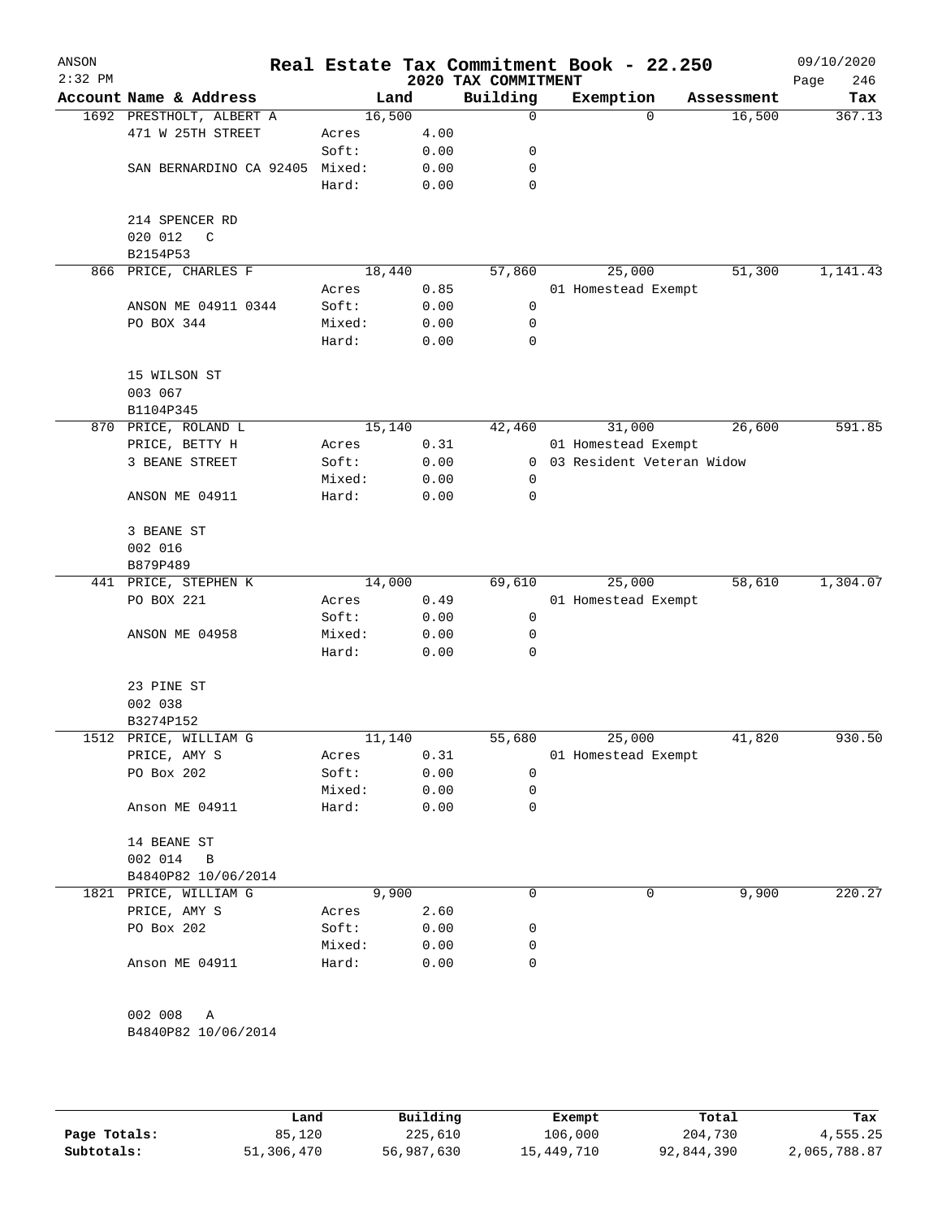# Real Estate Tax Commitment Book - 22.250

ANSON 2:32 PM — 2020 TAX COMMITMENT — 09/10/2020

| Account Name & Address | Land | | Building | Exemption | Assessment | Tax |
|---|---|---|---|---|---|---|
| 1692 PRESTHOLT, ALBERT A | 16,500 | | 0 | 0 | 16,500 | 367.13 |
| 471 W 25TH STREET | Acres | 4.00 | | | | |
| | Soft: | 0.00 | 0 | | | |
| SAN BERNARDINO CA 92405 | Mixed: | 0.00 | 0 | | | |
| | Hard: | 0.00 | 0 | | | |
| 214 SPENCER RD | | | | | | |
| 020 012 C | | | | | | |
| B2154P53 | | | | | | |
| 866 PRICE, CHARLES F | 18,440 | | 57,860 | 25,000 | 51,300 | 1,141.43 |
| | Acres | 0.85 | | 01 Homestead Exempt | | |
| ANSON ME 04911 0344 | Soft: | 0.00 | 0 | | | |
| PO BOX 344 | Mixed: | 0.00 | 0 | | | |
| | Hard: | 0.00 | 0 | | | |
| 15 WILSON ST | | | | | | |
| 003 067 | | | | | | |
| B1104P345 | | | | | | |
| 870 PRICE, ROLAND L | 15,140 | | 42,460 | 31,000 | 26,600 | 591.85 |
| PRICE, BETTY H | Acres | 0.31 | | 01 Homestead Exempt | | |
| 3 BEANE STREET | Soft: | 0.00 | 0 | 03 Resident Veteran Widow | | |
| | Mixed: | 0.00 | 0 | | | |
| ANSON ME 04911 | Hard: | 0.00 | 0 | | | |
| 3 BEANE ST | | | | | | |
| 002 016 | | | | | | |
| B879P489 | | | | | | |
| 441 PRICE, STEPHEN K | 14,000 | | 69,610 | 25,000 | 58,610 | 1,304.07 |
| PO BOX 221 | Acres | 0.49 | | 01 Homestead Exempt | | |
| | Soft: | 0.00 | 0 | | | |
| ANSON ME 04958 | Mixed: | 0.00 | 0 | | | |
| | Hard: | 0.00 | 0 | | | |
| 23 PINE ST | | | | | | |
| 002 038 | | | | | | |
| B3274P152 | | | | | | |
| 1512 PRICE, WILLIAM G | 11,140 | | 55,680 | 25,000 | 41,820 | 930.50 |
| PRICE, AMY S | Acres | 0.31 | | 01 Homestead Exempt | | |
| PO Box 202 | Soft: | 0.00 | 0 | | | |
| | Mixed: | 0.00 | 0 | | | |
| Anson ME 04911 | Hard: | 0.00 | 0 | | | |
| 14 BEANE ST | | | | | | |
| 002 014 B | | | | | | |
| B4840P82 10/06/2014 | | | | | | |
| 1821 PRICE, WILLIAM G | 9,900 | | 0 | 0 | 9,900 | 220.27 |
| PRICE, AMY S | Acres | 2.60 | | | | |
| PO Box 202 | Soft: | 0.00 | 0 | | | |
| | Mixed: | 0.00 | 0 | | | |
| Anson ME 04911 | Hard: | 0.00 | 0 | | | |
| 002 008 A | | | | | | |
| B4840P82 10/06/2014 | | | | | | |

| | Land | Building | Exempt | Total | Tax |
|---|---|---|---|---|---|
| Page Totals: | 85,120 | 225,610 | 106,000 | 204,730 | 4,555.25 |
| Subtotals: | 51,306,470 | 56,987,630 | 15,449,710 | 92,844,390 | 2,065,788.87 |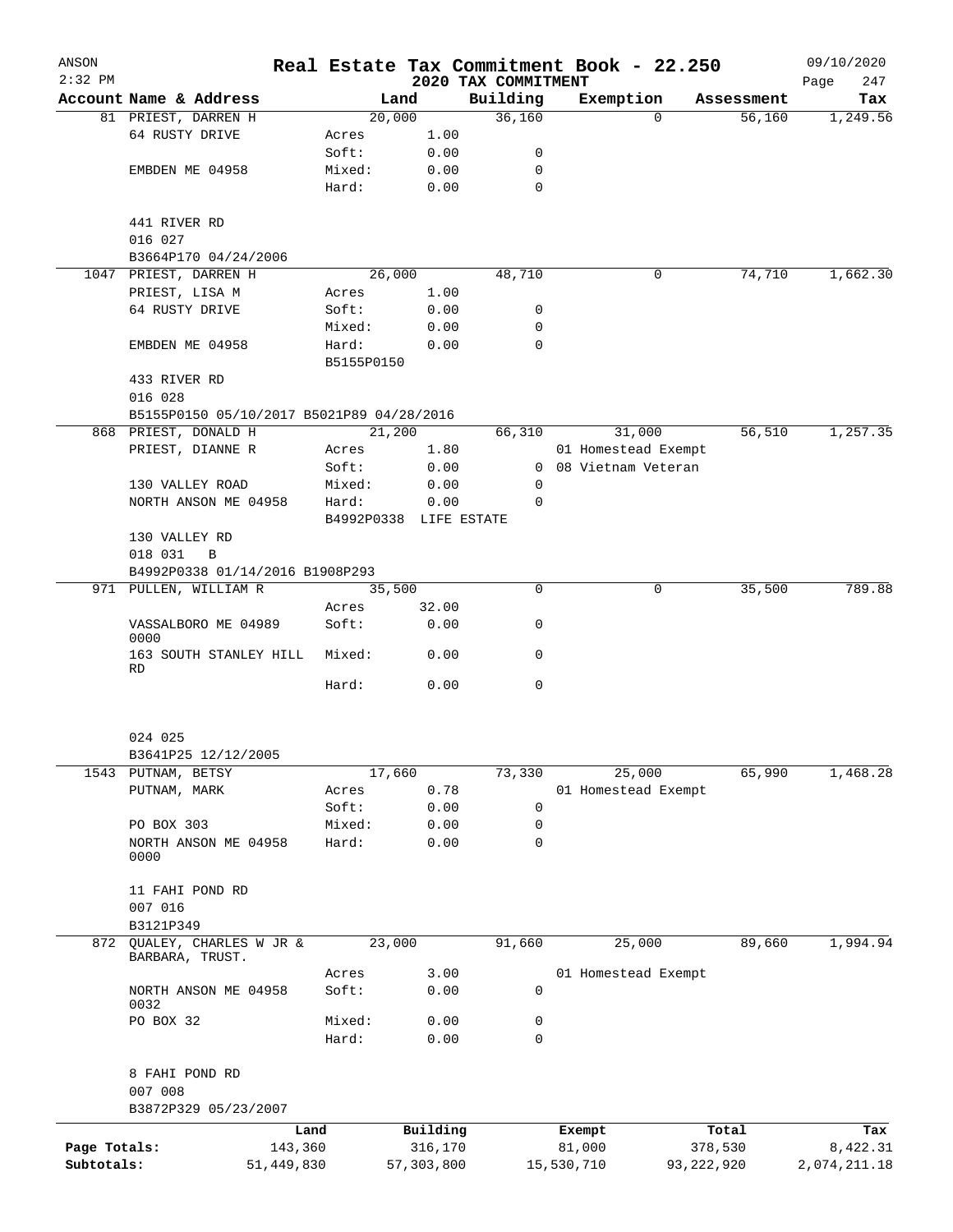# Real Estate Tax Commitment Book - 22.250

ANSON 2:32 PM — 2020 TAX COMMITMENT — 09/10/2020

| Account Name & Address | Land | | Building | Exemption | Assessment | Tax |
|---|---|---|---|---|---|---|
| 81 PRIEST, DARREN H | 20,000 | | 36,160 | 0 | 56,160 | 1,249.56 |
| 64 RUSTY DRIVE | Acres | 1.00 | | | | |
| | Soft: | 0.00 | 0 | | | |
| EMBDEN ME 04958 | Mixed: | 0.00 | 0 | | | |
| | Hard: | 0.00 | 0 | | | |
| 441 RIVER RD | | | | | | |
| 016 027 | | | | | | |
| B3664P170 04/24/2006 | | | | | | |
| 1047 PRIEST, DARREN H | 26,000 | | 48,710 | 0 | 74,710 | 1,662.30 |
| PRIEST, LISA M | Acres | 1.00 | | | | |
| 64 RUSTY DRIVE | Soft: | 0.00 | 0 | | | |
| | Mixed: | 0.00 | 0 | | | |
| EMBDEN ME 04958 | Hard: | 0.00 | 0 | | | |
| | B5155P0150 | | | | | |
| 433 RIVER RD | | | | | | |
| 016 028 | | | | | | |
| B5155P0150 05/10/2017 B5021P89 04/28/2016 | | | | | | |
| 868 PRIEST, DONALD H | 21,200 | | 66,310 | 31,000 | 56,510 | 1,257.35 |
| PRIEST, DIANNE R | Acres | 1.80 | | 01 Homestead Exempt | | |
| | Soft: | 0.00 | 0 | 08 Vietnam Veteran | | |
| 130 VALLEY ROAD | Mixed: | 0.00 | 0 | | | |
| NORTH ANSON ME 04958 | Hard: | 0.00 | 0 | | | |
| | B4992P0338 | LIFE ESTATE | | | | |
| 130 VALLEY RD | | | | | | |
| 018 031 B | | | | | | |
| B4992P0338 01/14/2016 B1908P293 | | | | | | |
| 971 PULLEN, WILLIAM R | 35,500 | | 0 | 0 | 35,500 | 789.88 |
| | Acres | 32.00 | | | | |
| VASSALBORO ME 04989 0000 | Soft: | 0.00 | 0 | | | |
| 163 SOUTH STANLEY HILL RD | Mixed: | 0.00 | 0 | | | |
| | Hard: | 0.00 | 0 | | | |
| 024 025 | | | | | | |
| B3641P25 12/12/2005 | | | | | | |
| 1543 PUTNAM, BETSY | 17,660 | | 73,330 | 25,000 | 65,990 | 1,468.28 |
| PUTNAM, MARK | Acres | 0.78 | | 01 Homestead Exempt | | |
| | Soft: | 0.00 | 0 | | | |
| PO BOX 303 | Mixed: | 0.00 | 0 | | | |
| NORTH ANSON ME 04958 0000 | Hard: | 0.00 | 0 | | | |
| 11 FAHI POND RD | | | | | | |
| 007 016 | | | | | | |
| B3121P349 | | | | | | |
| 872 QUALEY, CHARLES W JR & BARBARA, TRUST. | 23,000 | | 91,660 | 25,000 | 89,660 | 1,994.94 |
| | Acres | 3.00 | | 01 Homestead Exempt | | |
| NORTH ANSON ME 04958 0032 | Soft: | 0.00 | 0 | | | |
| PO BOX 32 | Mixed: | 0.00 | 0 | | | |
| | Hard: | 0.00 | 0 | | | |
| 8 FAHI POND RD | | | | | | |
| 007 008 | | | | | | |
| B3872P329 05/23/2007 | | | | | | |

| | Land | Building | Exempt | Total | Tax |
|---|---|---|---|---|---|
| Page Totals: | 143,360 | 316,170 | 81,000 | 378,530 | 8,422.31 |
| Subtotals: | 51,449,830 | 57,303,800 | 15,530,710 | 93,222,920 | 2,074,211.18 |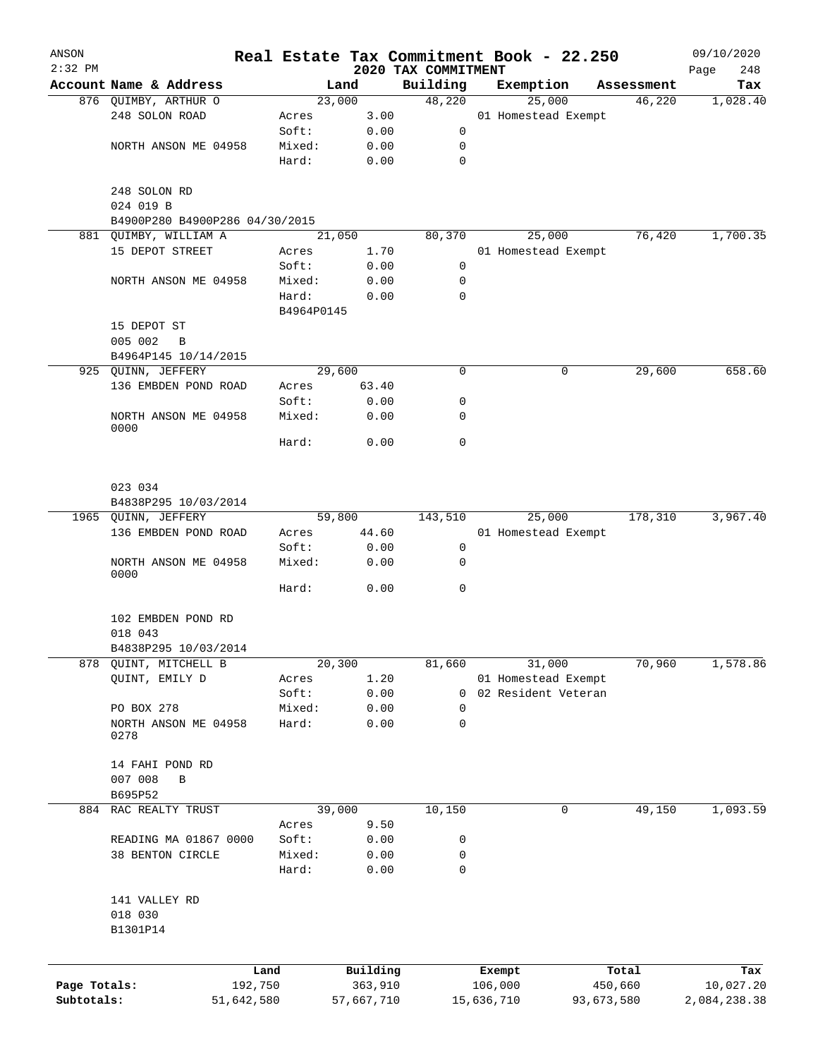ANSON

2:32 PM

# Real Estate Tax Commitment Book - 22.250

## 2020 TAX COMMITMENT

09/10/2020

| Account Name & Address | Land | | Building | Exemption | Assessment | Tax |
|---|---|---|---|---|---|---|
| 876 QUIMBY, ARTHUR O | 23,000 | | 48,220 | 25,000 | 46,220 | 1,028.40 |
| 248 SOLON ROAD | Acres | 3.00 | | 01 Homestead Exempt | | |
| | Soft: | 0.00 | 0 | | | |
| NORTH ANSON ME 04958 | Mixed: | 0.00 | 0 | | | |
| | Hard: | 0.00 | 0 | | | |
| 248 SOLON RD | | | | | | |
| 024 019 B | | | | | | |
| B4900P280 B4900P286 04/30/2015 | | | | | | |
| 881 QUIMBY, WILLIAM A | 21,050 | | 80,370 | 25,000 | 76,420 | 1,700.35 |
| 15 DEPOT STREET | Acres | 1.70 | | 01 Homestead Exempt | | |
| | Soft: | 0.00 | 0 | | | |
| NORTH ANSON ME 04958 | Mixed: | 0.00 | 0 | | | |
| | Hard: | 0.00 | 0 | | | |
| | B4964P0145 | | | | | |
| 15 DEPOT ST | | | | | | |
| 005 002 B | | | | | | |
| B4964P145 10/14/2015 | | | | | | |
| 925 QUINN, JEFFERY | 29,600 | | 0 | 0 | 29,600 | 658.60 |
| 136 EMBDEN POND ROAD | Acres | 63.40 | | | | |
| | Soft: | 0.00 | 0 | | | |
| NORTH ANSON ME 04958 0000 | Mixed: | 0.00 | 0 | | | |
| | Hard: | 0.00 | 0 | | | |
| 023 034 | | | | | | |
| B4838P295 10/03/2014 | | | | | | |
| 1965 QUINN, JEFFERY | 59,800 | | 143,510 | 25,000 | 178,310 | 3,967.40 |
| 136 EMBDEN POND ROAD | Acres | 44.60 | | 01 Homestead Exempt | | |
| | Soft: | 0.00 | 0 | | | |
| NORTH ANSON ME 04958 0000 | Mixed: | 0.00 | 0 | | | |
| | Hard: | 0.00 | 0 | | | |
| 102 EMBDEN POND RD | | | | | | |
| 018 043 | | | | | | |
| B4838P295 10/03/2014 | | | | | | |
| 878 QUINT, MITCHELL B | 20,300 | | 81,660 | 31,000 | 70,960 | 1,578.86 |
| QUINT, EMILY D | Acres | 1.20 | | 01 Homestead Exempt | | |
| | Soft: | 0.00 | 0 | 02 Resident Veteran | | |
| PO BOX 278 | Mixed: | 0.00 | 0 | | | |
| NORTH ANSON ME 04958 0278 | Hard: | 0.00 | 0 | | | |
| 14 FAHI POND RD | | | | | | |
| 007 008 B | | | | | | |
| B695P52 | | | | | | |
| 884 RAC REALTY TRUST | 39,000 | | 10,150 | 0 | 49,150 | 1,093.59 |
| | Acres | 9.50 | | | | |
| READING MA 01867 0000 | Soft: | 0.00 | 0 | | | |
| 38 BENTON CIRCLE | Mixed: | 0.00 | 0 | | | |
| | Hard: | 0.00 | 0 | | | |
| 141 VALLEY RD | | | | | | |
| 018 030 | | | | | | |
| B1301P14 | | | | | | |

| | Land | Building | Exempt | Total | Tax |
|---|---|---|---|---|---|
| Page Totals: | 192,750 | 363,910 | 106,000 | 450,660 | 10,027.20 |
| Subtotals: | 51,642,580 | 57,667,710 | 15,636,710 | 93,673,580 | 2,084,238.38 |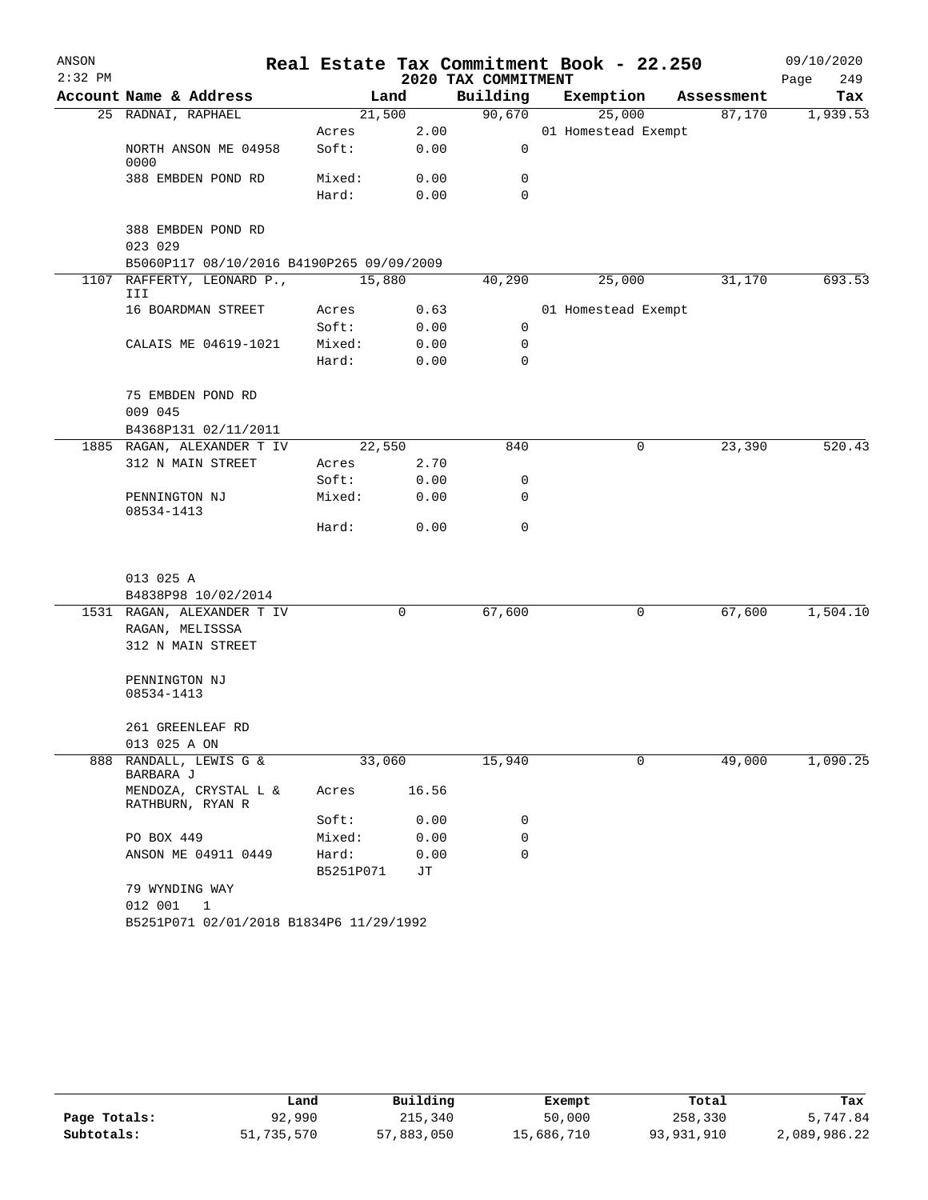ANSON 2:32 PM

# Real Estate Tax Commitment Book - 22.250

## 2020 TAX COMMITMENT

09/10/2020

| Account Name & Address | Land | | Building | Exemption | Assessment | Tax |
|---|---|---|---|---|---|---|
| 25 RADNAI, RAPHAEL | 21,500 | | 90,670 | 25,000 | 87,170 | 1,939.53 |
| | Acres | 2.00 | | 01 Homestead Exempt | | |
| NORTH ANSON ME 04958 0000 | Soft: | 0.00 | 0 | | | |
| 388 EMBDEN POND RD | Mixed: | 0.00 | 0 | | | |
| | Hard: | 0.00 | 0 | | | |
| 388 EMBDEN POND RD | | | | | | |
| 023 029 | | | | | | |
| B5060P117 08/10/2016 B4190P265 09/09/2009 | | | | | | |
| 1107 RAFFERTY, LEONARD P., III | 15,880 | | 40,290 | 25,000 | 31,170 | 693.53 |
| 16 BOARDMAN STREET | Acres | 0.63 | | 01 Homestead Exempt | | |
| | Soft: | 0.00 | 0 | | | |
| CALAIS ME 04619-1021 | Mixed: | 0.00 | 0 | | | |
| | Hard: | 0.00 | 0 | | | |
| 75 EMBDEN POND RD | | | | | | |
| 009 045 | | | | | | |
| B4368P131 02/11/2011 | | | | | | |
| 1885 RAGAN, ALEXANDER T IV | 22,550 | | 840 | 0 | 23,390 | 520.43 |
| 312 N MAIN STREET | Acres | 2.70 | | | | |
| | Soft: | 0.00 | 0 | | | |
| PENNINGTON NJ 08534-1413 | Mixed: | 0.00 | 0 | | | |
| | Hard: | 0.00 | 0 | | | |
| 013 025 A | | | | | | |
| B4838P98 10/02/2014 | | | | | | |
| 1531 RAGAN, ALEXANDER T IV | 0 | | 67,600 | 0 | 67,600 | 1,504.10 |
| RAGAN, MELISSSA | | | | | | |
| 312 N MAIN STREET | | | | | | |
| PENNINGTON NJ 08534-1413 | | | | | | |
| 261 GREENLEAF RD | | | | | | |
| 013 025 A ON | | | | | | |
| 888 RANDALL, LEWIS G & BARBARA J | 33,060 | | 15,940 | 0 | 49,000 | 1,090.25 |
| MENDOZA, CRYSTAL L & RATHBURN, RYAN R | Acres | 16.56 | | | | |
| | Soft: | 0.00 | 0 | | | |
| PO BOX 449 | Mixed: | 0.00 | 0 | | | |
| ANSON ME 04911 0449 | Hard: | 0.00 | 0 | | | |
| | B5251P071 | JT | | | | |
| 79 WYNDING WAY | | | | | | |
| 012 001 1 | | | | | | |
| B5251P071 02/01/2018 B1834P6 11/29/1992 | | | | | | |

| | Land | Building | Exempt | Total | Tax |
|---|---|---|---|---|---|
| Page Totals: | 92,990 | 215,340 | 50,000 | 258,330 | 5,747.84 |
| Subtotals: | 51,735,570 | 57,883,050 | 15,686,710 | 93,931,910 | 2,089,986.22 |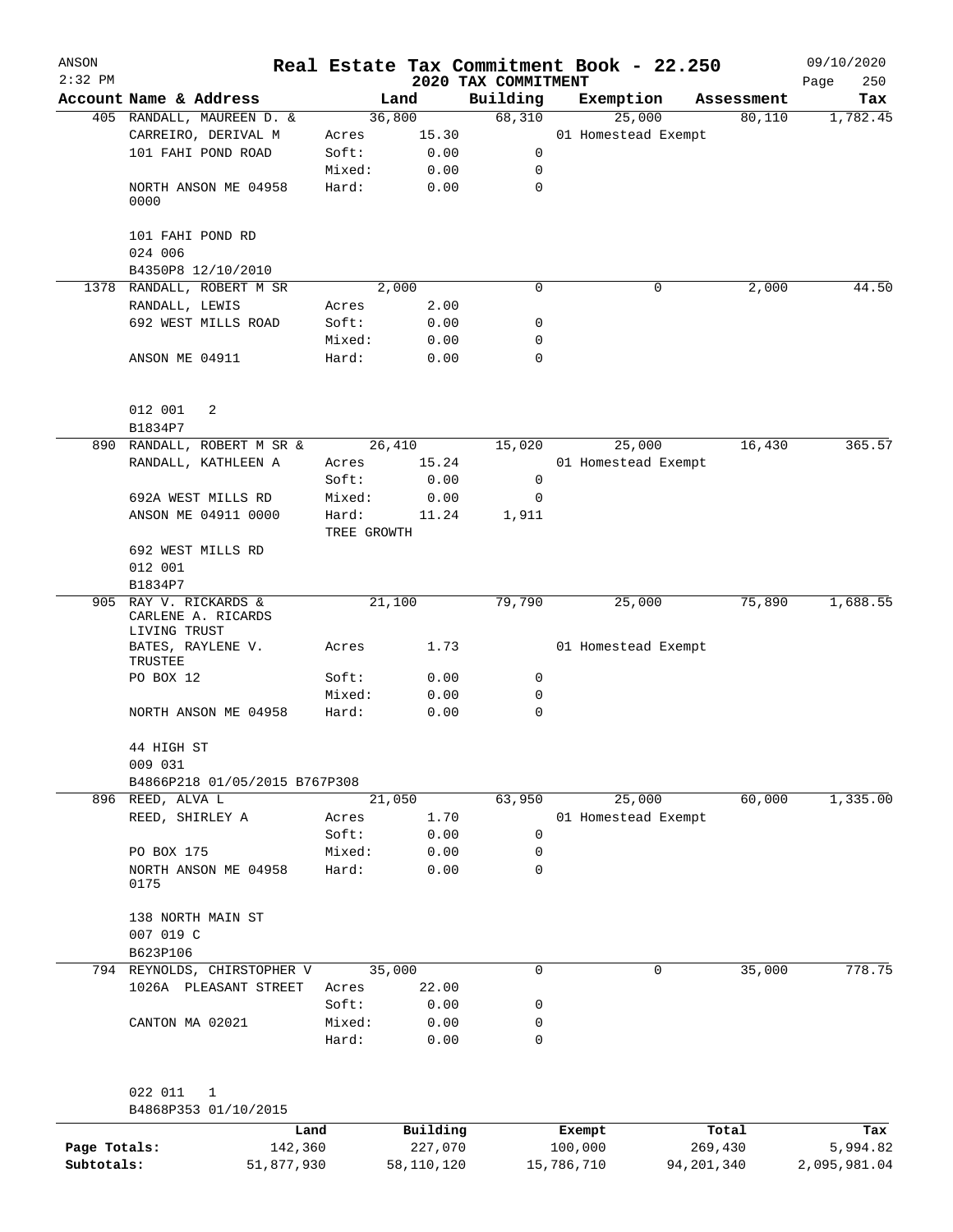# Real Estate Tax Commitment Book - 22.250

ANSON 2:32 PM — 2020 TAX COMMITMENT — 09/10/2020

| Account Name & Address | Land | | Building | Exemption | Assessment | Tax |
|---|---|---|---|---|---|---|
| 405 RANDALL, MAUREEN D. & | 36,800 | | 68,310 | 25,000 | 80,110 | 1,782.45 |
| CARREIRO, DERIVAL M | Acres | 15.30 | | 01 Homestead Exempt | | |
| 101 FAHI POND ROAD | Soft: | 0.00 | 0 | | | |
| | Mixed: | 0.00 | 0 | | | |
| NORTH ANSON ME 04958 0000 | Hard: | 0.00 | 0 | | | |
| 101 FAHI POND RD | | | | | | |
| 024 006 | | | | | | |
| B4350P8 12/10/2010 | | | | | | |
| 1378 RANDALL, ROBERT M SR | 2,000 | | 0 | 0 | 2,000 | 44.50 |
| RANDALL, LEWIS | Acres | 2.00 | | | | |
| 692 WEST MILLS ROAD | Soft: | 0.00 | 0 | | | |
| | Mixed: | 0.00 | 0 | | | |
| ANSON ME 04911 | Hard: | 0.00 | 0 | | | |
| 012 001 2 | | | | | | |
| B1834P7 | | | | | | |
| 890 RANDALL, ROBERT M SR & | 26,410 | | 15,020 | 25,000 | 16,430 | 365.57 |
| RANDALL, KATHLEEN A | Acres | 15.24 | | 01 Homestead Exempt | | |
| | Soft: | 0.00 | 0 | | | |
| 692A WEST MILLS RD | Mixed: | 0.00 | 0 | | | |
| ANSON ME 04911 0000 | Hard: | 11.24 | 1,911 | | | |
| | TREE GROWTH | | | | | |
| 692 WEST MILLS RD | | | | | | |
| 012 001 | | | | | | |
| B1834P7 | | | | | | |
| 905 RAY V. RICKARDS & CARLENE A. RICARDS LIVING TRUST | 21,100 | | 79,790 | 25,000 | 75,890 | 1,688.55 |
| BATES, RAYLENE V. TRUSTEE | Acres | 1.73 | | 01 Homestead Exempt | | |
| PO BOX 12 | Soft: | 0.00 | 0 | | | |
| | Mixed: | 0.00 | 0 | | | |
| NORTH ANSON ME 04958 | Hard: | 0.00 | 0 | | | |
| 44 HIGH ST | | | | | | |
| 009 031 | | | | | | |
| B4866P218 01/05/2015 B767P308 | | | | | | |
| 896 REED, ALVA L | 21,050 | | 63,950 | 25,000 | 60,000 | 1,335.00 |
| REED, SHIRLEY A | Acres | 1.70 | | 01 Homestead Exempt | | |
| | Soft: | 0.00 | 0 | | | |
| PO BOX 175 | Mixed: | 0.00 | 0 | | | |
| NORTH ANSON ME 04958 0175 | Hard: | 0.00 | 0 | | | |
| 138 NORTH MAIN ST | | | | | | |
| 007 019 C | | | | | | |
| B623P106 | | | | | | |
| 794 REYNOLDS, CHIRSTOPHER V | 35,000 | | 0 | 0 | 35,000 | 778.75 |
| 1026A PLEASANT STREET | Acres | 22.00 | | | | |
| | Soft: | 0.00 | 0 | | | |
| CANTON MA 02021 | Mixed: | 0.00 | 0 | | | |
| | Hard: | 0.00 | 0 | | | |
| 022 011 1 | | | | | | |
| B4868P353 01/10/2015 | | | | | | |

| | Land | Building | Exempt | Total | Tax |
|---|---|---|---|---|---|
| Page Totals: | 142,360 | 227,070 | 100,000 | 269,430 | 5,994.82 |
| Subtotals: | 51,877,930 | 58,110,120 | 15,786,710 | 94,201,340 | 2,095,981.04 |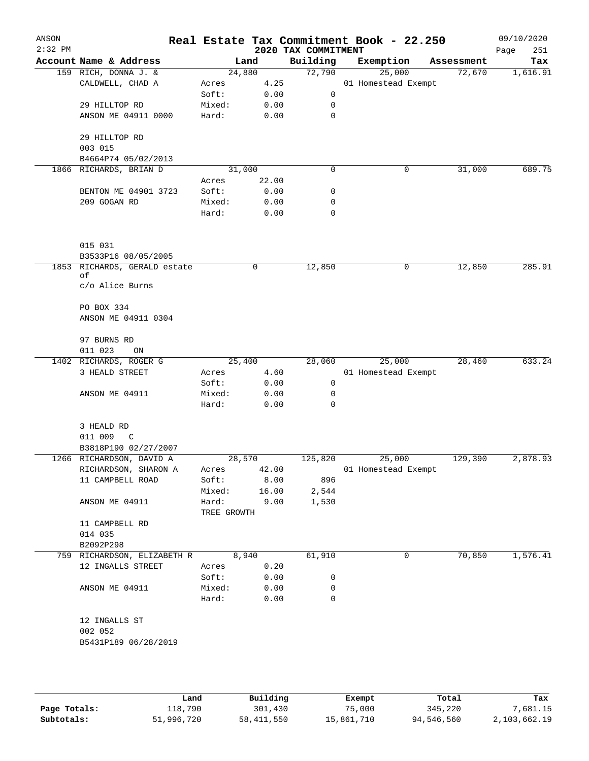ANSON
2:32 PM

# Real Estate Tax Commitment Book - 22.250

## 2020 TAX COMMITMENT

09/10/2020

| Account | Name & Address | Land | | Building | Exemption | Assessment | Tax |
|---|---|---|---|---|---|---|---|
| 159 | RICH, DONNA J. & | 24,880 | | 72,790 | 25,000 | 72,670 | 1,616.91 |
| | CALDWELL, CHAD A | Acres | 4.25 | | 01 Homestead Exempt | | |
| | | Soft: | 0.00 | 0 | | | |
| | 29 HILLTOP RD | Mixed: | 0.00 | 0 | | | |
| | ANSON ME 04911 0000 | Hard: | 0.00 | 0 | | | |
| | 29 HILLTOP RD | | | | | | |
| | 003 015 | | | | | | |
| | B4664P74 05/02/2013 | | | | | | |
| 1866 | RICHARDS, BRIAN D | 31,000 | | 0 | 0 | 31,000 | 689.75 |
| | | Acres | 22.00 | | | | |
| | BENTON ME 04901 3723 | Soft: | 0.00 | 0 | | | |
| | 209 GOGAN RD | Mixed: | 0.00 | 0 | | | |
| | | Hard: | 0.00 | 0 | | | |
| | 015 031 | | | | | | |
| | B3533P16 08/05/2005 | | | | | | |
| 1853 | RICHARDS, GERALD estate of | 0 | | 12,850 | 0 | 12,850 | 285.91 |
| | c/o Alice Burns | | | | | | |
| | PO BOX 334 | | | | | | |
| | ANSON ME 04911 0304 | | | | | | |
| | 97 BURNS RD | | | | | | |
| | 011 023 ON | | | | | | |
| 1402 | RICHARDS, ROGER G | 25,400 | | 28,060 | 25,000 | 28,460 | 633.24 |
| | 3 HEALD STREET | Acres | 4.60 | | 01 Homestead Exempt | | |
| | | Soft: | 0.00 | 0 | | | |
| | ANSON ME 04911 | Mixed: | 0.00 | 0 | | | |
| | | Hard: | 0.00 | 0 | | | |
| | 3 HEALD RD | | | | | | |
| | 011 009 C | | | | | | |
| | B3818P190 02/27/2007 | | | | | | |
| 1266 | RICHARDSON, DAVID A | 28,570 | | 125,820 | 25,000 | 129,390 | 2,878.93 |
| | RICHARDSON, SHARON A | Acres | 42.00 | | 01 Homestead Exempt | | |
| | 11 CAMPBELL ROAD | Soft: | 8.00 | 896 | | | |
| | | Mixed: | 16.00 | 2,544 | | | |
| | ANSON ME 04911 | Hard: | 9.00 | 1,530 | | | |
| | | TREE GROWTH | | | | | |
| | 11 CAMPBELL RD | | | | | | |
| | 014 035 | | | | | | |
| | B2092P298 | | | | | | |
| 759 | RICHARDSON, ELIZABETH R | 8,940 | | 61,910 | 0 | 70,850 | 1,576.41 |
| | 12 INGALLS STREET | Acres | 0.20 | | | | |
| | | Soft: | 0.00 | 0 | | | |
| | ANSON ME 04911 | Mixed: | 0.00 | 0 | | | |
| | | Hard: | 0.00 | 0 | | | |
| | 12 INGALLS ST | | | | | | |
| | 002 052 | | | | | | |
| | B5431P189 06/28/2019 | | | | | | |

| | Land | Building | Exempt | Total | Tax |
|---|---|---|---|---|---|
| Page Totals: | 118,790 | 301,430 | 75,000 | 345,220 | 7,681.15 |
| Subtotals: | 51,996,720 | 58,411,550 | 15,861,710 | 94,546,560 | 2,103,662.19 |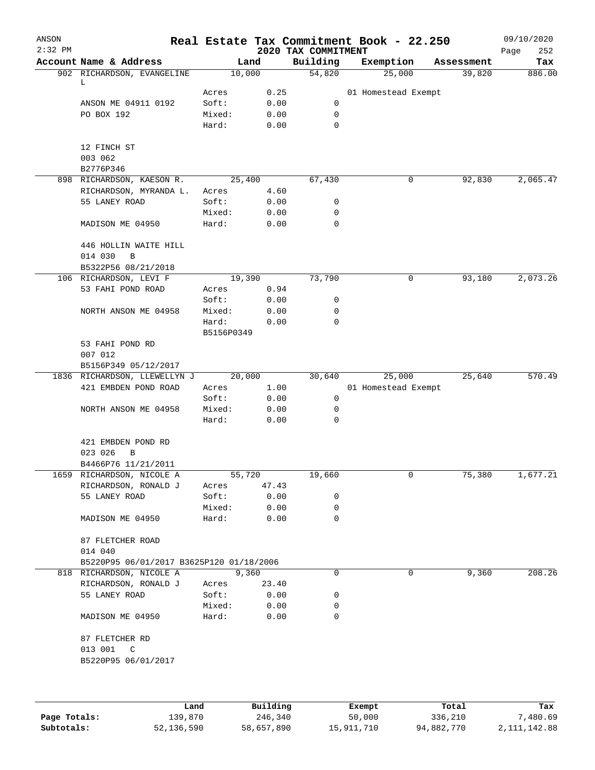# Real Estate Tax Commitment Book - 22.250

ANSON
2:32 PM

## 2020 TAX COMMITMENT

09/10/2020

| Account Name & Address | Land | | Building | Exemption | Assessment | Tax |
|---|---|---|---|---|---|---|
| 902 RICHARDSON, EVANGELINE L | 10,000 | | 54,820 | 25,000 | 39,820 | 886.00 |
| | Acres | 0.25 | | 01 Homestead Exempt | | |
| ANSON ME 04911 0192 | Soft: | 0.00 | 0 | | | |
| PO BOX 192 | Mixed: | 0.00 | 0 | | | |
| | Hard: | 0.00 | 0 | | | |
| 12 FINCH ST | | | | | | |
| 003 062 | | | | | | |
| B2776P346 | | | | | | |
| 898 RICHARDSON, KAESON R. | 25,400 | | 67,430 | 0 | 92,830 | 2,065.47 |
| RICHARDSON, MYRANDA L. | Acres | 4.60 | | | | |
| 55 LANEY ROAD | Soft: | 0.00 | 0 | | | |
| | Mixed: | 0.00 | 0 | | | |
| MADISON ME 04950 | Hard: | 0.00 | 0 | | | |
| 446 HOLLIN WAITE HILL | | | | | | |
| 014 030 B | | | | | | |
| B5322P56 08/21/2018 | | | | | | |
| 106 RICHARDSON, LEVI F | 19,390 | | 73,790 | 0 | 93,180 | 2,073.26 |
| 53 FAHI POND ROAD | Acres | 0.94 | | | | |
| | Soft: | 0.00 | 0 | | | |
| NORTH ANSON ME 04958 | Mixed: | 0.00 | 0 | | | |
| | Hard: | 0.00 | 0 | | | |
| | B5156P0349 | | | | | |
| 53 FAHI POND RD | | | | | | |
| 007 012 | | | | | | |
| B5156P349 05/12/2017 | | | | | | |
| 1836 RICHARDSON, LLEWELLYN J | 20,000 | | 30,640 | 25,000 | 25,640 | 570.49 |
| 421 EMBDEN POND ROAD | Acres | 1.00 | | 01 Homestead Exempt | | |
| | Soft: | 0.00 | 0 | | | |
| NORTH ANSON ME 04958 | Mixed: | 0.00 | 0 | | | |
| | Hard: | 0.00 | 0 | | | |
| 421 EMBDEN POND RD | | | | | | |
| 023 026 B | | | | | | |
| B4466P76 11/21/2011 | | | | | | |
| 1659 RICHARDSON, NICOLE A | 55,720 | | 19,660 | 0 | 75,380 | 1,677.21 |
| RICHARDSON, RONALD J | Acres | 47.43 | | | | |
| 55 LANEY ROAD | Soft: | 0.00 | 0 | | | |
| | Mixed: | 0.00 | 0 | | | |
| MADISON ME 04950 | Hard: | 0.00 | 0 | | | |
| 87 FLETCHER ROAD | | | | | | |
| 014 040 | | | | | | |
| B5220P95 06/01/2017 B3625P120 01/18/2006 | | | | | | |
| 818 RICHARDSON, NICOLE A | 9,360 | | 0 | 0 | 9,360 | 208.26 |
| RICHARDSON, RONALD J | Acres | 23.40 | | | | |
| 55 LANEY ROAD | Soft: | 0.00 | 0 | | | |
| | Mixed: | 0.00 | 0 | | | |
| MADISON ME 04950 | Hard: | 0.00 | 0 | | | |
| 87 FLETCHER RD | | | | | | |
| 013 001 C | | | | | | |
| B5220P95 06/01/2017 | | | | | | |

| | Land | Building | Exempt | Total | Tax |
|---|---|---|---|---|---|
| Page Totals: | 139,870 | 246,340 | 50,000 | 336,210 | 7,480.69 |
| Subtotals: | 52,136,590 | 58,657,890 | 15,911,710 | 94,882,770 | 2,111,142.88 |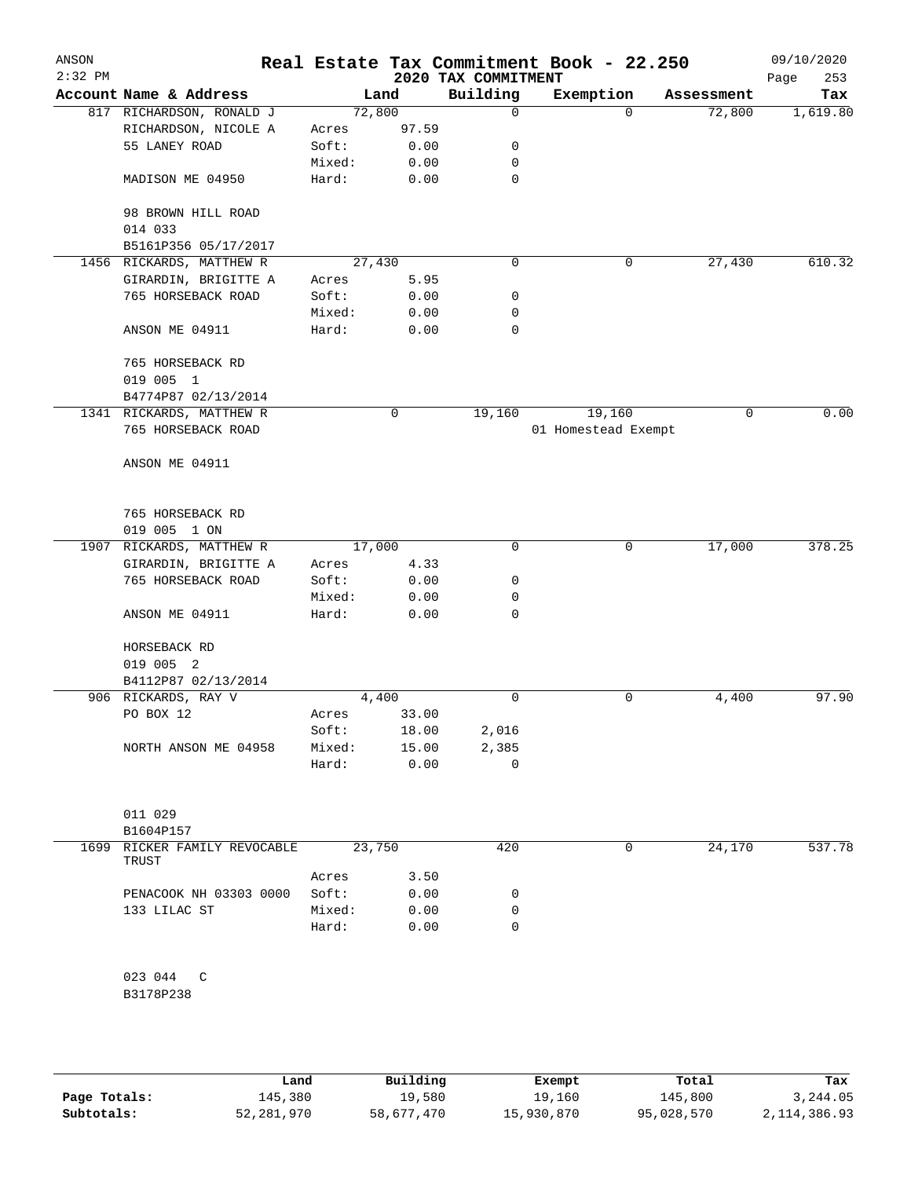ANSON 2:32 PM

# Real Estate Tax Commitment Book - 22.250

2020 TAX COMMITMENT

09/10/2020 Page 253

| Account Name & Address | | Land | Building | Exemption | Assessment | Tax |
|---|---|---|---|---|---|---|
| 817 RICHARDSON, RONALD J | | 72,800 | 0 | 0 | 72,800 | 1,619.80 |
| RICHARDSON, NICOLE A | Acres | 97.59 | | | | |
| 55 LANEY ROAD | Soft: | 0.00 | 0 | | | |
| | Mixed: | 0.00 | 0 | | | |
| MADISON ME 04950 | Hard: | 0.00 | 0 | | | |
| 98 BROWN HILL ROAD | | | | | | |
| 014 033 | | | | | | |
| B5161P356 05/17/2017 | | | | | | |
| 1456 RICKARDS, MATTHEW R | | 27,430 | 0 | 0 | 27,430 | 610.32 |
| GIRARDIN, BRIGITTE A | Acres | 5.95 | | | | |
| 765 HORSEBACK ROAD | Soft: | 0.00 | 0 | | | |
| | Mixed: | 0.00 | 0 | | | |
| ANSON ME 04911 | Hard: | 0.00 | 0 | | | |
| 765 HORSEBACK RD | | | | | | |
| 019 005 1 | | | | | | |
| B4774P87 02/13/2014 | | | | | | |
| 1341 RICKARDS, MATTHEW R | | 0 | 19,160 | 19,160 | 0 | 0.00 |
| 765 HORSEBACK ROAD | | | | 01 Homestead Exempt | | |
| ANSON ME 04911 | | | | | | |
| 765 HORSEBACK RD | | | | | | |
| 019 005 1 ON | | | | | | |
| 1907 RICKARDS, MATTHEW R | | 17,000 | 0 | 0 | 17,000 | 378.25 |
| GIRARDIN, BRIGITTE A | Acres | 4.33 | | | | |
| 765 HORSEBACK ROAD | Soft: | 0.00 | 0 | | | |
| | Mixed: | 0.00 | 0 | | | |
| ANSON ME 04911 | Hard: | 0.00 | 0 | | | |
| HORSEBACK RD | | | | | | |
| 019 005 2 | | | | | | |
| B4112P87 02/13/2014 | | | | | | |
| 906 RICKARDS, RAY V | | 4,400 | 0 | 0 | 4,400 | 97.90 |
| PO BOX 12 | Acres | 33.00 | | | | |
| | Soft: | 18.00 | 2,016 | | | |
| NORTH ANSON ME 04958 | Mixed: | 15.00 | 2,385 | | | |
| | Hard: | 0.00 | 0 | | | |
| 011 029 | | | | | | |
| B1604P157 | | | | | | |
| 1699 RICKER FAMILY REVOCABLE TRUST | | 23,750 | 420 | 0 | 24,170 | 537.78 |
| | Acres | 3.50 | | | | |
| PENACOOK NH 03303 0000 | Soft: | 0.00 | 0 | | | |
| 133 LILAC ST | Mixed: | 0.00 | 0 | | | |
| | Hard: | 0.00 | 0 | | | |
| 023 044 C | | | | | | |
| B3178P238 | | | | | | |

| | Land | Building | Exempt | Total | Tax |
|---|---|---|---|---|---|
| Page Totals: | 145,380 | 19,580 | 19,160 | 145,800 | 3,244.05 |
| Subtotals: | 52,281,970 | 58,677,470 | 15,930,870 | 95,028,570 | 2,114,386.93 |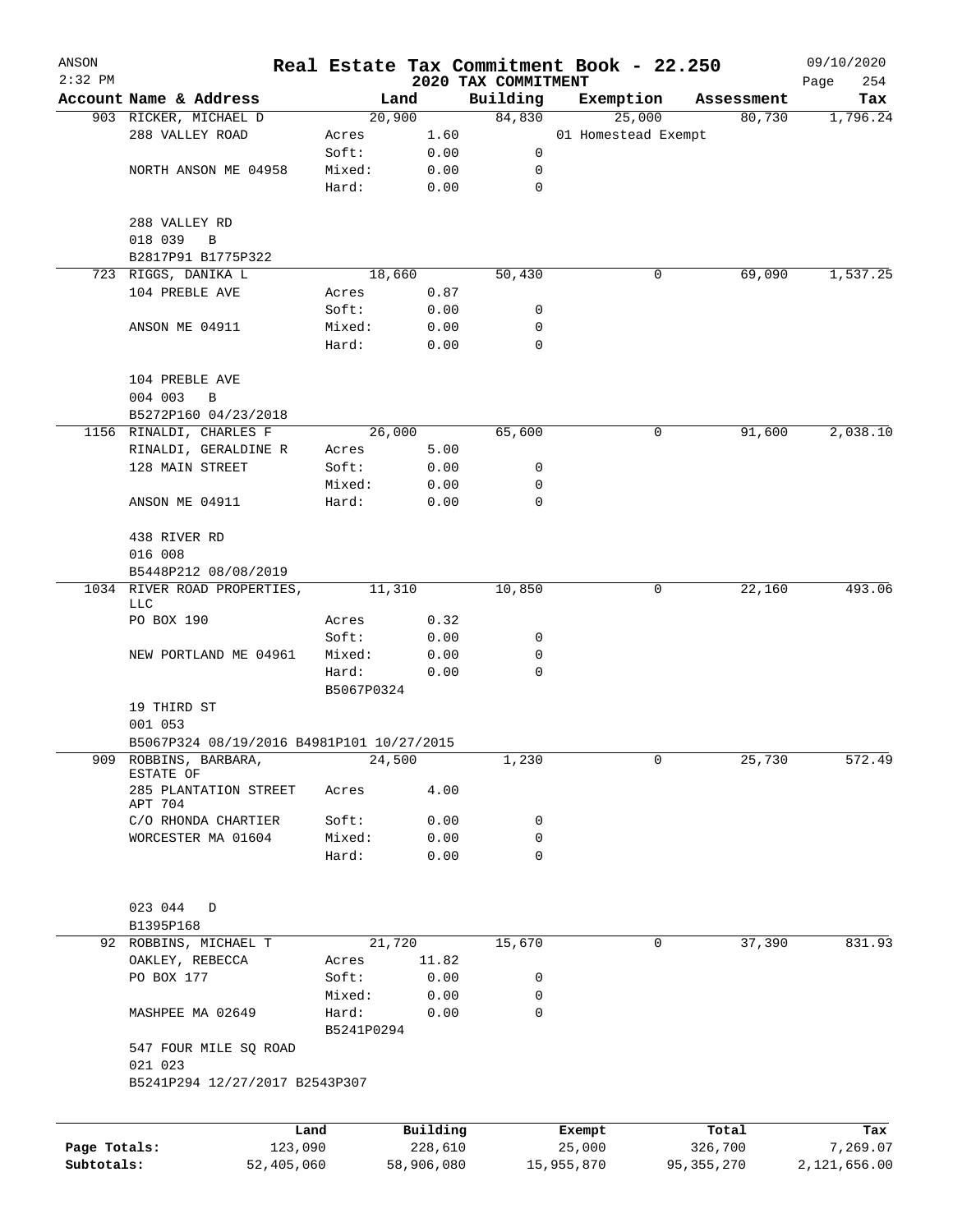# Real Estate Tax Commitment Book - 22.250

ANSON 2:32 PM — 2020 TAX COMMITMENT — 09/10/2020

| Account Name & Address | | Land | Building | Exemption | Assessment | Tax |
|---|---|---|---|---|---|---|
| 903 RICKER, MICHAEL D | | 20,900 | 84,830 | 25,000 | 80,730 | 1,796.24 |
| 288 VALLEY ROAD | Acres | 1.60 | | 01 Homestead Exempt | | |
| | Soft: | 0.00 | 0 | | | |
| NORTH ANSON ME 04958 | Mixed: | 0.00 | 0 | | | |
| | Hard: | 0.00 | 0 | | | |
| 288 VALLEY RD | | | | | | |
| 018 039 B | | | | | | |
| B2817P91 B1775P322 | | | | | | |
| 723 RIGGS, DANIKA L | | 18,660 | 50,430 | 0 | 69,090 | 1,537.25 |
| 104 PREBLE AVE | Acres | 0.87 | | | | |
| | Soft: | 0.00 | 0 | | | |
| ANSON ME 04911 | Mixed: | 0.00 | 0 | | | |
| | Hard: | 0.00 | 0 | | | |
| 104 PREBLE AVE | | | | | | |
| 004 003 B | | | | | | |
| B5272P160 04/23/2018 | | | | | | |
| 1156 RINALDI, CHARLES F | | 26,000 | 65,600 | 0 | 91,600 | 2,038.10 |
| RINALDI, GERALDINE R | Acres | 5.00 | | | | |
| 128 MAIN STREET | Soft: | 0.00 | 0 | | | |
| | Mixed: | 0.00 | 0 | | | |
| ANSON ME 04911 | Hard: | 0.00 | 0 | | | |
| 438 RIVER RD | | | | | | |
| 016 008 | | | | | | |
| B5448P212 08/08/2019 | | | | | | |
| 1034 RIVER ROAD PROPERTIES, LLC | | 11,310 | 10,850 | 0 | 22,160 | 493.06 |
| PO BOX 190 | Acres | 0.32 | | | | |
| | Soft: | 0.00 | 0 | | | |
| NEW PORTLAND ME 04961 | Mixed: | 0.00 | 0 | | | |
| | Hard: | 0.00 | 0 | | | |
| | B5067P0324 | | | | | |
| 19 THIRD ST | | | | | | |
| 001 053 | | | | | | |
| B5067P324 08/19/2016 B4981P101 10/27/2015 | | | | | | |
| 909 ROBBINS, BARBARA, ESTATE OF | | 24,500 | 1,230 | 0 | 25,730 | 572.49 |
| 285 PLANTATION STREET APT 704 | Acres | 4.00 | | | | |
| C/O RHONDA CHARTIER | Soft: | 0.00 | 0 | | | |
| WORCESTER MA 01604 | Mixed: | 0.00 | 0 | | | |
| | Hard: | 0.00 | 0 | | | |
| 023 044 D | | | | | | |
| B1395P168 | | | | | | |
| 92 ROBBINS, MICHAEL T | | 21,720 | 15,670 | 0 | 37,390 | 831.93 |
| OAKLEY, REBECCA | Acres | 11.82 | | | | |
| PO BOX 177 | Soft: | 0.00 | 0 | | | |
| | Mixed: | 0.00 | 0 | | | |
| MASHPEE MA 02649 | Hard: | 0.00 | 0 | | | |
| | B5241P0294 | | | | | |
| 547 FOUR MILE SQ ROAD | | | | | | |
| 021 023 | | | | | | |
| B5241P294 12/27/2017 B2543P307 | | | | | | |

| | Land | Building | Exempt | Total | Tax |
|---|---|---|---|---|---|
| Page Totals: | 123,090 | 228,610 | 25,000 | 326,700 | 7,269.07 |
| Subtotals: | 52,405,060 | 58,906,080 | 15,955,870 | 95,355,270 | 2,121,656.00 |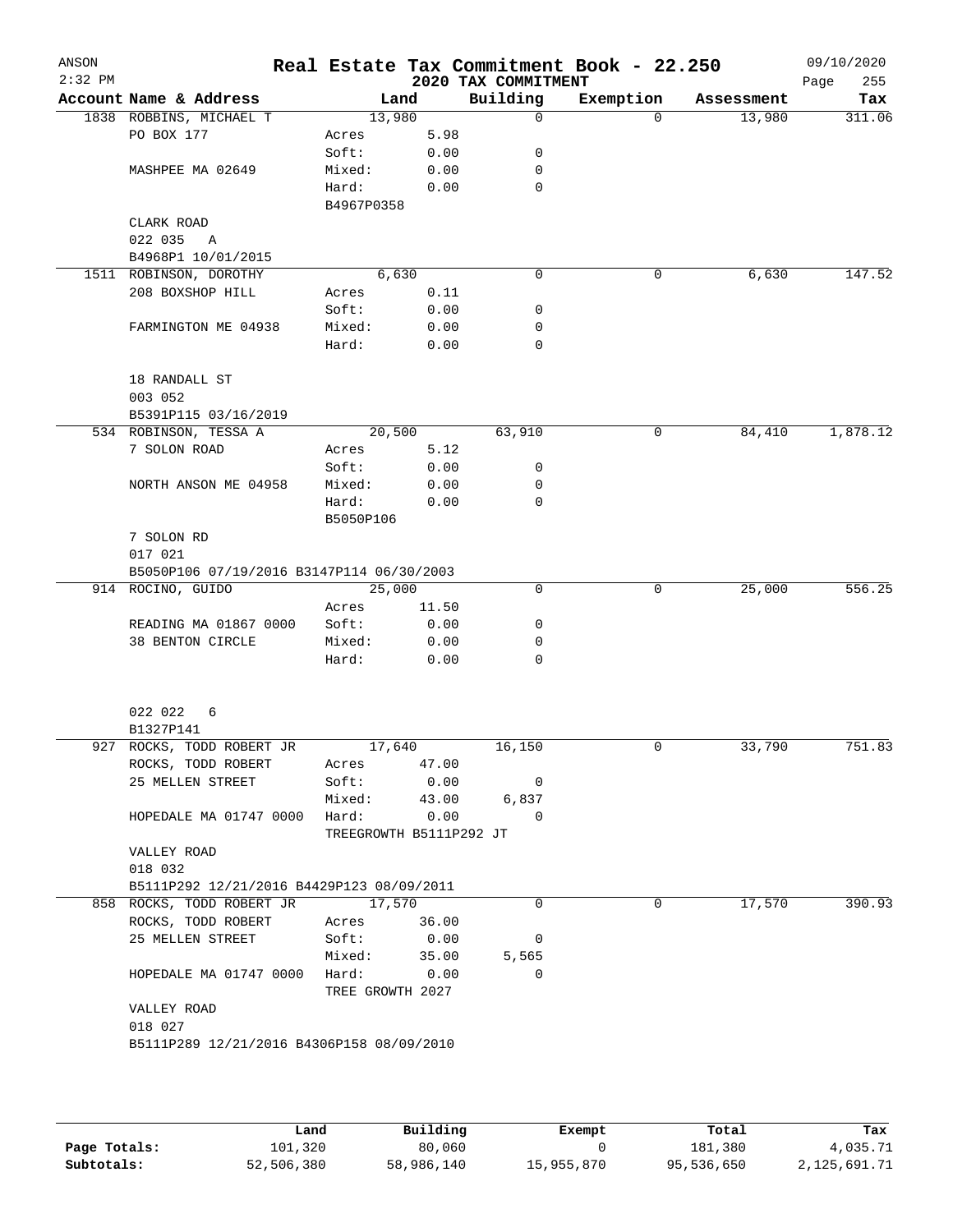# Real Estate Tax Commitment Book - 22.250

ANSON 2:32 PM — 2020 TAX COMMITMENT — 09/10/2020

| Account Name & Address | Land | | Building | Exemption | Assessment | Tax |
|---|---|---|---|---|---|---|
| 1838 ROBBINS, MICHAEL T | 13,980 | | 0 | 0 | 13,980 | 311.06 |
| PO BOX 177 | Acres | 5.98 | | | | |
| | Soft: | 0.00 | 0 | | | |
| MASHPEE MA 02649 | Mixed: | 0.00 | 0 | | | |
| | Hard: | 0.00 | 0 | | | |
| | B4967P0358 | | | | | |
| CLARK ROAD | | | | | | |
| 022 035 A | | | | | | |
| B4968P1 10/01/2015 | | | | | | |
| 1511 ROBINSON, DOROTHY | 6,630 | | 0 | 0 | 6,630 | 147.52 |
| 208 BOXSHOP HILL | Acres | 0.11 | | | | |
| | Soft: | 0.00 | 0 | | | |
| FARMINGTON ME 04938 | Mixed: | 0.00 | 0 | | | |
| | Hard: | 0.00 | 0 | | | |
| 18 RANDALL ST | | | | | | |
| 003 052 | | | | | | |
| B5391P115 03/16/2019 | | | | | | |
| 534 ROBINSON, TESSA A | 20,500 | | 63,910 | 0 | 84,410 | 1,878.12 |
| 7 SOLON ROAD | Acres | 5.12 | | | | |
| | Soft: | 0.00 | 0 | | | |
| NORTH ANSON ME 04958 | Mixed: | 0.00 | 0 | | | |
| | Hard: | 0.00 | 0 | | | |
| | B5050P106 | | | | | |
| 7 SOLON RD | | | | | | |
| 017 021 | | | | | | |
| B5050P106 07/19/2016 B3147P114 06/30/2003 | | | | | | |
| 914 ROCINO, GUIDO | 25,000 | | 0 | 0 | 25,000 | 556.25 |
| | Acres | 11.50 | | | | |
| READING MA 01867 0000 | Soft: | 0.00 | 0 | | | |
| 38 BENTON CIRCLE | Mixed: | 0.00 | 0 | | | |
| | Hard: | 0.00 | 0 | | | |
| 022 022 6 | | | | | | |
| B1327P141 | | | | | | |
| 927 ROCKS, TODD ROBERT JR | 17,640 | | 16,150 | 0 | 33,790 | 751.83 |
| ROCKS, TODD ROBERT | Acres | 47.00 | | | | |
| 25 MELLEN STREET | Soft: | 0.00 | 0 | | | |
| | Mixed: | 43.00 | 6,837 | | | |
| HOPEDALE MA 01747 0000 | Hard: | 0.00 | 0 | | | |
| | TREEGROWTH B5111P292 JT | | | | | |
| VALLEY ROAD | | | | | | |
| 018 032 | | | | | | |
| B5111P292 12/21/2016 B4429P123 08/09/2011 | | | | | | |
| 858 ROCKS, TODD ROBERT JR | 17,570 | | 0 | 0 | 17,570 | 390.93 |
| ROCKS, TODD ROBERT | Acres | 36.00 | | | | |
| 25 MELLEN STREET | Soft: | 0.00 | 0 | | | |
| | Mixed: | 35.00 | 5,565 | | | |
| HOPEDALE MA 01747 0000 | Hard: | 0.00 | 0 | | | |
| | TREE GROWTH 2027 | | | | | |
| VALLEY ROAD | | | | | | |
| 018 027 | | | | | | |
| B5111P289 12/21/2016 B4306P158 08/09/2010 | | | | | | |

| | Land | Building | Exempt | Total | Tax |
|---|---|---|---|---|---|
| Page Totals: | 101,320 | 80,060 | 0 | 181,380 | 4,035.71 |
| Subtotals: | 52,506,380 | 58,986,140 | 15,955,870 | 95,536,650 | 2,125,691.71 |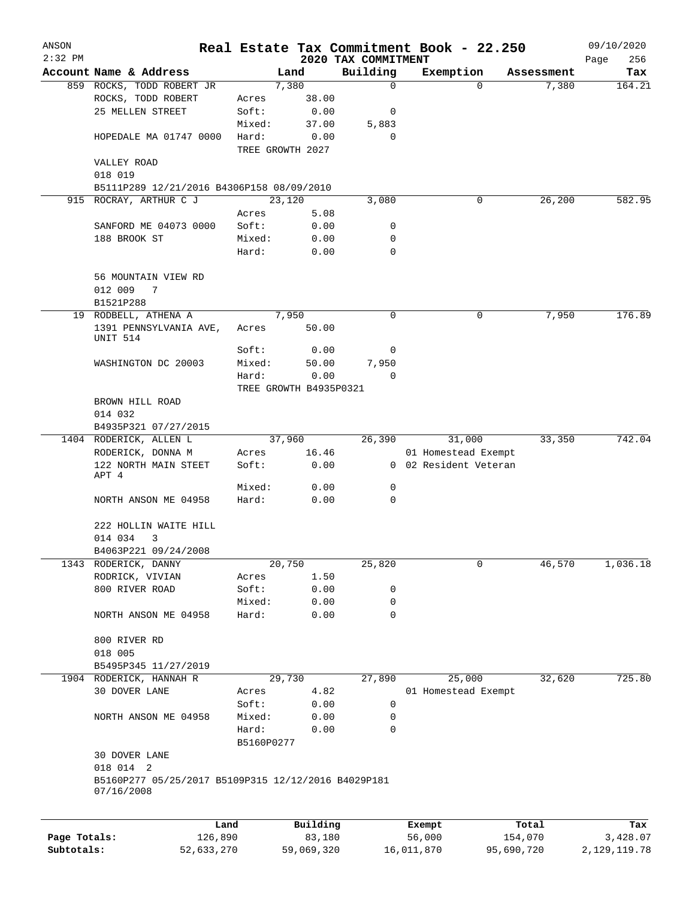ANSON
2:32 PM

# Real Estate Tax Commitment Book - 22.250
## 2020 TAX COMMITMENT

09/10/2020

| Account Name & Address | Land | | Building | Exemption | Assessment | Tax |
|---|---|---|---|---|---|---|
| 859 ROCKS, TODD ROBERT JR | 7,380 | | 0 | 0 | 7,380 | 164.21 |
| ROCKS, TODD ROBERT | Acres | 38.00 | | | | |
| 25 MELLEN STREET | Soft: | 0.00 | 0 | | | |
| | Mixed: | 37.00 | 5,883 | | | |
| HOPEDALE MA 01747 0000 | Hard: | 0.00 | 0 | | | |
| | TREE GROWTH 2027 | | | | | |
| VALLEY ROAD | | | | | | |
| 018 019 | | | | | | |
| B5111P289 12/21/2016 B4306P158 08/09/2010 | | | | | | |
| 915 ROCRAY, ARTHUR C J | 23,120 | | 3,080 | 0 | 26,200 | 582.95 |
| | Acres | 5.08 | | | | |
| SANFORD ME 04073 0000 | Soft: | 0.00 | 0 | | | |
| 188 BROOK ST | Mixed: | 0.00 | 0 | | | |
| | Hard: | 0.00 | 0 | | | |
| 56 MOUNTAIN VIEW RD | | | | | | |
| 012 009 7 | | | | | | |
| B1521P288 | | | | | | |
| 19 RODBELL, ATHENA A | 7,950 | | 0 | 0 | 7,950 | 176.89 |
| 1391 PENNSYLVANIA AVE, UNIT 514 | Acres | 50.00 | | | | |
| | Soft: | 0.00 | 0 | | | |
| WASHINGTON DC 20003 | Mixed: | 50.00 | 7,950 | | | |
| | Hard: | 0.00 | 0 | | | |
| | TREE GROWTH B4935P0321 | | | | | |
| BROWN HILL ROAD | | | | | | |
| 014 032 | | | | | | |
| B4935P321 07/27/2015 | | | | | | |
| 1404 RODERICK, ALLEN L | 37,960 | | 26,390 | 31,000 | 33,350 | 742.04 |
| RODERICK, DONNA M | Acres | 16.46 | | 01 Homestead Exempt | | |
| 122 NORTH MAIN STEET APT 4 | Soft: | 0.00 | 0 | 02 Resident Veteran | | |
| | Mixed: | 0.00 | 0 | | | |
| NORTH ANSON ME 04958 | Hard: | 0.00 | 0 | | | |
| 222 HOLLIN WAITE HILL | | | | | | |
| 014 034 3 | | | | | | |
| B4063P221 09/24/2008 | | | | | | |
| 1343 RODERICK, DANNY | 20,750 | | 25,820 | 0 | 46,570 | 1,036.18 |
| RODRICK, VIVIAN | Acres | 1.50 | | | | |
| 800 RIVER ROAD | Soft: | 0.00 | 0 | | | |
| | Mixed: | 0.00 | 0 | | | |
| NORTH ANSON ME 04958 | Hard: | 0.00 | 0 | | | |
| 800 RIVER RD | | | | | | |
| 018 005 | | | | | | |
| B5495P345 11/27/2019 | | | | | | |
| 1904 RODERICK, HANNAH R | 29,730 | | 27,890 | 25,000 | 32,620 | 725.80 |
| 30 DOVER LANE | Acres | 4.82 | | 01 Homestead Exempt | | |
| | Soft: | 0.00 | 0 | | | |
| NORTH ANSON ME 04958 | Mixed: | 0.00 | 0 | | | |
| | Hard: | 0.00 | 0 | | | |
| | B5160P0277 | | | | | |
| 30 DOVER LANE | | | | | | |
| 018 014 2 | | | | | | |
| B5160P277 05/25/2017 B5109P315 12/12/2016 B4029P181 07/16/2008 | | | | | | |

| | Land | Building | Exempt | Total | Tax |
|---|---|---|---|---|---|
| Page Totals: | 126,890 | 83,180 | 56,000 | 154,070 | 3,428.07 |
| Subtotals: | 52,633,270 | 59,069,320 | 16,011,870 | 95,690,720 | 2,129,119.78 |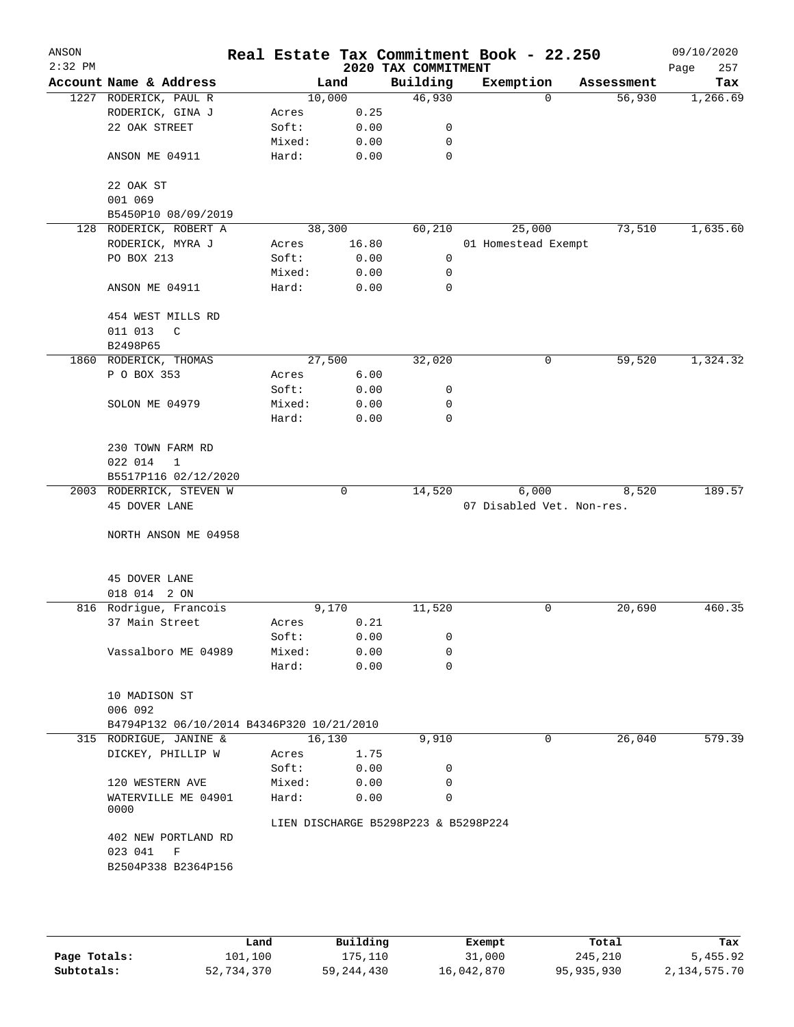# Real Estate Tax Commitment Book - 22.250

ANSON 2:32 PM — 2020 TAX COMMITMENT — 09/10/2020

| Account | Name & Address | | Land | Building | Exemption | Assessment | Tax |
|---|---|---|---|---|---|---|---|
| 1227 | RODERICK, PAUL R | | 10,000 | 46,930 | 0 | 56,930 | 1,266.69 |
| | RODERICK, GINA J | Acres | 0.25 | | | | |
| | 22 OAK STREET | Soft: | 0.00 | 0 | | | |
| | | Mixed: | 0.00 | 0 | | | |
| | ANSON ME 04911 | Hard: | 0.00 | 0 | | | |
| | 22 OAK ST | | | | | | |
| | 001 069 | | | | | | |
| | B5450P10 08/09/2019 | | | | | | |
| 128 | RODERICK, ROBERT A | | 38,300 | 60,210 | 25,000 | 73,510 | 1,635.60 |
| | RODERICK, MYRA J | Acres | 16.80 | | 01 Homestead Exempt | | |
| | PO BOX 213 | Soft: | 0.00 | 0 | | | |
| | | Mixed: | 0.00 | 0 | | | |
| | ANSON ME 04911 | Hard: | 0.00 | 0 | | | |
| | 454 WEST MILLS RD | | | | | | |
| | 011 013 C | | | | | | |
| | B2498P65 | | | | | | |
| 1860 | RODERICK, THOMAS | | 27,500 | 32,020 | 0 | 59,520 | 1,324.32 |
| | P O BOX 353 | Acres | 6.00 | | | | |
| | | Soft: | 0.00 | 0 | | | |
| | SOLON ME 04979 | Mixed: | 0.00 | 0 | | | |
| | | Hard: | 0.00 | 0 | | | |
| | 230 TOWN FARM RD | | | | | | |
| | 022 014 1 | | | | | | |
| | B5517P116 02/12/2020 | | | | | | |
| 2003 | RODERRICK, STEVEN W | | 0 | 14,520 | 6,000 | 8,520 | 189.57 |
| | 45 DOVER LANE | | | | 07 Disabled Vet. Non-res. | | |
| | NORTH ANSON ME 04958 | | | | | | |
| | 45 DOVER LANE | | | | | | |
| | 018 014 2 ON | | | | | | |
| 816 | Rodrigue, Francois | | 9,170 | 11,520 | 0 | 20,690 | 460.35 |
| | 37 Main Street | Acres | 0.21 | | | | |
| | | Soft: | 0.00 | 0 | | | |
| | Vassalboro ME 04989 | Mixed: | 0.00 | 0 | | | |
| | | Hard: | 0.00 | 0 | | | |
| | 10 MADISON ST | | | | | | |
| | 006 092 | | | | | | |
| | B4794P132 06/10/2014 B4346P320 10/21/2010 | | | | | | |
| 315 | RODRIGUE, JANINE & | | 16,130 | 9,910 | 0 | 26,040 | 579.39 |
| | DICKEY, PHILLIP W | Acres | 1.75 | | | | |
| | | Soft: | 0.00 | 0 | | | |
| | 120 WESTERN AVE | Mixed: | 0.00 | 0 | | | |
| | WATERVILLE ME 04901 0000 | Hard: | 0.00 | 0 | | | |
| | | LIEN DISCHARGE B5298P223 & B5298P224 | | | | | |
| | 402 NEW PORTLAND RD | | | | | | |
| | 023 041 F | | | | | | |
| | B2504P338 B2364P156 | | | | | | |

| | Land | Building | Exempt | Total | Tax |
|---|---|---|---|---|---|
| Page Totals: | 101,100 | 175,110 | 31,000 | 245,210 | 5,455.92 |
| Subtotals: | 52,734,370 | 59,244,430 | 16,042,870 | 95,935,930 | 2,134,575.70 |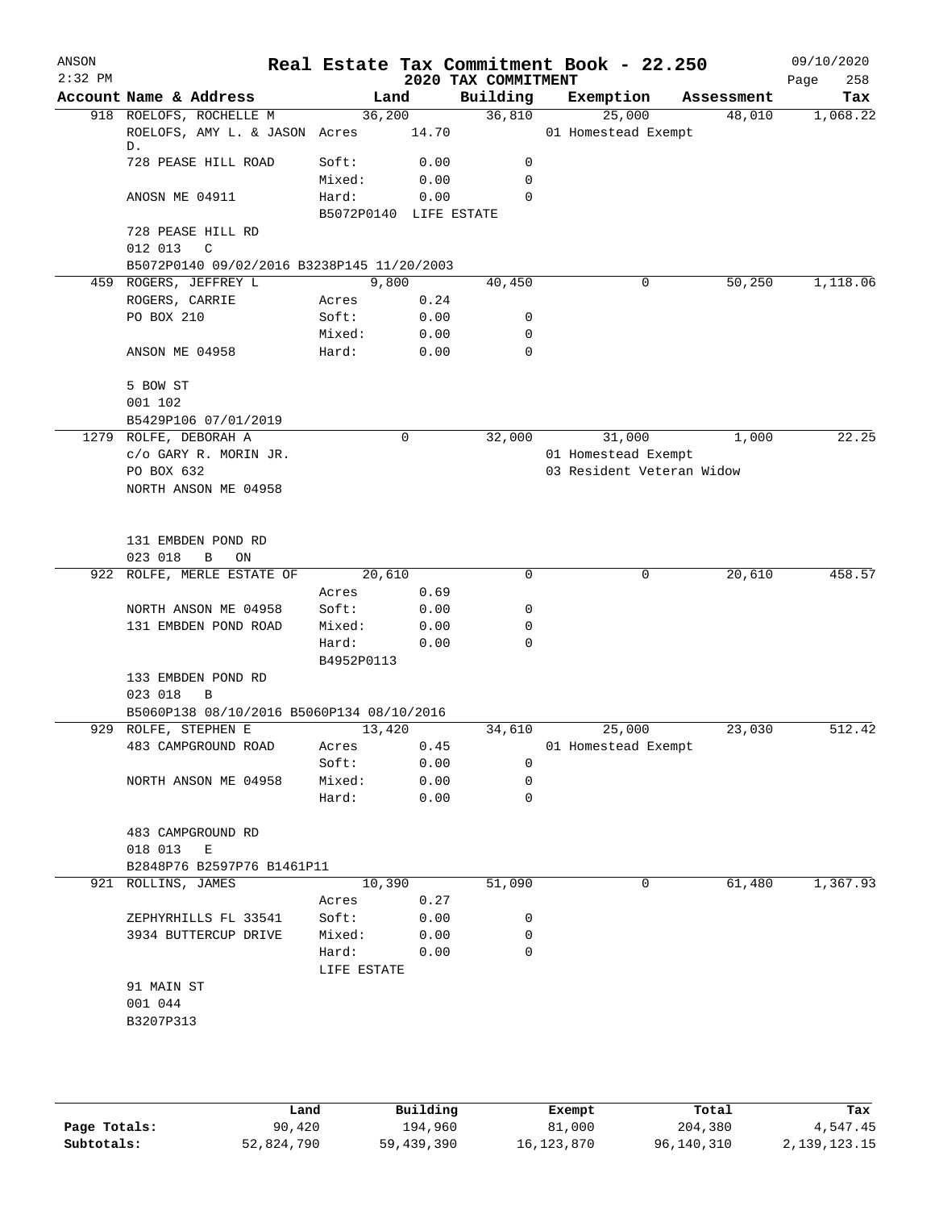# Real Estate Tax Commitment Book - 22.250

ANSON 2:32 PM — 2020 TAX COMMITMENT — 09/10/2020

| Account Name & Address | Land | | Building | Exemption | Assessment | Tax |
|---|---|---|---|---|---|---|
| 918 ROELOFS, ROCHELLE M | 36,200 | | 36,810 | 25,000 | 48,010 | 1,068.22 |
| ROELOFS, AMY L. & JASON D. | Acres | 14.70 | | 01 Homestead Exempt | | |
| 728 PEASE HILL ROAD | Soft: | 0.00 | 0 | | | |
| | Mixed: | 0.00 | 0 | | | |
| ANOSN ME 04911 | Hard: | 0.00 | 0 | | | |
| | B5072P0140 LIFE ESTATE | | | | | |
| 728 PEASE HILL RD | | | | | | |
| 012 013 C | | | | | | |
| B5072P0140 09/02/2016 B3238P145 11/20/2003 | | | | | | |
| 459 ROGERS, JEFFREY L | 9,800 | | 40,450 | 0 | 50,250 | 1,118.06 |
| ROGERS, CARRIE | Acres | 0.24 | | | | |
| PO BOX 210 | Soft: | 0.00 | 0 | | | |
| | Mixed: | 0.00 | 0 | | | |
| ANSON ME 04958 | Hard: | 0.00 | 0 | | | |
| 5 BOW ST | | | | | | |
| 001 102 | | | | | | |
| B5429P106 07/01/2019 | | | | | | |
| 1279 ROLFE, DEBORAH A | 0 | | 32,000 | 31,000 | 1,000 | 22.25 |
| c/o GARY R. MORIN JR. | | | | 01 Homestead Exempt | | |
| PO BOX 632 | | | | 03 Resident Veteran Widow | | |
| NORTH ANSON ME 04958 | | | | | | |
| 131 EMBDEN POND RD | | | | | | |
| 023 018 B ON | | | | | | |
| 922 ROLFE, MERLE ESTATE OF | 20,610 | | 0 | 0 | 20,610 | 458.57 |
| | Acres | 0.69 | | | | |
| NORTH ANSON ME 04958 | Soft: | 0.00 | 0 | | | |
| 131 EMBDEN POND ROAD | Mixed: | 0.00 | 0 | | | |
| | Hard: | 0.00 | 0 | | | |
| | B4952P0113 | | | | | |
| 133 EMBDEN POND RD | | | | | | |
| 023 018 B | | | | | | |
| B5060P138 08/10/2016 B5060P134 08/10/2016 | | | | | | |
| 929 ROLFE, STEPHEN E | 13,420 | | 34,610 | 25,000 | 23,030 | 512.42 |
| 483 CAMPGROUND ROAD | Acres | 0.45 | | 01 Homestead Exempt | | |
| | Soft: | 0.00 | 0 | | | |
| NORTH ANSON ME 04958 | Mixed: | 0.00 | 0 | | | |
| | Hard: | 0.00 | 0 | | | |
| 483 CAMPGROUND RD | | | | | | |
| 018 013 E | | | | | | |
| B2848P76 B2597P76 B1461P11 | | | | | | |
| 921 ROLLINS, JAMES | 10,390 | | 51,090 | 0 | 61,480 | 1,367.93 |
| | Acres | 0.27 | | | | |
| ZEPHYRHILLS FL 33541 | Soft: | 0.00 | 0 | | | |
| 3934 BUTTERCUP DRIVE | Mixed: | 0.00 | 0 | | | |
| | Hard: | 0.00 | 0 | | | |
| | LIFE ESTATE | | | | | |
| 91 MAIN ST | | | | | | |
| 001 044 | | | | | | |
| B3207P313 | | | | | | |

| | Land | Building | Exempt | Total | Tax |
|---|---|---|---|---|---|
| Page Totals: | 90,420 | 194,960 | 81,000 | 204,380 | 4,547.45 |
| Subtotals: | 52,824,790 | 59,439,390 | 16,123,870 | 96,140,310 | 2,139,123.15 |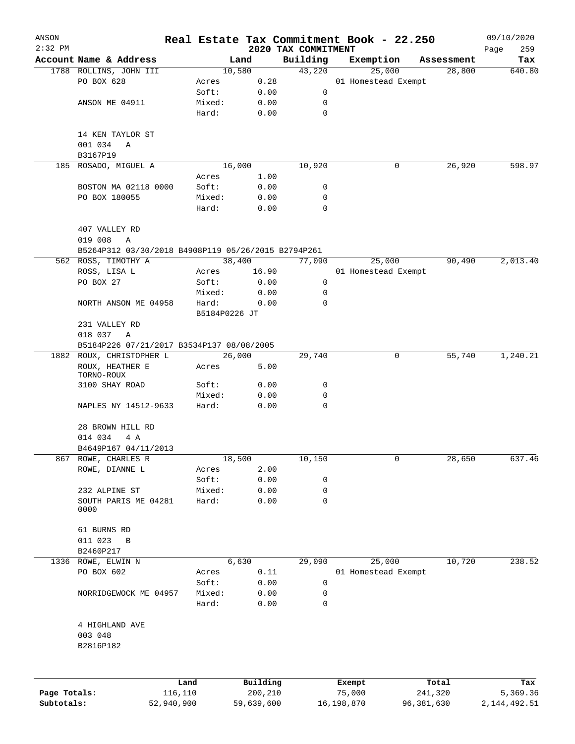ANSON
2:32 PM

# Real Estate Tax Commitment Book - 22.250
## 2020 TAX COMMITMENT

09/10/2020

| Account Name & Address | | Land | Building | Exemption | Assessment | Tax |
|---|---|---|---|---|---|---|
| 1788 ROLLINS, JOHN III | | 10,580 | 43,220 | 25,000 | 28,800 | 640.80 |
| PO BOX 628 | Acres | 0.28 | | 01 Homestead Exempt | | |
| | Soft: | 0.00 | 0 | | | |
| ANSON ME 04911 | Mixed: | 0.00 | 0 | | | |
| | Hard: | 0.00 | 0 | | | |
| 14 KEN TAYLOR ST | | | | | | |
| 001 034 A | | | | | | |
| B3167P19 | | | | | | |
| 185 ROSADO, MIGUEL A | | 16,000 | 10,920 | 0 | 26,920 | 598.97 |
| | Acres | 1.00 | | | | |
| BOSTON MA 02118 0000 | Soft: | 0.00 | 0 | | | |
| PO BOX 180055 | Mixed: | 0.00 | 0 | | | |
| | Hard: | 0.00 | 0 | | | |
| 407 VALLEY RD | | | | | | |
| 019 008 A | | | | | | |
| B5264P312 03/30/2018 B4908P119 05/26/2015 B2794P261 | | | | | | |
| 562 ROSS, TIMOTHY A | | 38,400 | 77,090 | 25,000 | 90,490 | 2,013.40 |
| ROSS, LISA L | Acres | 16.90 | | 01 Homestead Exempt | | |
| PO BOX 27 | Soft: | 0.00 | 0 | | | |
| | Mixed: | 0.00 | 0 | | | |
| NORTH ANSON ME 04958 | Hard: | 0.00 | 0 | | | |
| | B5184P0226 JT | | | | | |
| 231 VALLEY RD | | | | | | |
| 018 037 A | | | | | | |
| B5184P226 07/21/2017 B3534P137 08/08/2005 | | | | | | |
| 1882 ROUX, CHRISTOPHER L | | 26,000 | 29,740 | 0 | 55,740 | 1,240.21 |
| ROUX, HEATHER E TORNO-ROUX | Acres | 5.00 | | | | |
| 3100 SHAY ROAD | Soft: | 0.00 | 0 | | | |
| | Mixed: | 0.00 | 0 | | | |
| NAPLES NY 14512-9633 | Hard: | 0.00 | 0 | | | |
| 28 BROWN HILL RD | | | | | | |
| 014 034 4 A | | | | | | |
| B4649P167 04/11/2013 | | | | | | |
| 867 ROWE, CHARLES R | | 18,500 | 10,150 | 0 | 28,650 | 637.46 |
| ROWE, DIANNE L | Acres | 2.00 | | | | |
| | Soft: | 0.00 | 0 | | | |
| 232 ALPINE ST | Mixed: | 0.00 | 0 | | | |
| SOUTH PARIS ME 04281 0000 | Hard: | 0.00 | 0 | | | |
| 61 BURNS RD | | | | | | |
| 011 023 B | | | | | | |
| B2460P217 | | | | | | |
| 1336 ROWE, ELWIN N | | 6,630 | 29,090 | 25,000 | 10,720 | 238.52 |
| PO BOX 602 | Acres | 0.11 | | 01 Homestead Exempt | | |
| | Soft: | 0.00 | 0 | | | |
| NORRIDGEWOCK ME 04957 | Mixed: | 0.00 | 0 | | | |
| | Hard: | 0.00 | 0 | | | |
| 4 HIGHLAND AVE | | | | | | |
| 003 048 | | | | | | |
| B2816P182 | | | | | | |

| | Land | Building | Exempt | Total | Tax |
|---|---|---|---|---|---|
| Page Totals: | 116,110 | 200,210 | 75,000 | 241,320 | 5,369.36 |
| Subtotals: | 52,940,900 | 59,639,600 | 16,198,870 | 96,381,630 | 2,144,492.51 |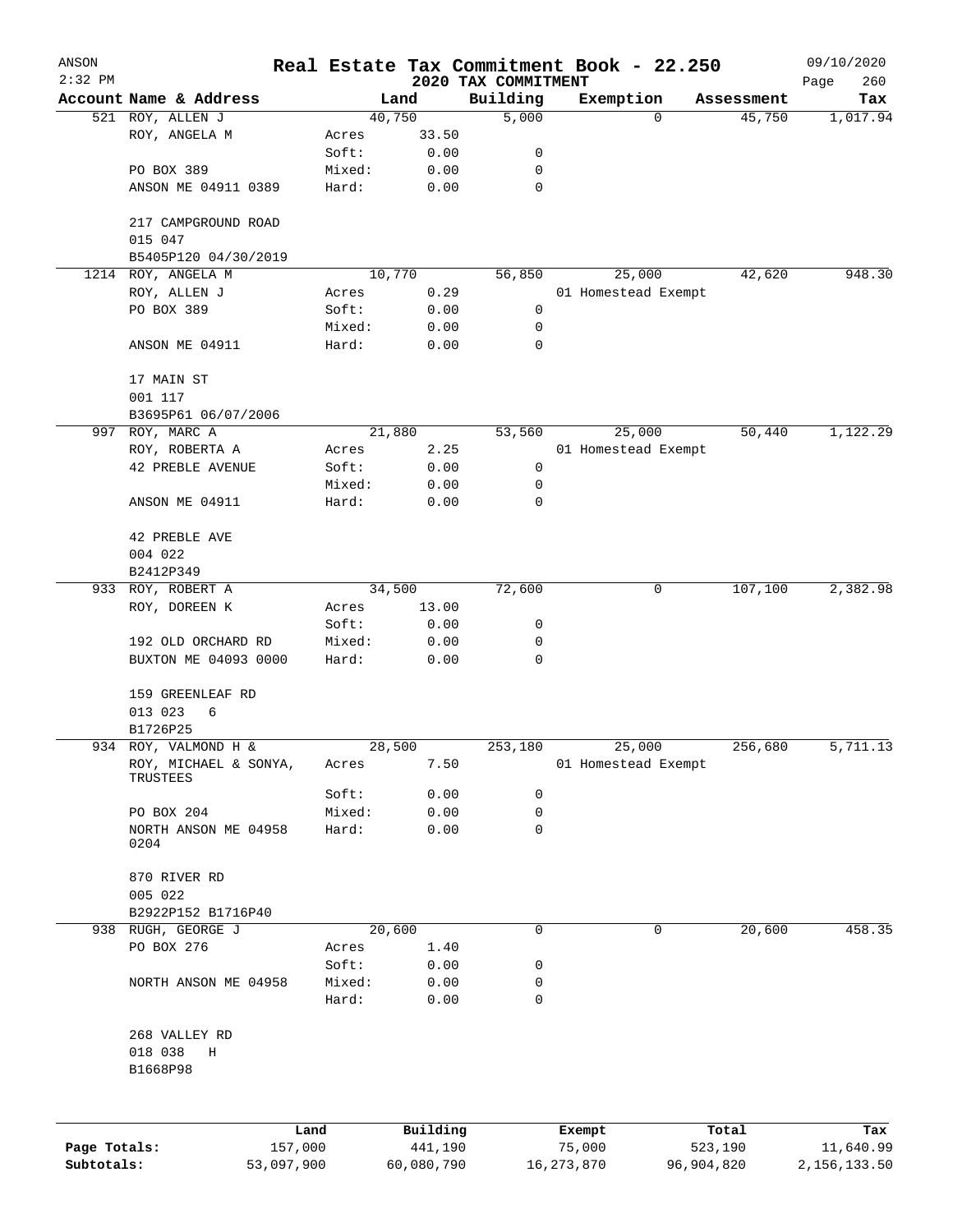# Real Estate Tax Commitment Book - 22.250

ANSON 2:32 PM — 2020 TAX COMMITMENT — 09/10/2020 Page 260

| Account Name & Address | Land | | Building | Exemption | Assessment | Tax |
|---|---|---|---|---|---|---|
| 521 ROY, ALLEN J | 40,750 | | 5,000 | 0 | 45,750 | 1,017.94 |
| ROY, ANGELA M | Acres | 33.50 | | | | |
| | Soft: | 0.00 | 0 | | | |
| PO BOX 389 | Mixed: | 0.00 | 0 | | | |
| ANSON ME 04911 0389 | Hard: | 0.00 | 0 | | | |
| 217 CAMPGROUND ROAD | | | | | | |
| 015 047 | | | | | | |
| B5405P120 04/30/2019 | | | | | | |
| 1214 ROY, ANGELA M | 10,770 | | 56,850 | 25,000 | 42,620 | 948.30 |
| ROY, ALLEN J | Acres | 0.29 | | 01 Homestead Exempt | | |
| PO BOX 389 | Soft: | 0.00 | 0 | | | |
| | Mixed: | 0.00 | 0 | | | |
| ANSON ME 04911 | Hard: | 0.00 | 0 | | | |
| 17 MAIN ST | | | | | | |
| 001 117 | | | | | | |
| B3695P61 06/07/2006 | | | | | | |
| 997 ROY, MARC A | 21,880 | | 53,560 | 25,000 | 50,440 | 1,122.29 |
| ROY, ROBERTA A | Acres | 2.25 | | 01 Homestead Exempt | | |
| 42 PREBLE AVENUE | Soft: | 0.00 | 0 | | | |
| | Mixed: | 0.00 | 0 | | | |
| ANSON ME 04911 | Hard: | 0.00 | 0 | | | |
| 42 PREBLE AVE | | | | | | |
| 004 022 | | | | | | |
| B2412P349 | | | | | | |
| 933 ROY, ROBERT A | 34,500 | | 72,600 | 0 | 107,100 | 2,382.98 |
| ROY, DOREEN K | Acres | 13.00 | | | | |
| | Soft: | 0.00 | 0 | | | |
| 192 OLD ORCHARD RD | Mixed: | 0.00 | 0 | | | |
| BUXTON ME 04093 0000 | Hard: | 0.00 | 0 | | | |
| 159 GREENLEAF RD | | | | | | |
| 013 023 6 | | | | | | |
| B1726P25 | | | | | | |
| 934 ROY, VALMOND H & | 28,500 | | 253,180 | 25,000 | 256,680 | 5,711.13 |
| ROY, MICHAEL & SONYA, TRUSTEES | Acres | 7.50 | | 01 Homestead Exempt | | |
| | Soft: | 0.00 | 0 | | | |
| PO BOX 204 | Mixed: | 0.00 | 0 | | | |
| NORTH ANSON ME 04958 0204 | Hard: | 0.00 | 0 | | | |
| 870 RIVER RD | | | | | | |
| 005 022 | | | | | | |
| B2922P152 B1716P40 | | | | | | |
| 938 RUGH, GEORGE J | 20,600 | | 0 | 0 | 20,600 | 458.35 |
| PO BOX 276 | Acres | 1.40 | | | | |
| | Soft: | 0.00 | 0 | | | |
| NORTH ANSON ME 04958 | Mixed: | 0.00 | 0 | | | |
| | Hard: | 0.00 | 0 | | | |
| 268 VALLEY RD | | | | | | |
| 018 038 H | | | | | | |
| B1668P98 | | | | | | |

| | Land | Building | Exempt | Total | Tax |
|---|---|---|---|---|---|
| Page Totals: | 157,000 | 441,190 | 75,000 | 523,190 | 11,640.99 |
| Subtotals: | 53,097,900 | 60,080,790 | 16,273,870 | 96,904,820 | 2,156,133.50 |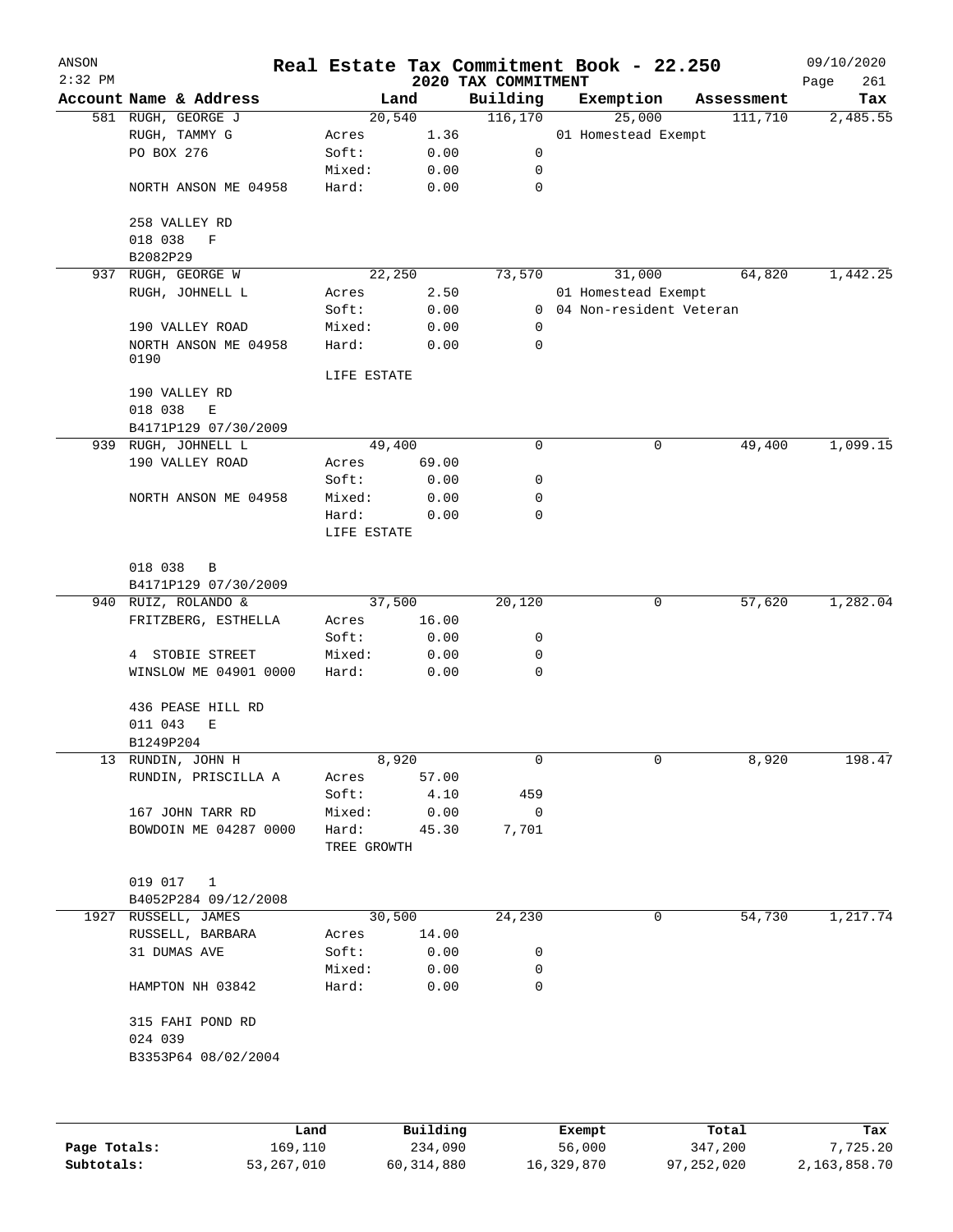# Real Estate Tax Commitment Book - 22.250

ANSON 2:32 PM — 2020 TAX COMMITMENT — 09/10/2020

| Account Name & Address | Land | | Building | Exemption | Assessment | Tax |
|---|---|---|---|---|---|---|
| 581 RUGH, GEORGE J | 20,540 | | 116,170 | 25,000 | 111,710 | 2,485.55 |
| RUGH, TAMMY G | Acres | 1.36 | | 01 Homestead Exempt | | |
| PO BOX 276 | Soft: | 0.00 | 0 | | | |
| | Mixed: | 0.00 | 0 | | | |
| NORTH ANSON ME 04958 | Hard: | 0.00 | 0 | | | |
| 258 VALLEY RD | | | | | | |
| 018 038 F | | | | | | |
| B2082P29 | | | | | | |
| 937 RUGH, GEORGE W | 22,250 | | 73,570 | 31,000 | 64,820 | 1,442.25 |
| RUGH, JOHNELL L | Acres | 2.50 | | 01 Homestead Exempt | | |
| | Soft: | 0.00 | 0 | 04 Non-resident Veteran | | |
| 190 VALLEY ROAD | Mixed: | 0.00 | 0 | | | |
| NORTH ANSON ME 04958 0190 | Hard: | 0.00 | 0 | | | |
| | LIFE ESTATE | | | | | |
| 190 VALLEY RD | | | | | | |
| 018 038 E | | | | | | |
| B4171P129 07/30/2009 | | | | | | |
| 939 RUGH, JOHNELL L | 49,400 | | 0 | 0 | 49,400 | 1,099.15 |
| 190 VALLEY ROAD | Acres | 69.00 | | | | |
| | Soft: | 0.00 | 0 | | | |
| NORTH ANSON ME 04958 | Mixed: | 0.00 | 0 | | | |
| | Hard: | 0.00 | 0 | | | |
| | LIFE ESTATE | | | | | |
| 018 038 B | | | | | | |
| B4171P129 07/30/2009 | | | | | | |
| 940 RUIZ, ROLANDO & | 37,500 | | 20,120 | 0 | 57,620 | 1,282.04 |
| FRITZBERG, ESTHELLA | Acres | 16.00 | | | | |
| | Soft: | 0.00 | 0 | | | |
| 4 STOBIE STREET | Mixed: | 0.00 | 0 | | | |
| WINSLOW ME 04901 0000 | Hard: | 0.00 | 0 | | | |
| 436 PEASE HILL RD | | | | | | |
| 011 043 E | | | | | | |
| B1249P204 | | | | | | |
| 13 RUNDIN, JOHN H | 8,920 | | 0 | 0 | 8,920 | 198.47 |
| RUNDIN, PRISCILLA A | Acres | 57.00 | | | | |
| | Soft: | 4.10 | 459 | | | |
| 167 JOHN TARR RD | Mixed: | 0.00 | 0 | | | |
| BOWDOIN ME 04287 0000 | Hard: | 45.30 | 7,701 | | | |
| | TREE GROWTH | | | | | |
| 019 017 1 | | | | | | |
| B4052P284 09/12/2008 | | | | | | |
| 1927 RUSSELL, JAMES | 30,500 | | 24,230 | 0 | 54,730 | 1,217.74 |
| RUSSELL, BARBARA | Acres | 14.00 | | | | |
| 31 DUMAS AVE | Soft: | 0.00 | 0 | | | |
| | Mixed: | 0.00 | 0 | | | |
| HAMPTON NH 03842 | Hard: | 0.00 | 0 | | | |
| 315 FAHI POND RD | | | | | | |
| 024 039 | | | | | | |
| B3353P64 08/02/2004 | | | | | | |

| | Land | Building | Exempt | Total | Tax |
|---|---|---|---|---|---|
| Page Totals: | 169,110 | 234,090 | 56,000 | 347,200 | 7,725.20 |
| Subtotals: | 53,267,010 | 60,314,880 | 16,329,870 | 97,252,020 | 2,163,858.70 |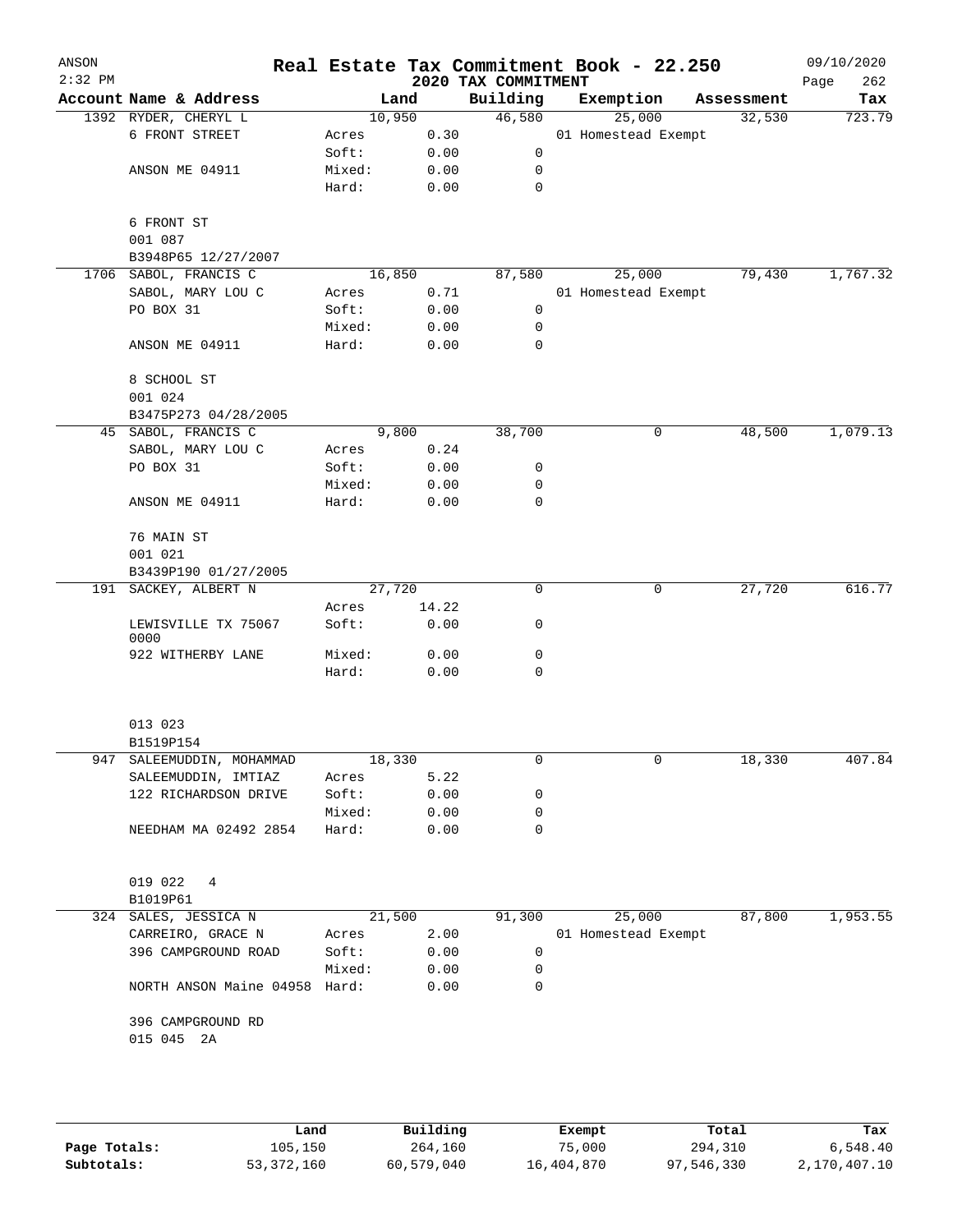# Real Estate Tax Commitment Book - 22.250

ANSON 2:32 PM — 2020 TAX COMMITMENT — 09/10/2020

| Account Name & Address | Land | | Building | Exemption | Assessment | Tax |
|---|---|---|---|---|---|---|
| 1392 RYDER, CHERYL L | 10,950 | | 46,580 | 25,000 | 32,530 | 723.79 |
| 6 FRONT STREET | Acres | 0.30 | | 01 Homestead Exempt | | |
| | Soft: | 0.00 | 0 | | | |
| ANSON ME 04911 | Mixed: | 0.00 | 0 | | | |
| | Hard: | 0.00 | 0 | | | |
| 6 FRONT ST | | | | | | |
| 001 087 | | | | | | |
| B3948P65 12/27/2007 | | | | | | |
| 1706 SABOL, FRANCIS C | 16,850 | | 87,580 | 25,000 | 79,430 | 1,767.32 |
| SABOL, MARY LOU C | Acres | 0.71 | | 01 Homestead Exempt | | |
| PO BOX 31 | Soft: | 0.00 | 0 | | | |
| | Mixed: | 0.00 | 0 | | | |
| ANSON ME 04911 | Hard: | 0.00 | 0 | | | |
| 8 SCHOOL ST | | | | | | |
| 001 024 | | | | | | |
| B3475P273 04/28/2005 | | | | | | |
| 45 SABOL, FRANCIS C | 9,800 | | 38,700 | 0 | 48,500 | 1,079.13 |
| SABOL, MARY LOU C | Acres | 0.24 | | | | |
| PO BOX 31 | Soft: | 0.00 | 0 | | | |
| | Mixed: | 0.00 | 0 | | | |
| ANSON ME 04911 | Hard: | 0.00 | 0 | | | |
| 76 MAIN ST | | | | | | |
| 001 021 | | | | | | |
| B3439P190 01/27/2005 | | | | | | |
| 191 SACKEY, ALBERT N | 27,720 | | 0 | 0 | 27,720 | 616.77 |
| | Acres | 14.22 | | | | |
| LEWISVILLE TX 75067 0000 | Soft: | 0.00 | 0 | | | |
| 922 WITHERBY LANE | Mixed: | 0.00 | 0 | | | |
| | Hard: | 0.00 | 0 | | | |
| 013 023 | | | | | | |
| B1519P154 | | | | | | |
| 947 SALEEMUDDIN, MOHAMMAD | 18,330 | | 0 | 0 | 18,330 | 407.84 |
| SALEEMUDDIN, IMTIAZ | Acres | 5.22 | | | | |
| 122 RICHARDSON DRIVE | Soft: | 0.00 | 0 | | | |
| | Mixed: | 0.00 | 0 | | | |
| NEEDHAM MA 02492 2854 | Hard: | 0.00 | 0 | | | |
| 019 022 4 | | | | | | |
| B1019P61 | | | | | | |
| 324 SALES, JESSICA N | 21,500 | | 91,300 | 25,000 | 87,800 | 1,953.55 |
| CARREIRO, GRACE N | Acres | 2.00 | | 01 Homestead Exempt | | |
| 396 CAMPGROUND ROAD | Soft: | 0.00 | 0 | | | |
| | Mixed: | 0.00 | 0 | | | |
| NORTH ANSON Maine 04958 | Hard: | 0.00 | 0 | | | |
| 396 CAMPGROUND RD | | | | | | |
| 015 045 2A | | | | | | |

| | Land | Building | Exempt | Total | Tax |
|---|---|---|---|---|---|
| Page Totals: | 105,150 | 264,160 | 75,000 | 294,310 | 6,548.40 |
| Subtotals: | 53,372,160 | 60,579,040 | 16,404,870 | 97,546,330 | 2,170,407.10 |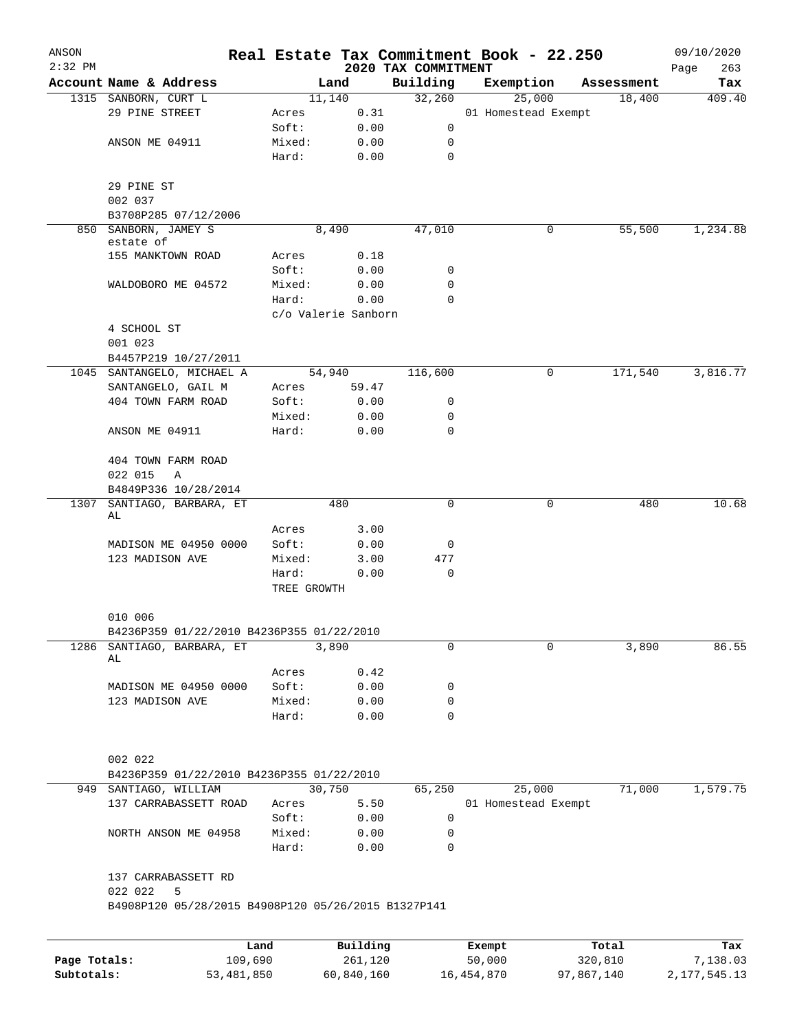# Real Estate Tax Commitment Book - 22.250

ANSON
2:32 PM
2020 TAX COMMITMENT
09/10/2020

| Account | Name & Address | Land | | Building | Exemption | Assessment | Tax |
|---|---|---|---|---|---|---|---|
| 1315 | SANBORN, CURT L | 11,140 | | 32,260 | 25,000 | 18,400 | 409.40 |
| | 29 PINE STREET | Acres | 0.31 | | 01 Homestead Exempt | | |
| | | Soft: | 0.00 | 0 | | | |
| | ANSON ME 04911 | Mixed: | 0.00 | 0 | | | |
| | | Hard: | 0.00 | 0 | | | |
| | 29 PINE ST | | | | | | |
| | 002 037 | | | | | | |
| | B3708P285 07/12/2006 | | | | | | |
| 850 | SANBORN, JAMEY S estate of | 8,490 | | 47,010 | 0 | 55,500 | 1,234.88 |
| | 155 MANKTOWN ROAD | Acres | 0.18 | | | | |
| | | Soft: | 0.00 | 0 | | | |
| | WALDOBORO ME 04572 | Mixed: | 0.00 | 0 | | | |
| | | Hard: | 0.00 | 0 | | | |
| | | c/o Valerie Sanborn | | | | | |
| | 4 SCHOOL ST | | | | | | |
| | 001 023 | | | | | | |
| | B4457P219 10/27/2011 | | | | | | |
| 1045 | SANTANGELO, MICHAEL A | 54,940 | | 116,600 | 0 | 171,540 | 3,816.77 |
| | SANTANGELO, GAIL M | Acres | 59.47 | | | | |
| | 404 TOWN FARM ROAD | Soft: | 0.00 | 0 | | | |
| | | Mixed: | 0.00 | 0 | | | |
| | ANSON ME 04911 | Hard: | 0.00 | 0 | | | |
| | 404 TOWN FARM ROAD | | | | | | |
| | 022 015 A | | | | | | |
| | B4849P336 10/28/2014 | | | | | | |
| 1307 | SANTIAGO, BARBARA, ET AL | 480 | | 0 | 0 | 480 | 10.68 |
| | | Acres | 3.00 | | | | |
| | MADISON ME 04950 0000 | Soft: | 0.00 | 0 | | | |
| | 123 MADISON AVE | Mixed: | 3.00 | 477 | | | |
| | | Hard: | 0.00 | 0 | | | |
| | | TREE GROWTH | | | | | |
| | 010 006 | | | | | | |
| | B4236P359 01/22/2010 B4236P355 01/22/2010 | | | | | | |
| 1286 | SANTIAGO, BARBARA, ET AL | 3,890 | | 0 | 0 | 3,890 | 86.55 |
| | | Acres | 0.42 | | | | |
| | MADISON ME 04950 0000 | Soft: | 0.00 | 0 | | | |
| | 123 MADISON AVE | Mixed: | 0.00 | 0 | | | |
| | | Hard: | 0.00 | 0 | | | |
| | 002 022 | | | | | | |
| | B4236P359 01/22/2010 B4236P355 01/22/2010 | | | | | | |
| 949 | SANTIAGO, WILLIAM | 30,750 | | 65,250 | 25,000 | 71,000 | 1,579.75 |
| | 137 CARRABASSETT ROAD | Acres | 5.50 | | 01 Homestead Exempt | | |
| | | Soft: | 0.00 | 0 | | | |
| | NORTH ANSON ME 04958 | Mixed: | 0.00 | 0 | | | |
| | | Hard: | 0.00 | 0 | | | |
| | 137 CARRABASSETT RD | | | | | | |
| | 022 022 5 | | | | | | |
| | B4908P120 05/28/2015 B4908P120 05/26/2015 B1327P141 | | | | | | |

| | Land | Building | Exempt | Total | Tax |
|---|---|---|---|---|---|
| Page Totals: | 109,690 | 261,120 | 50,000 | 320,810 | 7,138.03 |
| Subtotals: | 53,481,850 | 60,840,160 | 16,454,870 | 97,867,140 | 2,177,545.13 |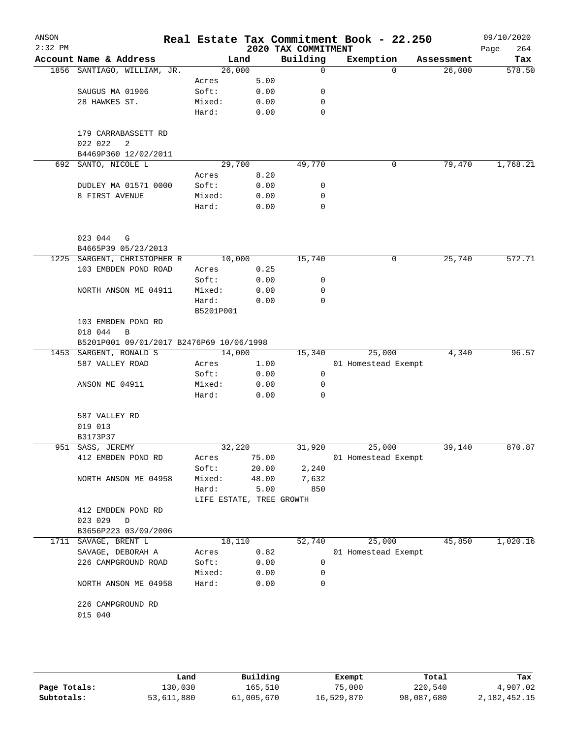# Real Estate Tax Commitment Book - 22.250

ANSON 2:32 PM — 2020 TAX COMMITMENT — 09/10/2020

| Account | Name & Address | Land | | Building | Exemption | Assessment | Tax |
|---|---|---|---|---|---|---|---|
| 1856 | SANTIAGO, WILLIAM, JR. | 26,000 | | 0 | 0 | 26,000 | 578.50 |
| | | Acres | 5.00 | | | | |
| | SAUGUS MA 01906 | Soft: | 0.00 | 0 | | | |
| | 28 HAWKES ST. | Mixed: | 0.00 | 0 | | | |
| | | Hard: | 0.00 | 0 | | | |
| | 179 CARRABASSETT RD | | | | | | |
| | 022 022 2 | | | | | | |
| | B4469P360 12/02/2011 | | | | | | |
| 692 | SANTO, NICOLE L | 29,700 | | 49,770 | 0 | 79,470 | 1,768.21 |
| | | Acres | 8.20 | | | | |
| | DUDLEY MA 01571 0000 | Soft: | 0.00 | 0 | | | |
| | 8 FIRST AVENUE | Mixed: | 0.00 | 0 | | | |
| | | Hard: | 0.00 | 0 | | | |
| | 023 044 G | | | | | | |
| | B4665P39 05/23/2013 | | | | | | |
| 1225 | SARGENT, CHRISTOPHER R | 10,000 | | 15,740 | 0 | 25,740 | 572.71 |
| | 103 EMBDEN POND ROAD | Acres | 0.25 | | | | |
| | | Soft: | 0.00 | 0 | | | |
| | NORTH ANSON ME 04911 | Mixed: | 0.00 | 0 | | | |
| | | Hard: | 0.00 | 0 | | | |
| | | B5201P001 | | | | | |
| | 103 EMBDEN POND RD | | | | | | |
| | 018 044 B | | | | | | |
| | B5201P001 09/01/2017 B2476P69 10/06/1998 | | | | | | |
| 1453 | SARGENT, RONALD S | 14,000 | | 15,340 | 25,000 | 4,340 | 96.57 |
| | 587 VALLEY ROAD | Acres | 1.00 | | 01 Homestead Exempt | | |
| | | Soft: | 0.00 | 0 | | | |
| | ANSON ME 04911 | Mixed: | 0.00 | 0 | | | |
| | | Hard: | 0.00 | 0 | | | |
| | 587 VALLEY RD | | | | | | |
| | 019 013 | | | | | | |
| | B3173P37 | | | | | | |
| 951 | SASS, JEREMY | 32,220 | | 31,920 | 25,000 | 39,140 | 870.87 |
| | 412 EMBDEN POND RD | Acres | 75.00 | | 01 Homestead Exempt | | |
| | | Soft: | 20.00 | 2,240 | | | |
| | NORTH ANSON ME 04958 | Mixed: | 48.00 | 7,632 | | | |
| | | Hard: | 5.00 | 850 | | | |
| | | LIFE ESTATE, TREE GROWTH | | | | | |
| | 412 EMBDEN POND RD | | | | | | |
| | 023 029 D | | | | | | |
| | B3656P223 03/09/2006 | | | | | | |
| 1711 | SAVAGE, BRENT L | 18,110 | | 52,740 | 25,000 | 45,850 | 1,020.16 |
| | SAVAGE, DEBORAH A | Acres | 0.82 | | 01 Homestead Exempt | | |
| | 226 CAMPGROUND ROAD | Soft: | 0.00 | 0 | | | |
| | | Mixed: | 0.00 | 0 | | | |
| | NORTH ANSON ME 04958 | Hard: | 0.00 | 0 | | | |
| | 226 CAMPGROUND RD | | | | | | |
| | 015 040 | | | | | | |

| | Land | Building | Exempt | Total | Tax |
|---|---|---|---|---|---|
| Page Totals: | 130,030 | 165,510 | 75,000 | 220,540 | 4,907.02 |
| Subtotals: | 53,611,880 | 61,005,670 | 16,529,870 | 98,087,680 | 2,182,452.15 |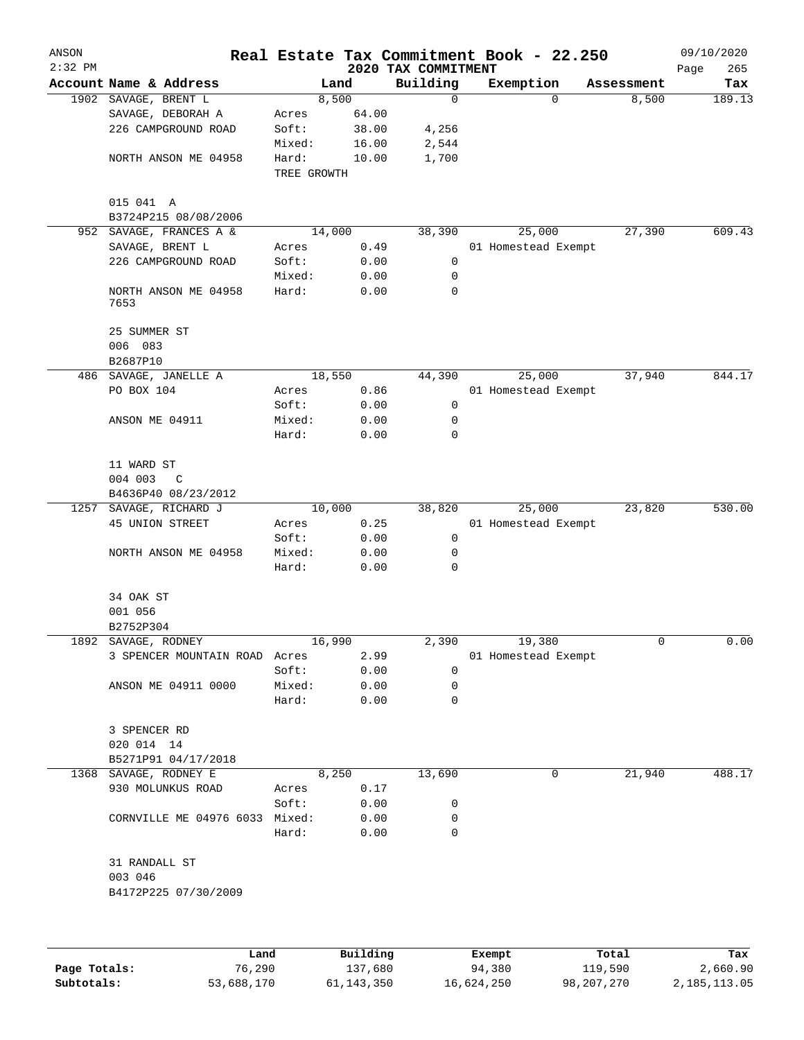ANSON 2:32 PM

# Real Estate Tax Commitment Book - 22.250

## 2020 TAX COMMITMENT

09/10/2020

| Account Name & Address | Land | | Building | Exemption | Assessment | Tax |
|---|---|---|---|---|---|---|
| 1902 SAVAGE, BRENT L | 8,500 | | 0 | 0 | 8,500 | 189.13 |
| SAVAGE, DEBORAH A | Acres | 64.00 | | | | |
| 226 CAMPGROUND ROAD | Soft: | 38.00 | 4,256 | | | |
| | Mixed: | 16.00 | 2,544 | | | |
| NORTH ANSON ME 04958 | Hard: | 10.00 | 1,700 | | | |
| | TREE GROWTH | | | | | |
| 015 041 A | | | | | | |
| B3724P215 08/08/2006 | | | | | | |
| 952 SAVAGE, FRANCES A & | 14,000 | | 38,390 | 25,000 | 27,390 | 609.43 |
| SAVAGE, BRENT L | Acres | 0.49 | | 01 Homestead Exempt | | |
| 226 CAMPGROUND ROAD | Soft: | 0.00 | 0 | | | |
| | Mixed: | 0.00 | 0 | | | |
| NORTH ANSON ME 04958 7653 | Hard: | 0.00 | 0 | | | |
| 25 SUMMER ST | | | | | | |
| 006 083 | | | | | | |
| B2687P10 | | | | | | |
| 486 SAVAGE, JANELLE A | 18,550 | | 44,390 | 25,000 | 37,940 | 844.17 |
| PO BOX 104 | Acres | 0.86 | | 01 Homestead Exempt | | |
| | Soft: | 0.00 | 0 | | | |
| ANSON ME 04911 | Mixed: | 0.00 | 0 | | | |
| | Hard: | 0.00 | 0 | | | |
| 11 WARD ST | | | | | | |
| 004 003 C | | | | | | |
| B4636P40 08/23/2012 | | | | | | |
| 1257 SAVAGE, RICHARD J | 10,000 | | 38,820 | 25,000 | 23,820 | 530.00 |
| 45 UNION STREET | Acres | 0.25 | | 01 Homestead Exempt | | |
| | Soft: | 0.00 | 0 | | | |
| NORTH ANSON ME 04958 | Mixed: | 0.00 | 0 | | | |
| | Hard: | 0.00 | 0 | | | |
| 34 OAK ST | | | | | | |
| 001 056 | | | | | | |
| B2752P304 | | | | | | |
| 1892 SAVAGE, RODNEY | 16,990 | | 2,390 | 19,380 | 0 | 0.00 |
| 3 SPENCER MOUNTAIN ROAD | Acres | 2.99 | | 01 Homestead Exempt | | |
| | Soft: | 0.00 | 0 | | | |
| ANSON ME 04911 0000 | Mixed: | 0.00 | 0 | | | |
| | Hard: | 0.00 | 0 | | | |
| 3 SPENCER RD | | | | | | |
| 020 014 14 | | | | | | |
| B5271P91 04/17/2018 | | | | | | |
| 1368 SAVAGE, RODNEY E | 8,250 | | 13,690 | 0 | 21,940 | 488.17 |
| 930 MOLUNKUS ROAD | Acres | 0.17 | | | | |
| | Soft: | 0.00 | 0 | | | |
| CORNVILLE ME 04976 6033 | Mixed: | 0.00 | 0 | | | |
| | Hard: | 0.00 | 0 | | | |
| 31 RANDALL ST | | | | | | |
| 003 046 | | | | | | |
| B4172P225 07/30/2009 | | | | | | |

| | Land | Building | Exempt | Total | Tax |
|---|---|---|---|---|---|
| Page Totals: | 76,290 | 137,680 | 94,380 | 119,590 | 2,660.90 |
| Subtotals: | 53,688,170 | 61,143,350 | 16,624,250 | 98,207,270 | 2,185,113.05 |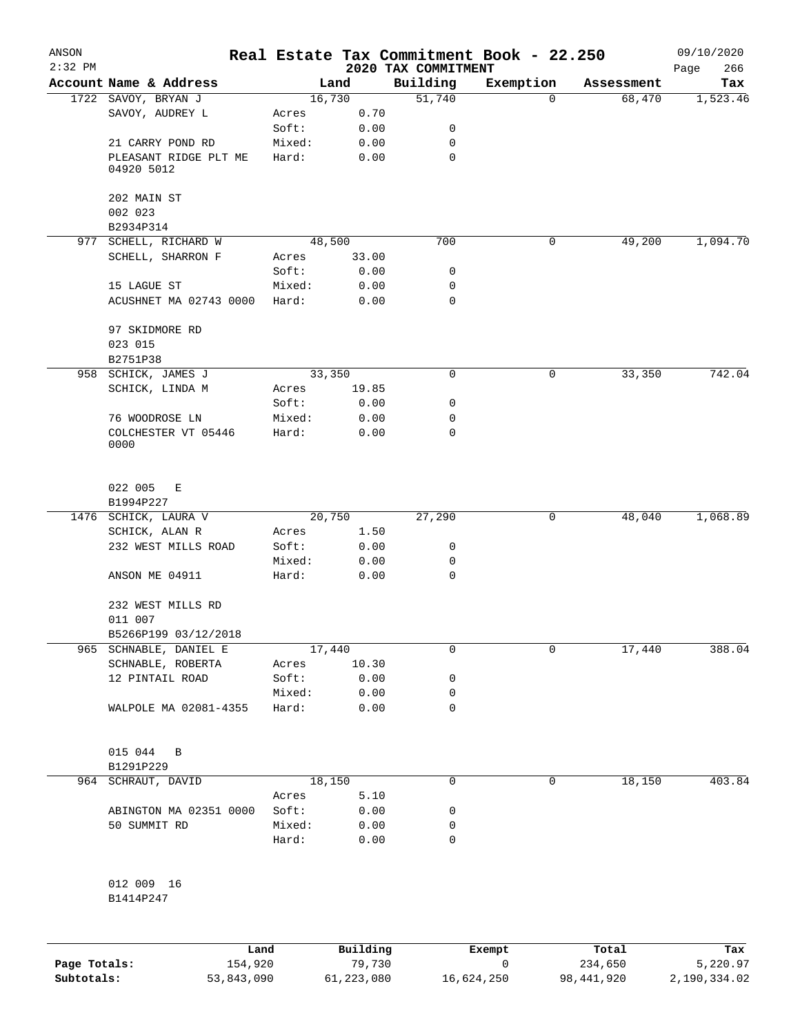# Real Estate Tax Commitment Book - 22.250

ANSON 2:32 PM — 2020 TAX COMMITMENT — 09/10/2020

| Account | Name & Address | | Land | Building | Exemption | Assessment | Tax |
|---|---|---|---|---|---|---|---|
| 1722 | SAVOY, BRYAN J | | 16,730 | 51,740 | 0 | 68,470 | 1,523.46 |
| | SAVOY, AUDREY L | Acres | 0.70 | | | | |
| | | Soft: | 0.00 | 0 | | | |
| | 21 CARRY POND RD | Mixed: | 0.00 | 0 | | | |
| | PLEASANT RIDGE PLT ME 04920 5012 | Hard: | 0.00 | 0 | | | |
| | 202 MAIN ST | | | | | | |
| | 002 023 | | | | | | |
| | B2934P314 | | | | | | |
| 977 | SCHELL, RICHARD W | | 48,500 | 700 | 0 | 49,200 | 1,094.70 |
| | SCHELL, SHARRON F | Acres | 33.00 | | | | |
| | | Soft: | 0.00 | 0 | | | |
| | 15 LAGUE ST | Mixed: | 0.00 | 0 | | | |
| | ACUSHNET MA 02743 0000 | Hard: | 0.00 | 0 | | | |
| | 97 SKIDMORE RD | | | | | | |
| | 023 015 | | | | | | |
| | B2751P38 | | | | | | |
| 958 | SCHICK, JAMES J | | 33,350 | 0 | 0 | 33,350 | 742.04 |
| | SCHICK, LINDA M | Acres | 19.85 | | | | |
| | | Soft: | 0.00 | 0 | | | |
| | 76 WOODROSE LN | Mixed: | 0.00 | 0 | | | |
| | COLCHESTER VT 05446 0000 | Hard: | 0.00 | 0 | | | |
| | 022 005 E | | | | | | |
| | B1994P227 | | | | | | |
| 1476 | SCHICK, LAURA V | | 20,750 | 27,290 | 0 | 48,040 | 1,068.89 |
| | SCHICK, ALAN R | Acres | 1.50 | | | | |
| | 232 WEST MILLS ROAD | Soft: | 0.00 | 0 | | | |
| | | Mixed: | 0.00 | 0 | | | |
| | ANSON ME 04911 | Hard: | 0.00 | 0 | | | |
| | 232 WEST MILLS RD | | | | | | |
| | 011 007 | | | | | | |
| | B5266P199 03/12/2018 | | | | | | |
| 965 | SCHNABLE, DANIEL E | | 17,440 | 0 | 0 | 17,440 | 388.04 |
| | SCHNABLE, ROBERTA | Acres | 10.30 | | | | |
| | 12 PINTAIL ROAD | Soft: | 0.00 | 0 | | | |
| | | Mixed: | 0.00 | 0 | | | |
| | WALPOLE MA 02081-4355 | Hard: | 0.00 | 0 | | | |
| | 015 044 B | | | | | | |
| | B1291P229 | | | | | | |
| 964 | SCHRAUT, DAVID | | 18,150 | 0 | 0 | 18,150 | 403.84 |
| | | Acres | 5.10 | | | | |
| | ABINGTON MA 02351 0000 | Soft: | 0.00 | 0 | | | |
| | 50 SUMMIT RD | Mixed: | 0.00 | 0 | | | |
| | | Hard: | 0.00 | 0 | | | |
| | 012 009 16 | | | | | | |
| | B1414P247 | | | | | | |

| | Land | Building | Exempt | Total | Tax |
|---|---|---|---|---|---|
| Page Totals: | 154,920 | 79,730 | 0 | 234,650 | 5,220.97 |
| Subtotals: | 53,843,090 | 61,223,080 | 16,624,250 | 98,441,920 | 2,190,334.02 |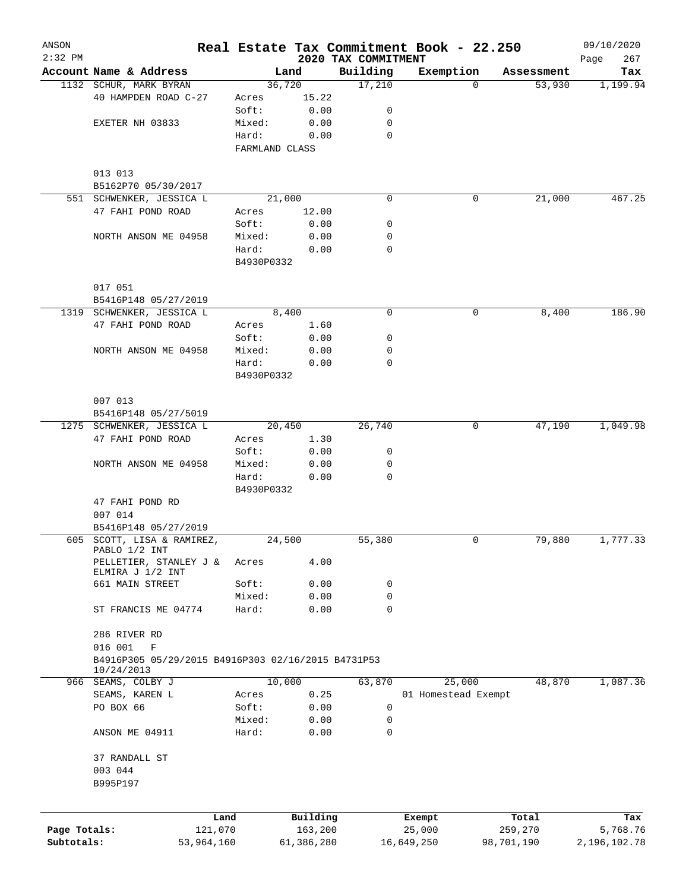# Real Estate Tax Commitment Book - 22.250

ANSON
2:32 PM
2020 TAX COMMITMENT
09/10/2020

| Account Name & Address | Land | | Building | Exemption | Assessment | Tax |
|---|---|---|---|---|---|---|
| 1132 SCHUR, MARK BYRAN | 36,720 | | 17,210 | 0 | 53,930 | 1,199.94 |
| 40 HAMPDEN ROAD C-27 | Acres | 15.22 | | | | |
| | Soft: | 0.00 | 0 | | | |
| EXETER NH 03833 | Mixed: | 0.00 | 0 | | | |
| | Hard: | 0.00 | 0 | | | |
| | FARMLAND CLASS | | | | | |
| 013 013 | | | | | | |
| B5162P70 05/30/2017 | | | | | | |
| 551 SCHWENKER, JESSICA L | 21,000 | | 0 | 0 | 21,000 | 467.25 |
| 47 FAHI POND ROAD | Acres | 12.00 | | | | |
| | Soft: | 0.00 | 0 | | | |
| NORTH ANSON ME 04958 | Mixed: | 0.00 | 0 | | | |
| | Hard: | 0.00 | 0 | | | |
| | B4930P0332 | | | | | |
| 017 051 | | | | | | |
| B5416P148 05/27/2019 | | | | | | |
| 1319 SCHWENKER, JESSICA L | 8,400 | | 0 | 0 | 8,400 | 186.90 |
| 47 FAHI POND ROAD | Acres | 1.60 | | | | |
| | Soft: | 0.00 | 0 | | | |
| NORTH ANSON ME 04958 | Mixed: | 0.00 | 0 | | | |
| | Hard: | 0.00 | 0 | | | |
| | B4930P0332 | | | | | |
| 007 013 | | | | | | |
| B5416P148 05/27/5019 | | | | | | |
| 1275 SCHWENKER, JESSICA L | 20,450 | | 26,740 | 0 | 47,190 | 1,049.98 |
| 47 FAHI POND ROAD | Acres | 1.30 | | | | |
| | Soft: | 0.00 | 0 | | | |
| NORTH ANSON ME 04958 | Mixed: | 0.00 | 0 | | | |
| | Hard: | 0.00 | 0 | | | |
| | B4930P0332 | | | | | |
| 47 FAHI POND RD | | | | | | |
| 007 014 | | | | | | |
| B5416P148 05/27/2019 | | | | | | |
| 605 SCOTT, LISA & RAMIREZ, PABLO 1/2 INT | 24,500 | | 55,380 | 0 | 79,880 | 1,777.33 |
| PELLETIER, STANLEY J & ELMIRA J 1/2 INT | Acres | 4.00 | | | | |
| 661 MAIN STREET | Soft: | 0.00 | 0 | | | |
| | Mixed: | 0.00 | 0 | | | |
| ST FRANCIS ME 04774 | Hard: | 0.00 | 0 | | | |
| 286 RIVER RD | | | | | | |
| 016 001 F | | | | | | |
| B4916P305 05/29/2015 B4916P303 02/16/2015 B4731P53 10/24/2013 | | | | | | |
| 966 SEAMS, COLBY J | 10,000 | | 63,870 | 25,000 | 48,870 | 1,087.36 |
| SEAMS, KAREN L | Acres | 0.25 | | 01 Homestead Exempt | | |
| PO BOX 66 | Soft: | 0.00 | 0 | | | |
| | Mixed: | 0.00 | 0 | | | |
| ANSON ME 04911 | Hard: | 0.00 | 0 | | | |
| 37 RANDALL ST | | | | | | |
| 003 044 | | | | | | |
| B995P197 | | | | | | |

| | Land | Building | Exempt | Total | Tax |
|---|---|---|---|---|---|
| Page Totals: | 121,070 | 163,200 | 25,000 | 259,270 | 5,768.76 |
| Subtotals: | 53,964,160 | 61,386,280 | 16,649,250 | 98,701,190 | 2,196,102.78 |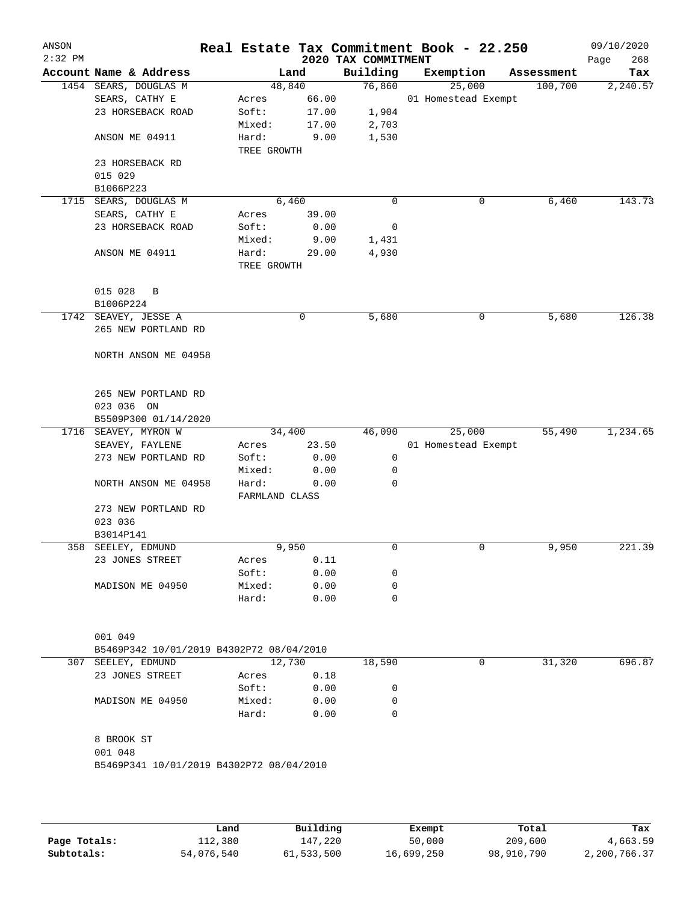# Real Estate Tax Commitment Book - 22.250

ANSON
2:32 PM

2020 TAX COMMITMENT

09/10/2020

| Account Name & Address | Land | | Building | Exemption | Assessment | Tax |
|---|---|---|---|---|---|---|
| 1454 SEARS, DOUGLAS M | 48,840 | | 76,860 | 25,000 | 100,700 | 2,240.57 |
| SEARS, CATHY E | Acres | 66.00 | | 01 Homestead Exempt | | |
| 23 HORSEBACK ROAD | Soft: | 17.00 | 1,904 | | | |
| | Mixed: | 17.00 | 2,703 | | | |
| ANSON ME 04911 | Hard: | 9.00 | 1,530 | | | |
| | TREE GROWTH | | | | | |
| 23 HORSEBACK RD | | | | | | |
| 015 029 | | | | | | |
| B1066P223 | | | | | | |
| 1715 SEARS, DOUGLAS M | 6,460 | | 0 | 0 | 6,460 | 143.73 |
| SEARS, CATHY E | Acres | 39.00 | | | | |
| 23 HORSEBACK ROAD | Soft: | 0.00 | 0 | | | |
| | Mixed: | 9.00 | 1,431 | | | |
| ANSON ME 04911 | Hard: | 29.00 | 4,930 | | | |
| | TREE GROWTH | | | | | |
| 015 028 B | | | | | | |
| B1006P224 | | | | | | |
| 1742 SEAVEY, JESSE A | 0 | | 5,680 | 0 | 5,680 | 126.38 |
| 265 NEW PORTLAND RD | | | | | | |
| NORTH ANSON ME 04958 | | | | | | |
| 265 NEW PORTLAND RD | | | | | | |
| 023 036 ON | | | | | | |
| B5509P300 01/14/2020 | | | | | | |
| 1716 SEAVEY, MYRON W | 34,400 | | 46,090 | 25,000 | 55,490 | 1,234.65 |
| SEAVEY, FAYLENE | Acres | 23.50 | | 01 Homestead Exempt | | |
| 273 NEW PORTLAND RD | Soft: | 0.00 | 0 | | | |
| | Mixed: | 0.00 | 0 | | | |
| NORTH ANSON ME 04958 | Hard: | 0.00 | 0 | | | |
| | FARMLAND CLASS | | | | | |
| 273 NEW PORTLAND RD | | | | | | |
| 023 036 | | | | | | |
| B3014P141 | | | | | | |
| 358 SEELEY, EDMUND | 9,950 | | 0 | 0 | 9,950 | 221.39 |
| 23 JONES STREET | Acres | 0.11 | | | | |
| | Soft: | 0.00 | 0 | | | |
| MADISON ME 04950 | Mixed: | 0.00 | 0 | | | |
| | Hard: | 0.00 | 0 | | | |
| 001 049 | | | | | | |
| B5469P342 10/01/2019 B4302P72 08/04/2010 | | | | | | |
| 307 SEELEY, EDMUND | 12,730 | | 18,590 | 0 | 31,320 | 696.87 |
| 23 JONES STREET | Acres | 0.18 | | | | |
| | Soft: | 0.00 | 0 | | | |
| MADISON ME 04950 | Mixed: | 0.00 | 0 | | | |
| | Hard: | 0.00 | 0 | | | |
| 8 BROOK ST | | | | | | |
| 001 048 | | | | | | |
| B5469P341 10/01/2019 B4302P72 08/04/2010 | | | | | | |

| | Land | Building | Exempt | Total | Tax |
|---|---|---|---|---|---|
| Page Totals: | 112,380 | 147,220 | 50,000 | 209,600 | 4,663.59 |
| Subtotals: | 54,076,540 | 61,533,500 | 16,699,250 | 98,910,790 | 2,200,766.37 |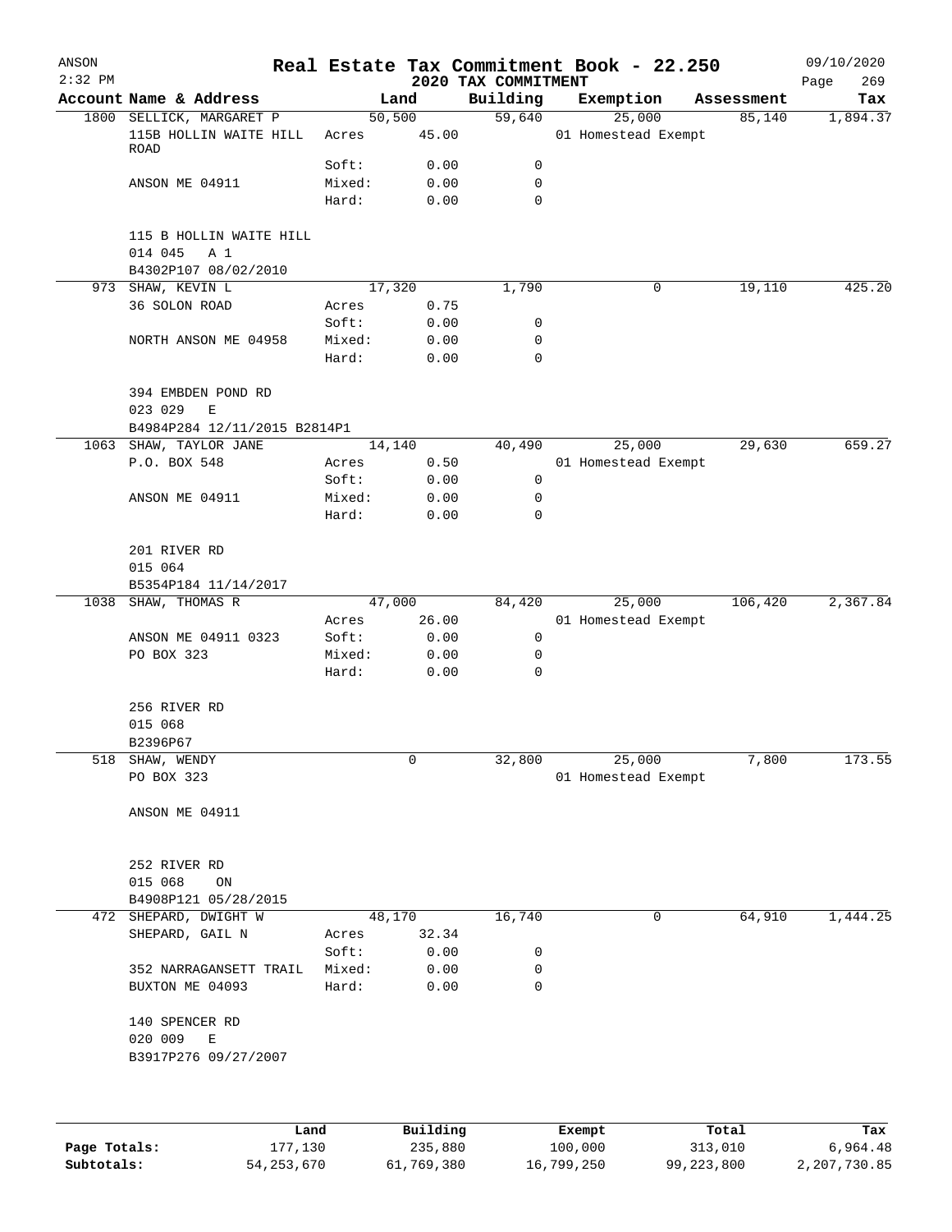ANSON 2:32 PM

# Real Estate Tax Commitment Book - 22.250

## 2020 TAX COMMITMENT

09/10/2020

| Account | Name & Address | | Land | Building | Exemption | Assessment | Tax |
|---|---|---|---|---|---|---|---|
| 1800 | SELLICK, MARGARET P | | 50,500 | 59,640 | 25,000 | 85,140 | 1,894.37 |
| | 115B HOLLIN WAITE HILL ROAD | Acres | 45.00 | | 01 Homestead Exempt | | |
| | | Soft: | 0.00 | 0 | | | |
| | ANSON ME 04911 | Mixed: | 0.00 | 0 | | | |
| | | Hard: | 0.00 | 0 | | | |
| | 115 B HOLLIN WAITE HILL | | | | | | |
| | 014 045 A 1 | | | | | | |
| | B4302P107 08/02/2010 | | | | | | |
| 973 | SHAW, KEVIN L | | 17,320 | 1,790 | 0 | 19,110 | 425.20 |
| | 36 SOLON ROAD | Acres | 0.75 | | | | |
| | | Soft: | 0.00 | 0 | | | |
| | NORTH ANSON ME 04958 | Mixed: | 0.00 | 0 | | | |
| | | Hard: | 0.00 | 0 | | | |
| | 394 EMBDEN POND RD | | | | | | |
| | 023 029 E | | | | | | |
| | B4984P284 12/11/2015 B2814P1 | | | | | | |
| 1063 | SHAW, TAYLOR JANE | | 14,140 | 40,490 | 25,000 | 29,630 | 659.27 |
| | P.O. BOX 548 | Acres | 0.50 | | 01 Homestead Exempt | | |
| | | Soft: | 0.00 | 0 | | | |
| | ANSON ME 04911 | Mixed: | 0.00 | 0 | | | |
| | | Hard: | 0.00 | 0 | | | |
| | 201 RIVER RD | | | | | | |
| | 015 064 | | | | | | |
| | B5354P184 11/14/2017 | | | | | | |
| 1038 | SHAW, THOMAS R | | 47,000 | 84,420 | 25,000 | 106,420 | 2,367.84 |
| | | Acres | 26.00 | | 01 Homestead Exempt | | |
| | ANSON ME 04911 0323 | Soft: | 0.00 | 0 | | | |
| | PO BOX 323 | Mixed: | 0.00 | 0 | | | |
| | | Hard: | 0.00 | 0 | | | |
| | 256 RIVER RD | | | | | | |
| | 015 068 | | | | | | |
| | B2396P67 | | | | | | |
| 518 | SHAW, WENDY | | 0 | 32,800 | 25,000 | 7,800 | 173.55 |
| | PO BOX 323 | | | | 01 Homestead Exempt | | |
| | ANSON ME 04911 | | | | | | |
| | 252 RIVER RD | | | | | | |
| | 015 068 ON | | | | | | |
| | B4908P121 05/28/2015 | | | | | | |
| 472 | SHEPARD, DWIGHT W | | 48,170 | 16,740 | 0 | 64,910 | 1,444.25 |
| | SHEPARD, GAIL N | Acres | 32.34 | | | | |
| | | Soft: | 0.00 | 0 | | | |
| | 352 NARRAGANSETT TRAIL | Mixed: | 0.00 | 0 | | | |
| | BUXTON ME 04093 | Hard: | 0.00 | 0 | | | |
| | 140 SPENCER RD | | | | | | |
| | 020 009 E | | | | | | |
| | B3917P276 09/27/2007 | | | | | | |

| | Land | Building | Exempt | Total | Tax |
|---|---|---|---|---|---|
| Page Totals: | 177,130 | 235,880 | 100,000 | 313,010 | 6,964.48 |
| Subtotals: | 54,253,670 | 61,769,380 | 16,799,250 | 99,223,800 | 2,207,730.85 |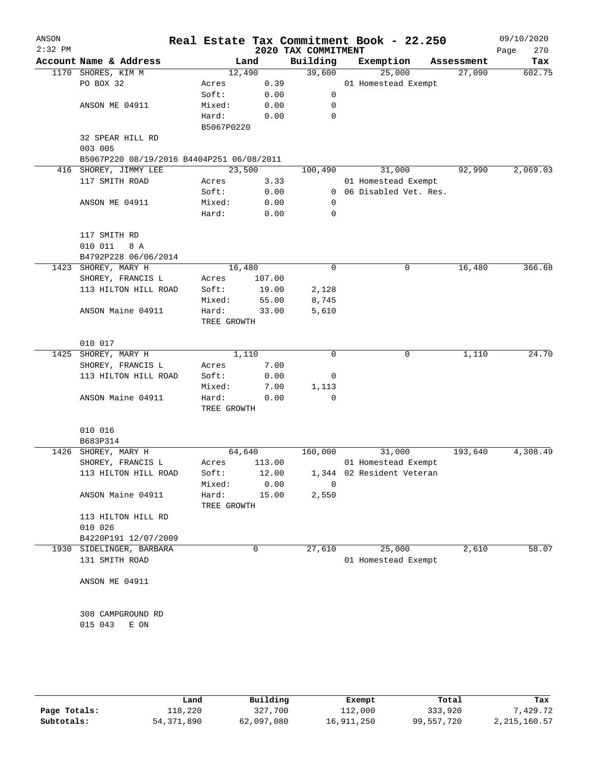# Real Estate Tax Commitment Book - 22.250

ANSON
2:32 PM
2020 TAX COMMITMENT
09/10/2020

| Account Name & Address | Land | | Building | Exemption | Assessment | Tax |
|---|---|---|---|---|---|---|
| 1170 SHORES, KIM M | 12,490 | | 39,600 | 25,000 | 27,090 | 602.75 |
| PO BOX 32 | Acres | 0.39 | | 01 Homestead Exempt | | |
| | Soft: | 0.00 | 0 | | | |
| ANSON ME 04911 | Mixed: | 0.00 | 0 | | | |
| | Hard: | 0.00 | 0 | | | |
| | B5067P0220 | | | | | |
| 32 SPEAR HILL RD | | | | | | |
| 003 005 | | | | | | |
| B5067P220 08/19/2016 B4404P251 06/08/2011 | | | | | | |
| 416 SHOREY, JIMMY LEE | 23,500 | | 100,490 | 31,000 | 92,990 | 2,069.03 |
| 117 SMITH ROAD | Acres | 3.33 | | 01 Homestead Exempt | | |
| | Soft: | 0.00 | 0 | 06 Disabled Vet. Res. | | |
| ANSON ME 04911 | Mixed: | 0.00 | 0 | | | |
| | Hard: | 0.00 | 0 | | | |
| 117 SMITH RD | | | | | | |
| 010 011 8 A | | | | | | |
| B4792P228 06/06/2014 | | | | | | |
| 1423 SHOREY, MARY H | 16,480 | | 0 | 0 | 16,480 | 366.68 |
| SHOREY, FRANCIS L | Acres | 107.00 | | | | |
| 113 HILTON HILL ROAD | Soft: | 19.00 | 2,128 | | | |
| | Mixed: | 55.00 | 8,745 | | | |
| ANSON Maine 04911 | Hard: | 33.00 | 5,610 | | | |
| | TREE GROWTH | | | | | |
| 010 017 | | | | | | |
| 1425 SHOREY, MARY H | 1,110 | | 0 | 0 | 1,110 | 24.70 |
| SHOREY, FRANCIS L | Acres | 7.00 | | | | |
| 113 HILTON HILL ROAD | Soft: | 0.00 | 0 | | | |
| | Mixed: | 7.00 | 1,113 | | | |
| ANSON Maine 04911 | Hard: | 0.00 | 0 | | | |
| | TREE GROWTH | | | | | |
| 010 016 | | | | | | |
| B683P314 | | | | | | |
| 1426 SHOREY, MARY H | 64,640 | | 160,000 | 31,000 | 193,640 | 4,308.49 |
| SHOREY, FRANCIS L | Acres | 113.00 | | 01 Homestead Exempt | | |
| 113 HILTON HILL ROAD | Soft: | 12.00 | 1,344 | 02 Resident Veteran | | |
| | Mixed: | 0.00 | 0 | | | |
| ANSON Maine 04911 | Hard: | 15.00 | 2,550 | | | |
| | TREE GROWTH | | | | | |
| 113 HILTON HILL RD | | | | | | |
| 010 026 | | | | | | |
| B4220P191 12/07/2009 | | | | | | |
| 1930 SIDELINGER, BARBARA | 0 | | 27,610 | 25,000 | 2,610 | 58.07 |
| 131 SMITH ROAD | | | | 01 Homestead Exempt | | |
| ANSON ME 04911 | | | | | | |
| 308 CAMPGROUND RD | | | | | | |
| 015 043 E ON | | | | | | |

| | Land | Building | Exempt | Total | Tax |
|---|---|---|---|---|---|
| Page Totals: | 118,220 | 327,700 | 112,000 | 333,920 | 7,429.72 |
| Subtotals: | 54,371,890 | 62,097,080 | 16,911,250 | 99,557,720 | 2,215,160.57 |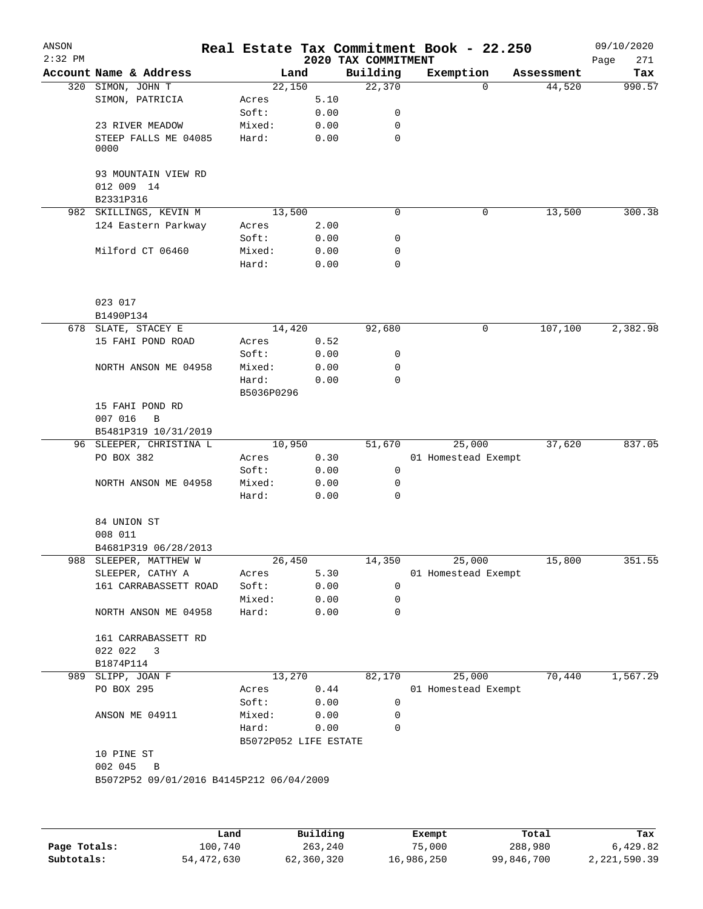# Real Estate Tax Commitment Book - 22.250

ANSON 2:32 PM — 2020 TAX COMMITMENT — 09/10/2020

| Account Name & Address | Land | | Building | Exemption | Assessment | Tax |
|---|---|---|---|---|---|---|
| 320 SIMON, JOHN T | 22,150 | | 22,370 | 0 | 44,520 | 990.57 |
| SIMON, PATRICIA | Acres | 5.10 | | | | |
| | Soft: | 0.00 | 0 | | | |
| 23 RIVER MEADOW | Mixed: | 0.00 | 0 | | | |
| STEEP FALLS ME 04085 0000 | Hard: | 0.00 | 0 | | | |
| 93 MOUNTAIN VIEW RD | | | | | | |
| 012 009 14 | | | | | | |
| B2331P316 | | | | | | |
| 982 SKILLINGS, KEVIN M | 13,500 | | 0 | 0 | 13,500 | 300.38 |
| 124 Eastern Parkway | Acres | 2.00 | | | | |
| | Soft: | 0.00 | 0 | | | |
| Milford CT 06460 | Mixed: | 0.00 | 0 | | | |
| | Hard: | 0.00 | 0 | | | |
| 023 017 | | | | | | |
| B1490P134 | | | | | | |
| 678 SLATE, STACEY E | 14,420 | | 92,680 | 0 | 107,100 | 2,382.98 |
| 15 FAHI POND ROAD | Acres | 0.52 | | | | |
| | Soft: | 0.00 | 0 | | | |
| NORTH ANSON ME 04958 | Mixed: | 0.00 | 0 | | | |
| | Hard: | 0.00 | 0 | | | |
| | B5036P0296 | | | | | |
| 15 FAHI POND RD | | | | | | |
| 007 016 B | | | | | | |
| B5481P319 10/31/2019 | | | | | | |
| 96 SLEEPER, CHRISTINA L | 10,950 | | 51,670 | 25,000 | 37,620 | 837.05 |
| PO BOX 382 | Acres | 0.30 | | 01 Homestead Exempt | | |
| | Soft: | 0.00 | 0 | | | |
| NORTH ANSON ME 04958 | Mixed: | 0.00 | 0 | | | |
| | Hard: | 0.00 | 0 | | | |
| 84 UNION ST | | | | | | |
| 008 011 | | | | | | |
| B4681P319 06/28/2013 | | | | | | |
| 988 SLEEPER, MATTHEW W | 26,450 | | 14,350 | 25,000 | 15,800 | 351.55 |
| SLEEPER, CATHY A | Acres | 5.30 | | 01 Homestead Exempt | | |
| 161 CARRABASSETT ROAD | Soft: | 0.00 | 0 | | | |
| | Mixed: | 0.00 | 0 | | | |
| NORTH ANSON ME 04958 | Hard: | 0.00 | 0 | | | |
| 161 CARRABASSETT RD | | | | | | |
| 022 022 3 | | | | | | |
| B1874P114 | | | | | | |
| 989 SLIPP, JOAN F | 13,270 | | 82,170 | 25,000 | 70,440 | 1,567.29 |
| PO BOX 295 | Acres | 0.44 | | 01 Homestead Exempt | | |
| | Soft: | 0.00 | 0 | | | |
| ANSON ME 04911 | Mixed: | 0.00 | 0 | | | |
| | Hard: | 0.00 | 0 | | | |
| | B5072P052 LIFE ESTATE | | | | | |
| 10 PINE ST | | | | | | |
| 002 045 B | | | | | | |
| B5072P52 09/01/2016 B4145P212 06/04/2009 | | | | | | |

| | Land | Building | Exempt | Total | Tax |
|---|---|---|---|---|---|
| Page Totals: | 100,740 | 263,240 | 75,000 | 288,980 | 6,429.82 |
| Subtotals: | 54,472,630 | 62,360,320 | 16,986,250 | 99,846,700 | 2,221,590.39 |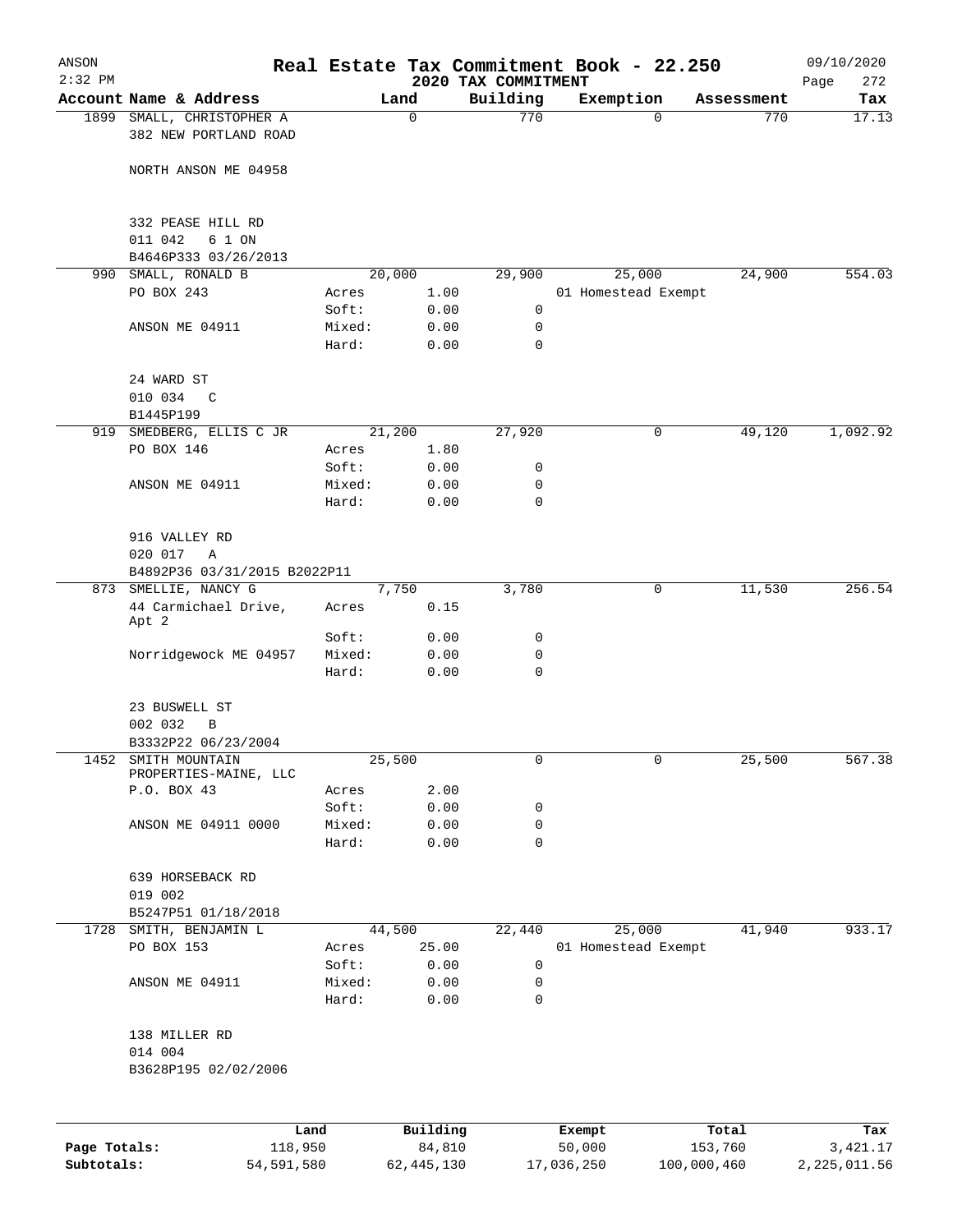ANSON
2:32 PM

# Real Estate Tax Commitment Book - 22.250

## 2020 TAX COMMITMENT

09/10/2020

| Account | Name & Address | Land | | Building | Exemption | Assessment | Tax |
|---|---|---|---|---|---|---|---|
| 1899 | SMALL, CHRISTOPHER A | 0 | | 770 | 0 | 770 | 17.13 |
| | 382 NEW PORTLAND ROAD | | | | | | |
| | NORTH ANSON ME 04958 | | | | | | |
| | 332 PEASE HILL RD | | | | | | |
| | 011 042 6 1 ON | | | | | | |
| | B4646P333 03/26/2013 | | | | | | |
| 990 | SMALL, RONALD B | 20,000 | | 29,900 | 25,000 | 24,900 | 554.03 |
| | PO BOX 243 | Acres | 1.00 | | 01 Homestead Exempt | | |
| | | Soft: | 0.00 | 0 | | | |
| | ANSON ME 04911 | Mixed: | 0.00 | 0 | | | |
| | | Hard: | 0.00 | 0 | | | |
| | 24 WARD ST | | | | | | |
| | 010 034 C | | | | | | |
| | B1445P199 | | | | | | |
| 919 | SMEDBERG, ELLIS C JR | 21,200 | | 27,920 | 0 | 49,120 | 1,092.92 |
| | PO BOX 146 | Acres | 1.80 | | | | |
| | | Soft: | 0.00 | 0 | | | |
| | ANSON ME 04911 | Mixed: | 0.00 | 0 | | | |
| | | Hard: | 0.00 | 0 | | | |
| | 916 VALLEY RD | | | | | | |
| | 020 017 A | | | | | | |
| | B4892P36 03/31/2015 B2022P11 | | | | | | |
| 873 | SMELLIE, NANCY G | 7,750 | | 3,780 | 0 | 11,530 | 256.54 |
| | 44 Carmichael Drive, Apt 2 | Acres | 0.15 | | | | |
| | | Soft: | 0.00 | 0 | | | |
| | Norridgewock ME 04957 | Mixed: | 0.00 | 0 | | | |
| | | Hard: | 0.00 | 0 | | | |
| | 23 BUSWELL ST | | | | | | |
| | 002 032 B | | | | | | |
| | B3332P22 06/23/2004 | | | | | | |
| 1452 | SMITH MOUNTAIN PROPERTIES-MAINE, LLC | 25,500 | | 0 | 0 | 25,500 | 567.38 |
| | P.O. BOX 43 | Acres | 2.00 | | | | |
| | | Soft: | 0.00 | 0 | | | |
| | ANSON ME 04911 0000 | Mixed: | 0.00 | 0 | | | |
| | | Hard: | 0.00 | 0 | | | |
| | 639 HORSEBACK RD | | | | | | |
| | 019 002 | | | | | | |
| | B5247P51 01/18/2018 | | | | | | |
| 1728 | SMITH, BENJAMIN L | 44,500 | | 22,440 | 25,000 | 41,940 | 933.17 |
| | PO BOX 153 | Acres | 25.00 | | 01 Homestead Exempt | | |
| | | Soft: | 0.00 | 0 | | | |
| | ANSON ME 04911 | Mixed: | 0.00 | 0 | | | |
| | | Hard: | 0.00 | 0 | | | |
| | 138 MILLER RD | | | | | | |
| | 014 004 | | | | | | |
| | B3628P195 02/02/2006 | | | | | | |

| | Land | Building | Exempt | Total | Tax |
|---|---|---|---|---|---|
| Page Totals: | 118,950 | 84,810 | 50,000 | 153,760 | 3,421.17 |
| Subtotals: | 54,591,580 | 62,445,130 | 17,036,250 | 100,000,460 | 2,225,011.56 |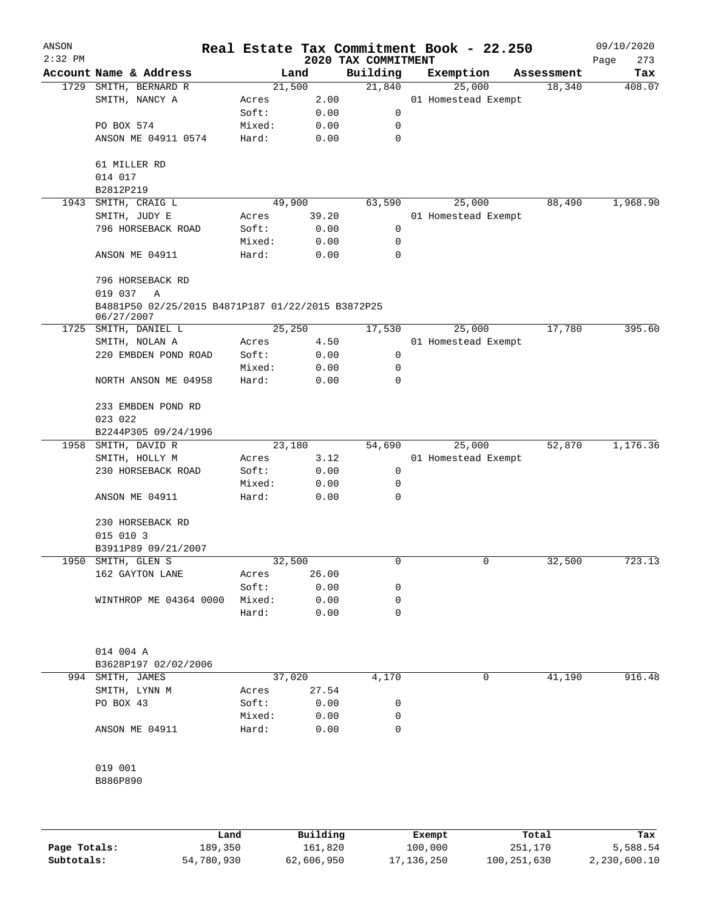# Real Estate Tax Commitment Book - 22.250

ANSON
2:32 PM
2020 TAX COMMITMENT
09/10/2020

| Account | Name & Address | | Land | Building | Exemption | Assessment | Tax |
|---|---|---|---|---|---|---|---|
| 1729 | SMITH, BERNARD R | | 21,500 | 21,840 | 25,000 | 18,340 | 408.07 |
| | SMITH, NANCY A | Acres | 2.00 | | 01 Homestead Exempt | | |
| | | Soft: | 0.00 | 0 | | | |
| | PO BOX 574 | Mixed: | 0.00 | 0 | | | |
| | ANSON ME 04911 0574 | Hard: | 0.00 | 0 | | | |
| | 61 MILLER RD | | | | | | |
| | 014 017 | | | | | | |
| | B2812P219 | | | | | | |
| 1943 | SMITH, CRAIG L | | 49,900 | 63,590 | 25,000 | 88,490 | 1,968.90 |
| | SMITH, JUDY E | Acres | 39.20 | | 01 Homestead Exempt | | |
| | 796 HORSEBACK ROAD | Soft: | 0.00 | 0 | | | |
| | | Mixed: | 0.00 | 0 | | | |
| | ANSON ME 04911 | Hard: | 0.00 | 0 | | | |
| | 796 HORSEBACK RD | | | | | | |
| | 019 037 A | | | | | | |
| | B4881P50 02/25/2015 B4871P187 01/22/2015 B3872P25 06/27/2007 | | | | | | |
| 1725 | SMITH, DANIEL L | | 25,250 | 17,530 | 25,000 | 17,780 | 395.60 |
| | SMITH, NOLAN A | Acres | 4.50 | | 01 Homestead Exempt | | |
| | 220 EMBDEN POND ROAD | Soft: | 0.00 | 0 | | | |
| | | Mixed: | 0.00 | 0 | | | |
| | NORTH ANSON ME 04958 | Hard: | 0.00 | 0 | | | |
| | 233 EMBDEN POND RD | | | | | | |
| | 023 022 | | | | | | |
| | B2244P305 09/24/1996 | | | | | | |
| 1958 | SMITH, DAVID R | | 23,180 | 54,690 | 25,000 | 52,870 | 1,176.36 |
| | SMITH, HOLLY M | Acres | 3.12 | | 01 Homestead Exempt | | |
| | 230 HORSEBACK ROAD | Soft: | 0.00 | 0 | | | |
| | | Mixed: | 0.00 | 0 | | | |
| | ANSON ME 04911 | Hard: | 0.00 | 0 | | | |
| | 230 HORSEBACK RD | | | | | | |
| | 015 010 3 | | | | | | |
| | B3911P89 09/21/2007 | | | | | | |
| 1950 | SMITH, GLEN S | | 32,500 | 0 | 0 | 32,500 | 723.13 |
| | 162 GAYTON LANE | Acres | 26.00 | | | | |
| | | Soft: | 0.00 | 0 | | | |
| | WINTHROP ME 04364 0000 | Mixed: | 0.00 | 0 | | | |
| | | Hard: | 0.00 | 0 | | | |
| | 014 004 A | | | | | | |
| | B3628P197 02/02/2006 | | | | | | |
| 994 | SMITH, JAMES | | 37,020 | 4,170 | 0 | 41,190 | 916.48 |
| | SMITH, LYNN M | Acres | 27.54 | | | | |
| | PO BOX 43 | Soft: | 0.00 | 0 | | | |
| | | Mixed: | 0.00 | 0 | | | |
| | ANSON ME 04911 | Hard: | 0.00 | 0 | | | |
| | 019 001 | | | | | | |
| | B886P890 | | | | | | |

| | Land | Building | Exempt | Total | Tax |
|---|---|---|---|---|---|
| Page Totals: | 189,350 | 161,820 | 100,000 | 251,170 | 5,588.54 |
| Subtotals: | 54,780,930 | 62,606,950 | 17,136,250 | 100,251,630 | 2,230,600.10 |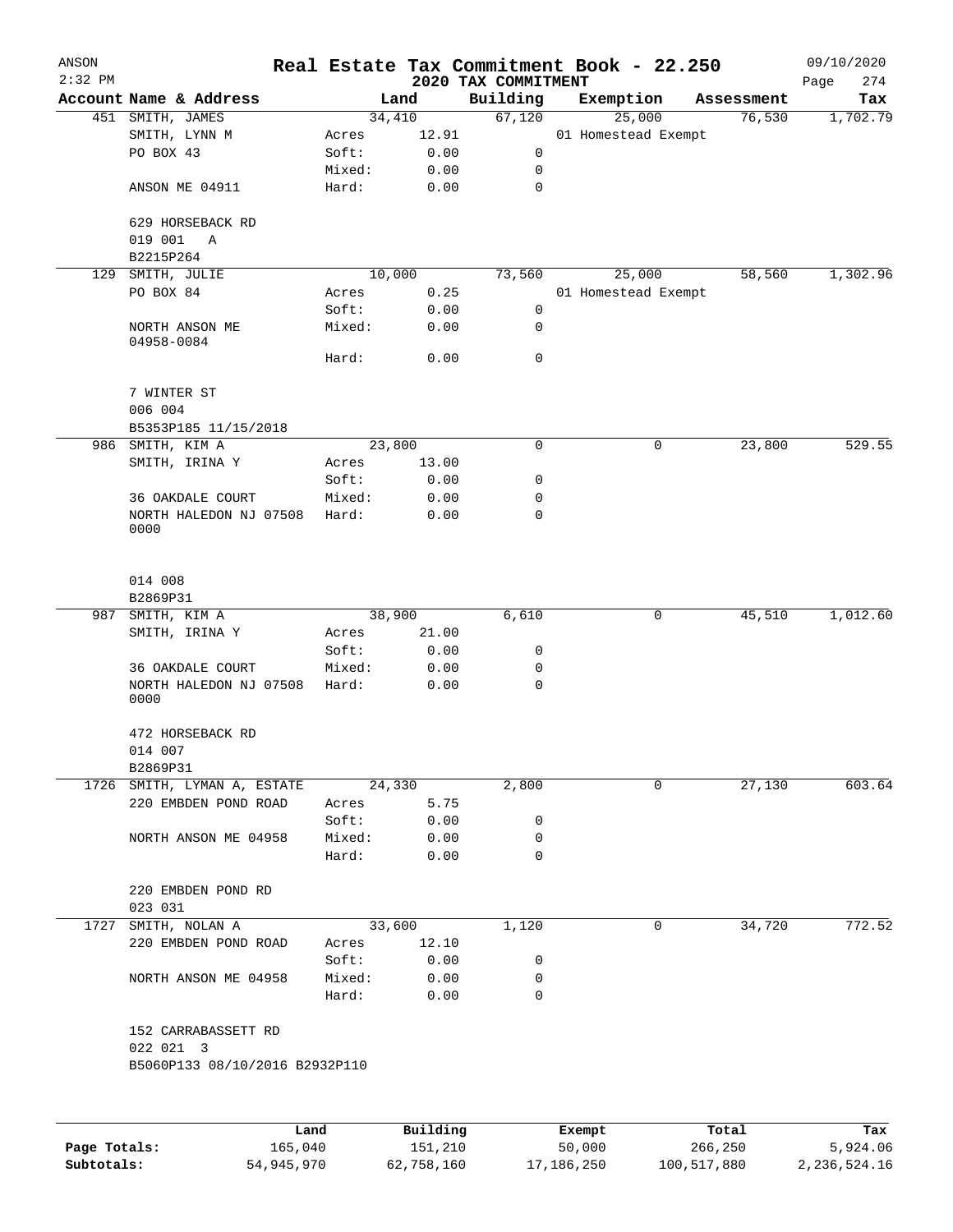# Real Estate Tax Commitment Book - 22.250

ANSON
2:32 PM

## 2020 TAX COMMITMENT

09/10/2020

| Account Name & Address | Land | | Building | Exemption | Assessment | Tax |
|---|---|---|---|---|---|---|
| 451 SMITH, JAMES | 34,410 | | 67,120 | 25,000 | 76,530 | 1,702.79 |
| SMITH, LYNN M | Acres | 12.91 | | 01 Homestead Exempt | | |
| PO BOX 43 | Soft: | 0.00 | 0 | | | |
| | Mixed: | 0.00 | 0 | | | |
| ANSON ME 04911 | Hard: | 0.00 | 0 | | | |
| 629 HORSEBACK RD | | | | | | |
| 019 001 A | | | | | | |
| B2215P264 | | | | | | |
| 129 SMITH, JULIE | 10,000 | | 73,560 | 25,000 | 58,560 | 1,302.96 |
| PO BOX 84 | Acres | 0.25 | | 01 Homestead Exempt | | |
| | Soft: | 0.00 | 0 | | | |
| NORTH ANSON ME 04958-0084 | Mixed: | 0.00 | 0 | | | |
| | Hard: | 0.00 | 0 | | | |
| 7 WINTER ST | | | | | | |
| 006 004 | | | | | | |
| B5353P185 11/15/2018 | | | | | | |
| 986 SMITH, KIM A | 23,800 | | 0 | 0 | 23,800 | 529.55 |
| SMITH, IRINA Y | Acres | 13.00 | | | | |
| | Soft: | 0.00 | 0 | | | |
| 36 OAKDALE COURT | Mixed: | 0.00 | 0 | | | |
| NORTH HALEDON NJ 07508 0000 | Hard: | 0.00 | 0 | | | |
| 014 008 | | | | | | |
| B2869P31 | | | | | | |
| 987 SMITH, KIM A | 38,900 | | 6,610 | 0 | 45,510 | 1,012.60 |
| SMITH, IRINA Y | Acres | 21.00 | | | | |
| | Soft: | 0.00 | 0 | | | |
| 36 OAKDALE COURT | Mixed: | 0.00 | 0 | | | |
| NORTH HALEDON NJ 07508 0000 | Hard: | 0.00 | 0 | | | |
| 472 HORSEBACK RD | | | | | | |
| 014 007 | | | | | | |
| B2869P31 | | | | | | |
| 1726 SMITH, LYMAN A, ESTATE | 24,330 | | 2,800 | 0 | 27,130 | 603.64 |
| 220 EMBDEN POND ROAD | Acres | 5.75 | | | | |
| | Soft: | 0.00 | 0 | | | |
| NORTH ANSON ME 04958 | Mixed: | 0.00 | 0 | | | |
| | Hard: | 0.00 | 0 | | | |
| 220 EMBDEN POND RD | | | | | | |
| 023 031 | | | | | | |
| 1727 SMITH, NOLAN A | 33,600 | | 1,120 | 0 | 34,720 | 772.52 |
| 220 EMBDEN POND ROAD | Acres | 12.10 | | | | |
| | Soft: | 0.00 | 0 | | | |
| NORTH ANSON ME 04958 | Mixed: | 0.00 | 0 | | | |
| | Hard: | 0.00 | 0 | | | |
| 152 CARRABASSETT RD | | | | | | |
| 022 021 3 | | | | | | |
| B5060P133 08/10/2016 B2932P110 | | | | | | |

| | Land | Building | Exempt | Total | Tax |
|---|---|---|---|---|---|
| Page Totals: | 165,040 | 151,210 | 50,000 | 266,250 | 5,924.06 |
| Subtotals: | 54,945,970 | 62,758,160 | 17,186,250 | 100,517,880 | 2,236,524.16 |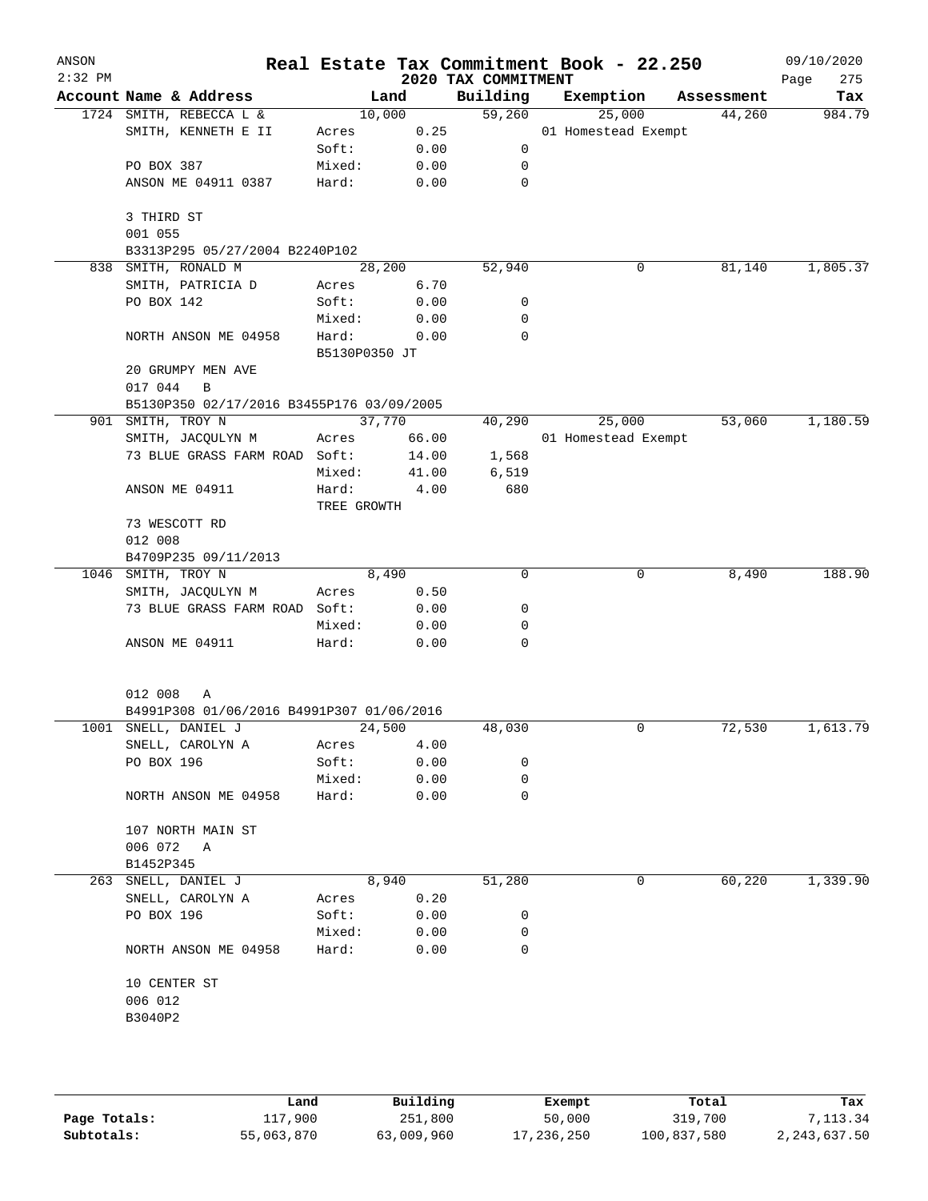# Real Estate Tax Commitment Book - 22.250

ANSON 2:32 PM — 2020 TAX COMMITMENT — 09/10/2020

| Account Name & Address | Land | | Building | Exemption | Assessment | Tax |
|---|---|---|---|---|---|---|
| 1724 SMITH, REBECCA L & | 10,000 | | 59,260 | 25,000 | 44,260 | 984.79 |
| SMITH, KENNETH E II | Acres | 0.25 | | 01 Homestead Exempt | | |
| | Soft: | 0.00 | 0 | | | |
| PO BOX 387 | Mixed: | 0.00 | 0 | | | |
| ANSON ME 04911 0387 | Hard: | 0.00 | 0 | | | |
| 3 THIRD ST | | | | | | |
| 001 055 | | | | | | |
| B3313P295 05/27/2004 B2240P102 | | | | | | |
| 838 SMITH, RONALD M | 28,200 | | 52,940 | 0 | 81,140 | 1,805.37 |
| SMITH, PATRICIA D | Acres | 6.70 | | | | |
| PO BOX 142 | Soft: | 0.00 | 0 | | | |
| | Mixed: | 0.00 | 0 | | | |
| NORTH ANSON ME 04958 | Hard: | 0.00 | 0 | | | |
| | B5130P0350 JT | | | | | |
| 20 GRUMPY MEN AVE | | | | | | |
| 017 044 B | | | | | | |
| B5130P350 02/17/2016 B3455P176 03/09/2005 | | | | | | |
| 901 SMITH, TROY N | 37,770 | | 40,290 | 25,000 | 53,060 | 1,180.59 |
| SMITH, JACQULYN M | Acres | 66.00 | | 01 Homestead Exempt | | |
| 73 BLUE GRASS FARM ROAD | Soft: | 14.00 | 1,568 | | | |
| | Mixed: | 41.00 | 6,519 | | | |
| ANSON ME 04911 | Hard: | 4.00 | 680 | | | |
| | TREE GROWTH | | | | | |
| 73 WESCOTT RD | | | | | | |
| 012 008 | | | | | | |
| B4709P235 09/11/2013 | | | | | | |
| 1046 SMITH, TROY N | 8,490 | | 0 | 0 | 8,490 | 188.90 |
| SMITH, JACQULYN M | Acres | 0.50 | | | | |
| 73 BLUE GRASS FARM ROAD | Soft: | 0.00 | 0 | | | |
| | Mixed: | 0.00 | 0 | | | |
| ANSON ME 04911 | Hard: | 0.00 | 0 | | | |
| 012 008 A | | | | | | |
| B4991P308 01/06/2016 B4991P307 01/06/2016 | | | | | | |
| 1001 SNELL, DANIEL J | 24,500 | | 48,030 | 0 | 72,530 | 1,613.79 |
| SNELL, CAROLYN A | Acres | 4.00 | | | | |
| PO BOX 196 | Soft: | 0.00 | 0 | | | |
| | Mixed: | 0.00 | 0 | | | |
| NORTH ANSON ME 04958 | Hard: | 0.00 | 0 | | | |
| 107 NORTH MAIN ST | | | | | | |
| 006 072 A | | | | | | |
| B1452P345 | | | | | | |
| 263 SNELL, DANIEL J | 8,940 | | 51,280 | 0 | 60,220 | 1,339.90 |
| SNELL, CAROLYN A | Acres | 0.20 | | | | |
| PO BOX 196 | Soft: | 0.00 | 0 | | | |
| | Mixed: | 0.00 | 0 | | | |
| NORTH ANSON ME 04958 | Hard: | 0.00 | 0 | | | |
| 10 CENTER ST | | | | | | |
| 006 012 | | | | | | |
| B3040P2 | | | | | | |

| | Land | Building | Exempt | Total | Tax |
|---|---|---|---|---|---|
| Page Totals: | 117,900 | 251,800 | 50,000 | 319,700 | 7,113.34 |
| Subtotals: | 55,063,870 | 63,009,960 | 17,236,250 | 100,837,580 | 2,243,637.50 |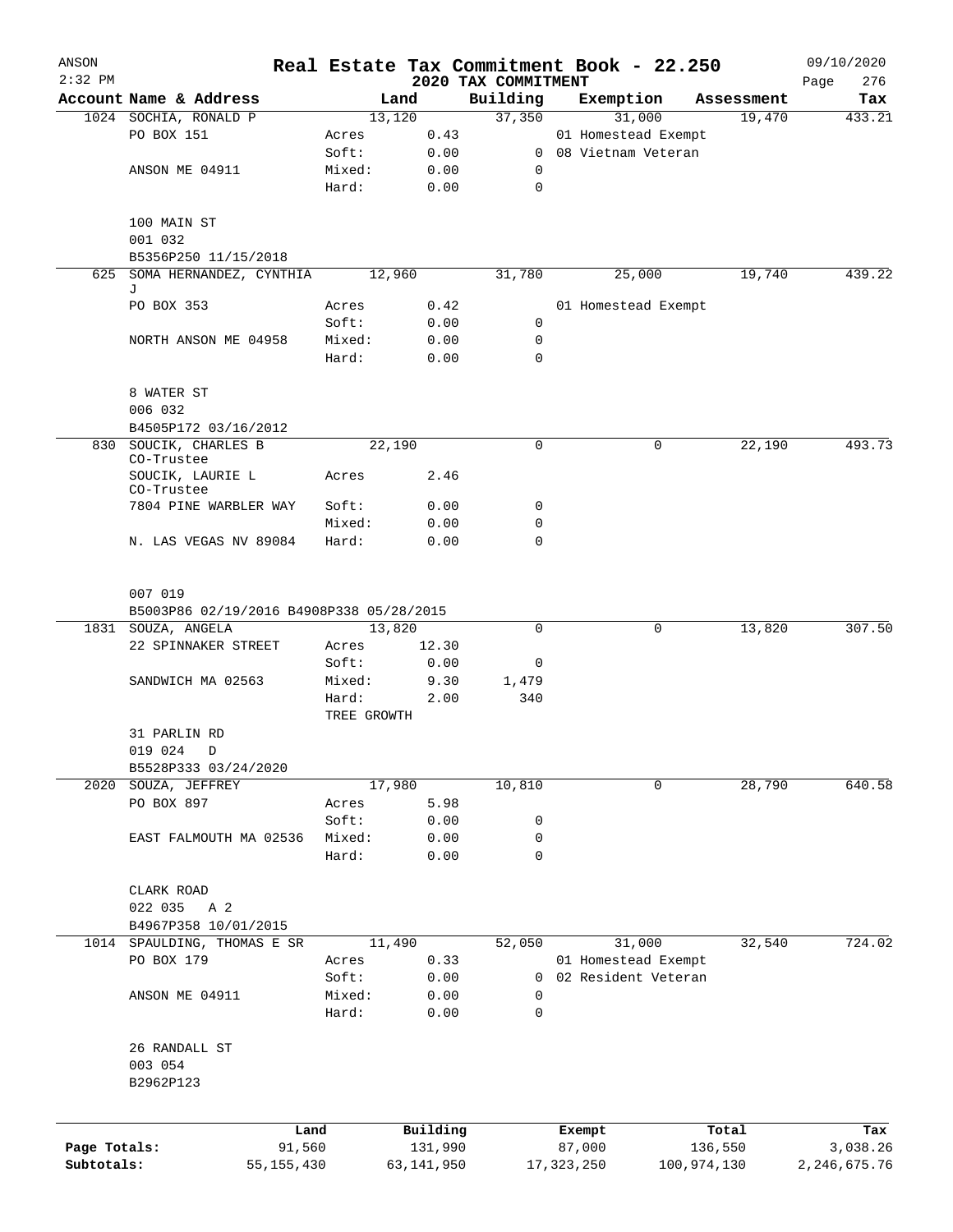ANSON
2:32 PM

# Real Estate Tax Commitment Book - 22.250
## 2020 TAX COMMITMENT

09/10/2020

| Account Name & Address | Land | | Building | Exemption | Assessment | Tax |
|---|---|---|---|---|---|---|
| 1024 SOCHIA, RONALD P | 13,120 | | 37,350 | 31,000 | 19,470 | 433.21 |
| PO BOX 151 | Acres | 0.43 | | 01 Homestead Exempt | | |
| | Soft: | 0.00 | 0 | 08 Vietnam Veteran | | |
| ANSON ME 04911 | Mixed: | 0.00 | 0 | | | |
| | Hard: | 0.00 | 0 | | | |
| 100 MAIN ST | | | | | | |
| 001 032 | | | | | | |
| B5356P250 11/15/2018 | | | | | | |
| 625 SOMA HERNANDEZ, CYNTHIA J | 12,960 | | 31,780 | 25,000 | 19,740 | 439.22 |
| PO BOX 353 | Acres | 0.42 | | 01 Homestead Exempt | | |
| | Soft: | 0.00 | 0 | | | |
| NORTH ANSON ME 04958 | Mixed: | 0.00 | 0 | | | |
| | Hard: | 0.00 | 0 | | | |
| 8 WATER ST | | | | | | |
| 006 032 | | | | | | |
| B4505P172 03/16/2012 | | | | | | |
| 830 SOUCIK, CHARLES B CO-Trustee | 22,190 | | 0 | 0 | 22,190 | 493.73 |
| SOUCIK, LAURIE L CO-Trustee | Acres | 2.46 | | | | |
| 7804 PINE WARBLER WAY | Soft: | 0.00 | 0 | | | |
| | Mixed: | 0.00 | 0 | | | |
| N. LAS VEGAS NV 89084 | Hard: | 0.00 | 0 | | | |
| 007 019 | | | | | | |
| B5003P86 02/19/2016 B4908P338 05/28/2015 | | | | | | |
| 1831 SOUZA, ANGELA | 13,820 | | 0 | 0 | 13,820 | 307.50 |
| 22 SPINNAKER STREET | Acres | 12.30 | | | | |
| | Soft: | 0.00 | 0 | | | |
| SANDWICH MA 02563 | Mixed: | 9.30 | 1,479 | | | |
| | Hard: | 2.00 | 340 | | | |
| | TREE GROWTH | | | | | |
| 31 PARLIN RD | | | | | | |
| 019 024 D | | | | | | |
| B5528P333 03/24/2020 | | | | | | |
| 2020 SOUZA, JEFFREY | 17,980 | | 10,810 | 0 | 28,790 | 640.58 |
| PO BOX 897 | Acres | 5.98 | | | | |
| | Soft: | 0.00 | 0 | | | |
| EAST FALMOUTH MA 02536 | Mixed: | 0.00 | 0 | | | |
| | Hard: | 0.00 | 0 | | | |
| CLARK ROAD | | | | | | |
| 022 035 A 2 | | | | | | |
| B4967P358 10/01/2015 | | | | | | |
| 1014 SPAULDING, THOMAS E SR | 11,490 | | 52,050 | 31,000 | 32,540 | 724.02 |
| PO BOX 179 | Acres | 0.33 | | 01 Homestead Exempt | | |
| | Soft: | 0.00 | 0 | 02 Resident Veteran | | |
| ANSON ME 04911 | Mixed: | 0.00 | 0 | | | |
| | Hard: | 0.00 | 0 | | | |
| 26 RANDALL ST | | | | | | |
| 003 054 | | | | | | |
| B2962P123 | | | | | | |

| | Land | Building | Exempt | Total | Tax |
|---|---|---|---|---|---|
| Page Totals: | 91,560 | 131,990 | 87,000 | 136,550 | 3,038.26 |
| Subtotals: | 55,155,430 | 63,141,950 | 17,323,250 | 100,974,130 | 2,246,675.76 |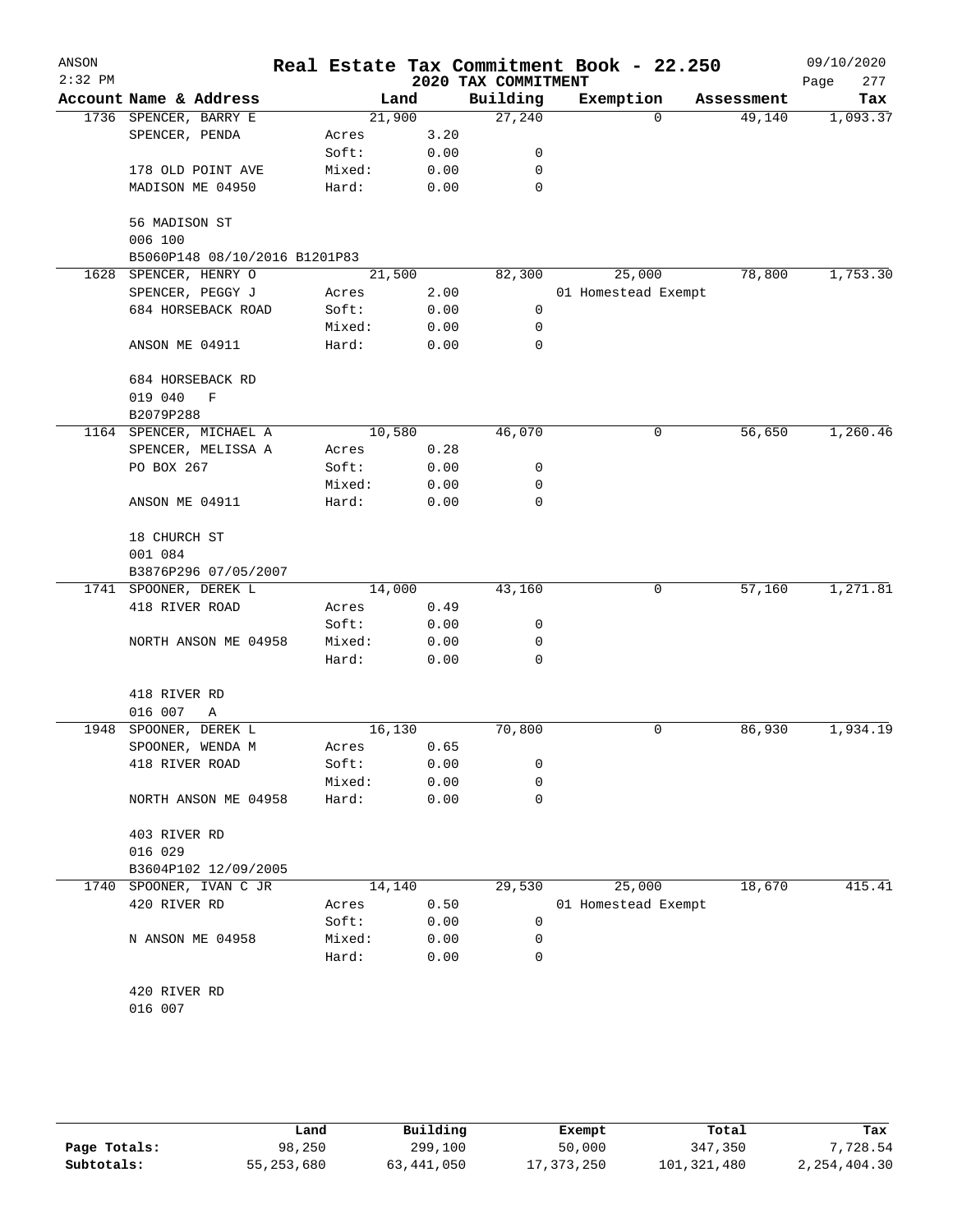# Real Estate Tax Commitment Book - 22.250

ANSON 2:32 PM — 2020 TAX COMMITMENT — 09/10/2020

| Account | Name & Address | Land | | Building | Exemption | Assessment | Tax |
|---|---|---|---|---|---|---|---|
| 1736 | SPENCER, BARRY E | 21,900 | | 27,240 | 0 | 49,140 | 1,093.37 |
| | SPENCER, PENDA | Acres | 3.20 | | | | |
| | | Soft: | 0.00 | 0 | | | |
| | 178 OLD POINT AVE | Mixed: | 0.00 | 0 | | | |
| | MADISON ME 04950 | Hard: | 0.00 | 0 | | | |
| | 56 MADISON ST | | | | | | |
| | 006 100 | | | | | | |
| | B5060P148 08/10/2016 B1201P83 | | | | | | |
| 1628 | SPENCER, HENRY O | 21,500 | | 82,300 | 25,000 | 78,800 | 1,753.30 |
| | SPENCER, PEGGY J | Acres | 2.00 | | 01 Homestead Exempt | | |
| | 684 HORSEBACK ROAD | Soft: | 0.00 | 0 | | | |
| | | Mixed: | 0.00 | 0 | | | |
| | ANSON ME 04911 | Hard: | 0.00 | 0 | | | |
| | 684 HORSEBACK RD | | | | | | |
| | 019 040 F | | | | | | |
| | B2079P288 | | | | | | |
| 1164 | SPENCER, MICHAEL A | 10,580 | | 46,070 | 0 | 56,650 | 1,260.46 |
| | SPENCER, MELISSA A | Acres | 0.28 | | | | |
| | PO BOX 267 | Soft: | 0.00 | 0 | | | |
| | | Mixed: | 0.00 | 0 | | | |
| | ANSON ME 04911 | Hard: | 0.00 | 0 | | | |
| | 18 CHURCH ST | | | | | | |
| | 001 084 | | | | | | |
| | B3876P296 07/05/2007 | | | | | | |
| 1741 | SPOONER, DEREK L | 14,000 | | 43,160 | 0 | 57,160 | 1,271.81 |
| | 418 RIVER ROAD | Acres | 0.49 | | | | |
| | | Soft: | 0.00 | 0 | | | |
| | NORTH ANSON ME 04958 | Mixed: | 0.00 | 0 | | | |
| | | Hard: | 0.00 | 0 | | | |
| | 418 RIVER RD | | | | | | |
| | 016 007 A | | | | | | |
| 1948 | SPOONER, DEREK L | 16,130 | | 70,800 | 0 | 86,930 | 1,934.19 |
| | SPOONER, WENDA M | Acres | 0.65 | | | | |
| | 418 RIVER ROAD | Soft: | 0.00 | 0 | | | |
| | | Mixed: | 0.00 | 0 | | | |
| | NORTH ANSON ME 04958 | Hard: | 0.00 | 0 | | | |
| | 403 RIVER RD | | | | | | |
| | 016 029 | | | | | | |
| | B3604P102 12/09/2005 | | | | | | |
| 1740 | SPOONER, IVAN C JR | 14,140 | | 29,530 | 25,000 | 18,670 | 415.41 |
| | 420 RIVER RD | Acres | 0.50 | | 01 Homestead Exempt | | |
| | | Soft: | 0.00 | 0 | | | |
| | N ANSON ME 04958 | Mixed: | 0.00 | 0 | | | |
| | | Hard: | 0.00 | 0 | | | |
| | 420 RIVER RD | | | | | | |
| | 016 007 | | | | | | |

| | Land | Building | Exempt | Total | Tax |
|---|---|---|---|---|---|
| Page Totals: | 98,250 | 299,100 | 50,000 | 347,350 | 7,728.54 |
| Subtotals: | 55,253,680 | 63,441,050 | 17,373,250 | 101,321,480 | 2,254,404.30 |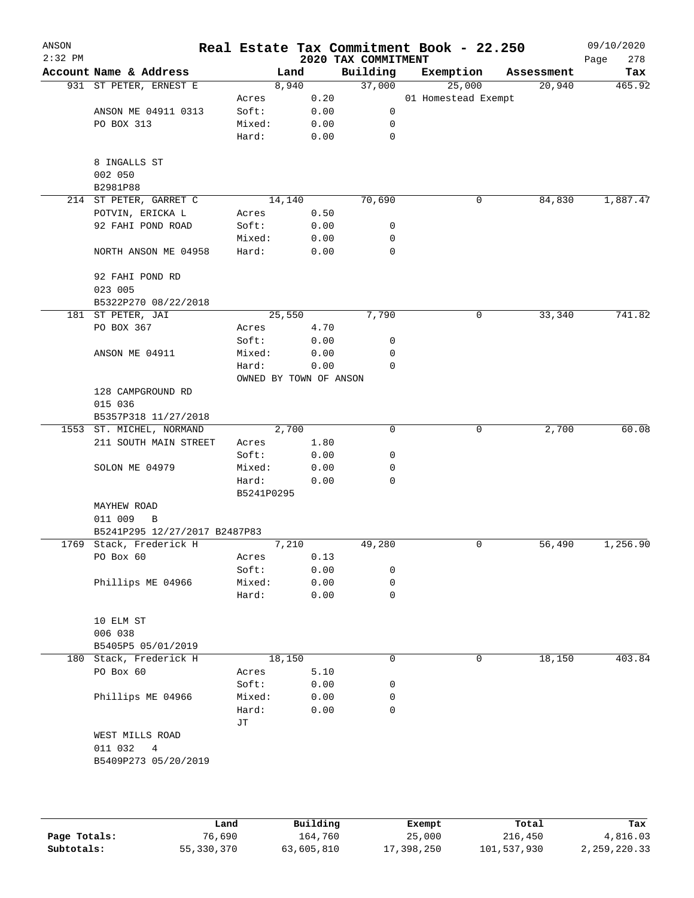ANSON
2:32 PM

# Real Estate Tax Commitment Book - 22.250

## 2020 TAX COMMITMENT

09/10/2020

| Account Name & Address | Land | | Building | Exemption | Assessment | Tax |
|---|---|---|---|---|---|---|
| 931 ST PETER, ERNEST E | 8,940 | | 37,000 | 25,000 | 20,940 | 465.92 |
| | Acres | 0.20 | | 01 Homestead Exempt | | |
| ANSON ME 04911 0313 | Soft: | 0.00 | 0 | | | |
| PO BOX 313 | Mixed: | 0.00 | 0 | | | |
| | Hard: | 0.00 | 0 | | | |
| 8 INGALLS ST | | | | | | |
| 002 050 | | | | | | |
| B2981P88 | | | | | | |
| 214 ST PETER, GARRET C | 14,140 | | 70,690 | 0 | 84,830 | 1,887.47 |
| POTVIN, ERICKA L | Acres | 0.50 | | | | |
| 92 FAHI POND ROAD | Soft: | 0.00 | 0 | | | |
| | Mixed: | 0.00 | 0 | | | |
| NORTH ANSON ME 04958 | Hard: | 0.00 | 0 | | | |
| 92 FAHI POND RD | | | | | | |
| 023 005 | | | | | | |
| B5322P270 08/22/2018 | | | | | | |
| 181 ST PETER, JAI | 25,550 | | 7,790 | 0 | 33,340 | 741.82 |
| PO BOX 367 | Acres | 4.70 | | | | |
| | Soft: | 0.00 | 0 | | | |
| ANSON ME 04911 | Mixed: | 0.00 | 0 | | | |
| | Hard: | 0.00 | 0 | | | |
| | OWNED BY TOWN OF ANSON | | | | | |
| 128 CAMPGROUND RD | | | | | | |
| 015 036 | | | | | | |
| B5357P318 11/27/2018 | | | | | | |
| 1553 ST. MICHEL, NORMAND | 2,700 | | 0 | 0 | 2,700 | 60.08 |
| 211 SOUTH MAIN STREET | Acres | 1.80 | | | | |
| | Soft: | 0.00 | 0 | | | |
| SOLON ME 04979 | Mixed: | 0.00 | 0 | | | |
| | Hard: | 0.00 | 0 | | | |
| | B5241P0295 | | | | | |
| MAYHEW ROAD | | | | | | |
| 011 009 B | | | | | | |
| B5241P295 12/27/2017 B2487P83 | | | | | | |
| 1769 Stack, Frederick H | 7,210 | | 49,280 | 0 | 56,490 | 1,256.90 |
| PO Box 60 | Acres | 0.13 | | | | |
| | Soft: | 0.00 | 0 | | | |
| Phillips ME 04966 | Mixed: | 0.00 | 0 | | | |
| | Hard: | 0.00 | 0 | | | |
| 10 ELM ST | | | | | | |
| 006 038 | | | | | | |
| B5405P5 05/01/2019 | | | | | | |
| 180 Stack, Frederick H | 18,150 | | 0 | 0 | 18,150 | 403.84 |
| PO Box 60 | Acres | 5.10 | | | | |
| | Soft: | 0.00 | 0 | | | |
| Phillips ME 04966 | Mixed: | 0.00 | 0 | | | |
| | Hard: | 0.00 | 0 | | | |
| | JT | | | | | |
| WEST MILLS ROAD | | | | | | |
| 011 032 4 | | | | | | |
| B5409P273 05/20/2019 | | | | | | |

| | Land | Building | Exempt | Total | Tax |
|---|---|---|---|---|---|
| Page Totals: | 76,690 | 164,760 | 25,000 | 216,450 | 4,816.03 |
| Subtotals: | 55,330,370 | 63,605,810 | 17,398,250 | 101,537,930 | 2,259,220.33 |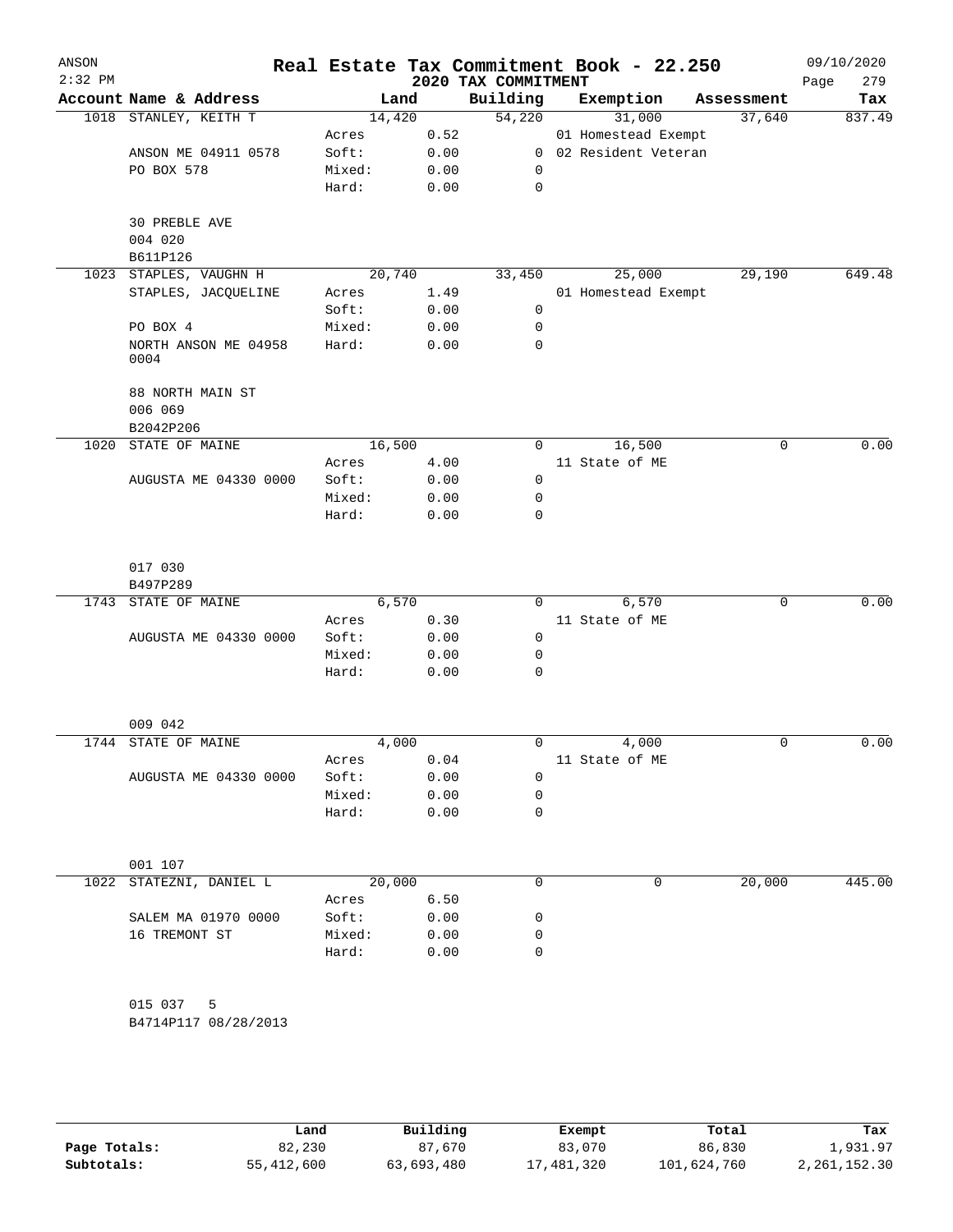# Real Estate Tax Commitment Book - 22.250

ANSON 2:32 PM — 2020 TAX COMMITMENT — 09/10/2020

| Account Name & Address | | Land | Building | Exemption | Assessment | Tax |
|---|---|---|---|---|---|---|
| 1018 STANLEY, KEITH T | | 14,420 | 54,220 | 31,000 | 37,640 | 837.49 |
| | Acres | 0.52 | | 01 Homestead Exempt | | |
| ANSON ME 04911 0578 | Soft: | 0.00 | 0 | 02 Resident Veteran | | |
| PO BOX 578 | Mixed: | 0.00 | 0 | | | |
| | Hard: | 0.00 | 0 | | | |
| 30 PREBLE AVE | | | | | | |
| 004 020 | | | | | | |
| B611P126 | | | | | | |
| 1023 STAPLES, VAUGHN H | | 20,740 | 33,450 | 25,000 | 29,190 | 649.48 |
| STAPLES, JACQUELINE | Acres | 1.49 | | 01 Homestead Exempt | | |
| | Soft: | 0.00 | 0 | | | |
| PO BOX 4 | Mixed: | 0.00 | 0 | | | |
| NORTH ANSON ME 04958 0004 | Hard: | 0.00 | 0 | | | |
| 88 NORTH MAIN ST | | | | | | |
| 006 069 | | | | | | |
| B2042P206 | | | | | | |
| 1020 STATE OF MAINE | | 16,500 | 0 | 16,500 | 0 | 0.00 |
| | Acres | 4.00 | | 11 State of ME | | |
| AUGUSTA ME 04330 0000 | Soft: | 0.00 | 0 | | | |
| | Mixed: | 0.00 | 0 | | | |
| | Hard: | 0.00 | 0 | | | |
| 017 030 | | | | | | |
| B497P289 | | | | | | |
| 1743 STATE OF MAINE | | 6,570 | 0 | 6,570 | 0 | 0.00 |
| | Acres | 0.30 | | 11 State of ME | | |
| AUGUSTA ME 04330 0000 | Soft: | 0.00 | 0 | | | |
| | Mixed: | 0.00 | 0 | | | |
| | Hard: | 0.00 | 0 | | | |
| 009 042 | | | | | | |
| 1744 STATE OF MAINE | | 4,000 | 0 | 4,000 | 0 | 0.00 |
| | Acres | 0.04 | | 11 State of ME | | |
| AUGUSTA ME 04330 0000 | Soft: | 0.00 | 0 | | | |
| | Mixed: | 0.00 | 0 | | | |
| | Hard: | 0.00 | 0 | | | |
| 001 107 | | | | | | |
| 1022 STATEZNI, DANIEL L | | 20,000 | 0 | 0 | 20,000 | 445.00 |
| | Acres | 6.50 | | | | |
| SALEM MA 01970 0000 | Soft: | 0.00 | 0 | | | |
| 16 TREMONT ST | Mixed: | 0.00 | 0 | | | |
| | Hard: | 0.00 | 0 | | | |
| 015 037 5 | | | | | | |
| B4714P117 08/28/2013 | | | | | | |

| | Land | Building | Exempt | Total | Tax |
|---|---|---|---|---|---|
| Page Totals: | 82,230 | 87,670 | 83,070 | 86,830 | 1,931.97 |
| Subtotals: | 55,412,600 | 63,693,480 | 17,481,320 | 101,624,760 | 2,261,152.30 |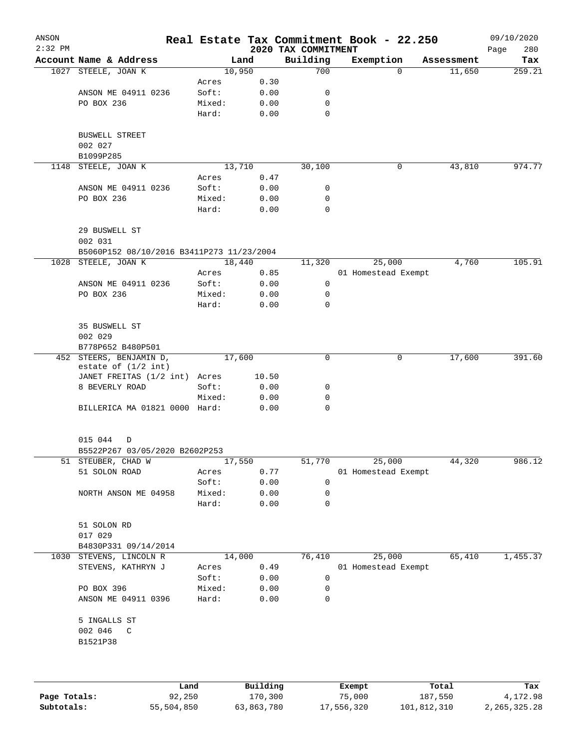ANSON 2:32 PM

# Real Estate Tax Commitment Book - 22.250

## 2020 TAX COMMITMENT

09/10/2020 Page 280

| Account Name & Address | | Land | Building | Exemption | Assessment | Tax |
|---|---|---|---|---|---|---|
| 1027 STEELE, JOAN K | | 10,950 | 700 | 0 | 11,650 | 259.21 |
| | Acres | 0.30 | | | | |
| ANSON ME 04911 0236 | Soft: | 0.00 | 0 | | | |
| PO BOX 236 | Mixed: | 0.00 | 0 | | | |
| | Hard: | 0.00 | 0 | | | |
| BUSWELL STREET | | | | | | |
| 002 027 | | | | | | |
| B1099P285 | | | | | | |
| 1148 STEELE, JOAN K | | 13,710 | 30,100 | 0 | 43,810 | 974.77 |
| | Acres | 0.47 | | | | |
| ANSON ME 04911 0236 | Soft: | 0.00 | 0 | | | |
| PO BOX 236 | Mixed: | 0.00 | 0 | | | |
| | Hard: | 0.00 | 0 | | | |
| 29 BUSWELL ST | | | | | | |
| 002 031 | | | | | | |
| B5060P152 08/10/2016 B3411P273 11/23/2004 | | | | | | |
| 1028 STEELE, JOAN K | | 18,440 | 11,320 | 25,000 | 4,760 | 105.91 |
| | Acres | 0.85 | | 01 Homestead Exempt | | |
| ANSON ME 04911 0236 | Soft: | 0.00 | 0 | | | |
| PO BOX 236 | Mixed: | 0.00 | 0 | | | |
| | Hard: | 0.00 | 0 | | | |
| 35 BUSWELL ST | | | | | | |
| 002 029 | | | | | | |
| B778P652 B480P501 | | | | | | |
| 452 STEERS, BENJAMIN D, estate of (1/2 int) | | 17,600 | 0 | 0 | 17,600 | 391.60 |
| JANET FREITAS (1/2 int) | Acres | 10.50 | | | | |
| 8 BEVERLY ROAD | Soft: | 0.00 | 0 | | | |
| | Mixed: | 0.00 | 0 | | | |
| BILLERICA MA 01821 0000 | Hard: | 0.00 | 0 | | | |
| 015 044 D | | | | | | |
| B5522P267 03/05/2020 B2602P253 | | | | | | |
| 51 STEUBER, CHAD W | | 17,550 | 51,770 | 25,000 | 44,320 | 986.12 |
| 51 SOLON ROAD | Acres | 0.77 | | 01 Homestead Exempt | | |
| | Soft: | 0.00 | 0 | | | |
| NORTH ANSON ME 04958 | Mixed: | 0.00 | 0 | | | |
| | Hard: | 0.00 | 0 | | | |
| 51 SOLON RD | | | | | | |
| 017 029 | | | | | | |
| B4830P331 09/14/2014 | | | | | | |
| 1030 STEVENS, LINCOLN R | | 14,000 | 76,410 | 25,000 | 65,410 | 1,455.37 |
| STEVENS, KATHRYN J | Acres | 0.49 | | 01 Homestead Exempt | | |
| | Soft: | 0.00 | 0 | | | |
| PO BOX 396 | Mixed: | 0.00 | 0 | | | |
| ANSON ME 04911 0396 | Hard: | 0.00 | 0 | | | |
| 5 INGALLS ST | | | | | | |
| 002 046 C | | | | | | |
| B1521P38 | | | | | | |

| | Land | Building | Exempt | Total | Tax |
|---|---|---|---|---|---|
| Page Totals: | 92,250 | 170,300 | 75,000 | 187,550 | 4,172.98 |
| Subtotals: | 55,504,850 | 63,863,780 | 17,556,320 | 101,812,310 | 2,265,325.28 |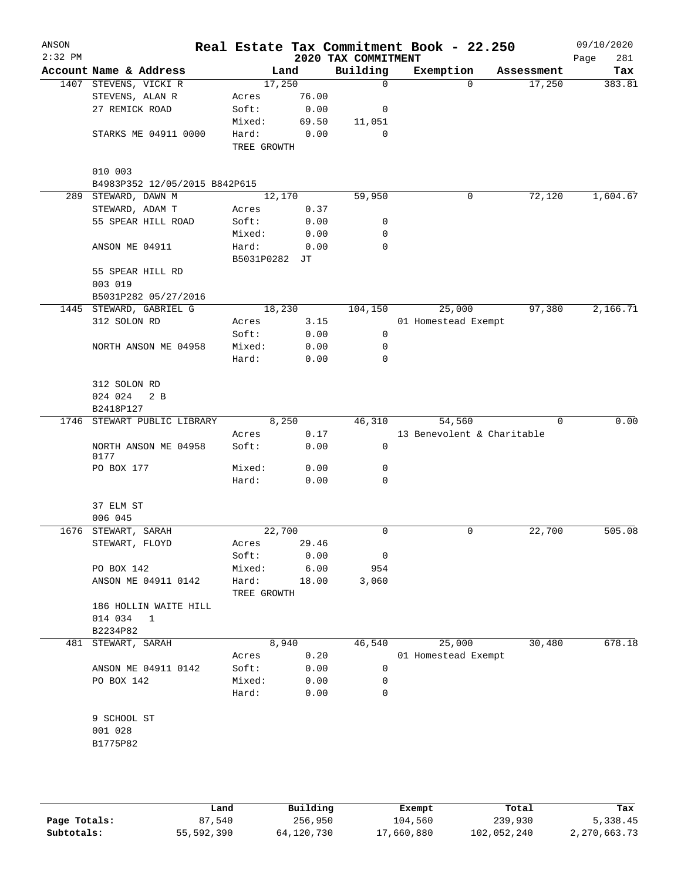# Real Estate Tax Commitment Book - 22.250

## 2020 TAX COMMITMENT

ANSON 2:32 PM — 09/10/2020

| Account Name & Address | Land | | Building | Exemption | Assessment | Tax |
|---|---|---|---|---|---|---|
| 1407 STEVENS, VICKI R | 17,250 | | 0 | 0 | 17,250 | 383.81 |
| STEVENS, ALAN R | Acres | 76.00 | | | | |
| 27 REMICK ROAD | Soft: | 0.00 | 0 | | | |
| | Mixed: | 69.50 | 11,051 | | | |
| STARKS ME 04911 0000 | Hard: | 0.00 | 0 | | | |
| | TREE GROWTH | | | | | |
| 010 003 | | | | | | |
| B4983P352 12/05/2015 B842P615 | | | | | | |
| 289 STEWARD, DAWN M | 12,170 | | 59,950 | 0 | 72,120 | 1,604.67 |
| STEWARD, ADAM T | Acres | 0.37 | | | | |
| 55 SPEAR HILL ROAD | Soft: | 0.00 | 0 | | | |
| | Mixed: | 0.00 | 0 | | | |
| ANSON ME 04911 | Hard: | 0.00 | 0 | | | |
| | B5031P0282 JT | | | | | |
| 55 SPEAR HILL RD | | | | | | |
| 003 019 | | | | | | |
| B5031P282 05/27/2016 | | | | | | |
| 1445 STEWARD, GABRIEL G | 18,230 | | 104,150 | 25,000 | 97,380 | 2,166.71 |
| 312 SOLON RD | Acres | 3.15 | | 01 Homestead Exempt | | |
| | Soft: | 0.00 | 0 | | | |
| NORTH ANSON ME 04958 | Mixed: | 0.00 | 0 | | | |
| | Hard: | 0.00 | 0 | | | |
| 312 SOLON RD | | | | | | |
| 024 024 2 B | | | | | | |
| B2418P127 | | | | | | |
| 1746 STEWART PUBLIC LIBRARY | 8,250 | | 46,310 | 54,560 | 0 | 0.00 |
| | Acres | 0.17 | | 13 Benevolent & Charitable | | |
| NORTH ANSON ME 04958 0177 | Soft: | 0.00 | 0 | | | |
| PO BOX 177 | Mixed: | 0.00 | 0 | | | |
| | Hard: | 0.00 | 0 | | | |
| 37 ELM ST | | | | | | |
| 006 045 | | | | | | |
| 1676 STEWART, SARAH | 22,700 | | 0 | 0 | 22,700 | 505.08 |
| STEWART, FLOYD | Acres | 29.46 | | | | |
| | Soft: | 0.00 | 0 | | | |
| PO BOX 142 | Mixed: | 6.00 | 954 | | | |
| ANSON ME 04911 0142 | Hard: | 18.00 | 3,060 | | | |
| | TREE GROWTH | | | | | |
| 186 HOLLIN WAITE HILL | | | | | | |
| 014 034 1 | | | | | | |
| B2234P82 | | | | | | |
| 481 STEWART, SARAH | 8,940 | | 46,540 | 25,000 | 30,480 | 678.18 |
| | Acres | 0.20 | | 01 Homestead Exempt | | |
| ANSON ME 04911 0142 | Soft: | 0.00 | 0 | | | |
| PO BOX 142 | Mixed: | 0.00 | 0 | | | |
| | Hard: | 0.00 | 0 | | | |
| 9 SCHOOL ST | | | | | | |
| 001 028 | | | | | | |
| B1775P82 | | | | | | |

| | Land | Building | Exempt | Total | Tax |
|---|---|---|---|---|---|
| Page Totals: | 87,540 | 256,950 | 104,560 | 239,930 | 5,338.45 |
| Subtotals: | 55,592,390 | 64,120,730 | 17,660,880 | 102,052,240 | 2,270,663.73 |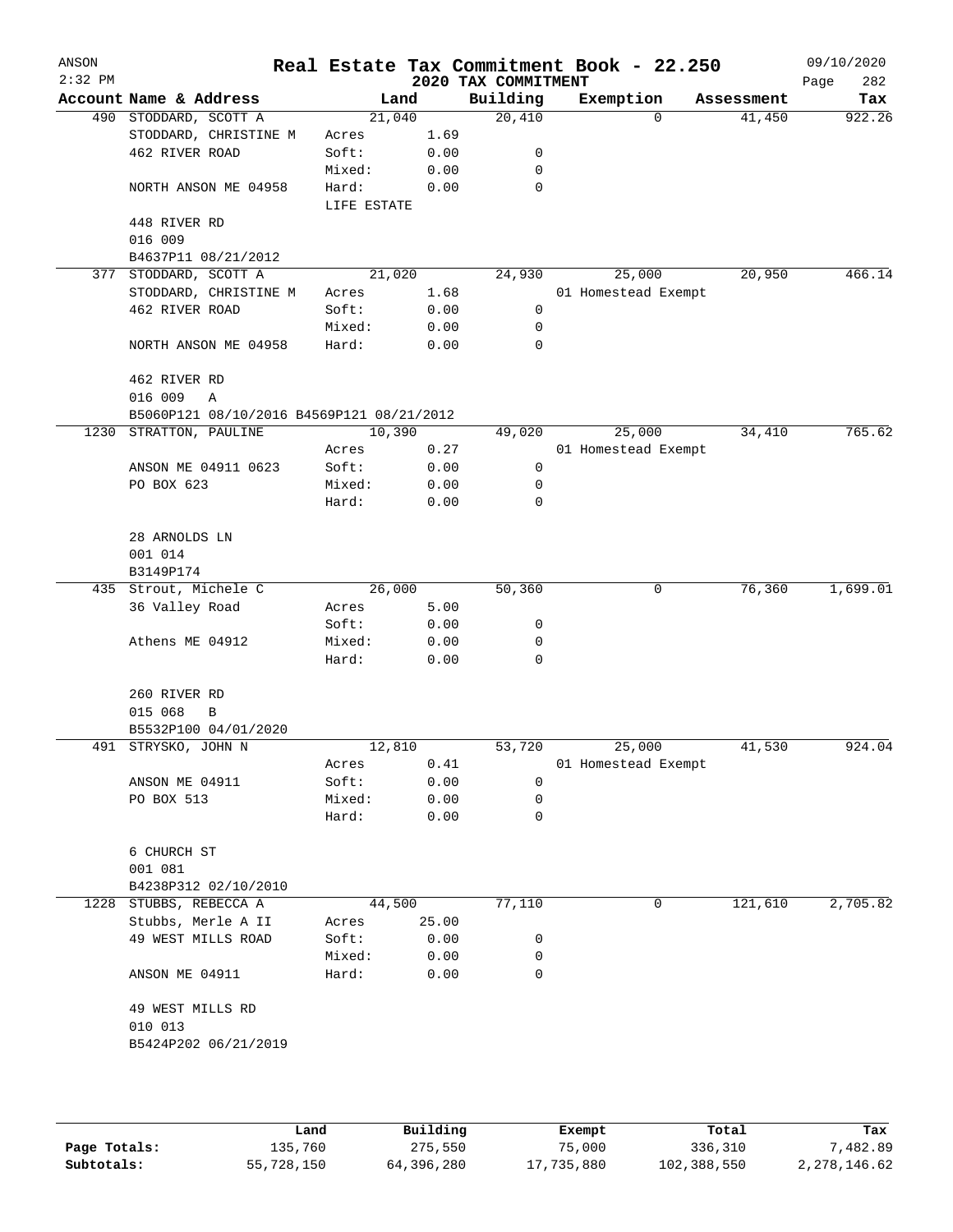ANSON
2:32 PM

# Real Estate Tax Commitment Book - 22.250

## 2020 TAX COMMITMENT

09/10/2020

| Account Name & Address | Land | | Building | Exemption | Assessment | Tax |
|---|---|---|---|---|---|---|
| 490 STODDARD, SCOTT A | 21,040 | | 20,410 | 0 | 41,450 | 922.26 |
| STODDARD, CHRISTINE M | Acres | 1.69 | | | | |
| 462 RIVER ROAD | Soft: | 0.00 | 0 | | | |
| | Mixed: | 0.00 | 0 | | | |
| NORTH ANSON ME 04958 | Hard: | 0.00 | 0 | | | |
| | LIFE ESTATE | | | | | |
| 448 RIVER RD | | | | | | |
| 016 009 | | | | | | |
| B4637P11 08/21/2012 | | | | | | |
| 377 STODDARD, SCOTT A | 21,020 | | 24,930 | 25,000 | 20,950 | 466.14 |
| STODDARD, CHRISTINE M | Acres | 1.68 | | 01 Homestead Exempt | | |
| 462 RIVER ROAD | Soft: | 0.00 | 0 | | | |
| | Mixed: | 0.00 | 0 | | | |
| NORTH ANSON ME 04958 | Hard: | 0.00 | 0 | | | |
| 462 RIVER RD | | | | | | |
| 016 009 A | | | | | | |
| B5060P121 08/10/2016 B4569P121 08/21/2012 | | | | | | |
| 1230 STRATTON, PAULINE | 10,390 | | 49,020 | 25,000 | 34,410 | 765.62 |
| | Acres | 0.27 | | 01 Homestead Exempt | | |
| ANSON ME 04911 0623 | Soft: | 0.00 | 0 | | | |
| PO BOX 623 | Mixed: | 0.00 | 0 | | | |
| | Hard: | 0.00 | 0 | | | |
| 28 ARNOLDS LN | | | | | | |
| 001 014 | | | | | | |
| B3149P174 | | | | | | |
| 435 Strout, Michele C | 26,000 | | 50,360 | 0 | 76,360 | 1,699.01 |
| 36 Valley Road | Acres | 5.00 | | | | |
| | Soft: | 0.00 | 0 | | | |
| Athens ME 04912 | Mixed: | 0.00 | 0 | | | |
| | Hard: | 0.00 | 0 | | | |
| 260 RIVER RD | | | | | | |
| 015 068 B | | | | | | |
| B5532P100 04/01/2020 | | | | | | |
| 491 STRYSKO, JOHN N | 12,810 | | 53,720 | 25,000 | 41,530 | 924.04 |
| | Acres | 0.41 | | 01 Homestead Exempt | | |
| ANSON ME 04911 | Soft: | 0.00 | 0 | | | |
| PO BOX 513 | Mixed: | 0.00 | 0 | | | |
| | Hard: | 0.00 | 0 | | | |
| 6 CHURCH ST | | | | | | |
| 001 081 | | | | | | |
| B4238P312 02/10/2010 | | | | | | |
| 1228 STUBBS, REBECCA A | 44,500 | | 77,110 | 0 | 121,610 | 2,705.82 |
| Stubbs, Merle A II | Acres | 25.00 | | | | |
| 49 WEST MILLS ROAD | Soft: | 0.00 | 0 | | | |
| | Mixed: | 0.00 | 0 | | | |
| ANSON ME 04911 | Hard: | 0.00 | 0 | | | |
| 49 WEST MILLS RD | | | | | | |
| 010 013 | | | | | | |
| B5424P202 06/21/2019 | | | | | | |

| | Land | Building | Exempt | Total | Tax |
|---|---|---|---|---|---|
| Page Totals: | 135,760 | 275,550 | 75,000 | 336,310 | 7,482.89 |
| Subtotals: | 55,728,150 | 64,396,280 | 17,735,880 | 102,388,550 | 2,278,146.62 |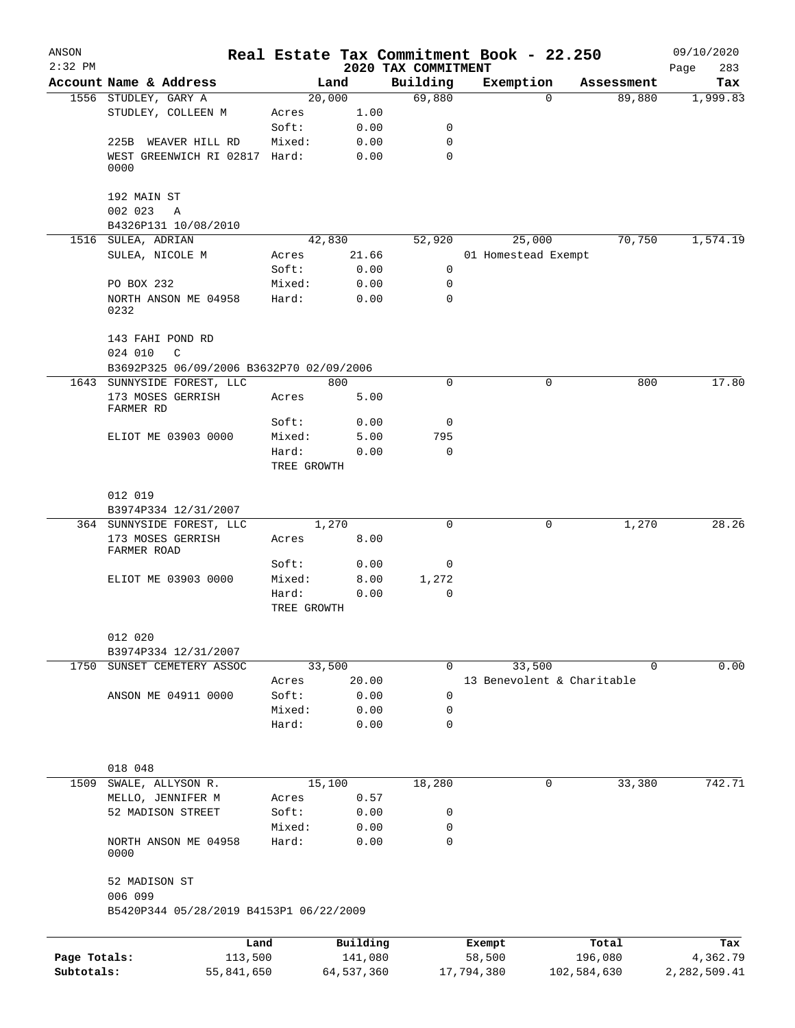ANSON
2:32 PM

# Real Estate Tax Commitment Book - 22.250
## 2020 TAX COMMITMENT

09/10/2020

| Account | Name & Address | Land | | Building | Exemption | Assessment | Tax |
|---|---|---|---|---|---|---|---|
| 1556 | STUDLEY, GARY A | 20,000 | | 69,880 | 0 | 89,880 | 1,999.83 |
| | STUDLEY, COLLEEN M | Acres | 1.00 | | | | |
| | | Soft: | 0.00 | 0 | | | |
| | 225B WEAVER HILL RD | Mixed: | 0.00 | 0 | | | |
| | WEST GREENWICH RI 02817 0000 | Hard: | 0.00 | 0 | | | |
| | 192 MAIN ST | | | | | | |
| | 002 023 A | | | | | | |
| | B4326P131 10/08/2010 | | | | | | |
| 1516 | SULEA, ADRIAN | 42,830 | | 52,920 | 25,000 | 70,750 | 1,574.19 |
| | SULEA, NICOLE M | Acres | 21.66 | | 01 Homestead Exempt | | |
| | | Soft: | 0.00 | 0 | | | |
| | PO BOX 232 | Mixed: | 0.00 | 0 | | | |
| | NORTH ANSON ME 04958 0232 | Hard: | 0.00 | 0 | | | |
| | 143 FAHI POND RD | | | | | | |
| | 024 010 C | | | | | | |
| | B3692P325 06/09/2006 B3632P70 02/09/2006 | | | | | | |
| 1643 | SUNNYSIDE FOREST, LLC | 800 | | 0 | 0 | 800 | 17.80 |
| | 173 MOSES GERRISH FARMER RD | Acres | 5.00 | | | | |
| | | Soft: | 0.00 | 0 | | | |
| | ELIOT ME 03903 0000 | Mixed: | 5.00 | 795 | | | |
| | | Hard: | 0.00 | 0 | | | |
| | | TREE GROWTH | | | | | |
| | 012 019 | | | | | | |
| | B3974P334 12/31/2007 | | | | | | |
| 364 | SUNNYSIDE FOREST, LLC | 1,270 | | 0 | 0 | 1,270 | 28.26 |
| | 173 MOSES GERRISH FARMER ROAD | Acres | 8.00 | | | | |
| | | Soft: | 0.00 | 0 | | | |
| | ELIOT ME 03903 0000 | Mixed: | 8.00 | 1,272 | | | |
| | | Hard: | 0.00 | 0 | | | |
| | | TREE GROWTH | | | | | |
| | 012 020 | | | | | | |
| | B3974P334 12/31/2007 | | | | | | |
| 1750 | SUNSET CEMETERY ASSOC | 33,500 | | 0 | 33,500 | 0 | 0.00 |
| | | Acres | 20.00 | | 13 Benevolent & Charitable | | |
| | ANSON ME 04911 0000 | Soft: | 0.00 | 0 | | | |
| | | Mixed: | 0.00 | 0 | | | |
| | | Hard: | 0.00 | 0 | | | |
| | 018 048 | | | | | | |
| 1509 | SWALE, ALLYSON R. | 15,100 | | 18,280 | 0 | 33,380 | 742.71 |
| | MELLO, JENNIFER M | Acres | 0.57 | | | | |
| | 52 MADISON STREET | Soft: | 0.00 | 0 | | | |
| | | Mixed: | 0.00 | 0 | | | |
| | NORTH ANSON ME 04958 0000 | Hard: | 0.00 | 0 | | | |
| | 52 MADISON ST | | | | | | |
| | 006 099 | | | | | | |
| | B5420P344 05/28/2019 B4153P1 06/22/2009 | | | | | | |

| | Land | Building | Exempt | Total | Tax |
|---|---|---|---|---|---|
| Page Totals: | 113,500 | 141,080 | 58,500 | 196,080 | 4,362.79 |
| Subtotals: | 55,841,650 | 64,537,360 | 17,794,380 | 102,584,630 | 2,282,509.41 |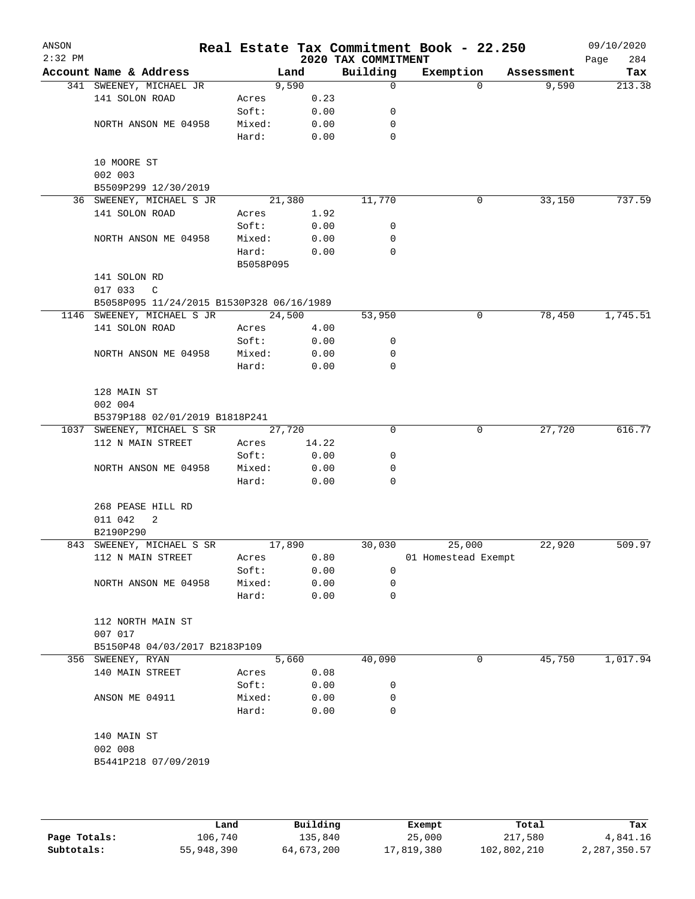# Real Estate Tax Commitment Book - 22.250

ANSON 2:32 PM — 2020 TAX COMMITMENT — 09/10/2020

| Account Name & Address | Land | | Building | Exemption | Assessment | Tax |
|---|---|---|---|---|---|---|
| 341 SWEENEY, MICHAEL JR | 9,590 | | 0 | 0 | 9,590 | 213.38 |
| 141 SOLON ROAD | Acres | 0.23 | | | | |
| | Soft: | 0.00 | 0 | | | |
| NORTH ANSON ME 04958 | Mixed: | 0.00 | 0 | | | |
| | Hard: | 0.00 | 0 | | | |
| 10 MOORE ST | | | | | | |
| 002 003 | | | | | | |
| B5509P299 12/30/2019 | | | | | | |
| 36 SWEENEY, MICHAEL S JR | 21,380 | | 11,770 | 0 | 33,150 | 737.59 |
| 141 SOLON ROAD | Acres | 1.92 | | | | |
| | Soft: | 0.00 | 0 | | | |
| NORTH ANSON ME 04958 | Mixed: | 0.00 | 0 | | | |
| | Hard: | 0.00 | 0 | | | |
| | B5058P095 | | | | | |
| 141 SOLON RD | | | | | | |
| 017 033 C | | | | | | |
| B5058P095 11/24/2015 B1530P328 06/16/1989 | | | | | | |
| 1146 SWEENEY, MICHAEL S JR | 24,500 | | 53,950 | 0 | 78,450 | 1,745.51 |
| 141 SOLON ROAD | Acres | 4.00 | | | | |
| | Soft: | 0.00 | 0 | | | |
| NORTH ANSON ME 04958 | Mixed: | 0.00 | 0 | | | |
| | Hard: | 0.00 | 0 | | | |
| 128 MAIN ST | | | | | | |
| 002 004 | | | | | | |
| B5379P188 02/01/2019 B1818P241 | | | | | | |
| 1037 SWEENEY, MICHAEL S SR | 27,720 | | 0 | 0 | 27,720 | 616.77 |
| 112 N MAIN STREET | Acres | 14.22 | | | | |
| | Soft: | 0.00 | 0 | | | |
| NORTH ANSON ME 04958 | Mixed: | 0.00 | 0 | | | |
| | Hard: | 0.00 | 0 | | | |
| 268 PEASE HILL RD | | | | | | |
| 011 042 2 | | | | | | |
| B2190P290 | | | | | | |
| 843 SWEENEY, MICHAEL S SR | 17,890 | | 30,030 | 25,000 | 22,920 | 509.97 |
| 112 N MAIN STREET | Acres | 0.80 | | 01 Homestead Exempt | | |
| | Soft: | 0.00 | 0 | | | |
| NORTH ANSON ME 04958 | Mixed: | 0.00 | 0 | | | |
| | Hard: | 0.00 | 0 | | | |
| 112 NORTH MAIN ST | | | | | | |
| 007 017 | | | | | | |
| B5150P48 04/03/2017 B2183P109 | | | | | | |
| 356 SWEENEY, RYAN | 5,660 | | 40,090 | 0 | 45,750 | 1,017.94 |
| 140 MAIN STREET | Acres | 0.08 | | | | |
| | Soft: | 0.00 | 0 | | | |
| ANSON ME 04911 | Mixed: | 0.00 | 0 | | | |
| | Hard: | 0.00 | 0 | | | |
| 140 MAIN ST | | | | | | |
| 002 008 | | | | | | |
| B5441P218 07/09/2019 | | | | | | |

| | Land | Building | Exempt | Total | Tax |
|---|---|---|---|---|---|
| Page Totals: | 106,740 | 135,840 | 25,000 | 217,580 | 4,841.16 |
| Subtotals: | 55,948,390 | 64,673,200 | 17,819,380 | 102,802,210 | 2,287,350.57 |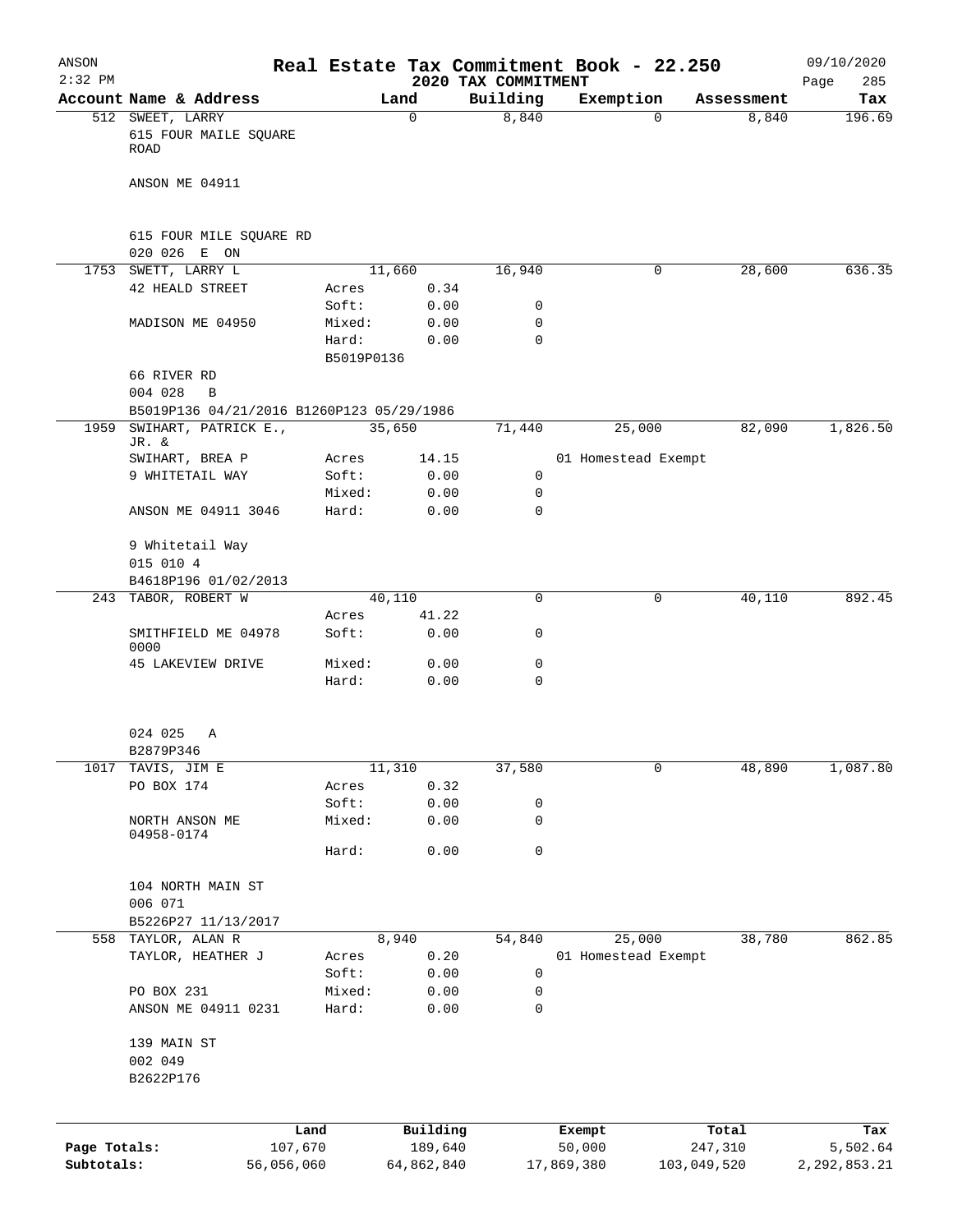# Real Estate Tax Commitment Book - 22.250

ANSON 2:32 PM — 2020 TAX COMMITMENT — 09/10/2020

| Account Name & Address | Land | | Building | Exemption | Assessment | Tax |
|---|---|---|---|---|---|---|
| 512 SWEET, LARRY | 0 | | 8,840 | 0 | 8,840 | 196.69 |
| 615 FOUR MAILE SQUARE ROAD | | | | | | |
| ANSON ME 04911 | | | | | | |
| 615 FOUR MILE SQUARE RD | | | | | | |
| 020 026 E ON | | | | | | |
| 1753 SWETT, LARRY L | 11,660 | | 16,940 | 0 | 28,600 | 636.35 |
| 42 HEALD STREET | Acres | 0.34 | | | | |
| | Soft: | 0.00 | 0 | | | |
| MADISON ME 04950 | Mixed: | 0.00 | 0 | | | |
| | Hard: | 0.00 | 0 | | | |
| | B5019P0136 | | | | | |
| 66 RIVER RD | | | | | | |
| 004 028 B | | | | | | |
| B5019P136 04/21/2016 B1260P123 05/29/1986 | | | | | | |
| 1959 SWIHART, PATRICK E., JR. & | 35,650 | | 71,440 | 25,000 | 82,090 | 1,826.50 |
| SWIHART, BREA P | Acres | 14.15 | | 01 Homestead Exempt | | |
| 9 WHITETAIL WAY | Soft: | 0.00 | 0 | | | |
| | Mixed: | 0.00 | 0 | | | |
| ANSON ME 04911 3046 | Hard: | 0.00 | 0 | | | |
| 9 Whitetail Way | | | | | | |
| 015 010 4 | | | | | | |
| B4618P196 01/02/2013 | | | | | | |
| 243 TABOR, ROBERT W | 40,110 | | 0 | 0 | 40,110 | 892.45 |
| | Acres | 41.22 | | | | |
| SMITHFIELD ME 04978 0000 | Soft: | 0.00 | 0 | | | |
| 45 LAKEVIEW DRIVE | Mixed: | 0.00 | 0 | | | |
| | Hard: | 0.00 | 0 | | | |
| 024 025 A | | | | | | |
| B2879P346 | | | | | | |
| 1017 TAVIS, JIM E | 11,310 | | 37,580 | 0 | 48,890 | 1,087.80 |
| PO BOX 174 | Acres | 0.32 | | | | |
| | Soft: | 0.00 | 0 | | | |
| NORTH ANSON ME 04958-0174 | Mixed: | 0.00 | 0 | | | |
| | Hard: | 0.00 | 0 | | | |
| 104 NORTH MAIN ST | | | | | | |
| 006 071 | | | | | | |
| B5226P27 11/13/2017 | | | | | | |
| 558 TAYLOR, ALAN R | 8,940 | | 54,840 | 25,000 | 38,780 | 862.85 |
| TAYLOR, HEATHER J | Acres | 0.20 | | 01 Homestead Exempt | | |
| | Soft: | 0.00 | 0 | | | |
| PO BOX 231 | Mixed: | 0.00 | 0 | | | |
| ANSON ME 04911 0231 | Hard: | 0.00 | 0 | | | |
| 139 MAIN ST | | | | | | |
| 002 049 | | | | | | |
| B2622P176 | | | | | | |

| | Land | Building | Exempt | Total | Tax |
|---|---|---|---|---|---|
| Page Totals: | 107,670 | 189,640 | 50,000 | 247,310 | 5,502.64 |
| Subtotals: | 56,056,060 | 64,862,840 | 17,869,380 | 103,049,520 | 2,292,853.21 |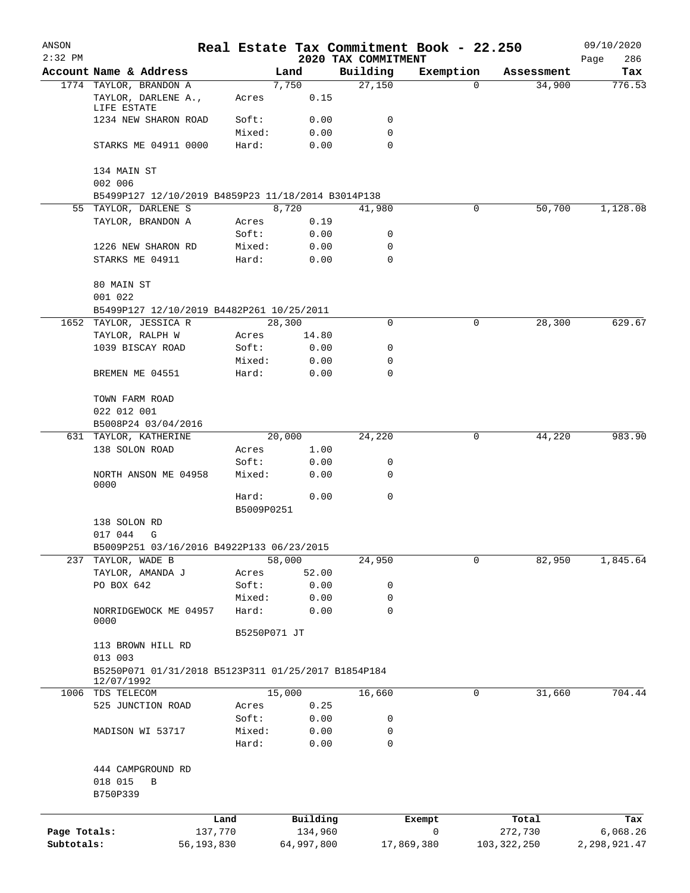ANSON — Real Estate Tax Commitment Book - 22.250 — 09/10/2020
2:32 PM — 2020 TAX COMMITMENT

| Account Name & Address | | Land | Building | Exemption | Assessment | Tax |
|---|---|---|---|---|---|---|
| 1774 TAYLOR, BRANDON A | | 7,750 | 27,150 | 0 | 34,900 | 776.53 |
| TAYLOR, DARLENE A., LIFE ESTATE | Acres | 0.15 | | | | |
| 1234 NEW SHARON ROAD | Soft: | 0.00 | 0 | | | |
| | Mixed: | 0.00 | 0 | | | |
| STARKS ME 04911 0000 | Hard: | 0.00 | 0 | | | |
| 134 MAIN ST | | | | | | |
| 002 006 | | | | | | |
| B5499P127 12/10/2019 B4859P23 11/18/2014 B3014P138 | | | | | | |
| 55 TAYLOR, DARLENE S | | 8,720 | 41,980 | 0 | 50,700 | 1,128.08 |
| TAYLOR, BRANDON A | Acres | 0.19 | | | | |
| | Soft: | 0.00 | 0 | | | |
| 1226 NEW SHARON RD | Mixed: | 0.00 | 0 | | | |
| STARKS ME 04911 | Hard: | 0.00 | 0 | | | |
| 80 MAIN ST | | | | | | |
| 001 022 | | | | | | |
| B5499P127 12/10/2019 B4482P261 10/25/2011 | | | | | | |
| 1652 TAYLOR, JESSICA R | | 28,300 | 0 | 0 | 28,300 | 629.67 |
| TAYLOR, RALPH W | Acres | 14.80 | | | | |
| 1039 BISCAY ROAD | Soft: | 0.00 | 0 | | | |
| | Mixed: | 0.00 | 0 | | | |
| BREMEN ME 04551 | Hard: | 0.00 | 0 | | | |
| TOWN FARM ROAD | | | | | | |
| 022 012 001 | | | | | | |
| B5008P24 03/04/2016 | | | | | | |
| 631 TAYLOR, KATHERINE | | 20,000 | 24,220 | 0 | 44,220 | 983.90 |
| 138 SOLON ROAD | Acres | 1.00 | | | | |
| | Soft: | 0.00 | 0 | | | |
| NORTH ANSON ME 04958 0000 | Mixed: | 0.00 | 0 | | | |
| | Hard: | 0.00 | 0 | | | |
| | B5009P0251 | | | | | |
| 138 SOLON RD | | | | | | |
| 017 044 G | | | | | | |
| B5009P251 03/16/2016 B4922P133 06/23/2015 | | | | | | |
| 237 TAYLOR, WADE B | | 58,000 | 24,950 | 0 | 82,950 | 1,845.64 |
| TAYLOR, AMANDA J | Acres | 52.00 | | | | |
| PO BOX 642 | Soft: | 0.00 | 0 | | | |
| | Mixed: | 0.00 | 0 | | | |
| NORRIDGEWOCK ME 04957 0000 | Hard: | 0.00 | 0 | | | |
| | B5250P071 JT | | | | | |
| 113 BROWN HILL RD | | | | | | |
| 013 003 | | | | | | |
| B5250P071 01/31/2018 B5123P311 01/25/2017 B1854P184 12/07/1992 | | | | | | |
| 1006 TDS TELECOM | | 15,000 | 16,660 | 0 | 31,660 | 704.44 |
| 525 JUNCTION ROAD | Acres | 0.25 | | | | |
| | Soft: | 0.00 | 0 | | | |
| MADISON WI 53717 | Mixed: | 0.00 | 0 | | | |
| | Hard: | 0.00 | 0 | | | |
| 444 CAMPGROUND RD | | | | | | |
| 018 015 B | | | | | | |
| B750P339 | | | | | | |

| | Land | Building | Exempt | Total | Tax |
|---|---|---|---|---|---|
| Page Totals: | 137,770 | 134,960 | 0 | 272,730 | 6,068.26 |
| Subtotals: | 56,193,830 | 64,997,800 | 17,869,380 | 103,322,250 | 2,298,921.47 |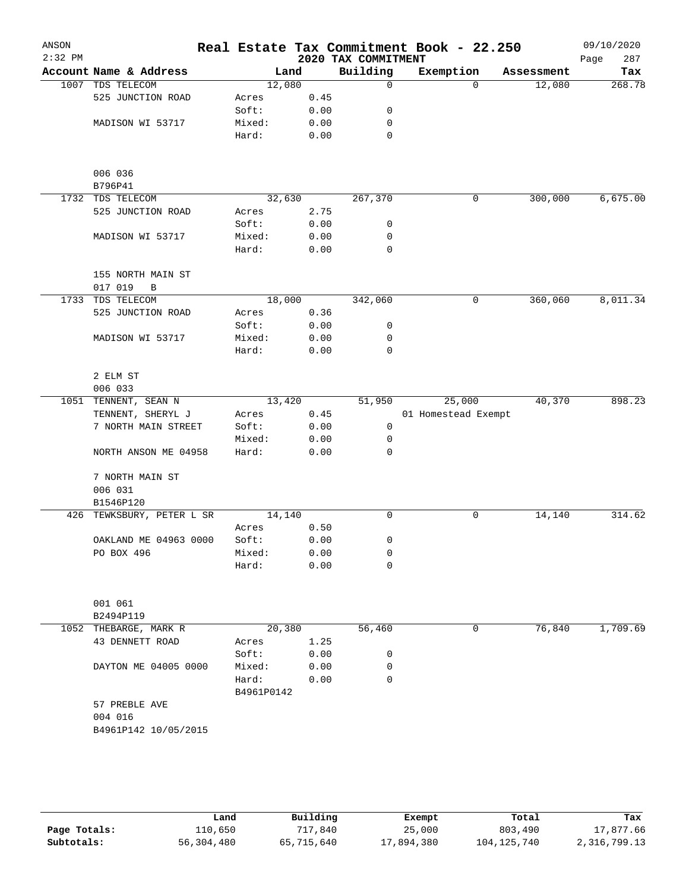# Real Estate Tax Commitment Book - 22.250

ANSON 2:32 PM — 2020 TAX COMMITMENT — 09/10/2020

| Account | Name & Address | Land | | Building | Exemption | Assessment | Tax |
|---|---|---|---|---|---|---|---|
| 1007 | TDS TELECOM | 12,080 | | 0 | 0 | 12,080 | 268.78 |
| | 525 JUNCTION ROAD | Acres | 0.45 | | | | |
| | | Soft: | 0.00 | 0 | | | |
| | MADISON WI 53717 | Mixed: | 0.00 | 0 | | | |
| | | Hard: | 0.00 | 0 | | | |
| | 006 036 | | | | | | |
| | B796P41 | | | | | | |
| 1732 | TDS TELECOM | 32,630 | | 267,370 | 0 | 300,000 | 6,675.00 |
| | 525 JUNCTION ROAD | Acres | 2.75 | | | | |
| | | Soft: | 0.00 | 0 | | | |
| | MADISON WI 53717 | Mixed: | 0.00 | 0 | | | |
| | | Hard: | 0.00 | 0 | | | |
| | 155 NORTH MAIN ST | | | | | | |
| | 017 019 B | | | | | | |
| 1733 | TDS TELECOM | 18,000 | | 342,060 | 0 | 360,060 | 8,011.34 |
| | 525 JUNCTION ROAD | Acres | 0.36 | | | | |
| | | Soft: | 0.00 | 0 | | | |
| | MADISON WI 53717 | Mixed: | 0.00 | 0 | | | |
| | | Hard: | 0.00 | 0 | | | |
| | 2 ELM ST | | | | | | |
| | 006 033 | | | | | | |
| 1051 | TENNENT, SEAN N | 13,420 | | 51,950 | 25,000 | 40,370 | 898.23 |
| | TENNENT, SHERYL J | Acres | 0.45 | | 01 Homestead Exempt | | |
| | 7 NORTH MAIN STREET | Soft: | 0.00 | 0 | | | |
| | | Mixed: | 0.00 | 0 | | | |
| | NORTH ANSON ME 04958 | Hard: | 0.00 | 0 | | | |
| | 7 NORTH MAIN ST | | | | | | |
| | 006 031 | | | | | | |
| | B1546P120 | | | | | | |
| 426 | TEWKSBURY, PETER L SR | 14,140 | | 0 | 0 | 14,140 | 314.62 |
| | | Acres | 0.50 | | | | |
| | OAKLAND ME 04963 0000 | Soft: | 0.00 | 0 | | | |
| | PO BOX 496 | Mixed: | 0.00 | 0 | | | |
| | | Hard: | 0.00 | 0 | | | |
| | 001 061 | | | | | | |
| | B2494P119 | | | | | | |
| 1052 | THEBARGE, MARK R | 20,380 | | 56,460 | 0 | 76,840 | 1,709.69 |
| | 43 DENNETT ROAD | Acres | 1.25 | | | | |
| | | Soft: | 0.00 | 0 | | | |
| | DAYTON ME 04005 0000 | Mixed: | 0.00 | 0 | | | |
| | | Hard: | 0.00 | 0 | | | |
| | | B4961P0142 | | | | | |
| | 57 PREBLE AVE | | | | | | |
| | 004 016 | | | | | | |
| | B4961P142 10/05/2015 | | | | | | |

| | Land | Building | Exempt | Total | Tax |
|---|---|---|---|---|---|
| Page Totals: | 110,650 | 717,840 | 25,000 | 803,490 | 17,877.66 |
| Subtotals: | 56,304,480 | 65,715,640 | 17,894,380 | 104,125,740 | 2,316,799.13 |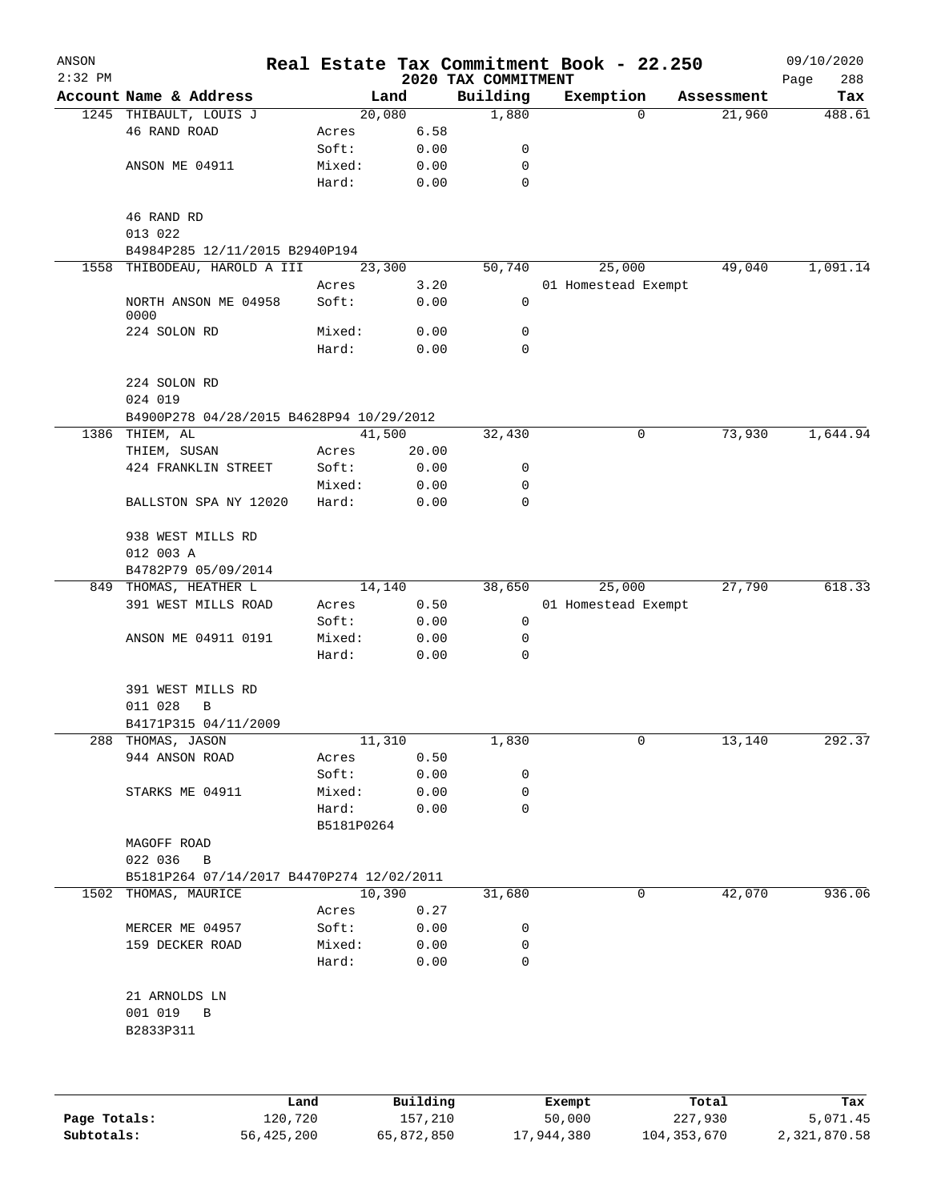ANSON

2:32 PM

# Real Estate Tax Commitment Book - 22.250

## 2020 TAX COMMITMENT

09/10/2020

| Account | Name & Address | Land | | Building | Exemption | Assessment | Tax |
|---|---|---|---|---|---|---|---|
| 1245 | THIBAULT, LOUIS J | 20,080 | | 1,880 | 0 | 21,960 | 488.61 |
| | 46 RAND ROAD | Acres | 6.58 | | | | |
| | | Soft: | 0.00 | 0 | | | |
| | ANSON ME 04911 | Mixed: | 0.00 | 0 | | | |
| | | Hard: | 0.00 | 0 | | | |
| | 46 RAND RD | | | | | | |
| | 013 022 | | | | | | |
| | B4984P285 12/11/2015 B2940P194 | | | | | | |
| 1558 | THIBODEAU, HAROLD A III | 23,300 | | 50,740 | 25,000 | 49,040 | 1,091.14 |
| | | Acres | 3.20 | | 01 Homestead Exempt | | |
| | NORTH ANSON ME 04958 0000 | Soft: | 0.00 | 0 | | | |
| | 224 SOLON RD | Mixed: | 0.00 | 0 | | | |
| | | Hard: | 0.00 | 0 | | | |
| | 224 SOLON RD | | | | | | |
| | 024 019 | | | | | | |
| | B4900P278 04/28/2015 B4628P94 10/29/2012 | | | | | | |
| 1386 | THIEM, AL | 41,500 | | 32,430 | 0 | 73,930 | 1,644.94 |
| | THIEM, SUSAN | Acres | 20.00 | | | | |
| | 424 FRANKLIN STREET | Soft: | 0.00 | 0 | | | |
| | | Mixed: | 0.00 | 0 | | | |
| | BALLSTON SPA NY 12020 | Hard: | 0.00 | 0 | | | |
| | 938 WEST MILLS RD | | | | | | |
| | 012 003 A | | | | | | |
| | B4782P79 05/09/2014 | | | | | | |
| 849 | THOMAS, HEATHER L | 14,140 | | 38,650 | 25,000 | 27,790 | 618.33 |
| | 391 WEST MILLS ROAD | Acres | 0.50 | | 01 Homestead Exempt | | |
| | | Soft: | 0.00 | 0 | | | |
| | ANSON ME 04911 0191 | Mixed: | 0.00 | 0 | | | |
| | | Hard: | 0.00 | 0 | | | |
| | 391 WEST MILLS RD | | | | | | |
| | 011 028 B | | | | | | |
| | B4171P315 04/11/2009 | | | | | | |
| 288 | THOMAS, JASON | 11,310 | | 1,830 | 0 | 13,140 | 292.37 |
| | 944 ANSON ROAD | Acres | 0.50 | | | | |
| | | Soft: | 0.00 | 0 | | | |
| | STARKS ME 04911 | Mixed: | 0.00 | 0 | | | |
| | | Hard: | 0.00 | 0 | | | |
| | | B5181P0264 | | | | | |
| | MAGOFF ROAD | | | | | | |
| | 022 036 B | | | | | | |
| | B5181P264 07/14/2017 B4470P274 12/02/2011 | | | | | | |
| 1502 | THOMAS, MAURICE | 10,390 | | 31,680 | 0 | 42,070 | 936.06 |
| | | Acres | 0.27 | | | | |
| | MERCER ME 04957 | Soft: | 0.00 | 0 | | | |
| | 159 DECKER ROAD | Mixed: | 0.00 | 0 | | | |
| | | Hard: | 0.00 | 0 | | | |
| | 21 ARNOLDS LN | | | | | | |
| | 001 019 B | | | | | | |
| | B2833P311 | | | | | | |

| | Land | Building | Exempt | Total | Tax |
|---|---|---|---|---|---|
| Page Totals: | 120,720 | 157,210 | 50,000 | 227,930 | 5,071.45 |
| Subtotals: | 56,425,200 | 65,872,850 | 17,944,380 | 104,353,670 | 2,321,870.58 |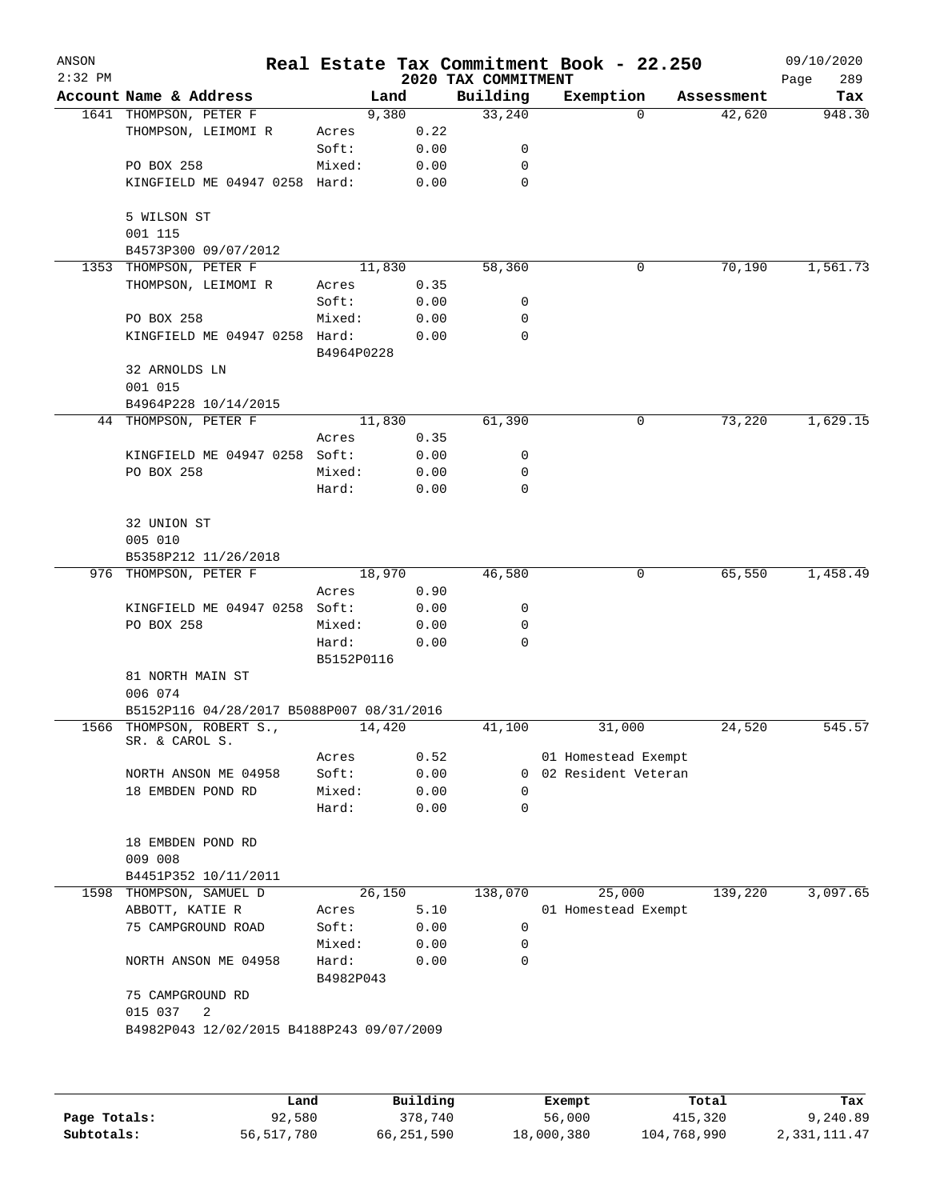# Real Estate Tax Commitment Book - 22.250

## 2020 TAX COMMITMENT

ANSON
2:32 PM
09/10/2020

| Account Name & Address | Land | | Building | Exemption | Assessment | Tax |
|---|---|---|---|---|---|---|
| 1641 THOMPSON, PETER F | 9,380 | | 33,240 | 0 | 42,620 | 948.30 |
| THOMPSON, LEIMOMI R | Acres | 0.22 | | | | |
| | Soft: | 0.00 | 0 | | | |
| PO BOX 258 | Mixed: | 0.00 | 0 | | | |
| KINGFIELD ME 04947 0258 | Hard: | 0.00 | 0 | | | |
| 5 WILSON ST | | | | | | |
| 001 115 | | | | | | |
| B4573P300 09/07/2012 | | | | | | |
| 1353 THOMPSON, PETER F | 11,830 | | 58,360 | 0 | 70,190 | 1,561.73 |
| THOMPSON, LEIMOMI R | Acres | 0.35 | | | | |
| | Soft: | 0.00 | 0 | | | |
| PO BOX 258 | Mixed: | 0.00 | 0 | | | |
| KINGFIELD ME 04947 0258 | Hard: | 0.00 | 0 | | | |
| | B4964P0228 | | | | | |
| 32 ARNOLDS LN | | | | | | |
| 001 015 | | | | | | |
| B4964P228 10/14/2015 | | | | | | |
| 44 THOMPSON, PETER F | 11,830 | | 61,390 | 0 | 73,220 | 1,629.15 |
| | Acres | 0.35 | | | | |
| KINGFIELD ME 04947 0258 | Soft: | 0.00 | 0 | | | |
| PO BOX 258 | Mixed: | 0.00 | 0 | | | |
| | Hard: | 0.00 | 0 | | | |
| 32 UNION ST | | | | | | |
| 005 010 | | | | | | |
| B5358P212 11/26/2018 | | | | | | |
| 976 THOMPSON, PETER F | 18,970 | | 46,580 | 0 | 65,550 | 1,458.49 |
| | Acres | 0.90 | | | | |
| KINGFIELD ME 04947 0258 | Soft: | 0.00 | 0 | | | |
| PO BOX 258 | Mixed: | 0.00 | 0 | | | |
| | Hard: | 0.00 | 0 | | | |
| | B5152P0116 | | | | | |
| 81 NORTH MAIN ST | | | | | | |
| 006 074 | | | | | | |
| B5152P116 04/28/2017 B5088P007 08/31/2016 | | | | | | |
| 1566 THOMPSON, ROBERT S., SR. & CAROL S. | 14,420 | | 41,100 | 31,000 | 24,520 | 545.57 |
| | Acres | 0.52 | | 01 Homestead Exempt | | |
| NORTH ANSON ME 04958 | Soft: | 0.00 | 0 | 02 Resident Veteran | | |
| 18 EMBDEN POND RD | Mixed: | 0.00 | 0 | | | |
| | Hard: | 0.00 | 0 | | | |
| 18 EMBDEN POND RD | | | | | | |
| 009 008 | | | | | | |
| B4451P352 10/11/2011 | | | | | | |
| 1598 THOMPSON, SAMUEL D | 26,150 | | 138,070 | 25,000 | 139,220 | 3,097.65 |
| ABBOTT, KATIE R | Acres | 5.10 | | 01 Homestead Exempt | | |
| 75 CAMPGROUND ROAD | Soft: | 0.00 | 0 | | | |
| | Mixed: | 0.00 | 0 | | | |
| NORTH ANSON ME 04958 | Hard: | 0.00 | 0 | | | |
| | B4982P043 | | | | | |
| 75 CAMPGROUND RD | | | | | | |
| 015 037 2 | | | | | | |
| B4982P043 12/02/2015 B4188P243 09/07/2009 | | | | | | |

| | Land | Building | Exempt | Total | Tax |
|---|---|---|---|---|---|
| Page Totals: | 92,580 | 378,740 | 56,000 | 415,320 | 9,240.89 |
| Subtotals: | 56,517,780 | 66,251,590 | 18,000,380 | 104,768,990 | 2,331,111.47 |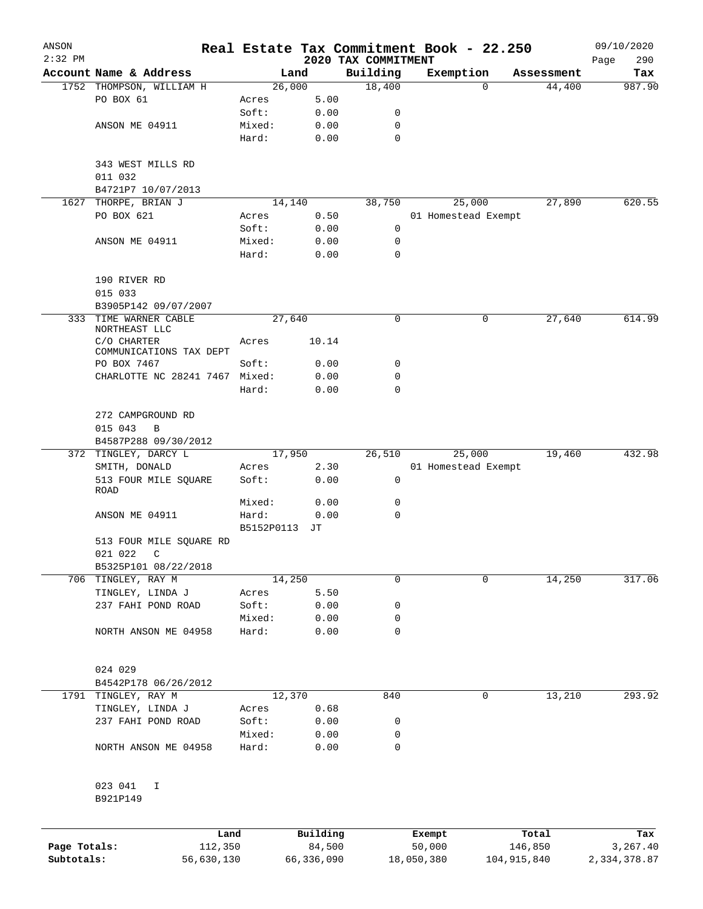# Real Estate Tax Commitment Book - 22.250

ANSON 2:32 PM — 2020 TAX COMMITMENT — 09/10/2020

| Account | Name & Address | Land | | Building | Exemption | Assessment | Tax |
|---|---|---|---|---|---|---|---|
| 1752 | THOMPSON, WILLIAM H | 26,000 | | 18,400 | 0 | 44,400 | 987.90 |
| | PO BOX 61 | Acres | 5.00 | | | | |
| | | Soft: | 0.00 | 0 | | | |
| | ANSON ME 04911 | Mixed: | 0.00 | 0 | | | |
| | | Hard: | 0.00 | 0 | | | |
| | 343 WEST MILLS RD | | | | | | |
| | 011 032 | | | | | | |
| | B4721P7 10/07/2013 | | | | | | |
| 1627 | THORPE, BRIAN J | 14,140 | | 38,750 | 25,000 | 27,890 | 620.55 |
| | PO BOX 621 | Acres | 0.50 | | 01 Homestead Exempt | | |
| | | Soft: | 0.00 | 0 | | | |
| | ANSON ME 04911 | Mixed: | 0.00 | 0 | | | |
| | | Hard: | 0.00 | 0 | | | |
| | 190 RIVER RD | | | | | | |
| | 015 033 | | | | | | |
| | B3905P142 09/07/2007 | | | | | | |
| 333 | TIME WARNER CABLE NORTHEAST LLC | 27,640 | | 0 | 0 | 27,640 | 614.99 |
| | C/O CHARTER COMMUNICATIONS TAX DEPT | Acres | 10.14 | | | | |
| | PO BOX 7467 | Soft: | 0.00 | 0 | | | |
| | CHARLOTTE NC 28241 7467 | Mixed: | 0.00 | 0 | | | |
| | | Hard: | 0.00 | 0 | | | |
| | 272 CAMPGROUND RD | | | | | | |
| | 015 043 B | | | | | | |
| | B4587P288 09/30/2012 | | | | | | |
| 372 | TINGLEY, DARCY L | 17,950 | | 26,510 | 25,000 | 19,460 | 432.98 |
| | SMITH, DONALD | Acres | 2.30 | | 01 Homestead Exempt | | |
| | 513 FOUR MILE SQUARE ROAD | Soft: | 0.00 | 0 | | | |
| | | Mixed: | 0.00 | 0 | | | |
| | ANSON ME 04911 | Hard: | 0.00 | 0 | | | |
| | | B5152P0113 | JT | | | | |
| | 513 FOUR MILE SQUARE RD | | | | | | |
| | 021 022 C | | | | | | |
| | B5325P101 08/22/2018 | | | | | | |
| 706 | TINGLEY, RAY M | 14,250 | | 0 | 0 | 14,250 | 317.06 |
| | TINGLEY, LINDA J | Acres | 5.50 | | | | |
| | 237 FAHI POND ROAD | Soft: | 0.00 | 0 | | | |
| | | Mixed: | 0.00 | 0 | | | |
| | NORTH ANSON ME 04958 | Hard: | 0.00 | 0 | | | |
| | 024 029 | | | | | | |
| | B4542P178 06/26/2012 | | | | | | |
| 1791 | TINGLEY, RAY M | 12,370 | | 840 | 0 | 13,210 | 293.92 |
| | TINGLEY, LINDA J | Acres | 0.68 | | | | |
| | 237 FAHI POND ROAD | Soft: | 0.00 | 0 | | | |
| | | Mixed: | 0.00 | 0 | | | |
| | NORTH ANSON ME 04958 | Hard: | 0.00 | 0 | | | |
| | 023 041 I | | | | | | |
| | B921P149 | | | | | | |

| | Land | Building | Exempt | Total | Tax |
|---|---|---|---|---|---|
| Page Totals: | 112,350 | 84,500 | 50,000 | 146,850 | 3,267.40 |
| Subtotals: | 56,630,130 | 66,336,090 | 18,050,380 | 104,915,840 | 2,334,378.87 |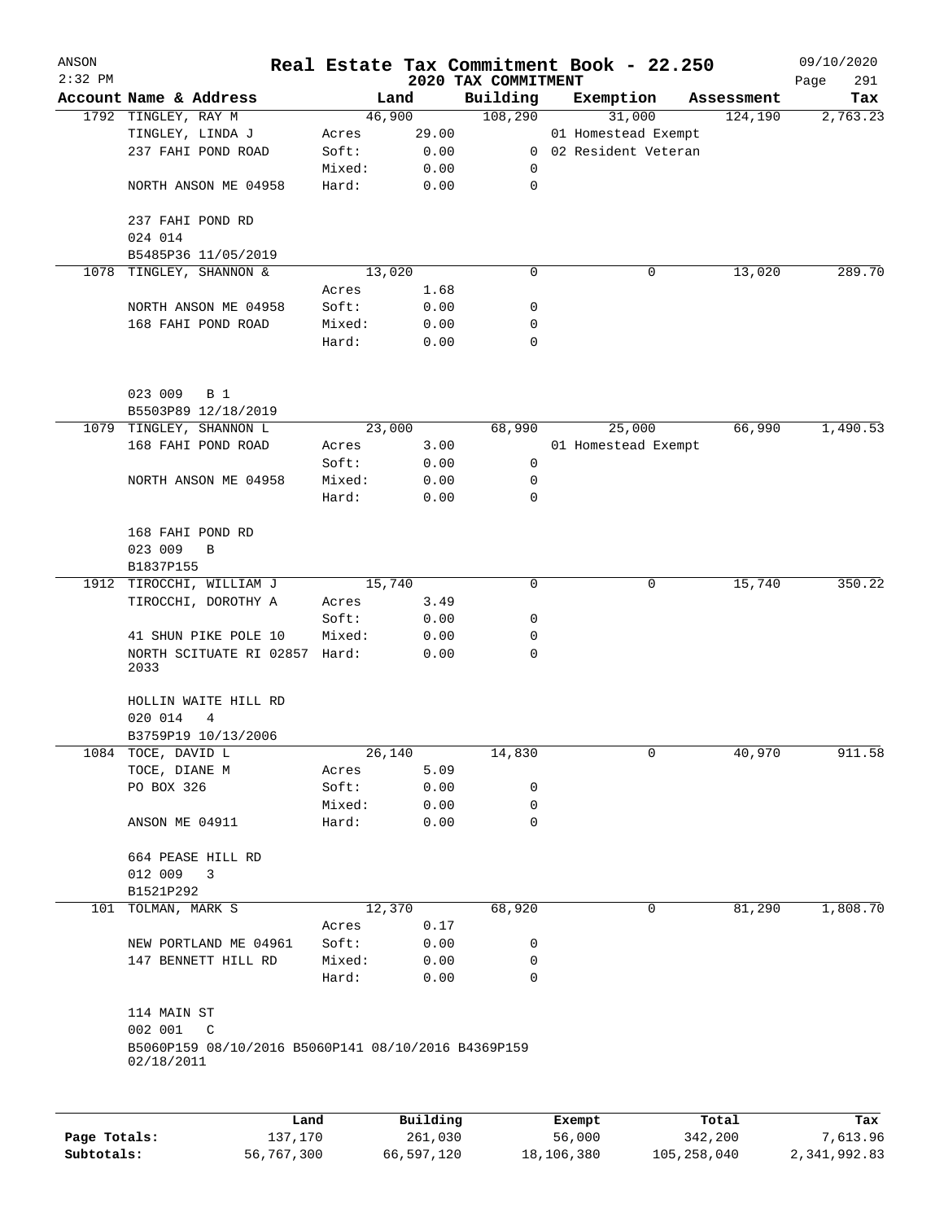# Real Estate Tax Commitment Book - 22.250

ANSON 2:32 PM — 2020 TAX COMMITMENT — 09/10/2020

| Account | Name & Address | | Land | Building | Exemption | Assessment | Tax |
|---|---|---|---|---|---|---|---|
| 1792 | TINGLEY, RAY M | | 46,900 | 108,290 | 31,000 | 124,190 | 2,763.23 |
| | TINGLEY, LINDA J | Acres | 29.00 | | 01 Homestead Exempt | | |
| | 237 FAHI POND ROAD | Soft: | 0.00 | 0 | 02 Resident Veteran | | |
| | | Mixed: | 0.00 | 0 | | | |
| | NORTH ANSON ME 04958 | Hard: | 0.00 | 0 | | | |
| | 237 FAHI POND RD | | | | | | |
| | 024 014 | | | | | | |
| | B5485P36 11/05/2019 | | | | | | |
| 1078 | TINGLEY, SHANNON & | | 13,020 | 0 | 0 | 13,020 | 289.70 |
| | | Acres | 1.68 | | | | |
| | NORTH ANSON ME 04958 | Soft: | 0.00 | 0 | | | |
| | 168 FAHI POND ROAD | Mixed: | 0.00 | 0 | | | |
| | | Hard: | 0.00 | 0 | | | |
| | 023 009 B 1 | | | | | | |
| | B5503P89 12/18/2019 | | | | | | |
| 1079 | TINGLEY, SHANNON L | | 23,000 | 68,990 | 25,000 | 66,990 | 1,490.53 |
| | 168 FAHI POND ROAD | Acres | 3.00 | | 01 Homestead Exempt | | |
| | | Soft: | 0.00 | 0 | | | |
| | NORTH ANSON ME 04958 | Mixed: | 0.00 | 0 | | | |
| | | Hard: | 0.00 | 0 | | | |
| | 168 FAHI POND RD | | | | | | |
| | 023 009 B | | | | | | |
| | B1837P155 | | | | | | |
| 1912 | TIROCCHI, WILLIAM J | | 15,740 | 0 | 0 | 15,740 | 350.22 |
| | TIROCCHI, DOROTHY A | Acres | 3.49 | | | | |
| | | Soft: | 0.00 | 0 | | | |
| | 41 SHUN PIKE POLE 10 | Mixed: | 0.00 | 0 | | | |
| | NORTH SCITUATE RI 02857 2033 | Hard: | 0.00 | 0 | | | |
| | HOLLIN WAITE HILL RD | | | | | | |
| | 020 014 4 | | | | | | |
| | B3759P19 10/13/2006 | | | | | | |
| 1084 | TOCE, DAVID L | | 26,140 | 14,830 | 0 | 40,970 | 911.58 |
| | TOCE, DIANE M | Acres | 5.09 | | | | |
| | PO BOX 326 | Soft: | 0.00 | 0 | | | |
| | | Mixed: | 0.00 | 0 | | | |
| | ANSON ME 04911 | Hard: | 0.00 | 0 | | | |
| | 664 PEASE HILL RD | | | | | | |
| | 012 009 3 | | | | | | |
| | B1521P292 | | | | | | |
| 101 | TOLMAN, MARK S | | 12,370 | 68,920 | 0 | 81,290 | 1,808.70 |
| | | Acres | 0.17 | | | | |
| | NEW PORTLAND ME 04961 | Soft: | 0.00 | 0 | | | |
| | 147 BENNETT HILL RD | Mixed: | 0.00 | 0 | | | |
| | | Hard: | 0.00 | 0 | | | |
| | 114 MAIN ST | | | | | | |
| | 002 001 C | | | | | | |
| | B5060P159 08/10/2016 B5060P141 08/10/2016 B4369P159 02/18/2011 | | | | | | |

| | Land | Building | Exempt | Total | Tax |
|---|---|---|---|---|---|
| Page Totals: | 137,170 | 261,030 | 56,000 | 342,200 | 7,613.96 |
| Subtotals: | 56,767,300 | 66,597,120 | 18,106,380 | 105,258,040 | 2,341,992.83 |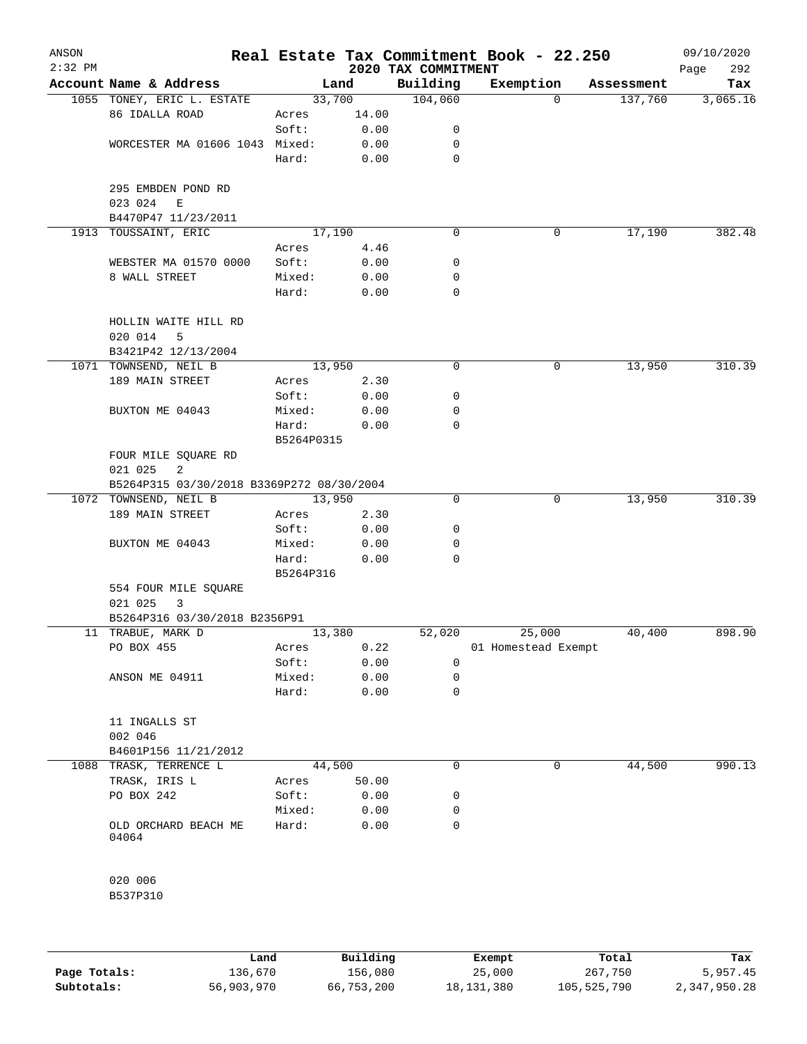# Real Estate Tax Commitment Book - 22.250

ANSON
2:32 PM
2020 TAX COMMITMENT
09/10/2020

| Account | Name & Address | | Land | Building | Exemption | Assessment | Tax |
|---|---|---|---|---|---|---|---|
| 1055 | TONEY, ERIC L. ESTATE | | 33,700 | 104,060 | 0 | 137,760 | 3,065.16 |
| | 86 IDALLA ROAD | Acres | 14.00 | | | | |
| | | Soft: | 0.00 | 0 | | | |
| | WORCESTER MA 01606 1043 | Mixed: | 0.00 | 0 | | | |
| | | Hard: | 0.00 | 0 | | | |
| | 295 EMBDEN POND RD | | | | | | |
| | 023 024 E | | | | | | |
| | B4470P47 11/23/2011 | | | | | | |
| 1913 | TOUSSAINT, ERIC | | 17,190 | 0 | 0 | 17,190 | 382.48 |
| | | Acres | 4.46 | | | | |
| | WEBSTER MA 01570 0000 | Soft: | 0.00 | 0 | | | |
| | 8 WALL STREET | Mixed: | 0.00 | 0 | | | |
| | | Hard: | 0.00 | 0 | | | |
| | HOLLIN WAITE HILL RD | | | | | | |
| | 020 014 5 | | | | | | |
| | B3421P42 12/13/2004 | | | | | | |
| 1071 | TOWNSEND, NEIL B | | 13,950 | 0 | 0 | 13,950 | 310.39 |
| | 189 MAIN STREET | Acres | 2.30 | | | | |
| | | Soft: | 0.00 | 0 | | | |
| | BUXTON ME 04043 | Mixed: | 0.00 | 0 | | | |
| | | Hard: | 0.00 | 0 | | | |
| | | B5264P0315 | | | | | |
| | FOUR MILE SQUARE RD | | | | | | |
| | 021 025 2 | | | | | | |
| | B5264P315 03/30/2018 B3369P272 08/30/2004 | | | | | | |
| 1072 | TOWNSEND, NEIL B | | 13,950 | 0 | 0 | 13,950 | 310.39 |
| | 189 MAIN STREET | Acres | 2.30 | | | | |
| | | Soft: | 0.00 | 0 | | | |
| | BUXTON ME 04043 | Mixed: | 0.00 | 0 | | | |
| | | Hard: | 0.00 | 0 | | | |
| | | B5264P316 | | | | | |
| | 554 FOUR MILE SQUARE | | | | | | |
| | 021 025 3 | | | | | | |
| | B5264P316 03/30/2018 B2356P91 | | | | | | |
| 11 | TRABUE, MARK D | | 13,380 | 52,020 | 25,000 | 40,400 | 898.90 |
| | PO BOX 455 | Acres | 0.22 | | 01 Homestead Exempt | | |
| | | Soft: | 0.00 | 0 | | | |
| | ANSON ME 04911 | Mixed: | 0.00 | 0 | | | |
| | | Hard: | 0.00 | 0 | | | |
| | 11 INGALLS ST | | | | | | |
| | 002 046 | | | | | | |
| | B4601P156 11/21/2012 | | | | | | |
| 1088 | TRASK, TERRENCE L | | 44,500 | 0 | 0 | 44,500 | 990.13 |
| | TRASK, IRIS L | Acres | 50.00 | | | | |
| | PO BOX 242 | Soft: | 0.00 | 0 | | | |
| | | Mixed: | 0.00 | 0 | | | |
| | OLD ORCHARD BEACH ME 04064 | Hard: | 0.00 | 0 | | | |
| | 020 006 | | | | | | |
| | B537P310 | | | | | | |

| | Land | Building | Exempt | Total | Tax |
|---|---|---|---|---|---|
| Page Totals: | 136,670 | 156,080 | 25,000 | 267,750 | 5,957.45 |
| Subtotals: | 56,903,970 | 66,753,200 | 18,131,380 | 105,525,790 | 2,347,950.28 |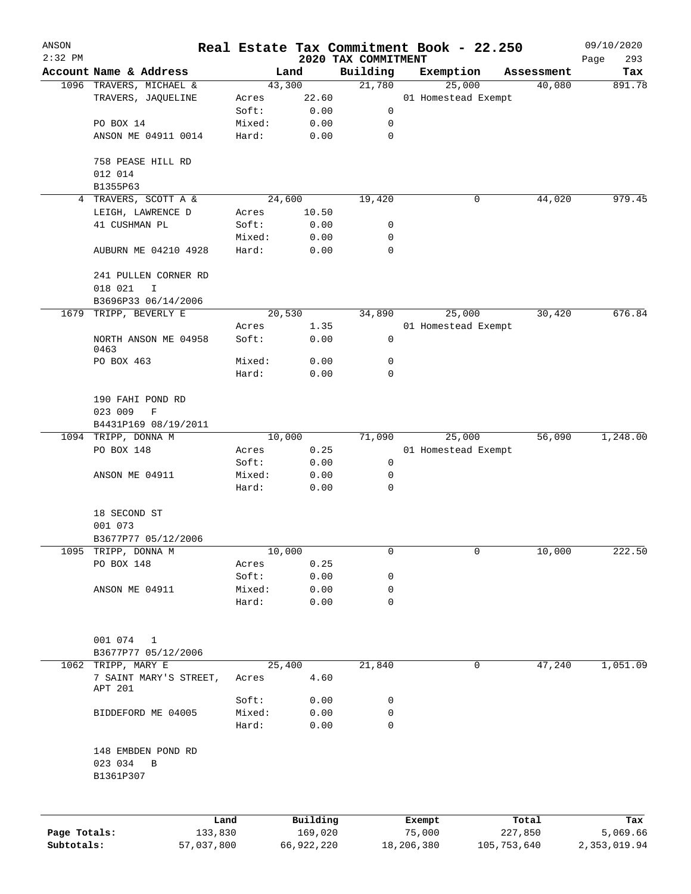# Real Estate Tax Commitment Book - 22.250

ANSON 09/10/2020
2:32 PM 2020 TAX COMMITMENT

| Account Name & Address | | Land | Building | Exemption | Assessment | Tax |
|---|---|---|---|---|---|---|
| 1096 TRAVERS, MICHAEL & | | 43,300 | 21,780 | 25,000 | 40,080 | 891.78 |
| TRAVERS, JAQUELINE | Acres | 22.60 | | 01 Homestead Exempt | | |
| | Soft: | 0.00 | 0 | | | |
| PO BOX 14 | Mixed: | 0.00 | 0 | | | |
| ANSON ME 04911 0014 | Hard: | 0.00 | 0 | | | |
| 758 PEASE HILL RD | | | | | | |
| 012 014 | | | | | | |
| B1355P63 | | | | | | |
| 4 TRAVERS, SCOTT A & | | 24,600 | 19,420 | 0 | 44,020 | 979.45 |
| LEIGH, LAWRENCE D | Acres | 10.50 | | | | |
| 41 CUSHMAN PL | Soft: | 0.00 | 0 | | | |
| | Mixed: | 0.00 | 0 | | | |
| AUBURN ME 04210 4928 | Hard: | 0.00 | 0 | | | |
| 241 PULLEN CORNER RD | | | | | | |
| 018 021 I | | | | | | |
| B3696P33 06/14/2006 | | | | | | |
| 1679 TRIPP, BEVERLY E | | 20,530 | 34,890 | 25,000 | 30,420 | 676.84 |
| | Acres | 1.35 | | 01 Homestead Exempt | | |
| NORTH ANSON ME 04958 0463 | Soft: | 0.00 | 0 | | | |
| PO BOX 463 | Mixed: | 0.00 | 0 | | | |
| | Hard: | 0.00 | 0 | | | |
| 190 FAHI POND RD | | | | | | |
| 023 009 F | | | | | | |
| B4431P169 08/19/2011 | | | | | | |
| 1094 TRIPP, DONNA M | | 10,000 | 71,090 | 25,000 | 56,090 | 1,248.00 |
| PO BOX 148 | Acres | 0.25 | | 01 Homestead Exempt | | |
| | Soft: | 0.00 | 0 | | | |
| ANSON ME 04911 | Mixed: | 0.00 | 0 | | | |
| | Hard: | 0.00 | 0 | | | |
| 18 SECOND ST | | | | | | |
| 001 073 | | | | | | |
| B3677P77 05/12/2006 | | | | | | |
| 1095 TRIPP, DONNA M | | 10,000 | 0 | 0 | 10,000 | 222.50 |
| PO BOX 148 | Acres | 0.25 | | | | |
| | Soft: | 0.00 | 0 | | | |
| ANSON ME 04911 | Mixed: | 0.00 | 0 | | | |
| | Hard: | 0.00 | 0 | | | |
| 001 074 1 | | | | | | |
| B3677P77 05/12/2006 | | | | | | |
| 1062 TRIPP, MARY E | | 25,400 | 21,840 | 0 | 47,240 | 1,051.09 |
| 7 SAINT MARY'S STREET, APT 201 | Acres | 4.60 | | | | |
| | Soft: | 0.00 | 0 | | | |
| BIDDEFORD ME 04005 | Mixed: | 0.00 | 0 | | | |
| | Hard: | 0.00 | 0 | | | |
| 148 EMBDEN POND RD | | | | | | |
| 023 034 B | | | | | | |
| B1361P307 | | | | | | |

| | Land | Building | Exempt | Total | Tax |
|---|---|---|---|---|---|
| Page Totals: | 133,830 | 169,020 | 75,000 | 227,850 | 5,069.66 |
| Subtotals: | 57,037,800 | 66,922,220 | 18,206,380 | 105,753,640 | 2,353,019.94 |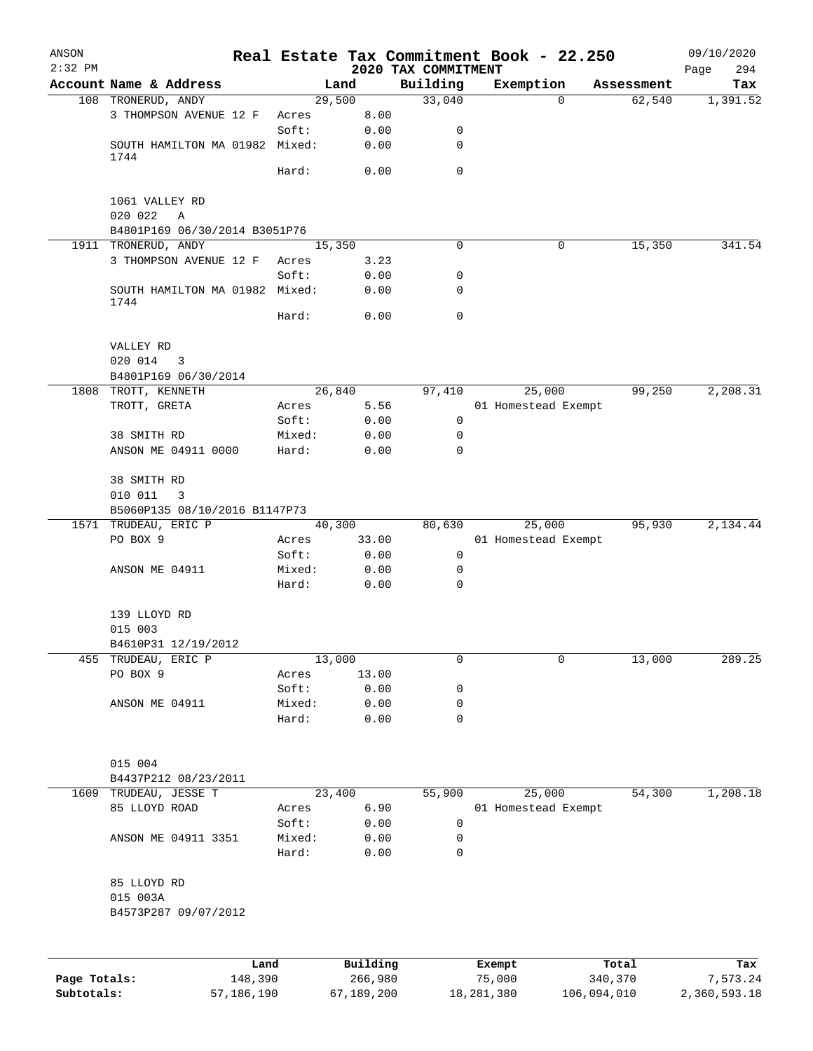ANSON
2:32 PM

# Real Estate Tax Commitment Book - 22.250

## 2020 TAX COMMITMENT

09/10/2020

| Account Name & Address | Land | | Building | Exemption | Assessment | Tax |
|---|---|---|---|---|---|---|
| 108 TRONERUD, ANDY | 29,500 | | 33,040 | 0 | 62,540 | 1,391.52 |
| 3 THOMPSON AVENUE 12 F | Acres | 8.00 | | | | |
| | Soft: | 0.00 | 0 | | | |
| SOUTH HAMILTON MA 01982 1744 | Mixed: | 0.00 | 0 | | | |
| | Hard: | 0.00 | 0 | | | |
| 1061 VALLEY RD | | | | | | |
| 020 022 A | | | | | | |
| B4801P169 06/30/2014 B3051P76 | | | | | | |
| 1911 TRONERUD, ANDY | 15,350 | | 0 | 0 | 15,350 | 341.54 |
| 3 THOMPSON AVENUE 12 F | Acres | 3.23 | | | | |
| | Soft: | 0.00 | 0 | | | |
| SOUTH HAMILTON MA 01982 1744 | Mixed: | 0.00 | 0 | | | |
| | Hard: | 0.00 | 0 | | | |
| VALLEY RD | | | | | | |
| 020 014 3 | | | | | | |
| B4801P169 06/30/2014 | | | | | | |
| 1808 TROTT, KENNETH | 26,840 | | 97,410 | 25,000 | 99,250 | 2,208.31 |
| TROTT, GRETA | Acres | 5.56 | | 01 Homestead Exempt | | |
| | Soft: | 0.00 | 0 | | | |
| 38 SMITH RD | Mixed: | 0.00 | 0 | | | |
| ANSON ME 04911 0000 | Hard: | 0.00 | 0 | | | |
| 38 SMITH RD | | | | | | |
| 010 011 3 | | | | | | |
| B5060P135 08/10/2016 B1147P73 | | | | | | |
| 1571 TRUDEAU, ERIC P | 40,300 | | 80,630 | 25,000 | 95,930 | 2,134.44 |
| PO BOX 9 | Acres | 33.00 | | 01 Homestead Exempt | | |
| | Soft: | 0.00 | 0 | | | |
| ANSON ME 04911 | Mixed: | 0.00 | 0 | | | |
| | Hard: | 0.00 | 0 | | | |
| 139 LLOYD RD | | | | | | |
| 015 003 | | | | | | |
| B4610P31 12/19/2012 | | | | | | |
| 455 TRUDEAU, ERIC P | 13,000 | | 0 | 0 | 13,000 | 289.25 |
| PO BOX 9 | Acres | 13.00 | | | | |
| | Soft: | 0.00 | 0 | | | |
| ANSON ME 04911 | Mixed: | 0.00 | 0 | | | |
| | Hard: | 0.00 | 0 | | | |
| 015 004 | | | | | | |
| B4437P212 08/23/2011 | | | | | | |
| 1609 TRUDEAU, JESSE T | 23,400 | | 55,900 | 25,000 | 54,300 | 1,208.18 |
| 85 LLOYD ROAD | Acres | 6.90 | | 01 Homestead Exempt | | |
| | Soft: | 0.00 | 0 | | | |
| ANSON ME 04911 3351 | Mixed: | 0.00 | 0 | | | |
| | Hard: | 0.00 | 0 | | | |
| 85 LLOYD RD | | | | | | |
| 015 003A | | | | | | |
| B4573P287 09/07/2012 | | | | | | |

| | Land | Building | Exempt | Total | Tax |
|---|---|---|---|---|---|
| Page Totals: | 148,390 | 266,980 | 75,000 | 340,370 | 7,573.24 |
| Subtotals: | 57,186,190 | 67,189,200 | 18,281,380 | 106,094,010 | 2,360,593.18 |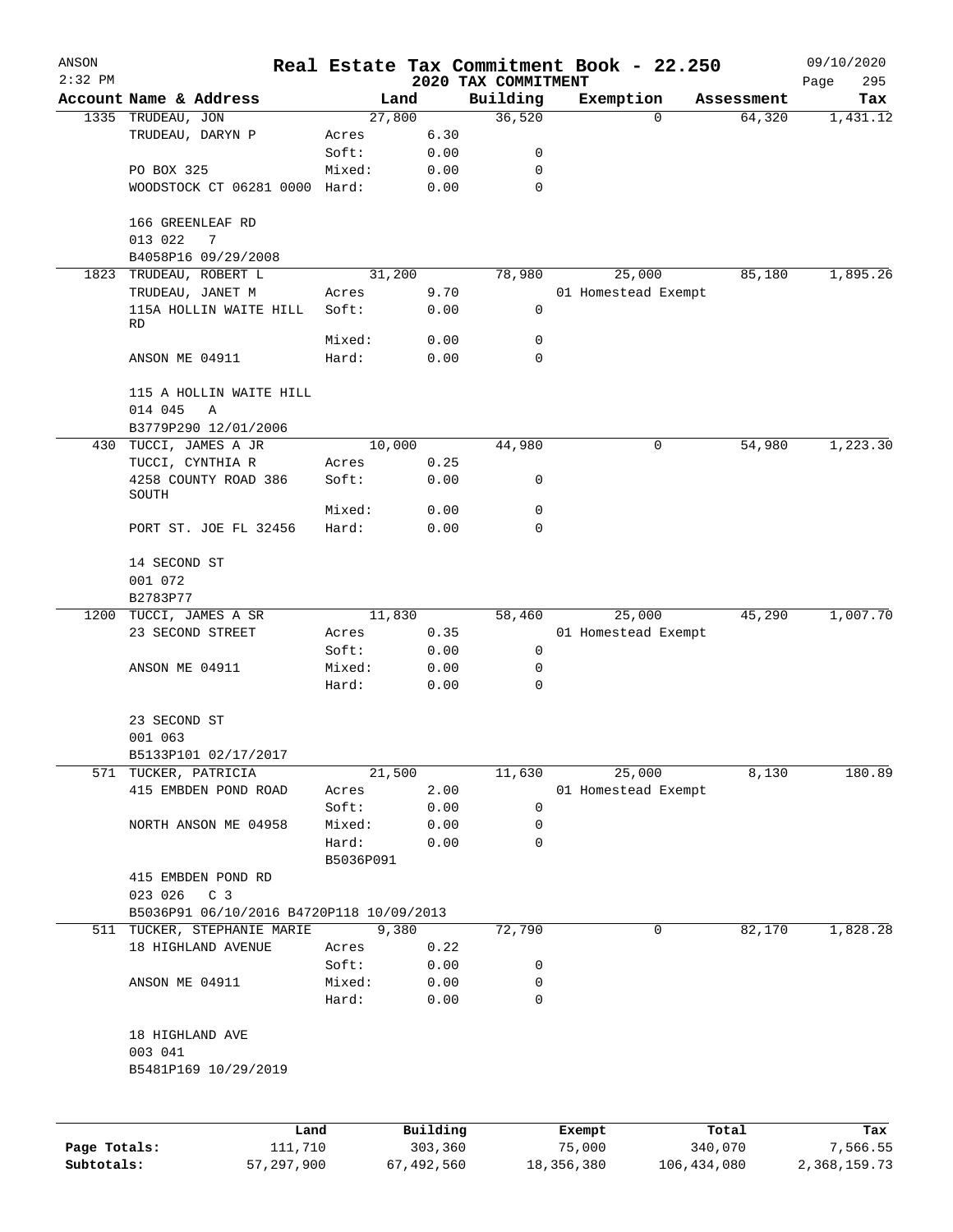# Real Estate Tax Commitment Book - 22.250

ANSON
2:32 PM
2020 TAX COMMITMENT
09/10/2020

| Account | Name & Address | Land | | Building | Exemption | Assessment | Tax |
|---|---|---|---|---|---|---|---|
| 1335 | TRUDEAU, JON | 27,800 | | 36,520 | 0 | 64,320 | 1,431.12 |
| | TRUDEAU, DARYN P | Acres | 6.30 | | | | |
| | | Soft: | 0.00 | 0 | | | |
| | PO BOX 325 | Mixed: | 0.00 | 0 | | | |
| | WOODSTOCK CT 06281 0000 | Hard: | 0.00 | 0 | | | |
| | 166 GREENLEAF RD | | | | | | |
| | 013 022 7 | | | | | | |
| | B4058P16 09/29/2008 | | | | | | |
| 1823 | TRUDEAU, ROBERT L | 31,200 | | 78,980 | 25,000 | 85,180 | 1,895.26 |
| | TRUDEAU, JANET M | Acres | 9.70 | | 01 Homestead Exempt | | |
| | 115A HOLLIN WAITE HILL RD | Soft: | 0.00 | 0 | | | |
| | | Mixed: | 0.00 | 0 | | | |
| | ANSON ME 04911 | Hard: | 0.00 | 0 | | | |
| | 115 A HOLLIN WAITE HILL | | | | | | |
| | 014 045 A | | | | | | |
| | B3779P290 12/01/2006 | | | | | | |
| 430 | TUCCI, JAMES A JR | 10,000 | | 44,980 | 0 | 54,980 | 1,223.30 |
| | TUCCI, CYNTHIA R | Acres | 0.25 | | | | |
| | 4258 COUNTY ROAD 386 SOUTH | Soft: | 0.00 | 0 | | | |
| | | Mixed: | 0.00 | 0 | | | |
| | PORT ST. JOE FL 32456 | Hard: | 0.00 | 0 | | | |
| | 14 SECOND ST | | | | | | |
| | 001 072 | | | | | | |
| | B2783P77 | | | | | | |
| 1200 | TUCCI, JAMES A SR | 11,830 | | 58,460 | 25,000 | 45,290 | 1,007.70 |
| | 23 SECOND STREET | Acres | 0.35 | | 01 Homestead Exempt | | |
| | | Soft: | 0.00 | 0 | | | |
| | ANSON ME 04911 | Mixed: | 0.00 | 0 | | | |
| | | Hard: | 0.00 | 0 | | | |
| | 23 SECOND ST | | | | | | |
| | 001 063 | | | | | | |
| | B5133P101 02/17/2017 | | | | | | |
| 571 | TUCKER, PATRICIA | 21,500 | | 11,630 | 25,000 | 8,130 | 180.89 |
| | 415 EMBDEN POND ROAD | Acres | 2.00 | | 01 Homestead Exempt | | |
| | | Soft: | 0.00 | 0 | | | |
| | NORTH ANSON ME 04958 | Mixed: | 0.00 | 0 | | | |
| | | Hard: | 0.00 | 0 | | | |
| | | B5036P091 | | | | | |
| | 415 EMBDEN POND RD | | | | | | |
| | 023 026 C 3 | | | | | | |
| | B5036P91 06/10/2016 B4720P118 10/09/2013 | | | | | | |
| 511 | TUCKER, STEPHANIE MARIE | 9,380 | | 72,790 | 0 | 82,170 | 1,828.28 |
| | 18 HIGHLAND AVENUE | Acres | 0.22 | | | | |
| | | Soft: | 0.00 | 0 | | | |
| | ANSON ME 04911 | Mixed: | 0.00 | 0 | | | |
| | | Hard: | 0.00 | 0 | | | |
| | 18 HIGHLAND AVE | | | | | | |
| | 003 041 | | | | | | |
| | B5481P169 10/29/2019 | | | | | | |

| | Land | Building | Exempt | Total | Tax |
|---|---|---|---|---|---|
| Page Totals: | 111,710 | 303,360 | 75,000 | 340,070 | 7,566.55 |
| Subtotals: | 57,297,900 | 67,492,560 | 18,356,380 | 106,434,080 | 2,368,159.73 |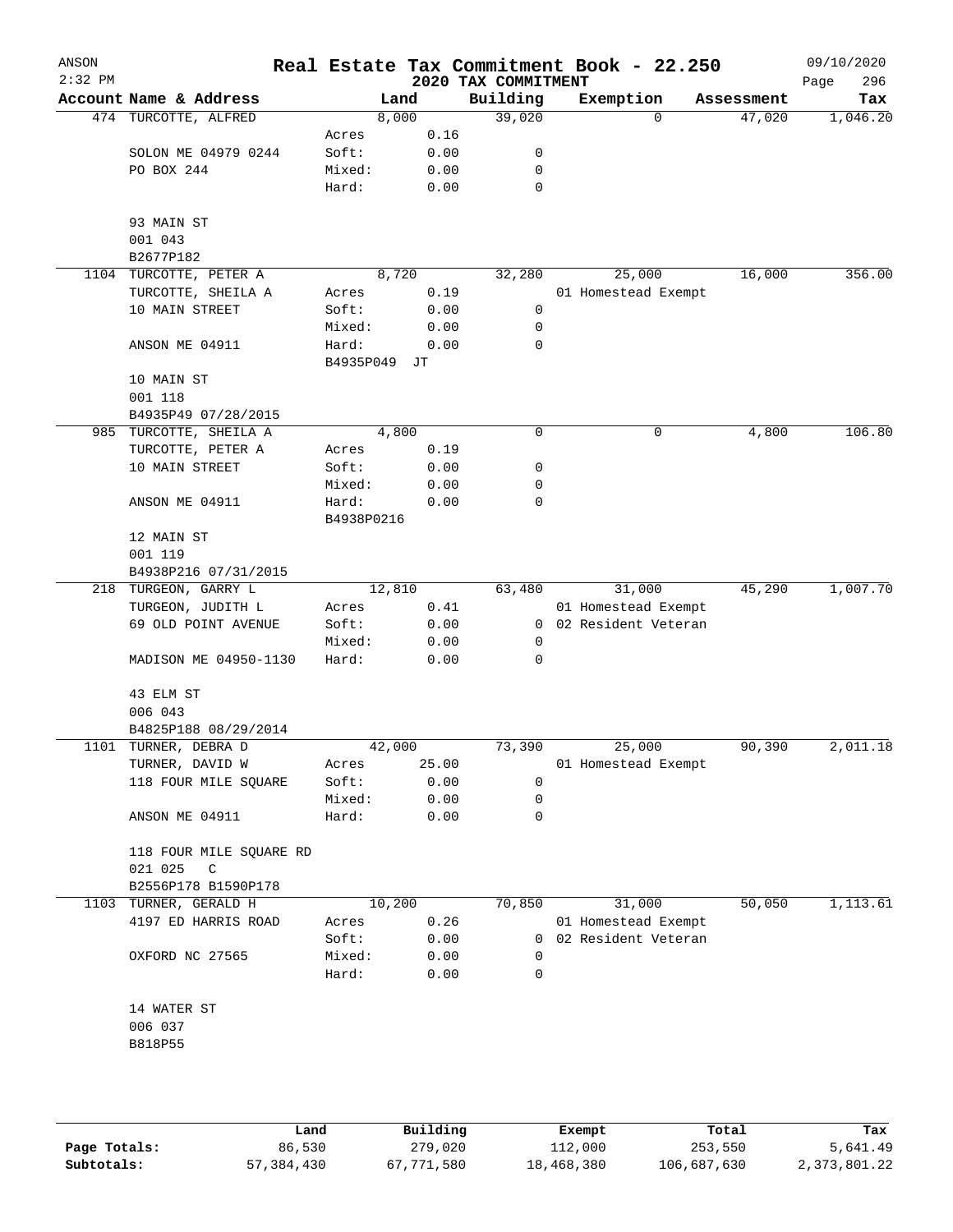# Real Estate Tax Commitment Book - 22.250

ANSON 2:32 PM — 2020 TAX COMMITMENT — 09/10/2020

| Account Name & Address | Land | | Building | Exemption | Assessment | Tax |
|---|---|---|---|---|---|---|
| 474 TURCOTTE, ALFRED | 8,000 | | 39,020 | 0 | 47,020 | 1,046.20 |
| | Acres | 0.16 | | | | |
| SOLON ME 04979 0244 | Soft: | 0.00 | 0 | | | |
| PO BOX 244 | Mixed: | 0.00 | 0 | | | |
| | Hard: | 0.00 | 0 | | | |
| 93 MAIN ST | | | | | | |
| 001 043 | | | | | | |
| B2677P182 | | | | | | |
| 1104 TURCOTTE, PETER A | 8,720 | | 32,280 | 25,000 | 16,000 | 356.00 |
| TURCOTTE, SHEILA A | Acres | 0.19 | | 01 Homestead Exempt | | |
| 10 MAIN STREET | Soft: | 0.00 | 0 | | | |
| | Mixed: | 0.00 | 0 | | | |
| ANSON ME 04911 | Hard: | 0.00 | 0 | | | |
| | B4935P049 JT | | | | | |
| 10 MAIN ST | | | | | | |
| 001 118 | | | | | | |
| B4935P49 07/28/2015 | | | | | | |
| 985 TURCOTTE, SHEILA A | 4,800 | | 0 | 0 | 4,800 | 106.80 |
| TURCOTTE, PETER A | Acres | 0.19 | | | | |
| 10 MAIN STREET | Soft: | 0.00 | 0 | | | |
| | Mixed: | 0.00 | 0 | | | |
| ANSON ME 04911 | Hard: | 0.00 | 0 | | | |
| | B4938P0216 | | | | | |
| 12 MAIN ST | | | | | | |
| 001 119 | | | | | | |
| B4938P216 07/31/2015 | | | | | | |
| 218 TURGEON, GARRY L | 12,810 | | 63,480 | 31,000 | 45,290 | 1,007.70 |
| TURGEON, JUDITH L | Acres | 0.41 | | 01 Homestead Exempt | | |
| 69 OLD POINT AVENUE | Soft: | 0.00 | 0 | 02 Resident Veteran | | |
| | Mixed: | 0.00 | 0 | | | |
| MADISON ME 04950-1130 | Hard: | 0.00 | 0 | | | |
| 43 ELM ST | | | | | | |
| 006 043 | | | | | | |
| B4825P188 08/29/2014 | | | | | | |
| 1101 TURNER, DEBRA D | 42,000 | | 73,390 | 25,000 | 90,390 | 2,011.18 |
| TURNER, DAVID W | Acres | 25.00 | | 01 Homestead Exempt | | |
| 118 FOUR MILE SQUARE | Soft: | 0.00 | 0 | | | |
| | Mixed: | 0.00 | 0 | | | |
| ANSON ME 04911 | Hard: | 0.00 | 0 | | | |
| 118 FOUR MILE SQUARE RD | | | | | | |
| 021 025 C | | | | | | |
| B2556P178 B1590P178 | | | | | | |
| 1103 TURNER, GERALD H | 10,200 | | 70,850 | 31,000 | 50,050 | 1,113.61 |
| 4197 ED HARRIS ROAD | Acres | 0.26 | | 01 Homestead Exempt | | |
| | Soft: | 0.00 | 0 | 02 Resident Veteran | | |
| OXFORD NC 27565 | Mixed: | 0.00 | 0 | | | |
| | Hard: | 0.00 | 0 | | | |
| 14 WATER ST | | | | | | |
| 006 037 | | | | | | |
| B818P55 | | | | | | |

| | Land | Building | Exempt | Total | Tax |
|---|---|---|---|---|---|
| Page Totals: | 86,530 | 279,020 | 112,000 | 253,550 | 5,641.49 |
| Subtotals: | 57,384,430 | 67,771,580 | 18,468,380 | 106,687,630 | 2,373,801.22 |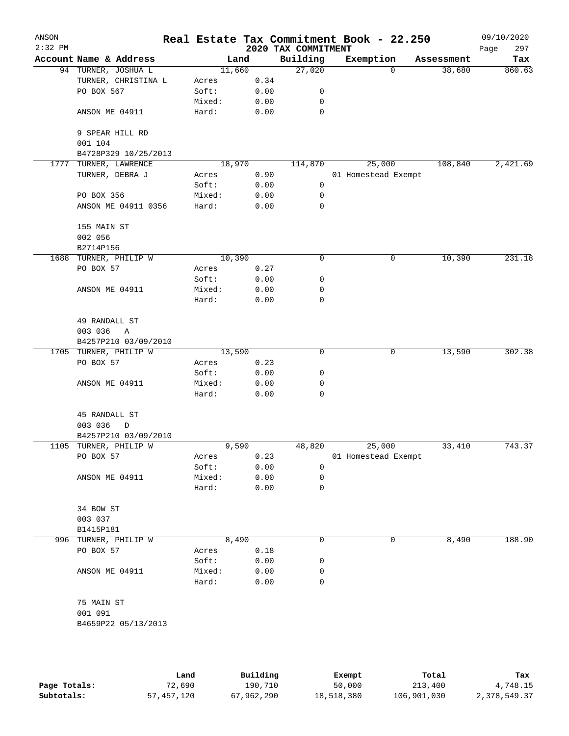ANSON · 2:32 PM

# Real Estate Tax Commitment Book - 22.250

## 2020 TAX COMMITMENT

09/10/2020

| Account | Name & Address | Land | | Building | Exemption | Assessment | Tax |
|---|---|---|---|---|---|---|---|
| 94 | TURNER, JOSHUA L | | 11,660 | 27,020 | 0 | 38,680 | 860.63 |
| | TURNER, CHRISTINA L | Acres | 0.34 | | | | |
| | PO BOX 567 | Soft: | 0.00 | 0 | | | |
| | | Mixed: | 0.00 | 0 | | | |
| | ANSON ME 04911 | Hard: | 0.00 | 0 | | | |
| | 9 SPEAR HILL RD | | | | | | |
| | 001 104 | | | | | | |
| | B4728P329 10/25/2013 | | | | | | |
| 1777 | TURNER, LAWRENCE | | 18,970 | 114,870 | 25,000 | 108,840 | 2,421.69 |
| | TURNER, DEBRA J | Acres | 0.90 | | 01 Homestead Exempt | | |
| | | Soft: | 0.00 | 0 | | | |
| | PO BOX 356 | Mixed: | 0.00 | 0 | | | |
| | ANSON ME 04911 0356 | Hard: | 0.00 | 0 | | | |
| | 155 MAIN ST | | | | | | |
| | 002 056 | | | | | | |
| | B2714P156 | | | | | | |
| 1688 | TURNER, PHILIP W | | 10,390 | 0 | 0 | 10,390 | 231.18 |
| | PO BOX 57 | Acres | 0.27 | | | | |
| | | Soft: | 0.00 | 0 | | | |
| | ANSON ME 04911 | Mixed: | 0.00 | 0 | | | |
| | | Hard: | 0.00 | 0 | | | |
| | 49 RANDALL ST | | | | | | |
| | 003 036 A | | | | | | |
| | B4257P210 03/09/2010 | | | | | | |
| 1705 | TURNER, PHILIP W | | 13,590 | 0 | 0 | 13,590 | 302.38 |
| | PO BOX 57 | Acres | 0.23 | | | | |
| | | Soft: | 0.00 | 0 | | | |
| | ANSON ME 04911 | Mixed: | 0.00 | 0 | | | |
| | | Hard: | 0.00 | 0 | | | |
| | 45 RANDALL ST | | | | | | |
| | 003 036 D | | | | | | |
| | B4257P210 03/09/2010 | | | | | | |
| 1105 | TURNER, PHILIP W | | 9,590 | 48,820 | 25,000 | 33,410 | 743.37 |
| | PO BOX 57 | Acres | 0.23 | | 01 Homestead Exempt | | |
| | | Soft: | 0.00 | 0 | | | |
| | ANSON ME 04911 | Mixed: | 0.00 | 0 | | | |
| | | Hard: | 0.00 | 0 | | | |
| | 34 BOW ST | | | | | | |
| | 003 037 | | | | | | |
| | B1415P181 | | | | | | |
| 996 | TURNER, PHILIP W | | 8,490 | 0 | 0 | 8,490 | 188.90 |
| | PO BOX 57 | Acres | 0.18 | | | | |
| | | Soft: | 0.00 | 0 | | | |
| | ANSON ME 04911 | Mixed: | 0.00 | 0 | | | |
| | | Hard: | 0.00 | 0 | | | |
| | 75 MAIN ST | | | | | | |
| | 001 091 | | | | | | |
| | B4659P22 05/13/2013 | | | | | | |

| | Land | Building | Exempt | Total | Tax |
|---|---|---|---|---|---|
| Page Totals: | 72,690 | 190,710 | 50,000 | 213,400 | 4,748.15 |
| Subtotals: | 57,457,120 | 67,962,290 | 18,518,380 | 106,901,030 | 2,378,549.37 |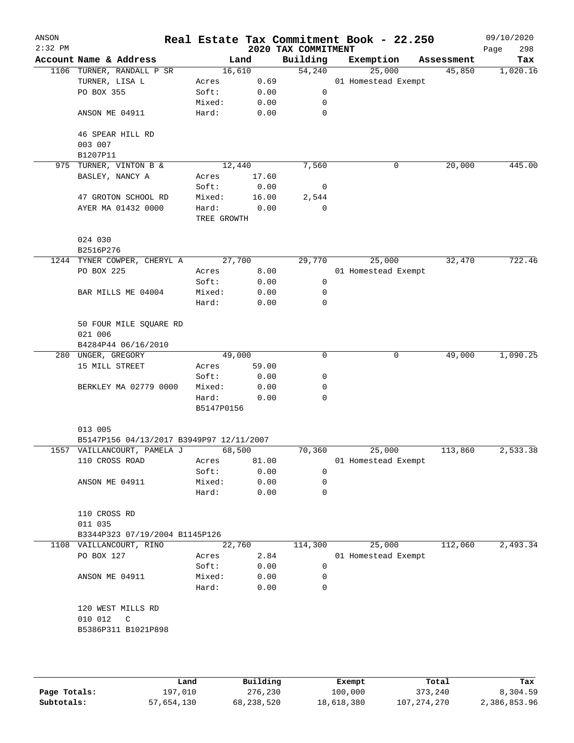# Real Estate Tax Commitment Book - 22.250

ANSON 2:32 PM — 2020 TAX COMMITMENT — 09/10/2020

| Account Name & Address | Land | | Building | Exemption | Assessment | Tax |
|---|---|---|---|---|---|---|
| 1106 TURNER, RANDALL P SR | 16,610 | | 54,240 | 25,000 | 45,850 | 1,020.16 |
| TURNER, LISA L | Acres | 0.69 | | 01 Homestead Exempt | | |
| PO BOX 355 | Soft: | 0.00 | 0 | | | |
| | Mixed: | 0.00 | 0 | | | |
| ANSON ME 04911 | Hard: | 0.00 | 0 | | | |
| 46 SPEAR HILL RD | | | | | | |
| 003 007 | | | | | | |
| B1207P11 | | | | | | |
| 975 TURNER, VINTON B & | 12,440 | | 7,560 | 0 | 20,000 | 445.00 |
| BASLEY, NANCY A | Acres | 17.60 | | | | |
| | Soft: | 0.00 | 0 | | | |
| 47 GROTON SCHOOL RD | Mixed: | 16.00 | 2,544 | | | |
| AYER MA 01432 0000 | Hard: | 0.00 | 0 | | | |
| | TREE GROWTH | | | | | |
| 024 030 | | | | | | |
| B2516P276 | | | | | | |
| 1244 TYNER COWPER, CHERYL A | 27,700 | | 29,770 | 25,000 | 32,470 | 722.46 |
| PO BOX 225 | Acres | 8.00 | | 01 Homestead Exempt | | |
| | Soft: | 0.00 | 0 | | | |
| BAR MILLS ME 04004 | Mixed: | 0.00 | 0 | | | |
| | Hard: | 0.00 | 0 | | | |
| 50 FOUR MILE SQUARE RD | | | | | | |
| 021 006 | | | | | | |
| B4284P44 06/16/2010 | | | | | | |
| 280 UNGER, GREGORY | 49,000 | | 0 | 0 | 49,000 | 1,090.25 |
| 15 MILL STREET | Acres | 59.00 | | | | |
| | Soft: | 0.00 | 0 | | | |
| BERKLEY MA 02779 0000 | Mixed: | 0.00 | 0 | | | |
| | Hard: | 0.00 | 0 | | | |
| | B5147P0156 | | | | | |
| 013 005 | | | | | | |
| B5147P156 04/13/2017 B3949P97 12/11/2007 | | | | | | |
| 1557 VAILLANCOURT, PAMELA J | 68,500 | | 70,360 | 25,000 | 113,860 | 2,533.38 |
| 110 CROSS ROAD | Acres | 81.00 | | 01 Homestead Exempt | | |
| | Soft: | 0.00 | 0 | | | |
| ANSON ME 04911 | Mixed: | 0.00 | 0 | | | |
| | Hard: | 0.00 | 0 | | | |
| 110 CROSS RD | | | | | | |
| 011 035 | | | | | | |
| B3344P323 07/19/2004 B1145P126 | | | | | | |
| 1108 VAILLANCOURT, RINO | 22,760 | | 114,300 | 25,000 | 112,060 | 2,493.34 |
| PO BOX 127 | Acres | 2.84 | | 01 Homestead Exempt | | |
| | Soft: | 0.00 | 0 | | | |
| ANSON ME 04911 | Mixed: | 0.00 | 0 | | | |
| | Hard: | 0.00 | 0 | | | |
| 120 WEST MILLS RD | | | | | | |
| 010 012 C | | | | | | |
| B5386P311 B1021P898 | | | | | | |

| | Land | Building | Exempt | Total | Tax |
|---|---|---|---|---|---|
| Page Totals: | 197,010 | 276,230 | 100,000 | 373,240 | 8,304.59 |
| Subtotals: | 57,654,130 | 68,238,520 | 18,618,380 | 107,274,270 | 2,386,853.96 |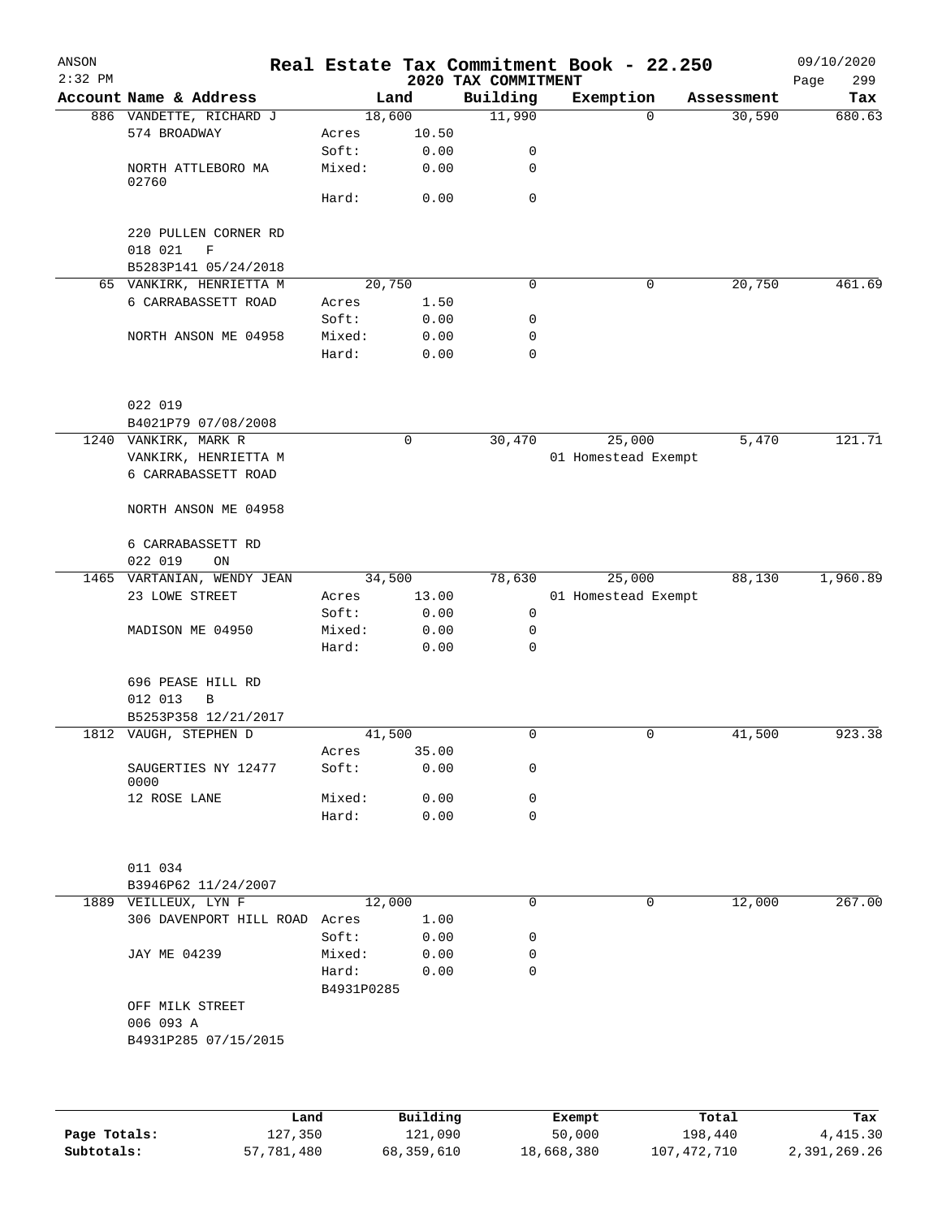# Real Estate Tax Commitment Book - 22.250

ANSON 2:32 PM — 2020 TAX COMMITMENT — 09/10/2020 Page 299

| Account Name & Address | Land | | Building | Exemption | Assessment | Tax |
|---|---|---|---|---|---|---|
| 886 VANDETTE, RICHARD J | 18,600 | | 11,990 | 0 | 30,590 | 680.63 |
| 574 BROADWAY | Acres | 10.50 | | | | |
| | Soft: | 0.00 | 0 | | | |
| NORTH ATTLEBORO MA 02760 | Mixed: | 0.00 | 0 | | | |
| | Hard: | 0.00 | 0 | | | |
| 220 PULLEN CORNER RD | | | | | | |
| 018 021 F | | | | | | |
| B5283P141 05/24/2018 | | | | | | |
| 65 VANKIRK, HENRIETTA M | 20,750 | | 0 | 0 | 20,750 | 461.69 |
| 6 CARRABASSETT ROAD | Acres | 1.50 | | | | |
| | Soft: | 0.00 | 0 | | | |
| NORTH ANSON ME 04958 | Mixed: | 0.00 | 0 | | | |
| | Hard: | 0.00 | 0 | | | |
| 022 019 | | | | | | |
| B4021P79 07/08/2008 | | | | | | |
| 1240 VANKIRK, MARK R | 0 | | 30,470 | 25,000 | 5,470 | 121.71 |
| VANKIRK, HENRIETTA M | | | | 01 Homestead Exempt | | |
| 6 CARRABASSETT ROAD | | | | | | |
| NORTH ANSON ME 04958 | | | | | | |
| 6 CARRABASSETT RD | | | | | | |
| 022 019 ON | | | | | | |
| 1465 VARTANIAN, WENDY JEAN | 34,500 | | 78,630 | 25,000 | 88,130 | 1,960.89 |
| 23 LOWE STREET | Acres | 13.00 | | 01 Homestead Exempt | | |
| | Soft: | 0.00 | 0 | | | |
| MADISON ME 04950 | Mixed: | 0.00 | 0 | | | |
| | Hard: | 0.00 | 0 | | | |
| 696 PEASE HILL RD | | | | | | |
| 012 013 B | | | | | | |
| B5253P358 12/21/2017 | | | | | | |
| 1812 VAUGH, STEPHEN D | 41,500 | | 0 | 0 | 41,500 | 923.38 |
| | Acres | 35.00 | | | | |
| SAUGERTIES NY 12477 0000 | Soft: | 0.00 | 0 | | | |
| 12 ROSE LANE | Mixed: | 0.00 | 0 | | | |
| | Hard: | 0.00 | 0 | | | |
| 011 034 | | | | | | |
| B3946P62 11/24/2007 | | | | | | |
| 1889 VEILLEUX, LYN F | 12,000 | | 0 | 0 | 12,000 | 267.00 |
| 306 DAVENPORT HILL ROAD | Acres | 1.00 | | | | |
| | Soft: | 0.00 | 0 | | | |
| JAY ME 04239 | Mixed: | 0.00 | 0 | | | |
| | Hard: | 0.00 | 0 | | | |
| | B4931P0285 | | | | | |
| OFF MILK STREET | | | | | | |
| 006 093 A | | | | | | |
| B4931P285 07/15/2015 | | | | | | |

| | Land | Building | Exempt | Total | Tax |
|---|---|---|---|---|---|
| Page Totals: | 127,350 | 121,090 | 50,000 | 198,440 | 4,415.30 |
| Subtotals: | 57,781,480 | 68,359,610 | 18,668,380 | 107,472,710 | 2,391,269.26 |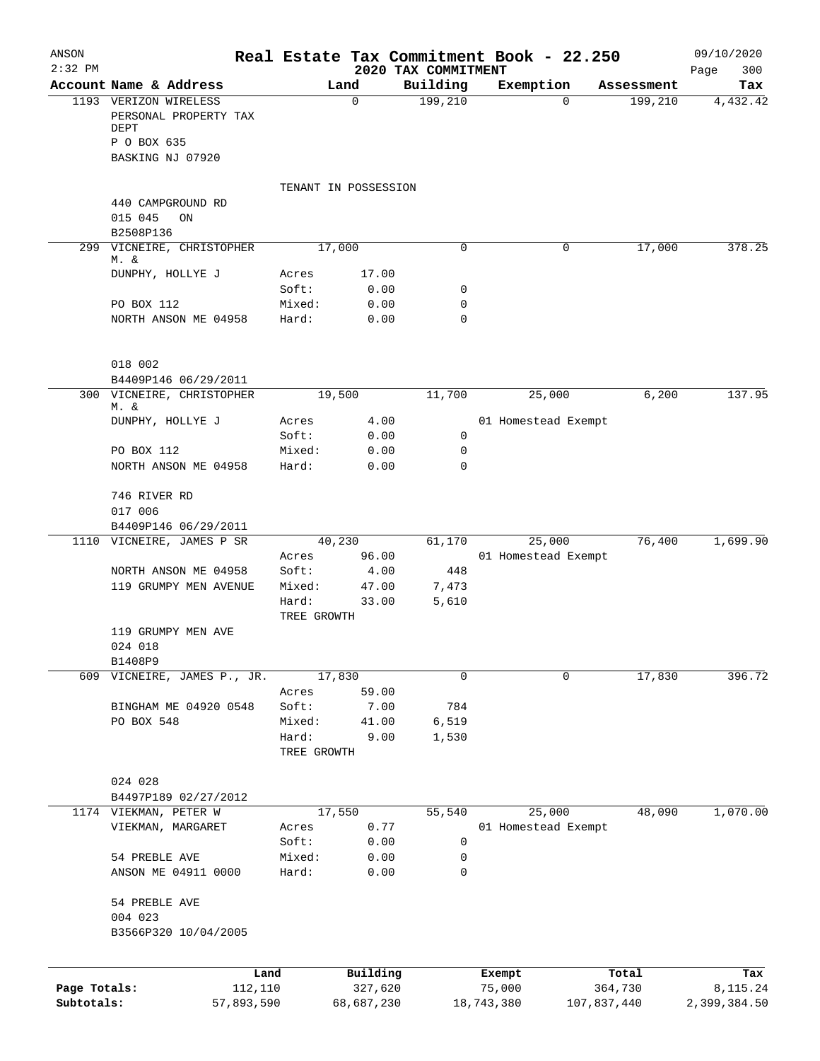ANSON | Real Estate Tax Commitment Book - 22.250 | 09/10/2020
2:32 PM | 2020 TAX COMMITMENT

| Account Name & Address | Land | | Building | Exemption | Assessment | Tax |
|---|---|---|---|---|---|---|
| 1193 VERIZON WIRELESS | 0 | | 199,210 | 0 | 199,210 | 4,432.42 |
| PERSONAL PROPERTY TAX DEPT | | | | | | |
| P O BOX 635 | | | | | | |
| BASKING NJ 07920 | | | | | | |
| | TENANT IN POSSESSION | | | | | |
| 440 CAMPGROUND RD | | | | | | |
| 015 045 ON | | | | | | |
| B2508P136 | | | | | | |
| 299 VICNEIRE, CHRISTOPHER M. & | 17,000 | | 0 | 0 | 17,000 | 378.25 |
| DUNPHY, HOLLYE J | Acres | 17.00 | | | | |
| | Soft: | 0.00 | 0 | | | |
| PO BOX 112 | Mixed: | 0.00 | 0 | | | |
| NORTH ANSON ME 04958 | Hard: | 0.00 | 0 | | | |
| 018 002 | | | | | | |
| B4409P146 06/29/2011 | | | | | | |
| 300 VICNEIRE, CHRISTOPHER M. & | 19,500 | | 11,700 | 25,000 | 6,200 | 137.95 |
| DUNPHY, HOLLYE J | Acres | 4.00 | | 01 Homestead Exempt | | |
| | Soft: | 0.00 | 0 | | | |
| PO BOX 112 | Mixed: | 0.00 | 0 | | | |
| NORTH ANSON ME 04958 | Hard: | 0.00 | 0 | | | |
| 746 RIVER RD | | | | | | |
| 017 006 | | | | | | |
| B4409P146 06/29/2011 | | | | | | |
| 1110 VICNEIRE, JAMES P SR | 40,230 | | 61,170 | 25,000 | 76,400 | 1,699.90 |
| | Acres | 96.00 | | 01 Homestead Exempt | | |
| NORTH ANSON ME 04958 | Soft: | 4.00 | 448 | | | |
| 119 GRUMPY MEN AVENUE | Mixed: | 47.00 | 7,473 | | | |
| | Hard: | 33.00 | 5,610 | | | |
| | TREE GROWTH | | | | | |
| 119 GRUMPY MEN AVE | | | | | | |
| 024 018 | | | | | | |
| B1408P9 | | | | | | |
| 609 VICNEIRE, JAMES P., JR. | 17,830 | | 0 | 0 | 17,830 | 396.72 |
| | Acres | 59.00 | | | | |
| BINGHAM ME 04920 0548 | Soft: | 7.00 | 784 | | | |
| PO BOX 548 | Mixed: | 41.00 | 6,519 | | | |
| | Hard: | 9.00 | 1,530 | | | |
| | TREE GROWTH | | | | | |
| 024 028 | | | | | | |
| B4497P189 02/27/2012 | | | | | | |
| 1174 VIEKMAN, PETER W | 17,550 | | 55,540 | 25,000 | 48,090 | 1,070.00 |
| VIEKMAN, MARGARET | Acres | 0.77 | | 01 Homestead Exempt | | |
| | Soft: | 0.00 | 0 | | | |
| 54 PREBLE AVE | Mixed: | 0.00 | 0 | | | |
| ANSON ME 04911 0000 | Hard: | 0.00 | 0 | | | |
| 54 PREBLE AVE | | | | | | |
| 004 023 | | | | | | |
| B3566P320 10/04/2005 | | | | | | |

| | Land | Building | Exempt | Total | Tax |
|---|---|---|---|---|---|
| Page Totals: | 112,110 | 327,620 | 75,000 | 364,730 | 8,115.24 |
| Subtotals: | 57,893,590 | 68,687,230 | 18,743,380 | 107,837,440 | 2,399,384.50 |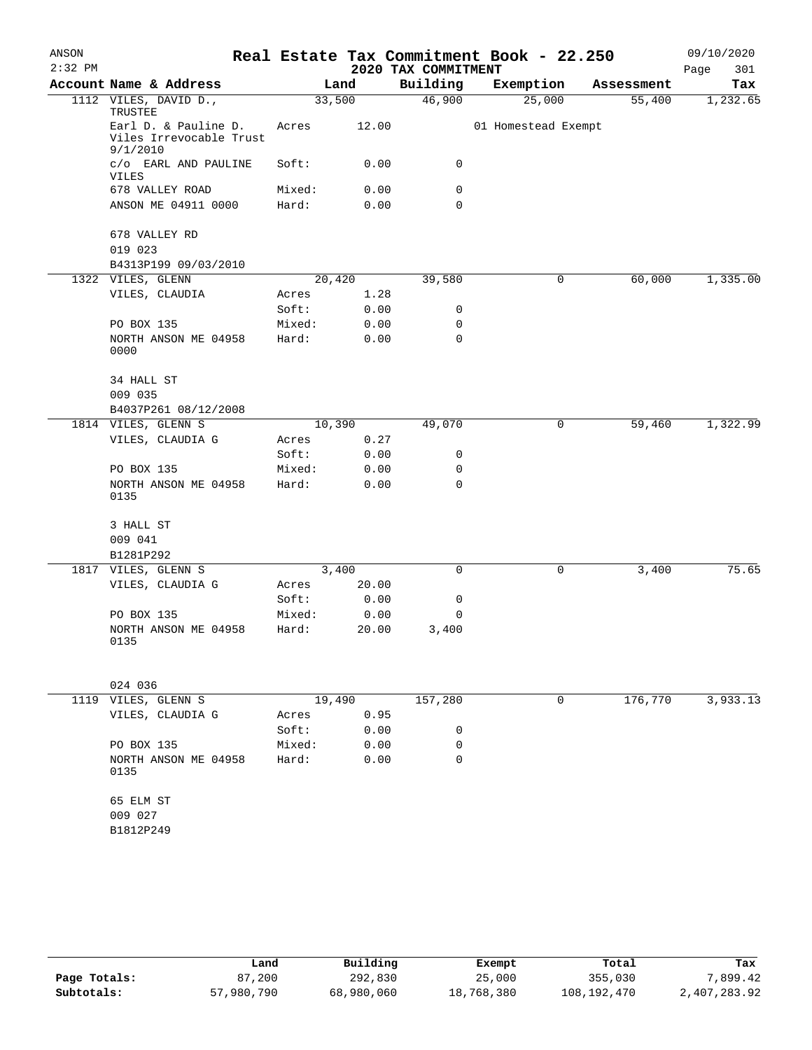# Real Estate Tax Commitment Book - 22.250

ANSON 2:32 PM — 2020 TAX COMMITMENT — 09/10/2020

| Account Name & Address | Land | | Building | Exemption | Assessment | Tax |
|---|---|---|---|---|---|---|
| 1112 VILES, DAVID D., TRUSTEE | 33,500 | | 46,900 | 25,000 | 55,400 | 1,232.65 |
| Earl D. & Pauline D. Viles Irrevocable Trust 9/1/2010 | Acres | 12.00 | | 01 Homestead Exempt | | |
| c/o EARL AND PAULINE VILES | Soft: | 0.00 | 0 | | | |
| 678 VALLEY ROAD | Mixed: | 0.00 | 0 | | | |
| ANSON ME 04911 0000 | Hard: | 0.00 | 0 | | | |
| 678 VALLEY RD | | | | | | |
| 019 023 | | | | | | |
| B4313P199 09/03/2010 | | | | | | |
| 1322 VILES, GLENN | 20,420 | | 39,580 | 0 | 60,000 | 1,335.00 |
| VILES, CLAUDIA | Acres | 1.28 | | | | |
| | Soft: | 0.00 | 0 | | | |
| PO BOX 135 | Mixed: | 0.00 | 0 | | | |
| NORTH ANSON ME 04958 0000 | Hard: | 0.00 | 0 | | | |
| 34 HALL ST | | | | | | |
| 009 035 | | | | | | |
| B4037P261 08/12/2008 | | | | | | |
| 1814 VILES, GLENN S | 10,390 | | 49,070 | 0 | 59,460 | 1,322.99 |
| VILES, CLAUDIA G | Acres | 0.27 | | | | |
| | Soft: | 0.00 | 0 | | | |
| PO BOX 135 | Mixed: | 0.00 | 0 | | | |
| NORTH ANSON ME 04958 0135 | Hard: | 0.00 | 0 | | | |
| 3 HALL ST | | | | | | |
| 009 041 | | | | | | |
| B1281P292 | | | | | | |
| 1817 VILES, GLENN S | 3,400 | | 0 | 0 | 3,400 | 75.65 |
| VILES, CLAUDIA G | Acres | 20.00 | | | | |
| | Soft: | 0.00 | 0 | | | |
| PO BOX 135 | Mixed: | 0.00 | 0 | | | |
| NORTH ANSON ME 04958 0135 | Hard: | 20.00 | 3,400 | | | |
| 024 036 | | | | | | |
| 1119 VILES, GLENN S | 19,490 | | 157,280 | 0 | 176,770 | 3,933.13 |
| VILES, CLAUDIA G | Acres | 0.95 | | | | |
| | Soft: | 0.00 | 0 | | | |
| PO BOX 135 | Mixed: | 0.00 | 0 | | | |
| NORTH ANSON ME 04958 0135 | Hard: | 0.00 | 0 | | | |
| 65 ELM ST | | | | | | |
| 009 027 | | | | | | |
| B1812P249 | | | | | | |

| | Land | Building | Exempt | Total | Tax |
|---|---|---|---|---|---|
| Page Totals: | 87,200 | 292,830 | 25,000 | 355,030 | 7,899.42 |
| Subtotals: | 57,980,790 | 68,980,060 | 18,768,380 | 108,192,470 | 2,407,283.92 |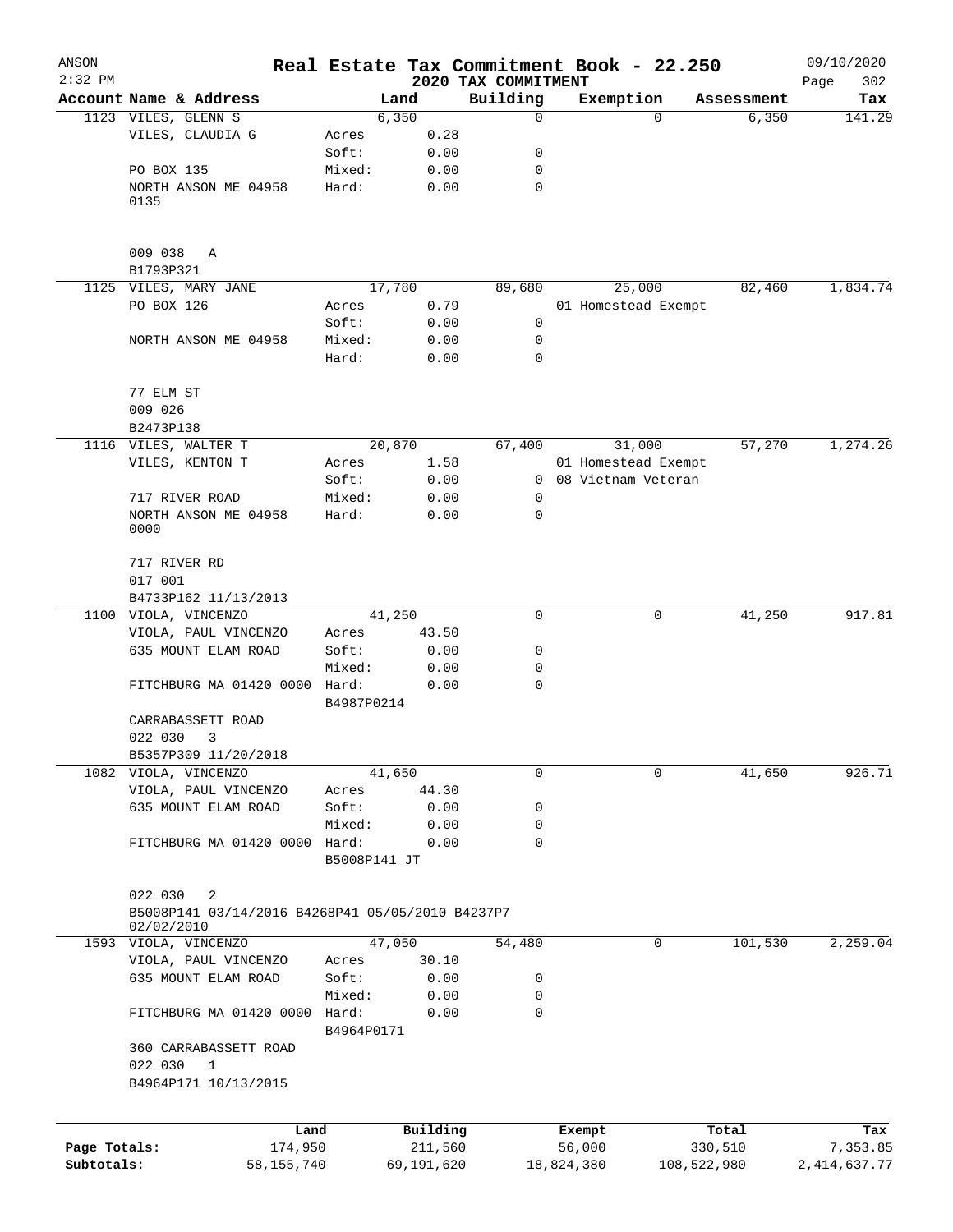ANSON
2:32 PM

# Real Estate Tax Commitment Book - 22.250

2020 TAX COMMITMENT

09/10/2020

| Account Name & Address | Land | | Building | Exemption | Assessment | Tax |
|---|---|---|---|---|---|---|
| 1123 VILES, GLENN S | 6,350 | | 0 | 0 | 6,350 | 141.29 |
| VILES, CLAUDIA G | Acres | 0.28 | | | | |
| | Soft: | 0.00 | 0 | | | |
| PO BOX 135 | Mixed: | 0.00 | 0 | | | |
| NORTH ANSON ME 04958 0135 | Hard: | 0.00 | 0 | | | |
| 009 038 A | | | | | | |
| B1793P321 | | | | | | |
| 1125 VILES, MARY JANE | 17,780 | | 89,680 | 25,000 | 82,460 | 1,834.74 |
| PO BOX 126 | Acres | 0.79 | | 01 Homestead Exempt | | |
| | Soft: | 0.00 | 0 | | | |
| NORTH ANSON ME 04958 | Mixed: | 0.00 | 0 | | | |
| | Hard: | 0.00 | 0 | | | |
| 77 ELM ST | | | | | | |
| 009 026 | | | | | | |
| B2473P138 | | | | | | |
| 1116 VILES, WALTER T | 20,870 | | 67,400 | 31,000 | 57,270 | 1,274.26 |
| VILES, KENTON T | Acres | 1.58 | | 01 Homestead Exempt | | |
| | Soft: | 0.00 | 0 | 08 Vietnam Veteran | | |
| 717 RIVER ROAD | Mixed: | 0.00 | 0 | | | |
| NORTH ANSON ME 04958 0000 | Hard: | 0.00 | 0 | | | |
| 717 RIVER RD | | | | | | |
| 017 001 | | | | | | |
| B4733P162 11/13/2013 | | | | | | |
| 1100 VIOLA, VINCENZO | 41,250 | | 0 | 0 | 41,250 | 917.81 |
| VIOLA, PAUL VINCENZO | Acres | 43.50 | | | | |
| 635 MOUNT ELAM ROAD | Soft: | 0.00 | 0 | | | |
| | Mixed: | 0.00 | 0 | | | |
| FITCHBURG MA 01420 0000 | Hard: | 0.00 | 0 | | | |
| | B4987P0214 | | | | | |
| CARRABASSETT ROAD | | | | | | |
| 022 030 3 | | | | | | |
| B5357P309 11/20/2018 | | | | | | |
| 1082 VIOLA, VINCENZO | 41,650 | | 0 | 0 | 41,650 | 926.71 |
| VIOLA, PAUL VINCENZO | Acres | 44.30 | | | | |
| 635 MOUNT ELAM ROAD | Soft: | 0.00 | 0 | | | |
| | Mixed: | 0.00 | 0 | | | |
| FITCHBURG MA 01420 0000 | Hard: | 0.00 | 0 | | | |
| | B5008P141 JT | | | | | |
| 022 030 2 | | | | | | |
| B5008P141 03/14/2016 B4268P41 05/05/2010 B4237P7 02/02/2010 | | | | | | |
| 1593 VIOLA, VINCENZO | 47,050 | | 54,480 | 0 | 101,530 | 2,259.04 |
| VIOLA, PAUL VINCENZO | Acres | 30.10 | | | | |
| 635 MOUNT ELAM ROAD | Soft: | 0.00 | 0 | | | |
| | Mixed: | 0.00 | 0 | | | |
| FITCHBURG MA 01420 0000 | Hard: | 0.00 | 0 | | | |
| | B4964P0171 | | | | | |
| 360 CARRABASSETT ROAD | | | | | | |
| 022 030 1 | | | | | | |
| B4964P171 10/13/2015 | | | | | | |

| | Land | Building | Exempt | Total | Tax |
|---|---|---|---|---|---|
| Page Totals: | 174,950 | 211,560 | 56,000 | 330,510 | 7,353.85 |
| Subtotals: | 58,155,740 | 69,191,620 | 18,824,380 | 108,522,980 | 2,414,637.77 |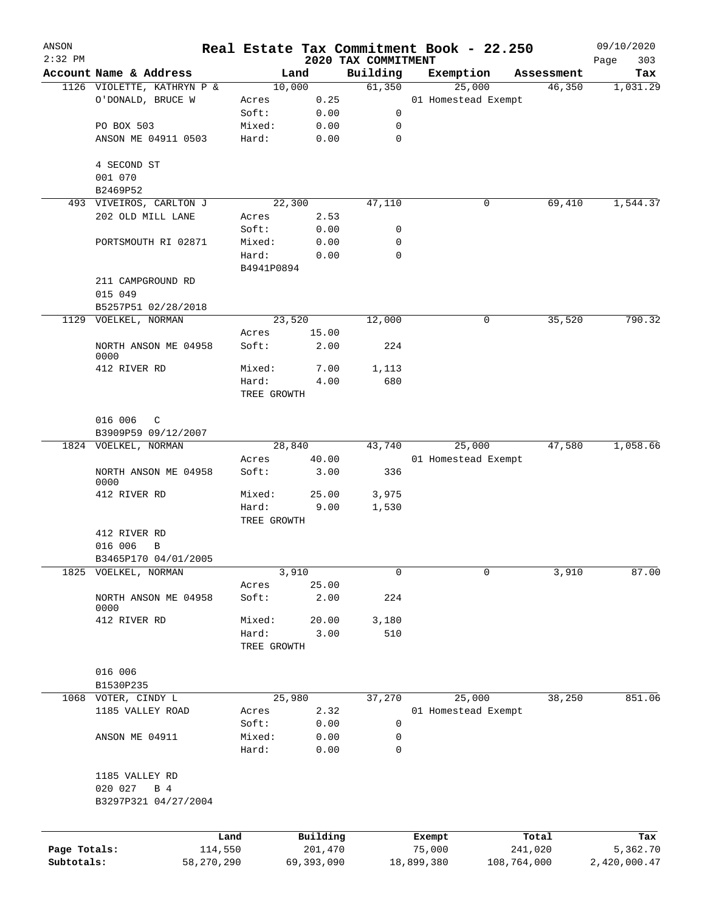# Real Estate Tax Commitment Book - 22.250

ANSON
2:32 PM

2020 TAX COMMITMENT

09/10/2020

| Account Name & Address | Land | | Building | Exemption | Assessment | Tax |
|---|---|---|---|---|---|---|
| 1126 VIOLETTE, KATHRYN P & | 10,000 | | 61,350 | 25,000 | 46,350 | 1,031.29 |
| O'DONALD, BRUCE W | Acres | 0.25 | | 01 Homestead Exempt | | |
| | Soft: | 0.00 | 0 | | | |
| PO BOX 503 | Mixed: | 0.00 | 0 | | | |
| ANSON ME 04911 0503 | Hard: | 0.00 | 0 | | | |
| 4 SECOND ST | | | | | | |
| 001 070 | | | | | | |
| B2469P52 | | | | | | |
| 493 VIVEIROS, CARLTON J | 22,300 | | 47,110 | 0 | 69,410 | 1,544.37 |
| 202 OLD MILL LANE | Acres | 2.53 | | | | |
| | Soft: | 0.00 | 0 | | | |
| PORTSMOUTH RI 02871 | Mixed: | 0.00 | 0 | | | |
| | Hard: | 0.00 | 0 | | | |
| | B4941P0894 | | | | | |
| 211 CAMPGROUND RD | | | | | | |
| 015 049 | | | | | | |
| B5257P51 02/28/2018 | | | | | | |
| 1129 VOELKEL, NORMAN | 23,520 | | 12,000 | 0 | 35,520 | 790.32 |
| | Acres | 15.00 | | | | |
| NORTH ANSON ME 04958 0000 | Soft: | 2.00 | 224 | | | |
| 412 RIVER RD | Mixed: | 7.00 | 1,113 | | | |
| | Hard: | 4.00 | 680 | | | |
| | TREE GROWTH | | | | | |
| 016 006 C | | | | | | |
| B3909P59 09/12/2007 | | | | | | |
| 1824 VOELKEL, NORMAN | 28,840 | | 43,740 | 25,000 | 47,580 | 1,058.66 |
| | Acres | 40.00 | | 01 Homestead Exempt | | |
| NORTH ANSON ME 04958 0000 | Soft: | 3.00 | 336 | | | |
| 412 RIVER RD | Mixed: | 25.00 | 3,975 | | | |
| | Hard: | 9.00 | 1,530 | | | |
| | TREE GROWTH | | | | | |
| 412 RIVER RD | | | | | | |
| 016 006 B | | | | | | |
| B3465P170 04/01/2005 | | | | | | |
| 1825 VOELKEL, NORMAN | 3,910 | | 0 | 0 | 3,910 | 87.00 |
| | Acres | 25.00 | | | | |
| NORTH ANSON ME 04958 0000 | Soft: | 2.00 | 224 | | | |
| 412 RIVER RD | Mixed: | 20.00 | 3,180 | | | |
| | Hard: | 3.00 | 510 | | | |
| | TREE GROWTH | | | | | |
| 016 006 | | | | | | |
| B1530P235 | | | | | | |
| 1068 VOTER, CINDY L | 25,980 | | 37,270 | 25,000 | 38,250 | 851.06 |
| 1185 VALLEY ROAD | Acres | 2.32 | | 01 Homestead Exempt | | |
| | Soft: | 0.00 | 0 | | | |
| ANSON ME 04911 | Mixed: | 0.00 | 0 | | | |
| | Hard: | 0.00 | 0 | | | |
| 1185 VALLEY RD | | | | | | |
| 020 027 B 4 | | | | | | |
| B3297P321 04/27/2004 | | | | | | |

| | Land | Building | Exempt | Total | Tax |
|---|---|---|---|---|---|
| Page Totals: | 114,550 | 201,470 | 75,000 | 241,020 | 5,362.70 |
| Subtotals: | 58,270,290 | 69,393,090 | 18,899,380 | 108,764,000 | 2,420,000.47 |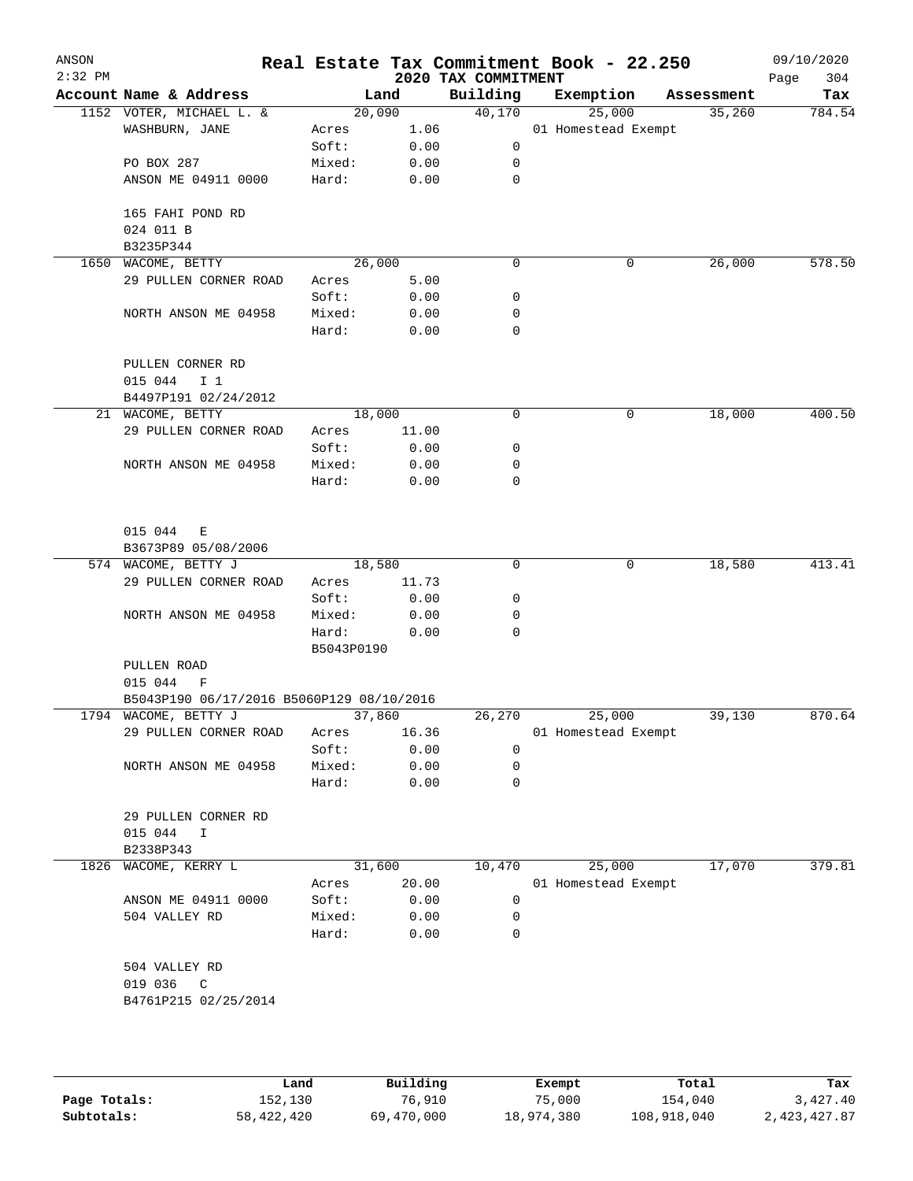# Real Estate Tax Commitment Book - 22.250

ANSON
2:32 PM

2020 TAX COMMITMENT

09/10/2020

| Account Name & Address | Land | | Building | Exemption | Assessment | Tax |
|---|---|---|---|---|---|---|
| 1152 VOTER, MICHAEL L. & | 20,090 | | 40,170 | 25,000 | 35,260 | 784.54 |
| WASHBURN, JANE | Acres | 1.06 | | 01 Homestead Exempt | | |
| | Soft: | 0.00 | 0 | | | |
| PO BOX 287 | Mixed: | 0.00 | 0 | | | |
| ANSON ME 04911 0000 | Hard: | 0.00 | 0 | | | |
| 165 FAHI POND RD | | | | | | |
| 024 011 B | | | | | | |
| B3235P344 | | | | | | |
| 1650 WACOME, BETTY | 26,000 | | 0 | 0 | 26,000 | 578.50 |
| 29 PULLEN CORNER ROAD | Acres | 5.00 | | | | |
| | Soft: | 0.00 | 0 | | | |
| NORTH ANSON ME 04958 | Mixed: | 0.00 | 0 | | | |
| | Hard: | 0.00 | 0 | | | |
| PULLEN CORNER RD | | | | | | |
| 015 044 I 1 | | | | | | |
| B4497P191 02/24/2012 | | | | | | |
| 21 WACOME, BETTY | 18,000 | | 0 | 0 | 18,000 | 400.50 |
| 29 PULLEN CORNER ROAD | Acres | 11.00 | | | | |
| | Soft: | 0.00 | 0 | | | |
| NORTH ANSON ME 04958 | Mixed: | 0.00 | 0 | | | |
| | Hard: | 0.00 | 0 | | | |
| 015 044 E | | | | | | |
| B3673P89 05/08/2006 | | | | | | |
| 574 WACOME, BETTY J | 18,580 | | 0 | 0 | 18,580 | 413.41 |
| 29 PULLEN CORNER ROAD | Acres | 11.73 | | | | |
| | Soft: | 0.00 | 0 | | | |
| NORTH ANSON ME 04958 | Mixed: | 0.00 | 0 | | | |
| | Hard: | 0.00 | 0 | | | |
| | B5043P0190 | | | | | |
| PULLEN ROAD | | | | | | |
| 015 044 F | | | | | | |
| B5043P190 06/17/2016 B5060P129 08/10/2016 | | | | | | |
| 1794 WACOME, BETTY J | 37,860 | | 26,270 | 25,000 | 39,130 | 870.64 |
| 29 PULLEN CORNER ROAD | Acres | 16.36 | | 01 Homestead Exempt | | |
| | Soft: | 0.00 | 0 | | | |
| NORTH ANSON ME 04958 | Mixed: | 0.00 | 0 | | | |
| | Hard: | 0.00 | 0 | | | |
| 29 PULLEN CORNER RD | | | | | | |
| 015 044 I | | | | | | |
| B2338P343 | | | | | | |
| 1826 WACOME, KERRY L | 31,600 | | 10,470 | 25,000 | 17,070 | 379.81 |
| | Acres | 20.00 | | 01 Homestead Exempt | | |
| ANSON ME 04911 0000 | Soft: | 0.00 | 0 | | | |
| 504 VALLEY RD | Mixed: | 0.00 | 0 | | | |
| | Hard: | 0.00 | 0 | | | |
| 504 VALLEY RD | | | | | | |
| 019 036 C | | | | | | |
| B4761P215 02/25/2014 | | | | | | |

| | Land | Building | Exempt | Total | Tax |
|---|---|---|---|---|---|
| Page Totals: | 152,130 | 76,910 | 75,000 | 154,040 | 3,427.40 |
| Subtotals: | 58,422,420 | 69,470,000 | 18,974,380 | 108,918,040 | 2,423,427.87 |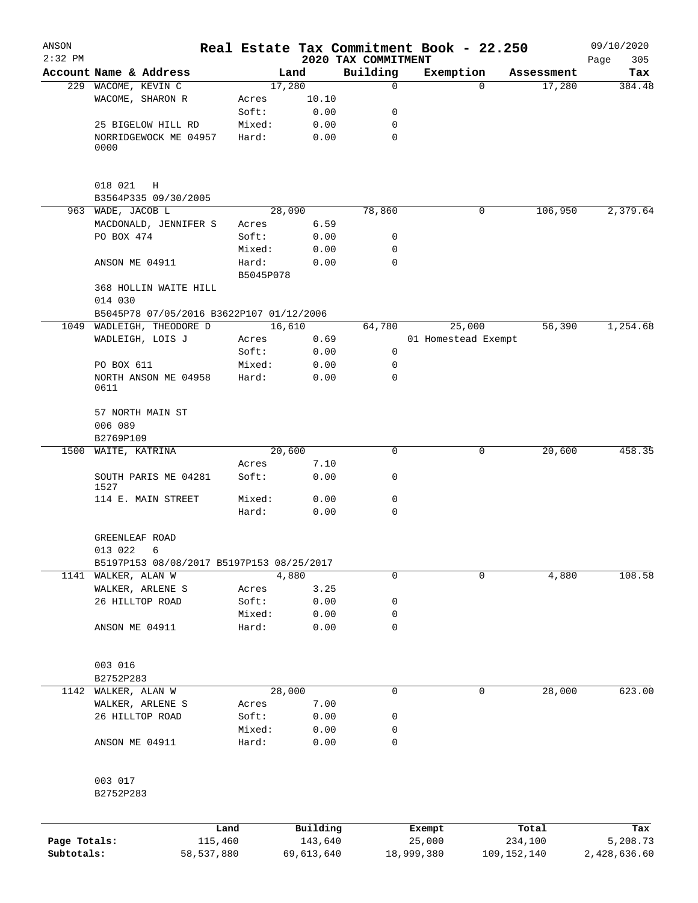# Real Estate Tax Commitment Book - 22.250

ANSON
2:32 PM

2020 TAX COMMITMENT

09/10/2020

| Account | Name & Address | | Land | Building | Exemption | Assessment | Tax |
|---|---|---|---|---|---|---|---|
| 229 | WACOME, KEVIN C | | 17,280 | 0 | 0 | 17,280 | 384.48 |
| | WACOME, SHARON R | Acres | 10.10 | | | | |
| | | Soft: | 0.00 | 0 | | | |
| | 25 BIGELOW HILL RD | Mixed: | 0.00 | 0 | | | |
| | NORRIDGEWOCK ME 04957 0000 | Hard: | 0.00 | 0 | | | |
| | 018 021 H | | | | | | |
| | B3564P335 09/30/2005 | | | | | | |
| 963 | WADE, JACOB L | | 28,090 | 78,860 | 0 | 106,950 | 2,379.64 |
| | MACDONALD, JENNIFER S | Acres | 6.59 | | | | |
| | PO BOX 474 | Soft: | 0.00 | 0 | | | |
| | | Mixed: | 0.00 | 0 | | | |
| | ANSON ME 04911 | Hard: | 0.00 | 0 | | | |
| | | B5045P078 | | | | | |
| | 368 HOLLIN WAITE HILL | | | | | | |
| | 014 030 | | | | | | |
| | B5045P78 07/05/2016 B3622P107 01/12/2006 | | | | | | |
| 1049 | WADLEIGH, THEODORE D | | 16,610 | 64,780 | 25,000 | 56,390 | 1,254.68 |
| | WADLEIGH, LOIS J | Acres | 0.69 | | 01 Homestead Exempt | | |
| | | Soft: | 0.00 | 0 | | | |
| | PO BOX 611 | Mixed: | 0.00 | 0 | | | |
| | NORTH ANSON ME 04958 0611 | Hard: | 0.00 | 0 | | | |
| | 57 NORTH MAIN ST | | | | | | |
| | 006 089 | | | | | | |
| | B2769P109 | | | | | | |
| 1500 | WAITE, KATRINA | | 20,600 | 0 | 0 | 20,600 | 458.35 |
| | | Acres | 7.10 | | | | |
| | SOUTH PARIS ME 04281 1527 | Soft: | 0.00 | 0 | | | |
| | 114 E. MAIN STREET | Mixed: | 0.00 | 0 | | | |
| | | Hard: | 0.00 | 0 | | | |
| | GREENLEAF ROAD | | | | | | |
| | 013 022 6 | | | | | | |
| | B5197P153 08/08/2017 B5197P153 08/25/2017 | | | | | | |
| 1141 | WALKER, ALAN W | | 4,880 | 0 | 0 | 4,880 | 108.58 |
| | WALKER, ARLENE S | Acres | 3.25 | | | | |
| | 26 HILLTOP ROAD | Soft: | 0.00 | 0 | | | |
| | | Mixed: | 0.00 | 0 | | | |
| | ANSON ME 04911 | Hard: | 0.00 | 0 | | | |
| | 003 016 | | | | | | |
| | B2752P283 | | | | | | |
| 1142 | WALKER, ALAN W | | 28,000 | 0 | 0 | 28,000 | 623.00 |
| | WALKER, ARLENE S | Acres | 7.00 | | | | |
| | 26 HILLTOP ROAD | Soft: | 0.00 | 0 | | | |
| | | Mixed: | 0.00 | 0 | | | |
| | ANSON ME 04911 | Hard: | 0.00 | 0 | | | |
| | 003 017 | | | | | | |
| | B2752P283 | | | | | | |

| | Land | Building | Exempt | Total | Tax |
|---|---|---|---|---|---|
| Page Totals: | 115,460 | 143,640 | 25,000 | 234,100 | 5,208.73 |
| Subtotals: | 58,537,880 | 69,613,640 | 18,999,380 | 109,152,140 | 2,428,636.60 |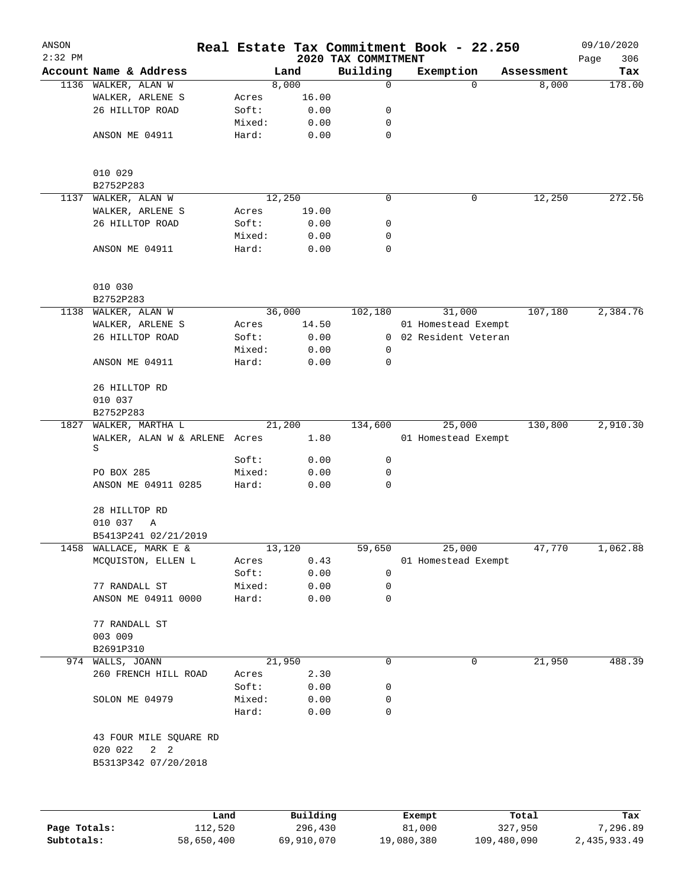# Real Estate Tax Commitment Book - 22.250

ANSON
2:32 PM

2020 TAX COMMITMENT

09/10/2020

| Account | Name & Address | | Land | Building | Exemption | Assessment | Tax |
|---|---|---|---|---|---|---|---|
| 1136 | WALKER, ALAN W | | 8,000 | 0 | 0 | 8,000 | 178.00 |
| | WALKER, ARLENE S | Acres | 16.00 | | | | |
| | 26 HILLTOP ROAD | Soft: | 0.00 | 0 | | | |
| | | Mixed: | 0.00 | 0 | | | |
| | ANSON ME 04911 | Hard: | 0.00 | 0 | | | |
| | 010 029 | | | | | | |
| | B2752P283 | | | | | | |
| 1137 | WALKER, ALAN W | | 12,250 | 0 | 0 | 12,250 | 272.56 |
| | WALKER, ARLENE S | Acres | 19.00 | | | | |
| | 26 HILLTOP ROAD | Soft: | 0.00 | 0 | | | |
| | | Mixed: | 0.00 | 0 | | | |
| | ANSON ME 04911 | Hard: | 0.00 | 0 | | | |
| | 010 030 | | | | | | |
| | B2752P283 | | | | | | |
| 1138 | WALKER, ALAN W | | 36,000 | 102,180 | 31,000 | 107,180 | 2,384.76 |
| | WALKER, ARLENE S | Acres | 14.50 | | 01 Homestead Exempt | | |
| | 26 HILLTOP ROAD | Soft: | 0.00 | 0 | 02 Resident Veteran | | |
| | | Mixed: | 0.00 | 0 | | | |
| | ANSON ME 04911 | Hard: | 0.00 | 0 | | | |
| | 26 HILLTOP RD | | | | | | |
| | 010 037 | | | | | | |
| | B2752P283 | | | | | | |
| 1827 | WALKER, MARTHA L | | 21,200 | 134,600 | 25,000 | 130,800 | 2,910.30 |
| | WALKER, ALAN W & ARLENE S | Acres | 1.80 | | 01 Homestead Exempt | | |
| | | Soft: | 0.00 | 0 | | | |
| | PO BOX 285 | Mixed: | 0.00 | 0 | | | |
| | ANSON ME 04911 0285 | Hard: | 0.00 | 0 | | | |
| | 28 HILLTOP RD | | | | | | |
| | 010 037 A | | | | | | |
| | B5413P241 02/21/2019 | | | | | | |
| 1458 | WALLACE, MARK E & | | 13,120 | 59,650 | 25,000 | 47,770 | 1,062.88 |
| | MCQUISTON, ELLEN L | Acres | 0.43 | | 01 Homestead Exempt | | |
| | | Soft: | 0.00 | 0 | | | |
| | 77 RANDALL ST | Mixed: | 0.00 | 0 | | | |
| | ANSON ME 04911 0000 | Hard: | 0.00 | 0 | | | |
| | 77 RANDALL ST | | | | | | |
| | 003 009 | | | | | | |
| | B2691P310 | | | | | | |
| 974 | WALLS, JOANN | | 21,950 | 0 | 0 | 21,950 | 488.39 |
| | 260 FRENCH HILL ROAD | Acres | 2.30 | | | | |
| | | Soft: | 0.00 | 0 | | | |
| | SOLON ME 04979 | Mixed: | 0.00 | 0 | | | |
| | | Hard: | 0.00 | 0 | | | |
| | 43 FOUR MILE SQUARE RD | | | | | | |
| | 020 022 2 2 | | | | | | |
| | B5313P342 07/20/2018 | | | | | | |

| | Land | Building | Exempt | Total | Tax |
|---|---|---|---|---|---|
| Page Totals: | 112,520 | 296,430 | 81,000 | 327,950 | 7,296.89 |
| Subtotals: | 58,650,400 | 69,910,070 | 19,080,380 | 109,480,090 | 2,435,933.49 |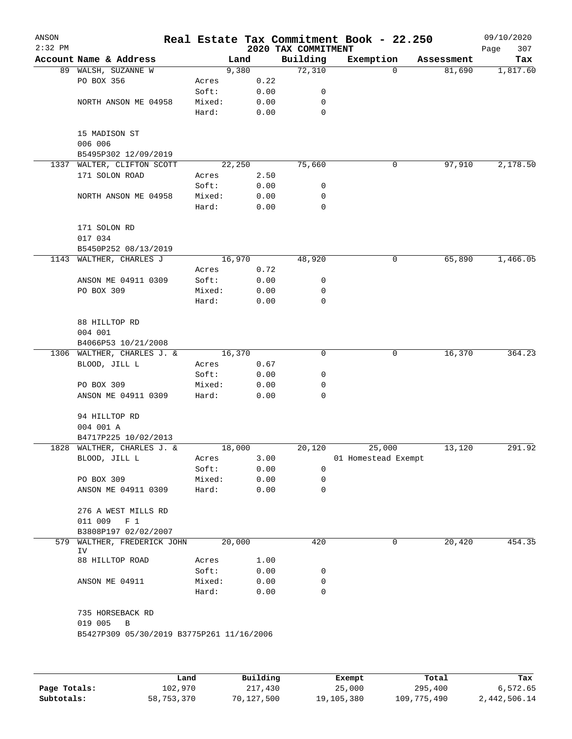# Real Estate Tax Commitment Book - 22.250

ANSON
2:32 PM

2020 TAX COMMITMENT

09/10/2020

| Account | Name & Address | | Land | Building | Exemption | Assessment | Tax |
|---|---|---|---|---|---|---|---|
| 89 | WALSH, SUZANNE W | | 9,380 | 72,310 | 0 | 81,690 | 1,817.60 |
| | PO BOX 356 | Acres | 0.22 | | | | |
| | | Soft: | 0.00 | 0 | | | |
| | NORTH ANSON ME 04958 | Mixed: | 0.00 | 0 | | | |
| | | Hard: | 0.00 | 0 | | | |
| | 15 MADISON ST | | | | | | |
| | 006 006 | | | | | | |
| | B5495P302 12/09/2019 | | | | | | |
| 1337 | WALTER, CLIFTON SCOTT | | 22,250 | 75,660 | 0 | 97,910 | 2,178.50 |
| | 171 SOLON ROAD | Acres | 2.50 | | | | |
| | | Soft: | 0.00 | 0 | | | |
| | NORTH ANSON ME 04958 | Mixed: | 0.00 | 0 | | | |
| | | Hard: | 0.00 | 0 | | | |
| | 171 SOLON RD | | | | | | |
| | 017 034 | | | | | | |
| | B5450P252 08/13/2019 | | | | | | |
| 1143 | WALTHER, CHARLES J | | 16,970 | 48,920 | 0 | 65,890 | 1,466.05 |
| | | Acres | 0.72 | | | | |
| | ANSON ME 04911 0309 | Soft: | 0.00 | 0 | | | |
| | PO BOX 309 | Mixed: | 0.00 | 0 | | | |
| | | Hard: | 0.00 | 0 | | | |
| | 88 HILLTOP RD | | | | | | |
| | 004 001 | | | | | | |
| | B4066P53 10/21/2008 | | | | | | |
| 1306 | WALTHER, CHARLES J. & | | 16,370 | 0 | 0 | 16,370 | 364.23 |
| | BLOOD, JILL L | Acres | 0.67 | | | | |
| | | Soft: | 0.00 | 0 | | | |
| | PO BOX 309 | Mixed: | 0.00 | 0 | | | |
| | ANSON ME 04911 0309 | Hard: | 0.00 | 0 | | | |
| | 94 HILLTOP RD | | | | | | |
| | 004 001 A | | | | | | |
| | B4717P225 10/02/2013 | | | | | | |
| 1828 | WALTHER, CHARLES J. & | | 18,000 | 20,120 | 25,000 | 13,120 | 291.92 |
| | BLOOD, JILL L | Acres | 3.00 | | 01 Homestead Exempt | | |
| | | Soft: | 0.00 | 0 | | | |
| | PO BOX 309 | Mixed: | 0.00 | 0 | | | |
| | ANSON ME 04911 0309 | Hard: | 0.00 | 0 | | | |
| | 276 A WEST MILLS RD | | | | | | |
| | 011 009 F 1 | | | | | | |
| | B3808P197 02/02/2007 | | | | | | |
| 579 | WALTHER, FREDERICK JOHN IV | | 20,000 | 420 | 0 | 20,420 | 454.35 |
| | 88 HILLTOP ROAD | Acres | 1.00 | | | | |
| | | Soft: | 0.00 | 0 | | | |
| | ANSON ME 04911 | Mixed: | 0.00 | 0 | | | |
| | | Hard: | 0.00 | 0 | | | |
| | 735 HORSEBACK RD | | | | | | |
| | 019 005 B | | | | | | |
| | B5427P309 05/30/2019 B3775P261 11/16/2006 | | | | | | |

| | Land | Building | Exempt | Total | Tax |
|---|---|---|---|---|---|
| Page Totals: | 102,970 | 217,430 | 25,000 | 295,400 | 6,572.65 |
| Subtotals: | 58,753,370 | 70,127,500 | 19,105,380 | 109,775,490 | 2,442,506.14 |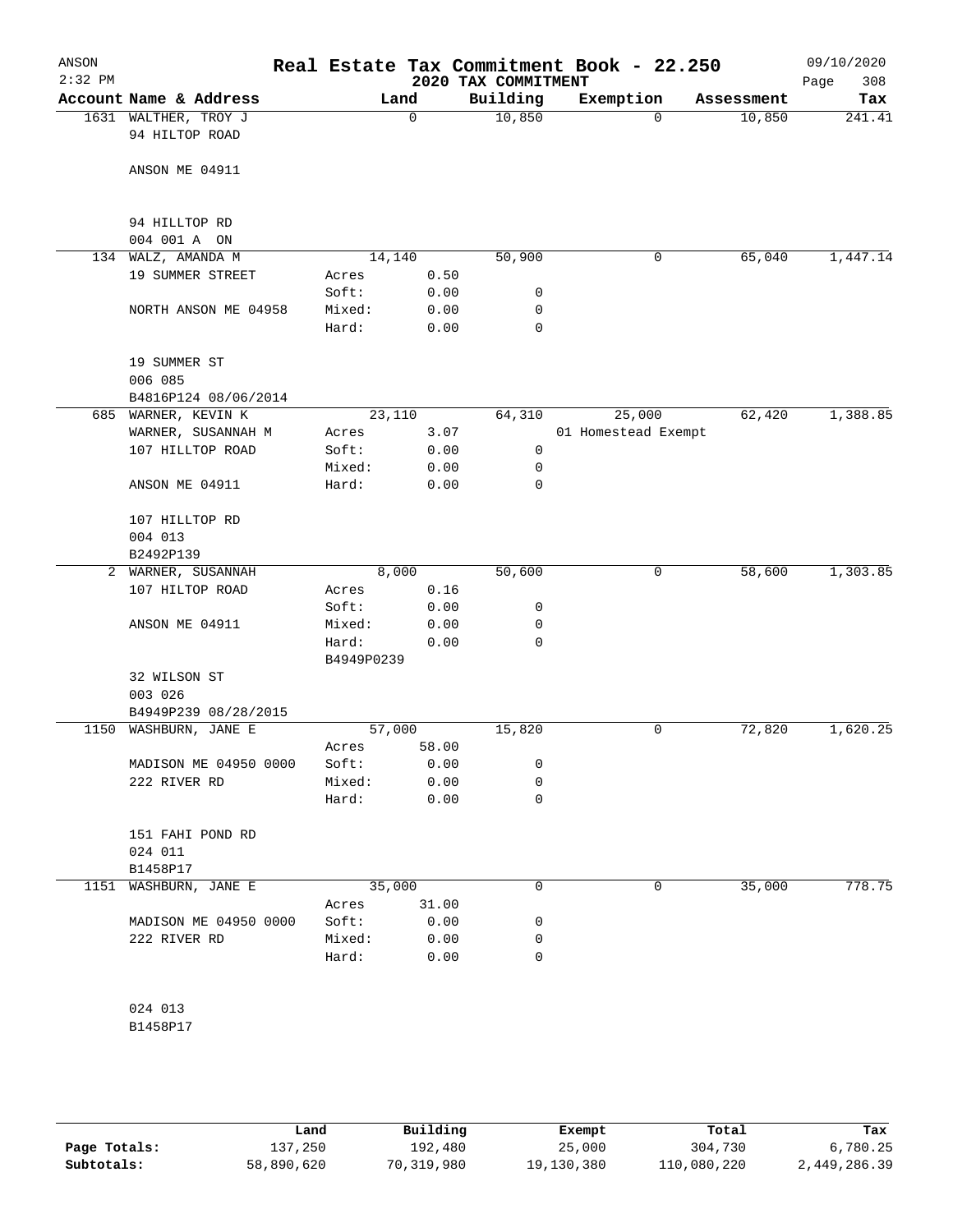# Real Estate Tax Commitment Book - 22.250

ANSON
2:32 PM

2020 TAX COMMITMENT

09/10/2020

| Account | Name & Address | Land | | Building | Exemption | Assessment | Tax |
|---|---|---|---|---|---|---|---|
| 1631 | WALTHER, TROY J | | 0 | 10,850 | 0 | 10,850 | 241.41 |
| | 94 HILTOP ROAD | | | | | | |
| | ANSON ME 04911 | | | | | | |
| | 94 HILLTOP RD | | | | | | |
| | 004 001 A ON | | | | | | |
| 134 | WALZ, AMANDA M | | 14,140 | 50,900 | 0 | 65,040 | 1,447.14 |
| | 19 SUMMER STREET | Acres | 0.50 | | | | |
| | | Soft: | 0.00 | 0 | | | |
| | NORTH ANSON ME 04958 | Mixed: | 0.00 | 0 | | | |
| | | Hard: | 0.00 | 0 | | | |
| | 19 SUMMER ST | | | | | | |
| | 006 085 | | | | | | |
| | B4816P124 08/06/2014 | | | | | | |
| 685 | WARNER, KEVIN K | | 23,110 | 64,310 | 25,000 | 62,420 | 1,388.85 |
| | WARNER, SUSANNAH M | Acres | 3.07 | | 01 Homestead Exempt | | |
| | 107 HILLTOP ROAD | Soft: | 0.00 | 0 | | | |
| | | Mixed: | 0.00 | 0 | | | |
| | ANSON ME 04911 | Hard: | 0.00 | 0 | | | |
| | 107 HILLTOP RD | | | | | | |
| | 004 013 | | | | | | |
| | B2492P139 | | | | | | |
| 2 | WARNER, SUSANNAH | | 8,000 | 50,600 | 0 | 58,600 | 1,303.85 |
| | 107 HILTOP ROAD | Acres | 0.16 | | | | |
| | | Soft: | 0.00 | 0 | | | |
| | ANSON ME 04911 | Mixed: | 0.00 | 0 | | | |
| | | Hard: | 0.00 | 0 | | | |
| | | B4949P0239 | | | | | |
| | 32 WILSON ST | | | | | | |
| | 003 026 | | | | | | |
| | B4949P239 08/28/2015 | | | | | | |
| 1150 | WASHBURN, JANE E | | 57,000 | 15,820 | 0 | 72,820 | 1,620.25 |
| | | Acres | 58.00 | | | | |
| | MADISON ME 04950 0000 | Soft: | 0.00 | 0 | | | |
| | 222 RIVER RD | Mixed: | 0.00 | 0 | | | |
| | | Hard: | 0.00 | 0 | | | |
| | 151 FAHI POND RD | | | | | | |
| | 024 011 | | | | | | |
| | B1458P17 | | | | | | |
| 1151 | WASHBURN, JANE E | | 35,000 | 0 | 0 | 35,000 | 778.75 |
| | | Acres | 31.00 | | | | |
| | MADISON ME 04950 0000 | Soft: | 0.00 | 0 | | | |
| | 222 RIVER RD | Mixed: | 0.00 | 0 | | | |
| | | Hard: | 0.00 | 0 | | | |
| | 024 013 | | | | | | |
| | B1458P17 | | | | | | |

| | Land | Building | Exempt | Total | Tax |
|---|---|---|---|---|---|
| Page Totals: | 137,250 | 192,480 | 25,000 | 304,730 | 6,780.25 |
| Subtotals: | 58,890,620 | 70,319,980 | 19,130,380 | 110,080,220 | 2,449,286.39 |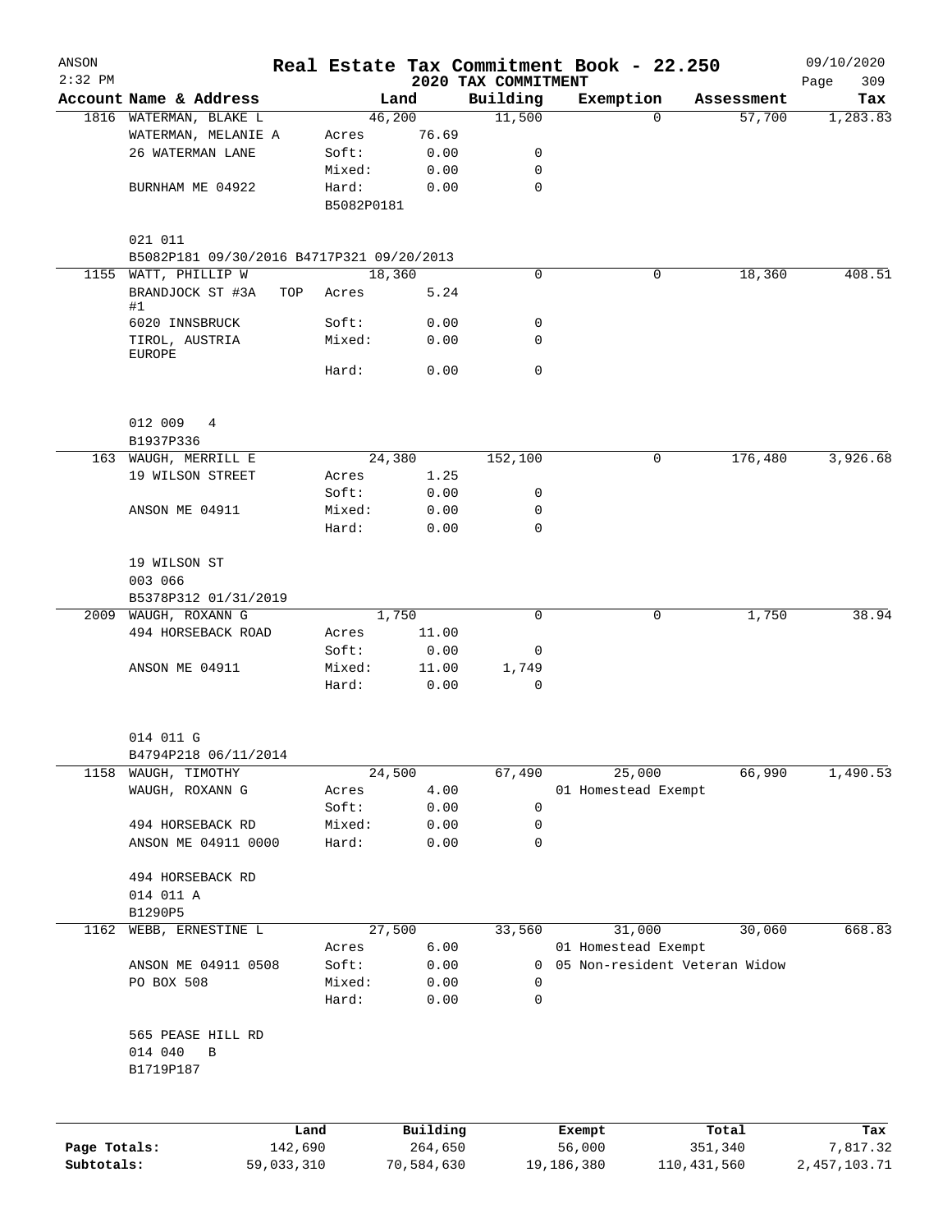ANSON 2:32 PM

# Real Estate Tax Commitment Book - 22.250

2020 TAX COMMITMENT

09/10/2020

| Account | Name & Address | Land | | Building | Exemption | Assessment | Tax |
|---|---|---|---|---|---|---|---|
| 1816 | WATERMAN, BLAKE L | | 46,200 | 11,500 | 0 | 57,700 | 1,283.83 |
| | WATERMAN, MELANIE A | Acres | 76.69 | | | | |
| | 26 WATERMAN LANE | Soft: | 0.00 | 0 | | | |
| | | Mixed: | 0.00 | 0 | | | |
| | BURNHAM ME 04922 | Hard: | 0.00 | 0 | | | |
| | | B5082P0181 | | | | | |
| | 021 011 | | | | | | |
| | B5082P181 09/30/2016 B4717P321 09/20/2013 | | | | | | |
| 1155 | WATT, PHILLIP W | | 18,360 | 0 | 0 | 18,360 | 408.51 |
| | BRANDJOCK ST #3A TOP #1 | Acres | 5.24 | | | | |
| | 6020 INNSBRUCK | Soft: | 0.00 | 0 | | | |
| | TIROL, AUSTRIA EUROPE | Mixed: | 0.00 | 0 | | | |
| | | Hard: | 0.00 | 0 | | | |
| | 012 009 4 | | | | | | |
| | B1937P336 | | | | | | |
| 163 | WAUGH, MERRILL E | | 24,380 | 152,100 | 0 | 176,480 | 3,926.68 |
| | 19 WILSON STREET | Acres | 1.25 | | | | |
| | | Soft: | 0.00 | 0 | | | |
| | ANSON ME 04911 | Mixed: | 0.00 | 0 | | | |
| | | Hard: | 0.00 | 0 | | | |
| | 19 WILSON ST | | | | | | |
| | 003 066 | | | | | | |
| | B5378P312 01/31/2019 | | | | | | |
| 2009 | WAUGH, ROXANN G | | 1,750 | 0 | 0 | 1,750 | 38.94 |
| | 494 HORSEBACK ROAD | Acres | 11.00 | | | | |
| | | Soft: | 0.00 | 0 | | | |
| | ANSON ME 04911 | Mixed: | 11.00 | 1,749 | | | |
| | | Hard: | 0.00 | 0 | | | |
| | 014 011 G | | | | | | |
| | B4794P218 06/11/2014 | | | | | | |
| 1158 | WAUGH, TIMOTHY | | 24,500 | 67,490 | 25,000 | 66,990 | 1,490.53 |
| | WAUGH, ROXANN G | Acres | 4.00 | | 01 Homestead Exempt | | |
| | | Soft: | 0.00 | 0 | | | |
| | 494 HORSEBACK RD | Mixed: | 0.00 | 0 | | | |
| | ANSON ME 04911 0000 | Hard: | 0.00 | 0 | | | |
| | 494 HORSEBACK RD | | | | | | |
| | 014 011 A | | | | | | |
| | B1290P5 | | | | | | |
| 1162 | WEBB, ERNESTINE L | | 27,500 | 33,560 | 31,000 | 30,060 | 668.83 |
| | | Acres | 6.00 | | 01 Homestead Exempt | | |
| | ANSON ME 04911 0508 | Soft: | 0.00 | 0 | 05 Non-resident Veteran Widow | | |
| | PO BOX 508 | Mixed: | 0.00 | 0 | | | |
| | | Hard: | 0.00 | 0 | | | |
| | 565 PEASE HILL RD | | | | | | |
| | 014 040 B | | | | | | |
| | B1719P187 | | | | | | |

| | Land | Building | Exempt | Total | Tax |
|---|---|---|---|---|---|
| Page Totals: | 142,690 | 264,650 | 56,000 | 351,340 | 7,817.32 |
| Subtotals: | 59,033,310 | 70,584,630 | 19,186,380 | 110,431,560 | 2,457,103.71 |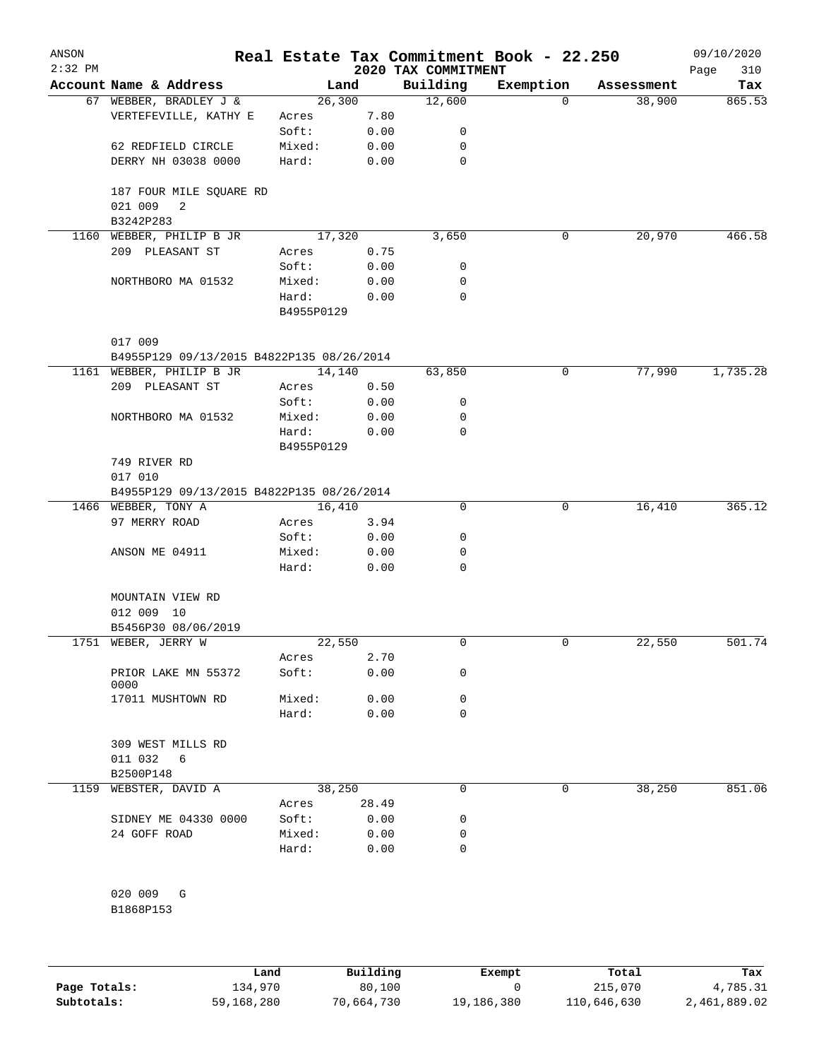ANSON
2:32 PM

# Real Estate Tax Commitment Book - 22.250

## 2020 TAX COMMITMENT

09/10/2020

| Account | Name & Address | | Land | Building | Exemption | Assessment | Tax |
|---|---|---|---|---|---|---|---|
| 67 | WEBBER, BRADLEY J & | | 26,300 | 12,600 | 0 | 38,900 | 865.53 |
| | VERTEFEVILLE, KATHY E | Acres | 7.80 | | | | |
| | | Soft: | 0.00 | 0 | | | |
| | 62 REDFIELD CIRCLE | Mixed: | 0.00 | 0 | | | |
| | DERRY NH 03038 0000 | Hard: | 0.00 | 0 | | | |
| | 187 FOUR MILE SQUARE RD | | | | | | |
| | 021 009 2 | | | | | | |
| | B3242P283 | | | | | | |
| 1160 | WEBBER, PHILIP B JR | | 17,320 | 3,650 | 0 | 20,970 | 466.58 |
| | 209 PLEASANT ST | Acres | 0.75 | | | | |
| | | Soft: | 0.00 | 0 | | | |
| | NORTHBORO MA 01532 | Mixed: | 0.00 | 0 | | | |
| | | Hard: | 0.00 | 0 | | | |
| | | B4955P0129 | | | | | |
| | 017 009 | | | | | | |
| | B4955P129 09/13/2015 B4822P135 08/26/2014 | | | | | | |
| 1161 | WEBBER, PHILIP B JR | | 14,140 | 63,850 | 0 | 77,990 | 1,735.28 |
| | 209 PLEASANT ST | Acres | 0.50 | | | | |
| | | Soft: | 0.00 | 0 | | | |
| | NORTHBORO MA 01532 | Mixed: | 0.00 | 0 | | | |
| | | Hard: | 0.00 | 0 | | | |
| | | B4955P0129 | | | | | |
| | 749 RIVER RD | | | | | | |
| | 017 010 | | | | | | |
| | B4955P129 09/13/2015 B4822P135 08/26/2014 | | | | | | |
| 1466 | WEBBER, TONY A | | 16,410 | 0 | 0 | 16,410 | 365.12 |
| | 97 MERRY ROAD | Acres | 3.94 | | | | |
| | | Soft: | 0.00 | 0 | | | |
| | ANSON ME 04911 | Mixed: | 0.00 | 0 | | | |
| | | Hard: | 0.00 | 0 | | | |
| | MOUNTAIN VIEW RD | | | | | | |
| | 012 009 10 | | | | | | |
| | B5456P30 08/06/2019 | | | | | | |
| 1751 | WEBER, JERRY W | | 22,550 | 0 | 0 | 22,550 | 501.74 |
| | | Acres | 2.70 | | | | |
| | PRIOR LAKE MN 55372 0000 | Soft: | 0.00 | 0 | | | |
| | 17011 MUSHTOWN RD | Mixed: | 0.00 | 0 | | | |
| | | Hard: | 0.00 | 0 | | | |
| | 309 WEST MILLS RD | | | | | | |
| | 011 032 6 | | | | | | |
| | B2500P148 | | | | | | |
| 1159 | WEBSTER, DAVID A | | 38,250 | 0 | 0 | 38,250 | 851.06 |
| | | Acres | 28.49 | | | | |
| | SIDNEY ME 04330 0000 | Soft: | 0.00 | 0 | | | |
| | 24 GOFF ROAD | Mixed: | 0.00 | 0 | | | |
| | | Hard: | 0.00 | 0 | | | |
| | 020 009 G | | | | | | |
| | B1868P153 | | | | | | |

| | Land | Building | Exempt | Total | Tax |
|---|---|---|---|---|---|
| Page Totals: | 134,970 | 80,100 | 0 | 215,070 | 4,785.31 |
| Subtotals: | 59,168,280 | 70,664,730 | 19,186,380 | 110,646,630 | 2,461,889.02 |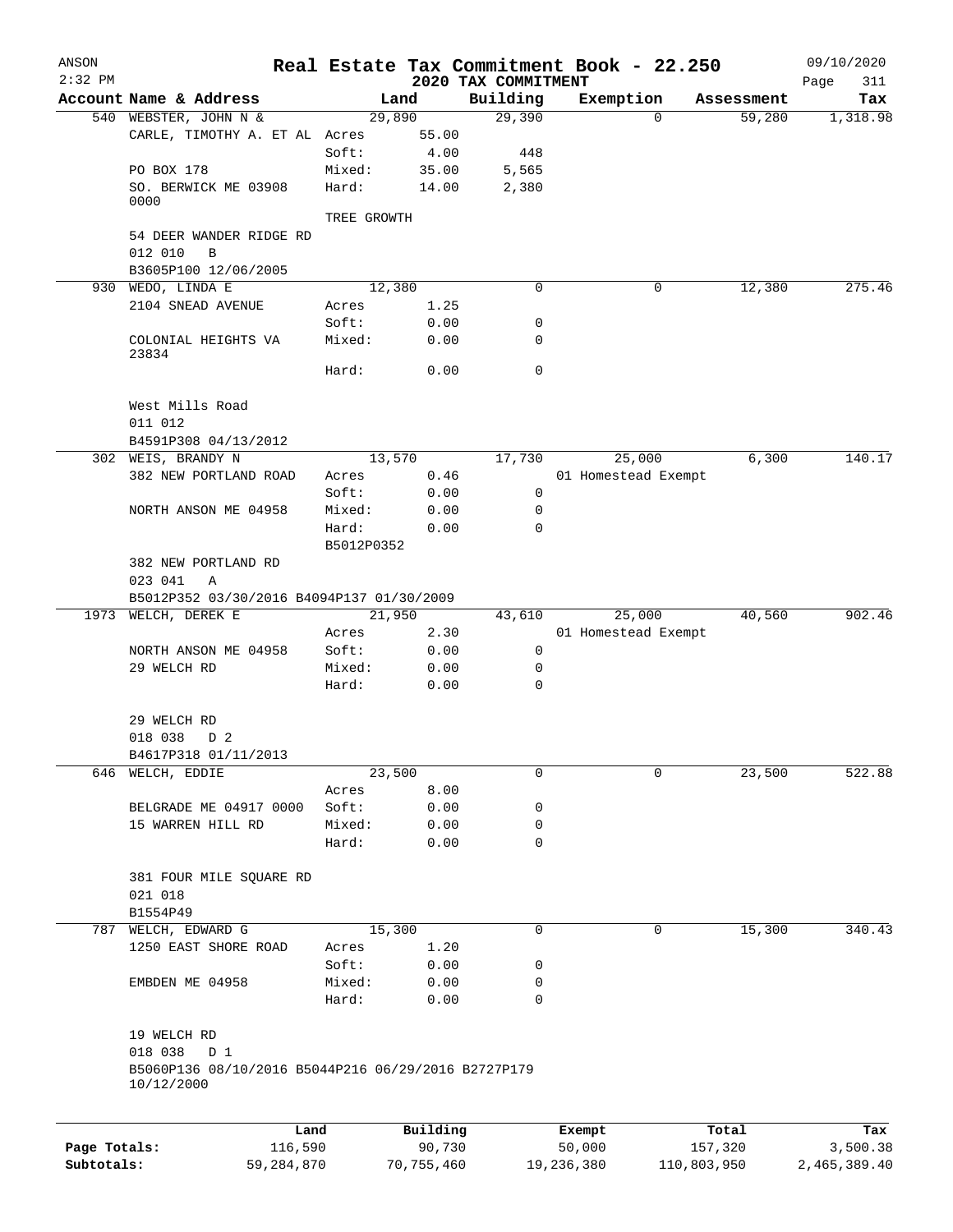# Real Estate Tax Commitment Book - 22.250

ANSON 2:32 PM — 2020 TAX COMMITMENT — 09/10/2020

| Account Name & Address | Land | | Building | Exemption | Assessment | Tax |
|---|---|---|---|---|---|---|
| 540 WEBSTER, JOHN N & | 29,890 | | 29,390 | 0 | 59,280 | 1,318.98 |
| CARLE, TIMOTHY A. ET AL | Acres | 55.00 | | | | |
| | Soft: | 4.00 | 448 | | | |
| PO BOX 178 | Mixed: | 35.00 | 5,565 | | | |
| SO. BERWICK ME 03908 0000 | Hard: | 14.00 | 2,380 | | | |
| | TREE GROWTH | | | | | |
| 54 DEER WANDER RIDGE RD | | | | | | |
| 012 010 B | | | | | | |
| B3605P100 12/06/2005 | | | | | | |
| 930 WEDO, LINDA E | 12,380 | | 0 | 0 | 12,380 | 275.46 |
| 2104 SNEAD AVENUE | Acres | 1.25 | | | | |
| | Soft: | 0.00 | 0 | | | |
| COLONIAL HEIGHTS VA 23834 | Mixed: | 0.00 | 0 | | | |
| | Hard: | 0.00 | 0 | | | |
| West Mills Road | | | | | | |
| 011 012 | | | | | | |
| B4591P308 04/13/2012 | | | | | | |
| 302 WEIS, BRANDY N | 13,570 | | 17,730 | 25,000 | 6,300 | 140.17 |
| 382 NEW PORTLAND ROAD | Acres | 0.46 | | 01 Homestead Exempt | | |
| | Soft: | 0.00 | 0 | | | |
| NORTH ANSON ME 04958 | Mixed: | 0.00 | 0 | | | |
| | Hard: | 0.00 | 0 | | | |
| | B5012P0352 | | | | | |
| 382 NEW PORTLAND RD | | | | | | |
| 023 041 A | | | | | | |
| B5012P352 03/30/2016 B4094P137 01/30/2009 | | | | | | |
| 1973 WELCH, DEREK E | 21,950 | | 43,610 | 25,000 | 40,560 | 902.46 |
| | Acres | 2.30 | | 01 Homestead Exempt | | |
| NORTH ANSON ME 04958 | Soft: | 0.00 | 0 | | | |
| 29 WELCH RD | Mixed: | 0.00 | 0 | | | |
| | Hard: | 0.00 | 0 | | | |
| 29 WELCH RD | | | | | | |
| 018 038 D 2 | | | | | | |
| B4617P318 01/11/2013 | | | | | | |
| 646 WELCH, EDDIE | 23,500 | | 0 | 0 | 23,500 | 522.88 |
| | Acres | 8.00 | | | | |
| BELGRADE ME 04917 0000 | Soft: | 0.00 | 0 | | | |
| 15 WARREN HILL RD | Mixed: | 0.00 | 0 | | | |
| | Hard: | 0.00 | 0 | | | |
| 381 FOUR MILE SQUARE RD | | | | | | |
| 021 018 | | | | | | |
| B1554P49 | | | | | | |
| 787 WELCH, EDWARD G | 15,300 | | 0 | 0 | 15,300 | 340.43 |
| 1250 EAST SHORE ROAD | Acres | 1.20 | | | | |
| | Soft: | 0.00 | 0 | | | |
| EMBDEN ME 04958 | Mixed: | 0.00 | 0 | | | |
| | Hard: | 0.00 | 0 | | | |
| 19 WELCH RD | | | | | | |
| 018 038 D 1 | | | | | | |
| B5060P136 08/10/2016 B5044P216 06/29/2016 B2727P179 10/12/2000 | | | | | | |

| | Land | Building | Exempt | Total | Tax |
|---|---|---|---|---|---|
| Page Totals: | 116,590 | 90,730 | 50,000 | 157,320 | 3,500.38 |
| Subtotals: | 59,284,870 | 70,755,460 | 19,236,380 | 110,803,950 | 2,465,389.40 |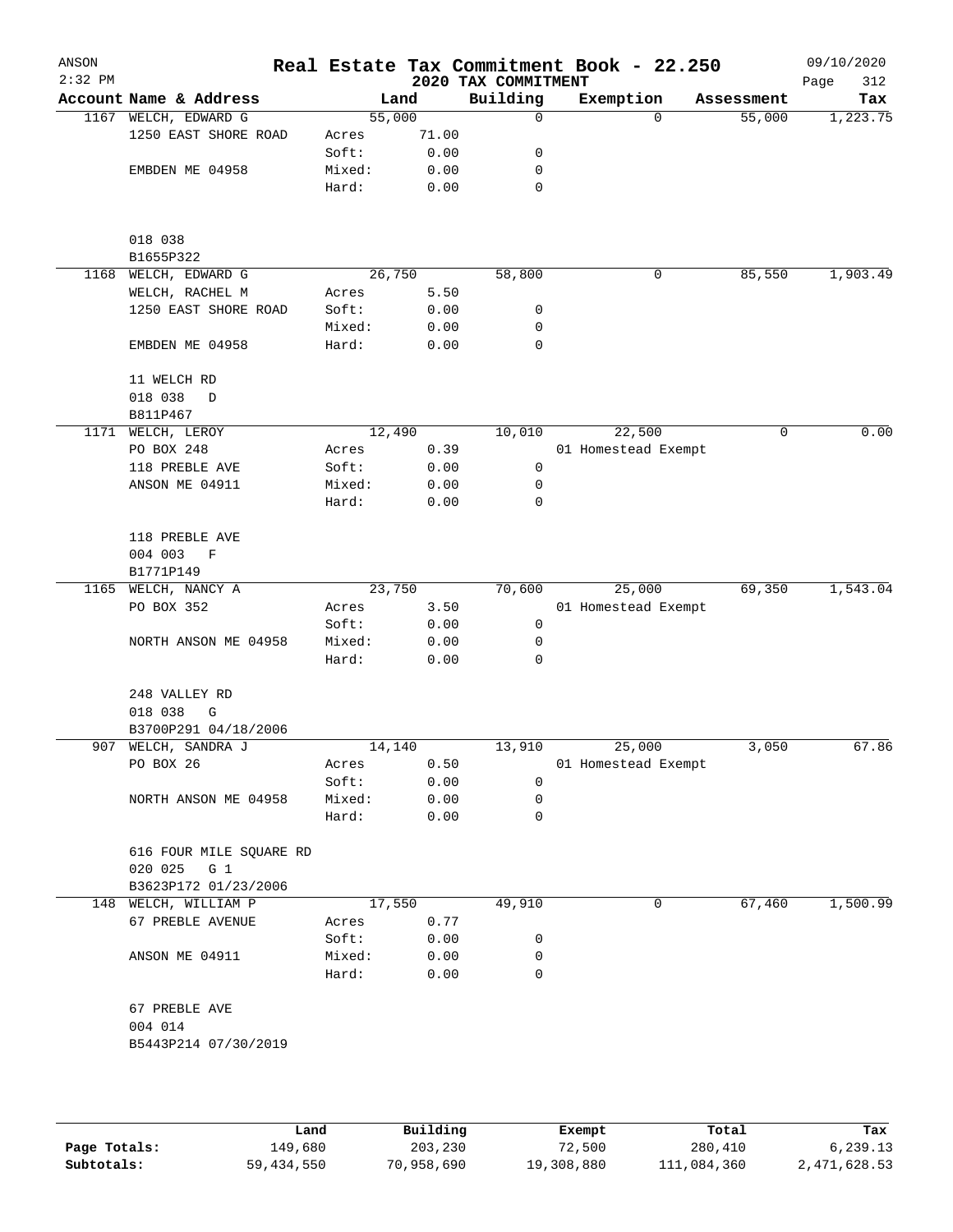# Real Estate Tax Commitment Book - 22.250

ANSON
2:32 PM

## 2020 TAX COMMITMENT

09/10/2020

| Account | Name & Address | | Land | Building | Exemption | Assessment | Tax |
|---|---|---|---|---|---|---|---|
| 1167 | WELCH, EDWARD G | | 55,000 | 0 | 0 | 55,000 | 1,223.75 |
| | 1250 EAST SHORE ROAD | Acres | 71.00 | | | | |
| | | Soft: | 0.00 | 0 | | | |
| | EMBDEN ME 04958 | Mixed: | 0.00 | 0 | | | |
| | | Hard: | 0.00 | 0 | | | |
| | 018 038 | | | | | | |
| | B1655P322 | | | | | | |
| 1168 | WELCH, EDWARD G | | 26,750 | 58,800 | 0 | 85,550 | 1,903.49 |
| | WELCH, RACHEL M | Acres | 5.50 | | | | |
| | 1250 EAST SHORE ROAD | Soft: | 0.00 | 0 | | | |
| | | Mixed: | 0.00 | 0 | | | |
| | EMBDEN ME 04958 | Hard: | 0.00 | 0 | | | |
| | 11 WELCH RD | | | | | | |
| | 018 038 D | | | | | | |
| | B811P467 | | | | | | |
| 1171 | WELCH, LEROY | | 12,490 | 10,010 | 22,500 | 0 | 0.00 |
| | PO BOX 248 | Acres | 0.39 | | 01 Homestead Exempt | | |
| | 118 PREBLE AVE | Soft: | 0.00 | 0 | | | |
| | ANSON ME 04911 | Mixed: | 0.00 | 0 | | | |
| | | Hard: | 0.00 | 0 | | | |
| | 118 PREBLE AVE | | | | | | |
| | 004 003 F | | | | | | |
| | B1771P149 | | | | | | |
| 1165 | WELCH, NANCY A | | 23,750 | 70,600 | 25,000 | 69,350 | 1,543.04 |
| | PO BOX 352 | Acres | 3.50 | | 01 Homestead Exempt | | |
| | | Soft: | 0.00 | 0 | | | |
| | NORTH ANSON ME 04958 | Mixed: | 0.00 | 0 | | | |
| | | Hard: | 0.00 | 0 | | | |
| | 248 VALLEY RD | | | | | | |
| | 018 038 G | | | | | | |
| | B3700P291 04/18/2006 | | | | | | |
| 907 | WELCH, SANDRA J | | 14,140 | 13,910 | 25,000 | 3,050 | 67.86 |
| | PO BOX 26 | Acres | 0.50 | | 01 Homestead Exempt | | |
| | | Soft: | 0.00 | 0 | | | |
| | NORTH ANSON ME 04958 | Mixed: | 0.00 | 0 | | | |
| | | Hard: | 0.00 | 0 | | | |
| | 616 FOUR MILE SQUARE RD | | | | | | |
| | 020 025 G 1 | | | | | | |
| | B3623P172 01/23/2006 | | | | | | |
| 148 | WELCH, WILLIAM P | | 17,550 | 49,910 | 0 | 67,460 | 1,500.99 |
| | 67 PREBLE AVENUE | Acres | 0.77 | | | | |
| | | Soft: | 0.00 | 0 | | | |
| | ANSON ME 04911 | Mixed: | 0.00 | 0 | | | |
| | | Hard: | 0.00 | 0 | | | |
| | 67 PREBLE AVE | | | | | | |
| | 004 014 | | | | | | |
| | B5443P214 07/30/2019 | | | | | | |

| | Land | Building | Exempt | Total | Tax |
|---|---|---|---|---|---|
| Page Totals: | 149,680 | 203,230 | 72,500 | 280,410 | 6,239.13 |
| Subtotals: | 59,434,550 | 70,958,690 | 19,308,880 | 111,084,360 | 2,471,628.53 |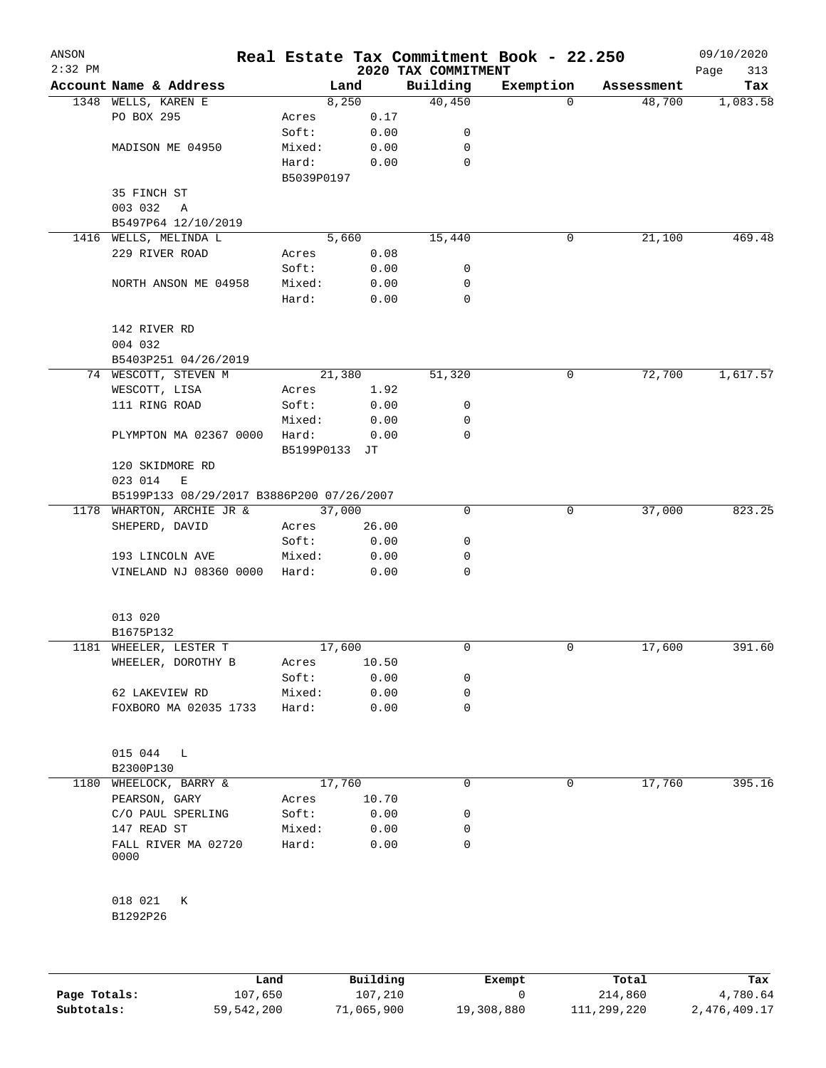# Real Estate Tax Commitment Book - 22.250

ANSON 2:32 PM — 2020 TAX COMMITMENT — 09/10/2020

| Account Name & Address | Land | | Building | Exemption | Assessment | Tax |
|---|---|---|---|---|---|---|
| 1348 WELLS, KAREN E | 8,250 | | 40,450 | 0 | 48,700 | 1,083.58 |
| PO BOX 295 | Acres | 0.17 | | | | |
| | Soft: | 0.00 | 0 | | | |
| MADISON ME 04950 | Mixed: | 0.00 | 0 | | | |
| | Hard: | 0.00 | 0 | | | |
| | B5039P0197 | | | | | |
| 35 FINCH ST | | | | | | |
| 003 032 A | | | | | | |
| B5497P64 12/10/2019 | | | | | | |
| 1416 WELLS, MELINDA L | 5,660 | | 15,440 | 0 | 21,100 | 469.48 |
| 229 RIVER ROAD | Acres | 0.08 | | | | |
| | Soft: | 0.00 | 0 | | | |
| NORTH ANSON ME 04958 | Mixed: | 0.00 | 0 | | | |
| | Hard: | 0.00 | 0 | | | |
| 142 RIVER RD | | | | | | |
| 004 032 | | | | | | |
| B5403P251 04/26/2019 | | | | | | |
| 74 WESCOTT, STEVEN M | 21,380 | | 51,320 | 0 | 72,700 | 1,617.57 |
| WESCOTT, LISA | Acres | 1.92 | | | | |
| 111 RING ROAD | Soft: | 0.00 | 0 | | | |
| | Mixed: | 0.00 | 0 | | | |
| PLYMPTON MA 02367 0000 | Hard: | 0.00 | 0 | | | |
| | B5199P0133 JT | | | | | |
| 120 SKIDMORE RD | | | | | | |
| 023 014 E | | | | | | |
| B5199P133 08/29/2017 B3886P200 07/26/2007 | | | | | | |
| 1178 WHARTON, ARCHIE JR & | 37,000 | | 0 | 0 | 37,000 | 823.25 |
| SHEPERD, DAVID | Acres | 26.00 | | | | |
| | Soft: | 0.00 | 0 | | | |
| 193 LINCOLN AVE | Mixed: | 0.00 | 0 | | | |
| VINELAND NJ 08360 0000 | Hard: | 0.00 | 0 | | | |
| 013 020 | | | | | | |
| B1675P132 | | | | | | |
| 1181 WHEELER, LESTER T | 17,600 | | 0 | 0 | 17,600 | 391.60 |
| WHEELER, DOROTHY B | Acres | 10.50 | | | | |
| | Soft: | 0.00 | 0 | | | |
| 62 LAKEVIEW RD | Mixed: | 0.00 | 0 | | | |
| FOXBORO MA 02035 1733 | Hard: | 0.00 | 0 | | | |
| 015 044 L | | | | | | |
| B2300P130 | | | | | | |
| 1180 WHEELOCK, BARRY & | 17,760 | | 0 | 0 | 17,760 | 395.16 |
| PEARSON, GARY | Acres | 10.70 | | | | |
| C/O PAUL SPERLING | Soft: | 0.00 | 0 | | | |
| 147 READ ST | Mixed: | 0.00 | 0 | | | |
| FALL RIVER MA 02720 0000 | Hard: | 0.00 | 0 | | | |
| 018 021 K | | | | | | |
| B1292P26 | | | | | | |

| | Land | Building | Exempt | Total | Tax |
|---|---|---|---|---|---|
| Page Totals: | 107,650 | 107,210 | 0 | 214,860 | 4,780.64 |
| Subtotals: | 59,542,200 | 71,065,900 | 19,308,880 | 111,299,220 | 2,476,409.17 |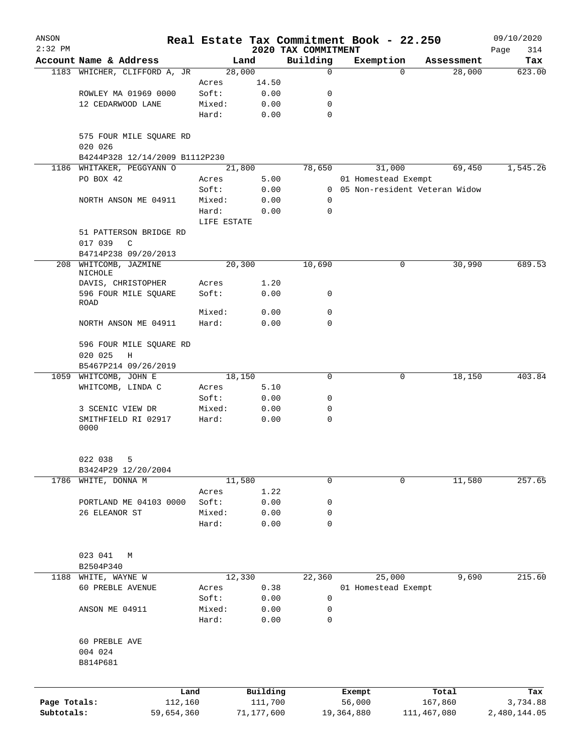ANSON
2:32 PM

# Real Estate Tax Commitment Book - 22.250

2020 TAX COMMITMENT

09/10/2020

| Account | Name & Address | | Land | Building | Exemption | Assessment | Tax |
|---|---|---|---|---|---|---|---|
| 1183 | WHICHER, CLIFFORD A, JR | | 28,000 | 0 | 0 | 28,000 | 623.00 |
| | | Acres | 14.50 | | | | |
| | ROWLEY MA 01969 0000 | Soft: | 0.00 | 0 | | | |
| | 12 CEDARWOOD LANE | Mixed: | 0.00 | 0 | | | |
| | | Hard: | 0.00 | 0 | | | |
| | 575 FOUR MILE SQUARE RD | | | | | | |
| | 020 026 | | | | | | |
| | B4244P328 12/14/2009 B1112P230 | | | | | | |
| 1186 | WHITAKER, PEGGYANN O | | 21,800 | 78,650 | 31,000 | 69,450 | 1,545.26 |
| | PO BOX 42 | Acres | 5.00 | | 01 Homestead Exempt | | |
| | | Soft: | 0.00 | 0 | 05 Non-resident Veteran Widow | | |
| | NORTH ANSON ME 04911 | Mixed: | 0.00 | 0 | | | |
| | | Hard: | 0.00 | 0 | | | |
| | | LIFE ESTATE | | | | | |
| | 51 PATTERSON BRIDGE RD | | | | | | |
| | 017 039 C | | | | | | |
| | B4714P238 09/20/2013 | | | | | | |
| 208 | WHITCOMB, JAZMINE NICHOLE | | 20,300 | 10,690 | 0 | 30,990 | 689.53 |
| | DAVIS, CHRISTOPHER | Acres | 1.20 | | | | |
| | 596 FOUR MILE SQUARE ROAD | Soft: | 0.00 | 0 | | | |
| | | Mixed: | 0.00 | 0 | | | |
| | NORTH ANSON ME 04911 | Hard: | 0.00 | 0 | | | |
| | 596 FOUR MILE SQUARE RD | | | | | | |
| | 020 025 H | | | | | | |
| | B5467P214 09/26/2019 | | | | | | |
| 1059 | WHITCOMB, JOHN E | | 18,150 | 0 | 0 | 18,150 | 403.84 |
| | WHITCOMB, LINDA C | Acres | 5.10 | | | | |
| | | Soft: | 0.00 | 0 | | | |
| | 3 SCENIC VIEW DR | Mixed: | 0.00 | 0 | | | |
| | SMITHFIELD RI 02917 0000 | Hard: | 0.00 | 0 | | | |
| | 022 038 5 | | | | | | |
| | B3424P29 12/20/2004 | | | | | | |
| 1786 | WHITE, DONNA M | | 11,580 | 0 | 0 | 11,580 | 257.65 |
| | | Acres | 1.22 | | | | |
| | PORTLAND ME 04103 0000 | Soft: | 0.00 | 0 | | | |
| | 26 ELEANOR ST | Mixed: | 0.00 | 0 | | | |
| | | Hard: | 0.00 | 0 | | | |
| | 023 041 M | | | | | | |
| | B2504P340 | | | | | | |
| 1188 | WHITE, WAYNE W | | 12,330 | 22,360 | 25,000 | 9,690 | 215.60 |
| | 60 PREBLE AVENUE | Acres | 0.38 | | 01 Homestead Exempt | | |
| | | Soft: | 0.00 | 0 | | | |
| | ANSON ME 04911 | Mixed: | 0.00 | 0 | | | |
| | | Hard: | 0.00 | 0 | | | |
| | 60 PREBLE AVE | | | | | | |
| | 004 024 | | | | | | |
| | B814P681 | | | | | | |

| | Land | Building | Exempt | Total | Tax |
|---|---|---|---|---|---|
| Page Totals: | 112,160 | 111,700 | 56,000 | 167,860 | 3,734.88 |
| Subtotals: | 59,654,360 | 71,177,600 | 19,364,880 | 111,467,080 | 2,480,144.05 |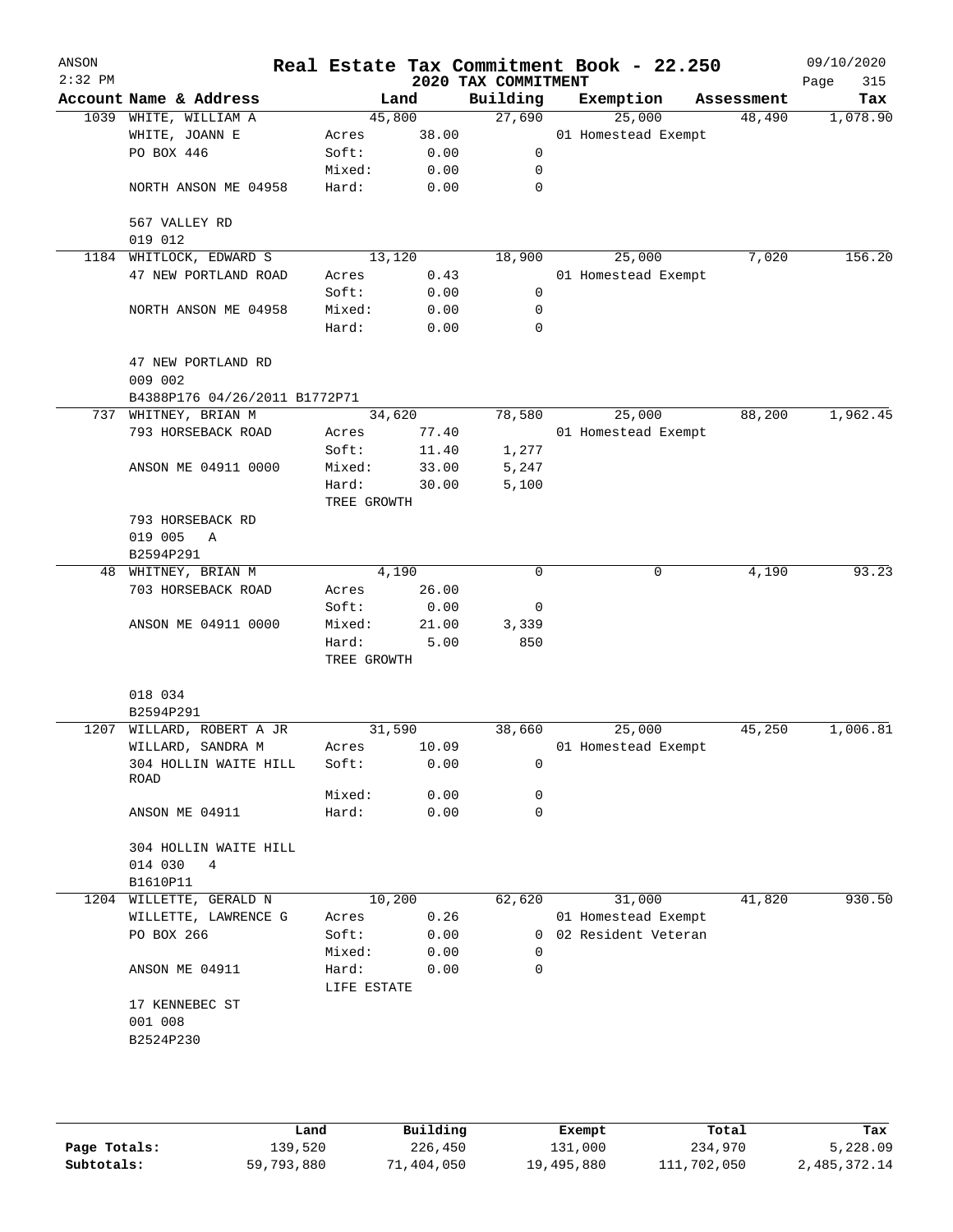ANSON  
2:32 PM

# Real Estate Tax Commitment Book - 22.250

## 2020 TAX COMMITMENT

09/10/2020  
Page 315

| Account | Name & Address | Land | | Building | Exemption | Assessment | Tax |
|---|---|---|---|---|---|---|---|
| 1039 | WHITE, WILLIAM A | | 45,800 | 27,690 | 25,000 | 48,490 | 1,078.90 |
| | WHITE, JOANN E | Acres | 38.00 | | 01 Homestead Exempt | | |
| | PO BOX 446 | Soft: | 0.00 | 0 | | | |
| | | Mixed: | 0.00 | 0 | | | |
| | NORTH ANSON ME 04958 | Hard: | 0.00 | 0 | | | |
| | 567 VALLEY RD | | | | | | |
| | 019 012 | | | | | | |
| 1184 | WHITLOCK, EDWARD S | | 13,120 | 18,900 | 25,000 | 7,020 | 156.20 |
| | 47 NEW PORTLAND ROAD | Acres | 0.43 | | 01 Homestead Exempt | | |
| | | Soft: | 0.00 | 0 | | | |
| | NORTH ANSON ME 04958 | Mixed: | 0.00 | 0 | | | |
| | | Hard: | 0.00 | 0 | | | |
| | 47 NEW PORTLAND RD | | | | | | |
| | 009 002 | | | | | | |
| | B4388P176 04/26/2011 B1772P71 | | | | | | |
| 737 | WHITNEY, BRIAN M | | 34,620 | 78,580 | 25,000 | 88,200 | 1,962.45 |
| | 793 HORSEBACK ROAD | Acres | 77.40 | | 01 Homestead Exempt | | |
| | | Soft: | 11.40 | 1,277 | | | |
| | ANSON ME 04911 0000 | Mixed: | 33.00 | 5,247 | | | |
| | | Hard: | 30.00 | 5,100 | | | |
| | | TREE GROWTH | | | | | |
| | 793 HORSEBACK RD | | | | | | |
| | 019 005 A | | | | | | |
| | B2594P291 | | | | | | |
| 48 | WHITNEY, BRIAN M | | 4,190 | 0 | 0 | 4,190 | 93.23 |
| | 703 HORSEBACK ROAD | Acres | 26.00 | | | | |
| | | Soft: | 0.00 | 0 | | | |
| | ANSON ME 04911 0000 | Mixed: | 21.00 | 3,339 | | | |
| | | Hard: | 5.00 | 850 | | | |
| | | TREE GROWTH | | | | | |
| | 018 034 | | | | | | |
| | B2594P291 | | | | | | |
| 1207 | WILLARD, ROBERT A JR | | 31,590 | 38,660 | 25,000 | 45,250 | 1,006.81 |
| | WILLARD, SANDRA M | Acres | 10.09 | | 01 Homestead Exempt | | |
| | 304 HOLLIN WAITE HILL ROAD | Soft: | 0.00 | 0 | | | |
| | | Mixed: | 0.00 | 0 | | | |
| | ANSON ME 04911 | Hard: | 0.00 | 0 | | | |
| | 304 HOLLIN WAITE HILL | | | | | | |
| | 014 030 4 | | | | | | |
| | B1610P11 | | | | | | |
| 1204 | WILLETTE, GERALD N | | 10,200 | 62,620 | 31,000 | 41,820 | 930.50 |
| | WILLETTE, LAWRENCE G | Acres | 0.26 | | 01 Homestead Exempt | | |
| | PO BOX 266 | Soft: | 0.00 | 0 | 02 Resident Veteran | | |
| | | Mixed: | 0.00 | 0 | | | |
| | ANSON ME 04911 | Hard: | 0.00 | 0 | | | |
| | | LIFE ESTATE | | | | | |
| | 17 KENNEBEC ST | | | | | | |
| | 001 008 | | | | | | |
| | B2524P230 | | | | | | |

| | Land | Building | Exempt | Total | Tax |
|---|---|---|---|---|---|
| Page Totals: | 139,520 | 226,450 | 131,000 | 234,970 | 5,228.09 |
| Subtotals: | 59,793,880 | 71,404,050 | 19,495,880 | 111,702,050 | 2,485,372.14 |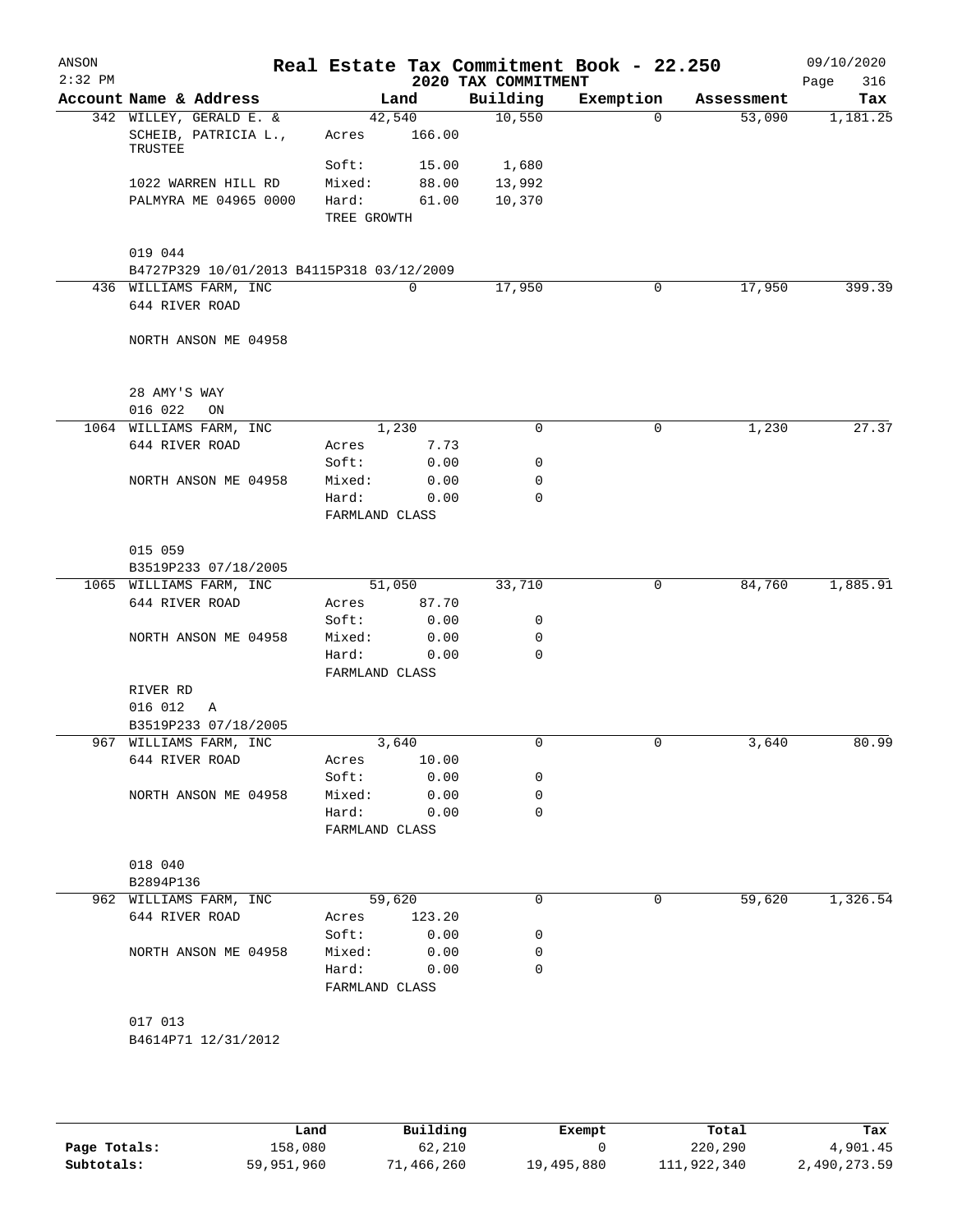# Real Estate Tax Commitment Book - 22.250

ANSON 2:32 PM — 2020 TAX COMMITMENT — 09/10/2020

| Account Name & Address | Land | | Building | Exemption | Assessment | Tax |
|---|---|---|---|---|---|---|
| 342 WILLEY, GERALD E. & | 42,540 | | 10,550 | 0 | 53,090 | 1,181.25 |
| SCHEIB, PATRICIA L., TRUSTEE | Acres | 166.00 | | | | |
| | Soft: | 15.00 | 1,680 | | | |
| 1022 WARREN HILL RD | Mixed: | 88.00 | 13,992 | | | |
| PALMYRA ME 04965 0000 | Hard: | 61.00 | 10,370 | | | |
| | TREE GROWTH | | | | | |
| 019 044 | | | | | | |
| B4727P329 10/01/2013 B4115P318 03/12/2009 | | | | | | |
| 436 WILLIAMS FARM, INC | 0 | | 17,950 | 0 | 17,950 | 399.39 |
| 644 RIVER ROAD | | | | | | |
| NORTH ANSON ME 04958 | | | | | | |
| 28 AMY'S WAY | | | | | | |
| 016 022 ON | | | | | | |
| 1064 WILLIAMS FARM, INC | 1,230 | | 0 | 0 | 1,230 | 27.37 |
| 644 RIVER ROAD | Acres | 7.73 | | | | |
| | Soft: | 0.00 | 0 | | | |
| NORTH ANSON ME 04958 | Mixed: | 0.00 | 0 | | | |
| | Hard: | 0.00 | 0 | | | |
| | FARMLAND CLASS | | | | | |
| 015 059 | | | | | | |
| B3519P233 07/18/2005 | | | | | | |
| 1065 WILLIAMS FARM, INC | 51,050 | | 33,710 | 0 | 84,760 | 1,885.91 |
| 644 RIVER ROAD | Acres | 87.70 | | | | |
| | Soft: | 0.00 | 0 | | | |
| NORTH ANSON ME 04958 | Mixed: | 0.00 | 0 | | | |
| | Hard: | 0.00 | 0 | | | |
| | FARMLAND CLASS | | | | | |
| RIVER RD | | | | | | |
| 016 012 A | | | | | | |
| B3519P233 07/18/2005 | | | | | | |
| 967 WILLIAMS FARM, INC | 3,640 | | 0 | 0 | 3,640 | 80.99 |
| 644 RIVER ROAD | Acres | 10.00 | | | | |
| | Soft: | 0.00 | 0 | | | |
| NORTH ANSON ME 04958 | Mixed: | 0.00 | 0 | | | |
| | Hard: | 0.00 | 0 | | | |
| | FARMLAND CLASS | | | | | |
| 018 040 | | | | | | |
| B2894P136 | | | | | | |
| 962 WILLIAMS FARM, INC | 59,620 | | 0 | 0 | 59,620 | 1,326.54 |
| 644 RIVER ROAD | Acres | 123.20 | | | | |
| | Soft: | 0.00 | 0 | | | |
| NORTH ANSON ME 04958 | Mixed: | 0.00 | 0 | | | |
| | Hard: | 0.00 | 0 | | | |
| | FARMLAND CLASS | | | | | |
| 017 013 | | | | | | |
| B4614P71 12/31/2012 | | | | | | |

| | Land | Building | Exempt | Total | Tax |
|---|---|---|---|---|---|
| Page Totals: | 158,080 | 62,210 | 0 | 220,290 | 4,901.45 |
| Subtotals: | 59,951,960 | 71,466,260 | 19,495,880 | 111,922,340 | 2,490,273.59 |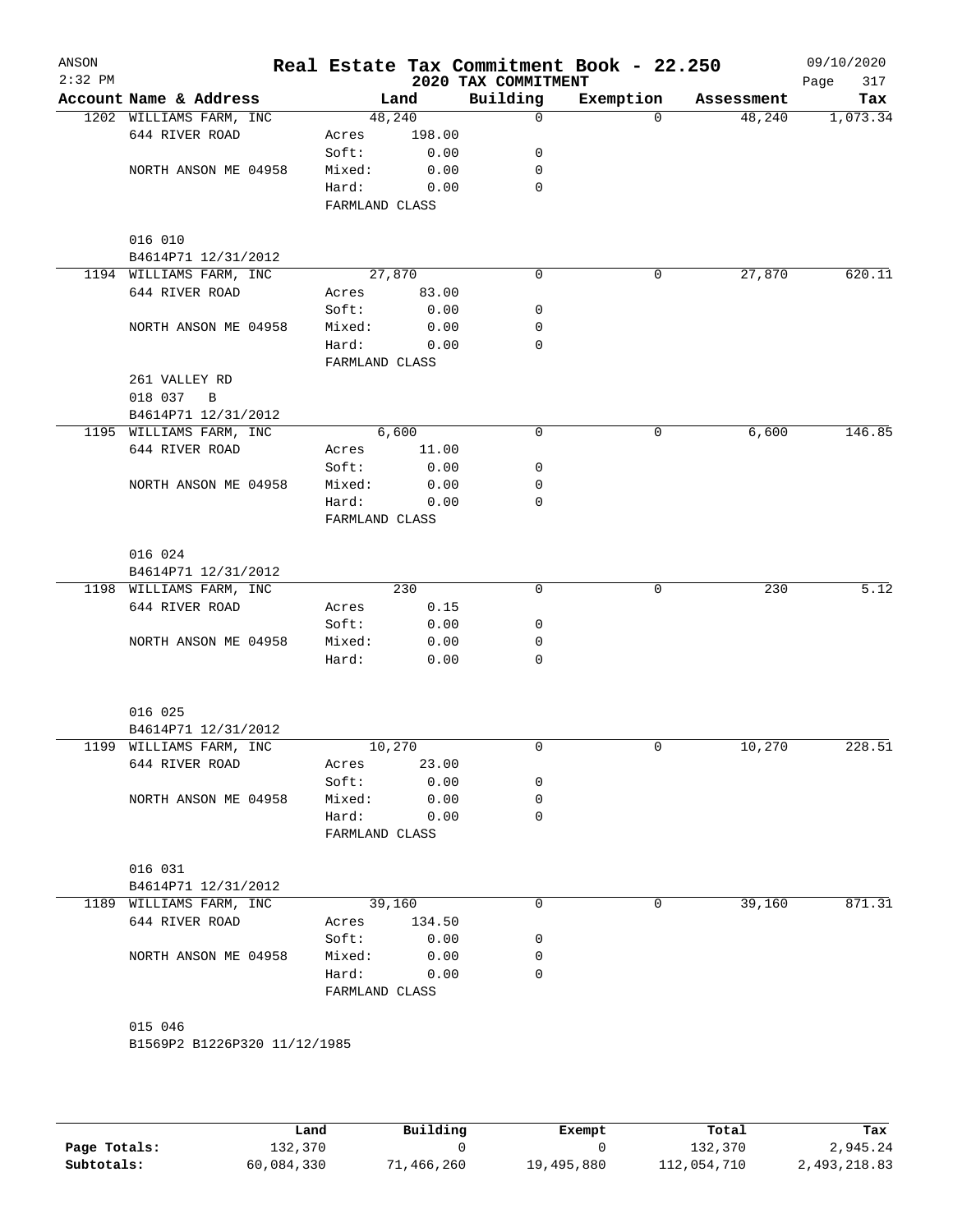ANSON
2:32 PM

# Real Estate Tax Commitment Book - 22.250

## 2020 TAX COMMITMENT

09/10/2020

| Account Name & Address | Land | | Building | Exemption | Assessment | Tax |
|---|---|---|---|---|---|---|
| 1202 WILLIAMS FARM, INC | 48,240 | | 0 | 0 | 48,240 | 1,073.34 |
| 644 RIVER ROAD | Acres | 198.00 | | | | |
| | Soft: | 0.00 | 0 | | | |
| NORTH ANSON ME 04958 | Mixed: | 0.00 | 0 | | | |
| | Hard: | 0.00 | 0 | | | |
| | FARMLAND CLASS | | | | | |
| 016 010 | | | | | | |
| B4614P71 12/31/2012 | | | | | | |
| 1194 WILLIAMS FARM, INC | 27,870 | | 0 | 0 | 27,870 | 620.11 |
| 644 RIVER ROAD | Acres | 83.00 | | | | |
| | Soft: | 0.00 | 0 | | | |
| NORTH ANSON ME 04958 | Mixed: | 0.00 | 0 | | | |
| | Hard: | 0.00 | 0 | | | |
| | FARMLAND CLASS | | | | | |
| 261 VALLEY RD | | | | | | |
| 018 037 B | | | | | | |
| B4614P71 12/31/2012 | | | | | | |
| 1195 WILLIAMS FARM, INC | 6,600 | | 0 | 0 | 6,600 | 146.85 |
| 644 RIVER ROAD | Acres | 11.00 | | | | |
| | Soft: | 0.00 | 0 | | | |
| NORTH ANSON ME 04958 | Mixed: | 0.00 | 0 | | | |
| | Hard: | 0.00 | 0 | | | |
| | FARMLAND CLASS | | | | | |
| 016 024 | | | | | | |
| B4614P71 12/31/2012 | | | | | | |
| 1198 WILLIAMS FARM, INC | 230 | | 0 | 0 | 230 | 5.12 |
| 644 RIVER ROAD | Acres | 0.15 | | | | |
| | Soft: | 0.00 | 0 | | | |
| NORTH ANSON ME 04958 | Mixed: | 0.00 | 0 | | | |
| | Hard: | 0.00 | 0 | | | |
| 016 025 | | | | | | |
| B4614P71 12/31/2012 | | | | | | |
| 1199 WILLIAMS FARM, INC | 10,270 | | 0 | 0 | 10,270 | 228.51 |
| 644 RIVER ROAD | Acres | 23.00 | | | | |
| | Soft: | 0.00 | 0 | | | |
| NORTH ANSON ME 04958 | Mixed: | 0.00 | 0 | | | |
| | Hard: | 0.00 | 0 | | | |
| | FARMLAND CLASS | | | | | |
| 016 031 | | | | | | |
| B4614P71 12/31/2012 | | | | | | |
| 1189 WILLIAMS FARM, INC | 39,160 | | 0 | 0 | 39,160 | 871.31 |
| 644 RIVER ROAD | Acres | 134.50 | | | | |
| | Soft: | 0.00 | 0 | | | |
| NORTH ANSON ME 04958 | Mixed: | 0.00 | 0 | | | |
| | Hard: | 0.00 | 0 | | | |
| | FARMLAND CLASS | | | | | |
| 015 046 | | | | | | |
| B1569P2 B1226P320 11/12/1985 | | | | | | |

| | Land | Building | Exempt | Total | Tax |
|---|---|---|---|---|---|
| Page Totals: | 132,370 | 0 | 0 | 132,370 | 2,945.24 |
| Subtotals: | 60,084,330 | 71,466,260 | 19,495,880 | 112,054,710 | 2,493,218.83 |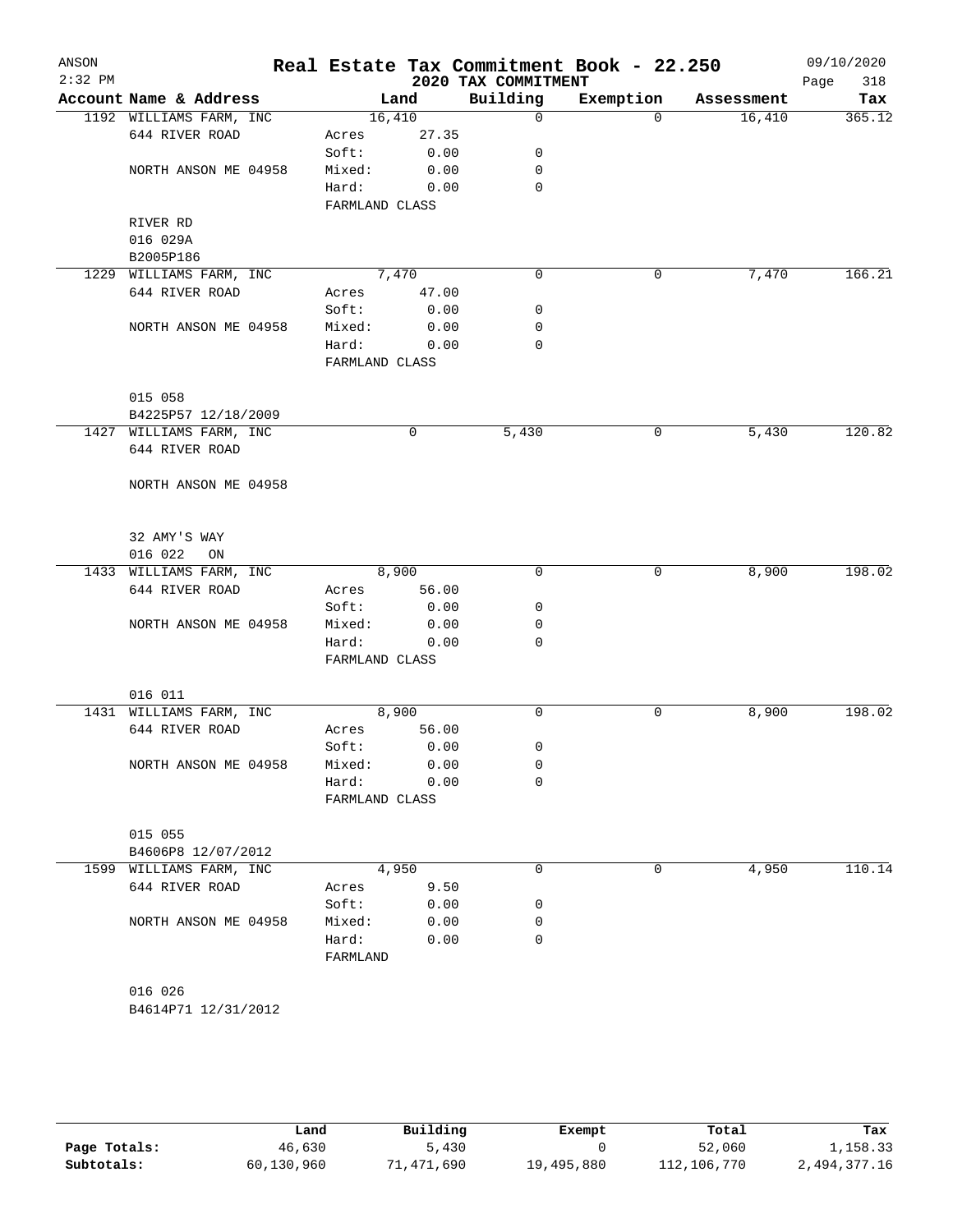# Real Estate Tax Commitment Book - 22.250

ANSON 2:32 PM — 2020 TAX COMMITMENT — 09/10/2020

| Account Name & Address | Land | | Building | Exemption | Assessment | Tax |
|---|---|---|---|---|---|---|
| 1192 WILLIAMS FARM, INC | 16,410 | | 0 | 0 | 16,410 | 365.12 |
| 644 RIVER ROAD | Acres | 27.35 | | | | |
| | Soft: | 0.00 | 0 | | | |
| NORTH ANSON ME 04958 | Mixed: | 0.00 | 0 | | | |
| | Hard: | 0.00 | 0 | | | |
| | FARMLAND CLASS | | | | | |
| RIVER RD | | | | | | |
| 016 029A | | | | | | |
| B2005P186 | | | | | | |
| 1229 WILLIAMS FARM, INC | 7,470 | | 0 | 0 | 7,470 | 166.21 |
| 644 RIVER ROAD | Acres | 47.00 | | | | |
| | Soft: | 0.00 | 0 | | | |
| NORTH ANSON ME 04958 | Mixed: | 0.00 | 0 | | | |
| | Hard: | 0.00 | 0 | | | |
| | FARMLAND CLASS | | | | | |
| 015 058 | | | | | | |
| B4225P57 12/18/2009 | | | | | | |
| 1427 WILLIAMS FARM, INC | 0 | | 5,430 | 0 | 5,430 | 120.82 |
| 644 RIVER ROAD | | | | | | |
| NORTH ANSON ME 04958 | | | | | | |
| 32 AMY'S WAY | | | | | | |
| 016 022 ON | | | | | | |
| 1433 WILLIAMS FARM, INC | 8,900 | | 0 | 0 | 8,900 | 198.02 |
| 644 RIVER ROAD | Acres | 56.00 | | | | |
| | Soft: | 0.00 | 0 | | | |
| NORTH ANSON ME 04958 | Mixed: | 0.00 | 0 | | | |
| | Hard: | 0.00 | 0 | | | |
| | FARMLAND CLASS | | | | | |
| 016 011 | | | | | | |
| 1431 WILLIAMS FARM, INC | 8,900 | | 0 | 0 | 8,900 | 198.02 |
| 644 RIVER ROAD | Acres | 56.00 | | | | |
| | Soft: | 0.00 | 0 | | | |
| NORTH ANSON ME 04958 | Mixed: | 0.00 | 0 | | | |
| | Hard: | 0.00 | 0 | | | |
| | FARMLAND CLASS | | | | | |
| 015 055 | | | | | | |
| B4606P8 12/07/2012 | | | | | | |
| 1599 WILLIAMS FARM, INC | 4,950 | | 0 | 0 | 4,950 | 110.14 |
| 644 RIVER ROAD | Acres | 9.50 | | | | |
| | Soft: | 0.00 | 0 | | | |
| NORTH ANSON ME 04958 | Mixed: | 0.00 | 0 | | | |
| | Hard: | 0.00 | 0 | | | |
| | FARMLAND | | | | | |
| 016 026 | | | | | | |
| B4614P71 12/31/2012 | | | | | | |

| | Land | Building | Exempt | Total | Tax |
|---|---|---|---|---|---|
| Page Totals: | 46,630 | 5,430 | 0 | 52,060 | 1,158.33 |
| Subtotals: | 60,130,960 | 71,471,690 | 19,495,880 | 112,106,770 | 2,494,377.16 |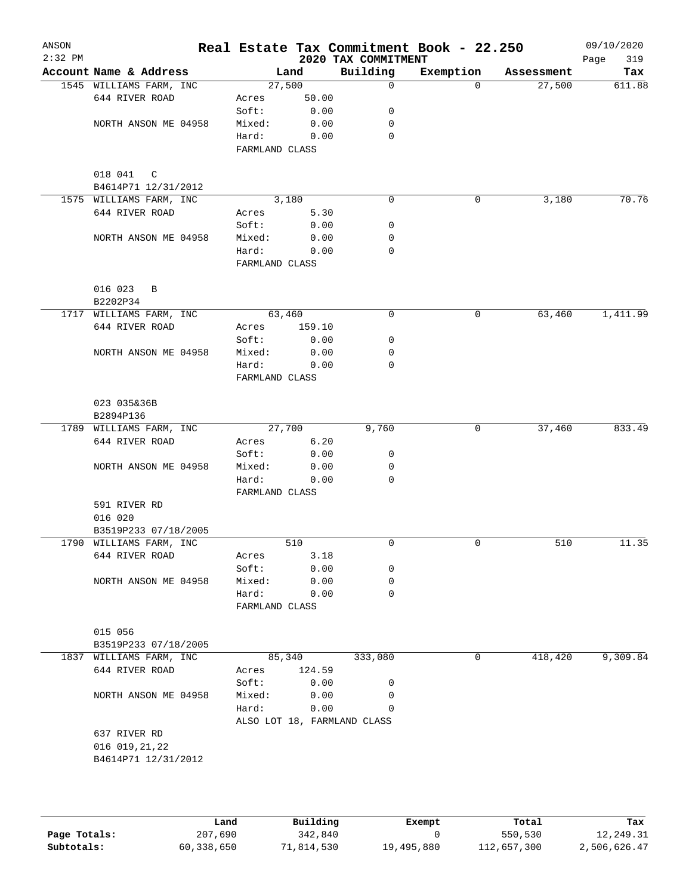ANSON
2:32 PM

# Real Estate Tax Commitment Book - 22.250

## 2020 TAX COMMITMENT

09/10/2020
Page 319

| Account Name & Address | Land | | Building | Exemption | Assessment | Tax |
|---|---|---|---|---|---|---|
| 1545 WILLIAMS FARM, INC | 27,500 | | 0 | 0 | 27,500 | 611.88 |
| 644 RIVER ROAD | Acres | 50.00 | | | | |
| | Soft: | 0.00 | 0 | | | |
| NORTH ANSON ME 04958 | Mixed: | 0.00 | 0 | | | |
| | Hard: | 0.00 | 0 | | | |
| | FARMLAND CLASS | | | | | |
| 018 041 C | | | | | | |
| B4614P71 12/31/2012 | | | | | | |
| 1575 WILLIAMS FARM, INC | 3,180 | | 0 | 0 | 3,180 | 70.76 |
| 644 RIVER ROAD | Acres | 5.30 | | | | |
| | Soft: | 0.00 | 0 | | | |
| NORTH ANSON ME 04958 | Mixed: | 0.00 | 0 | | | |
| | Hard: | 0.00 | 0 | | | |
| | FARMLAND CLASS | | | | | |
| 016 023 B | | | | | | |
| B2202P34 | | | | | | |
| 1717 WILLIAMS FARM, INC | 63,460 | | 0 | 0 | 63,460 | 1,411.99 |
| 644 RIVER ROAD | Acres | 159.10 | | | | |
| | Soft: | 0.00 | 0 | | | |
| NORTH ANSON ME 04958 | Mixed: | 0.00 | 0 | | | |
| | Hard: | 0.00 | 0 | | | |
| | FARMLAND CLASS | | | | | |
| 023 035&36B | | | | | | |
| B2894P136 | | | | | | |
| 1789 WILLIAMS FARM, INC | 27,700 | | 9,760 | 0 | 37,460 | 833.49 |
| 644 RIVER ROAD | Acres | 6.20 | | | | |
| | Soft: | 0.00 | 0 | | | |
| NORTH ANSON ME 04958 | Mixed: | 0.00 | 0 | | | |
| | Hard: | 0.00 | 0 | | | |
| | FARMLAND CLASS | | | | | |
| 591 RIVER RD | | | | | | |
| 016 020 | | | | | | |
| B3519P233 07/18/2005 | | | | | | |
| 1790 WILLIAMS FARM, INC | 510 | | 0 | 0 | 510 | 11.35 |
| 644 RIVER ROAD | Acres | 3.18 | | | | |
| | Soft: | 0.00 | 0 | | | |
| NORTH ANSON ME 04958 | Mixed: | 0.00 | 0 | | | |
| | Hard: | 0.00 | 0 | | | |
| | FARMLAND CLASS | | | | | |
| 015 056 | | | | | | |
| B3519P233 07/18/2005 | | | | | | |
| 1837 WILLIAMS FARM, INC | 85,340 | | 333,080 | 0 | 418,420 | 9,309.84 |
| 644 RIVER ROAD | Acres | 124.59 | | | | |
| | Soft: | 0.00 | 0 | | | |
| NORTH ANSON ME 04958 | Mixed: | 0.00 | 0 | | | |
| | Hard: | 0.00 | 0 | | | |
| | ALSO LOT 18, FARMLAND CLASS | | | | | |
| 637 RIVER RD | | | | | | |
| 016 019,21,22 | | | | | | |
| B4614P71 12/31/2012 | | | | | | |

| | Land | Building | Exempt | Total | Tax |
|---|---|---|---|---|---|
| Page Totals: | 207,690 | 342,840 | 0 | 550,530 | 12,249.31 |
| Subtotals: | 60,338,650 | 71,814,530 | 19,495,880 | 112,657,300 | 2,506,626.47 |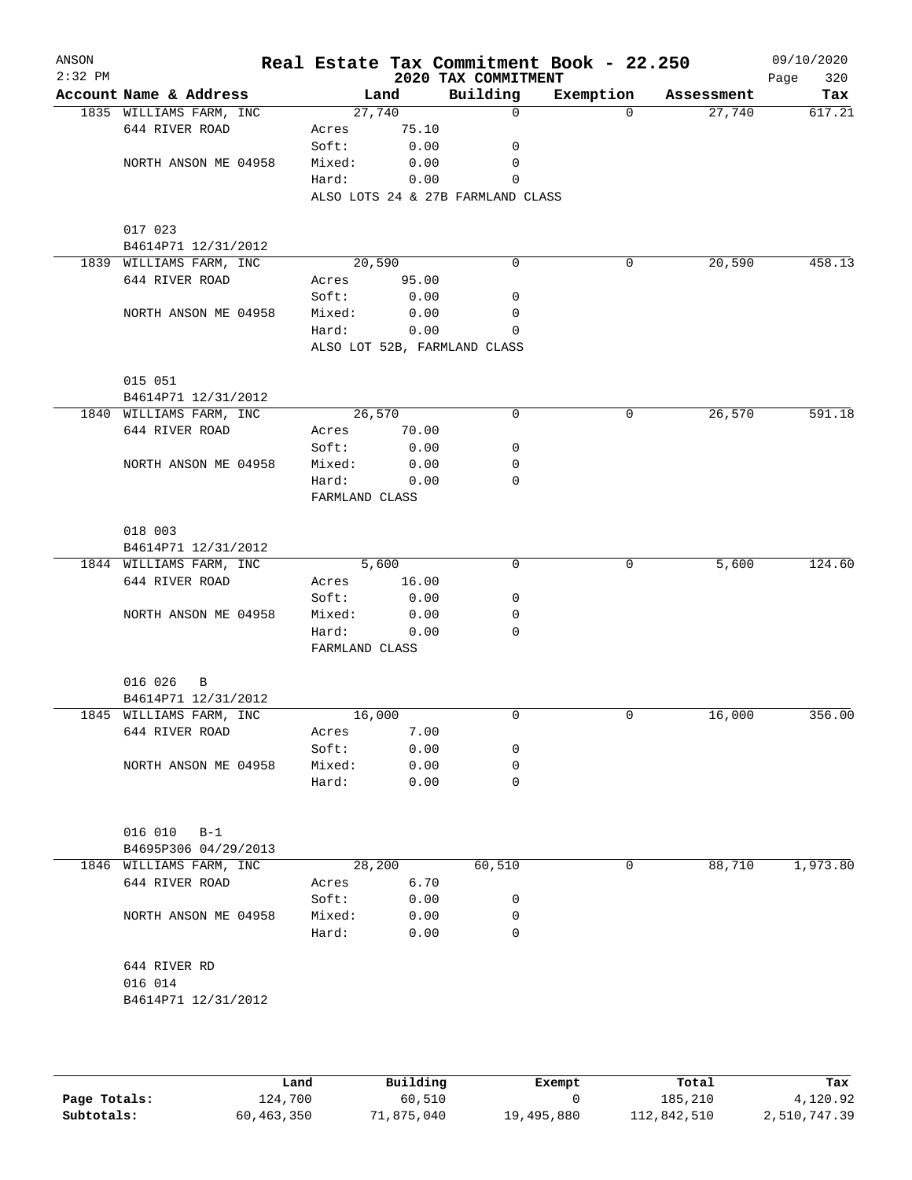# Real Estate Tax Commitment Book - 22.250

ANSON  
2:32 PM  
2020 TAX COMMITMENT  
09/10/2020

| Account Name & Address | Land | | Building | Exemption | Assessment | Tax |
|---|---|---|---|---|---|---|
| 1835 WILLIAMS FARM, INC | 27,740 | | 0 | 0 | 27,740 | 617.21 |
| 644 RIVER ROAD | Acres | 75.10 | | | | |
| | Soft: | 0.00 | 0 | | | |
| NORTH ANSON ME 04958 | Mixed: | 0.00 | 0 | | | |
| | Hard: | 0.00 | 0 | | | |
| | ALSO LOTS 24 & 27B FARMLAND CLASS | | | | | |
| 017 023 | | | | | | |
| B4614P71 12/31/2012 | | | | | | |
| 1839 WILLIAMS FARM, INC | 20,590 | | 0 | 0 | 20,590 | 458.13 |
| 644 RIVER ROAD | Acres | 95.00 | | | | |
| | Soft: | 0.00 | 0 | | | |
| NORTH ANSON ME 04958 | Mixed: | 0.00 | 0 | | | |
| | Hard: | 0.00 | 0 | | | |
| | ALSO LOT 52B, FARMLAND CLASS | | | | | |
| 015 051 | | | | | | |
| B4614P71 12/31/2012 | | | | | | |
| 1840 WILLIAMS FARM, INC | 26,570 | | 0 | 0 | 26,570 | 591.18 |
| 644 RIVER ROAD | Acres | 70.00 | | | | |
| | Soft: | 0.00 | 0 | | | |
| NORTH ANSON ME 04958 | Mixed: | 0.00 | 0 | | | |
| | Hard: | 0.00 | 0 | | | |
| | FARMLAND CLASS | | | | | |
| 018 003 | | | | | | |
| B4614P71 12/31/2012 | | | | | | |
| 1844 WILLIAMS FARM, INC | 5,600 | | 0 | 0 | 5,600 | 124.60 |
| 644 RIVER ROAD | Acres | 16.00 | | | | |
| | Soft: | 0.00 | 0 | | | |
| NORTH ANSON ME 04958 | Mixed: | 0.00 | 0 | | | |
| | Hard: | 0.00 | 0 | | | |
| | FARMLAND CLASS | | | | | |
| 016 026 B | | | | | | |
| B4614P71 12/31/2012 | | | | | | |
| 1845 WILLIAMS FARM, INC | 16,000 | | 0 | 0 | 16,000 | 356.00 |
| 644 RIVER ROAD | Acres | 7.00 | | | | |
| | Soft: | 0.00 | 0 | | | |
| NORTH ANSON ME 04958 | Mixed: | 0.00 | 0 | | | |
| | Hard: | 0.00 | 0 | | | |
| 016 010 B-1 | | | | | | |
| B4695P306 04/29/2013 | | | | | | |
| 1846 WILLIAMS FARM, INC | 28,200 | | 60,510 | 0 | 88,710 | 1,973.80 |
| 644 RIVER ROAD | Acres | 6.70 | | | | |
| | Soft: | 0.00 | 0 | | | |
| NORTH ANSON ME 04958 | Mixed: | 0.00 | 0 | | | |
| | Hard: | 0.00 | 0 | | | |
| 644 RIVER RD | | | | | | |
| 016 014 | | | | | | |
| B4614P71 12/31/2012 | | | | | | |

| | Land | Building | Exempt | Total | Tax |
|---|---|---|---|---|---|
| Page Totals: | 124,700 | 60,510 | 0 | 185,210 | 4,120.92 |
| Subtotals: | 60,463,350 | 71,875,040 | 19,495,880 | 112,842,510 | 2,510,747.39 |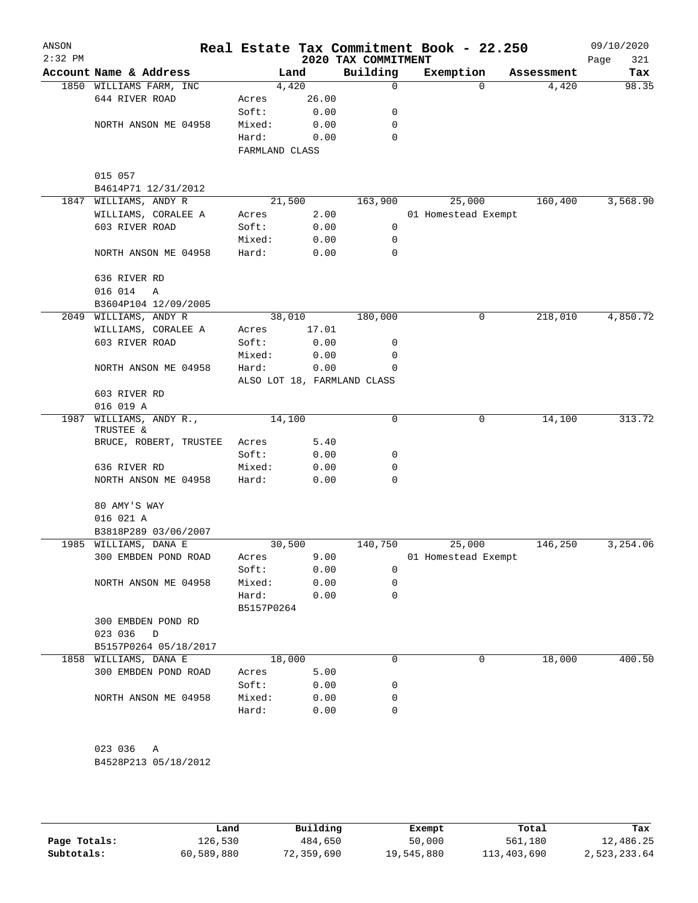# Real Estate Tax Commitment Book - 22.250

ANSON 2:32 PM — 2020 TAX COMMITMENT — 09/10/2020

| Account Name & Address | Land | | Building | Exemption | Assessment | Tax |
|---|---|---|---|---|---|---|
| 1850 WILLIAMS FARM, INC | 4,420 | | 0 | 0 | 4,420 | 98.35 |
| 644 RIVER ROAD | Acres | 26.00 | | | | |
| | Soft: | 0.00 | 0 | | | |
| NORTH ANSON ME 04958 | Mixed: | 0.00 | 0 | | | |
| | Hard: | 0.00 | 0 | | | |
| | FARMLAND CLASS | | | | | |
| 015 057 | | | | | | |
| B4614P71 12/31/2012 | | | | | | |
| 1847 WILLIAMS, ANDY R | 21,500 | | 163,900 | 25,000 | 160,400 | 3,568.90 |
| WILLIAMS, CORALEE A | Acres | 2.00 | | 01 Homestead Exempt | | |
| 603 RIVER ROAD | Soft: | 0.00 | 0 | | | |
| | Mixed: | 0.00 | 0 | | | |
| NORTH ANSON ME 04958 | Hard: | 0.00 | 0 | | | |
| 636 RIVER RD | | | | | | |
| 016 014 A | | | | | | |
| B3604P104 12/09/2005 | | | | | | |
| 2049 WILLIAMS, ANDY R | 38,010 | | 180,000 | 0 | 218,010 | 4,850.72 |
| WILLIAMS, CORALEE A | Acres | 17.01 | | | | |
| 603 RIVER ROAD | Soft: | 0.00 | 0 | | | |
| | Mixed: | 0.00 | 0 | | | |
| NORTH ANSON ME 04958 | Hard: | 0.00 | 0 | | | |
| | ALSO LOT 18, FARMLAND CLASS | | | | | |
| 603 RIVER RD | | | | | | |
| 016 019 A | | | | | | |
| 1987 WILLIAMS, ANDY R., TRUSTEE & | 14,100 | | 0 | 0 | 14,100 | 313.72 |
| BRUCE, ROBERT, TRUSTEE | Acres | 5.40 | | | | |
| | Soft: | 0.00 | 0 | | | |
| 636 RIVER RD | Mixed: | 0.00 | 0 | | | |
| NORTH ANSON ME 04958 | Hard: | 0.00 | 0 | | | |
| 80 AMY'S WAY | | | | | | |
| 016 021 A | | | | | | |
| B3818P289 03/06/2007 | | | | | | |
| 1985 WILLIAMS, DANA E | 30,500 | | 140,750 | 25,000 | 146,250 | 3,254.06 |
| 300 EMBDEN POND ROAD | Acres | 9.00 | | 01 Homestead Exempt | | |
| | Soft: | 0.00 | 0 | | | |
| NORTH ANSON ME 04958 | Mixed: | 0.00 | 0 | | | |
| | Hard: | 0.00 | 0 | | | |
| | B5157P0264 | | | | | |
| 300 EMBDEN POND RD | | | | | | |
| 023 036 D | | | | | | |
| B5157P0264 05/18/2017 | | | | | | |
| 1858 WILLIAMS, DANA E | 18,000 | | 0 | 0 | 18,000 | 400.50 |
| 300 EMBDEN POND ROAD | Acres | 5.00 | | | | |
| | Soft: | 0.00 | 0 | | | |
| NORTH ANSON ME 04958 | Mixed: | 0.00 | 0 | | | |
| | Hard: | 0.00 | 0 | | | |
| 023 036 A | | | | | | |
| B4528P213 05/18/2012 | | | | | | |

| | Land | Building | Exempt | Total | Tax |
|---|---|---|---|---|---|
| Page Totals: | 126,530 | 484,650 | 50,000 | 561,180 | 12,486.25 |
| Subtotals: | 60,589,880 | 72,359,690 | 19,545,880 | 113,403,690 | 2,523,233.64 |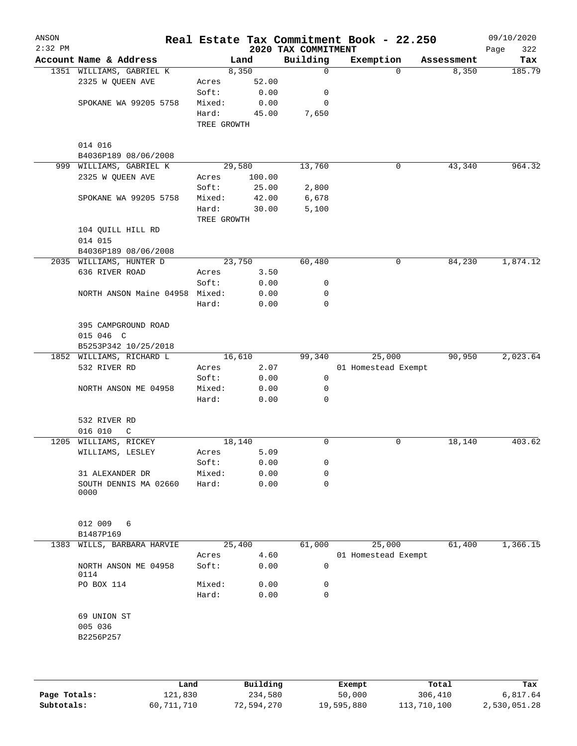# Real Estate Tax Commitment Book - 22.250

ANSON 2:32 PM — 2020 TAX COMMITMENT — 09/10/2020

| Account Name & Address | | Land | Building | Exemption | Assessment | Tax |
|---|---|---|---|---|---|---|
| 1351 WILLIAMS, GABRIEL K | | 8,350 | 0 | 0 | 8,350 | 185.79 |
| 2325 W QUEEN AVE | Acres | 52.00 | | | | |
| | Soft: | 0.00 | 0 | | | |
| SPOKANE WA 99205 5758 | Mixed: | 0.00 | 0 | | | |
| | Hard: | 45.00 | 7,650 | | | |
| | TREE GROWTH | | | | | |
| 014 016 | | | | | | |
| B4036P189 08/06/2008 | | | | | | |
| 999 WILLIAMS, GABRIEL K | | 29,580 | 13,760 | 0 | 43,340 | 964.32 |
| 2325 W QUEEN AVE | Acres | 100.00 | | | | |
| | Soft: | 25.00 | 2,800 | | | |
| SPOKANE WA 99205 5758 | Mixed: | 42.00 | 6,678 | | | |
| | Hard: | 30.00 | 5,100 | | | |
| | TREE GROWTH | | | | | |
| 104 QUILL HILL RD | | | | | | |
| 014 015 | | | | | | |
| B4036P189 08/06/2008 | | | | | | |
| 2035 WILLIAMS, HUNTER D | | 23,750 | 60,480 | 0 | 84,230 | 1,874.12 |
| 636 RIVER ROAD | Acres | 3.50 | | | | |
| | Soft: | 0.00 | 0 | | | |
| NORTH ANSON Maine 04958 | Mixed: | 0.00 | 0 | | | |
| | Hard: | 0.00 | 0 | | | |
| 395 CAMPGROUND ROAD | | | | | | |
| 015 046 C | | | | | | |
| B5253P342 10/25/2018 | | | | | | |
| 1852 WILLIAMS, RICHARD L | | 16,610 | 99,340 | 25,000 | 90,950 | 2,023.64 |
| 532 RIVER RD | Acres | 2.07 | | 01 Homestead Exempt | | |
| | Soft: | 0.00 | 0 | | | |
| NORTH ANSON ME 04958 | Mixed: | 0.00 | 0 | | | |
| | Hard: | 0.00 | 0 | | | |
| 532 RIVER RD | | | | | | |
| 016 010 C | | | | | | |
| 1205 WILLIAMS, RICKEY | | 18,140 | 0 | 0 | 18,140 | 403.62 |
| WILLIAMS, LESLEY | Acres | 5.09 | | | | |
| | Soft: | 0.00 | 0 | | | |
| 31 ALEXANDER DR | Mixed: | 0.00 | 0 | | | |
| SOUTH DENNIS MA 02660 0000 | Hard: | 0.00 | 0 | | | |
| 012 009 6 | | | | | | |
| B1487P169 | | | | | | |
| 1383 WILLS, BARBARA HARVIE | | 25,400 | 61,000 | 25,000 | 61,400 | 1,366.15 |
| | Acres | 4.60 | | 01 Homestead Exempt | | |
| NORTH ANSON ME 04958 0114 | Soft: | 0.00 | 0 | | | |
| PO BOX 114 | Mixed: | 0.00 | 0 | | | |
| | Hard: | 0.00 | 0 | | | |
| 69 UNION ST | | | | | | |
| 005 036 | | | | | | |
| B2256P257 | | | | | | |

| | Land | Building | Exempt | Total | Tax |
|---|---|---|---|---|---|
| Page Totals: | 121,830 | 234,580 | 50,000 | 306,410 | 6,817.64 |
| Subtotals: | 60,711,710 | 72,594,270 | 19,595,880 | 113,710,100 | 2,530,051.28 |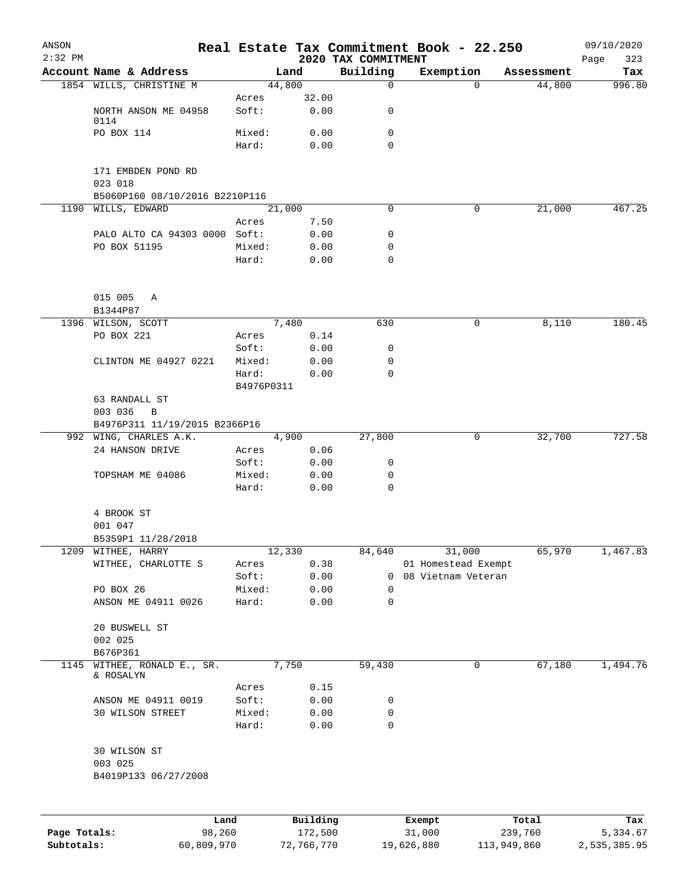ANSON
2:32 PM

# Real Estate Tax Commitment Book - 22.250

## 2020 TAX COMMITMENT

09/10/2020

| Account Name & Address | | Land | Building | Exemption | Assessment | Tax |
|---|---|---|---|---|---|---|
| 1854 WILLS, CHRISTINE M | | 44,800 | 0 | 0 | 44,800 | 996.80 |
| | Acres | 32.00 | | | | |
| NORTH ANSON ME 04958 0114 | Soft: | 0.00 | 0 | | | |
| PO BOX 114 | Mixed: | 0.00 | 0 | | | |
| | Hard: | 0.00 | 0 | | | |
| 171 EMBDEN POND RD | | | | | | |
| 023 018 | | | | | | |
| B5060P160 08/10/2016 B2210P116 | | | | | | |
| 1190 WILLS, EDWARD | | 21,000 | 0 | 0 | 21,000 | 467.25 |
| | Acres | 7.50 | | | | |
| PALO ALTO CA 94303 0000 | Soft: | 0.00 | 0 | | | |
| PO BOX 51195 | Mixed: | 0.00 | 0 | | | |
| | Hard: | 0.00 | 0 | | | |
| 015 005 A | | | | | | |
| B1344P87 | | | | | | |
| 1396 WILSON, SCOTT | | 7,480 | 630 | 0 | 8,110 | 180.45 |
| PO BOX 221 | Acres | 0.14 | | | | |
| | Soft: | 0.00 | 0 | | | |
| CLINTON ME 04927 0221 | Mixed: | 0.00 | 0 | | | |
| | Hard: | 0.00 | 0 | | | |
| | B4976P0311 | | | | | |
| 63 RANDALL ST | | | | | | |
| 003 036 B | | | | | | |
| B4976P311 11/19/2015 B2366P16 | | | | | | |
| 992 WING, CHARLES A.K. | | 4,900 | 27,800 | 0 | 32,700 | 727.58 |
| 24 HANSON DRIVE | Acres | 0.06 | | | | |
| | Soft: | 0.00 | 0 | | | |
| TOPSHAM ME 04086 | Mixed: | 0.00 | 0 | | | |
| | Hard: | 0.00 | 0 | | | |
| 4 BROOK ST | | | | | | |
| 001 047 | | | | | | |
| B5359P1 11/28/2018 | | | | | | |
| 1209 WITHEE, HARRY | | 12,330 | 84,640 | 31,000 | 65,970 | 1,467.83 |
| WITHEE, CHARLOTTE S | Acres | 0.38 | | 01 Homestead Exempt | | |
| | Soft: | 0.00 | 0 | 08 Vietnam Veteran | | |
| PO BOX 26 | Mixed: | 0.00 | 0 | | | |
| ANSON ME 04911 0026 | Hard: | 0.00 | 0 | | | |
| 20 BUSWELL ST | | | | | | |
| 002 025 | | | | | | |
| B676P361 | | | | | | |
| 1145 WITHEE, RONALD E., SR. & ROSALYN | | 7,750 | 59,430 | 0 | 67,180 | 1,494.76 |
| | Acres | 0.15 | | | | |
| ANSON ME 04911 0019 | Soft: | 0.00 | 0 | | | |
| 30 WILSON STREET | Mixed: | 0.00 | 0 | | | |
| | Hard: | 0.00 | 0 | | | |
| 30 WILSON ST | | | | | | |
| 003 025 | | | | | | |
| B4019P133 06/27/2008 | | | | | | |

| | Land | Building | Exempt | Total | Tax |
|---|---|---|---|---|---|
| Page Totals: | 98,260 | 172,500 | 31,000 | 239,760 | 5,334.67 |
| Subtotals: | 60,809,970 | 72,766,770 | 19,626,880 | 113,949,860 | 2,535,385.95 |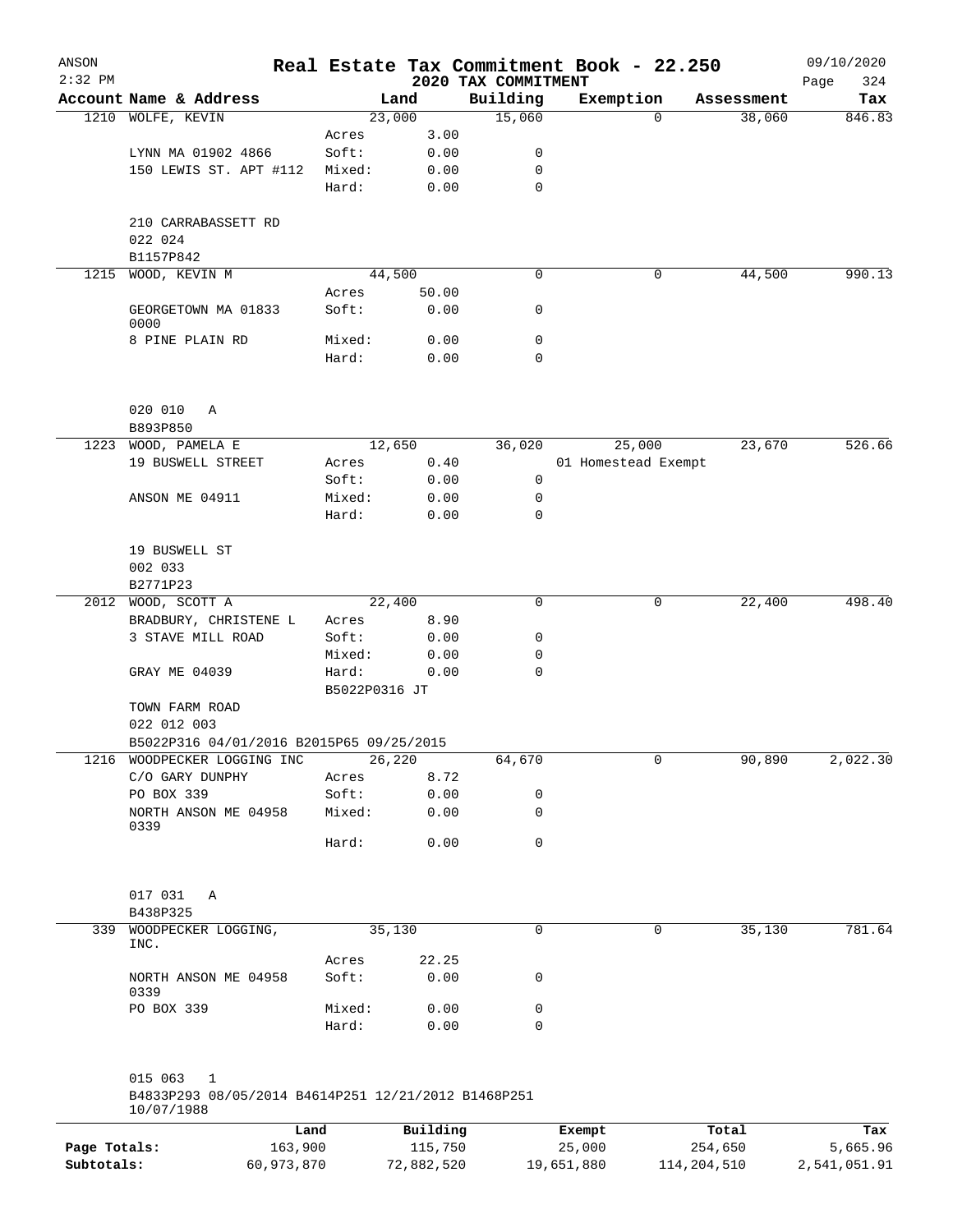ANSON
2:32 PM

# Real Estate Tax Commitment Book - 22.250

## 2020 TAX COMMITMENT

09/10/2020

| Account Name & Address | Land | | Building | Exemption | Assessment | Tax |
|---|---|---|---|---|---|---|
| 1210 WOLFE, KEVIN | 23,000 | | 15,060 | 0 | 38,060 | 846.83 |
| | Acres | 3.00 | | | | |
| LYNN MA 01902 4866 | Soft: | 0.00 | 0 | | | |
| 150 LEWIS ST. APT #112 | Mixed: | 0.00 | 0 | | | |
| | Hard: | 0.00 | 0 | | | |
| 210 CARRABASSETT RD | | | | | | |
| 022 024 | | | | | | |
| B1157P842 | | | | | | |
| 1215 WOOD, KEVIN M | 44,500 | | 0 | 0 | 44,500 | 990.13 |
| | Acres | 50.00 | | | | |
| GEORGETOWN MA 01833 0000 | Soft: | 0.00 | 0 | | | |
| 8 PINE PLAIN RD | Mixed: | 0.00 | 0 | | | |
| | Hard: | 0.00 | 0 | | | |
| 020 010 A | | | | | | |
| B893P850 | | | | | | |
| 1223 WOOD, PAMELA E | 12,650 | | 36,020 | 25,000 | 23,670 | 526.66 |
| 19 BUSWELL STREET | Acres | 0.40 | | 01 Homestead Exempt | | |
| | Soft: | 0.00 | 0 | | | |
| ANSON ME 04911 | Mixed: | 0.00 | 0 | | | |
| | Hard: | 0.00 | 0 | | | |
| 19 BUSWELL ST | | | | | | |
| 002 033 | | | | | | |
| B2771P23 | | | | | | |
| 2012 WOOD, SCOTT A | 22,400 | | 0 | 0 | 22,400 | 498.40 |
| BRADBURY, CHRISTENE L | Acres | 8.90 | | | | |
| 3 STAVE MILL ROAD | Soft: | 0.00 | 0 | | | |
| | Mixed: | 0.00 | 0 | | | |
| GRAY ME 04039 | Hard: | 0.00 | 0 | | | |
| | B5022P0316 JT | | | | | |
| TOWN FARM ROAD | | | | | | |
| 022 012 003 | | | | | | |
| B5022P316 04/01/2016 B2015P65 09/25/2015 | | | | | | |
| 1216 WOODPECKER LOGGING INC | 26,220 | | 64,670 | 0 | 90,890 | 2,022.30 |
| C/O GARY DUNPHY | Acres | 8.72 | | | | |
| PO BOX 339 | Soft: | 0.00 | 0 | | | |
| NORTH ANSON ME 04958 0339 | Mixed: | 0.00 | 0 | | | |
| | Hard: | 0.00 | 0 | | | |
| 017 031 A | | | | | | |
| B438P325 | | | | | | |
| 339 WOODPECKER LOGGING, INC. | 35,130 | | 0 | 0 | 35,130 | 781.64 |
| | Acres | 22.25 | | | | |
| NORTH ANSON ME 04958 0339 | Soft: | 0.00 | 0 | | | |
| PO BOX 339 | Mixed: | 0.00 | 0 | | | |
| | Hard: | 0.00 | 0 | | | |
| 015 063 1 | | | | | | |
| B4833P293 08/05/2014 B4614P251 12/21/2012 B1468P251 10/07/1988 | | | | | | |

| | Land | Building | Exempt | Total | Tax |
|---|---|---|---|---|---|
| Page Totals: | 163,900 | 115,750 | 25,000 | 254,650 | 5,665.96 |
| Subtotals: | 60,973,870 | 72,882,520 | 19,651,880 | 114,204,510 | 2,541,051.91 |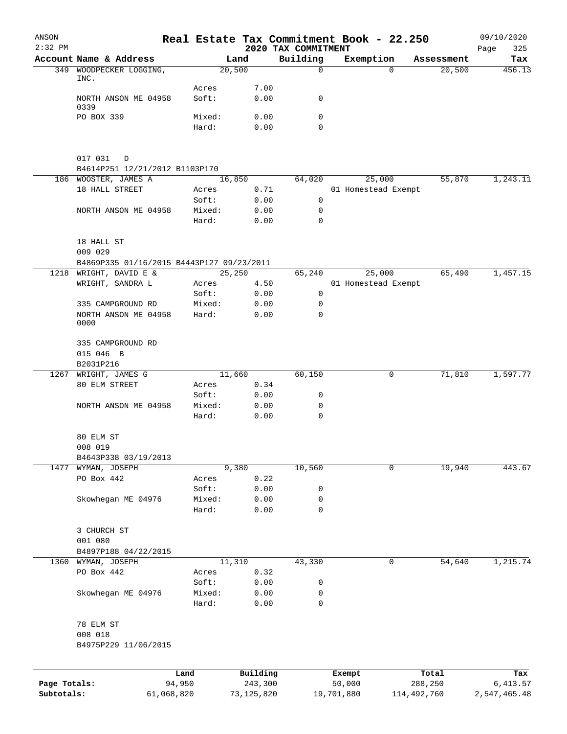# Real Estate Tax Commitment Book - 22.250

ANSON
2:32 PM

## 2020 TAX COMMITMENT

09/10/2020

| Account Name & Address | | Land | Building | Exemption | Assessment | Tax |
|---|---|---|---|---|---|---|
| 349 WOODPECKER LOGGING, INC. | | 20,500 | 0 | 0 | 20,500 | 456.13 |
| | Acres | 7.00 | | | | |
| NORTH ANSON ME 04958 0339 | Soft: | 0.00 | 0 | | | |
| PO BOX 339 | Mixed: | 0.00 | 0 | | | |
| | Hard: | 0.00 | 0 | | | |
| 017 031 D | | | | | | |
| B4614P251 12/21/2012 B1103P170 | | | | | | |
| 186 WOOSTER, JAMES A | | 16,850 | 64,020 | 25,000 | 55,870 | 1,243.11 |
| 18 HALL STREET | Acres | 0.71 | | 01 Homestead Exempt | | |
| | Soft: | 0.00 | 0 | | | |
| NORTH ANSON ME 04958 | Mixed: | 0.00 | 0 | | | |
| | Hard: | 0.00 | 0 | | | |
| 18 HALL ST | | | | | | |
| 009 029 | | | | | | |
| B4869P335 01/16/2015 B4443P127 09/23/2011 | | | | | | |
| 1218 WRIGHT, DAVID E & | | 25,250 | 65,240 | 25,000 | 65,490 | 1,457.15 |
| WRIGHT, SANDRA L | Acres | 4.50 | | 01 Homestead Exempt | | |
| | Soft: | 0.00 | 0 | | | |
| 335 CAMPGROUND RD | Mixed: | 0.00 | 0 | | | |
| NORTH ANSON ME 04958 0000 | Hard: | 0.00 | 0 | | | |
| 335 CAMPGROUND RD | | | | | | |
| 015 046 B | | | | | | |
| B2031P216 | | | | | | |
| 1267 WRIGHT, JAMES G | | 11,660 | 60,150 | 0 | 71,810 | 1,597.77 |
| 80 ELM STREET | Acres | 0.34 | | | | |
| | Soft: | 0.00 | 0 | | | |
| NORTH ANSON ME 04958 | Mixed: | 0.00 | 0 | | | |
| | Hard: | 0.00 | 0 | | | |
| 80 ELM ST | | | | | | |
| 008 019 | | | | | | |
| B4643P338 03/19/2013 | | | | | | |
| 1477 WYMAN, JOSEPH | | 9,380 | 10,560 | 0 | 19,940 | 443.67 |
| PO Box 442 | Acres | 0.22 | | | | |
| | Soft: | 0.00 | 0 | | | |
| Skowhegan ME 04976 | Mixed: | 0.00 | 0 | | | |
| | Hard: | 0.00 | 0 | | | |
| 3 CHURCH ST | | | | | | |
| 001 080 | | | | | | |
| B4897P188 04/22/2015 | | | | | | |
| 1360 WYMAN, JOSEPH | | 11,310 | 43,330 | 0 | 54,640 | 1,215.74 |
| PO Box 442 | Acres | 0.32 | | | | |
| | Soft: | 0.00 | 0 | | | |
| Skowhegan ME 04976 | Mixed: | 0.00 | 0 | | | |
| | Hard: | 0.00 | 0 | | | |
| 78 ELM ST | | | | | | |
| 008 018 | | | | | | |
| B4975P229 11/06/2015 | | | | | | |

| | Land | Building | Exempt | Total | Tax |
|---|---|---|---|---|---|
| Page Totals: | 94,950 | 243,300 | 50,000 | 288,250 | 6,413.57 |
| Subtotals: | 61,068,820 | 73,125,820 | 19,701,880 | 114,492,760 | 2,547,465.48 |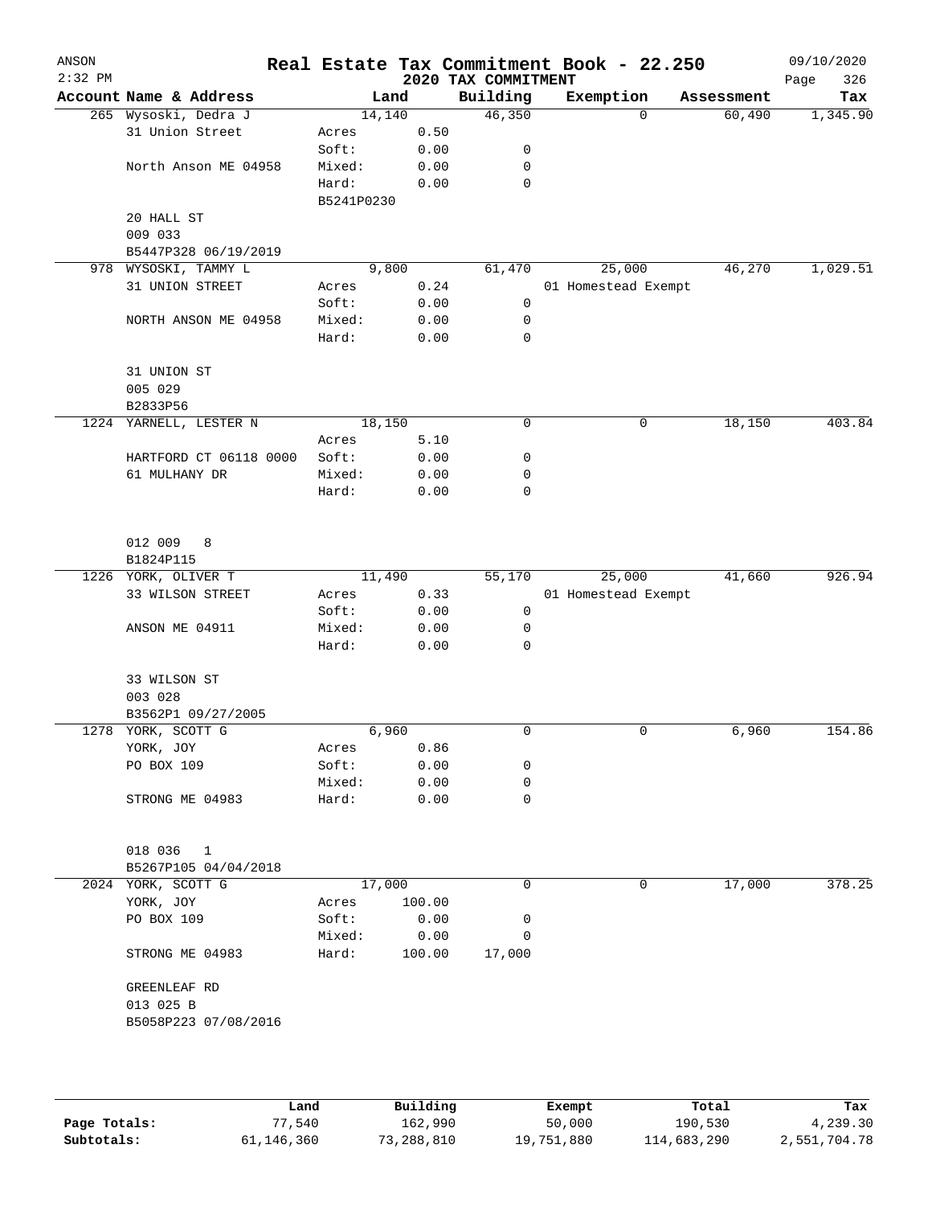# Real Estate Tax Commitment Book - 22.250

ANSON
2:32 PM

## 2020 TAX COMMITMENT

09/10/2020

| Account Name & Address | Land | | Building | Exemption | Assessment | Tax |
|---|---|---|---|---|---|---|
| 265 Wysoski, Dedra J | 14,140 | | 46,350 | 0 | 60,490 | 1,345.90 |
| 31 Union Street | Acres | 0.50 | | | | |
| | Soft: | 0.00 | 0 | | | |
| North Anson ME 04958 | Mixed: | 0.00 | 0 | | | |
| | Hard: | 0.00 | 0 | | | |
| | B5241P0230 | | | | | |
| 20 HALL ST | | | | | | |
| 009 033 | | | | | | |
| B5447P328 06/19/2019 | | | | | | |
| 978 WYSOSKI, TAMMY L | 9,800 | | 61,470 | 25,000 | 46,270 | 1,029.51 |
| 31 UNION STREET | Acres | 0.24 | | 01 Homestead Exempt | | |
| | Soft: | 0.00 | 0 | | | |
| NORTH ANSON ME 04958 | Mixed: | 0.00 | 0 | | | |
| | Hard: | 0.00 | 0 | | | |
| 31 UNION ST | | | | | | |
| 005 029 | | | | | | |
| B2833P56 | | | | | | |
| 1224 YARNELL, LESTER N | 18,150 | | 0 | 0 | 18,150 | 403.84 |
| | Acres | 5.10 | | | | |
| HARTFORD CT 06118 0000 | Soft: | 0.00 | 0 | | | |
| 61 MULHANY DR | Mixed: | 0.00 | 0 | | | |
| | Hard: | 0.00 | 0 | | | |
| 012 009 8 | | | | | | |
| B1824P115 | | | | | | |
| 1226 YORK, OLIVER T | 11,490 | | 55,170 | 25,000 | 41,660 | 926.94 |
| 33 WILSON STREET | Acres | 0.33 | | 01 Homestead Exempt | | |
| | Soft: | 0.00 | 0 | | | |
| ANSON ME 04911 | Mixed: | 0.00 | 0 | | | |
| | Hard: | 0.00 | 0 | | | |
| 33 WILSON ST | | | | | | |
| 003 028 | | | | | | |
| B3562P1 09/27/2005 | | | | | | |
| 1278 YORK, SCOTT G | 6,960 | | 0 | 0 | 6,960 | 154.86 |
| YORK, JOY | Acres | 0.86 | | | | |
| PO BOX 109 | Soft: | 0.00 | 0 | | | |
| | Mixed: | 0.00 | 0 | | | |
| STRONG ME 04983 | Hard: | 0.00 | 0 | | | |
| 018 036 1 | | | | | | |
| B5267P105 04/04/2018 | | | | | | |
| 2024 YORK, SCOTT G | 17,000 | | 0 | 0 | 17,000 | 378.25 |
| YORK, JOY | Acres | 100.00 | | | | |
| PO BOX 109 | Soft: | 0.00 | 0 | | | |
| | Mixed: | 0.00 | 0 | | | |
| STRONG ME 04983 | Hard: | 100.00 | 17,000 | | | |
| GREENLEAF RD | | | | | | |
| 013 025 B | | | | | | |
| B5058P223 07/08/2016 | | | | | | |

| | Land | Building | Exempt | Total | Tax |
|---|---|---|---|---|---|
| Page Totals: | 77,540 | 162,990 | 50,000 | 190,530 | 4,239.30 |
| Subtotals: | 61,146,360 | 73,288,810 | 19,751,880 | 114,683,290 | 2,551,704.78 |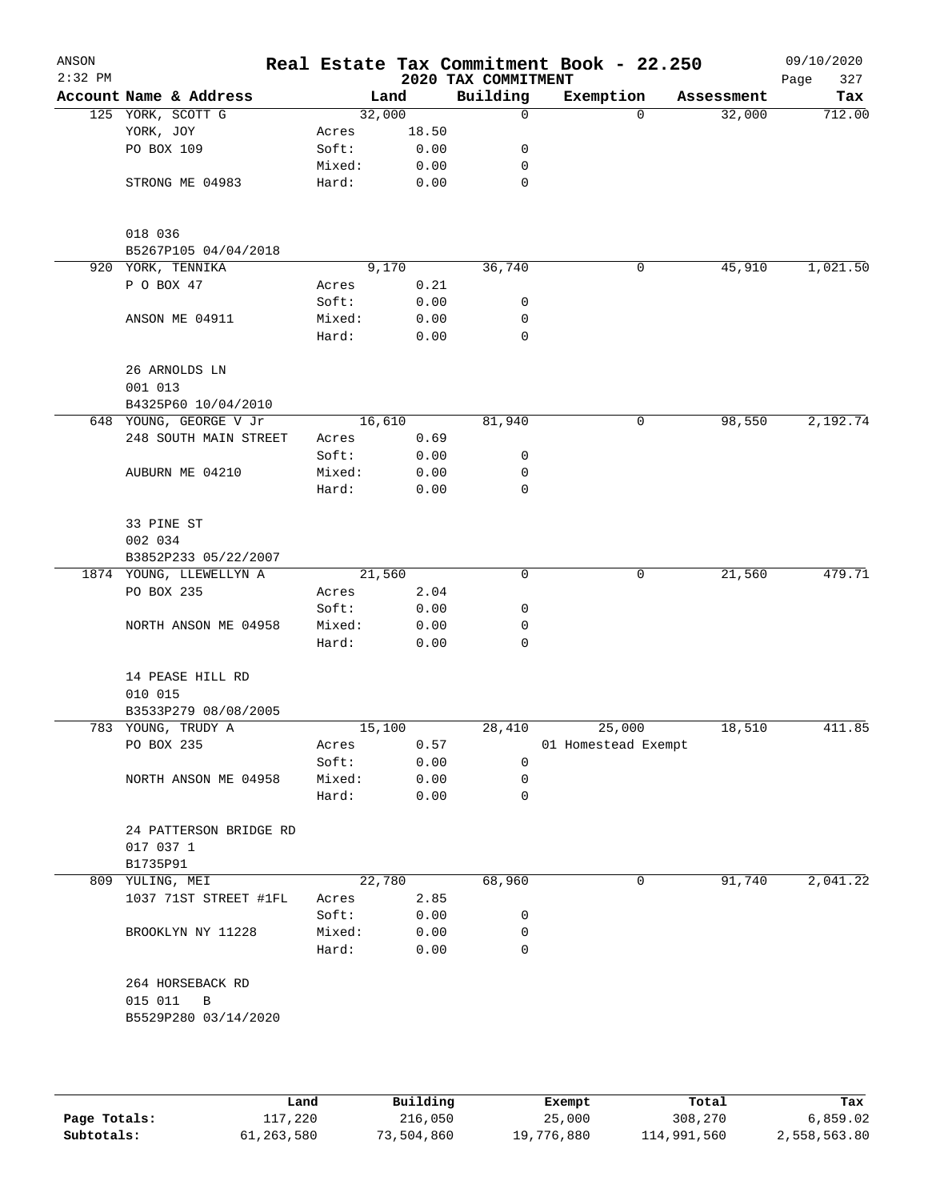# Real Estate Tax Commitment Book - 22.250

ANSON
2:32 PM

2020 TAX COMMITMENT

09/10/2020

| Account Name & Address | | Land | Building | Exemption | Assessment | Tax |
|---|---|---|---|---|---|---|
| 125 YORK, SCOTT G | | 32,000 | 0 | 0 | 32,000 | 712.00 |
| YORK, JOY | Acres | 18.50 | | | | |
| PO BOX 109 | Soft: | 0.00 | 0 | | | |
| | Mixed: | 0.00 | 0 | | | |
| STRONG ME 04983 | Hard: | 0.00 | 0 | | | |
| 018 036 | | | | | | |
| B5267P105 04/04/2018 | | | | | | |
| 920 YORK, TENNIKA | | 9,170 | 36,740 | 0 | 45,910 | 1,021.50 |
| P O BOX 47 | Acres | 0.21 | | | | |
| | Soft: | 0.00 | 0 | | | |
| ANSON ME 04911 | Mixed: | 0.00 | 0 | | | |
| | Hard: | 0.00 | 0 | | | |
| 26 ARNOLDS LN | | | | | | |
| 001 013 | | | | | | |
| B4325P60 10/04/2010 | | | | | | |
| 648 YOUNG, GEORGE V Jr | | 16,610 | 81,940 | 0 | 98,550 | 2,192.74 |
| 248 SOUTH MAIN STREET | Acres | 0.69 | | | | |
| | Soft: | 0.00 | 0 | | | |
| AUBURN ME 04210 | Mixed: | 0.00 | 0 | | | |
| | Hard: | 0.00 | 0 | | | |
| 33 PINE ST | | | | | | |
| 002 034 | | | | | | |
| B3852P233 05/22/2007 | | | | | | |
| 1874 YOUNG, LLEWELLYN A | | 21,560 | 0 | 0 | 21,560 | 479.71 |
| PO BOX 235 | Acres | 2.04 | | | | |
| | Soft: | 0.00 | 0 | | | |
| NORTH ANSON ME 04958 | Mixed: | 0.00 | 0 | | | |
| | Hard: | 0.00 | 0 | | | |
| 14 PEASE HILL RD | | | | | | |
| 010 015 | | | | | | |
| B3533P279 08/08/2005 | | | | | | |
| 783 YOUNG, TRUDY A | | 15,100 | 28,410 | 25,000 | 18,510 | 411.85 |
| PO BOX 235 | Acres | 0.57 | | 01 Homestead Exempt | | |
| | Soft: | 0.00 | 0 | | | |
| NORTH ANSON ME 04958 | Mixed: | 0.00 | 0 | | | |
| | Hard: | 0.00 | 0 | | | |
| 24 PATTERSON BRIDGE RD | | | | | | |
| 017 037 1 | | | | | | |
| B1735P91 | | | | | | |
| 809 YULING, MEI | | 22,780 | 68,960 | 0 | 91,740 | 2,041.22 |
| 1037 71ST STREET #1FL | Acres | 2.85 | | | | |
| | Soft: | 0.00 | 0 | | | |
| BROOKLYN NY 11228 | Mixed: | 0.00 | 0 | | | |
| | Hard: | 0.00 | 0 | | | |
| 264 HORSEBACK RD | | | | | | |
| 015 011 B | | | | | | |
| B5529P280 03/14/2020 | | | | | | |

| | Land | Building | Exempt | Total | Tax |
|---|---|---|---|---|---|
| Page Totals: | 117,220 | 216,050 | 25,000 | 308,270 | 6,859.02 |
| Subtotals: | 61,263,580 | 73,504,860 | 19,776,880 | 114,991,560 | 2,558,563.80 |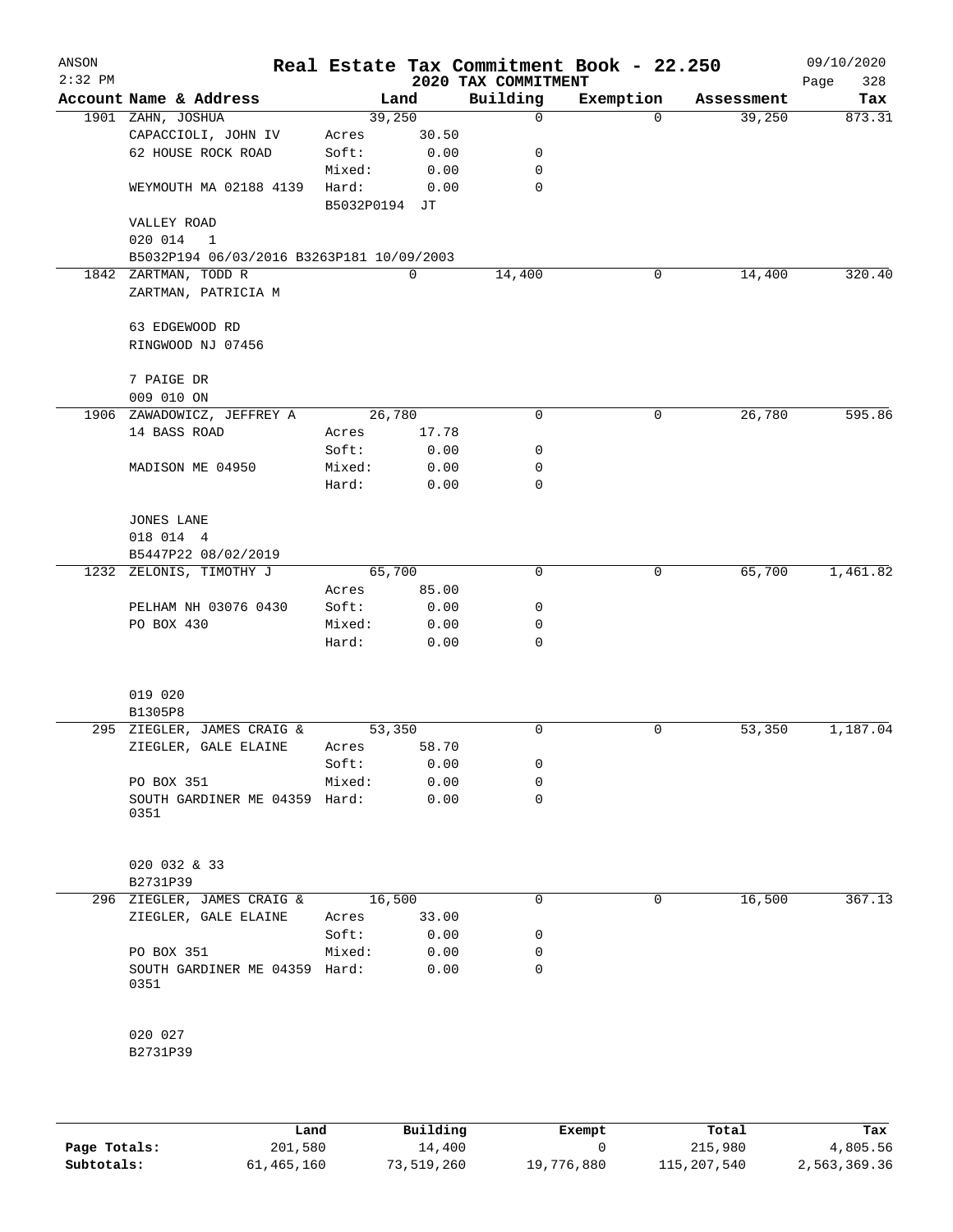# Real Estate Tax Commitment Book - 22.250

ANSON 2:32 PM — 2020 TAX COMMITMENT — 09/10/2020

| Account Name & Address | Land | | Building | Exemption | Assessment | Tax |
|---|---|---|---|---|---|---|
| 1901 ZAHN, JOSHUA | 39,250 | | 0 | 0 | 39,250 | 873.31 |
| CAPACCIOLI, JOHN IV | Acres | 30.50 | | | | |
| 62 HOUSE ROCK ROAD | Soft: | 0.00 | 0 | | | |
| | Mixed: | 0.00 | 0 | | | |
| WEYMOUTH MA 02188 4139 | Hard: | 0.00 | 0 | | | |
| | B5032P0194 JT | | | | | |
| VALLEY ROAD | | | | | | |
| 020 014 1 | | | | | | |
| B5032P194 06/03/2016 B3263P181 10/09/2003 | | | | | | |
| 1842 ZARTMAN, TODD R | 0 | | 14,400 | 0 | 14,400 | 320.40 |
| ZARTMAN, PATRICIA M | | | | | | |
| 63 EDGEWOOD RD | | | | | | |
| RINGWOOD NJ 07456 | | | | | | |
| 7 PAIGE DR | | | | | | |
| 009 010 ON | | | | | | |
| 1906 ZAWADOWICZ, JEFFREY A | 26,780 | | 0 | 0 | 26,780 | 595.86 |
| 14 BASS ROAD | Acres | 17.78 | | | | |
| | Soft: | 0.00 | 0 | | | |
| MADISON ME 04950 | Mixed: | 0.00 | 0 | | | |
| | Hard: | 0.00 | 0 | | | |
| JONES LANE | | | | | | |
| 018 014 4 | | | | | | |
| B5447P22 08/02/2019 | | | | | | |
| 1232 ZELONIS, TIMOTHY J | 65,700 | | 0 | 0 | 65,700 | 1,461.82 |
| | Acres | 85.00 | | | | |
| PELHAM NH 03076 0430 | Soft: | 0.00 | 0 | | | |
| PO BOX 430 | Mixed: | 0.00 | 0 | | | |
| | Hard: | 0.00 | 0 | | | |
| 019 020 | | | | | | |
| B1305P8 | | | | | | |
| 295 ZIEGLER, JAMES CRAIG & | 53,350 | | 0 | 0 | 53,350 | 1,187.04 |
| ZIEGLER, GALE ELAINE | Acres | 58.70 | | | | |
| | Soft: | 0.00 | 0 | | | |
| PO BOX 351 | Mixed: | 0.00 | 0 | | | |
| SOUTH GARDINER ME 04359 0351 | Hard: | 0.00 | 0 | | | |
| 020 032 & 33 | | | | | | |
| B2731P39 | | | | | | |
| 296 ZIEGLER, JAMES CRAIG & | 16,500 | | 0 | 0 | 16,500 | 367.13 |
| ZIEGLER, GALE ELAINE | Acres | 33.00 | | | | |
| | Soft: | 0.00 | 0 | | | |
| PO BOX 351 | Mixed: | 0.00 | 0 | | | |
| SOUTH GARDINER ME 04359 0351 | Hard: | 0.00 | 0 | | | |
| 020 027 | | | | | | |
| B2731P39 | | | | | | |

| | Land | Building | Exempt | Total | Tax |
|---|---|---|---|---|---|
| Page Totals: | 201,580 | 14,400 | 0 | 215,980 | 4,805.56 |
| Subtotals: | 61,465,160 | 73,519,260 | 19,776,880 | 115,207,540 | 2,563,369.36 |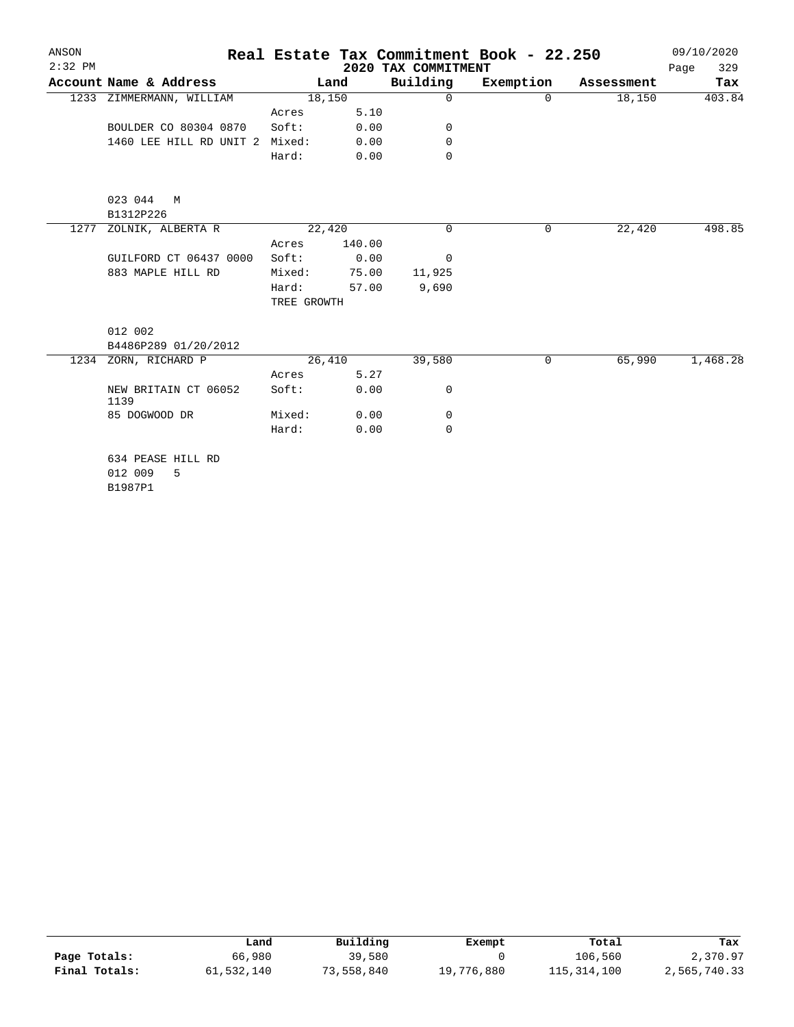# Real Estate Tax Commitment Book - 22.250

ANSON
2:32 PM

## 2020 TAX COMMITMENT

09/10/2020

| Account | Name & Address | Land | | Building | Exemption | Assessment | Tax |
|---|---|---|---|---|---|---|---|
| 1233 | ZIMMERMANN, WILLIAM | 18,150 | | 0 | 0 | 18,150 | 403.84 |
| | | Acres | 5.10 | | | | |
| | BOULDER CO 80304 0870 | Soft: | 0.00 | 0 | | | |
| | 1460 LEE HILL RD UNIT 2 | Mixed: | 0.00 | 0 | | | |
| | | Hard: | 0.00 | 0 | | | |
| | 023 044 M | | | | | | |
| | B1312P226 | | | | | | |
| 1277 | ZOLNIK, ALBERTA R | 22,420 | | 0 | 0 | 22,420 | 498.85 |
| | | Acres | 140.00 | | | | |
| | GUILFORD CT 06437 0000 | Soft: | 0.00 | 0 | | | |
| | 883 MAPLE HILL RD | Mixed: | 75.00 | 11,925 | | | |
| | | Hard: | 57.00 | 9,690 | | | |
| | | TREE GROWTH | | | | | |
| | 012 002 | | | | | | |
| | B4486P289 01/20/2012 | | | | | | |
| 1234 | ZORN, RICHARD P | 26,410 | | 39,580 | 0 | 65,990 | 1,468.28 |
| | | Acres | 5.27 | | | | |
| | NEW BRITAIN CT 06052 1139 | Soft: | 0.00 | 0 | | | |
| | 85 DOGWOOD DR | Mixed: | 0.00 | 0 | | | |
| | | Hard: | 0.00 | 0 | | | |
| | 634 PEASE HILL RD | | | | | | |
| | 012 009 5 | | | | | | |
| | B1987P1 | | | | | | |

| | Land | Building | Exempt | Total | Tax |
|---|---|---|---|---|---|
| Page Totals: | 66,980 | 39,580 | 0 | 106,560 | 2,370.97 |
| Final Totals: | 61,532,140 | 73,558,840 | 19,776,880 | 115,314,100 | 2,565,740.33 |